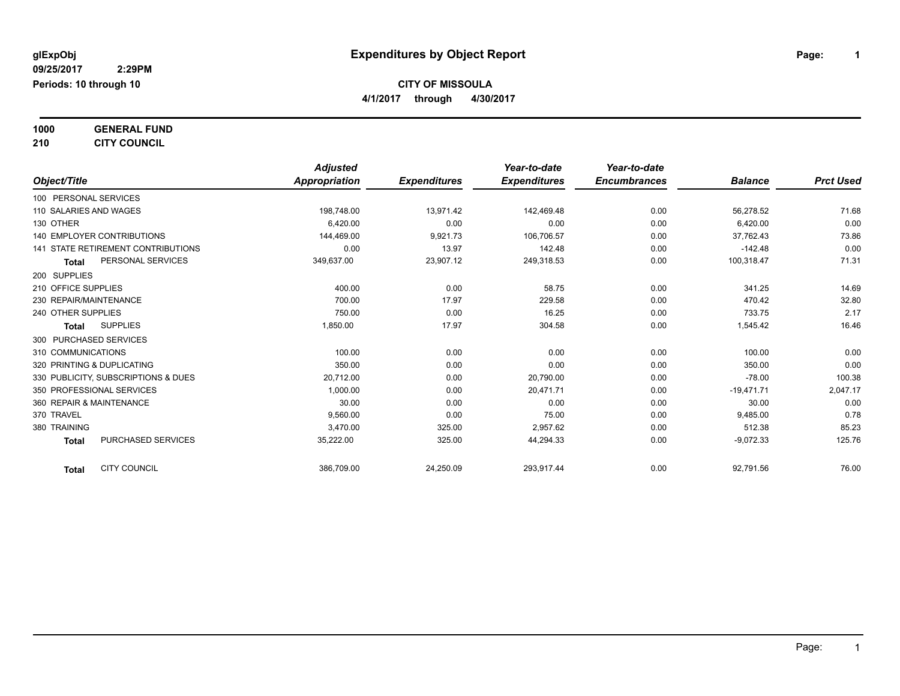**glExpObj**
**09/25/2017 2:29PM**
**Periods: 10 through 10**

# Expenditures by Object Report

**CITY OF MISSOULA**
**4/1/2017 through 4/30/2017**

**1000 GENERAL FUND**
**210 CITY COUNCIL**

| Object/Title | Adjusted Appropriation | Expenditures | Year-to-date Expenditures | Year-to-date Encumbrances | Balance | Prct Used |
|---|---|---|---|---|---|---|
| 100 PERSONAL SERVICES | | | | | | |
| 110 SALARIES AND WAGES | 198,748.00 | 13,971.42 | 142,469.48 | 0.00 | 56,278.52 | 71.68 |
| 130 OTHER | 6,420.00 | 0.00 | 0.00 | 0.00 | 6,420.00 | 0.00 |
| 140 EMPLOYER CONTRIBUTIONS | 144,469.00 | 9,921.73 | 106,706.57 | 0.00 | 37,762.43 | 73.86 |
| 141 STATE RETIREMENT CONTRIBUTIONS | 0.00 | 13.97 | 142.48 | 0.00 | -142.48 | 0.00 |
| **Total** PERSONAL SERVICES | 349,637.00 | 23,907.12 | 249,318.53 | 0.00 | 100,318.47 | 71.31 |
| 200 SUPPLIES | | | | | | |
| 210 OFFICE SUPPLIES | 400.00 | 0.00 | 58.75 | 0.00 | 341.25 | 14.69 |
| 230 REPAIR/MAINTENANCE | 700.00 | 17.97 | 229.58 | 0.00 | 470.42 | 32.80 |
| 240 OTHER SUPPLIES | 750.00 | 0.00 | 16.25 | 0.00 | 733.75 | 2.17 |
| **Total** SUPPLIES | 1,850.00 | 17.97 | 304.58 | 0.00 | 1,545.42 | 16.46 |
| 300 PURCHASED SERVICES | | | | | | |
| 310 COMMUNICATIONS | 100.00 | 0.00 | 0.00 | 0.00 | 100.00 | 0.00 |
| 320 PRINTING & DUPLICATING | 350.00 | 0.00 | 0.00 | 0.00 | 350.00 | 0.00 |
| 330 PUBLICITY, SUBSCRIPTIONS & DUES | 20,712.00 | 0.00 | 20,790.00 | 0.00 | -78.00 | 100.38 |
| 350 PROFESSIONAL SERVICES | 1,000.00 | 0.00 | 20,471.71 | 0.00 | -19,471.71 | 2,047.17 |
| 360 REPAIR & MAINTENANCE | 30.00 | 0.00 | 0.00 | 0.00 | 30.00 | 0.00 |
| 370 TRAVEL | 9,560.00 | 0.00 | 75.00 | 0.00 | 9,485.00 | 0.78 |
| 380 TRAINING | 3,470.00 | 325.00 | 2,957.62 | 0.00 | 512.38 | 85.23 |
| **Total** PURCHASED SERVICES | 35,222.00 | 325.00 | 44,294.33 | 0.00 | -9,072.33 | 125.76 |
| **Total** CITY COUNCIL | 386,709.00 | 24,250.09 | 293,917.44 | 0.00 | 92,791.56 | 76.00 |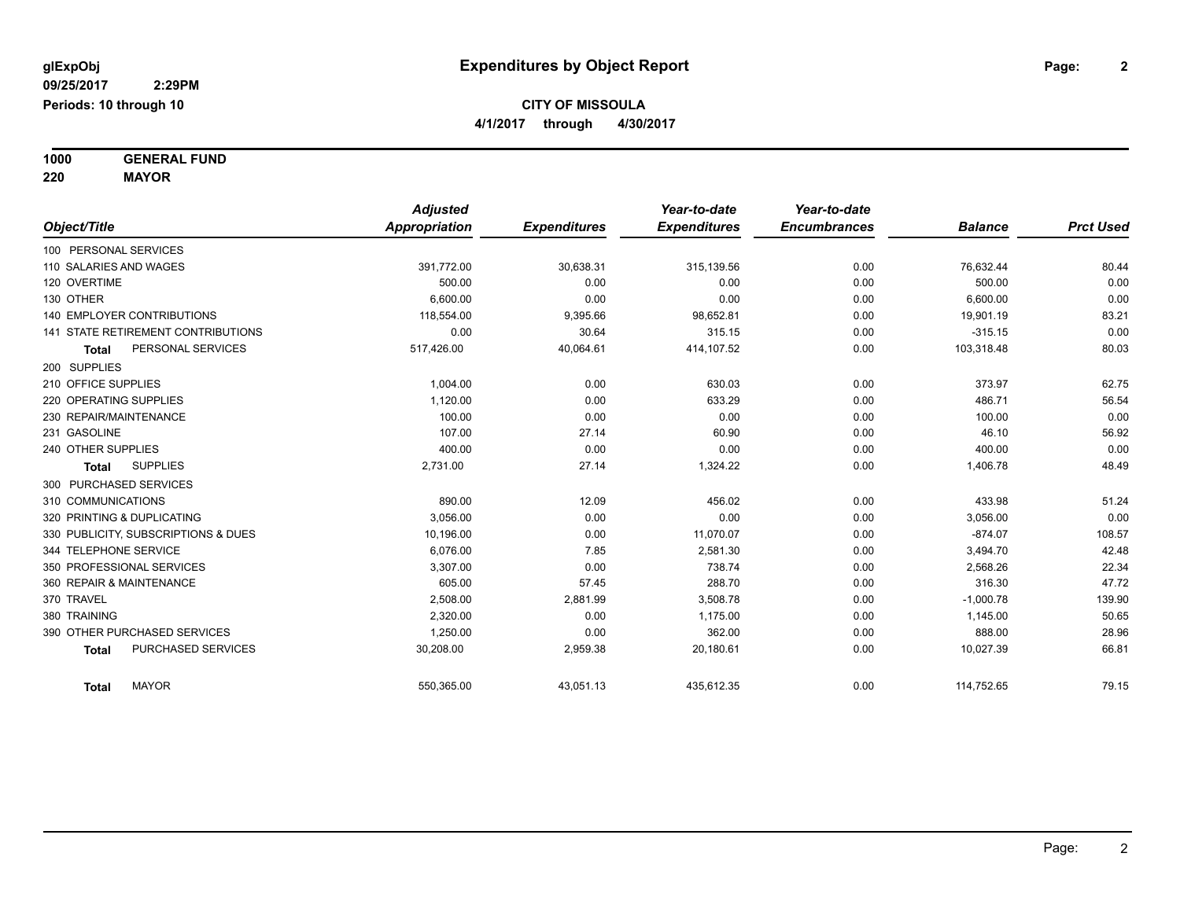**glExpObj**
**09/25/2017 2:29PM**
**Periods: 10 through 10**

# Expenditures by Object Report

**CITY OF MISSOULA**
**4/1/2017 through 4/30/2017**

**1000 GENERAL FUND**
**220 MAYOR**

| Object/Title | Adjusted Appropriation | Expenditures | Year-to-date Expenditures | Year-to-date Encumbrances | Balance | Prct Used |
|---|---|---|---|---|---|---|
| 100 PERSONAL SERVICES | | | | | | |
| 110 SALARIES AND WAGES | 391,772.00 | 30,638.31 | 315,139.56 | 0.00 | 76,632.44 | 80.44 |
| 120 OVERTIME | 500.00 | 0.00 | 0.00 | 0.00 | 500.00 | 0.00 |
| 130 OTHER | 6,600.00 | 0.00 | 0.00 | 0.00 | 6,600.00 | 0.00 |
| 140 EMPLOYER CONTRIBUTIONS | 118,554.00 | 9,395.66 | 98,652.81 | 0.00 | 19,901.19 | 83.21 |
| 141 STATE RETIREMENT CONTRIBUTIONS | 0.00 | 30.64 | 315.15 | 0.00 | -315.15 | 0.00 |
| **Total** PERSONAL SERVICES | 517,426.00 | 40,064.61 | 414,107.52 | 0.00 | 103,318.48 | 80.03 |
| 200 SUPPLIES | | | | | | |
| 210 OFFICE SUPPLIES | 1,004.00 | 0.00 | 630.03 | 0.00 | 373.97 | 62.75 |
| 220 OPERATING SUPPLIES | 1,120.00 | 0.00 | 633.29 | 0.00 | 486.71 | 56.54 |
| 230 REPAIR/MAINTENANCE | 100.00 | 0.00 | 0.00 | 0.00 | 100.00 | 0.00 |
| 231 GASOLINE | 107.00 | 27.14 | 60.90 | 0.00 | 46.10 | 56.92 |
| 240 OTHER SUPPLIES | 400.00 | 0.00 | 0.00 | 0.00 | 400.00 | 0.00 |
| **Total** SUPPLIES | 2,731.00 | 27.14 | 1,324.22 | 0.00 | 1,406.78 | 48.49 |
| 300 PURCHASED SERVICES | | | | | | |
| 310 COMMUNICATIONS | 890.00 | 12.09 | 456.02 | 0.00 | 433.98 | 51.24 |
| 320 PRINTING & DUPLICATING | 3,056.00 | 0.00 | 0.00 | 0.00 | 3,056.00 | 0.00 |
| 330 PUBLICITY, SUBSCRIPTIONS & DUES | 10,196.00 | 0.00 | 11,070.07 | 0.00 | -874.07 | 108.57 |
| 344 TELEPHONE SERVICE | 6,076.00 | 7.85 | 2,581.30 | 0.00 | 3,494.70 | 42.48 |
| 350 PROFESSIONAL SERVICES | 3,307.00 | 0.00 | 738.74 | 0.00 | 2,568.26 | 22.34 |
| 360 REPAIR & MAINTENANCE | 605.00 | 57.45 | 288.70 | 0.00 | 316.30 | 47.72 |
| 370 TRAVEL | 2,508.00 | 2,881.99 | 3,508.78 | 0.00 | -1,000.78 | 139.90 |
| 380 TRAINING | 2,320.00 | 0.00 | 1,175.00 | 0.00 | 1,145.00 | 50.65 |
| 390 OTHER PURCHASED SERVICES | 1,250.00 | 0.00 | 362.00 | 0.00 | 888.00 | 28.96 |
| **Total** PURCHASED SERVICES | 30,208.00 | 2,959.38 | 20,180.61 | 0.00 | 10,027.39 | 66.81 |
| **Total** MAYOR | 550,365.00 | 43,051.13 | 435,612.35 | 0.00 | 114,752.65 | 79.15 |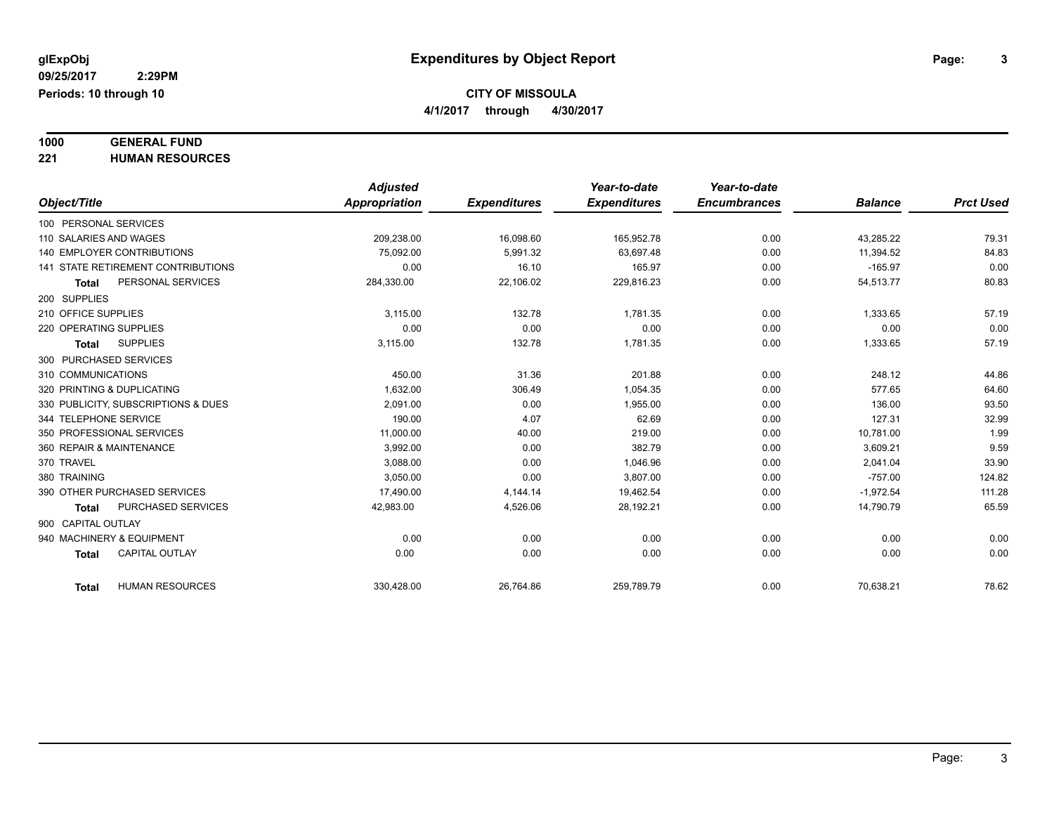**glExpObj** | **Expenditures by Object Report**

**09/25/2017 2:29PM**

**Periods: 10 through 10**

**CITY OF MISSOULA**

**4/1/2017 through 4/30/2017**

**1000 GENERAL FUND**

**221 HUMAN RESOURCES**

| Object/Title | Adjusted Appropriation | Expenditures | Year-to-date Expenditures | Year-to-date Encumbrances | Balance | Prct Used |
|---|---|---|---|---|---|---|
| 100 PERSONAL SERVICES | | | | | | |
| 110 SALARIES AND WAGES | 209,238.00 | 16,098.60 | 165,952.78 | 0.00 | 43,285.22 | 79.31 |
| 140 EMPLOYER CONTRIBUTIONS | 75,092.00 | 5,991.32 | 63,697.48 | 0.00 | 11,394.52 | 84.83 |
| 141 STATE RETIREMENT CONTRIBUTIONS | 0.00 | 16.10 | 165.97 | 0.00 | -165.97 | 0.00 |
| **Total** PERSONAL SERVICES | 284,330.00 | 22,106.02 | 229,816.23 | 0.00 | 54,513.77 | 80.83 |
| 200 SUPPLIES | | | | | | |
| 210 OFFICE SUPPLIES | 3,115.00 | 132.78 | 1,781.35 | 0.00 | 1,333.65 | 57.19 |
| 220 OPERATING SUPPLIES | 0.00 | 0.00 | 0.00 | 0.00 | 0.00 | 0.00 |
| **Total** SUPPLIES | 3,115.00 | 132.78 | 1,781.35 | 0.00 | 1,333.65 | 57.19 |
| 300 PURCHASED SERVICES | | | | | | |
| 310 COMMUNICATIONS | 450.00 | 31.36 | 201.88 | 0.00 | 248.12 | 44.86 |
| 320 PRINTING & DUPLICATING | 1,632.00 | 306.49 | 1,054.35 | 0.00 | 577.65 | 64.60 |
| 330 PUBLICITY, SUBSCRIPTIONS & DUES | 2,091.00 | 0.00 | 1,955.00 | 0.00 | 136.00 | 93.50 |
| 344 TELEPHONE SERVICE | 190.00 | 4.07 | 62.69 | 0.00 | 127.31 | 32.99 |
| 350 PROFESSIONAL SERVICES | 11,000.00 | 40.00 | 219.00 | 0.00 | 10,781.00 | 1.99 |
| 360 REPAIR & MAINTENANCE | 3,992.00 | 0.00 | 382.79 | 0.00 | 3,609.21 | 9.59 |
| 370 TRAVEL | 3,088.00 | 0.00 | 1,046.96 | 0.00 | 2,041.04 | 33.90 |
| 380 TRAINING | 3,050.00 | 0.00 | 3,807.00 | 0.00 | -757.00 | 124.82 |
| 390 OTHER PURCHASED SERVICES | 17,490.00 | 4,144.14 | 19,462.54 | 0.00 | -1,972.54 | 111.28 |
| **Total** PURCHASED SERVICES | 42,983.00 | 4,526.06 | 28,192.21 | 0.00 | 14,790.79 | 65.59 |
| 900 CAPITAL OUTLAY | | | | | | |
| 940 MACHINERY & EQUIPMENT | 0.00 | 0.00 | 0.00 | 0.00 | 0.00 | 0.00 |
| **Total** CAPITAL OUTLAY | 0.00 | 0.00 | 0.00 | 0.00 | 0.00 | 0.00 |
| **Total** HUMAN RESOURCES | 330,428.00 | 26,764.86 | 259,789.79 | 0.00 | 70,638.21 | 78.62 |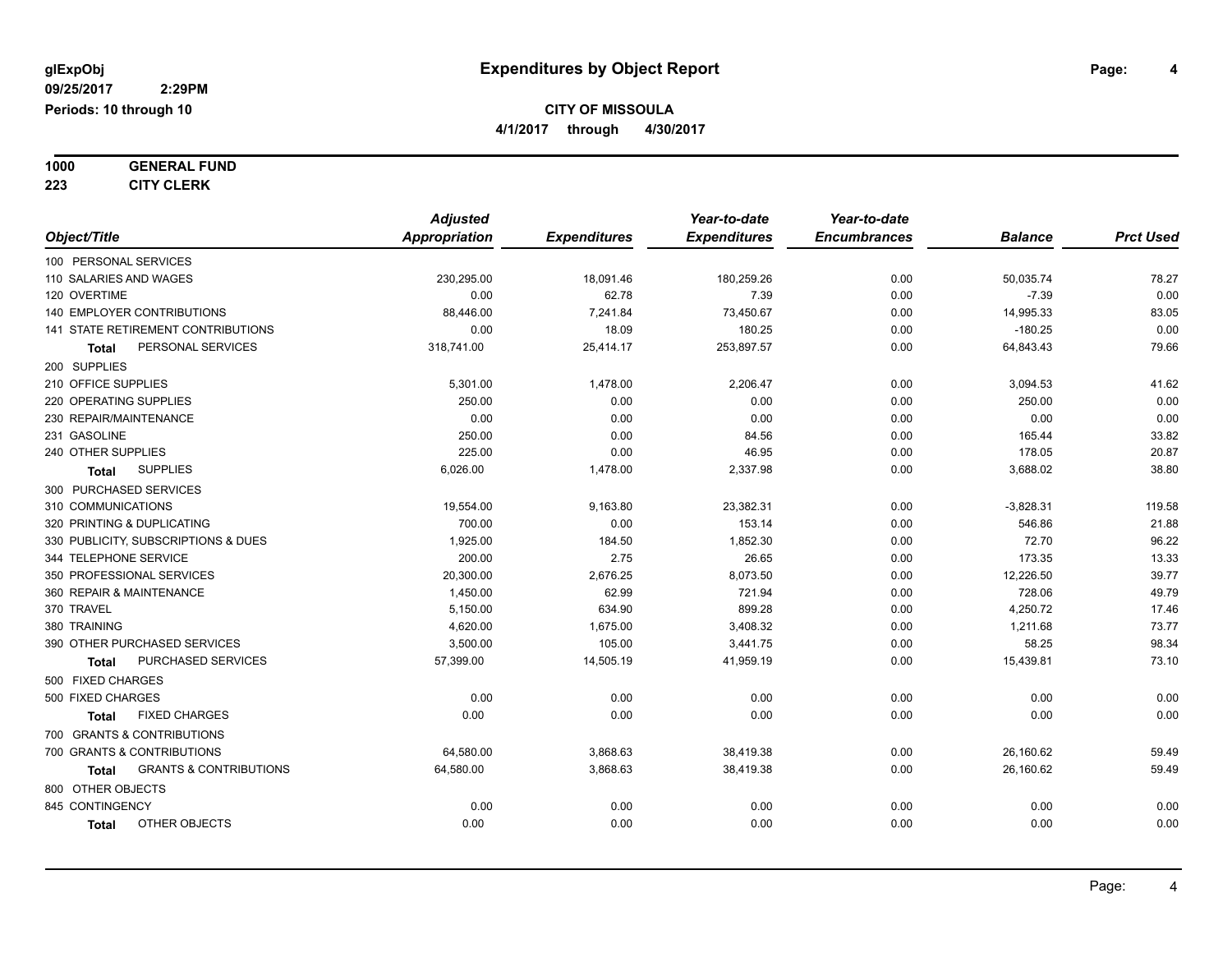**glExpObj**
**09/25/2017 2:29PM**
**Periods: 10 through 10**

# Expenditures by Object Report

**CITY OF MISSOULA**
**4/1/2017 through 4/30/2017**

**1000 GENERAL FUND**
**223 CITY CLERK**

| Object/Title | Adjusted Appropriation | Expenditures | Year-to-date Expenditures | Year-to-date Encumbrances | Balance | Prct Used |
|---|---|---|---|---|---|---|
| 100 PERSONAL SERVICES | | | | | | |
| 110 SALARIES AND WAGES | 230,295.00 | 18,091.46 | 180,259.26 | 0.00 | 50,035.74 | 78.27 |
| 120 OVERTIME | 0.00 | 62.78 | 7.39 | 0.00 | -7.39 | 0.00 |
| 140 EMPLOYER CONTRIBUTIONS | 88,446.00 | 7,241.84 | 73,450.67 | 0.00 | 14,995.33 | 83.05 |
| 141 STATE RETIREMENT CONTRIBUTIONS | 0.00 | 18.09 | 180.25 | 0.00 | -180.25 | 0.00 |
| **Total** PERSONAL SERVICES | 318,741.00 | 25,414.17 | 253,897.57 | 0.00 | 64,843.43 | 79.66 |
| 200 SUPPLIES | | | | | | |
| 210 OFFICE SUPPLIES | 5,301.00 | 1,478.00 | 2,206.47 | 0.00 | 3,094.53 | 41.62 |
| 220 OPERATING SUPPLIES | 250.00 | 0.00 | 0.00 | 0.00 | 250.00 | 0.00 |
| 230 REPAIR/MAINTENANCE | 0.00 | 0.00 | 0.00 | 0.00 | 0.00 | 0.00 |
| 231 GASOLINE | 250.00 | 0.00 | 84.56 | 0.00 | 165.44 | 33.82 |
| 240 OTHER SUPPLIES | 225.00 | 0.00 | 46.95 | 0.00 | 178.05 | 20.87 |
| **Total** SUPPLIES | 6,026.00 | 1,478.00 | 2,337.98 | 0.00 | 3,688.02 | 38.80 |
| 300 PURCHASED SERVICES | | | | | | |
| 310 COMMUNICATIONS | 19,554.00 | 9,163.80 | 23,382.31 | 0.00 | -3,828.31 | 119.58 |
| 320 PRINTING & DUPLICATING | 700.00 | 0.00 | 153.14 | 0.00 | 546.86 | 21.88 |
| 330 PUBLICITY, SUBSCRIPTIONS & DUES | 1,925.00 | 184.50 | 1,852.30 | 0.00 | 72.70 | 96.22 |
| 344 TELEPHONE SERVICE | 200.00 | 2.75 | 26.65 | 0.00 | 173.35 | 13.33 |
| 350 PROFESSIONAL SERVICES | 20,300.00 | 2,676.25 | 8,073.50 | 0.00 | 12,226.50 | 39.77 |
| 360 REPAIR & MAINTENANCE | 1,450.00 | 62.99 | 721.94 | 0.00 | 728.06 | 49.79 |
| 370 TRAVEL | 5,150.00 | 634.90 | 899.28 | 0.00 | 4,250.72 | 17.46 |
| 380 TRAINING | 4,620.00 | 1,675.00 | 3,408.32 | 0.00 | 1,211.68 | 73.77 |
| 390 OTHER PURCHASED SERVICES | 3,500.00 | 105.00 | 3,441.75 | 0.00 | 58.25 | 98.34 |
| **Total** PURCHASED SERVICES | 57,399.00 | 14,505.19 | 41,959.19 | 0.00 | 15,439.81 | 73.10 |
| 500 FIXED CHARGES | | | | | | |
| 500 FIXED CHARGES | 0.00 | 0.00 | 0.00 | 0.00 | 0.00 | 0.00 |
| **Total** FIXED CHARGES | 0.00 | 0.00 | 0.00 | 0.00 | 0.00 | 0.00 |
| 700 GRANTS & CONTRIBUTIONS | | | | | | |
| 700 GRANTS & CONTRIBUTIONS | 64,580.00 | 3,868.63 | 38,419.38 | 0.00 | 26,160.62 | 59.49 |
| **Total** GRANTS & CONTRIBUTIONS | 64,580.00 | 3,868.63 | 38,419.38 | 0.00 | 26,160.62 | 59.49 |
| 800 OTHER OBJECTS | | | | | | |
| 845 CONTINGENCY | 0.00 | 0.00 | 0.00 | 0.00 | 0.00 | 0.00 |
| **Total** OTHER OBJECTS | 0.00 | 0.00 | 0.00 | 0.00 | 0.00 | 0.00 |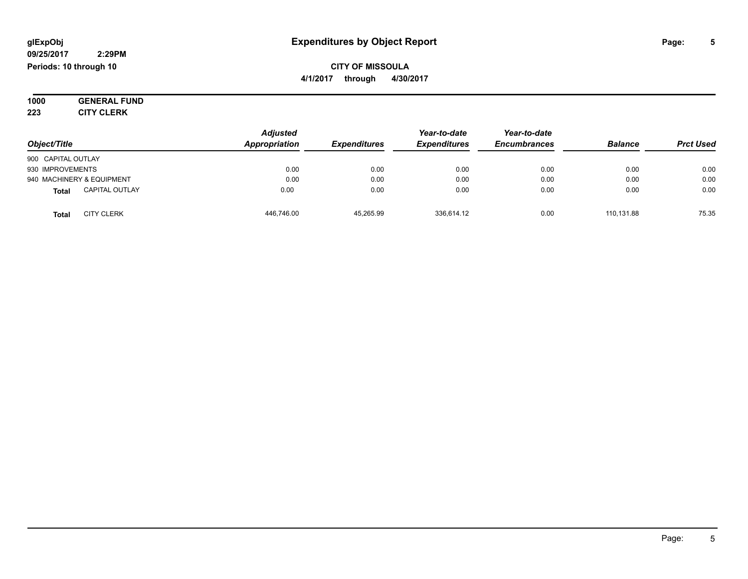# Expenditures by Object Report

glExpObj
09/25/2017 2:29PM
Periods: 10 through 10

**CITY OF MISSOULA**
**4/1/2017 through 4/30/2017**

**1000 GENERAL FUND**
**223 CITY CLERK**

| Object/Title | Adjusted Appropriation | Expenditures | Year-to-date Expenditures | Year-to-date Encumbrances | Balance | Prct Used |
|---|---|---|---|---|---|---|
| 900 CAPITAL OUTLAY | | | | | | |
| 930 IMPROVEMENTS | 0.00 | 0.00 | 0.00 | 0.00 | 0.00 | 0.00 |
| 940 MACHINERY & EQUIPMENT | 0.00 | 0.00 | 0.00 | 0.00 | 0.00 | 0.00 |
| **Total** CAPITAL OUTLAY | 0.00 | 0.00 | 0.00 | 0.00 | 0.00 | 0.00 |
| **Total** CITY CLERK | 446,746.00 | 45,265.99 | 336,614.12 | 0.00 | 110,131.88 | 75.35 |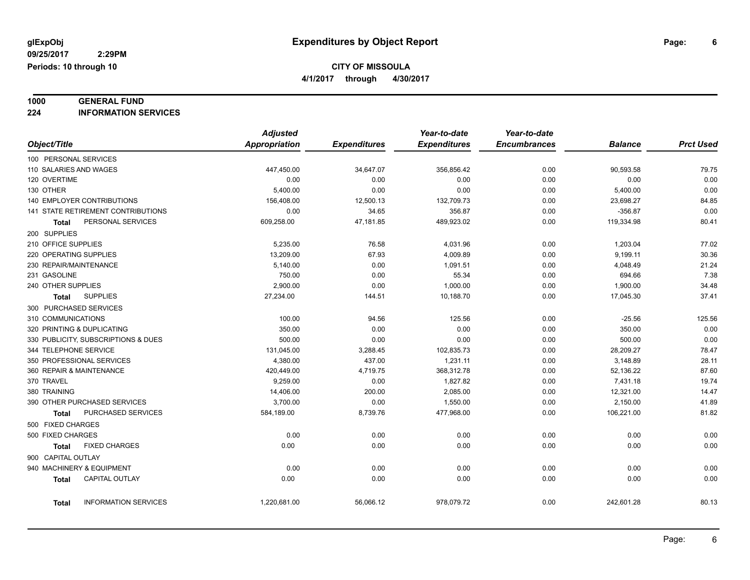glExpObj
09/25/2017 2:29PM
Periods: 10 through 10

# Expenditures by Object Report

**CITY OF MISSOULA**

**4/1/2017 through 4/30/2017**

**1000 GENERAL FUND**
**224 INFORMATION SERVICES**

| Object/Title | Adjusted Appropriation | Expenditures | Year-to-date Expenditures | Year-to-date Encumbrances | Balance | Prct Used |
|---|---|---|---|---|---|---|
| 100 PERSONAL SERVICES | | | | | | |
| 110 SALARIES AND WAGES | 447,450.00 | 34,647.07 | 356,856.42 | 0.00 | 90,593.58 | 79.75 |
| 120 OVERTIME | 0.00 | 0.00 | 0.00 | 0.00 | 0.00 | 0.00 |
| 130 OTHER | 5,400.00 | 0.00 | 0.00 | 0.00 | 5,400.00 | 0.00 |
| 140 EMPLOYER CONTRIBUTIONS | 156,408.00 | 12,500.13 | 132,709.73 | 0.00 | 23,698.27 | 84.85 |
| 141 STATE RETIREMENT CONTRIBUTIONS | 0.00 | 34.65 | 356.87 | 0.00 | -356.87 | 0.00 |
| **Total** PERSONAL SERVICES | 609,258.00 | 47,181.85 | 489,923.02 | 0.00 | 119,334.98 | 80.41 |
| 200 SUPPLIES | | | | | | |
| 210 OFFICE SUPPLIES | 5,235.00 | 76.58 | 4,031.96 | 0.00 | 1,203.04 | 77.02 |
| 220 OPERATING SUPPLIES | 13,209.00 | 67.93 | 4,009.89 | 0.00 | 9,199.11 | 30.36 |
| 230 REPAIR/MAINTENANCE | 5,140.00 | 0.00 | 1,091.51 | 0.00 | 4,048.49 | 21.24 |
| 231 GASOLINE | 750.00 | 0.00 | 55.34 | 0.00 | 694.66 | 7.38 |
| 240 OTHER SUPPLIES | 2,900.00 | 0.00 | 1,000.00 | 0.00 | 1,900.00 | 34.48 |
| **Total** SUPPLIES | 27,234.00 | 144.51 | 10,188.70 | 0.00 | 17,045.30 | 37.41 |
| 300 PURCHASED SERVICES | | | | | | |
| 310 COMMUNICATIONS | 100.00 | 94.56 | 125.56 | 0.00 | -25.56 | 125.56 |
| 320 PRINTING & DUPLICATING | 350.00 | 0.00 | 0.00 | 0.00 | 350.00 | 0.00 |
| 330 PUBLICITY, SUBSCRIPTIONS & DUES | 500.00 | 0.00 | 0.00 | 0.00 | 500.00 | 0.00 |
| 344 TELEPHONE SERVICE | 131,045.00 | 3,288.45 | 102,835.73 | 0.00 | 28,209.27 | 78.47 |
| 350 PROFESSIONAL SERVICES | 4,380.00 | 437.00 | 1,231.11 | 0.00 | 3,148.89 | 28.11 |
| 360 REPAIR & MAINTENANCE | 420,449.00 | 4,719.75 | 368,312.78 | 0.00 | 52,136.22 | 87.60 |
| 370 TRAVEL | 9,259.00 | 0.00 | 1,827.82 | 0.00 | 7,431.18 | 19.74 |
| 380 TRAINING | 14,406.00 | 200.00 | 2,085.00 | 0.00 | 12,321.00 | 14.47 |
| 390 OTHER PURCHASED SERVICES | 3,700.00 | 0.00 | 1,550.00 | 0.00 | 2,150.00 | 41.89 |
| **Total** PURCHASED SERVICES | 584,189.00 | 8,739.76 | 477,968.00 | 0.00 | 106,221.00 | 81.82 |
| 500 FIXED CHARGES | | | | | | |
| 500 FIXED CHARGES | 0.00 | 0.00 | 0.00 | 0.00 | 0.00 | 0.00 |
| **Total** FIXED CHARGES | 0.00 | 0.00 | 0.00 | 0.00 | 0.00 | 0.00 |
| 900 CAPITAL OUTLAY | | | | | | |
| 940 MACHINERY & EQUIPMENT | 0.00 | 0.00 | 0.00 | 0.00 | 0.00 | 0.00 |
| **Total** CAPITAL OUTLAY | 0.00 | 0.00 | 0.00 | 0.00 | 0.00 | 0.00 |
| **Total** INFORMATION SERVICES | 1,220,681.00 | 56,066.12 | 978,079.72 | 0.00 | 242,601.28 | 80.13 |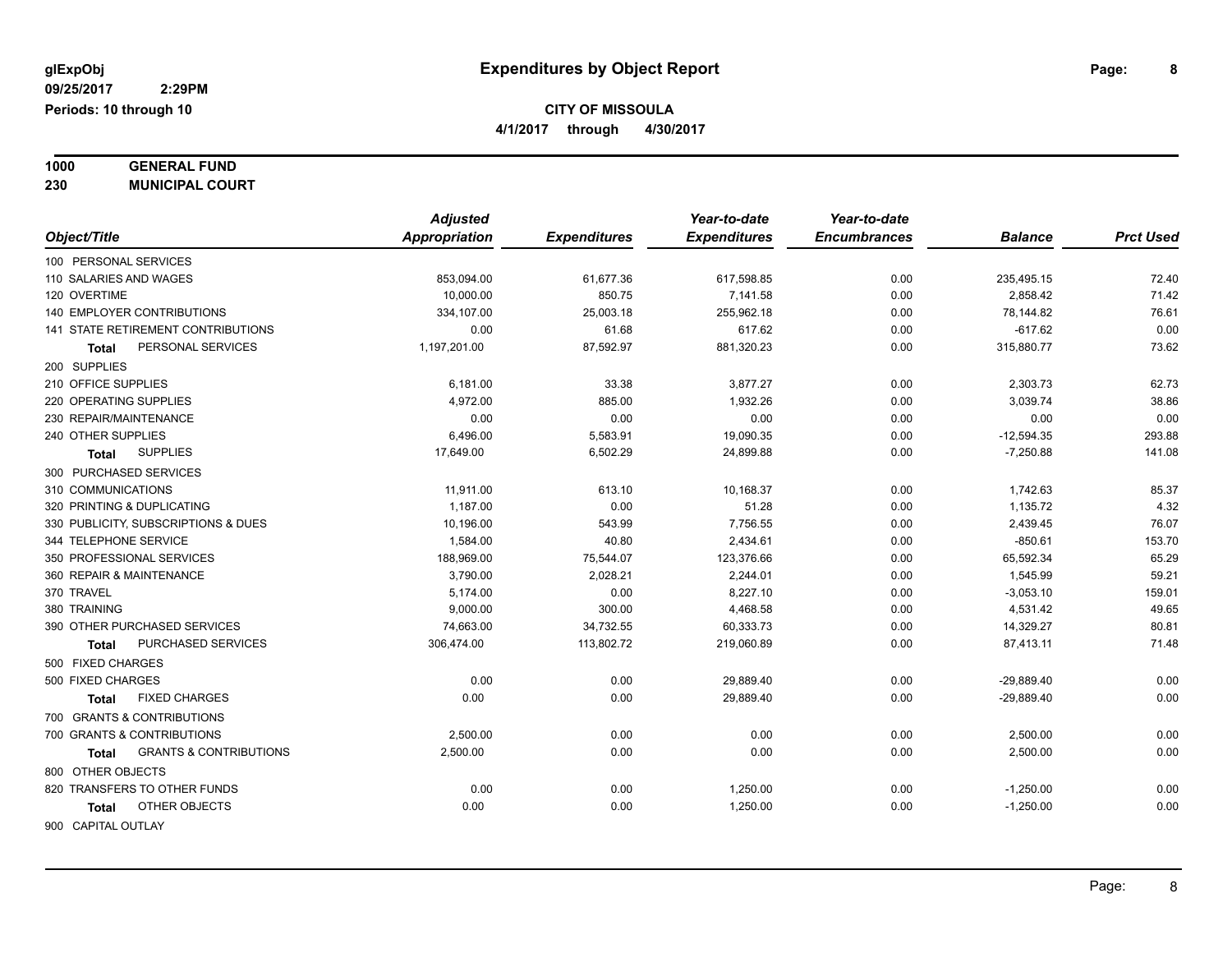**glExpObj** **Expenditures by Object Report**

**09/25/2017 2:29PM**

**Periods: 10 through 10**

**CITY OF MISSOULA**

**4/1/2017 through 4/30/2017**

**1000 GENERAL FUND**

**230 MUNICIPAL COURT**

| Object/Title | Adjusted Appropriation | Expenditures | Year-to-date Expenditures | Year-to-date Encumbrances | Balance | Prct Used |
|---|---|---|---|---|---|---|
| 100 PERSONAL SERVICES | | | | | | |
| 110 SALARIES AND WAGES | 853,094.00 | 61,677.36 | 617,598.85 | 0.00 | 235,495.15 | 72.40 |
| 120 OVERTIME | 10,000.00 | 850.75 | 7,141.58 | 0.00 | 2,858.42 | 71.42 |
| 140 EMPLOYER CONTRIBUTIONS | 334,107.00 | 25,003.18 | 255,962.18 | 0.00 | 78,144.82 | 76.61 |
| 141 STATE RETIREMENT CONTRIBUTIONS | 0.00 | 61.68 | 617.62 | 0.00 | -617.62 | 0.00 |
| **Total** PERSONAL SERVICES | 1,197,201.00 | 87,592.97 | 881,320.23 | 0.00 | 315,880.77 | 73.62 |
| 200 SUPPLIES | | | | | | |
| 210 OFFICE SUPPLIES | 6,181.00 | 33.38 | 3,877.27 | 0.00 | 2,303.73 | 62.73 |
| 220 OPERATING SUPPLIES | 4,972.00 | 885.00 | 1,932.26 | 0.00 | 3,039.74 | 38.86 |
| 230 REPAIR/MAINTENANCE | 0.00 | 0.00 | 0.00 | 0.00 | 0.00 | 0.00 |
| 240 OTHER SUPPLIES | 6,496.00 | 5,583.91 | 19,090.35 | 0.00 | -12,594.35 | 293.88 |
| **Total** SUPPLIES | 17,649.00 | 6,502.29 | 24,899.88 | 0.00 | -7,250.88 | 141.08 |
| 300 PURCHASED SERVICES | | | | | | |
| 310 COMMUNICATIONS | 11,911.00 | 613.10 | 10,168.37 | 0.00 | 1,742.63 | 85.37 |
| 320 PRINTING & DUPLICATING | 1,187.00 | 0.00 | 51.28 | 0.00 | 1,135.72 | 4.32 |
| 330 PUBLICITY, SUBSCRIPTIONS & DUES | 10,196.00 | 543.99 | 7,756.55 | 0.00 | 2,439.45 | 76.07 |
| 344 TELEPHONE SERVICE | 1,584.00 | 40.80 | 2,434.61 | 0.00 | -850.61 | 153.70 |
| 350 PROFESSIONAL SERVICES | 188,969.00 | 75,544.07 | 123,376.66 | 0.00 | 65,592.34 | 65.29 |
| 360 REPAIR & MAINTENANCE | 3,790.00 | 2,028.21 | 2,244.01 | 0.00 | 1,545.99 | 59.21 |
| 370 TRAVEL | 5,174.00 | 0.00 | 8,227.10 | 0.00 | -3,053.10 | 159.01 |
| 380 TRAINING | 9,000.00 | 300.00 | 4,468.58 | 0.00 | 4,531.42 | 49.65 |
| 390 OTHER PURCHASED SERVICES | 74,663.00 | 34,732.55 | 60,333.73 | 0.00 | 14,329.27 | 80.81 |
| **Total** PURCHASED SERVICES | 306,474.00 | 113,802.72 | 219,060.89 | 0.00 | 87,413.11 | 71.48 |
| 500 FIXED CHARGES | | | | | | |
| 500 FIXED CHARGES | 0.00 | 0.00 | 29,889.40 | 0.00 | -29,889.40 | 0.00 |
| **Total** FIXED CHARGES | 0.00 | 0.00 | 29,889.40 | 0.00 | -29,889.40 | 0.00 |
| 700 GRANTS & CONTRIBUTIONS | | | | | | |
| 700 GRANTS & CONTRIBUTIONS | 2,500.00 | 0.00 | 0.00 | 0.00 | 2,500.00 | 0.00 |
| **Total** GRANTS & CONTRIBUTIONS | 2,500.00 | 0.00 | 0.00 | 0.00 | 2,500.00 | 0.00 |
| 800 OTHER OBJECTS | | | | | | |
| 820 TRANSFERS TO OTHER FUNDS | 0.00 | 0.00 | 1,250.00 | 0.00 | -1,250.00 | 0.00 |
| **Total** OTHER OBJECTS | 0.00 | 0.00 | 1,250.00 | 0.00 | -1,250.00 | 0.00 |
| 900 CAPITAL OUTLAY | | | | | | |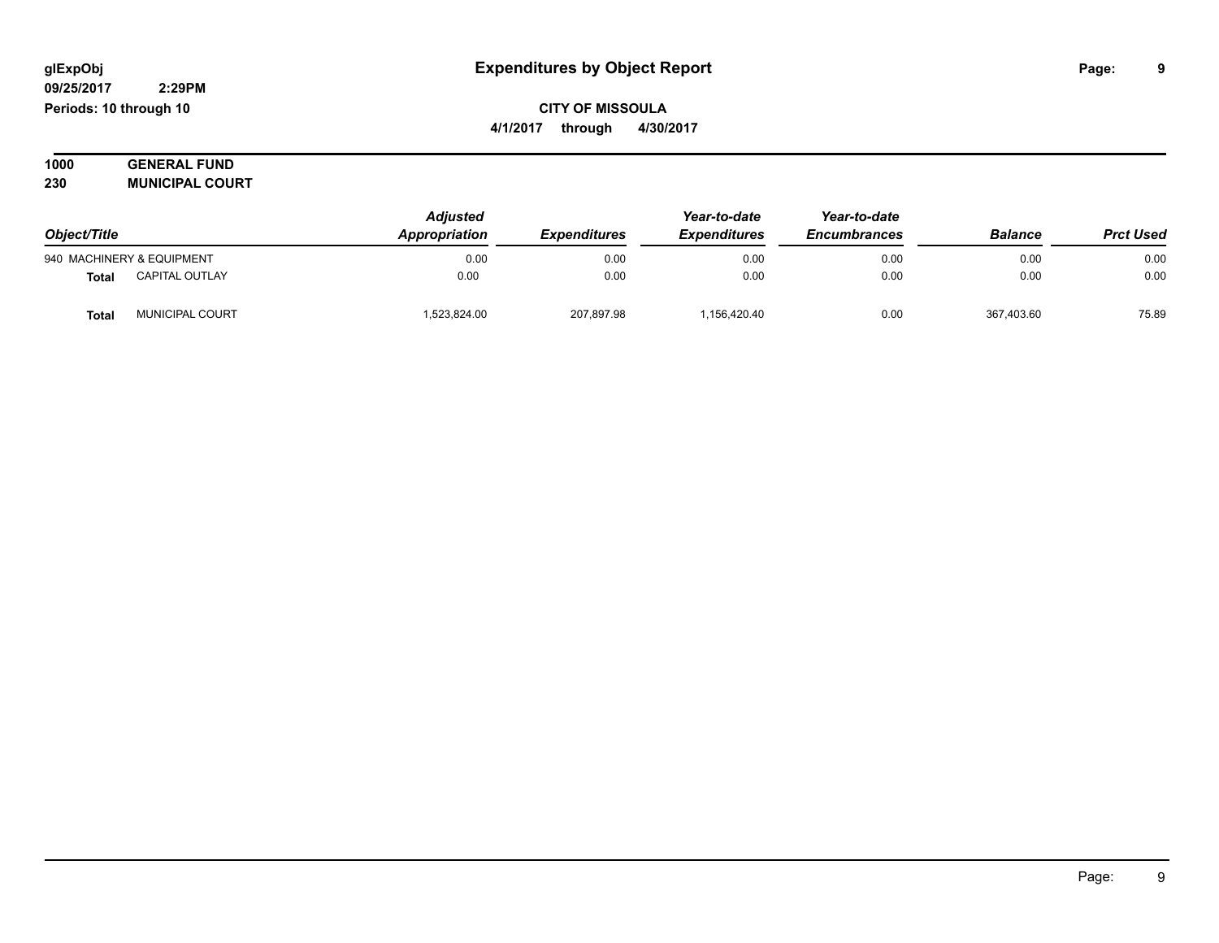# Expenditures by Object Report

glExpObj
09/25/2017 2:29PM
Periods: 10 through 10

**CITY OF MISSOULA**
**4/1/2017 through 4/30/2017**

**1000 GENERAL FUND**
**230 MUNICIPAL COURT**

| Object/Title | | Adjusted Appropriation | Expenditures | Year-to-date Expenditures | Year-to-date Encumbrances | Balance | Prct Used |
|---|---|---|---|---|---|---|---|
| 940 MACHINERY & EQUIPMENT | | 0.00 | 0.00 | 0.00 | 0.00 | 0.00 | 0.00 |
| **Total** | CAPITAL OUTLAY | 0.00 | 0.00 | 0.00 | 0.00 | 0.00 | 0.00 |
| **Total** | MUNICIPAL COURT | 1,523,824.00 | 207,897.98 | 1,156,420.40 | 0.00 | 367,403.60 | 75.89 |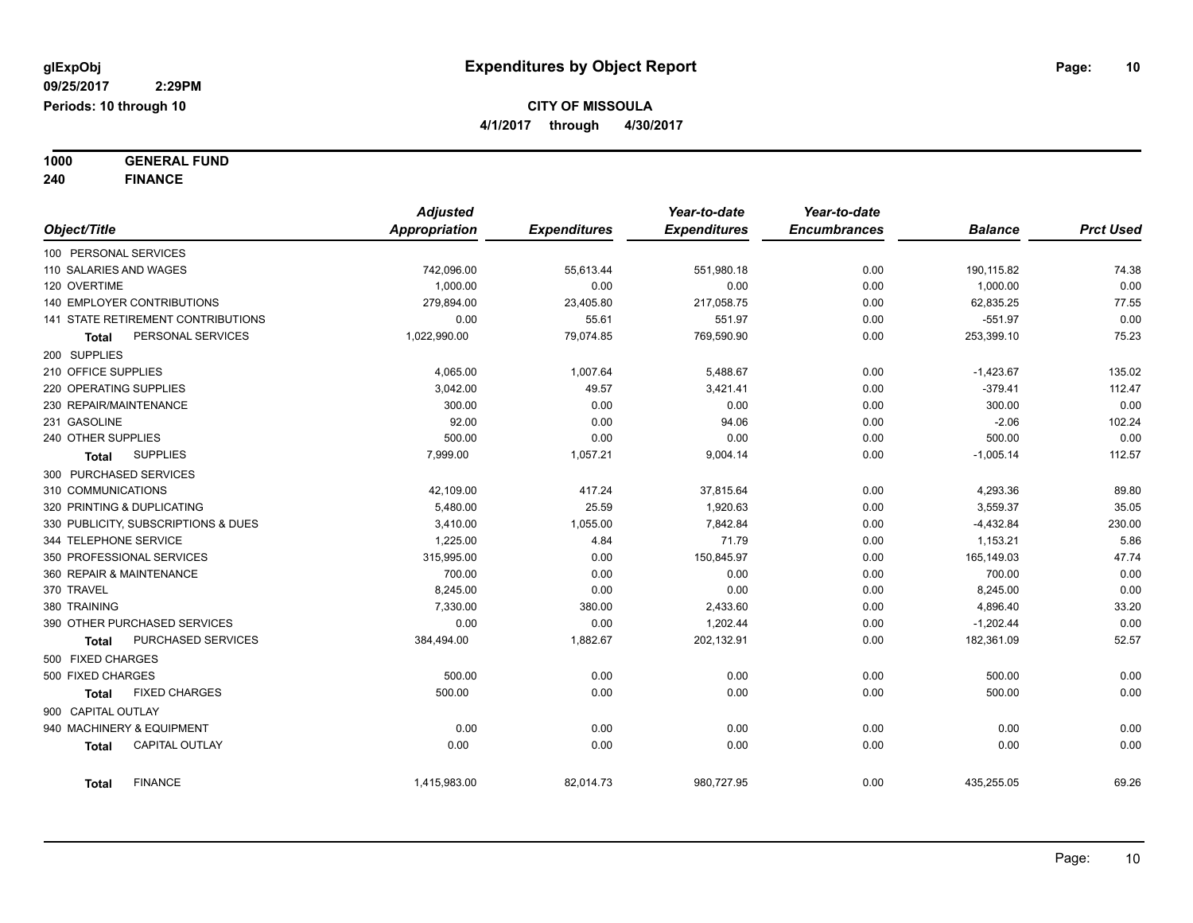# Expenditures by Object Report

glExpObj
09/25/2017 2:29PM
Periods: 10 through 10

**CITY OF MISSOULA**
**4/1/2017 through 4/30/2017**

**1000 GENERAL FUND**
**240 FINANCE**

| Object/Title | Adjusted Appropriation | Expenditures | Year-to-date Expenditures | Year-to-date Encumbrances | Balance | Prct Used |
|---|---|---|---|---|---|---|
| 100 PERSONAL SERVICES | | | | | | |
| 110 SALARIES AND WAGES | 742,096.00 | 55,613.44 | 551,980.18 | 0.00 | 190,115.82 | 74.38 |
| 120 OVERTIME | 1,000.00 | 0.00 | 0.00 | 0.00 | 1,000.00 | 0.00 |
| 140 EMPLOYER CONTRIBUTIONS | 279,894.00 | 23,405.80 | 217,058.75 | 0.00 | 62,835.25 | 77.55 |
| 141 STATE RETIREMENT CONTRIBUTIONS | 0.00 | 55.61 | 551.97 | 0.00 | -551.97 | 0.00 |
| **Total** PERSONAL SERVICES | 1,022,990.00 | 79,074.85 | 769,590.90 | 0.00 | 253,399.10 | 75.23 |
| 200 SUPPLIES | | | | | | |
| 210 OFFICE SUPPLIES | 4,065.00 | 1,007.64 | 5,488.67 | 0.00 | -1,423.67 | 135.02 |
| 220 OPERATING SUPPLIES | 3,042.00 | 49.57 | 3,421.41 | 0.00 | -379.41 | 112.47 |
| 230 REPAIR/MAINTENANCE | 300.00 | 0.00 | 0.00 | 0.00 | 300.00 | 0.00 |
| 231 GASOLINE | 92.00 | 0.00 | 94.06 | 0.00 | -2.06 | 102.24 |
| 240 OTHER SUPPLIES | 500.00 | 0.00 | 0.00 | 0.00 | 500.00 | 0.00 |
| **Total** SUPPLIES | 7,999.00 | 1,057.21 | 9,004.14 | 0.00 | -1,005.14 | 112.57 |
| 300 PURCHASED SERVICES | | | | | | |
| 310 COMMUNICATIONS | 42,109.00 | 417.24 | 37,815.64 | 0.00 | 4,293.36 | 89.80 |
| 320 PRINTING & DUPLICATING | 5,480.00 | 25.59 | 1,920.63 | 0.00 | 3,559.37 | 35.05 |
| 330 PUBLICITY, SUBSCRIPTIONS & DUES | 3,410.00 | 1,055.00 | 7,842.84 | 0.00 | -4,432.84 | 230.00 |
| 344 TELEPHONE SERVICE | 1,225.00 | 4.84 | 71.79 | 0.00 | 1,153.21 | 5.86 |
| 350 PROFESSIONAL SERVICES | 315,995.00 | 0.00 | 150,845.97 | 0.00 | 165,149.03 | 47.74 |
| 360 REPAIR & MAINTENANCE | 700.00 | 0.00 | 0.00 | 0.00 | 700.00 | 0.00 |
| 370 TRAVEL | 8,245.00 | 0.00 | 0.00 | 0.00 | 8,245.00 | 0.00 |
| 380 TRAINING | 7,330.00 | 380.00 | 2,433.60 | 0.00 | 4,896.40 | 33.20 |
| 390 OTHER PURCHASED SERVICES | 0.00 | 0.00 | 1,202.44 | 0.00 | -1,202.44 | 0.00 |
| **Total** PURCHASED SERVICES | 384,494.00 | 1,882.67 | 202,132.91 | 0.00 | 182,361.09 | 52.57 |
| 500 FIXED CHARGES | | | | | | |
| 500 FIXED CHARGES | 500.00 | 0.00 | 0.00 | 0.00 | 500.00 | 0.00 |
| **Total** FIXED CHARGES | 500.00 | 0.00 | 0.00 | 0.00 | 500.00 | 0.00 |
| 900 CAPITAL OUTLAY | | | | | | |
| 940 MACHINERY & EQUIPMENT | 0.00 | 0.00 | 0.00 | 0.00 | 0.00 | 0.00 |
| **Total** CAPITAL OUTLAY | 0.00 | 0.00 | 0.00 | 0.00 | 0.00 | 0.00 |
| **Total** FINANCE | 1,415,983.00 | 82,014.73 | 980,727.95 | 0.00 | 435,255.05 | 69.26 |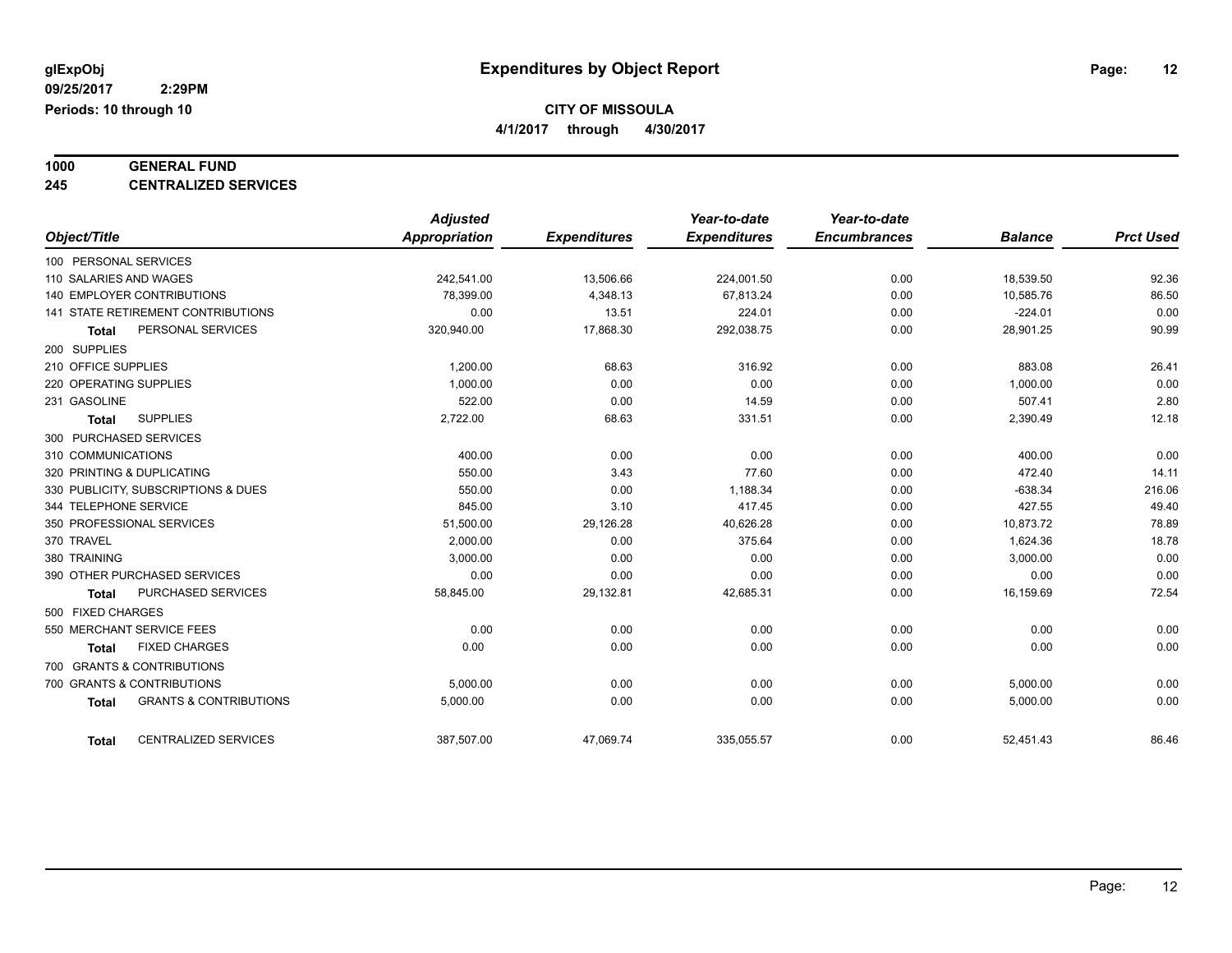**glExpObj**
**09/25/2017 2:29PM**
**Periods: 10 through 10**

# Expenditures by Object Report

**CITY OF MISSOULA**
**4/1/2017 through 4/30/2017**

**1000 GENERAL FUND**
**245 CENTRALIZED SERVICES**

| Object/Title | Adjusted Appropriation | Expenditures | Year-to-date Expenditures | Year-to-date Encumbrances | Balance | Prct Used |
|---|---|---|---|---|---|---|
| 100 PERSONAL SERVICES | | | | | | |
| 110 SALARIES AND WAGES | 242,541.00 | 13,506.66 | 224,001.50 | 0.00 | 18,539.50 | 92.36 |
| 140 EMPLOYER CONTRIBUTIONS | 78,399.00 | 4,348.13 | 67,813.24 | 0.00 | 10,585.76 | 86.50 |
| 141 STATE RETIREMENT CONTRIBUTIONS | 0.00 | 13.51 | 224.01 | 0.00 | -224.01 | 0.00 |
| **Total** PERSONAL SERVICES | 320,940.00 | 17,868.30 | 292,038.75 | 0.00 | 28,901.25 | 90.99 |
| 200 SUPPLIES | | | | | | |
| 210 OFFICE SUPPLIES | 1,200.00 | 68.63 | 316.92 | 0.00 | 883.08 | 26.41 |
| 220 OPERATING SUPPLIES | 1,000.00 | 0.00 | 0.00 | 0.00 | 1,000.00 | 0.00 |
| 231 GASOLINE | 522.00 | 0.00 | 14.59 | 0.00 | 507.41 | 2.80 |
| **Total** SUPPLIES | 2,722.00 | 68.63 | 331.51 | 0.00 | 2,390.49 | 12.18 |
| 300 PURCHASED SERVICES | | | | | | |
| 310 COMMUNICATIONS | 400.00 | 0.00 | 0.00 | 0.00 | 400.00 | 0.00 |
| 320 PRINTING & DUPLICATING | 550.00 | 3.43 | 77.60 | 0.00 | 472.40 | 14.11 |
| 330 PUBLICITY, SUBSCRIPTIONS & DUES | 550.00 | 0.00 | 1,188.34 | 0.00 | -638.34 | 216.06 |
| 344 TELEPHONE SERVICE | 845.00 | 3.10 | 417.45 | 0.00 | 427.55 | 49.40 |
| 350 PROFESSIONAL SERVICES | 51,500.00 | 29,126.28 | 40,626.28 | 0.00 | 10,873.72 | 78.89 |
| 370 TRAVEL | 2,000.00 | 0.00 | 375.64 | 0.00 | 1,624.36 | 18.78 |
| 380 TRAINING | 3,000.00 | 0.00 | 0.00 | 0.00 | 3,000.00 | 0.00 |
| 390 OTHER PURCHASED SERVICES | 0.00 | 0.00 | 0.00 | 0.00 | 0.00 | 0.00 |
| **Total** PURCHASED SERVICES | 58,845.00 | 29,132.81 | 42,685.31 | 0.00 | 16,159.69 | 72.54 |
| 500 FIXED CHARGES | | | | | | |
| 550 MERCHANT SERVICE FEES | 0.00 | 0.00 | 0.00 | 0.00 | 0.00 | 0.00 |
| **Total** FIXED CHARGES | 0.00 | 0.00 | 0.00 | 0.00 | 0.00 | 0.00 |
| 700 GRANTS & CONTRIBUTIONS | | | | | | |
| 700 GRANTS & CONTRIBUTIONS | 5,000.00 | 0.00 | 0.00 | 0.00 | 5,000.00 | 0.00 |
| **Total** GRANTS & CONTRIBUTIONS | 5,000.00 | 0.00 | 0.00 | 0.00 | 5,000.00 | 0.00 |
| **Total** CENTRALIZED SERVICES | 387,507.00 | 47,069.74 | 335,055.57 | 0.00 | 52,451.43 | 86.46 |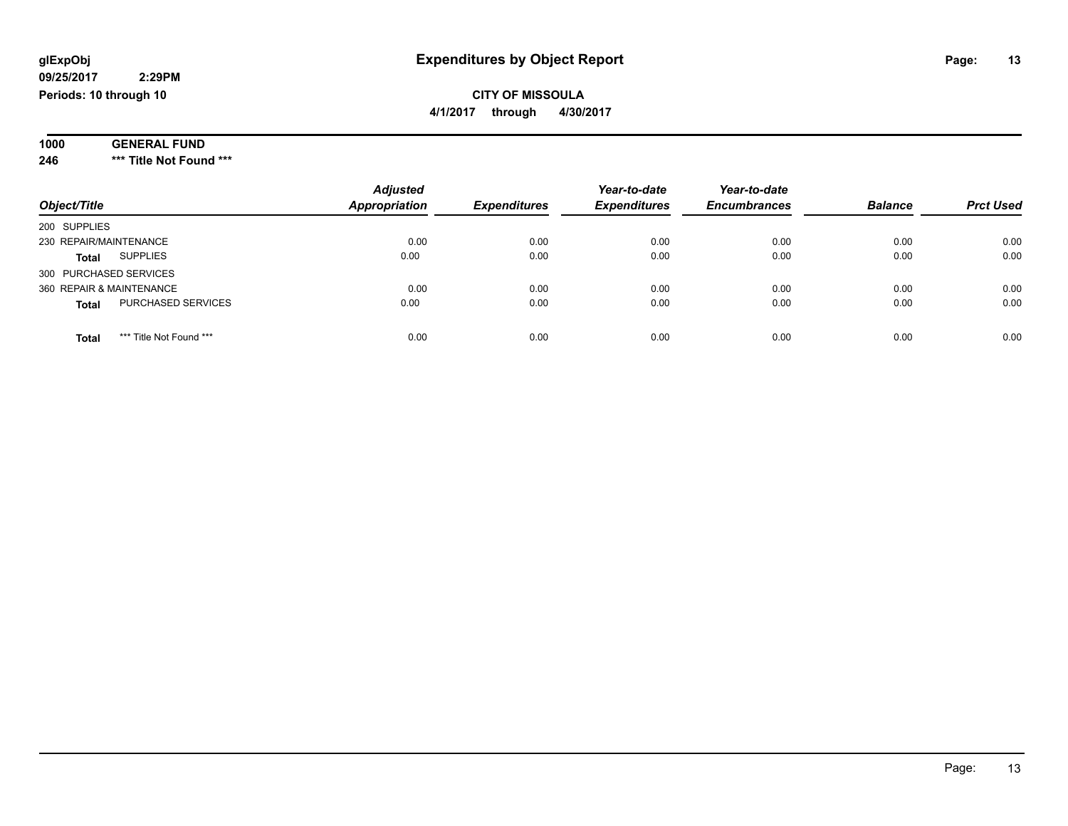**glExpObj** **Expenditures by Object Report**

**09/25/2017 2:29PM**

**Periods: 10 through 10**

**CITY OF MISSOULA**

**4/1/2017 through 4/30/2017**

**1000 GENERAL FUND**

**246 \*\*\* Title Not Found \*\*\***

| Object/Title | | Adjusted Appropriation | Expenditures | Year-to-date Expenditures | Year-to-date Encumbrances | Balance | Prct Used |
|---|---|---|---|---|---|---|---|
| 200 SUPPLIES | | | | | | | |
| 230 REPAIR/MAINTENANCE | | 0.00 | 0.00 | 0.00 | 0.00 | 0.00 | 0.00 |
| **Total** | SUPPLIES | 0.00 | 0.00 | 0.00 | 0.00 | 0.00 | 0.00 |
| 300 PURCHASED SERVICES | | | | | | | |
| 360 REPAIR & MAINTENANCE | | 0.00 | 0.00 | 0.00 | 0.00 | 0.00 | 0.00 |
| **Total** | PURCHASED SERVICES | 0.00 | 0.00 | 0.00 | 0.00 | 0.00 | 0.00 |
| **Total** | *** Title Not Found *** | 0.00 | 0.00 | 0.00 | 0.00 | 0.00 | 0.00 |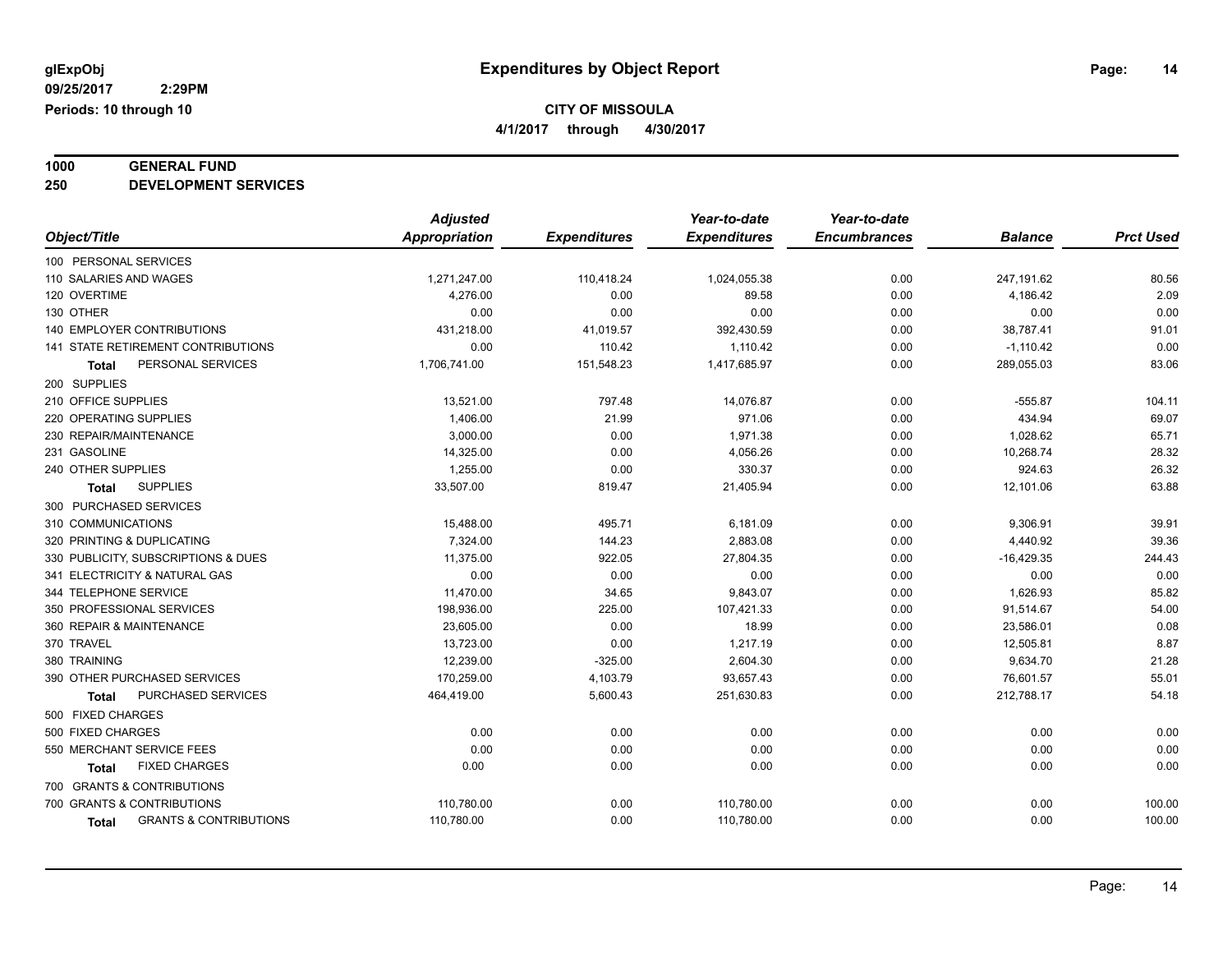# Expenditures by Object Report

glExpObj
09/25/2017 2:29PM
Periods: 10 through 10

**CITY OF MISSOULA**
**4/1/2017 through 4/30/2017**

**1000 GENERAL FUND**
**250 DEVELOPMENT SERVICES**

| Object/Title | Adjusted Appropriation | Expenditures | Year-to-date Expenditures | Year-to-date Encumbrances | Balance | Prct Used |
|---|---|---|---|---|---|---|
| 100 PERSONAL SERVICES | | | | | | |
| 110 SALARIES AND WAGES | 1,271,247.00 | 110,418.24 | 1,024,055.38 | 0.00 | 247,191.62 | 80.56 |
| 120 OVERTIME | 4,276.00 | 0.00 | 89.58 | 0.00 | 4,186.42 | 2.09 |
| 130 OTHER | 0.00 | 0.00 | 0.00 | 0.00 | 0.00 | 0.00 |
| 140 EMPLOYER CONTRIBUTIONS | 431,218.00 | 41,019.57 | 392,430.59 | 0.00 | 38,787.41 | 91.01 |
| 141 STATE RETIREMENT CONTRIBUTIONS | 0.00 | 110.42 | 1,110.42 | 0.00 | -1,110.42 | 0.00 |
| **Total** PERSONAL SERVICES | 1,706,741.00 | 151,548.23 | 1,417,685.97 | 0.00 | 289,055.03 | 83.06 |
| 200 SUPPLIES | | | | | | |
| 210 OFFICE SUPPLIES | 13,521.00 | 797.48 | 14,076.87 | 0.00 | -555.87 | 104.11 |
| 220 OPERATING SUPPLIES | 1,406.00 | 21.99 | 971.06 | 0.00 | 434.94 | 69.07 |
| 230 REPAIR/MAINTENANCE | 3,000.00 | 0.00 | 1,971.38 | 0.00 | 1,028.62 | 65.71 |
| 231 GASOLINE | 14,325.00 | 0.00 | 4,056.26 | 0.00 | 10,268.74 | 28.32 |
| 240 OTHER SUPPLIES | 1,255.00 | 0.00 | 330.37 | 0.00 | 924.63 | 26.32 |
| **Total** SUPPLIES | 33,507.00 | 819.47 | 21,405.94 | 0.00 | 12,101.06 | 63.88 |
| 300 PURCHASED SERVICES | | | | | | |
| 310 COMMUNICATIONS | 15,488.00 | 495.71 | 6,181.09 | 0.00 | 9,306.91 | 39.91 |
| 320 PRINTING & DUPLICATING | 7,324.00 | 144.23 | 2,883.08 | 0.00 | 4,440.92 | 39.36 |
| 330 PUBLICITY, SUBSCRIPTIONS & DUES | 11,375.00 | 922.05 | 27,804.35 | 0.00 | -16,429.35 | 244.43 |
| 341 ELECTRICITY & NATURAL GAS | 0.00 | 0.00 | 0.00 | 0.00 | 0.00 | 0.00 |
| 344 TELEPHONE SERVICE | 11,470.00 | 34.65 | 9,843.07 | 0.00 | 1,626.93 | 85.82 |
| 350 PROFESSIONAL SERVICES | 198,936.00 | 225.00 | 107,421.33 | 0.00 | 91,514.67 | 54.00 |
| 360 REPAIR & MAINTENANCE | 23,605.00 | 0.00 | 18.99 | 0.00 | 23,586.01 | 0.08 |
| 370 TRAVEL | 13,723.00 | 0.00 | 1,217.19 | 0.00 | 12,505.81 | 8.87 |
| 380 TRAINING | 12,239.00 | -325.00 | 2,604.30 | 0.00 | 9,634.70 | 21.28 |
| 390 OTHER PURCHASED SERVICES | 170,259.00 | 4,103.79 | 93,657.43 | 0.00 | 76,601.57 | 55.01 |
| **Total** PURCHASED SERVICES | 464,419.00 | 5,600.43 | 251,630.83 | 0.00 | 212,788.17 | 54.18 |
| 500 FIXED CHARGES | | | | | | |
| 500 FIXED CHARGES | 0.00 | 0.00 | 0.00 | 0.00 | 0.00 | 0.00 |
| 550 MERCHANT SERVICE FEES | 0.00 | 0.00 | 0.00 | 0.00 | 0.00 | 0.00 |
| **Total** FIXED CHARGES | 0.00 | 0.00 | 0.00 | 0.00 | 0.00 | 0.00 |
| 700 GRANTS & CONTRIBUTIONS | | | | | | |
| 700 GRANTS & CONTRIBUTIONS | 110,780.00 | 0.00 | 110,780.00 | 0.00 | 0.00 | 100.00 |
| **Total** GRANTS & CONTRIBUTIONS | 110,780.00 | 0.00 | 110,780.00 | 0.00 | 0.00 | 100.00 |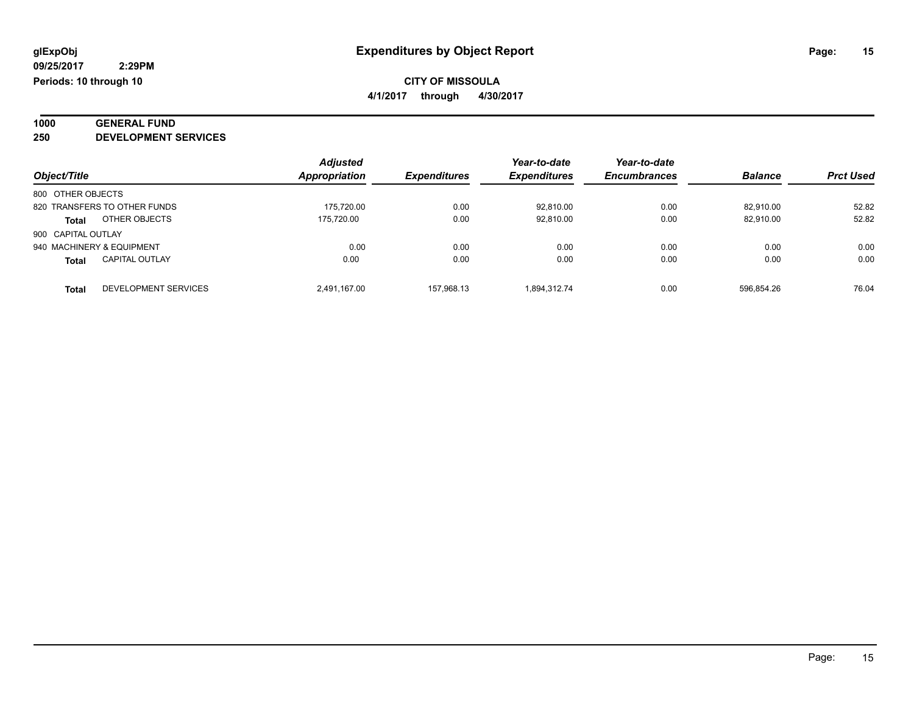**glExpObj** **Expenditures by Object Report**

**09/25/2017 2:29PM**

**Periods: 10 through 10**

**CITY OF MISSOULA**

**4/1/2017 through 4/30/2017**

## 1000 GENERAL FUND
## 250 DEVELOPMENT SERVICES

| Object/Title | | Adjusted Appropriation | Expenditures | Year-to-date Expenditures | Year-to-date Encumbrances | Balance | Prct Used |
|---|---|---|---|---|---|---|---|
| 800 OTHER OBJECTS | | | | | | | |
| 820 TRANSFERS TO OTHER FUNDS | | 175,720.00 | 0.00 | 92,810.00 | 0.00 | 82,910.00 | 52.82 |
| **Total** | OTHER OBJECTS | 175,720.00 | 0.00 | 92,810.00 | 0.00 | 82,910.00 | 52.82 |
| 900 CAPITAL OUTLAY | | | | | | | |
| 940 MACHINERY & EQUIPMENT | | 0.00 | 0.00 | 0.00 | 0.00 | 0.00 | 0.00 |
| **Total** | CAPITAL OUTLAY | 0.00 | 0.00 | 0.00 | 0.00 | 0.00 | 0.00 |
| **Total** | DEVELOPMENT SERVICES | 2,491,167.00 | 157,968.13 | 1,894,312.74 | 0.00 | 596,854.26 | 76.04 |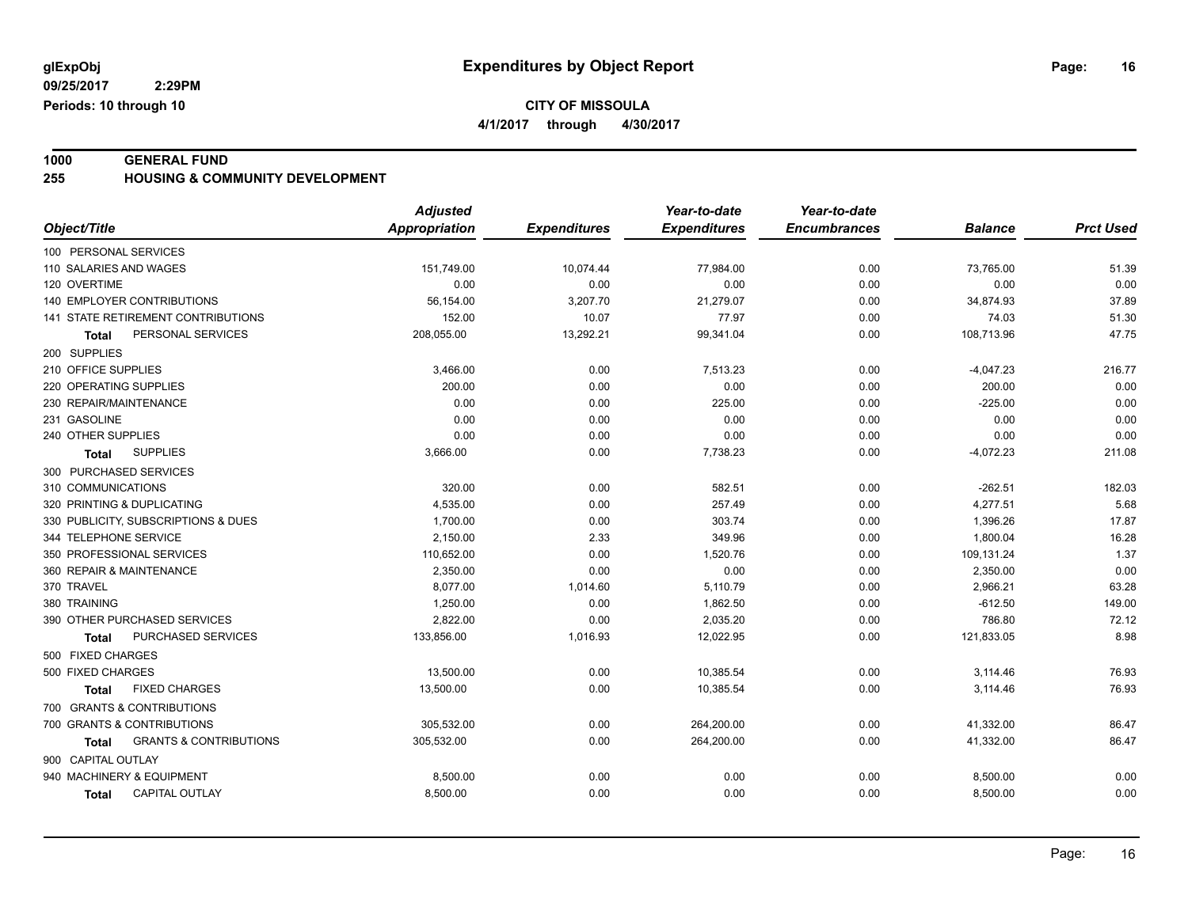**glExpObj**
**09/25/2017 2:29PM**
**Periods: 10 through 10**

# Expenditures by Object Report

**CITY OF MISSOULA**
**4/1/2017 through 4/30/2017**

**1000 GENERAL FUND**
**255 HOUSING & COMMUNITY DEVELOPMENT**

| Object/Title | Adjusted Appropriation | Expenditures | Year-to-date Expenditures | Year-to-date Encumbrances | Balance | Prct Used |
|---|---|---|---|---|---|---|
| 100 PERSONAL SERVICES | | | | | | |
| 110 SALARIES AND WAGES | 151,749.00 | 10,074.44 | 77,984.00 | 0.00 | 73,765.00 | 51.39 |
| 120 OVERTIME | 0.00 | 0.00 | 0.00 | 0.00 | 0.00 | 0.00 |
| 140 EMPLOYER CONTRIBUTIONS | 56,154.00 | 3,207.70 | 21,279.07 | 0.00 | 34,874.93 | 37.89 |
| 141 STATE RETIREMENT CONTRIBUTIONS | 152.00 | 10.07 | 77.97 | 0.00 | 74.03 | 51.30 |
| **Total** PERSONAL SERVICES | 208,055.00 | 13,292.21 | 99,341.04 | 0.00 | 108,713.96 | 47.75 |
| 200 SUPPLIES | | | | | | |
| 210 OFFICE SUPPLIES | 3,466.00 | 0.00 | 7,513.23 | 0.00 | -4,047.23 | 216.77 |
| 220 OPERATING SUPPLIES | 200.00 | 0.00 | 0.00 | 0.00 | 200.00 | 0.00 |
| 230 REPAIR/MAINTENANCE | 0.00 | 0.00 | 225.00 | 0.00 | -225.00 | 0.00 |
| 231 GASOLINE | 0.00 | 0.00 | 0.00 | 0.00 | 0.00 | 0.00 |
| 240 OTHER SUPPLIES | 0.00 | 0.00 | 0.00 | 0.00 | 0.00 | 0.00 |
| **Total** SUPPLIES | 3,666.00 | 0.00 | 7,738.23 | 0.00 | -4,072.23 | 211.08 |
| 300 PURCHASED SERVICES | | | | | | |
| 310 COMMUNICATIONS | 320.00 | 0.00 | 582.51 | 0.00 | -262.51 | 182.03 |
| 320 PRINTING & DUPLICATING | 4,535.00 | 0.00 | 257.49 | 0.00 | 4,277.51 | 5.68 |
| 330 PUBLICITY, SUBSCRIPTIONS & DUES | 1,700.00 | 0.00 | 303.74 | 0.00 | 1,396.26 | 17.87 |
| 344 TELEPHONE SERVICE | 2,150.00 | 2.33 | 349.96 | 0.00 | 1,800.04 | 16.28 |
| 350 PROFESSIONAL SERVICES | 110,652.00 | 0.00 | 1,520.76 | 0.00 | 109,131.24 | 1.37 |
| 360 REPAIR & MAINTENANCE | 2,350.00 | 0.00 | 0.00 | 0.00 | 2,350.00 | 0.00 |
| 370 TRAVEL | 8,077.00 | 1,014.60 | 5,110.79 | 0.00 | 2,966.21 | 63.28 |
| 380 TRAINING | 1,250.00 | 0.00 | 1,862.50 | 0.00 | -612.50 | 149.00 |
| 390 OTHER PURCHASED SERVICES | 2,822.00 | 0.00 | 2,035.20 | 0.00 | 786.80 | 72.12 |
| **Total** PURCHASED SERVICES | 133,856.00 | 1,016.93 | 12,022.95 | 0.00 | 121,833.05 | 8.98 |
| 500 FIXED CHARGES | | | | | | |
| 500 FIXED CHARGES | 13,500.00 | 0.00 | 10,385.54 | 0.00 | 3,114.46 | 76.93 |
| **Total** FIXED CHARGES | 13,500.00 | 0.00 | 10,385.54 | 0.00 | 3,114.46 | 76.93 |
| 700 GRANTS & CONTRIBUTIONS | | | | | | |
| 700 GRANTS & CONTRIBUTIONS | 305,532.00 | 0.00 | 264,200.00 | 0.00 | 41,332.00 | 86.47 |
| **Total** GRANTS & CONTRIBUTIONS | 305,532.00 | 0.00 | 264,200.00 | 0.00 | 41,332.00 | 86.47 |
| 900 CAPITAL OUTLAY | | | | | | |
| 940 MACHINERY & EQUIPMENT | 8,500.00 | 0.00 | 0.00 | 0.00 | 8,500.00 | 0.00 |
| **Total** CAPITAL OUTLAY | 8,500.00 | 0.00 | 0.00 | 0.00 | 8,500.00 | 0.00 |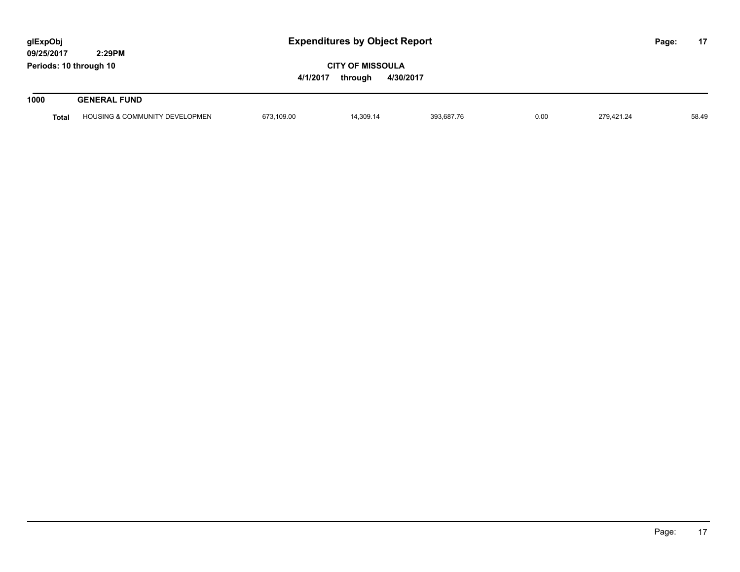# Expenditures by Object Report

glExpObj
09/25/2017 2:29PM
Periods: 10 through 10

**CITY OF MISSOULA**

4/1/2017 through 4/30/2017

| 1000 | GENERAL FUND | | | | | | |
|---|---|---|---|---|---|---|---|
| **Total** | HOUSING & COMMUNITY DEVELOPMEN | 673,109.00 | 14,309.14 | 393,687.76 | 0.00 | 279,421.24 | 58.49 |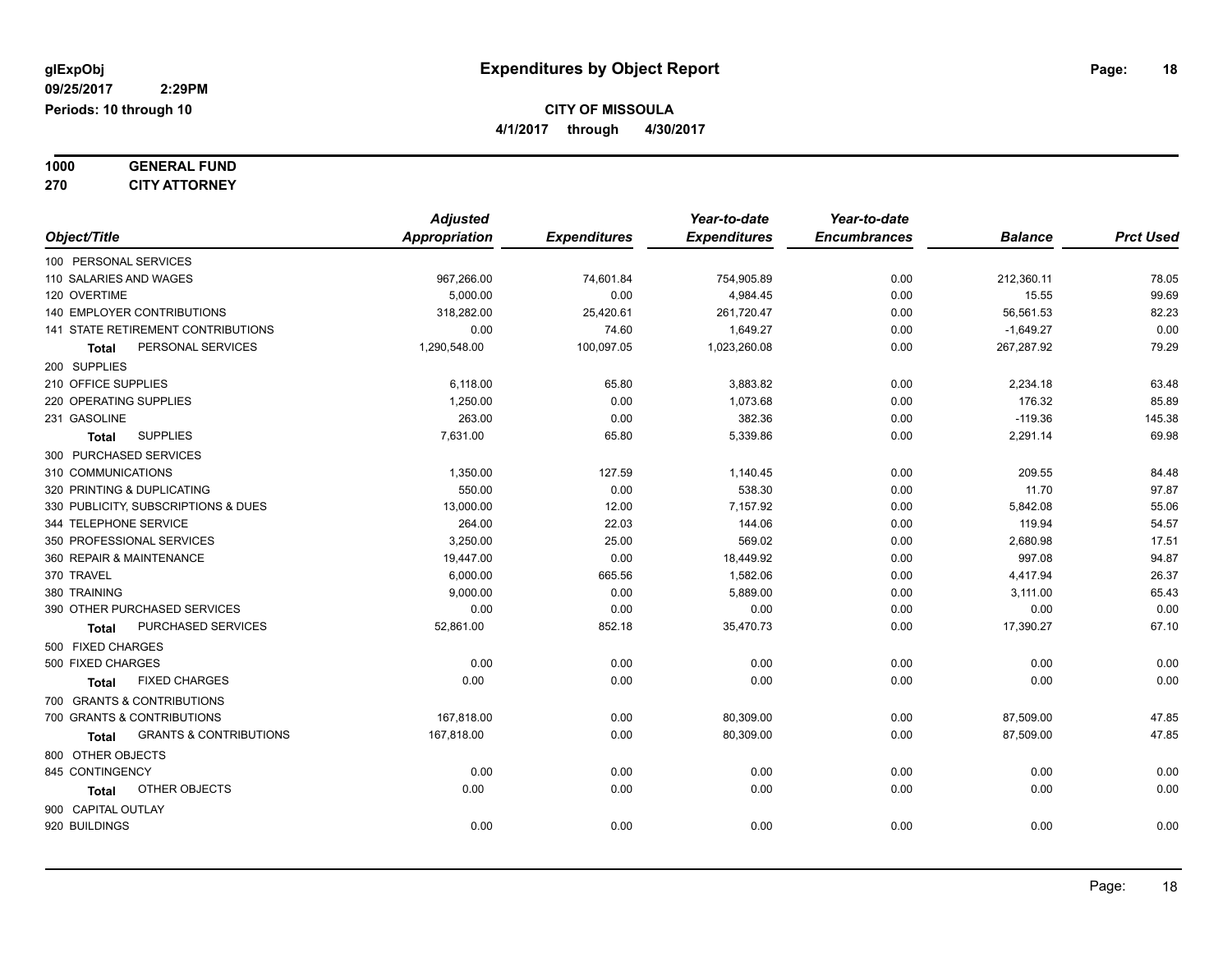glExpObj
09/25/2017 2:29PM
Periods: 10 through 10

# Expenditures by Object Report

**CITY OF MISSOULA**

**4/1/2017 through 4/30/2017**

**1000 GENERAL FUND**
**270 CITY ATTORNEY**

| Object/Title | Adjusted Appropriation | Expenditures | Year-to-date Expenditures | Year-to-date Encumbrances | Balance | Prct Used |
|---|---|---|---|---|---|---|
| 100 PERSONAL SERVICES | | | | | | |
| 110 SALARIES AND WAGES | 967,266.00 | 74,601.84 | 754,905.89 | 0.00 | 212,360.11 | 78.05 |
| 120 OVERTIME | 5,000.00 | 0.00 | 4,984.45 | 0.00 | 15.55 | 99.69 |
| 140 EMPLOYER CONTRIBUTIONS | 318,282.00 | 25,420.61 | 261,720.47 | 0.00 | 56,561.53 | 82.23 |
| 141 STATE RETIREMENT CONTRIBUTIONS | 0.00 | 74.60 | 1,649.27 | 0.00 | -1,649.27 | 0.00 |
| **Total** PERSONAL SERVICES | 1,290,548.00 | 100,097.05 | 1,023,260.08 | 0.00 | 267,287.92 | 79.29 |
| 200 SUPPLIES | | | | | | |
| 210 OFFICE SUPPLIES | 6,118.00 | 65.80 | 3,883.82 | 0.00 | 2,234.18 | 63.48 |
| 220 OPERATING SUPPLIES | 1,250.00 | 0.00 | 1,073.68 | 0.00 | 176.32 | 85.89 |
| 231 GASOLINE | 263.00 | 0.00 | 382.36 | 0.00 | -119.36 | 145.38 |
| **Total** SUPPLIES | 7,631.00 | 65.80 | 5,339.86 | 0.00 | 2,291.14 | 69.98 |
| 300 PURCHASED SERVICES | | | | | | |
| 310 COMMUNICATIONS | 1,350.00 | 127.59 | 1,140.45 | 0.00 | 209.55 | 84.48 |
| 320 PRINTING & DUPLICATING | 550.00 | 0.00 | 538.30 | 0.00 | 11.70 | 97.87 |
| 330 PUBLICITY, SUBSCRIPTIONS & DUES | 13,000.00 | 12.00 | 7,157.92 | 0.00 | 5,842.08 | 55.06 |
| 344 TELEPHONE SERVICE | 264.00 | 22.03 | 144.06 | 0.00 | 119.94 | 54.57 |
| 350 PROFESSIONAL SERVICES | 3,250.00 | 25.00 | 569.02 | 0.00 | 2,680.98 | 17.51 |
| 360 REPAIR & MAINTENANCE | 19,447.00 | 0.00 | 18,449.92 | 0.00 | 997.08 | 94.87 |
| 370 TRAVEL | 6,000.00 | 665.56 | 1,582.06 | 0.00 | 4,417.94 | 26.37 |
| 380 TRAINING | 9,000.00 | 0.00 | 5,889.00 | 0.00 | 3,111.00 | 65.43 |
| 390 OTHER PURCHASED SERVICES | 0.00 | 0.00 | 0.00 | 0.00 | 0.00 | 0.00 |
| **Total** PURCHASED SERVICES | 52,861.00 | 852.18 | 35,470.73 | 0.00 | 17,390.27 | 67.10 |
| 500 FIXED CHARGES | | | | | | |
| 500 FIXED CHARGES | 0.00 | 0.00 | 0.00 | 0.00 | 0.00 | 0.00 |
| **Total** FIXED CHARGES | 0.00 | 0.00 | 0.00 | 0.00 | 0.00 | 0.00 |
| 700 GRANTS & CONTRIBUTIONS | | | | | | |
| 700 GRANTS & CONTRIBUTIONS | 167,818.00 | 0.00 | 80,309.00 | 0.00 | 87,509.00 | 47.85 |
| **Total** GRANTS & CONTRIBUTIONS | 167,818.00 | 0.00 | 80,309.00 | 0.00 | 87,509.00 | 47.85 |
| 800 OTHER OBJECTS | | | | | | |
| 845 CONTINGENCY | 0.00 | 0.00 | 0.00 | 0.00 | 0.00 | 0.00 |
| **Total** OTHER OBJECTS | 0.00 | 0.00 | 0.00 | 0.00 | 0.00 | 0.00 |
| 900 CAPITAL OUTLAY | | | | | | |
| 920 BUILDINGS | 0.00 | 0.00 | 0.00 | 0.00 | 0.00 | 0.00 |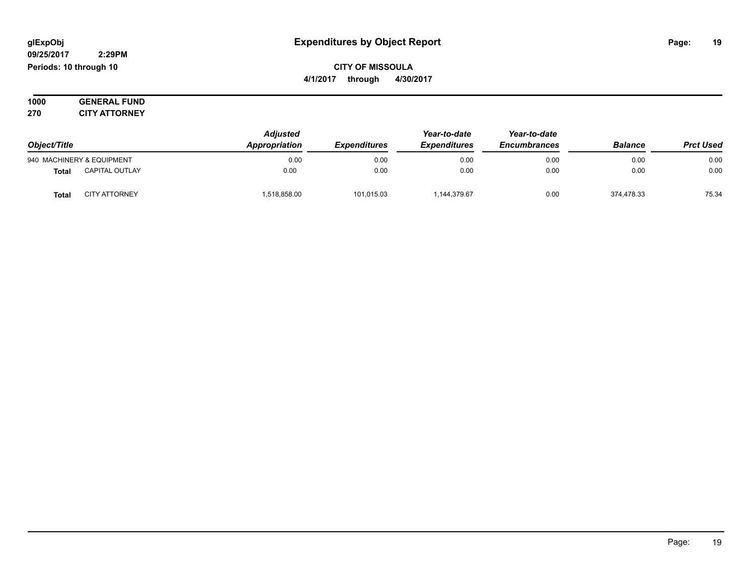# Expenditures by Object Report

glExpObj
09/25/2017 2:29PM
Periods: 10 through 10

**CITY OF MISSOULA**
**4/1/2017 through 4/30/2017**

**1000 GENERAL FUND**
**270 CITY ATTORNEY**

| Object/Title | | Adjusted Appropriation | Expenditures | Year-to-date Expenditures | Year-to-date Encumbrances | Balance | Prct Used |
|---|---|---|---|---|---|---|---|
| 940 MACHINERY & EQUIPMENT | | 0.00 | 0.00 | 0.00 | 0.00 | 0.00 | 0.00 |
| **Total** | CAPITAL OUTLAY | 0.00 | 0.00 | 0.00 | 0.00 | 0.00 | 0.00 |
| **Total** | CITY ATTORNEY | 1,518,858.00 | 101,015.03 | 1,144,379.67 | 0.00 | 374,478.33 | 75.34 |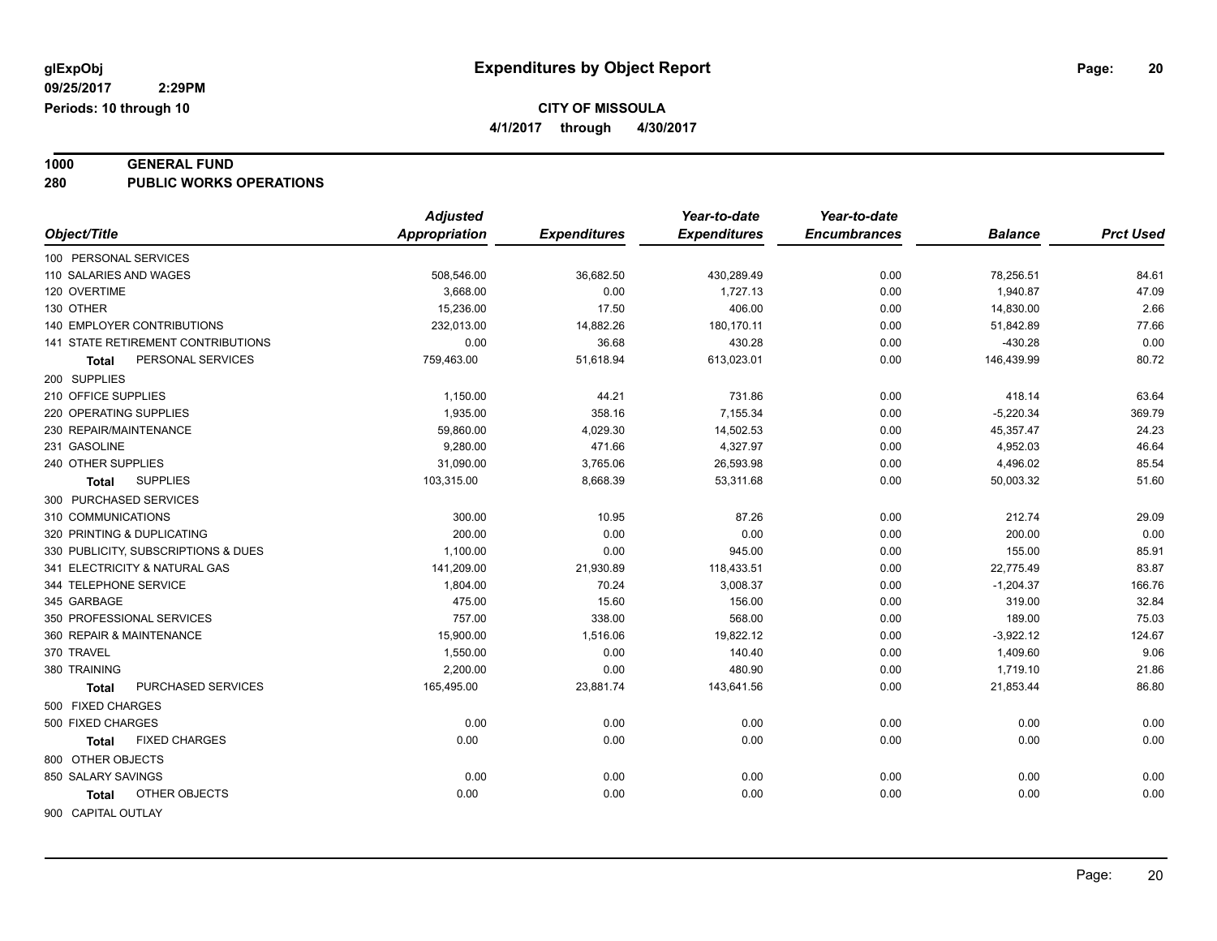**glExpObj** **Expenditures by Object Report**

**09/25/2017 2:29PM**

**Periods: 10 through 10**

**CITY OF MISSOULA**

**4/1/2017 through 4/30/2017**

**1000 GENERAL FUND**

**280 PUBLIC WORKS OPERATIONS**

| Object/Title | Adjusted Appropriation | Expenditures | Year-to-date Expenditures | Year-to-date Encumbrances | Balance | Prct Used |
|---|---|---|---|---|---|---|
| 100 PERSONAL SERVICES | | | | | | |
| 110 SALARIES AND WAGES | 508,546.00 | 36,682.50 | 430,289.49 | 0.00 | 78,256.51 | 84.61 |
| 120 OVERTIME | 3,668.00 | 0.00 | 1,727.13 | 0.00 | 1,940.87 | 47.09 |
| 130 OTHER | 15,236.00 | 17.50 | 406.00 | 0.00 | 14,830.00 | 2.66 |
| 140 EMPLOYER CONTRIBUTIONS | 232,013.00 | 14,882.26 | 180,170.11 | 0.00 | 51,842.89 | 77.66 |
| 141 STATE RETIREMENT CONTRIBUTIONS | 0.00 | 36.68 | 430.28 | 0.00 | -430.28 | 0.00 |
| **Total** PERSONAL SERVICES | 759,463.00 | 51,618.94 | 613,023.01 | 0.00 | 146,439.99 | 80.72 |
| 200 SUPPLIES | | | | | | |
| 210 OFFICE SUPPLIES | 1,150.00 | 44.21 | 731.86 | 0.00 | 418.14 | 63.64 |
| 220 OPERATING SUPPLIES | 1,935.00 | 358.16 | 7,155.34 | 0.00 | -5,220.34 | 369.79 |
| 230 REPAIR/MAINTENANCE | 59,860.00 | 4,029.30 | 14,502.53 | 0.00 | 45,357.47 | 24.23 |
| 231 GASOLINE | 9,280.00 | 471.66 | 4,327.97 | 0.00 | 4,952.03 | 46.64 |
| 240 OTHER SUPPLIES | 31,090.00 | 3,765.06 | 26,593.98 | 0.00 | 4,496.02 | 85.54 |
| **Total** SUPPLIES | 103,315.00 | 8,668.39 | 53,311.68 | 0.00 | 50,003.32 | 51.60 |
| 300 PURCHASED SERVICES | | | | | | |
| 310 COMMUNICATIONS | 300.00 | 10.95 | 87.26 | 0.00 | 212.74 | 29.09 |
| 320 PRINTING & DUPLICATING | 200.00 | 0.00 | 0.00 | 0.00 | 200.00 | 0.00 |
| 330 PUBLICITY, SUBSCRIPTIONS & DUES | 1,100.00 | 0.00 | 945.00 | 0.00 | 155.00 | 85.91 |
| 341 ELECTRICITY & NATURAL GAS | 141,209.00 | 21,930.89 | 118,433.51 | 0.00 | 22,775.49 | 83.87 |
| 344 TELEPHONE SERVICE | 1,804.00 | 70.24 | 3,008.37 | 0.00 | -1,204.37 | 166.76 |
| 345 GARBAGE | 475.00 | 15.60 | 156.00 | 0.00 | 319.00 | 32.84 |
| 350 PROFESSIONAL SERVICES | 757.00 | 338.00 | 568.00 | 0.00 | 189.00 | 75.03 |
| 360 REPAIR & MAINTENANCE | 15,900.00 | 1,516.06 | 19,822.12 | 0.00 | -3,922.12 | 124.67 |
| 370 TRAVEL | 1,550.00 | 0.00 | 140.40 | 0.00 | 1,409.60 | 9.06 |
| 380 TRAINING | 2,200.00 | 0.00 | 480.90 | 0.00 | 1,719.10 | 21.86 |
| **Total** PURCHASED SERVICES | 165,495.00 | 23,881.74 | 143,641.56 | 0.00 | 21,853.44 | 86.80 |
| 500 FIXED CHARGES | | | | | | |
| 500 FIXED CHARGES | 0.00 | 0.00 | 0.00 | 0.00 | 0.00 | 0.00 |
| **Total** FIXED CHARGES | 0.00 | 0.00 | 0.00 | 0.00 | 0.00 | 0.00 |
| 800 OTHER OBJECTS | | | | | | |
| 850 SALARY SAVINGS | 0.00 | 0.00 | 0.00 | 0.00 | 0.00 | 0.00 |
| **Total** OTHER OBJECTS | 0.00 | 0.00 | 0.00 | 0.00 | 0.00 | 0.00 |
| 900 CAPITAL OUTLAY | | | | | | |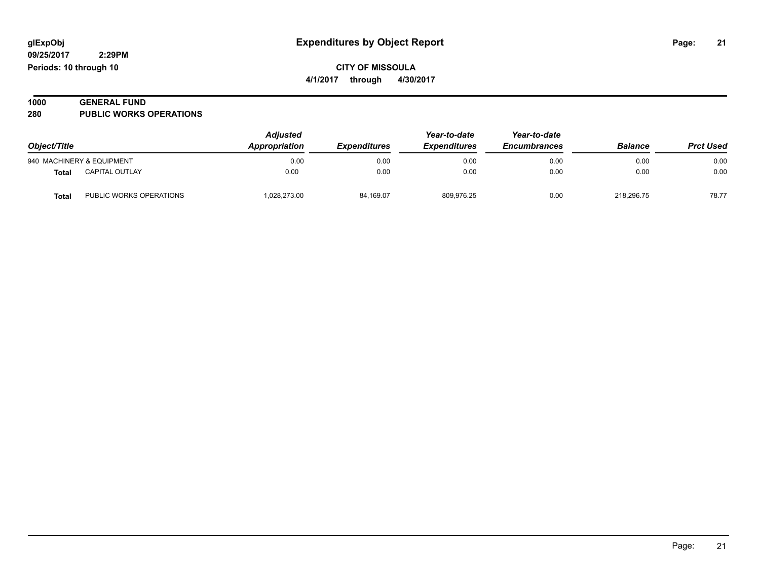# Expenditures by Object Report

glExpObj
09/25/2017 2:29PM
Periods: 10 through 10

**CITY OF MISSOULA**
**4/1/2017 through 4/30/2017**

## 1000 GENERAL FUND
## 280 PUBLIC WORKS OPERATIONS

| Object/Title | | Adjusted Appropriation | Expenditures | Year-to-date Expenditures | Year-to-date Encumbrances | Balance | Prct Used |
|---|---|---|---|---|---|---|---|
| 940 MACHINERY & EQUIPMENT | | 0.00 | 0.00 | 0.00 | 0.00 | 0.00 | 0.00 |
| **Total** | CAPITAL OUTLAY | 0.00 | 0.00 | 0.00 | 0.00 | 0.00 | 0.00 |
| **Total** | PUBLIC WORKS OPERATIONS | 1,028,273.00 | 84,169.07 | 809,976.25 | 0.00 | 218,296.75 | 78.77 |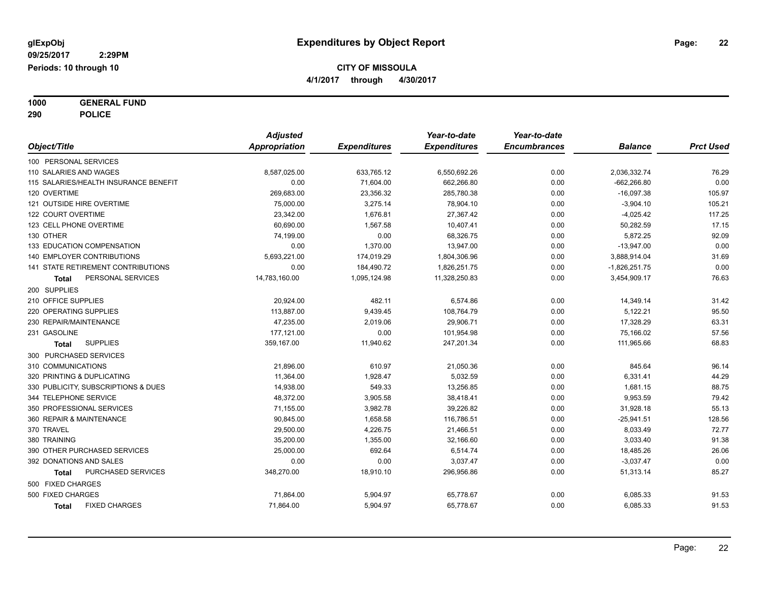glExpObj
09/25/2017 2:29PM
Periods: 10 through 10

# Expenditures by Object Report

**CITY OF MISSOULA**
**4/1/2017 through 4/30/2017**

**1000 GENERAL FUND**
**290 POLICE**

| Object/Title | Adjusted Appropriation | Expenditures | Year-to-date Expenditures | Year-to-date Encumbrances | Balance | Prct Used |
|---|---|---|---|---|---|---|
| 100 PERSONAL SERVICES | | | | | | |
| 110 SALARIES AND WAGES | 8,587,025.00 | 633,765.12 | 6,550,692.26 | 0.00 | 2,036,332.74 | 76.29 |
| 115 SALARIES/HEALTH INSURANCE BENEFIT | 0.00 | 71,604.00 | 662,266.80 | 0.00 | -662,266.80 | 0.00 |
| 120 OVERTIME | 269,683.00 | 23,356.32 | 285,780.38 | 0.00 | -16,097.38 | 105.97 |
| 121 OUTSIDE HIRE OVERTIME | 75,000.00 | 3,275.14 | 78,904.10 | 0.00 | -3,904.10 | 105.21 |
| 122 COURT OVERTIME | 23,342.00 | 1,676.81 | 27,367.42 | 0.00 | -4,025.42 | 117.25 |
| 123 CELL PHONE OVERTIME | 60,690.00 | 1,567.58 | 10,407.41 | 0.00 | 50,282.59 | 17.15 |
| 130 OTHER | 74,199.00 | 0.00 | 68,326.75 | 0.00 | 5,872.25 | 92.09 |
| 133 EDUCATION COMPENSATION | 0.00 | 1,370.00 | 13,947.00 | 0.00 | -13,947.00 | 0.00 |
| 140 EMPLOYER CONTRIBUTIONS | 5,693,221.00 | 174,019.29 | 1,804,306.96 | 0.00 | 3,888,914.04 | 31.69 |
| 141 STATE RETIREMENT CONTRIBUTIONS | 0.00 | 184,490.72 | 1,826,251.75 | 0.00 | -1,826,251.75 | 0.00 |
| **Total** PERSONAL SERVICES | 14,783,160.00 | 1,095,124.98 | 11,328,250.83 | 0.00 | 3,454,909.17 | 76.63 |
| 200 SUPPLIES | | | | | | |
| 210 OFFICE SUPPLIES | 20,924.00 | 482.11 | 6,574.86 | 0.00 | 14,349.14 | 31.42 |
| 220 OPERATING SUPPLIES | 113,887.00 | 9,439.45 | 108,764.79 | 0.00 | 5,122.21 | 95.50 |
| 230 REPAIR/MAINTENANCE | 47,235.00 | 2,019.06 | 29,906.71 | 0.00 | 17,328.29 | 63.31 |
| 231 GASOLINE | 177,121.00 | 0.00 | 101,954.98 | 0.00 | 75,166.02 | 57.56 |
| **Total** SUPPLIES | 359,167.00 | 11,940.62 | 247,201.34 | 0.00 | 111,965.66 | 68.83 |
| 300 PURCHASED SERVICES | | | | | | |
| 310 COMMUNICATIONS | 21,896.00 | 610.97 | 21,050.36 | 0.00 | 845.64 | 96.14 |
| 320 PRINTING & DUPLICATING | 11,364.00 | 1,928.47 | 5,032.59 | 0.00 | 6,331.41 | 44.29 |
| 330 PUBLICITY, SUBSCRIPTIONS & DUES | 14,938.00 | 549.33 | 13,256.85 | 0.00 | 1,681.15 | 88.75 |
| 344 TELEPHONE SERVICE | 48,372.00 | 3,905.58 | 38,418.41 | 0.00 | 9,953.59 | 79.42 |
| 350 PROFESSIONAL SERVICES | 71,155.00 | 3,982.78 | 39,226.82 | 0.00 | 31,928.18 | 55.13 |
| 360 REPAIR & MAINTENANCE | 90,845.00 | 1,658.58 | 116,786.51 | 0.00 | -25,941.51 | 128.56 |
| 370 TRAVEL | 29,500.00 | 4,226.75 | 21,466.51 | 0.00 | 8,033.49 | 72.77 |
| 380 TRAINING | 35,200.00 | 1,355.00 | 32,166.60 | 0.00 | 3,033.40 | 91.38 |
| 390 OTHER PURCHASED SERVICES | 25,000.00 | 692.64 | 6,514.74 | 0.00 | 18,485.26 | 26.06 |
| 392 DONATIONS AND SALES | 0.00 | 0.00 | 3,037.47 | 0.00 | -3,037.47 | 0.00 |
| **Total** PURCHASED SERVICES | 348,270.00 | 18,910.10 | 296,956.86 | 0.00 | 51,313.14 | 85.27 |
| 500 FIXED CHARGES | | | | | | |
| 500 FIXED CHARGES | 71,864.00 | 5,904.97 | 65,778.67 | 0.00 | 6,085.33 | 91.53 |
| **Total** FIXED CHARGES | 71,864.00 | 5,904.97 | 65,778.67 | 0.00 | 6,085.33 | 91.53 |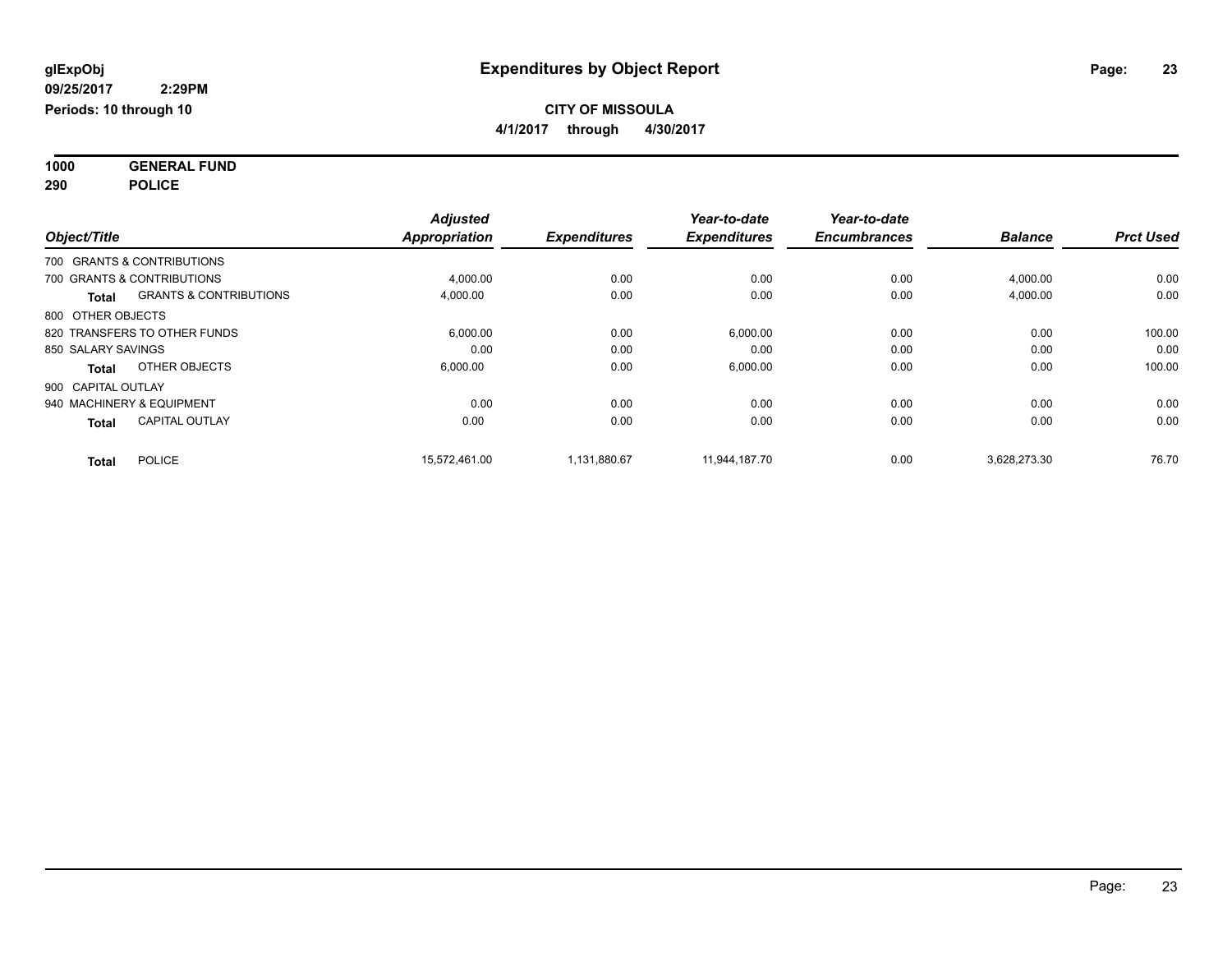glExpObj
09/25/2017 2:29PM
Periods: 10 through 10

# Expenditures by Object Report

**CITY OF MISSOULA**
**4/1/2017 through 4/30/2017**

**1000 GENERAL FUND**
**290 POLICE**

| Object/Title | | Adjusted Appropriation | Expenditures | Year-to-date Expenditures | Year-to-date Encumbrances | Balance | Prct Used |
|---|---|---|---|---|---|---|---|
| 700 GRANTS & CONTRIBUTIONS | | | | | | | |
| 700 GRANTS & CONTRIBUTIONS | | 4,000.00 | 0.00 | 0.00 | 0.00 | 4,000.00 | 0.00 |
| **Total** | GRANTS & CONTRIBUTIONS | 4,000.00 | 0.00 | 0.00 | 0.00 | 4,000.00 | 0.00 |
| 800 OTHER OBJECTS | | | | | | | |
| 820 TRANSFERS TO OTHER FUNDS | | 6,000.00 | 0.00 | 6,000.00 | 0.00 | 0.00 | 100.00 |
| 850 SALARY SAVINGS | | 0.00 | 0.00 | 0.00 | 0.00 | 0.00 | 0.00 |
| **Total** | OTHER OBJECTS | 6,000.00 | 0.00 | 6,000.00 | 0.00 | 0.00 | 100.00 |
| 900 CAPITAL OUTLAY | | | | | | | |
| 940 MACHINERY & EQUIPMENT | | 0.00 | 0.00 | 0.00 | 0.00 | 0.00 | 0.00 |
| **Total** | CAPITAL OUTLAY | 0.00 | 0.00 | 0.00 | 0.00 | 0.00 | 0.00 |
| **Total** | POLICE | 15,572,461.00 | 1,131,880.67 | 11,944,187.70 | 0.00 | 3,628,273.30 | 76.70 |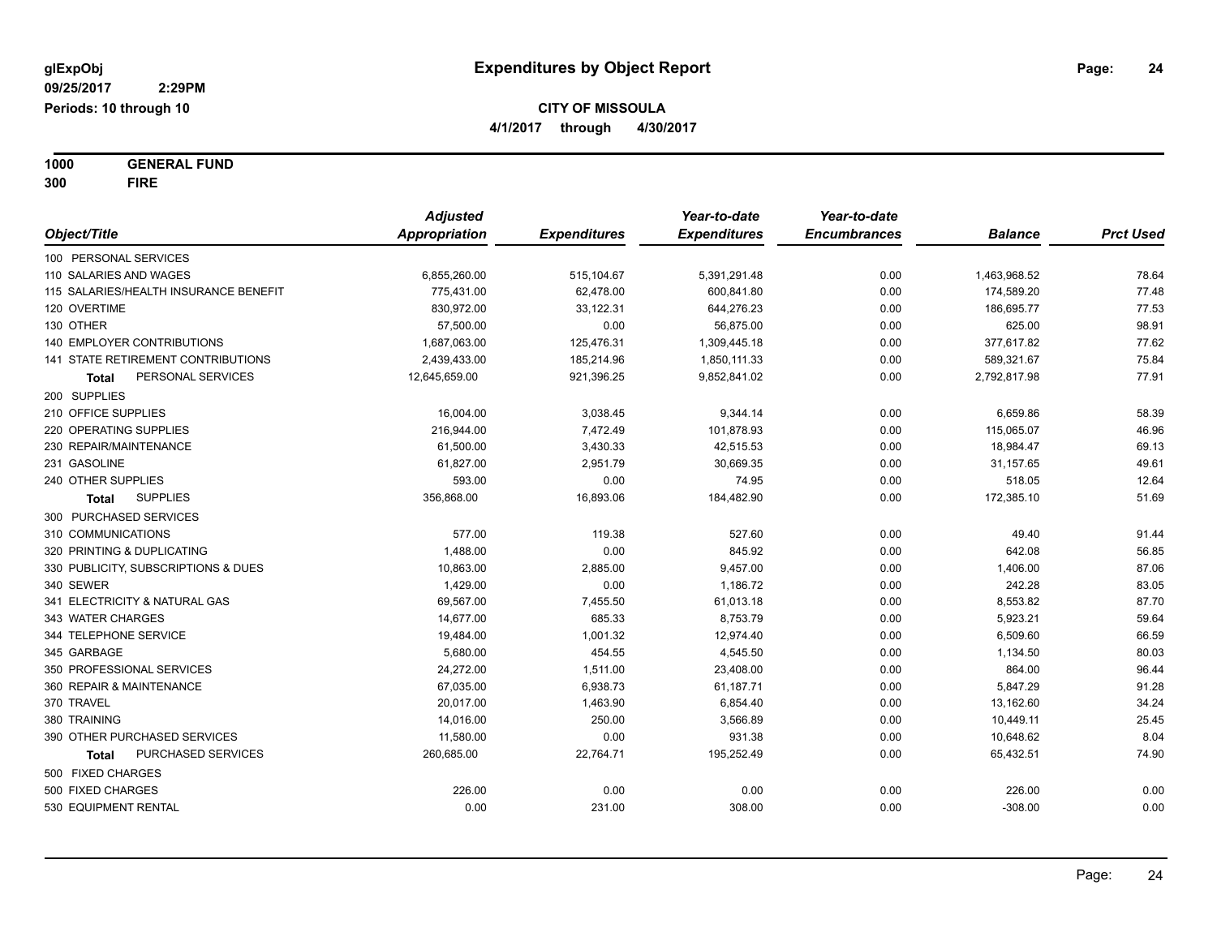glExpObj
09/25/2017 2:29PM
Periods: 10 through 10

# Expenditures by Object Report

**CITY OF MISSOULA**
**4/1/2017 through 4/30/2017**

**1000 GENERAL FUND**
**300 FIRE**

| Object/Title | Adjusted Appropriation | Expenditures | Year-to-date Expenditures | Year-to-date Encumbrances | Balance | Prct Used |
|---|---|---|---|---|---|---|
| 100 PERSONAL SERVICES | | | | | | |
| 110 SALARIES AND WAGES | 6,855,260.00 | 515,104.67 | 5,391,291.48 | 0.00 | 1,463,968.52 | 78.64 |
| 115 SALARIES/HEALTH INSURANCE BENEFIT | 775,431.00 | 62,478.00 | 600,841.80 | 0.00 | 174,589.20 | 77.48 |
| 120 OVERTIME | 830,972.00 | 33,122.31 | 644,276.23 | 0.00 | 186,695.77 | 77.53 |
| 130 OTHER | 57,500.00 | 0.00 | 56,875.00 | 0.00 | 625.00 | 98.91 |
| 140 EMPLOYER CONTRIBUTIONS | 1,687,063.00 | 125,476.31 | 1,309,445.18 | 0.00 | 377,617.82 | 77.62 |
| 141 STATE RETIREMENT CONTRIBUTIONS | 2,439,433.00 | 185,214.96 | 1,850,111.33 | 0.00 | 589,321.67 | 75.84 |
| **Total** PERSONAL SERVICES | 12,645,659.00 | 921,396.25 | 9,852,841.02 | 0.00 | 2,792,817.98 | 77.91 |
| 200 SUPPLIES | | | | | | |
| 210 OFFICE SUPPLIES | 16,004.00 | 3,038.45 | 9,344.14 | 0.00 | 6,659.86 | 58.39 |
| 220 OPERATING SUPPLIES | 216,944.00 | 7,472.49 | 101,878.93 | 0.00 | 115,065.07 | 46.96 |
| 230 REPAIR/MAINTENANCE | 61,500.00 | 3,430.33 | 42,515.53 | 0.00 | 18,984.47 | 69.13 |
| 231 GASOLINE | 61,827.00 | 2,951.79 | 30,669.35 | 0.00 | 31,157.65 | 49.61 |
| 240 OTHER SUPPLIES | 593.00 | 0.00 | 74.95 | 0.00 | 518.05 | 12.64 |
| **Total** SUPPLIES | 356,868.00 | 16,893.06 | 184,482.90 | 0.00 | 172,385.10 | 51.69 |
| 300 PURCHASED SERVICES | | | | | | |
| 310 COMMUNICATIONS | 577.00 | 119.38 | 527.60 | 0.00 | 49.40 | 91.44 |
| 320 PRINTING & DUPLICATING | 1,488.00 | 0.00 | 845.92 | 0.00 | 642.08 | 56.85 |
| 330 PUBLICITY, SUBSCRIPTIONS & DUES | 10,863.00 | 2,885.00 | 9,457.00 | 0.00 | 1,406.00 | 87.06 |
| 340 SEWER | 1,429.00 | 0.00 | 1,186.72 | 0.00 | 242.28 | 83.05 |
| 341 ELECTRICITY & NATURAL GAS | 69,567.00 | 7,455.50 | 61,013.18 | 0.00 | 8,553.82 | 87.70 |
| 343 WATER CHARGES | 14,677.00 | 685.33 | 8,753.79 | 0.00 | 5,923.21 | 59.64 |
| 344 TELEPHONE SERVICE | 19,484.00 | 1,001.32 | 12,974.40 | 0.00 | 6,509.60 | 66.59 |
| 345 GARBAGE | 5,680.00 | 454.55 | 4,545.50 | 0.00 | 1,134.50 | 80.03 |
| 350 PROFESSIONAL SERVICES | 24,272.00 | 1,511.00 | 23,408.00 | 0.00 | 864.00 | 96.44 |
| 360 REPAIR & MAINTENANCE | 67,035.00 | 6,938.73 | 61,187.71 | 0.00 | 5,847.29 | 91.28 |
| 370 TRAVEL | 20,017.00 | 1,463.90 | 6,854.40 | 0.00 | 13,162.60 | 34.24 |
| 380 TRAINING | 14,016.00 | 250.00 | 3,566.89 | 0.00 | 10,449.11 | 25.45 |
| 390 OTHER PURCHASED SERVICES | 11,580.00 | 0.00 | 931.38 | 0.00 | 10,648.62 | 8.04 |
| **Total** PURCHASED SERVICES | 260,685.00 | 22,764.71 | 195,252.49 | 0.00 | 65,432.51 | 74.90 |
| 500 FIXED CHARGES | | | | | | |
| 500 FIXED CHARGES | 226.00 | 0.00 | 0.00 | 0.00 | 226.00 | 0.00 |
| 530 EQUIPMENT RENTAL | 0.00 | 231.00 | 308.00 | 0.00 | -308.00 | 0.00 |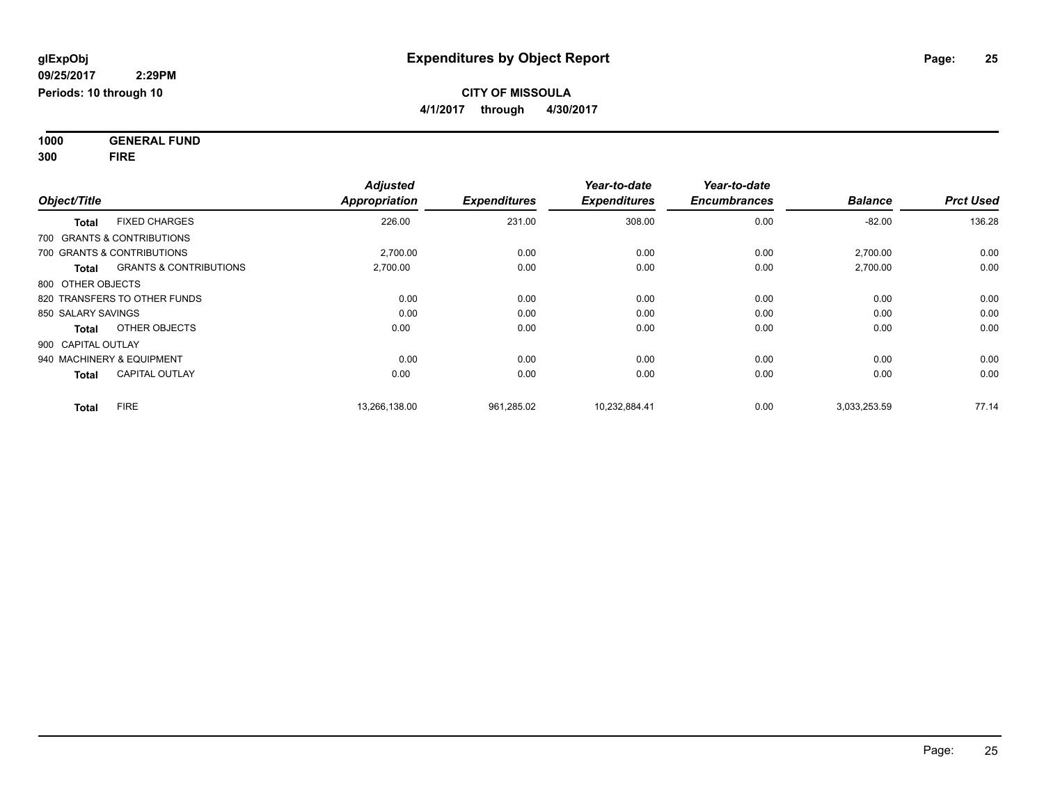**glExpObj**
**09/25/2017 2:29PM**
**Periods: 10 through 10**

# Expenditures by Object Report

**CITY OF MISSOULA**
**4/1/2017 through 4/30/2017**

**1000 GENERAL FUND**
**300 FIRE**

| Object/Title | | Adjusted Appropriation | Expenditures | Year-to-date Expenditures | Year-to-date Encumbrances | Balance | Prct Used |
|---|---|---|---|---|---|---|---|
| **Total** | FIXED CHARGES | 226.00 | 231.00 | 308.00 | 0.00 | -82.00 | 136.28 |
| 700 GRANTS & CONTRIBUTIONS | | | | | | | |
| 700 GRANTS & CONTRIBUTIONS | | 2,700.00 | 0.00 | 0.00 | 0.00 | 2,700.00 | 0.00 |
| **Total** | GRANTS & CONTRIBUTIONS | 2,700.00 | 0.00 | 0.00 | 0.00 | 2,700.00 | 0.00 |
| 800 OTHER OBJECTS | | | | | | | |
| 820 TRANSFERS TO OTHER FUNDS | | 0.00 | 0.00 | 0.00 | 0.00 | 0.00 | 0.00 |
| 850 SALARY SAVINGS | | 0.00 | 0.00 | 0.00 | 0.00 | 0.00 | 0.00 |
| **Total** | OTHER OBJECTS | 0.00 | 0.00 | 0.00 | 0.00 | 0.00 | 0.00 |
| 900 CAPITAL OUTLAY | | | | | | | |
| 940 MACHINERY & EQUIPMENT | | 0.00 | 0.00 | 0.00 | 0.00 | 0.00 | 0.00 |
| **Total** | CAPITAL OUTLAY | 0.00 | 0.00 | 0.00 | 0.00 | 0.00 | 0.00 |
| **Total** | FIRE | 13,266,138.00 | 961,285.02 | 10,232,884.41 | 0.00 | 3,033,253.59 | 77.14 |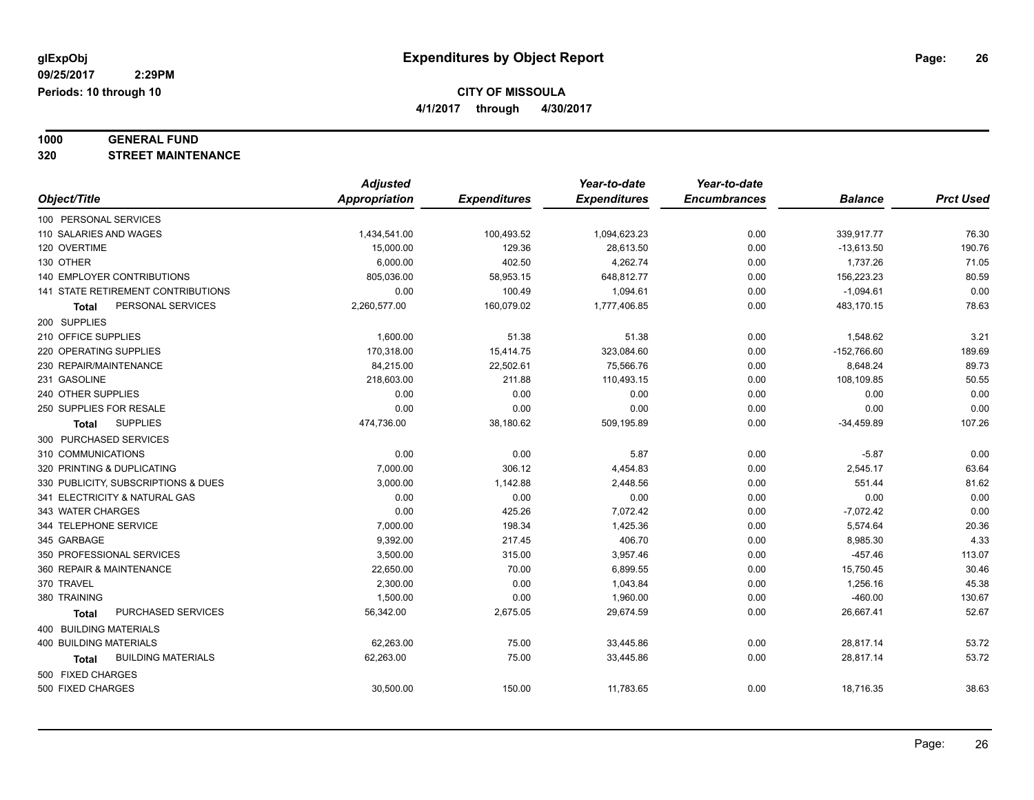glExpObj
09/25/2017 2:29PM
Periods: 10 through 10

# Expenditures by Object Report

**CITY OF MISSOULA**
**4/1/2017 through 4/30/2017**

**1000 GENERAL FUND**
**320 STREET MAINTENANCE**

| Object/Title | Adjusted Appropriation | Expenditures | Year-to-date Expenditures | Year-to-date Encumbrances | Balance | Prct Used |
|---|---|---|---|---|---|---|
| 100 PERSONAL SERVICES | | | | | | |
| 110 SALARIES AND WAGES | 1,434,541.00 | 100,493.52 | 1,094,623.23 | 0.00 | 339,917.77 | 76.30 |
| 120 OVERTIME | 15,000.00 | 129.36 | 28,613.50 | 0.00 | -13,613.50 | 190.76 |
| 130 OTHER | 6,000.00 | 402.50 | 4,262.74 | 0.00 | 1,737.26 | 71.05 |
| 140 EMPLOYER CONTRIBUTIONS | 805,036.00 | 58,953.15 | 648,812.77 | 0.00 | 156,223.23 | 80.59 |
| 141 STATE RETIREMENT CONTRIBUTIONS | 0.00 | 100.49 | 1,094.61 | 0.00 | -1,094.61 | 0.00 |
| **Total** PERSONAL SERVICES | 2,260,577.00 | 160,079.02 | 1,777,406.85 | 0.00 | 483,170.15 | 78.63 |
| 200 SUPPLIES | | | | | | |
| 210 OFFICE SUPPLIES | 1,600.00 | 51.38 | 51.38 | 0.00 | 1,548.62 | 3.21 |
| 220 OPERATING SUPPLIES | 170,318.00 | 15,414.75 | 323,084.60 | 0.00 | -152,766.60 | 189.69 |
| 230 REPAIR/MAINTENANCE | 84,215.00 | 22,502.61 | 75,566.76 | 0.00 | 8,648.24 | 89.73 |
| 231 GASOLINE | 218,603.00 | 211.88 | 110,493.15 | 0.00 | 108,109.85 | 50.55 |
| 240 OTHER SUPPLIES | 0.00 | 0.00 | 0.00 | 0.00 | 0.00 | 0.00 |
| 250 SUPPLIES FOR RESALE | 0.00 | 0.00 | 0.00 | 0.00 | 0.00 | 0.00 |
| **Total** SUPPLIES | 474,736.00 | 38,180.62 | 509,195.89 | 0.00 | -34,459.89 | 107.26 |
| 300 PURCHASED SERVICES | | | | | | |
| 310 COMMUNICATIONS | 0.00 | 0.00 | 5.87 | 0.00 | -5.87 | 0.00 |
| 320 PRINTING & DUPLICATING | 7,000.00 | 306.12 | 4,454.83 | 0.00 | 2,545.17 | 63.64 |
| 330 PUBLICITY, SUBSCRIPTIONS & DUES | 3,000.00 | 1,142.88 | 2,448.56 | 0.00 | 551.44 | 81.62 |
| 341 ELECTRICITY & NATURAL GAS | 0.00 | 0.00 | 0.00 | 0.00 | 0.00 | 0.00 |
| 343 WATER CHARGES | 0.00 | 425.26 | 7,072.42 | 0.00 | -7,072.42 | 0.00 |
| 344 TELEPHONE SERVICE | 7,000.00 | 198.34 | 1,425.36 | 0.00 | 5,574.64 | 20.36 |
| 345 GARBAGE | 9,392.00 | 217.45 | 406.70 | 0.00 | 8,985.30 | 4.33 |
| 350 PROFESSIONAL SERVICES | 3,500.00 | 315.00 | 3,957.46 | 0.00 | -457.46 | 113.07 |
| 360 REPAIR & MAINTENANCE | 22,650.00 | 70.00 | 6,899.55 | 0.00 | 15,750.45 | 30.46 |
| 370 TRAVEL | 2,300.00 | 0.00 | 1,043.84 | 0.00 | 1,256.16 | 45.38 |
| 380 TRAINING | 1,500.00 | 0.00 | 1,960.00 | 0.00 | -460.00 | 130.67 |
| **Total** PURCHASED SERVICES | 56,342.00 | 2,675.05 | 29,674.59 | 0.00 | 26,667.41 | 52.67 |
| 400 BUILDING MATERIALS | | | | | | |
| 400 BUILDING MATERIALS | 62,263.00 | 75.00 | 33,445.86 | 0.00 | 28,817.14 | 53.72 |
| **Total** BUILDING MATERIALS | 62,263.00 | 75.00 | 33,445.86 | 0.00 | 28,817.14 | 53.72 |
| 500 FIXED CHARGES | | | | | | |
| 500 FIXED CHARGES | 30,500.00 | 150.00 | 11,783.65 | 0.00 | 18,716.35 | 38.63 |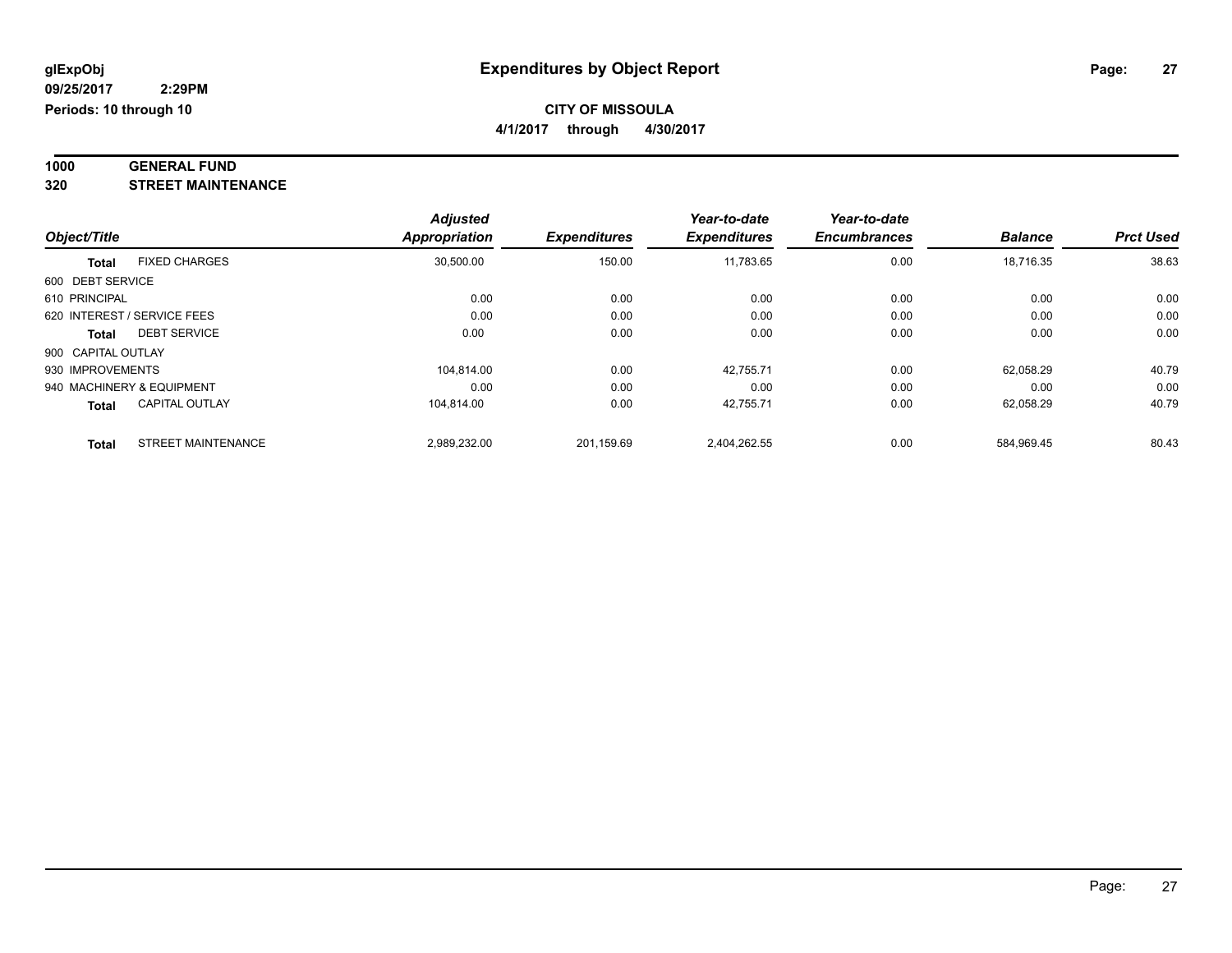**glExpObj** **Expenditures by Object Report**

**09/25/2017 2:29PM**

**Periods: 10 through 10**

**CITY OF MISSOULA**

**4/1/2017 through 4/30/2017**

**1000 GENERAL FUND**

**320 STREET MAINTENANCE**

| Object/Title | | Adjusted Appropriation | Expenditures | Year-to-date Expenditures | Year-to-date Encumbrances | Balance | Prct Used |
|---|---|---|---|---|---|---|---|
| **Total** | FIXED CHARGES | 30,500.00 | 150.00 | 11,783.65 | 0.00 | 18,716.35 | 38.63 |
| 600 DEBT SERVICE | | | | | | | |
| 610 PRINCIPAL | | 0.00 | 0.00 | 0.00 | 0.00 | 0.00 | 0.00 |
| 620 INTEREST / SERVICE FEES | | 0.00 | 0.00 | 0.00 | 0.00 | 0.00 | 0.00 |
| **Total** | DEBT SERVICE | 0.00 | 0.00 | 0.00 | 0.00 | 0.00 | 0.00 |
| 900 CAPITAL OUTLAY | | | | | | | |
| 930 IMPROVEMENTS | | 104,814.00 | 0.00 | 42,755.71 | 0.00 | 62,058.29 | 40.79 |
| 940 MACHINERY & EQUIPMENT | | 0.00 | 0.00 | 0.00 | 0.00 | 0.00 | 0.00 |
| **Total** | CAPITAL OUTLAY | 104,814.00 | 0.00 | 42,755.71 | 0.00 | 62,058.29 | 40.79 |
| **Total** | STREET MAINTENANCE | 2,989,232.00 | 201,159.69 | 2,404,262.55 | 0.00 | 584,969.45 | 80.43 |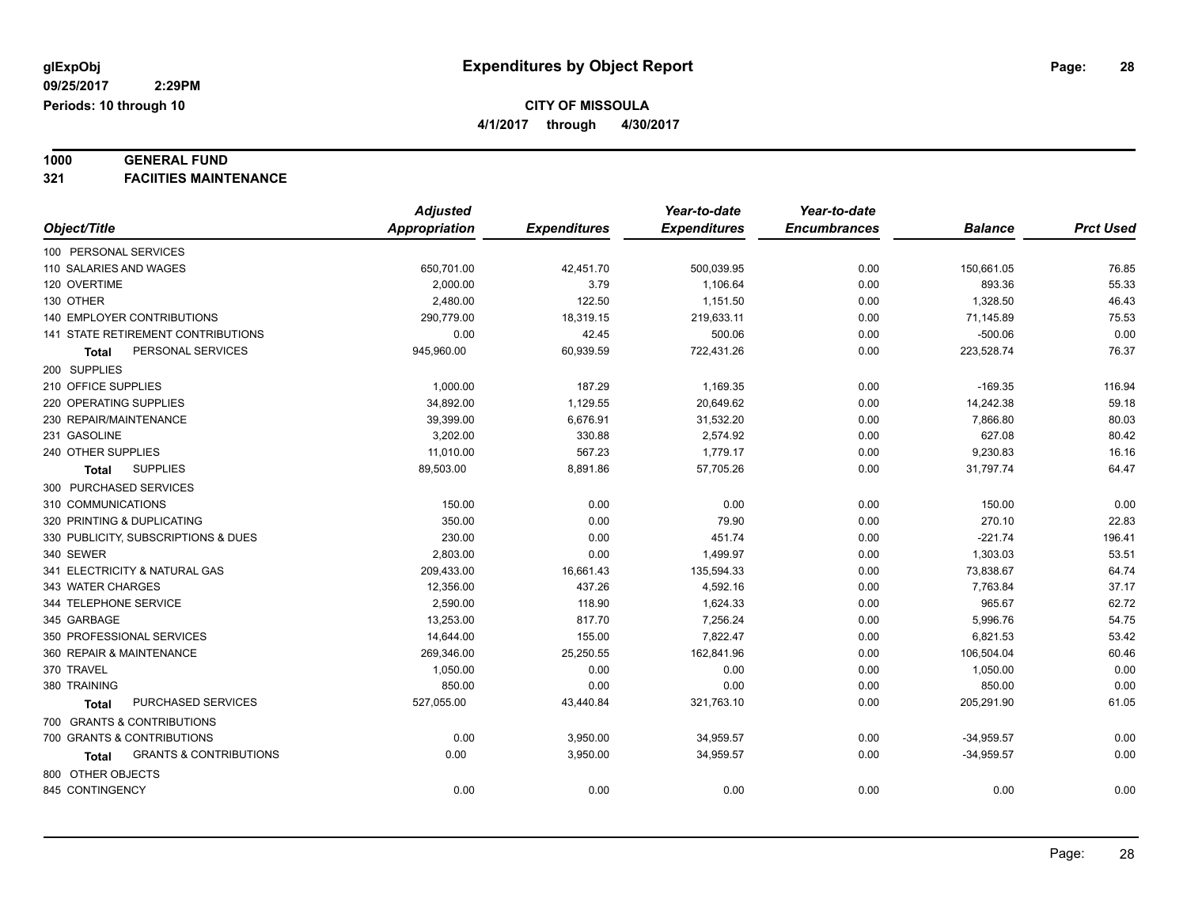glExpObj
09/25/2017 2:29PM
Periods: 10 through 10

# Expenditures by Object Report

**CITY OF MISSOULA**

**4/1/2017 through 4/30/2017**

**1000 GENERAL FUND**

**321 FACIITIES MAINTENANCE**

| Object/Title | Adjusted Appropriation | Expenditures | Year-to-date Expenditures | Year-to-date Encumbrances | Balance | Prct Used |
|---|---|---|---|---|---|---|
| 100 PERSONAL SERVICES | | | | | | |
| 110 SALARIES AND WAGES | 650,701.00 | 42,451.70 | 500,039.95 | 0.00 | 150,661.05 | 76.85 |
| 120 OVERTIME | 2,000.00 | 3.79 | 1,106.64 | 0.00 | 893.36 | 55.33 |
| 130 OTHER | 2,480.00 | 122.50 | 1,151.50 | 0.00 | 1,328.50 | 46.43 |
| 140 EMPLOYER CONTRIBUTIONS | 290,779.00 | 18,319.15 | 219,633.11 | 0.00 | 71,145.89 | 75.53 |
| 141 STATE RETIREMENT CONTRIBUTIONS | 0.00 | 42.45 | 500.06 | 0.00 | -500.06 | 0.00 |
| **Total** PERSONAL SERVICES | 945,960.00 | 60,939.59 | 722,431.26 | 0.00 | 223,528.74 | 76.37 |
| 200 SUPPLIES | | | | | | |
| 210 OFFICE SUPPLIES | 1,000.00 | 187.29 | 1,169.35 | 0.00 | -169.35 | 116.94 |
| 220 OPERATING SUPPLIES | 34,892.00 | 1,129.55 | 20,649.62 | 0.00 | 14,242.38 | 59.18 |
| 230 REPAIR/MAINTENANCE | 39,399.00 | 6,676.91 | 31,532.20 | 0.00 | 7,866.80 | 80.03 |
| 231 GASOLINE | 3,202.00 | 330.88 | 2,574.92 | 0.00 | 627.08 | 80.42 |
| 240 OTHER SUPPLIES | 11,010.00 | 567.23 | 1,779.17 | 0.00 | 9,230.83 | 16.16 |
| **Total** SUPPLIES | 89,503.00 | 8,891.86 | 57,705.26 | 0.00 | 31,797.74 | 64.47 |
| 300 PURCHASED SERVICES | | | | | | |
| 310 COMMUNICATIONS | 150.00 | 0.00 | 0.00 | 0.00 | 150.00 | 0.00 |
| 320 PRINTING & DUPLICATING | 350.00 | 0.00 | 79.90 | 0.00 | 270.10 | 22.83 |
| 330 PUBLICITY, SUBSCRIPTIONS & DUES | 230.00 | 0.00 | 451.74 | 0.00 | -221.74 | 196.41 |
| 340 SEWER | 2,803.00 | 0.00 | 1,499.97 | 0.00 | 1,303.03 | 53.51 |
| 341 ELECTRICITY & NATURAL GAS | 209,433.00 | 16,661.43 | 135,594.33 | 0.00 | 73,838.67 | 64.74 |
| 343 WATER CHARGES | 12,356.00 | 437.26 | 4,592.16 | 0.00 | 7,763.84 | 37.17 |
| 344 TELEPHONE SERVICE | 2,590.00 | 118.90 | 1,624.33 | 0.00 | 965.67 | 62.72 |
| 345 GARBAGE | 13,253.00 | 817.70 | 7,256.24 | 0.00 | 5,996.76 | 54.75 |
| 350 PROFESSIONAL SERVICES | 14,644.00 | 155.00 | 7,822.47 | 0.00 | 6,821.53 | 53.42 |
| 360 REPAIR & MAINTENANCE | 269,346.00 | 25,250.55 | 162,841.96 | 0.00 | 106,504.04 | 60.46 |
| 370 TRAVEL | 1,050.00 | 0.00 | 0.00 | 0.00 | 1,050.00 | 0.00 |
| 380 TRAINING | 850.00 | 0.00 | 0.00 | 0.00 | 850.00 | 0.00 |
| **Total** PURCHASED SERVICES | 527,055.00 | 43,440.84 | 321,763.10 | 0.00 | 205,291.90 | 61.05 |
| 700 GRANTS & CONTRIBUTIONS | | | | | | |
| 700 GRANTS & CONTRIBUTIONS | 0.00 | 3,950.00 | 34,959.57 | 0.00 | -34,959.57 | 0.00 |
| **Total** GRANTS & CONTRIBUTIONS | 0.00 | 3,950.00 | 34,959.57 | 0.00 | -34,959.57 | 0.00 |
| 800 OTHER OBJECTS | | | | | | |
| 845 CONTINGENCY | 0.00 | 0.00 | 0.00 | 0.00 | 0.00 | 0.00 |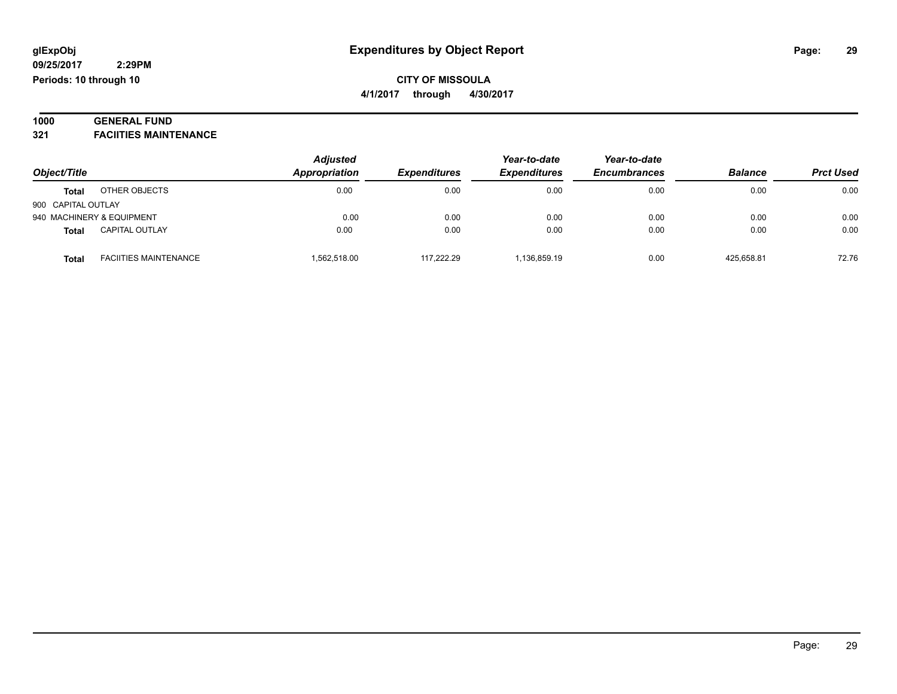**glExpObj** **Expenditures by Object Report**
**09/25/2017 2:29PM**
**Periods: 10 through 10**

**CITY OF MISSOULA**
**4/1/2017 through 4/30/2017**

**1000 GENERAL FUND**
**321 FACIITIES MAINTENANCE**

| Object/Title | | *Adjusted Appropriation* | *Expenditures* | *Year-to-date Expenditures* | *Year-to-date Encumbrances* | *Balance* | *Prct Used* |
|---|---|---|---|---|---|---|---|
| **Total** | OTHER OBJECTS | 0.00 | 0.00 | 0.00 | 0.00 | 0.00 | 0.00 |
| 900 CAPITAL OUTLAY | | | | | | | |
| 940 MACHINERY & EQUIPMENT | | 0.00 | 0.00 | 0.00 | 0.00 | 0.00 | 0.00 |
| **Total** | CAPITAL OUTLAY | 0.00 | 0.00 | 0.00 | 0.00 | 0.00 | 0.00 |
| **Total** | FACIITIES MAINTENANCE | 1,562,518.00 | 117,222.29 | 1,136,859.19 | 0.00 | 425,658.81 | 72.76 |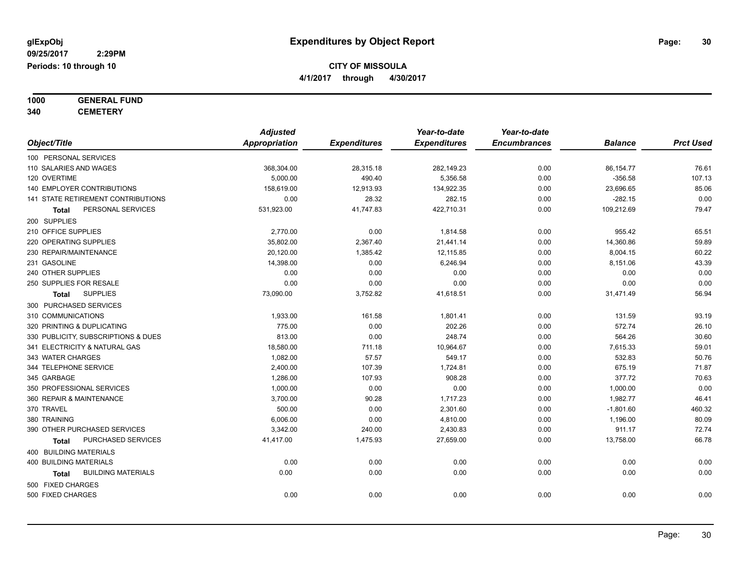glExpObj
09/25/2017 2:29PM
Periods: 10 through 10

# Expenditures by Object Report

**CITY OF MISSOULA**
**4/1/2017 through 4/30/2017**

**1000 GENERAL FUND**
**340 CEMETERY**

| Object/Title | Adjusted Appropriation | Expenditures | Year-to-date Expenditures | Year-to-date Encumbrances | Balance | Prct Used |
|---|---|---|---|---|---|---|
| 100 PERSONAL SERVICES | | | | | | |
| 110 SALARIES AND WAGES | 368,304.00 | 28,315.18 | 282,149.23 | 0.00 | 86,154.77 | 76.61 |
| 120 OVERTIME | 5,000.00 | 490.40 | 5,356.58 | 0.00 | -356.58 | 107.13 |
| 140 EMPLOYER CONTRIBUTIONS | 158,619.00 | 12,913.93 | 134,922.35 | 0.00 | 23,696.65 | 85.06 |
| 141 STATE RETIREMENT CONTRIBUTIONS | 0.00 | 28.32 | 282.15 | 0.00 | -282.15 | 0.00 |
| **Total** PERSONAL SERVICES | 531,923.00 | 41,747.83 | 422,710.31 | 0.00 | 109,212.69 | 79.47 |
| 200 SUPPLIES | | | | | | |
| 210 OFFICE SUPPLIES | 2,770.00 | 0.00 | 1,814.58 | 0.00 | 955.42 | 65.51 |
| 220 OPERATING SUPPLIES | 35,802.00 | 2,367.40 | 21,441.14 | 0.00 | 14,360.86 | 59.89 |
| 230 REPAIR/MAINTENANCE | 20,120.00 | 1,385.42 | 12,115.85 | 0.00 | 8,004.15 | 60.22 |
| 231 GASOLINE | 14,398.00 | 0.00 | 6,246.94 | 0.00 | 8,151.06 | 43.39 |
| 240 OTHER SUPPLIES | 0.00 | 0.00 | 0.00 | 0.00 | 0.00 | 0.00 |
| 250 SUPPLIES FOR RESALE | 0.00 | 0.00 | 0.00 | 0.00 | 0.00 | 0.00 |
| **Total** SUPPLIES | 73,090.00 | 3,752.82 | 41,618.51 | 0.00 | 31,471.49 | 56.94 |
| 300 PURCHASED SERVICES | | | | | | |
| 310 COMMUNICATIONS | 1,933.00 | 161.58 | 1,801.41 | 0.00 | 131.59 | 93.19 |
| 320 PRINTING & DUPLICATING | 775.00 | 0.00 | 202.26 | 0.00 | 572.74 | 26.10 |
| 330 PUBLICITY, SUBSCRIPTIONS & DUES | 813.00 | 0.00 | 248.74 | 0.00 | 564.26 | 30.60 |
| 341 ELECTRICITY & NATURAL GAS | 18,580.00 | 711.18 | 10,964.67 | 0.00 | 7,615.33 | 59.01 |
| 343 WATER CHARGES | 1,082.00 | 57.57 | 549.17 | 0.00 | 532.83 | 50.76 |
| 344 TELEPHONE SERVICE | 2,400.00 | 107.39 | 1,724.81 | 0.00 | 675.19 | 71.87 |
| 345 GARBAGE | 1,286.00 | 107.93 | 908.28 | 0.00 | 377.72 | 70.63 |
| 350 PROFESSIONAL SERVICES | 1,000.00 | 0.00 | 0.00 | 0.00 | 1,000.00 | 0.00 |
| 360 REPAIR & MAINTENANCE | 3,700.00 | 90.28 | 1,717.23 | 0.00 | 1,982.77 | 46.41 |
| 370 TRAVEL | 500.00 | 0.00 | 2,301.60 | 0.00 | -1,801.60 | 460.32 |
| 380 TRAINING | 6,006.00 | 0.00 | 4,810.00 | 0.00 | 1,196.00 | 80.09 |
| 390 OTHER PURCHASED SERVICES | 3,342.00 | 240.00 | 2,430.83 | 0.00 | 911.17 | 72.74 |
| **Total** PURCHASED SERVICES | 41,417.00 | 1,475.93 | 27,659.00 | 0.00 | 13,758.00 | 66.78 |
| 400 BUILDING MATERIALS | | | | | | |
| 400 BUILDING MATERIALS | 0.00 | 0.00 | 0.00 | 0.00 | 0.00 | 0.00 |
| **Total** BUILDING MATERIALS | 0.00 | 0.00 | 0.00 | 0.00 | 0.00 | 0.00 |
| 500 FIXED CHARGES | | | | | | |
| 500 FIXED CHARGES | 0.00 | 0.00 | 0.00 | 0.00 | 0.00 | 0.00 |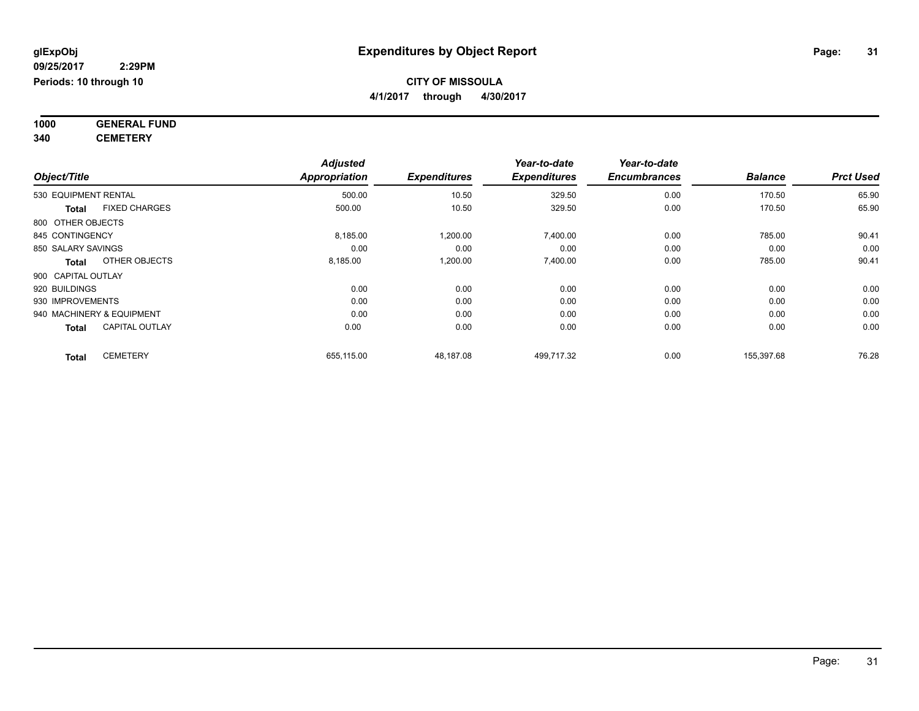# Expenditures by Object Report

glExpObj
09/25/2017 2:29PM
Periods: 10 through 10

**CITY OF MISSOULA**
**4/1/2017 through 4/30/2017**

**1000 GENERAL FUND**
**340 CEMETERY**

| Object/Title | | Adjusted Appropriation | Expenditures | Year-to-date Expenditures | Year-to-date Encumbrances | Balance | Prct Used |
|---|---|---|---|---|---|---|---|
| 530 EQUIPMENT RENTAL | | 500.00 | 10.50 | 329.50 | 0.00 | 170.50 | 65.90 |
| **Total** | FIXED CHARGES | 500.00 | 10.50 | 329.50 | 0.00 | 170.50 | 65.90 |
| 800 OTHER OBJECTS | | | | | | | |
| 845 CONTINGENCY | | 8,185.00 | 1,200.00 | 7,400.00 | 0.00 | 785.00 | 90.41 |
| 850 SALARY SAVINGS | | 0.00 | 0.00 | 0.00 | 0.00 | 0.00 | 0.00 |
| **Total** | OTHER OBJECTS | 8,185.00 | 1,200.00 | 7,400.00 | 0.00 | 785.00 | 90.41 |
| 900 CAPITAL OUTLAY | | | | | | | |
| 920 BUILDINGS | | 0.00 | 0.00 | 0.00 | 0.00 | 0.00 | 0.00 |
| 930 IMPROVEMENTS | | 0.00 | 0.00 | 0.00 | 0.00 | 0.00 | 0.00 |
| 940 MACHINERY & EQUIPMENT | | 0.00 | 0.00 | 0.00 | 0.00 | 0.00 | 0.00 |
| **Total** | CAPITAL OUTLAY | 0.00 | 0.00 | 0.00 | 0.00 | 0.00 | 0.00 |
| **Total** | CEMETERY | 655,115.00 | 48,187.08 | 499,717.32 | 0.00 | 155,397.68 | 76.28 |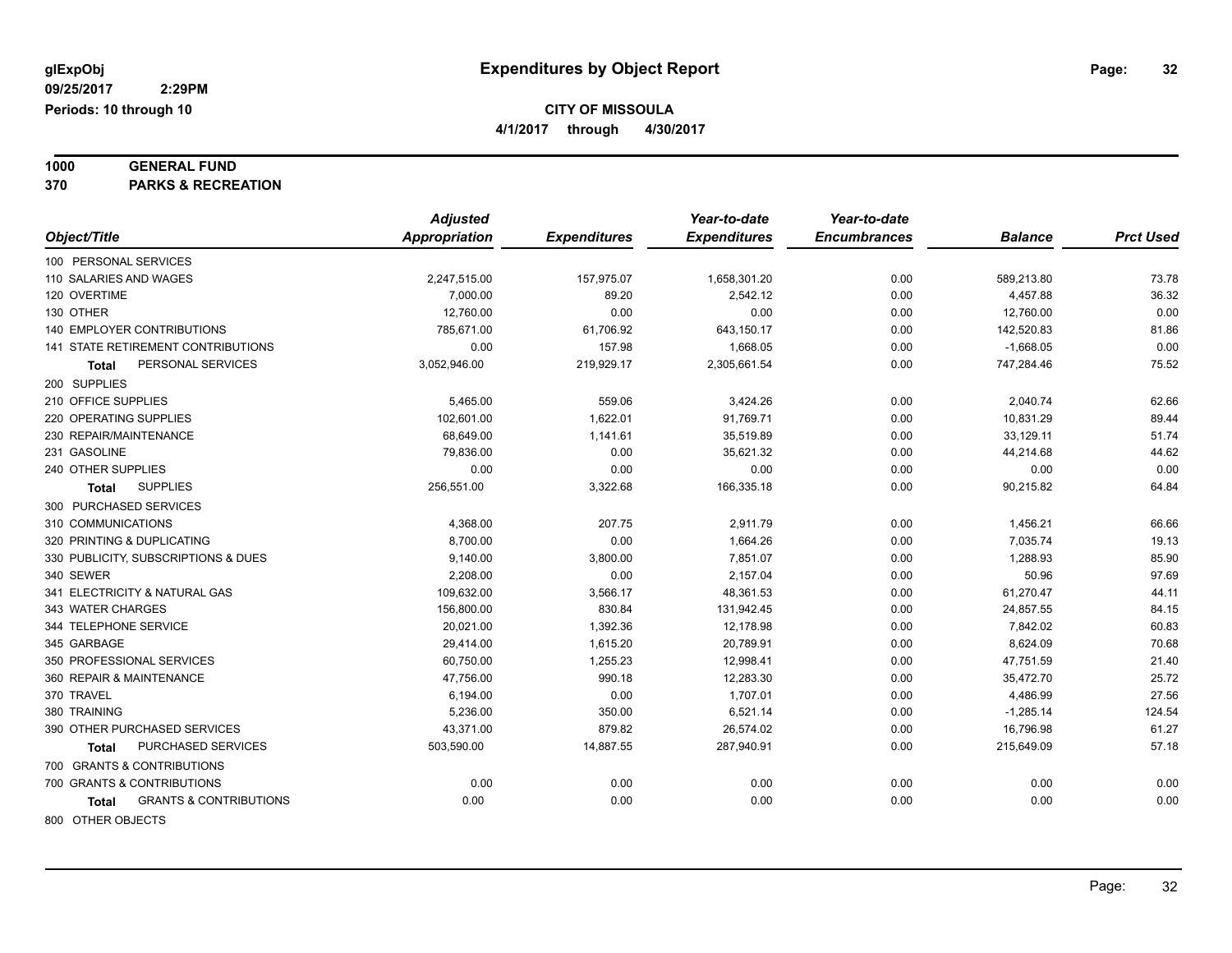# Expenditures by Object Report

glExpObj
09/25/2017 2:29PM
Periods: 10 through 10

**CITY OF MISSOULA**
**4/1/2017 through 4/30/2017**

**1000 GENERAL FUND**
**370 PARKS & RECREATION**

| Object/Title | Adjusted Appropriation | Expenditures | Year-to-date Expenditures | Year-to-date Encumbrances | Balance | Prct Used |
|---|---|---|---|---|---|---|
| 100 PERSONAL SERVICES | | | | | | |
| 110 SALARIES AND WAGES | 2,247,515.00 | 157,975.07 | 1,658,301.20 | 0.00 | 589,213.80 | 73.78 |
| 120 OVERTIME | 7,000.00 | 89.20 | 2,542.12 | 0.00 | 4,457.88 | 36.32 |
| 130 OTHER | 12,760.00 | 0.00 | 0.00 | 0.00 | 12,760.00 | 0.00 |
| 140 EMPLOYER CONTRIBUTIONS | 785,671.00 | 61,706.92 | 643,150.17 | 0.00 | 142,520.83 | 81.86 |
| 141 STATE RETIREMENT CONTRIBUTIONS | 0.00 | 157.98 | 1,668.05 | 0.00 | -1,668.05 | 0.00 |
| **Total** PERSONAL SERVICES | 3,052,946.00 | 219,929.17 | 2,305,661.54 | 0.00 | 747,284.46 | 75.52 |
| 200 SUPPLIES | | | | | | |
| 210 OFFICE SUPPLIES | 5,465.00 | 559.06 | 3,424.26 | 0.00 | 2,040.74 | 62.66 |
| 220 OPERATING SUPPLIES | 102,601.00 | 1,622.01 | 91,769.71 | 0.00 | 10,831.29 | 89.44 |
| 230 REPAIR/MAINTENANCE | 68,649.00 | 1,141.61 | 35,519.89 | 0.00 | 33,129.11 | 51.74 |
| 231 GASOLINE | 79,836.00 | 0.00 | 35,621.32 | 0.00 | 44,214.68 | 44.62 |
| 240 OTHER SUPPLIES | 0.00 | 0.00 | 0.00 | 0.00 | 0.00 | 0.00 |
| **Total** SUPPLIES | 256,551.00 | 3,322.68 | 166,335.18 | 0.00 | 90,215.82 | 64.84 |
| 300 PURCHASED SERVICES | | | | | | |
| 310 COMMUNICATIONS | 4,368.00 | 207.75 | 2,911.79 | 0.00 | 1,456.21 | 66.66 |
| 320 PRINTING & DUPLICATING | 8,700.00 | 0.00 | 1,664.26 | 0.00 | 7,035.74 | 19.13 |
| 330 PUBLICITY, SUBSCRIPTIONS & DUES | 9,140.00 | 3,800.00 | 7,851.07 | 0.00 | 1,288.93 | 85.90 |
| 340 SEWER | 2,208.00 | 0.00 | 2,157.04 | 0.00 | 50.96 | 97.69 |
| 341 ELECTRICITY & NATURAL GAS | 109,632.00 | 3,566.17 | 48,361.53 | 0.00 | 61,270.47 | 44.11 |
| 343 WATER CHARGES | 156,800.00 | 830.84 | 131,942.45 | 0.00 | 24,857.55 | 84.15 |
| 344 TELEPHONE SERVICE | 20,021.00 | 1,392.36 | 12,178.98 | 0.00 | 7,842.02 | 60.83 |
| 345 GARBAGE | 29,414.00 | 1,615.20 | 20,789.91 | 0.00 | 8,624.09 | 70.68 |
| 350 PROFESSIONAL SERVICES | 60,750.00 | 1,255.23 | 12,998.41 | 0.00 | 47,751.59 | 21.40 |
| 360 REPAIR & MAINTENANCE | 47,756.00 | 990.18 | 12,283.30 | 0.00 | 35,472.70 | 25.72 |
| 370 TRAVEL | 6,194.00 | 0.00 | 1,707.01 | 0.00 | 4,486.99 | 27.56 |
| 380 TRAINING | 5,236.00 | 350.00 | 6,521.14 | 0.00 | -1,285.14 | 124.54 |
| 390 OTHER PURCHASED SERVICES | 43,371.00 | 879.82 | 26,574.02 | 0.00 | 16,796.98 | 61.27 |
| **Total** PURCHASED SERVICES | 503,590.00 | 14,887.55 | 287,940.91 | 0.00 | 215,649.09 | 57.18 |
| 700 GRANTS & CONTRIBUTIONS | | | | | | |
| 700 GRANTS & CONTRIBUTIONS | 0.00 | 0.00 | 0.00 | 0.00 | 0.00 | 0.00 |
| **Total** GRANTS & CONTRIBUTIONS | 0.00 | 0.00 | 0.00 | 0.00 | 0.00 | 0.00 |
| 800 OTHER OBJECTS | | | | | | |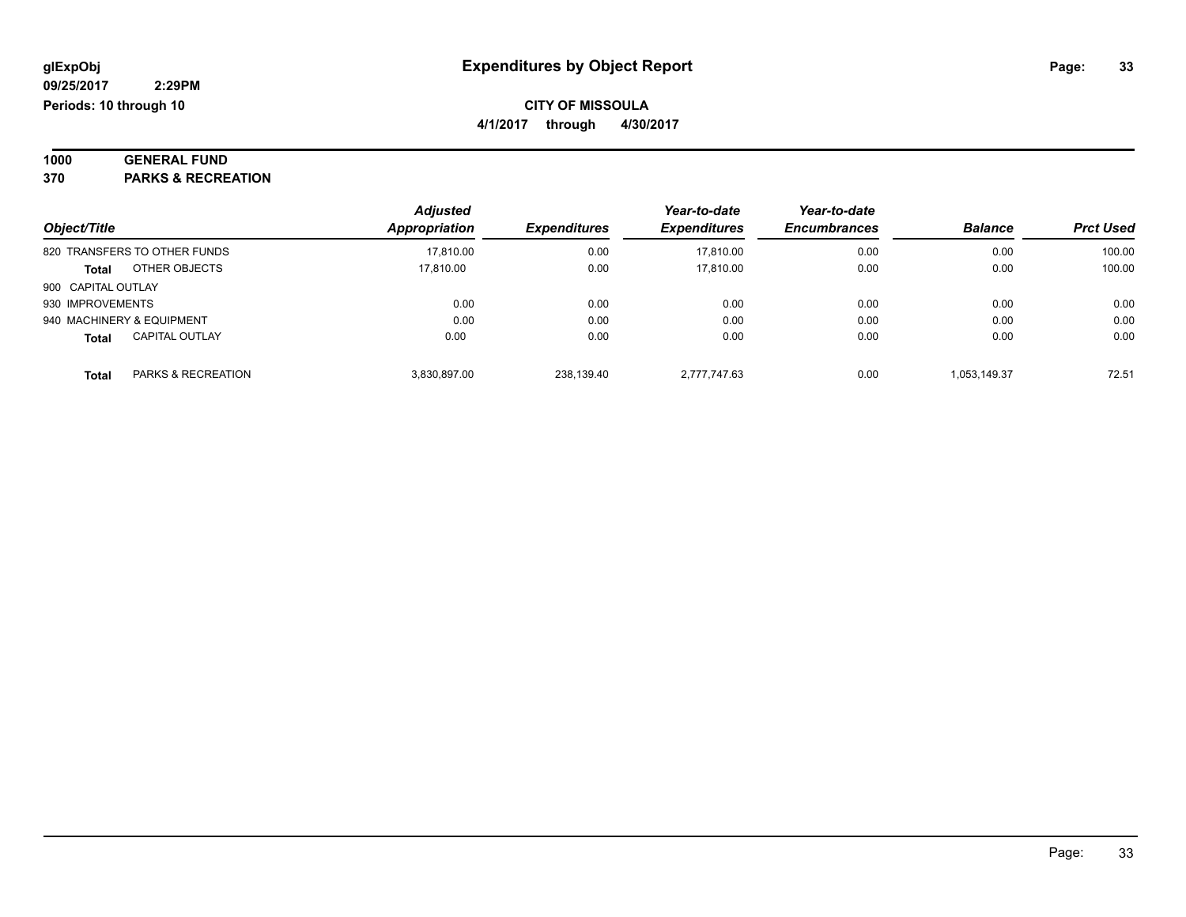# Expenditures by Object Report

glExpObj
09/25/2017 2:29PM
Periods: 10 through 10

**CITY OF MISSOULA**
**4/1/2017 through 4/30/2017**

**1000 GENERAL FUND**
**370 PARKS & RECREATION**

| Object/Title | | Adjusted Appropriation | Expenditures | Year-to-date Expenditures | Year-to-date Encumbrances | Balance | Prct Used |
|---|---|---|---|---|---|---|---|
| 820 TRANSFERS TO OTHER FUNDS | | 17,810.00 | 0.00 | 17,810.00 | 0.00 | 0.00 | 100.00 |
| **Total** | OTHER OBJECTS | 17,810.00 | 0.00 | 17,810.00 | 0.00 | 0.00 | 100.00 |
| 900 CAPITAL OUTLAY | | | | | | | |
| 930 IMPROVEMENTS | | 0.00 | 0.00 | 0.00 | 0.00 | 0.00 | 0.00 |
| 940 MACHINERY & EQUIPMENT | | 0.00 | 0.00 | 0.00 | 0.00 | 0.00 | 0.00 |
| **Total** | CAPITAL OUTLAY | 0.00 | 0.00 | 0.00 | 0.00 | 0.00 | 0.00 |
| **Total** | PARKS & RECREATION | 3,830,897.00 | 238,139.40 | 2,777,747.63 | 0.00 | 1,053,149.37 | 72.51 |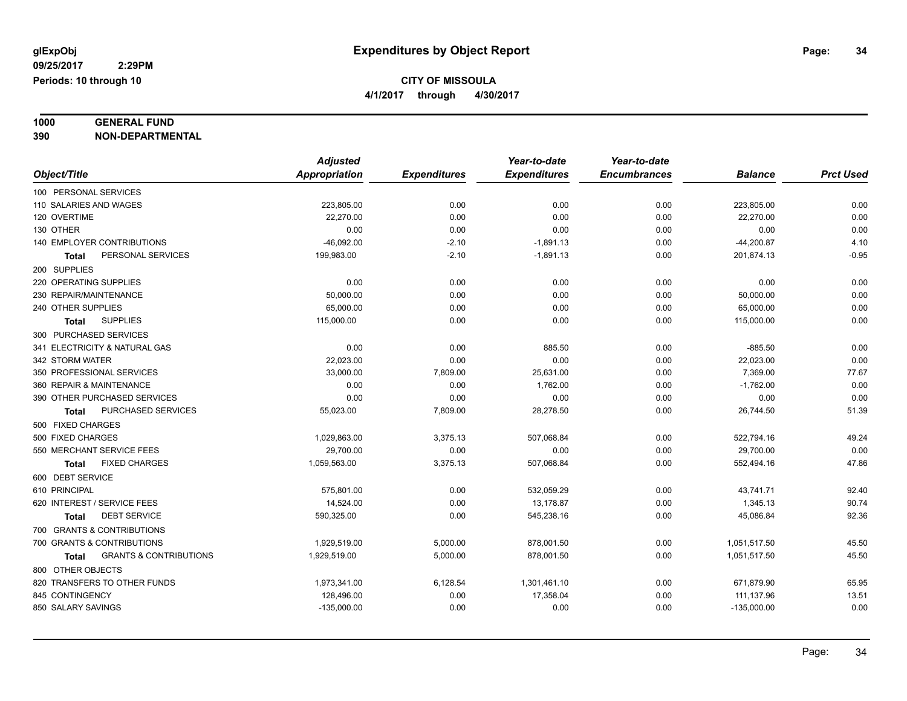**glExpObj**
**09/25/2017 2:29PM**
**Periods: 10 through 10**

# Expenditures by Object Report

**CITY OF MISSOULA**
**4/1/2017 through 4/30/2017**

**1000 GENERAL FUND**
**390 NON-DEPARTMENTAL**

| Object/Title | Adjusted Appropriation | Expenditures | Year-to-date Expenditures | Year-to-date Encumbrances | Balance | Prct Used |
|---|---|---|---|---|---|---|
| 100 PERSONAL SERVICES | | | | | | |
| 110 SALARIES AND WAGES | 223,805.00 | 0.00 | 0.00 | 0.00 | 223,805.00 | 0.00 |
| 120 OVERTIME | 22,270.00 | 0.00 | 0.00 | 0.00 | 22,270.00 | 0.00 |
| 130 OTHER | 0.00 | 0.00 | 0.00 | 0.00 | 0.00 | 0.00 |
| 140 EMPLOYER CONTRIBUTIONS | -46,092.00 | -2.10 | -1,891.13 | 0.00 | -44,200.87 | 4.10 |
| **Total** PERSONAL SERVICES | 199,983.00 | -2.10 | -1,891.13 | 0.00 | 201,874.13 | -0.95 |
| 200 SUPPLIES | | | | | | |
| 220 OPERATING SUPPLIES | 0.00 | 0.00 | 0.00 | 0.00 | 0.00 | 0.00 |
| 230 REPAIR/MAINTENANCE | 50,000.00 | 0.00 | 0.00 | 0.00 | 50,000.00 | 0.00 |
| 240 OTHER SUPPLIES | 65,000.00 | 0.00 | 0.00 | 0.00 | 65,000.00 | 0.00 |
| **Total** SUPPLIES | 115,000.00 | 0.00 | 0.00 | 0.00 | 115,000.00 | 0.00 |
| 300 PURCHASED SERVICES | | | | | | |
| 341 ELECTRICITY & NATURAL GAS | 0.00 | 0.00 | 885.50 | 0.00 | -885.50 | 0.00 |
| 342 STORM WATER | 22,023.00 | 0.00 | 0.00 | 0.00 | 22,023.00 | 0.00 |
| 350 PROFESSIONAL SERVICES | 33,000.00 | 7,809.00 | 25,631.00 | 0.00 | 7,369.00 | 77.67 |
| 360 REPAIR & MAINTENANCE | 0.00 | 0.00 | 1,762.00 | 0.00 | -1,762.00 | 0.00 |
| 390 OTHER PURCHASED SERVICES | 0.00 | 0.00 | 0.00 | 0.00 | 0.00 | 0.00 |
| **Total** PURCHASED SERVICES | 55,023.00 | 7,809.00 | 28,278.50 | 0.00 | 26,744.50 | 51.39 |
| 500 FIXED CHARGES | | | | | | |
| 500 FIXED CHARGES | 1,029,863.00 | 3,375.13 | 507,068.84 | 0.00 | 522,794.16 | 49.24 |
| 550 MERCHANT SERVICE FEES | 29,700.00 | 0.00 | 0.00 | 0.00 | 29,700.00 | 0.00 |
| **Total** FIXED CHARGES | 1,059,563.00 | 3,375.13 | 507,068.84 | 0.00 | 552,494.16 | 47.86 |
| 600 DEBT SERVICE | | | | | | |
| 610 PRINCIPAL | 575,801.00 | 0.00 | 532,059.29 | 0.00 | 43,741.71 | 92.40 |
| 620 INTEREST / SERVICE FEES | 14,524.00 | 0.00 | 13,178.87 | 0.00 | 1,345.13 | 90.74 |
| **Total** DEBT SERVICE | 590,325.00 | 0.00 | 545,238.16 | 0.00 | 45,086.84 | 92.36 |
| 700 GRANTS & CONTRIBUTIONS | | | | | | |
| 700 GRANTS & CONTRIBUTIONS | 1,929,519.00 | 5,000.00 | 878,001.50 | 0.00 | 1,051,517.50 | 45.50 |
| **Total** GRANTS & CONTRIBUTIONS | 1,929,519.00 | 5,000.00 | 878,001.50 | 0.00 | 1,051,517.50 | 45.50 |
| 800 OTHER OBJECTS | | | | | | |
| 820 TRANSFERS TO OTHER FUNDS | 1,973,341.00 | 6,128.54 | 1,301,461.10 | 0.00 | 671,879.90 | 65.95 |
| 845 CONTINGENCY | 128,496.00 | 0.00 | 17,358.04 | 0.00 | 111,137.96 | 13.51 |
| 850 SALARY SAVINGS | -135,000.00 | 0.00 | 0.00 | 0.00 | -135,000.00 | 0.00 |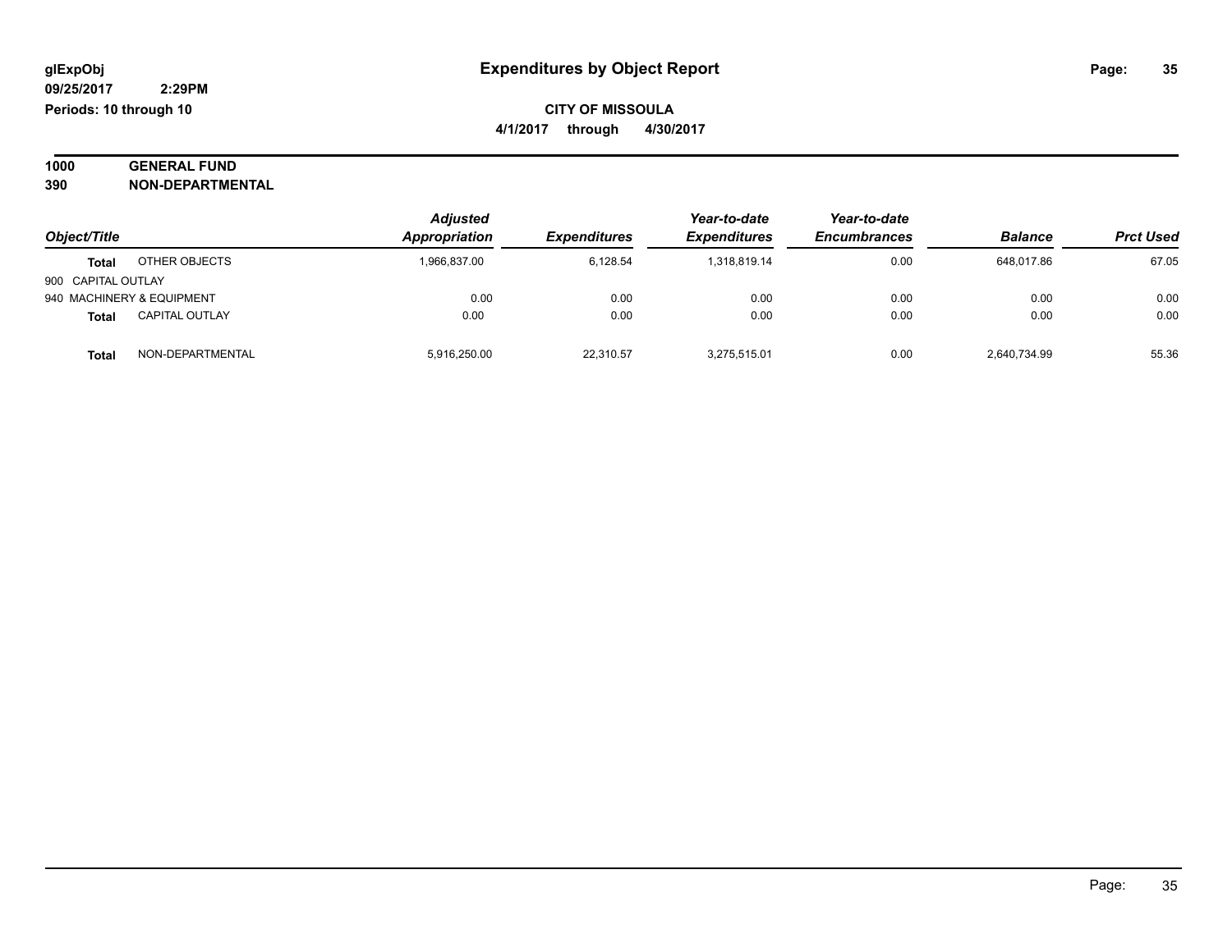## Expenditures by Object Report

**CITY OF MISSOULA**

**4/1/2017 through 4/30/2017**

glExpObj
09/25/2017 2:29PM
Periods: 10 through 10

**1000 GENERAL FUND**
**390 NON-DEPARTMENTAL**

| Object/Title | | Adjusted Appropriation | Expenditures | Year-to-date Expenditures | Year-to-date Encumbrances | Balance | Prct Used |
|---|---|---|---|---|---|---|---|
| Total | OTHER OBJECTS | 1,966,837.00 | 6,128.54 | 1,318,819.14 | 0.00 | 648,017.86 | 67.05 |
| 900 CAPITAL OUTLAY | | | | | | | |
| 940 MACHINERY & EQUIPMENT | | 0.00 | 0.00 | 0.00 | 0.00 | 0.00 | 0.00 |
| Total | CAPITAL OUTLAY | 0.00 | 0.00 | 0.00 | 0.00 | 0.00 | 0.00 |
| Total | NON-DEPARTMENTAL | 5,916,250.00 | 22,310.57 | 3,275,515.01 | 0.00 | 2,640,734.99 | 55.36 |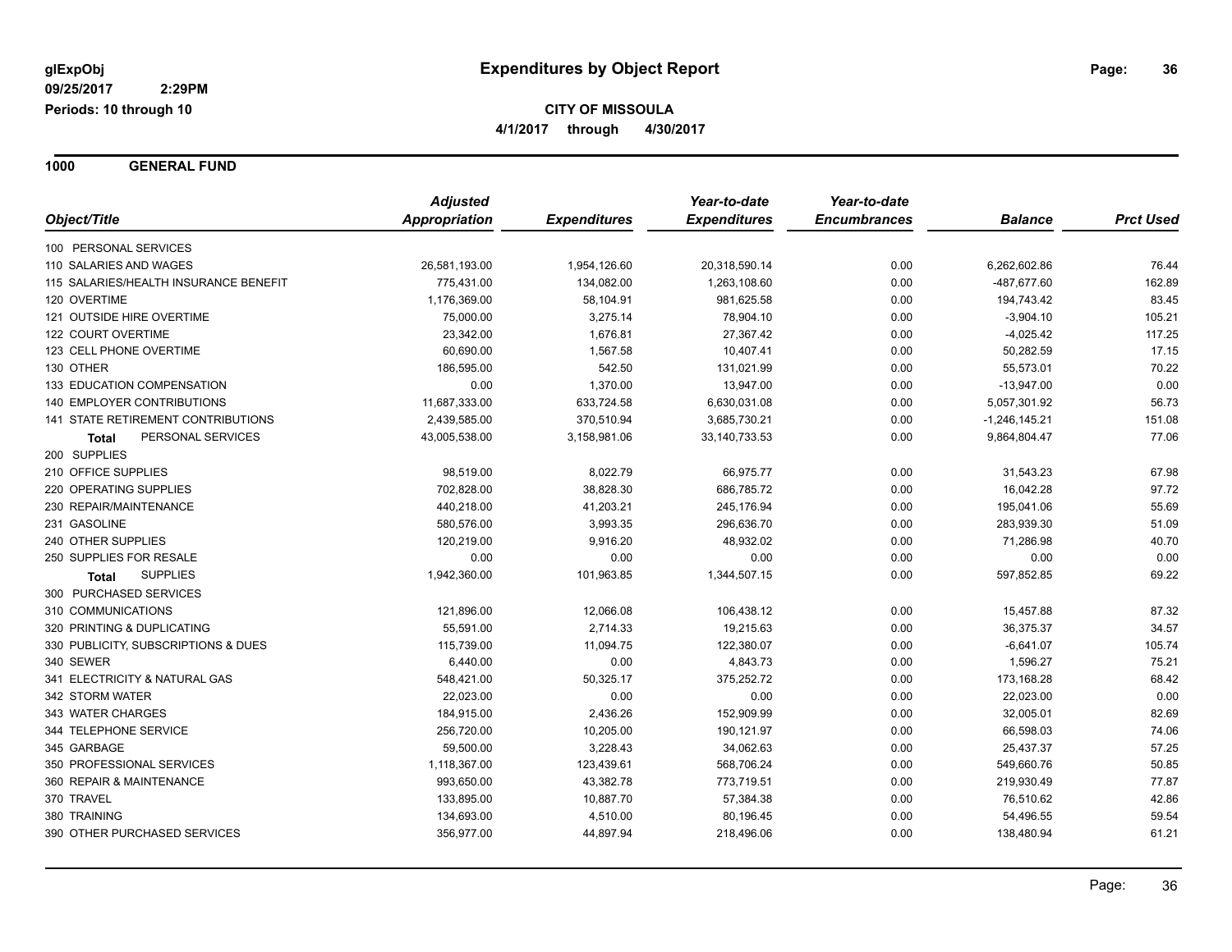**glExpObj** **Expenditures by Object Report**

09/25/2017 2:29PM

Periods: 10 through 10

**CITY OF MISSOULA**

**4/1/2017 through 4/30/2017**

## 1000 GENERAL FUND

| Object/Title | Adjusted Appropriation | Expenditures | Year-to-date Expenditures | Year-to-date Encumbrances | Balance | Prct Used |
|---|---|---|---|---|---|---|
| 100 PERSONAL SERVICES | | | | | | |
| 110 SALARIES AND WAGES | 26,581,193.00 | 1,954,126.60 | 20,318,590.14 | 0.00 | 6,262,602.86 | 76.44 |
| 115 SALARIES/HEALTH INSURANCE BENEFIT | 775,431.00 | 134,082.00 | 1,263,108.60 | 0.00 | -487,677.60 | 162.89 |
| 120 OVERTIME | 1,176,369.00 | 58,104.91 | 981,625.58 | 0.00 | 194,743.42 | 83.45 |
| 121 OUTSIDE HIRE OVERTIME | 75,000.00 | 3,275.14 | 78,904.10 | 0.00 | -3,904.10 | 105.21 |
| 122 COURT OVERTIME | 23,342.00 | 1,676.81 | 27,367.42 | 0.00 | -4,025.42 | 117.25 |
| 123 CELL PHONE OVERTIME | 60,690.00 | 1,567.58 | 10,407.41 | 0.00 | 50,282.59 | 17.15 |
| 130 OTHER | 186,595.00 | 542.50 | 131,021.99 | 0.00 | 55,573.01 | 70.22 |
| 133 EDUCATION COMPENSATION | 0.00 | 1,370.00 | 13,947.00 | 0.00 | -13,947.00 | 0.00 |
| 140 EMPLOYER CONTRIBUTIONS | 11,687,333.00 | 633,724.58 | 6,630,031.08 | 0.00 | 5,057,301.92 | 56.73 |
| 141 STATE RETIREMENT CONTRIBUTIONS | 2,439,585.00 | 370,510.94 | 3,685,730.21 | 0.00 | -1,246,145.21 | 151.08 |
| **Total** PERSONAL SERVICES | 43,005,538.00 | 3,158,981.06 | 33,140,733.53 | 0.00 | 9,864,804.47 | 77.06 |
| 200 SUPPLIES | | | | | | |
| 210 OFFICE SUPPLIES | 98,519.00 | 8,022.79 | 66,975.77 | 0.00 | 31,543.23 | 67.98 |
| 220 OPERATING SUPPLIES | 702,828.00 | 38,828.30 | 686,785.72 | 0.00 | 16,042.28 | 97.72 |
| 230 REPAIR/MAINTENANCE | 440,218.00 | 41,203.21 | 245,176.94 | 0.00 | 195,041.06 | 55.69 |
| 231 GASOLINE | 580,576.00 | 3,993.35 | 296,636.70 | 0.00 | 283,939.30 | 51.09 |
| 240 OTHER SUPPLIES | 120,219.00 | 9,916.20 | 48,932.02 | 0.00 | 71,286.98 | 40.70 |
| 250 SUPPLIES FOR RESALE | 0.00 | 0.00 | 0.00 | 0.00 | 0.00 | 0.00 |
| **Total** SUPPLIES | 1,942,360.00 | 101,963.85 | 1,344,507.15 | 0.00 | 597,852.85 | 69.22 |
| 300 PURCHASED SERVICES | | | | | | |
| 310 COMMUNICATIONS | 121,896.00 | 12,066.08 | 106,438.12 | 0.00 | 15,457.88 | 87.32 |
| 320 PRINTING & DUPLICATING | 55,591.00 | 2,714.33 | 19,215.63 | 0.00 | 36,375.37 | 34.57 |
| 330 PUBLICITY, SUBSCRIPTIONS & DUES | 115,739.00 | 11,094.75 | 122,380.07 | 0.00 | -6,641.07 | 105.74 |
| 340 SEWER | 6,440.00 | 0.00 | 4,843.73 | 0.00 | 1,596.27 | 75.21 |
| 341 ELECTRICITY & NATURAL GAS | 548,421.00 | 50,325.17 | 375,252.72 | 0.00 | 173,168.28 | 68.42 |
| 342 STORM WATER | 22,023.00 | 0.00 | 0.00 | 0.00 | 22,023.00 | 0.00 |
| 343 WATER CHARGES | 184,915.00 | 2,436.26 | 152,909.99 | 0.00 | 32,005.01 | 82.69 |
| 344 TELEPHONE SERVICE | 256,720.00 | 10,205.00 | 190,121.97 | 0.00 | 66,598.03 | 74.06 |
| 345 GARBAGE | 59,500.00 | 3,228.43 | 34,062.63 | 0.00 | 25,437.37 | 57.25 |
| 350 PROFESSIONAL SERVICES | 1,118,367.00 | 123,439.61 | 568,706.24 | 0.00 | 549,660.76 | 50.85 |
| 360 REPAIR & MAINTENANCE | 993,650.00 | 43,382.78 | 773,719.51 | 0.00 | 219,930.49 | 77.87 |
| 370 TRAVEL | 133,895.00 | 10,887.70 | 57,384.38 | 0.00 | 76,510.62 | 42.86 |
| 380 TRAINING | 134,693.00 | 4,510.00 | 80,196.45 | 0.00 | 54,496.55 | 59.54 |
| 390 OTHER PURCHASED SERVICES | 356,977.00 | 44,897.94 | 218,496.06 | 0.00 | 138,480.94 | 61.21 |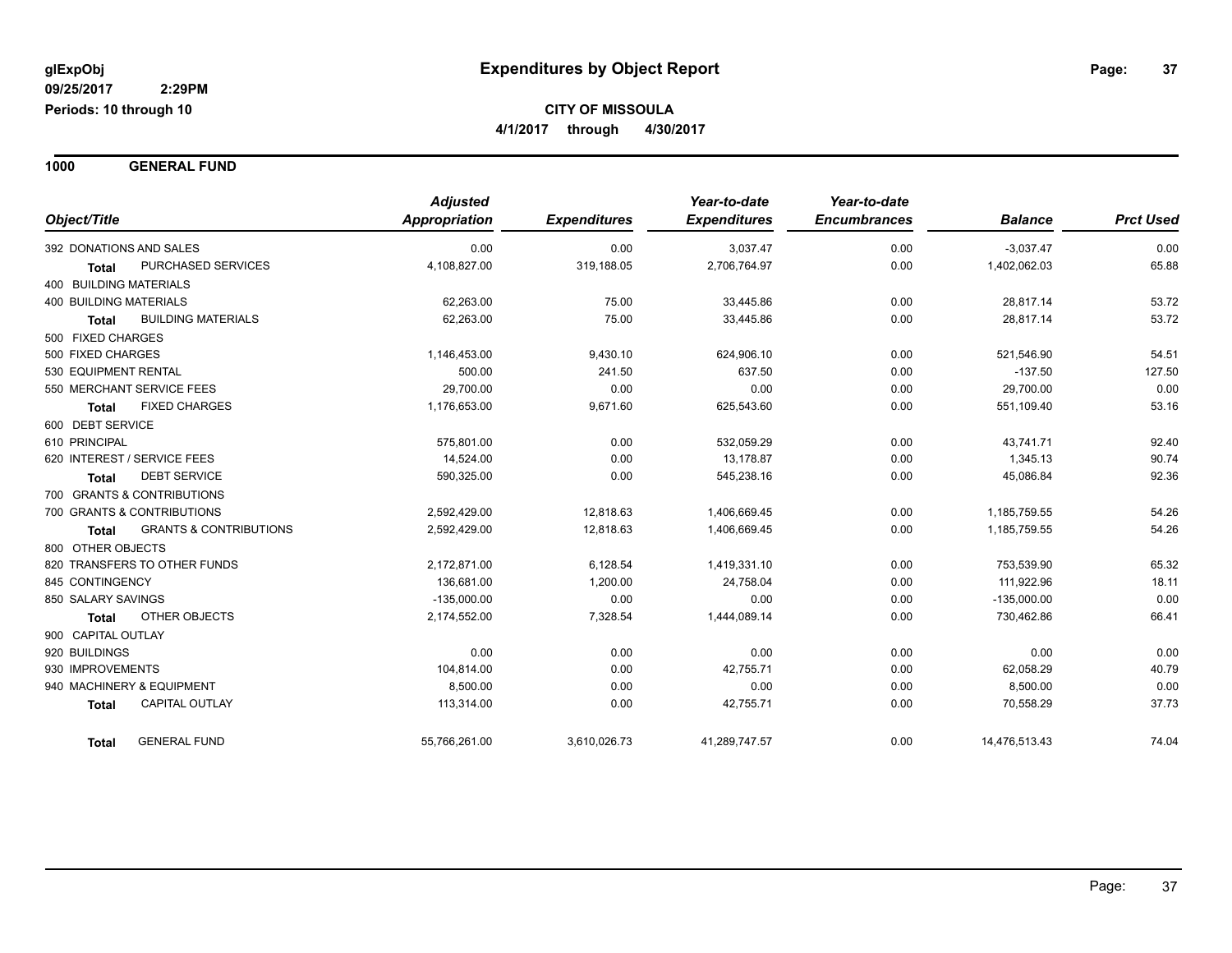**glExpObj** **Expenditures by Object Report**

**09/25/2017 2:29PM**

**Periods: 10 through 10**

**CITY OF MISSOULA**

**4/1/2017 through 4/30/2017**

## 1000 GENERAL FUND

| Object/Title | | Adjusted Appropriation | Expenditures | Year-to-date Expenditures | Year-to-date Encumbrances | Balance | Prct Used |
|---|---|---|---|---|---|---|---|
| 392 DONATIONS AND SALES | | 0.00 | 0.00 | 3,037.47 | 0.00 | -3,037.47 | 0.00 |
| **Total** | PURCHASED SERVICES | 4,108,827.00 | 319,188.05 | 2,706,764.97 | 0.00 | 1,402,062.03 | 65.88 |
| 400 BUILDING MATERIALS | | | | | | | |
| 400 BUILDING MATERIALS | | 62,263.00 | 75.00 | 33,445.86 | 0.00 | 28,817.14 | 53.72 |
| **Total** | BUILDING MATERIALS | 62,263.00 | 75.00 | 33,445.86 | 0.00 | 28,817.14 | 53.72 |
| 500 FIXED CHARGES | | | | | | | |
| 500 FIXED CHARGES | | 1,146,453.00 | 9,430.10 | 624,906.10 | 0.00 | 521,546.90 | 54.51 |
| 530 EQUIPMENT RENTAL | | 500.00 | 241.50 | 637.50 | 0.00 | -137.50 | 127.50 |
| 550 MERCHANT SERVICE FEES | | 29,700.00 | 0.00 | 0.00 | 0.00 | 29,700.00 | 0.00 |
| **Total** | FIXED CHARGES | 1,176,653.00 | 9,671.60 | 625,543.60 | 0.00 | 551,109.40 | 53.16 |
| 600 DEBT SERVICE | | | | | | | |
| 610 PRINCIPAL | | 575,801.00 | 0.00 | 532,059.29 | 0.00 | 43,741.71 | 92.40 |
| 620 INTEREST / SERVICE FEES | | 14,524.00 | 0.00 | 13,178.87 | 0.00 | 1,345.13 | 90.74 |
| **Total** | DEBT SERVICE | 590,325.00 | 0.00 | 545,238.16 | 0.00 | 45,086.84 | 92.36 |
| 700 GRANTS & CONTRIBUTIONS | | | | | | | |
| 700 GRANTS & CONTRIBUTIONS | | 2,592,429.00 | 12,818.63 | 1,406,669.45 | 0.00 | 1,185,759.55 | 54.26 |
| **Total** | GRANTS & CONTRIBUTIONS | 2,592,429.00 | 12,818.63 | 1,406,669.45 | 0.00 | 1,185,759.55 | 54.26 |
| 800 OTHER OBJECTS | | | | | | | |
| 820 TRANSFERS TO OTHER FUNDS | | 2,172,871.00 | 6,128.54 | 1,419,331.10 | 0.00 | 753,539.90 | 65.32 |
| 845 CONTINGENCY | | 136,681.00 | 1,200.00 | 24,758.04 | 0.00 | 111,922.96 | 18.11 |
| 850 SALARY SAVINGS | | -135,000.00 | 0.00 | 0.00 | 0.00 | -135,000.00 | 0.00 |
| **Total** | OTHER OBJECTS | 2,174,552.00 | 7,328.54 | 1,444,089.14 | 0.00 | 730,462.86 | 66.41 |
| 900 CAPITAL OUTLAY | | | | | | | |
| 920 BUILDINGS | | 0.00 | 0.00 | 0.00 | 0.00 | 0.00 | 0.00 |
| 930 IMPROVEMENTS | | 104,814.00 | 0.00 | 42,755.71 | 0.00 | 62,058.29 | 40.79 |
| 940 MACHINERY & EQUIPMENT | | 8,500.00 | 0.00 | 0.00 | 0.00 | 8,500.00 | 0.00 |
| **Total** | CAPITAL OUTLAY | 113,314.00 | 0.00 | 42,755.71 | 0.00 | 70,558.29 | 37.73 |
| **Total** | GENERAL FUND | 55,766,261.00 | 3,610,026.73 | 41,289,747.57 | 0.00 | 14,476,513.43 | 74.04 |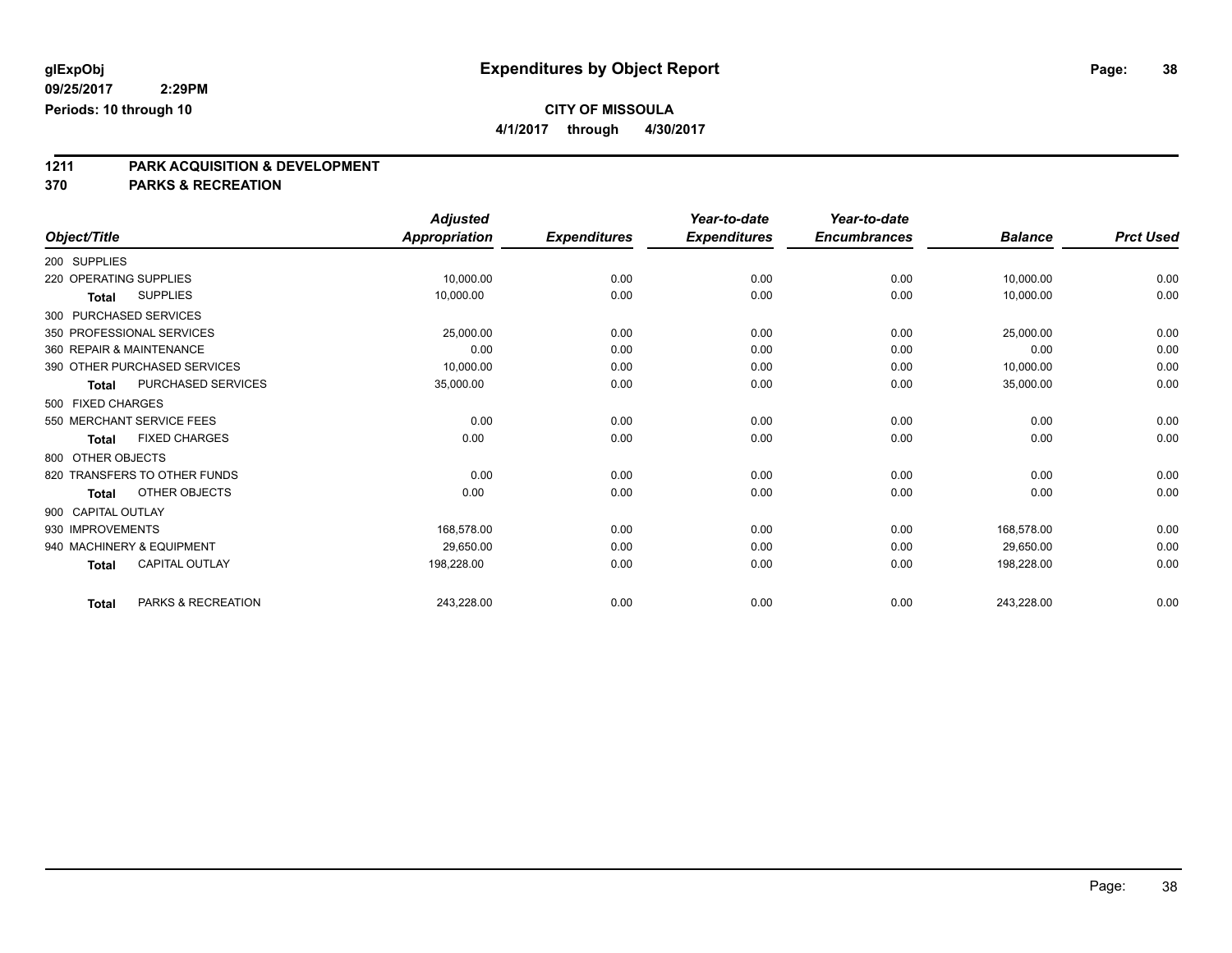# Expenditures by Object Report

glExpObj
09/25/2017 2:29PM
Periods: 10 through 10

**CITY OF MISSOULA**
**4/1/2017 through 4/30/2017**

## 1211 PARK ACQUISITION & DEVELOPMENT
## 370 PARKS & RECREATION

| Object/Title | Adjusted Appropriation | Expenditures | Year-to-date Expenditures | Year-to-date Encumbrances | Balance | Prct Used |
|---|---|---|---|---|---|---|
| 200 SUPPLIES | | | | | | |
| 220 OPERATING SUPPLIES | 10,000.00 | 0.00 | 0.00 | 0.00 | 10,000.00 | 0.00 |
| **Total** SUPPLIES | 10,000.00 | 0.00 | 0.00 | 0.00 | 10,000.00 | 0.00 |
| 300 PURCHASED SERVICES | | | | | | |
| 350 PROFESSIONAL SERVICES | 25,000.00 | 0.00 | 0.00 | 0.00 | 25,000.00 | 0.00 |
| 360 REPAIR & MAINTENANCE | 0.00 | 0.00 | 0.00 | 0.00 | 0.00 | 0.00 |
| 390 OTHER PURCHASED SERVICES | 10,000.00 | 0.00 | 0.00 | 0.00 | 10,000.00 | 0.00 |
| **Total** PURCHASED SERVICES | 35,000.00 | 0.00 | 0.00 | 0.00 | 35,000.00 | 0.00 |
| 500 FIXED CHARGES | | | | | | |
| 550 MERCHANT SERVICE FEES | 0.00 | 0.00 | 0.00 | 0.00 | 0.00 | 0.00 |
| **Total** FIXED CHARGES | 0.00 | 0.00 | 0.00 | 0.00 | 0.00 | 0.00 |
| 800 OTHER OBJECTS | | | | | | |
| 820 TRANSFERS TO OTHER FUNDS | 0.00 | 0.00 | 0.00 | 0.00 | 0.00 | 0.00 |
| **Total** OTHER OBJECTS | 0.00 | 0.00 | 0.00 | 0.00 | 0.00 | 0.00 |
| 900 CAPITAL OUTLAY | | | | | | |
| 930 IMPROVEMENTS | 168,578.00 | 0.00 | 0.00 | 0.00 | 168,578.00 | 0.00 |
| 940 MACHINERY & EQUIPMENT | 29,650.00 | 0.00 | 0.00 | 0.00 | 29,650.00 | 0.00 |
| **Total** CAPITAL OUTLAY | 198,228.00 | 0.00 | 0.00 | 0.00 | 198,228.00 | 0.00 |
| **Total** PARKS & RECREATION | 243,228.00 | 0.00 | 0.00 | 0.00 | 243,228.00 | 0.00 |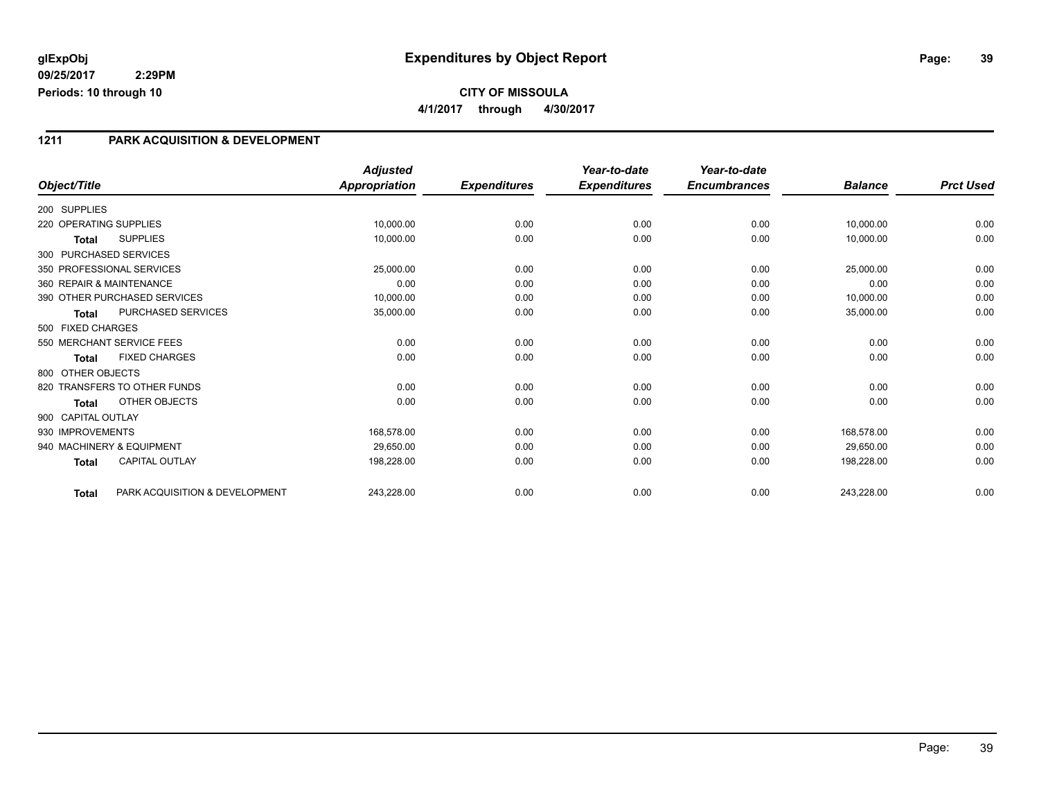**glExpObj** **Expenditures by Object Report**
**09/25/2017 2:29PM**
**Periods: 10 through 10**

**CITY OF MISSOULA**
**4/1/2017 through 4/30/2017**

## 1211 PARK ACQUISITION & DEVELOPMENT

| Object/Title | | Adjusted Appropriation | Expenditures | Year-to-date Expenditures | Year-to-date Encumbrances | Balance | Prct Used |
|---|---|---|---|---|---|---|---|
| 200 SUPPLIES | | | | | | | |
| 220 OPERATING SUPPLIES | | 10,000.00 | 0.00 | 0.00 | 0.00 | 10,000.00 | 0.00 |
| **Total** | SUPPLIES | 10,000.00 | 0.00 | 0.00 | 0.00 | 10,000.00 | 0.00 |
| 300 PURCHASED SERVICES | | | | | | | |
| 350 PROFESSIONAL SERVICES | | 25,000.00 | 0.00 | 0.00 | 0.00 | 25,000.00 | 0.00 |
| 360 REPAIR & MAINTENANCE | | 0.00 | 0.00 | 0.00 | 0.00 | 0.00 | 0.00 |
| 390 OTHER PURCHASED SERVICES | | 10,000.00 | 0.00 | 0.00 | 0.00 | 10,000.00 | 0.00 |
| **Total** | PURCHASED SERVICES | 35,000.00 | 0.00 | 0.00 | 0.00 | 35,000.00 | 0.00 |
| 500 FIXED CHARGES | | | | | | | |
| 550 MERCHANT SERVICE FEES | | 0.00 | 0.00 | 0.00 | 0.00 | 0.00 | 0.00 |
| **Total** | FIXED CHARGES | 0.00 | 0.00 | 0.00 | 0.00 | 0.00 | 0.00 |
| 800 OTHER OBJECTS | | | | | | | |
| 820 TRANSFERS TO OTHER FUNDS | | 0.00 | 0.00 | 0.00 | 0.00 | 0.00 | 0.00 |
| **Total** | OTHER OBJECTS | 0.00 | 0.00 | 0.00 | 0.00 | 0.00 | 0.00 |
| 900 CAPITAL OUTLAY | | | | | | | |
| 930 IMPROVEMENTS | | 168,578.00 | 0.00 | 0.00 | 0.00 | 168,578.00 | 0.00 |
| 940 MACHINERY & EQUIPMENT | | 29,650.00 | 0.00 | 0.00 | 0.00 | 29,650.00 | 0.00 |
| **Total** | CAPITAL OUTLAY | 198,228.00 | 0.00 | 0.00 | 0.00 | 198,228.00 | 0.00 |
| **Total** | PARK ACQUISITION & DEVELOPMENT | 243,228.00 | 0.00 | 0.00 | 0.00 | 243,228.00 | 0.00 |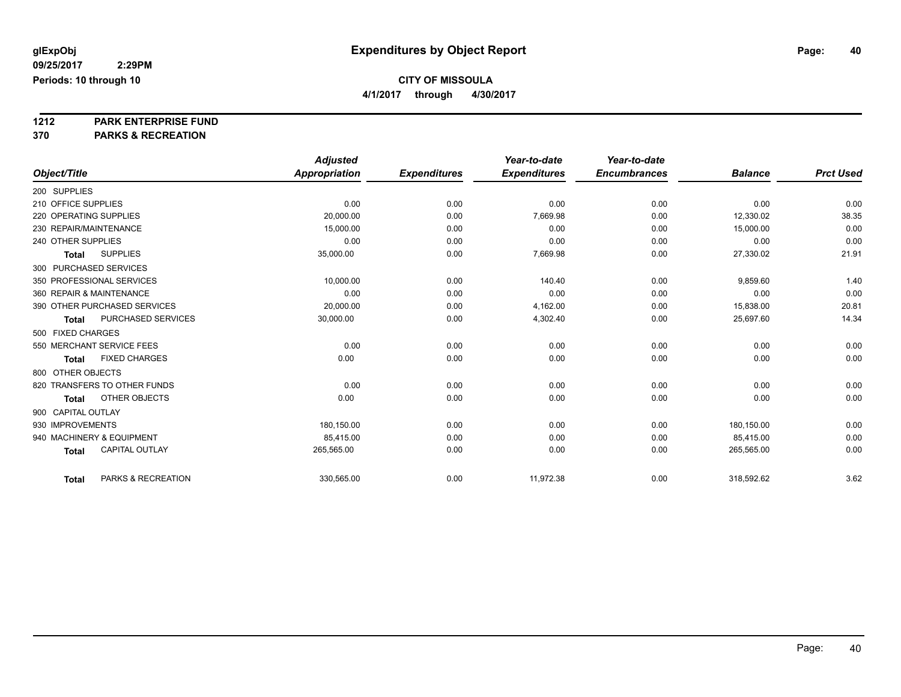**glExpObj** **Expenditures by Object Report**

**09/25/2017 2:29PM**

**Periods: 10 through 10**

**CITY OF MISSOULA**

**4/1/2017 through 4/30/2017**

**1212 PARK ENTERPRISE FUND**

**370 PARKS & RECREATION**

| Object/Title | Adjusted Appropriation | Expenditures | Year-to-date Expenditures | Year-to-date Encumbrances | Balance | Prct Used |
|---|---|---|---|---|---|---|
| 200 SUPPLIES | | | | | | |
| 210 OFFICE SUPPLIES | 0.00 | 0.00 | 0.00 | 0.00 | 0.00 | 0.00 |
| 220 OPERATING SUPPLIES | 20,000.00 | 0.00 | 7,669.98 | 0.00 | 12,330.02 | 38.35 |
| 230 REPAIR/MAINTENANCE | 15,000.00 | 0.00 | 0.00 | 0.00 | 15,000.00 | 0.00 |
| 240 OTHER SUPPLIES | 0.00 | 0.00 | 0.00 | 0.00 | 0.00 | 0.00 |
| **Total** SUPPLIES | 35,000.00 | 0.00 | 7,669.98 | 0.00 | 27,330.02 | 21.91 |
| 300 PURCHASED SERVICES | | | | | | |
| 350 PROFESSIONAL SERVICES | 10,000.00 | 0.00 | 140.40 | 0.00 | 9,859.60 | 1.40 |
| 360 REPAIR & MAINTENANCE | 0.00 | 0.00 | 0.00 | 0.00 | 0.00 | 0.00 |
| 390 OTHER PURCHASED SERVICES | 20,000.00 | 0.00 | 4,162.00 | 0.00 | 15,838.00 | 20.81 |
| **Total** PURCHASED SERVICES | 30,000.00 | 0.00 | 4,302.40 | 0.00 | 25,697.60 | 14.34 |
| 500 FIXED CHARGES | | | | | | |
| 550 MERCHANT SERVICE FEES | 0.00 | 0.00 | 0.00 | 0.00 | 0.00 | 0.00 |
| **Total** FIXED CHARGES | 0.00 | 0.00 | 0.00 | 0.00 | 0.00 | 0.00 |
| 800 OTHER OBJECTS | | | | | | |
| 820 TRANSFERS TO OTHER FUNDS | 0.00 | 0.00 | 0.00 | 0.00 | 0.00 | 0.00 |
| **Total** OTHER OBJECTS | 0.00 | 0.00 | 0.00 | 0.00 | 0.00 | 0.00 |
| 900 CAPITAL OUTLAY | | | | | | |
| 930 IMPROVEMENTS | 180,150.00 | 0.00 | 0.00 | 0.00 | 180,150.00 | 0.00 |
| 940 MACHINERY & EQUIPMENT | 85,415.00 | 0.00 | 0.00 | 0.00 | 85,415.00 | 0.00 |
| **Total** CAPITAL OUTLAY | 265,565.00 | 0.00 | 0.00 | 0.00 | 265,565.00 | 0.00 |
| **Total** PARKS & RECREATION | 330,565.00 | 0.00 | 11,972.38 | 0.00 | 318,592.62 | 3.62 |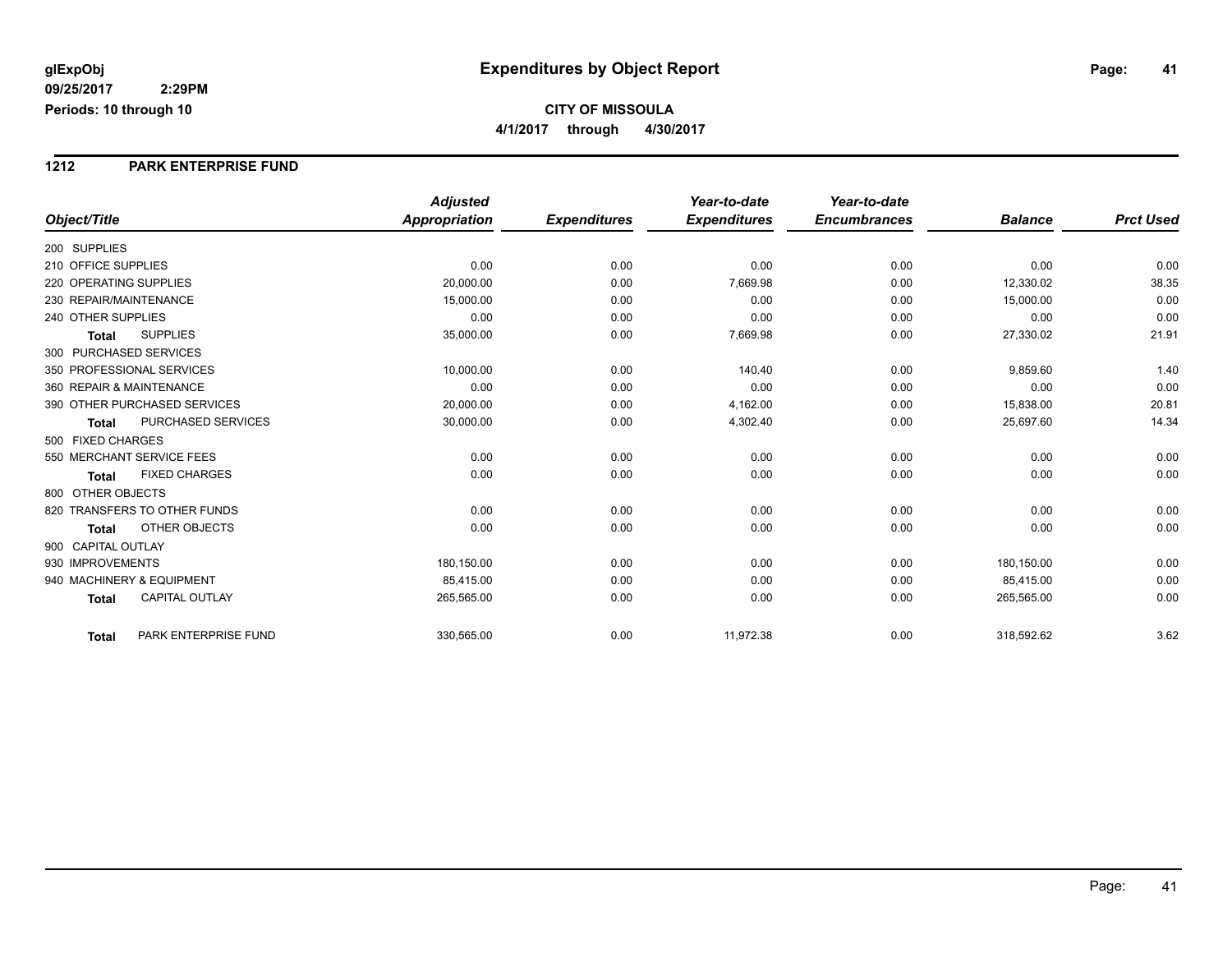**glExpObj** **Expenditures by Object Report**

**09/25/2017 2:29PM**

**Periods: 10 through 10**

**CITY OF MISSOULA**

**4/1/2017 through 4/30/2017**

## 1212 PARK ENTERPRISE FUND

| Object/Title | Adjusted Appropriation | Expenditures | Year-to-date Expenditures | Year-to-date Encumbrances | Balance | Prct Used |
|---|---|---|---|---|---|---|
| 200 SUPPLIES | | | | | | |
| 210 OFFICE SUPPLIES | 0.00 | 0.00 | 0.00 | 0.00 | 0.00 | 0.00 |
| 220 OPERATING SUPPLIES | 20,000.00 | 0.00 | 7,669.98 | 0.00 | 12,330.02 | 38.35 |
| 230 REPAIR/MAINTENANCE | 15,000.00 | 0.00 | 0.00 | 0.00 | 15,000.00 | 0.00 |
| 240 OTHER SUPPLIES | 0.00 | 0.00 | 0.00 | 0.00 | 0.00 | 0.00 |
| **Total** SUPPLIES | 35,000.00 | 0.00 | 7,669.98 | 0.00 | 27,330.02 | 21.91 |
| 300 PURCHASED SERVICES | | | | | | |
| 350 PROFESSIONAL SERVICES | 10,000.00 | 0.00 | 140.40 | 0.00 | 9,859.60 | 1.40 |
| 360 REPAIR & MAINTENANCE | 0.00 | 0.00 | 0.00 | 0.00 | 0.00 | 0.00 |
| 390 OTHER PURCHASED SERVICES | 20,000.00 | 0.00 | 4,162.00 | 0.00 | 15,838.00 | 20.81 |
| **Total** PURCHASED SERVICES | 30,000.00 | 0.00 | 4,302.40 | 0.00 | 25,697.60 | 14.34 |
| 500 FIXED CHARGES | | | | | | |
| 550 MERCHANT SERVICE FEES | 0.00 | 0.00 | 0.00 | 0.00 | 0.00 | 0.00 |
| **Total** FIXED CHARGES | 0.00 | 0.00 | 0.00 | 0.00 | 0.00 | 0.00 |
| 800 OTHER OBJECTS | | | | | | |
| 820 TRANSFERS TO OTHER FUNDS | 0.00 | 0.00 | 0.00 | 0.00 | 0.00 | 0.00 |
| **Total** OTHER OBJECTS | 0.00 | 0.00 | 0.00 | 0.00 | 0.00 | 0.00 |
| 900 CAPITAL OUTLAY | | | | | | |
| 930 IMPROVEMENTS | 180,150.00 | 0.00 | 0.00 | 0.00 | 180,150.00 | 0.00 |
| 940 MACHINERY & EQUIPMENT | 85,415.00 | 0.00 | 0.00 | 0.00 | 85,415.00 | 0.00 |
| **Total** CAPITAL OUTLAY | 265,565.00 | 0.00 | 0.00 | 0.00 | 265,565.00 | 0.00 |
| **Total** PARK ENTERPRISE FUND | 330,565.00 | 0.00 | 11,972.38 | 0.00 | 318,592.62 | 3.62 |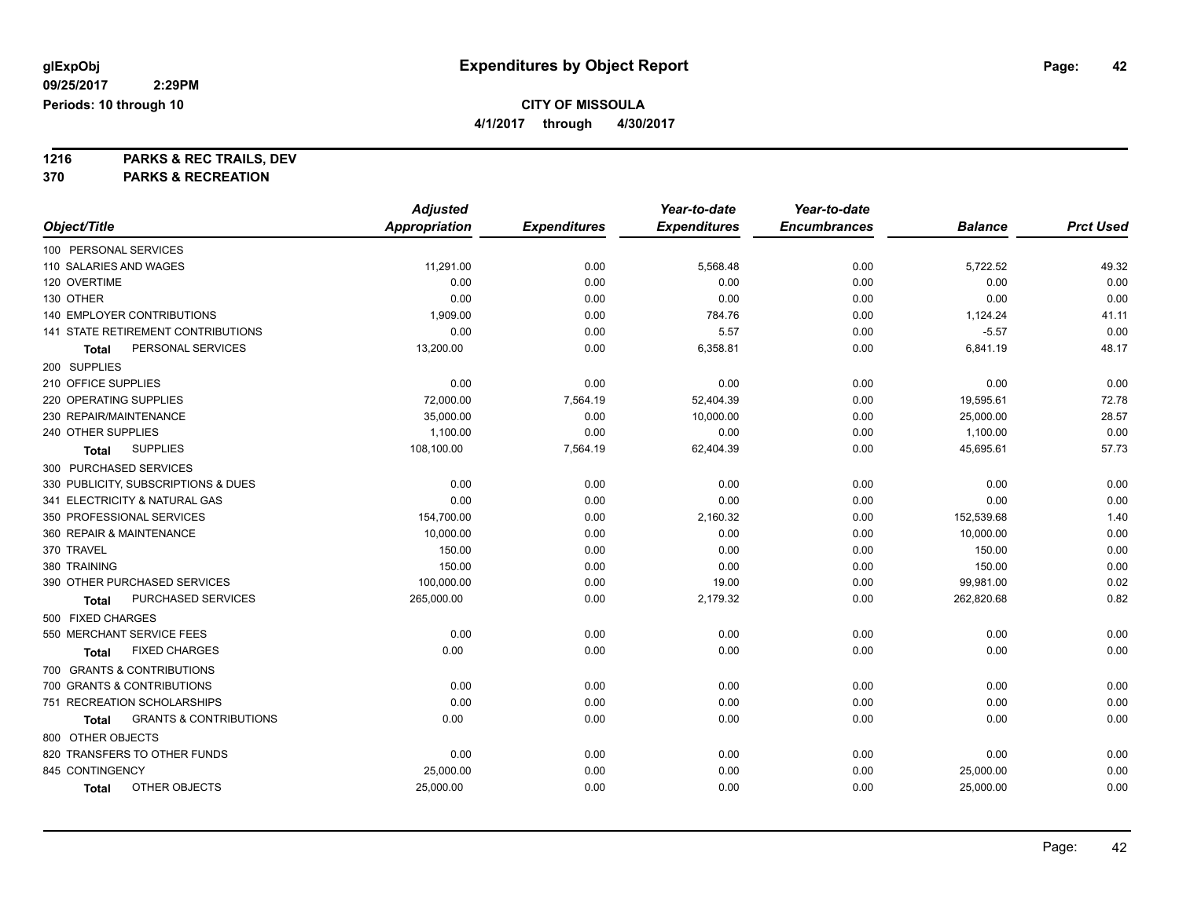**glExpObj**
**09/25/2017 2:29PM**
**Periods: 10 through 10**

# Expenditures by Object Report

## CITY OF MISSOULA

**4/1/2017 through 4/30/2017**

**1216 PARKS & REC TRAILS, DEV**
**370 PARKS & RECREATION**

| Object/Title | Adjusted Appropriation | Expenditures | Year-to-date Expenditures | Year-to-date Encumbrances | Balance | Prct Used |
|---|---|---|---|---|---|---|
| 100 PERSONAL SERVICES | | | | | | |
| 110 SALARIES AND WAGES | 11,291.00 | 0.00 | 5,568.48 | 0.00 | 5,722.52 | 49.32 |
| 120 OVERTIME | 0.00 | 0.00 | 0.00 | 0.00 | 0.00 | 0.00 |
| 130 OTHER | 0.00 | 0.00 | 0.00 | 0.00 | 0.00 | 0.00 |
| 140 EMPLOYER CONTRIBUTIONS | 1,909.00 | 0.00 | 784.76 | 0.00 | 1,124.24 | 41.11 |
| 141 STATE RETIREMENT CONTRIBUTIONS | 0.00 | 0.00 | 5.57 | 0.00 | -5.57 | 0.00 |
| **Total** PERSONAL SERVICES | 13,200.00 | 0.00 | 6,358.81 | 0.00 | 6,841.19 | 48.17 |
| 200 SUPPLIES | | | | | | |
| 210 OFFICE SUPPLIES | 0.00 | 0.00 | 0.00 | 0.00 | 0.00 | 0.00 |
| 220 OPERATING SUPPLIES | 72,000.00 | 7,564.19 | 52,404.39 | 0.00 | 19,595.61 | 72.78 |
| 230 REPAIR/MAINTENANCE | 35,000.00 | 0.00 | 10,000.00 | 0.00 | 25,000.00 | 28.57 |
| 240 OTHER SUPPLIES | 1,100.00 | 0.00 | 0.00 | 0.00 | 1,100.00 | 0.00 |
| **Total** SUPPLIES | 108,100.00 | 7,564.19 | 62,404.39 | 0.00 | 45,695.61 | 57.73 |
| 300 PURCHASED SERVICES | | | | | | |
| 330 PUBLICITY, SUBSCRIPTIONS & DUES | 0.00 | 0.00 | 0.00 | 0.00 | 0.00 | 0.00 |
| 341 ELECTRICITY & NATURAL GAS | 0.00 | 0.00 | 0.00 | 0.00 | 0.00 | 0.00 |
| 350 PROFESSIONAL SERVICES | 154,700.00 | 0.00 | 2,160.32 | 0.00 | 152,539.68 | 1.40 |
| 360 REPAIR & MAINTENANCE | 10,000.00 | 0.00 | 0.00 | 0.00 | 10,000.00 | 0.00 |
| 370 TRAVEL | 150.00 | 0.00 | 0.00 | 0.00 | 150.00 | 0.00 |
| 380 TRAINING | 150.00 | 0.00 | 0.00 | 0.00 | 150.00 | 0.00 |
| 390 OTHER PURCHASED SERVICES | 100,000.00 | 0.00 | 19.00 | 0.00 | 99,981.00 | 0.02 |
| **Total** PURCHASED SERVICES | 265,000.00 | 0.00 | 2,179.32 | 0.00 | 262,820.68 | 0.82 |
| 500 FIXED CHARGES | | | | | | |
| 550 MERCHANT SERVICE FEES | 0.00 | 0.00 | 0.00 | 0.00 | 0.00 | 0.00 |
| **Total** FIXED CHARGES | 0.00 | 0.00 | 0.00 | 0.00 | 0.00 | 0.00 |
| 700 GRANTS & CONTRIBUTIONS | | | | | | |
| 700 GRANTS & CONTRIBUTIONS | 0.00 | 0.00 | 0.00 | 0.00 | 0.00 | 0.00 |
| 751 RECREATION SCHOLARSHIPS | 0.00 | 0.00 | 0.00 | 0.00 | 0.00 | 0.00 |
| **Total** GRANTS & CONTRIBUTIONS | 0.00 | 0.00 | 0.00 | 0.00 | 0.00 | 0.00 |
| 800 OTHER OBJECTS | | | | | | |
| 820 TRANSFERS TO OTHER FUNDS | 0.00 | 0.00 | 0.00 | 0.00 | 0.00 | 0.00 |
| 845 CONTINGENCY | 25,000.00 | 0.00 | 0.00 | 0.00 | 25,000.00 | 0.00 |
| **Total** OTHER OBJECTS | 25,000.00 | 0.00 | 0.00 | 0.00 | 25,000.00 | 0.00 |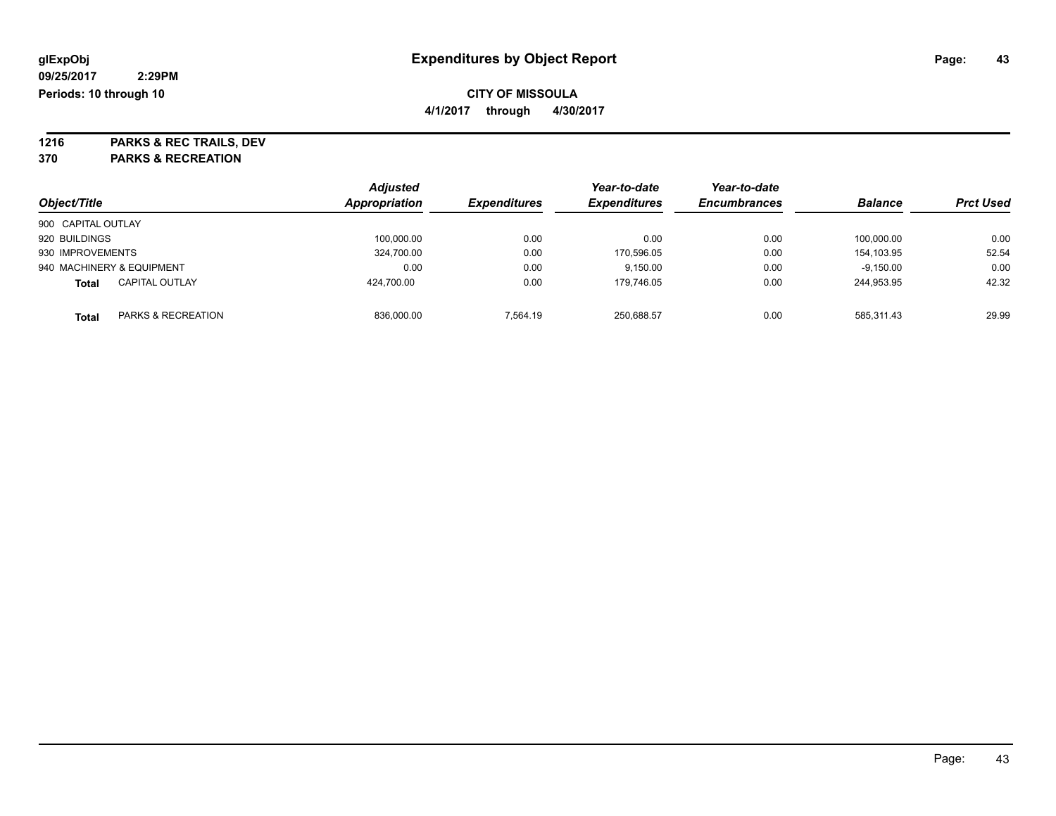# Expenditures by Object Report

glExpObj
09/25/2017 2:29PM
Periods: 10 through 10

**CITY OF MISSOULA**
**4/1/2017 through 4/30/2017**

**1216 PARKS & REC TRAILS, DEV**
**370 PARKS & RECREATION**

| Object/Title | | Adjusted Appropriation | Expenditures | Year-to-date Expenditures | Year-to-date Encumbrances | Balance | Prct Used |
|---|---|---|---|---|---|---|---|
| 900 CAPITAL OUTLAY | | | | | | | |
| 920 BUILDINGS | | 100,000.00 | 0.00 | 0.00 | 0.00 | 100,000.00 | 0.00 |
| 930 IMPROVEMENTS | | 324,700.00 | 0.00 | 170,596.05 | 0.00 | 154,103.95 | 52.54 |
| 940 MACHINERY & EQUIPMENT | | 0.00 | 0.00 | 9,150.00 | 0.00 | -9,150.00 | 0.00 |
| **Total** | CAPITAL OUTLAY | 424,700.00 | 0.00 | 179,746.05 | 0.00 | 244,953.95 | 42.32 |
| **Total** | PARKS & RECREATION | 836,000.00 | 7,564.19 | 250,688.57 | 0.00 | 585,311.43 | 29.99 |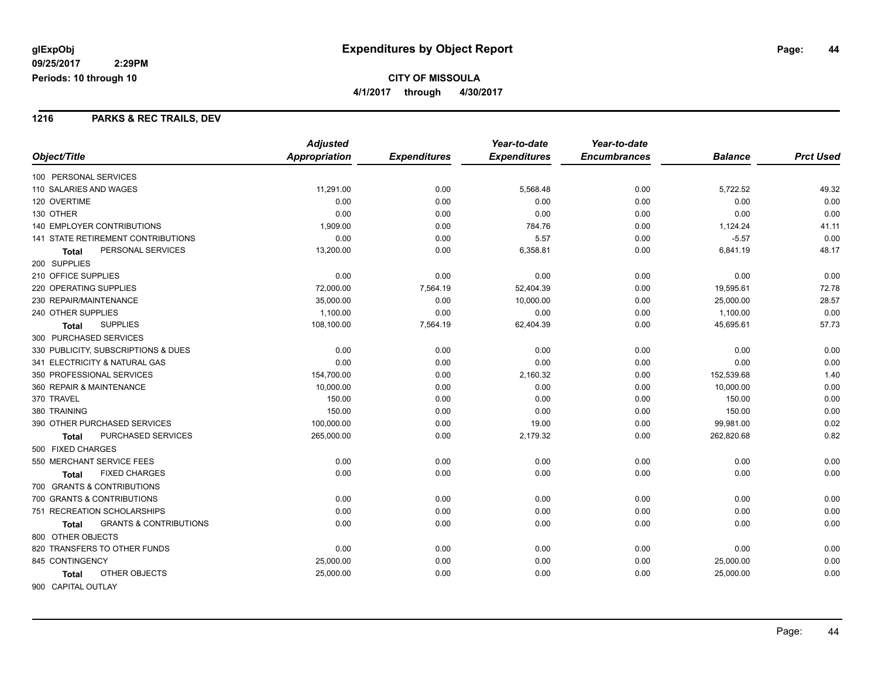**glExpObj** 09/25/2017 2:29PM
**Periods: 10 through 10**

# Expenditures by Object Report

**CITY OF MISSOULA**
**4/1/2017 through 4/30/2017**

## 1216 PARKS & REC TRAILS, DEV

| Object/Title | Adjusted Appropriation | Expenditures | Year-to-date Expenditures | Year-to-date Encumbrances | Balance | Prct Used |
|---|---|---|---|---|---|---|
| 100 PERSONAL SERVICES | | | | | | |
| 110 SALARIES AND WAGES | 11,291.00 | 0.00 | 5,568.48 | 0.00 | 5,722.52 | 49.32 |
| 120 OVERTIME | 0.00 | 0.00 | 0.00 | 0.00 | 0.00 | 0.00 |
| 130 OTHER | 0.00 | 0.00 | 0.00 | 0.00 | 0.00 | 0.00 |
| 140 EMPLOYER CONTRIBUTIONS | 1,909.00 | 0.00 | 784.76 | 0.00 | 1,124.24 | 41.11 |
| 141 STATE RETIREMENT CONTRIBUTIONS | 0.00 | 0.00 | 5.57 | 0.00 | -5.57 | 0.00 |
| **Total** PERSONAL SERVICES | 13,200.00 | 0.00 | 6,358.81 | 0.00 | 6,841.19 | 48.17 |
| 200 SUPPLIES | | | | | | |
| 210 OFFICE SUPPLIES | 0.00 | 0.00 | 0.00 | 0.00 | 0.00 | 0.00 |
| 220 OPERATING SUPPLIES | 72,000.00 | 7,564.19 | 52,404.39 | 0.00 | 19,595.61 | 72.78 |
| 230 REPAIR/MAINTENANCE | 35,000.00 | 0.00 | 10,000.00 | 0.00 | 25,000.00 | 28.57 |
| 240 OTHER SUPPLIES | 1,100.00 | 0.00 | 0.00 | 0.00 | 1,100.00 | 0.00 |
| **Total** SUPPLIES | 108,100.00 | 7,564.19 | 62,404.39 | 0.00 | 45,695.61 | 57.73 |
| 300 PURCHASED SERVICES | | | | | | |
| 330 PUBLICITY, SUBSCRIPTIONS & DUES | 0.00 | 0.00 | 0.00 | 0.00 | 0.00 | 0.00 |
| 341 ELECTRICITY & NATURAL GAS | 0.00 | 0.00 | 0.00 | 0.00 | 0.00 | 0.00 |
| 350 PROFESSIONAL SERVICES | 154,700.00 | 0.00 | 2,160.32 | 0.00 | 152,539.68 | 1.40 |
| 360 REPAIR & MAINTENANCE | 10,000.00 | 0.00 | 0.00 | 0.00 | 10,000.00 | 0.00 |
| 370 TRAVEL | 150.00 | 0.00 | 0.00 | 0.00 | 150.00 | 0.00 |
| 380 TRAINING | 150.00 | 0.00 | 0.00 | 0.00 | 150.00 | 0.00 |
| 390 OTHER PURCHASED SERVICES | 100,000.00 | 0.00 | 19.00 | 0.00 | 99,981.00 | 0.02 |
| **Total** PURCHASED SERVICES | 265,000.00 | 0.00 | 2,179.32 | 0.00 | 262,820.68 | 0.82 |
| 500 FIXED CHARGES | | | | | | |
| 550 MERCHANT SERVICE FEES | 0.00 | 0.00 | 0.00 | 0.00 | 0.00 | 0.00 |
| **Total** FIXED CHARGES | 0.00 | 0.00 | 0.00 | 0.00 | 0.00 | 0.00 |
| 700 GRANTS & CONTRIBUTIONS | | | | | | |
| 700 GRANTS & CONTRIBUTIONS | 0.00 | 0.00 | 0.00 | 0.00 | 0.00 | 0.00 |
| 751 RECREATION SCHOLARSHIPS | 0.00 | 0.00 | 0.00 | 0.00 | 0.00 | 0.00 |
| **Total** GRANTS & CONTRIBUTIONS | 0.00 | 0.00 | 0.00 | 0.00 | 0.00 | 0.00 |
| 800 OTHER OBJECTS | | | | | | |
| 820 TRANSFERS TO OTHER FUNDS | 0.00 | 0.00 | 0.00 | 0.00 | 0.00 | 0.00 |
| 845 CONTINGENCY | 25,000.00 | 0.00 | 0.00 | 0.00 | 25,000.00 | 0.00 |
| **Total** OTHER OBJECTS | 25,000.00 | 0.00 | 0.00 | 0.00 | 25,000.00 | 0.00 |
| 900 CAPITAL OUTLAY | | | | | | |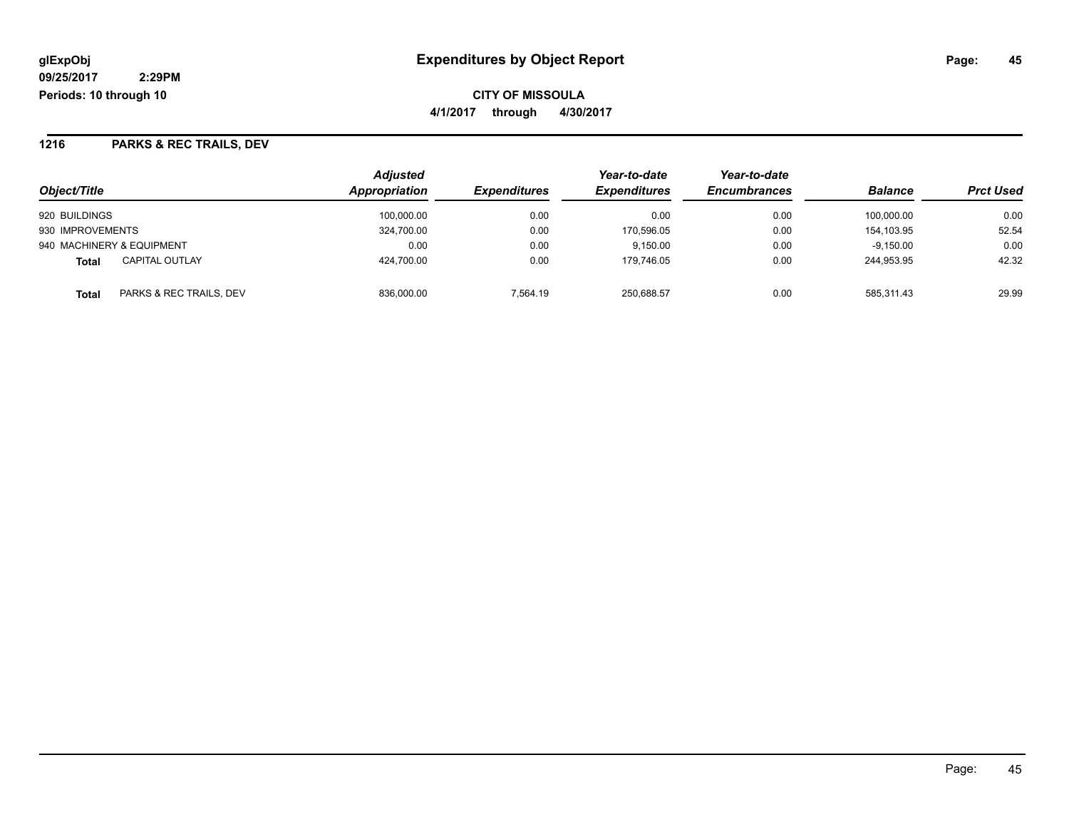**glExpObj**
**09/25/2017 2:29PM**
**Periods: 10 through 10**

# Expenditures by Object Report

**CITY OF MISSOULA**
**4/1/2017 through 4/30/2017**

## 1216 PARKS & REC TRAILS, DEV

| Object/Title | | Adjusted Appropriation | Expenditures | Year-to-date Expenditures | Year-to-date Encumbrances | Balance | Prct Used |
|---|---|---|---|---|---|---|---|
| 920 BUILDINGS | | 100,000.00 | 0.00 | 0.00 | 0.00 | 100,000.00 | 0.00 |
| 930 IMPROVEMENTS | | 324,700.00 | 0.00 | 170,596.05 | 0.00 | 154,103.95 | 52.54 |
| 940 MACHINERY & EQUIPMENT | | 0.00 | 0.00 | 9,150.00 | 0.00 | -9,150.00 | 0.00 |
| **Total** | CAPITAL OUTLAY | 424,700.00 | 0.00 | 179,746.05 | 0.00 | 244,953.95 | 42.32 |
| **Total** | PARKS & REC TRAILS, DEV | 836,000.00 | 7,564.19 | 250,688.57 | 0.00 | 585,311.43 | 29.99 |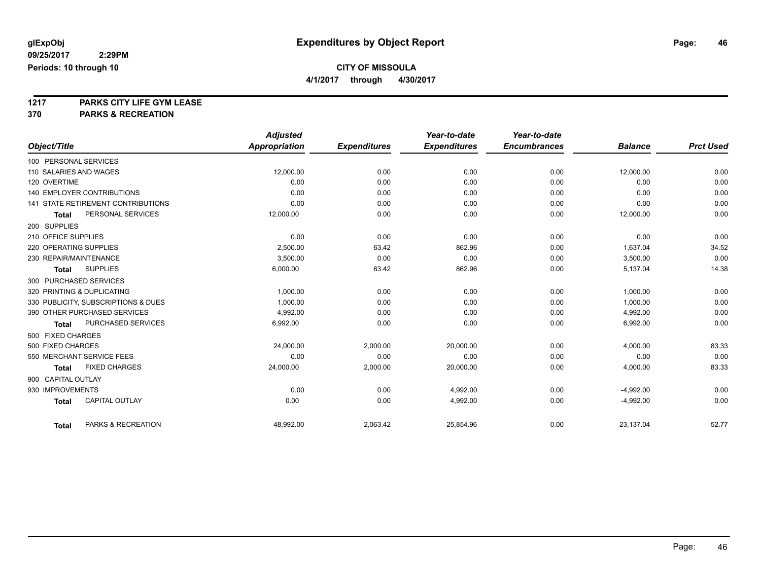**glExpObj** | **Expenditures by Object Report**

**09/25/2017 2:29PM**

**Periods: 10 through 10**

**CITY OF MISSOULA**

**4/1/2017 through 4/30/2017**

**1217 PARKS CITY LIFE GYM LEASE**

**370 PARKS & RECREATION**

| Object/Title | Adjusted Appropriation | Expenditures | Year-to-date Expenditures | Year-to-date Encumbrances | Balance | Prct Used |
|---|---|---|---|---|---|---|
| 100 PERSONAL SERVICES | | | | | | |
| 110 SALARIES AND WAGES | 12,000.00 | 0.00 | 0.00 | 0.00 | 12,000.00 | 0.00 |
| 120 OVERTIME | 0.00 | 0.00 | 0.00 | 0.00 | 0.00 | 0.00 |
| 140 EMPLOYER CONTRIBUTIONS | 0.00 | 0.00 | 0.00 | 0.00 | 0.00 | 0.00 |
| 141 STATE RETIREMENT CONTRIBUTIONS | 0.00 | 0.00 | 0.00 | 0.00 | 0.00 | 0.00 |
| **Total** PERSONAL SERVICES | 12,000.00 | 0.00 | 0.00 | 0.00 | 12,000.00 | 0.00 |
| 200 SUPPLIES | | | | | | |
| 210 OFFICE SUPPLIES | 0.00 | 0.00 | 0.00 | 0.00 | 0.00 | 0.00 |
| 220 OPERATING SUPPLIES | 2,500.00 | 63.42 | 862.96 | 0.00 | 1,637.04 | 34.52 |
| 230 REPAIR/MAINTENANCE | 3,500.00 | 0.00 | 0.00 | 0.00 | 3,500.00 | 0.00 |
| **Total** SUPPLIES | 6,000.00 | 63.42 | 862.96 | 0.00 | 5,137.04 | 14.38 |
| 300 PURCHASED SERVICES | | | | | | |
| 320 PRINTING & DUPLICATING | 1,000.00 | 0.00 | 0.00 | 0.00 | 1,000.00 | 0.00 |
| 330 PUBLICITY, SUBSCRIPTIONS & DUES | 1,000.00 | 0.00 | 0.00 | 0.00 | 1,000.00 | 0.00 |
| 390 OTHER PURCHASED SERVICES | 4,992.00 | 0.00 | 0.00 | 0.00 | 4,992.00 | 0.00 |
| **Total** PURCHASED SERVICES | 6,992.00 | 0.00 | 0.00 | 0.00 | 6,992.00 | 0.00 |
| 500 FIXED CHARGES | | | | | | |
| 500 FIXED CHARGES | 24,000.00 | 2,000.00 | 20,000.00 | 0.00 | 4,000.00 | 83.33 |
| 550 MERCHANT SERVICE FEES | 0.00 | 0.00 | 0.00 | 0.00 | 0.00 | 0.00 |
| **Total** FIXED CHARGES | 24,000.00 | 2,000.00 | 20,000.00 | 0.00 | 4,000.00 | 83.33 |
| 900 CAPITAL OUTLAY | | | | | | |
| 930 IMPROVEMENTS | 0.00 | 0.00 | 4,992.00 | 0.00 | -4,992.00 | 0.00 |
| **Total** CAPITAL OUTLAY | 0.00 | 0.00 | 4,992.00 | 0.00 | -4,992.00 | 0.00 |
| **Total** PARKS & RECREATION | 48,992.00 | 2,063.42 | 25,854.96 | 0.00 | 23,137.04 | 52.77 |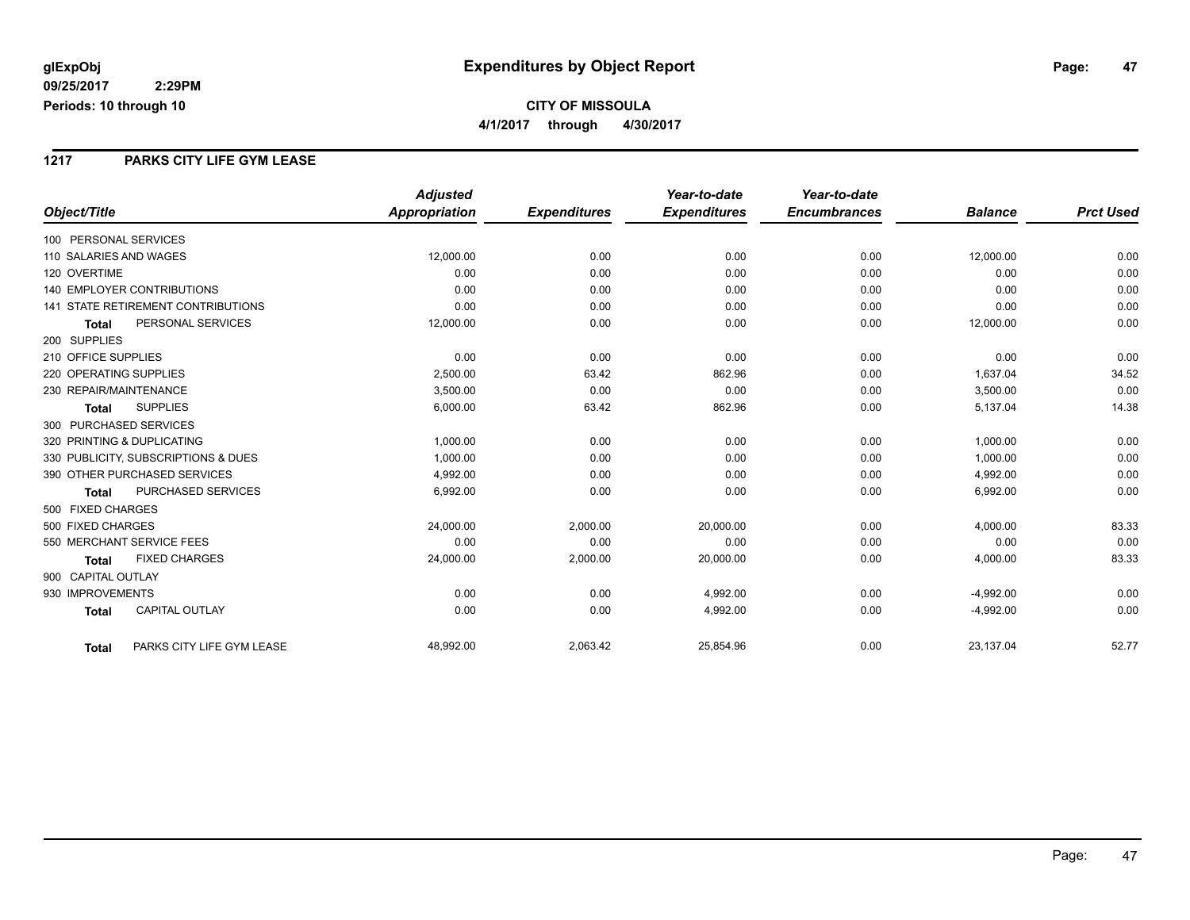glExpObj
09/25/2017 2:29PM
Periods: 10 through 10

# Expenditures by Object Report

**CITY OF MISSOULA**
**4/1/2017 through 4/30/2017**

## 1217 PARKS CITY LIFE GYM LEASE

| Object/Title | Adjusted Appropriation | Expenditures | Year-to-date Expenditures | Year-to-date Encumbrances | Balance | Prct Used |
|---|---|---|---|---|---|---|
| 100 PERSONAL SERVICES | | | | | | |
| 110 SALARIES AND WAGES | 12,000.00 | 0.00 | 0.00 | 0.00 | 12,000.00 | 0.00 |
| 120 OVERTIME | 0.00 | 0.00 | 0.00 | 0.00 | 0.00 | 0.00 |
| 140 EMPLOYER CONTRIBUTIONS | 0.00 | 0.00 | 0.00 | 0.00 | 0.00 | 0.00 |
| 141 STATE RETIREMENT CONTRIBUTIONS | 0.00 | 0.00 | 0.00 | 0.00 | 0.00 | 0.00 |
| **Total** PERSONAL SERVICES | 12,000.00 | 0.00 | 0.00 | 0.00 | 12,000.00 | 0.00 |
| 200 SUPPLIES | | | | | | |
| 210 OFFICE SUPPLIES | 0.00 | 0.00 | 0.00 | 0.00 | 0.00 | 0.00 |
| 220 OPERATING SUPPLIES | 2,500.00 | 63.42 | 862.96 | 0.00 | 1,637.04 | 34.52 |
| 230 REPAIR/MAINTENANCE | 3,500.00 | 0.00 | 0.00 | 0.00 | 3,500.00 | 0.00 |
| **Total** SUPPLIES | 6,000.00 | 63.42 | 862.96 | 0.00 | 5,137.04 | 14.38 |
| 300 PURCHASED SERVICES | | | | | | |
| 320 PRINTING & DUPLICATING | 1,000.00 | 0.00 | 0.00 | 0.00 | 1,000.00 | 0.00 |
| 330 PUBLICITY, SUBSCRIPTIONS & DUES | 1,000.00 | 0.00 | 0.00 | 0.00 | 1,000.00 | 0.00 |
| 390 OTHER PURCHASED SERVICES | 4,992.00 | 0.00 | 0.00 | 0.00 | 4,992.00 | 0.00 |
| **Total** PURCHASED SERVICES | 6,992.00 | 0.00 | 0.00 | 0.00 | 6,992.00 | 0.00 |
| 500 FIXED CHARGES | | | | | | |
| 500 FIXED CHARGES | 24,000.00 | 2,000.00 | 20,000.00 | 0.00 | 4,000.00 | 83.33 |
| 550 MERCHANT SERVICE FEES | 0.00 | 0.00 | 0.00 | 0.00 | 0.00 | 0.00 |
| **Total** FIXED CHARGES | 24,000.00 | 2,000.00 | 20,000.00 | 0.00 | 4,000.00 | 83.33 |
| 900 CAPITAL OUTLAY | | | | | | |
| 930 IMPROVEMENTS | 0.00 | 0.00 | 4,992.00 | 0.00 | -4,992.00 | 0.00 |
| **Total** CAPITAL OUTLAY | 0.00 | 0.00 | 4,992.00 | 0.00 | -4,992.00 | 0.00 |
| **Total** PARKS CITY LIFE GYM LEASE | 48,992.00 | 2,063.42 | 25,854.96 | 0.00 | 23,137.04 | 52.77 |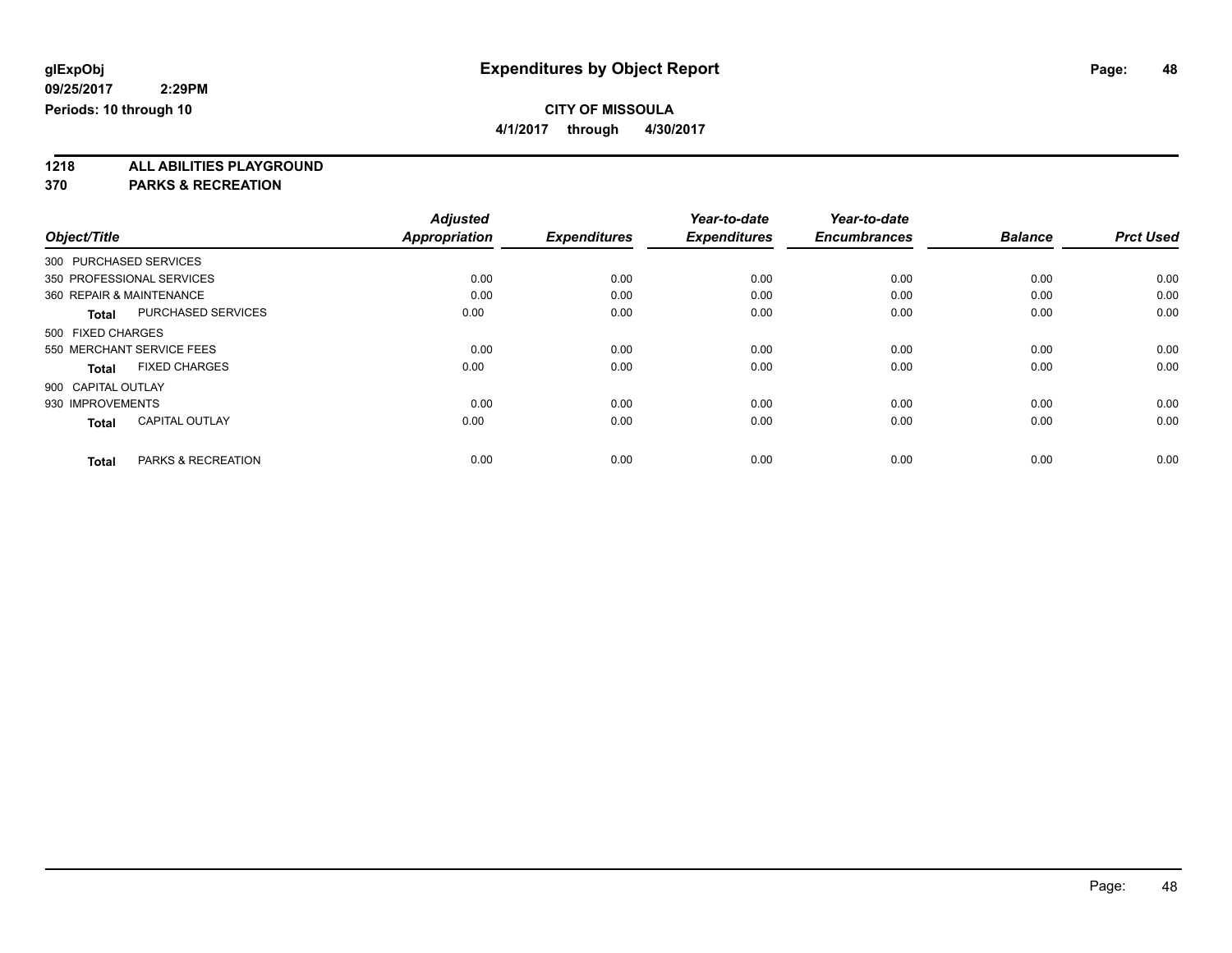**glExpObj**
**09/25/2017 2:29PM**
**Periods: 10 through 10**

# Expenditures by Object Report

**CITY OF MISSOULA**
**4/1/2017 through 4/30/2017**

**1218 ALL ABILITIES PLAYGROUND**
**370 PARKS & RECREATION**

| Object/Title | | Adjusted Appropriation | Expenditures | Year-to-date Expenditures | Year-to-date Encumbrances | Balance | Prct Used |
|---|---|---|---|---|---|---|---|
| 300 PURCHASED SERVICES | | | | | | | |
| 350 PROFESSIONAL SERVICES | | 0.00 | 0.00 | 0.00 | 0.00 | 0.00 | 0.00 |
| 360 REPAIR & MAINTENANCE | | 0.00 | 0.00 | 0.00 | 0.00 | 0.00 | 0.00 |
| **Total** | PURCHASED SERVICES | 0.00 | 0.00 | 0.00 | 0.00 | 0.00 | 0.00 |
| 500 FIXED CHARGES | | | | | | | |
| 550 MERCHANT SERVICE FEES | | 0.00 | 0.00 | 0.00 | 0.00 | 0.00 | 0.00 |
| **Total** | FIXED CHARGES | 0.00 | 0.00 | 0.00 | 0.00 | 0.00 | 0.00 |
| 900 CAPITAL OUTLAY | | | | | | | |
| 930 IMPROVEMENTS | | 0.00 | 0.00 | 0.00 | 0.00 | 0.00 | 0.00 |
| **Total** | CAPITAL OUTLAY | 0.00 | 0.00 | 0.00 | 0.00 | 0.00 | 0.00 |
| **Total** | PARKS & RECREATION | 0.00 | 0.00 | 0.00 | 0.00 | 0.00 | 0.00 |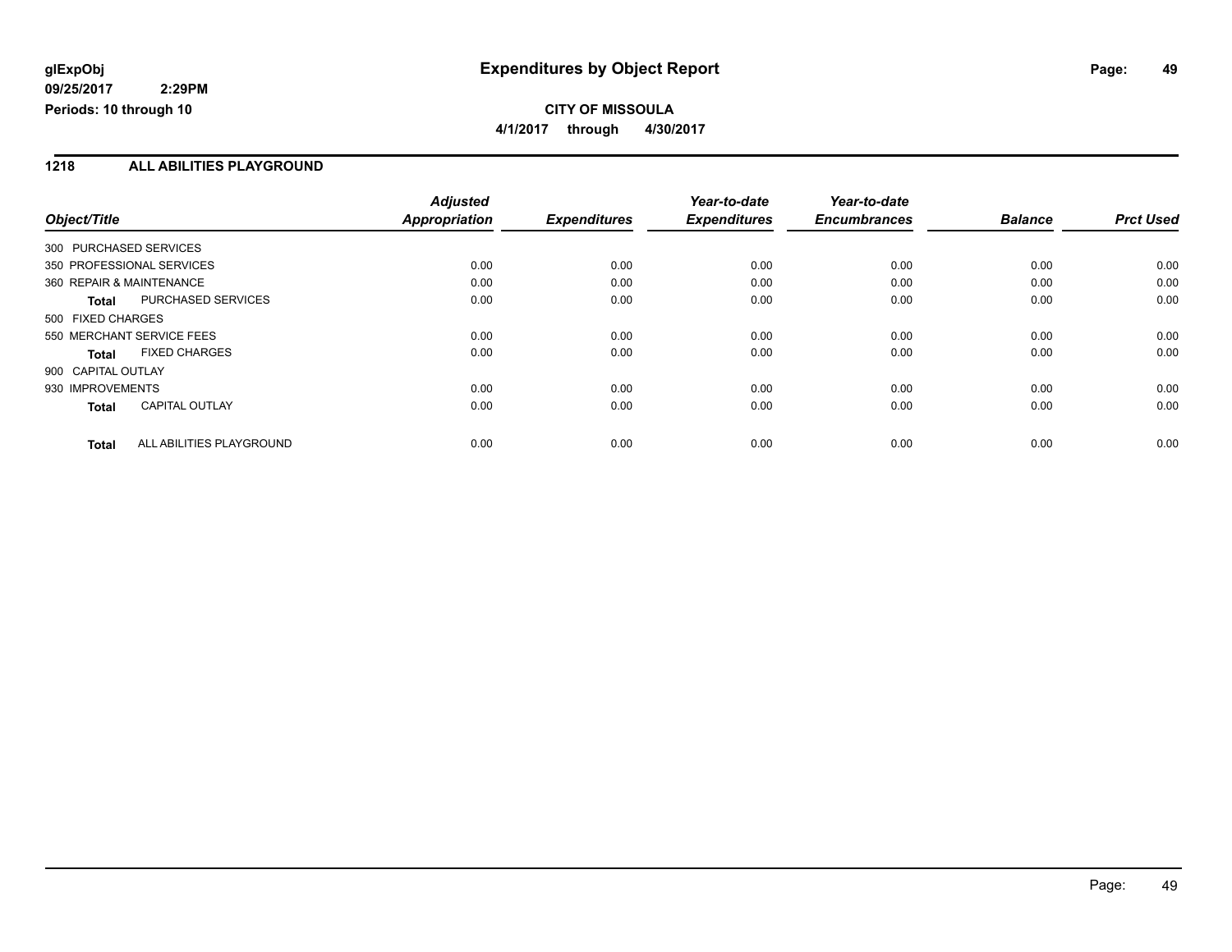**glExpObj** | **Expenditures by Object Report**

**09/25/2017 2:29PM**

**Periods: 10 through 10**

**CITY OF MISSOULA**

**4/1/2017 through 4/30/2017**

## 1218 ALL ABILITIES PLAYGROUND

| Object/Title | Adjusted Appropriation | Expenditures | Year-to-date Expenditures | Year-to-date Encumbrances | Balance | Prct Used |
|---|---|---|---|---|---|---|
| 300 PURCHASED SERVICES | | | | | | |
| 350 PROFESSIONAL SERVICES | 0.00 | 0.00 | 0.00 | 0.00 | 0.00 | 0.00 |
| 360 REPAIR & MAINTENANCE | 0.00 | 0.00 | 0.00 | 0.00 | 0.00 | 0.00 |
| **Total** PURCHASED SERVICES | 0.00 | 0.00 | 0.00 | 0.00 | 0.00 | 0.00 |
| 500 FIXED CHARGES | | | | | | |
| 550 MERCHANT SERVICE FEES | 0.00 | 0.00 | 0.00 | 0.00 | 0.00 | 0.00 |
| **Total** FIXED CHARGES | 0.00 | 0.00 | 0.00 | 0.00 | 0.00 | 0.00 |
| 900 CAPITAL OUTLAY | | | | | | |
| 930 IMPROVEMENTS | 0.00 | 0.00 | 0.00 | 0.00 | 0.00 | 0.00 |
| **Total** CAPITAL OUTLAY | 0.00 | 0.00 | 0.00 | 0.00 | 0.00 | 0.00 |
| **Total** ALL ABILITIES PLAYGROUND | 0.00 | 0.00 | 0.00 | 0.00 | 0.00 | 0.00 |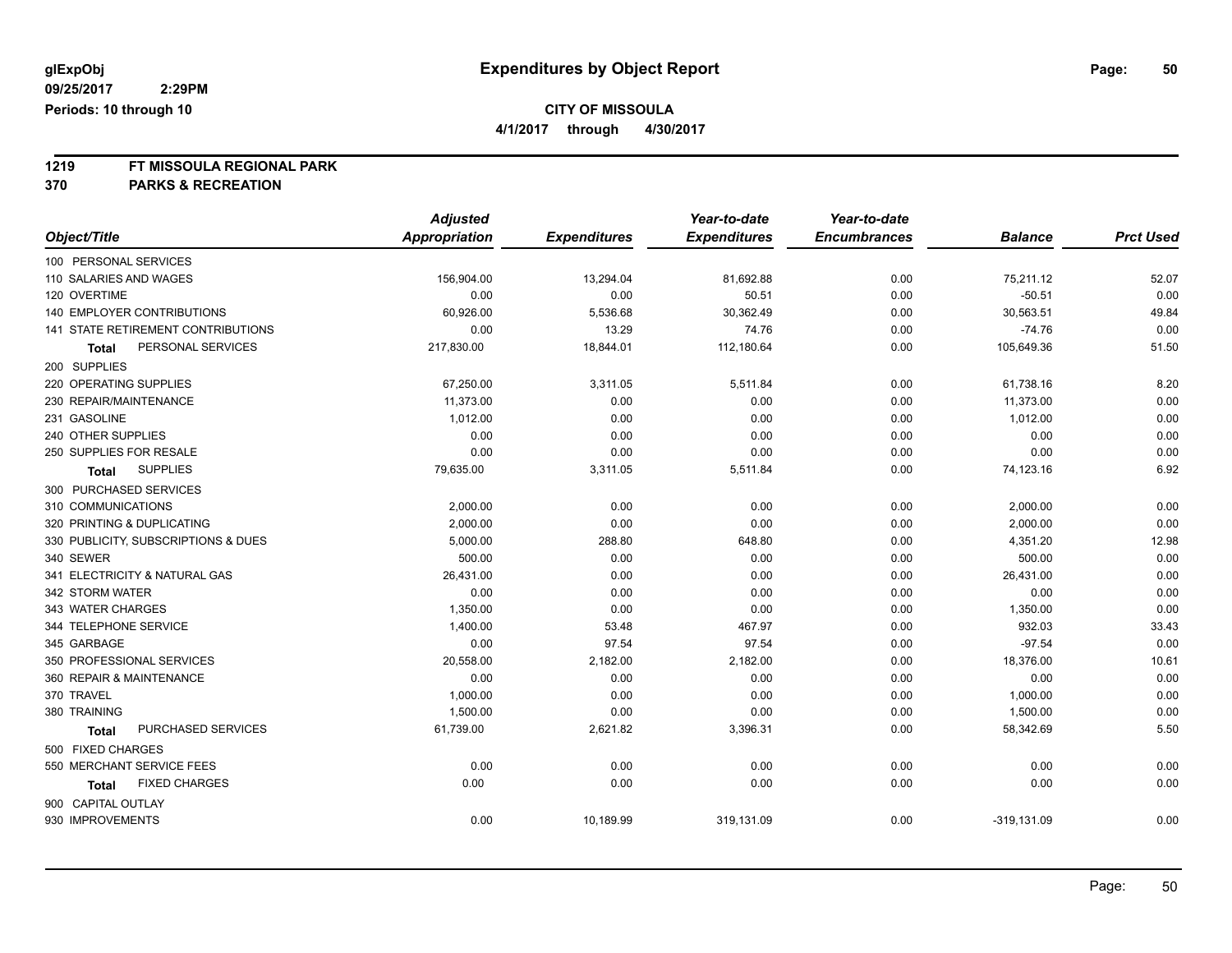**glExpObj**
**09/25/2017 2:29PM**
**Periods: 10 through 10**

# Expenditures by Object Report

**CITY OF MISSOULA**
**4/1/2017 through 4/30/2017**

**1219 FT MISSOULA REGIONAL PARK**
**370 PARKS & RECREATION**

| Object/Title | Adjusted Appropriation | Expenditures | Year-to-date Expenditures | Year-to-date Encumbrances | Balance | Prct Used |
|---|---|---|---|---|---|---|
| 100 PERSONAL SERVICES | | | | | | |
| 110 SALARIES AND WAGES | 156,904.00 | 13,294.04 | 81,692.88 | 0.00 | 75,211.12 | 52.07 |
| 120 OVERTIME | 0.00 | 0.00 | 50.51 | 0.00 | -50.51 | 0.00 |
| 140 EMPLOYER CONTRIBUTIONS | 60,926.00 | 5,536.68 | 30,362.49 | 0.00 | 30,563.51 | 49.84 |
| 141 STATE RETIREMENT CONTRIBUTIONS | 0.00 | 13.29 | 74.76 | 0.00 | -74.76 | 0.00 |
| **Total** PERSONAL SERVICES | 217,830.00 | 18,844.01 | 112,180.64 | 0.00 | 105,649.36 | 51.50 |
| 200 SUPPLIES | | | | | | |
| 220 OPERATING SUPPLIES | 67,250.00 | 3,311.05 | 5,511.84 | 0.00 | 61,738.16 | 8.20 |
| 230 REPAIR/MAINTENANCE | 11,373.00 | 0.00 | 0.00 | 0.00 | 11,373.00 | 0.00 |
| 231 GASOLINE | 1,012.00 | 0.00 | 0.00 | 0.00 | 1,012.00 | 0.00 |
| 240 OTHER SUPPLIES | 0.00 | 0.00 | 0.00 | 0.00 | 0.00 | 0.00 |
| 250 SUPPLIES FOR RESALE | 0.00 | 0.00 | 0.00 | 0.00 | 0.00 | 0.00 |
| **Total** SUPPLIES | 79,635.00 | 3,311.05 | 5,511.84 | 0.00 | 74,123.16 | 6.92 |
| 300 PURCHASED SERVICES | | | | | | |
| 310 COMMUNICATIONS | 2,000.00 | 0.00 | 0.00 | 0.00 | 2,000.00 | 0.00 |
| 320 PRINTING & DUPLICATING | 2,000.00 | 0.00 | 0.00 | 0.00 | 2,000.00 | 0.00 |
| 330 PUBLICITY, SUBSCRIPTIONS & DUES | 5,000.00 | 288.80 | 648.80 | 0.00 | 4,351.20 | 12.98 |
| 340 SEWER | 500.00 | 0.00 | 0.00 | 0.00 | 500.00 | 0.00 |
| 341 ELECTRICITY & NATURAL GAS | 26,431.00 | 0.00 | 0.00 | 0.00 | 26,431.00 | 0.00 |
| 342 STORM WATER | 0.00 | 0.00 | 0.00 | 0.00 | 0.00 | 0.00 |
| 343 WATER CHARGES | 1,350.00 | 0.00 | 0.00 | 0.00 | 1,350.00 | 0.00 |
| 344 TELEPHONE SERVICE | 1,400.00 | 53.48 | 467.97 | 0.00 | 932.03 | 33.43 |
| 345 GARBAGE | 0.00 | 97.54 | 97.54 | 0.00 | -97.54 | 0.00 |
| 350 PROFESSIONAL SERVICES | 20,558.00 | 2,182.00 | 2,182.00 | 0.00 | 18,376.00 | 10.61 |
| 360 REPAIR & MAINTENANCE | 0.00 | 0.00 | 0.00 | 0.00 | 0.00 | 0.00 |
| 370 TRAVEL | 1,000.00 | 0.00 | 0.00 | 0.00 | 1,000.00 | 0.00 |
| 380 TRAINING | 1,500.00 | 0.00 | 0.00 | 0.00 | 1,500.00 | 0.00 |
| **Total** PURCHASED SERVICES | 61,739.00 | 2,621.82 | 3,396.31 | 0.00 | 58,342.69 | 5.50 |
| 500 FIXED CHARGES | | | | | | |
| 550 MERCHANT SERVICE FEES | 0.00 | 0.00 | 0.00 | 0.00 | 0.00 | 0.00 |
| **Total** FIXED CHARGES | 0.00 | 0.00 | 0.00 | 0.00 | 0.00 | 0.00 |
| 900 CAPITAL OUTLAY | | | | | | |
| 930 IMPROVEMENTS | 0.00 | 10,189.99 | 319,131.09 | 0.00 | -319,131.09 | 0.00 |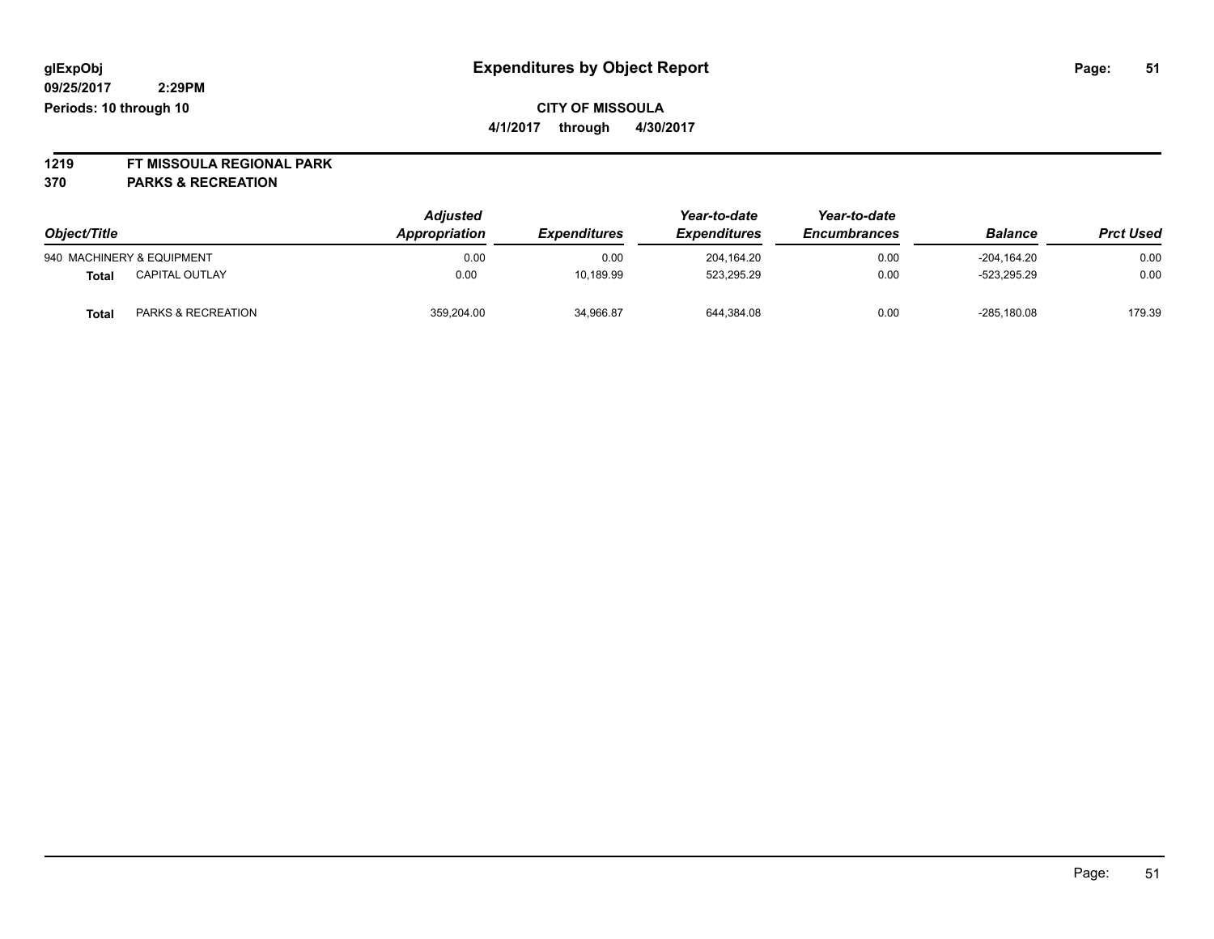**glExpObj**
**09/25/2017 2:29PM**
**Periods: 10 through 10**

# Expenditures by Object Report

**CITY OF MISSOULA**
**4/1/2017 through 4/30/2017**

**1219 FT MISSOULA REGIONAL PARK**
**370 PARKS & RECREATION**

| Object/Title | | Adjusted Appropriation | Expenditures | Year-to-date Expenditures | Year-to-date Encumbrances | Balance | Prct Used |
|---|---|---|---|---|---|---|---|
| 940 MACHINERY & EQUIPMENT | | 0.00 | 0.00 | 204,164.20 | 0.00 | -204,164.20 | 0.00 |
| **Total** | CAPITAL OUTLAY | 0.00 | 10,189.99 | 523,295.29 | 0.00 | -523,295.29 | 0.00 |
| **Total** | PARKS & RECREATION | 359,204.00 | 34,966.87 | 644,384.08 | 0.00 | -285,180.08 | 179.39 |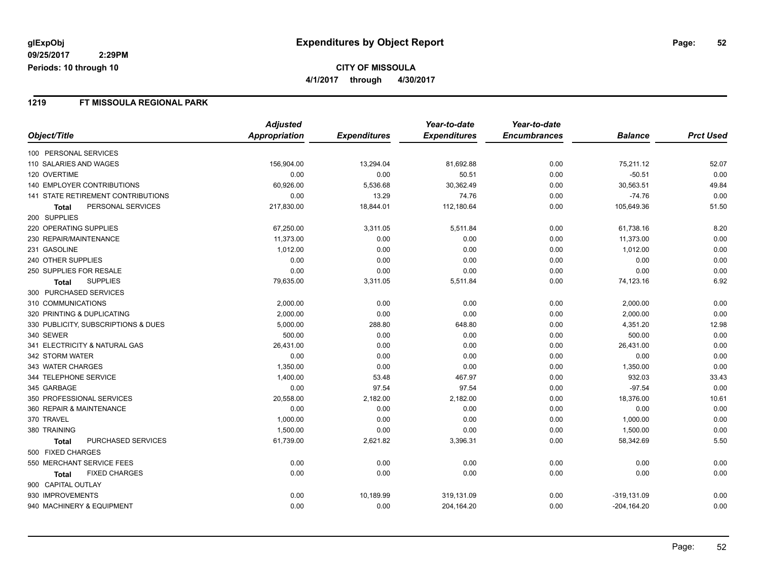**glExpObj**
**09/25/2017 2:29PM**
**Periods: 10 through 10**

# Expenditures by Object Report

**CITY OF MISSOULA**
**4/1/2017 through 4/30/2017**

## 1219 FT MISSOULA REGIONAL PARK

| Object/Title | Adjusted Appropriation | Expenditures | Year-to-date Expenditures | Year-to-date Encumbrances | Balance | Prct Used |
|---|---|---|---|---|---|---|
| 100 PERSONAL SERVICES | | | | | | |
| 110 SALARIES AND WAGES | 156,904.00 | 13,294.04 | 81,692.88 | 0.00 | 75,211.12 | 52.07 |
| 120 OVERTIME | 0.00 | 0.00 | 50.51 | 0.00 | -50.51 | 0.00 |
| 140 EMPLOYER CONTRIBUTIONS | 60,926.00 | 5,536.68 | 30,362.49 | 0.00 | 30,563.51 | 49.84 |
| 141 STATE RETIREMENT CONTRIBUTIONS | 0.00 | 13.29 | 74.76 | 0.00 | -74.76 | 0.00 |
| **Total** PERSONAL SERVICES | 217,830.00 | 18,844.01 | 112,180.64 | 0.00 | 105,649.36 | 51.50 |
| 200 SUPPLIES | | | | | | |
| 220 OPERATING SUPPLIES | 67,250.00 | 3,311.05 | 5,511.84 | 0.00 | 61,738.16 | 8.20 |
| 230 REPAIR/MAINTENANCE | 11,373.00 | 0.00 | 0.00 | 0.00 | 11,373.00 | 0.00 |
| 231 GASOLINE | 1,012.00 | 0.00 | 0.00 | 0.00 | 1,012.00 | 0.00 |
| 240 OTHER SUPPLIES | 0.00 | 0.00 | 0.00 | 0.00 | 0.00 | 0.00 |
| 250 SUPPLIES FOR RESALE | 0.00 | 0.00 | 0.00 | 0.00 | 0.00 | 0.00 |
| **Total** SUPPLIES | 79,635.00 | 3,311.05 | 5,511.84 | 0.00 | 74,123.16 | 6.92 |
| 300 PURCHASED SERVICES | | | | | | |
| 310 COMMUNICATIONS | 2,000.00 | 0.00 | 0.00 | 0.00 | 2,000.00 | 0.00 |
| 320 PRINTING & DUPLICATING | 2,000.00 | 0.00 | 0.00 | 0.00 | 2,000.00 | 0.00 |
| 330 PUBLICITY, SUBSCRIPTIONS & DUES | 5,000.00 | 288.80 | 648.80 | 0.00 | 4,351.20 | 12.98 |
| 340 SEWER | 500.00 | 0.00 | 0.00 | 0.00 | 500.00 | 0.00 |
| 341 ELECTRICITY & NATURAL GAS | 26,431.00 | 0.00 | 0.00 | 0.00 | 26,431.00 | 0.00 |
| 342 STORM WATER | 0.00 | 0.00 | 0.00 | 0.00 | 0.00 | 0.00 |
| 343 WATER CHARGES | 1,350.00 | 0.00 | 0.00 | 0.00 | 1,350.00 | 0.00 |
| 344 TELEPHONE SERVICE | 1,400.00 | 53.48 | 467.97 | 0.00 | 932.03 | 33.43 |
| 345 GARBAGE | 0.00 | 97.54 | 97.54 | 0.00 | -97.54 | 0.00 |
| 350 PROFESSIONAL SERVICES | 20,558.00 | 2,182.00 | 2,182.00 | 0.00 | 18,376.00 | 10.61 |
| 360 REPAIR & MAINTENANCE | 0.00 | 0.00 | 0.00 | 0.00 | 0.00 | 0.00 |
| 370 TRAVEL | 1,000.00 | 0.00 | 0.00 | 0.00 | 1,000.00 | 0.00 |
| 380 TRAINING | 1,500.00 | 0.00 | 0.00 | 0.00 | 1,500.00 | 0.00 |
| **Total** PURCHASED SERVICES | 61,739.00 | 2,621.82 | 3,396.31 | 0.00 | 58,342.69 | 5.50 |
| 500 FIXED CHARGES | | | | | | |
| 550 MERCHANT SERVICE FEES | 0.00 | 0.00 | 0.00 | 0.00 | 0.00 | 0.00 |
| **Total** FIXED CHARGES | 0.00 | 0.00 | 0.00 | 0.00 | 0.00 | 0.00 |
| 900 CAPITAL OUTLAY | | | | | | |
| 930 IMPROVEMENTS | 0.00 | 10,189.99 | 319,131.09 | 0.00 | -319,131.09 | 0.00 |
| 940 MACHINERY & EQUIPMENT | 0.00 | 0.00 | 204,164.20 | 0.00 | -204,164.20 | 0.00 |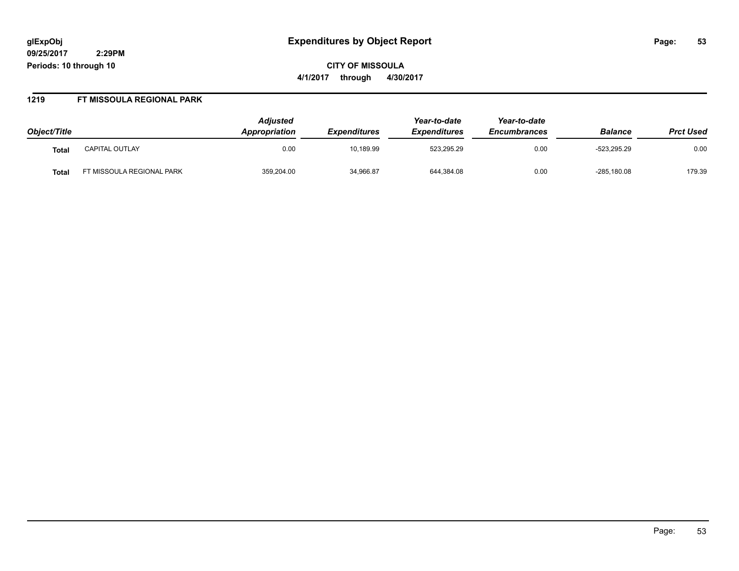# Expenditures by Object Report

glExpObj
09/25/2017 2:29PM
Periods: 10 through 10

**CITY OF MISSOULA**
**4/1/2017 through 4/30/2017**

## 1219 FT MISSOULA REGIONAL PARK

| Object/Title | | Adjusted Appropriation | Expenditures | Year-to-date Expenditures | Year-to-date Encumbrances | Balance | Prct Used |
|---|---|---|---|---|---|---|---|
| **Total** | CAPITAL OUTLAY | 0.00 | 10,189.99 | 523,295.29 | 0.00 | -523,295.29 | 0.00 |
| **Total** | FT MISSOULA REGIONAL PARK | 359,204.00 | 34,966.87 | 644,384.08 | 0.00 | -285,180.08 | 179.39 |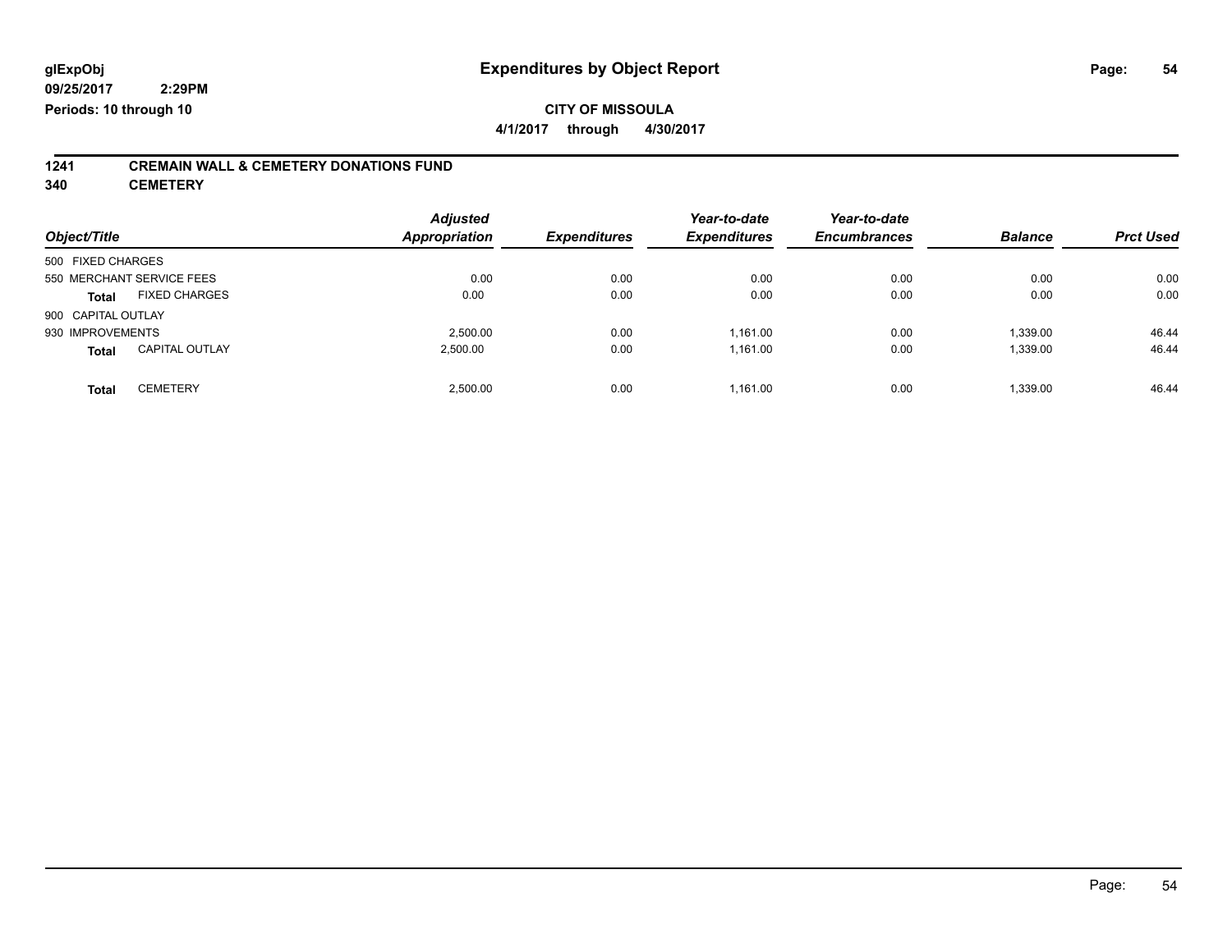**glExpObj**
**09/25/2017 2:29PM**
**Periods: 10 through 10**

# Expenditures by Object Report

**CITY OF MISSOULA**
**4/1/2017 through 4/30/2017**

## 1241 CREMAIN WALL & CEMETERY DONATIONS FUND
## 340 CEMETERY

| Object/Title | Adjusted Appropriation | Expenditures | Year-to-date Expenditures | Year-to-date Encumbrances | Balance | Prct Used |
|---|---|---|---|---|---|---|
| 500 FIXED CHARGES | | | | | | |
| 550 MERCHANT SERVICE FEES | 0.00 | 0.00 | 0.00 | 0.00 | 0.00 | 0.00 |
| **Total** FIXED CHARGES | 0.00 | 0.00 | 0.00 | 0.00 | 0.00 | 0.00 |
| 900 CAPITAL OUTLAY | | | | | | |
| 930 IMPROVEMENTS | 2,500.00 | 0.00 | 1,161.00 | 0.00 | 1,339.00 | 46.44 |
| **Total** CAPITAL OUTLAY | 2,500.00 | 0.00 | 1,161.00 | 0.00 | 1,339.00 | 46.44 |
| **Total** CEMETERY | 2,500.00 | 0.00 | 1,161.00 | 0.00 | 1,339.00 | 46.44 |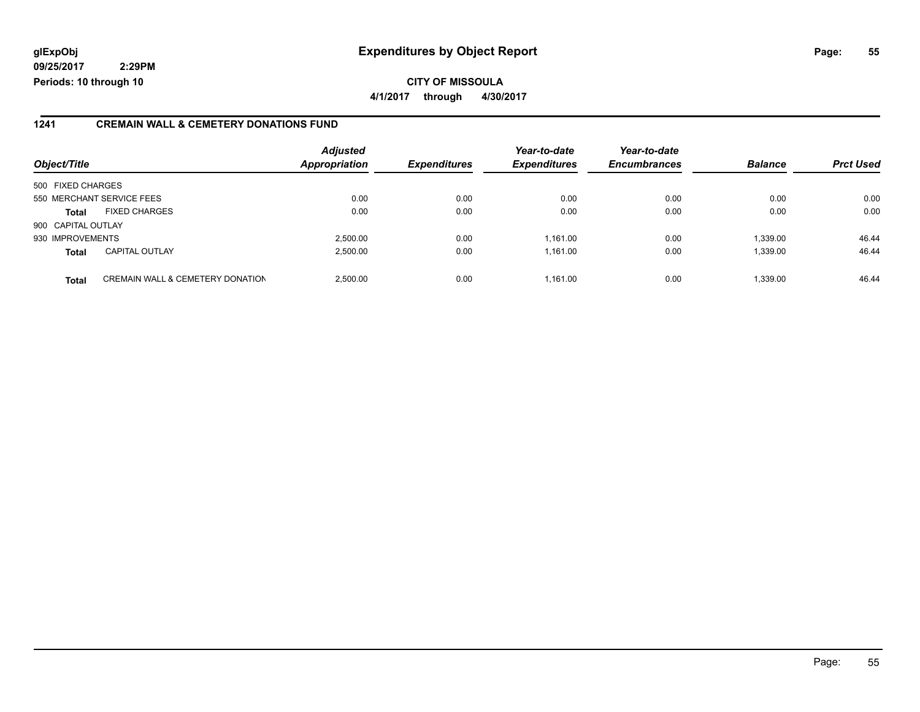**glExpObj** **Expenditures by Object Report**

**09/25/2017 2:29PM**

**Periods: 10 through 10**

**CITY OF MISSOULA**

**4/1/2017 through 4/30/2017**

## 1241 CREMAIN WALL & CEMETERY DONATIONS FUND

| Object/Title | | Adjusted Appropriation | Expenditures | Year-to-date Expenditures | Year-to-date Encumbrances | Balance | Prct Used |
|---|---|---|---|---|---|---|---|
| 500 FIXED CHARGES | | | | | | | |
| 550 MERCHANT SERVICE FEES | | 0.00 | 0.00 | 0.00 | 0.00 | 0.00 | 0.00 |
| **Total** | FIXED CHARGES | 0.00 | 0.00 | 0.00 | 0.00 | 0.00 | 0.00 |
| 900 CAPITAL OUTLAY | | | | | | | |
| 930 IMPROVEMENTS | | 2,500.00 | 0.00 | 1,161.00 | 0.00 | 1,339.00 | 46.44 |
| **Total** | CAPITAL OUTLAY | 2,500.00 | 0.00 | 1,161.00 | 0.00 | 1,339.00 | 46.44 |
| **Total** | CREMAIN WALL & CEMETERY DONATION | 2,500.00 | 0.00 | 1,161.00 | 0.00 | 1,339.00 | 46.44 |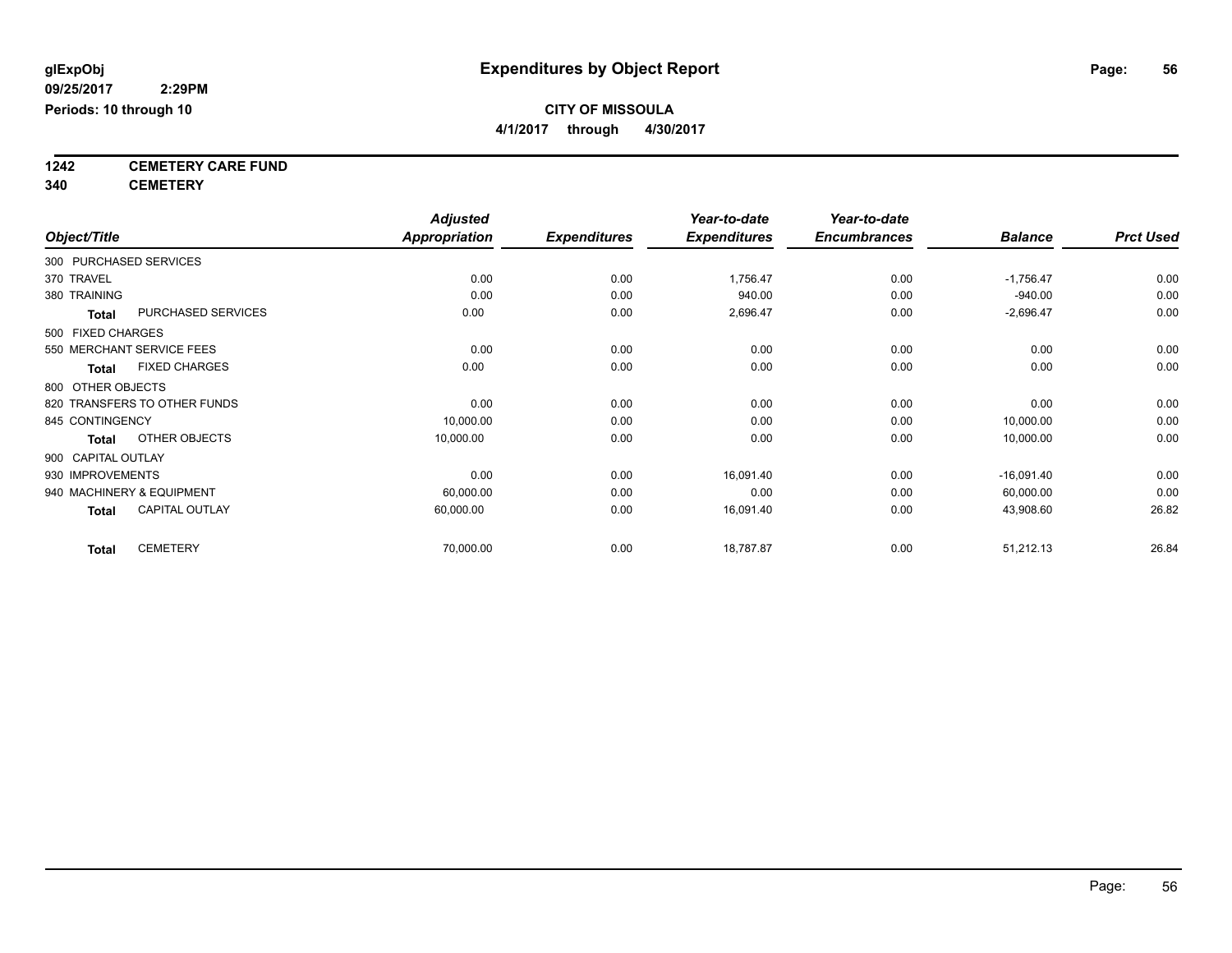**glExpObj**
**09/25/2017 2:29PM**
**Periods: 10 through 10**

# Expenditures by Object Report

**CITY OF MISSOULA**
**4/1/2017 through 4/30/2017**

**1242 CEMETERY CARE FUND**
**340 CEMETERY**

| Object/Title | Adjusted Appropriation | Expenditures | Year-to-date Expenditures | Year-to-date Encumbrances | Balance | Prct Used |
|---|---|---|---|---|---|---|
| 300 PURCHASED SERVICES | | | | | | |
| 370 TRAVEL | 0.00 | 0.00 | 1,756.47 | 0.00 | -1,756.47 | 0.00 |
| 380 TRAINING | 0.00 | 0.00 | 940.00 | 0.00 | -940.00 | 0.00 |
| **Total** PURCHASED SERVICES | 0.00 | 0.00 | 2,696.47 | 0.00 | -2,696.47 | 0.00 |
| 500 FIXED CHARGES | | | | | | |
| 550 MERCHANT SERVICE FEES | 0.00 | 0.00 | 0.00 | 0.00 | 0.00 | 0.00 |
| **Total** FIXED CHARGES | 0.00 | 0.00 | 0.00 | 0.00 | 0.00 | 0.00 |
| 800 OTHER OBJECTS | | | | | | |
| 820 TRANSFERS TO OTHER FUNDS | 0.00 | 0.00 | 0.00 | 0.00 | 0.00 | 0.00 |
| 845 CONTINGENCY | 10,000.00 | 0.00 | 0.00 | 0.00 | 10,000.00 | 0.00 |
| **Total** OTHER OBJECTS | 10,000.00 | 0.00 | 0.00 | 0.00 | 10,000.00 | 0.00 |
| 900 CAPITAL OUTLAY | | | | | | |
| 930 IMPROVEMENTS | 0.00 | 0.00 | 16,091.40 | 0.00 | -16,091.40 | 0.00 |
| 940 MACHINERY & EQUIPMENT | 60,000.00 | 0.00 | 0.00 | 0.00 | 60,000.00 | 0.00 |
| **Total** CAPITAL OUTLAY | 60,000.00 | 0.00 | 16,091.40 | 0.00 | 43,908.60 | 26.82 |
| **Total** CEMETERY | 70,000.00 | 0.00 | 18,787.87 | 0.00 | 51,212.13 | 26.84 |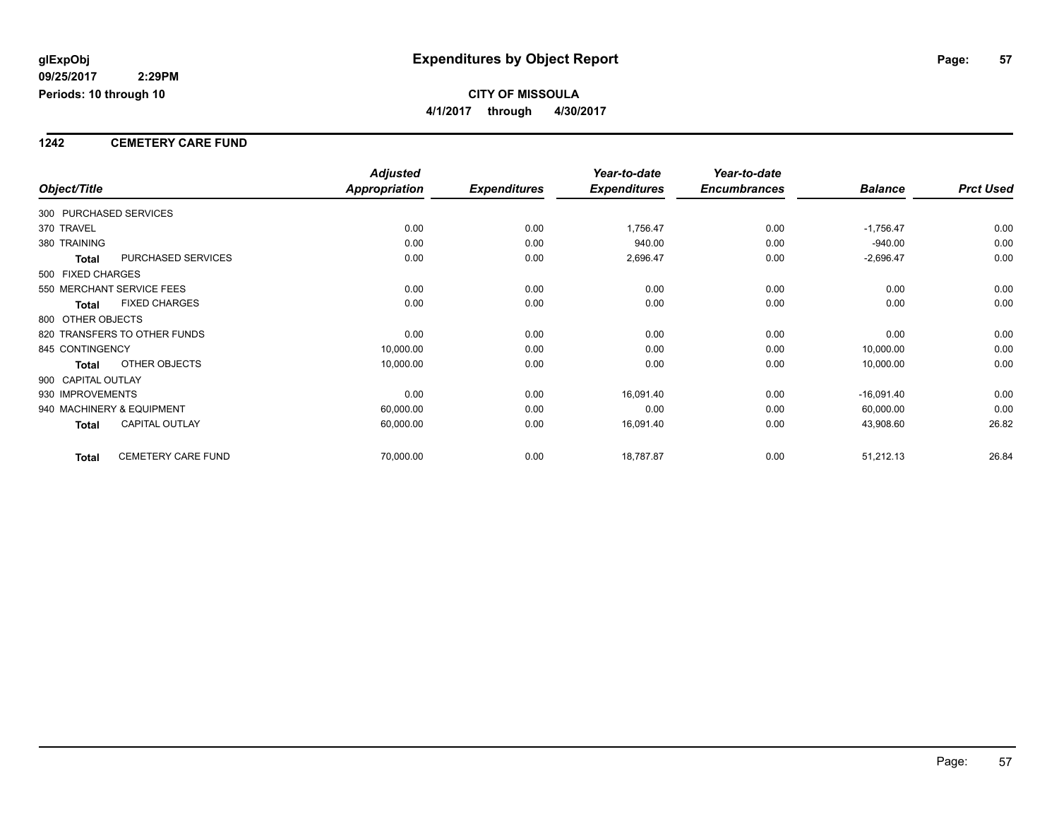**glExpObj**
**09/25/2017 2:29PM**
**Periods: 10 through 10**

# Expenditures by Object Report

**CITY OF MISSOULA**
**4/1/2017 through 4/30/2017**

## 1242 CEMETERY CARE FUND

| Object/Title | | *Adjusted Appropriation* | *Expenditures* | *Year-to-date Expenditures* | *Year-to-date Encumbrances* | *Balance* | *Prct Used* |
|---|---|---|---|---|---|---|---|
| 300 PURCHASED SERVICES | | | | | | | |
| 370 TRAVEL | | 0.00 | 0.00 | 1,756.47 | 0.00 | -1,756.47 | 0.00 |
| 380 TRAINING | | 0.00 | 0.00 | 940.00 | 0.00 | -940.00 | 0.00 |
| **Total** | PURCHASED SERVICES | 0.00 | 0.00 | 2,696.47 | 0.00 | -2,696.47 | 0.00 |
| 500 FIXED CHARGES | | | | | | | |
| 550 MERCHANT SERVICE FEES | | 0.00 | 0.00 | 0.00 | 0.00 | 0.00 | 0.00 |
| **Total** | FIXED CHARGES | 0.00 | 0.00 | 0.00 | 0.00 | 0.00 | 0.00 |
| 800 OTHER OBJECTS | | | | | | | |
| 820 TRANSFERS TO OTHER FUNDS | | 0.00 | 0.00 | 0.00 | 0.00 | 0.00 | 0.00 |
| 845 CONTINGENCY | | 10,000.00 | 0.00 | 0.00 | 0.00 | 10,000.00 | 0.00 |
| **Total** | OTHER OBJECTS | 10,000.00 | 0.00 | 0.00 | 0.00 | 10,000.00 | 0.00 |
| 900 CAPITAL OUTLAY | | | | | | | |
| 930 IMPROVEMENTS | | 0.00 | 0.00 | 16,091.40 | 0.00 | -16,091.40 | 0.00 |
| 940 MACHINERY & EQUIPMENT | | 60,000.00 | 0.00 | 0.00 | 0.00 | 60,000.00 | 0.00 |
| **Total** | CAPITAL OUTLAY | 60,000.00 | 0.00 | 16,091.40 | 0.00 | 43,908.60 | 26.82 |
| **Total** | CEMETERY CARE FUND | 70,000.00 | 0.00 | 18,787.87 | 0.00 | 51,212.13 | 26.84 |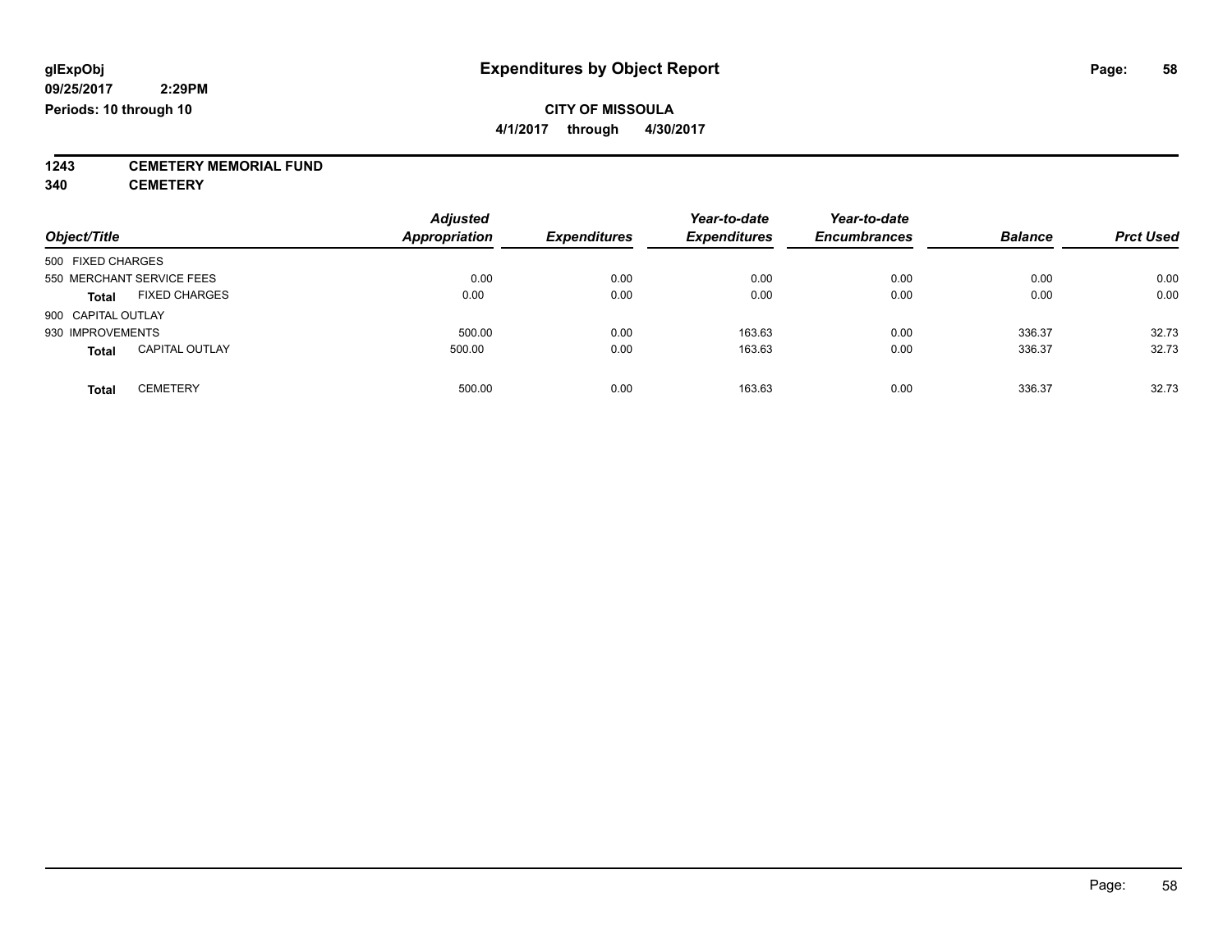glExpObj
09/25/2017 2:29PM
Periods: 10 through 10

# Expenditures by Object Report

**CITY OF MISSOULA**

**4/1/2017 through 4/30/2017**

**1243 CEMETERY MEMORIAL FUND**
**340 CEMETERY**

| Object/Title | Adjusted Appropriation | Expenditures | Year-to-date Expenditures | Year-to-date Encumbrances | Balance | Prct Used |
|---|---|---|---|---|---|---|
| 500 FIXED CHARGES | | | | | | |
| 550 MERCHANT SERVICE FEES | 0.00 | 0.00 | 0.00 | 0.00 | 0.00 | 0.00 |
| **Total** FIXED CHARGES | 0.00 | 0.00 | 0.00 | 0.00 | 0.00 | 0.00 |
| 900 CAPITAL OUTLAY | | | | | | |
| 930 IMPROVEMENTS | 500.00 | 0.00 | 163.63 | 0.00 | 336.37 | 32.73 |
| **Total** CAPITAL OUTLAY | 500.00 | 0.00 | 163.63 | 0.00 | 336.37 | 32.73 |
| **Total** CEMETERY | 500.00 | 0.00 | 163.63 | 0.00 | 336.37 | 32.73 |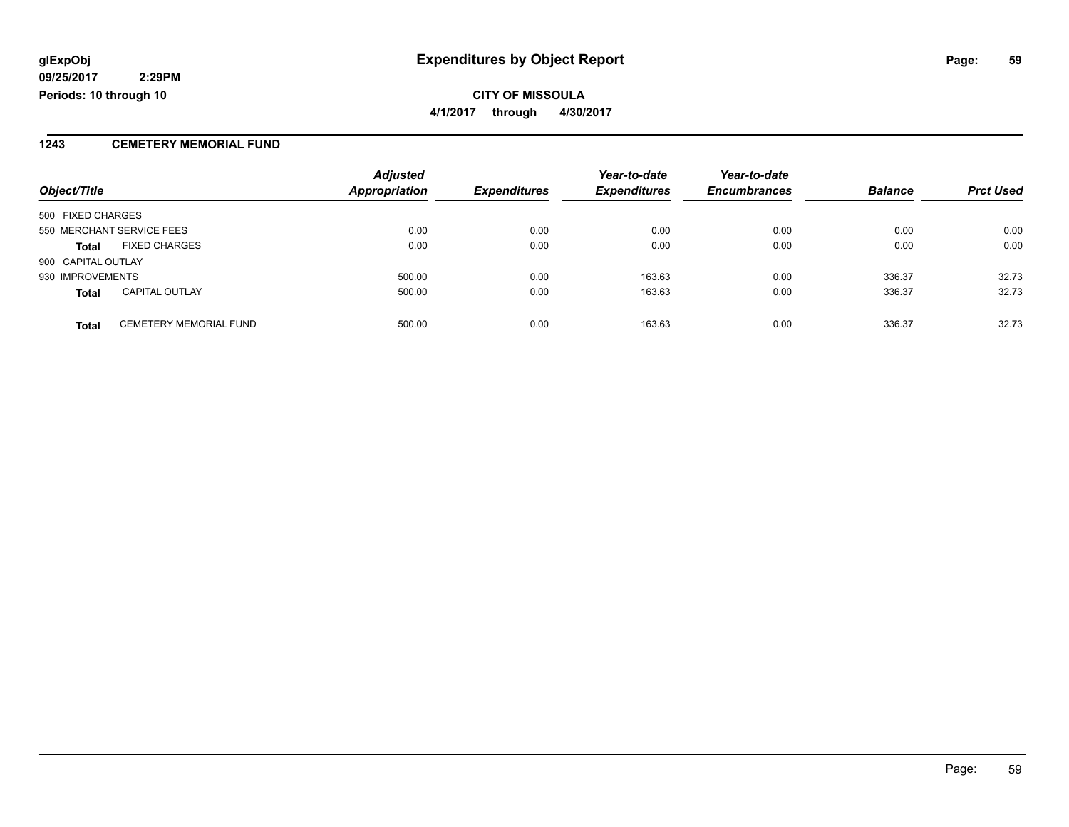**glExpObj** **Expenditures by Object Report**

**09/25/2017 2:29PM**

**Periods: 10 through 10**

**CITY OF MISSOULA**

**4/1/2017 through 4/30/2017**

## 1243 CEMETERY MEMORIAL FUND

| Object/Title | | Adjusted Appropriation | Expenditures | Year-to-date Expenditures | Year-to-date Encumbrances | Balance | Prct Used |
|---|---|---|---|---|---|---|---|
| 500 FIXED CHARGES | | | | | | | |
| 550 MERCHANT SERVICE FEES | | 0.00 | 0.00 | 0.00 | 0.00 | 0.00 | 0.00 |
| **Total** | FIXED CHARGES | 0.00 | 0.00 | 0.00 | 0.00 | 0.00 | 0.00 |
| 900 CAPITAL OUTLAY | | | | | | | |
| 930 IMPROVEMENTS | | 500.00 | 0.00 | 163.63 | 0.00 | 336.37 | 32.73 |
| **Total** | CAPITAL OUTLAY | 500.00 | 0.00 | 163.63 | 0.00 | 336.37 | 32.73 |
| **Total** | CEMETERY MEMORIAL FUND | 500.00 | 0.00 | 163.63 | 0.00 | 336.37 | 32.73 |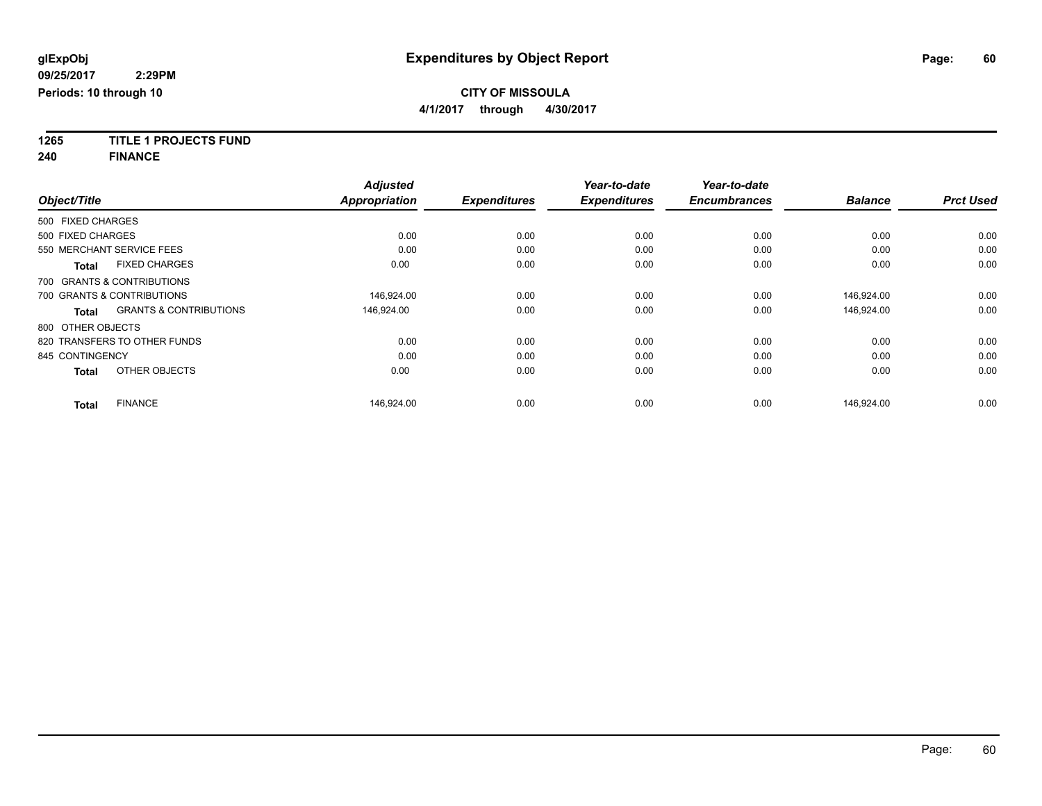**glExpObj** **Expenditures by Object Report**

**09/25/2017 2:29PM**

**Periods: 10 through 10**

**CITY OF MISSOULA**

**4/1/2017 through 4/30/2017**

**1265 TITLE 1 PROJECTS FUND**

**240 FINANCE**

| Object/Title | Adjusted Appropriation | Expenditures | Year-to-date Expenditures | Year-to-date Encumbrances | Balance | Prct Used |
|---|---|---|---|---|---|---|
| 500 FIXED CHARGES | | | | | | |
| 500 FIXED CHARGES | 0.00 | 0.00 | 0.00 | 0.00 | 0.00 | 0.00 |
| 550 MERCHANT SERVICE FEES | 0.00 | 0.00 | 0.00 | 0.00 | 0.00 | 0.00 |
| **Total** FIXED CHARGES | 0.00 | 0.00 | 0.00 | 0.00 | 0.00 | 0.00 |
| 700 GRANTS & CONTRIBUTIONS | | | | | | |
| 700 GRANTS & CONTRIBUTIONS | 146,924.00 | 0.00 | 0.00 | 0.00 | 146,924.00 | 0.00 |
| **Total** GRANTS & CONTRIBUTIONS | 146,924.00 | 0.00 | 0.00 | 0.00 | 146,924.00 | 0.00 |
| 800 OTHER OBJECTS | | | | | | |
| 820 TRANSFERS TO OTHER FUNDS | 0.00 | 0.00 | 0.00 | 0.00 | 0.00 | 0.00 |
| 845 CONTINGENCY | 0.00 | 0.00 | 0.00 | 0.00 | 0.00 | 0.00 |
| **Total** OTHER OBJECTS | 0.00 | 0.00 | 0.00 | 0.00 | 0.00 | 0.00 |
| **Total** FINANCE | 146,924.00 | 0.00 | 0.00 | 0.00 | 146,924.00 | 0.00 |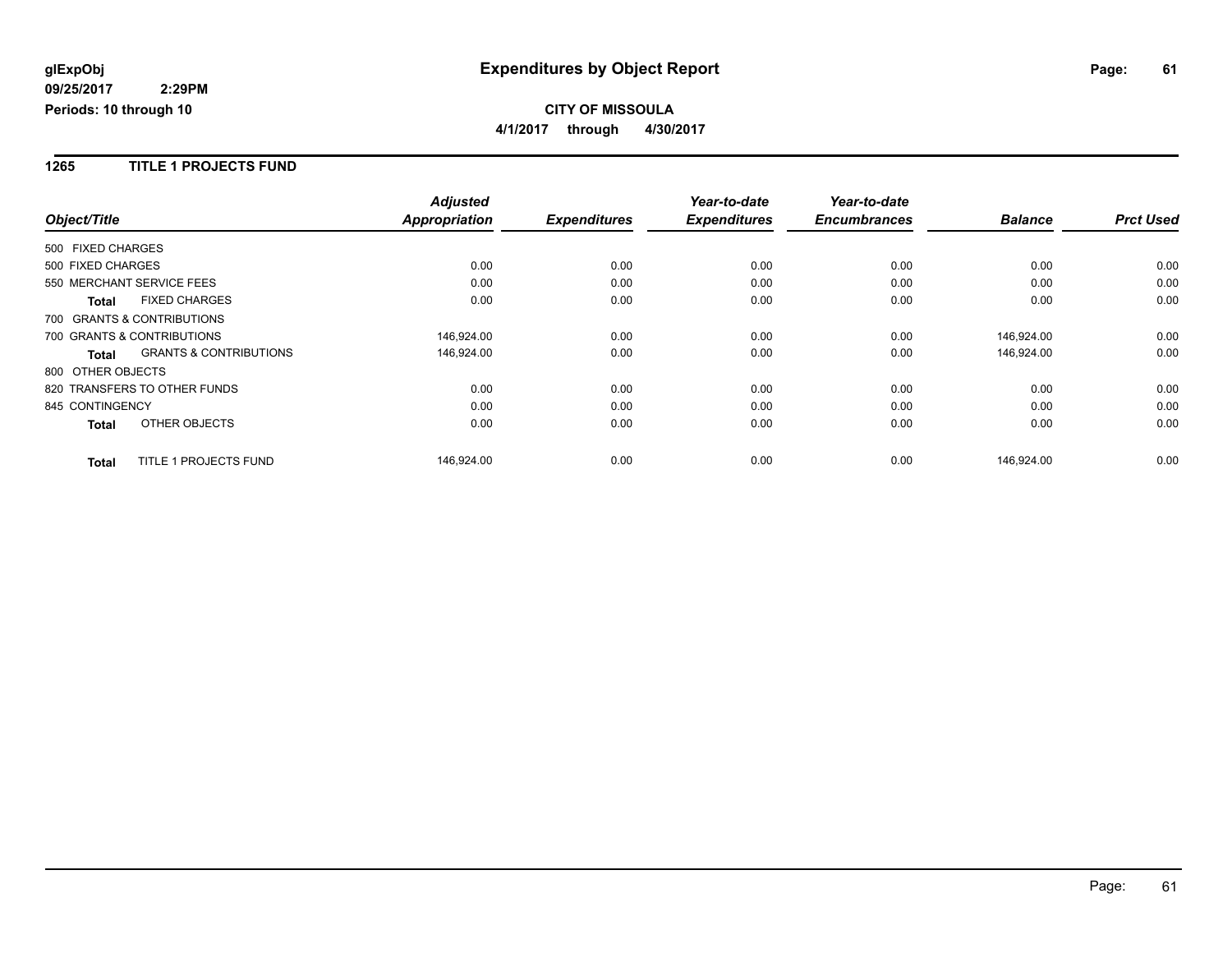**glExpObj**
**09/25/2017 2:29PM**
**Periods: 10 through 10**

# Expenditures by Object Report

**CITY OF MISSOULA**
**4/1/2017 through 4/30/2017**

## 1265 TITLE 1 PROJECTS FUND

| Object/Title | Adjusted Appropriation | Expenditures | Year-to-date Expenditures | Year-to-date Encumbrances | Balance | Prct Used |
|---|---|---|---|---|---|---|
| 500 FIXED CHARGES | | | | | | |
| 500 FIXED CHARGES | 0.00 | 0.00 | 0.00 | 0.00 | 0.00 | 0.00 |
| 550 MERCHANT SERVICE FEES | 0.00 | 0.00 | 0.00 | 0.00 | 0.00 | 0.00 |
| **Total** FIXED CHARGES | 0.00 | 0.00 | 0.00 | 0.00 | 0.00 | 0.00 |
| 700 GRANTS & CONTRIBUTIONS | | | | | | |
| 700 GRANTS & CONTRIBUTIONS | 146,924.00 | 0.00 | 0.00 | 0.00 | 146,924.00 | 0.00 |
| **Total** GRANTS & CONTRIBUTIONS | 146,924.00 | 0.00 | 0.00 | 0.00 | 146,924.00 | 0.00 |
| 800 OTHER OBJECTS | | | | | | |
| 820 TRANSFERS TO OTHER FUNDS | 0.00 | 0.00 | 0.00 | 0.00 | 0.00 | 0.00 |
| 845 CONTINGENCY | 0.00 | 0.00 | 0.00 | 0.00 | 0.00 | 0.00 |
| **Total** OTHER OBJECTS | 0.00 | 0.00 | 0.00 | 0.00 | 0.00 | 0.00 |
| **Total** TITLE 1 PROJECTS FUND | 146,924.00 | 0.00 | 0.00 | 0.00 | 146,924.00 | 0.00 |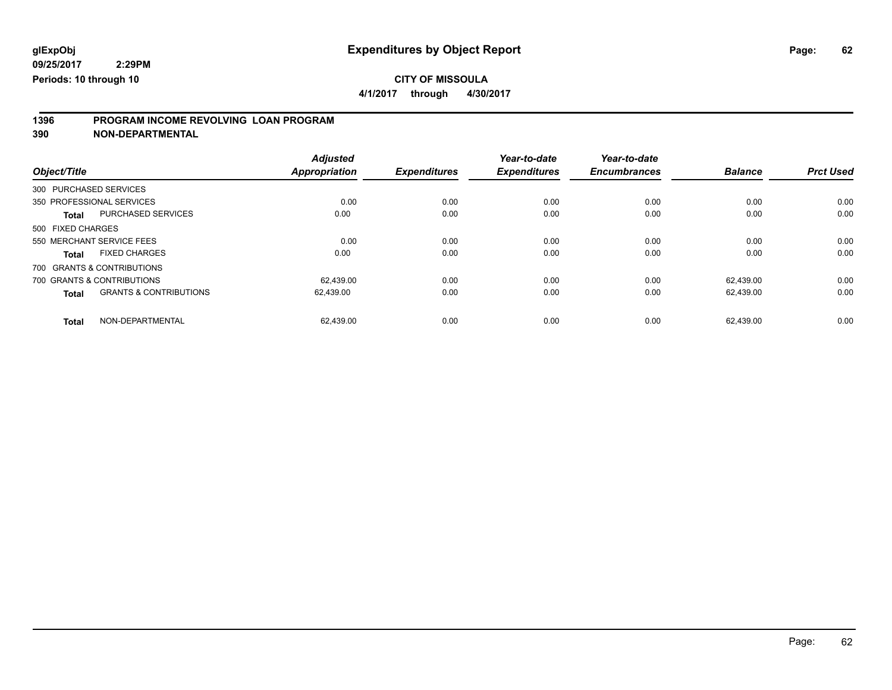**glExpObj**
**09/25/2017 2:29PM**
**Periods: 10 through 10**

# Expenditures by Object Report

**CITY OF MISSOULA**
**4/1/2017 through 4/30/2017**

## 1396 PROGRAM INCOME REVOLVING LOAN PROGRAM
## 390 NON-DEPARTMENTAL

| Object/Title | | Adjusted Appropriation | Expenditures | Year-to-date Expenditures | Year-to-date Encumbrances | Balance | Prct Used |
|---|---|---|---|---|---|---|---|
| 300 PURCHASED SERVICES | | | | | | | |
| 350 PROFESSIONAL SERVICES | | 0.00 | 0.00 | 0.00 | 0.00 | 0.00 | 0.00 |
| **Total** | PURCHASED SERVICES | 0.00 | 0.00 | 0.00 | 0.00 | 0.00 | 0.00 |
| 500 FIXED CHARGES | | | | | | | |
| 550 MERCHANT SERVICE FEES | | 0.00 | 0.00 | 0.00 | 0.00 | 0.00 | 0.00 |
| **Total** | FIXED CHARGES | 0.00 | 0.00 | 0.00 | 0.00 | 0.00 | 0.00 |
| 700 GRANTS & CONTRIBUTIONS | | | | | | | |
| 700 GRANTS & CONTRIBUTIONS | | 62,439.00 | 0.00 | 0.00 | 0.00 | 62,439.00 | 0.00 |
| **Total** | GRANTS & CONTRIBUTIONS | 62,439.00 | 0.00 | 0.00 | 0.00 | 62,439.00 | 0.00 |
| **Total** | NON-DEPARTMENTAL | 62,439.00 | 0.00 | 0.00 | 0.00 | 62,439.00 | 0.00 |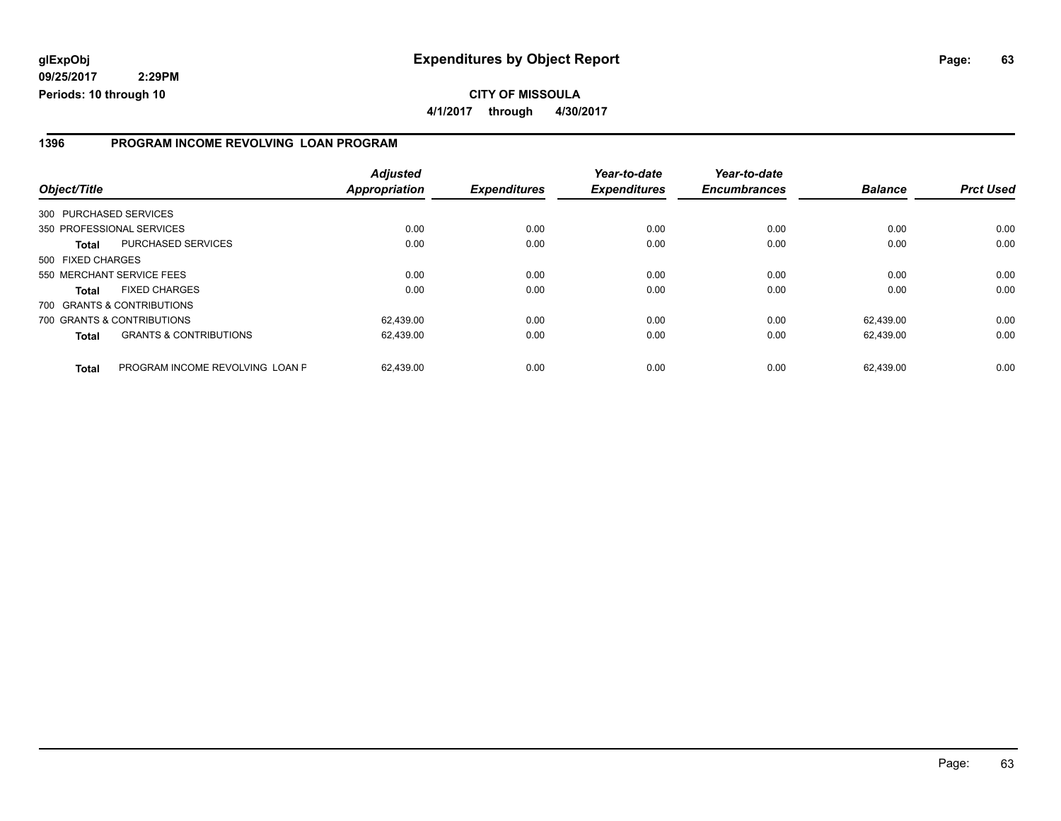**glExpObj**
**09/25/2017 2:29PM**
**Periods: 10 through 10**

# Expenditures by Object Report

**CITY OF MISSOULA**
**4/1/2017 through 4/30/2017**

## 1396 PROGRAM INCOME REVOLVING LOAN PROGRAM

| Object/Title | | *Adjusted Appropriation* | *Expenditures* | *Year-to-date Expenditures* | *Year-to-date Encumbrances* | *Balance* | *Prct Used* |
|---|---|---|---|---|---|---|---|
| 300 PURCHASED SERVICES | | | | | | | |
| 350 PROFESSIONAL SERVICES | | 0.00 | 0.00 | 0.00 | 0.00 | 0.00 | 0.00 |
| **Total** | PURCHASED SERVICES | 0.00 | 0.00 | 0.00 | 0.00 | 0.00 | 0.00 |
| 500 FIXED CHARGES | | | | | | | |
| 550 MERCHANT SERVICE FEES | | 0.00 | 0.00 | 0.00 | 0.00 | 0.00 | 0.00 |
| **Total** | FIXED CHARGES | 0.00 | 0.00 | 0.00 | 0.00 | 0.00 | 0.00 |
| 700 GRANTS & CONTRIBUTIONS | | | | | | | |
| 700 GRANTS & CONTRIBUTIONS | | 62,439.00 | 0.00 | 0.00 | 0.00 | 62,439.00 | 0.00 |
| **Total** | GRANTS & CONTRIBUTIONS | 62,439.00 | 0.00 | 0.00 | 0.00 | 62,439.00 | 0.00 |
| **Total** | PROGRAM INCOME REVOLVING LOAN F | 62,439.00 | 0.00 | 0.00 | 0.00 | 62,439.00 | 0.00 |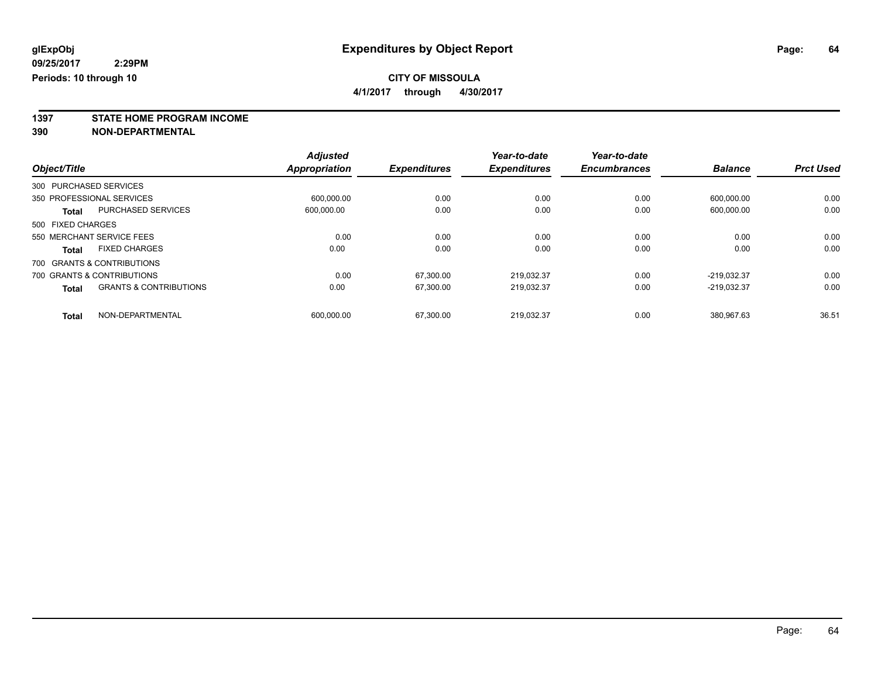# Expenditures by Object Report

glExpObj
09/25/2017 2:29PM
Periods: 10 through 10

**CITY OF MISSOULA**
**4/1/2017 through 4/30/2017**

**1397 STATE HOME PROGRAM INCOME**
**390 NON-DEPARTMENTAL**

| Object/Title | | Adjusted Appropriation | Expenditures | Year-to-date Expenditures | Year-to-date Encumbrances | Balance | Prct Used |
|---|---|---|---|---|---|---|---|
| 300 PURCHASED SERVICES | | | | | | | |
| 350 PROFESSIONAL SERVICES | | 600,000.00 | 0.00 | 0.00 | 0.00 | 600,000.00 | 0.00 |
| **Total** | PURCHASED SERVICES | 600,000.00 | 0.00 | 0.00 | 0.00 | 600,000.00 | 0.00 |
| 500 FIXED CHARGES | | | | | | | |
| 550 MERCHANT SERVICE FEES | | 0.00 | 0.00 | 0.00 | 0.00 | 0.00 | 0.00 |
| **Total** | FIXED CHARGES | 0.00 | 0.00 | 0.00 | 0.00 | 0.00 | 0.00 |
| 700 GRANTS & CONTRIBUTIONS | | | | | | | |
| 700 GRANTS & CONTRIBUTIONS | | 0.00 | 67,300.00 | 219,032.37 | 0.00 | -219,032.37 | 0.00 |
| **Total** | GRANTS & CONTRIBUTIONS | 0.00 | 67,300.00 | 219,032.37 | 0.00 | -219,032.37 | 0.00 |
| **Total** | NON-DEPARTMENTAL | 600,000.00 | 67,300.00 | 219,032.37 | 0.00 | 380,967.63 | 36.51 |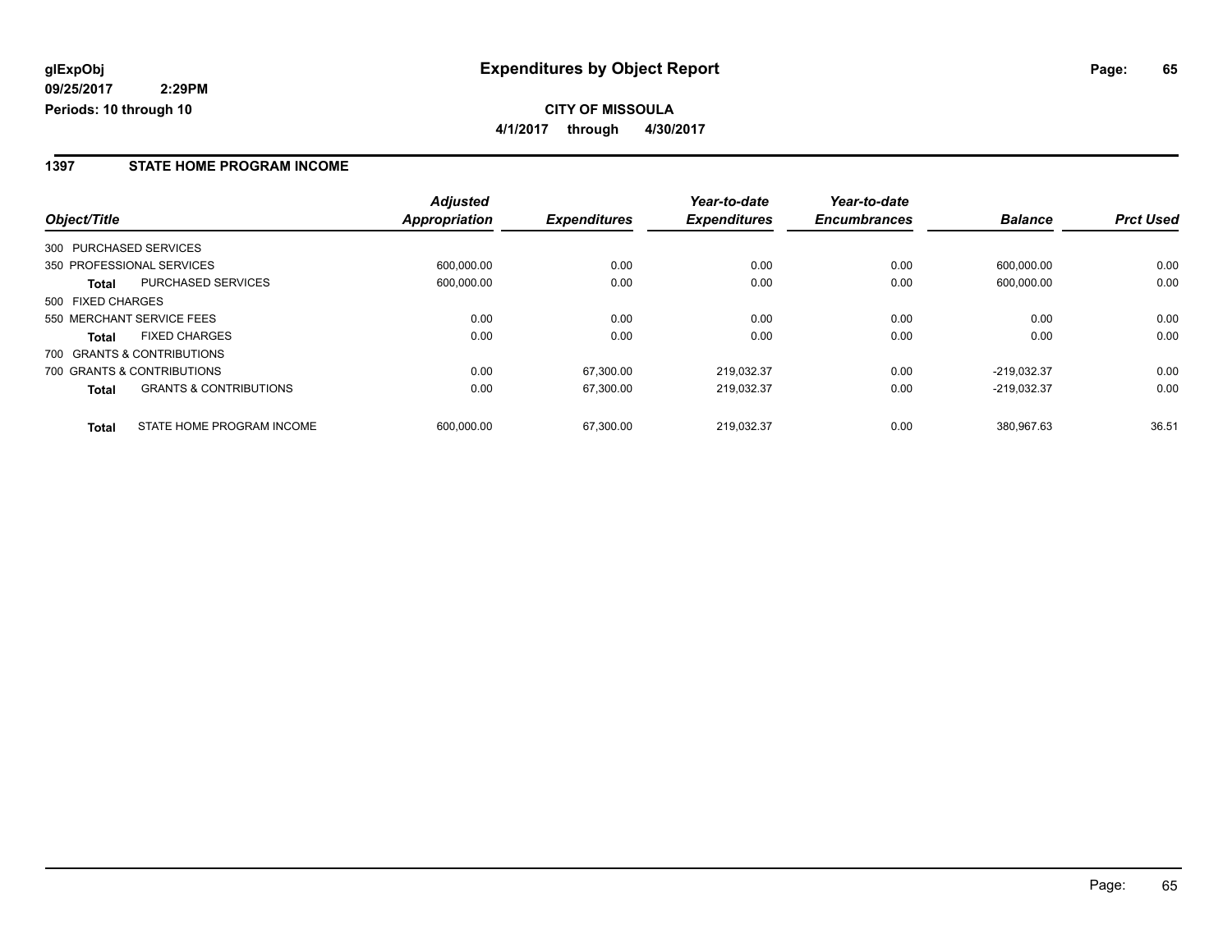**glExpObj**
**09/25/2017 2:29PM**
**Periods: 10 through 10**

# Expenditures by Object Report

**CITY OF MISSOULA**
**4/1/2017 through 4/30/2017**

## 1397 STATE HOME PROGRAM INCOME

| Object/Title | | Adjusted Appropriation | Expenditures | Year-to-date Expenditures | Year-to-date Encumbrances | Balance | Prct Used |
|---|---|---|---|---|---|---|---|
| 300 PURCHASED SERVICES | | | | | | | |
| 350 PROFESSIONAL SERVICES | | 600,000.00 | 0.00 | 0.00 | 0.00 | 600,000.00 | 0.00 |
| **Total** | PURCHASED SERVICES | 600,000.00 | 0.00 | 0.00 | 0.00 | 600,000.00 | 0.00 |
| 500 FIXED CHARGES | | | | | | | |
| 550 MERCHANT SERVICE FEES | | 0.00 | 0.00 | 0.00 | 0.00 | 0.00 | 0.00 |
| **Total** | FIXED CHARGES | 0.00 | 0.00 | 0.00 | 0.00 | 0.00 | 0.00 |
| 700 GRANTS & CONTRIBUTIONS | | | | | | | |
| 700 GRANTS & CONTRIBUTIONS | | 0.00 | 67,300.00 | 219,032.37 | 0.00 | -219,032.37 | 0.00 |
| **Total** | GRANTS & CONTRIBUTIONS | 0.00 | 67,300.00 | 219,032.37 | 0.00 | -219,032.37 | 0.00 |
| **Total** | STATE HOME PROGRAM INCOME | 600,000.00 | 67,300.00 | 219,032.37 | 0.00 | 380,967.63 | 36.51 |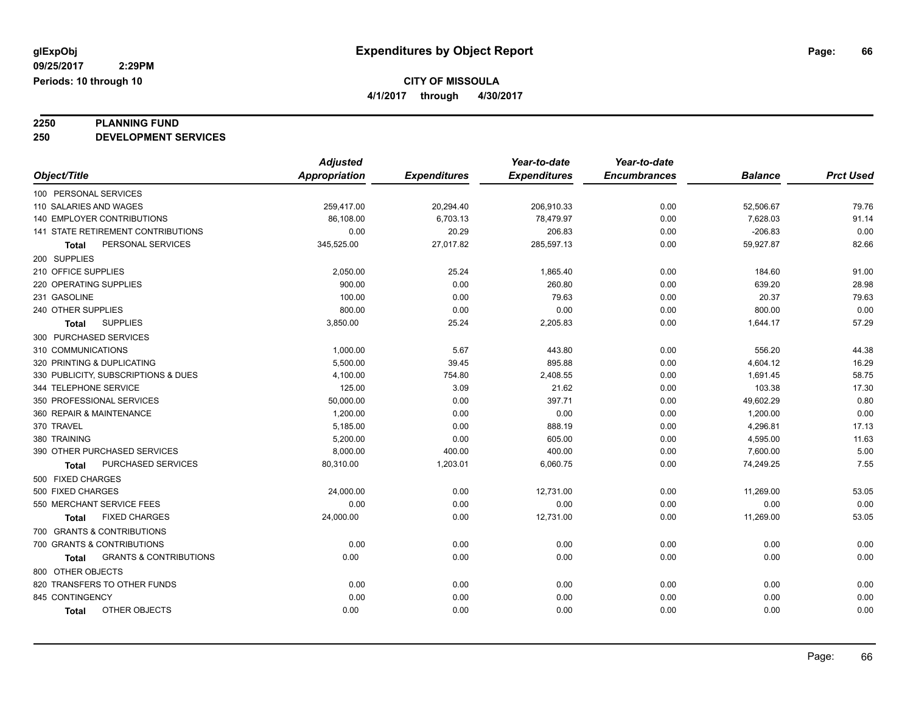# Expenditures by Object Report

glExpObj
09/25/2017 2:29PM
Periods: 10 through 10

**CITY OF MISSOULA**
**4/1/2017 through 4/30/2017**

**2250 PLANNING FUND**
**250 DEVELOPMENT SERVICES**

| Object/Title | Adjusted Appropriation | Expenditures | Year-to-date Expenditures | Year-to-date Encumbrances | Balance | Prct Used |
|---|---|---|---|---|---|---|
| 100 PERSONAL SERVICES | | | | | | |
| 110 SALARIES AND WAGES | 259,417.00 | 20,294.40 | 206,910.33 | 0.00 | 52,506.67 | 79.76 |
| 140 EMPLOYER CONTRIBUTIONS | 86,108.00 | 6,703.13 | 78,479.97 | 0.00 | 7,628.03 | 91.14 |
| 141 STATE RETIREMENT CONTRIBUTIONS | 0.00 | 20.29 | 206.83 | 0.00 | -206.83 | 0.00 |
| **Total** PERSONAL SERVICES | 345,525.00 | 27,017.82 | 285,597.13 | 0.00 | 59,927.87 | 82.66 |
| 200 SUPPLIES | | | | | | |
| 210 OFFICE SUPPLIES | 2,050.00 | 25.24 | 1,865.40 | 0.00 | 184.60 | 91.00 |
| 220 OPERATING SUPPLIES | 900.00 | 0.00 | 260.80 | 0.00 | 639.20 | 28.98 |
| 231 GASOLINE | 100.00 | 0.00 | 79.63 | 0.00 | 20.37 | 79.63 |
| 240 OTHER SUPPLIES | 800.00 | 0.00 | 0.00 | 0.00 | 800.00 | 0.00 |
| **Total** SUPPLIES | 3,850.00 | 25.24 | 2,205.83 | 0.00 | 1,644.17 | 57.29 |
| 300 PURCHASED SERVICES | | | | | | |
| 310 COMMUNICATIONS | 1,000.00 | 5.67 | 443.80 | 0.00 | 556.20 | 44.38 |
| 320 PRINTING & DUPLICATING | 5,500.00 | 39.45 | 895.88 | 0.00 | 4,604.12 | 16.29 |
| 330 PUBLICITY, SUBSCRIPTIONS & DUES | 4,100.00 | 754.80 | 2,408.55 | 0.00 | 1,691.45 | 58.75 |
| 344 TELEPHONE SERVICE | 125.00 | 3.09 | 21.62 | 0.00 | 103.38 | 17.30 |
| 350 PROFESSIONAL SERVICES | 50,000.00 | 0.00 | 397.71 | 0.00 | 49,602.29 | 0.80 |
| 360 REPAIR & MAINTENANCE | 1,200.00 | 0.00 | 0.00 | 0.00 | 1,200.00 | 0.00 |
| 370 TRAVEL | 5,185.00 | 0.00 | 888.19 | 0.00 | 4,296.81 | 17.13 |
| 380 TRAINING | 5,200.00 | 0.00 | 605.00 | 0.00 | 4,595.00 | 11.63 |
| 390 OTHER PURCHASED SERVICES | 8,000.00 | 400.00 | 400.00 | 0.00 | 7,600.00 | 5.00 |
| **Total** PURCHASED SERVICES | 80,310.00 | 1,203.01 | 6,060.75 | 0.00 | 74,249.25 | 7.55 |
| 500 FIXED CHARGES | | | | | | |
| 500 FIXED CHARGES | 24,000.00 | 0.00 | 12,731.00 | 0.00 | 11,269.00 | 53.05 |
| 550 MERCHANT SERVICE FEES | 0.00 | 0.00 | 0.00 | 0.00 | 0.00 | 0.00 |
| **Total** FIXED CHARGES | 24,000.00 | 0.00 | 12,731.00 | 0.00 | 11,269.00 | 53.05 |
| 700 GRANTS & CONTRIBUTIONS | | | | | | |
| 700 GRANTS & CONTRIBUTIONS | 0.00 | 0.00 | 0.00 | 0.00 | 0.00 | 0.00 |
| **Total** GRANTS & CONTRIBUTIONS | 0.00 | 0.00 | 0.00 | 0.00 | 0.00 | 0.00 |
| 800 OTHER OBJECTS | | | | | | |
| 820 TRANSFERS TO OTHER FUNDS | 0.00 | 0.00 | 0.00 | 0.00 | 0.00 | 0.00 |
| 845 CONTINGENCY | 0.00 | 0.00 | 0.00 | 0.00 | 0.00 | 0.00 |
| **Total** OTHER OBJECTS | 0.00 | 0.00 | 0.00 | 0.00 | 0.00 | 0.00 |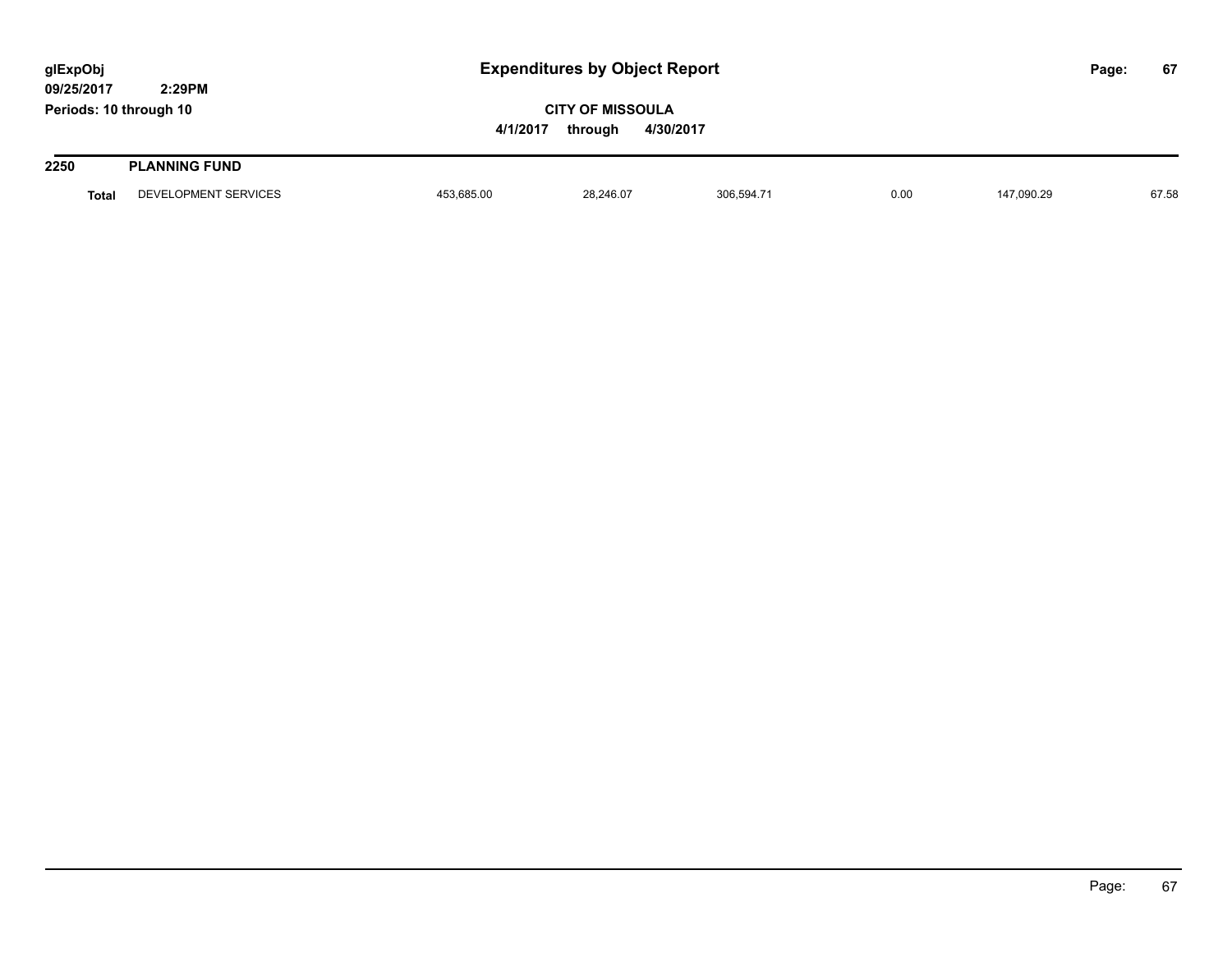# Expenditures by Object Report

glExpObj
09/25/2017 2:29PM
Periods: 10 through 10

**CITY OF MISSOULA**
**4/1/2017 through 4/30/2017**

## 2250 PLANNING FUND

| | | | | | | | |
|---|---|---|---|---|---|---|---|
| **Total** | DEVELOPMENT SERVICES | 453,685.00 | 28,246.07 | 306,594.71 | 0.00 | 147,090.29 | 67.58 |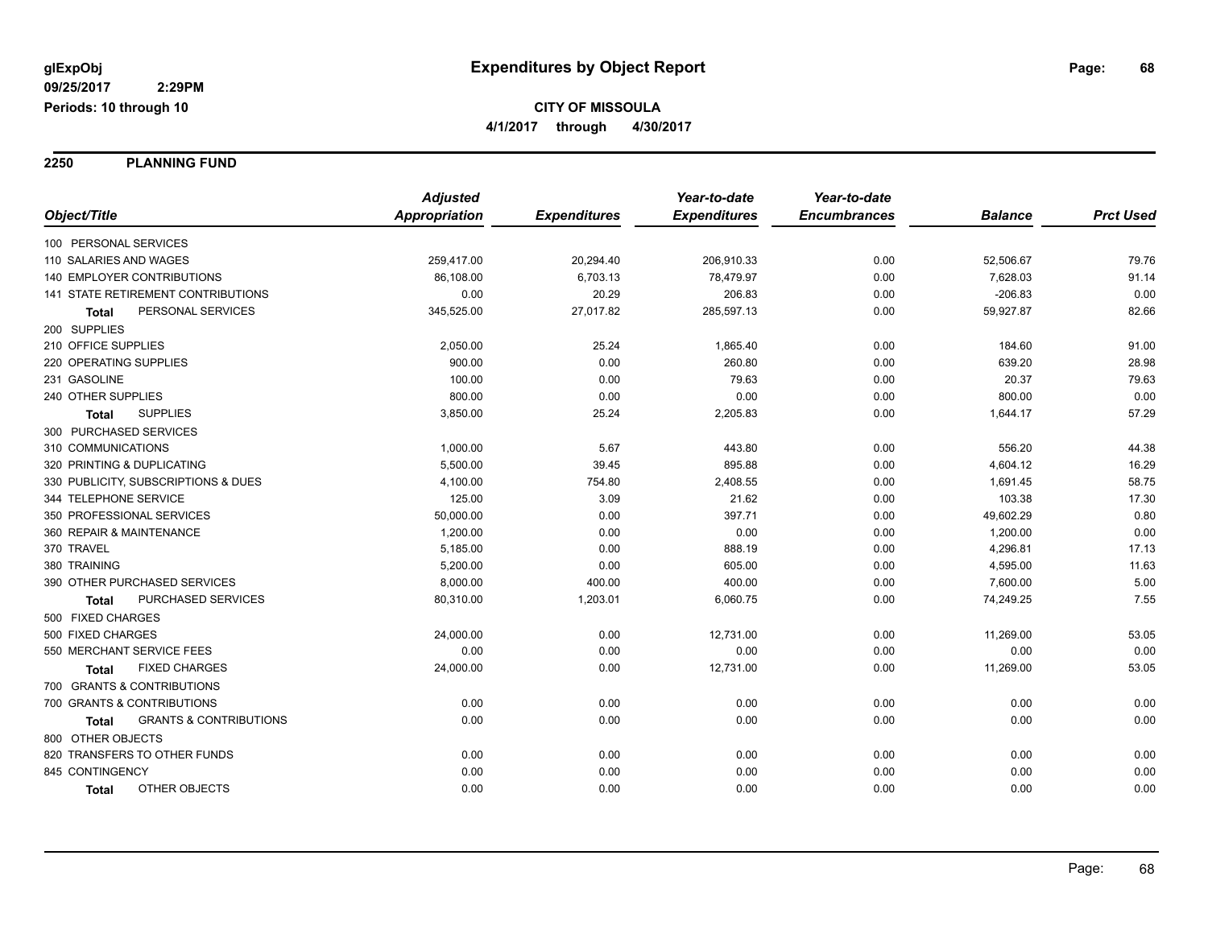# Expenditures by Object Report

glExpObj
09/25/2017 2:29PM
Periods: 10 through 10

**CITY OF MISSOULA**
**4/1/2017 through 4/30/2017**

## 2250 PLANNING FUND

| Object/Title | Adjusted Appropriation | Expenditures | Year-to-date Expenditures | Year-to-date Encumbrances | Balance | Prct Used |
|---|---|---|---|---|---|---|
| 100 PERSONAL SERVICES | | | | | | |
| 110 SALARIES AND WAGES | 259,417.00 | 20,294.40 | 206,910.33 | 0.00 | 52,506.67 | 79.76 |
| 140 EMPLOYER CONTRIBUTIONS | 86,108.00 | 6,703.13 | 78,479.97 | 0.00 | 7,628.03 | 91.14 |
| 141 STATE RETIREMENT CONTRIBUTIONS | 0.00 | 20.29 | 206.83 | 0.00 | -206.83 | 0.00 |
| **Total** PERSONAL SERVICES | 345,525.00 | 27,017.82 | 285,597.13 | 0.00 | 59,927.87 | 82.66 |
| 200 SUPPLIES | | | | | | |
| 210 OFFICE SUPPLIES | 2,050.00 | 25.24 | 1,865.40 | 0.00 | 184.60 | 91.00 |
| 220 OPERATING SUPPLIES | 900.00 | 0.00 | 260.80 | 0.00 | 639.20 | 28.98 |
| 231 GASOLINE | 100.00 | 0.00 | 79.63 | 0.00 | 20.37 | 79.63 |
| 240 OTHER SUPPLIES | 800.00 | 0.00 | 0.00 | 0.00 | 800.00 | 0.00 |
| **Total** SUPPLIES | 3,850.00 | 25.24 | 2,205.83 | 0.00 | 1,644.17 | 57.29 |
| 300 PURCHASED SERVICES | | | | | | |
| 310 COMMUNICATIONS | 1,000.00 | 5.67 | 443.80 | 0.00 | 556.20 | 44.38 |
| 320 PRINTING & DUPLICATING | 5,500.00 | 39.45 | 895.88 | 0.00 | 4,604.12 | 16.29 |
| 330 PUBLICITY, SUBSCRIPTIONS & DUES | 4,100.00 | 754.80 | 2,408.55 | 0.00 | 1,691.45 | 58.75 |
| 344 TELEPHONE SERVICE | 125.00 | 3.09 | 21.62 | 0.00 | 103.38 | 17.30 |
| 350 PROFESSIONAL SERVICES | 50,000.00 | 0.00 | 397.71 | 0.00 | 49,602.29 | 0.80 |
| 360 REPAIR & MAINTENANCE | 1,200.00 | 0.00 | 0.00 | 0.00 | 1,200.00 | 0.00 |
| 370 TRAVEL | 5,185.00 | 0.00 | 888.19 | 0.00 | 4,296.81 | 17.13 |
| 380 TRAINING | 5,200.00 | 0.00 | 605.00 | 0.00 | 4,595.00 | 11.63 |
| 390 OTHER PURCHASED SERVICES | 8,000.00 | 400.00 | 400.00 | 0.00 | 7,600.00 | 5.00 |
| **Total** PURCHASED SERVICES | 80,310.00 | 1,203.01 | 6,060.75 | 0.00 | 74,249.25 | 7.55 |
| 500 FIXED CHARGES | | | | | | |
| 500 FIXED CHARGES | 24,000.00 | 0.00 | 12,731.00 | 0.00 | 11,269.00 | 53.05 |
| 550 MERCHANT SERVICE FEES | 0.00 | 0.00 | 0.00 | 0.00 | 0.00 | 0.00 |
| **Total** FIXED CHARGES | 24,000.00 | 0.00 | 12,731.00 | 0.00 | 11,269.00 | 53.05 |
| 700 GRANTS & CONTRIBUTIONS | | | | | | |
| 700 GRANTS & CONTRIBUTIONS | 0.00 | 0.00 | 0.00 | 0.00 | 0.00 | 0.00 |
| **Total** GRANTS & CONTRIBUTIONS | 0.00 | 0.00 | 0.00 | 0.00 | 0.00 | 0.00 |
| 800 OTHER OBJECTS | | | | | | |
| 820 TRANSFERS TO OTHER FUNDS | 0.00 | 0.00 | 0.00 | 0.00 | 0.00 | 0.00 |
| 845 CONTINGENCY | 0.00 | 0.00 | 0.00 | 0.00 | 0.00 | 0.00 |
| **Total** OTHER OBJECTS | 0.00 | 0.00 | 0.00 | 0.00 | 0.00 | 0.00 |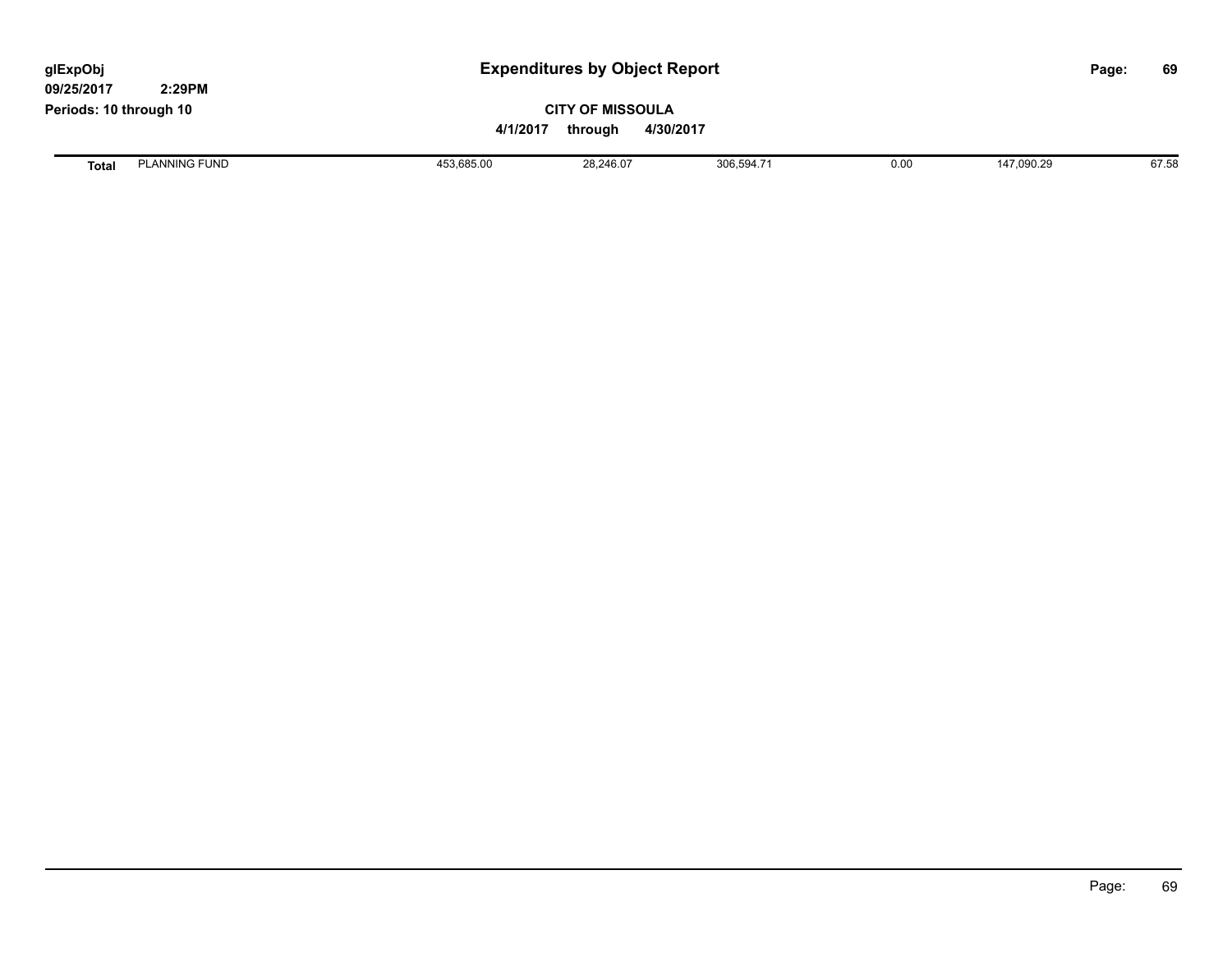# Expenditures by Object Report

glExpObj
09/25/2017 2:29PM
Periods: 10 through 10

**CITY OF MISSOULA**

**4/1/2017 through 4/30/2017**

| | | | | | | | |
|---|---|---|---|---|---|---|---|
| **Total** | PLANNING FUND | 453,685.00 | 28,246.07 | 306,594.71 | 0.00 | 147,090.29 | 67.58 |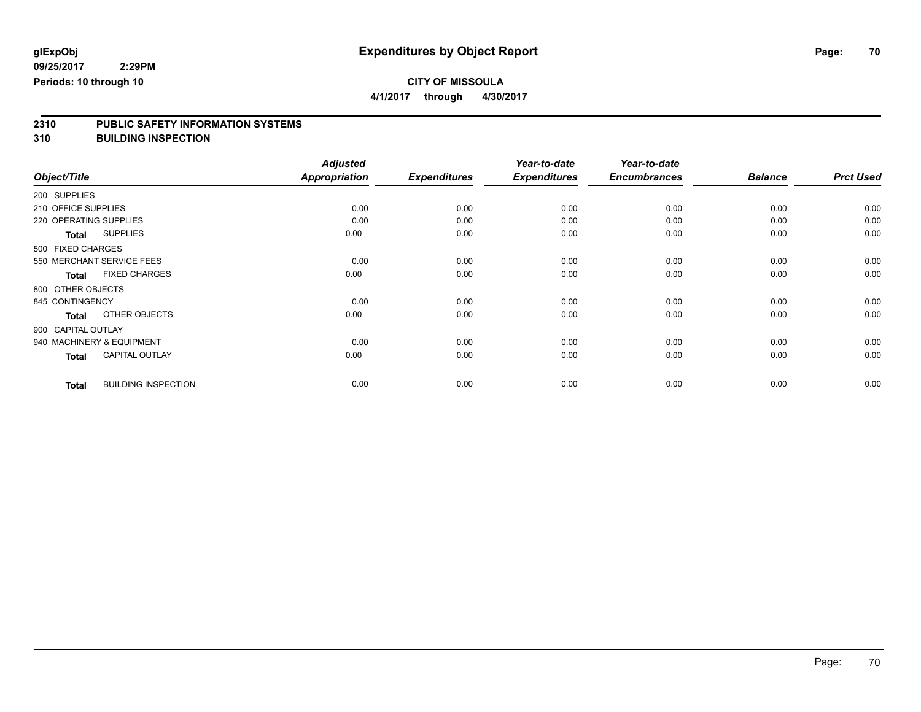**glExpObj** | **Expenditures by Object Report**

**09/25/2017 2:29PM**

**Periods: 10 through 10**

**CITY OF MISSOULA**

**4/1/2017 through 4/30/2017**

## 2310 PUBLIC SAFETY INFORMATION SYSTEMS
## 310 BUILDING INSPECTION

| Object/Title | | Adjusted Appropriation | Expenditures | Year-to-date Expenditures | Year-to-date Encumbrances | Balance | Prct Used |
|---|---|---|---|---|---|---|---|
| 200 SUPPLIES | | | | | | | |
| 210 OFFICE SUPPLIES | | 0.00 | 0.00 | 0.00 | 0.00 | 0.00 | 0.00 |
| 220 OPERATING SUPPLIES | | 0.00 | 0.00 | 0.00 | 0.00 | 0.00 | 0.00 |
| **Total** | SUPPLIES | 0.00 | 0.00 | 0.00 | 0.00 | 0.00 | 0.00 |
| 500 FIXED CHARGES | | | | | | | |
| 550 MERCHANT SERVICE FEES | | 0.00 | 0.00 | 0.00 | 0.00 | 0.00 | 0.00 |
| **Total** | FIXED CHARGES | 0.00 | 0.00 | 0.00 | 0.00 | 0.00 | 0.00 |
| 800 OTHER OBJECTS | | | | | | | |
| 845 CONTINGENCY | | 0.00 | 0.00 | 0.00 | 0.00 | 0.00 | 0.00 |
| **Total** | OTHER OBJECTS | 0.00 | 0.00 | 0.00 | 0.00 | 0.00 | 0.00 |
| 900 CAPITAL OUTLAY | | | | | | | |
| 940 MACHINERY & EQUIPMENT | | 0.00 | 0.00 | 0.00 | 0.00 | 0.00 | 0.00 |
| **Total** | CAPITAL OUTLAY | 0.00 | 0.00 | 0.00 | 0.00 | 0.00 | 0.00 |
| **Total** | BUILDING INSPECTION | 0.00 | 0.00 | 0.00 | 0.00 | 0.00 | 0.00 |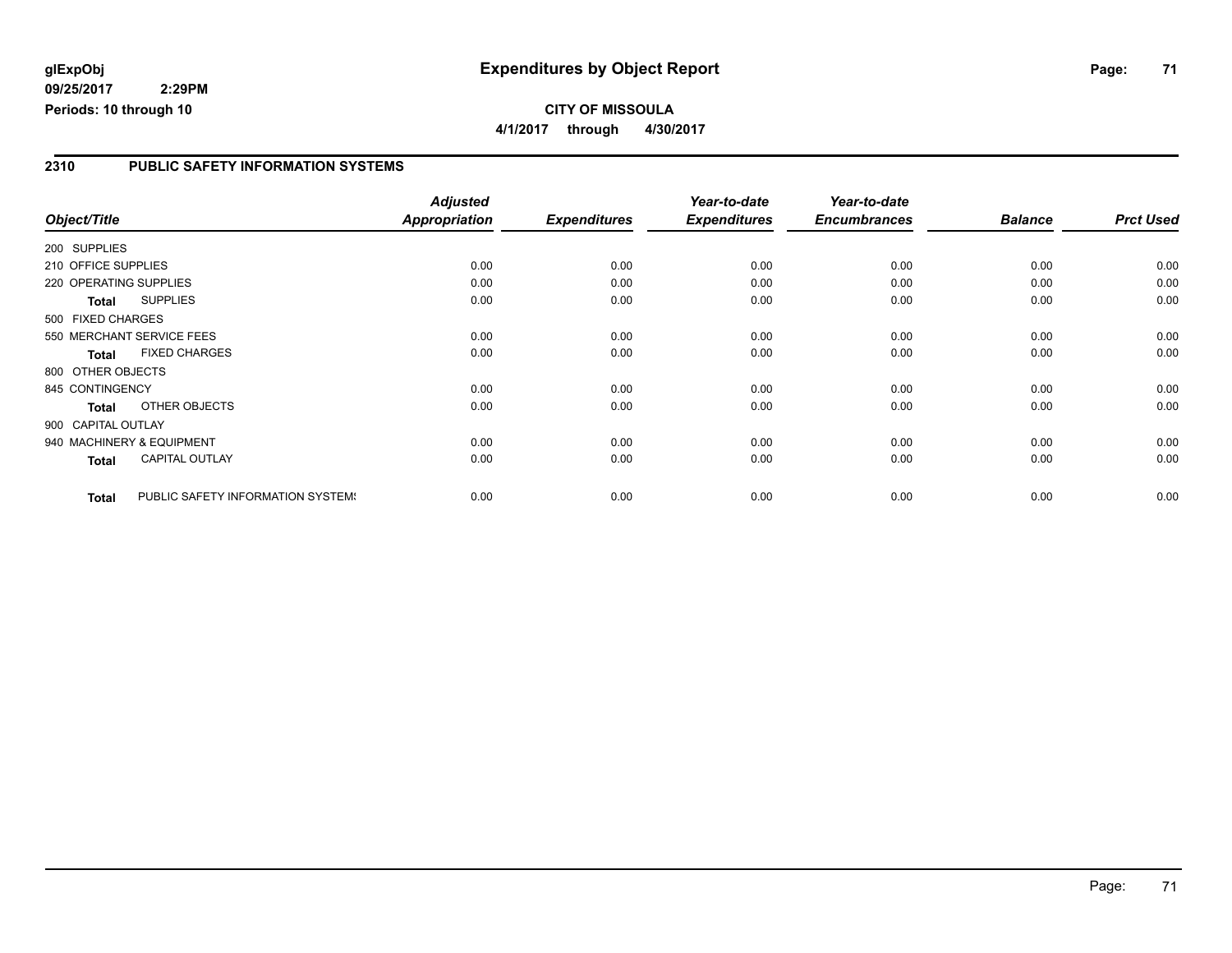**glExpObj**
**09/25/2017 2:29PM**
**Periods: 10 through 10**

# Expenditures by Object Report

**CITY OF MISSOULA**
**4/1/2017 through 4/30/2017**

## 2310 PUBLIC SAFETY INFORMATION SYSTEMS

| Object/Title | Adjusted Appropriation | Expenditures | Year-to-date Expenditures | Year-to-date Encumbrances | Balance | Prct Used |
|---|---|---|---|---|---|---|
| 200 SUPPLIES | | | | | | |
| 210 OFFICE SUPPLIES | 0.00 | 0.00 | 0.00 | 0.00 | 0.00 | 0.00 |
| 220 OPERATING SUPPLIES | 0.00 | 0.00 | 0.00 | 0.00 | 0.00 | 0.00 |
| **Total** SUPPLIES | 0.00 | 0.00 | 0.00 | 0.00 | 0.00 | 0.00 |
| 500 FIXED CHARGES | | | | | | |
| 550 MERCHANT SERVICE FEES | 0.00 | 0.00 | 0.00 | 0.00 | 0.00 | 0.00 |
| **Total** FIXED CHARGES | 0.00 | 0.00 | 0.00 | 0.00 | 0.00 | 0.00 |
| 800 OTHER OBJECTS | | | | | | |
| 845 CONTINGENCY | 0.00 | 0.00 | 0.00 | 0.00 | 0.00 | 0.00 |
| **Total** OTHER OBJECTS | 0.00 | 0.00 | 0.00 | 0.00 | 0.00 | 0.00 |
| 900 CAPITAL OUTLAY | | | | | | |
| 940 MACHINERY & EQUIPMENT | 0.00 | 0.00 | 0.00 | 0.00 | 0.00 | 0.00 |
| **Total** CAPITAL OUTLAY | 0.00 | 0.00 | 0.00 | 0.00 | 0.00 | 0.00 |
| **Total** PUBLIC SAFETY INFORMATION SYSTEMS | 0.00 | 0.00 | 0.00 | 0.00 | 0.00 | 0.00 |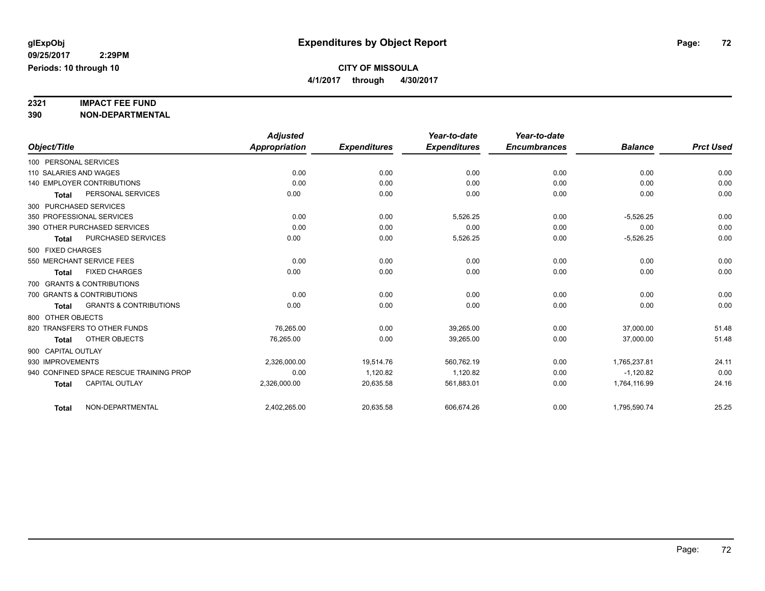glExpObj
09/25/2017 2:29PM
Periods: 10 through 10

# Expenditures by Object Report

**CITY OF MISSOULA**

**4/1/2017 through 4/30/2017**

**2321 IMPACT FEE FUND**
**390 NON-DEPARTMENTAL**

| Object/Title | Adjusted Appropriation | Expenditures | Year-to-date Expenditures | Year-to-date Encumbrances | Balance | Prct Used |
|---|---|---|---|---|---|---|
| 100 PERSONAL SERVICES | | | | | | |
| 110 SALARIES AND WAGES | 0.00 | 0.00 | 0.00 | 0.00 | 0.00 | 0.00 |
| 140 EMPLOYER CONTRIBUTIONS | 0.00 | 0.00 | 0.00 | 0.00 | 0.00 | 0.00 |
| **Total** PERSONAL SERVICES | 0.00 | 0.00 | 0.00 | 0.00 | 0.00 | 0.00 |
| 300 PURCHASED SERVICES | | | | | | |
| 350 PROFESSIONAL SERVICES | 0.00 | 0.00 | 5,526.25 | 0.00 | -5,526.25 | 0.00 |
| 390 OTHER PURCHASED SERVICES | 0.00 | 0.00 | 0.00 | 0.00 | 0.00 | 0.00 |
| **Total** PURCHASED SERVICES | 0.00 | 0.00 | 5,526.25 | 0.00 | -5,526.25 | 0.00 |
| 500 FIXED CHARGES | | | | | | |
| 550 MERCHANT SERVICE FEES | 0.00 | 0.00 | 0.00 | 0.00 | 0.00 | 0.00 |
| **Total** FIXED CHARGES | 0.00 | 0.00 | 0.00 | 0.00 | 0.00 | 0.00 |
| 700 GRANTS & CONTRIBUTIONS | | | | | | |
| 700 GRANTS & CONTRIBUTIONS | 0.00 | 0.00 | 0.00 | 0.00 | 0.00 | 0.00 |
| **Total** GRANTS & CONTRIBUTIONS | 0.00 | 0.00 | 0.00 | 0.00 | 0.00 | 0.00 |
| 800 OTHER OBJECTS | | | | | | |
| 820 TRANSFERS TO OTHER FUNDS | 76,265.00 | 0.00 | 39,265.00 | 0.00 | 37,000.00 | 51.48 |
| **Total** OTHER OBJECTS | 76,265.00 | 0.00 | 39,265.00 | 0.00 | 37,000.00 | 51.48 |
| 900 CAPITAL OUTLAY | | | | | | |
| 930 IMPROVEMENTS | 2,326,000.00 | 19,514.76 | 560,762.19 | 0.00 | 1,765,237.81 | 24.11 |
| 940 CONFINED SPACE RESCUE TRAINING PROP | 0.00 | 1,120.82 | 1,120.82 | 0.00 | -1,120.82 | 0.00 |
| **Total** CAPITAL OUTLAY | 2,326,000.00 | 20,635.58 | 561,883.01 | 0.00 | 1,764,116.99 | 24.16 |
| **Total** NON-DEPARTMENTAL | 2,402,265.00 | 20,635.58 | 606,674.26 | 0.00 | 1,795,590.74 | 25.25 |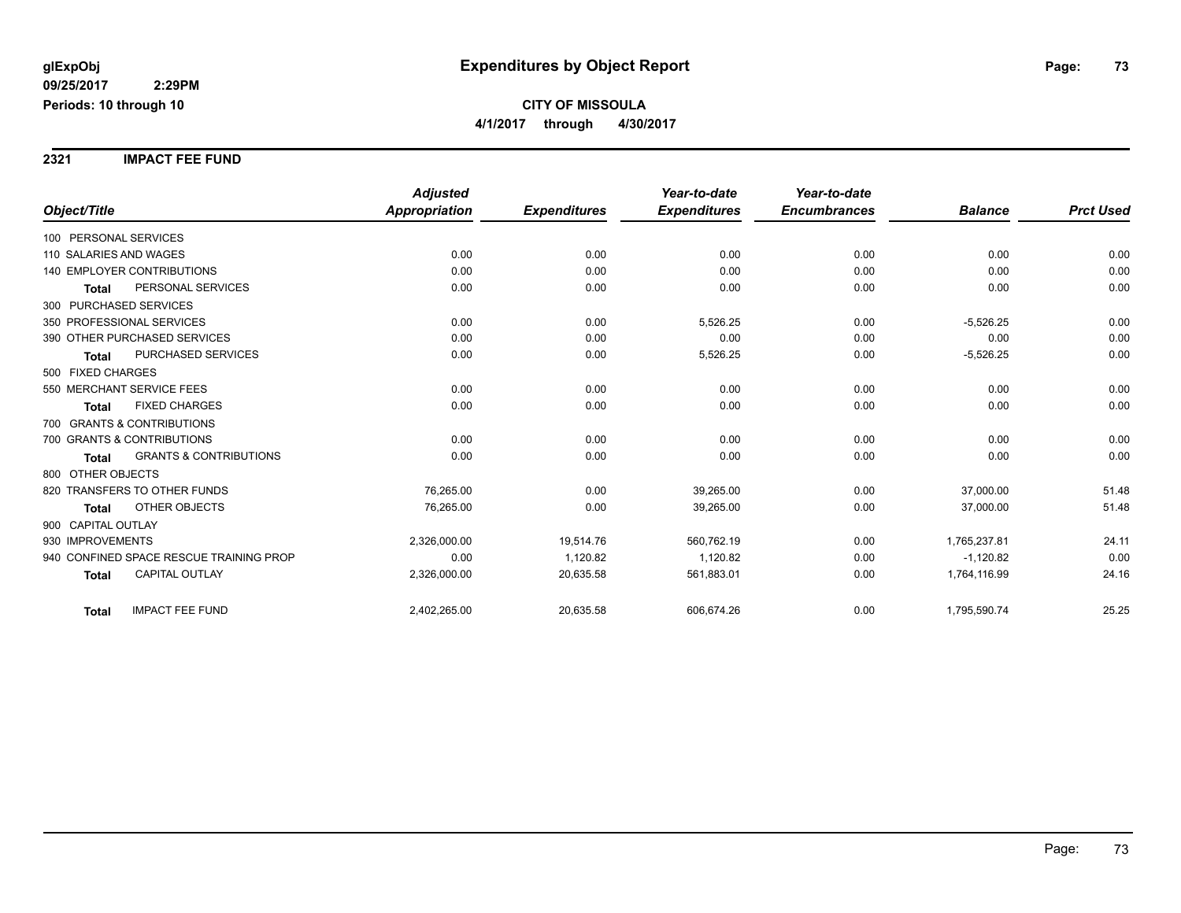**glExpObj** **Expenditures by Object Report**

**09/25/2017 2:29PM**

**Periods: 10 through 10**

**CITY OF MISSOULA**

**4/1/2017 through 4/30/2017**

## 2321 IMPACT FEE FUND

| Object/Title | Adjusted Appropriation | Expenditures | Year-to-date Expenditures | Year-to-date Encumbrances | Balance | Prct Used |
|---|---|---|---|---|---|---|
| 100 PERSONAL SERVICES | | | | | | |
| 110 SALARIES AND WAGES | 0.00 | 0.00 | 0.00 | 0.00 | 0.00 | 0.00 |
| 140 EMPLOYER CONTRIBUTIONS | 0.00 | 0.00 | 0.00 | 0.00 | 0.00 | 0.00 |
| **Total** PERSONAL SERVICES | 0.00 | 0.00 | 0.00 | 0.00 | 0.00 | 0.00 |
| 300 PURCHASED SERVICES | | | | | | |
| 350 PROFESSIONAL SERVICES | 0.00 | 0.00 | 5,526.25 | 0.00 | -5,526.25 | 0.00 |
| 390 OTHER PURCHASED SERVICES | 0.00 | 0.00 | 0.00 | 0.00 | 0.00 | 0.00 |
| **Total** PURCHASED SERVICES | 0.00 | 0.00 | 5,526.25 | 0.00 | -5,526.25 | 0.00 |
| 500 FIXED CHARGES | | | | | | |
| 550 MERCHANT SERVICE FEES | 0.00 | 0.00 | 0.00 | 0.00 | 0.00 | 0.00 |
| **Total** FIXED CHARGES | 0.00 | 0.00 | 0.00 | 0.00 | 0.00 | 0.00 |
| 700 GRANTS & CONTRIBUTIONS | | | | | | |
| 700 GRANTS & CONTRIBUTIONS | 0.00 | 0.00 | 0.00 | 0.00 | 0.00 | 0.00 |
| **Total** GRANTS & CONTRIBUTIONS | 0.00 | 0.00 | 0.00 | 0.00 | 0.00 | 0.00 |
| 800 OTHER OBJECTS | | | | | | |
| 820 TRANSFERS TO OTHER FUNDS | 76,265.00 | 0.00 | 39,265.00 | 0.00 | 37,000.00 | 51.48 |
| **Total** OTHER OBJECTS | 76,265.00 | 0.00 | 39,265.00 | 0.00 | 37,000.00 | 51.48 |
| 900 CAPITAL OUTLAY | | | | | | |
| 930 IMPROVEMENTS | 2,326,000.00 | 19,514.76 | 560,762.19 | 0.00 | 1,765,237.81 | 24.11 |
| 940 CONFINED SPACE RESCUE TRAINING PROP | 0.00 | 1,120.82 | 1,120.82 | 0.00 | -1,120.82 | 0.00 |
| **Total** CAPITAL OUTLAY | 2,326,000.00 | 20,635.58 | 561,883.01 | 0.00 | 1,764,116.99 | 24.16 |
| **Total** IMPACT FEE FUND | 2,402,265.00 | 20,635.58 | 606,674.26 | 0.00 | 1,795,590.74 | 25.25 |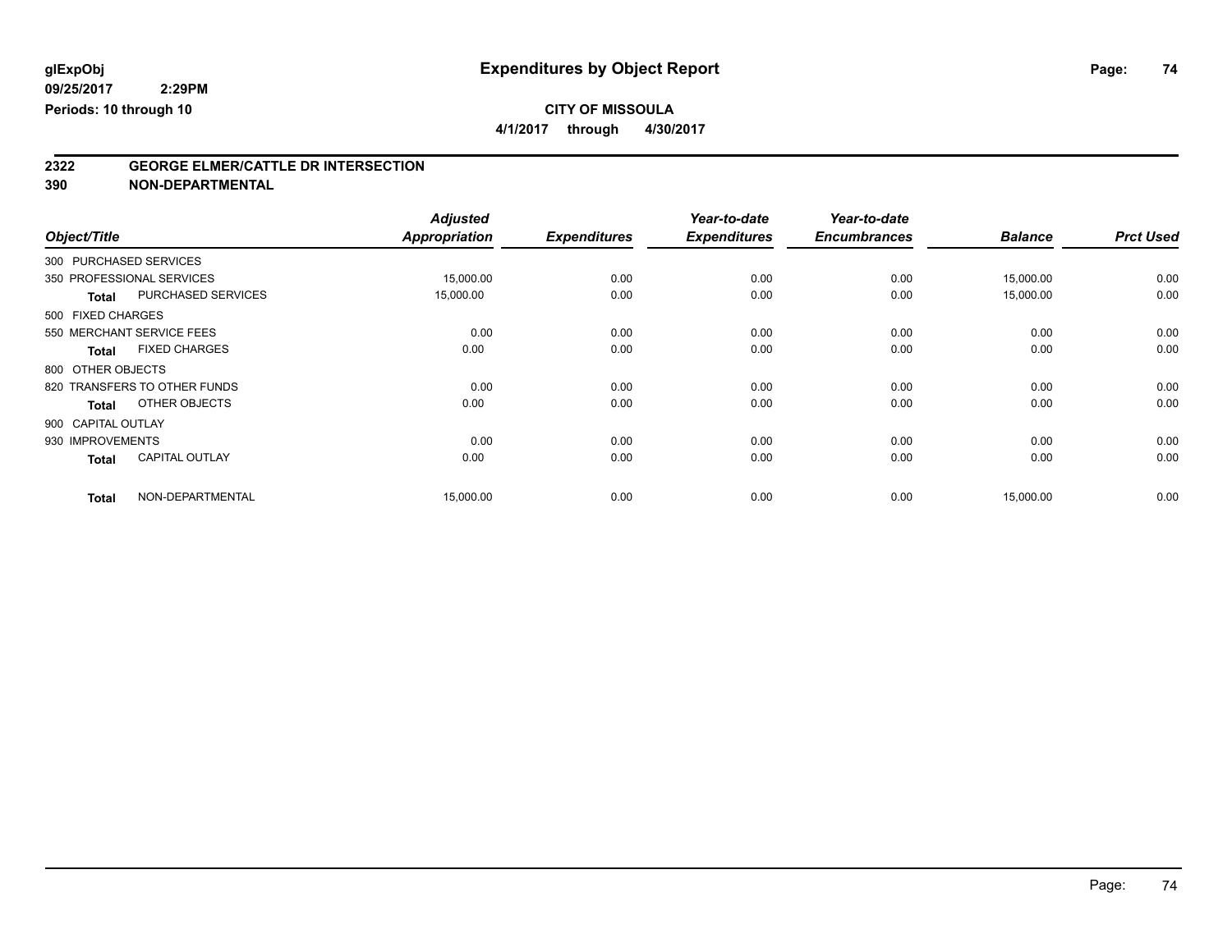**glExpObj** **Expenditures by Object Report**

**09/25/2017 2:29PM**

**Periods: 10 through 10**

**CITY OF MISSOULA**

**4/1/2017 through 4/30/2017**

## 2322 GEORGE ELMER/CATTLE DR INTERSECTION
## 390 NON-DEPARTMENTAL

| Object/Title | Adjusted Appropriation | Expenditures | Year-to-date Expenditures | Year-to-date Encumbrances | Balance | Prct Used |
|---|---|---|---|---|---|---|
| 300 PURCHASED SERVICES | | | | | | |
| 350 PROFESSIONAL SERVICES | 15,000.00 | 0.00 | 0.00 | 0.00 | 15,000.00 | 0.00 |
| **Total** PURCHASED SERVICES | 15,000.00 | 0.00 | 0.00 | 0.00 | 15,000.00 | 0.00 |
| 500 FIXED CHARGES | | | | | | |
| 550 MERCHANT SERVICE FEES | 0.00 | 0.00 | 0.00 | 0.00 | 0.00 | 0.00 |
| **Total** FIXED CHARGES | 0.00 | 0.00 | 0.00 | 0.00 | 0.00 | 0.00 |
| 800 OTHER OBJECTS | | | | | | |
| 820 TRANSFERS TO OTHER FUNDS | 0.00 | 0.00 | 0.00 | 0.00 | 0.00 | 0.00 |
| **Total** OTHER OBJECTS | 0.00 | 0.00 | 0.00 | 0.00 | 0.00 | 0.00 |
| 900 CAPITAL OUTLAY | | | | | | |
| 930 IMPROVEMENTS | 0.00 | 0.00 | 0.00 | 0.00 | 0.00 | 0.00 |
| **Total** CAPITAL OUTLAY | 0.00 | 0.00 | 0.00 | 0.00 | 0.00 | 0.00 |
| **Total** NON-DEPARTMENTAL | 15,000.00 | 0.00 | 0.00 | 0.00 | 15,000.00 | 0.00 |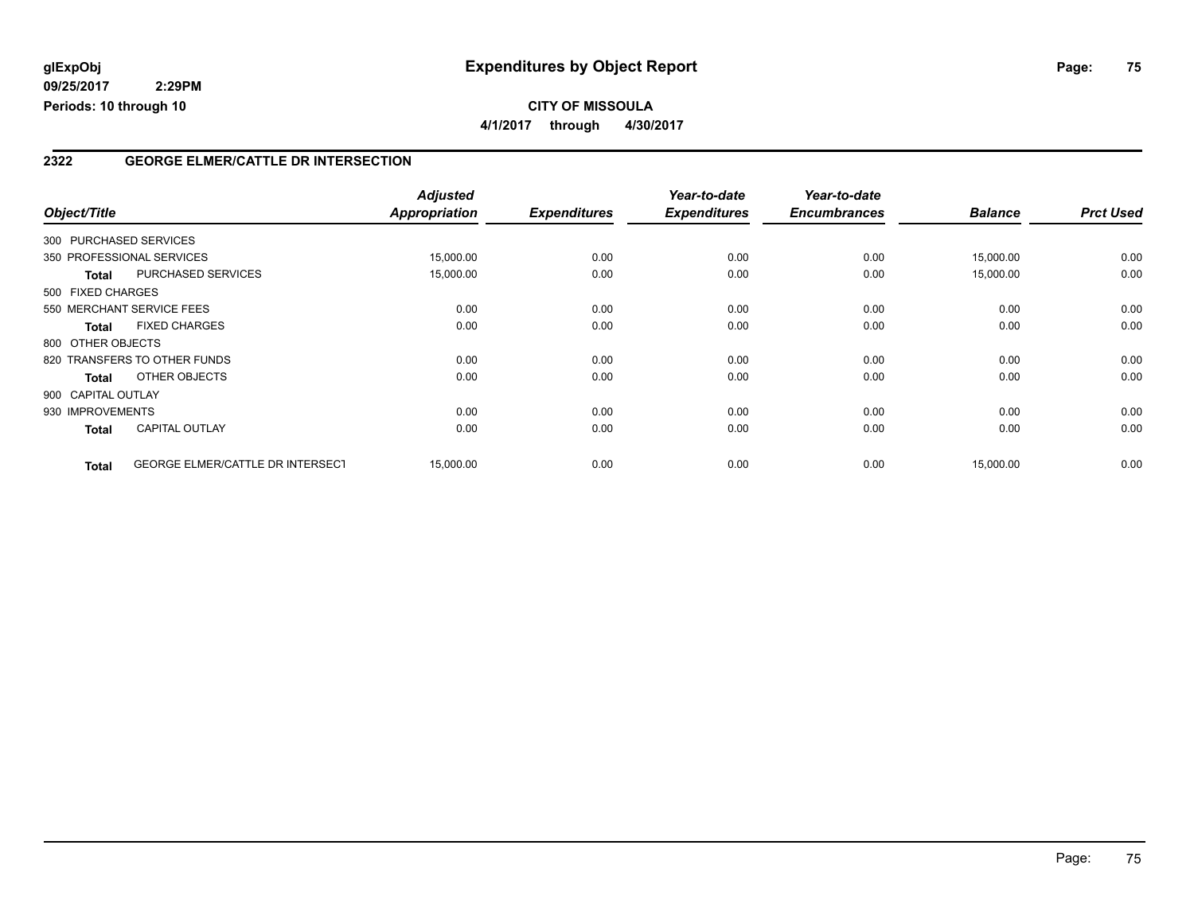**glExpObj**
**09/25/2017 2:29PM**
**Periods: 10 through 10**

# Expenditures by Object Report

**CITY OF MISSOULA**
**4/1/2017 through 4/30/2017**

## 2322 GEORGE ELMER/CATTLE DR INTERSECTION

| Object/Title | | Adjusted Appropriation | Expenditures | Year-to-date Expenditures | Year-to-date Encumbrances | Balance | Prct Used |
|---|---|---|---|---|---|---|---|
| 300 PURCHASED SERVICES | | | | | | | |
| 350 PROFESSIONAL SERVICES | | 15,000.00 | 0.00 | 0.00 | 0.00 | 15,000.00 | 0.00 |
| **Total** | PURCHASED SERVICES | 15,000.00 | 0.00 | 0.00 | 0.00 | 15,000.00 | 0.00 |
| 500 FIXED CHARGES | | | | | | | |
| 550 MERCHANT SERVICE FEES | | 0.00 | 0.00 | 0.00 | 0.00 | 0.00 | 0.00 |
| **Total** | FIXED CHARGES | 0.00 | 0.00 | 0.00 | 0.00 | 0.00 | 0.00 |
| 800 OTHER OBJECTS | | | | | | | |
| 820 TRANSFERS TO OTHER FUNDS | | 0.00 | 0.00 | 0.00 | 0.00 | 0.00 | 0.00 |
| **Total** | OTHER OBJECTS | 0.00 | 0.00 | 0.00 | 0.00 | 0.00 | 0.00 |
| 900 CAPITAL OUTLAY | | | | | | | |
| 930 IMPROVEMENTS | | 0.00 | 0.00 | 0.00 | 0.00 | 0.00 | 0.00 |
| **Total** | CAPITAL OUTLAY | 0.00 | 0.00 | 0.00 | 0.00 | 0.00 | 0.00 |
| **Total** | GEORGE ELMER/CATTLE DR INTERSECT | 15,000.00 | 0.00 | 0.00 | 0.00 | 15,000.00 | 0.00 |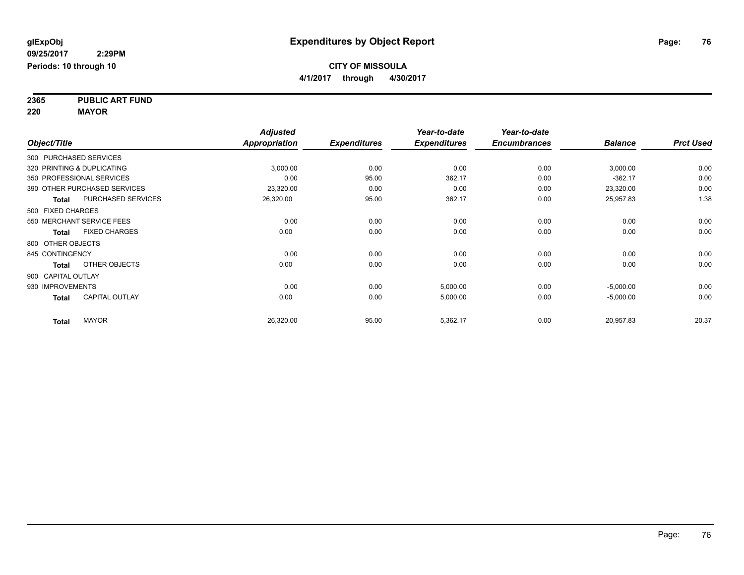**glExpObj** **Expenditures by Object Report**

**09/25/2017 2:29PM**

**Periods: 10 through 10**

**CITY OF MISSOULA**

**4/1/2017 through 4/30/2017**

**2365 PUBLIC ART FUND**

**220 MAYOR**

| Object/Title | | Adjusted Appropriation | Expenditures | Year-to-date Expenditures | Year-to-date Encumbrances | Balance | Prct Used |
|---|---|---|---|---|---|---|---|
| 300 PURCHASED SERVICES | | | | | | | |
| 320 PRINTING & DUPLICATING | | 3,000.00 | 0.00 | 0.00 | 0.00 | 3,000.00 | 0.00 |
| 350 PROFESSIONAL SERVICES | | 0.00 | 95.00 | 362.17 | 0.00 | -362.17 | 0.00 |
| 390 OTHER PURCHASED SERVICES | | 23,320.00 | 0.00 | 0.00 | 0.00 | 23,320.00 | 0.00 |
| **Total** | PURCHASED SERVICES | 26,320.00 | 95.00 | 362.17 | 0.00 | 25,957.83 | 1.38 |
| 500 FIXED CHARGES | | | | | | | |
| 550 MERCHANT SERVICE FEES | | 0.00 | 0.00 | 0.00 | 0.00 | 0.00 | 0.00 |
| **Total** | FIXED CHARGES | 0.00 | 0.00 | 0.00 | 0.00 | 0.00 | 0.00 |
| 800 OTHER OBJECTS | | | | | | | |
| 845 CONTINGENCY | | 0.00 | 0.00 | 0.00 | 0.00 | 0.00 | 0.00 |
| **Total** | OTHER OBJECTS | 0.00 | 0.00 | 0.00 | 0.00 | 0.00 | 0.00 |
| 900 CAPITAL OUTLAY | | | | | | | |
| 930 IMPROVEMENTS | | 0.00 | 0.00 | 5,000.00 | 0.00 | -5,000.00 | 0.00 |
| **Total** | CAPITAL OUTLAY | 0.00 | 0.00 | 5,000.00 | 0.00 | -5,000.00 | 0.00 |
| **Total** | MAYOR | 26,320.00 | 95.00 | 5,362.17 | 0.00 | 20,957.83 | 20.37 |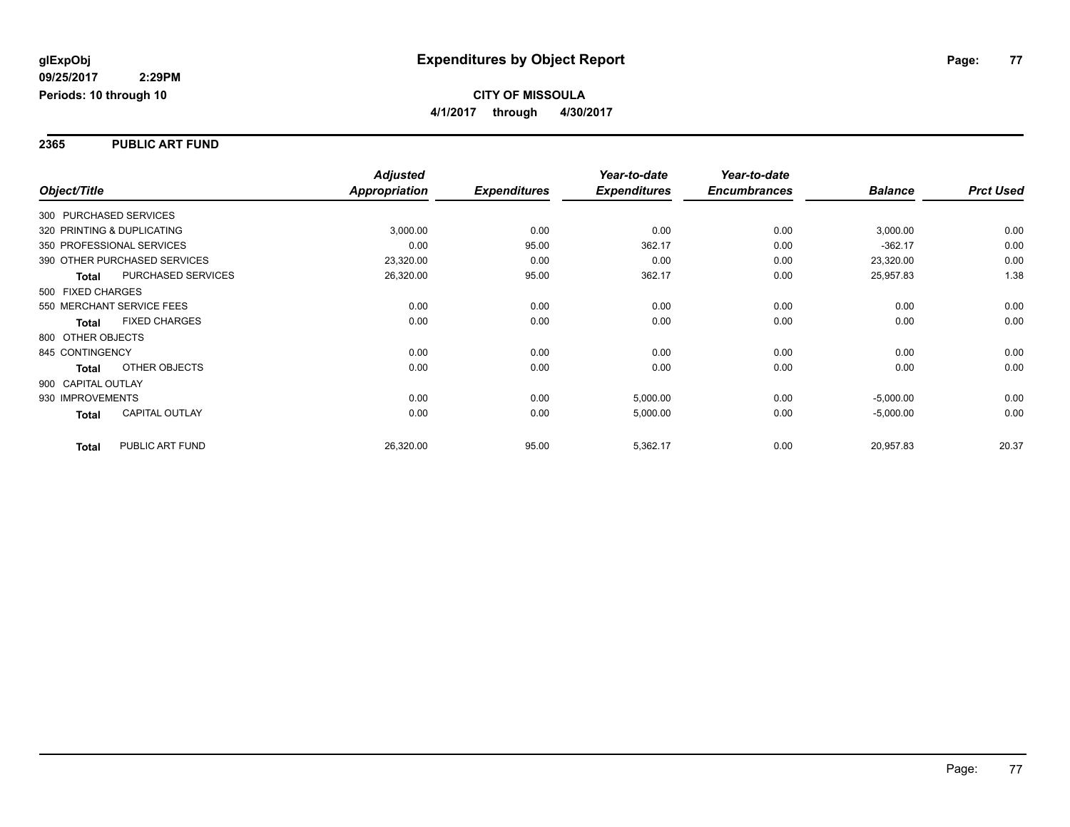**glExpObj**
**09/25/2017 2:29PM**
**Periods: 10 through 10**

# Expenditures by Object Report

**CITY OF MISSOULA**
**4/1/2017 through 4/30/2017**

## 2365 PUBLIC ART FUND

| Object/Title | | Adjusted Appropriation | Expenditures | Year-to-date Expenditures | Year-to-date Encumbrances | Balance | Prct Used |
|---|---|---|---|---|---|---|---|
| 300 PURCHASED SERVICES | | | | | | | |
| 320 PRINTING & DUPLICATING | | 3,000.00 | 0.00 | 0.00 | 0.00 | 3,000.00 | 0.00 |
| 350 PROFESSIONAL SERVICES | | 0.00 | 95.00 | 362.17 | 0.00 | -362.17 | 0.00 |
| 390 OTHER PURCHASED SERVICES | | 23,320.00 | 0.00 | 0.00 | 0.00 | 23,320.00 | 0.00 |
| **Total** | PURCHASED SERVICES | 26,320.00 | 95.00 | 362.17 | 0.00 | 25,957.83 | 1.38 |
| 500 FIXED CHARGES | | | | | | | |
| 550 MERCHANT SERVICE FEES | | 0.00 | 0.00 | 0.00 | 0.00 | 0.00 | 0.00 |
| **Total** | FIXED CHARGES | 0.00 | 0.00 | 0.00 | 0.00 | 0.00 | 0.00 |
| 800 OTHER OBJECTS | | | | | | | |
| 845 CONTINGENCY | | 0.00 | 0.00 | 0.00 | 0.00 | 0.00 | 0.00 |
| **Total** | OTHER OBJECTS | 0.00 | 0.00 | 0.00 | 0.00 | 0.00 | 0.00 |
| 900 CAPITAL OUTLAY | | | | | | | |
| 930 IMPROVEMENTS | | 0.00 | 0.00 | 5,000.00 | 0.00 | -5,000.00 | 0.00 |
| **Total** | CAPITAL OUTLAY | 0.00 | 0.00 | 5,000.00 | 0.00 | -5,000.00 | 0.00 |
| **Total** | PUBLIC ART FUND | 26,320.00 | 95.00 | 5,362.17 | 0.00 | 20,957.83 | 20.37 |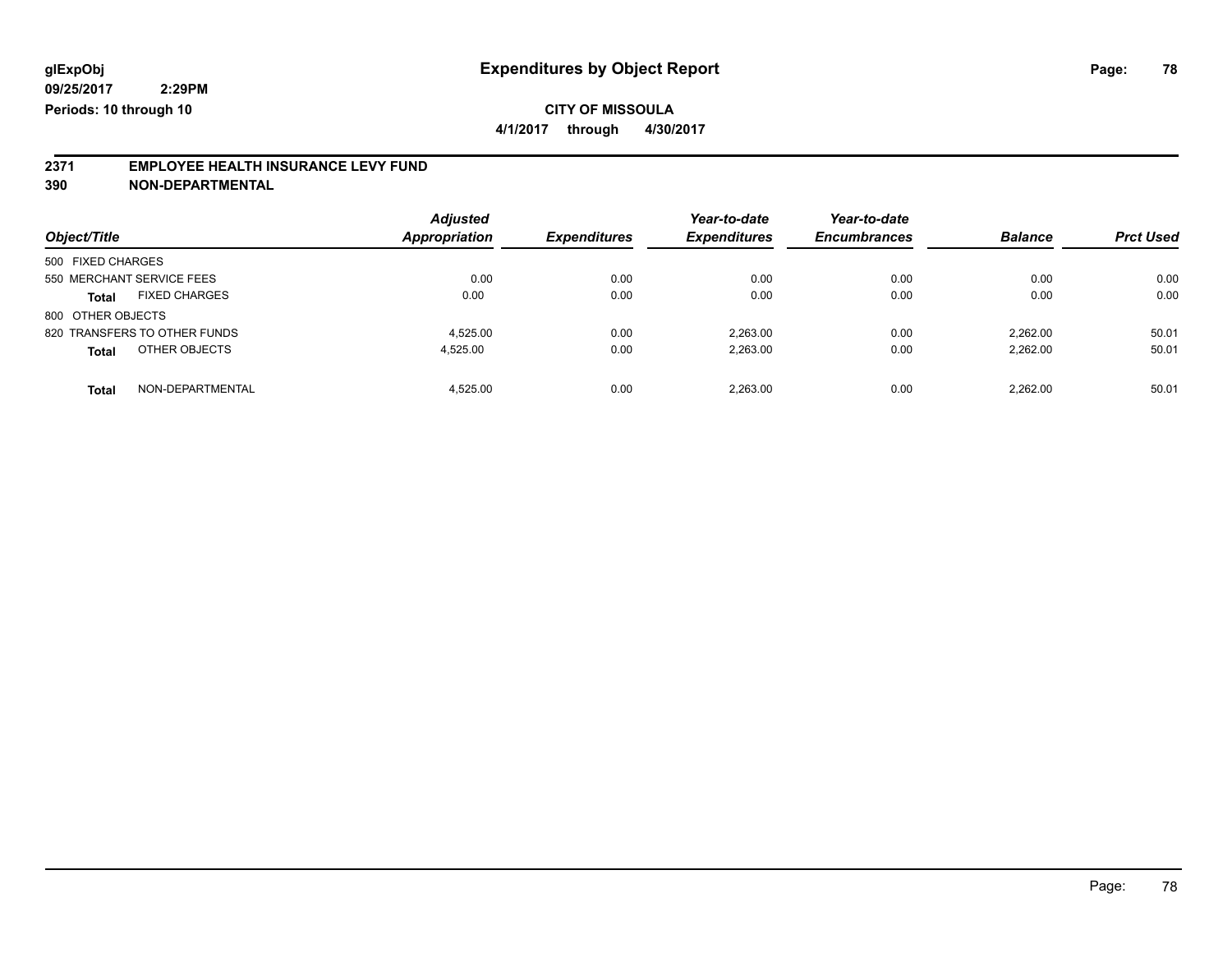glExpObj
09/25/2017 2:29PM
Periods: 10 through 10

# Expenditures by Object Report

**CITY OF MISSOULA**

**4/1/2017 through 4/30/2017**

## 2371 EMPLOYEE HEALTH INSURANCE LEVY FUND
## 390 NON-DEPARTMENTAL

| Object/Title | | Adjusted Appropriation | Expenditures | Year-to-date Expenditures | Year-to-date Encumbrances | Balance | Prct Used |
|---|---|---|---|---|---|---|---|
| 500 FIXED CHARGES | | | | | | | |
| 550 MERCHANT SERVICE FEES | | 0.00 | 0.00 | 0.00 | 0.00 | 0.00 | 0.00 |
| **Total** | FIXED CHARGES | 0.00 | 0.00 | 0.00 | 0.00 | 0.00 | 0.00 |
| 800 OTHER OBJECTS | | | | | | | |
| 820 TRANSFERS TO OTHER FUNDS | | 4,525.00 | 0.00 | 2,263.00 | 0.00 | 2,262.00 | 50.01 |
| **Total** | OTHER OBJECTS | 4,525.00 | 0.00 | 2,263.00 | 0.00 | 2,262.00 | 50.01 |
| **Total** | NON-DEPARTMENTAL | 4,525.00 | 0.00 | 2,263.00 | 0.00 | 2,262.00 | 50.01 |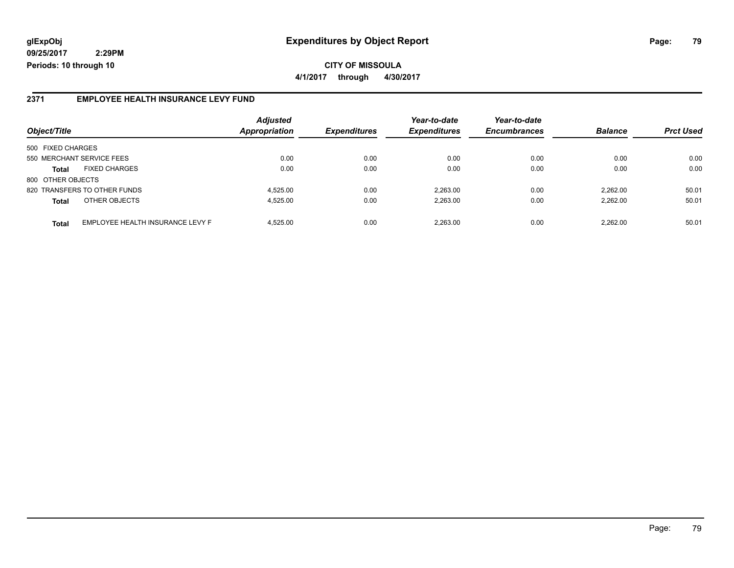**glExpObj** **Expenditures by Object Report**

**09/25/2017 2:29PM**

**Periods: 10 through 10**

**CITY OF MISSOULA**

**4/1/2017 through 4/30/2017**

## 2371 EMPLOYEE HEALTH INSURANCE LEVY FUND

| Object/Title | | Adjusted Appropriation | Expenditures | Year-to-date Expenditures | Year-to-date Encumbrances | Balance | Prct Used |
|---|---|---|---|---|---|---|---|
| 500 FIXED CHARGES | | | | | | | |
| 550 MERCHANT SERVICE FEES | | 0.00 | 0.00 | 0.00 | 0.00 | 0.00 | 0.00 |
| **Total** | FIXED CHARGES | 0.00 | 0.00 | 0.00 | 0.00 | 0.00 | 0.00 |
| 800 OTHER OBJECTS | | | | | | | |
| 820 TRANSFERS TO OTHER FUNDS | | 4,525.00 | 0.00 | 2,263.00 | 0.00 | 2,262.00 | 50.01 |
| **Total** | OTHER OBJECTS | 4,525.00 | 0.00 | 2,263.00 | 0.00 | 2,262.00 | 50.01 |
| **Total** | EMPLOYEE HEALTH INSURANCE LEVY F | 4,525.00 | 0.00 | 2,263.00 | 0.00 | 2,262.00 | 50.01 |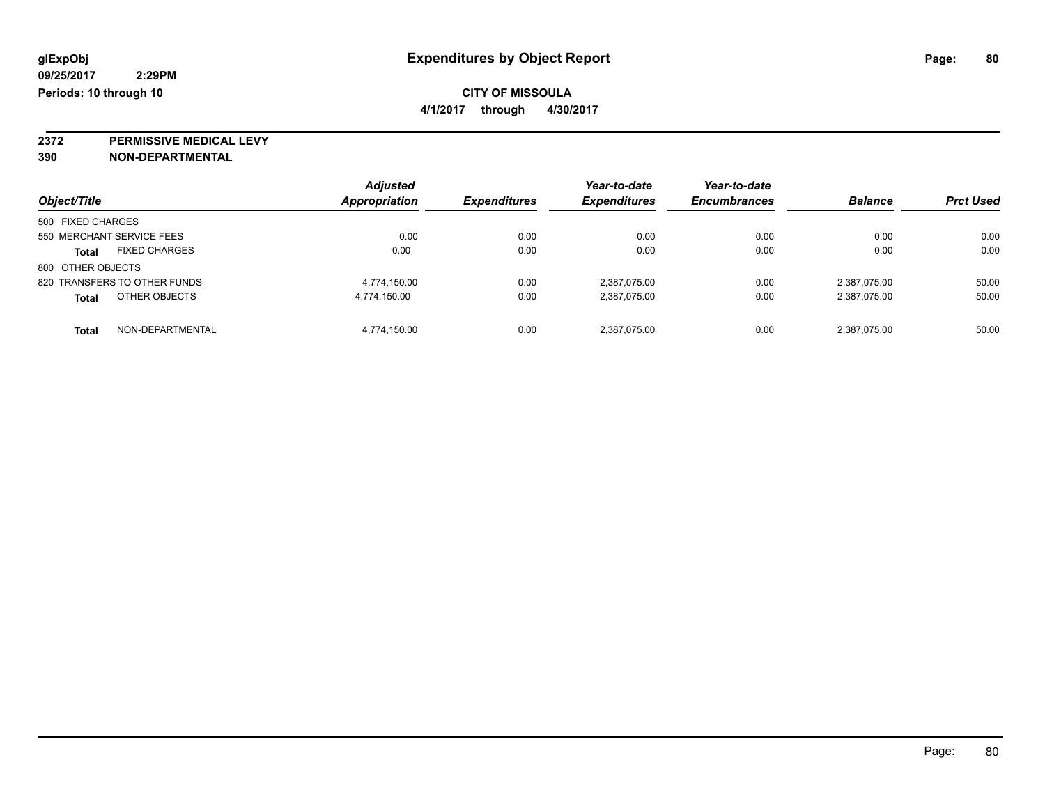**glExpObj**
**09/25/2017 2:29PM**
**Periods: 10 through 10**

# Expenditures by Object Report

**CITY OF MISSOULA**
**4/1/2017 through 4/30/2017**

**2372 PERMISSIVE MEDICAL LEVY**
**390 NON-DEPARTMENTAL**

| Object/Title | Adjusted Appropriation | Expenditures | Year-to-date Expenditures | Year-to-date Encumbrances | Balance | Prct Used |
|---|---|---|---|---|---|---|
| 500 FIXED CHARGES | | | | | | |
| 550 MERCHANT SERVICE FEES | 0.00 | 0.00 | 0.00 | 0.00 | 0.00 | 0.00 |
| **Total** FIXED CHARGES | 0.00 | 0.00 | 0.00 | 0.00 | 0.00 | 0.00 |
| 800 OTHER OBJECTS | | | | | | |
| 820 TRANSFERS TO OTHER FUNDS | 4,774,150.00 | 0.00 | 2,387,075.00 | 0.00 | 2,387,075.00 | 50.00 |
| **Total** OTHER OBJECTS | 4,774,150.00 | 0.00 | 2,387,075.00 | 0.00 | 2,387,075.00 | 50.00 |
| **Total** NON-DEPARTMENTAL | 4,774,150.00 | 0.00 | 2,387,075.00 | 0.00 | 2,387,075.00 | 50.00 |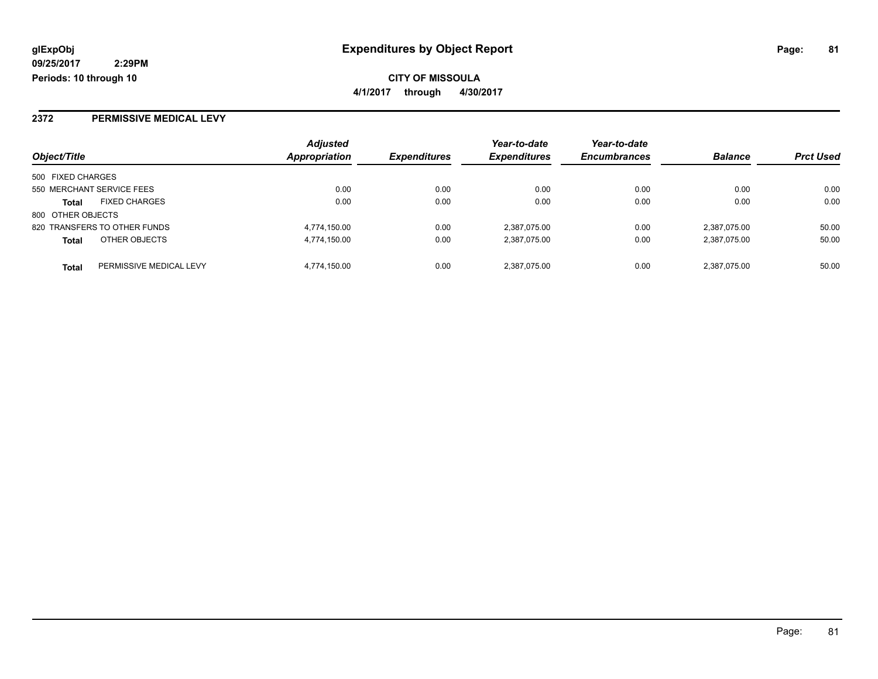**glExpObj** | **Expenditures by Object Report**

**09/25/2017 2:29PM**

**Periods: 10 through 10**

**CITY OF MISSOULA**

**4/1/2017 through 4/30/2017**

## 2372 PERMISSIVE MEDICAL LEVY

| Object/Title | | Adjusted Appropriation | Expenditures | Year-to-date Expenditures | Year-to-date Encumbrances | Balance | Prct Used |
|---|---|---|---|---|---|---|---|
| 500 FIXED CHARGES | | | | | | | |
| 550 MERCHANT SERVICE FEES | | 0.00 | 0.00 | 0.00 | 0.00 | 0.00 | 0.00 |
| **Total** | FIXED CHARGES | 0.00 | 0.00 | 0.00 | 0.00 | 0.00 | 0.00 |
| 800 OTHER OBJECTS | | | | | | | |
| 820 TRANSFERS TO OTHER FUNDS | | 4,774,150.00 | 0.00 | 2,387,075.00 | 0.00 | 2,387,075.00 | 50.00 |
| **Total** | OTHER OBJECTS | 4,774,150.00 | 0.00 | 2,387,075.00 | 0.00 | 2,387,075.00 | 50.00 |
| **Total** | PERMISSIVE MEDICAL LEVY | 4,774,150.00 | 0.00 | 2,387,075.00 | 0.00 | 2,387,075.00 | 50.00 |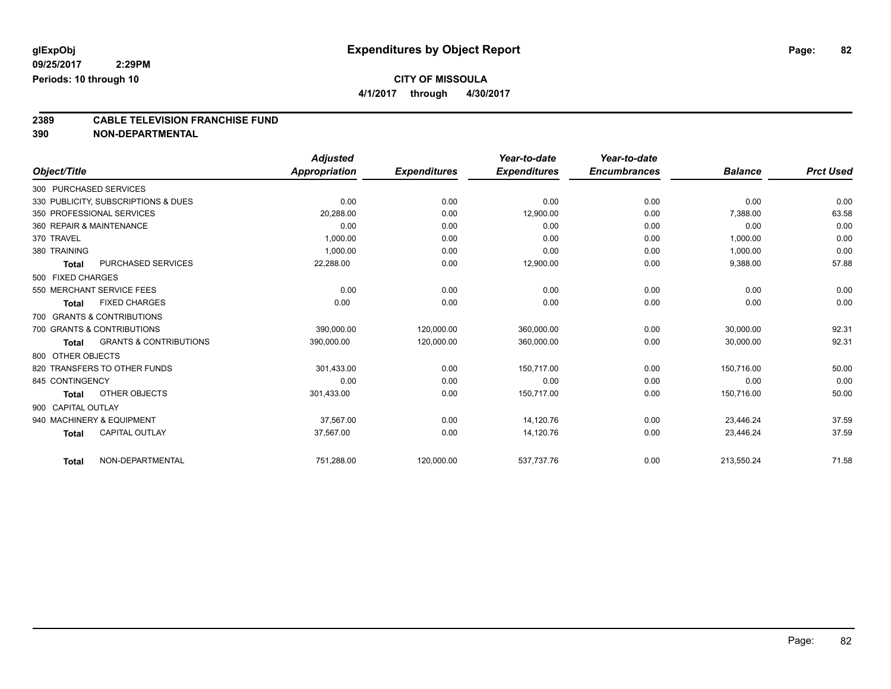**glExpObj** 
**09/25/2017 2:29PM** 
**Periods: 10 through 10**

# Expenditures by Object Report

**CITY OF MISSOULA** 
**4/1/2017 through 4/30/2017**

## 2389 CABLE TELEVISION FRANCHISE FUND
## 390 NON-DEPARTMENTAL

| Object/Title | Adjusted Appropriation | Expenditures | Year-to-date Expenditures | Year-to-date Encumbrances | Balance | Prct Used |
|---|---|---|---|---|---|---|
| 300 PURCHASED SERVICES | | | | | | |
| 330 PUBLICITY, SUBSCRIPTIONS & DUES | 0.00 | 0.00 | 0.00 | 0.00 | 0.00 | 0.00 |
| 350 PROFESSIONAL SERVICES | 20,288.00 | 0.00 | 12,900.00 | 0.00 | 7,388.00 | 63.58 |
| 360 REPAIR & MAINTENANCE | 0.00 | 0.00 | 0.00 | 0.00 | 0.00 | 0.00 |
| 370 TRAVEL | 1,000.00 | 0.00 | 0.00 | 0.00 | 1,000.00 | 0.00 |
| 380 TRAINING | 1,000.00 | 0.00 | 0.00 | 0.00 | 1,000.00 | 0.00 |
| **Total** PURCHASED SERVICES | 22,288.00 | 0.00 | 12,900.00 | 0.00 | 9,388.00 | 57.88 |
| 500 FIXED CHARGES | | | | | | |
| 550 MERCHANT SERVICE FEES | 0.00 | 0.00 | 0.00 | 0.00 | 0.00 | 0.00 |
| **Total** FIXED CHARGES | 0.00 | 0.00 | 0.00 | 0.00 | 0.00 | 0.00 |
| 700 GRANTS & CONTRIBUTIONS | | | | | | |
| 700 GRANTS & CONTRIBUTIONS | 390,000.00 | 120,000.00 | 360,000.00 | 0.00 | 30,000.00 | 92.31 |
| **Total** GRANTS & CONTRIBUTIONS | 390,000.00 | 120,000.00 | 360,000.00 | 0.00 | 30,000.00 | 92.31 |
| 800 OTHER OBJECTS | | | | | | |
| 820 TRANSFERS TO OTHER FUNDS | 301,433.00 | 0.00 | 150,717.00 | 0.00 | 150,716.00 | 50.00 |
| 845 CONTINGENCY | 0.00 | 0.00 | 0.00 | 0.00 | 0.00 | 0.00 |
| **Total** OTHER OBJECTS | 301,433.00 | 0.00 | 150,717.00 | 0.00 | 150,716.00 | 50.00 |
| 900 CAPITAL OUTLAY | | | | | | |
| 940 MACHINERY & EQUIPMENT | 37,567.00 | 0.00 | 14,120.76 | 0.00 | 23,446.24 | 37.59 |
| **Total** CAPITAL OUTLAY | 37,567.00 | 0.00 | 14,120.76 | 0.00 | 23,446.24 | 37.59 |
| **Total** NON-DEPARTMENTAL | 751,288.00 | 120,000.00 | 537,737.76 | 0.00 | 213,550.24 | 71.58 |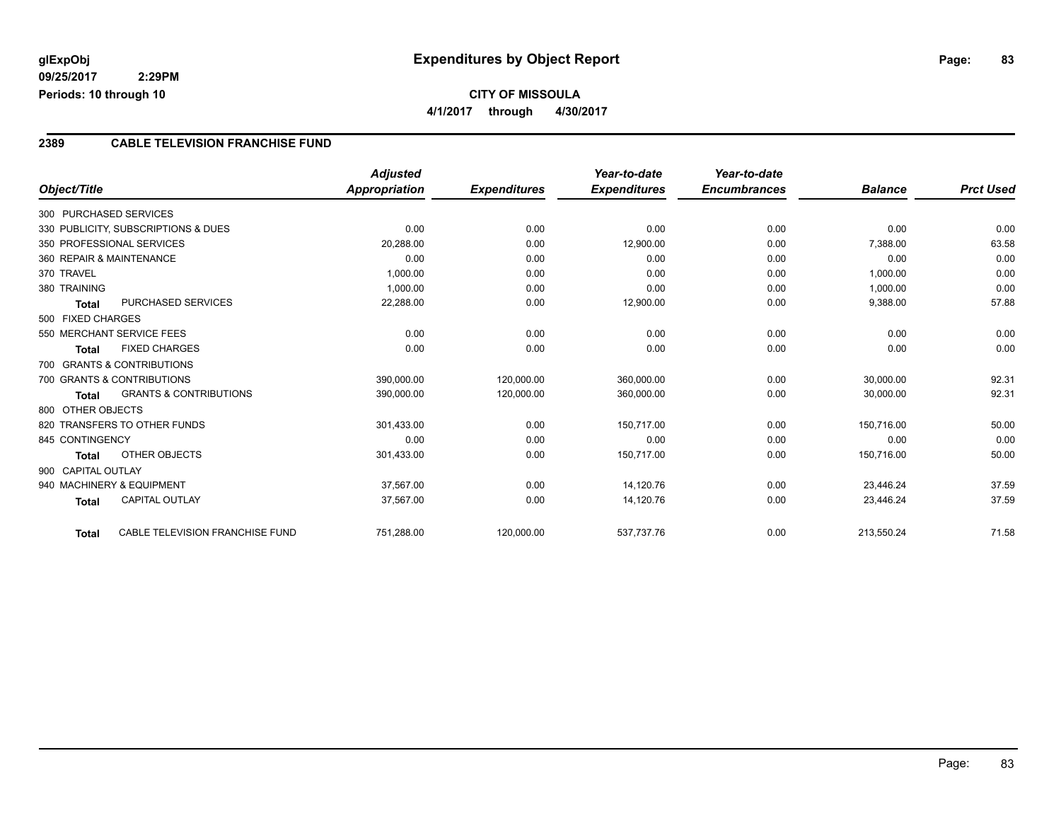# Expenditures by Object Report

glExpObj
09/25/2017 2:29PM
Periods: 10 through 10

**CITY OF MISSOULA**
**4/1/2017 through 4/30/2017**

## 2389 CABLE TELEVISION FRANCHISE FUND

| Object/Title | | Adjusted Appropriation | Expenditures | Year-to-date Expenditures | Year-to-date Encumbrances | Balance | Prct Used |
|---|---|---|---|---|---|---|---|
| 300 PURCHASED SERVICES | | | | | | | |
| 330 PUBLICITY, SUBSCRIPTIONS & DUES | | 0.00 | 0.00 | 0.00 | 0.00 | 0.00 | 0.00 |
| 350 PROFESSIONAL SERVICES | | 20,288.00 | 0.00 | 12,900.00 | 0.00 | 7,388.00 | 63.58 |
| 360 REPAIR & MAINTENANCE | | 0.00 | 0.00 | 0.00 | 0.00 | 0.00 | 0.00 |
| 370 TRAVEL | | 1,000.00 | 0.00 | 0.00 | 0.00 | 1,000.00 | 0.00 |
| 380 TRAINING | | 1,000.00 | 0.00 | 0.00 | 0.00 | 1,000.00 | 0.00 |
| **Total** | PURCHASED SERVICES | 22,288.00 | 0.00 | 12,900.00 | 0.00 | 9,388.00 | 57.88 |
| 500 FIXED CHARGES | | | | | | | |
| 550 MERCHANT SERVICE FEES | | 0.00 | 0.00 | 0.00 | 0.00 | 0.00 | 0.00 |
| **Total** | FIXED CHARGES | 0.00 | 0.00 | 0.00 | 0.00 | 0.00 | 0.00 |
| 700 GRANTS & CONTRIBUTIONS | | | | | | | |
| 700 GRANTS & CONTRIBUTIONS | | 390,000.00 | 120,000.00 | 360,000.00 | 0.00 | 30,000.00 | 92.31 |
| **Total** | GRANTS & CONTRIBUTIONS | 390,000.00 | 120,000.00 | 360,000.00 | 0.00 | 30,000.00 | 92.31 |
| 800 OTHER OBJECTS | | | | | | | |
| 820 TRANSFERS TO OTHER FUNDS | | 301,433.00 | 0.00 | 150,717.00 | 0.00 | 150,716.00 | 50.00 |
| 845 CONTINGENCY | | 0.00 | 0.00 | 0.00 | 0.00 | 0.00 | 0.00 |
| **Total** | OTHER OBJECTS | 301,433.00 | 0.00 | 150,717.00 | 0.00 | 150,716.00 | 50.00 |
| 900 CAPITAL OUTLAY | | | | | | | |
| 940 MACHINERY & EQUIPMENT | | 37,567.00 | 0.00 | 14,120.76 | 0.00 | 23,446.24 | 37.59 |
| **Total** | CAPITAL OUTLAY | 37,567.00 | 0.00 | 14,120.76 | 0.00 | 23,446.24 | 37.59 |
| **Total** | CABLE TELEVISION FRANCHISE FUND | 751,288.00 | 120,000.00 | 537,737.76 | 0.00 | 213,550.24 | 71.58 |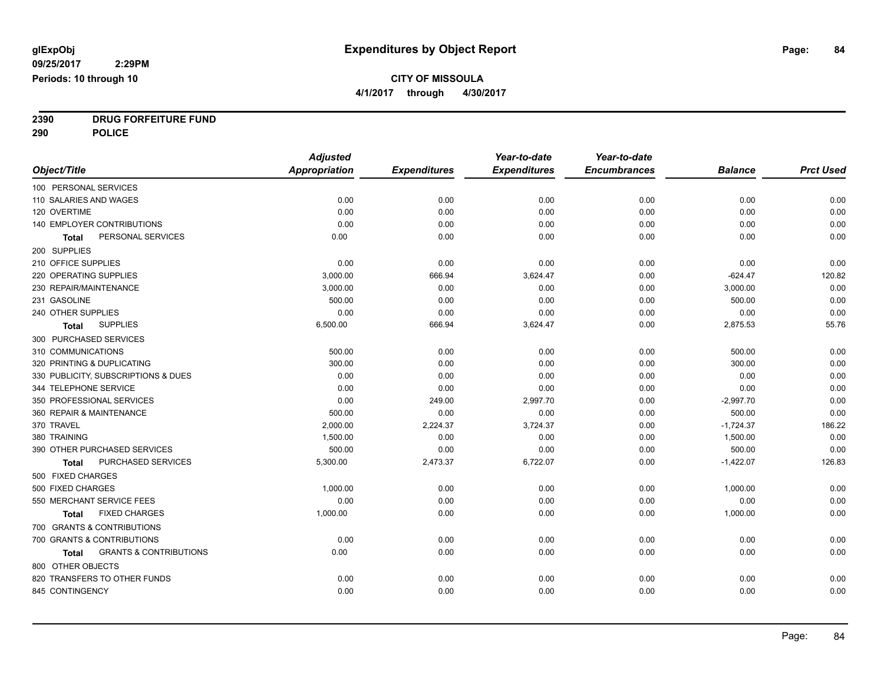glExpObj
09/25/2017 2:29PM
Periods: 10 through 10

# Expenditures by Object Report

**CITY OF MISSOULA**
**4/1/2017 through 4/30/2017**

**2390 DRUG FORFEITURE FUND**
**290 POLICE**

| Object/Title | Adjusted Appropriation | Expenditures | Year-to-date Expenditures | Year-to-date Encumbrances | Balance | Prct Used |
|---|---|---|---|---|---|---|
| 100 PERSONAL SERVICES | | | | | | |
| 110 SALARIES AND WAGES | 0.00 | 0.00 | 0.00 | 0.00 | 0.00 | 0.00 |
| 120 OVERTIME | 0.00 | 0.00 | 0.00 | 0.00 | 0.00 | 0.00 |
| 140 EMPLOYER CONTRIBUTIONS | 0.00 | 0.00 | 0.00 | 0.00 | 0.00 | 0.00 |
| **Total** PERSONAL SERVICES | 0.00 | 0.00 | 0.00 | 0.00 | 0.00 | 0.00 |
| 200 SUPPLIES | | | | | | |
| 210 OFFICE SUPPLIES | 0.00 | 0.00 | 0.00 | 0.00 | 0.00 | 0.00 |
| 220 OPERATING SUPPLIES | 3,000.00 | 666.94 | 3,624.47 | 0.00 | -624.47 | 120.82 |
| 230 REPAIR/MAINTENANCE | 3,000.00 | 0.00 | 0.00 | 0.00 | 3,000.00 | 0.00 |
| 231 GASOLINE | 500.00 | 0.00 | 0.00 | 0.00 | 500.00 | 0.00 |
| 240 OTHER SUPPLIES | 0.00 | 0.00 | 0.00 | 0.00 | 0.00 | 0.00 |
| **Total** SUPPLIES | 6,500.00 | 666.94 | 3,624.47 | 0.00 | 2,875.53 | 55.76 |
| 300 PURCHASED SERVICES | | | | | | |
| 310 COMMUNICATIONS | 500.00 | 0.00 | 0.00 | 0.00 | 500.00 | 0.00 |
| 320 PRINTING & DUPLICATING | 300.00 | 0.00 | 0.00 | 0.00 | 300.00 | 0.00 |
| 330 PUBLICITY, SUBSCRIPTIONS & DUES | 0.00 | 0.00 | 0.00 | 0.00 | 0.00 | 0.00 |
| 344 TELEPHONE SERVICE | 0.00 | 0.00 | 0.00 | 0.00 | 0.00 | 0.00 |
| 350 PROFESSIONAL SERVICES | 0.00 | 249.00 | 2,997.70 | 0.00 | -2,997.70 | 0.00 |
| 360 REPAIR & MAINTENANCE | 500.00 | 0.00 | 0.00 | 0.00 | 500.00 | 0.00 |
| 370 TRAVEL | 2,000.00 | 2,224.37 | 3,724.37 | 0.00 | -1,724.37 | 186.22 |
| 380 TRAINING | 1,500.00 | 0.00 | 0.00 | 0.00 | 1,500.00 | 0.00 |
| 390 OTHER PURCHASED SERVICES | 500.00 | 0.00 | 0.00 | 0.00 | 500.00 | 0.00 |
| **Total** PURCHASED SERVICES | 5,300.00 | 2,473.37 | 6,722.07 | 0.00 | -1,422.07 | 126.83 |
| 500 FIXED CHARGES | | | | | | |
| 500 FIXED CHARGES | 1,000.00 | 0.00 | 0.00 | 0.00 | 1,000.00 | 0.00 |
| 550 MERCHANT SERVICE FEES | 0.00 | 0.00 | 0.00 | 0.00 | 0.00 | 0.00 |
| **Total** FIXED CHARGES | 1,000.00 | 0.00 | 0.00 | 0.00 | 1,000.00 | 0.00 |
| 700 GRANTS & CONTRIBUTIONS | | | | | | |
| 700 GRANTS & CONTRIBUTIONS | 0.00 | 0.00 | 0.00 | 0.00 | 0.00 | 0.00 |
| **Total** GRANTS & CONTRIBUTIONS | 0.00 | 0.00 | 0.00 | 0.00 | 0.00 | 0.00 |
| 800 OTHER OBJECTS | | | | | | |
| 820 TRANSFERS TO OTHER FUNDS | 0.00 | 0.00 | 0.00 | 0.00 | 0.00 | 0.00 |
| 845 CONTINGENCY | 0.00 | 0.00 | 0.00 | 0.00 | 0.00 | 0.00 |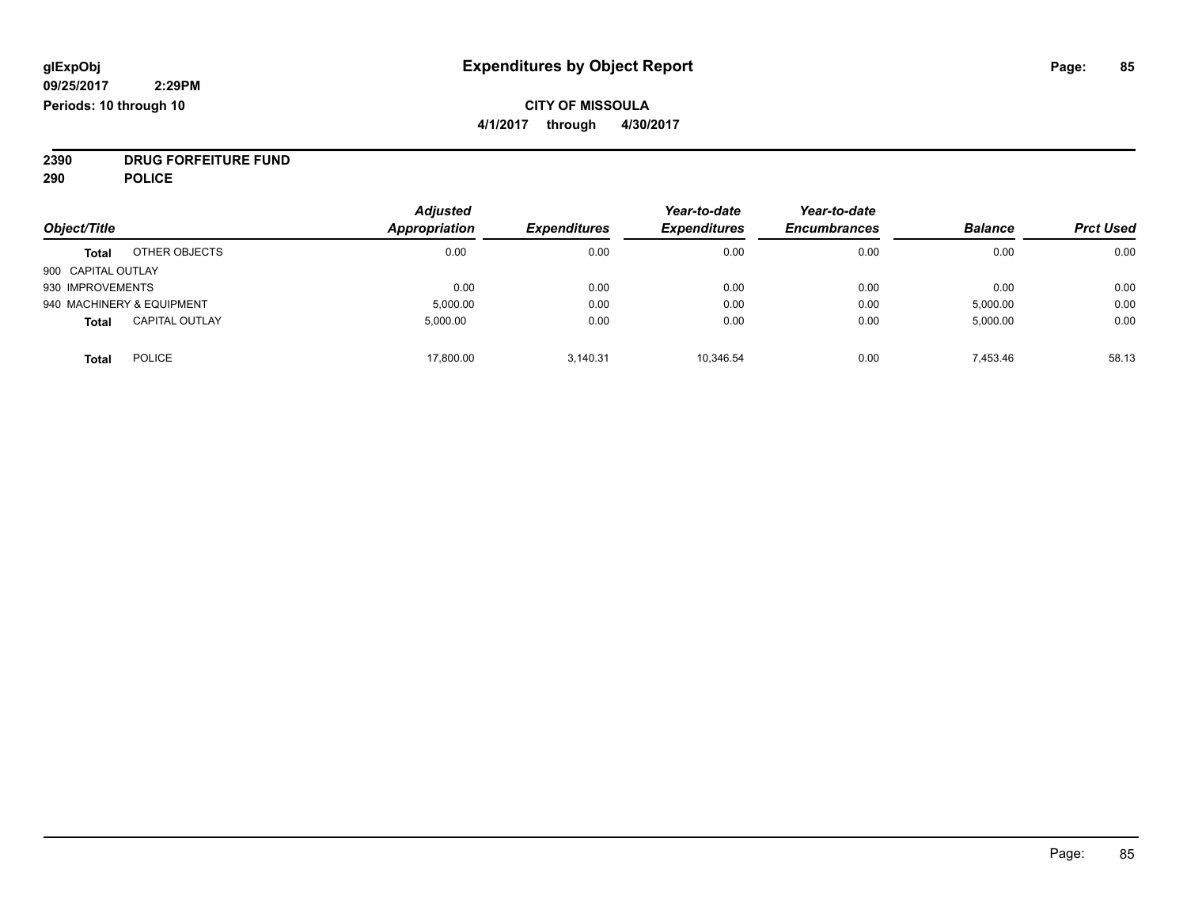**glExpObj**
**09/25/2017 2:29PM**
**Periods: 10 through 10**

# Expenditures by Object Report

**CITY OF MISSOULA**
**4/1/2017 through 4/30/2017**

**2390 DRUG FORFEITURE FUND**
**290 POLICE**

| Object/Title | Adjusted Appropriation | Expenditures | Year-to-date Expenditures | Year-to-date Encumbrances | Balance | Prct Used |
|---|---|---|---|---|---|---|
| **Total** OTHER OBJECTS | 0.00 | 0.00 | 0.00 | 0.00 | 0.00 | 0.00 |
| 900 CAPITAL OUTLAY | | | | | | |
| 930 IMPROVEMENTS | 0.00 | 0.00 | 0.00 | 0.00 | 0.00 | 0.00 |
| 940 MACHINERY & EQUIPMENT | 5,000.00 | 0.00 | 0.00 | 0.00 | 5,000.00 | 0.00 |
| **Total** CAPITAL OUTLAY | 5,000.00 | 0.00 | 0.00 | 0.00 | 5,000.00 | 0.00 |
| **Total** POLICE | 17,800.00 | 3,140.31 | 10,346.54 | 0.00 | 7,453.46 | 58.13 |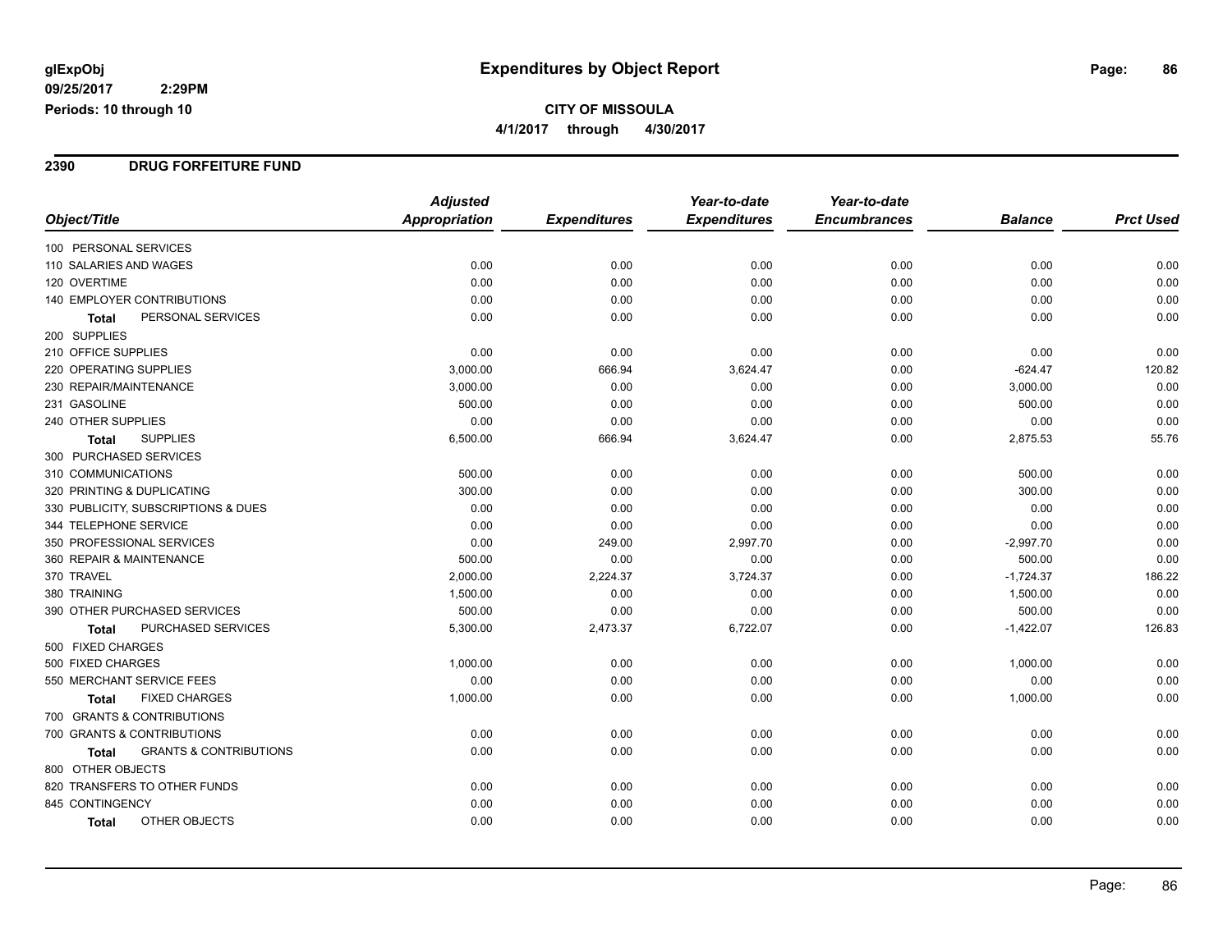# Expenditures by Object Report

glExpObj
09/25/2017 2:29PM
Periods: 10 through 10

**CITY OF MISSOULA**
**4/1/2017 through 4/30/2017**

## 2390 DRUG FORFEITURE FUND

| Object/Title | Adjusted Appropriation | Expenditures | Year-to-date Expenditures | Year-to-date Encumbrances | Balance | Prct Used |
|---|---|---|---|---|---|---|
| 100 PERSONAL SERVICES | | | | | | |
| 110 SALARIES AND WAGES | 0.00 | 0.00 | 0.00 | 0.00 | 0.00 | 0.00 |
| 120 OVERTIME | 0.00 | 0.00 | 0.00 | 0.00 | 0.00 | 0.00 |
| 140 EMPLOYER CONTRIBUTIONS | 0.00 | 0.00 | 0.00 | 0.00 | 0.00 | 0.00 |
| **Total** PERSONAL SERVICES | 0.00 | 0.00 | 0.00 | 0.00 | 0.00 | 0.00 |
| 200 SUPPLIES | | | | | | |
| 210 OFFICE SUPPLIES | 0.00 | 0.00 | 0.00 | 0.00 | 0.00 | 0.00 |
| 220 OPERATING SUPPLIES | 3,000.00 | 666.94 | 3,624.47 | 0.00 | -624.47 | 120.82 |
| 230 REPAIR/MAINTENANCE | 3,000.00 | 0.00 | 0.00 | 0.00 | 3,000.00 | 0.00 |
| 231 GASOLINE | 500.00 | 0.00 | 0.00 | 0.00 | 500.00 | 0.00 |
| 240 OTHER SUPPLIES | 0.00 | 0.00 | 0.00 | 0.00 | 0.00 | 0.00 |
| **Total** SUPPLIES | 6,500.00 | 666.94 | 3,624.47 | 0.00 | 2,875.53 | 55.76 |
| 300 PURCHASED SERVICES | | | | | | |
| 310 COMMUNICATIONS | 500.00 | 0.00 | 0.00 | 0.00 | 500.00 | 0.00 |
| 320 PRINTING & DUPLICATING | 300.00 | 0.00 | 0.00 | 0.00 | 300.00 | 0.00 |
| 330 PUBLICITY, SUBSCRIPTIONS & DUES | 0.00 | 0.00 | 0.00 | 0.00 | 0.00 | 0.00 |
| 344 TELEPHONE SERVICE | 0.00 | 0.00 | 0.00 | 0.00 | 0.00 | 0.00 |
| 350 PROFESSIONAL SERVICES | 0.00 | 249.00 | 2,997.70 | 0.00 | -2,997.70 | 0.00 |
| 360 REPAIR & MAINTENANCE | 500.00 | 0.00 | 0.00 | 0.00 | 500.00 | 0.00 |
| 370 TRAVEL | 2,000.00 | 2,224.37 | 3,724.37 | 0.00 | -1,724.37 | 186.22 |
| 380 TRAINING | 1,500.00 | 0.00 | 0.00 | 0.00 | 1,500.00 | 0.00 |
| 390 OTHER PURCHASED SERVICES | 500.00 | 0.00 | 0.00 | 0.00 | 500.00 | 0.00 |
| **Total** PURCHASED SERVICES | 5,300.00 | 2,473.37 | 6,722.07 | 0.00 | -1,422.07 | 126.83 |
| 500 FIXED CHARGES | | | | | | |
| 500 FIXED CHARGES | 1,000.00 | 0.00 | 0.00 | 0.00 | 1,000.00 | 0.00 |
| 550 MERCHANT SERVICE FEES | 0.00 | 0.00 | 0.00 | 0.00 | 0.00 | 0.00 |
| **Total** FIXED CHARGES | 1,000.00 | 0.00 | 0.00 | 0.00 | 1,000.00 | 0.00 |
| 700 GRANTS & CONTRIBUTIONS | | | | | | |
| 700 GRANTS & CONTRIBUTIONS | 0.00 | 0.00 | 0.00 | 0.00 | 0.00 | 0.00 |
| **Total** GRANTS & CONTRIBUTIONS | 0.00 | 0.00 | 0.00 | 0.00 | 0.00 | 0.00 |
| 800 OTHER OBJECTS | | | | | | |
| 820 TRANSFERS TO OTHER FUNDS | 0.00 | 0.00 | 0.00 | 0.00 | 0.00 | 0.00 |
| 845 CONTINGENCY | 0.00 | 0.00 | 0.00 | 0.00 | 0.00 | 0.00 |
| **Total** OTHER OBJECTS | 0.00 | 0.00 | 0.00 | 0.00 | 0.00 | 0.00 |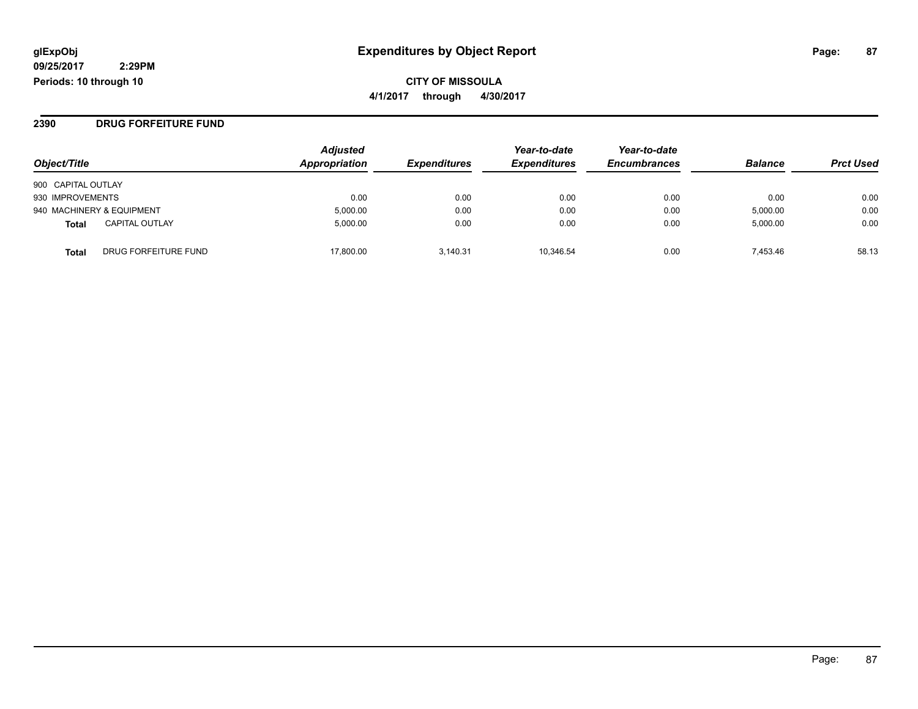**glExpObj**
**09/25/2017 2:29PM**
**Periods: 10 through 10**

# Expenditures by Object Report

**CITY OF MISSOULA**
**4/1/2017 through 4/30/2017**

## 2390 DRUG FORFEITURE FUND

| Object/Title | | *Adjusted Appropriation* | *Expenditures* | *Year-to-date Expenditures* | *Year-to-date Encumbrances* | *Balance* | *Prct Used* |
|---|---|---|---|---|---|---|---|
| 900 CAPITAL OUTLAY | | | | | | | |
| 930 IMPROVEMENTS | | 0.00 | 0.00 | 0.00 | 0.00 | 0.00 | 0.00 |
| 940 MACHINERY & EQUIPMENT | | 5,000.00 | 0.00 | 0.00 | 0.00 | 5,000.00 | 0.00 |
| **Total** | CAPITAL OUTLAY | 5,000.00 | 0.00 | 0.00 | 0.00 | 5,000.00 | 0.00 |
| **Total** | DRUG FORFEITURE FUND | 17,800.00 | 3,140.31 | 10,346.54 | 0.00 | 7,453.46 | 58.13 |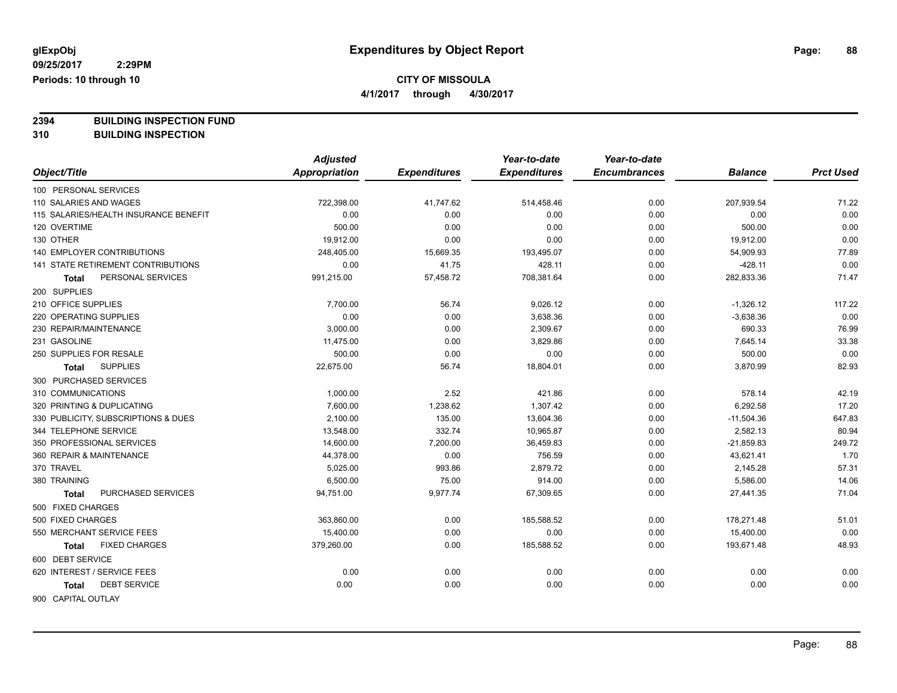# Expenditures by Object Report

glExpObj
09/25/2017 2:29PM
Periods: 10 through 10

**CITY OF MISSOULA**
**4/1/2017 through 4/30/2017**

**2394 BUILDING INSPECTION FUND**
**310 BUILDING INSPECTION**

| Object/Title | Adjusted Appropriation | Expenditures | Year-to-date Expenditures | Year-to-date Encumbrances | Balance | Prct Used |
|---|---|---|---|---|---|---|
| 100 PERSONAL SERVICES | | | | | | |
| 110 SALARIES AND WAGES | 722,398.00 | 41,747.62 | 514,458.46 | 0.00 | 207,939.54 | 71.22 |
| 115 SALARIES/HEALTH INSURANCE BENEFIT | 0.00 | 0.00 | 0.00 | 0.00 | 0.00 | 0.00 |
| 120 OVERTIME | 500.00 | 0.00 | 0.00 | 0.00 | 500.00 | 0.00 |
| 130 OTHER | 19,912.00 | 0.00 | 0.00 | 0.00 | 19,912.00 | 0.00 |
| 140 EMPLOYER CONTRIBUTIONS | 248,405.00 | 15,669.35 | 193,495.07 | 0.00 | 54,909.93 | 77.89 |
| 141 STATE RETIREMENT CONTRIBUTIONS | 0.00 | 41.75 | 428.11 | 0.00 | -428.11 | 0.00 |
| **Total** PERSONAL SERVICES | 991,215.00 | 57,458.72 | 708,381.64 | 0.00 | 282,833.36 | 71.47 |
| 200 SUPPLIES | | | | | | |
| 210 OFFICE SUPPLIES | 7,700.00 | 56.74 | 9,026.12 | 0.00 | -1,326.12 | 117.22 |
| 220 OPERATING SUPPLIES | 0.00 | 0.00 | 3,638.36 | 0.00 | -3,638.36 | 0.00 |
| 230 REPAIR/MAINTENANCE | 3,000.00 | 0.00 | 2,309.67 | 0.00 | 690.33 | 76.99 |
| 231 GASOLINE | 11,475.00 | 0.00 | 3,829.86 | 0.00 | 7,645.14 | 33.38 |
| 250 SUPPLIES FOR RESALE | 500.00 | 0.00 | 0.00 | 0.00 | 500.00 | 0.00 |
| **Total** SUPPLIES | 22,675.00 | 56.74 | 18,804.01 | 0.00 | 3,870.99 | 82.93 |
| 300 PURCHASED SERVICES | | | | | | |
| 310 COMMUNICATIONS | 1,000.00 | 2.52 | 421.86 | 0.00 | 578.14 | 42.19 |
| 320 PRINTING & DUPLICATING | 7,600.00 | 1,238.62 | 1,307.42 | 0.00 | 6,292.58 | 17.20 |
| 330 PUBLICITY, SUBSCRIPTIONS & DUES | 2,100.00 | 135.00 | 13,604.36 | 0.00 | -11,504.36 | 647.83 |
| 344 TELEPHONE SERVICE | 13,548.00 | 332.74 | 10,965.87 | 0.00 | 2,582.13 | 80.94 |
| 350 PROFESSIONAL SERVICES | 14,600.00 | 7,200.00 | 36,459.83 | 0.00 | -21,859.83 | 249.72 |
| 360 REPAIR & MAINTENANCE | 44,378.00 | 0.00 | 756.59 | 0.00 | 43,621.41 | 1.70 |
| 370 TRAVEL | 5,025.00 | 993.86 | 2,879.72 | 0.00 | 2,145.28 | 57.31 |
| 380 TRAINING | 6,500.00 | 75.00 | 914.00 | 0.00 | 5,586.00 | 14.06 |
| **Total** PURCHASED SERVICES | 94,751.00 | 9,977.74 | 67,309.65 | 0.00 | 27,441.35 | 71.04 |
| 500 FIXED CHARGES | | | | | | |
| 500 FIXED CHARGES | 363,860.00 | 0.00 | 185,588.52 | 0.00 | 178,271.48 | 51.01 |
| 550 MERCHANT SERVICE FEES | 15,400.00 | 0.00 | 0.00 | 0.00 | 15,400.00 | 0.00 |
| **Total** FIXED CHARGES | 379,260.00 | 0.00 | 185,588.52 | 0.00 | 193,671.48 | 48.93 |
| 600 DEBT SERVICE | | | | | | |
| 620 INTEREST / SERVICE FEES | 0.00 | 0.00 | 0.00 | 0.00 | 0.00 | 0.00 |
| **Total** DEBT SERVICE | 0.00 | 0.00 | 0.00 | 0.00 | 0.00 | 0.00 |
| 900 CAPITAL OUTLAY | | | | | | |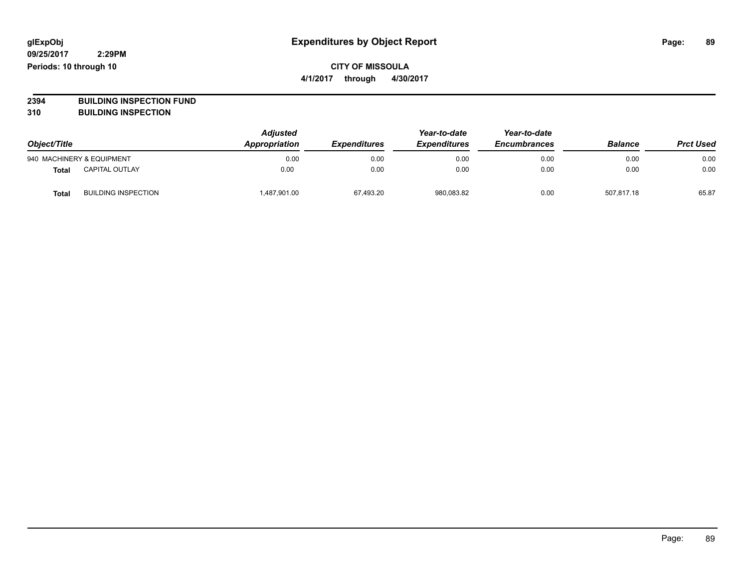glExpObj
09/25/2017 2:29PM
Periods: 10 through 10

# Expenditures by Object Report

**CITY OF MISSOULA**
**4/1/2017 through 4/30/2017**

**2394 BUILDING INSPECTION FUND**
**310 BUILDING INSPECTION**

| Object/Title | | Adjusted Appropriation | Expenditures | Year-to-date Expenditures | Year-to-date Encumbrances | Balance | Prct Used |
|---|---|---|---|---|---|---|---|
| 940 MACHINERY & EQUIPMENT | | 0.00 | 0.00 | 0.00 | 0.00 | 0.00 | 0.00 |
| **Total** | CAPITAL OUTLAY | 0.00 | 0.00 | 0.00 | 0.00 | 0.00 | 0.00 |
| **Total** | BUILDING INSPECTION | 1,487,901.00 | 67,493.20 | 980,083.82 | 0.00 | 507,817.18 | 65.87 |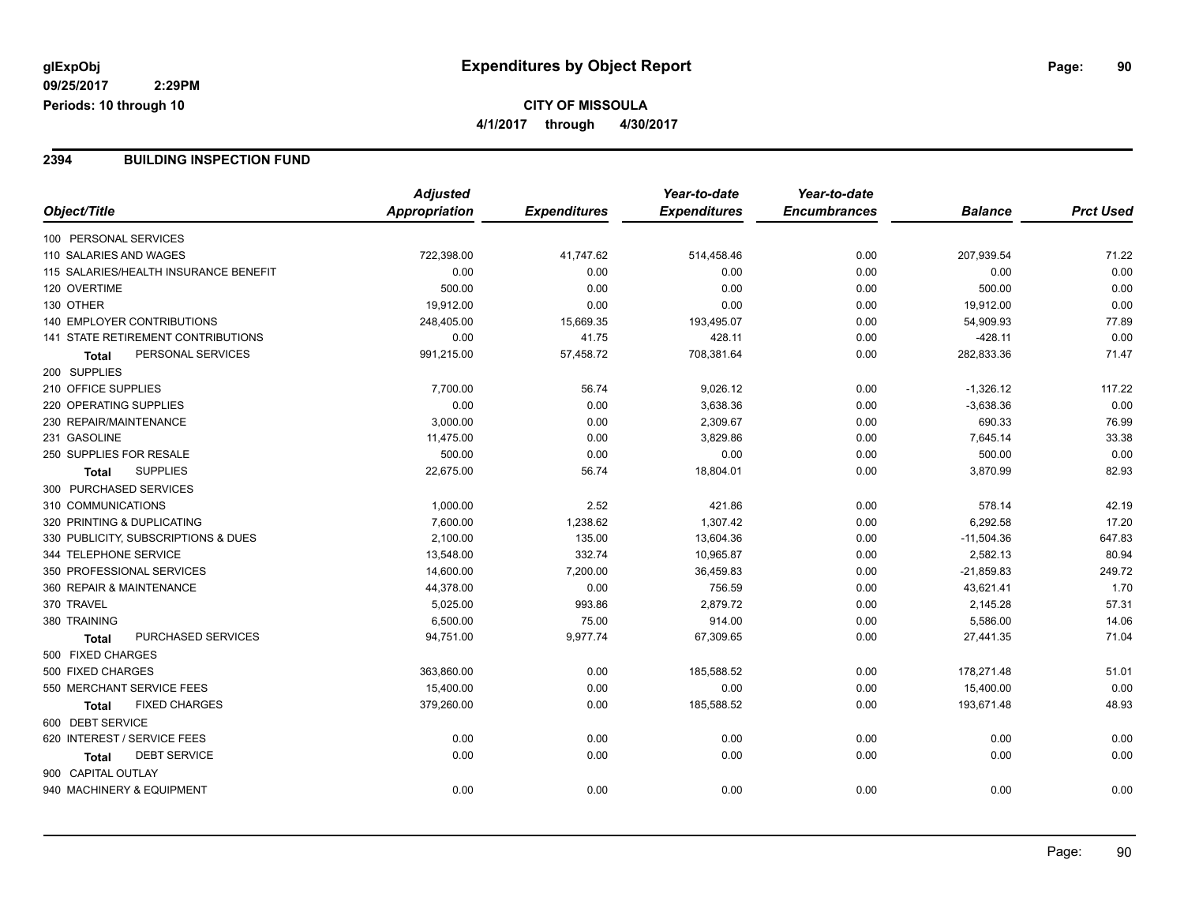glExpObj
09/25/2017 2:29PM
Periods: 10 through 10

# Expenditures by Object Report

**CITY OF MISSOULA**
**4/1/2017 through 4/30/2017**

## 2394 BUILDING INSPECTION FUND

| Object/Title | Adjusted Appropriation | Expenditures | Year-to-date Expenditures | Year-to-date Encumbrances | Balance | Prct Used |
|---|---|---|---|---|---|---|
| 100 PERSONAL SERVICES | | | | | | |
| 110 SALARIES AND WAGES | 722,398.00 | 41,747.62 | 514,458.46 | 0.00 | 207,939.54 | 71.22 |
| 115 SALARIES/HEALTH INSURANCE BENEFIT | 0.00 | 0.00 | 0.00 | 0.00 | 0.00 | 0.00 |
| 120 OVERTIME | 500.00 | 0.00 | 0.00 | 0.00 | 500.00 | 0.00 |
| 130 OTHER | 19,912.00 | 0.00 | 0.00 | 0.00 | 19,912.00 | 0.00 |
| 140 EMPLOYER CONTRIBUTIONS | 248,405.00 | 15,669.35 | 193,495.07 | 0.00 | 54,909.93 | 77.89 |
| 141 STATE RETIREMENT CONTRIBUTIONS | 0.00 | 41.75 | 428.11 | 0.00 | -428.11 | 0.00 |
| **Total** PERSONAL SERVICES | 991,215.00 | 57,458.72 | 708,381.64 | 0.00 | 282,833.36 | 71.47 |
| 200 SUPPLIES | | | | | | |
| 210 OFFICE SUPPLIES | 7,700.00 | 56.74 | 9,026.12 | 0.00 | -1,326.12 | 117.22 |
| 220 OPERATING SUPPLIES | 0.00 | 0.00 | 3,638.36 | 0.00 | -3,638.36 | 0.00 |
| 230 REPAIR/MAINTENANCE | 3,000.00 | 0.00 | 2,309.67 | 0.00 | 690.33 | 76.99 |
| 231 GASOLINE | 11,475.00 | 0.00 | 3,829.86 | 0.00 | 7,645.14 | 33.38 |
| 250 SUPPLIES FOR RESALE | 500.00 | 0.00 | 0.00 | 0.00 | 500.00 | 0.00 |
| **Total** SUPPLIES | 22,675.00 | 56.74 | 18,804.01 | 0.00 | 3,870.99 | 82.93 |
| 300 PURCHASED SERVICES | | | | | | |
| 310 COMMUNICATIONS | 1,000.00 | 2.52 | 421.86 | 0.00 | 578.14 | 42.19 |
| 320 PRINTING & DUPLICATING | 7,600.00 | 1,238.62 | 1,307.42 | 0.00 | 6,292.58 | 17.20 |
| 330 PUBLICITY, SUBSCRIPTIONS & DUES | 2,100.00 | 135.00 | 13,604.36 | 0.00 | -11,504.36 | 647.83 |
| 344 TELEPHONE SERVICE | 13,548.00 | 332.74 | 10,965.87 | 0.00 | 2,582.13 | 80.94 |
| 350 PROFESSIONAL SERVICES | 14,600.00 | 7,200.00 | 36,459.83 | 0.00 | -21,859.83 | 249.72 |
| 360 REPAIR & MAINTENANCE | 44,378.00 | 0.00 | 756.59 | 0.00 | 43,621.41 | 1.70 |
| 370 TRAVEL | 5,025.00 | 993.86 | 2,879.72 | 0.00 | 2,145.28 | 57.31 |
| 380 TRAINING | 6,500.00 | 75.00 | 914.00 | 0.00 | 5,586.00 | 14.06 |
| **Total** PURCHASED SERVICES | 94,751.00 | 9,977.74 | 67,309.65 | 0.00 | 27,441.35 | 71.04 |
| 500 FIXED CHARGES | | | | | | |
| 500 FIXED CHARGES | 363,860.00 | 0.00 | 185,588.52 | 0.00 | 178,271.48 | 51.01 |
| 550 MERCHANT SERVICE FEES | 15,400.00 | 0.00 | 0.00 | 0.00 | 15,400.00 | 0.00 |
| **Total** FIXED CHARGES | 379,260.00 | 0.00 | 185,588.52 | 0.00 | 193,671.48 | 48.93 |
| 600 DEBT SERVICE | | | | | | |
| 620 INTEREST / SERVICE FEES | 0.00 | 0.00 | 0.00 | 0.00 | 0.00 | 0.00 |
| **Total** DEBT SERVICE | 0.00 | 0.00 | 0.00 | 0.00 | 0.00 | 0.00 |
| 900 CAPITAL OUTLAY | | | | | | |
| 940 MACHINERY & EQUIPMENT | 0.00 | 0.00 | 0.00 | 0.00 | 0.00 | 0.00 |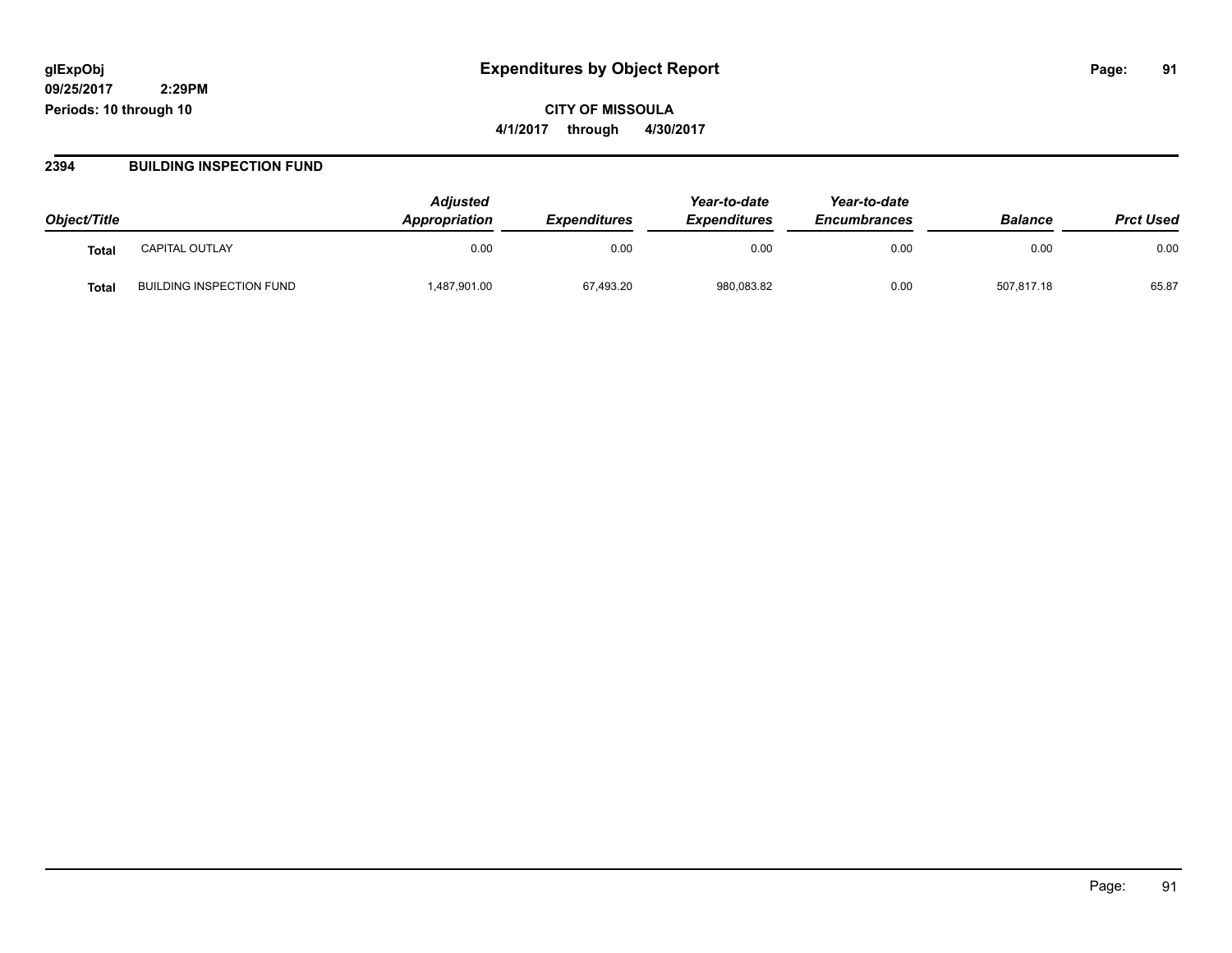**glExpObj**
**09/25/2017 2:29PM**
**Periods: 10 through 10**

# Expenditures by Object Report

**CITY OF MISSOULA**
**4/1/2017 through 4/30/2017**

## 2394 BUILDING INSPECTION FUND

| Object/Title | | *Adjusted Appropriation* | *Expenditures* | *Year-to-date Expenditures* | *Year-to-date Encumbrances* | *Balance* | *Prct Used* |
|---|---|---|---|---|---|---|---|
| **Total** | CAPITAL OUTLAY | 0.00 | 0.00 | 0.00 | 0.00 | 0.00 | 0.00 |
| **Total** | BUILDING INSPECTION FUND | 1,487,901.00 | 67,493.20 | 980,083.82 | 0.00 | 507,817.18 | 65.87 |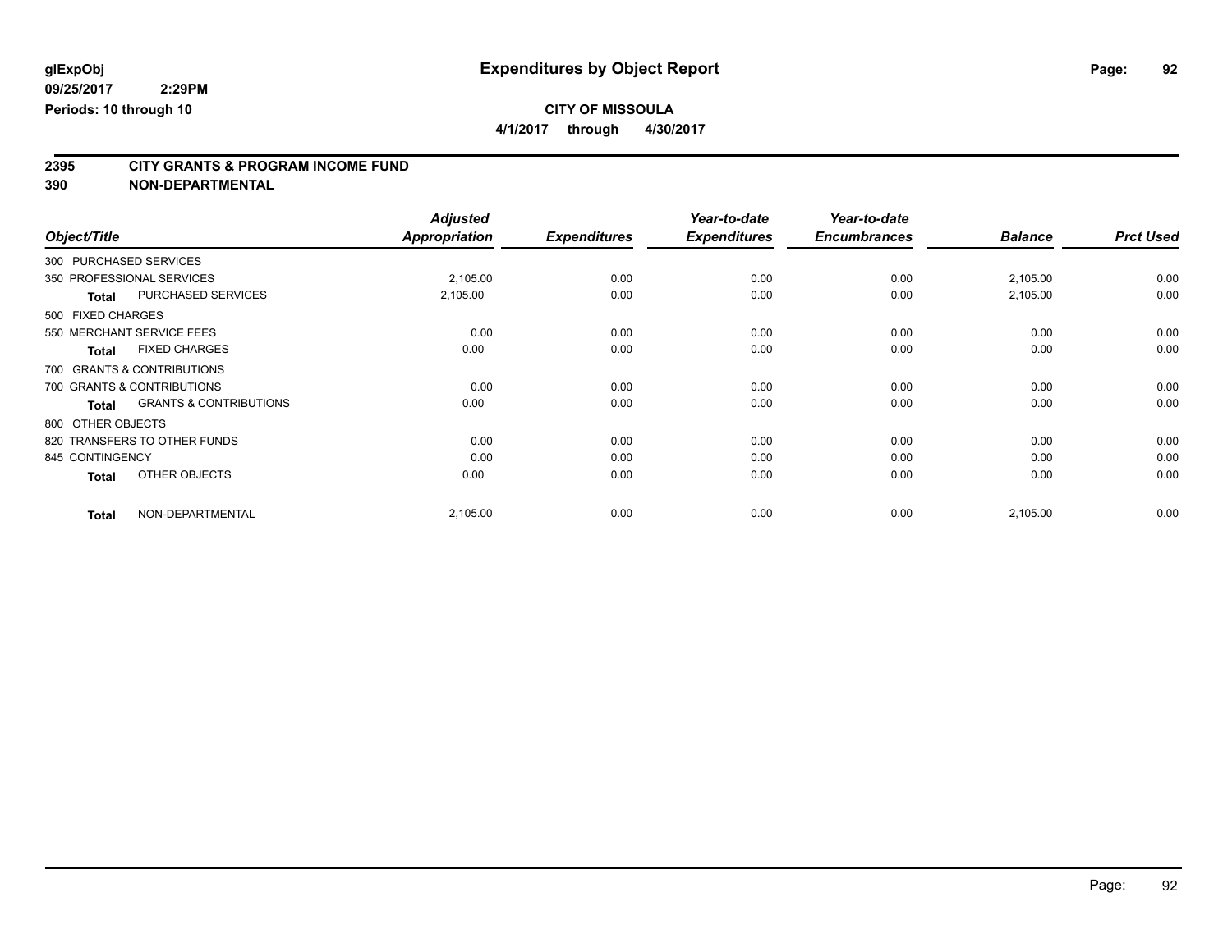# Expenditures by Object Report

glExpObj
09/25/2017 2:29PM
Periods: 10 through 10

**CITY OF MISSOULA**
**4/1/2017 through 4/30/2017**

## 2395 CITY GRANTS & PROGRAM INCOME FUND
## 390 NON-DEPARTMENTAL

| Object/Title | Adjusted Appropriation | Expenditures | Year-to-date Expenditures | Year-to-date Encumbrances | Balance | Prct Used |
|---|---|---|---|---|---|---|
| 300 PURCHASED SERVICES | | | | | | |
| 350 PROFESSIONAL SERVICES | 2,105.00 | 0.00 | 0.00 | 0.00 | 2,105.00 | 0.00 |
| **Total** PURCHASED SERVICES | 2,105.00 | 0.00 | 0.00 | 0.00 | 2,105.00 | 0.00 |
| 500 FIXED CHARGES | | | | | | |
| 550 MERCHANT SERVICE FEES | 0.00 | 0.00 | 0.00 | 0.00 | 0.00 | 0.00 |
| **Total** FIXED CHARGES | 0.00 | 0.00 | 0.00 | 0.00 | 0.00 | 0.00 |
| 700 GRANTS & CONTRIBUTIONS | | | | | | |
| 700 GRANTS & CONTRIBUTIONS | 0.00 | 0.00 | 0.00 | 0.00 | 0.00 | 0.00 |
| **Total** GRANTS & CONTRIBUTIONS | 0.00 | 0.00 | 0.00 | 0.00 | 0.00 | 0.00 |
| 800 OTHER OBJECTS | | | | | | |
| 820 TRANSFERS TO OTHER FUNDS | 0.00 | 0.00 | 0.00 | 0.00 | 0.00 | 0.00 |
| 845 CONTINGENCY | 0.00 | 0.00 | 0.00 | 0.00 | 0.00 | 0.00 |
| **Total** OTHER OBJECTS | 0.00 | 0.00 | 0.00 | 0.00 | 0.00 | 0.00 |
| **Total** NON-DEPARTMENTAL | 2,105.00 | 0.00 | 0.00 | 0.00 | 2,105.00 | 0.00 |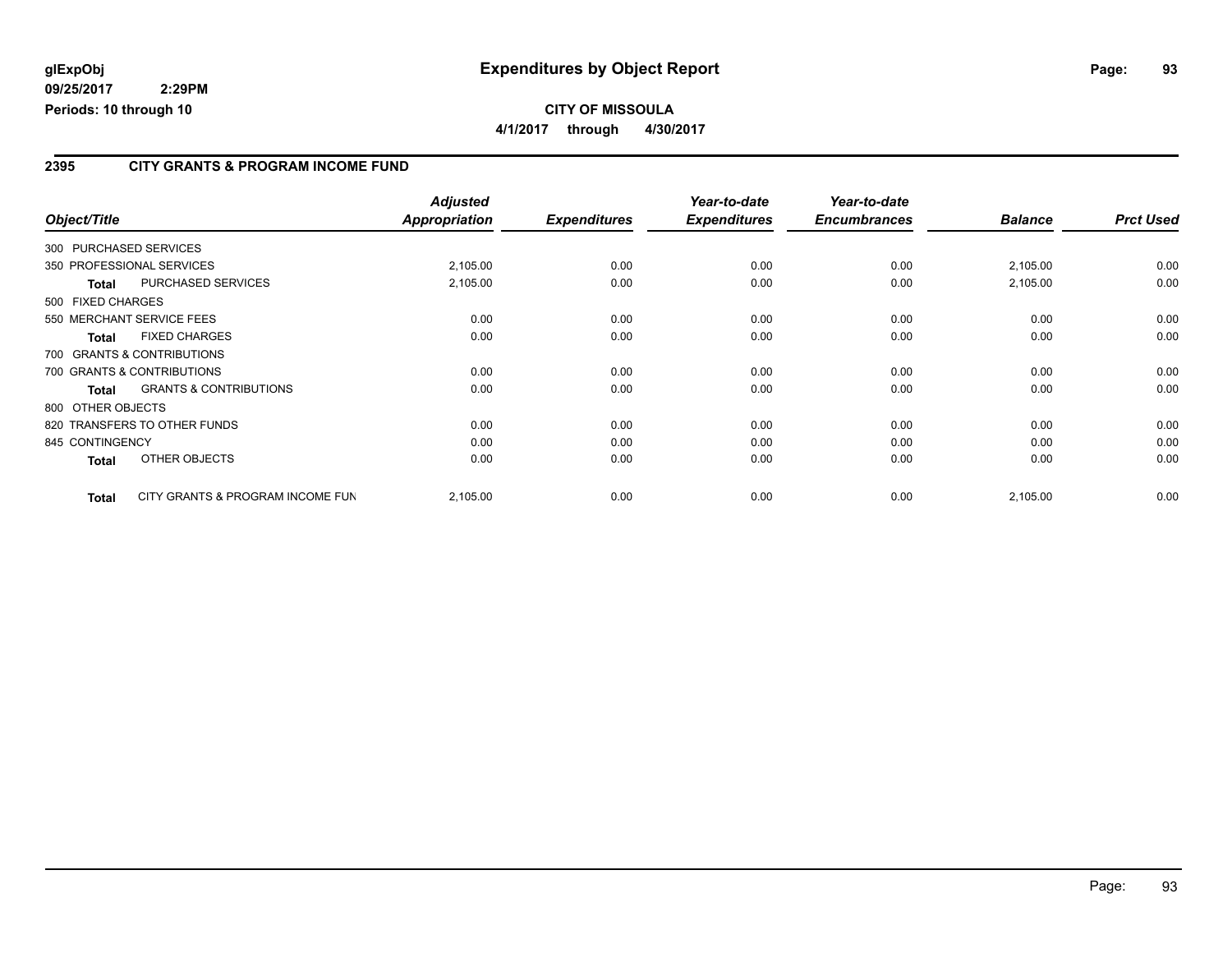**glExpObj** **Expenditures by Object Report**

**09/25/2017 2:29PM**

**Periods: 10 through 10**

**CITY OF MISSOULA**

**4/1/2017 through 4/30/2017**

## 2395 CITY GRANTS & PROGRAM INCOME FUND

| Object/Title | | Adjusted Appropriation | Expenditures | Year-to-date Expenditures | Year-to-date Encumbrances | Balance | Prct Used |
|---|---|---|---|---|---|---|---|
| 300 PURCHASED SERVICES | | | | | | | |
| 350 PROFESSIONAL SERVICES | | 2,105.00 | 0.00 | 0.00 | 0.00 | 2,105.00 | 0.00 |
| **Total** | PURCHASED SERVICES | 2,105.00 | 0.00 | 0.00 | 0.00 | 2,105.00 | 0.00 |
| 500 FIXED CHARGES | | | | | | | |
| 550 MERCHANT SERVICE FEES | | 0.00 | 0.00 | 0.00 | 0.00 | 0.00 | 0.00 |
| **Total** | FIXED CHARGES | 0.00 | 0.00 | 0.00 | 0.00 | 0.00 | 0.00 |
| 700 GRANTS & CONTRIBUTIONS | | | | | | | |
| 700 GRANTS & CONTRIBUTIONS | | 0.00 | 0.00 | 0.00 | 0.00 | 0.00 | 0.00 |
| **Total** | GRANTS & CONTRIBUTIONS | 0.00 | 0.00 | 0.00 | 0.00 | 0.00 | 0.00 |
| 800 OTHER OBJECTS | | | | | | | |
| 820 TRANSFERS TO OTHER FUNDS | | 0.00 | 0.00 | 0.00 | 0.00 | 0.00 | 0.00 |
| 845 CONTINGENCY | | 0.00 | 0.00 | 0.00 | 0.00 | 0.00 | 0.00 |
| **Total** | OTHER OBJECTS | 0.00 | 0.00 | 0.00 | 0.00 | 0.00 | 0.00 |
| **Total** | CITY GRANTS & PROGRAM INCOME FUN | 2,105.00 | 0.00 | 0.00 | 0.00 | 2,105.00 | 0.00 |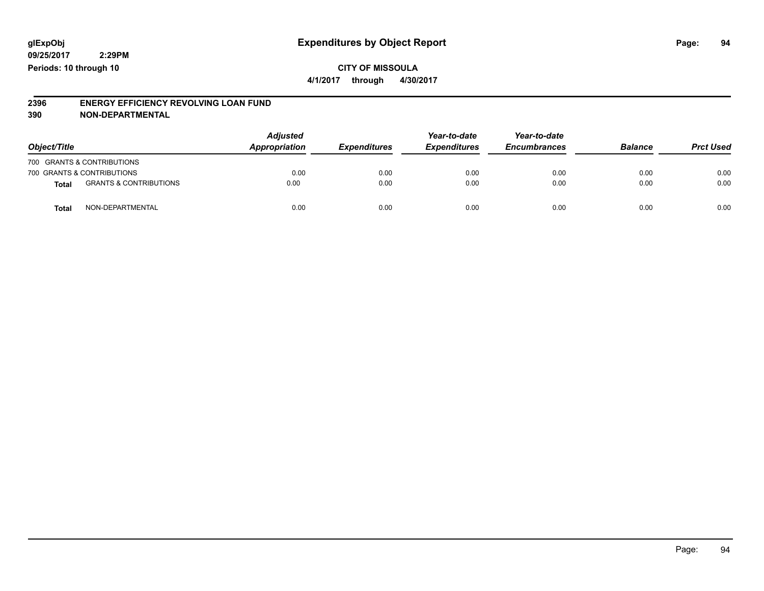glExpObj
09/25/2017 2:29PM
Periods: 10 through 10

# Expenditures by Object Report

**CITY OF MISSOULA**
**4/1/2017 through 4/30/2017**

**2396 ENERGY EFFICIENCY REVOLVING LOAN FUND**
**390 NON-DEPARTMENTAL**

| Object/Title | | Adjusted Appropriation | Expenditures | Year-to-date Expenditures | Year-to-date Encumbrances | Balance | Prct Used |
|---|---|---|---|---|---|---|---|
| 700 GRANTS & CONTRIBUTIONS | | | | | | | |
| 700 GRANTS & CONTRIBUTIONS | | 0.00 | 0.00 | 0.00 | 0.00 | 0.00 | 0.00 |
| **Total** | GRANTS & CONTRIBUTIONS | 0.00 | 0.00 | 0.00 | 0.00 | 0.00 | 0.00 |
| **Total** | NON-DEPARTMENTAL | 0.00 | 0.00 | 0.00 | 0.00 | 0.00 | 0.00 |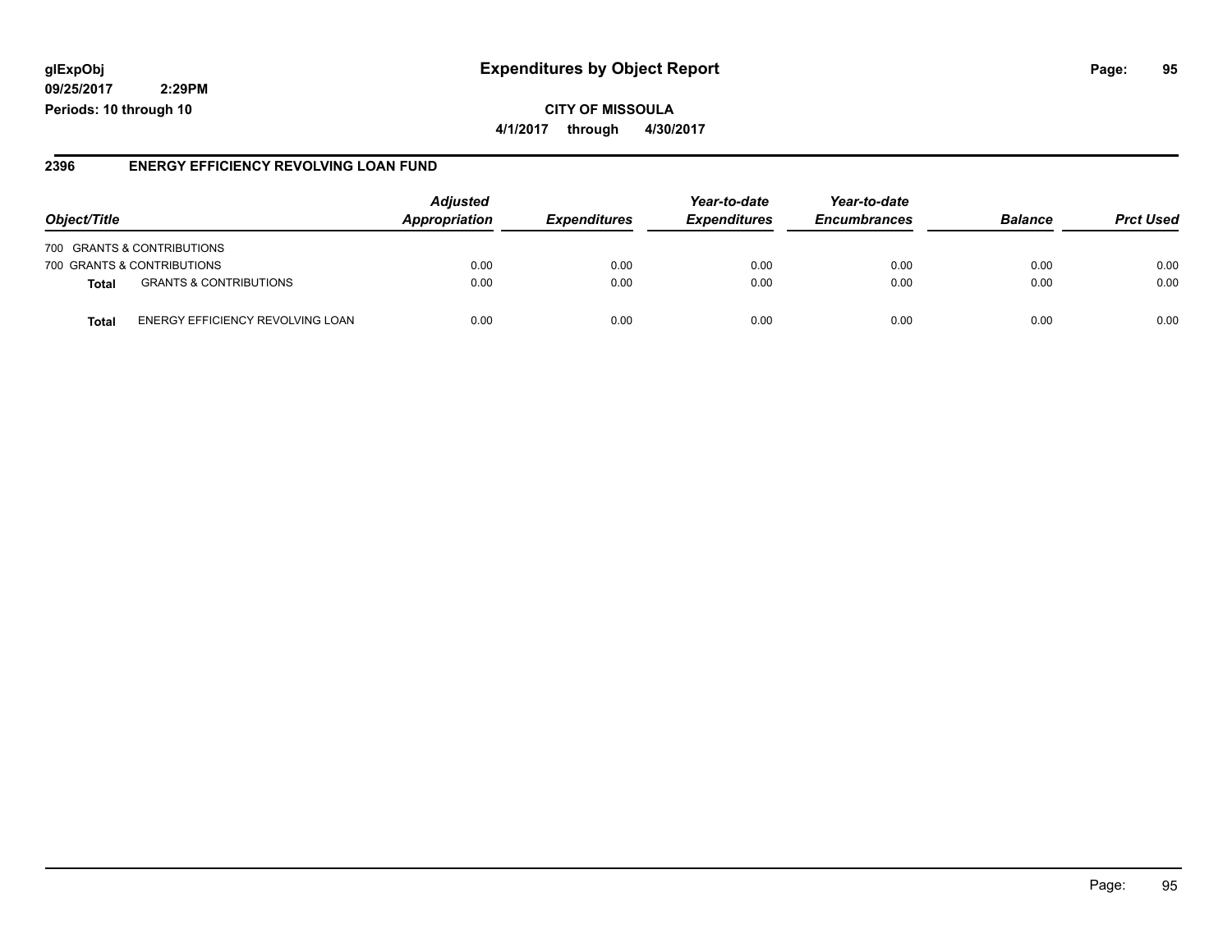glExpObj
09/25/2017 2:29PM
Periods: 10 through 10

# Expenditures by Object Report

**CITY OF MISSOULA**

**4/1/2017 through 4/30/2017**

## 2396 ENERGY EFFICIENCY REVOLVING LOAN FUND

| Object/Title | | Adjusted Appropriation | Expenditures | Year-to-date Expenditures | Year-to-date Encumbrances | Balance | Prct Used |
|---|---|---|---|---|---|---|---|
| 700 GRANTS & CONTRIBUTIONS | | | | | | | |
| 700 GRANTS & CONTRIBUTIONS | | 0.00 | 0.00 | 0.00 | 0.00 | 0.00 | 0.00 |
| **Total** | GRANTS & CONTRIBUTIONS | 0.00 | 0.00 | 0.00 | 0.00 | 0.00 | 0.00 |
| **Total** | ENERGY EFFICIENCY REVOLVING LOAN | 0.00 | 0.00 | 0.00 | 0.00 | 0.00 | 0.00 |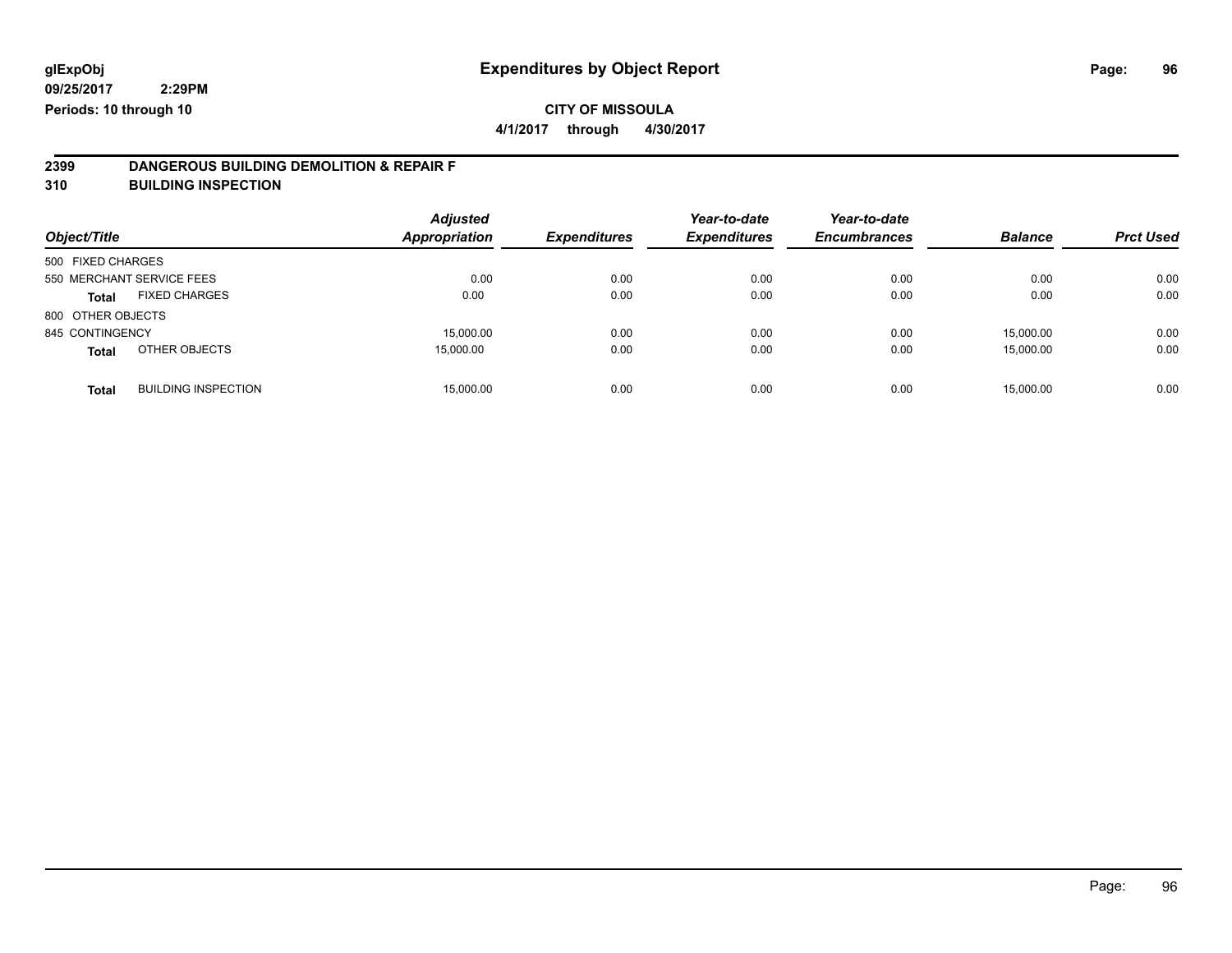**glExpObj**
**09/25/2017 2:29PM**
**Periods: 10 through 10**

# Expenditures by Object Report

**CITY OF MISSOULA**
**4/1/2017 through 4/30/2017**

## 2399 DANGEROUS BUILDING DEMOLITION & REPAIR F
## 310 BUILDING INSPECTION

| Object/Title | | Adjusted Appropriation | Expenditures | Year-to-date Expenditures | Year-to-date Encumbrances | Balance | Prct Used |
|---|---|---|---|---|---|---|---|
| 500 FIXED CHARGES | | | | | | | |
| 550 MERCHANT SERVICE FEES | | 0.00 | 0.00 | 0.00 | 0.00 | 0.00 | 0.00 |
| **Total** | FIXED CHARGES | 0.00 | 0.00 | 0.00 | 0.00 | 0.00 | 0.00 |
| 800 OTHER OBJECTS | | | | | | | |
| 845 CONTINGENCY | | 15,000.00 | 0.00 | 0.00 | 0.00 | 15,000.00 | 0.00 |
| **Total** | OTHER OBJECTS | 15,000.00 | 0.00 | 0.00 | 0.00 | 15,000.00 | 0.00 |
| **Total** | BUILDING INSPECTION | 15,000.00 | 0.00 | 0.00 | 0.00 | 15,000.00 | 0.00 |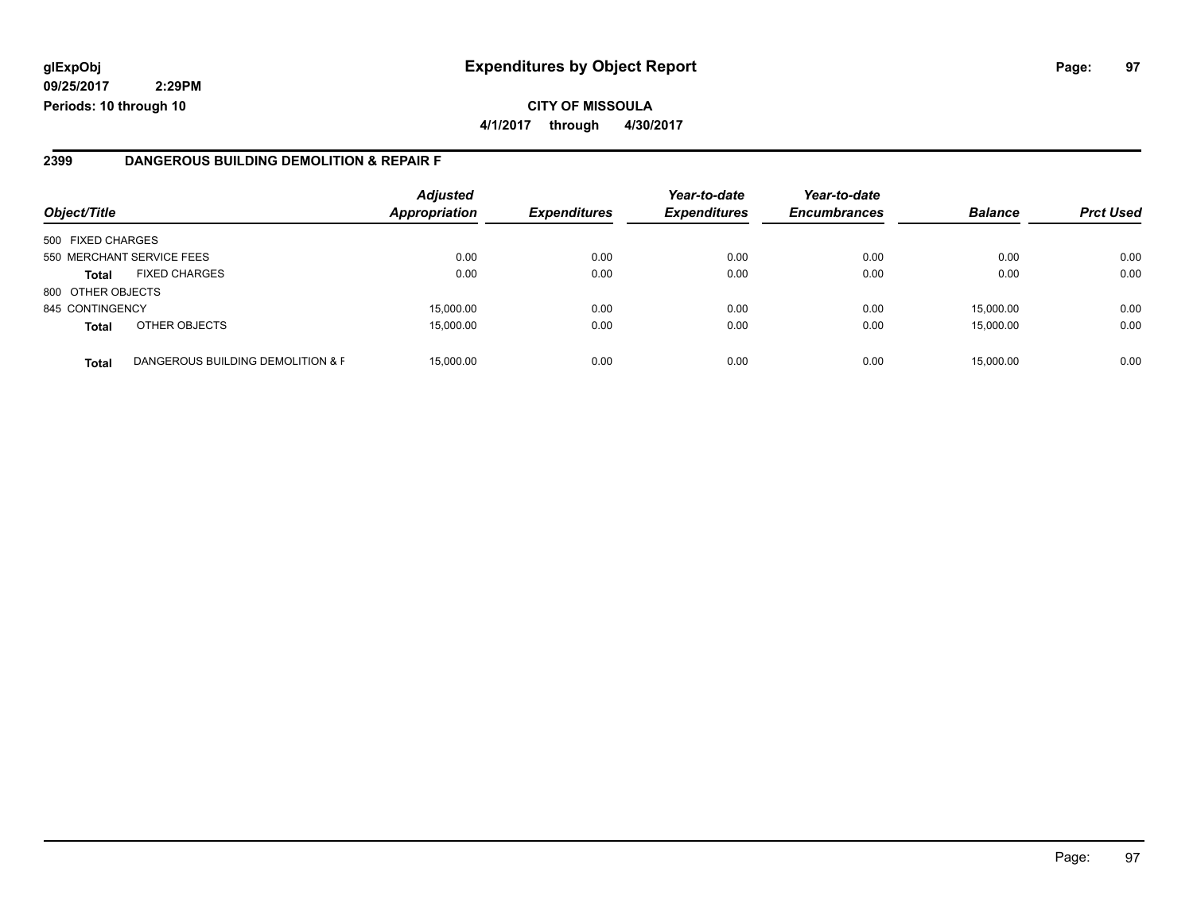**glExpObj**
**09/25/2017 2:29PM**
**Periods: 10 through 10**

# Expenditures by Object Report

**CITY OF MISSOULA**
**4/1/2017 through 4/30/2017**

## 2399 DANGEROUS BUILDING DEMOLITION & REPAIR F

| Object/Title | | Adjusted Appropriation | Expenditures | Year-to-date Expenditures | Year-to-date Encumbrances | Balance | Prct Used |
|---|---|---|---|---|---|---|---|
| 500 FIXED CHARGES | | | | | | | |
| 550 MERCHANT SERVICE FEES | | 0.00 | 0.00 | 0.00 | 0.00 | 0.00 | 0.00 |
| **Total** | FIXED CHARGES | 0.00 | 0.00 | 0.00 | 0.00 | 0.00 | 0.00 |
| 800 OTHER OBJECTS | | | | | | | |
| 845 CONTINGENCY | | 15,000.00 | 0.00 | 0.00 | 0.00 | 15,000.00 | 0.00 |
| **Total** | OTHER OBJECTS | 15,000.00 | 0.00 | 0.00 | 0.00 | 15,000.00 | 0.00 |
| **Total** | DANGEROUS BUILDING DEMOLITION & F | 15,000.00 | 0.00 | 0.00 | 0.00 | 15,000.00 | 0.00 |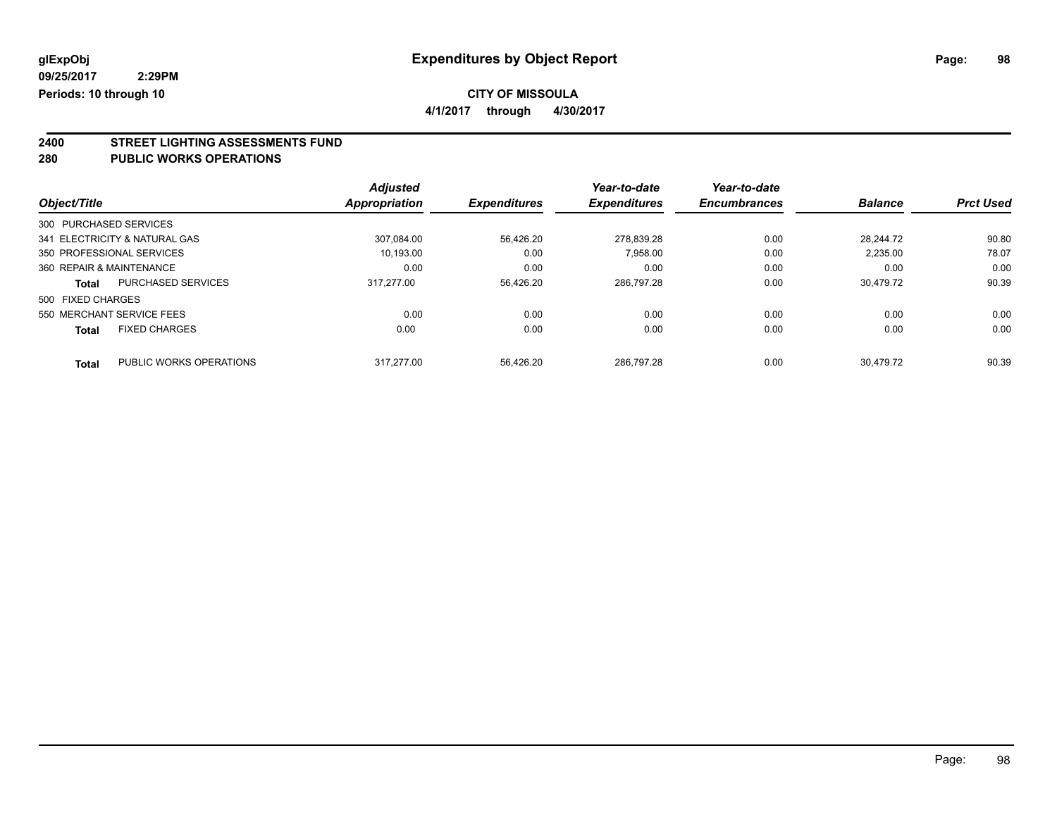**Expenditures by Object Report**

**CITY OF MISSOULA**

**4/1/2017 through 4/30/2017**

glExpObj
09/25/2017 2:29PM
Periods: 10 through 10

## 2400 STREET LIGHTING ASSESSMENTS FUND
## 280 PUBLIC WORKS OPERATIONS

| Object/Title | Adjusted Appropriation | Expenditures | Year-to-date Expenditures | Year-to-date Encumbrances | Balance | Prct Used |
|---|---|---|---|---|---|---|
| 300 PURCHASED SERVICES | | | | | | |
| 341 ELECTRICITY & NATURAL GAS | 307,084.00 | 56,426.20 | 278,839.28 | 0.00 | 28,244.72 | 90.80 |
| 350 PROFESSIONAL SERVICES | 10,193.00 | 0.00 | 7,958.00 | 0.00 | 2,235.00 | 78.07 |
| 360 REPAIR & MAINTENANCE | 0.00 | 0.00 | 0.00 | 0.00 | 0.00 | 0.00 |
| **Total** PURCHASED SERVICES | 317,277.00 | 56,426.20 | 286,797.28 | 0.00 | 30,479.72 | 90.39 |
| 500 FIXED CHARGES | | | | | | |
| 550 MERCHANT SERVICE FEES | 0.00 | 0.00 | 0.00 | 0.00 | 0.00 | 0.00 |
| **Total** FIXED CHARGES | 0.00 | 0.00 | 0.00 | 0.00 | 0.00 | 0.00 |
| **Total** PUBLIC WORKS OPERATIONS | 317,277.00 | 56,426.20 | 286,797.28 | 0.00 | 30,479.72 | 90.39 |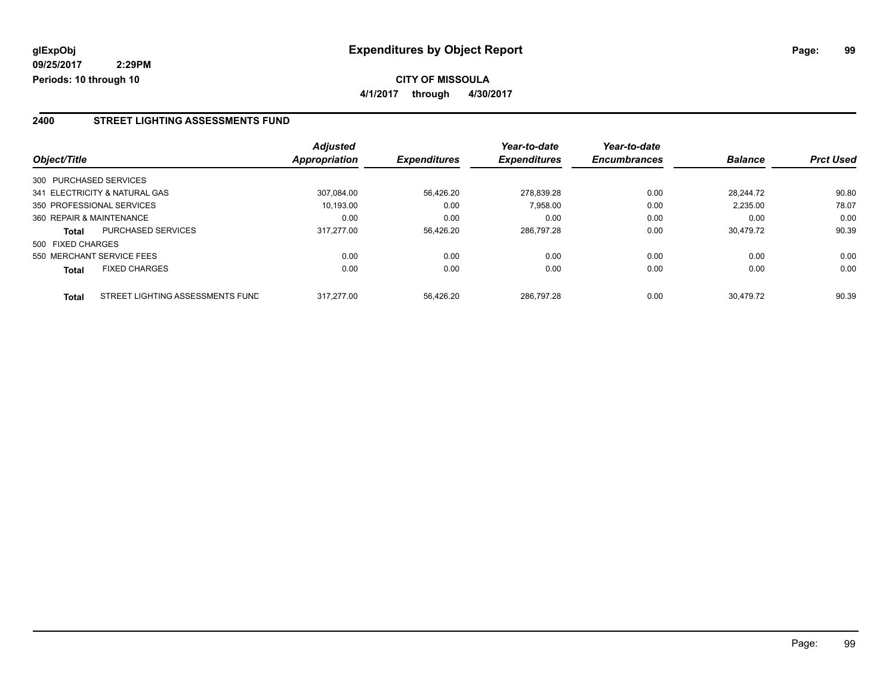**glExpObj** **Expenditures by Object Report**

**09/25/2017 2:29PM**

**Periods: 10 through 10**

**CITY OF MISSOULA**

**4/1/2017 through 4/30/2017**

## 2400 STREET LIGHTING ASSESSMENTS FUND

| Object/Title | | Adjusted Appropriation | Expenditures | Year-to-date Expenditures | Year-to-date Encumbrances | Balance | Prct Used |
|---|---|---|---|---|---|---|---|
| 300 PURCHASED SERVICES | | | | | | | |
| 341 ELECTRICITY & NATURAL GAS | | 307,084.00 | 56,426.20 | 278,839.28 | 0.00 | 28,244.72 | 90.80 |
| 350 PROFESSIONAL SERVICES | | 10,193.00 | 0.00 | 7,958.00 | 0.00 | 2,235.00 | 78.07 |
| 360 REPAIR & MAINTENANCE | | 0.00 | 0.00 | 0.00 | 0.00 | 0.00 | 0.00 |
| **Total** | PURCHASED SERVICES | 317,277.00 | 56,426.20 | 286,797.28 | 0.00 | 30,479.72 | 90.39 |
| 500 FIXED CHARGES | | | | | | | |
| 550 MERCHANT SERVICE FEES | | 0.00 | 0.00 | 0.00 | 0.00 | 0.00 | 0.00 |
| **Total** | FIXED CHARGES | 0.00 | 0.00 | 0.00 | 0.00 | 0.00 | 0.00 |
| **Total** | STREET LIGHTING ASSESSMENTS FUND | 317,277.00 | 56,426.20 | 286,797.28 | 0.00 | 30,479.72 | 90.39 |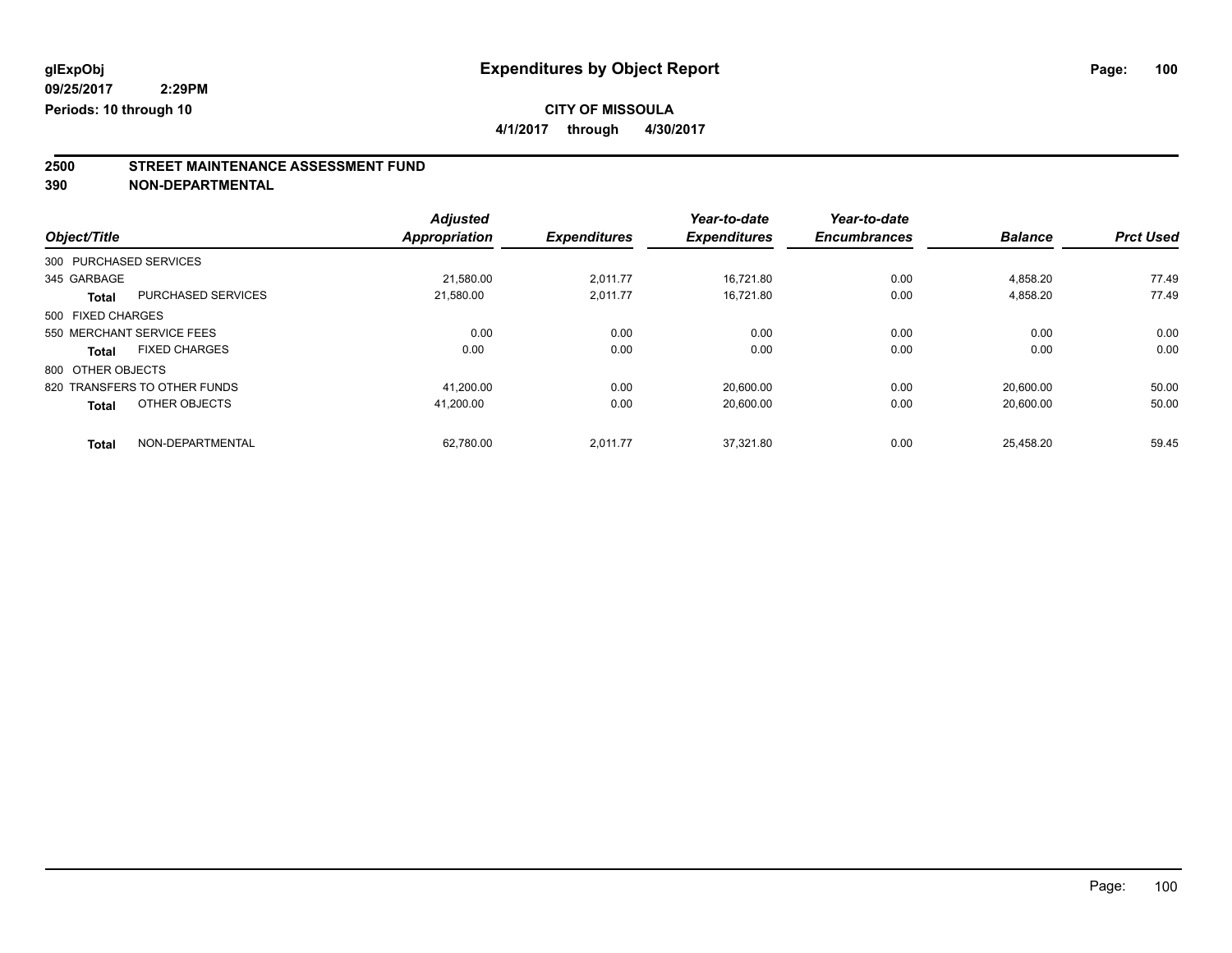# Expenditures by Object Report

glExpObj
09/25/2017 2:29PM
Periods: 10 through 10

**CITY OF MISSOULA**
**4/1/2017 through 4/30/2017**

## 2500 STREET MAINTENANCE ASSESSMENT FUND
## 390 NON-DEPARTMENTAL

| Object/Title | | Adjusted Appropriation | Expenditures | Year-to-date Expenditures | Year-to-date Encumbrances | Balance | Prct Used |
|---|---|---|---|---|---|---|---|
| 300 PURCHASED SERVICES | | | | | | | |
| 345 GARBAGE | | 21,580.00 | 2,011.77 | 16,721.80 | 0.00 | 4,858.20 | 77.49 |
| **Total** | PURCHASED SERVICES | 21,580.00 | 2,011.77 | 16,721.80 | 0.00 | 4,858.20 | 77.49 |
| 500 FIXED CHARGES | | | | | | | |
| 550 MERCHANT SERVICE FEES | | 0.00 | 0.00 | 0.00 | 0.00 | 0.00 | 0.00 |
| **Total** | FIXED CHARGES | 0.00 | 0.00 | 0.00 | 0.00 | 0.00 | 0.00 |
| 800 OTHER OBJECTS | | | | | | | |
| 820 TRANSFERS TO OTHER FUNDS | | 41,200.00 | 0.00 | 20,600.00 | 0.00 | 20,600.00 | 50.00 |
| **Total** | OTHER OBJECTS | 41,200.00 | 0.00 | 20,600.00 | 0.00 | 20,600.00 | 50.00 |
| **Total** | NON-DEPARTMENTAL | 62,780.00 | 2,011.77 | 37,321.80 | 0.00 | 25,458.20 | 59.45 |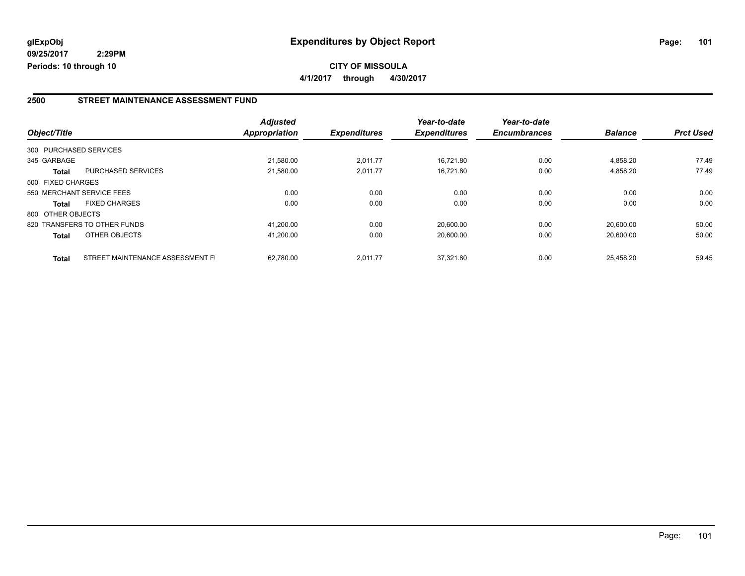**glExpObj**
**09/25/2017 2:29PM**
**Periods: 10 through 10**

# Expenditures by Object Report

**CITY OF MISSOULA**
**4/1/2017 through 4/30/2017**

## 2500 STREET MAINTENANCE ASSESSMENT FUND

| Object/Title | | Adjusted Appropriation | Expenditures | Year-to-date Expenditures | Year-to-date Encumbrances | Balance | Prct Used |
|---|---|---|---|---|---|---|---|
| 300 PURCHASED SERVICES | | | | | | | |
| 345 GARBAGE | | 21,580.00 | 2,011.77 | 16,721.80 | 0.00 | 4,858.20 | 77.49 |
| **Total** | PURCHASED SERVICES | 21,580.00 | 2,011.77 | 16,721.80 | 0.00 | 4,858.20 | 77.49 |
| 500 FIXED CHARGES | | | | | | | |
| 550 MERCHANT SERVICE FEES | | 0.00 | 0.00 | 0.00 | 0.00 | 0.00 | 0.00 |
| **Total** | FIXED CHARGES | 0.00 | 0.00 | 0.00 | 0.00 | 0.00 | 0.00 |
| 800 OTHER OBJECTS | | | | | | | |
| 820 TRANSFERS TO OTHER FUNDS | | 41,200.00 | 0.00 | 20,600.00 | 0.00 | 20,600.00 | 50.00 |
| **Total** | OTHER OBJECTS | 41,200.00 | 0.00 | 20,600.00 | 0.00 | 20,600.00 | 50.00 |
| **Total** | STREET MAINTENANCE ASSESSMENT FI | 62,780.00 | 2,011.77 | 37,321.80 | 0.00 | 25,458.20 | 59.45 |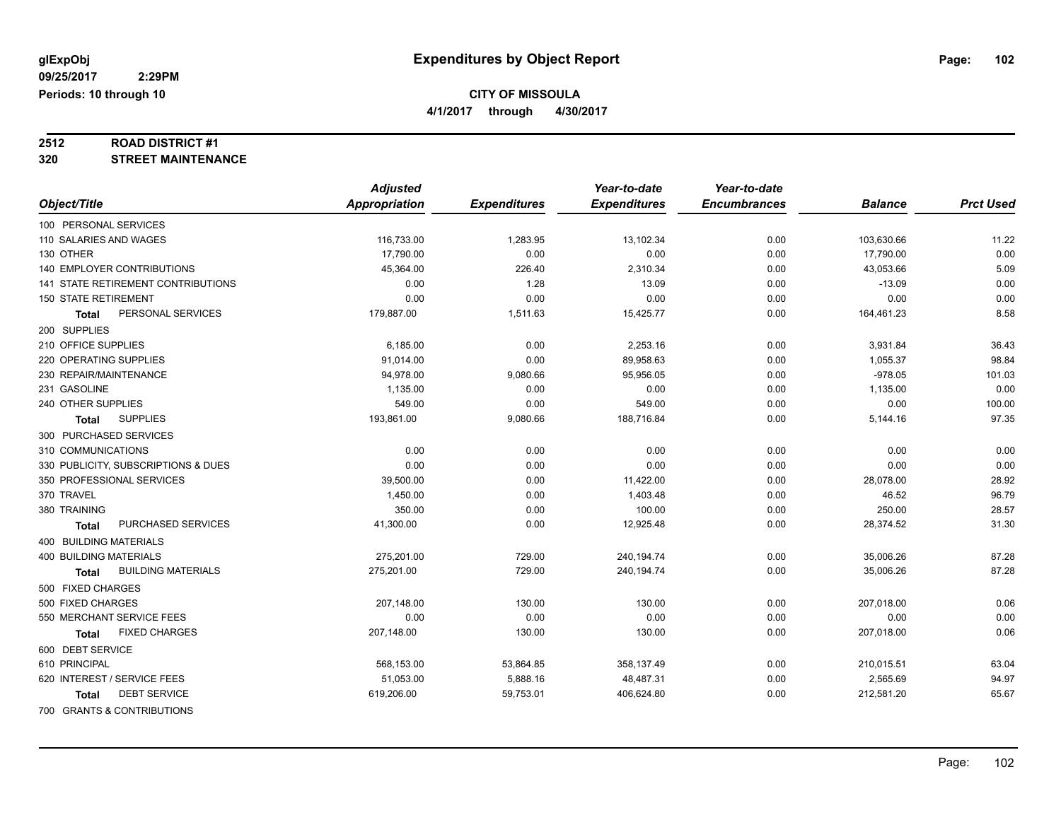glExpObj
09/25/2017 2:29PM
Periods: 10 through 10

# Expenditures by Object Report

**CITY OF MISSOULA**
**4/1/2017 through 4/30/2017**

**2512 ROAD DISTRICT #1**
**320 STREET MAINTENANCE**

| Object/Title | Adjusted Appropriation | Expenditures | Year-to-date Expenditures | Year-to-date Encumbrances | Balance | Prct Used |
|---|---|---|---|---|---|---|
| 100 PERSONAL SERVICES | | | | | | |
| 110 SALARIES AND WAGES | 116,733.00 | 1,283.95 | 13,102.34 | 0.00 | 103,630.66 | 11.22 |
| 130 OTHER | 17,790.00 | 0.00 | 0.00 | 0.00 | 17,790.00 | 0.00 |
| 140 EMPLOYER CONTRIBUTIONS | 45,364.00 | 226.40 | 2,310.34 | 0.00 | 43,053.66 | 5.09 |
| 141 STATE RETIREMENT CONTRIBUTIONS | 0.00 | 1.28 | 13.09 | 0.00 | -13.09 | 0.00 |
| 150 STATE RETIREMENT | 0.00 | 0.00 | 0.00 | 0.00 | 0.00 | 0.00 |
| **Total** PERSONAL SERVICES | 179,887.00 | 1,511.63 | 15,425.77 | 0.00 | 164,461.23 | 8.58 |
| 200 SUPPLIES | | | | | | |
| 210 OFFICE SUPPLIES | 6,185.00 | 0.00 | 2,253.16 | 0.00 | 3,931.84 | 36.43 |
| 220 OPERATING SUPPLIES | 91,014.00 | 0.00 | 89,958.63 | 0.00 | 1,055.37 | 98.84 |
| 230 REPAIR/MAINTENANCE | 94,978.00 | 9,080.66 | 95,956.05 | 0.00 | -978.05 | 101.03 |
| 231 GASOLINE | 1,135.00 | 0.00 | 0.00 | 0.00 | 1,135.00 | 0.00 |
| 240 OTHER SUPPLIES | 549.00 | 0.00 | 549.00 | 0.00 | 0.00 | 100.00 |
| **Total** SUPPLIES | 193,861.00 | 9,080.66 | 188,716.84 | 0.00 | 5,144.16 | 97.35 |
| 300 PURCHASED SERVICES | | | | | | |
| 310 COMMUNICATIONS | 0.00 | 0.00 | 0.00 | 0.00 | 0.00 | 0.00 |
| 330 PUBLICITY, SUBSCRIPTIONS & DUES | 0.00 | 0.00 | 0.00 | 0.00 | 0.00 | 0.00 |
| 350 PROFESSIONAL SERVICES | 39,500.00 | 0.00 | 11,422.00 | 0.00 | 28,078.00 | 28.92 |
| 370 TRAVEL | 1,450.00 | 0.00 | 1,403.48 | 0.00 | 46.52 | 96.79 |
| 380 TRAINING | 350.00 | 0.00 | 100.00 | 0.00 | 250.00 | 28.57 |
| **Total** PURCHASED SERVICES | 41,300.00 | 0.00 | 12,925.48 | 0.00 | 28,374.52 | 31.30 |
| 400 BUILDING MATERIALS | | | | | | |
| 400 BUILDING MATERIALS | 275,201.00 | 729.00 | 240,194.74 | 0.00 | 35,006.26 | 87.28 |
| **Total** BUILDING MATERIALS | 275,201.00 | 729.00 | 240,194.74 | 0.00 | 35,006.26 | 87.28 |
| 500 FIXED CHARGES | | | | | | |
| 500 FIXED CHARGES | 207,148.00 | 130.00 | 130.00 | 0.00 | 207,018.00 | 0.06 |
| 550 MERCHANT SERVICE FEES | 0.00 | 0.00 | 0.00 | 0.00 | 0.00 | 0.00 |
| **Total** FIXED CHARGES | 207,148.00 | 130.00 | 130.00 | 0.00 | 207,018.00 | 0.06 |
| 600 DEBT SERVICE | | | | | | |
| 610 PRINCIPAL | 568,153.00 | 53,864.85 | 358,137.49 | 0.00 | 210,015.51 | 63.04 |
| 620 INTEREST / SERVICE FEES | 51,053.00 | 5,888.16 | 48,487.31 | 0.00 | 2,565.69 | 94.97 |
| **Total** DEBT SERVICE | 619,206.00 | 59,753.01 | 406,624.80 | 0.00 | 212,581.20 | 65.67 |
| 700 GRANTS & CONTRIBUTIONS | | | | | | |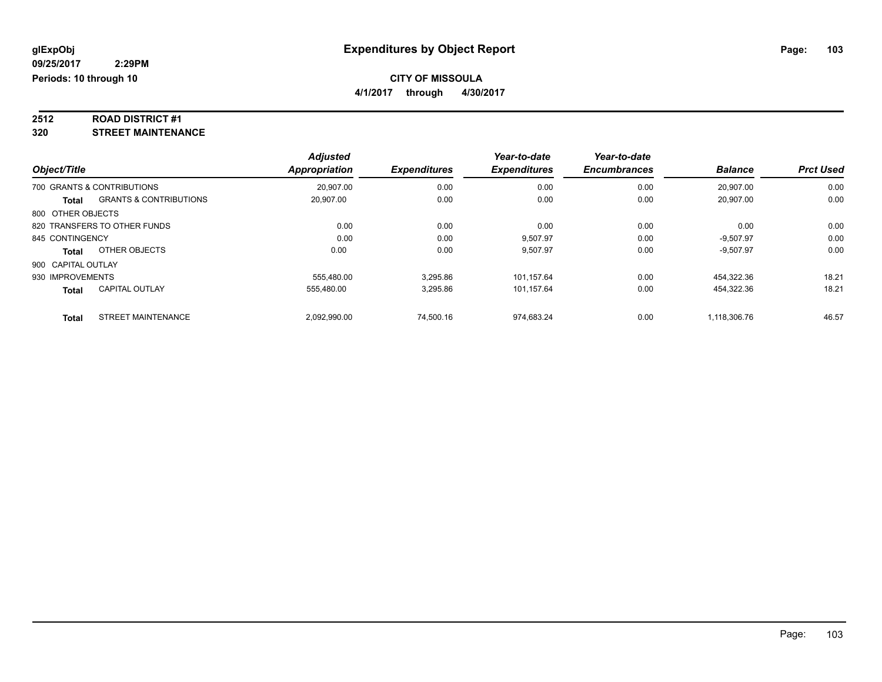# Expenditures by Object Report

glExpObj
09/25/2017 2:29PM
Periods: 10 through 10

**CITY OF MISSOULA**
**4/1/2017 through 4/30/2017**

## 2512 ROAD DISTRICT #1
## 320 STREET MAINTENANCE

| Object/Title | | Adjusted Appropriation | Expenditures | Year-to-date Expenditures | Year-to-date Encumbrances | Balance | Prct Used |
|---|---|---|---|---|---|---|---|
| 700 GRANTS & CONTRIBUTIONS | | 20,907.00 | 0.00 | 0.00 | 0.00 | 20,907.00 | 0.00 |
| **Total** | GRANTS & CONTRIBUTIONS | 20,907.00 | 0.00 | 0.00 | 0.00 | 20,907.00 | 0.00 |
| 800 OTHER OBJECTS | | | | | | | |
| 820 TRANSFERS TO OTHER FUNDS | | 0.00 | 0.00 | 0.00 | 0.00 | 0.00 | 0.00 |
| 845 CONTINGENCY | | 0.00 | 0.00 | 9,507.97 | 0.00 | -9,507.97 | 0.00 |
| **Total** | OTHER OBJECTS | 0.00 | 0.00 | 9,507.97 | 0.00 | -9,507.97 | 0.00 |
| 900 CAPITAL OUTLAY | | | | | | | |
| 930 IMPROVEMENTS | | 555,480.00 | 3,295.86 | 101,157.64 | 0.00 | 454,322.36 | 18.21 |
| **Total** | CAPITAL OUTLAY | 555,480.00 | 3,295.86 | 101,157.64 | 0.00 | 454,322.36 | 18.21 |
| **Total** | STREET MAINTENANCE | 2,092,990.00 | 74,500.16 | 974,683.24 | 0.00 | 1,118,306.76 | 46.57 |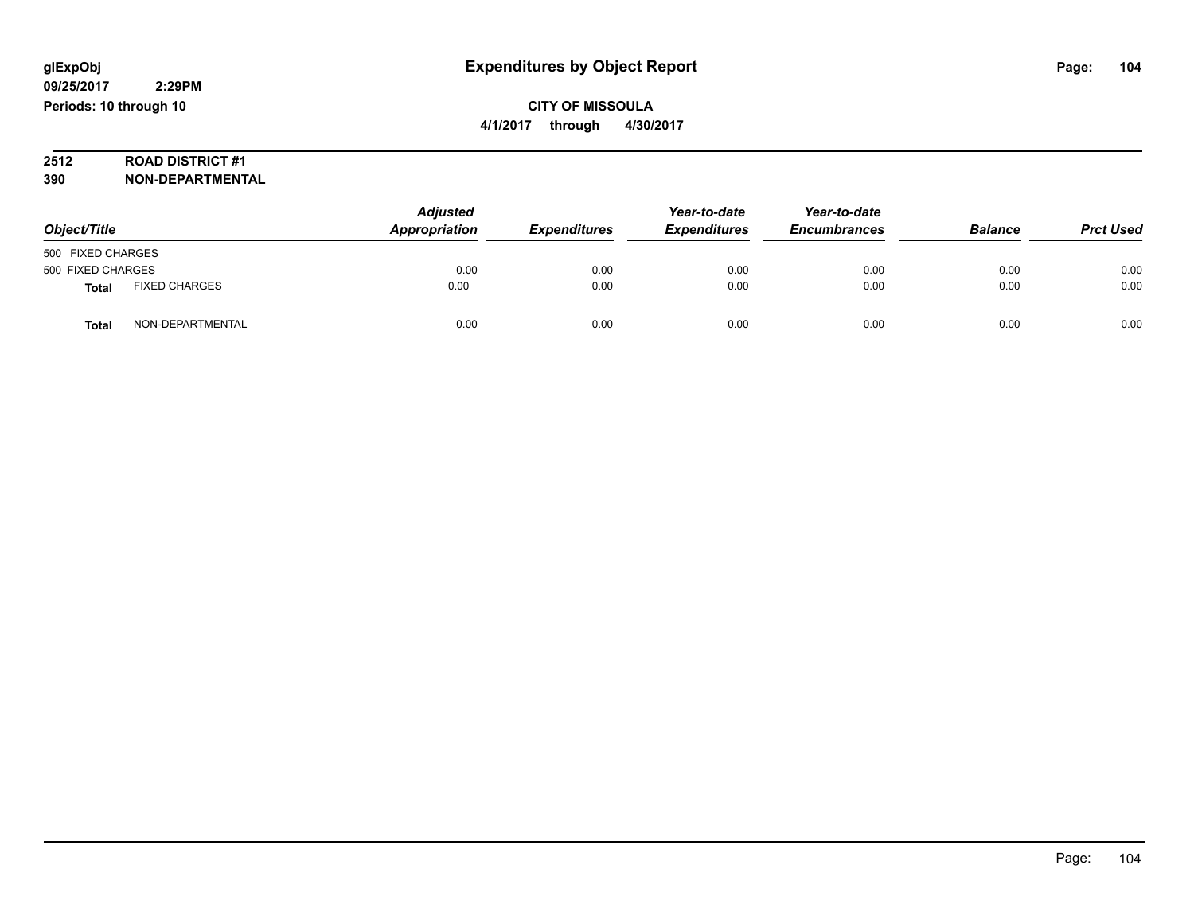# Expenditures by Object Report

glExpObj
09/25/2017 2:29PM
Periods: 10 through 10

**CITY OF MISSOULA**
**4/1/2017 through 4/30/2017**

**2512 ROAD DISTRICT #1**
**390 NON-DEPARTMENTAL**

| Object/Title | | Adjusted Appropriation | Expenditures | Year-to-date Expenditures | Year-to-date Encumbrances | Balance | Prct Used |
|---|---|---|---|---|---|---|---|
| 500 FIXED CHARGES | | | | | | | |
| 500 FIXED CHARGES | | 0.00 | 0.00 | 0.00 | 0.00 | 0.00 | 0.00 |
| **Total** | FIXED CHARGES | 0.00 | 0.00 | 0.00 | 0.00 | 0.00 | 0.00 |
| **Total** | NON-DEPARTMENTAL | 0.00 | 0.00 | 0.00 | 0.00 | 0.00 | 0.00 |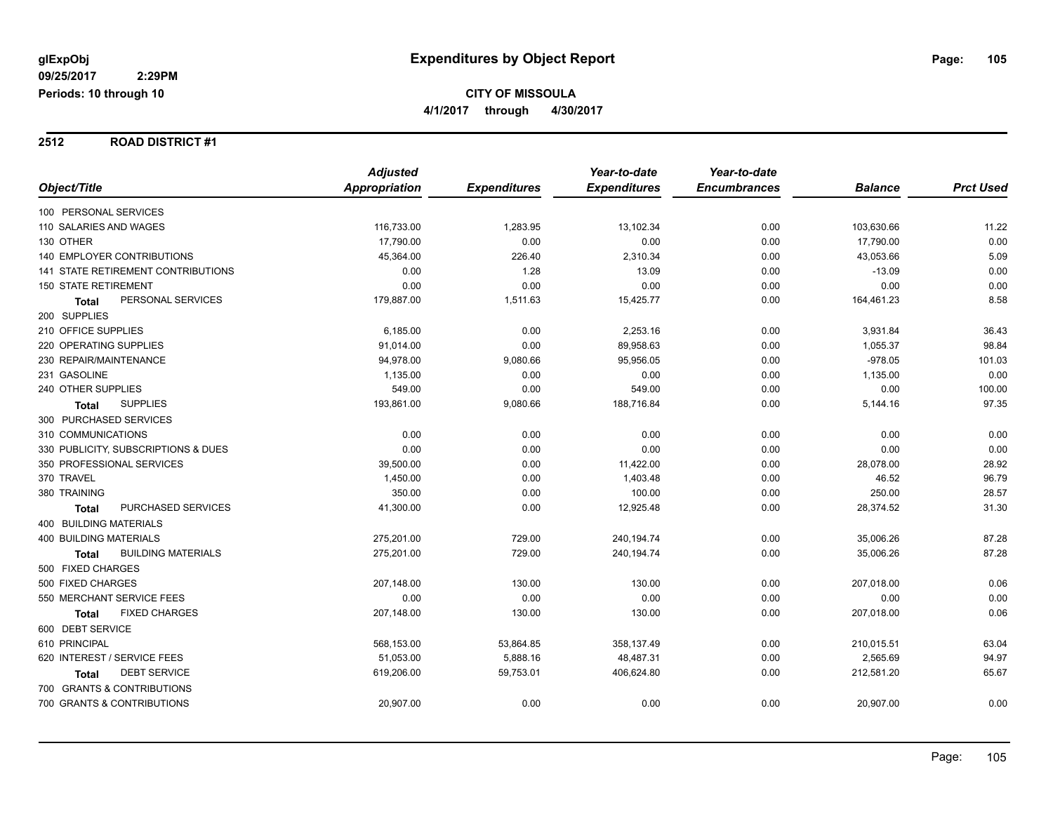glExpObj
09/25/2017 2:29PM
Periods: 10 through 10

# Expenditures by Object Report

**CITY OF MISSOULA**
**4/1/2017 through 4/30/2017**

## 2512 ROAD DISTRICT #1

| Object/Title | Adjusted Appropriation | Expenditures | Year-to-date Expenditures | Year-to-date Encumbrances | Balance | Prct Used |
|---|---|---|---|---|---|---|
| 100 PERSONAL SERVICES | | | | | | |
| 110 SALARIES AND WAGES | 116,733.00 | 1,283.95 | 13,102.34 | 0.00 | 103,630.66 | 11.22 |
| 130 OTHER | 17,790.00 | 0.00 | 0.00 | 0.00 | 17,790.00 | 0.00 |
| 140 EMPLOYER CONTRIBUTIONS | 45,364.00 | 226.40 | 2,310.34 | 0.00 | 43,053.66 | 5.09 |
| 141 STATE RETIREMENT CONTRIBUTIONS | 0.00 | 1.28 | 13.09 | 0.00 | -13.09 | 0.00 |
| 150 STATE RETIREMENT | 0.00 | 0.00 | 0.00 | 0.00 | 0.00 | 0.00 |
| **Total** PERSONAL SERVICES | 179,887.00 | 1,511.63 | 15,425.77 | 0.00 | 164,461.23 | 8.58 |
| 200 SUPPLIES | | | | | | |
| 210 OFFICE SUPPLIES | 6,185.00 | 0.00 | 2,253.16 | 0.00 | 3,931.84 | 36.43 |
| 220 OPERATING SUPPLIES | 91,014.00 | 0.00 | 89,958.63 | 0.00 | 1,055.37 | 98.84 |
| 230 REPAIR/MAINTENANCE | 94,978.00 | 9,080.66 | 95,956.05 | 0.00 | -978.05 | 101.03 |
| 231 GASOLINE | 1,135.00 | 0.00 | 0.00 | 0.00 | 1,135.00 | 0.00 |
| 240 OTHER SUPPLIES | 549.00 | 0.00 | 549.00 | 0.00 | 0.00 | 100.00 |
| **Total** SUPPLIES | 193,861.00 | 9,080.66 | 188,716.84 | 0.00 | 5,144.16 | 97.35 |
| 300 PURCHASED SERVICES | | | | | | |
| 310 COMMUNICATIONS | 0.00 | 0.00 | 0.00 | 0.00 | 0.00 | 0.00 |
| 330 PUBLICITY, SUBSCRIPTIONS & DUES | 0.00 | 0.00 | 0.00 | 0.00 | 0.00 | 0.00 |
| 350 PROFESSIONAL SERVICES | 39,500.00 | 0.00 | 11,422.00 | 0.00 | 28,078.00 | 28.92 |
| 370 TRAVEL | 1,450.00 | 0.00 | 1,403.48 | 0.00 | 46.52 | 96.79 |
| 380 TRAINING | 350.00 | 0.00 | 100.00 | 0.00 | 250.00 | 28.57 |
| **Total** PURCHASED SERVICES | 41,300.00 | 0.00 | 12,925.48 | 0.00 | 28,374.52 | 31.30 |
| 400 BUILDING MATERIALS | | | | | | |
| 400 BUILDING MATERIALS | 275,201.00 | 729.00 | 240,194.74 | 0.00 | 35,006.26 | 87.28 |
| **Total** BUILDING MATERIALS | 275,201.00 | 729.00 | 240,194.74 | 0.00 | 35,006.26 | 87.28 |
| 500 FIXED CHARGES | | | | | | |
| 500 FIXED CHARGES | 207,148.00 | 130.00 | 130.00 | 0.00 | 207,018.00 | 0.06 |
| 550 MERCHANT SERVICE FEES | 0.00 | 0.00 | 0.00 | 0.00 | 0.00 | 0.00 |
| **Total** FIXED CHARGES | 207,148.00 | 130.00 | 130.00 | 0.00 | 207,018.00 | 0.06 |
| 600 DEBT SERVICE | | | | | | |
| 610 PRINCIPAL | 568,153.00 | 53,864.85 | 358,137.49 | 0.00 | 210,015.51 | 63.04 |
| 620 INTEREST / SERVICE FEES | 51,053.00 | 5,888.16 | 48,487.31 | 0.00 | 2,565.69 | 94.97 |
| **Total** DEBT SERVICE | 619,206.00 | 59,753.01 | 406,624.80 | 0.00 | 212,581.20 | 65.67 |
| 700 GRANTS & CONTRIBUTIONS | | | | | | |
| 700 GRANTS & CONTRIBUTIONS | 20,907.00 | 0.00 | 0.00 | 0.00 | 20,907.00 | 0.00 |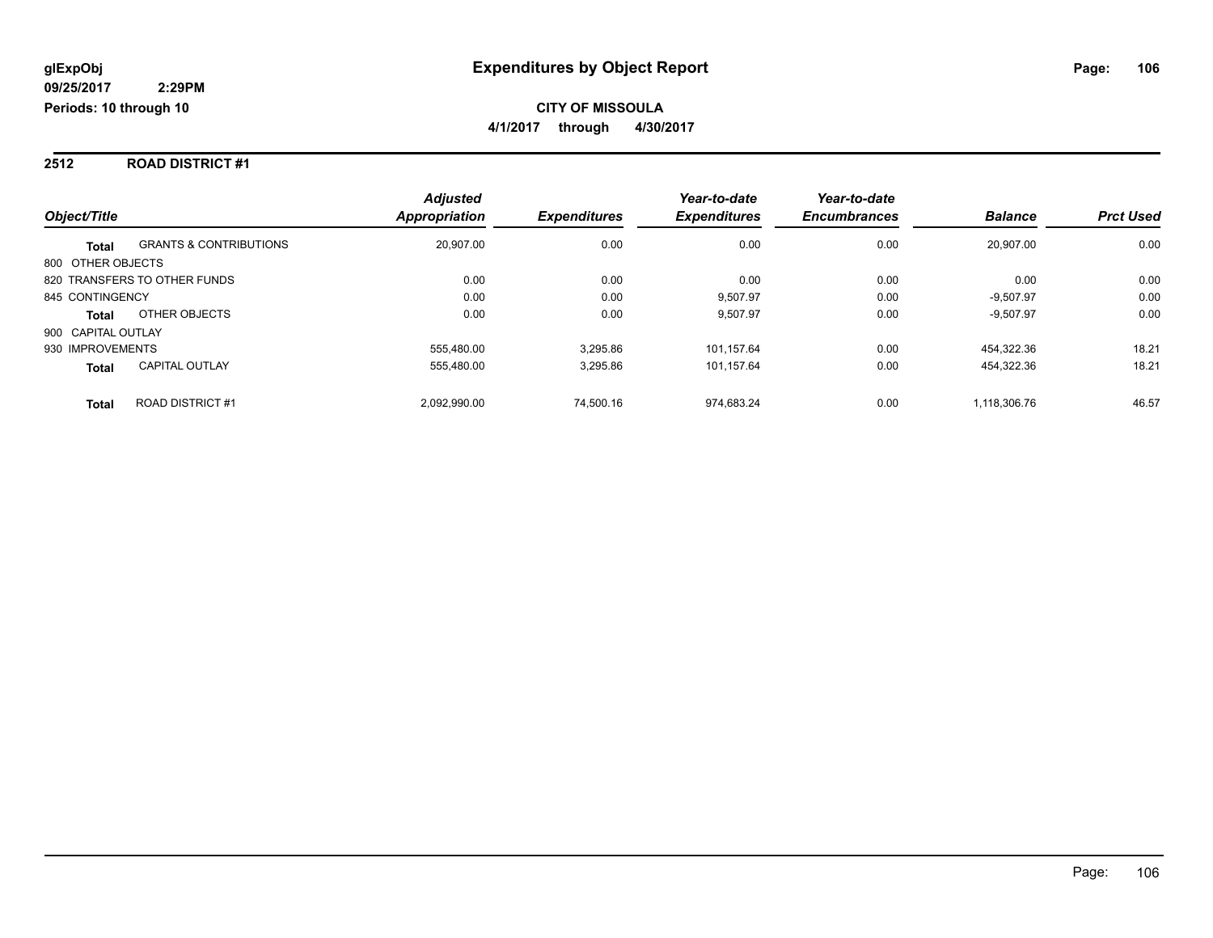**glExpObj**
**09/25/2017 2:29PM**
**Periods: 10 through 10**

# Expenditures by Object Report

**CITY OF MISSOULA**
**4/1/2017 through 4/30/2017**

## 2512 ROAD DISTRICT #1

| Object/Title | | Adjusted Appropriation | Expenditures | Year-to-date Expenditures | Year-to-date Encumbrances | Balance | Prct Used |
|---|---|---|---|---|---|---|---|
| **Total** | GRANTS & CONTRIBUTIONS | 20,907.00 | 0.00 | 0.00 | 0.00 | 20,907.00 | 0.00 |
| 800 OTHER OBJECTS | | | | | | | |
| 820 TRANSFERS TO OTHER FUNDS | | 0.00 | 0.00 | 0.00 | 0.00 | 0.00 | 0.00 |
| 845 CONTINGENCY | | 0.00 | 0.00 | 9,507.97 | 0.00 | -9,507.97 | 0.00 |
| **Total** | OTHER OBJECTS | 0.00 | 0.00 | 9,507.97 | 0.00 | -9,507.97 | 0.00 |
| 900 CAPITAL OUTLAY | | | | | | | |
| 930 IMPROVEMENTS | | 555,480.00 | 3,295.86 | 101,157.64 | 0.00 | 454,322.36 | 18.21 |
| **Total** | CAPITAL OUTLAY | 555,480.00 | 3,295.86 | 101,157.64 | 0.00 | 454,322.36 | 18.21 |
| **Total** | ROAD DISTRICT #1 | 2,092,990.00 | 74,500.16 | 974,683.24 | 0.00 | 1,118,306.76 | 46.57 |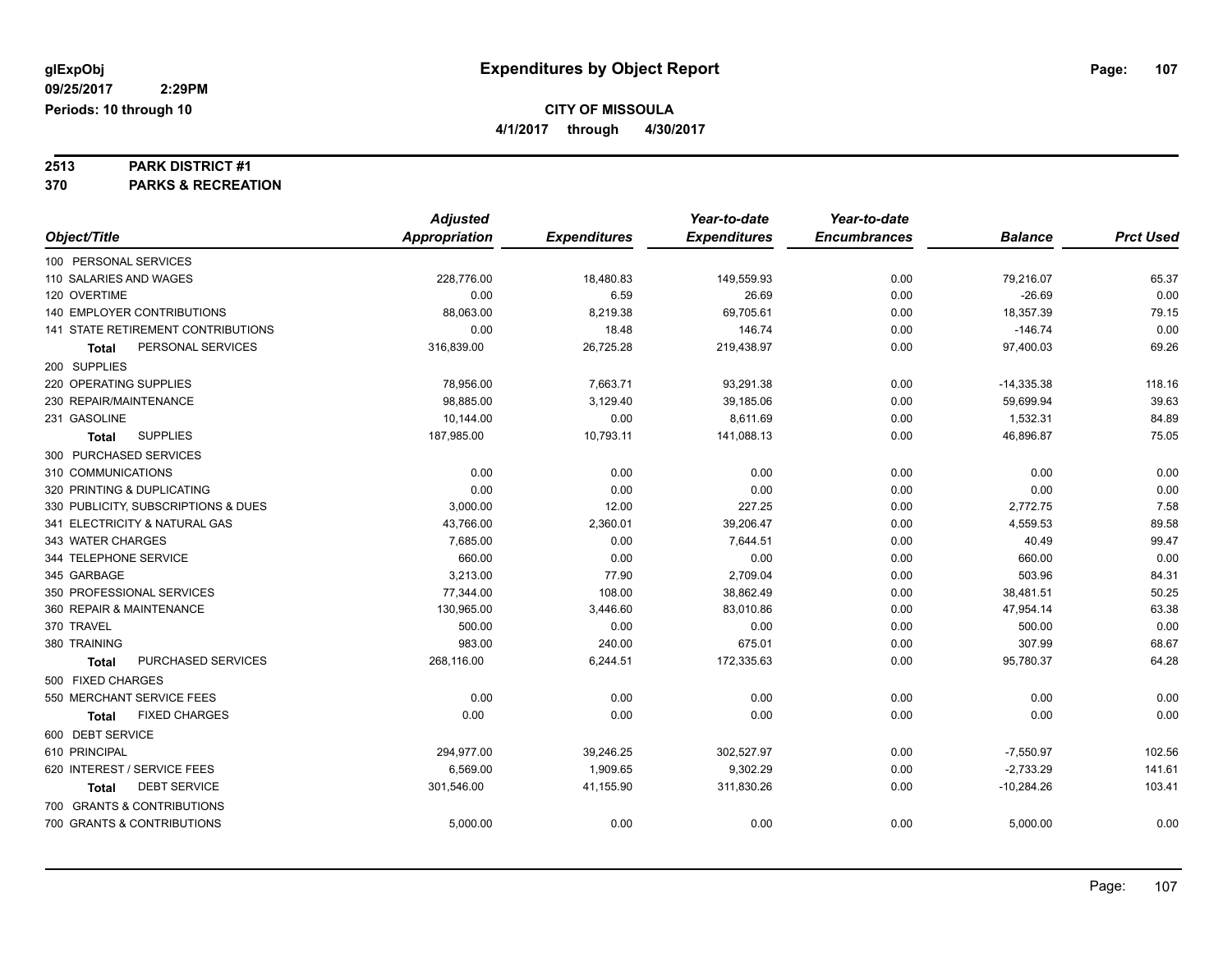# Expenditures by Object Report

glExpObj
09/25/2017 2:29PM
Periods: 10 through 10

**CITY OF MISSOULA**
4/1/2017 through 4/30/2017

**2513 PARK DISTRICT #1**
**370 PARKS & RECREATION**

| Object/Title | Adjusted Appropriation | Expenditures | Year-to-date Expenditures | Year-to-date Encumbrances | Balance | Prct Used |
|---|---|---|---|---|---|---|
| 100 PERSONAL SERVICES | | | | | | |
| 110 SALARIES AND WAGES | 228,776.00 | 18,480.83 | 149,559.93 | 0.00 | 79,216.07 | 65.37 |
| 120 OVERTIME | 0.00 | 6.59 | 26.69 | 0.00 | -26.69 | 0.00 |
| 140 EMPLOYER CONTRIBUTIONS | 88,063.00 | 8,219.38 | 69,705.61 | 0.00 | 18,357.39 | 79.15 |
| 141 STATE RETIREMENT CONTRIBUTIONS | 0.00 | 18.48 | 146.74 | 0.00 | -146.74 | 0.00 |
| **Total** PERSONAL SERVICES | 316,839.00 | 26,725.28 | 219,438.97 | 0.00 | 97,400.03 | 69.26 |
| 200 SUPPLIES | | | | | | |
| 220 OPERATING SUPPLIES | 78,956.00 | 7,663.71 | 93,291.38 | 0.00 | -14,335.38 | 118.16 |
| 230 REPAIR/MAINTENANCE | 98,885.00 | 3,129.40 | 39,185.06 | 0.00 | 59,699.94 | 39.63 |
| 231 GASOLINE | 10,144.00 | 0.00 | 8,611.69 | 0.00 | 1,532.31 | 84.89 |
| **Total** SUPPLIES | 187,985.00 | 10,793.11 | 141,088.13 | 0.00 | 46,896.87 | 75.05 |
| 300 PURCHASED SERVICES | | | | | | |
| 310 COMMUNICATIONS | 0.00 | 0.00 | 0.00 | 0.00 | 0.00 | 0.00 |
| 320 PRINTING & DUPLICATING | 0.00 | 0.00 | 0.00 | 0.00 | 0.00 | 0.00 |
| 330 PUBLICITY, SUBSCRIPTIONS & DUES | 3,000.00 | 12.00 | 227.25 | 0.00 | 2,772.75 | 7.58 |
| 341 ELECTRICITY & NATURAL GAS | 43,766.00 | 2,360.01 | 39,206.47 | 0.00 | 4,559.53 | 89.58 |
| 343 WATER CHARGES | 7,685.00 | 0.00 | 7,644.51 | 0.00 | 40.49 | 99.47 |
| 344 TELEPHONE SERVICE | 660.00 | 0.00 | 0.00 | 0.00 | 660.00 | 0.00 |
| 345 GARBAGE | 3,213.00 | 77.90 | 2,709.04 | 0.00 | 503.96 | 84.31 |
| 350 PROFESSIONAL SERVICES | 77,344.00 | 108.00 | 38,862.49 | 0.00 | 38,481.51 | 50.25 |
| 360 REPAIR & MAINTENANCE | 130,965.00 | 3,446.60 | 83,010.86 | 0.00 | 47,954.14 | 63.38 |
| 370 TRAVEL | 500.00 | 0.00 | 0.00 | 0.00 | 500.00 | 0.00 |
| 380 TRAINING | 983.00 | 240.00 | 675.01 | 0.00 | 307.99 | 68.67 |
| **Total** PURCHASED SERVICES | 268,116.00 | 6,244.51 | 172,335.63 | 0.00 | 95,780.37 | 64.28 |
| 500 FIXED CHARGES | | | | | | |
| 550 MERCHANT SERVICE FEES | 0.00 | 0.00 | 0.00 | 0.00 | 0.00 | 0.00 |
| **Total** FIXED CHARGES | 0.00 | 0.00 | 0.00 | 0.00 | 0.00 | 0.00 |
| 600 DEBT SERVICE | | | | | | |
| 610 PRINCIPAL | 294,977.00 | 39,246.25 | 302,527.97 | 0.00 | -7,550.97 | 102.56 |
| 620 INTEREST / SERVICE FEES | 6,569.00 | 1,909.65 | 9,302.29 | 0.00 | -2,733.29 | 141.61 |
| **Total** DEBT SERVICE | 301,546.00 | 41,155.90 | 311,830.26 | 0.00 | -10,284.26 | 103.41 |
| 700 GRANTS & CONTRIBUTIONS | | | | | | |
| 700 GRANTS & CONTRIBUTIONS | 5,000.00 | 0.00 | 0.00 | 0.00 | 5,000.00 | 0.00 |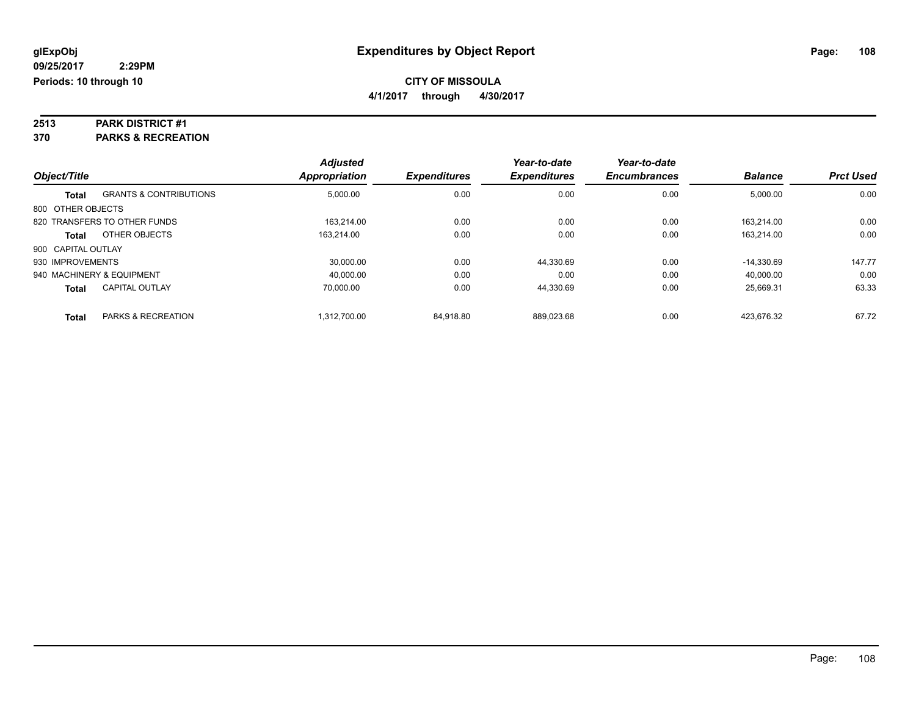**glExpObj** | **Expenditures by Object Report**

**09/25/2017 2:29PM**

**Periods: 10 through 10**

**CITY OF MISSOULA**

**4/1/2017 through 4/30/2017**

## 2513 PARK DISTRICT #1
## 370 PARKS & RECREATION

| Object/Title | | Adjusted Appropriation | Expenditures | Year-to-date Expenditures | Year-to-date Encumbrances | Balance | Prct Used |
|---|---|---|---|---|---|---|---|
| **Total** | GRANTS & CONTRIBUTIONS | 5,000.00 | 0.00 | 0.00 | 0.00 | 5,000.00 | 0.00 |
| 800 OTHER OBJECTS | | | | | | | |
| 820 TRANSFERS TO OTHER FUNDS | | 163,214.00 | 0.00 | 0.00 | 0.00 | 163,214.00 | 0.00 |
| **Total** | OTHER OBJECTS | 163,214.00 | 0.00 | 0.00 | 0.00 | 163,214.00 | 0.00 |
| 900 CAPITAL OUTLAY | | | | | | | |
| 930 IMPROVEMENTS | | 30,000.00 | 0.00 | 44,330.69 | 0.00 | -14,330.69 | 147.77 |
| 940 MACHINERY & EQUIPMENT | | 40,000.00 | 0.00 | 0.00 | 0.00 | 40,000.00 | 0.00 |
| **Total** | CAPITAL OUTLAY | 70,000.00 | 0.00 | 44,330.69 | 0.00 | 25,669.31 | 63.33 |
| **Total** | PARKS & RECREATION | 1,312,700.00 | 84,918.80 | 889,023.68 | 0.00 | 423,676.32 | 67.72 |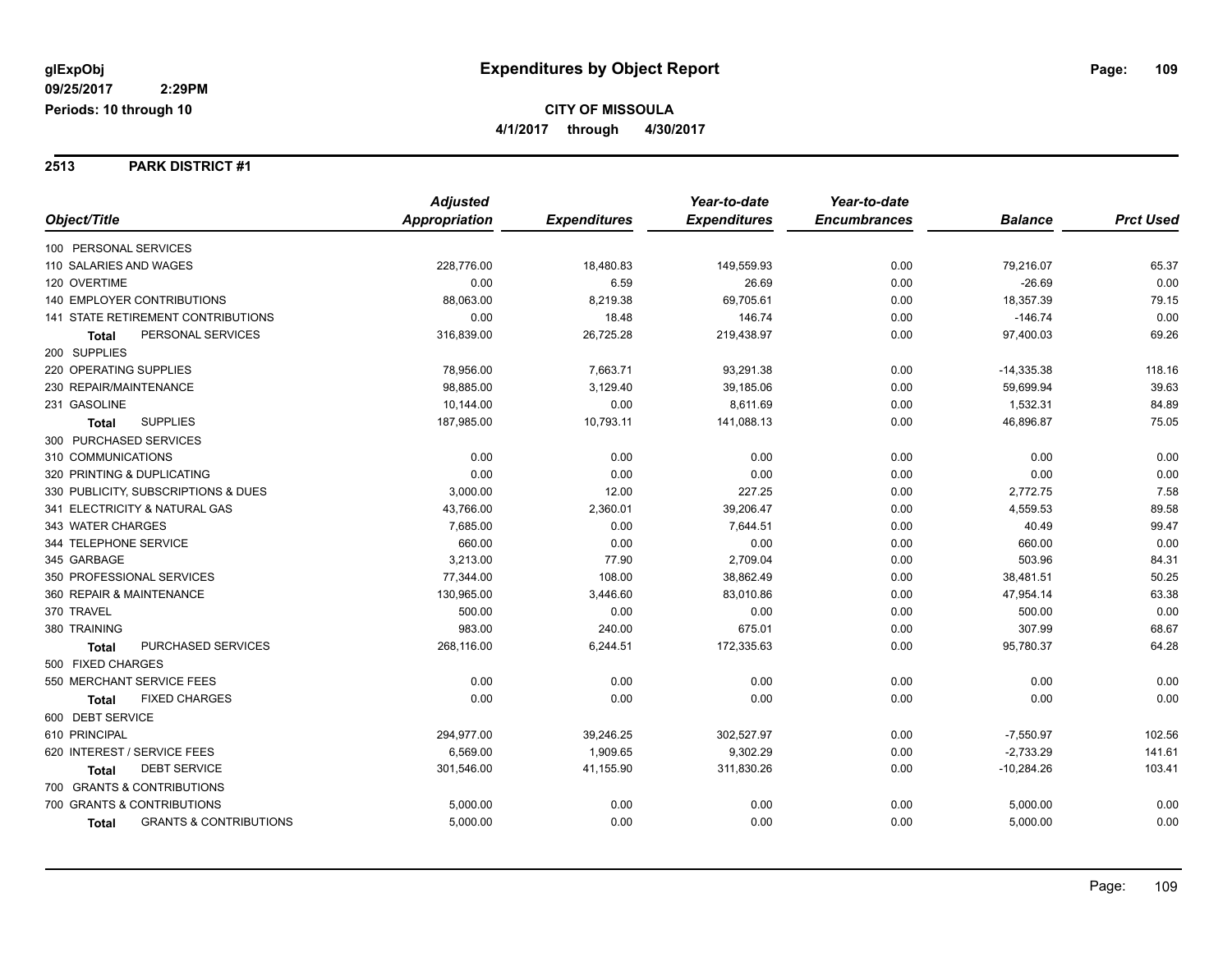# Expenditures by Object Report

glExpObj
09/25/2017 2:29PM
Periods: 10 through 10

**CITY OF MISSOULA**
**4/1/2017 through 4/30/2017**

## 2513 PARK DISTRICT #1

| Object/Title | Adjusted Appropriation | Expenditures | Year-to-date Expenditures | Year-to-date Encumbrances | Balance | Prct Used |
|---|---|---|---|---|---|---|
| 100 PERSONAL SERVICES | | | | | | |
| 110 SALARIES AND WAGES | 228,776.00 | 18,480.83 | 149,559.93 | 0.00 | 79,216.07 | 65.37 |
| 120 OVERTIME | 0.00 | 6.59 | 26.69 | 0.00 | -26.69 | 0.00 |
| 140 EMPLOYER CONTRIBUTIONS | 88,063.00 | 8,219.38 | 69,705.61 | 0.00 | 18,357.39 | 79.15 |
| 141 STATE RETIREMENT CONTRIBUTIONS | 0.00 | 18.48 | 146.74 | 0.00 | -146.74 | 0.00 |
| **Total** PERSONAL SERVICES | 316,839.00 | 26,725.28 | 219,438.97 | 0.00 | 97,400.03 | 69.26 |
| 200 SUPPLIES | | | | | | |
| 220 OPERATING SUPPLIES | 78,956.00 | 7,663.71 | 93,291.38 | 0.00 | -14,335.38 | 118.16 |
| 230 REPAIR/MAINTENANCE | 98,885.00 | 3,129.40 | 39,185.06 | 0.00 | 59,699.94 | 39.63 |
| 231 GASOLINE | 10,144.00 | 0.00 | 8,611.69 | 0.00 | 1,532.31 | 84.89 |
| **Total** SUPPLIES | 187,985.00 | 10,793.11 | 141,088.13 | 0.00 | 46,896.87 | 75.05 |
| 300 PURCHASED SERVICES | | | | | | |
| 310 COMMUNICATIONS | 0.00 | 0.00 | 0.00 | 0.00 | 0.00 | 0.00 |
| 320 PRINTING & DUPLICATING | 0.00 | 0.00 | 0.00 | 0.00 | 0.00 | 0.00 |
| 330 PUBLICITY, SUBSCRIPTIONS & DUES | 3,000.00 | 12.00 | 227.25 | 0.00 | 2,772.75 | 7.58 |
| 341 ELECTRICITY & NATURAL GAS | 43,766.00 | 2,360.01 | 39,206.47 | 0.00 | 4,559.53 | 89.58 |
| 343 WATER CHARGES | 7,685.00 | 0.00 | 7,644.51 | 0.00 | 40.49 | 99.47 |
| 344 TELEPHONE SERVICE | 660.00 | 0.00 | 0.00 | 0.00 | 660.00 | 0.00 |
| 345 GARBAGE | 3,213.00 | 77.90 | 2,709.04 | 0.00 | 503.96 | 84.31 |
| 350 PROFESSIONAL SERVICES | 77,344.00 | 108.00 | 38,862.49 | 0.00 | 38,481.51 | 50.25 |
| 360 REPAIR & MAINTENANCE | 130,965.00 | 3,446.60 | 83,010.86 | 0.00 | 47,954.14 | 63.38 |
| 370 TRAVEL | 500.00 | 0.00 | 0.00 | 0.00 | 500.00 | 0.00 |
| 380 TRAINING | 983.00 | 240.00 | 675.01 | 0.00 | 307.99 | 68.67 |
| **Total** PURCHASED SERVICES | 268,116.00 | 6,244.51 | 172,335.63 | 0.00 | 95,780.37 | 64.28 |
| 500 FIXED CHARGES | | | | | | |
| 550 MERCHANT SERVICE FEES | 0.00 | 0.00 | 0.00 | 0.00 | 0.00 | 0.00 |
| **Total** FIXED CHARGES | 0.00 | 0.00 | 0.00 | 0.00 | 0.00 | 0.00 |
| 600 DEBT SERVICE | | | | | | |
| 610 PRINCIPAL | 294,977.00 | 39,246.25 | 302,527.97 | 0.00 | -7,550.97 | 102.56 |
| 620 INTEREST / SERVICE FEES | 6,569.00 | 1,909.65 | 9,302.29 | 0.00 | -2,733.29 | 141.61 |
| **Total** DEBT SERVICE | 301,546.00 | 41,155.90 | 311,830.26 | 0.00 | -10,284.26 | 103.41 |
| 700 GRANTS & CONTRIBUTIONS | | | | | | |
| 700 GRANTS & CONTRIBUTIONS | 5,000.00 | 0.00 | 0.00 | 0.00 | 5,000.00 | 0.00 |
| **Total** GRANTS & CONTRIBUTIONS | 5,000.00 | 0.00 | 0.00 | 0.00 | 5,000.00 | 0.00 |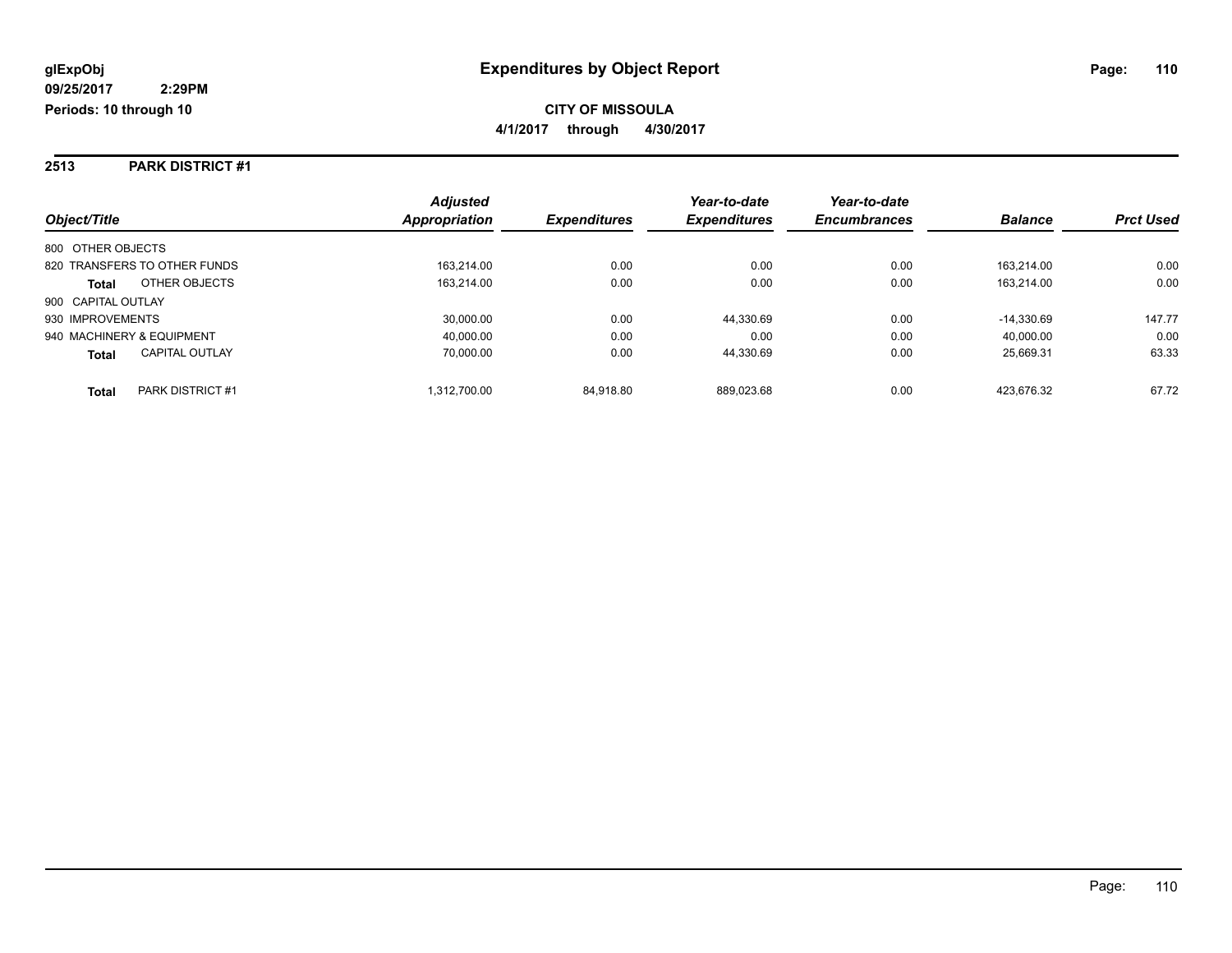**glExpObj**
**09/25/2017 2:29PM**
**Periods: 10 through 10**

# Expenditures by Object Report

**CITY OF MISSOULA**
**4/1/2017 through 4/30/2017**

## 2513 PARK DISTRICT #1

| Object/Title | | Adjusted Appropriation | Expenditures | Year-to-date Expenditures | Year-to-date Encumbrances | Balance | Prct Used |
|---|---|---|---|---|---|---|---|
| 800 OTHER OBJECTS | | | | | | | |
| 820 TRANSFERS TO OTHER FUNDS | | 163,214.00 | 0.00 | 0.00 | 0.00 | 163,214.00 | 0.00 |
| **Total** | OTHER OBJECTS | 163,214.00 | 0.00 | 0.00 | 0.00 | 163,214.00 | 0.00 |
| 900 CAPITAL OUTLAY | | | | | | | |
| 930 IMPROVEMENTS | | 30,000.00 | 0.00 | 44,330.69 | 0.00 | -14,330.69 | 147.77 |
| 940 MACHINERY & EQUIPMENT | | 40,000.00 | 0.00 | 0.00 | 0.00 | 40,000.00 | 0.00 |
| **Total** | CAPITAL OUTLAY | 70,000.00 | 0.00 | 44,330.69 | 0.00 | 25,669.31 | 63.33 |
| **Total** | PARK DISTRICT #1 | 1,312,700.00 | 84,918.80 | 889,023.68 | 0.00 | 423,676.32 | 67.72 |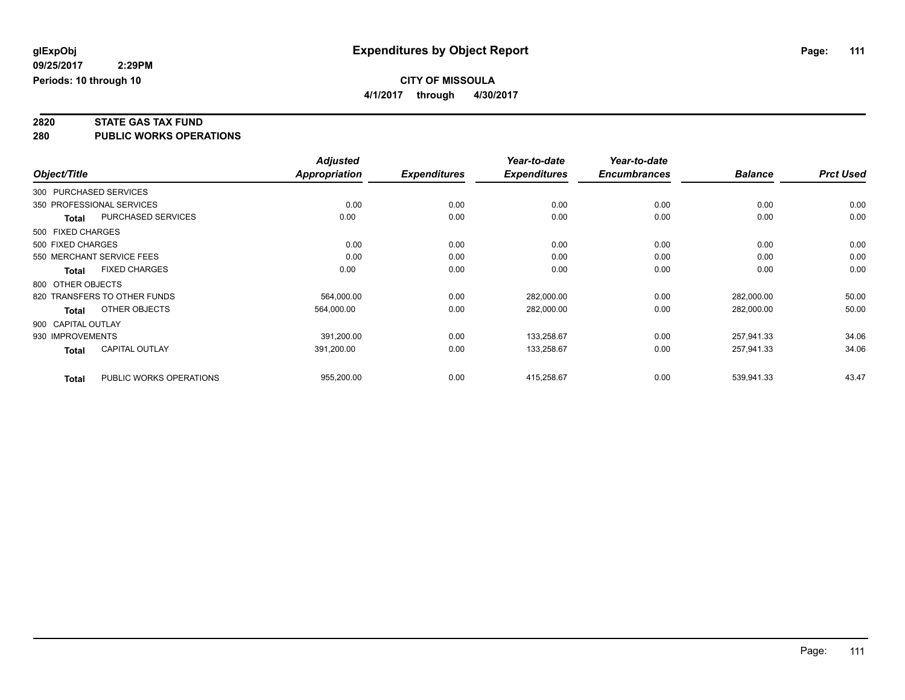**glExpObj**
**09/25/2017 2:29PM**
**Periods: 10 through 10**

# Expenditures by Object Report

**CITY OF MISSOULA**
**4/1/2017 through 4/30/2017**

**2820 STATE GAS TAX FUND**
**280 PUBLIC WORKS OPERATIONS**

| Object/Title | Adjusted Appropriation | Expenditures | Year-to-date Expenditures | Year-to-date Encumbrances | Balance | Prct Used |
|---|---|---|---|---|---|---|
| 300 PURCHASED SERVICES | | | | | | |
| 350 PROFESSIONAL SERVICES | 0.00 | 0.00 | 0.00 | 0.00 | 0.00 | 0.00 |
| **Total** PURCHASED SERVICES | 0.00 | 0.00 | 0.00 | 0.00 | 0.00 | 0.00 |
| 500 FIXED CHARGES | | | | | | |
| 500 FIXED CHARGES | 0.00 | 0.00 | 0.00 | 0.00 | 0.00 | 0.00 |
| 550 MERCHANT SERVICE FEES | 0.00 | 0.00 | 0.00 | 0.00 | 0.00 | 0.00 |
| **Total** FIXED CHARGES | 0.00 | 0.00 | 0.00 | 0.00 | 0.00 | 0.00 |
| 800 OTHER OBJECTS | | | | | | |
| 820 TRANSFERS TO OTHER FUNDS | 564,000.00 | 0.00 | 282,000.00 | 0.00 | 282,000.00 | 50.00 |
| **Total** OTHER OBJECTS | 564,000.00 | 0.00 | 282,000.00 | 0.00 | 282,000.00 | 50.00 |
| 900 CAPITAL OUTLAY | | | | | | |
| 930 IMPROVEMENTS | 391,200.00 | 0.00 | 133,258.67 | 0.00 | 257,941.33 | 34.06 |
| **Total** CAPITAL OUTLAY | 391,200.00 | 0.00 | 133,258.67 | 0.00 | 257,941.33 | 34.06 |
| **Total** PUBLIC WORKS OPERATIONS | 955,200.00 | 0.00 | 415,258.67 | 0.00 | 539,941.33 | 43.47 |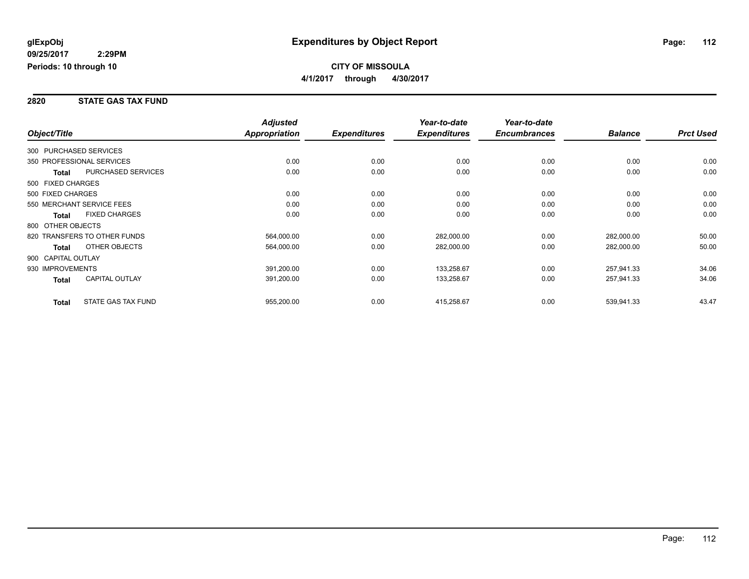# Expenditures by Object Report

glExpObj
09/25/2017 2:29PM
Periods: 10 through 10

**CITY OF MISSOULA**
**4/1/2017 through 4/30/2017**

## 2820 STATE GAS TAX FUND

| Object/Title | | Adjusted Appropriation | Expenditures | Year-to-date Expenditures | Year-to-date Encumbrances | Balance | Prct Used |
|---|---|---|---|---|---|---|---|
| 300 PURCHASED SERVICES | | | | | | | |
| 350 PROFESSIONAL SERVICES | | 0.00 | 0.00 | 0.00 | 0.00 | 0.00 | 0.00 |
| **Total** | PURCHASED SERVICES | 0.00 | 0.00 | 0.00 | 0.00 | 0.00 | 0.00 |
| 500 FIXED CHARGES | | | | | | | |
| 500 FIXED CHARGES | | 0.00 | 0.00 | 0.00 | 0.00 | 0.00 | 0.00 |
| 550 MERCHANT SERVICE FEES | | 0.00 | 0.00 | 0.00 | 0.00 | 0.00 | 0.00 |
| **Total** | FIXED CHARGES | 0.00 | 0.00 | 0.00 | 0.00 | 0.00 | 0.00 |
| 800 OTHER OBJECTS | | | | | | | |
| 820 TRANSFERS TO OTHER FUNDS | | 564,000.00 | 0.00 | 282,000.00 | 0.00 | 282,000.00 | 50.00 |
| **Total** | OTHER OBJECTS | 564,000.00 | 0.00 | 282,000.00 | 0.00 | 282,000.00 | 50.00 |
| 900 CAPITAL OUTLAY | | | | | | | |
| 930 IMPROVEMENTS | | 391,200.00 | 0.00 | 133,258.67 | 0.00 | 257,941.33 | 34.06 |
| **Total** | CAPITAL OUTLAY | 391,200.00 | 0.00 | 133,258.67 | 0.00 | 257,941.33 | 34.06 |
| **Total** | STATE GAS TAX FUND | 955,200.00 | 0.00 | 415,258.67 | 0.00 | 539,941.33 | 43.47 |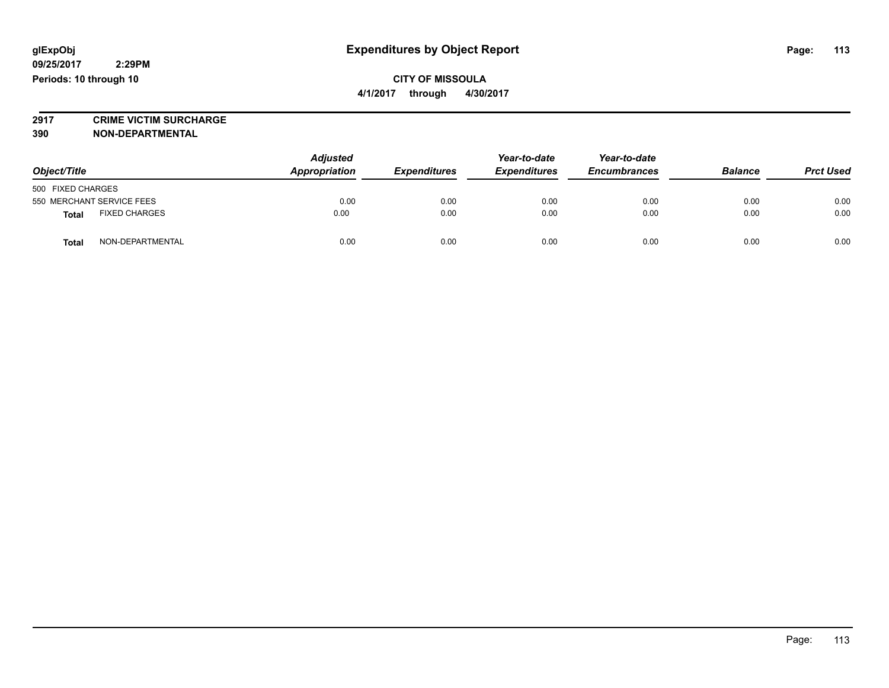# Expenditures by Object Report

glExpObj
09/25/2017 2:29PM
Periods: 10 through 10

**CITY OF MISSOULA**
**4/1/2017 through 4/30/2017**

**2917 CRIME VICTIM SURCHARGE**
**390 NON-DEPARTMENTAL**

| Object/Title | Adjusted Appropriation | Expenditures | Year-to-date Expenditures | Year-to-date Encumbrances | Balance | Prct Used |
|---|---|---|---|---|---|---|
| 500 FIXED CHARGES | | | | | | |
| 550 MERCHANT SERVICE FEES | 0.00 | 0.00 | 0.00 | 0.00 | 0.00 | 0.00 |
| **Total** FIXED CHARGES | 0.00 | 0.00 | 0.00 | 0.00 | 0.00 | 0.00 |
| **Total** NON-DEPARTMENTAL | 0.00 | 0.00 | 0.00 | 0.00 | 0.00 | 0.00 |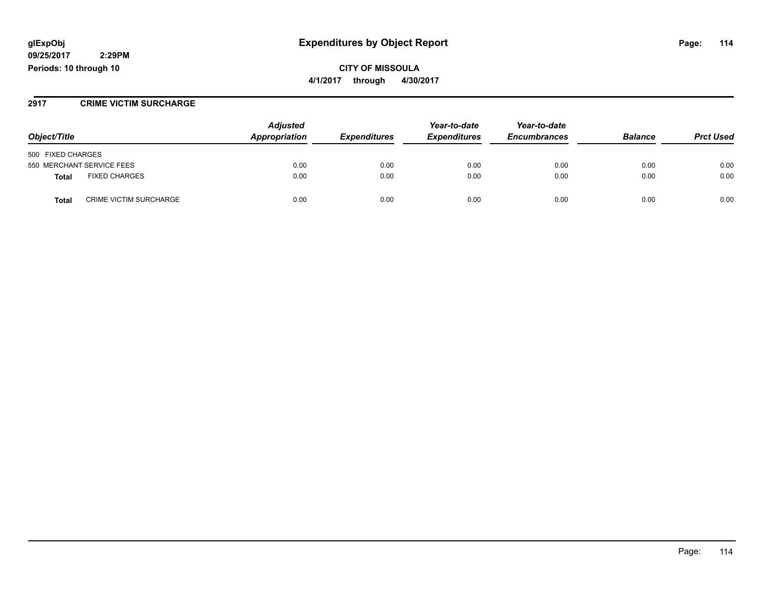**glExpObj**
**09/25/2017 2:29PM**
**Periods: 10 through 10**

# Expenditures by Object Report

**CITY OF MISSOULA**
**4/1/2017 through 4/30/2017**

## 2917 CRIME VICTIM SURCHARGE

| Object/Title | | Adjusted Appropriation | Expenditures | Year-to-date Expenditures | Year-to-date Encumbrances | Balance | Prct Used |
|---|---|---|---|---|---|---|---|
| 500 FIXED CHARGES | | | | | | | |
| 550 MERCHANT SERVICE FEES | | 0.00 | 0.00 | 0.00 | 0.00 | 0.00 | 0.00 |
| **Total** | FIXED CHARGES | 0.00 | 0.00 | 0.00 | 0.00 | 0.00 | 0.00 |
| **Total** | CRIME VICTIM SURCHARGE | 0.00 | 0.00 | 0.00 | 0.00 | 0.00 | 0.00 |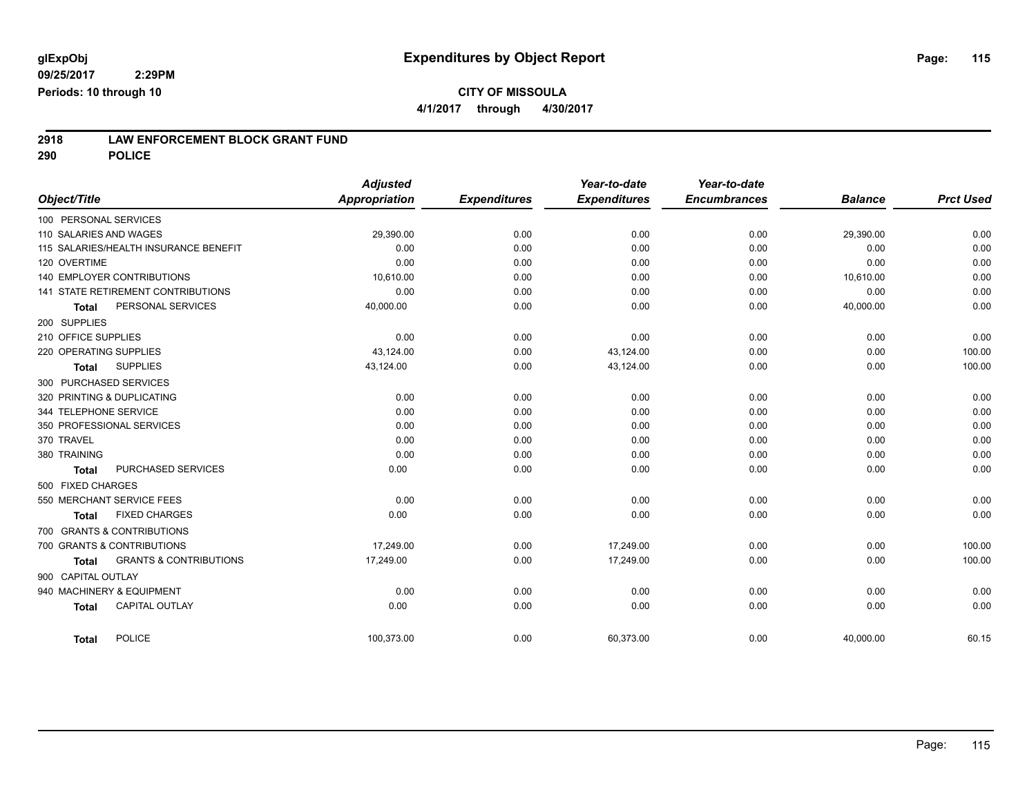**glExpObj**
**09/25/2017 2:29PM**
**Periods: 10 through 10**

# Expenditures by Object Report

**CITY OF MISSOULA**
**4/1/2017 through 4/30/2017**

## 2918 LAW ENFORCEMENT BLOCK GRANT FUND
## 290 POLICE

| Object/Title | Adjusted Appropriation | Expenditures | Year-to-date Expenditures | Year-to-date Encumbrances | Balance | Prct Used |
|---|---|---|---|---|---|---|
| 100 PERSONAL SERVICES | | | | | | |
| 110 SALARIES AND WAGES | 29,390.00 | 0.00 | 0.00 | 0.00 | 29,390.00 | 0.00 |
| 115 SALARIES/HEALTH INSURANCE BENEFIT | 0.00 | 0.00 | 0.00 | 0.00 | 0.00 | 0.00 |
| 120 OVERTIME | 0.00 | 0.00 | 0.00 | 0.00 | 0.00 | 0.00 |
| 140 EMPLOYER CONTRIBUTIONS | 10,610.00 | 0.00 | 0.00 | 0.00 | 10,610.00 | 0.00 |
| 141 STATE RETIREMENT CONTRIBUTIONS | 0.00 | 0.00 | 0.00 | 0.00 | 0.00 | 0.00 |
| **Total** PERSONAL SERVICES | 40,000.00 | 0.00 | 0.00 | 0.00 | 40,000.00 | 0.00 |
| 200 SUPPLIES | | | | | | |
| 210 OFFICE SUPPLIES | 0.00 | 0.00 | 0.00 | 0.00 | 0.00 | 0.00 |
| 220 OPERATING SUPPLIES | 43,124.00 | 0.00 | 43,124.00 | 0.00 | 0.00 | 100.00 |
| **Total** SUPPLIES | 43,124.00 | 0.00 | 43,124.00 | 0.00 | 0.00 | 100.00 |
| 300 PURCHASED SERVICES | | | | | | |
| 320 PRINTING & DUPLICATING | 0.00 | 0.00 | 0.00 | 0.00 | 0.00 | 0.00 |
| 344 TELEPHONE SERVICE | 0.00 | 0.00 | 0.00 | 0.00 | 0.00 | 0.00 |
| 350 PROFESSIONAL SERVICES | 0.00 | 0.00 | 0.00 | 0.00 | 0.00 | 0.00 |
| 370 TRAVEL | 0.00 | 0.00 | 0.00 | 0.00 | 0.00 | 0.00 |
| 380 TRAINING | 0.00 | 0.00 | 0.00 | 0.00 | 0.00 | 0.00 |
| **Total** PURCHASED SERVICES | 0.00 | 0.00 | 0.00 | 0.00 | 0.00 | 0.00 |
| 500 FIXED CHARGES | | | | | | |
| 550 MERCHANT SERVICE FEES | 0.00 | 0.00 | 0.00 | 0.00 | 0.00 | 0.00 |
| **Total** FIXED CHARGES | 0.00 | 0.00 | 0.00 | 0.00 | 0.00 | 0.00 |
| 700 GRANTS & CONTRIBUTIONS | | | | | | |
| 700 GRANTS & CONTRIBUTIONS | 17,249.00 | 0.00 | 17,249.00 | 0.00 | 0.00 | 100.00 |
| **Total** GRANTS & CONTRIBUTIONS | 17,249.00 | 0.00 | 17,249.00 | 0.00 | 0.00 | 100.00 |
| 900 CAPITAL OUTLAY | | | | | | |
| 940 MACHINERY & EQUIPMENT | 0.00 | 0.00 | 0.00 | 0.00 | 0.00 | 0.00 |
| **Total** CAPITAL OUTLAY | 0.00 | 0.00 | 0.00 | 0.00 | 0.00 | 0.00 |
| **Total** POLICE | 100,373.00 | 0.00 | 60,373.00 | 0.00 | 40,000.00 | 60.15 |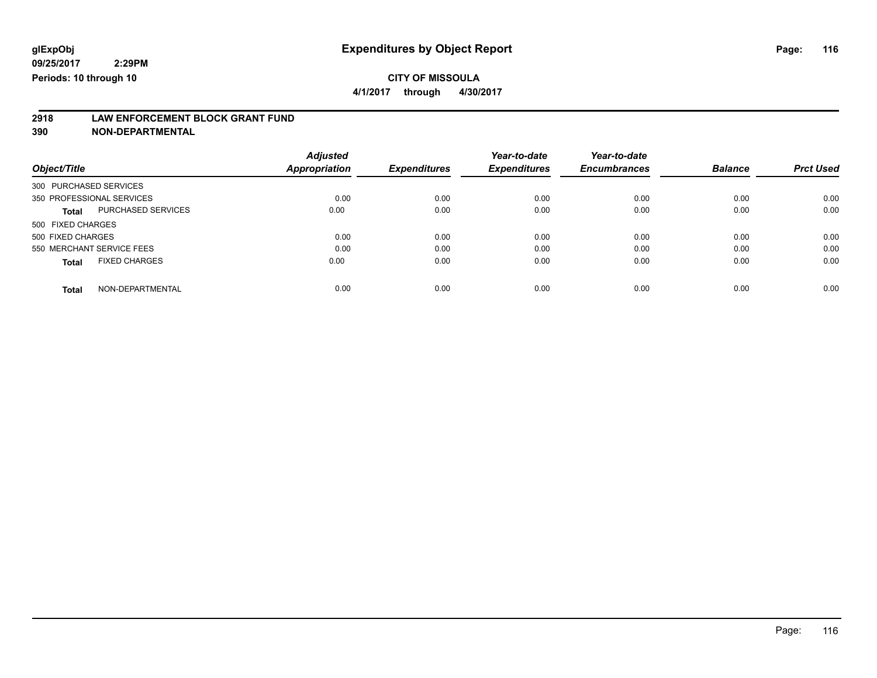glExpObj
09/25/2017 2:29PM
Periods: 10 through 10

# Expenditures by Object Report

**CITY OF MISSOULA**

**4/1/2017 through 4/30/2017**

**2918 LAW ENFORCEMENT BLOCK GRANT FUND**
**390 NON-DEPARTMENTAL**

| Object/Title | | Adjusted Appropriation | Expenditures | Year-to-date Expenditures | Year-to-date Encumbrances | Balance | Prct Used |
|---|---|---|---|---|---|---|---|
| 300 PURCHASED SERVICES | | | | | | | |
| 350 PROFESSIONAL SERVICES | | 0.00 | 0.00 | 0.00 | 0.00 | 0.00 | 0.00 |
| **Total** | PURCHASED SERVICES | 0.00 | 0.00 | 0.00 | 0.00 | 0.00 | 0.00 |
| 500 FIXED CHARGES | | | | | | | |
| 500 FIXED CHARGES | | 0.00 | 0.00 | 0.00 | 0.00 | 0.00 | 0.00 |
| 550 MERCHANT SERVICE FEES | | 0.00 | 0.00 | 0.00 | 0.00 | 0.00 | 0.00 |
| **Total** | FIXED CHARGES | 0.00 | 0.00 | 0.00 | 0.00 | 0.00 | 0.00 |
| **Total** | NON-DEPARTMENTAL | 0.00 | 0.00 | 0.00 | 0.00 | 0.00 | 0.00 |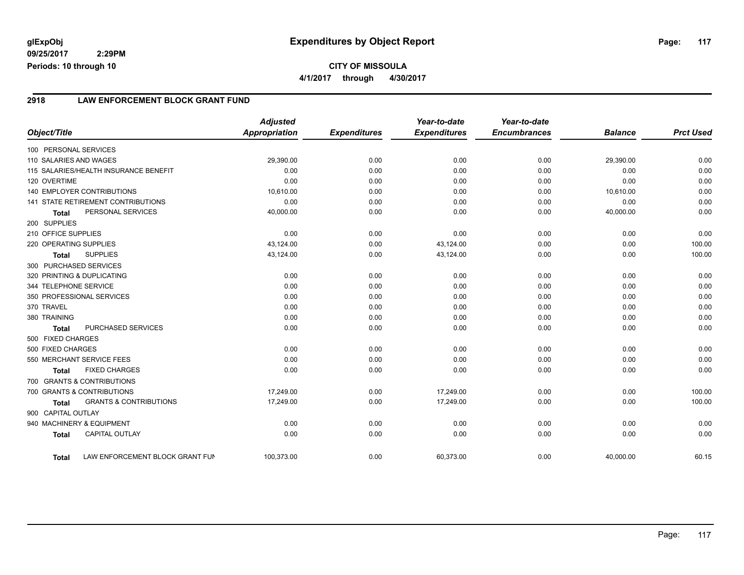# Expenditures by Object Report

glExpObj
09/25/2017 2:29PM
Periods: 10 through 10

**CITY OF MISSOULA**
**4/1/2017 through 4/30/2017**

## 2918 LAW ENFORCEMENT BLOCK GRANT FUND

| Object/Title | Adjusted Appropriation | Expenditures | Year-to-date Expenditures | Year-to-date Encumbrances | Balance | Prct Used |
|---|---|---|---|---|---|---|
| 100 PERSONAL SERVICES | | | | | | |
| 110 SALARIES AND WAGES | 29,390.00 | 0.00 | 0.00 | 0.00 | 29,390.00 | 0.00 |
| 115 SALARIES/HEALTH INSURANCE BENEFIT | 0.00 | 0.00 | 0.00 | 0.00 | 0.00 | 0.00 |
| 120 OVERTIME | 0.00 | 0.00 | 0.00 | 0.00 | 0.00 | 0.00 |
| 140 EMPLOYER CONTRIBUTIONS | 10,610.00 | 0.00 | 0.00 | 0.00 | 10,610.00 | 0.00 |
| 141 STATE RETIREMENT CONTRIBUTIONS | 0.00 | 0.00 | 0.00 | 0.00 | 0.00 | 0.00 |
| **Total** PERSONAL SERVICES | 40,000.00 | 0.00 | 0.00 | 0.00 | 40,000.00 | 0.00 |
| 200 SUPPLIES | | | | | | |
| 210 OFFICE SUPPLIES | 0.00 | 0.00 | 0.00 | 0.00 | 0.00 | 0.00 |
| 220 OPERATING SUPPLIES | 43,124.00 | 0.00 | 43,124.00 | 0.00 | 0.00 | 100.00 |
| **Total** SUPPLIES | 43,124.00 | 0.00 | 43,124.00 | 0.00 | 0.00 | 100.00 |
| 300 PURCHASED SERVICES | | | | | | |
| 320 PRINTING & DUPLICATING | 0.00 | 0.00 | 0.00 | 0.00 | 0.00 | 0.00 |
| 344 TELEPHONE SERVICE | 0.00 | 0.00 | 0.00 | 0.00 | 0.00 | 0.00 |
| 350 PROFESSIONAL SERVICES | 0.00 | 0.00 | 0.00 | 0.00 | 0.00 | 0.00 |
| 370 TRAVEL | 0.00 | 0.00 | 0.00 | 0.00 | 0.00 | 0.00 |
| 380 TRAINING | 0.00 | 0.00 | 0.00 | 0.00 | 0.00 | 0.00 |
| **Total** PURCHASED SERVICES | 0.00 | 0.00 | 0.00 | 0.00 | 0.00 | 0.00 |
| 500 FIXED CHARGES | | | | | | |
| 500 FIXED CHARGES | 0.00 | 0.00 | 0.00 | 0.00 | 0.00 | 0.00 |
| 550 MERCHANT SERVICE FEES | 0.00 | 0.00 | 0.00 | 0.00 | 0.00 | 0.00 |
| **Total** FIXED CHARGES | 0.00 | 0.00 | 0.00 | 0.00 | 0.00 | 0.00 |
| 700 GRANTS & CONTRIBUTIONS | | | | | | |
| 700 GRANTS & CONTRIBUTIONS | 17,249.00 | 0.00 | 17,249.00 | 0.00 | 0.00 | 100.00 |
| **Total** GRANTS & CONTRIBUTIONS | 17,249.00 | 0.00 | 17,249.00 | 0.00 | 0.00 | 100.00 |
| 900 CAPITAL OUTLAY | | | | | | |
| 940 MACHINERY & EQUIPMENT | 0.00 | 0.00 | 0.00 | 0.00 | 0.00 | 0.00 |
| **Total** CAPITAL OUTLAY | 0.00 | 0.00 | 0.00 | 0.00 | 0.00 | 0.00 |
| **Total** LAW ENFORCEMENT BLOCK GRANT FUN | 100,373.00 | 0.00 | 60,373.00 | 0.00 | 40,000.00 | 60.15 |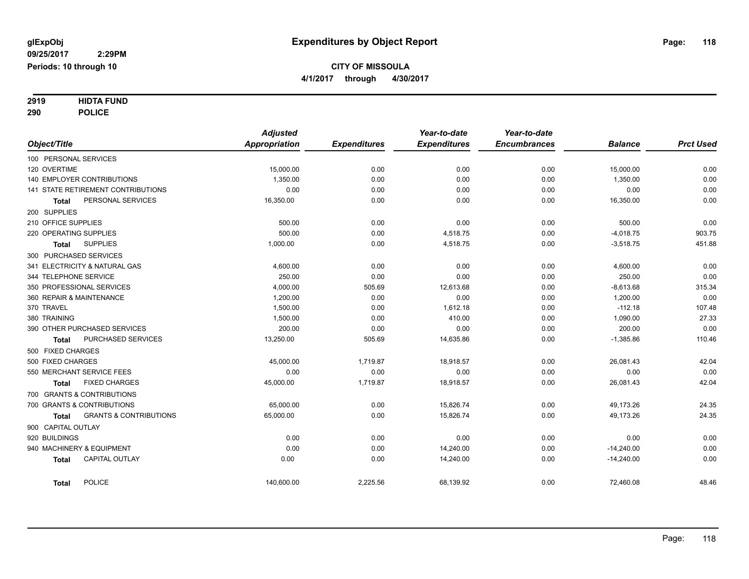**glExpObj**
**09/25/2017 2:29PM**
**Periods: 10 through 10**

# Expenditures by Object Report

**CITY OF MISSOULA**
**4/1/2017 through 4/30/2017**

**2919 HIDTA FUND**
**290 POLICE**

| Object/Title | Adjusted Appropriation | Expenditures | Year-to-date Expenditures | Year-to-date Encumbrances | Balance | Prct Used |
|---|---|---|---|---|---|---|
| 100 PERSONAL SERVICES | | | | | | |
| 120 OVERTIME | 15,000.00 | 0.00 | 0.00 | 0.00 | 15,000.00 | 0.00 |
| 140 EMPLOYER CONTRIBUTIONS | 1,350.00 | 0.00 | 0.00 | 0.00 | 1,350.00 | 0.00 |
| 141 STATE RETIREMENT CONTRIBUTIONS | 0.00 | 0.00 | 0.00 | 0.00 | 0.00 | 0.00 |
| **Total** PERSONAL SERVICES | 16,350.00 | 0.00 | 0.00 | 0.00 | 16,350.00 | 0.00 |
| 200 SUPPLIES | | | | | | |
| 210 OFFICE SUPPLIES | 500.00 | 0.00 | 0.00 | 0.00 | 500.00 | 0.00 |
| 220 OPERATING SUPPLIES | 500.00 | 0.00 | 4,518.75 | 0.00 | -4,018.75 | 903.75 |
| **Total** SUPPLIES | 1,000.00 | 0.00 | 4,518.75 | 0.00 | -3,518.75 | 451.88 |
| 300 PURCHASED SERVICES | | | | | | |
| 341 ELECTRICITY & NATURAL GAS | 4,600.00 | 0.00 | 0.00 | 0.00 | 4,600.00 | 0.00 |
| 344 TELEPHONE SERVICE | 250.00 | 0.00 | 0.00 | 0.00 | 250.00 | 0.00 |
| 350 PROFESSIONAL SERVICES | 4,000.00 | 505.69 | 12,613.68 | 0.00 | -8,613.68 | 315.34 |
| 360 REPAIR & MAINTENANCE | 1,200.00 | 0.00 | 0.00 | 0.00 | 1,200.00 | 0.00 |
| 370 TRAVEL | 1,500.00 | 0.00 | 1,612.18 | 0.00 | -112.18 | 107.48 |
| 380 TRAINING | 1,500.00 | 0.00 | 410.00 | 0.00 | 1,090.00 | 27.33 |
| 390 OTHER PURCHASED SERVICES | 200.00 | 0.00 | 0.00 | 0.00 | 200.00 | 0.00 |
| **Total** PURCHASED SERVICES | 13,250.00 | 505.69 | 14,635.86 | 0.00 | -1,385.86 | 110.46 |
| 500 FIXED CHARGES | | | | | | |
| 500 FIXED CHARGES | 45,000.00 | 1,719.87 | 18,918.57 | 0.00 | 26,081.43 | 42.04 |
| 550 MERCHANT SERVICE FEES | 0.00 | 0.00 | 0.00 | 0.00 | 0.00 | 0.00 |
| **Total** FIXED CHARGES | 45,000.00 | 1,719.87 | 18,918.57 | 0.00 | 26,081.43 | 42.04 |
| 700 GRANTS & CONTRIBUTIONS | | | | | | |
| 700 GRANTS & CONTRIBUTIONS | 65,000.00 | 0.00 | 15,826.74 | 0.00 | 49,173.26 | 24.35 |
| **Total** GRANTS & CONTRIBUTIONS | 65,000.00 | 0.00 | 15,826.74 | 0.00 | 49,173.26 | 24.35 |
| 900 CAPITAL OUTLAY | | | | | | |
| 920 BUILDINGS | 0.00 | 0.00 | 0.00 | 0.00 | 0.00 | 0.00 |
| 940 MACHINERY & EQUIPMENT | 0.00 | 0.00 | 14,240.00 | 0.00 | -14,240.00 | 0.00 |
| **Total** CAPITAL OUTLAY | 0.00 | 0.00 | 14,240.00 | 0.00 | -14,240.00 | 0.00 |
| **Total** POLICE | 140,600.00 | 2,225.56 | 68,139.92 | 0.00 | 72,460.08 | 48.46 |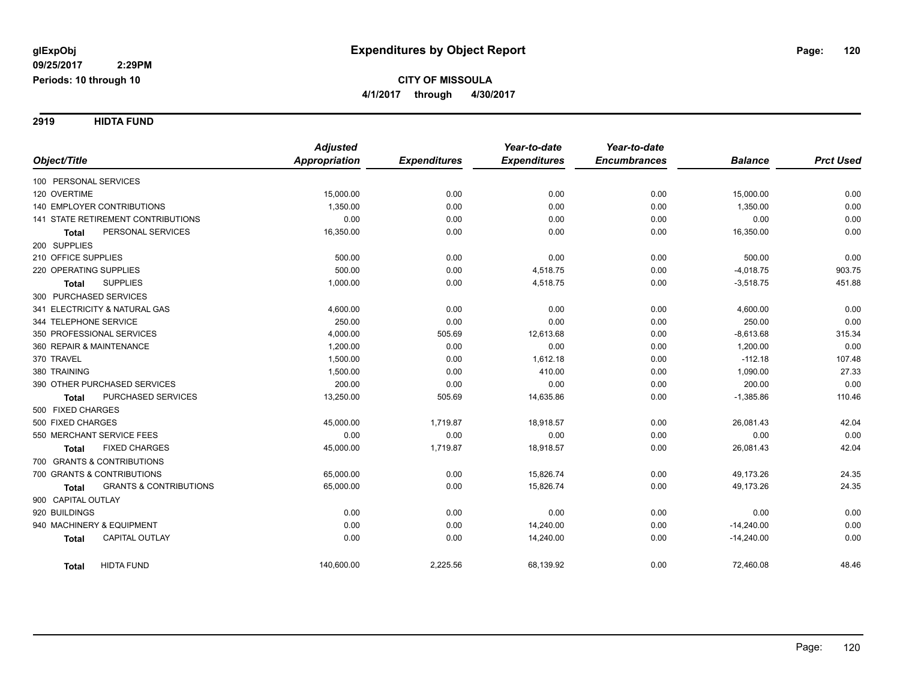# Expenditures by Object Report

glExpObj
09/25/2017 2:29PM
Periods: 10 through 10

**CITY OF MISSOULA**
**4/1/2017 through 4/30/2017**

## 2919 HIDTA FUND

| Object/Title | Adjusted Appropriation | Expenditures | Year-to-date Expenditures | Year-to-date Encumbrances | Balance | Prct Used |
|---|---|---|---|---|---|---|
| 100 PERSONAL SERVICES | | | | | | |
| 120 OVERTIME | 15,000.00 | 0.00 | 0.00 | 0.00 | 15,000.00 | 0.00 |
| 140 EMPLOYER CONTRIBUTIONS | 1,350.00 | 0.00 | 0.00 | 0.00 | 1,350.00 | 0.00 |
| 141 STATE RETIREMENT CONTRIBUTIONS | 0.00 | 0.00 | 0.00 | 0.00 | 0.00 | 0.00 |
| **Total** PERSONAL SERVICES | 16,350.00 | 0.00 | 0.00 | 0.00 | 16,350.00 | 0.00 |
| 200 SUPPLIES | | | | | | |
| 210 OFFICE SUPPLIES | 500.00 | 0.00 | 0.00 | 0.00 | 500.00 | 0.00 |
| 220 OPERATING SUPPLIES | 500.00 | 0.00 | 4,518.75 | 0.00 | -4,018.75 | 903.75 |
| **Total** SUPPLIES | 1,000.00 | 0.00 | 4,518.75 | 0.00 | -3,518.75 | 451.88 |
| 300 PURCHASED SERVICES | | | | | | |
| 341 ELECTRICITY & NATURAL GAS | 4,600.00 | 0.00 | 0.00 | 0.00 | 4,600.00 | 0.00 |
| 344 TELEPHONE SERVICE | 250.00 | 0.00 | 0.00 | 0.00 | 250.00 | 0.00 |
| 350 PROFESSIONAL SERVICES | 4,000.00 | 505.69 | 12,613.68 | 0.00 | -8,613.68 | 315.34 |
| 360 REPAIR & MAINTENANCE | 1,200.00 | 0.00 | 0.00 | 0.00 | 1,200.00 | 0.00 |
| 370 TRAVEL | 1,500.00 | 0.00 | 1,612.18 | 0.00 | -112.18 | 107.48 |
| 380 TRAINING | 1,500.00 | 0.00 | 410.00 | 0.00 | 1,090.00 | 27.33 |
| 390 OTHER PURCHASED SERVICES | 200.00 | 0.00 | 0.00 | 0.00 | 200.00 | 0.00 |
| **Total** PURCHASED SERVICES | 13,250.00 | 505.69 | 14,635.86 | 0.00 | -1,385.86 | 110.46 |
| 500 FIXED CHARGES | | | | | | |
| 500 FIXED CHARGES | 45,000.00 | 1,719.87 | 18,918.57 | 0.00 | 26,081.43 | 42.04 |
| 550 MERCHANT SERVICE FEES | 0.00 | 0.00 | 0.00 | 0.00 | 0.00 | 0.00 |
| **Total** FIXED CHARGES | 45,000.00 | 1,719.87 | 18,918.57 | 0.00 | 26,081.43 | 42.04 |
| 700 GRANTS & CONTRIBUTIONS | | | | | | |
| 700 GRANTS & CONTRIBUTIONS | 65,000.00 | 0.00 | 15,826.74 | 0.00 | 49,173.26 | 24.35 |
| **Total** GRANTS & CONTRIBUTIONS | 65,000.00 | 0.00 | 15,826.74 | 0.00 | 49,173.26 | 24.35 |
| 900 CAPITAL OUTLAY | | | | | | |
| 920 BUILDINGS | 0.00 | 0.00 | 0.00 | 0.00 | 0.00 | 0.00 |
| 940 MACHINERY & EQUIPMENT | 0.00 | 0.00 | 14,240.00 | 0.00 | -14,240.00 | 0.00 |
| **Total** CAPITAL OUTLAY | 0.00 | 0.00 | 14,240.00 | 0.00 | -14,240.00 | 0.00 |
| **Total** HIDTA FUND | 140,600.00 | 2,225.56 | 68,139.92 | 0.00 | 72,460.08 | 48.46 |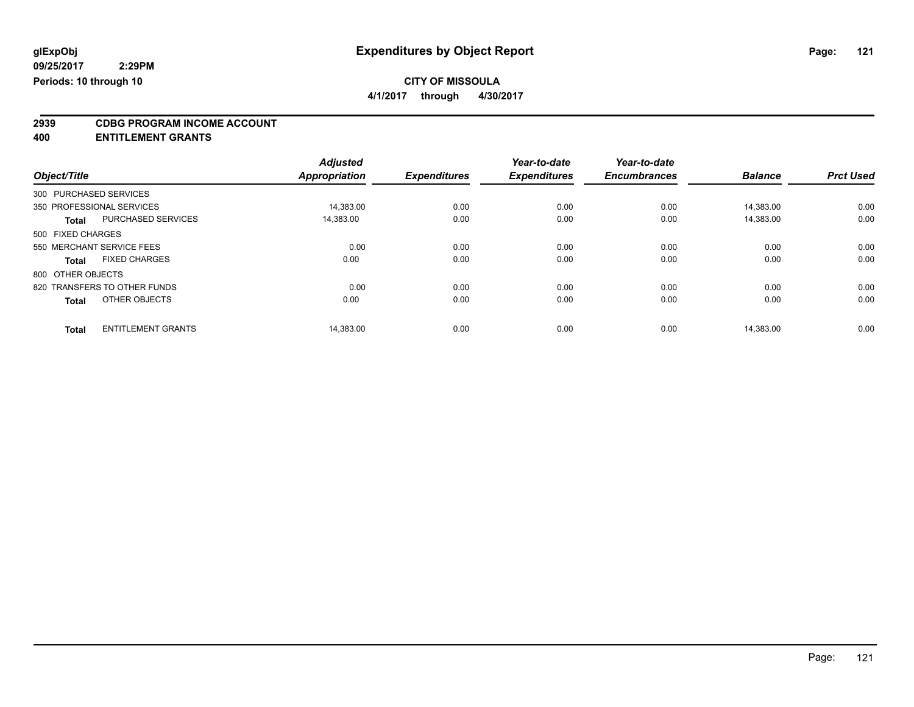**glExpObj** **Expenditures by Object Report**

**09/25/2017 2:29PM**

**Periods: 10 through 10**

**CITY OF MISSOULA**

**4/1/2017 through 4/30/2017**

## 2939 CDBG PROGRAM INCOME ACCOUNT
## 400 ENTITLEMENT GRANTS

| Object/Title | Adjusted Appropriation | Expenditures | Year-to-date Expenditures | Year-to-date Encumbrances | Balance | Prct Used |
|---|---|---|---|---|---|---|
| 300 PURCHASED SERVICES | | | | | | |
| 350 PROFESSIONAL SERVICES | 14,383.00 | 0.00 | 0.00 | 0.00 | 14,383.00 | 0.00 |
| **Total** PURCHASED SERVICES | 14,383.00 | 0.00 | 0.00 | 0.00 | 14,383.00 | 0.00 |
| 500 FIXED CHARGES | | | | | | |
| 550 MERCHANT SERVICE FEES | 0.00 | 0.00 | 0.00 | 0.00 | 0.00 | 0.00 |
| **Total** FIXED CHARGES | 0.00 | 0.00 | 0.00 | 0.00 | 0.00 | 0.00 |
| 800 OTHER OBJECTS | | | | | | |
| 820 TRANSFERS TO OTHER FUNDS | 0.00 | 0.00 | 0.00 | 0.00 | 0.00 | 0.00 |
| **Total** OTHER OBJECTS | 0.00 | 0.00 | 0.00 | 0.00 | 0.00 | 0.00 |
| **Total** ENTITLEMENT GRANTS | 14,383.00 | 0.00 | 0.00 | 0.00 | 14,383.00 | 0.00 |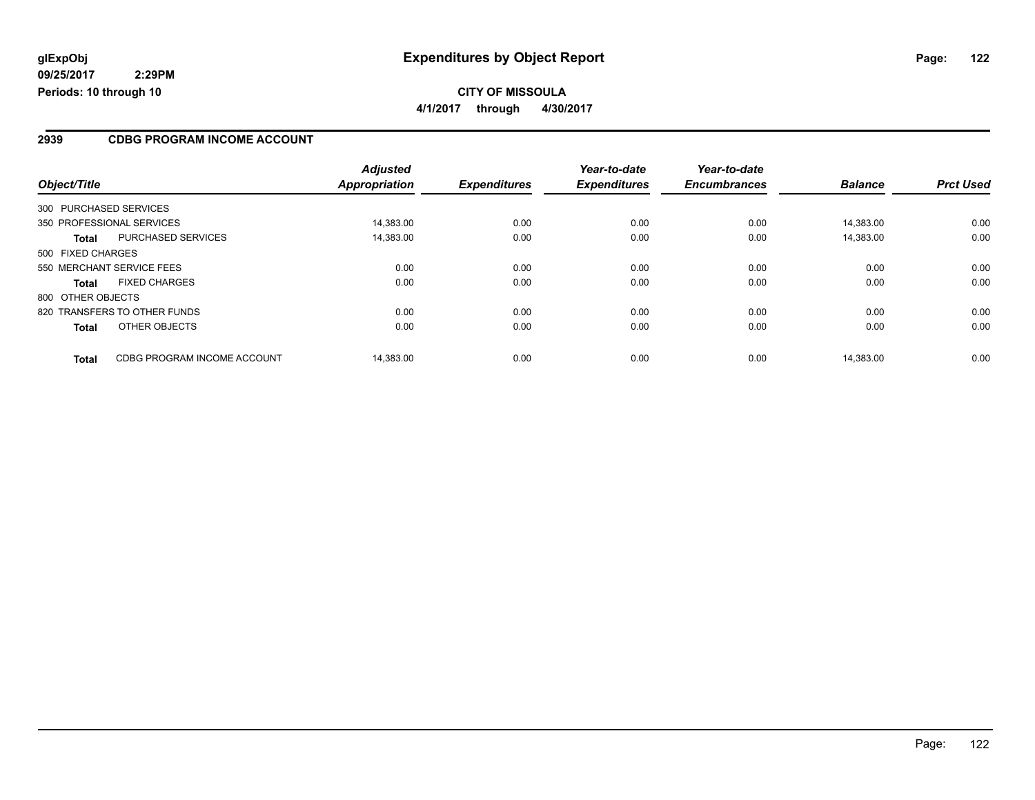**glExpObj** **Expenditures by Object Report**

**09/25/2017 2:29PM**

**Periods: 10 through 10**

**CITY OF MISSOULA**

**4/1/2017 through 4/30/2017**

## 2939 CDBG PROGRAM INCOME ACCOUNT

| Object/Title | | *Adjusted Appropriation* | *Expenditures* | *Year-to-date Expenditures* | *Year-to-date Encumbrances* | *Balance* | *Prct Used* |
|---|---|---|---|---|---|---|---|
| 300 PURCHASED SERVICES | | | | | | | |
| 350 PROFESSIONAL SERVICES | | 14,383.00 | 0.00 | 0.00 | 0.00 | 14,383.00 | 0.00 |
| **Total** | PURCHASED SERVICES | 14,383.00 | 0.00 | 0.00 | 0.00 | 14,383.00 | 0.00 |
| 500 FIXED CHARGES | | | | | | | |
| 550 MERCHANT SERVICE FEES | | 0.00 | 0.00 | 0.00 | 0.00 | 0.00 | 0.00 |
| **Total** | FIXED CHARGES | 0.00 | 0.00 | 0.00 | 0.00 | 0.00 | 0.00 |
| 800 OTHER OBJECTS | | | | | | | |
| 820 TRANSFERS TO OTHER FUNDS | | 0.00 | 0.00 | 0.00 | 0.00 | 0.00 | 0.00 |
| **Total** | OTHER OBJECTS | 0.00 | 0.00 | 0.00 | 0.00 | 0.00 | 0.00 |
| **Total** | CDBG PROGRAM INCOME ACCOUNT | 14,383.00 | 0.00 | 0.00 | 0.00 | 14,383.00 | 0.00 |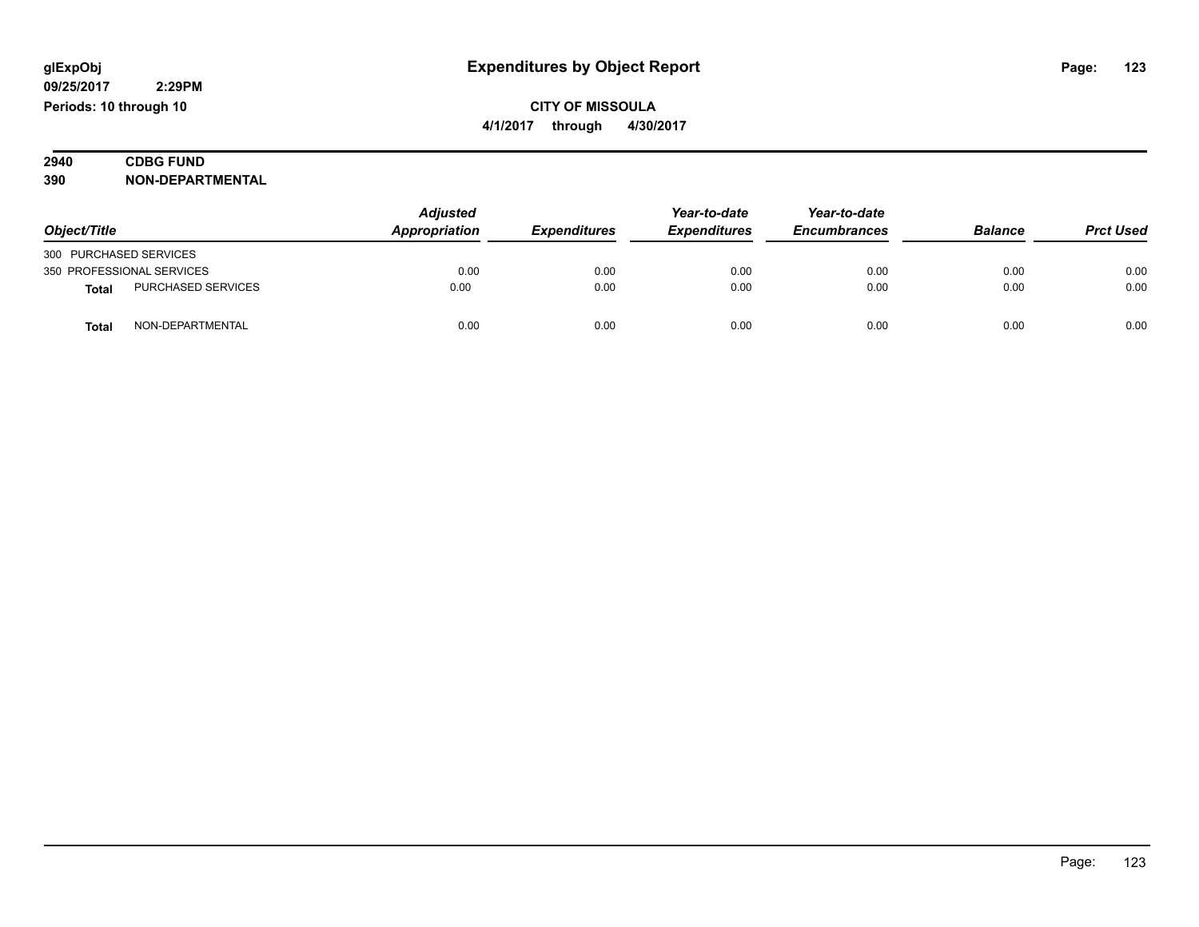# Expenditures by Object Report

glExpObj
09/25/2017 2:29PM
Periods: 10 through 10

**CITY OF MISSOULA**
**4/1/2017 through 4/30/2017**

**2940 CDBG FUND**
**390 NON-DEPARTMENTAL**

| Object/Title | | Adjusted Appropriation | Expenditures | Year-to-date Expenditures | Year-to-date Encumbrances | Balance | Prct Used |
|---|---|---|---|---|---|---|---|
| 300 PURCHASED SERVICES | | | | | | | |
| 350 PROFESSIONAL SERVICES | | 0.00 | 0.00 | 0.00 | 0.00 | 0.00 | 0.00 |
| **Total** | PURCHASED SERVICES | 0.00 | 0.00 | 0.00 | 0.00 | 0.00 | 0.00 |
| **Total** | NON-DEPARTMENTAL | 0.00 | 0.00 | 0.00 | 0.00 | 0.00 | 0.00 |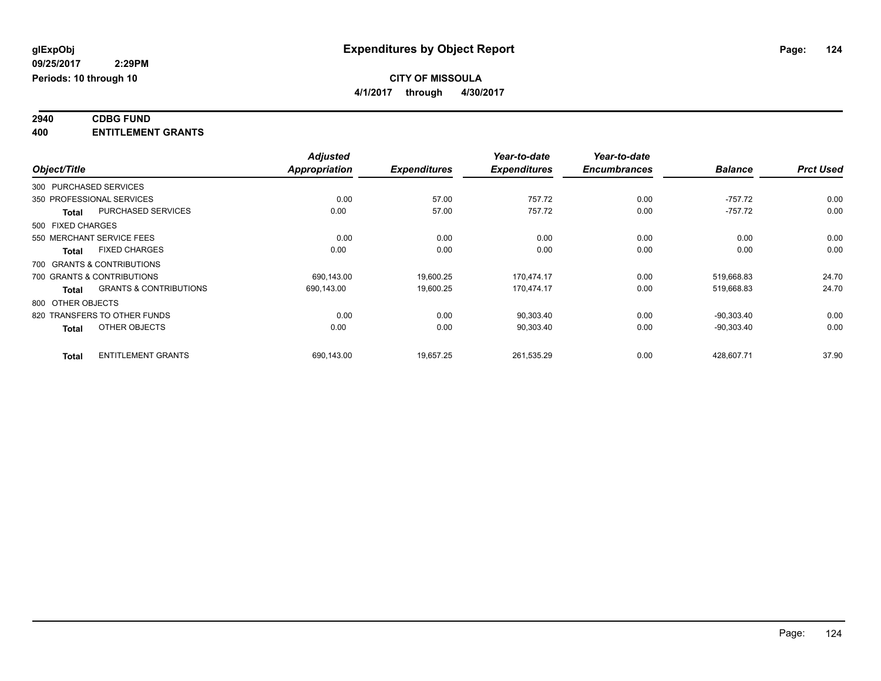glExpObj
09/25/2017 2:29PM
Periods: 10 through 10

# Expenditures by Object Report

**CITY OF MISSOULA**
**4/1/2017 through 4/30/2017**

**2940 CDBG FUND**
**400 ENTITLEMENT GRANTS**

| Object/Title | | Adjusted Appropriation | Expenditures | Year-to-date Expenditures | Year-to-date Encumbrances | Balance | Prct Used |
|---|---|---|---|---|---|---|---|
| 300 PURCHASED SERVICES | | | | | | | |
| 350 PROFESSIONAL SERVICES | | 0.00 | 57.00 | 757.72 | 0.00 | -757.72 | 0.00 |
| **Total** | PURCHASED SERVICES | 0.00 | 57.00 | 757.72 | 0.00 | -757.72 | 0.00 |
| 500 FIXED CHARGES | | | | | | | |
| 550 MERCHANT SERVICE FEES | | 0.00 | 0.00 | 0.00 | 0.00 | 0.00 | 0.00 |
| **Total** | FIXED CHARGES | 0.00 | 0.00 | 0.00 | 0.00 | 0.00 | 0.00 |
| 700 GRANTS & CONTRIBUTIONS | | | | | | | |
| 700 GRANTS & CONTRIBUTIONS | | 690,143.00 | 19,600.25 | 170,474.17 | 0.00 | 519,668.83 | 24.70 |
| **Total** | GRANTS & CONTRIBUTIONS | 690,143.00 | 19,600.25 | 170,474.17 | 0.00 | 519,668.83 | 24.70 |
| 800 OTHER OBJECTS | | | | | | | |
| 820 TRANSFERS TO OTHER FUNDS | | 0.00 | 0.00 | 90,303.40 | 0.00 | -90,303.40 | 0.00 |
| **Total** | OTHER OBJECTS | 0.00 | 0.00 | 90,303.40 | 0.00 | -90,303.40 | 0.00 |
| **Total** | ENTITLEMENT GRANTS | 690,143.00 | 19,657.25 | 261,535.29 | 0.00 | 428,607.71 | 37.90 |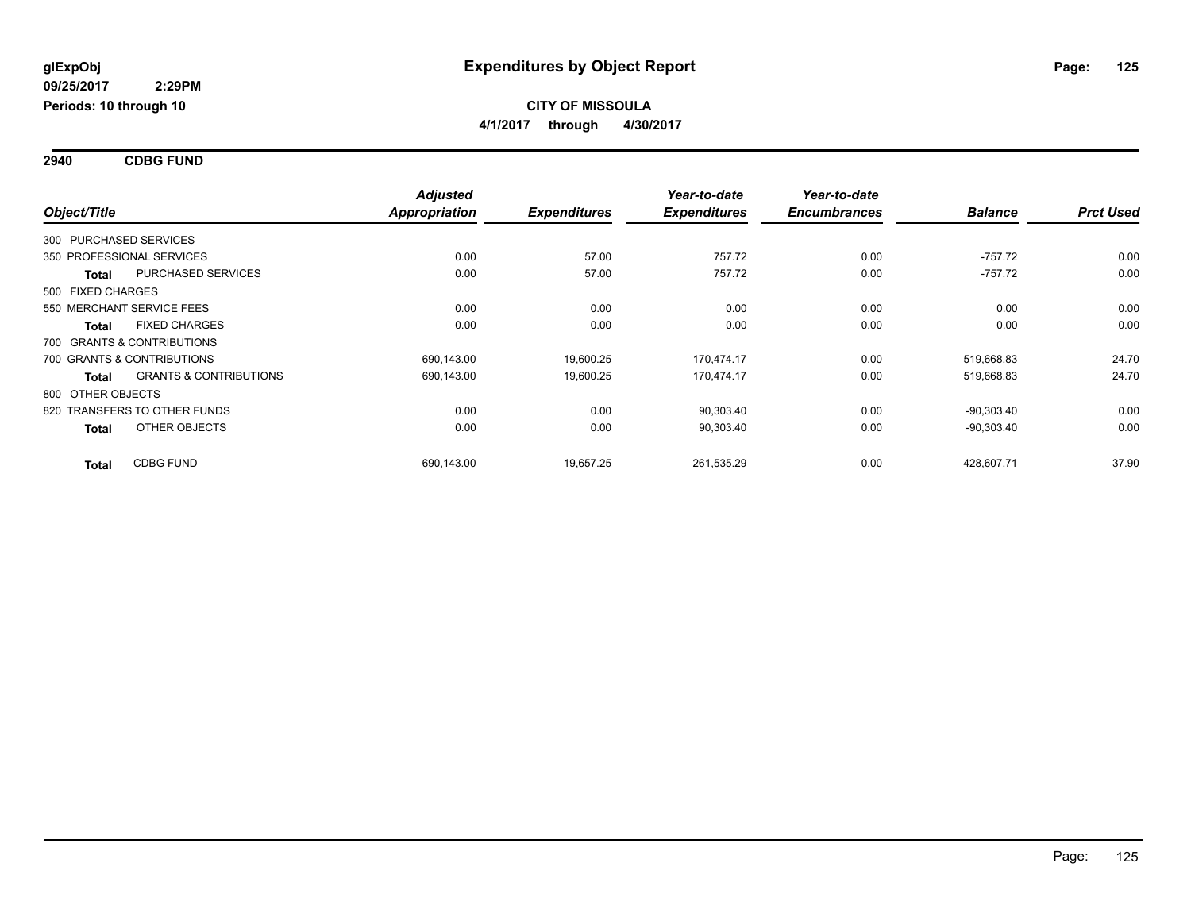**glExpObj**
**09/25/2017 2:29PM**
**Periods: 10 through 10**

# Expenditures by Object Report

**CITY OF MISSOULA**
**4/1/2017 through 4/30/2017**

## 2940 CDBG FUND

| Object/Title | | Adjusted Appropriation | Expenditures | Year-to-date Expenditures | Year-to-date Encumbrances | Balance | Prct Used |
|---|---|---|---|---|---|---|---|
| 300 PURCHASED SERVICES | | | | | | | |
| 350 PROFESSIONAL SERVICES | | 0.00 | 57.00 | 757.72 | 0.00 | -757.72 | 0.00 |
| **Total** | PURCHASED SERVICES | 0.00 | 57.00 | 757.72 | 0.00 | -757.72 | 0.00 |
| 500 FIXED CHARGES | | | | | | | |
| 550 MERCHANT SERVICE FEES | | 0.00 | 0.00 | 0.00 | 0.00 | 0.00 | 0.00 |
| **Total** | FIXED CHARGES | 0.00 | 0.00 | 0.00 | 0.00 | 0.00 | 0.00 |
| 700 GRANTS & CONTRIBUTIONS | | | | | | | |
| 700 GRANTS & CONTRIBUTIONS | | 690,143.00 | 19,600.25 | 170,474.17 | 0.00 | 519,668.83 | 24.70 |
| **Total** | GRANTS & CONTRIBUTIONS | 690,143.00 | 19,600.25 | 170,474.17 | 0.00 | 519,668.83 | 24.70 |
| 800 OTHER OBJECTS | | | | | | | |
| 820 TRANSFERS TO OTHER FUNDS | | 0.00 | 0.00 | 90,303.40 | 0.00 | -90,303.40 | 0.00 |
| **Total** | OTHER OBJECTS | 0.00 | 0.00 | 90,303.40 | 0.00 | -90,303.40 | 0.00 |
| **Total** | CDBG FUND | 690,143.00 | 19,657.25 | 261,535.29 | 0.00 | 428,607.71 | 37.90 |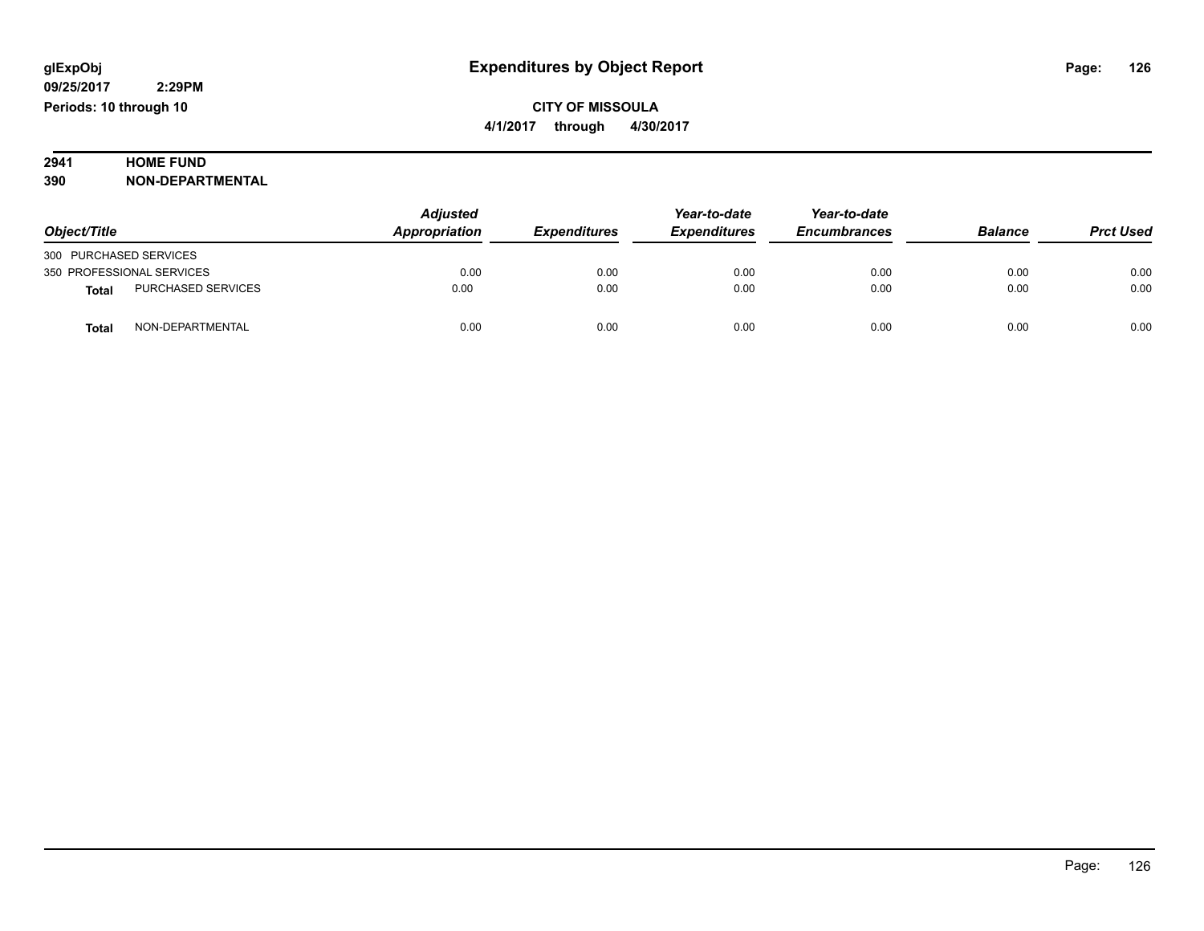**glExpObj** **Expenditures by Object Report**
**09/25/2017 2:29PM**
**Periods: 10 through 10**

**CITY OF MISSOULA**
**4/1/2017 through 4/30/2017**

**2941 HOME FUND**
**390 NON-DEPARTMENTAL**

| Object/Title | | Adjusted Appropriation | Expenditures | Year-to-date Expenditures | Year-to-date Encumbrances | Balance | Prct Used |
|---|---|---|---|---|---|---|---|
| 300 PURCHASED SERVICES | | | | | | | |
| 350 PROFESSIONAL SERVICES | | 0.00 | 0.00 | 0.00 | 0.00 | 0.00 | 0.00 |
| **Total** | PURCHASED SERVICES | 0.00 | 0.00 | 0.00 | 0.00 | 0.00 | 0.00 |
| **Total** | NON-DEPARTMENTAL | 0.00 | 0.00 | 0.00 | 0.00 | 0.00 | 0.00 |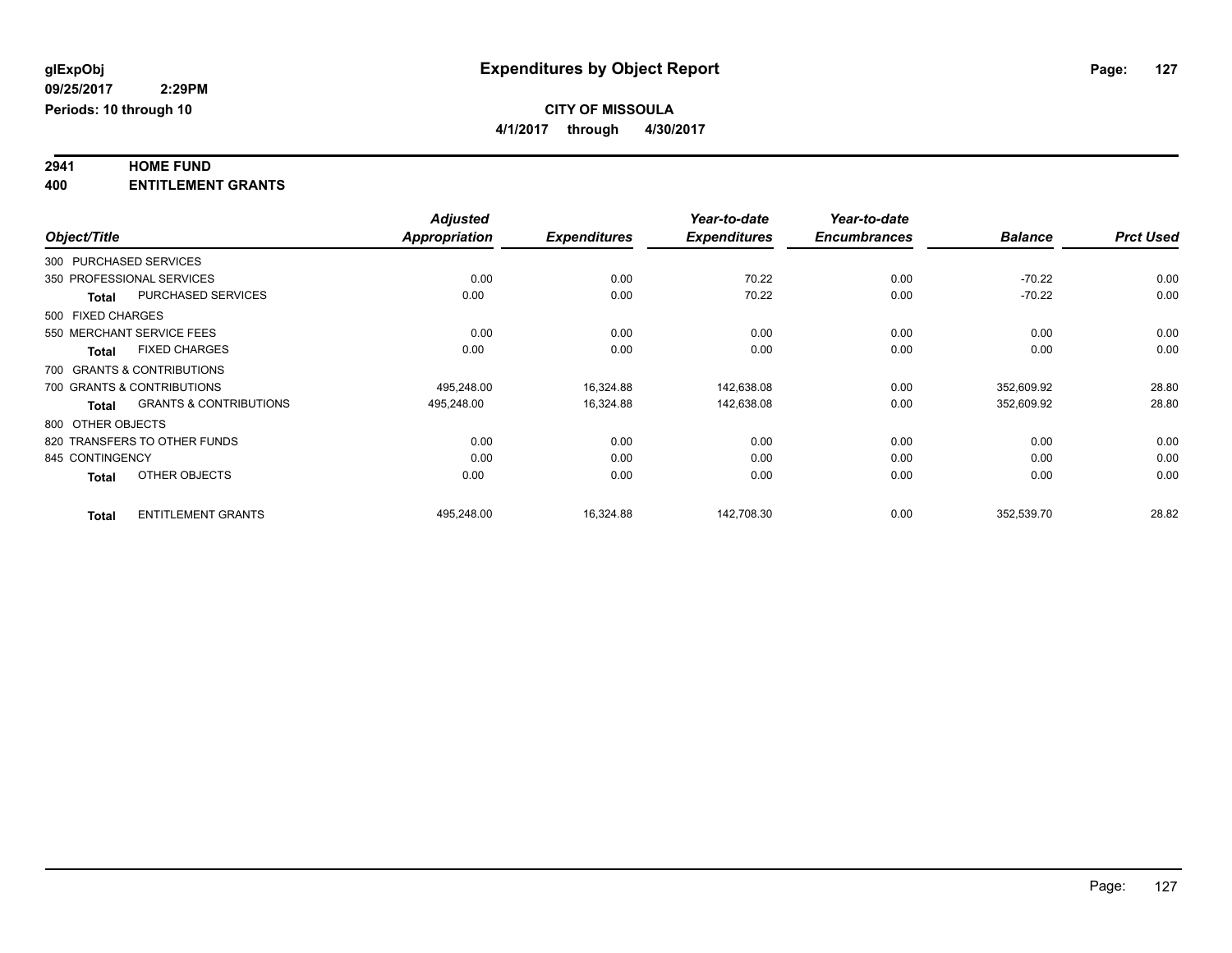# Expenditures by Object Report

glExpObj
09/25/2017 2:29PM
Periods: 10 through 10

**CITY OF MISSOULA**
**4/1/2017 through 4/30/2017**

**2941 HOME FUND**
**400 ENTITLEMENT GRANTS**

| Object/Title | | Adjusted Appropriation | Expenditures | Year-to-date Expenditures | Year-to-date Encumbrances | Balance | Prct Used |
|---|---|---|---|---|---|---|---|
| 300 PURCHASED SERVICES | | | | | | | |
| 350 PROFESSIONAL SERVICES | | 0.00 | 0.00 | 70.22 | 0.00 | -70.22 | 0.00 |
| **Total** | PURCHASED SERVICES | 0.00 | 0.00 | 70.22 | 0.00 | -70.22 | 0.00 |
| 500 FIXED CHARGES | | | | | | | |
| 550 MERCHANT SERVICE FEES | | 0.00 | 0.00 | 0.00 | 0.00 | 0.00 | 0.00 |
| **Total** | FIXED CHARGES | 0.00 | 0.00 | 0.00 | 0.00 | 0.00 | 0.00 |
| 700 GRANTS & CONTRIBUTIONS | | | | | | | |
| 700 GRANTS & CONTRIBUTIONS | | 495,248.00 | 16,324.88 | 142,638.08 | 0.00 | 352,609.92 | 28.80 |
| **Total** | GRANTS & CONTRIBUTIONS | 495,248.00 | 16,324.88 | 142,638.08 | 0.00 | 352,609.92 | 28.80 |
| 800 OTHER OBJECTS | | | | | | | |
| 820 TRANSFERS TO OTHER FUNDS | | 0.00 | 0.00 | 0.00 | 0.00 | 0.00 | 0.00 |
| 845 CONTINGENCY | | 0.00 | 0.00 | 0.00 | 0.00 | 0.00 | 0.00 |
| **Total** | OTHER OBJECTS | 0.00 | 0.00 | 0.00 | 0.00 | 0.00 | 0.00 |
| **Total** | ENTITLEMENT GRANTS | 495,248.00 | 16,324.88 | 142,708.30 | 0.00 | 352,539.70 | 28.82 |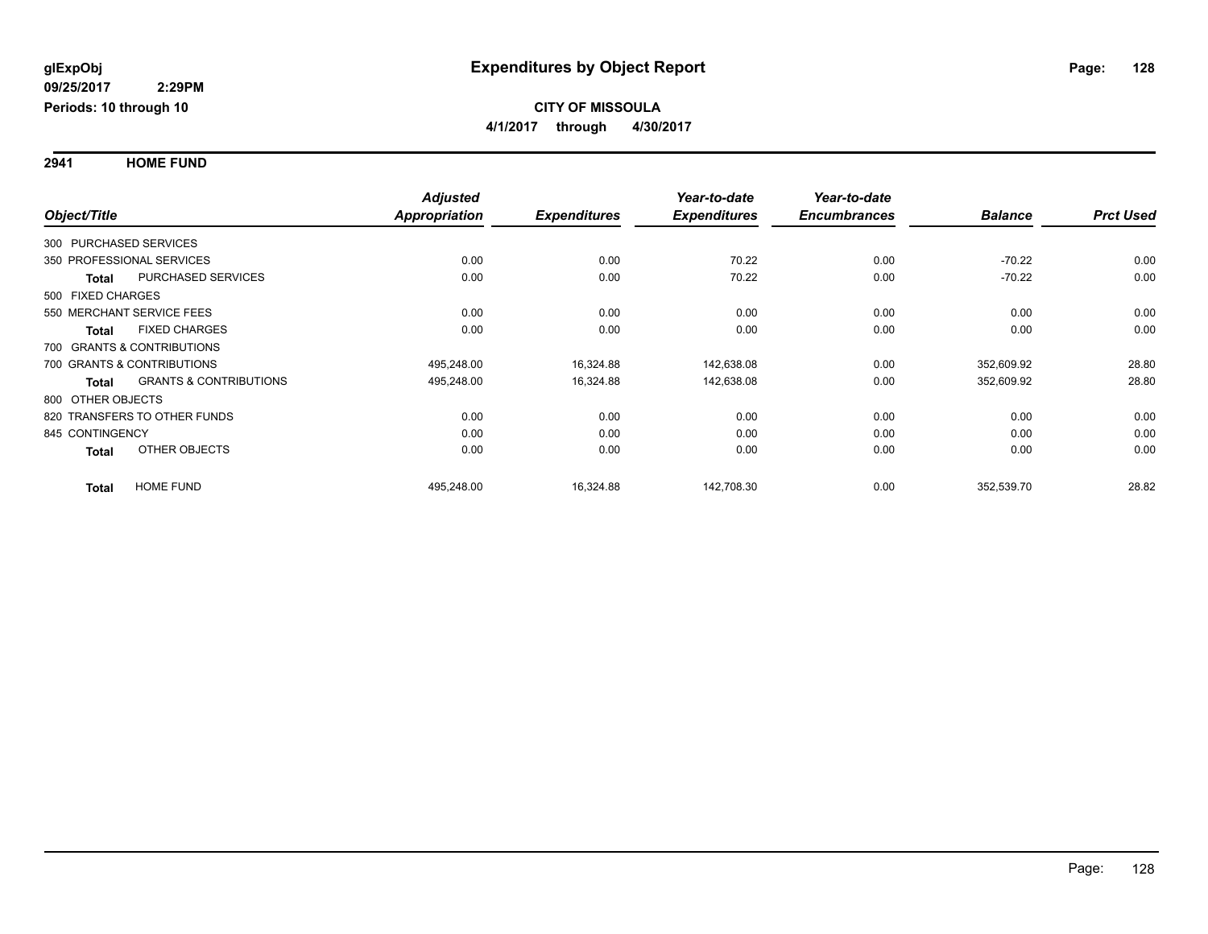# Expenditures by Object Report

glExpObj
09/25/2017 2:29PM
Periods: 10 through 10

**CITY OF MISSOULA**
**4/1/2017 through 4/30/2017**

## 2941 HOME FUND

| Object/Title | | Adjusted Appropriation | Expenditures | Year-to-date Expenditures | Year-to-date Encumbrances | Balance | Prct Used |
|---|---|---|---|---|---|---|---|
| 300 PURCHASED SERVICES | | | | | | | |
| 350 PROFESSIONAL SERVICES | | 0.00 | 0.00 | 70.22 | 0.00 | -70.22 | 0.00 |
| **Total** | PURCHASED SERVICES | 0.00 | 0.00 | 70.22 | 0.00 | -70.22 | 0.00 |
| 500 FIXED CHARGES | | | | | | | |
| 550 MERCHANT SERVICE FEES | | 0.00 | 0.00 | 0.00 | 0.00 | 0.00 | 0.00 |
| **Total** | FIXED CHARGES | 0.00 | 0.00 | 0.00 | 0.00 | 0.00 | 0.00 |
| 700 GRANTS & CONTRIBUTIONS | | | | | | | |
| 700 GRANTS & CONTRIBUTIONS | | 495,248.00 | 16,324.88 | 142,638.08 | 0.00 | 352,609.92 | 28.80 |
| **Total** | GRANTS & CONTRIBUTIONS | 495,248.00 | 16,324.88 | 142,638.08 | 0.00 | 352,609.92 | 28.80 |
| 800 OTHER OBJECTS | | | | | | | |
| 820 TRANSFERS TO OTHER FUNDS | | 0.00 | 0.00 | 0.00 | 0.00 | 0.00 | 0.00 |
| 845 CONTINGENCY | | 0.00 | 0.00 | 0.00 | 0.00 | 0.00 | 0.00 |
| **Total** | OTHER OBJECTS | 0.00 | 0.00 | 0.00 | 0.00 | 0.00 | 0.00 |
| **Total** | HOME FUND | 495,248.00 | 16,324.88 | 142,708.30 | 0.00 | 352,539.70 | 28.82 |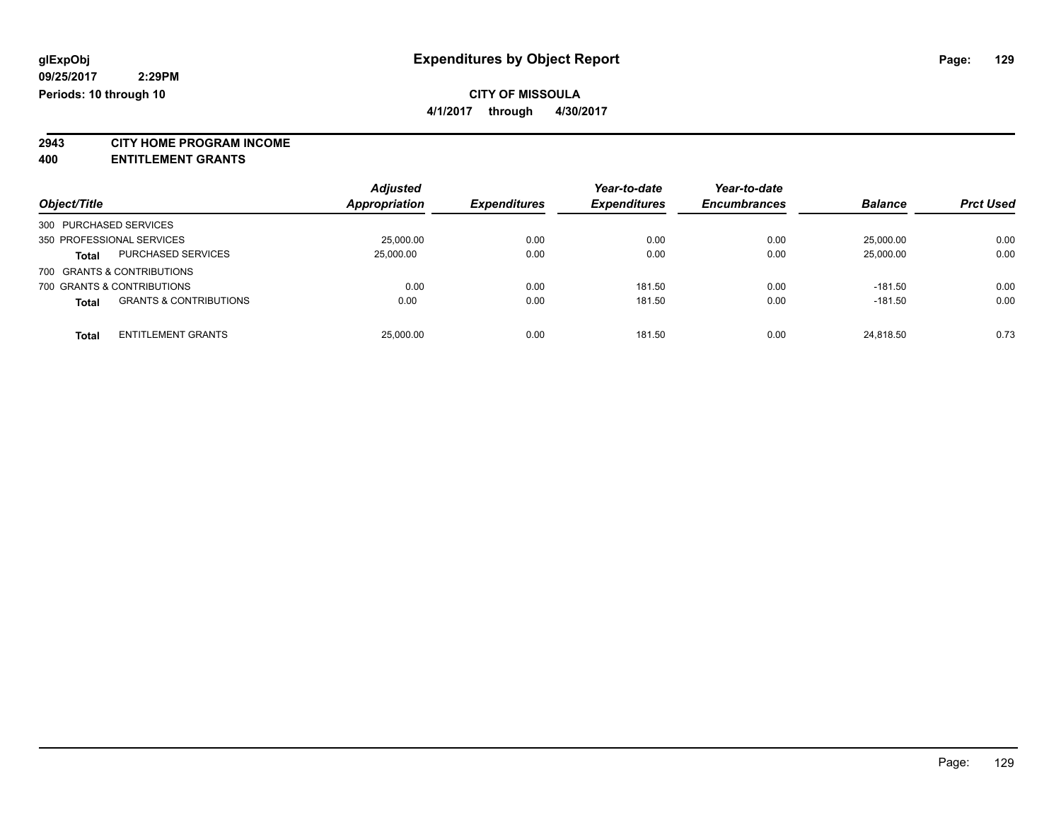glExpObj
09/25/2017 2:29PM
Periods: 10 through 10

# Expenditures by Object Report

**CITY OF MISSOULA**

**4/1/2017 through 4/30/2017**

**2943 CITY HOME PROGRAM INCOME**
**400 ENTITLEMENT GRANTS**

| Object/Title | | Adjusted Appropriation | Expenditures | Year-to-date Expenditures | Year-to-date Encumbrances | Balance | Prct Used |
|---|---|---|---|---|---|---|---|
| 300 PURCHASED SERVICES | | | | | | | |
| 350 PROFESSIONAL SERVICES | | 25,000.00 | 0.00 | 0.00 | 0.00 | 25,000.00 | 0.00 |
| **Total** | PURCHASED SERVICES | 25,000.00 | 0.00 | 0.00 | 0.00 | 25,000.00 | 0.00 |
| 700 GRANTS & CONTRIBUTIONS | | | | | | | |
| 700 GRANTS & CONTRIBUTIONS | | 0.00 | 0.00 | 181.50 | 0.00 | -181.50 | 0.00 |
| **Total** | GRANTS & CONTRIBUTIONS | 0.00 | 0.00 | 181.50 | 0.00 | -181.50 | 0.00 |
| **Total** | ENTITLEMENT GRANTS | 25,000.00 | 0.00 | 181.50 | 0.00 | 24,818.50 | 0.73 |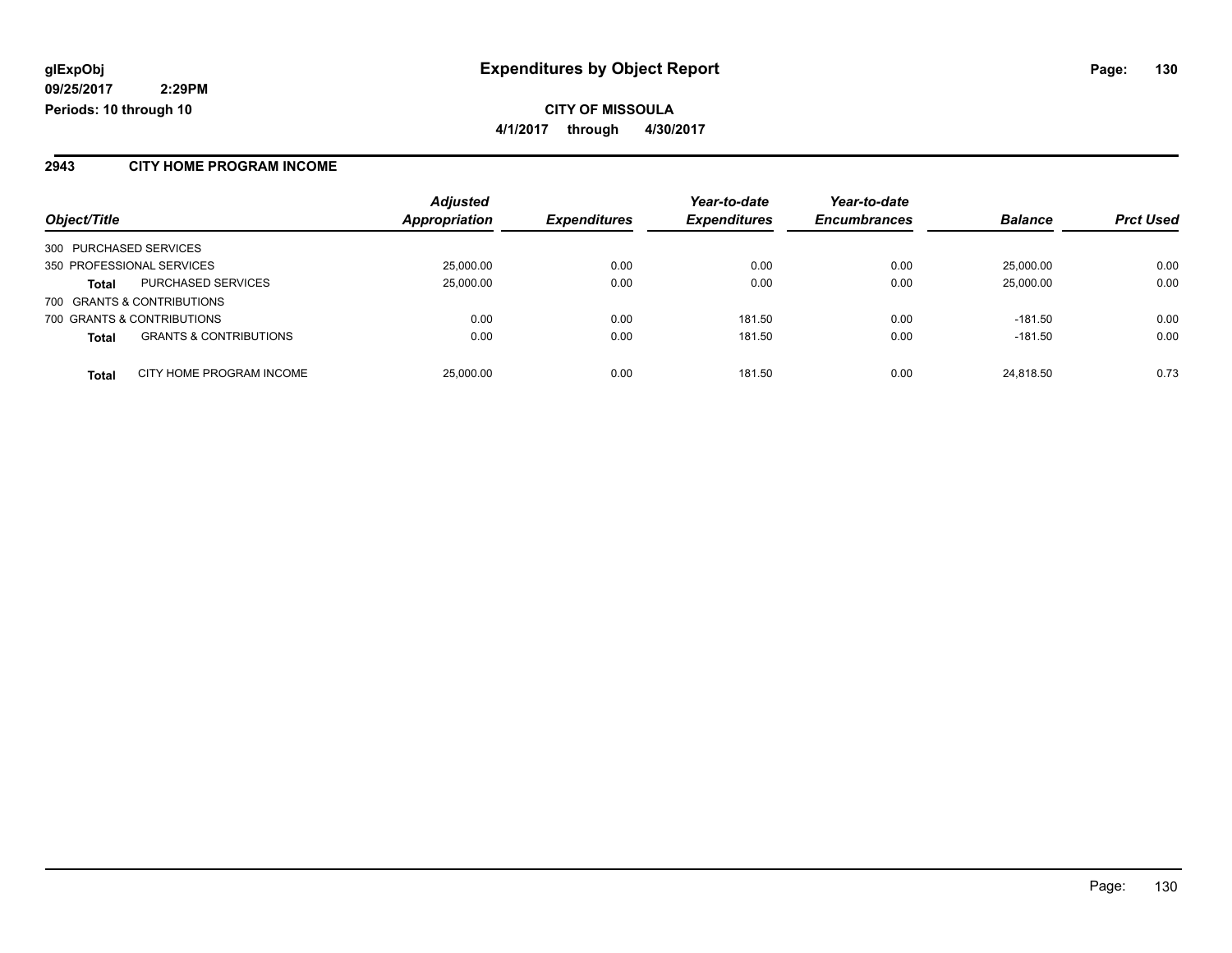**glExpObj**
**09/25/2017 2:29PM**
**Periods: 10 through 10**

# Expenditures by Object Report

**CITY OF MISSOULA**
**4/1/2017 through 4/30/2017**

## 2943 CITY HOME PROGRAM INCOME

| Object/Title | | Adjusted Appropriation | Expenditures | Year-to-date Expenditures | Year-to-date Encumbrances | Balance | Prct Used |
|---|---|---|---|---|---|---|---|
| 300 PURCHASED SERVICES | | | | | | | |
| 350 PROFESSIONAL SERVICES | | 25,000.00 | 0.00 | 0.00 | 0.00 | 25,000.00 | 0.00 |
| **Total** | PURCHASED SERVICES | 25,000.00 | 0.00 | 0.00 | 0.00 | 25,000.00 | 0.00 |
| 700 GRANTS & CONTRIBUTIONS | | | | | | | |
| 700 GRANTS & CONTRIBUTIONS | | 0.00 | 0.00 | 181.50 | 0.00 | -181.50 | 0.00 |
| **Total** | GRANTS & CONTRIBUTIONS | 0.00 | 0.00 | 181.50 | 0.00 | -181.50 | 0.00 |
| **Total** | CITY HOME PROGRAM INCOME | 25,000.00 | 0.00 | 181.50 | 0.00 | 24,818.50 | 0.73 |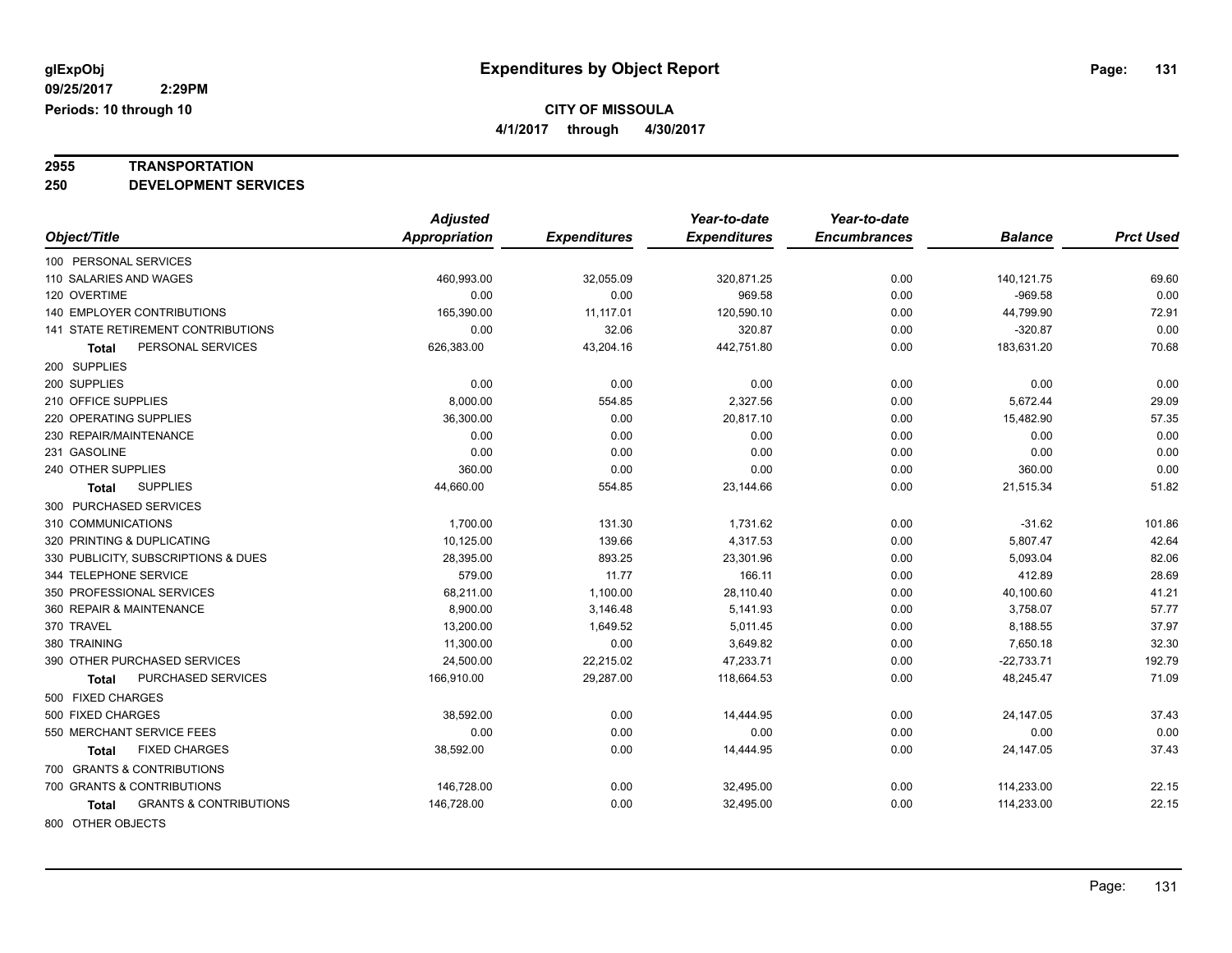**glExpObj**
**09/25/2017 2:29PM**
**Periods: 10 through 10**

# Expenditures by Object Report

**CITY OF MISSOULA**
**4/1/2017 through 4/30/2017**

**2955 TRANSPORTATION**
**250 DEVELOPMENT SERVICES**

| Object/Title | Adjusted Appropriation | Expenditures | Year-to-date Expenditures | Year-to-date Encumbrances | Balance | Prct Used |
|---|---|---|---|---|---|---|
| 100 PERSONAL SERVICES | | | | | | |
| 110 SALARIES AND WAGES | 460,993.00 | 32,055.09 | 320,871.25 | 0.00 | 140,121.75 | 69.60 |
| 120 OVERTIME | 0.00 | 0.00 | 969.58 | 0.00 | -969.58 | 0.00 |
| 140 EMPLOYER CONTRIBUTIONS | 165,390.00 | 11,117.01 | 120,590.10 | 0.00 | 44,799.90 | 72.91 |
| 141 STATE RETIREMENT CONTRIBUTIONS | 0.00 | 32.06 | 320.87 | 0.00 | -320.87 | 0.00 |
| **Total** PERSONAL SERVICES | 626,383.00 | 43,204.16 | 442,751.80 | 0.00 | 183,631.20 | 70.68 |
| 200 SUPPLIES | | | | | | |
| 200 SUPPLIES | 0.00 | 0.00 | 0.00 | 0.00 | 0.00 | 0.00 |
| 210 OFFICE SUPPLIES | 8,000.00 | 554.85 | 2,327.56 | 0.00 | 5,672.44 | 29.09 |
| 220 OPERATING SUPPLIES | 36,300.00 | 0.00 | 20,817.10 | 0.00 | 15,482.90 | 57.35 |
| 230 REPAIR/MAINTENANCE | 0.00 | 0.00 | 0.00 | 0.00 | 0.00 | 0.00 |
| 231 GASOLINE | 0.00 | 0.00 | 0.00 | 0.00 | 0.00 | 0.00 |
| 240 OTHER SUPPLIES | 360.00 | 0.00 | 0.00 | 0.00 | 360.00 | 0.00 |
| **Total** SUPPLIES | 44,660.00 | 554.85 | 23,144.66 | 0.00 | 21,515.34 | 51.82 |
| 300 PURCHASED SERVICES | | | | | | |
| 310 COMMUNICATIONS | 1,700.00 | 131.30 | 1,731.62 | 0.00 | -31.62 | 101.86 |
| 320 PRINTING & DUPLICATING | 10,125.00 | 139.66 | 4,317.53 | 0.00 | 5,807.47 | 42.64 |
| 330 PUBLICITY, SUBSCRIPTIONS & DUES | 28,395.00 | 893.25 | 23,301.96 | 0.00 | 5,093.04 | 82.06 |
| 344 TELEPHONE SERVICE | 579.00 | 11.77 | 166.11 | 0.00 | 412.89 | 28.69 |
| 350 PROFESSIONAL SERVICES | 68,211.00 | 1,100.00 | 28,110.40 | 0.00 | 40,100.60 | 41.21 |
| 360 REPAIR & MAINTENANCE | 8,900.00 | 3,146.48 | 5,141.93 | 0.00 | 3,758.07 | 57.77 |
| 370 TRAVEL | 13,200.00 | 1,649.52 | 5,011.45 | 0.00 | 8,188.55 | 37.97 |
| 380 TRAINING | 11,300.00 | 0.00 | 3,649.82 | 0.00 | 7,650.18 | 32.30 |
| 390 OTHER PURCHASED SERVICES | 24,500.00 | 22,215.02 | 47,233.71 | 0.00 | -22,733.71 | 192.79 |
| **Total** PURCHASED SERVICES | 166,910.00 | 29,287.00 | 118,664.53 | 0.00 | 48,245.47 | 71.09 |
| 500 FIXED CHARGES | | | | | | |
| 500 FIXED CHARGES | 38,592.00 | 0.00 | 14,444.95 | 0.00 | 24,147.05 | 37.43 |
| 550 MERCHANT SERVICE FEES | 0.00 | 0.00 | 0.00 | 0.00 | 0.00 | 0.00 |
| **Total** FIXED CHARGES | 38,592.00 | 0.00 | 14,444.95 | 0.00 | 24,147.05 | 37.43 |
| 700 GRANTS & CONTRIBUTIONS | | | | | | |
| 700 GRANTS & CONTRIBUTIONS | 146,728.00 | 0.00 | 32,495.00 | 0.00 | 114,233.00 | 22.15 |
| **Total** GRANTS & CONTRIBUTIONS | 146,728.00 | 0.00 | 32,495.00 | 0.00 | 114,233.00 | 22.15 |
| 800 OTHER OBJECTS | | | | | | |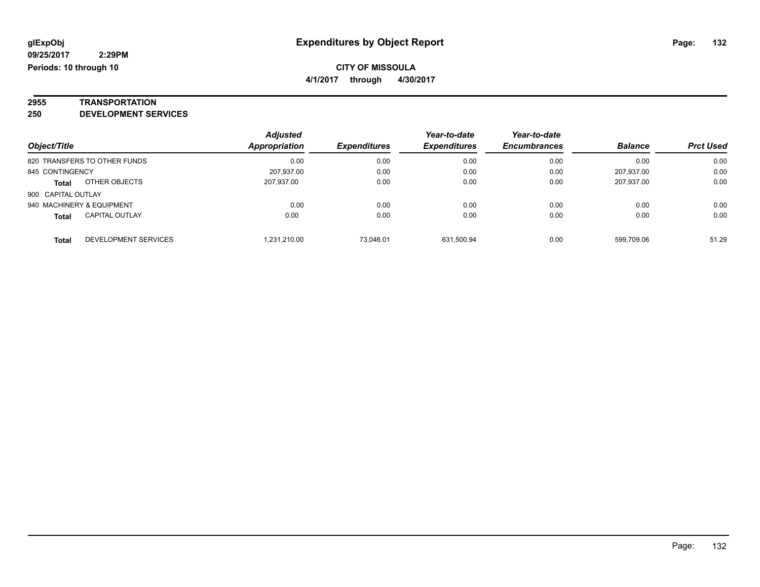# Expenditures by Object Report

glExpObj
09/25/2017 2:29PM
Periods: 10 through 10

**CITY OF MISSOULA**

**4/1/2017 through 4/30/2017**

## 2955 TRANSPORTATION

## 250 DEVELOPMENT SERVICES

| Object/Title | | Adjusted Appropriation | Expenditures | Year-to-date Expenditures | Year-to-date Encumbrances | Balance | Prct Used |
|---|---|---|---|---|---|---|---|
| 820 TRANSFERS TO OTHER FUNDS | | 0.00 | 0.00 | 0.00 | 0.00 | 0.00 | 0.00 |
| 845 CONTINGENCY | | 207,937.00 | 0.00 | 0.00 | 0.00 | 207,937.00 | 0.00 |
| **Total** | OTHER OBJECTS | 207,937.00 | 0.00 | 0.00 | 0.00 | 207,937.00 | 0.00 |
| 900 CAPITAL OUTLAY | | | | | | | |
| 940 MACHINERY & EQUIPMENT | | 0.00 | 0.00 | 0.00 | 0.00 | 0.00 | 0.00 |
| **Total** | CAPITAL OUTLAY | 0.00 | 0.00 | 0.00 | 0.00 | 0.00 | 0.00 |
| **Total** | DEVELOPMENT SERVICES | 1,231,210.00 | 73,046.01 | 631,500.94 | 0.00 | 599,709.06 | 51.29 |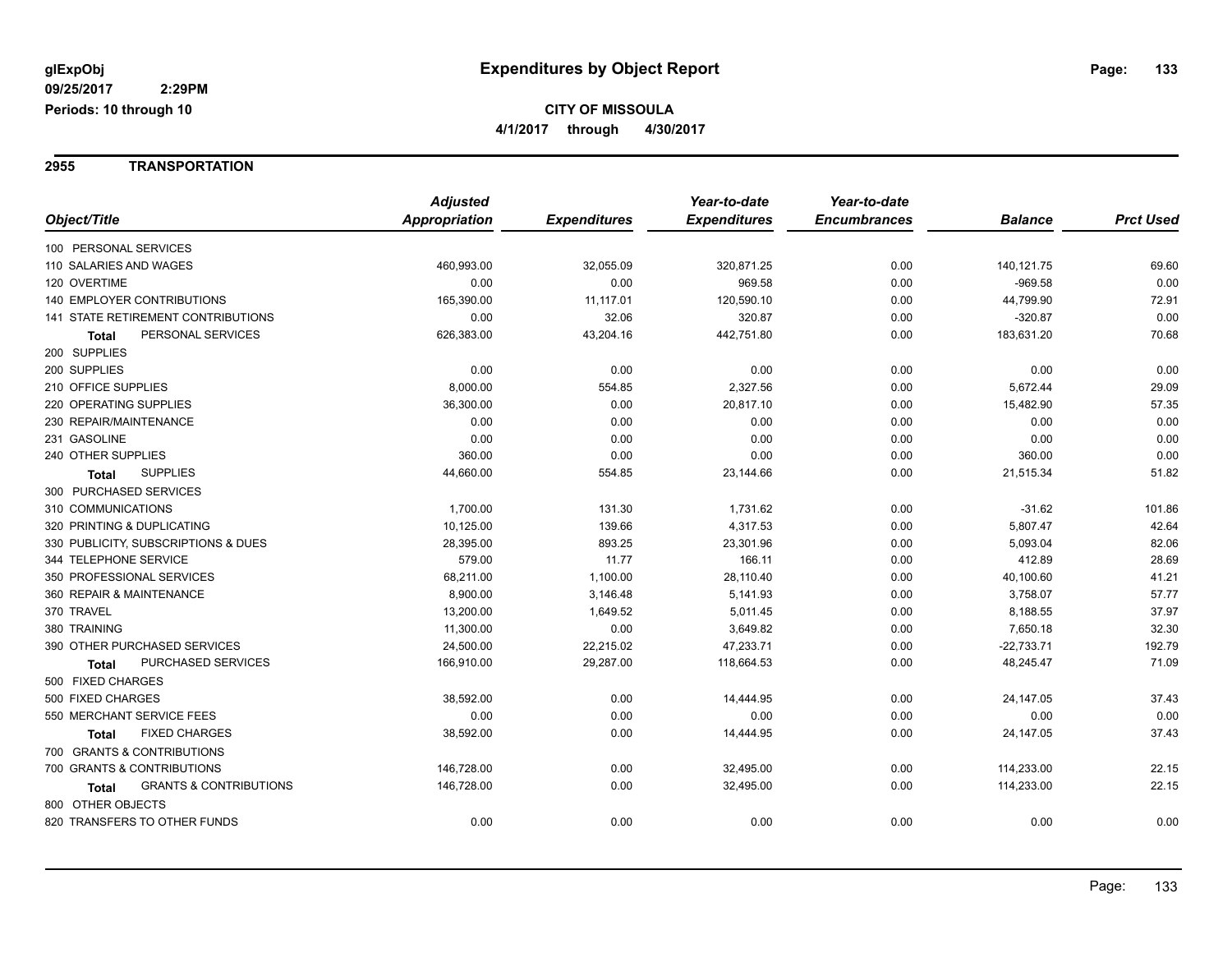glExpObj
09/25/2017 2:29PM
Periods: 10 through 10

# Expenditures by Object Report

**CITY OF MISSOULA**
**4/1/2017 through 4/30/2017**

## 2955 TRANSPORTATION

| Object/Title | Adjusted Appropriation | Expenditures | Year-to-date Expenditures | Year-to-date Encumbrances | Balance | Prct Used |
|---|---|---|---|---|---|---|
| 100 PERSONAL SERVICES | | | | | | |
| 110 SALARIES AND WAGES | 460,993.00 | 32,055.09 | 320,871.25 | 0.00 | 140,121.75 | 69.60 |
| 120 OVERTIME | 0.00 | 0.00 | 969.58 | 0.00 | -969.58 | 0.00 |
| 140 EMPLOYER CONTRIBUTIONS | 165,390.00 | 11,117.01 | 120,590.10 | 0.00 | 44,799.90 | 72.91 |
| 141 STATE RETIREMENT CONTRIBUTIONS | 0.00 | 32.06 | 320.87 | 0.00 | -320.87 | 0.00 |
| **Total** PERSONAL SERVICES | 626,383.00 | 43,204.16 | 442,751.80 | 0.00 | 183,631.20 | 70.68 |
| 200 SUPPLIES | | | | | | |
| 200 SUPPLIES | 0.00 | 0.00 | 0.00 | 0.00 | 0.00 | 0.00 |
| 210 OFFICE SUPPLIES | 8,000.00 | 554.85 | 2,327.56 | 0.00 | 5,672.44 | 29.09 |
| 220 OPERATING SUPPLIES | 36,300.00 | 0.00 | 20,817.10 | 0.00 | 15,482.90 | 57.35 |
| 230 REPAIR/MAINTENANCE | 0.00 | 0.00 | 0.00 | 0.00 | 0.00 | 0.00 |
| 231 GASOLINE | 0.00 | 0.00 | 0.00 | 0.00 | 0.00 | 0.00 |
| 240 OTHER SUPPLIES | 360.00 | 0.00 | 0.00 | 0.00 | 360.00 | 0.00 |
| **Total** SUPPLIES | 44,660.00 | 554.85 | 23,144.66 | 0.00 | 21,515.34 | 51.82 |
| 300 PURCHASED SERVICES | | | | | | |
| 310 COMMUNICATIONS | 1,700.00 | 131.30 | 1,731.62 | 0.00 | -31.62 | 101.86 |
| 320 PRINTING & DUPLICATING | 10,125.00 | 139.66 | 4,317.53 | 0.00 | 5,807.47 | 42.64 |
| 330 PUBLICITY, SUBSCRIPTIONS & DUES | 28,395.00 | 893.25 | 23,301.96 | 0.00 | 5,093.04 | 82.06 |
| 344 TELEPHONE SERVICE | 579.00 | 11.77 | 166.11 | 0.00 | 412.89 | 28.69 |
| 350 PROFESSIONAL SERVICES | 68,211.00 | 1,100.00 | 28,110.40 | 0.00 | 40,100.60 | 41.21 |
| 360 REPAIR & MAINTENANCE | 8,900.00 | 3,146.48 | 5,141.93 | 0.00 | 3,758.07 | 57.77 |
| 370 TRAVEL | 13,200.00 | 1,649.52 | 5,011.45 | 0.00 | 8,188.55 | 37.97 |
| 380 TRAINING | 11,300.00 | 0.00 | 3,649.82 | 0.00 | 7,650.18 | 32.30 |
| 390 OTHER PURCHASED SERVICES | 24,500.00 | 22,215.02 | 47,233.71 | 0.00 | -22,733.71 | 192.79 |
| **Total** PURCHASED SERVICES | 166,910.00 | 29,287.00 | 118,664.53 | 0.00 | 48,245.47 | 71.09 |
| 500 FIXED CHARGES | | | | | | |
| 500 FIXED CHARGES | 38,592.00 | 0.00 | 14,444.95 | 0.00 | 24,147.05 | 37.43 |
| 550 MERCHANT SERVICE FEES | 0.00 | 0.00 | 0.00 | 0.00 | 0.00 | 0.00 |
| **Total** FIXED CHARGES | 38,592.00 | 0.00 | 14,444.95 | 0.00 | 24,147.05 | 37.43 |
| 700 GRANTS & CONTRIBUTIONS | | | | | | |
| 700 GRANTS & CONTRIBUTIONS | 146,728.00 | 0.00 | 32,495.00 | 0.00 | 114,233.00 | 22.15 |
| **Total** GRANTS & CONTRIBUTIONS | 146,728.00 | 0.00 | 32,495.00 | 0.00 | 114,233.00 | 22.15 |
| 800 OTHER OBJECTS | | | | | | |
| 820 TRANSFERS TO OTHER FUNDS | 0.00 | 0.00 | 0.00 | 0.00 | 0.00 | 0.00 |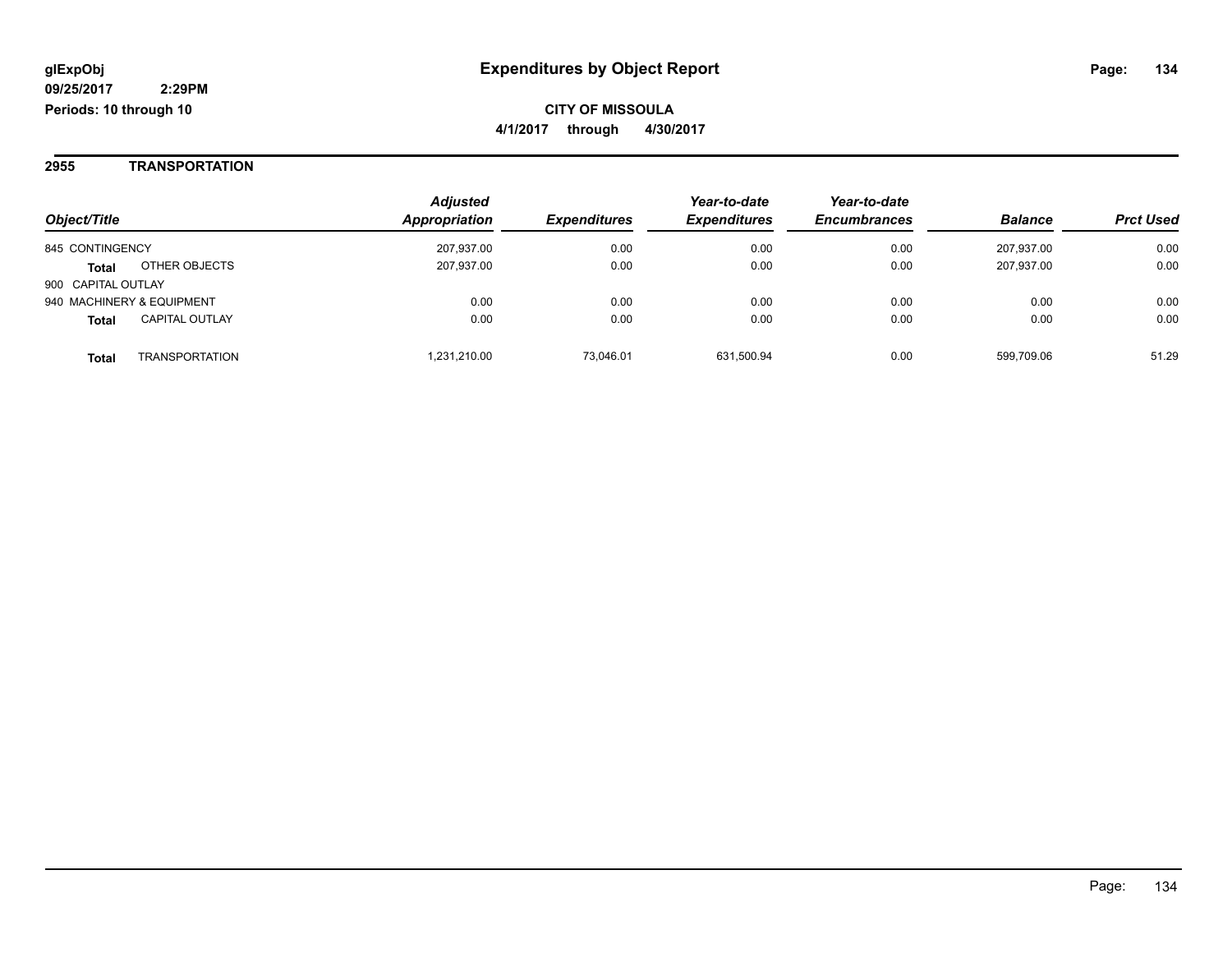**glExpObj**
**09/25/2017 2:29PM**
**Periods: 10 through 10**

# Expenditures by Object Report

**CITY OF MISSOULA**
**4/1/2017 through 4/30/2017**

## 2955 TRANSPORTATION

| Object/Title | | Adjusted Appropriation | Expenditures | Year-to-date Expenditures | Year-to-date Encumbrances | Balance | Prct Used |
|---|---|---|---|---|---|---|---|
| 845 CONTINGENCY | | 207,937.00 | 0.00 | 0.00 | 0.00 | 207,937.00 | 0.00 |
| **Total** | OTHER OBJECTS | 207,937.00 | 0.00 | 0.00 | 0.00 | 207,937.00 | 0.00 |
| 900 CAPITAL OUTLAY | | | | | | | |
| 940 MACHINERY & EQUIPMENT | | 0.00 | 0.00 | 0.00 | 0.00 | 0.00 | 0.00 |
| **Total** | CAPITAL OUTLAY | 0.00 | 0.00 | 0.00 | 0.00 | 0.00 | 0.00 |
| **Total** | TRANSPORTATION | 1,231,210.00 | 73,046.01 | 631,500.94 | 0.00 | 599,709.06 | 51.29 |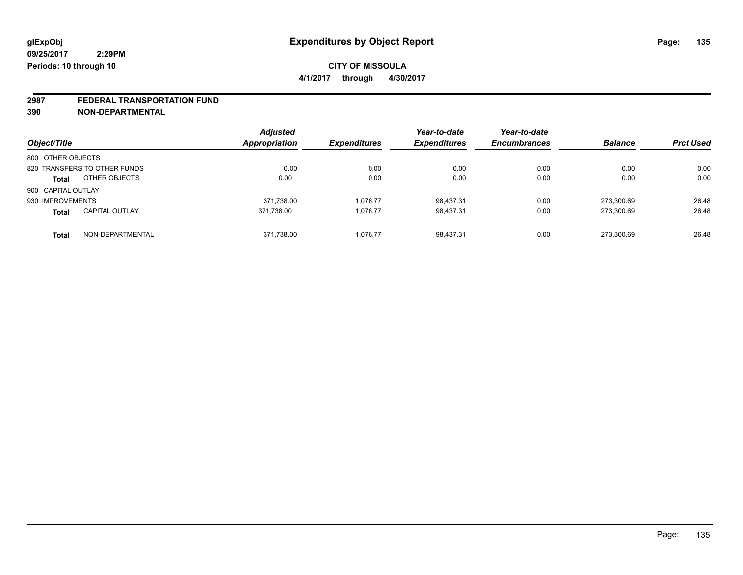glExpObj
09/25/2017 2:29PM
Periods: 10 through 10

# Expenditures by Object Report

**CITY OF MISSOULA**
**4/1/2017 through 4/30/2017**

**2987 FEDERAL TRANSPORTATION FUND**
**390 NON-DEPARTMENTAL**

| Object/Title | Adjusted Appropriation | Expenditures | Year-to-date Expenditures | Year-to-date Encumbrances | Balance | Prct Used |
|---|---|---|---|---|---|---|
| 800 OTHER OBJECTS | | | | | | |
| 820 TRANSFERS TO OTHER FUNDS | 0.00 | 0.00 | 0.00 | 0.00 | 0.00 | 0.00 |
| **Total** OTHER OBJECTS | 0.00 | 0.00 | 0.00 | 0.00 | 0.00 | 0.00 |
| 900 CAPITAL OUTLAY | | | | | | |
| 930 IMPROVEMENTS | 371,738.00 | 1,076.77 | 98,437.31 | 0.00 | 273,300.69 | 26.48 |
| **Total** CAPITAL OUTLAY | 371,738.00 | 1,076.77 | 98,437.31 | 0.00 | 273,300.69 | 26.48 |
| **Total** NON-DEPARTMENTAL | 371,738.00 | 1,076.77 | 98,437.31 | 0.00 | 273,300.69 | 26.48 |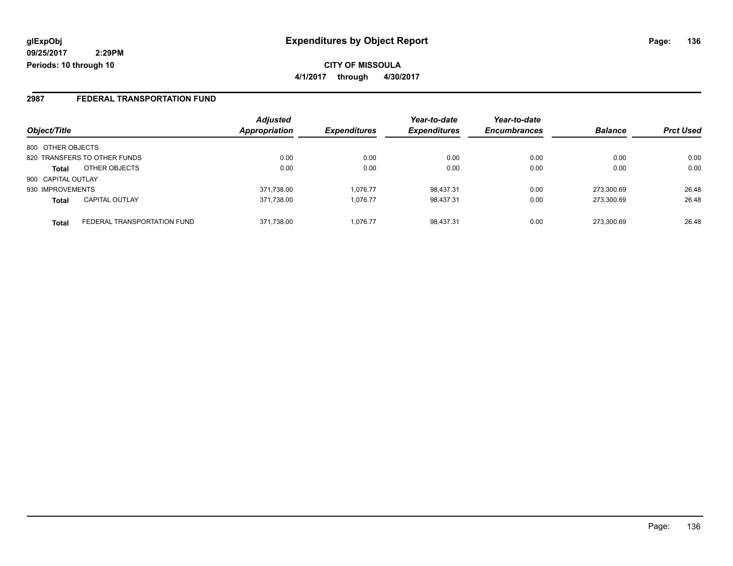glExpObj
09/25/2017 2:29PM
Periods: 10 through 10

# Expenditures by Object Report

**CITY OF MISSOULA**
**4/1/2017 through 4/30/2017**

## 2987 FEDERAL TRANSPORTATION FUND

| Object/Title | | Adjusted Appropriation | Expenditures | Year-to-date Expenditures | Year-to-date Encumbrances | Balance | Prct Used |
|---|---|---|---|---|---|---|---|
| 800 OTHER OBJECTS | | | | | | | |
| 820 TRANSFERS TO OTHER FUNDS | | 0.00 | 0.00 | 0.00 | 0.00 | 0.00 | 0.00 |
| **Total** | OTHER OBJECTS | 0.00 | 0.00 | 0.00 | 0.00 | 0.00 | 0.00 |
| 900 CAPITAL OUTLAY | | | | | | | |
| 930 IMPROVEMENTS | | 371,738.00 | 1,076.77 | 98,437.31 | 0.00 | 273,300.69 | 26.48 |
| **Total** | CAPITAL OUTLAY | 371,738.00 | 1,076.77 | 98,437.31 | 0.00 | 273,300.69 | 26.48 |
| **Total** | FEDERAL TRANSPORTATION FUND | 371,738.00 | 1,076.77 | 98,437.31 | 0.00 | 273,300.69 | 26.48 |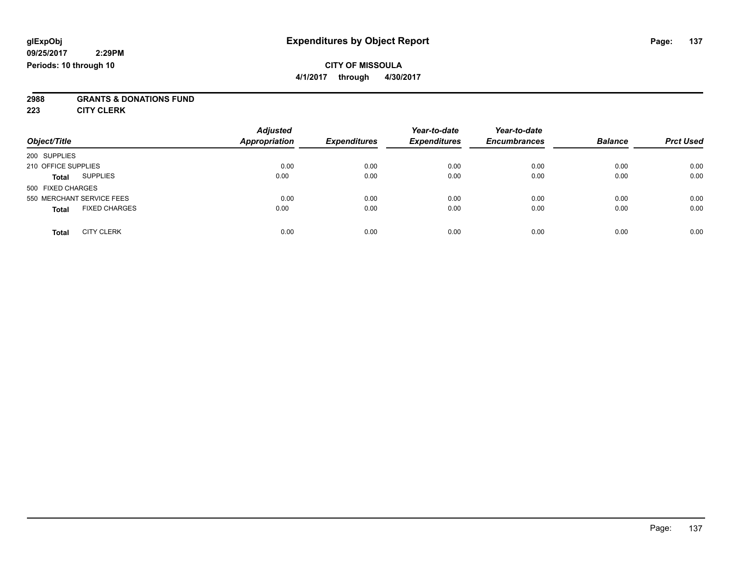glExpObj
09/25/2017 2:29PM
Periods: 10 through 10

# Expenditures by Object Report

**CITY OF MISSOULA**
**4/1/2017 through 4/30/2017**

**2988 GRANTS & DONATIONS FUND**
**223 CITY CLERK**

| Object/Title | Adjusted Appropriation | Expenditures | Year-to-date Expenditures | Year-to-date Encumbrances | Balance | Prct Used |
|---|---|---|---|---|---|---|
| 200 SUPPLIES | | | | | | |
| 210 OFFICE SUPPLIES | 0.00 | 0.00 | 0.00 | 0.00 | 0.00 | 0.00 |
| **Total** SUPPLIES | 0.00 | 0.00 | 0.00 | 0.00 | 0.00 | 0.00 |
| 500 FIXED CHARGES | | | | | | |
| 550 MERCHANT SERVICE FEES | 0.00 | 0.00 | 0.00 | 0.00 | 0.00 | 0.00 |
| **Total** FIXED CHARGES | 0.00 | 0.00 | 0.00 | 0.00 | 0.00 | 0.00 |
| **Total** CITY CLERK | 0.00 | 0.00 | 0.00 | 0.00 | 0.00 | 0.00 |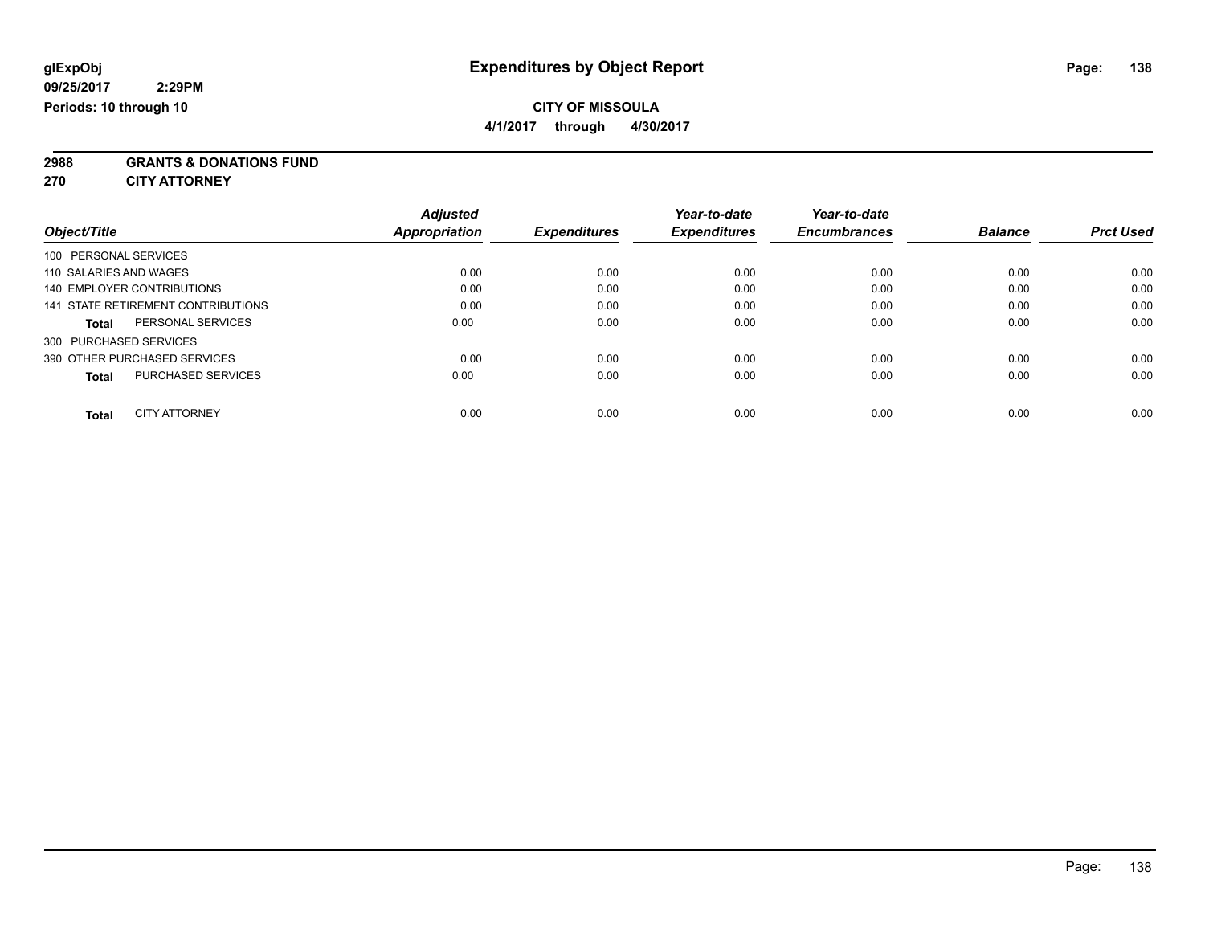**glExpObj** **Expenditures by Object Report**

**09/25/2017 2:29PM**

**Periods: 10 through 10**

**CITY OF MISSOULA**

**4/1/2017 through 4/30/2017**

**2988 GRANTS & DONATIONS FUND**

**270 CITY ATTORNEY**

| Object/Title | Adjusted Appropriation | Expenditures | Year-to-date Expenditures | Year-to-date Encumbrances | Balance | Prct Used |
|---|---|---|---|---|---|---|
| 100 PERSONAL SERVICES | | | | | | |
| 110 SALARIES AND WAGES | 0.00 | 0.00 | 0.00 | 0.00 | 0.00 | 0.00 |
| 140 EMPLOYER CONTRIBUTIONS | 0.00 | 0.00 | 0.00 | 0.00 | 0.00 | 0.00 |
| 141 STATE RETIREMENT CONTRIBUTIONS | 0.00 | 0.00 | 0.00 | 0.00 | 0.00 | 0.00 |
| **Total** PERSONAL SERVICES | 0.00 | 0.00 | 0.00 | 0.00 | 0.00 | 0.00 |
| 300 PURCHASED SERVICES | | | | | | |
| 390 OTHER PURCHASED SERVICES | 0.00 | 0.00 | 0.00 | 0.00 | 0.00 | 0.00 |
| **Total** PURCHASED SERVICES | 0.00 | 0.00 | 0.00 | 0.00 | 0.00 | 0.00 |
| **Total** CITY ATTORNEY | 0.00 | 0.00 | 0.00 | 0.00 | 0.00 | 0.00 |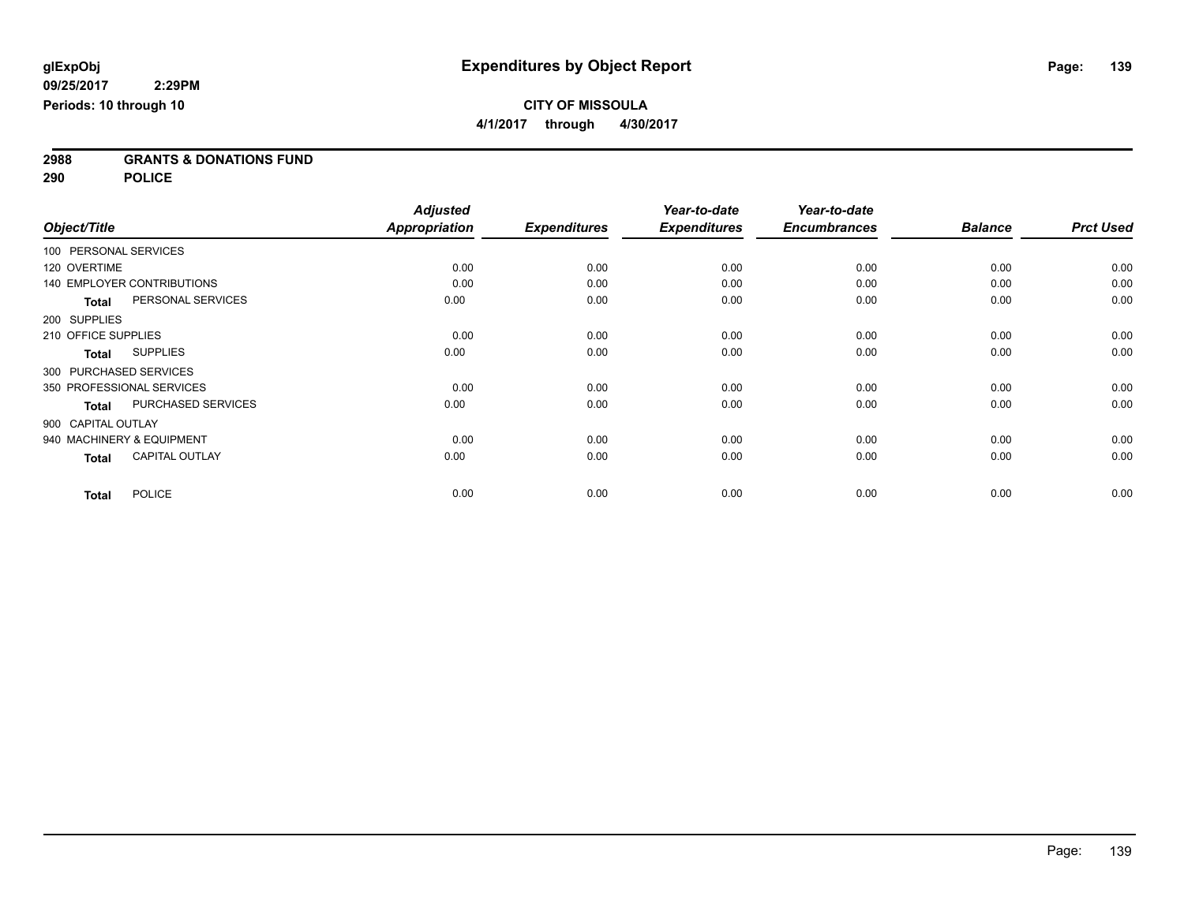**glExpObj**
**09/25/2017 2:29PM**
**Periods: 10 through 10**

# Expenditures by Object Report

**CITY OF MISSOULA**
**4/1/2017 through 4/30/2017**

**2988 GRANTS & DONATIONS FUND**
**290 POLICE**

| Object/Title | Adjusted Appropriation | Expenditures | Year-to-date Expenditures | Year-to-date Encumbrances | Balance | Prct Used |
|---|---|---|---|---|---|---|
| 100 PERSONAL SERVICES | | | | | | |
| 120 OVERTIME | 0.00 | 0.00 | 0.00 | 0.00 | 0.00 | 0.00 |
| 140 EMPLOYER CONTRIBUTIONS | 0.00 | 0.00 | 0.00 | 0.00 | 0.00 | 0.00 |
| **Total** PERSONAL SERVICES | 0.00 | 0.00 | 0.00 | 0.00 | 0.00 | 0.00 |
| 200 SUPPLIES | | | | | | |
| 210 OFFICE SUPPLIES | 0.00 | 0.00 | 0.00 | 0.00 | 0.00 | 0.00 |
| **Total** SUPPLIES | 0.00 | 0.00 | 0.00 | 0.00 | 0.00 | 0.00 |
| 300 PURCHASED SERVICES | | | | | | |
| 350 PROFESSIONAL SERVICES | 0.00 | 0.00 | 0.00 | 0.00 | 0.00 | 0.00 |
| **Total** PURCHASED SERVICES | 0.00 | 0.00 | 0.00 | 0.00 | 0.00 | 0.00 |
| 900 CAPITAL OUTLAY | | | | | | |
| 940 MACHINERY & EQUIPMENT | 0.00 | 0.00 | 0.00 | 0.00 | 0.00 | 0.00 |
| **Total** CAPITAL OUTLAY | 0.00 | 0.00 | 0.00 | 0.00 | 0.00 | 0.00 |
| **Total** POLICE | 0.00 | 0.00 | 0.00 | 0.00 | 0.00 | 0.00 |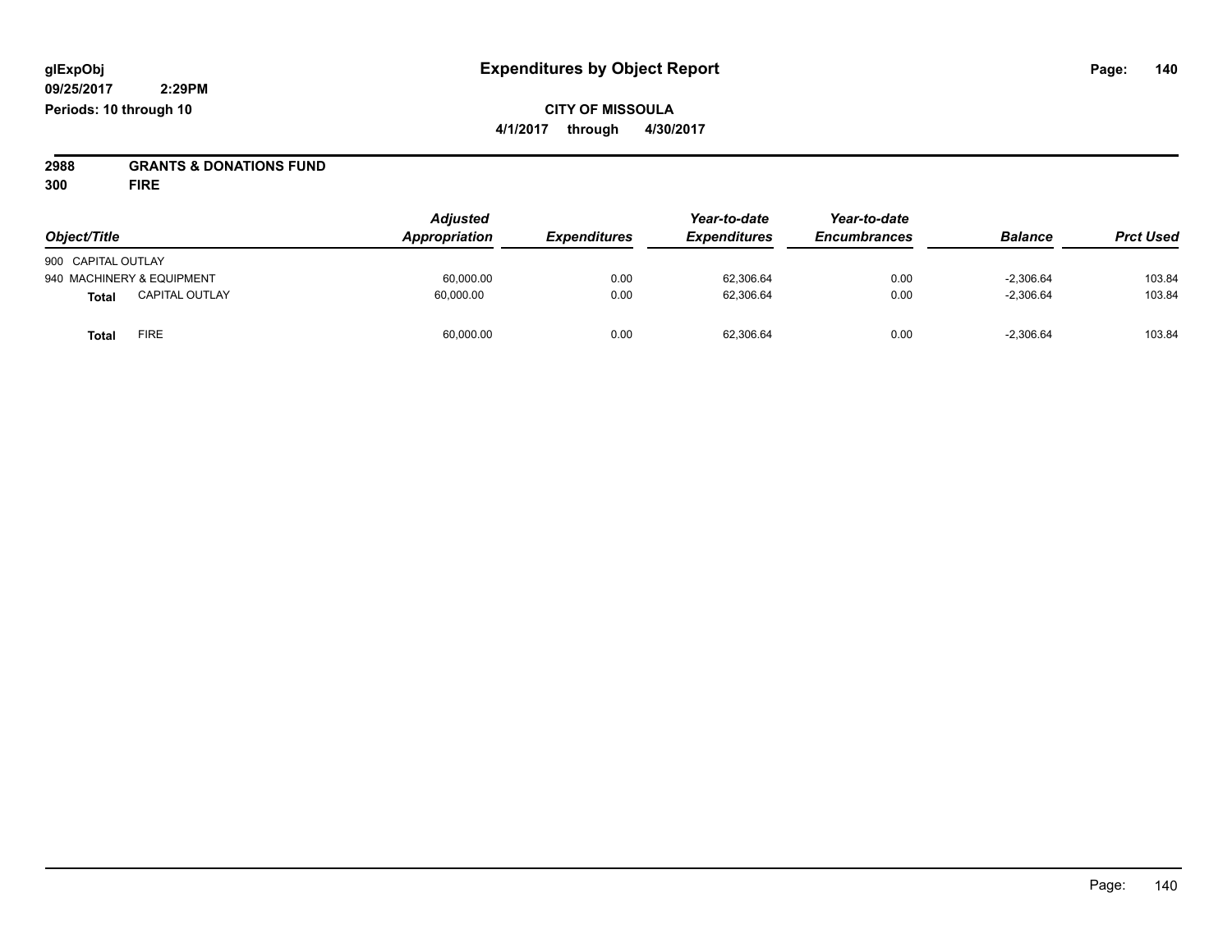# Expenditures by Object Report

glExpObj
09/25/2017 2:29PM
Periods: 10 through 10

**CITY OF MISSOULA**
**4/1/2017 through 4/30/2017**

**2988 GRANTS & DONATIONS FUND**
**300 FIRE**

| Object/Title | | Adjusted Appropriation | Expenditures | Year-to-date Expenditures | Year-to-date Encumbrances | Balance | Prct Used |
|---|---|---|---|---|---|---|---|
| 900 CAPITAL OUTLAY | | | | | | | |
| 940 MACHINERY & EQUIPMENT | | 60,000.00 | 0.00 | 62,306.64 | 0.00 | -2,306.64 | 103.84 |
| **Total** | CAPITAL OUTLAY | 60,000.00 | 0.00 | 62,306.64 | 0.00 | -2,306.64 | 103.84 |
| **Total** | FIRE | 60,000.00 | 0.00 | 62,306.64 | 0.00 | -2,306.64 | 103.84 |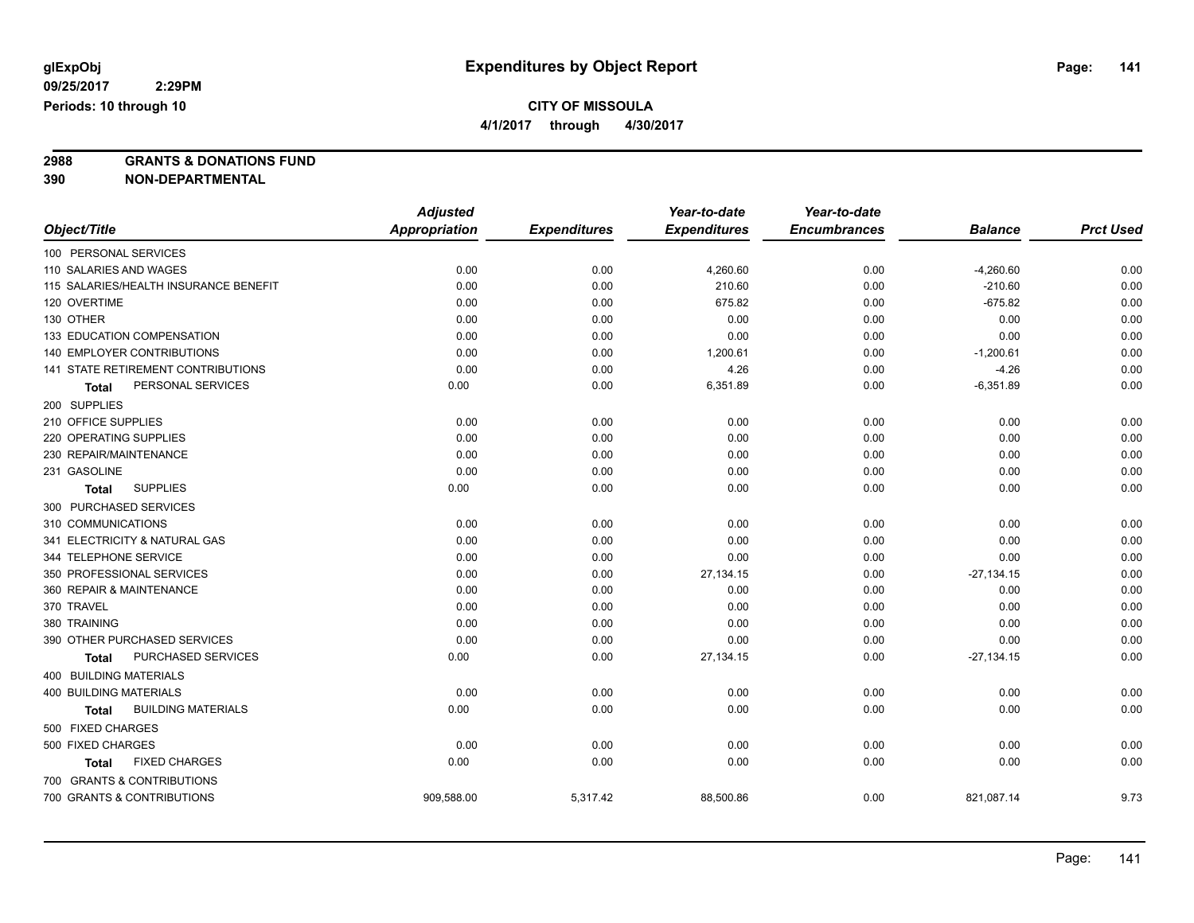glExpObj
09/25/2017 2:29PM
Periods: 10 through 10

# Expenditures by Object Report

**CITY OF MISSOULA**
**4/1/2017 through 4/30/2017**

**2988 GRANTS & DONATIONS FUND**
**390 NON-DEPARTMENTAL**

| Object/Title | Adjusted Appropriation | Expenditures | Year-to-date Expenditures | Year-to-date Encumbrances | Balance | Prct Used |
|---|---|---|---|---|---|---|
| 100 PERSONAL SERVICES | | | | | | |
| 110 SALARIES AND WAGES | 0.00 | 0.00 | 4,260.60 | 0.00 | -4,260.60 | 0.00 |
| 115 SALARIES/HEALTH INSURANCE BENEFIT | 0.00 | 0.00 | 210.60 | 0.00 | -210.60 | 0.00 |
| 120 OVERTIME | 0.00 | 0.00 | 675.82 | 0.00 | -675.82 | 0.00 |
| 130 OTHER | 0.00 | 0.00 | 0.00 | 0.00 | 0.00 | 0.00 |
| 133 EDUCATION COMPENSATION | 0.00 | 0.00 | 0.00 | 0.00 | 0.00 | 0.00 |
| 140 EMPLOYER CONTRIBUTIONS | 0.00 | 0.00 | 1,200.61 | 0.00 | -1,200.61 | 0.00 |
| 141 STATE RETIREMENT CONTRIBUTIONS | 0.00 | 0.00 | 4.26 | 0.00 | -4.26 | 0.00 |
| **Total** PERSONAL SERVICES | 0.00 | 0.00 | 6,351.89 | 0.00 | -6,351.89 | 0.00 |
| 200 SUPPLIES | | | | | | |
| 210 OFFICE SUPPLIES | 0.00 | 0.00 | 0.00 | 0.00 | 0.00 | 0.00 |
| 220 OPERATING SUPPLIES | 0.00 | 0.00 | 0.00 | 0.00 | 0.00 | 0.00 |
| 230 REPAIR/MAINTENANCE | 0.00 | 0.00 | 0.00 | 0.00 | 0.00 | 0.00 |
| 231 GASOLINE | 0.00 | 0.00 | 0.00 | 0.00 | 0.00 | 0.00 |
| **Total** SUPPLIES | 0.00 | 0.00 | 0.00 | 0.00 | 0.00 | 0.00 |
| 300 PURCHASED SERVICES | | | | | | |
| 310 COMMUNICATIONS | 0.00 | 0.00 | 0.00 | 0.00 | 0.00 | 0.00 |
| 341 ELECTRICITY & NATURAL GAS | 0.00 | 0.00 | 0.00 | 0.00 | 0.00 | 0.00 |
| 344 TELEPHONE SERVICE | 0.00 | 0.00 | 0.00 | 0.00 | 0.00 | 0.00 |
| 350 PROFESSIONAL SERVICES | 0.00 | 0.00 | 27,134.15 | 0.00 | -27,134.15 | 0.00 |
| 360 REPAIR & MAINTENANCE | 0.00 | 0.00 | 0.00 | 0.00 | 0.00 | 0.00 |
| 370 TRAVEL | 0.00 | 0.00 | 0.00 | 0.00 | 0.00 | 0.00 |
| 380 TRAINING | 0.00 | 0.00 | 0.00 | 0.00 | 0.00 | 0.00 |
| 390 OTHER PURCHASED SERVICES | 0.00 | 0.00 | 0.00 | 0.00 | 0.00 | 0.00 |
| **Total** PURCHASED SERVICES | 0.00 | 0.00 | 27,134.15 | 0.00 | -27,134.15 | 0.00 |
| 400 BUILDING MATERIALS | | | | | | |
| 400 BUILDING MATERIALS | 0.00 | 0.00 | 0.00 | 0.00 | 0.00 | 0.00 |
| **Total** BUILDING MATERIALS | 0.00 | 0.00 | 0.00 | 0.00 | 0.00 | 0.00 |
| 500 FIXED CHARGES | | | | | | |
| 500 FIXED CHARGES | 0.00 | 0.00 | 0.00 | 0.00 | 0.00 | 0.00 |
| **Total** FIXED CHARGES | 0.00 | 0.00 | 0.00 | 0.00 | 0.00 | 0.00 |
| 700 GRANTS & CONTRIBUTIONS | | | | | | |
| 700 GRANTS & CONTRIBUTIONS | 909,588.00 | 5,317.42 | 88,500.86 | 0.00 | 821,087.14 | 9.73 |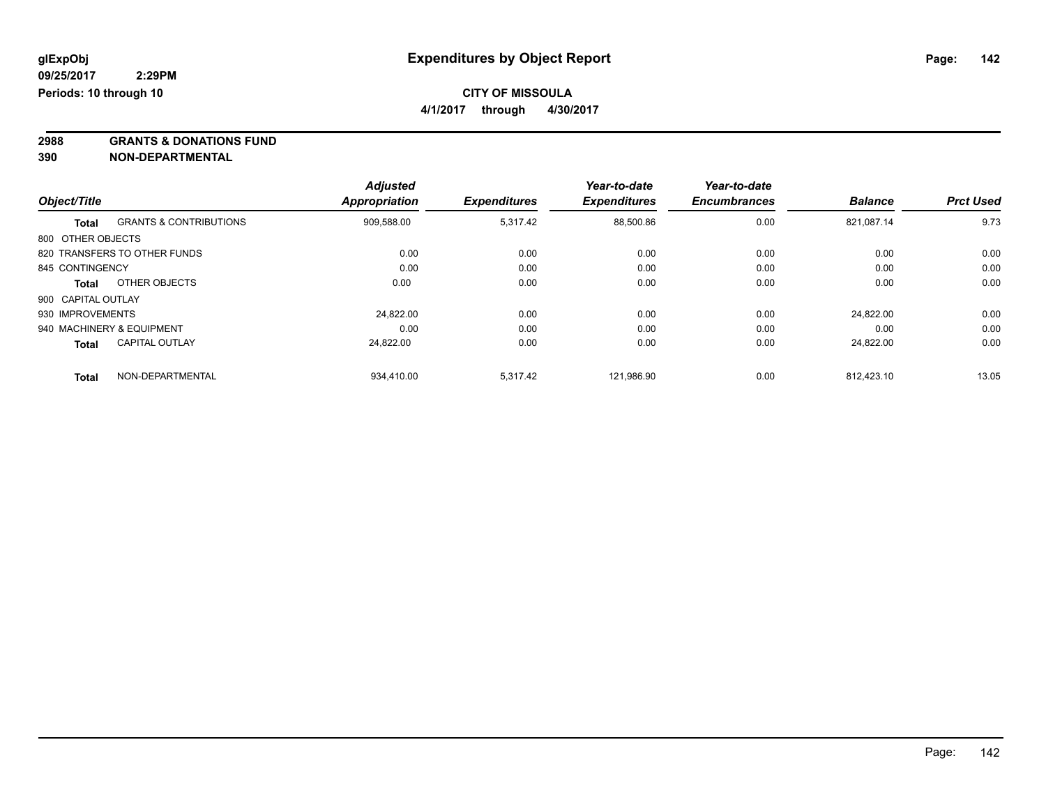**glExpObj**
**09/25/2017 2:29PM**
**Periods: 10 through 10**

# Expenditures by Object Report

**CITY OF MISSOULA**
**4/1/2017 through 4/30/2017**

## 2988 GRANTS & DONATIONS FUND
## 390 NON-DEPARTMENTAL

| Object/Title | | Adjusted Appropriation | Expenditures | Year-to-date Expenditures | Year-to-date Encumbrances | Balance | Prct Used |
|---|---|---|---|---|---|---|---|
| **Total** | GRANTS & CONTRIBUTIONS | 909,588.00 | 5,317.42 | 88,500.86 | 0.00 | 821,087.14 | 9.73 |
| 800 OTHER OBJECTS | | | | | | | |
| 820 TRANSFERS TO OTHER FUNDS | | 0.00 | 0.00 | 0.00 | 0.00 | 0.00 | 0.00 |
| 845 CONTINGENCY | | 0.00 | 0.00 | 0.00 | 0.00 | 0.00 | 0.00 |
| **Total** | OTHER OBJECTS | 0.00 | 0.00 | 0.00 | 0.00 | 0.00 | 0.00 |
| 900 CAPITAL OUTLAY | | | | | | | |
| 930 IMPROVEMENTS | | 24,822.00 | 0.00 | 0.00 | 0.00 | 24,822.00 | 0.00 |
| 940 MACHINERY & EQUIPMENT | | 0.00 | 0.00 | 0.00 | 0.00 | 0.00 | 0.00 |
| **Total** | CAPITAL OUTLAY | 24,822.00 | 0.00 | 0.00 | 0.00 | 24,822.00 | 0.00 |
| **Total** | NON-DEPARTMENTAL | 934,410.00 | 5,317.42 | 121,986.90 | 0.00 | 812,423.10 | 13.05 |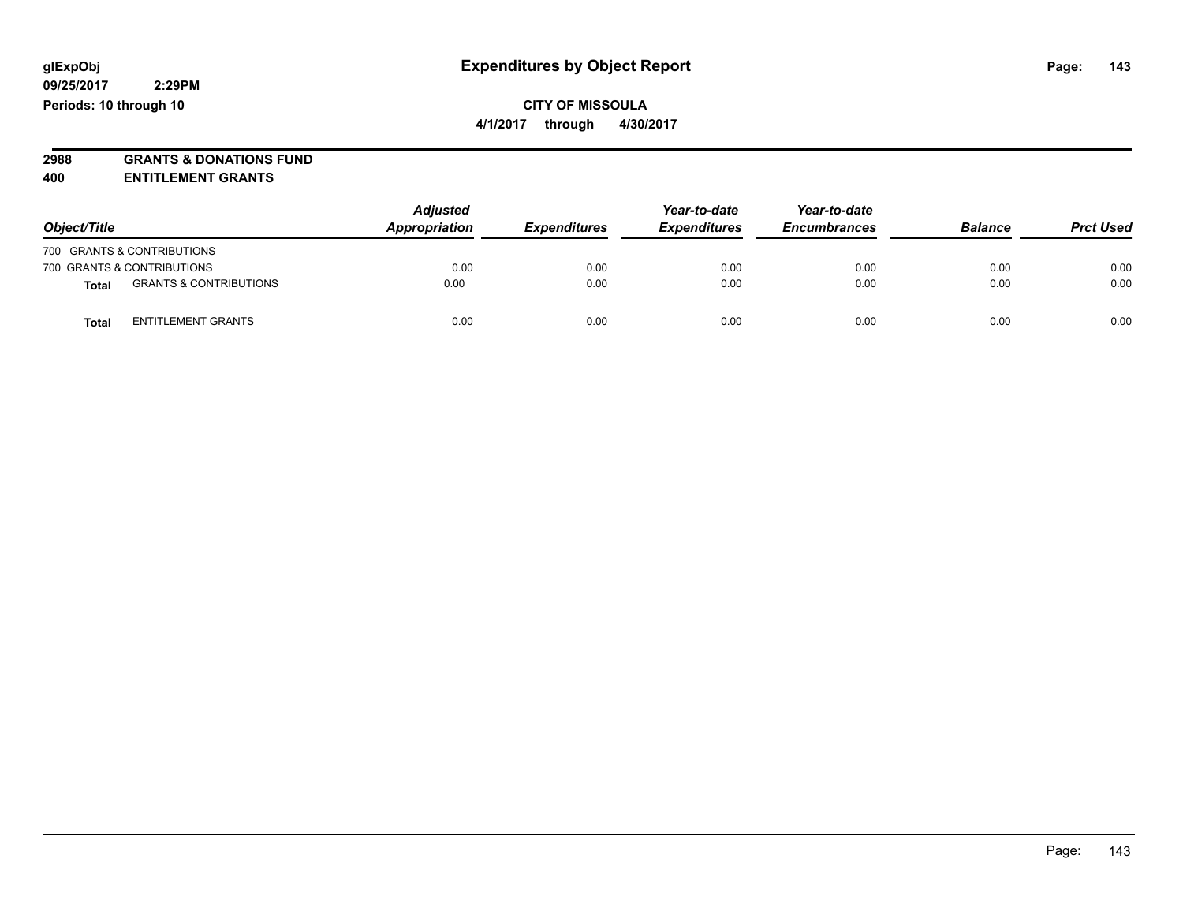glExpObj
09/25/2017 2:29PM
Periods: 10 through 10

# Expenditures by Object Report

**CITY OF MISSOULA**
**4/1/2017 through 4/30/2017**

**2988 GRANTS & DONATIONS FUND**
**400 ENTITLEMENT GRANTS**

| Object/Title | | Adjusted Appropriation | Expenditures | Year-to-date Expenditures | Year-to-date Encumbrances | Balance | Prct Used |
|---|---|---|---|---|---|---|---|
| 700 GRANTS & CONTRIBUTIONS | | | | | | | |
| 700 GRANTS & CONTRIBUTIONS | | 0.00 | 0.00 | 0.00 | 0.00 | 0.00 | 0.00 |
| **Total** | GRANTS & CONTRIBUTIONS | 0.00 | 0.00 | 0.00 | 0.00 | 0.00 | 0.00 |
| **Total** | ENTITLEMENT GRANTS | 0.00 | 0.00 | 0.00 | 0.00 | 0.00 | 0.00 |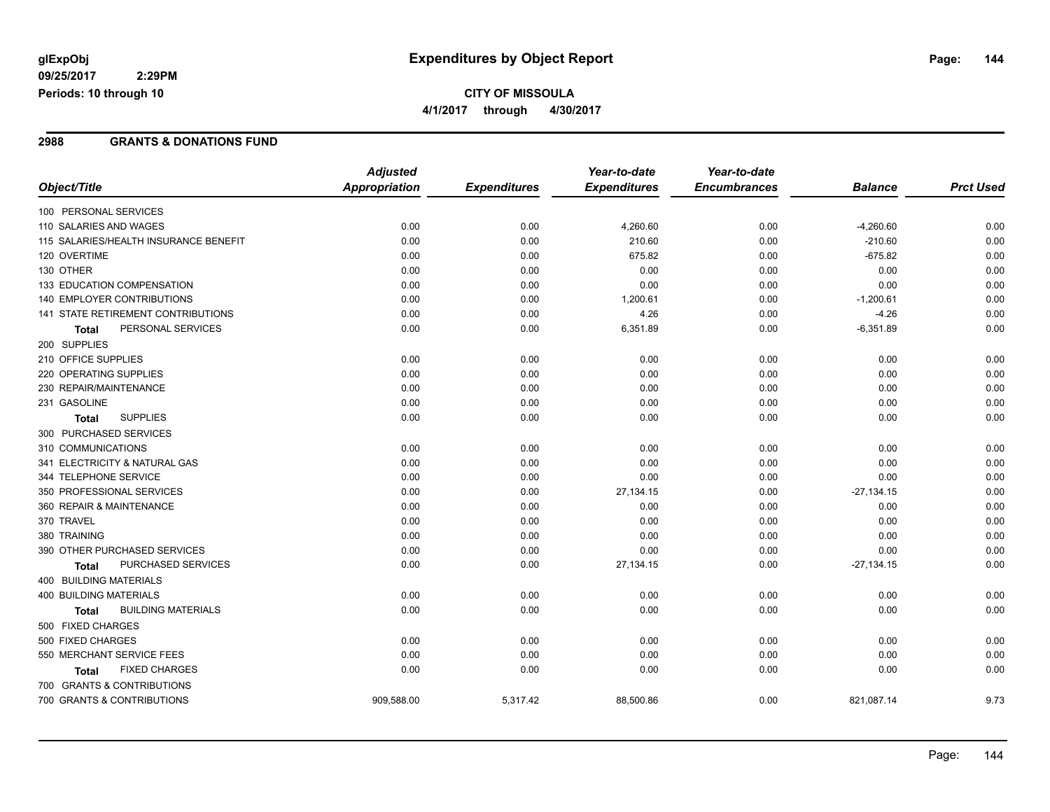glExpObj
09/25/2017 2:29PM
Periods: 10 through 10

# Expenditures by Object Report

**CITY OF MISSOULA**
**4/1/2017 through 4/30/2017**

## 2988 GRANTS & DONATIONS FUND

| Object/Title | Adjusted Appropriation | Expenditures | Year-to-date Expenditures | Year-to-date Encumbrances | Balance | Prct Used |
|---|---|---|---|---|---|---|
| 100 PERSONAL SERVICES | | | | | | |
| 110 SALARIES AND WAGES | 0.00 | 0.00 | 4,260.60 | 0.00 | -4,260.60 | 0.00 |
| 115 SALARIES/HEALTH INSURANCE BENEFIT | 0.00 | 0.00 | 210.60 | 0.00 | -210.60 | 0.00 |
| 120 OVERTIME | 0.00 | 0.00 | 675.82 | 0.00 | -675.82 | 0.00 |
| 130 OTHER | 0.00 | 0.00 | 0.00 | 0.00 | 0.00 | 0.00 |
| 133 EDUCATION COMPENSATION | 0.00 | 0.00 | 0.00 | 0.00 | 0.00 | 0.00 |
| 140 EMPLOYER CONTRIBUTIONS | 0.00 | 0.00 | 1,200.61 | 0.00 | -1,200.61 | 0.00 |
| 141 STATE RETIREMENT CONTRIBUTIONS | 0.00 | 0.00 | 4.26 | 0.00 | -4.26 | 0.00 |
| **Total** PERSONAL SERVICES | 0.00 | 0.00 | 6,351.89 | 0.00 | -6,351.89 | 0.00 |
| 200 SUPPLIES | | | | | | |
| 210 OFFICE SUPPLIES | 0.00 | 0.00 | 0.00 | 0.00 | 0.00 | 0.00 |
| 220 OPERATING SUPPLIES | 0.00 | 0.00 | 0.00 | 0.00 | 0.00 | 0.00 |
| 230 REPAIR/MAINTENANCE | 0.00 | 0.00 | 0.00 | 0.00 | 0.00 | 0.00 |
| 231 GASOLINE | 0.00 | 0.00 | 0.00 | 0.00 | 0.00 | 0.00 |
| **Total** SUPPLIES | 0.00 | 0.00 | 0.00 | 0.00 | 0.00 | 0.00 |
| 300 PURCHASED SERVICES | | | | | | |
| 310 COMMUNICATIONS | 0.00 | 0.00 | 0.00 | 0.00 | 0.00 | 0.00 |
| 341 ELECTRICITY & NATURAL GAS | 0.00 | 0.00 | 0.00 | 0.00 | 0.00 | 0.00 |
| 344 TELEPHONE SERVICE | 0.00 | 0.00 | 0.00 | 0.00 | 0.00 | 0.00 |
| 350 PROFESSIONAL SERVICES | 0.00 | 0.00 | 27,134.15 | 0.00 | -27,134.15 | 0.00 |
| 360 REPAIR & MAINTENANCE | 0.00 | 0.00 | 0.00 | 0.00 | 0.00 | 0.00 |
| 370 TRAVEL | 0.00 | 0.00 | 0.00 | 0.00 | 0.00 | 0.00 |
| 380 TRAINING | 0.00 | 0.00 | 0.00 | 0.00 | 0.00 | 0.00 |
| 390 OTHER PURCHASED SERVICES | 0.00 | 0.00 | 0.00 | 0.00 | 0.00 | 0.00 |
| **Total** PURCHASED SERVICES | 0.00 | 0.00 | 27,134.15 | 0.00 | -27,134.15 | 0.00 |
| 400 BUILDING MATERIALS | | | | | | |
| 400 BUILDING MATERIALS | 0.00 | 0.00 | 0.00 | 0.00 | 0.00 | 0.00 |
| **Total** BUILDING MATERIALS | 0.00 | 0.00 | 0.00 | 0.00 | 0.00 | 0.00 |
| 500 FIXED CHARGES | | | | | | |
| 500 FIXED CHARGES | 0.00 | 0.00 | 0.00 | 0.00 | 0.00 | 0.00 |
| 550 MERCHANT SERVICE FEES | 0.00 | 0.00 | 0.00 | 0.00 | 0.00 | 0.00 |
| **Total** FIXED CHARGES | 0.00 | 0.00 | 0.00 | 0.00 | 0.00 | 0.00 |
| 700 GRANTS & CONTRIBUTIONS | | | | | | |
| 700 GRANTS & CONTRIBUTIONS | 909,588.00 | 5,317.42 | 88,500.86 | 0.00 | 821,087.14 | 9.73 |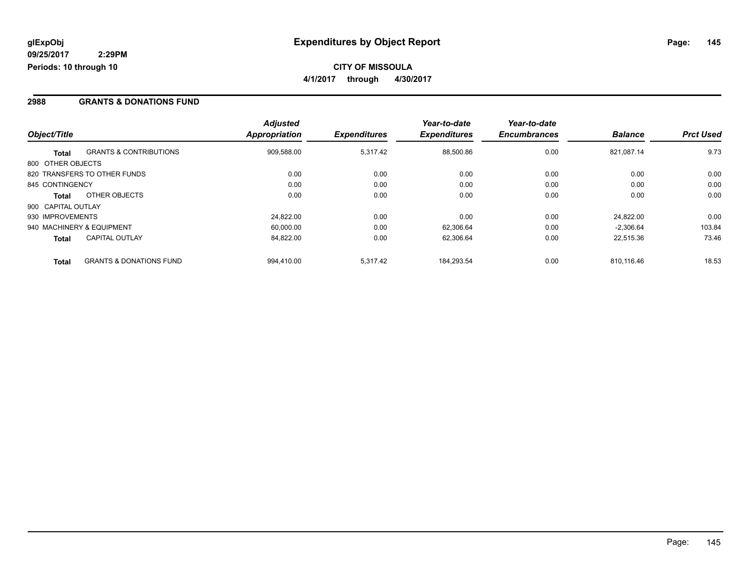**glExpObj**
**09/25/2017 2:29PM**
**Periods: 10 through 10**

# Expenditures by Object Report

**CITY OF MISSOULA**
**4/1/2017 through 4/30/2017**

## 2988 GRANTS & DONATIONS FUND

| Object/Title | | Adjusted Appropriation | Expenditures | Year-to-date Expenditures | Year-to-date Encumbrances | Balance | Prct Used |
|---|---|---|---|---|---|---|---|
| **Total** | GRANTS & CONTRIBUTIONS | 909,588.00 | 5,317.42 | 88,500.86 | 0.00 | 821,087.14 | 9.73 |
| 800 OTHER OBJECTS | | | | | | | |
| 820 TRANSFERS TO OTHER FUNDS | | 0.00 | 0.00 | 0.00 | 0.00 | 0.00 | 0.00 |
| 845 CONTINGENCY | | 0.00 | 0.00 | 0.00 | 0.00 | 0.00 | 0.00 |
| **Total** | OTHER OBJECTS | 0.00 | 0.00 | 0.00 | 0.00 | 0.00 | 0.00 |
| 900 CAPITAL OUTLAY | | | | | | | |
| 930 IMPROVEMENTS | | 24,822.00 | 0.00 | 0.00 | 0.00 | 24,822.00 | 0.00 |
| 940 MACHINERY & EQUIPMENT | | 60,000.00 | 0.00 | 62,306.64 | 0.00 | -2,306.64 | 103.84 |
| **Total** | CAPITAL OUTLAY | 84,822.00 | 0.00 | 62,306.64 | 0.00 | 22,515.36 | 73.46 |
| **Total** | GRANTS & DONATIONS FUND | 994,410.00 | 5,317.42 | 184,293.54 | 0.00 | 810,116.46 | 18.53 |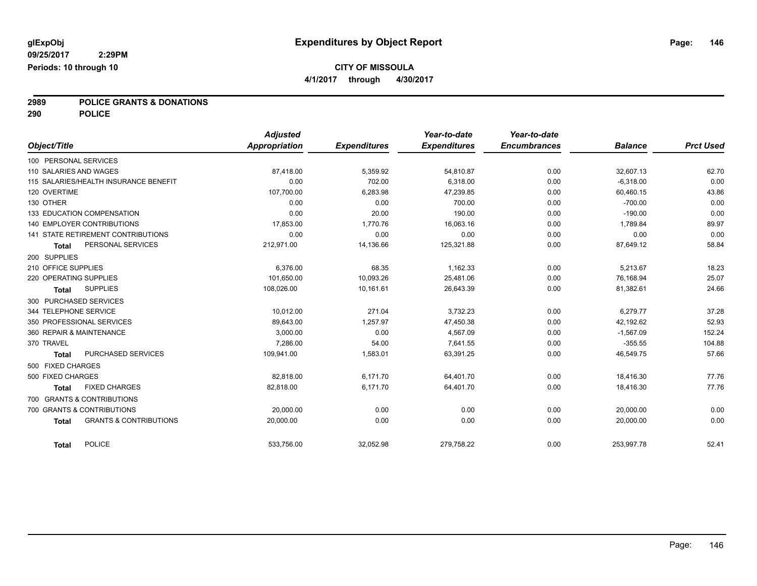**glExpObj** **Expenditures by Object Report**

**09/25/2017 2:29PM**

**Periods: 10 through 10**

**CITY OF MISSOULA**

**4/1/2017 through 4/30/2017**

## 2989 POLICE GRANTS & DONATIONS
## 290 POLICE

| Object/Title | Adjusted Appropriation | Expenditures | Year-to-date Expenditures | Year-to-date Encumbrances | Balance | Prct Used |
|---|---|---|---|---|---|---|
| 100 PERSONAL SERVICES | | | | | | |
| 110 SALARIES AND WAGES | 87,418.00 | 5,359.92 | 54,810.87 | 0.00 | 32,607.13 | 62.70 |
| 115 SALARIES/HEALTH INSURANCE BENEFIT | 0.00 | 702.00 | 6,318.00 | 0.00 | -6,318.00 | 0.00 |
| 120 OVERTIME | 107,700.00 | 6,283.98 | 47,239.85 | 0.00 | 60,460.15 | 43.86 |
| 130 OTHER | 0.00 | 0.00 | 700.00 | 0.00 | -700.00 | 0.00 |
| 133 EDUCATION COMPENSATION | 0.00 | 20.00 | 190.00 | 0.00 | -190.00 | 0.00 |
| 140 EMPLOYER CONTRIBUTIONS | 17,853.00 | 1,770.76 | 16,063.16 | 0.00 | 1,789.84 | 89.97 |
| 141 STATE RETIREMENT CONTRIBUTIONS | 0.00 | 0.00 | 0.00 | 0.00 | 0.00 | 0.00 |
| **Total** PERSONAL SERVICES | 212,971.00 | 14,136.66 | 125,321.88 | 0.00 | 87,649.12 | 58.84 |
| 200 SUPPLIES | | | | | | |
| 210 OFFICE SUPPLIES | 6,376.00 | 68.35 | 1,162.33 | 0.00 | 5,213.67 | 18.23 |
| 220 OPERATING SUPPLIES | 101,650.00 | 10,093.26 | 25,481.06 | 0.00 | 76,168.94 | 25.07 |
| **Total** SUPPLIES | 108,026.00 | 10,161.61 | 26,643.39 | 0.00 | 81,382.61 | 24.66 |
| 300 PURCHASED SERVICES | | | | | | |
| 344 TELEPHONE SERVICE | 10,012.00 | 271.04 | 3,732.23 | 0.00 | 6,279.77 | 37.28 |
| 350 PROFESSIONAL SERVICES | 89,643.00 | 1,257.97 | 47,450.38 | 0.00 | 42,192.62 | 52.93 |
| 360 REPAIR & MAINTENANCE | 3,000.00 | 0.00 | 4,567.09 | 0.00 | -1,567.09 | 152.24 |
| 370 TRAVEL | 7,286.00 | 54.00 | 7,641.55 | 0.00 | -355.55 | 104.88 |
| **Total** PURCHASED SERVICES | 109,941.00 | 1,583.01 | 63,391.25 | 0.00 | 46,549.75 | 57.66 |
| 500 FIXED CHARGES | | | | | | |
| 500 FIXED CHARGES | 82,818.00 | 6,171.70 | 64,401.70 | 0.00 | 18,416.30 | 77.76 |
| **Total** FIXED CHARGES | 82,818.00 | 6,171.70 | 64,401.70 | 0.00 | 18,416.30 | 77.76 |
| 700 GRANTS & CONTRIBUTIONS | | | | | | |
| 700 GRANTS & CONTRIBUTIONS | 20,000.00 | 0.00 | 0.00 | 0.00 | 20,000.00 | 0.00 |
| **Total** GRANTS & CONTRIBUTIONS | 20,000.00 | 0.00 | 0.00 | 0.00 | 20,000.00 | 0.00 |
| **Total** POLICE | 533,756.00 | 32,052.98 | 279,758.22 | 0.00 | 253,997.78 | 52.41 |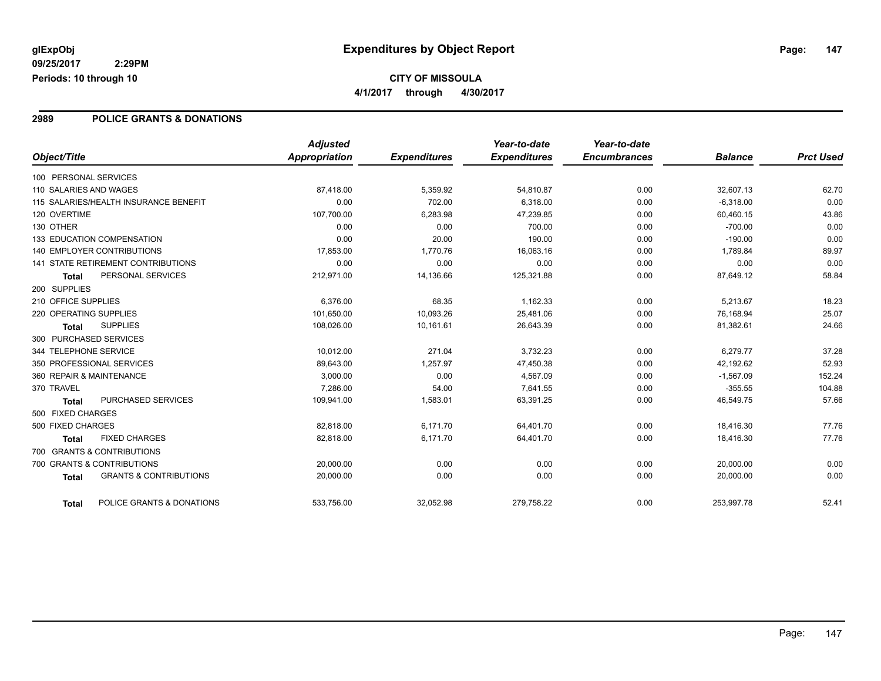**glExpObj**
**09/25/2017 2:29PM**
**Periods: 10 through 10**

# Expenditures by Object Report

**CITY OF MISSOULA**
**4/1/2017 through 4/30/2017**

## 2989 POLICE GRANTS & DONATIONS

| Object/Title | | *Adjusted Appropriation* | *Expenditures* | *Year-to-date Expenditures* | *Year-to-date Encumbrances* | *Balance* | *Prct Used* |
|---|---|---|---|---|---|---|---|
| 100 PERSONAL SERVICES | | | | | | | |
| 110 SALARIES AND WAGES | | 87,418.00 | 5,359.92 | 54,810.87 | 0.00 | 32,607.13 | 62.70 |
| 115 SALARIES/HEALTH INSURANCE BENEFIT | | 0.00 | 702.00 | 6,318.00 | 0.00 | -6,318.00 | 0.00 |
| 120 OVERTIME | | 107,700.00 | 6,283.98 | 47,239.85 | 0.00 | 60,460.15 | 43.86 |
| 130 OTHER | | 0.00 | 0.00 | 700.00 | 0.00 | -700.00 | 0.00 |
| 133 EDUCATION COMPENSATION | | 0.00 | 20.00 | 190.00 | 0.00 | -190.00 | 0.00 |
| 140 EMPLOYER CONTRIBUTIONS | | 17,853.00 | 1,770.76 | 16,063.16 | 0.00 | 1,789.84 | 89.97 |
| 141 STATE RETIREMENT CONTRIBUTIONS | | 0.00 | 0.00 | 0.00 | 0.00 | 0.00 | 0.00 |
| **Total** | PERSONAL SERVICES | 212,971.00 | 14,136.66 | 125,321.88 | 0.00 | 87,649.12 | 58.84 |
| 200 SUPPLIES | | | | | | | |
| 210 OFFICE SUPPLIES | | 6,376.00 | 68.35 | 1,162.33 | 0.00 | 5,213.67 | 18.23 |
| 220 OPERATING SUPPLIES | | 101,650.00 | 10,093.26 | 25,481.06 | 0.00 | 76,168.94 | 25.07 |
| **Total** | SUPPLIES | 108,026.00 | 10,161.61 | 26,643.39 | 0.00 | 81,382.61 | 24.66 |
| 300 PURCHASED SERVICES | | | | | | | |
| 344 TELEPHONE SERVICE | | 10,012.00 | 271.04 | 3,732.23 | 0.00 | 6,279.77 | 37.28 |
| 350 PROFESSIONAL SERVICES | | 89,643.00 | 1,257.97 | 47,450.38 | 0.00 | 42,192.62 | 52.93 |
| 360 REPAIR & MAINTENANCE | | 3,000.00 | 0.00 | 4,567.09 | 0.00 | -1,567.09 | 152.24 |
| 370 TRAVEL | | 7,286.00 | 54.00 | 7,641.55 | 0.00 | -355.55 | 104.88 |
| **Total** | PURCHASED SERVICES | 109,941.00 | 1,583.01 | 63,391.25 | 0.00 | 46,549.75 | 57.66 |
| 500 FIXED CHARGES | | | | | | | |
| 500 FIXED CHARGES | | 82,818.00 | 6,171.70 | 64,401.70 | 0.00 | 18,416.30 | 77.76 |
| **Total** | FIXED CHARGES | 82,818.00 | 6,171.70 | 64,401.70 | 0.00 | 18,416.30 | 77.76 |
| 700 GRANTS & CONTRIBUTIONS | | | | | | | |
| 700 GRANTS & CONTRIBUTIONS | | 20,000.00 | 0.00 | 0.00 | 0.00 | 20,000.00 | 0.00 |
| **Total** | GRANTS & CONTRIBUTIONS | 20,000.00 | 0.00 | 0.00 | 0.00 | 20,000.00 | 0.00 |
| **Total** | POLICE GRANTS & DONATIONS | 533,756.00 | 32,052.98 | 279,758.22 | 0.00 | 253,997.78 | 52.41 |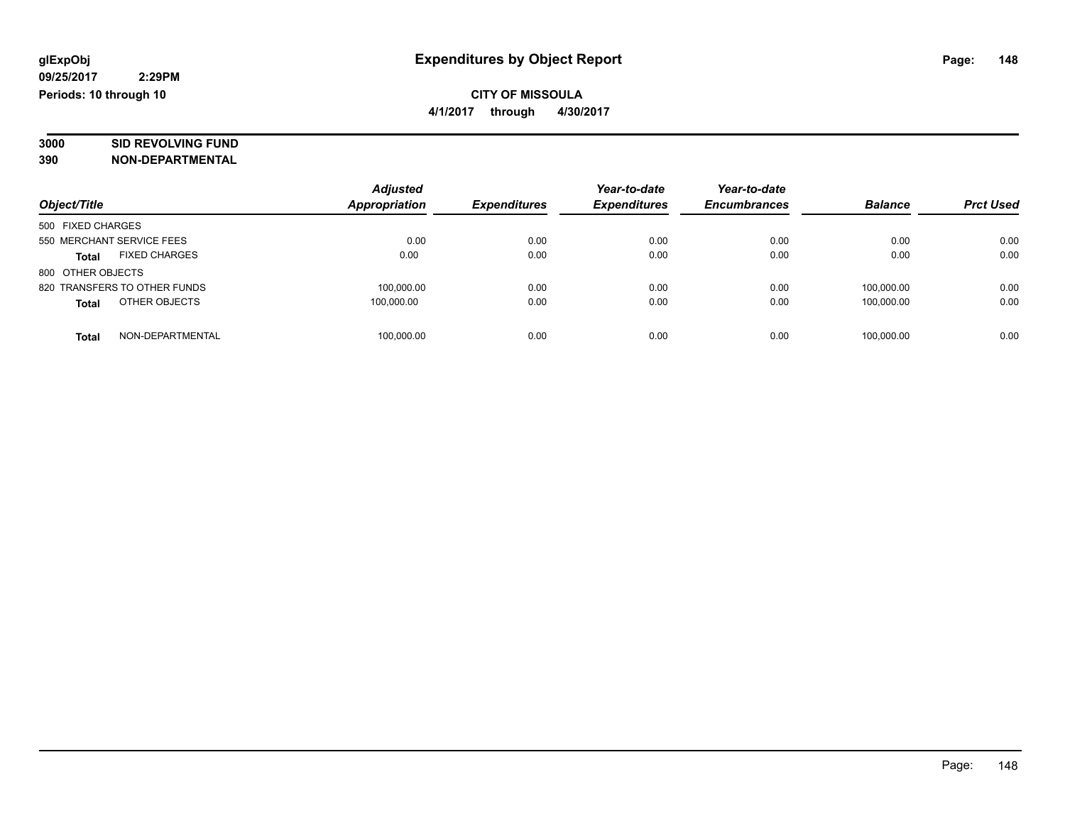**glExpObj**
**09/25/2017 2:29PM**
**Periods: 10 through 10**

# Expenditures by Object Report

**CITY OF MISSOULA**
**4/1/2017 through 4/30/2017**

**3000 SID REVOLVING FUND**
**390 NON-DEPARTMENTAL**

| Object/Title | Adjusted Appropriation | Expenditures | Year-to-date Expenditures | Year-to-date Encumbrances | Balance | Prct Used |
|---|---|---|---|---|---|---|
| 500 FIXED CHARGES | | | | | | |
| 550 MERCHANT SERVICE FEES | 0.00 | 0.00 | 0.00 | 0.00 | 0.00 | 0.00 |
| **Total** FIXED CHARGES | 0.00 | 0.00 | 0.00 | 0.00 | 0.00 | 0.00 |
| 800 OTHER OBJECTS | | | | | | |
| 820 TRANSFERS TO OTHER FUNDS | 100,000.00 | 0.00 | 0.00 | 0.00 | 100,000.00 | 0.00 |
| **Total** OTHER OBJECTS | 100,000.00 | 0.00 | 0.00 | 0.00 | 100,000.00 | 0.00 |
| **Total** NON-DEPARTMENTAL | 100,000.00 | 0.00 | 0.00 | 0.00 | 100,000.00 | 0.00 |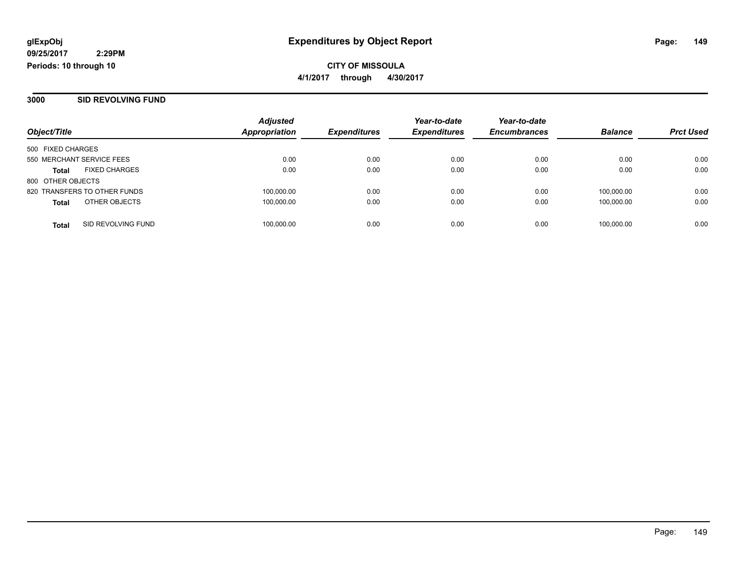**glExpObj**
**09/25/2017 2:29PM**
**Periods: 10 through 10**

# Expenditures by Object Report

**CITY OF MISSOULA**
**4/1/2017 through 4/30/2017**

## 3000 SID REVOLVING FUND

| Object/Title | Adjusted Appropriation | Expenditures | Year-to-date Expenditures | Year-to-date Encumbrances | Balance | Prct Used |
|---|---|---|---|---|---|---|
| 500 FIXED CHARGES | | | | | | |
| 550 MERCHANT SERVICE FEES | 0.00 | 0.00 | 0.00 | 0.00 | 0.00 | 0.00 |
| **Total** FIXED CHARGES | 0.00 | 0.00 | 0.00 | 0.00 | 0.00 | 0.00 |
| 800 OTHER OBJECTS | | | | | | |
| 820 TRANSFERS TO OTHER FUNDS | 100,000.00 | 0.00 | 0.00 | 0.00 | 100,000.00 | 0.00 |
| **Total** OTHER OBJECTS | 100,000.00 | 0.00 | 0.00 | 0.00 | 100,000.00 | 0.00 |
| **Total** SID REVOLVING FUND | 100,000.00 | 0.00 | 0.00 | 0.00 | 100,000.00 | 0.00 |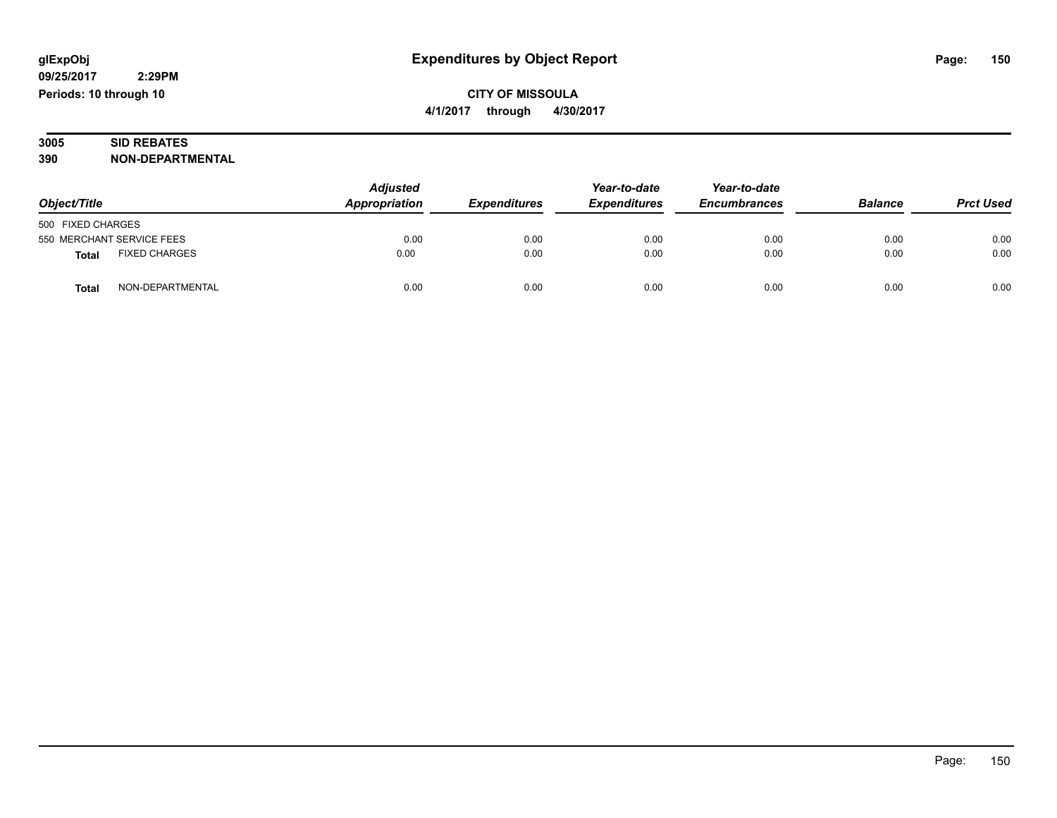glExpObj
09/25/2017 2:29PM
Periods: 10 through 10

# Expenditures by Object Report

**CITY OF MISSOULA**
**4/1/2017 through 4/30/2017**

**3005 SID REBATES**
**390 NON-DEPARTMENTAL**

| Object/Title | | Adjusted Appropriation | Expenditures | Year-to-date Expenditures | Year-to-date Encumbrances | Balance | Prct Used |
|---|---|---|---|---|---|---|---|
| 500 FIXED CHARGES | | | | | | | |
| 550 MERCHANT SERVICE FEES | | 0.00 | 0.00 | 0.00 | 0.00 | 0.00 | 0.00 |
| **Total** | FIXED CHARGES | 0.00 | 0.00 | 0.00 | 0.00 | 0.00 | 0.00 |
| **Total** | NON-DEPARTMENTAL | 0.00 | 0.00 | 0.00 | 0.00 | 0.00 | 0.00 |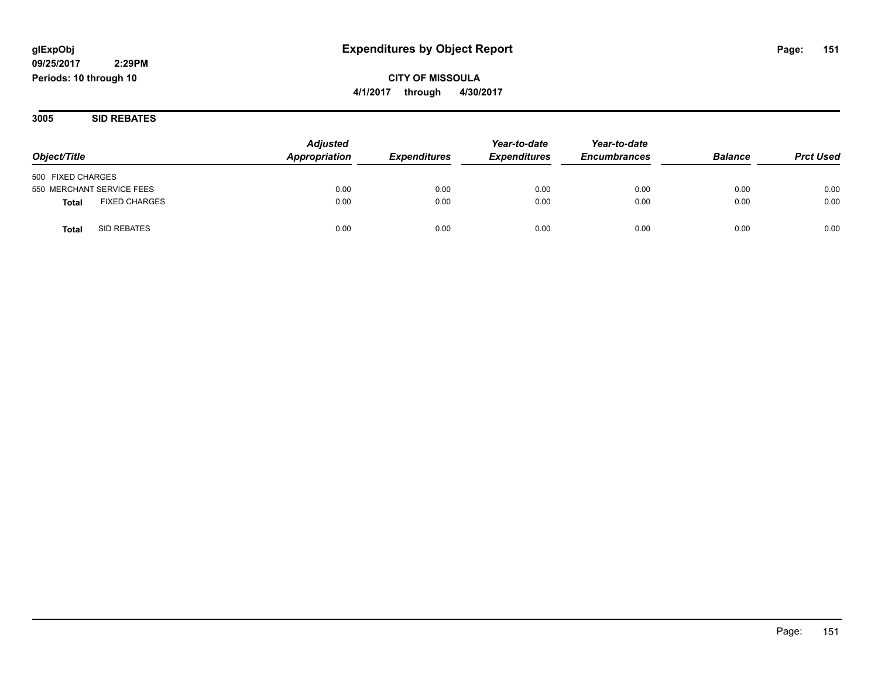**glExpObj**
**09/25/2017 2:29PM**
**Periods: 10 through 10**

# Expenditures by Object Report

**CITY OF MISSOULA**
**4/1/2017 through 4/30/2017**

## 3005 SID REBATES

| Object/Title | Adjusted Appropriation | Expenditures | Year-to-date Expenditures | Year-to-date Encumbrances | Balance | Prct Used |
|---|---|---|---|---|---|---|
| 500 FIXED CHARGES | | | | | | |
| 550 MERCHANT SERVICE FEES | 0.00 | 0.00 | 0.00 | 0.00 | 0.00 | 0.00 |
| **Total** FIXED CHARGES | 0.00 | 0.00 | 0.00 | 0.00 | 0.00 | 0.00 |
| **Total** SID REBATES | 0.00 | 0.00 | 0.00 | 0.00 | 0.00 | 0.00 |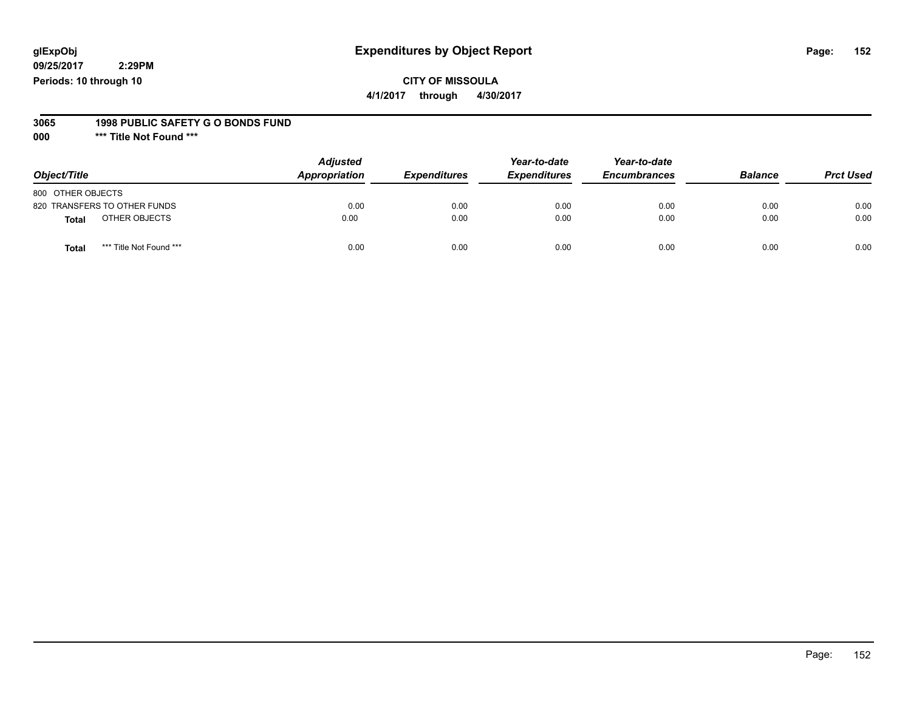glExpObj
09/25/2017 2:29PM
Periods: 10 through 10

# Expenditures by Object Report

**CITY OF MISSOULA**

**4/1/2017 through 4/30/2017**

**3065 1998 PUBLIC SAFETY G O BONDS FUND**

**000 \*\*\* Title Not Found \*\*\***

| Object/Title | | Adjusted Appropriation | Expenditures | Year-to-date Expenditures | Year-to-date Encumbrances | Balance | Prct Used |
|---|---|---|---|---|---|---|---|
| 800 OTHER OBJECTS | | | | | | | |
| 820 TRANSFERS TO OTHER FUNDS | | 0.00 | 0.00 | 0.00 | 0.00 | 0.00 | 0.00 |
| **Total** | OTHER OBJECTS | 0.00 | 0.00 | 0.00 | 0.00 | 0.00 | 0.00 |
| **Total** | \*\*\* Title Not Found \*\*\* | 0.00 | 0.00 | 0.00 | 0.00 | 0.00 | 0.00 |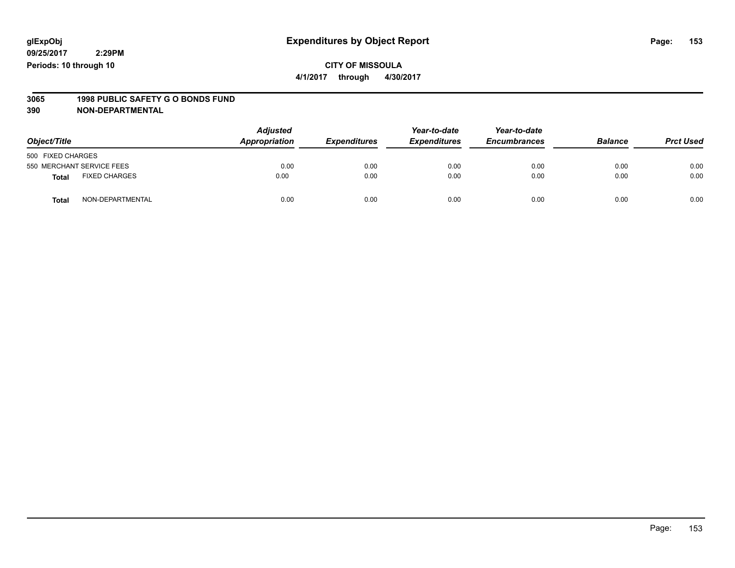glExpObj
09/25/2017 2:29PM
Periods: 10 through 10

# Expenditures by Object Report

**CITY OF MISSOULA**
**4/1/2017 through 4/30/2017**

**3065 1998 PUBLIC SAFETY G O BONDS FUND**
**390 NON-DEPARTMENTAL**

| Object/Title | | Adjusted Appropriation | Expenditures | Year-to-date Expenditures | Year-to-date Encumbrances | Balance | Prct Used |
|---|---|---|---|---|---|---|---|
| 500 FIXED CHARGES | | | | | | | |
| 550 MERCHANT SERVICE FEES | | 0.00 | 0.00 | 0.00 | 0.00 | 0.00 | 0.00 |
| **Total** | FIXED CHARGES | 0.00 | 0.00 | 0.00 | 0.00 | 0.00 | 0.00 |
| **Total** | NON-DEPARTMENTAL | 0.00 | 0.00 | 0.00 | 0.00 | 0.00 | 0.00 |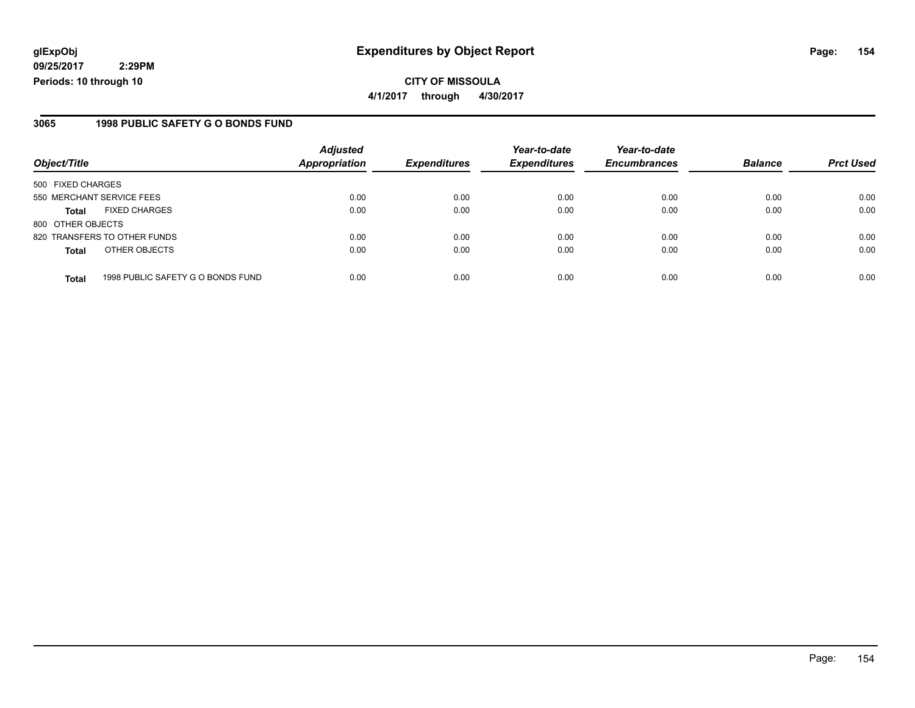**glExpObj**
**09/25/2017 2:29PM**
**Periods: 10 through 10**

# Expenditures by Object Report

**CITY OF MISSOULA**
**4/1/2017 through 4/30/2017**

## 3065 1998 PUBLIC SAFETY G O BONDS FUND

| Object/Title | Adjusted Appropriation | Expenditures | Year-to-date Expenditures | Year-to-date Encumbrances | Balance | Prct Used |
|---|---|---|---|---|---|---|
| 500 FIXED CHARGES | | | | | | |
| 550 MERCHANT SERVICE FEES | 0.00 | 0.00 | 0.00 | 0.00 | 0.00 | 0.00 |
| **Total** FIXED CHARGES | 0.00 | 0.00 | 0.00 | 0.00 | 0.00 | 0.00 |
| 800 OTHER OBJECTS | | | | | | |
| 820 TRANSFERS TO OTHER FUNDS | 0.00 | 0.00 | 0.00 | 0.00 | 0.00 | 0.00 |
| **Total** OTHER OBJECTS | 0.00 | 0.00 | 0.00 | 0.00 | 0.00 | 0.00 |
| **Total** 1998 PUBLIC SAFETY G O BONDS FUND | 0.00 | 0.00 | 0.00 | 0.00 | 0.00 | 0.00 |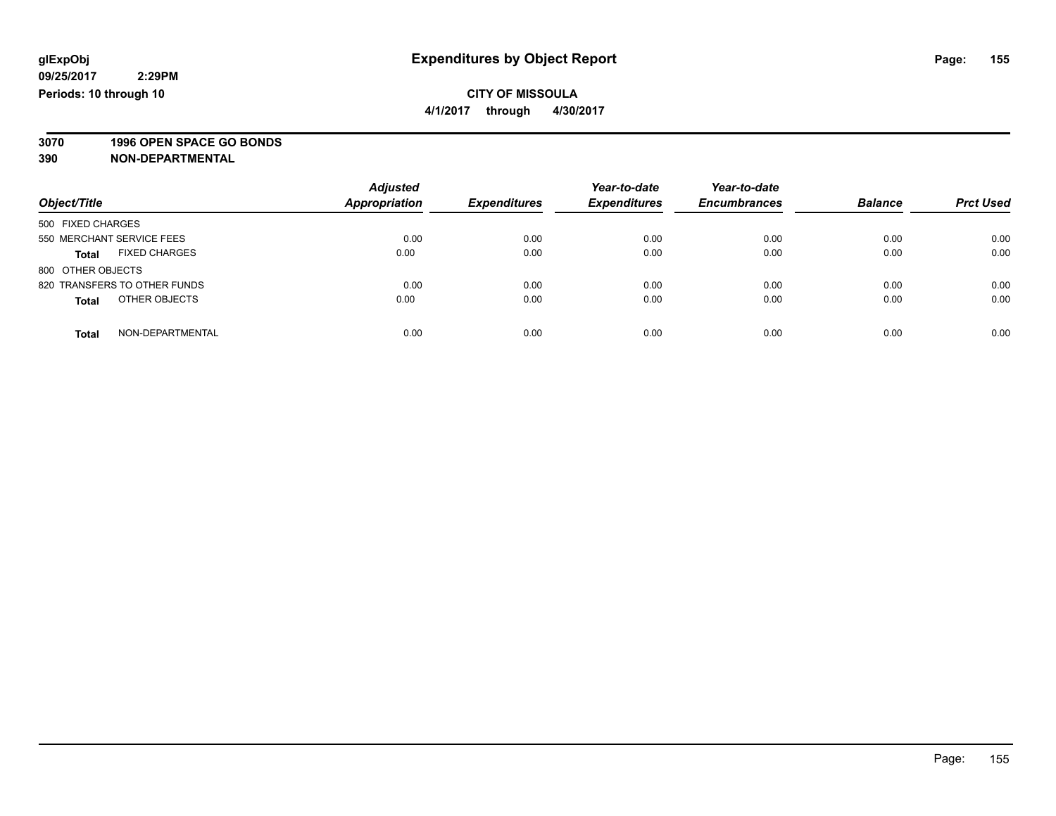**glExpObj**
**09/25/2017 2:29PM**
**Periods: 10 through 10**

# Expenditures by Object Report

**CITY OF MISSOULA**
**4/1/2017 through 4/30/2017**

**3070 1996 OPEN SPACE GO BONDS**
**390 NON-DEPARTMENTAL**

| Object/Title | Adjusted Appropriation | Expenditures | Year-to-date Expenditures | Year-to-date Encumbrances | Balance | Prct Used |
|---|---|---|---|---|---|---|
| 500 FIXED CHARGES | | | | | | |
| 550 MERCHANT SERVICE FEES | 0.00 | 0.00 | 0.00 | 0.00 | 0.00 | 0.00 |
| **Total** FIXED CHARGES | 0.00 | 0.00 | 0.00 | 0.00 | 0.00 | 0.00 |
| 800 OTHER OBJECTS | | | | | | |
| 820 TRANSFERS TO OTHER FUNDS | 0.00 | 0.00 | 0.00 | 0.00 | 0.00 | 0.00 |
| **Total** OTHER OBJECTS | 0.00 | 0.00 | 0.00 | 0.00 | 0.00 | 0.00 |
| **Total** NON-DEPARTMENTAL | 0.00 | 0.00 | 0.00 | 0.00 | 0.00 | 0.00 |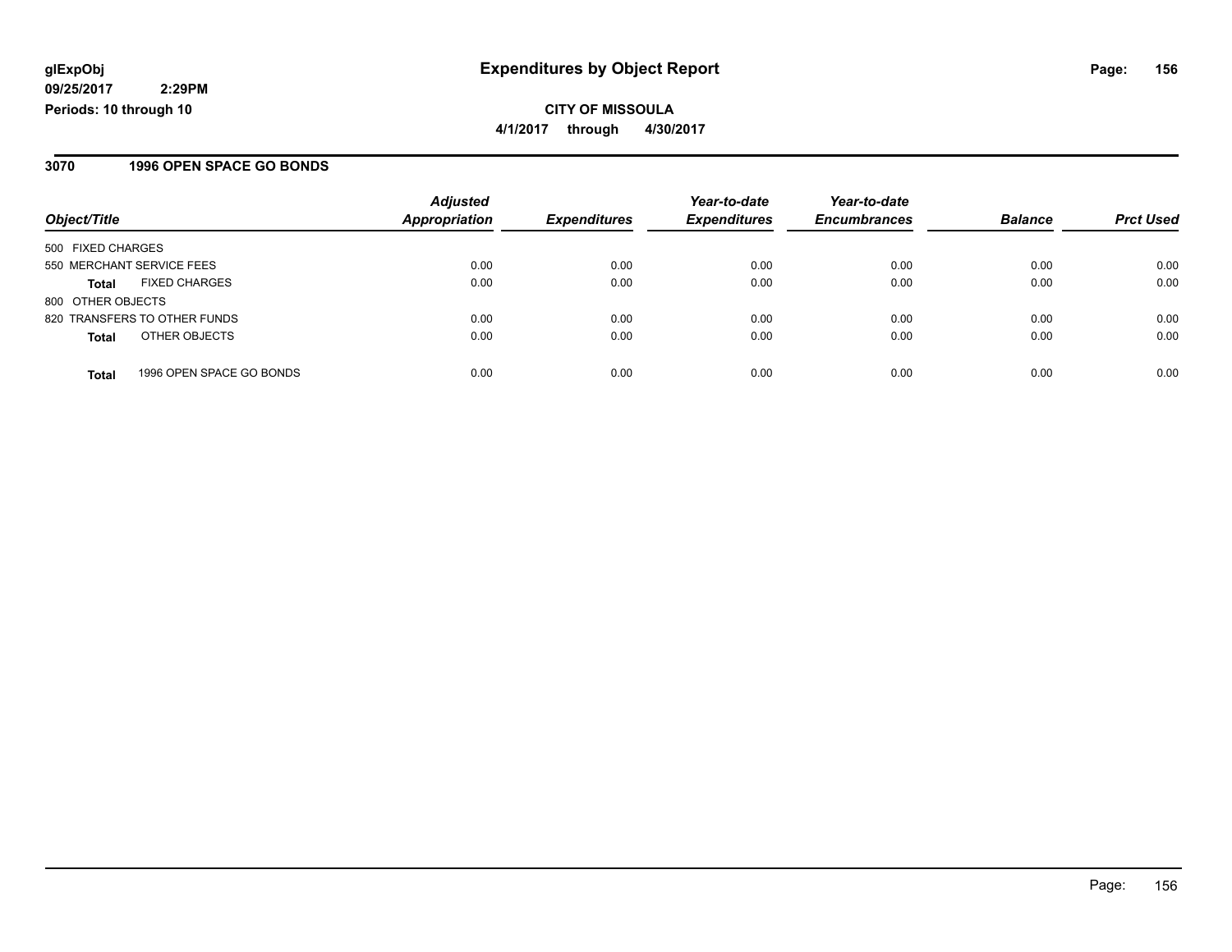**glExpObj**
**09/25/2017 2:29PM**
**Periods: 10 through 10**

# Expenditures by Object Report

**CITY OF MISSOULA**
**4/1/2017 through 4/30/2017**

## 3070 1996 OPEN SPACE GO BONDS

| Object/Title | | Adjusted Appropriation | Expenditures | Year-to-date Expenditures | Year-to-date Encumbrances | Balance | Prct Used |
|---|---|---|---|---|---|---|---|
| 500 FIXED CHARGES | | | | | | | |
| 550 MERCHANT SERVICE FEES | | 0.00 | 0.00 | 0.00 | 0.00 | 0.00 | 0.00 |
| **Total** | FIXED CHARGES | 0.00 | 0.00 | 0.00 | 0.00 | 0.00 | 0.00 |
| 800 OTHER OBJECTS | | | | | | | |
| 820 TRANSFERS TO OTHER FUNDS | | 0.00 | 0.00 | 0.00 | 0.00 | 0.00 | 0.00 |
| **Total** | OTHER OBJECTS | 0.00 | 0.00 | 0.00 | 0.00 | 0.00 | 0.00 |
| **Total** | 1996 OPEN SPACE GO BONDS | 0.00 | 0.00 | 0.00 | 0.00 | 0.00 | 0.00 |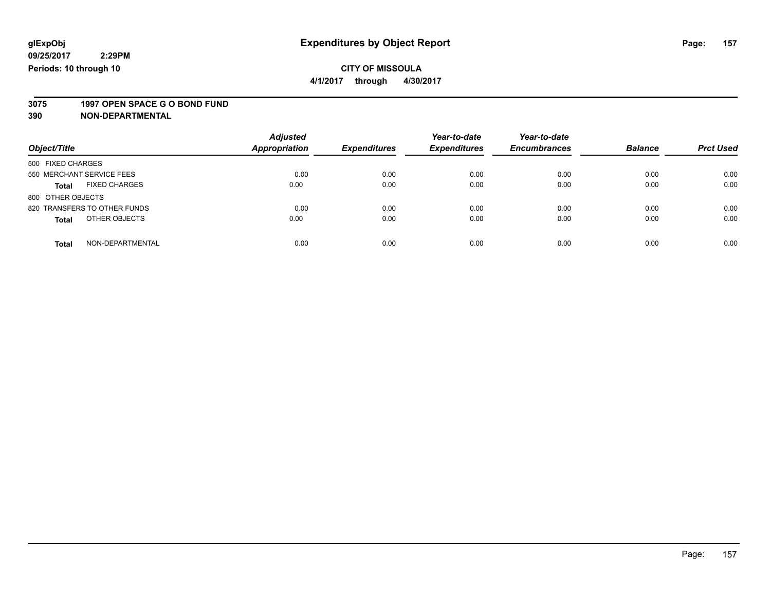**glExpObj**
**09/25/2017 2:29PM**
**Periods: 10 through 10**

# Expenditures by Object Report

**CITY OF MISSOULA**
**4/1/2017 through 4/30/2017**

**3075 1997 OPEN SPACE G O BOND FUND**
**390 NON-DEPARTMENTAL**

| Object/Title | Adjusted Appropriation | Expenditures | Year-to-date Expenditures | Year-to-date Encumbrances | Balance | Prct Used |
|---|---|---|---|---|---|---|
| 500 FIXED CHARGES | | | | | | |
| 550 MERCHANT SERVICE FEES | 0.00 | 0.00 | 0.00 | 0.00 | 0.00 | 0.00 |
| **Total** FIXED CHARGES | 0.00 | 0.00 | 0.00 | 0.00 | 0.00 | 0.00 |
| 800 OTHER OBJECTS | | | | | | |
| 820 TRANSFERS TO OTHER FUNDS | 0.00 | 0.00 | 0.00 | 0.00 | 0.00 | 0.00 |
| **Total** OTHER OBJECTS | 0.00 | 0.00 | 0.00 | 0.00 | 0.00 | 0.00 |
| **Total** NON-DEPARTMENTAL | 0.00 | 0.00 | 0.00 | 0.00 | 0.00 | 0.00 |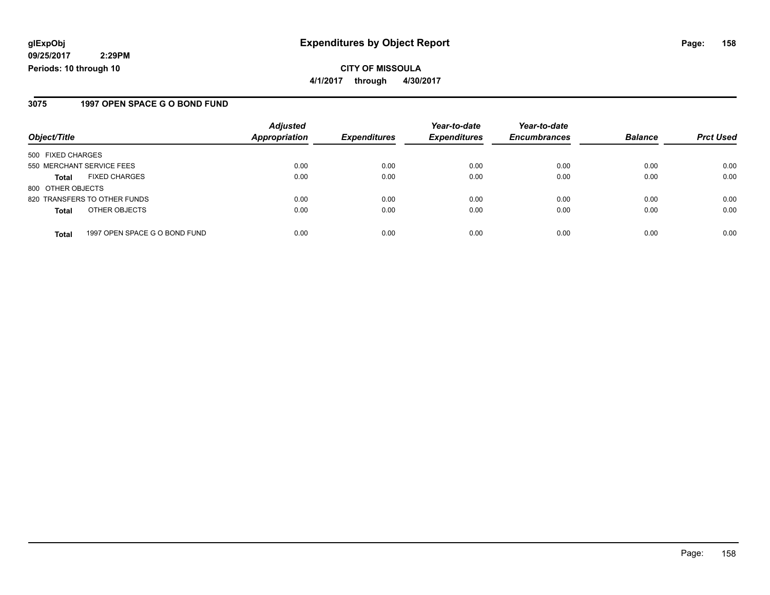**glExpObj**
**09/25/2017 2:29PM**
**Periods: 10 through 10**

# Expenditures by Object Report

**CITY OF MISSOULA**
**4/1/2017 through 4/30/2017**

## 3075 1997 OPEN SPACE G O BOND FUND

| Object/Title | Adjusted Appropriation | Expenditures | Year-to-date Expenditures | Year-to-date Encumbrances | Balance | Prct Used |
|---|---|---|---|---|---|---|
| 500 FIXED CHARGES | | | | | | |
| 550 MERCHANT SERVICE FEES | 0.00 | 0.00 | 0.00 | 0.00 | 0.00 | 0.00 |
| **Total** FIXED CHARGES | 0.00 | 0.00 | 0.00 | 0.00 | 0.00 | 0.00 |
| 800 OTHER OBJECTS | | | | | | |
| 820 TRANSFERS TO OTHER FUNDS | 0.00 | 0.00 | 0.00 | 0.00 | 0.00 | 0.00 |
| **Total** OTHER OBJECTS | 0.00 | 0.00 | 0.00 | 0.00 | 0.00 | 0.00 |
| **Total** 1997 OPEN SPACE G O BOND FUND | 0.00 | 0.00 | 0.00 | 0.00 | 0.00 | 0.00 |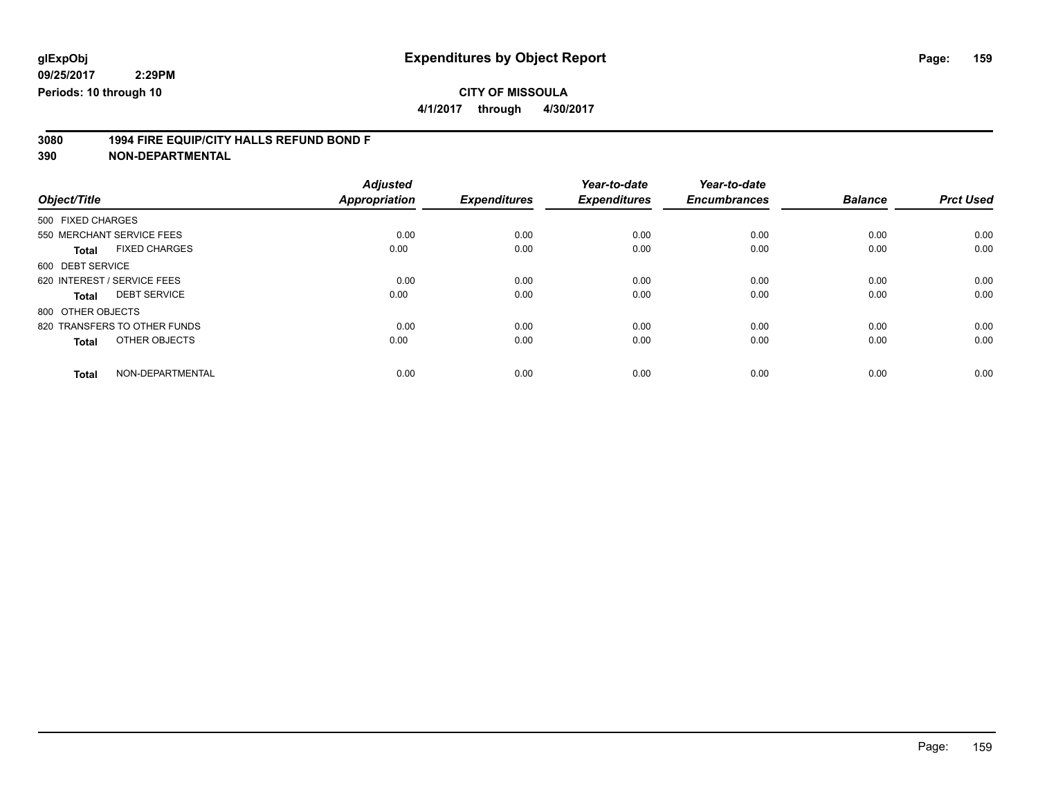**glExpObj**
**09/25/2017 2:29PM**
**Periods: 10 through 10**

# Expenditures by Object Report

**CITY OF MISSOULA**
**4/1/2017 through 4/30/2017**

**3080 1994 FIRE EQUIP/CITY HALLS REFUND BOND F**
**390 NON-DEPARTMENTAL**

| Object/Title | Adjusted Appropriation | Expenditures | Year-to-date Expenditures | Year-to-date Encumbrances | Balance | Prct Used |
|---|---|---|---|---|---|---|
| 500 FIXED CHARGES | | | | | | |
| 550 MERCHANT SERVICE FEES | 0.00 | 0.00 | 0.00 | 0.00 | 0.00 | 0.00 |
| **Total** FIXED CHARGES | 0.00 | 0.00 | 0.00 | 0.00 | 0.00 | 0.00 |
| 600 DEBT SERVICE | | | | | | |
| 620 INTEREST / SERVICE FEES | 0.00 | 0.00 | 0.00 | 0.00 | 0.00 | 0.00 |
| **Total** DEBT SERVICE | 0.00 | 0.00 | 0.00 | 0.00 | 0.00 | 0.00 |
| 800 OTHER OBJECTS | | | | | | |
| 820 TRANSFERS TO OTHER FUNDS | 0.00 | 0.00 | 0.00 | 0.00 | 0.00 | 0.00 |
| **Total** OTHER OBJECTS | 0.00 | 0.00 | 0.00 | 0.00 | 0.00 | 0.00 |
| **Total** NON-DEPARTMENTAL | 0.00 | 0.00 | 0.00 | 0.00 | 0.00 | 0.00 |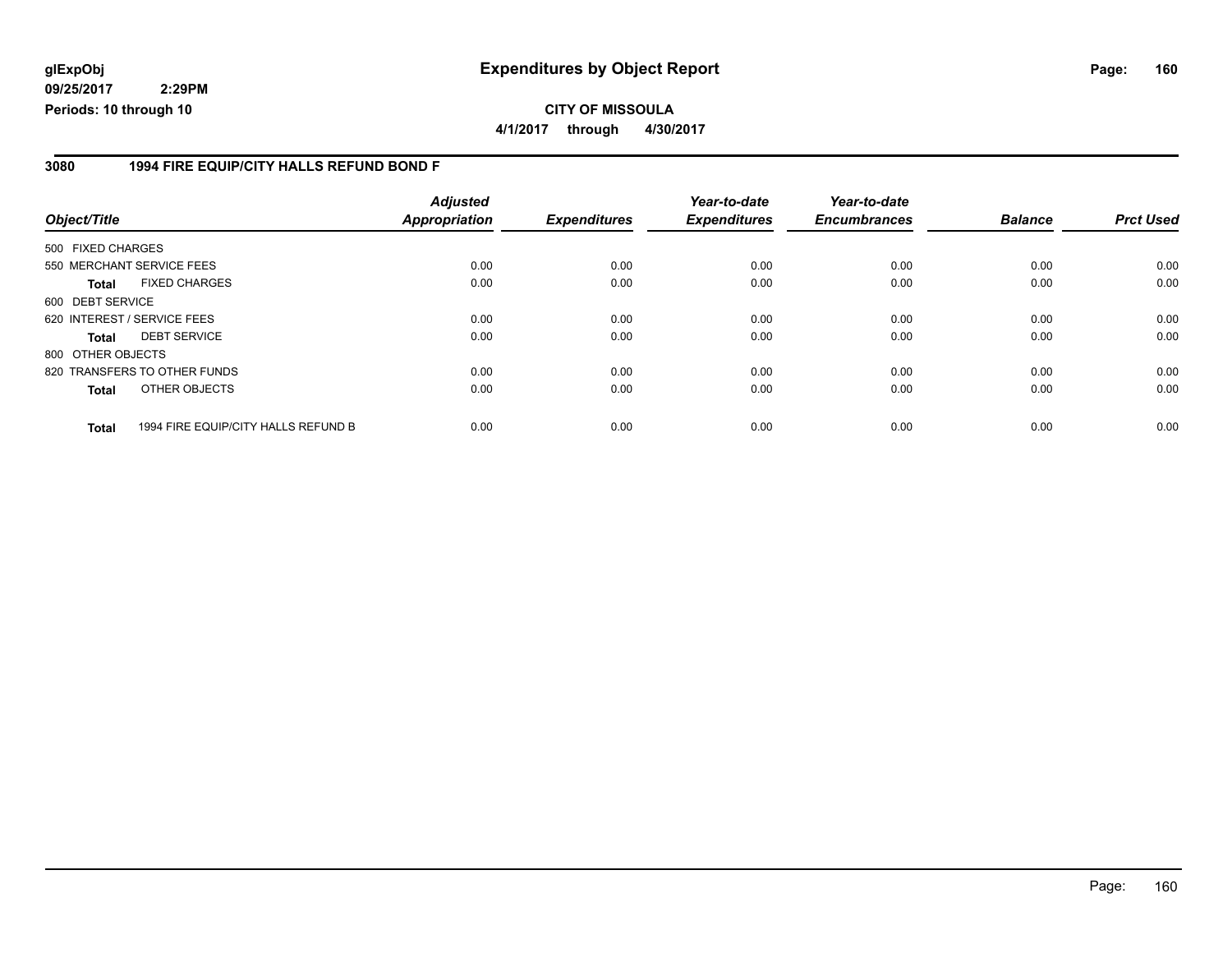**glExpObj**
**09/25/2017 2:29PM**
**Periods: 10 through 10**

# Expenditures by Object Report

**CITY OF MISSOULA**
**4/1/2017 through 4/30/2017**

## 3080 1994 FIRE EQUIP/CITY HALLS REFUND BOND F

| Object/Title | | Adjusted Appropriation | Expenditures | Year-to-date Expenditures | Year-to-date Encumbrances | Balance | Prct Used |
|---|---|---|---|---|---|---|---|
| 500 FIXED CHARGES | | | | | | | |
| 550 MERCHANT SERVICE FEES | | 0.00 | 0.00 | 0.00 | 0.00 | 0.00 | 0.00 |
| **Total** | FIXED CHARGES | 0.00 | 0.00 | 0.00 | 0.00 | 0.00 | 0.00 |
| 600 DEBT SERVICE | | | | | | | |
| 620 INTEREST / SERVICE FEES | | 0.00 | 0.00 | 0.00 | 0.00 | 0.00 | 0.00 |
| **Total** | DEBT SERVICE | 0.00 | 0.00 | 0.00 | 0.00 | 0.00 | 0.00 |
| 800 OTHER OBJECTS | | | | | | | |
| 820 TRANSFERS TO OTHER FUNDS | | 0.00 | 0.00 | 0.00 | 0.00 | 0.00 | 0.00 |
| **Total** | OTHER OBJECTS | 0.00 | 0.00 | 0.00 | 0.00 | 0.00 | 0.00 |
| **Total** | 1994 FIRE EQUIP/CITY HALLS REFUND B | 0.00 | 0.00 | 0.00 | 0.00 | 0.00 | 0.00 |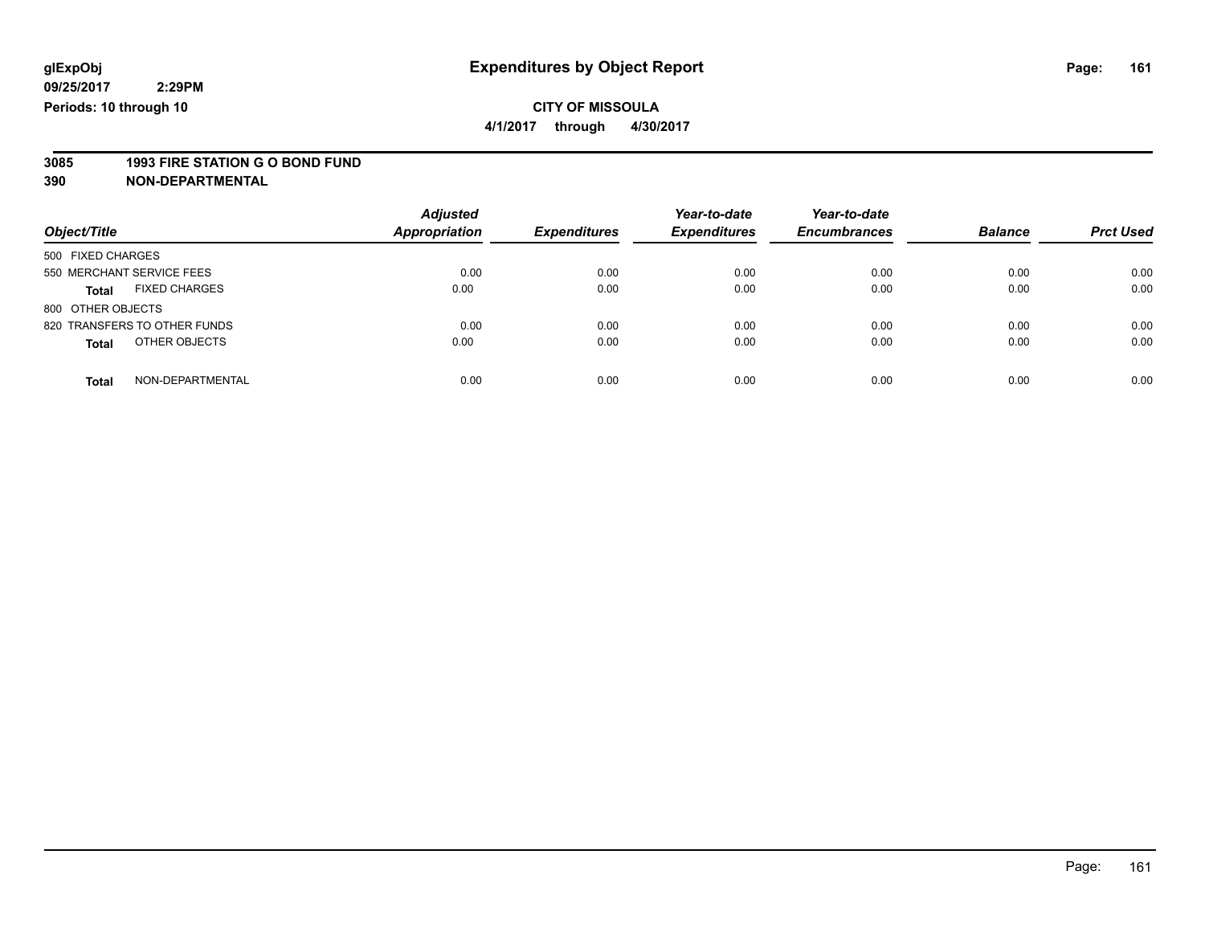glExpObj
09/25/2017 2:29PM
Periods: 10 through 10

# Expenditures by Object Report

**CITY OF MISSOULA**
**4/1/2017 through 4/30/2017**

**3085 1993 FIRE STATION G O BOND FUND**
**390 NON-DEPARTMENTAL**

| Object/Title | Adjusted Appropriation | Expenditures | Year-to-date Expenditures | Year-to-date Encumbrances | Balance | Prct Used |
|---|---|---|---|---|---|---|
| 500 FIXED CHARGES | | | | | | |
| 550 MERCHANT SERVICE FEES | 0.00 | 0.00 | 0.00 | 0.00 | 0.00 | 0.00 |
| **Total** FIXED CHARGES | 0.00 | 0.00 | 0.00 | 0.00 | 0.00 | 0.00 |
| 800 OTHER OBJECTS | | | | | | |
| 820 TRANSFERS TO OTHER FUNDS | 0.00 | 0.00 | 0.00 | 0.00 | 0.00 | 0.00 |
| **Total** OTHER OBJECTS | 0.00 | 0.00 | 0.00 | 0.00 | 0.00 | 0.00 |
| **Total** NON-DEPARTMENTAL | 0.00 | 0.00 | 0.00 | 0.00 | 0.00 | 0.00 |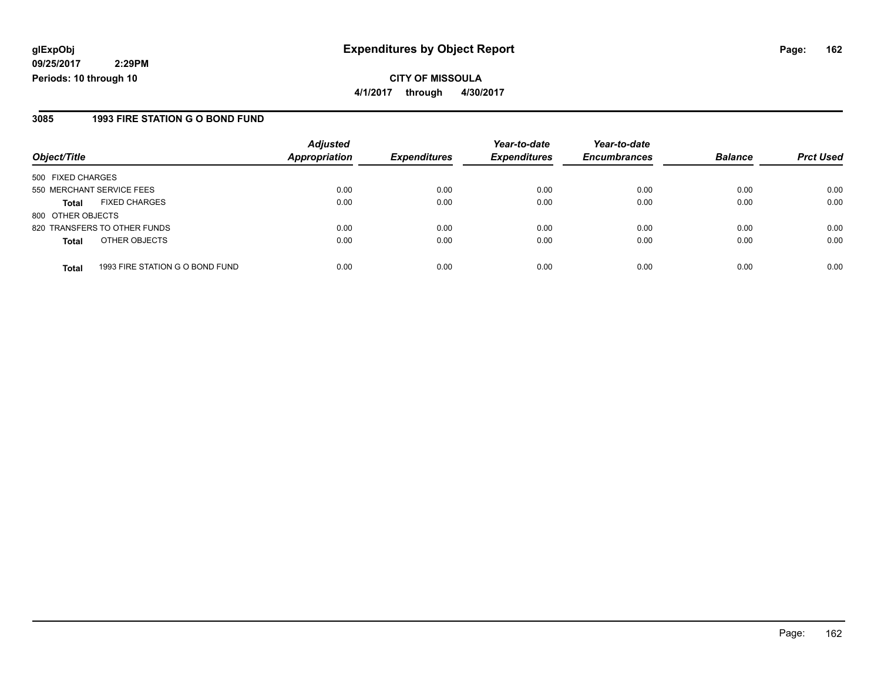**glExpObj**
**09/25/2017 2:29PM**
**Periods: 10 through 10**

# Expenditures by Object Report

**CITY OF MISSOULA**
**4/1/2017 through 4/30/2017**

## 3085 1993 FIRE STATION G O BOND FUND

| Object/Title | | Adjusted Appropriation | Expenditures | Year-to-date Expenditures | Year-to-date Encumbrances | Balance | Prct Used |
|---|---|---|---|---|---|---|---|
| 500 FIXED CHARGES | | | | | | | |
| 550 MERCHANT SERVICE FEES | | 0.00 | 0.00 | 0.00 | 0.00 | 0.00 | 0.00 |
| **Total** | FIXED CHARGES | 0.00 | 0.00 | 0.00 | 0.00 | 0.00 | 0.00 |
| 800 OTHER OBJECTS | | | | | | | |
| 820 TRANSFERS TO OTHER FUNDS | | 0.00 | 0.00 | 0.00 | 0.00 | 0.00 | 0.00 |
| **Total** | OTHER OBJECTS | 0.00 | 0.00 | 0.00 | 0.00 | 0.00 | 0.00 |
| **Total** | 1993 FIRE STATION G O BOND FUND | 0.00 | 0.00 | 0.00 | 0.00 | 0.00 | 0.00 |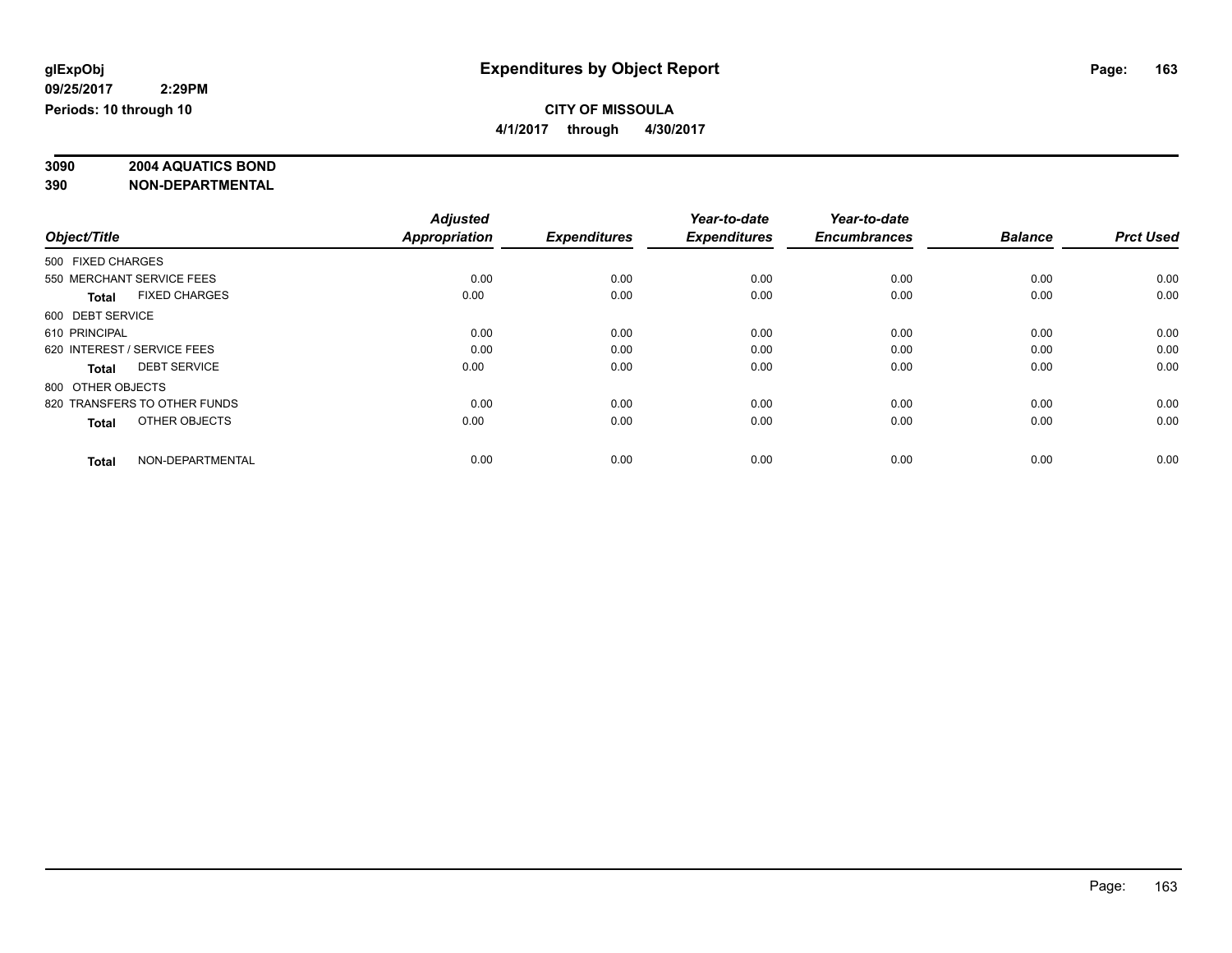glExpObj
09/25/2017 2:29PM
Periods: 10 through 10

# Expenditures by Object Report

**CITY OF MISSOULA**
**4/1/2017 through 4/30/2017**

**3090 2004 AQUATICS BOND**
**390 NON-DEPARTMENTAL**

| Object/Title | Adjusted Appropriation | Expenditures | Year-to-date Expenditures | Year-to-date Encumbrances | Balance | Prct Used |
|---|---|---|---|---|---|---|
| 500 FIXED CHARGES | | | | | | |
| 550 MERCHANT SERVICE FEES | 0.00 | 0.00 | 0.00 | 0.00 | 0.00 | 0.00 |
| **Total** FIXED CHARGES | 0.00 | 0.00 | 0.00 | 0.00 | 0.00 | 0.00 |
| 600 DEBT SERVICE | | | | | | |
| 610 PRINCIPAL | 0.00 | 0.00 | 0.00 | 0.00 | 0.00 | 0.00 |
| 620 INTEREST / SERVICE FEES | 0.00 | 0.00 | 0.00 | 0.00 | 0.00 | 0.00 |
| **Total** DEBT SERVICE | 0.00 | 0.00 | 0.00 | 0.00 | 0.00 | 0.00 |
| 800 OTHER OBJECTS | | | | | | |
| 820 TRANSFERS TO OTHER FUNDS | 0.00 | 0.00 | 0.00 | 0.00 | 0.00 | 0.00 |
| **Total** OTHER OBJECTS | 0.00 | 0.00 | 0.00 | 0.00 | 0.00 | 0.00 |
| **Total** NON-DEPARTMENTAL | 0.00 | 0.00 | 0.00 | 0.00 | 0.00 | 0.00 |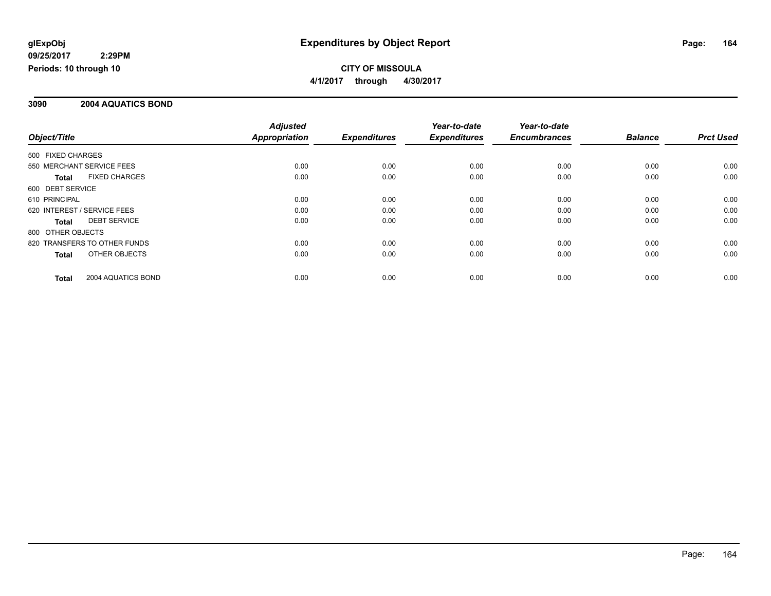**glExpObj**
**09/25/2017 2:29PM**
**Periods: 10 through 10**

# Expenditures by Object Report

**CITY OF MISSOULA**
**4/1/2017 through 4/30/2017**

## 3090 2004 AQUATICS BOND

| Object/Title | Adjusted Appropriation | Expenditures | Year-to-date Expenditures | Year-to-date Encumbrances | Balance | Prct Used |
|---|---|---|---|---|---|---|
| 500 FIXED CHARGES | | | | | | |
| 550 MERCHANT SERVICE FEES | 0.00 | 0.00 | 0.00 | 0.00 | 0.00 | 0.00 |
| **Total** FIXED CHARGES | 0.00 | 0.00 | 0.00 | 0.00 | 0.00 | 0.00 |
| 600 DEBT SERVICE | | | | | | |
| 610 PRINCIPAL | 0.00 | 0.00 | 0.00 | 0.00 | 0.00 | 0.00 |
| 620 INTEREST / SERVICE FEES | 0.00 | 0.00 | 0.00 | 0.00 | 0.00 | 0.00 |
| **Total** DEBT SERVICE | 0.00 | 0.00 | 0.00 | 0.00 | 0.00 | 0.00 |
| 800 OTHER OBJECTS | | | | | | |
| 820 TRANSFERS TO OTHER FUNDS | 0.00 | 0.00 | 0.00 | 0.00 | 0.00 | 0.00 |
| **Total** OTHER OBJECTS | 0.00 | 0.00 | 0.00 | 0.00 | 0.00 | 0.00 |
| **Total** 2004 AQUATICS BOND | 0.00 | 0.00 | 0.00 | 0.00 | 0.00 | 0.00 |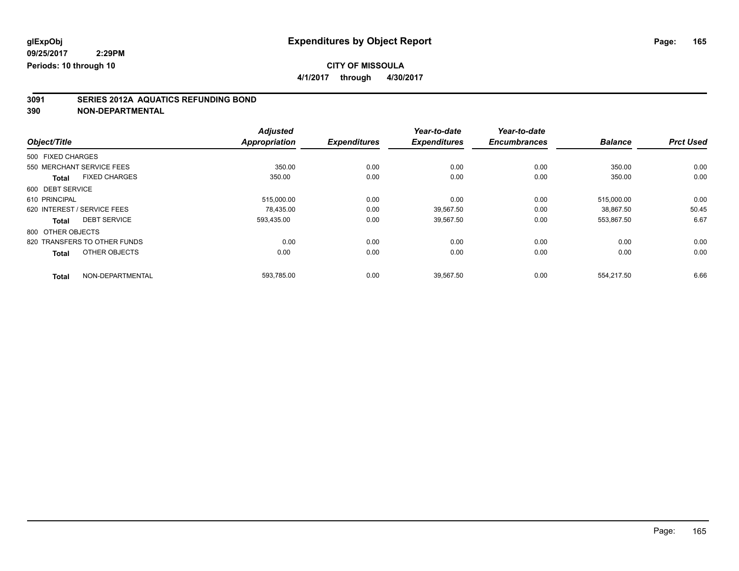glExpObj
09/25/2017 2:29PM
Periods: 10 through 10

# Expenditures by Object Report

**CITY OF MISSOULA**

**4/1/2017 through 4/30/2017**

**3091 SERIES 2012A AQUATICS REFUNDING BOND**
**390 NON-DEPARTMENTAL**

| Object/Title | | Adjusted Appropriation | Expenditures | Year-to-date Expenditures | Year-to-date Encumbrances | Balance | Prct Used |
|---|---|---|---|---|---|---|---|
| 500 FIXED CHARGES | | | | | | | |
| 550 MERCHANT SERVICE FEES | | 350.00 | 0.00 | 0.00 | 0.00 | 350.00 | 0.00 |
| Total | FIXED CHARGES | 350.00 | 0.00 | 0.00 | 0.00 | 350.00 | 0.00 |
| 600 DEBT SERVICE | | | | | | | |
| 610 PRINCIPAL | | 515,000.00 | 0.00 | 0.00 | 0.00 | 515,000.00 | 0.00 |
| 620 INTEREST / SERVICE FEES | | 78,435.00 | 0.00 | 39,567.50 | 0.00 | 38,867.50 | 50.45 |
| Total | DEBT SERVICE | 593,435.00 | 0.00 | 39,567.50 | 0.00 | 553,867.50 | 6.67 |
| 800 OTHER OBJECTS | | | | | | | |
| 820 TRANSFERS TO OTHER FUNDS | | 0.00 | 0.00 | 0.00 | 0.00 | 0.00 | 0.00 |
| Total | OTHER OBJECTS | 0.00 | 0.00 | 0.00 | 0.00 | 0.00 | 0.00 |
| Total | NON-DEPARTMENTAL | 593,785.00 | 0.00 | 39,567.50 | 0.00 | 554,217.50 | 6.66 |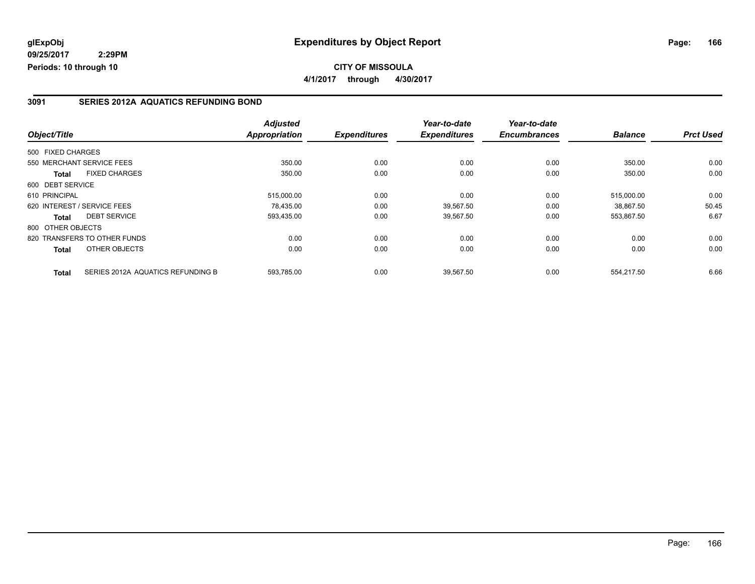**glExpObj**
**09/25/2017 2:29PM**
**Periods: 10 through 10**

# Expenditures by Object Report

**CITY OF MISSOULA**
**4/1/2017 through 4/30/2017**

## 3091 SERIES 2012A AQUATICS REFUNDING BOND

| Object/Title | Adjusted Appropriation | Expenditures | Year-to-date Expenditures | Year-to-date Encumbrances | Balance | Prct Used |
|---|---|---|---|---|---|---|
| 500 FIXED CHARGES | | | | | | |
| 550 MERCHANT SERVICE FEES | 350.00 | 0.00 | 0.00 | 0.00 | 350.00 | 0.00 |
| **Total** FIXED CHARGES | 350.00 | 0.00 | 0.00 | 0.00 | 350.00 | 0.00 |
| 600 DEBT SERVICE | | | | | | |
| 610 PRINCIPAL | 515,000.00 | 0.00 | 0.00 | 0.00 | 515,000.00 | 0.00 |
| 620 INTEREST / SERVICE FEES | 78,435.00 | 0.00 | 39,567.50 | 0.00 | 38,867.50 | 50.45 |
| **Total** DEBT SERVICE | 593,435.00 | 0.00 | 39,567.50 | 0.00 | 553,867.50 | 6.67 |
| 800 OTHER OBJECTS | | | | | | |
| 820 TRANSFERS TO OTHER FUNDS | 0.00 | 0.00 | 0.00 | 0.00 | 0.00 | 0.00 |
| **Total** OTHER OBJECTS | 0.00 | 0.00 | 0.00 | 0.00 | 0.00 | 0.00 |
| **Total** SERIES 2012A AQUATICS REFUNDING B | 593,785.00 | 0.00 | 39,567.50 | 0.00 | 554,217.50 | 6.66 |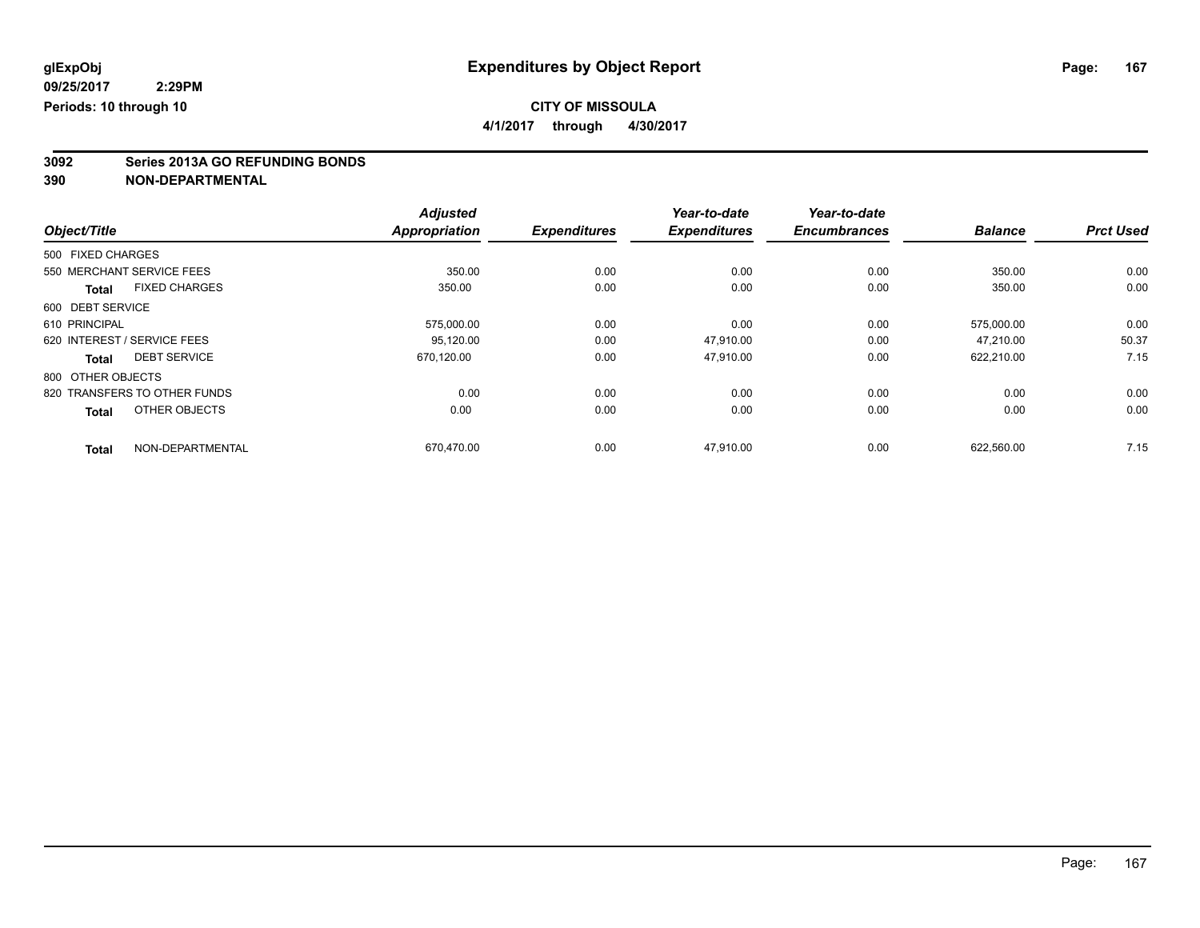# Expenditures by Object Report

glExpObj
09/25/2017 2:29PM
Periods: 10 through 10

**CITY OF MISSOULA**
**4/1/2017 through 4/30/2017**

**3092 Series 2013A GO REFUNDING BONDS**
**390 NON-DEPARTMENTAL**

| Object/Title | Adjusted Appropriation | Expenditures | Year-to-date Expenditures | Year-to-date Encumbrances | Balance | Prct Used |
|---|---|---|---|---|---|---|
| 500 FIXED CHARGES | | | | | | |
| 550 MERCHANT SERVICE FEES | 350.00 | 0.00 | 0.00 | 0.00 | 350.00 | 0.00 |
| **Total** FIXED CHARGES | 350.00 | 0.00 | 0.00 | 0.00 | 350.00 | 0.00 |
| 600 DEBT SERVICE | | | | | | |
| 610 PRINCIPAL | 575,000.00 | 0.00 | 0.00 | 0.00 | 575,000.00 | 0.00 |
| 620 INTEREST / SERVICE FEES | 95,120.00 | 0.00 | 47,910.00 | 0.00 | 47,210.00 | 50.37 |
| **Total** DEBT SERVICE | 670,120.00 | 0.00 | 47,910.00 | 0.00 | 622,210.00 | 7.15 |
| 800 OTHER OBJECTS | | | | | | |
| 820 TRANSFERS TO OTHER FUNDS | 0.00 | 0.00 | 0.00 | 0.00 | 0.00 | 0.00 |
| **Total** OTHER OBJECTS | 0.00 | 0.00 | 0.00 | 0.00 | 0.00 | 0.00 |
| **Total** NON-DEPARTMENTAL | 670,470.00 | 0.00 | 47,910.00 | 0.00 | 622,560.00 | 7.15 |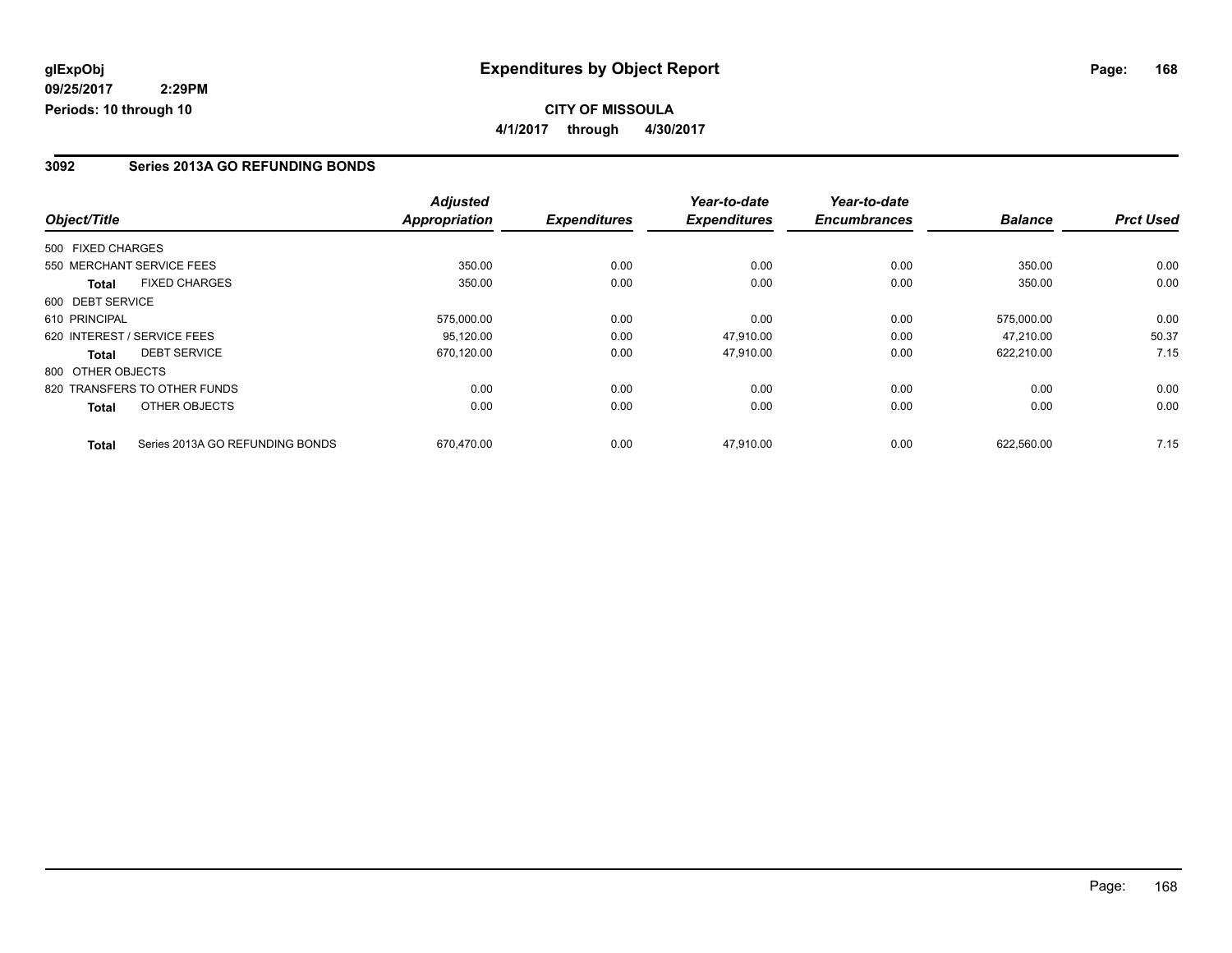**glExpObj**
**09/25/2017 2:29PM**
**Periods: 10 through 10**

# Expenditures by Object Report

**CITY OF MISSOULA**
**4/1/2017 through 4/30/2017**

## 3092 Series 2013A GO REFUNDING BONDS

| Object/Title | Adjusted Appropriation | Expenditures | Year-to-date Expenditures | Year-to-date Encumbrances | Balance | Prct Used |
|---|---|---|---|---|---|---|
| 500 FIXED CHARGES | | | | | | |
| 550 MERCHANT SERVICE FEES | 350.00 | 0.00 | 0.00 | 0.00 | 350.00 | 0.00 |
| **Total** FIXED CHARGES | 350.00 | 0.00 | 0.00 | 0.00 | 350.00 | 0.00 |
| 600 DEBT SERVICE | | | | | | |
| 610 PRINCIPAL | 575,000.00 | 0.00 | 0.00 | 0.00 | 575,000.00 | 0.00 |
| 620 INTEREST / SERVICE FEES | 95,120.00 | 0.00 | 47,910.00 | 0.00 | 47,210.00 | 50.37 |
| **Total** DEBT SERVICE | 670,120.00 | 0.00 | 47,910.00 | 0.00 | 622,210.00 | 7.15 |
| 800 OTHER OBJECTS | | | | | | |
| 820 TRANSFERS TO OTHER FUNDS | 0.00 | 0.00 | 0.00 | 0.00 | 0.00 | 0.00 |
| **Total** OTHER OBJECTS | 0.00 | 0.00 | 0.00 | 0.00 | 0.00 | 0.00 |
| **Total** Series 2013A GO REFUNDING BONDS | 670,470.00 | 0.00 | 47,910.00 | 0.00 | 622,560.00 | 7.15 |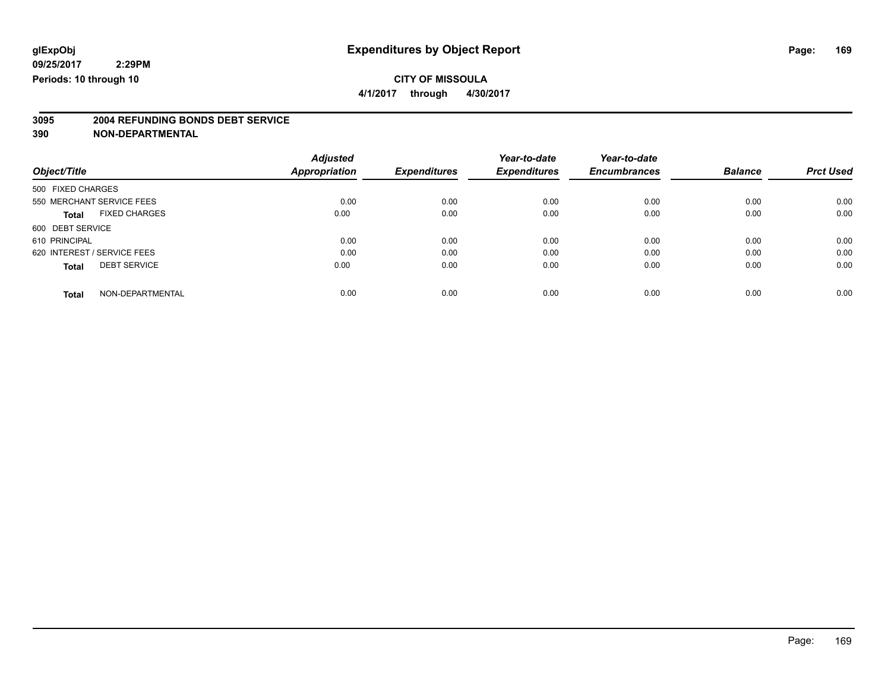glExpObj
09/25/2017 2:29PM
Periods: 10 through 10

# Expenditures by Object Report

**CITY OF MISSOULA**

**4/1/2017 through 4/30/2017**

**3095 2004 REFUNDING BONDS DEBT SERVICE**
**390 NON-DEPARTMENTAL**

| Object/Title | | Adjusted Appropriation | Expenditures | Year-to-date Expenditures | Year-to-date Encumbrances | Balance | Prct Used |
|---|---|---|---|---|---|---|---|
| 500 FIXED CHARGES | | | | | | | |
| 550 MERCHANT SERVICE FEES | | 0.00 | 0.00 | 0.00 | 0.00 | 0.00 | 0.00 |
| **Total** | FIXED CHARGES | 0.00 | 0.00 | 0.00 | 0.00 | 0.00 | 0.00 |
| 600 DEBT SERVICE | | | | | | | |
| 610 PRINCIPAL | | 0.00 | 0.00 | 0.00 | 0.00 | 0.00 | 0.00 |
| 620 INTEREST / SERVICE FEES | | 0.00 | 0.00 | 0.00 | 0.00 | 0.00 | 0.00 |
| **Total** | DEBT SERVICE | 0.00 | 0.00 | 0.00 | 0.00 | 0.00 | 0.00 |
| **Total** | NON-DEPARTMENTAL | 0.00 | 0.00 | 0.00 | 0.00 | 0.00 | 0.00 |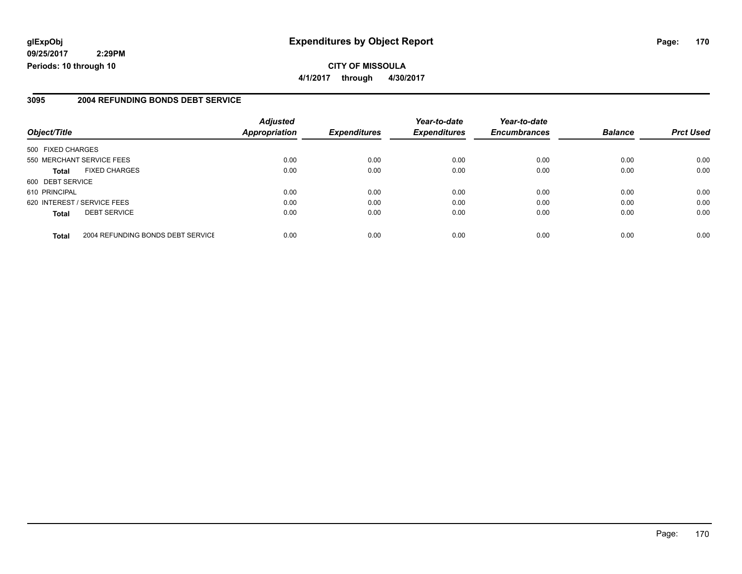**glExpObj**
**09/25/2017 2:29PM**
**Periods: 10 through 10**

# Expenditures by Object Report

**CITY OF MISSOULA**
**4/1/2017 through 4/30/2017**

## 3095 2004 REFUNDING BONDS DEBT SERVICE

| Object/Title | | Adjusted Appropriation | Expenditures | Year-to-date Expenditures | Year-to-date Encumbrances | Balance | Prct Used |
|---|---|---|---|---|---|---|---|
| 500 FIXED CHARGES | | | | | | | |
| 550 MERCHANT SERVICE FEES | | 0.00 | 0.00 | 0.00 | 0.00 | 0.00 | 0.00 |
| **Total** | FIXED CHARGES | 0.00 | 0.00 | 0.00 | 0.00 | 0.00 | 0.00 |
| 600 DEBT SERVICE | | | | | | | |
| 610 PRINCIPAL | | 0.00 | 0.00 | 0.00 | 0.00 | 0.00 | 0.00 |
| 620 INTEREST / SERVICE FEES | | 0.00 | 0.00 | 0.00 | 0.00 | 0.00 | 0.00 |
| **Total** | DEBT SERVICE | 0.00 | 0.00 | 0.00 | 0.00 | 0.00 | 0.00 |
| **Total** | 2004 REFUNDING BONDS DEBT SERVICE | 0.00 | 0.00 | 0.00 | 0.00 | 0.00 | 0.00 |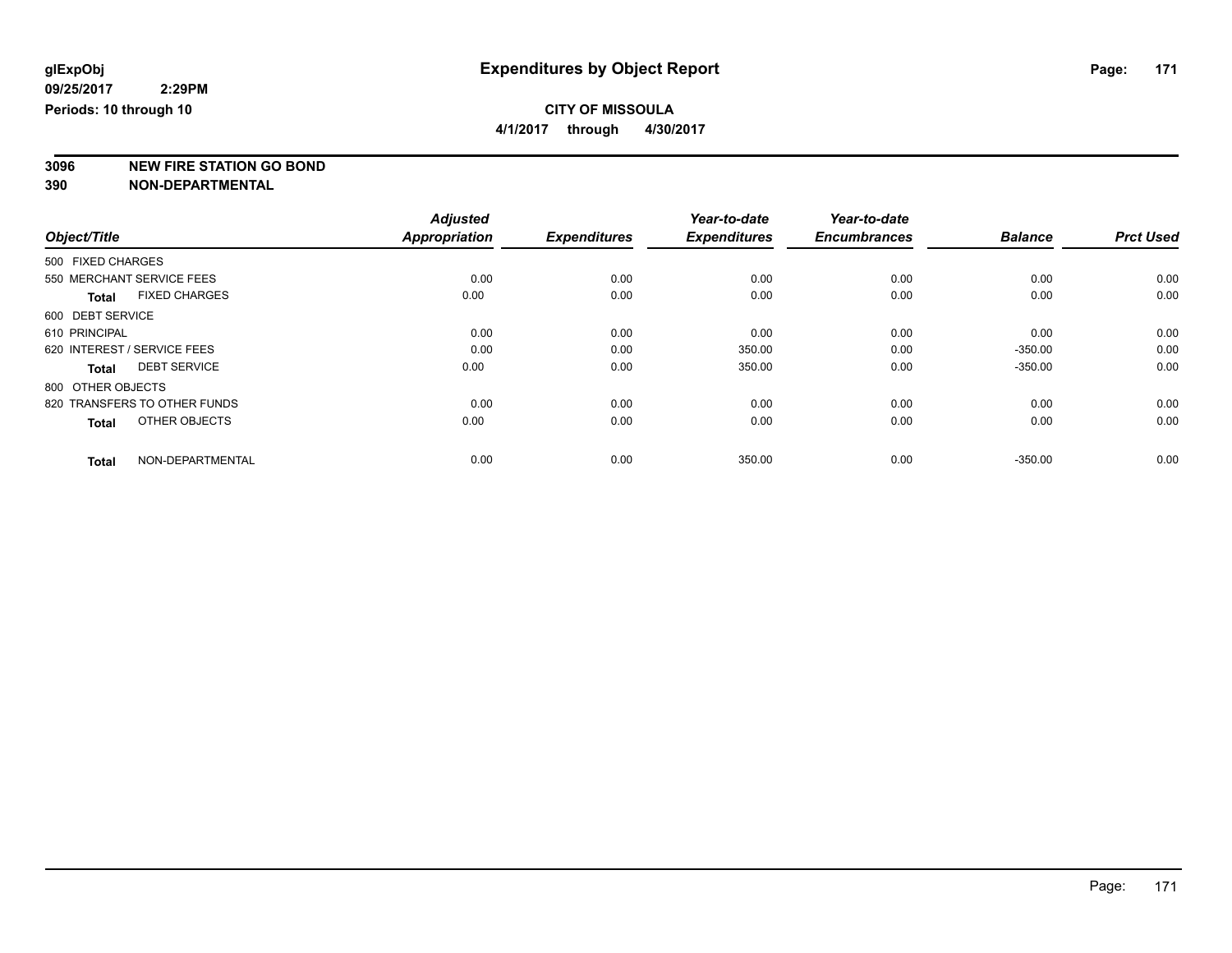glExpObj
09/25/2017 2:29PM
Periods: 10 through 10

# Expenditures by Object Report

## CITY OF MISSOULA

4/1/2017 through 4/30/2017

**3096 NEW FIRE STATION GO BOND**
**390 NON-DEPARTMENTAL**

| Object/Title | Adjusted Appropriation | Expenditures | Year-to-date Expenditures | Year-to-date Encumbrances | Balance | Prct Used |
|---|---|---|---|---|---|---|
| 500 FIXED CHARGES | | | | | | |
| 550 MERCHANT SERVICE FEES | 0.00 | 0.00 | 0.00 | 0.00 | 0.00 | 0.00 |
| **Total** FIXED CHARGES | 0.00 | 0.00 | 0.00 | 0.00 | 0.00 | 0.00 |
| 600 DEBT SERVICE | | | | | | |
| 610 PRINCIPAL | 0.00 | 0.00 | 0.00 | 0.00 | 0.00 | 0.00 |
| 620 INTEREST / SERVICE FEES | 0.00 | 0.00 | 350.00 | 0.00 | -350.00 | 0.00 |
| **Total** DEBT SERVICE | 0.00 | 0.00 | 350.00 | 0.00 | -350.00 | 0.00 |
| 800 OTHER OBJECTS | | | | | | |
| 820 TRANSFERS TO OTHER FUNDS | 0.00 | 0.00 | 0.00 | 0.00 | 0.00 | 0.00 |
| **Total** OTHER OBJECTS | 0.00 | 0.00 | 0.00 | 0.00 | 0.00 | 0.00 |
| **Total** NON-DEPARTMENTAL | 0.00 | 0.00 | 350.00 | 0.00 | -350.00 | 0.00 |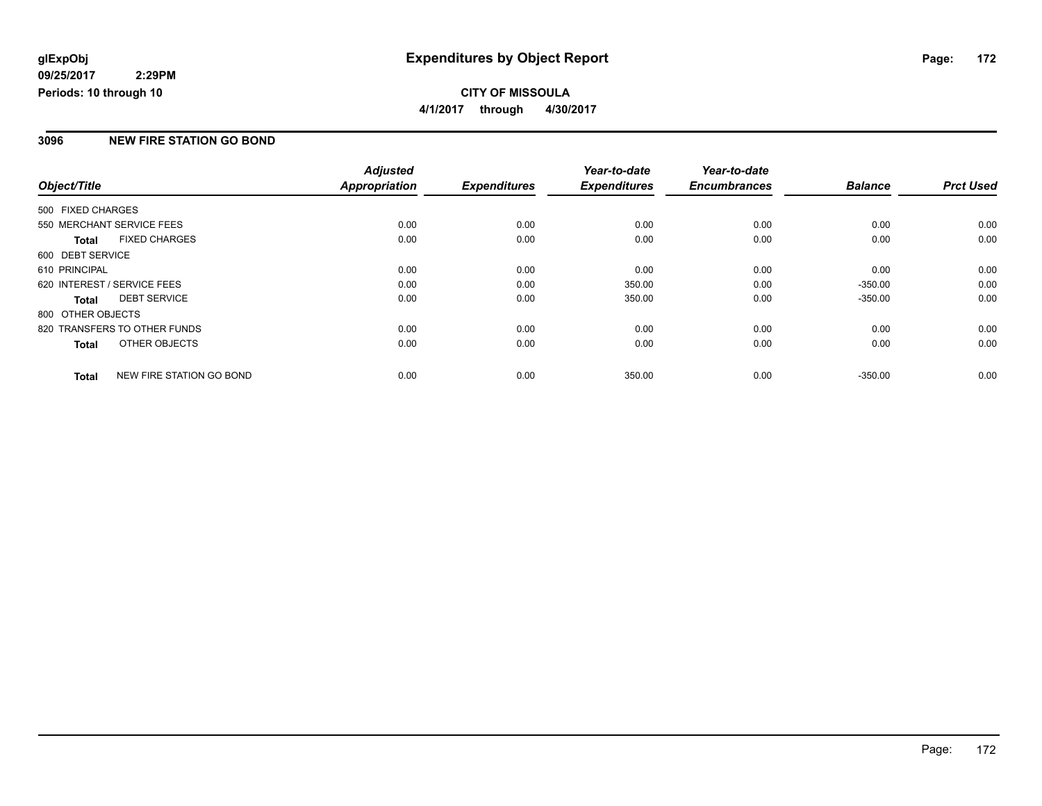**glExpObj**
**09/25/2017 2:29PM**
**Periods: 10 through 10**

# Expenditures by Object Report

**CITY OF MISSOULA**
**4/1/2017 through 4/30/2017**

## 3096 NEW FIRE STATION GO BOND

| Object/Title | Adjusted Appropriation | Expenditures | Year-to-date Expenditures | Year-to-date Encumbrances | Balance | Prct Used |
|---|---|---|---|---|---|---|
| 500 FIXED CHARGES | | | | | | |
| 550 MERCHANT SERVICE FEES | 0.00 | 0.00 | 0.00 | 0.00 | 0.00 | 0.00 |
| **Total** FIXED CHARGES | 0.00 | 0.00 | 0.00 | 0.00 | 0.00 | 0.00 |
| 600 DEBT SERVICE | | | | | | |
| 610 PRINCIPAL | 0.00 | 0.00 | 0.00 | 0.00 | 0.00 | 0.00 |
| 620 INTEREST / SERVICE FEES | 0.00 | 0.00 | 350.00 | 0.00 | -350.00 | 0.00 |
| **Total** DEBT SERVICE | 0.00 | 0.00 | 350.00 | 0.00 | -350.00 | 0.00 |
| 800 OTHER OBJECTS | | | | | | |
| 820 TRANSFERS TO OTHER FUNDS | 0.00 | 0.00 | 0.00 | 0.00 | 0.00 | 0.00 |
| **Total** OTHER OBJECTS | 0.00 | 0.00 | 0.00 | 0.00 | 0.00 | 0.00 |
| **Total** NEW FIRE STATION GO BOND | 0.00 | 0.00 | 350.00 | 0.00 | -350.00 | 0.00 |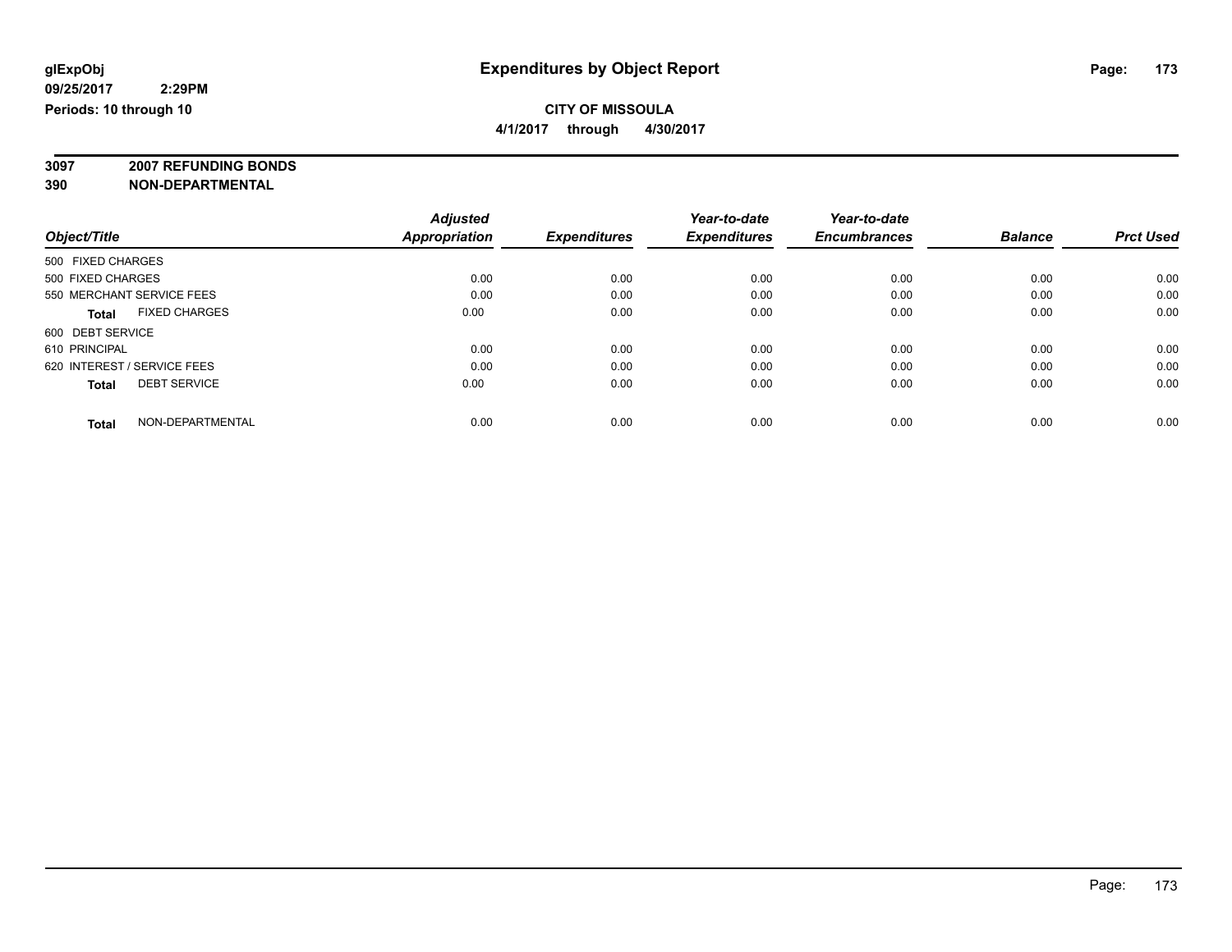glExpObj
09/25/2017 2:29PM
Periods: 10 through 10

# Expenditures by Object Report

**CITY OF MISSOULA**
**4/1/2017 through 4/30/2017**

**3097 2007 REFUNDING BONDS**
**390 NON-DEPARTMENTAL**

| Object/Title | Adjusted Appropriation | Expenditures | Year-to-date Expenditures | Year-to-date Encumbrances | Balance | Prct Used |
|---|---|---|---|---|---|---|
| 500 FIXED CHARGES | | | | | | |
| 500 FIXED CHARGES | 0.00 | 0.00 | 0.00 | 0.00 | 0.00 | 0.00 |
| 550 MERCHANT SERVICE FEES | 0.00 | 0.00 | 0.00 | 0.00 | 0.00 | 0.00 |
| **Total** FIXED CHARGES | 0.00 | 0.00 | 0.00 | 0.00 | 0.00 | 0.00 |
| 600 DEBT SERVICE | | | | | | |
| 610 PRINCIPAL | 0.00 | 0.00 | 0.00 | 0.00 | 0.00 | 0.00 |
| 620 INTEREST / SERVICE FEES | 0.00 | 0.00 | 0.00 | 0.00 | 0.00 | 0.00 |
| **Total** DEBT SERVICE | 0.00 | 0.00 | 0.00 | 0.00 | 0.00 | 0.00 |
| **Total** NON-DEPARTMENTAL | 0.00 | 0.00 | 0.00 | 0.00 | 0.00 | 0.00 |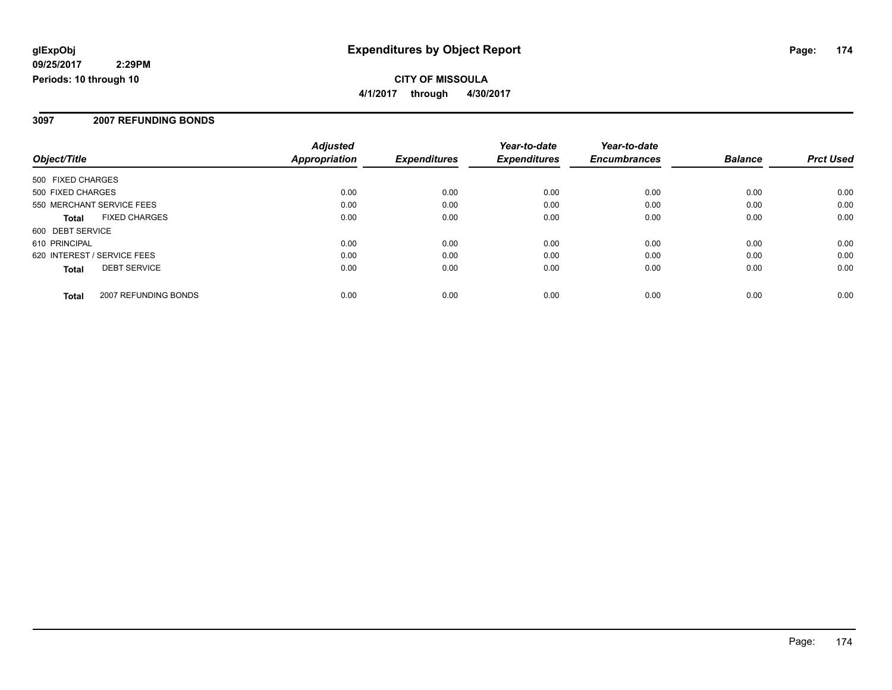**glExpObj** **Expenditures by Object Report**

**09/25/2017 2:29PM**

**Periods: 10 through 10**

**CITY OF MISSOULA**

**4/1/2017 through 4/30/2017**

## 3097 2007 REFUNDING BONDS

| Object/Title | Adjusted Appropriation | Expenditures | Year-to-date Expenditures | Year-to-date Encumbrances | Balance | Prct Used |
|---|---|---|---|---|---|---|
| 500 FIXED CHARGES | | | | | | |
| 500 FIXED CHARGES | 0.00 | 0.00 | 0.00 | 0.00 | 0.00 | 0.00 |
| 550 MERCHANT SERVICE FEES | 0.00 | 0.00 | 0.00 | 0.00 | 0.00 | 0.00 |
| **Total** FIXED CHARGES | 0.00 | 0.00 | 0.00 | 0.00 | 0.00 | 0.00 |
| 600 DEBT SERVICE | | | | | | |
| 610 PRINCIPAL | 0.00 | 0.00 | 0.00 | 0.00 | 0.00 | 0.00 |
| 620 INTEREST / SERVICE FEES | 0.00 | 0.00 | 0.00 | 0.00 | 0.00 | 0.00 |
| **Total** DEBT SERVICE | 0.00 | 0.00 | 0.00 | 0.00 | 0.00 | 0.00 |
| **Total** 2007 REFUNDING BONDS | 0.00 | 0.00 | 0.00 | 0.00 | 0.00 | 0.00 |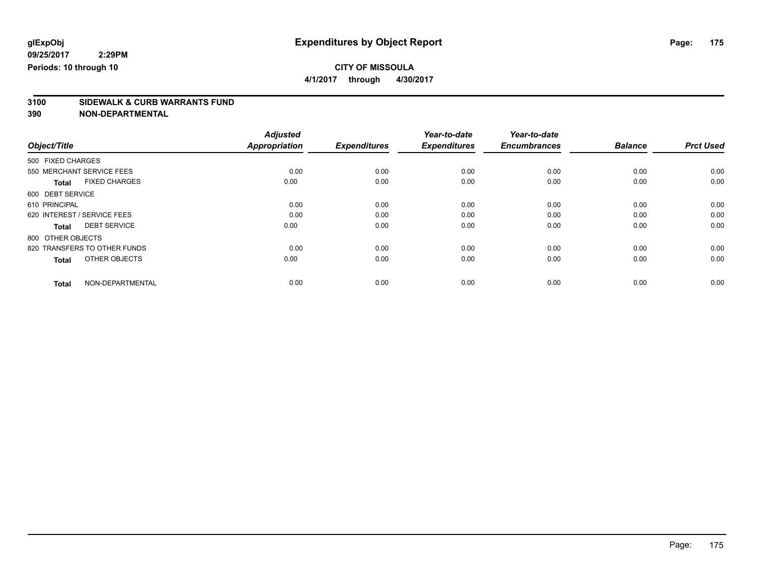**glExpObj**
**09/25/2017 2:29PM**
**Periods: 10 through 10**

# Expenditures by Object Report

**CITY OF MISSOULA**
**4/1/2017 through 4/30/2017**

**3100 SIDEWALK & CURB WARRANTS FUND**
**390 NON-DEPARTMENTAL**

| Object/Title | Adjusted Appropriation | Expenditures | Year-to-date Expenditures | Year-to-date Encumbrances | Balance | Prct Used |
|---|---|---|---|---|---|---|
| 500 FIXED CHARGES | | | | | | |
| 550 MERCHANT SERVICE FEES | 0.00 | 0.00 | 0.00 | 0.00 | 0.00 | 0.00 |
| **Total** FIXED CHARGES | 0.00 | 0.00 | 0.00 | 0.00 | 0.00 | 0.00 |
| 600 DEBT SERVICE | | | | | | |
| 610 PRINCIPAL | 0.00 | 0.00 | 0.00 | 0.00 | 0.00 | 0.00 |
| 620 INTEREST / SERVICE FEES | 0.00 | 0.00 | 0.00 | 0.00 | 0.00 | 0.00 |
| **Total** DEBT SERVICE | 0.00 | 0.00 | 0.00 | 0.00 | 0.00 | 0.00 |
| 800 OTHER OBJECTS | | | | | | |
| 820 TRANSFERS TO OTHER FUNDS | 0.00 | 0.00 | 0.00 | 0.00 | 0.00 | 0.00 |
| **Total** OTHER OBJECTS | 0.00 | 0.00 | 0.00 | 0.00 | 0.00 | 0.00 |
| **Total** NON-DEPARTMENTAL | 0.00 | 0.00 | 0.00 | 0.00 | 0.00 | 0.00 |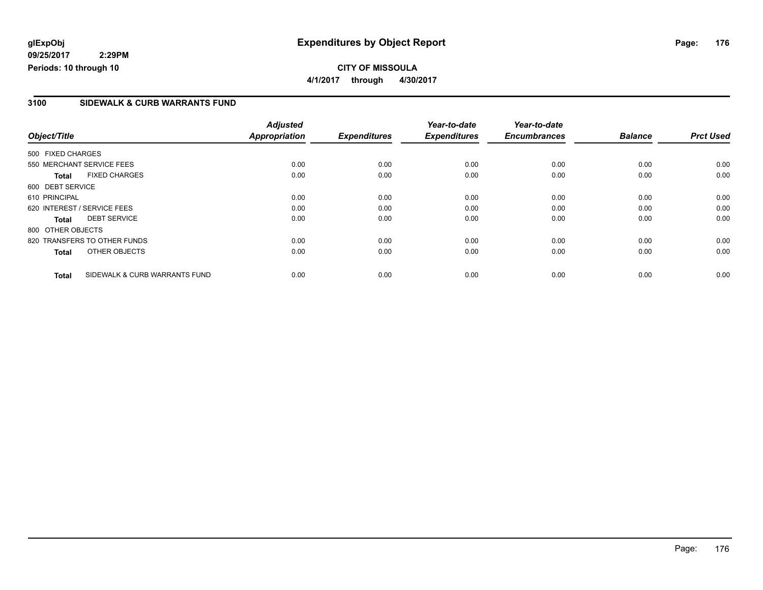# Expenditures by Object Report

glExpObj
09/25/2017 2:29PM
Periods: 10 through 10

**CITY OF MISSOULA**

**4/1/2017 through 4/30/2017**

## 3100 SIDEWALK & CURB WARRANTS FUND

| Object/Title | Adjusted Appropriation | Expenditures | Year-to-date Expenditures | Year-to-date Encumbrances | Balance | Prct Used |
|---|---|---|---|---|---|---|
| 500 FIXED CHARGES | | | | | | |
| 550 MERCHANT SERVICE FEES | 0.00 | 0.00 | 0.00 | 0.00 | 0.00 | 0.00 |
| **Total** FIXED CHARGES | 0.00 | 0.00 | 0.00 | 0.00 | 0.00 | 0.00 |
| 600 DEBT SERVICE | | | | | | |
| 610 PRINCIPAL | 0.00 | 0.00 | 0.00 | 0.00 | 0.00 | 0.00 |
| 620 INTEREST / SERVICE FEES | 0.00 | 0.00 | 0.00 | 0.00 | 0.00 | 0.00 |
| **Total** DEBT SERVICE | 0.00 | 0.00 | 0.00 | 0.00 | 0.00 | 0.00 |
| 800 OTHER OBJECTS | | | | | | |
| 820 TRANSFERS TO OTHER FUNDS | 0.00 | 0.00 | 0.00 | 0.00 | 0.00 | 0.00 |
| **Total** OTHER OBJECTS | 0.00 | 0.00 | 0.00 | 0.00 | 0.00 | 0.00 |
| **Total** SIDEWALK & CURB WARRANTS FUND | 0.00 | 0.00 | 0.00 | 0.00 | 0.00 | 0.00 |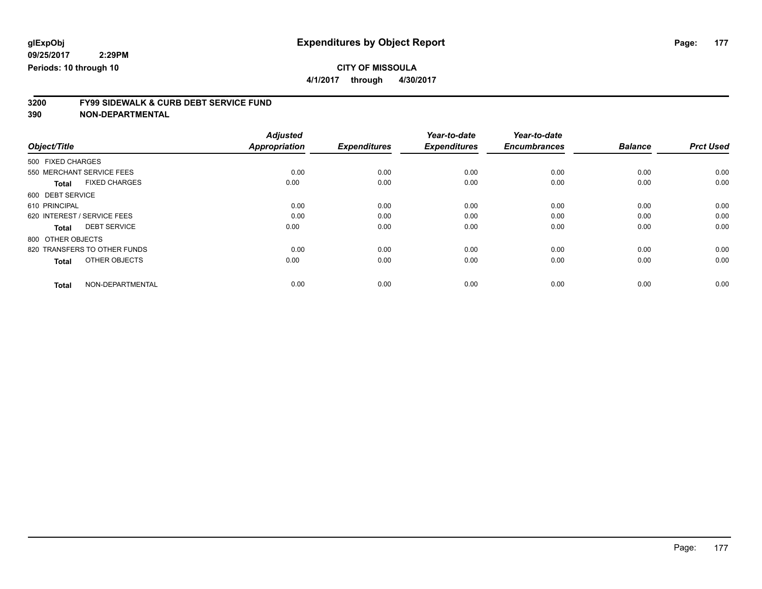**glExpObj**
**09/25/2017 2:29PM**
**Periods: 10 through 10**

# Expenditures by Object Report

**CITY OF MISSOULA**
**4/1/2017 through 4/30/2017**

## 3200 FY99 SIDEWALK & CURB DEBT SERVICE FUND
## 390 NON-DEPARTMENTAL

| Object/Title | Adjusted Appropriation | Expenditures | Year-to-date Expenditures | Year-to-date Encumbrances | Balance | Prct Used |
|---|---|---|---|---|---|---|
| 500 FIXED CHARGES | | | | | | |
| 550 MERCHANT SERVICE FEES | 0.00 | 0.00 | 0.00 | 0.00 | 0.00 | 0.00 |
| **Total** FIXED CHARGES | 0.00 | 0.00 | 0.00 | 0.00 | 0.00 | 0.00 |
| 600 DEBT SERVICE | | | | | | |
| 610 PRINCIPAL | 0.00 | 0.00 | 0.00 | 0.00 | 0.00 | 0.00 |
| 620 INTEREST / SERVICE FEES | 0.00 | 0.00 | 0.00 | 0.00 | 0.00 | 0.00 |
| **Total** DEBT SERVICE | 0.00 | 0.00 | 0.00 | 0.00 | 0.00 | 0.00 |
| 800 OTHER OBJECTS | | | | | | |
| 820 TRANSFERS TO OTHER FUNDS | 0.00 | 0.00 | 0.00 | 0.00 | 0.00 | 0.00 |
| **Total** OTHER OBJECTS | 0.00 | 0.00 | 0.00 | 0.00 | 0.00 | 0.00 |
| **Total** NON-DEPARTMENTAL | 0.00 | 0.00 | 0.00 | 0.00 | 0.00 | 0.00 |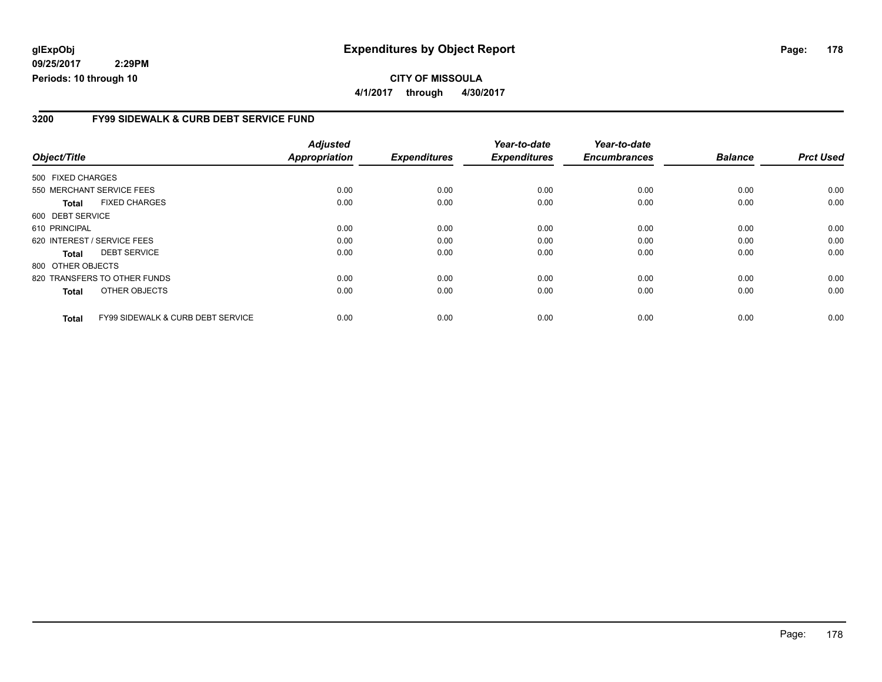# Expenditures by Object Report

glExpObj
09/25/2017 2:29PM
Periods: 10 through 10

**CITY OF MISSOULA**

**4/1/2017 through 4/30/2017**

## 3200 FY99 SIDEWALK & CURB DEBT SERVICE FUND

| Object/Title | Adjusted Appropriation | Expenditures | Year-to-date Expenditures | Year-to-date Encumbrances | Balance | Prct Used |
|---|---|---|---|---|---|---|
| 500 FIXED CHARGES | | | | | | |
| 550 MERCHANT SERVICE FEES | 0.00 | 0.00 | 0.00 | 0.00 | 0.00 | 0.00 |
| **Total** FIXED CHARGES | 0.00 | 0.00 | 0.00 | 0.00 | 0.00 | 0.00 |
| 600 DEBT SERVICE | | | | | | |
| 610 PRINCIPAL | 0.00 | 0.00 | 0.00 | 0.00 | 0.00 | 0.00 |
| 620 INTEREST / SERVICE FEES | 0.00 | 0.00 | 0.00 | 0.00 | 0.00 | 0.00 |
| **Total** DEBT SERVICE | 0.00 | 0.00 | 0.00 | 0.00 | 0.00 | 0.00 |
| 800 OTHER OBJECTS | | | | | | |
| 820 TRANSFERS TO OTHER FUNDS | 0.00 | 0.00 | 0.00 | 0.00 | 0.00 | 0.00 |
| **Total** OTHER OBJECTS | 0.00 | 0.00 | 0.00 | 0.00 | 0.00 | 0.00 |
| **Total** FY99 SIDEWALK & CURB DEBT SERVICE | 0.00 | 0.00 | 0.00 | 0.00 | 0.00 | 0.00 |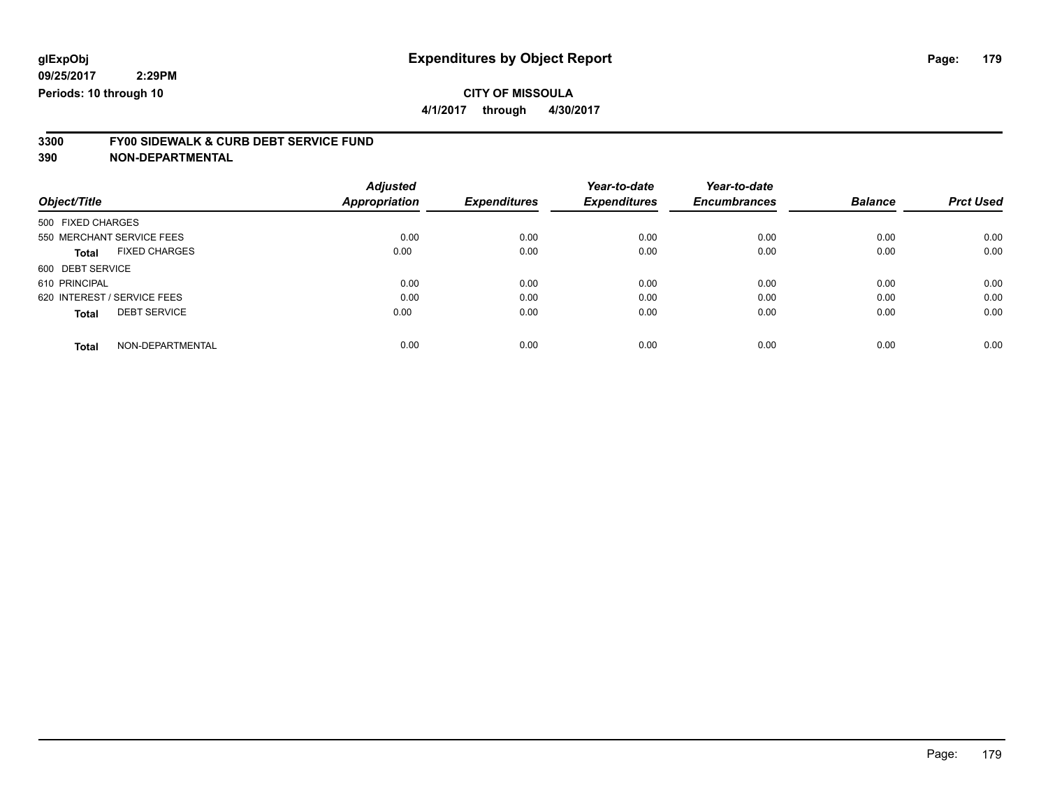glExpObj
09/25/2017 2:29PM
Periods: 10 through 10

# Expenditures by Object Report

**CITY OF MISSOULA**

**4/1/2017 through 4/30/2017**

## 3300 FY00 SIDEWALK & CURB DEBT SERVICE FUND
## 390 NON-DEPARTMENTAL

| Object/Title | Adjusted Appropriation | Expenditures | Year-to-date Expenditures | Year-to-date Encumbrances | Balance | Prct Used |
|---|---|---|---|---|---|---|
| 500 FIXED CHARGES | | | | | | |
| 550 MERCHANT SERVICE FEES | 0.00 | 0.00 | 0.00 | 0.00 | 0.00 | 0.00 |
| **Total** FIXED CHARGES | 0.00 | 0.00 | 0.00 | 0.00 | 0.00 | 0.00 |
| 600 DEBT SERVICE | | | | | | |
| 610 PRINCIPAL | 0.00 | 0.00 | 0.00 | 0.00 | 0.00 | 0.00 |
| 620 INTEREST / SERVICE FEES | 0.00 | 0.00 | 0.00 | 0.00 | 0.00 | 0.00 |
| **Total** DEBT SERVICE | 0.00 | 0.00 | 0.00 | 0.00 | 0.00 | 0.00 |
| **Total** NON-DEPARTMENTAL | 0.00 | 0.00 | 0.00 | 0.00 | 0.00 | 0.00 |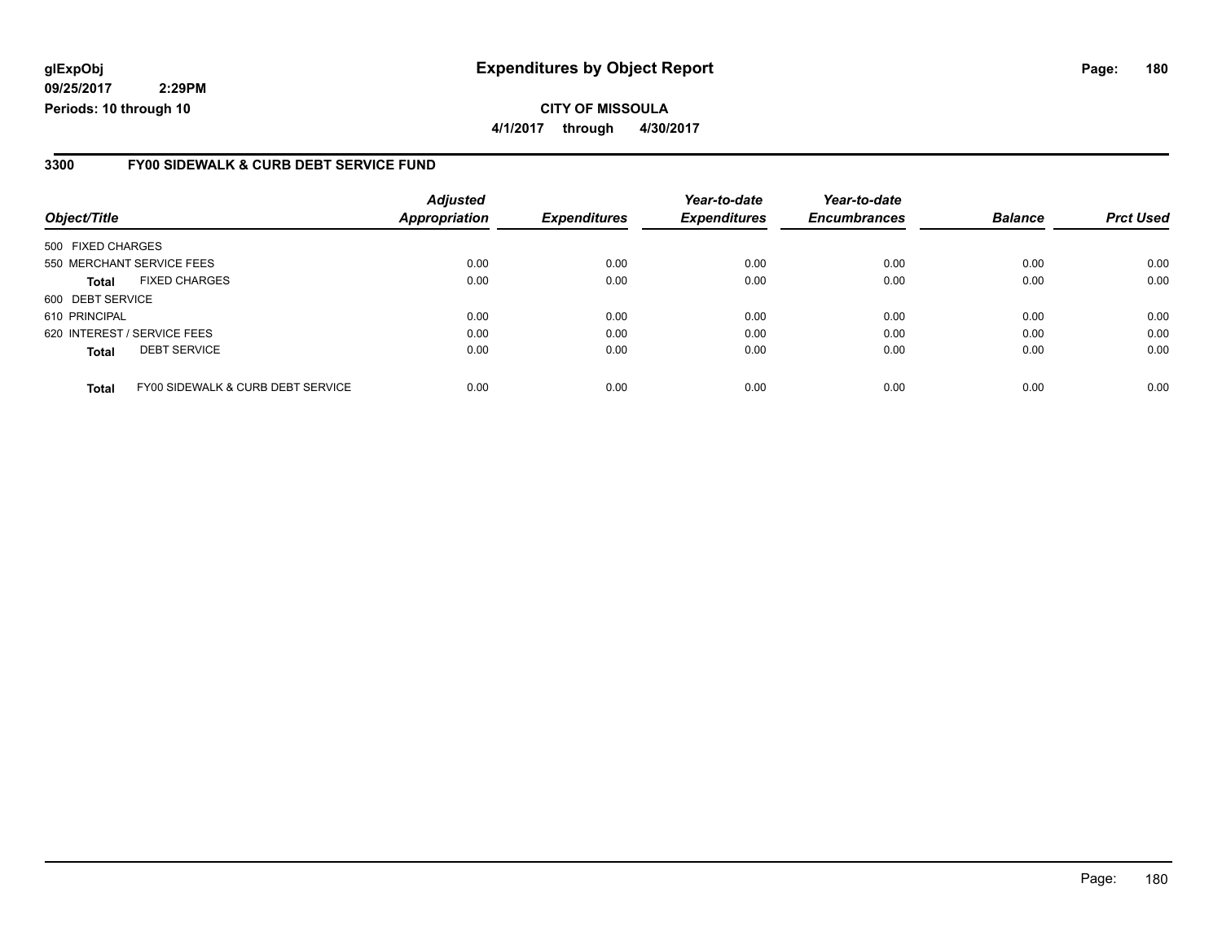**glExpObj**
**09/25/2017 2:29PM**
**Periods: 10 through 10**

# Expenditures by Object Report

**CITY OF MISSOULA**
**4/1/2017 through 4/30/2017**

## 3300 FY00 SIDEWALK & CURB DEBT SERVICE FUND

| Object/Title | Adjusted Appropriation | Expenditures | Year-to-date Expenditures | Year-to-date Encumbrances | Balance | Prct Used |
|---|---|---|---|---|---|---|
| 500 FIXED CHARGES | | | | | | |
| 550 MERCHANT SERVICE FEES | 0.00 | 0.00 | 0.00 | 0.00 | 0.00 | 0.00 |
| **Total** FIXED CHARGES | 0.00 | 0.00 | 0.00 | 0.00 | 0.00 | 0.00 |
| 600 DEBT SERVICE | | | | | | |
| 610 PRINCIPAL | 0.00 | 0.00 | 0.00 | 0.00 | 0.00 | 0.00 |
| 620 INTEREST / SERVICE FEES | 0.00 | 0.00 | 0.00 | 0.00 | 0.00 | 0.00 |
| **Total** DEBT SERVICE | 0.00 | 0.00 | 0.00 | 0.00 | 0.00 | 0.00 |
| **Total** FY00 SIDEWALK & CURB DEBT SERVICE | 0.00 | 0.00 | 0.00 | 0.00 | 0.00 | 0.00 |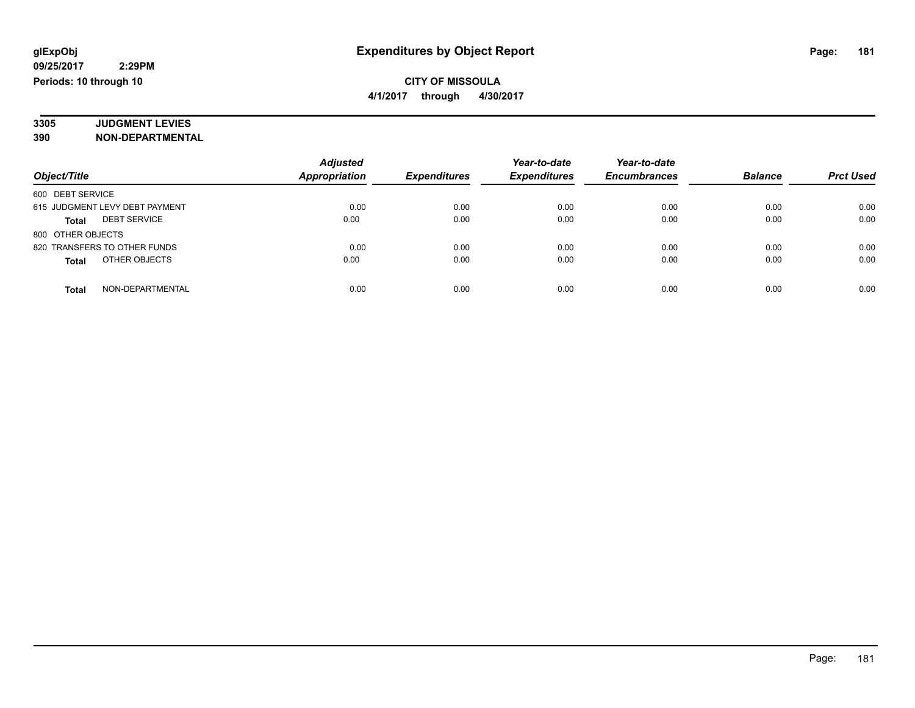glExpObj
09/25/2017 2:29PM
Periods: 10 through 10

# Expenditures by Object Report

**CITY OF MISSOULA**

**4/1/2017 through 4/30/2017**

**3305 JUDGMENT LEVIES**
**390 NON-DEPARTMENTAL**

| Object/Title | Adjusted Appropriation | Expenditures | Year-to-date Expenditures | Year-to-date Encumbrances | Balance | Prct Used |
|---|---|---|---|---|---|---|
| 600 DEBT SERVICE | | | | | | |
| 615 JUDGMENT LEVY DEBT PAYMENT | 0.00 | 0.00 | 0.00 | 0.00 | 0.00 | 0.00 |
| **Total** DEBT SERVICE | 0.00 | 0.00 | 0.00 | 0.00 | 0.00 | 0.00 |
| 800 OTHER OBJECTS | | | | | | |
| 820 TRANSFERS TO OTHER FUNDS | 0.00 | 0.00 | 0.00 | 0.00 | 0.00 | 0.00 |
| **Total** OTHER OBJECTS | 0.00 | 0.00 | 0.00 | 0.00 | 0.00 | 0.00 |
| **Total** NON-DEPARTMENTAL | 0.00 | 0.00 | 0.00 | 0.00 | 0.00 | 0.00 |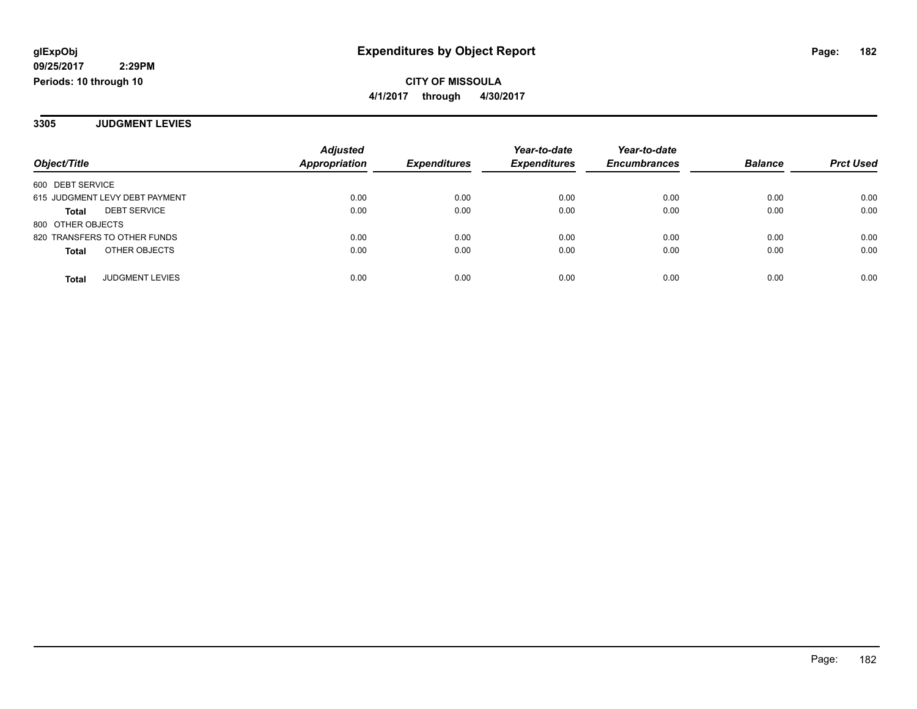**glExpObj**
**09/25/2017 2:29PM**
**Periods: 10 through 10**

# Expenditures by Object Report

**CITY OF MISSOULA**
**4/1/2017 through 4/30/2017**

## 3305 JUDGMENT LEVIES

| Object/Title | Adjusted Appropriation | Expenditures | Year-to-date Expenditures | Year-to-date Encumbrances | Balance | Prct Used |
|---|---|---|---|---|---|---|
| 600 DEBT SERVICE | | | | | | |
| 615 JUDGMENT LEVY DEBT PAYMENT | 0.00 | 0.00 | 0.00 | 0.00 | 0.00 | 0.00 |
| **Total** DEBT SERVICE | 0.00 | 0.00 | 0.00 | 0.00 | 0.00 | 0.00 |
| 800 OTHER OBJECTS | | | | | | |
| 820 TRANSFERS TO OTHER FUNDS | 0.00 | 0.00 | 0.00 | 0.00 | 0.00 | 0.00 |
| **Total** OTHER OBJECTS | 0.00 | 0.00 | 0.00 | 0.00 | 0.00 | 0.00 |
| **Total** JUDGMENT LEVIES | 0.00 | 0.00 | 0.00 | 0.00 | 0.00 | 0.00 |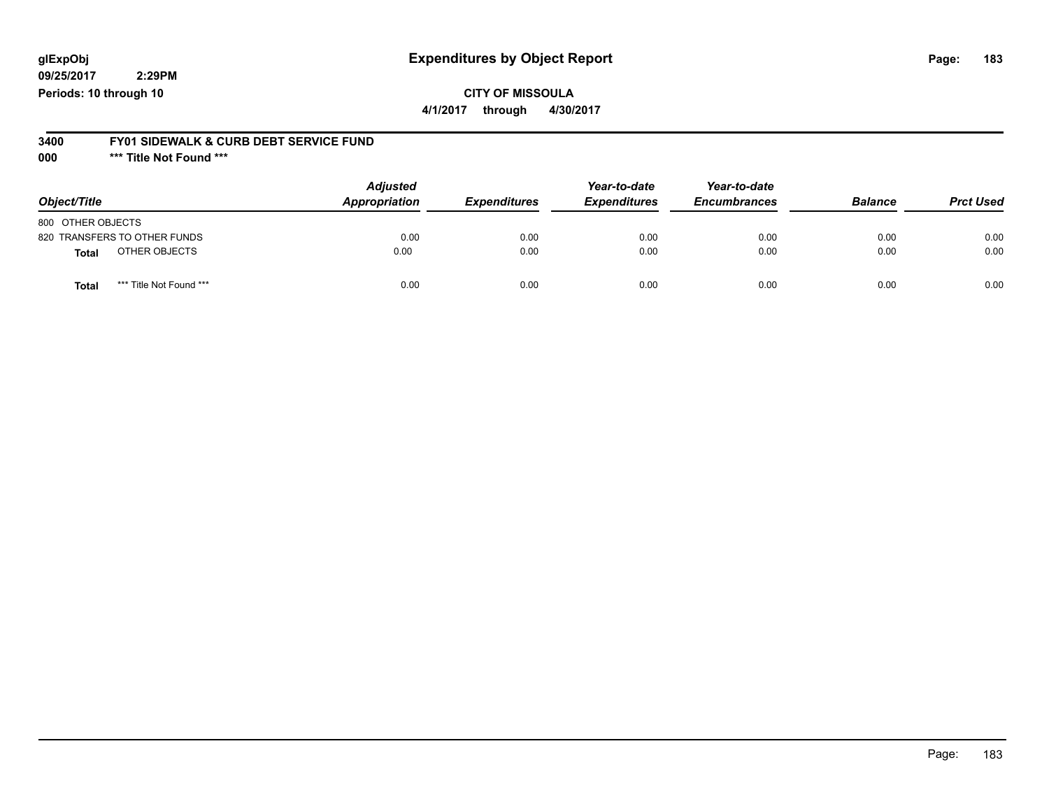**glExpObj**
**09/25/2017 2:29PM**
**Periods: 10 through 10**

# Expenditures by Object Report

**CITY OF MISSOULA**
**4/1/2017 through 4/30/2017**

**3400 FY01 SIDEWALK & CURB DEBT SERVICE FUND**
**000 *** Title Not Found *****

| Object/Title | Adjusted Appropriation | Expenditures | Year-to-date Expenditures | Year-to-date Encumbrances | Balance | Prct Used |
|---|---|---|---|---|---|---|
| 800 OTHER OBJECTS | | | | | | |
| 820 TRANSFERS TO OTHER FUNDS | 0.00 | 0.00 | 0.00 | 0.00 | 0.00 | 0.00 |
| **Total** OTHER OBJECTS | 0.00 | 0.00 | 0.00 | 0.00 | 0.00 | 0.00 |
| **Total** *** Title Not Found *** | 0.00 | 0.00 | 0.00 | 0.00 | 0.00 | 0.00 |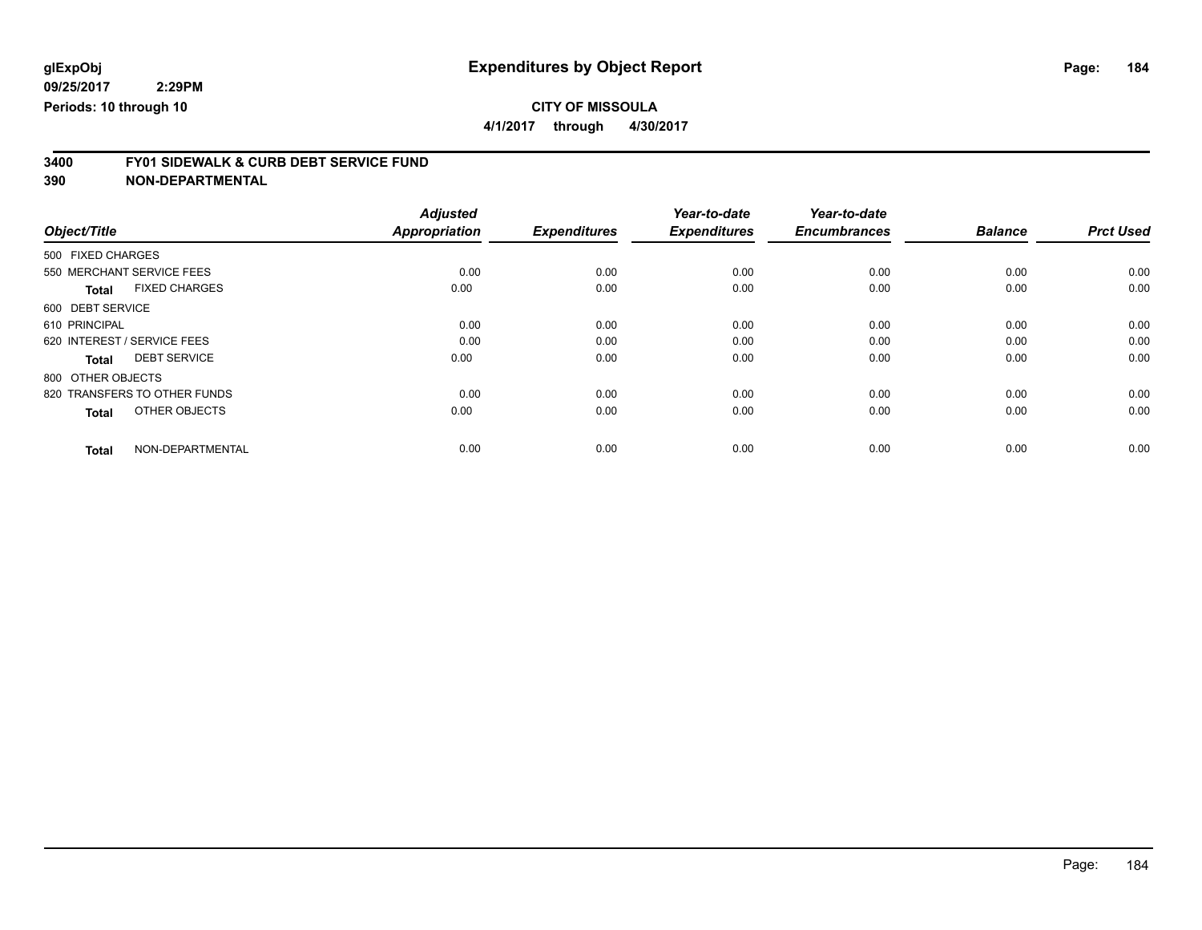# Expenditures by Object Report

glExpObj
09/25/2017 2:29PM
Periods: 10 through 10

**CITY OF MISSOULA**
**4/1/2017 through 4/30/2017**

## 3400 FY01 SIDEWALK & CURB DEBT SERVICE FUND
## 390 NON-DEPARTMENTAL

| Object/Title | Adjusted Appropriation | Expenditures | Year-to-date Expenditures | Year-to-date Encumbrances | Balance | Prct Used |
|---|---|---|---|---|---|---|
| 500 FIXED CHARGES | | | | | | |
| 550 MERCHANT SERVICE FEES | 0.00 | 0.00 | 0.00 | 0.00 | 0.00 | 0.00 |
| **Total** FIXED CHARGES | 0.00 | 0.00 | 0.00 | 0.00 | 0.00 | 0.00 |
| 600 DEBT SERVICE | | | | | | |
| 610 PRINCIPAL | 0.00 | 0.00 | 0.00 | 0.00 | 0.00 | 0.00 |
| 620 INTEREST / SERVICE FEES | 0.00 | 0.00 | 0.00 | 0.00 | 0.00 | 0.00 |
| **Total** DEBT SERVICE | 0.00 | 0.00 | 0.00 | 0.00 | 0.00 | 0.00 |
| 800 OTHER OBJECTS | | | | | | |
| 820 TRANSFERS TO OTHER FUNDS | 0.00 | 0.00 | 0.00 | 0.00 | 0.00 | 0.00 |
| **Total** OTHER OBJECTS | 0.00 | 0.00 | 0.00 | 0.00 | 0.00 | 0.00 |
| **Total** NON-DEPARTMENTAL | 0.00 | 0.00 | 0.00 | 0.00 | 0.00 | 0.00 |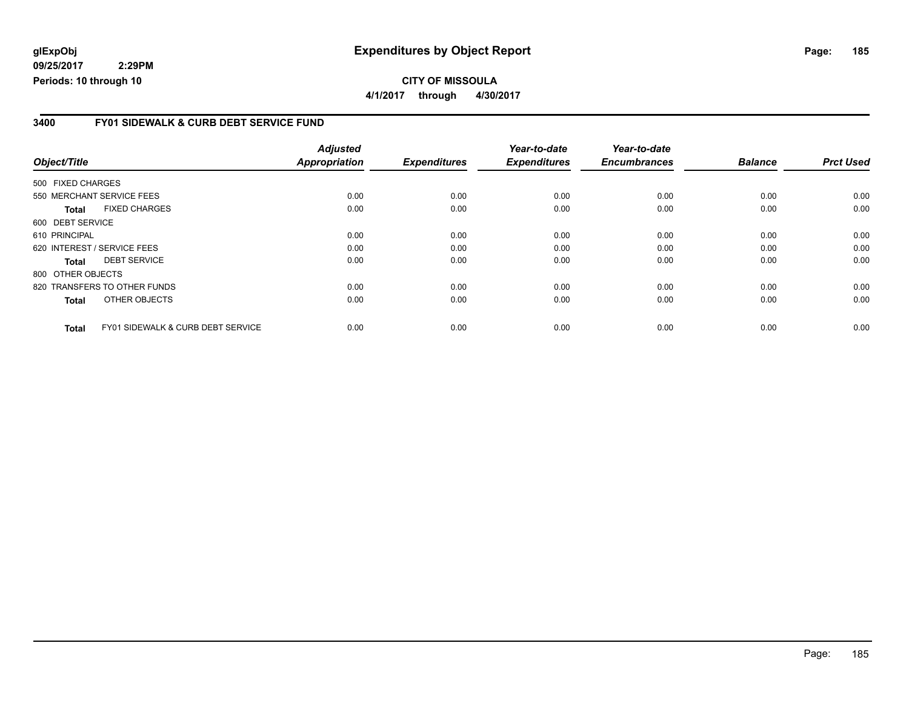**glExpObj**
**09/25/2017 2:29PM**
**Periods: 10 through 10**

# Expenditures by Object Report

**CITY OF MISSOULA**
**4/1/2017 through 4/30/2017**

## 3400 FY01 SIDEWALK & CURB DEBT SERVICE FUND

| Object/Title | Adjusted Appropriation | Expenditures | Year-to-date Expenditures | Year-to-date Encumbrances | Balance | Prct Used |
|---|---|---|---|---|---|---|
| 500 FIXED CHARGES | | | | | | |
| 550 MERCHANT SERVICE FEES | 0.00 | 0.00 | 0.00 | 0.00 | 0.00 | 0.00 |
| **Total** FIXED CHARGES | 0.00 | 0.00 | 0.00 | 0.00 | 0.00 | 0.00 |
| 600 DEBT SERVICE | | | | | | |
| 610 PRINCIPAL | 0.00 | 0.00 | 0.00 | 0.00 | 0.00 | 0.00 |
| 620 INTEREST / SERVICE FEES | 0.00 | 0.00 | 0.00 | 0.00 | 0.00 | 0.00 |
| **Total** DEBT SERVICE | 0.00 | 0.00 | 0.00 | 0.00 | 0.00 | 0.00 |
| 800 OTHER OBJECTS | | | | | | |
| 820 TRANSFERS TO OTHER FUNDS | 0.00 | 0.00 | 0.00 | 0.00 | 0.00 | 0.00 |
| **Total** OTHER OBJECTS | 0.00 | 0.00 | 0.00 | 0.00 | 0.00 | 0.00 |
| **Total** FY01 SIDEWALK & CURB DEBT SERVICE | 0.00 | 0.00 | 0.00 | 0.00 | 0.00 | 0.00 |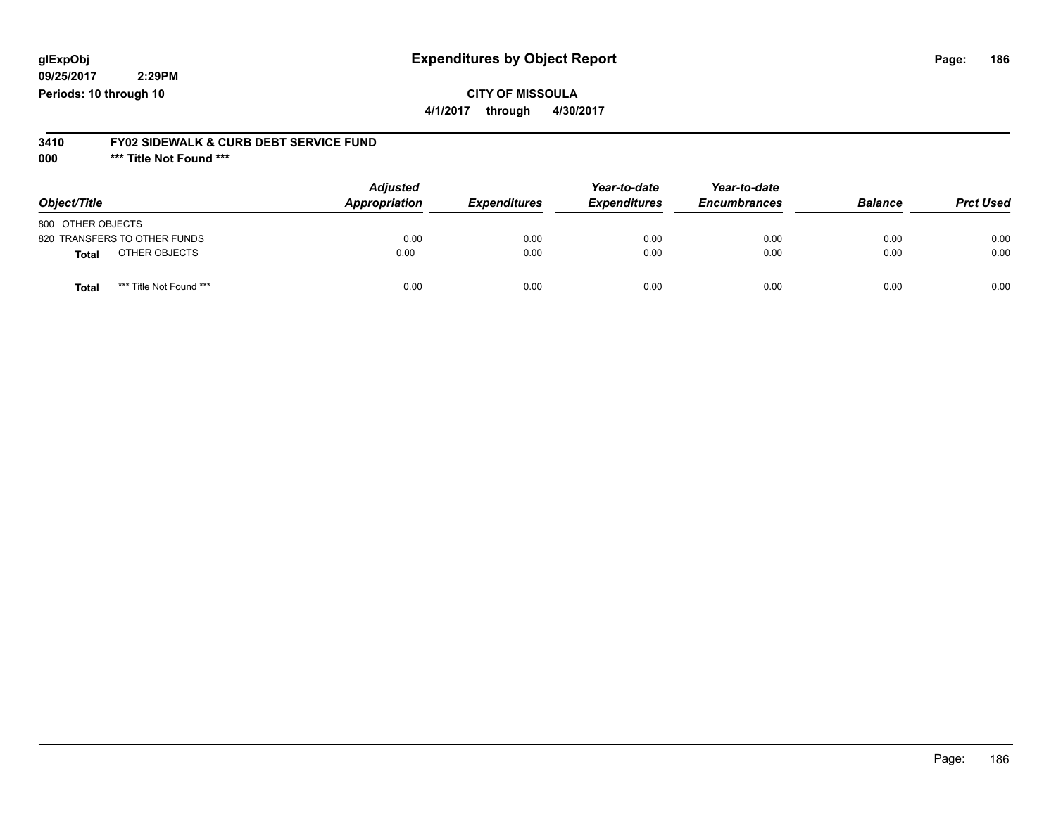# Expenditures by Object Report

glExpObj
09/25/2017 2:29PM
Periods: 10 through 10

**CITY OF MISSOULA**
**4/1/2017 through 4/30/2017**

## 3410 FY02 SIDEWALK & CURB DEBT SERVICE FUND
## 000 *** Title Not Found ***

| Object/Title | Adjusted Appropriation | Expenditures | Year-to-date Expenditures | Year-to-date Encumbrances | Balance | Prct Used |
|---|---|---|---|---|---|---|
| 800 OTHER OBJECTS | | | | | | |
| 820 TRANSFERS TO OTHER FUNDS | 0.00 | 0.00 | 0.00 | 0.00 | 0.00 | 0.00 |
| **Total** OTHER OBJECTS | 0.00 | 0.00 | 0.00 | 0.00 | 0.00 | 0.00 |
| **Total** *** Title Not Found *** | 0.00 | 0.00 | 0.00 | 0.00 | 0.00 | 0.00 |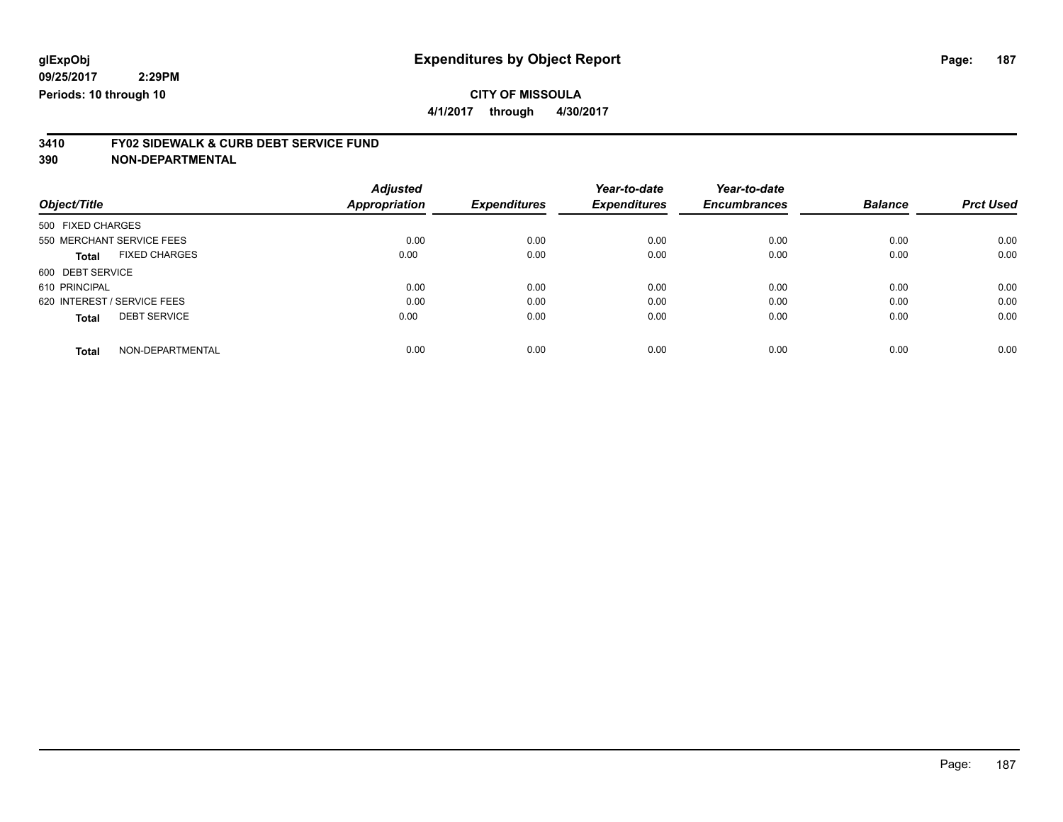**glExpObj**
**09/25/2017 2:29PM**
**Periods: 10 through 10**

# Expenditures by Object Report

**CITY OF MISSOULA**
**4/1/2017 through 4/30/2017**

## 3410 FY02 SIDEWALK & CURB DEBT SERVICE FUND
## 390 NON-DEPARTMENTAL

| Object/Title | Adjusted Appropriation | Expenditures | Year-to-date Expenditures | Year-to-date Encumbrances | Balance | Prct Used |
|---|---|---|---|---|---|---|
| 500 FIXED CHARGES | | | | | | |
| 550 MERCHANT SERVICE FEES | 0.00 | 0.00 | 0.00 | 0.00 | 0.00 | 0.00 |
| **Total** FIXED CHARGES | 0.00 | 0.00 | 0.00 | 0.00 | 0.00 | 0.00 |
| 600 DEBT SERVICE | | | | | | |
| 610 PRINCIPAL | 0.00 | 0.00 | 0.00 | 0.00 | 0.00 | 0.00 |
| 620 INTEREST / SERVICE FEES | 0.00 | 0.00 | 0.00 | 0.00 | 0.00 | 0.00 |
| **Total** DEBT SERVICE | 0.00 | 0.00 | 0.00 | 0.00 | 0.00 | 0.00 |
| **Total** NON-DEPARTMENTAL | 0.00 | 0.00 | 0.00 | 0.00 | 0.00 | 0.00 |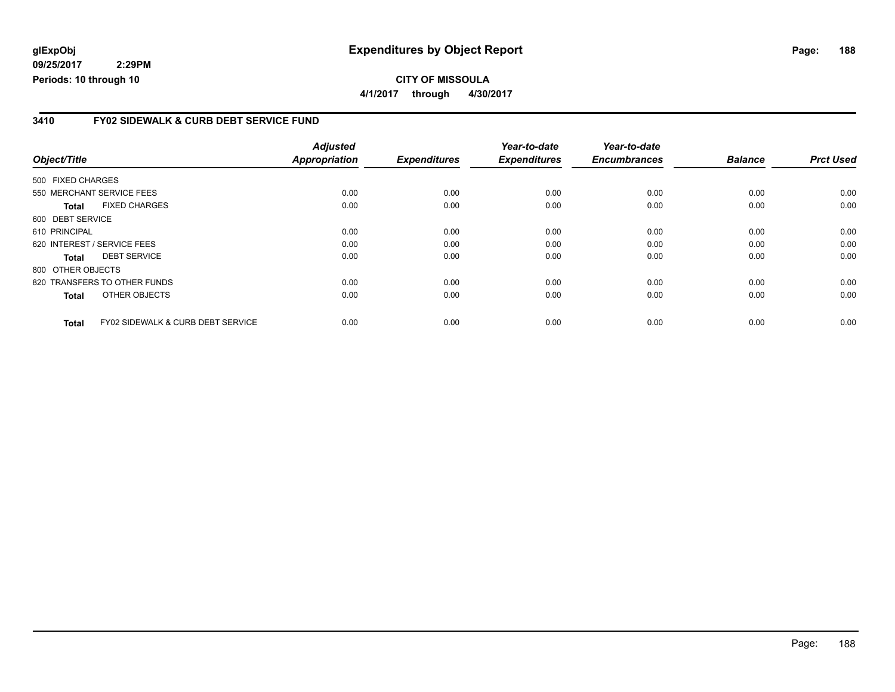**glExpObj**
**09/25/2017 2:29PM**
**Periods: 10 through 10**

# Expenditures by Object Report

**CITY OF MISSOULA**
**4/1/2017 through 4/30/2017**

## 3410 FY02 SIDEWALK & CURB DEBT SERVICE FUND

| Object/Title | Adjusted Appropriation | Expenditures | Year-to-date Expenditures | Year-to-date Encumbrances | Balance | Prct Used |
|---|---|---|---|---|---|---|
| 500 FIXED CHARGES | | | | | | |
| 550 MERCHANT SERVICE FEES | 0.00 | 0.00 | 0.00 | 0.00 | 0.00 | 0.00 |
| **Total** FIXED CHARGES | 0.00 | 0.00 | 0.00 | 0.00 | 0.00 | 0.00 |
| 600 DEBT SERVICE | | | | | | |
| 610 PRINCIPAL | 0.00 | 0.00 | 0.00 | 0.00 | 0.00 | 0.00 |
| 620 INTEREST / SERVICE FEES | 0.00 | 0.00 | 0.00 | 0.00 | 0.00 | 0.00 |
| **Total** DEBT SERVICE | 0.00 | 0.00 | 0.00 | 0.00 | 0.00 | 0.00 |
| 800 OTHER OBJECTS | | | | | | |
| 820 TRANSFERS TO OTHER FUNDS | 0.00 | 0.00 | 0.00 | 0.00 | 0.00 | 0.00 |
| **Total** OTHER OBJECTS | 0.00 | 0.00 | 0.00 | 0.00 | 0.00 | 0.00 |
| **Total** FY02 SIDEWALK & CURB DEBT SERVICE | 0.00 | 0.00 | 0.00 | 0.00 | 0.00 | 0.00 |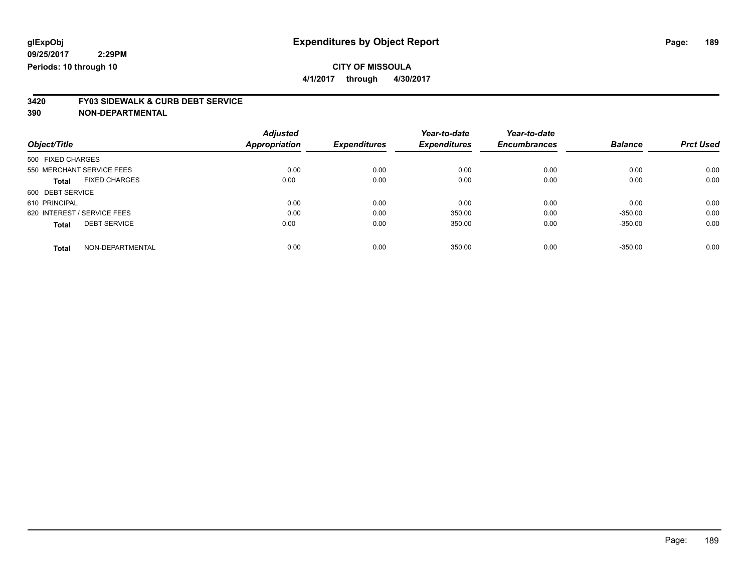glExpObj
09/25/2017 2:29PM
Periods: 10 through 10

# Expenditures by Object Report

**CITY OF MISSOULA**

**4/1/2017 through 4/30/2017**

**3420 FY03 SIDEWALK & CURB DEBT SERVICE**
**390 NON-DEPARTMENTAL**

| Object/Title | Adjusted Appropriation | Expenditures | Year-to-date Expenditures | Year-to-date Encumbrances | Balance | Prct Used |
|---|---|---|---|---|---|---|
| 500 FIXED CHARGES | | | | | | |
| 550 MERCHANT SERVICE FEES | 0.00 | 0.00 | 0.00 | 0.00 | 0.00 | 0.00 |
| **Total** FIXED CHARGES | 0.00 | 0.00 | 0.00 | 0.00 | 0.00 | 0.00 |
| 600 DEBT SERVICE | | | | | | |
| 610 PRINCIPAL | 0.00 | 0.00 | 0.00 | 0.00 | 0.00 | 0.00 |
| 620 INTEREST / SERVICE FEES | 0.00 | 0.00 | 350.00 | 0.00 | -350.00 | 0.00 |
| **Total** DEBT SERVICE | 0.00 | 0.00 | 350.00 | 0.00 | -350.00 | 0.00 |
| **Total** NON-DEPARTMENTAL | 0.00 | 0.00 | 350.00 | 0.00 | -350.00 | 0.00 |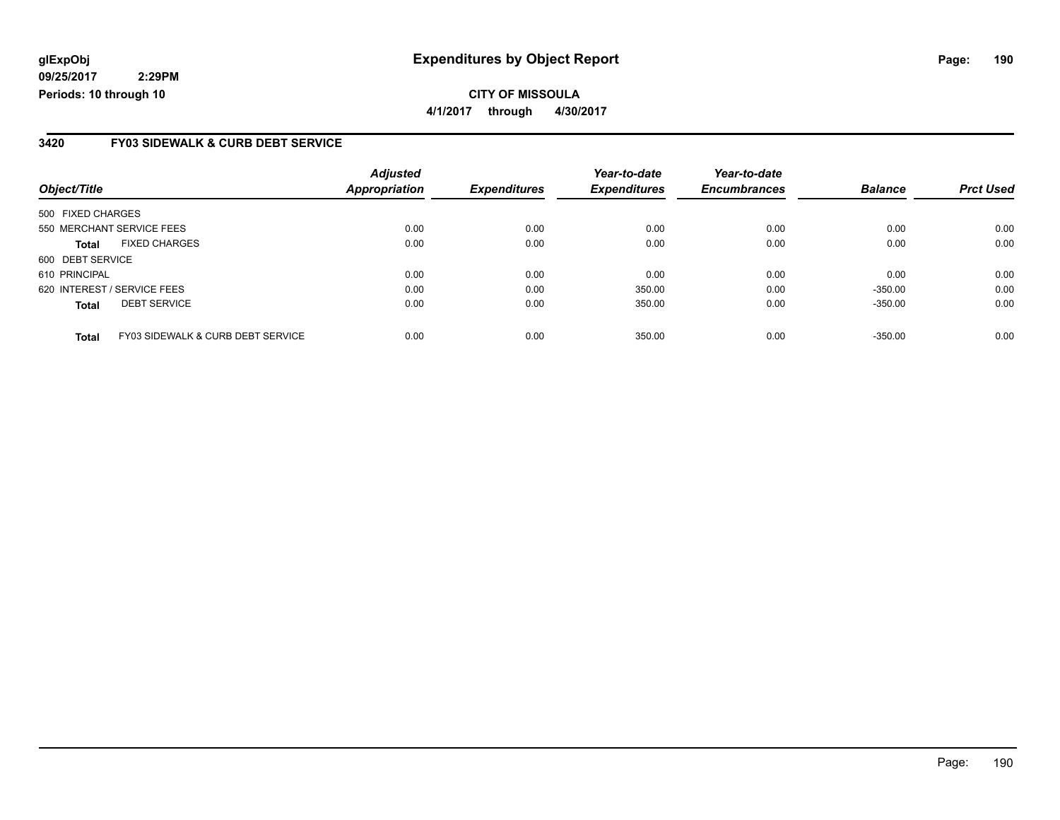**glExpObj**
**09/25/2017 2:29PM**
**Periods: 10 through 10**

# Expenditures by Object Report

**CITY OF MISSOULA**
**4/1/2017 through 4/30/2017**

## 3420 FY03 SIDEWALK & CURB DEBT SERVICE

| Object/Title | Adjusted Appropriation | Expenditures | Year-to-date Expenditures | Year-to-date Encumbrances | Balance | Prct Used |
|---|---|---|---|---|---|---|
| 500 FIXED CHARGES | | | | | | |
| 550 MERCHANT SERVICE FEES | 0.00 | 0.00 | 0.00 | 0.00 | 0.00 | 0.00 |
| **Total** FIXED CHARGES | 0.00 | 0.00 | 0.00 | 0.00 | 0.00 | 0.00 |
| 600 DEBT SERVICE | | | | | | |
| 610 PRINCIPAL | 0.00 | 0.00 | 0.00 | 0.00 | 0.00 | 0.00 |
| 620 INTEREST / SERVICE FEES | 0.00 | 0.00 | 350.00 | 0.00 | -350.00 | 0.00 |
| **Total** DEBT SERVICE | 0.00 | 0.00 | 350.00 | 0.00 | -350.00 | 0.00 |
| **Total** FY03 SIDEWALK & CURB DEBT SERVICE | 0.00 | 0.00 | 350.00 | 0.00 | -350.00 | 0.00 |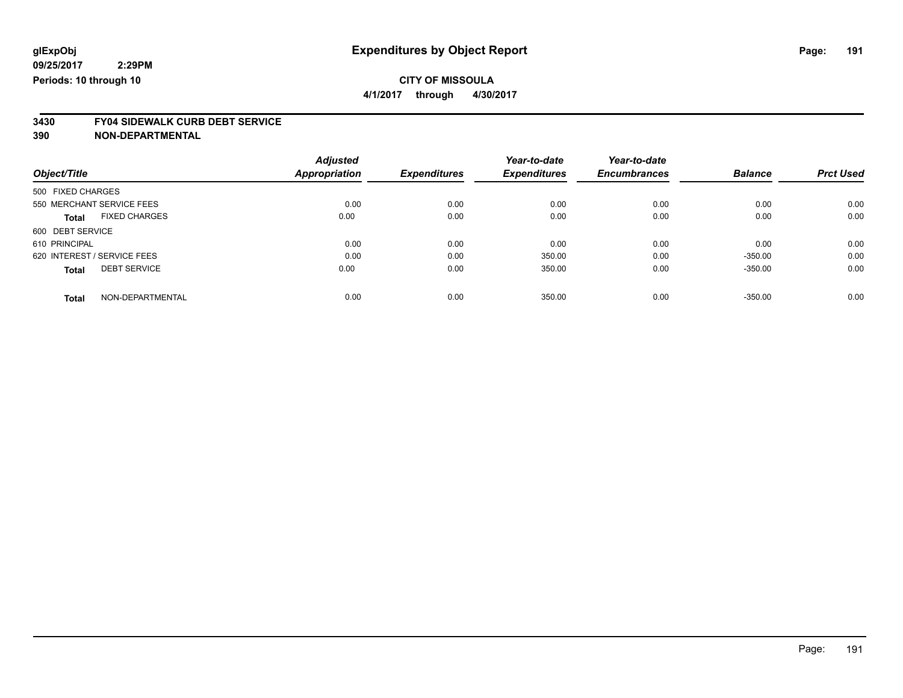**glExpObj** **Expenditures by Object Report**

**09/25/2017 2:29PM**

**Periods: 10 through 10**

**CITY OF MISSOULA**

**4/1/2017 through 4/30/2017**

**3430 FY04 SIDEWALK CURB DEBT SERVICE**

**390 NON-DEPARTMENTAL**

| Object/Title | Adjusted Appropriation | Expenditures | Year-to-date Expenditures | Year-to-date Encumbrances | Balance | Prct Used |
|---|---|---|---|---|---|---|
| 500 FIXED CHARGES | | | | | | |
| 550 MERCHANT SERVICE FEES | 0.00 | 0.00 | 0.00 | 0.00 | 0.00 | 0.00 |
| **Total** FIXED CHARGES | 0.00 | 0.00 | 0.00 | 0.00 | 0.00 | 0.00 |
| 600 DEBT SERVICE | | | | | | |
| 610 PRINCIPAL | 0.00 | 0.00 | 0.00 | 0.00 | 0.00 | 0.00 |
| 620 INTEREST / SERVICE FEES | 0.00 | 0.00 | 350.00 | 0.00 | -350.00 | 0.00 |
| **Total** DEBT SERVICE | 0.00 | 0.00 | 350.00 | 0.00 | -350.00 | 0.00 |
| **Total** NON-DEPARTMENTAL | 0.00 | 0.00 | 350.00 | 0.00 | -350.00 | 0.00 |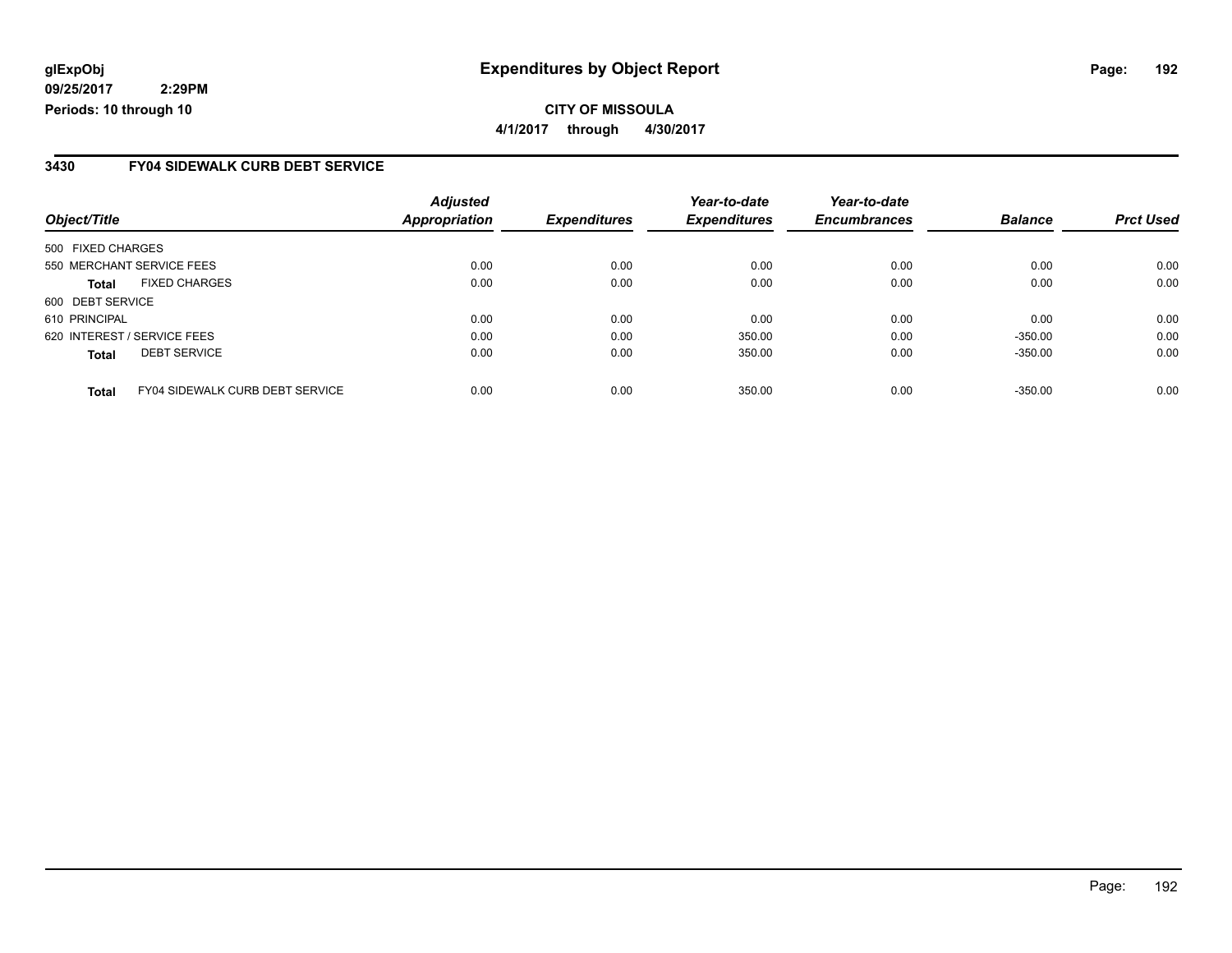glExpObj
09/25/2017 2:29PM
Periods: 10 through 10

# Expenditures by Object Report

**CITY OF MISSOULA**

**4/1/2017 through 4/30/2017**

## 3430 FY04 SIDEWALK CURB DEBT SERVICE

| Object/Title | | Adjusted Appropriation | Expenditures | Year-to-date Expenditures | Year-to-date Encumbrances | Balance | Prct Used |
|---|---|---|---|---|---|---|---|
| 500 FIXED CHARGES | | | | | | | |
| 550 MERCHANT SERVICE FEES | | 0.00 | 0.00 | 0.00 | 0.00 | 0.00 | 0.00 |
| **Total** | FIXED CHARGES | 0.00 | 0.00 | 0.00 | 0.00 | 0.00 | 0.00 |
| 600 DEBT SERVICE | | | | | | | |
| 610 PRINCIPAL | | 0.00 | 0.00 | 0.00 | 0.00 | 0.00 | 0.00 |
| 620 INTEREST / SERVICE FEES | | 0.00 | 0.00 | 350.00 | 0.00 | -350.00 | 0.00 |
| **Total** | DEBT SERVICE | 0.00 | 0.00 | 350.00 | 0.00 | -350.00 | 0.00 |
| **Total** | FY04 SIDEWALK CURB DEBT SERVICE | 0.00 | 0.00 | 350.00 | 0.00 | -350.00 | 0.00 |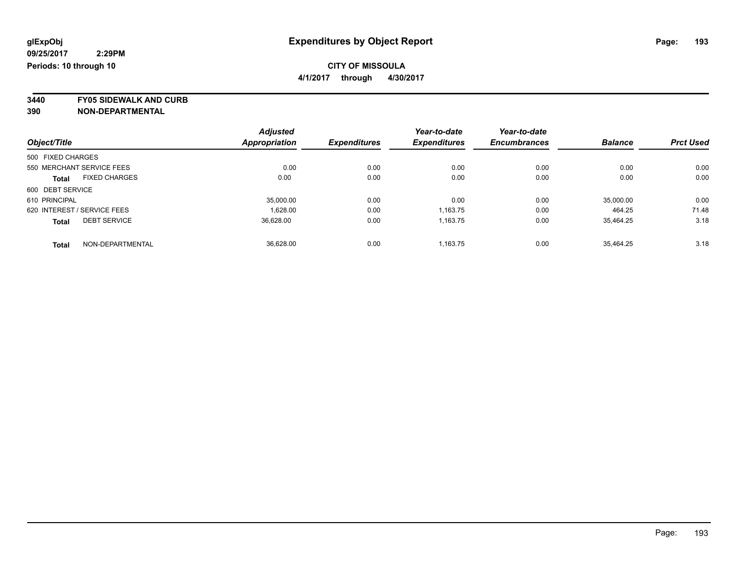glExpObj
09/25/2017 2:29PM
Periods: 10 through 10

# Expenditures by Object Report

**CITY OF MISSOULA**
**4/1/2017 through 4/30/2017**

**3440 FY05 SIDEWALK AND CURB**
**390 NON-DEPARTMENTAL**

| Object/Title | Adjusted Appropriation | Expenditures | Year-to-date Expenditures | Year-to-date Encumbrances | Balance | Prct Used |
|---|---|---|---|---|---|---|
| 500 FIXED CHARGES | | | | | | |
| 550 MERCHANT SERVICE FEES | 0.00 | 0.00 | 0.00 | 0.00 | 0.00 | 0.00 |
| **Total** FIXED CHARGES | 0.00 | 0.00 | 0.00 | 0.00 | 0.00 | 0.00 |
| 600 DEBT SERVICE | | | | | | |
| 610 PRINCIPAL | 35,000.00 | 0.00 | 0.00 | 0.00 | 35,000.00 | 0.00 |
| 620 INTEREST / SERVICE FEES | 1,628.00 | 0.00 | 1,163.75 | 0.00 | 464.25 | 71.48 |
| **Total** DEBT SERVICE | 36,628.00 | 0.00 | 1,163.75 | 0.00 | 35,464.25 | 3.18 |
| **Total** NON-DEPARTMENTAL | 36,628.00 | 0.00 | 1,163.75 | 0.00 | 35,464.25 | 3.18 |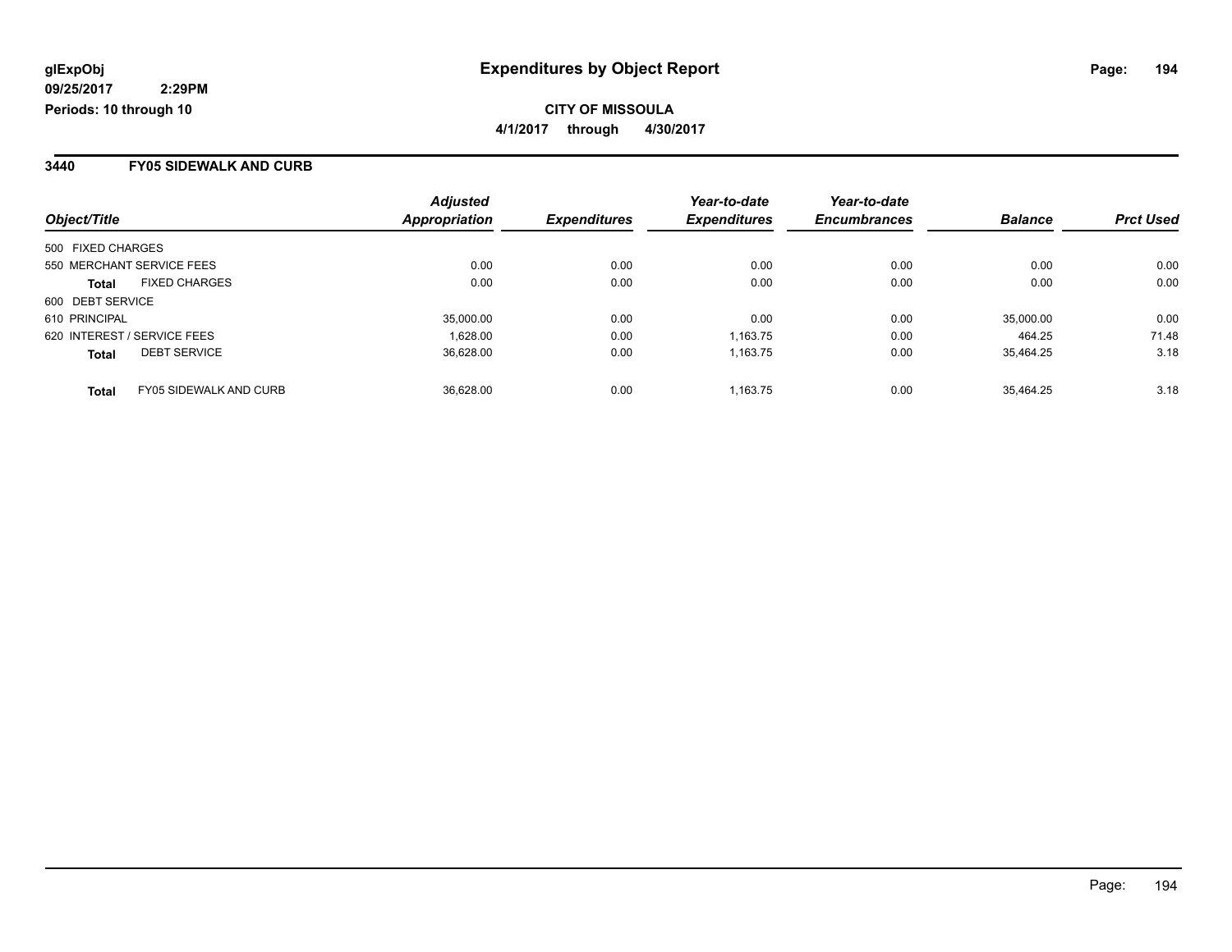**glExpObj**
**09/25/2017 2:29PM**
**Periods: 10 through 10**

# Expenditures by Object Report

**CITY OF MISSOULA**
**4/1/2017 through 4/30/2017**

## 3440 FY05 SIDEWALK AND CURB

| Object/Title | Adjusted Appropriation | Expenditures | Year-to-date Expenditures | Year-to-date Encumbrances | Balance | Prct Used |
|---|---|---|---|---|---|---|
| 500 FIXED CHARGES | | | | | | |
| 550 MERCHANT SERVICE FEES | 0.00 | 0.00 | 0.00 | 0.00 | 0.00 | 0.00 |
| **Total** FIXED CHARGES | 0.00 | 0.00 | 0.00 | 0.00 | 0.00 | 0.00 |
| 600 DEBT SERVICE | | | | | | |
| 610 PRINCIPAL | 35,000.00 | 0.00 | 0.00 | 0.00 | 35,000.00 | 0.00 |
| 620 INTEREST / SERVICE FEES | 1,628.00 | 0.00 | 1,163.75 | 0.00 | 464.25 | 71.48 |
| **Total** DEBT SERVICE | 36,628.00 | 0.00 | 1,163.75 | 0.00 | 35,464.25 | 3.18 |
| **Total** FY05 SIDEWALK AND CURB | 36,628.00 | 0.00 | 1,163.75 | 0.00 | 35,464.25 | 3.18 |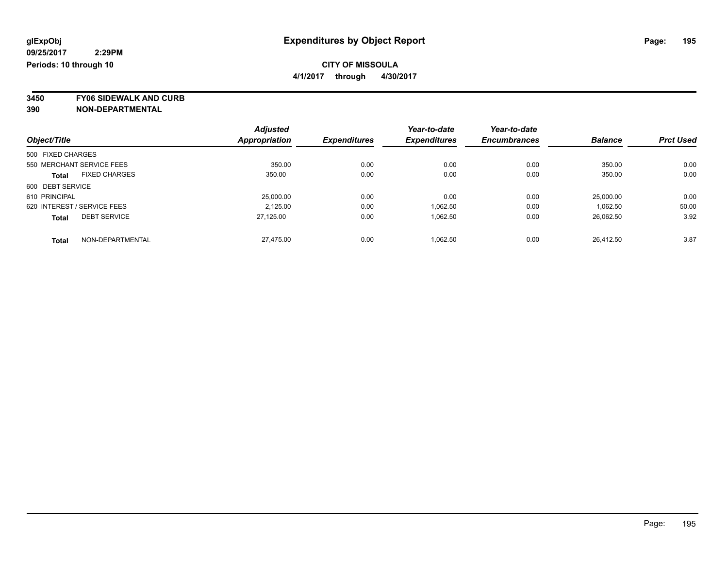glExpObj
09/25/2017 2:29PM
Periods: 10 through 10

# Expenditures by Object Report

**CITY OF MISSOULA**

**4/1/2017 through 4/30/2017**

**3450 FY06 SIDEWALK AND CURB**
**390 NON-DEPARTMENTAL**

| Object/Title | Adjusted Appropriation | Expenditures | Year-to-date Expenditures | Year-to-date Encumbrances | Balance | Prct Used |
|---|---|---|---|---|---|---|
| 500 FIXED CHARGES | | | | | | |
| 550 MERCHANT SERVICE FEES | 350.00 | 0.00 | 0.00 | 0.00 | 350.00 | 0.00 |
| **Total** FIXED CHARGES | 350.00 | 0.00 | 0.00 | 0.00 | 350.00 | 0.00 |
| 600 DEBT SERVICE | | | | | | |
| 610 PRINCIPAL | 25,000.00 | 0.00 | 0.00 | 0.00 | 25,000.00 | 0.00 |
| 620 INTEREST / SERVICE FEES | 2,125.00 | 0.00 | 1,062.50 | 0.00 | 1,062.50 | 50.00 |
| **Total** DEBT SERVICE | 27,125.00 | 0.00 | 1,062.50 | 0.00 | 26,062.50 | 3.92 |
| **Total** NON-DEPARTMENTAL | 27,475.00 | 0.00 | 1,062.50 | 0.00 | 26,412.50 | 3.87 |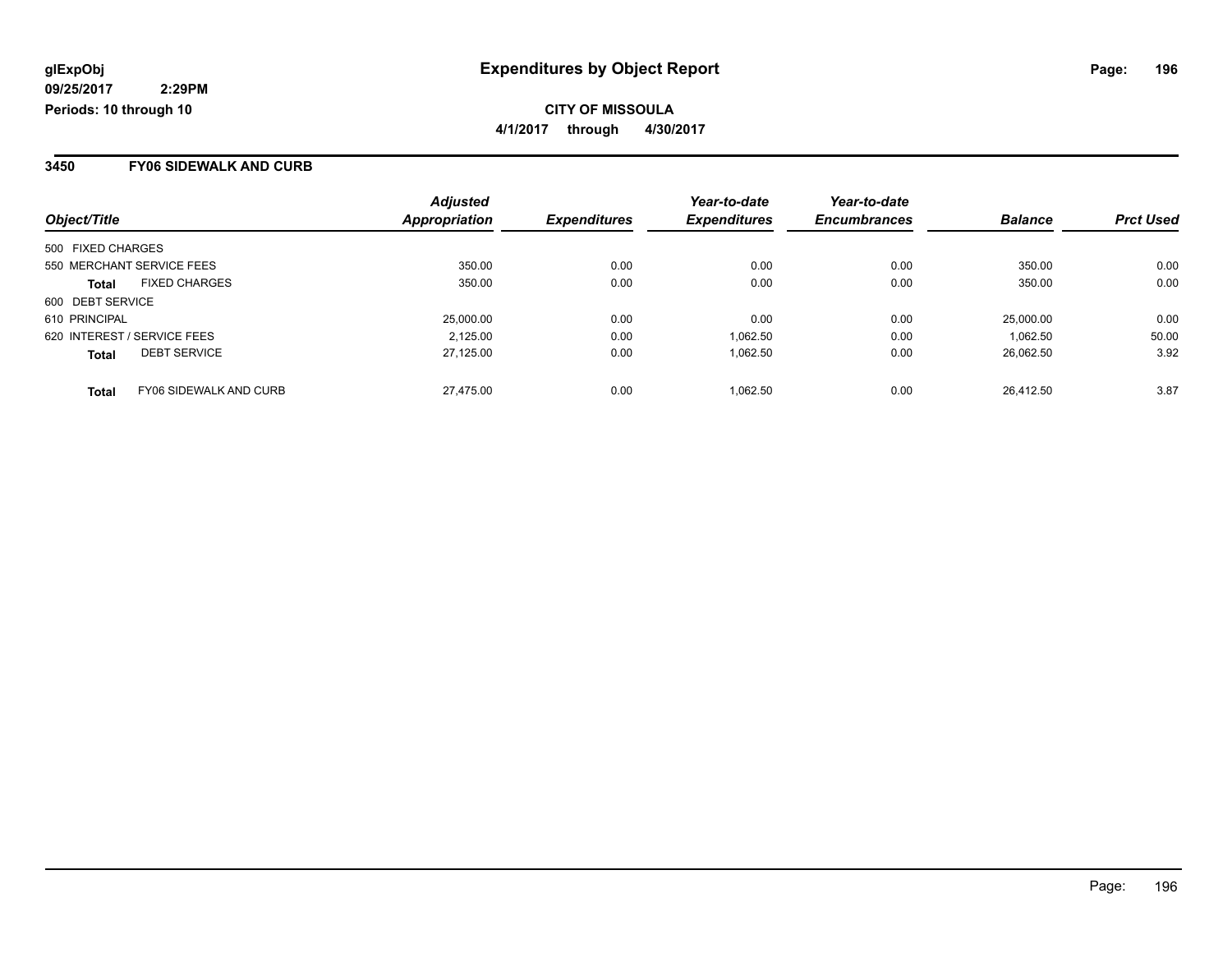**glExpObj**
**09/25/2017 2:29PM**
**Periods: 10 through 10**

# Expenditures by Object Report

**CITY OF MISSOULA**
**4/1/2017 through 4/30/2017**

## 3450 FY06 SIDEWALK AND CURB

| Object/Title | Adjusted Appropriation | Expenditures | Year-to-date Expenditures | Year-to-date Encumbrances | Balance | Prct Used |
|---|---|---|---|---|---|---|
| 500 FIXED CHARGES | | | | | | |
| 550 MERCHANT SERVICE FEES | 350.00 | 0.00 | 0.00 | 0.00 | 350.00 | 0.00 |
| **Total** FIXED CHARGES | 350.00 | 0.00 | 0.00 | 0.00 | 350.00 | 0.00 |
| 600 DEBT SERVICE | | | | | | |
| 610 PRINCIPAL | 25,000.00 | 0.00 | 0.00 | 0.00 | 25,000.00 | 0.00 |
| 620 INTEREST / SERVICE FEES | 2,125.00 | 0.00 | 1,062.50 | 0.00 | 1,062.50 | 50.00 |
| **Total** DEBT SERVICE | 27,125.00 | 0.00 | 1,062.50 | 0.00 | 26,062.50 | 3.92 |
| **Total** FY06 SIDEWALK AND CURB | 27,475.00 | 0.00 | 1,062.50 | 0.00 | 26,412.50 | 3.87 |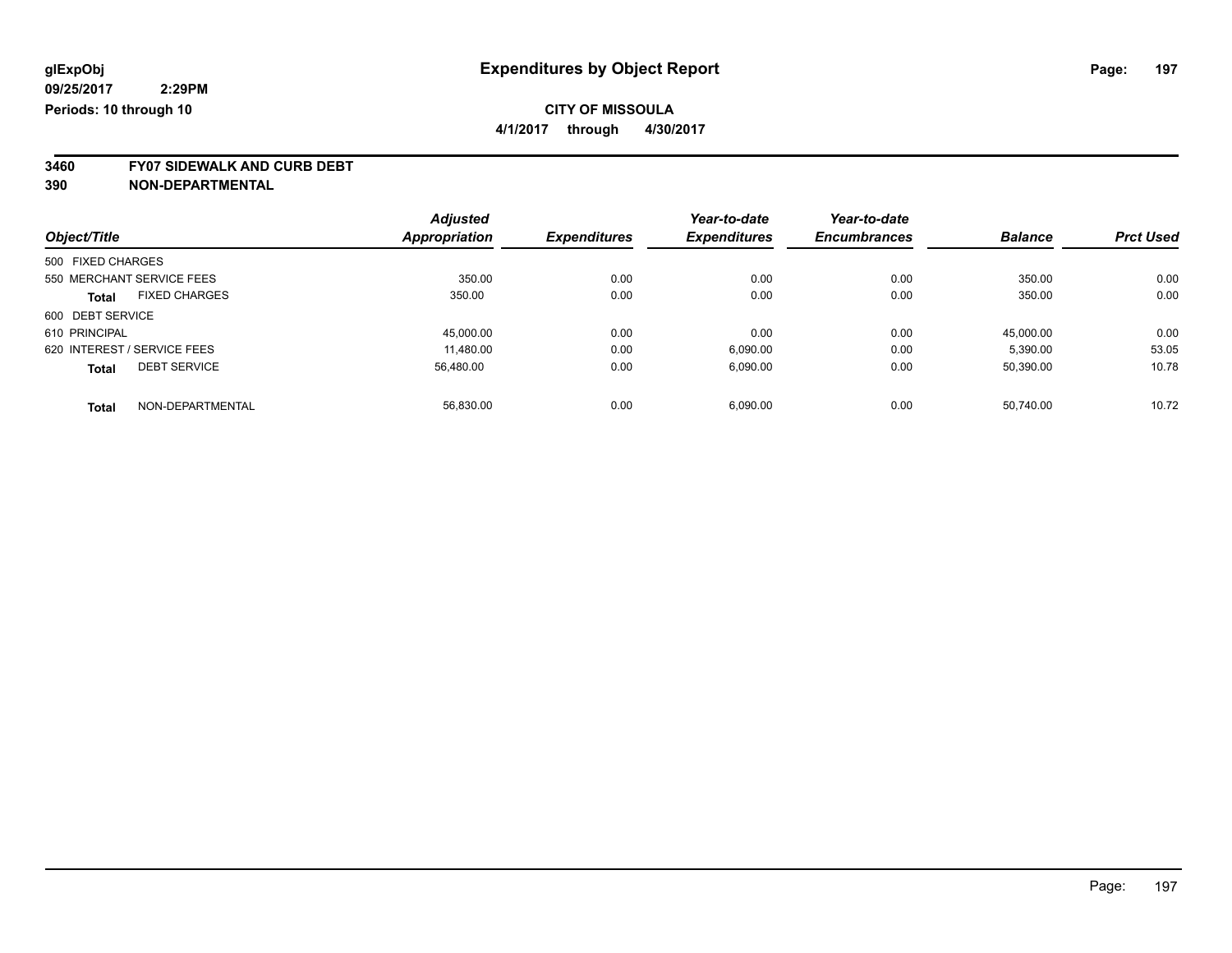**glExpObj** **Expenditures by Object Report**

**09/25/2017 2:29PM**

**Periods: 10 through 10**

**CITY OF MISSOULA**

**4/1/2017 through 4/30/2017**

**3460 FY07 SIDEWALK AND CURB DEBT**

**390 NON-DEPARTMENTAL**

| Object/Title | Adjusted Appropriation | Expenditures | Year-to-date Expenditures | Year-to-date Encumbrances | Balance | Prct Used |
|---|---|---|---|---|---|---|
| 500 FIXED CHARGES | | | | | | |
| 550 MERCHANT SERVICE FEES | 350.00 | 0.00 | 0.00 | 0.00 | 350.00 | 0.00 |
| **Total** FIXED CHARGES | 350.00 | 0.00 | 0.00 | 0.00 | 350.00 | 0.00 |
| 600 DEBT SERVICE | | | | | | |
| 610 PRINCIPAL | 45,000.00 | 0.00 | 0.00 | 0.00 | 45,000.00 | 0.00 |
| 620 INTEREST / SERVICE FEES | 11,480.00 | 0.00 | 6,090.00 | 0.00 | 5,390.00 | 53.05 |
| **Total** DEBT SERVICE | 56,480.00 | 0.00 | 6,090.00 | 0.00 | 50,390.00 | 10.78 |
| **Total** NON-DEPARTMENTAL | 56,830.00 | 0.00 | 6,090.00 | 0.00 | 50,740.00 | 10.72 |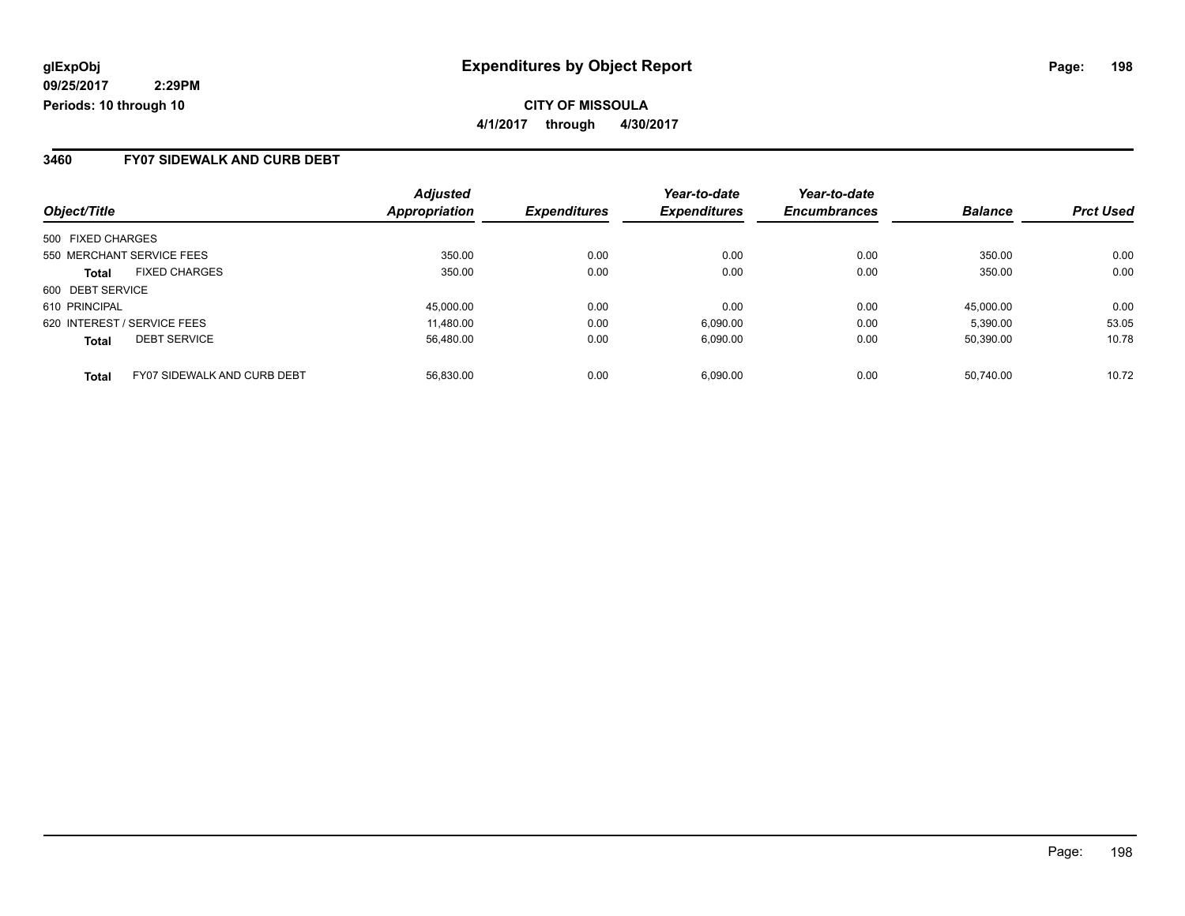**glExpObj** **Expenditures by Object Report**

**09/25/2017 2:29PM**

**Periods: 10 through 10**

**CITY OF MISSOULA**

**4/1/2017 through 4/30/2017**

## 3460 FY07 SIDEWALK AND CURB DEBT

| Object/Title | | Adjusted Appropriation | Expenditures | Year-to-date Expenditures | Year-to-date Encumbrances | Balance | Prct Used |
|---|---|---|---|---|---|---|---|
| 500 FIXED CHARGES | | | | | | | |
| 550 MERCHANT SERVICE FEES | | 350.00 | 0.00 | 0.00 | 0.00 | 350.00 | 0.00 |
| **Total** | FIXED CHARGES | 350.00 | 0.00 | 0.00 | 0.00 | 350.00 | 0.00 |
| 600 DEBT SERVICE | | | | | | | |
| 610 PRINCIPAL | | 45,000.00 | 0.00 | 0.00 | 0.00 | 45,000.00 | 0.00 |
| 620 INTEREST / SERVICE FEES | | 11,480.00 | 0.00 | 6,090.00 | 0.00 | 5,390.00 | 53.05 |
| **Total** | DEBT SERVICE | 56,480.00 | 0.00 | 6,090.00 | 0.00 | 50,390.00 | 10.78 |
| **Total** | FY07 SIDEWALK AND CURB DEBT | 56,830.00 | 0.00 | 6,090.00 | 0.00 | 50,740.00 | 10.72 |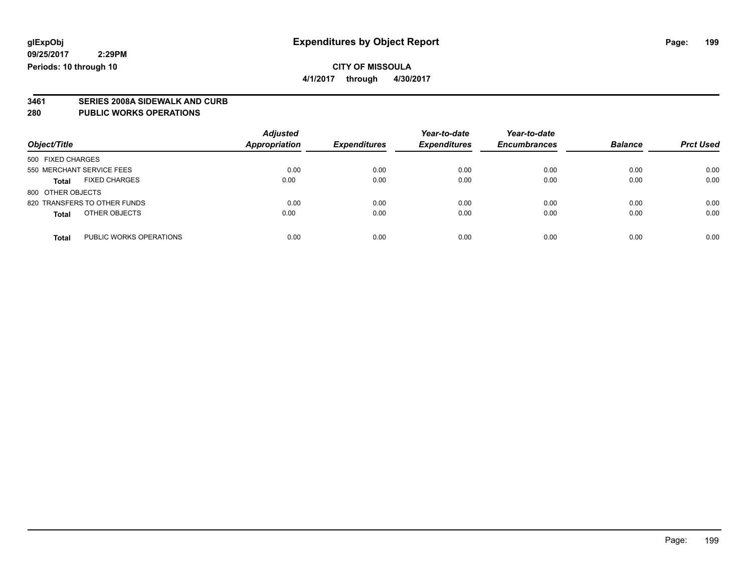glExpObj
09/25/2017 2:29PM
Periods: 10 through 10

# Expenditures by Object Report

**CITY OF MISSOULA**

**4/1/2017 through 4/30/2017**

## 3461 SERIES 2008A SIDEWALK AND CURB
## 280 PUBLIC WORKS OPERATIONS

| Object/Title | | Adjusted Appropriation | Expenditures | Year-to-date Expenditures | Year-to-date Encumbrances | Balance | Prct Used |
|---|---|---|---|---|---|---|---|
| 500 FIXED CHARGES | | | | | | | |
| 550 MERCHANT SERVICE FEES | | 0.00 | 0.00 | 0.00 | 0.00 | 0.00 | 0.00 |
| **Total** | FIXED CHARGES | 0.00 | 0.00 | 0.00 | 0.00 | 0.00 | 0.00 |
| 800 OTHER OBJECTS | | | | | | | |
| 820 TRANSFERS TO OTHER FUNDS | | 0.00 | 0.00 | 0.00 | 0.00 | 0.00 | 0.00 |
| **Total** | OTHER OBJECTS | 0.00 | 0.00 | 0.00 | 0.00 | 0.00 | 0.00 |
| **Total** | PUBLIC WORKS OPERATIONS | 0.00 | 0.00 | 0.00 | 0.00 | 0.00 | 0.00 |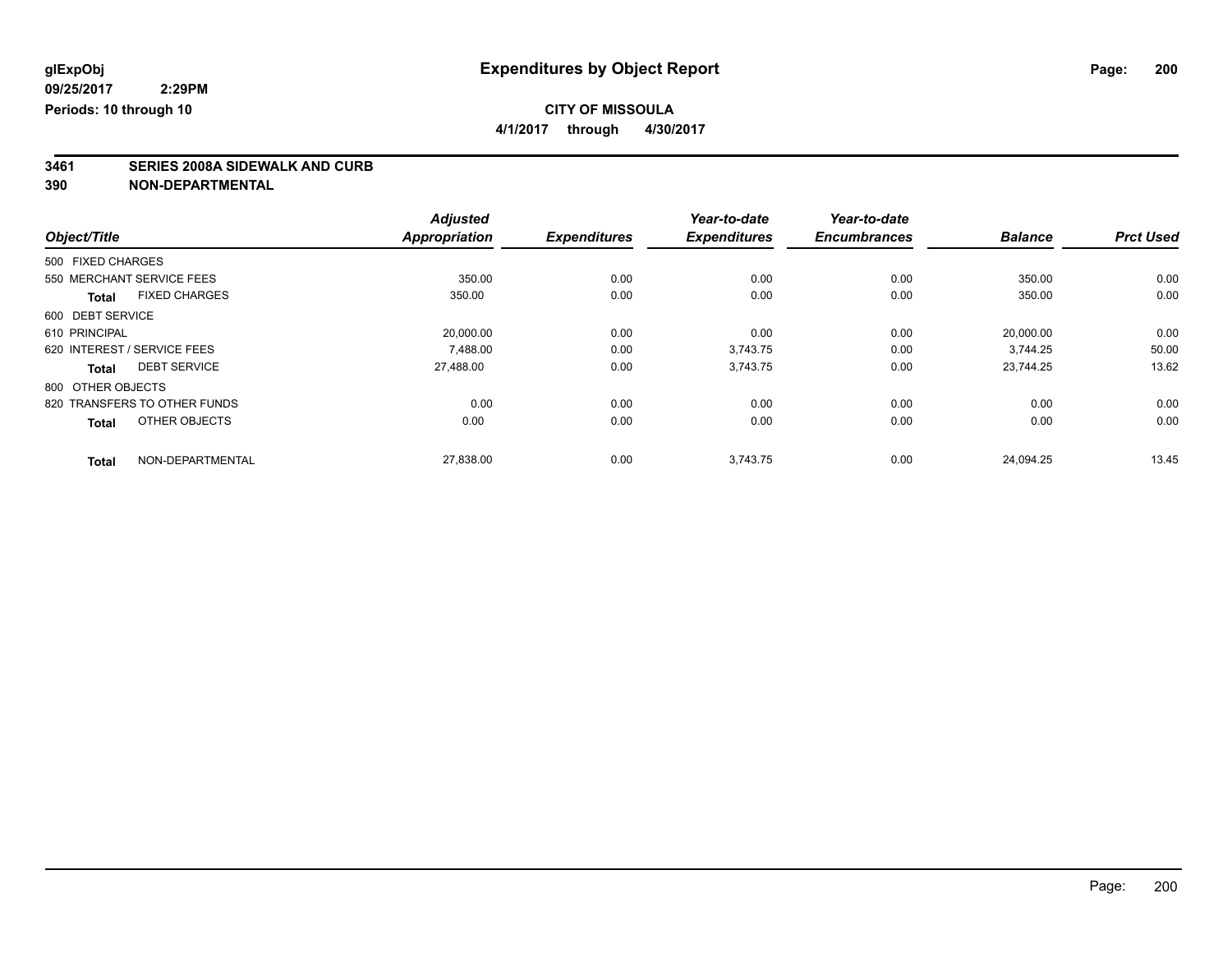**glExpObj**
**09/25/2017 2:29PM**
**Periods: 10 through 10**

# Expenditures by Object Report

**CITY OF MISSOULA**
**4/1/2017 through 4/30/2017**

**3461 SERIES 2008A SIDEWALK AND CURB**
**390 NON-DEPARTMENTAL**

| Object/Title | Adjusted Appropriation | Expenditures | Year-to-date Expenditures | Year-to-date Encumbrances | Balance | Prct Used |
|---|---|---|---|---|---|---|
| 500 FIXED CHARGES | | | | | | |
| 550 MERCHANT SERVICE FEES | 350.00 | 0.00 | 0.00 | 0.00 | 350.00 | 0.00 |
| **Total** FIXED CHARGES | 350.00 | 0.00 | 0.00 | 0.00 | 350.00 | 0.00 |
| 600 DEBT SERVICE | | | | | | |
| 610 PRINCIPAL | 20,000.00 | 0.00 | 0.00 | 0.00 | 20,000.00 | 0.00 |
| 620 INTEREST / SERVICE FEES | 7,488.00 | 0.00 | 3,743.75 | 0.00 | 3,744.25 | 50.00 |
| **Total** DEBT SERVICE | 27,488.00 | 0.00 | 3,743.75 | 0.00 | 23,744.25 | 13.62 |
| 800 OTHER OBJECTS | | | | | | |
| 820 TRANSFERS TO OTHER FUNDS | 0.00 | 0.00 | 0.00 | 0.00 | 0.00 | 0.00 |
| **Total** OTHER OBJECTS | 0.00 | 0.00 | 0.00 | 0.00 | 0.00 | 0.00 |
| **Total** NON-DEPARTMENTAL | 27,838.00 | 0.00 | 3,743.75 | 0.00 | 24,094.25 | 13.45 |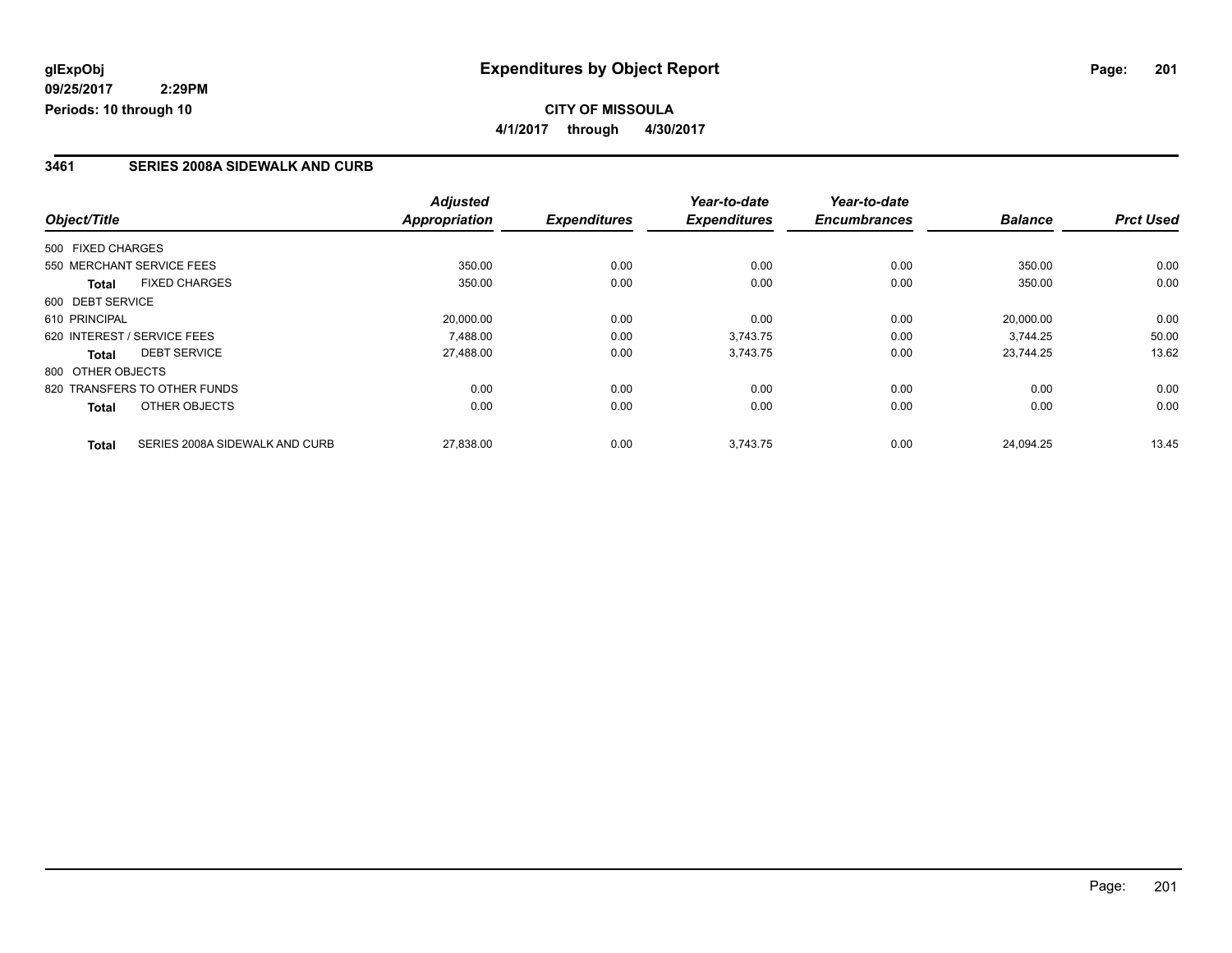**glExpObj**
**09/25/2017 2:29PM**
**Periods: 10 through 10**

# Expenditures by Object Report

**CITY OF MISSOULA**
**4/1/2017 through 4/30/2017**

## 3461 SERIES 2008A SIDEWALK AND CURB

| Object/Title | *Adjusted Appropriation* | *Expenditures* | *Year-to-date Expenditures* | *Year-to-date Encumbrances* | *Balance* | *Prct Used* |
|---|---|---|---|---|---|---|
| 500 FIXED CHARGES | | | | | | |
| 550 MERCHANT SERVICE FEES | 350.00 | 0.00 | 0.00 | 0.00 | 350.00 | 0.00 |
| **Total** FIXED CHARGES | 350.00 | 0.00 | 0.00 | 0.00 | 350.00 | 0.00 |
| 600 DEBT SERVICE | | | | | | |
| 610 PRINCIPAL | 20,000.00 | 0.00 | 0.00 | 0.00 | 20,000.00 | 0.00 |
| 620 INTEREST / SERVICE FEES | 7,488.00 | 0.00 | 3,743.75 | 0.00 | 3,744.25 | 50.00 |
| **Total** DEBT SERVICE | 27,488.00 | 0.00 | 3,743.75 | 0.00 | 23,744.25 | 13.62 |
| 800 OTHER OBJECTS | | | | | | |
| 820 TRANSFERS TO OTHER FUNDS | 0.00 | 0.00 | 0.00 | 0.00 | 0.00 | 0.00 |
| **Total** OTHER OBJECTS | 0.00 | 0.00 | 0.00 | 0.00 | 0.00 | 0.00 |
| **Total** SERIES 2008A SIDEWALK AND CURB | 27,838.00 | 0.00 | 3,743.75 | 0.00 | 24,094.25 | 13.45 |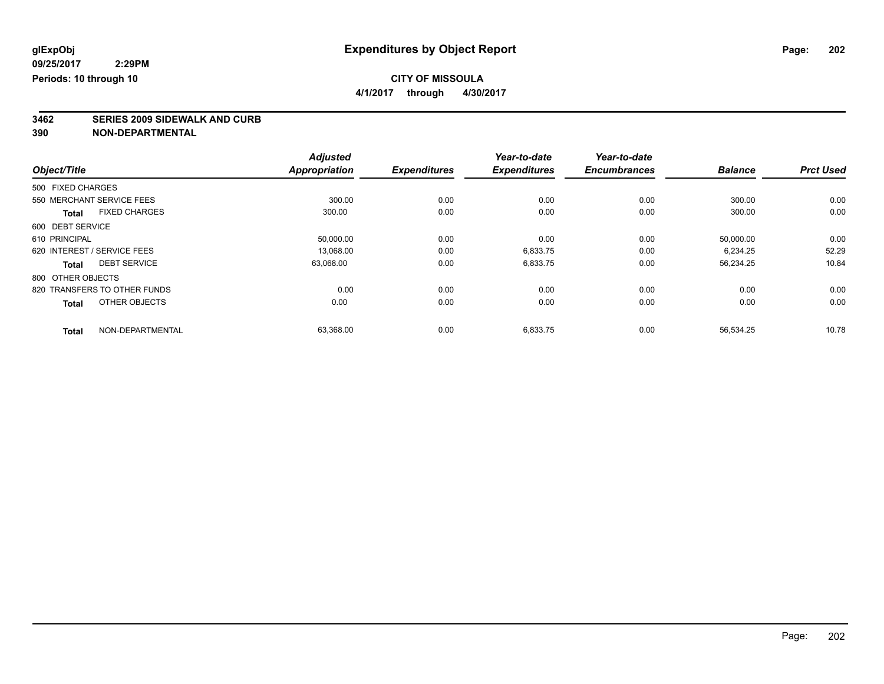# Expenditures by Object Report

glExpObj
09/25/2017 2:29PM
Periods: 10 through 10

**CITY OF MISSOULA**
**4/1/2017 through 4/30/2017**

## 3462 SERIES 2009 SIDEWALK AND CURB
## 390 NON-DEPARTMENTAL

| Object/Title | Adjusted Appropriation | Expenditures | Year-to-date Expenditures | Year-to-date Encumbrances | Balance | Prct Used |
|---|---|---|---|---|---|---|
| 500 FIXED CHARGES | | | | | | |
| 550 MERCHANT SERVICE FEES | 300.00 | 0.00 | 0.00 | 0.00 | 300.00 | 0.00 |
| **Total** FIXED CHARGES | 300.00 | 0.00 | 0.00 | 0.00 | 300.00 | 0.00 |
| 600 DEBT SERVICE | | | | | | |
| 610 PRINCIPAL | 50,000.00 | 0.00 | 0.00 | 0.00 | 50,000.00 | 0.00 |
| 620 INTEREST / SERVICE FEES | 13,068.00 | 0.00 | 6,833.75 | 0.00 | 6,234.25 | 52.29 |
| **Total** DEBT SERVICE | 63,068.00 | 0.00 | 6,833.75 | 0.00 | 56,234.25 | 10.84 |
| 800 OTHER OBJECTS | | | | | | |
| 820 TRANSFERS TO OTHER FUNDS | 0.00 | 0.00 | 0.00 | 0.00 | 0.00 | 0.00 |
| **Total** OTHER OBJECTS | 0.00 | 0.00 | 0.00 | 0.00 | 0.00 | 0.00 |
| **Total** NON-DEPARTMENTAL | 63,368.00 | 0.00 | 6,833.75 | 0.00 | 56,534.25 | 10.78 |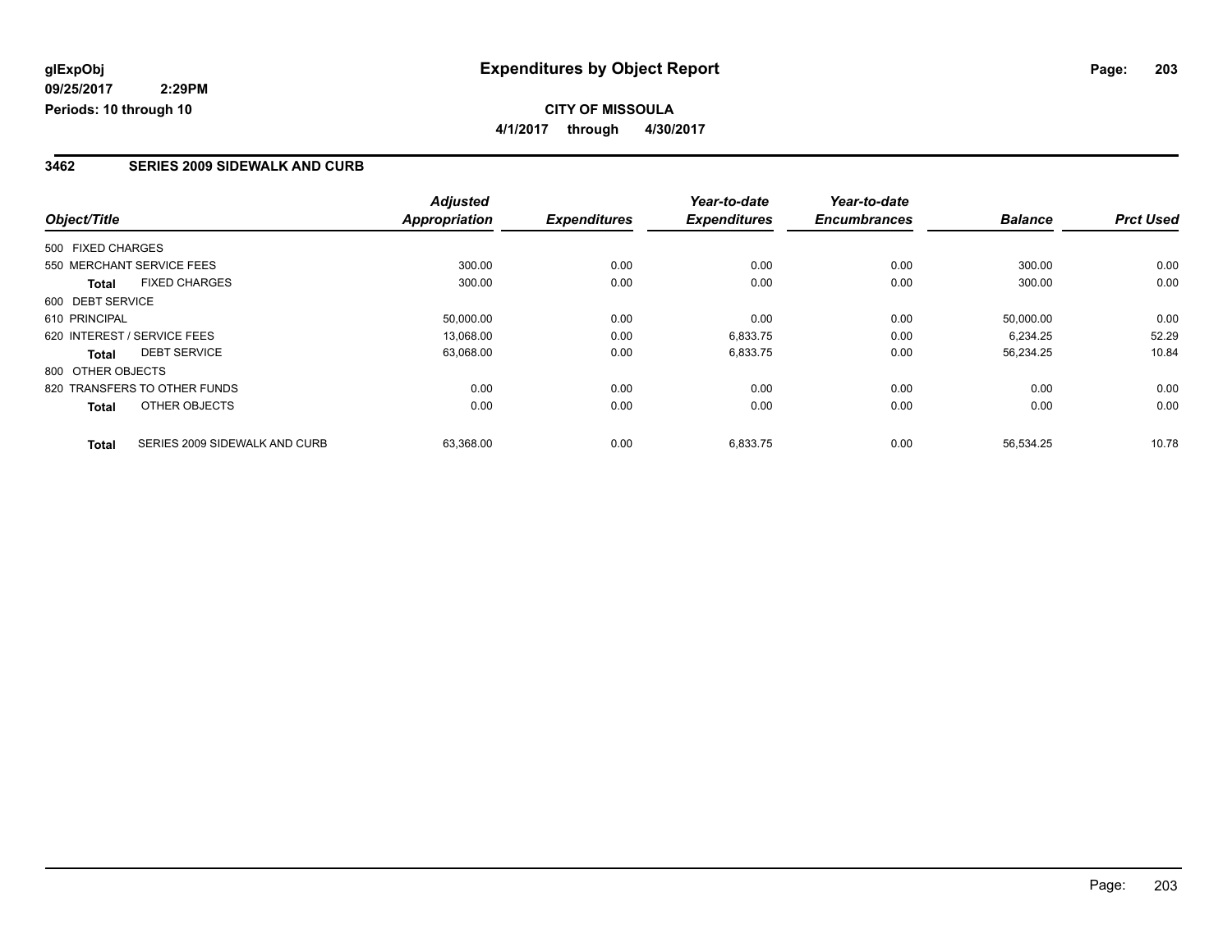**glExpObj**
**09/25/2017 2:29PM**
**Periods: 10 through 10**

# Expenditures by Object Report

**CITY OF MISSOULA**
**4/1/2017 through 4/30/2017**

## 3462 SERIES 2009 SIDEWALK AND CURB

| Object/Title | Adjusted Appropriation | Expenditures | Year-to-date Expenditures | Year-to-date Encumbrances | Balance | Prct Used |
|---|---|---|---|---|---|---|
| 500 FIXED CHARGES | | | | | | |
| 550 MERCHANT SERVICE FEES | 300.00 | 0.00 | 0.00 | 0.00 | 300.00 | 0.00 |
| **Total** FIXED CHARGES | 300.00 | 0.00 | 0.00 | 0.00 | 300.00 | 0.00 |
| 600 DEBT SERVICE | | | | | | |
| 610 PRINCIPAL | 50,000.00 | 0.00 | 0.00 | 0.00 | 50,000.00 | 0.00 |
| 620 INTEREST / SERVICE FEES | 13,068.00 | 0.00 | 6,833.75 | 0.00 | 6,234.25 | 52.29 |
| **Total** DEBT SERVICE | 63,068.00 | 0.00 | 6,833.75 | 0.00 | 56,234.25 | 10.84 |
| 800 OTHER OBJECTS | | | | | | |
| 820 TRANSFERS TO OTHER FUNDS | 0.00 | 0.00 | 0.00 | 0.00 | 0.00 | 0.00 |
| **Total** OTHER OBJECTS | 0.00 | 0.00 | 0.00 | 0.00 | 0.00 | 0.00 |
| **Total** SERIES 2009 SIDEWALK AND CURB | 63,368.00 | 0.00 | 6,833.75 | 0.00 | 56,534.25 | 10.78 |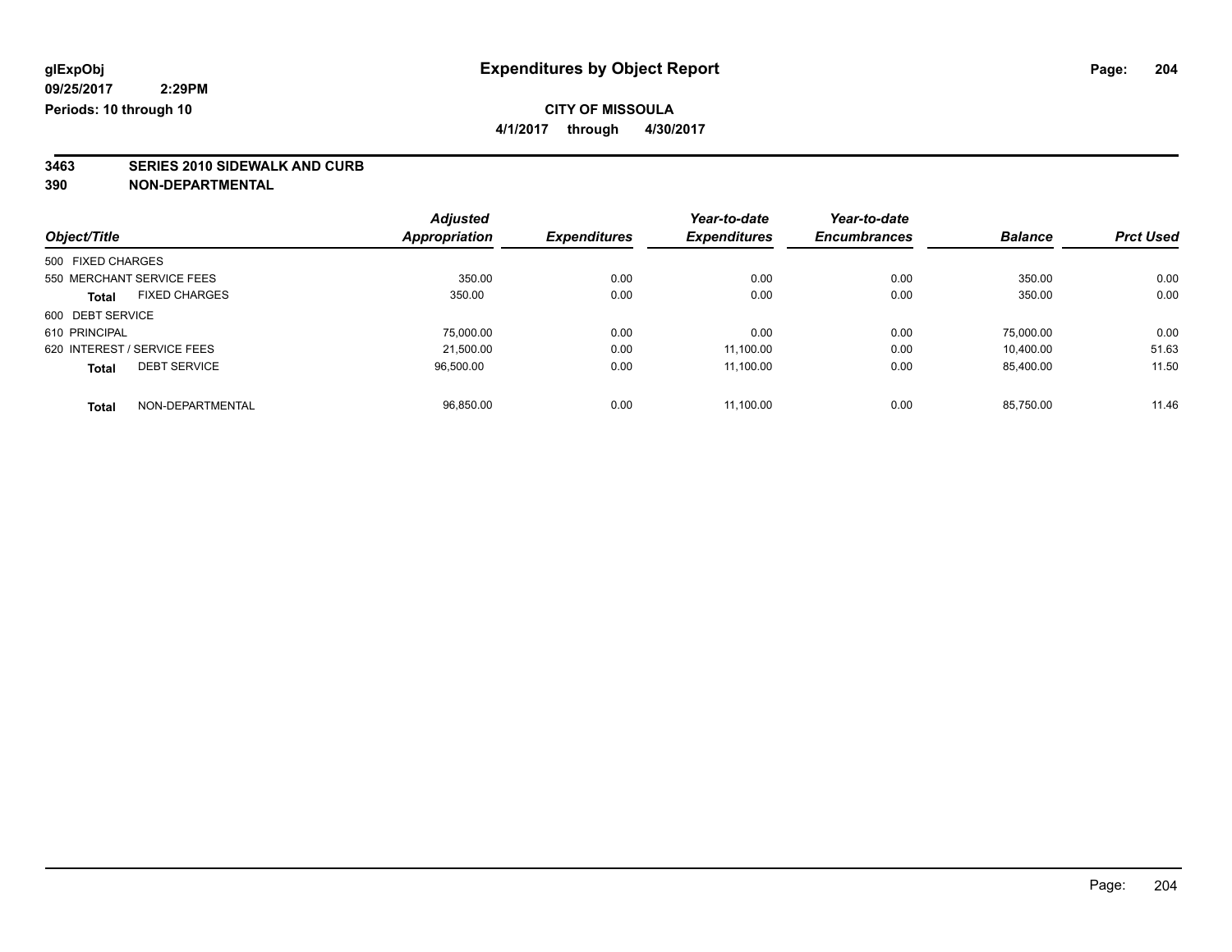glExpObj
09/25/2017 2:29PM
Periods: 10 through 10

# Expenditures by Object Report

**CITY OF MISSOULA**
**4/1/2017 through 4/30/2017**

**3463 SERIES 2010 SIDEWALK AND CURB**
**390 NON-DEPARTMENTAL**

| Object/Title | | Adjusted Appropriation | Expenditures | Year-to-date Expenditures | Year-to-date Encumbrances | Balance | Prct Used |
|---|---|---|---|---|---|---|---|
| 500 FIXED CHARGES | | | | | | | |
| 550 MERCHANT SERVICE FEES | | 350.00 | 0.00 | 0.00 | 0.00 | 350.00 | 0.00 |
| **Total** | FIXED CHARGES | 350.00 | 0.00 | 0.00 | 0.00 | 350.00 | 0.00 |
| 600 DEBT SERVICE | | | | | | | |
| 610 PRINCIPAL | | 75,000.00 | 0.00 | 0.00 | 0.00 | 75,000.00 | 0.00 |
| 620 INTEREST / SERVICE FEES | | 21,500.00 | 0.00 | 11,100.00 | 0.00 | 10,400.00 | 51.63 |
| **Total** | DEBT SERVICE | 96,500.00 | 0.00 | 11,100.00 | 0.00 | 85,400.00 | 11.50 |
| **Total** | NON-DEPARTMENTAL | 96,850.00 | 0.00 | 11,100.00 | 0.00 | 85,750.00 | 11.46 |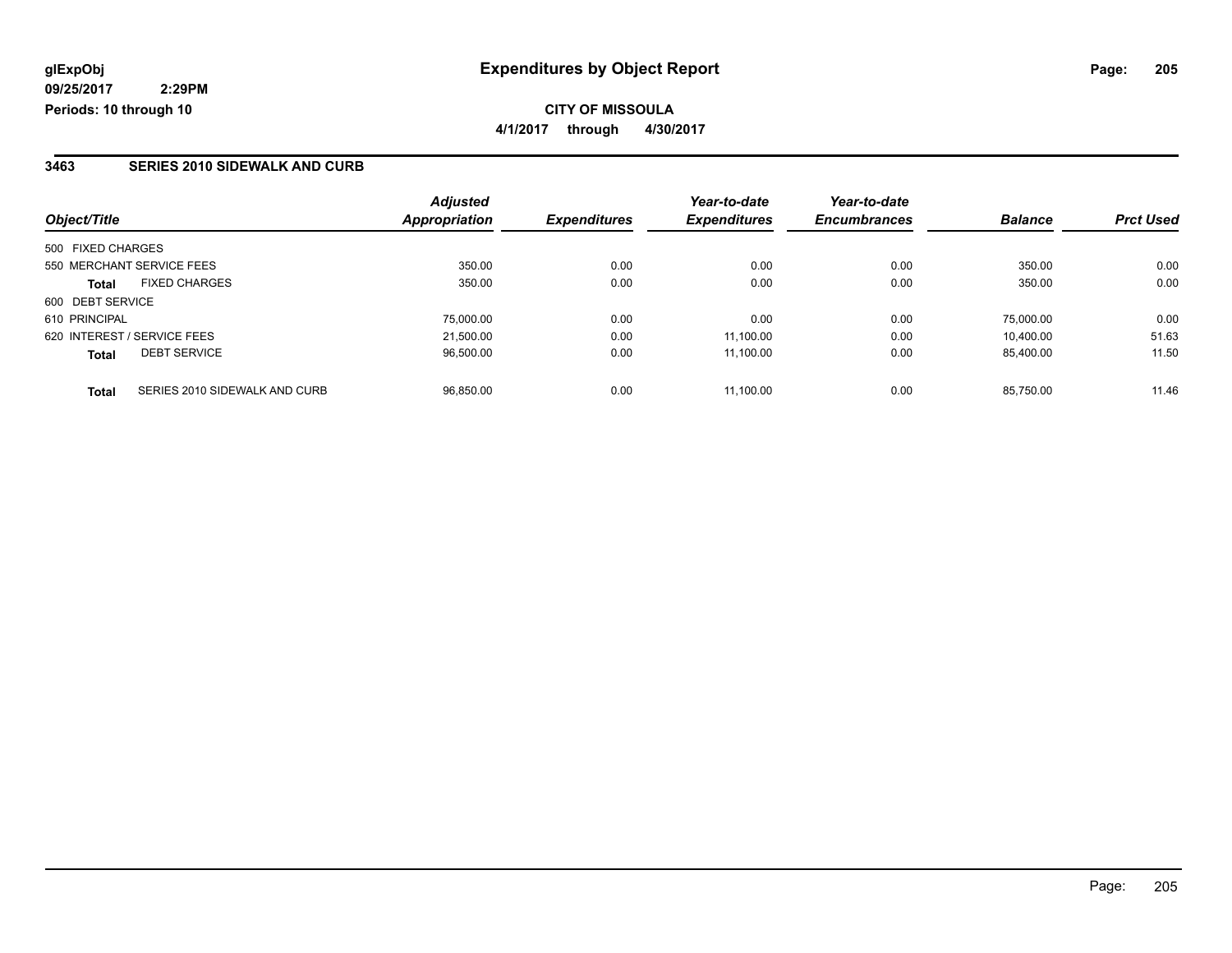glExpObj
09/25/2017 2:29PM
Periods: 10 through 10

# Expenditures by Object Report

**CITY OF MISSOULA**

**4/1/2017 through 4/30/2017**

## 3463 SERIES 2010 SIDEWALK AND CURB

| Object/Title | | Adjusted Appropriation | Expenditures | Year-to-date Expenditures | Year-to-date Encumbrances | Balance | Prct Used |
|---|---|---|---|---|---|---|---|
| 500 FIXED CHARGES | | | | | | | |
| 550 MERCHANT SERVICE FEES | | 350.00 | 0.00 | 0.00 | 0.00 | 350.00 | 0.00 |
| **Total** | FIXED CHARGES | 350.00 | 0.00 | 0.00 | 0.00 | 350.00 | 0.00 |
| 600 DEBT SERVICE | | | | | | | |
| 610 PRINCIPAL | | 75,000.00 | 0.00 | 0.00 | 0.00 | 75,000.00 | 0.00 |
| 620 INTEREST / SERVICE FEES | | 21,500.00 | 0.00 | 11,100.00 | 0.00 | 10,400.00 | 51.63 |
| **Total** | DEBT SERVICE | 96,500.00 | 0.00 | 11,100.00 | 0.00 | 85,400.00 | 11.50 |
| **Total** | SERIES 2010 SIDEWALK AND CURB | 96,850.00 | 0.00 | 11,100.00 | 0.00 | 85,750.00 | 11.46 |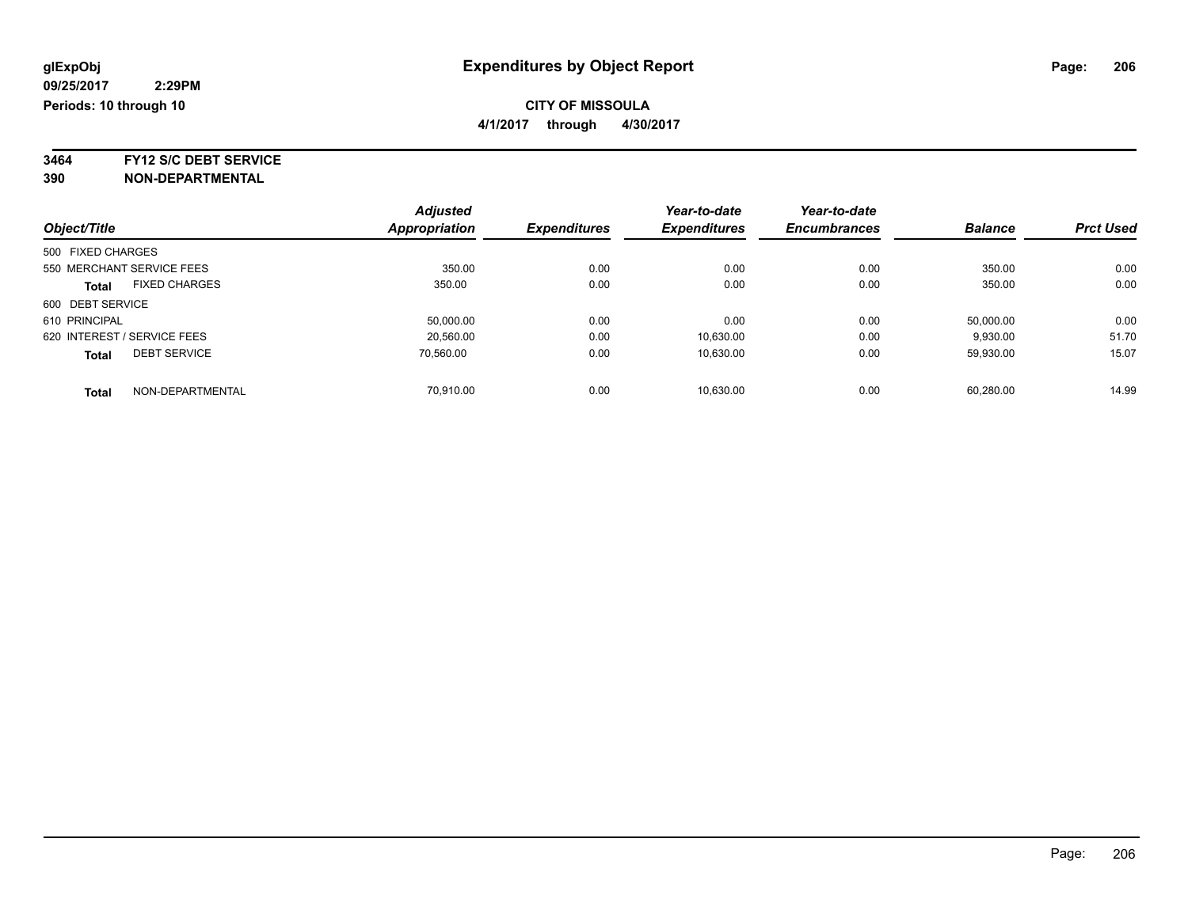glExpObj
09/25/2017 2:29PM
Periods: 10 through 10

# Expenditures by Object Report

**CITY OF MISSOULA**
**4/1/2017 through 4/30/2017**

**3464 FY12 S/C DEBT SERVICE**
**390 NON-DEPARTMENTAL**

| Object/Title | Adjusted Appropriation | Expenditures | Year-to-date Expenditures | Year-to-date Encumbrances | Balance | Prct Used |
|---|---|---|---|---|---|---|
| 500 FIXED CHARGES | | | | | | |
| 550 MERCHANT SERVICE FEES | 350.00 | 0.00 | 0.00 | 0.00 | 350.00 | 0.00 |
| **Total** FIXED CHARGES | 350.00 | 0.00 | 0.00 | 0.00 | 350.00 | 0.00 |
| 600 DEBT SERVICE | | | | | | |
| 610 PRINCIPAL | 50,000.00 | 0.00 | 0.00 | 0.00 | 50,000.00 | 0.00 |
| 620 INTEREST / SERVICE FEES | 20,560.00 | 0.00 | 10,630.00 | 0.00 | 9,930.00 | 51.70 |
| **Total** DEBT SERVICE | 70,560.00 | 0.00 | 10,630.00 | 0.00 | 59,930.00 | 15.07 |
| **Total** NON-DEPARTMENTAL | 70,910.00 | 0.00 | 10,630.00 | 0.00 | 60,280.00 | 14.99 |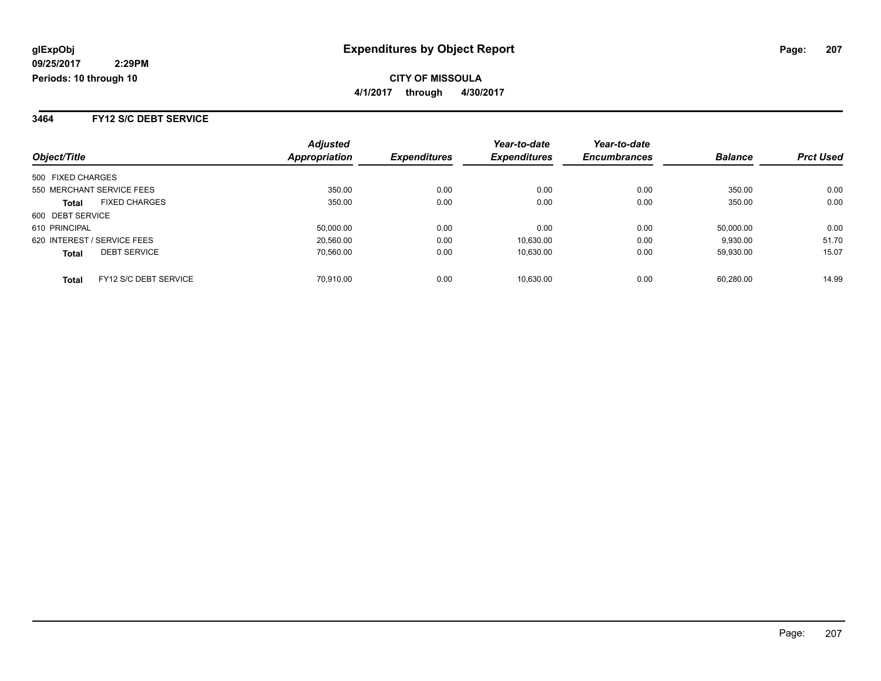**glExpObj**
**09/25/2017 2:29PM**
**Periods: 10 through 10**

# Expenditures by Object Report

**CITY OF MISSOULA**
**4/1/2017 through 4/30/2017**

## 3464 FY12 S/C DEBT SERVICE

| Object/Title | | Adjusted Appropriation | Expenditures | Year-to-date Expenditures | Year-to-date Encumbrances | Balance | Prct Used |
|---|---|---|---|---|---|---|---|
| 500 FIXED CHARGES | | | | | | | |
| 550 MERCHANT SERVICE FEES | | 350.00 | 0.00 | 0.00 | 0.00 | 350.00 | 0.00 |
| **Total** | FIXED CHARGES | 350.00 | 0.00 | 0.00 | 0.00 | 350.00 | 0.00 |
| 600 DEBT SERVICE | | | | | | | |
| 610 PRINCIPAL | | 50,000.00 | 0.00 | 0.00 | 0.00 | 50,000.00 | 0.00 |
| 620 INTEREST / SERVICE FEES | | 20,560.00 | 0.00 | 10,630.00 | 0.00 | 9,930.00 | 51.70 |
| **Total** | DEBT SERVICE | 70,560.00 | 0.00 | 10,630.00 | 0.00 | 59,930.00 | 15.07 |
| **Total** | FY12 S/C DEBT SERVICE | 70,910.00 | 0.00 | 10,630.00 | 0.00 | 60,280.00 | 14.99 |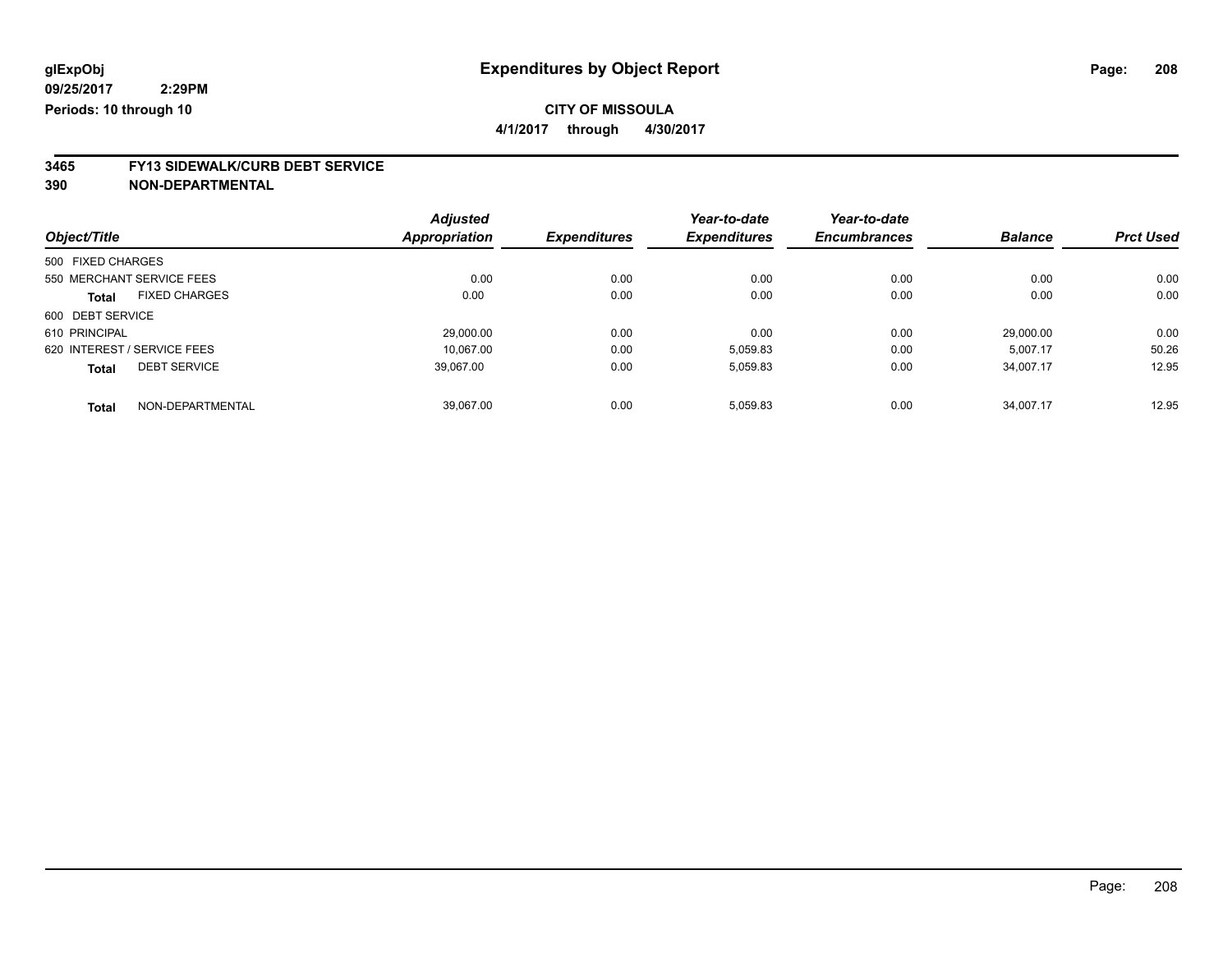glExpObj
09/25/2017 2:29PM
Periods: 10 through 10

# Expenditures by Object Report

**CITY OF MISSOULA**

**4/1/2017 through 4/30/2017**

## 3465 FY13 SIDEWALK/CURB DEBT SERVICE
## 390 NON-DEPARTMENTAL

| Object/Title | | Adjusted Appropriation | Expenditures | Year-to-date Expenditures | Year-to-date Encumbrances | Balance | Prct Used |
|---|---|---|---|---|---|---|---|
| 500 FIXED CHARGES | | | | | | | |
| 550 MERCHANT SERVICE FEES | | 0.00 | 0.00 | 0.00 | 0.00 | 0.00 | 0.00 |
| **Total** | FIXED CHARGES | 0.00 | 0.00 | 0.00 | 0.00 | 0.00 | 0.00 |
| 600 DEBT SERVICE | | | | | | | |
| 610 PRINCIPAL | | 29,000.00 | 0.00 | 0.00 | 0.00 | 29,000.00 | 0.00 |
| 620 INTEREST / SERVICE FEES | | 10,067.00 | 0.00 | 5,059.83 | 0.00 | 5,007.17 | 50.26 |
| **Total** | DEBT SERVICE | 39,067.00 | 0.00 | 5,059.83 | 0.00 | 34,007.17 | 12.95 |
| **Total** | NON-DEPARTMENTAL | 39,067.00 | 0.00 | 5,059.83 | 0.00 | 34,007.17 | 12.95 |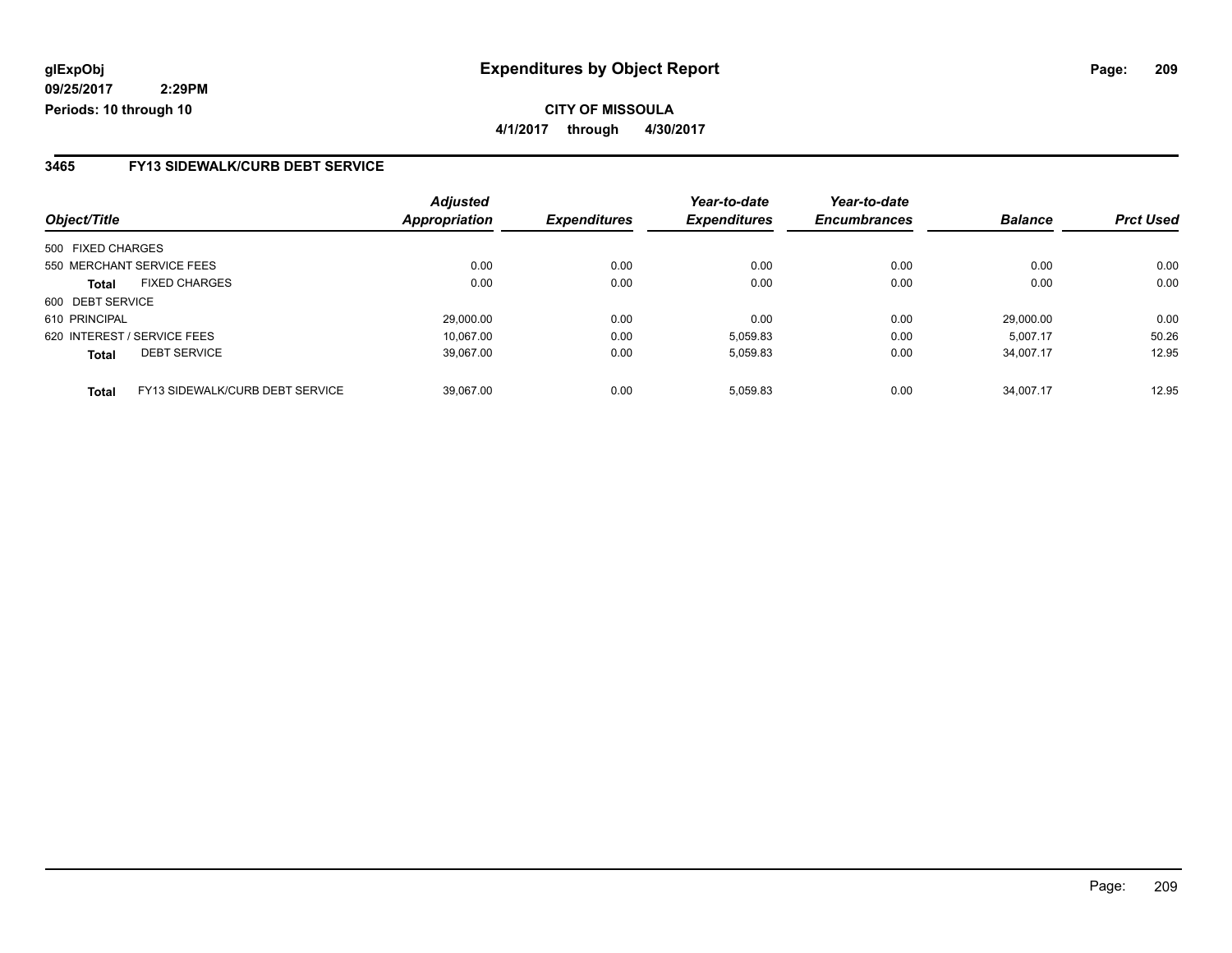glExpObj
09/25/2017 2:29PM
Periods: 10 through 10

# Expenditures by Object Report

**CITY OF MISSOULA**

**4/1/2017 through 4/30/2017**

## 3465 FY13 SIDEWALK/CURB DEBT SERVICE

| Object/Title | | Adjusted Appropriation | Expenditures | Year-to-date Expenditures | Year-to-date Encumbrances | Balance | Prct Used |
|---|---|---|---|---|---|---|---|
| 500 FIXED CHARGES | | | | | | | |
| 550 MERCHANT SERVICE FEES | | 0.00 | 0.00 | 0.00 | 0.00 | 0.00 | 0.00 |
| **Total** | FIXED CHARGES | 0.00 | 0.00 | 0.00 | 0.00 | 0.00 | 0.00 |
| 600 DEBT SERVICE | | | | | | | |
| 610 PRINCIPAL | | 29,000.00 | 0.00 | 0.00 | 0.00 | 29,000.00 | 0.00 |
| 620 INTEREST / SERVICE FEES | | 10,067.00 | 0.00 | 5,059.83 | 0.00 | 5,007.17 | 50.26 |
| **Total** | DEBT SERVICE | 39,067.00 | 0.00 | 5,059.83 | 0.00 | 34,007.17 | 12.95 |
| **Total** | FY13 SIDEWALK/CURB DEBT SERVICE | 39,067.00 | 0.00 | 5,059.83 | 0.00 | 34,007.17 | 12.95 |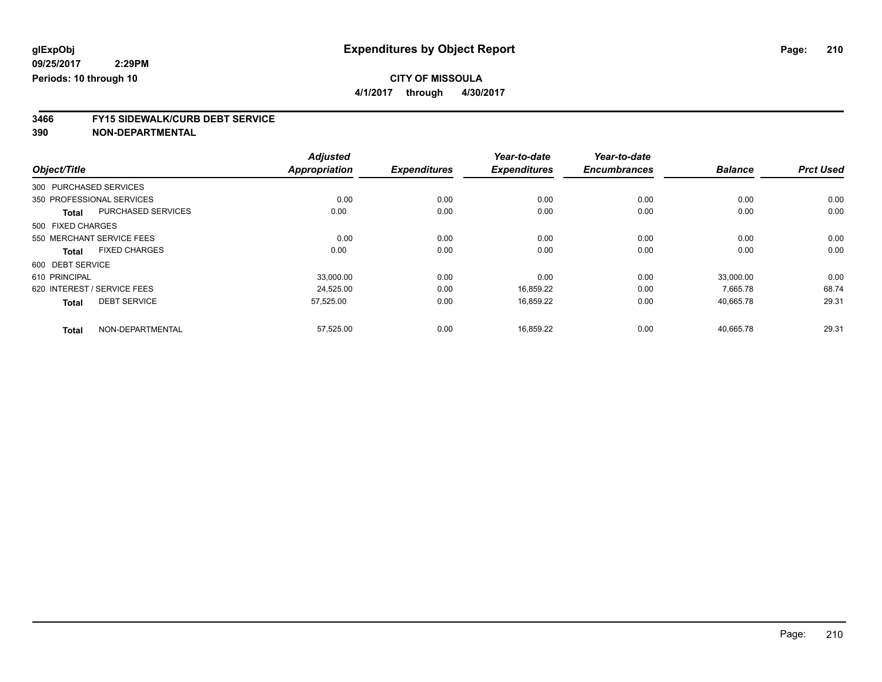**glExpObj**
**09/25/2017 2:29PM**
**Periods: 10 through 10**

# Expenditures by Object Report

**CITY OF MISSOULA**
**4/1/2017 through 4/30/2017**

## 3466 FY15 SIDEWALK/CURB DEBT SERVICE
## 390 NON-DEPARTMENTAL

| Object/Title | | Adjusted Appropriation | Expenditures | Year-to-date Expenditures | Year-to-date Encumbrances | Balance | Prct Used |
|---|---|---|---|---|---|---|---|
| 300 PURCHASED SERVICES | | | | | | | |
| 350 PROFESSIONAL SERVICES | | 0.00 | 0.00 | 0.00 | 0.00 | 0.00 | 0.00 |
| **Total** | PURCHASED SERVICES | 0.00 | 0.00 | 0.00 | 0.00 | 0.00 | 0.00 |
| 500 FIXED CHARGES | | | | | | | |
| 550 MERCHANT SERVICE FEES | | 0.00 | 0.00 | 0.00 | 0.00 | 0.00 | 0.00 |
| **Total** | FIXED CHARGES | 0.00 | 0.00 | 0.00 | 0.00 | 0.00 | 0.00 |
| 600 DEBT SERVICE | | | | | | | |
| 610 PRINCIPAL | | 33,000.00 | 0.00 | 0.00 | 0.00 | 33,000.00 | 0.00 |
| 620 INTEREST / SERVICE FEES | | 24,525.00 | 0.00 | 16,859.22 | 0.00 | 7,665.78 | 68.74 |
| **Total** | DEBT SERVICE | 57,525.00 | 0.00 | 16,859.22 | 0.00 | 40,665.78 | 29.31 |
| **Total** | NON-DEPARTMENTAL | 57,525.00 | 0.00 | 16,859.22 | 0.00 | 40,665.78 | 29.31 |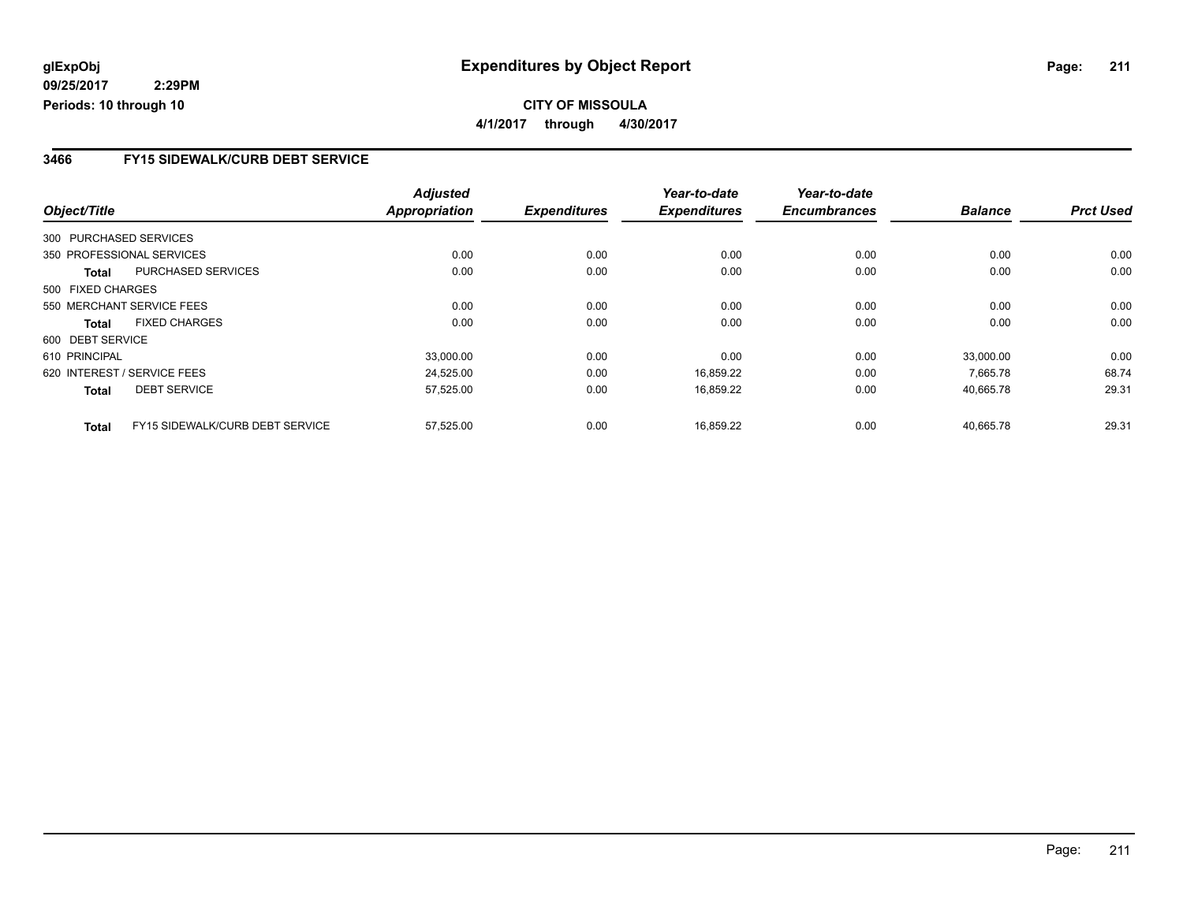**glExpObj**
**09/25/2017 2:29PM**
**Periods: 10 through 10**

# Expenditures by Object Report

**CITY OF MISSOULA**
**4/1/2017 through 4/30/2017**

## 3466 FY15 SIDEWALK/CURB DEBT SERVICE

| Object/Title | | Adjusted Appropriation | Expenditures | Year-to-date Expenditures | Year-to-date Encumbrances | Balance | Prct Used |
|---|---|---|---|---|---|---|---|
| 300 PURCHASED SERVICES | | | | | | | |
| 350 PROFESSIONAL SERVICES | | 0.00 | 0.00 | 0.00 | 0.00 | 0.00 | 0.00 |
| **Total** | PURCHASED SERVICES | 0.00 | 0.00 | 0.00 | 0.00 | 0.00 | 0.00 |
| 500 FIXED CHARGES | | | | | | | |
| 550 MERCHANT SERVICE FEES | | 0.00 | 0.00 | 0.00 | 0.00 | 0.00 | 0.00 |
| **Total** | FIXED CHARGES | 0.00 | 0.00 | 0.00 | 0.00 | 0.00 | 0.00 |
| 600 DEBT SERVICE | | | | | | | |
| 610 PRINCIPAL | | 33,000.00 | 0.00 | 0.00 | 0.00 | 33,000.00 | 0.00 |
| 620 INTEREST / SERVICE FEES | | 24,525.00 | 0.00 | 16,859.22 | 0.00 | 7,665.78 | 68.74 |
| **Total** | DEBT SERVICE | 57,525.00 | 0.00 | 16,859.22 | 0.00 | 40,665.78 | 29.31 |
| **Total** | FY15 SIDEWALK/CURB DEBT SERVICE | 57,525.00 | 0.00 | 16,859.22 | 0.00 | 40,665.78 | 29.31 |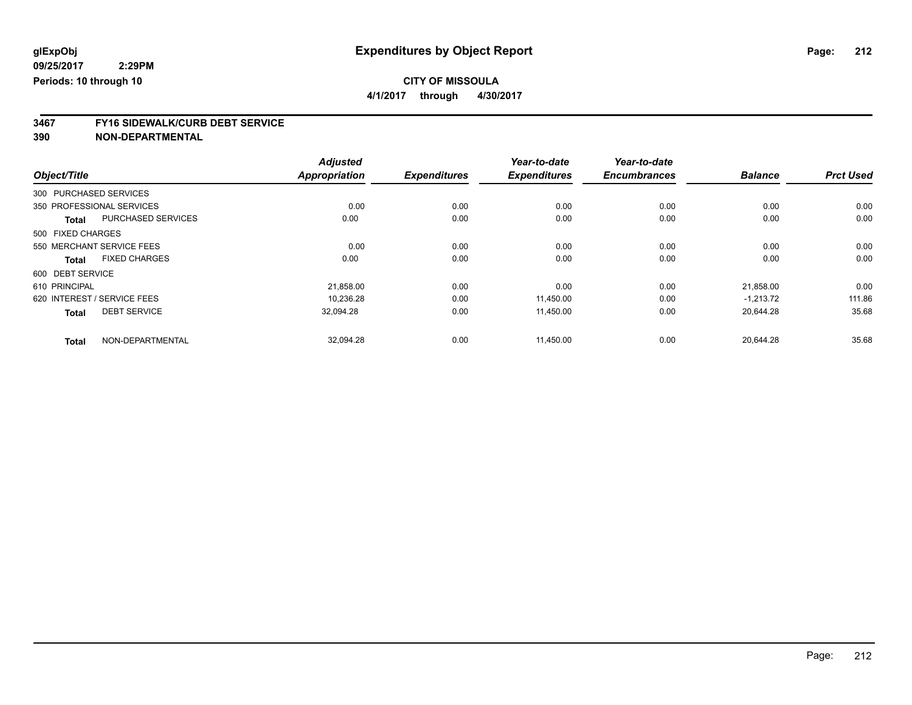glExpObj
09/25/2017 2:29PM
Periods: 10 through 10

# Expenditures by Object Report

**CITY OF MISSOULA**
**4/1/2017 through 4/30/2017**

## 3467 FY16 SIDEWALK/CURB DEBT SERVICE
## 390 NON-DEPARTMENTAL

| Object/Title | | Adjusted Appropriation | Expenditures | Year-to-date Expenditures | Year-to-date Encumbrances | Balance | Prct Used |
|---|---|---|---|---|---|---|---|
| 300 PURCHASED SERVICES | | | | | | | |
| 350 PROFESSIONAL SERVICES | | 0.00 | 0.00 | 0.00 | 0.00 | 0.00 | 0.00 |
| **Total** | PURCHASED SERVICES | 0.00 | 0.00 | 0.00 | 0.00 | 0.00 | 0.00 |
| 500 FIXED CHARGES | | | | | | | |
| 550 MERCHANT SERVICE FEES | | 0.00 | 0.00 | 0.00 | 0.00 | 0.00 | 0.00 |
| **Total** | FIXED CHARGES | 0.00 | 0.00 | 0.00 | 0.00 | 0.00 | 0.00 |
| 600 DEBT SERVICE | | | | | | | |
| 610 PRINCIPAL | | 21,858.00 | 0.00 | 0.00 | 0.00 | 21,858.00 | 0.00 |
| 620 INTEREST / SERVICE FEES | | 10,236.28 | 0.00 | 11,450.00 | 0.00 | -1,213.72 | 111.86 |
| **Total** | DEBT SERVICE | 32,094.28 | 0.00 | 11,450.00 | 0.00 | 20,644.28 | 35.68 |
| **Total** | NON-DEPARTMENTAL | 32,094.28 | 0.00 | 11,450.00 | 0.00 | 20,644.28 | 35.68 |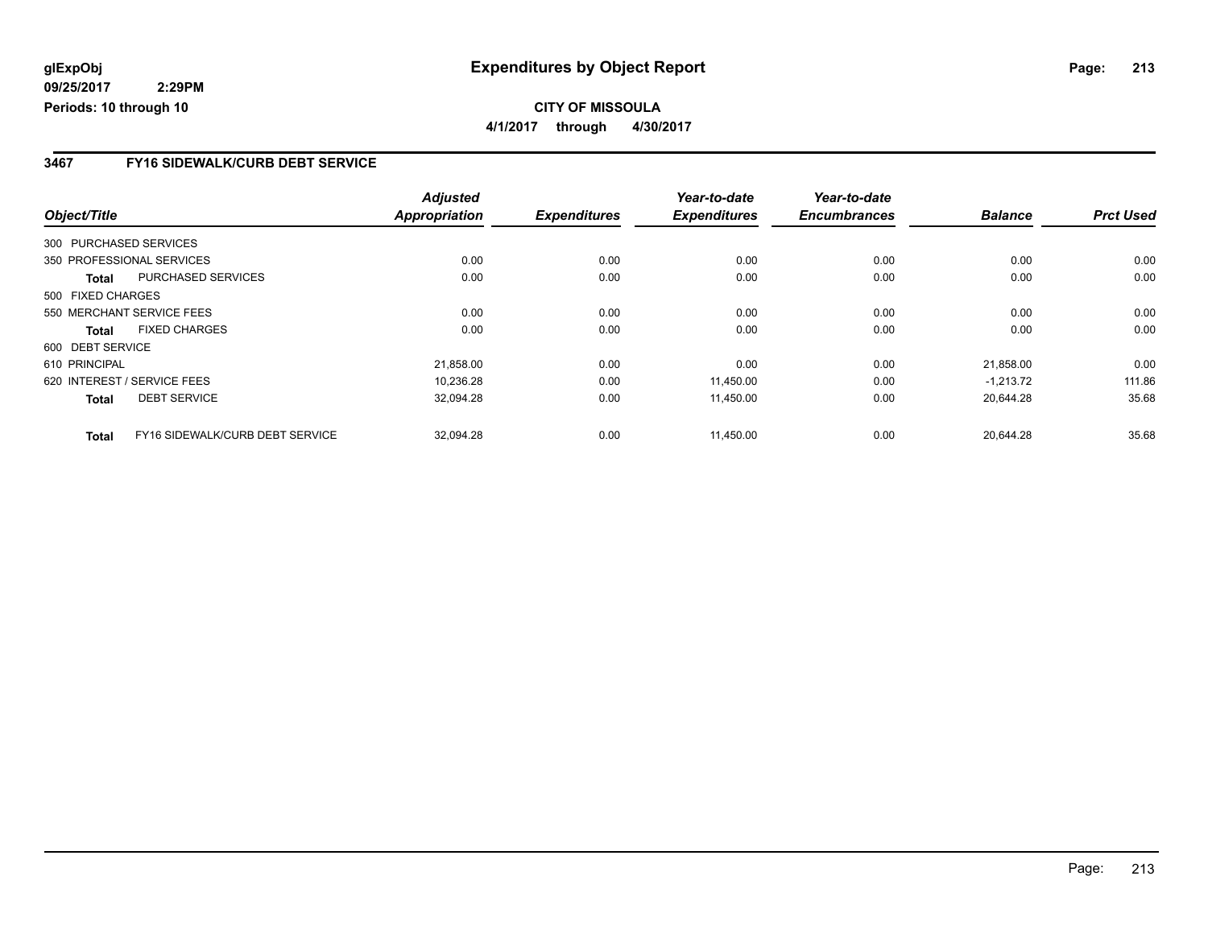**glExpObj**
**09/25/2017 2:29PM**
**Periods: 10 through 10**

# Expenditures by Object Report

**CITY OF MISSOULA**
**4/1/2017 through 4/30/2017**

## 3467 FY16 SIDEWALK/CURB DEBT SERVICE

| Object/Title | | Adjusted Appropriation | Expenditures | Year-to-date Expenditures | Year-to-date Encumbrances | Balance | Prct Used |
|---|---|---|---|---|---|---|---|
| 300 PURCHASED SERVICES | | | | | | | |
| 350 PROFESSIONAL SERVICES | | 0.00 | 0.00 | 0.00 | 0.00 | 0.00 | 0.00 |
| **Total** | PURCHASED SERVICES | 0.00 | 0.00 | 0.00 | 0.00 | 0.00 | 0.00 |
| 500 FIXED CHARGES | | | | | | | |
| 550 MERCHANT SERVICE FEES | | 0.00 | 0.00 | 0.00 | 0.00 | 0.00 | 0.00 |
| **Total** | FIXED CHARGES | 0.00 | 0.00 | 0.00 | 0.00 | 0.00 | 0.00 |
| 600 DEBT SERVICE | | | | | | | |
| 610 PRINCIPAL | | 21,858.00 | 0.00 | 0.00 | 0.00 | 21,858.00 | 0.00 |
| 620 INTEREST / SERVICE FEES | | 10,236.28 | 0.00 | 11,450.00 | 0.00 | -1,213.72 | 111.86 |
| **Total** | DEBT SERVICE | 32,094.28 | 0.00 | 11,450.00 | 0.00 | 20,644.28 | 35.68 |
| **Total** | FY16 SIDEWALK/CURB DEBT SERVICE | 32,094.28 | 0.00 | 11,450.00 | 0.00 | 20,644.28 | 35.68 |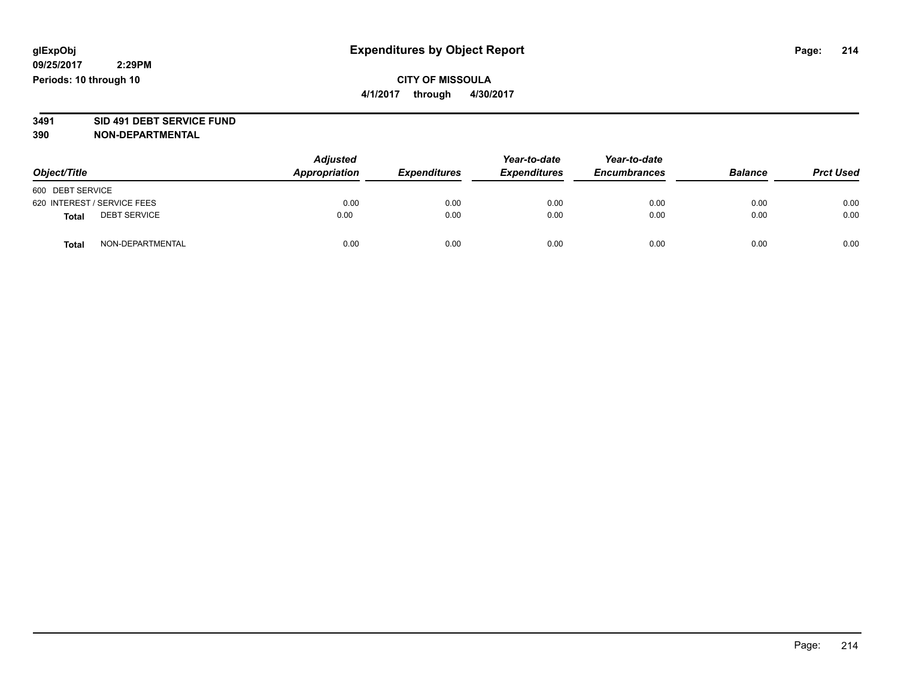glExpObj
09/25/2017 2:29PM
Periods: 10 through 10

# Expenditures by Object Report

**CITY OF MISSOULA**
**4/1/2017 through 4/30/2017**

**3491 SID 491 DEBT SERVICE FUND**
**390 NON-DEPARTMENTAL**

| Object/Title | | Adjusted Appropriation | Expenditures | Year-to-date Expenditures | Year-to-date Encumbrances | Balance | Prct Used |
|---|---|---|---|---|---|---|---|
| 600 DEBT SERVICE | | | | | | | |
| 620 INTEREST / SERVICE FEES | | 0.00 | 0.00 | 0.00 | 0.00 | 0.00 | 0.00 |
| **Total** | DEBT SERVICE | 0.00 | 0.00 | 0.00 | 0.00 | 0.00 | 0.00 |
| **Total** | NON-DEPARTMENTAL | 0.00 | 0.00 | 0.00 | 0.00 | 0.00 | 0.00 |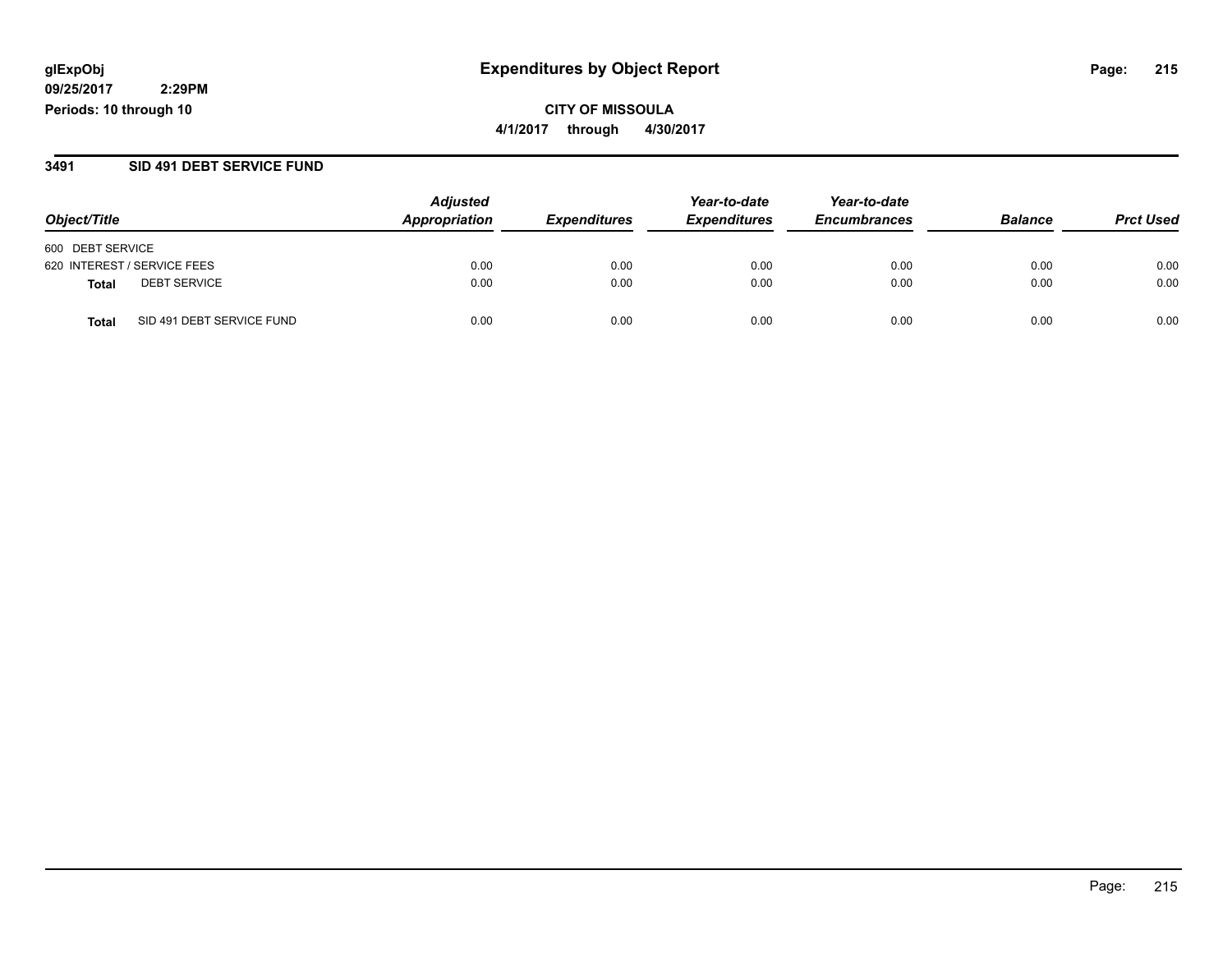**glExpObj**
**09/25/2017 2:29PM**
**Periods: 10 through 10**

# Expenditures by Object Report

**CITY OF MISSOULA**
**4/1/2017 through 4/30/2017**

### 3491 SID 491 DEBT SERVICE FUND

| Object/Title | | Adjusted Appropriation | Expenditures | Year-to-date Expenditures | Year-to-date Encumbrances | Balance | Prct Used |
|---|---|---|---|---|---|---|---|
| 600 DEBT SERVICE | | | | | | | |
| 620 INTEREST / SERVICE FEES | | 0.00 | 0.00 | 0.00 | 0.00 | 0.00 | 0.00 |
| **Total** | DEBT SERVICE | 0.00 | 0.00 | 0.00 | 0.00 | 0.00 | 0.00 |
| **Total** | SID 491 DEBT SERVICE FUND | 0.00 | 0.00 | 0.00 | 0.00 | 0.00 | 0.00 |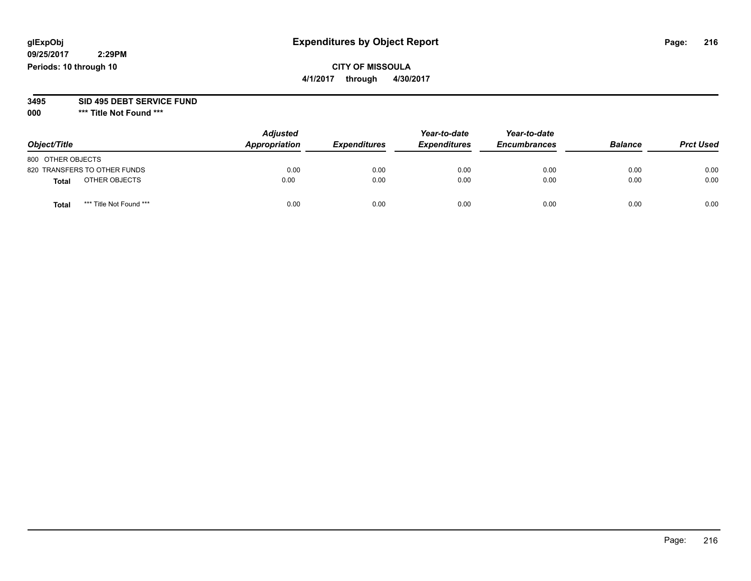# Expenditures by Object Report

glExpObj
09/25/2017 2:29PM
Periods: 10 through 10

**CITY OF MISSOULA**
**4/1/2017 through 4/30/2017**

**3495 SID 495 DEBT SERVICE FUND**
**000 \*\*\* Title Not Found \*\*\***

| Object/Title | Adjusted Appropriation | Expenditures | Year-to-date Expenditures | Year-to-date Encumbrances | Balance | Prct Used |
|---|---|---|---|---|---|---|
| 800 OTHER OBJECTS | | | | | | |
| 820 TRANSFERS TO OTHER FUNDS | 0.00 | 0.00 | 0.00 | 0.00 | 0.00 | 0.00 |
| **Total** OTHER OBJECTS | 0.00 | 0.00 | 0.00 | 0.00 | 0.00 | 0.00 |
| **Total** *** Title Not Found *** | 0.00 | 0.00 | 0.00 | 0.00 | 0.00 | 0.00 |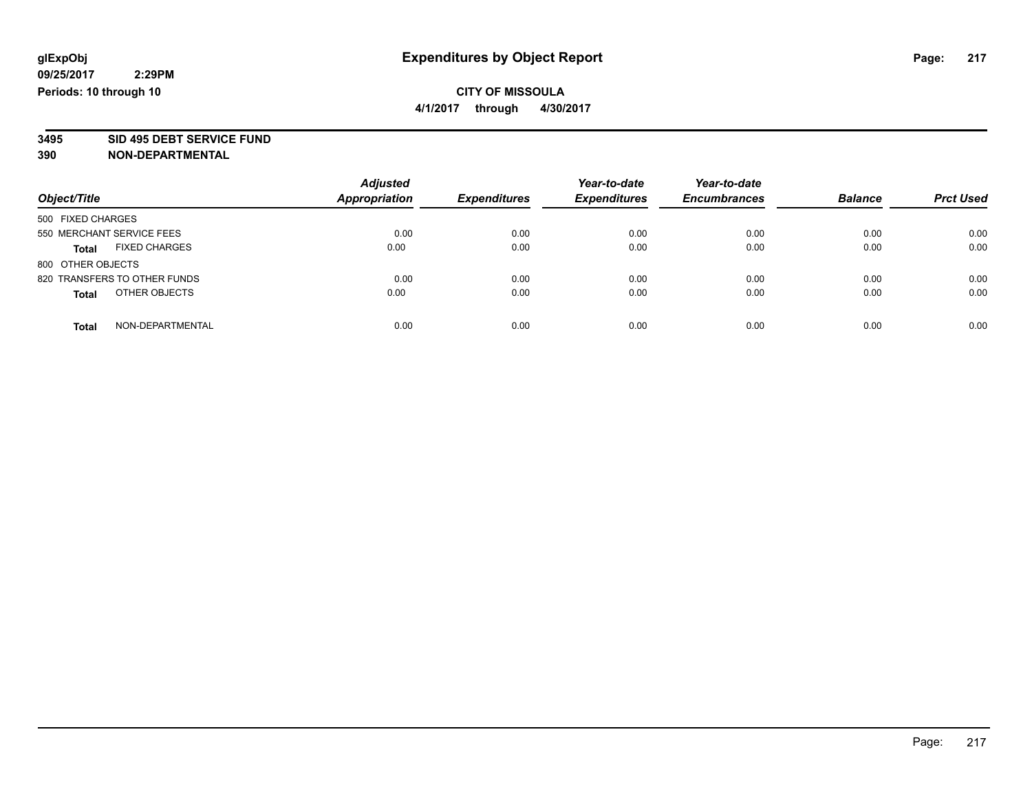glExpObj
09/25/2017 2:29PM
Periods: 10 through 10

# Expenditures by Object Report

**CITY OF MISSOULA**

**4/1/2017 through 4/30/2017**

**3495 SID 495 DEBT SERVICE FUND**
**390 NON-DEPARTMENTAL**

| Object/Title | Adjusted Appropriation | Expenditures | Year-to-date Expenditures | Year-to-date Encumbrances | Balance | Prct Used |
|---|---|---|---|---|---|---|
| 500 FIXED CHARGES | | | | | | |
| 550 MERCHANT SERVICE FEES | 0.00 | 0.00 | 0.00 | 0.00 | 0.00 | 0.00 |
| **Total** FIXED CHARGES | 0.00 | 0.00 | 0.00 | 0.00 | 0.00 | 0.00 |
| 800 OTHER OBJECTS | | | | | | |
| 820 TRANSFERS TO OTHER FUNDS | 0.00 | 0.00 | 0.00 | 0.00 | 0.00 | 0.00 |
| **Total** OTHER OBJECTS | 0.00 | 0.00 | 0.00 | 0.00 | 0.00 | 0.00 |
| **Total** NON-DEPARTMENTAL | 0.00 | 0.00 | 0.00 | 0.00 | 0.00 | 0.00 |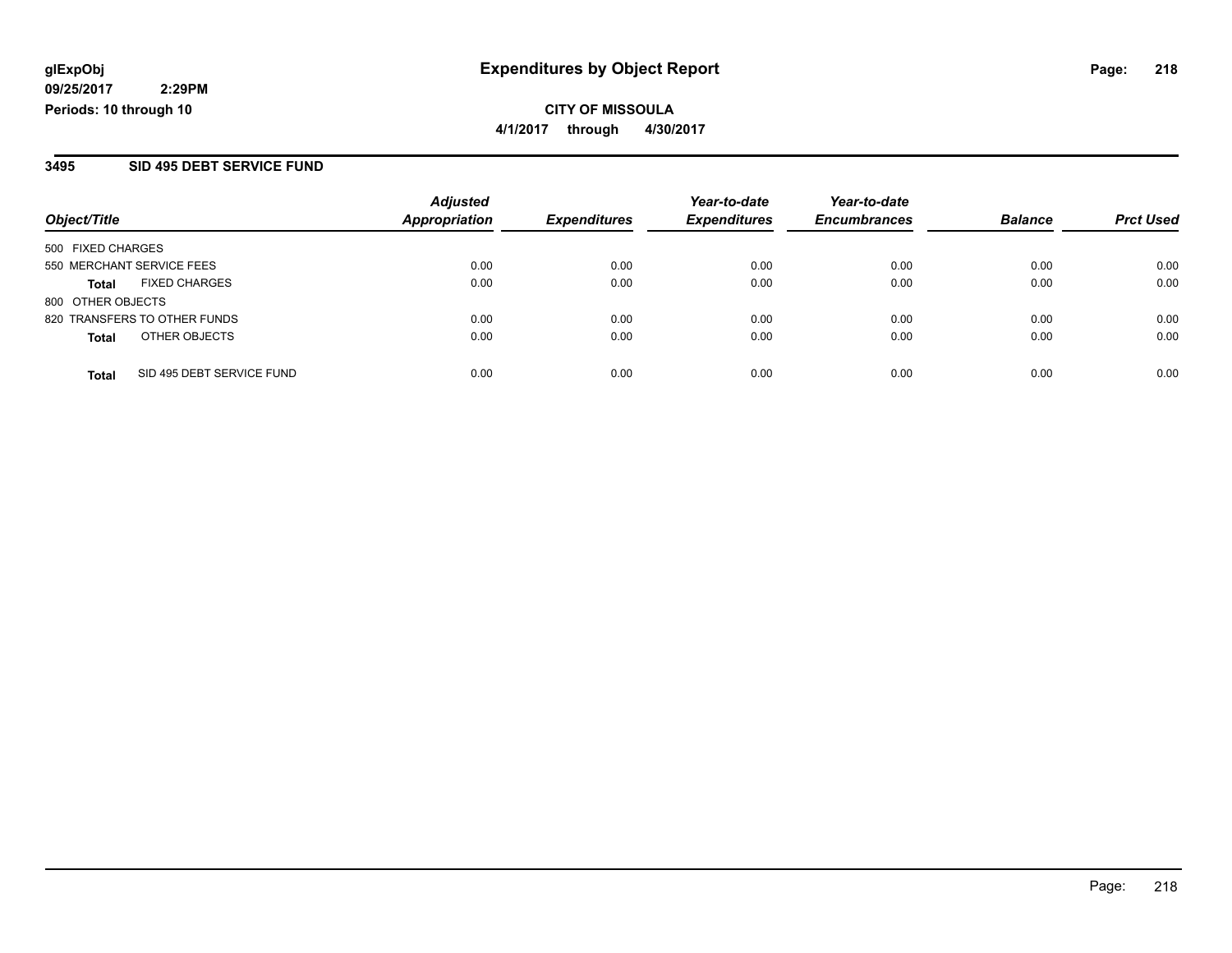**glExpObj**
**09/25/2017 2:29PM**
**Periods: 10 through 10**

# Expenditures by Object Report

**CITY OF MISSOULA**
**4/1/2017 through 4/30/2017**

## 3495 SID 495 DEBT SERVICE FUND

| Object/Title | | Adjusted Appropriation | Expenditures | Year-to-date Expenditures | Year-to-date Encumbrances | Balance | Prct Used |
|---|---|---|---|---|---|---|---|
| 500 FIXED CHARGES | | | | | | | |
| 550 MERCHANT SERVICE FEES | | 0.00 | 0.00 | 0.00 | 0.00 | 0.00 | 0.00 |
| **Total** | FIXED CHARGES | 0.00 | 0.00 | 0.00 | 0.00 | 0.00 | 0.00 |
| 800 OTHER OBJECTS | | | | | | | |
| 820 TRANSFERS TO OTHER FUNDS | | 0.00 | 0.00 | 0.00 | 0.00 | 0.00 | 0.00 |
| **Total** | OTHER OBJECTS | 0.00 | 0.00 | 0.00 | 0.00 | 0.00 | 0.00 |
| **Total** | SID 495 DEBT SERVICE FUND | 0.00 | 0.00 | 0.00 | 0.00 | 0.00 | 0.00 |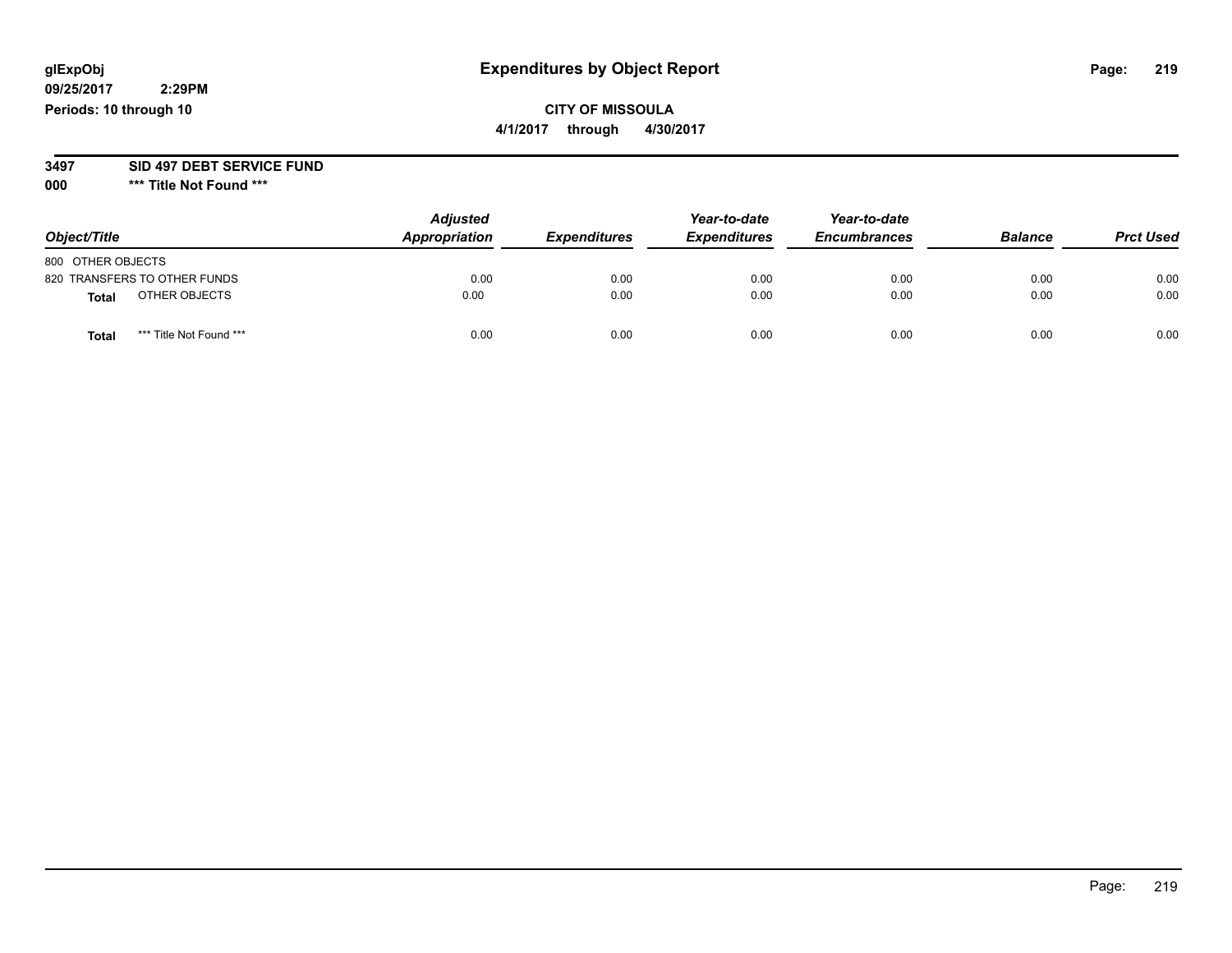glExpObj
09/25/2017 2:29PM
Periods: 10 through 10

# Expenditures by Object Report

**CITY OF MISSOULA**

**4/1/2017 through 4/30/2017**

**3497 SID 497 DEBT SERVICE FUND**

**000 \*\*\* Title Not Found \*\*\***

| Object/Title | Adjusted Appropriation | Expenditures | Year-to-date Expenditures | Year-to-date Encumbrances | Balance | Prct Used |
|---|---|---|---|---|---|---|
| 800 OTHER OBJECTS | | | | | | |
| 820 TRANSFERS TO OTHER FUNDS | 0.00 | 0.00 | 0.00 | 0.00 | 0.00 | 0.00 |
| **Total** OTHER OBJECTS | 0.00 | 0.00 | 0.00 | 0.00 | 0.00 | 0.00 |
| **Total** \*\*\* Title Not Found \*\*\* | 0.00 | 0.00 | 0.00 | 0.00 | 0.00 | 0.00 |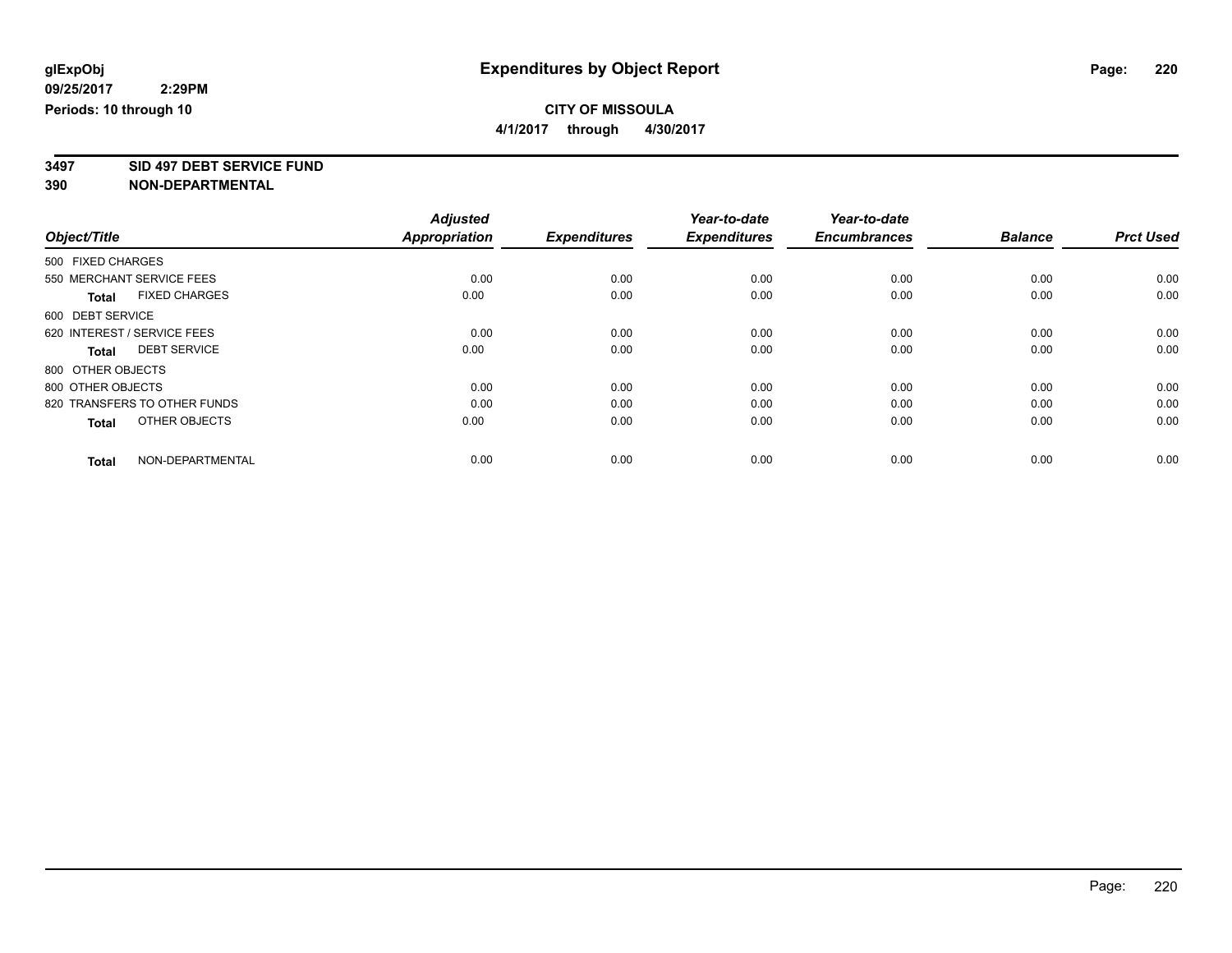**glExpObj** 09/25/2017 2:29PM
**Periods: 10 through 10**

# Expenditures by Object Report

**CITY OF MISSOULA**
**4/1/2017 through 4/30/2017**

**3497 SID 497 DEBT SERVICE FUND**
**390 NON-DEPARTMENTAL**

| Object/Title | Adjusted Appropriation | Expenditures | Year-to-date Expenditures | Year-to-date Encumbrances | Balance | Prct Used |
|---|---|---|---|---|---|---|
| 500 FIXED CHARGES | | | | | | |
| 550 MERCHANT SERVICE FEES | 0.00 | 0.00 | 0.00 | 0.00 | 0.00 | 0.00 |
| **Total** FIXED CHARGES | 0.00 | 0.00 | 0.00 | 0.00 | 0.00 | 0.00 |
| 600 DEBT SERVICE | | | | | | |
| 620 INTEREST / SERVICE FEES | 0.00 | 0.00 | 0.00 | 0.00 | 0.00 | 0.00 |
| **Total** DEBT SERVICE | 0.00 | 0.00 | 0.00 | 0.00 | 0.00 | 0.00 |
| 800 OTHER OBJECTS | | | | | | |
| 800 OTHER OBJECTS | 0.00 | 0.00 | 0.00 | 0.00 | 0.00 | 0.00 |
| 820 TRANSFERS TO OTHER FUNDS | 0.00 | 0.00 | 0.00 | 0.00 | 0.00 | 0.00 |
| **Total** OTHER OBJECTS | 0.00 | 0.00 | 0.00 | 0.00 | 0.00 | 0.00 |
| **Total** NON-DEPARTMENTAL | 0.00 | 0.00 | 0.00 | 0.00 | 0.00 | 0.00 |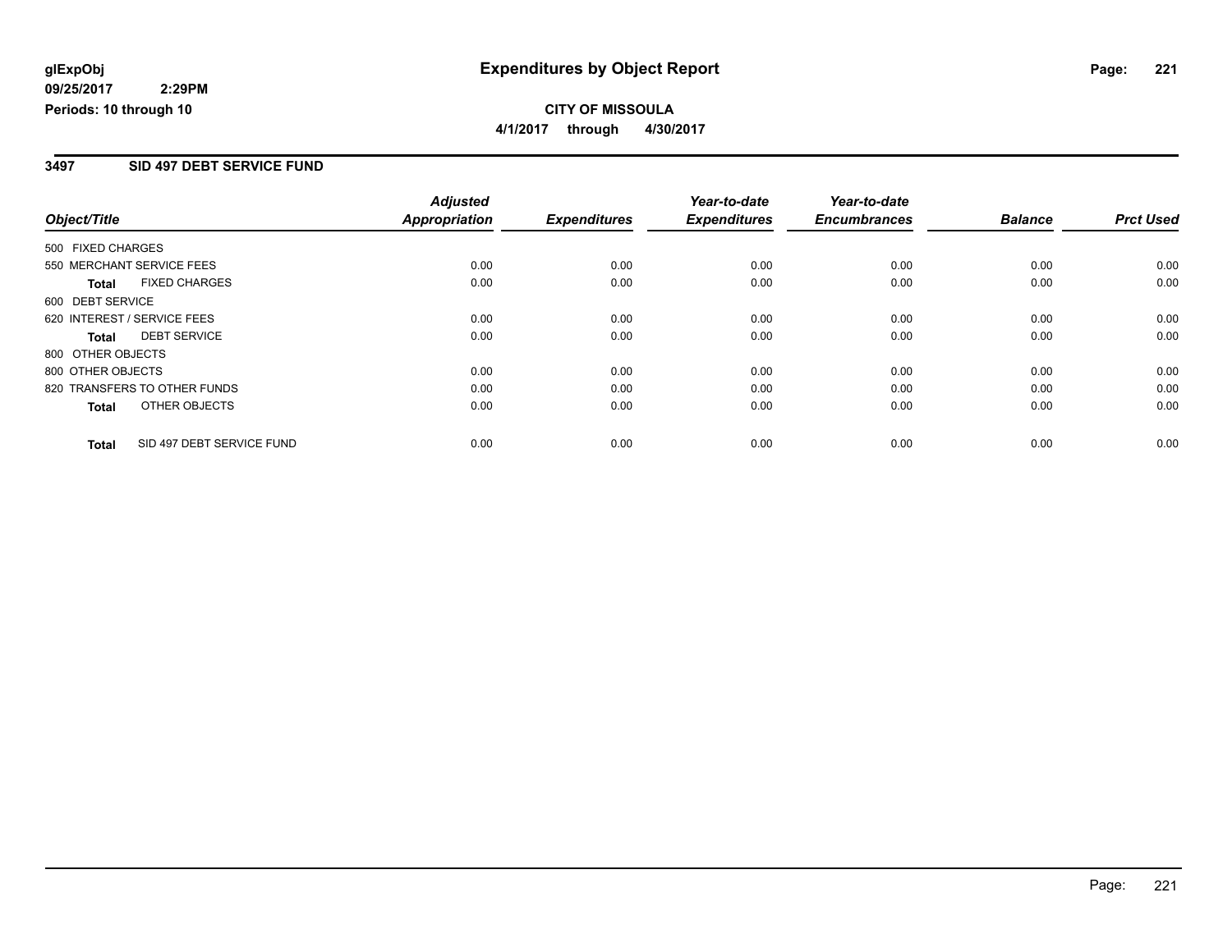# Expenditures by Object Report

glExpObj
09/25/2017 2:29PM
Periods: 10 through 10

**CITY OF MISSOULA**
**4/1/2017 through 4/30/2017**

## 3497 SID 497 DEBT SERVICE FUND

| Object/Title | Adjusted Appropriation | Expenditures | Year-to-date Expenditures | Year-to-date Encumbrances | Balance | Prct Used |
|---|---|---|---|---|---|---|
| 500 FIXED CHARGES | | | | | | |
| 550 MERCHANT SERVICE FEES | 0.00 | 0.00 | 0.00 | 0.00 | 0.00 | 0.00 |
| **Total** FIXED CHARGES | 0.00 | 0.00 | 0.00 | 0.00 | 0.00 | 0.00 |
| 600 DEBT SERVICE | | | | | | |
| 620 INTEREST / SERVICE FEES | 0.00 | 0.00 | 0.00 | 0.00 | 0.00 | 0.00 |
| **Total** DEBT SERVICE | 0.00 | 0.00 | 0.00 | 0.00 | 0.00 | 0.00 |
| 800 OTHER OBJECTS | | | | | | |
| 800 OTHER OBJECTS | 0.00 | 0.00 | 0.00 | 0.00 | 0.00 | 0.00 |
| 820 TRANSFERS TO OTHER FUNDS | 0.00 | 0.00 | 0.00 | 0.00 | 0.00 | 0.00 |
| **Total** OTHER OBJECTS | 0.00 | 0.00 | 0.00 | 0.00 | 0.00 | 0.00 |
| **Total** SID 497 DEBT SERVICE FUND | 0.00 | 0.00 | 0.00 | 0.00 | 0.00 | 0.00 |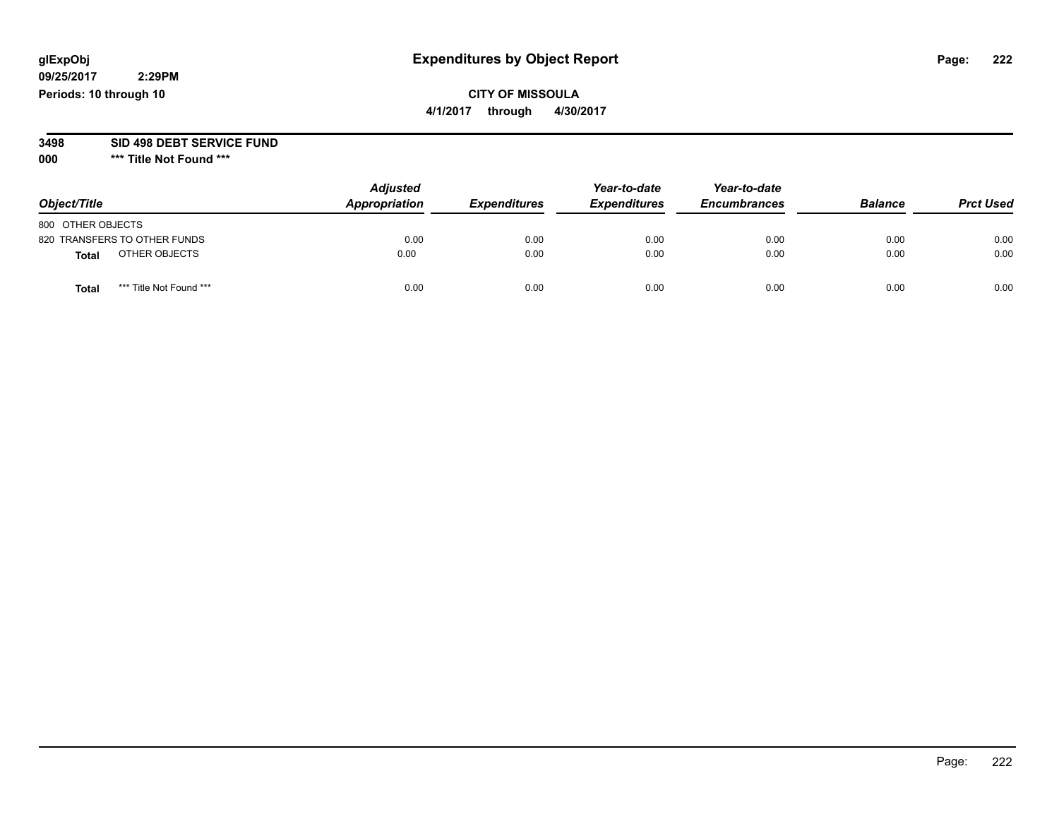glExpObj
09/25/2017 2:29PM
Periods: 10 through 10

# Expenditures by Object Report

**CITY OF MISSOULA**
**4/1/2017 through 4/30/2017**

**3498 SID 498 DEBT SERVICE FUND**
**000 *** Title Not Found *****

| Object/Title | Adjusted Appropriation | Expenditures | Year-to-date Expenditures | Year-to-date Encumbrances | Balance | Prct Used |
|---|---|---|---|---|---|---|
| 800 OTHER OBJECTS | | | | | | |
| 820 TRANSFERS TO OTHER FUNDS | 0.00 | 0.00 | 0.00 | 0.00 | 0.00 | 0.00 |
| **Total** OTHER OBJECTS | 0.00 | 0.00 | 0.00 | 0.00 | 0.00 | 0.00 |
| **Total** *** Title Not Found *** | 0.00 | 0.00 | 0.00 | 0.00 | 0.00 | 0.00 |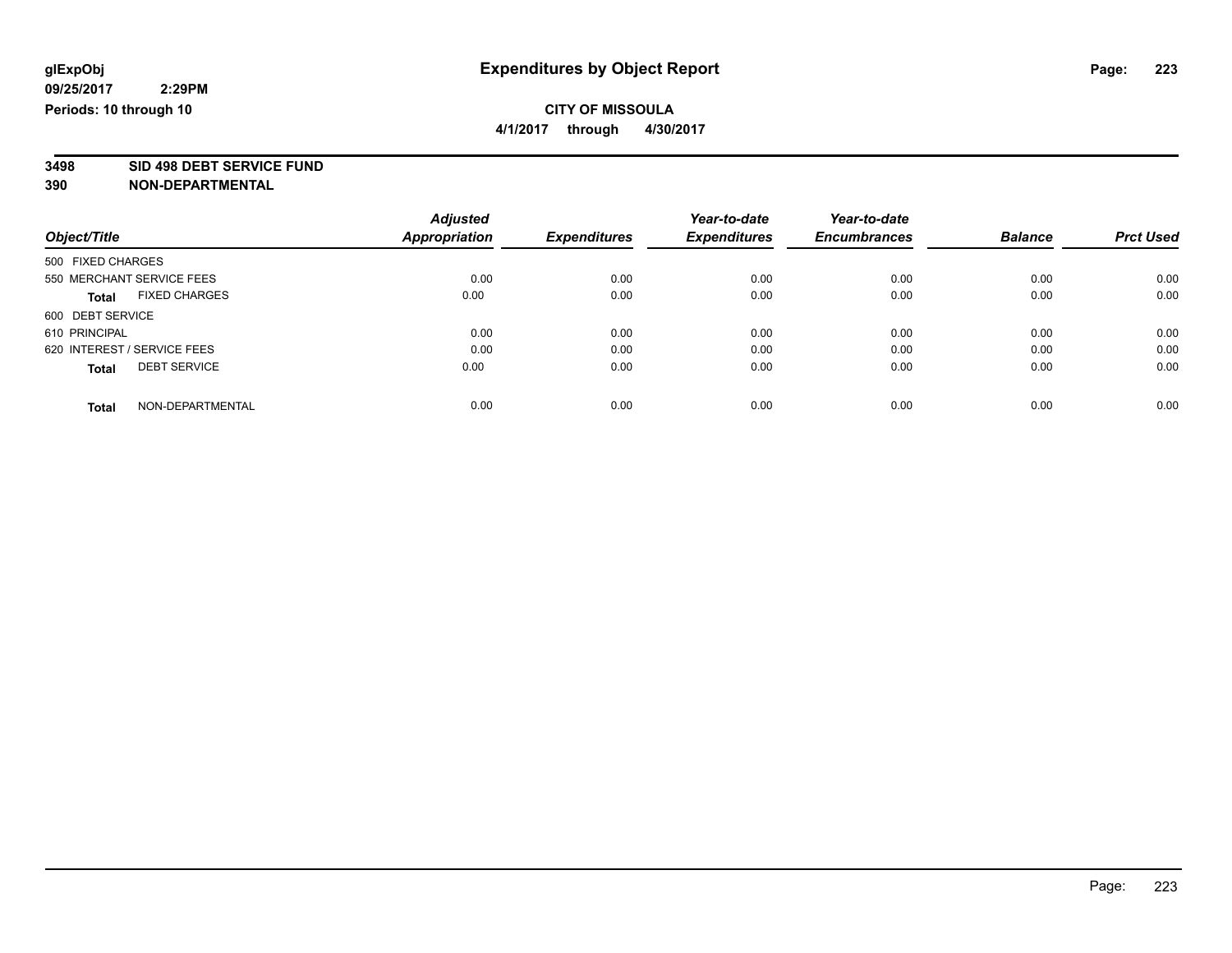glExpObj
09/25/2017 2:29PM
Periods: 10 through 10

# Expenditures by Object Report

**CITY OF MISSOULA**
**4/1/2017 through 4/30/2017**

**3498 SID 498 DEBT SERVICE FUND**
**390 NON-DEPARTMENTAL**

| Object/Title | Adjusted Appropriation | Expenditures | Year-to-date Expenditures | Year-to-date Encumbrances | Balance | Prct Used |
|---|---|---|---|---|---|---|
| 500 FIXED CHARGES | | | | | | |
| 550 MERCHANT SERVICE FEES | 0.00 | 0.00 | 0.00 | 0.00 | 0.00 | 0.00 |
| **Total** FIXED CHARGES | 0.00 | 0.00 | 0.00 | 0.00 | 0.00 | 0.00 |
| 600 DEBT SERVICE | | | | | | |
| 610 PRINCIPAL | 0.00 | 0.00 | 0.00 | 0.00 | 0.00 | 0.00 |
| 620 INTEREST / SERVICE FEES | 0.00 | 0.00 | 0.00 | 0.00 | 0.00 | 0.00 |
| **Total** DEBT SERVICE | 0.00 | 0.00 | 0.00 | 0.00 | 0.00 | 0.00 |
| **Total** NON-DEPARTMENTAL | 0.00 | 0.00 | 0.00 | 0.00 | 0.00 | 0.00 |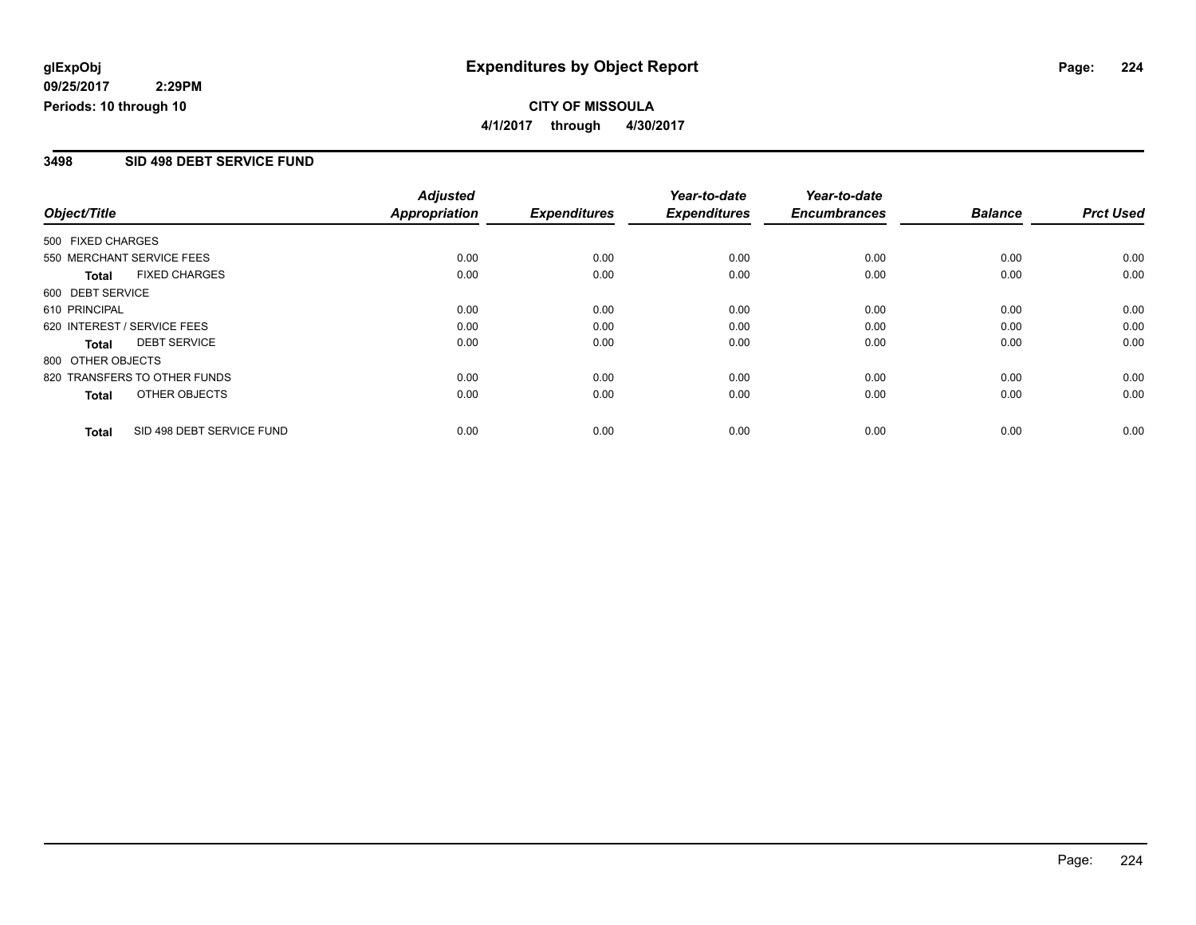**glExpObj** | **Expenditures by Object Report**

**09/25/2017 2:29PM**

**Periods: 10 through 10**

**CITY OF MISSOULA**

**4/1/2017 through 4/30/2017**

## 3498 SID 498 DEBT SERVICE FUND

| Object/Title | Adjusted Appropriation | Expenditures | Year-to-date Expenditures | Year-to-date Encumbrances | Balance | Prct Used |
|---|---|---|---|---|---|---|
| 500 FIXED CHARGES | | | | | | |
| 550 MERCHANT SERVICE FEES | 0.00 | 0.00 | 0.00 | 0.00 | 0.00 | 0.00 |
| **Total** FIXED CHARGES | 0.00 | 0.00 | 0.00 | 0.00 | 0.00 | 0.00 |
| 600 DEBT SERVICE | | | | | | |
| 610 PRINCIPAL | 0.00 | 0.00 | 0.00 | 0.00 | 0.00 | 0.00 |
| 620 INTEREST / SERVICE FEES | 0.00 | 0.00 | 0.00 | 0.00 | 0.00 | 0.00 |
| **Total** DEBT SERVICE | 0.00 | 0.00 | 0.00 | 0.00 | 0.00 | 0.00 |
| 800 OTHER OBJECTS | | | | | | |
| 820 TRANSFERS TO OTHER FUNDS | 0.00 | 0.00 | 0.00 | 0.00 | 0.00 | 0.00 |
| **Total** OTHER OBJECTS | 0.00 | 0.00 | 0.00 | 0.00 | 0.00 | 0.00 |
| **Total** SID 498 DEBT SERVICE FUND | 0.00 | 0.00 | 0.00 | 0.00 | 0.00 | 0.00 |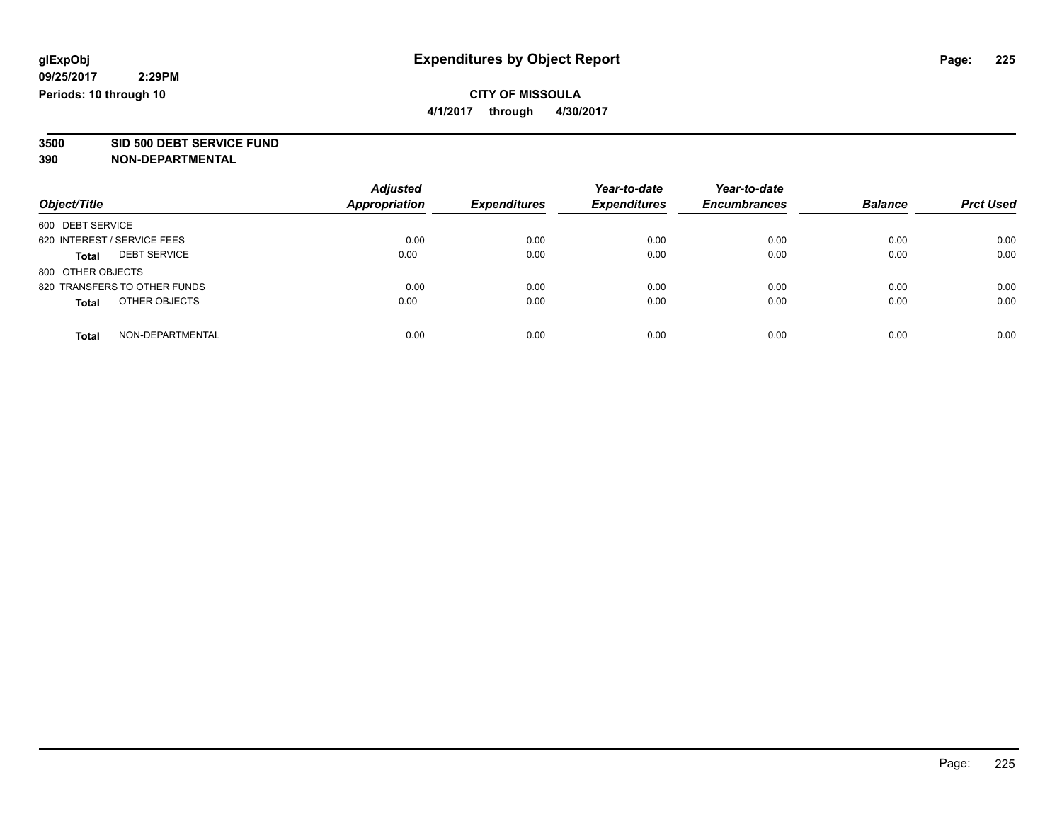glExpObj
09/25/2017 2:29PM
Periods: 10 through 10

# Expenditures by Object Report

**CITY OF MISSOULA**
**4/1/2017 through 4/30/2017**

**3500 SID 500 DEBT SERVICE FUND**
**390 NON-DEPARTMENTAL**

| Object/Title | Adjusted Appropriation | Expenditures | Year-to-date Expenditures | Year-to-date Encumbrances | Balance | Prct Used |
|---|---|---|---|---|---|---|
| 600 DEBT SERVICE | | | | | | |
| 620 INTEREST / SERVICE FEES | 0.00 | 0.00 | 0.00 | 0.00 | 0.00 | 0.00 |
| **Total** DEBT SERVICE | 0.00 | 0.00 | 0.00 | 0.00 | 0.00 | 0.00 |
| 800 OTHER OBJECTS | | | | | | |
| 820 TRANSFERS TO OTHER FUNDS | 0.00 | 0.00 | 0.00 | 0.00 | 0.00 | 0.00 |
| **Total** OTHER OBJECTS | 0.00 | 0.00 | 0.00 | 0.00 | 0.00 | 0.00 |
| **Total** NON-DEPARTMENTAL | 0.00 | 0.00 | 0.00 | 0.00 | 0.00 | 0.00 |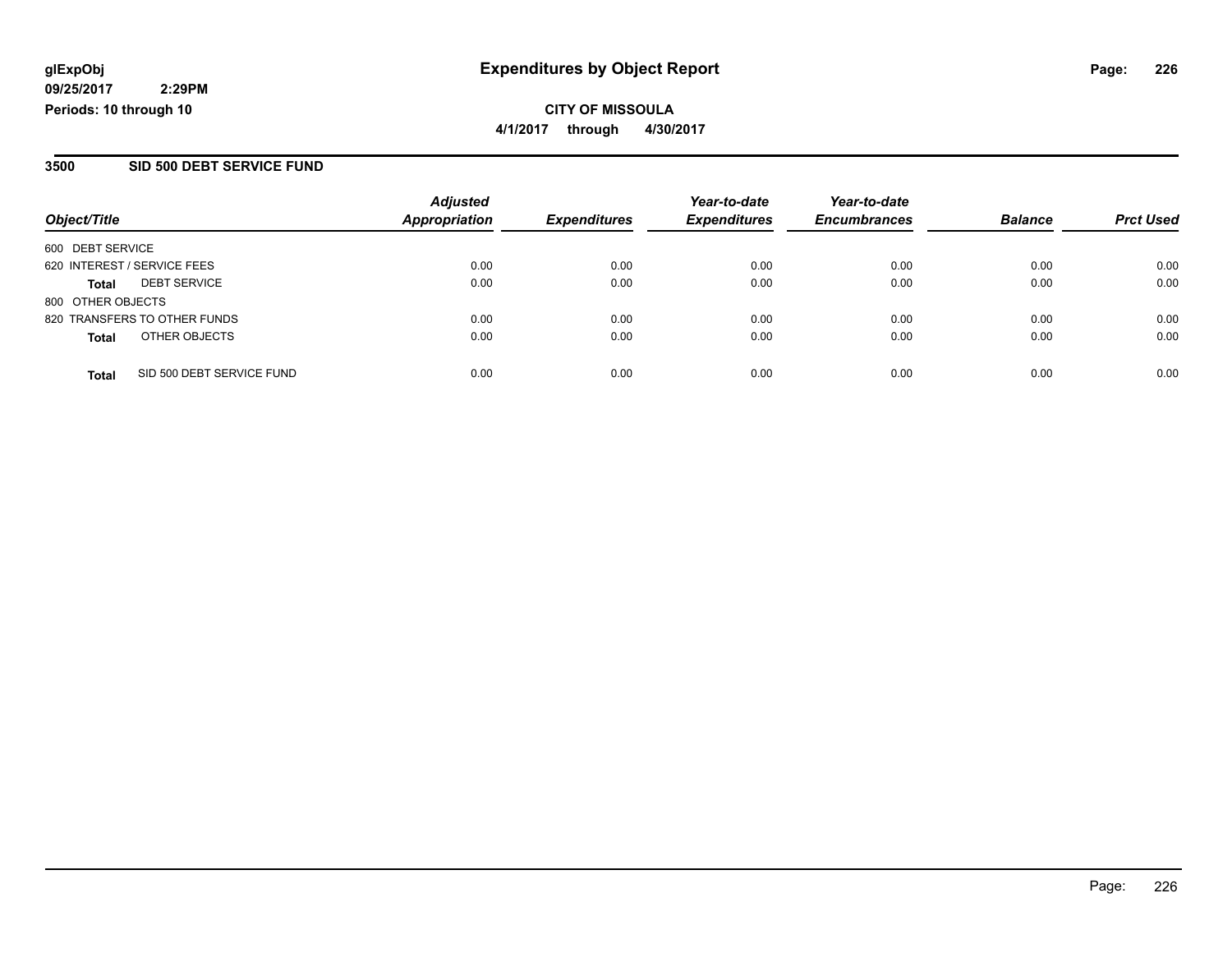# Expenditures by Object Report

glExpObj
09/25/2017 2:29PM
Periods: 10 through 10

**CITY OF MISSOULA**
**4/1/2017 through 4/30/2017**

## 3500 SID 500 DEBT SERVICE FUND

| Object/Title | | Adjusted Appropriation | Expenditures | Year-to-date Expenditures | Year-to-date Encumbrances | Balance | Prct Used |
|---|---|---|---|---|---|---|---|
| 600 DEBT SERVICE | | | | | | | |
| 620 INTEREST / SERVICE FEES | | 0.00 | 0.00 | 0.00 | 0.00 | 0.00 | 0.00 |
| **Total** | DEBT SERVICE | 0.00 | 0.00 | 0.00 | 0.00 | 0.00 | 0.00 |
| 800 OTHER OBJECTS | | | | | | | |
| 820 TRANSFERS TO OTHER FUNDS | | 0.00 | 0.00 | 0.00 | 0.00 | 0.00 | 0.00 |
| **Total** | OTHER OBJECTS | 0.00 | 0.00 | 0.00 | 0.00 | 0.00 | 0.00 |
| **Total** | SID 500 DEBT SERVICE FUND | 0.00 | 0.00 | 0.00 | 0.00 | 0.00 | 0.00 |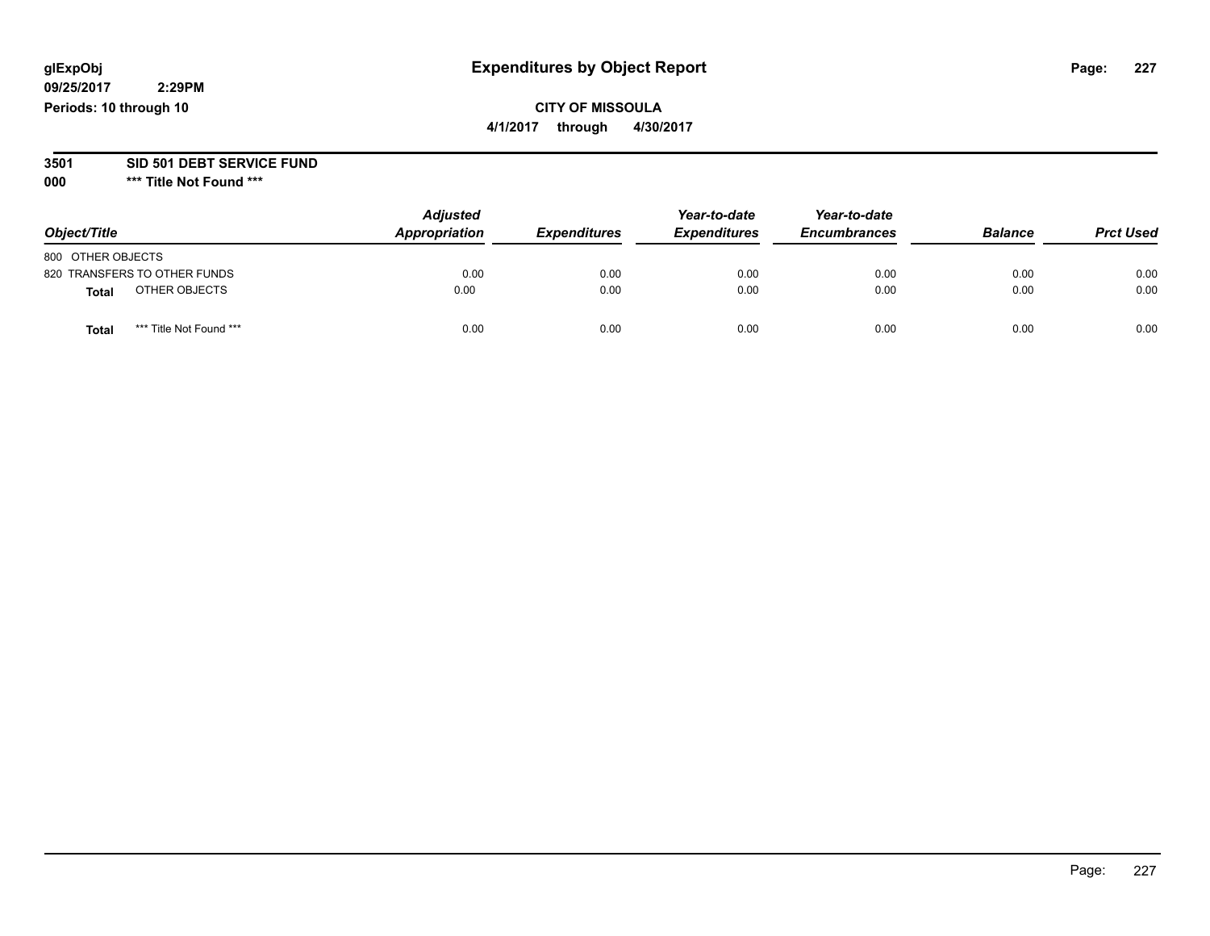**glExpObj**
**09/25/2017 2:29PM**
**Periods: 10 through 10**

# Expenditures by Object Report

**CITY OF MISSOULA**
**4/1/2017 through 4/30/2017**

**3501 SID 501 DEBT SERVICE FUND**
**000 \*\*\* Title Not Found \*\*\***

| Object/Title | | Adjusted Appropriation | Expenditures | Year-to-date Expenditures | Year-to-date Encumbrances | Balance | Prct Used |
|---|---|---|---|---|---|---|---|
| 800 OTHER OBJECTS | | | | | | | |
| 820 TRANSFERS TO OTHER FUNDS | | 0.00 | 0.00 | 0.00 | 0.00 | 0.00 | 0.00 |
| **Total** | OTHER OBJECTS | 0.00 | 0.00 | 0.00 | 0.00 | 0.00 | 0.00 |
| **Total** | *** Title Not Found *** | 0.00 | 0.00 | 0.00 | 0.00 | 0.00 | 0.00 |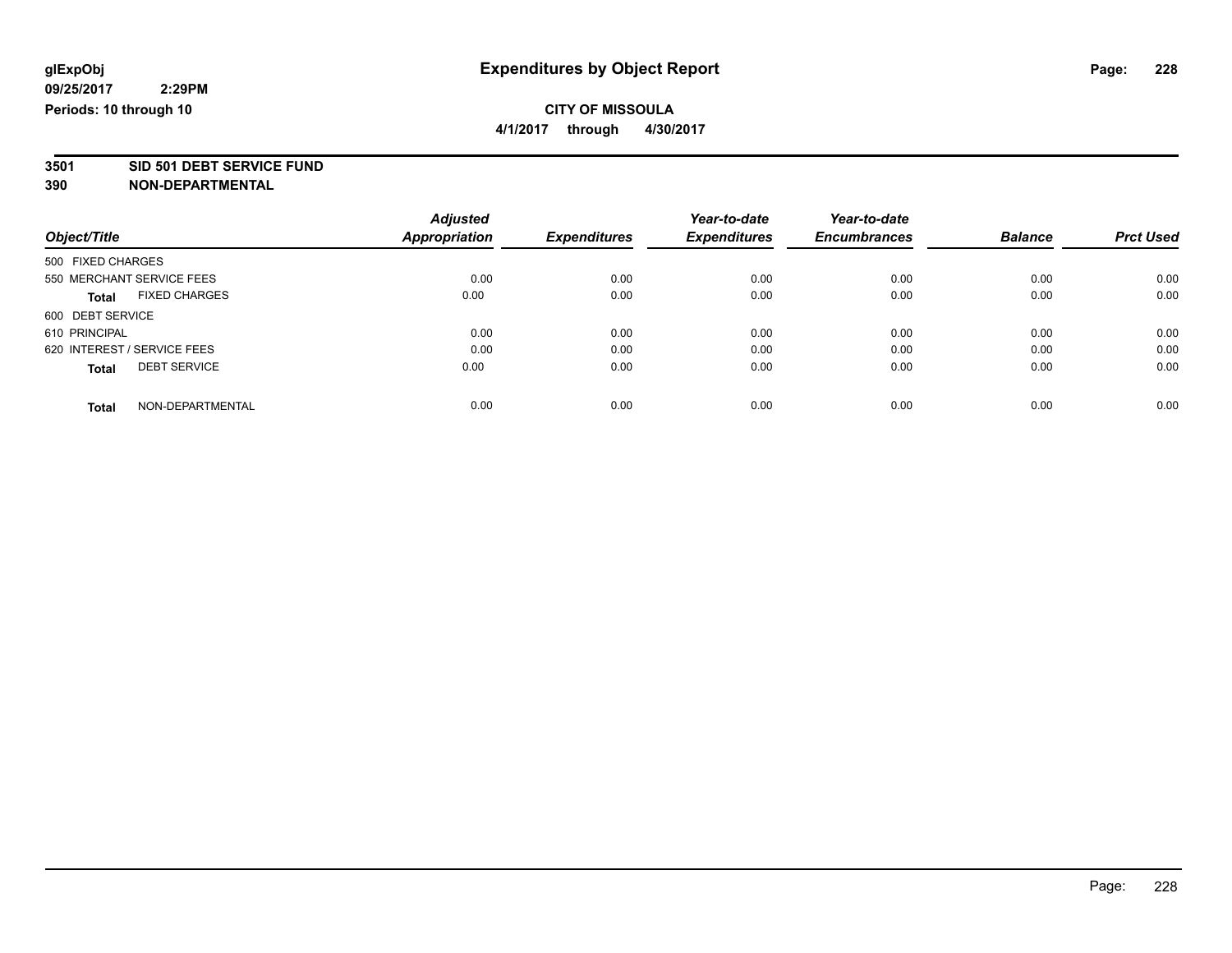glExpObj
09/25/2017 2:29PM
Periods: 10 through 10

# Expenditures by Object Report

**CITY OF MISSOULA**
**4/1/2017 through 4/30/2017**

**3501 SID 501 DEBT SERVICE FUND**
**390 NON-DEPARTMENTAL**

| Object/Title | Adjusted Appropriation | Expenditures | Year-to-date Expenditures | Year-to-date Encumbrances | Balance | Prct Used |
|---|---|---|---|---|---|---|
| 500 FIXED CHARGES | | | | | | |
| 550 MERCHANT SERVICE FEES | 0.00 | 0.00 | 0.00 | 0.00 | 0.00 | 0.00 |
| **Total** FIXED CHARGES | 0.00 | 0.00 | 0.00 | 0.00 | 0.00 | 0.00 |
| 600 DEBT SERVICE | | | | | | |
| 610 PRINCIPAL | 0.00 | 0.00 | 0.00 | 0.00 | 0.00 | 0.00 |
| 620 INTEREST / SERVICE FEES | 0.00 | 0.00 | 0.00 | 0.00 | 0.00 | 0.00 |
| **Total** DEBT SERVICE | 0.00 | 0.00 | 0.00 | 0.00 | 0.00 | 0.00 |
| **Total** NON-DEPARTMENTAL | 0.00 | 0.00 | 0.00 | 0.00 | 0.00 | 0.00 |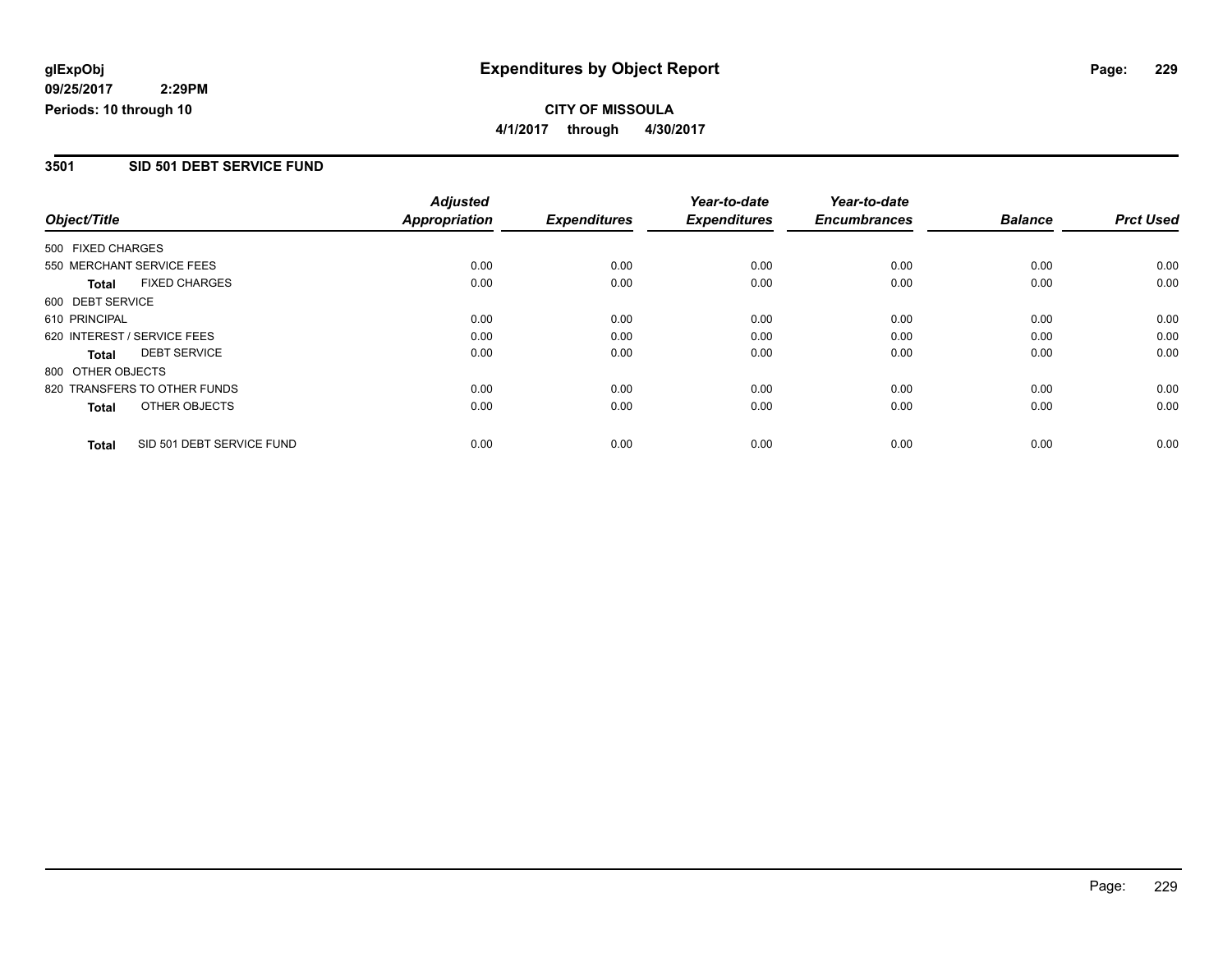# Expenditures by Object Report

glExpObj
09/25/2017 2:29PM
Periods: 10 through 10

**CITY OF MISSOULA**
**4/1/2017 through 4/30/2017**

## 3501 SID 501 DEBT SERVICE FUND

| Object/Title | Adjusted Appropriation | Expenditures | Year-to-date Expenditures | Year-to-date Encumbrances | Balance | Prct Used |
|---|---|---|---|---|---|---|
| 500 FIXED CHARGES | | | | | | |
| 550 MERCHANT SERVICE FEES | 0.00 | 0.00 | 0.00 | 0.00 | 0.00 | 0.00 |
| **Total** FIXED CHARGES | 0.00 | 0.00 | 0.00 | 0.00 | 0.00 | 0.00 |
| 600 DEBT SERVICE | | | | | | |
| 610 PRINCIPAL | 0.00 | 0.00 | 0.00 | 0.00 | 0.00 | 0.00 |
| 620 INTEREST / SERVICE FEES | 0.00 | 0.00 | 0.00 | 0.00 | 0.00 | 0.00 |
| **Total** DEBT SERVICE | 0.00 | 0.00 | 0.00 | 0.00 | 0.00 | 0.00 |
| 800 OTHER OBJECTS | | | | | | |
| 820 TRANSFERS TO OTHER FUNDS | 0.00 | 0.00 | 0.00 | 0.00 | 0.00 | 0.00 |
| **Total** OTHER OBJECTS | 0.00 | 0.00 | 0.00 | 0.00 | 0.00 | 0.00 |
| **Total** SID 501 DEBT SERVICE FUND | 0.00 | 0.00 | 0.00 | 0.00 | 0.00 | 0.00 |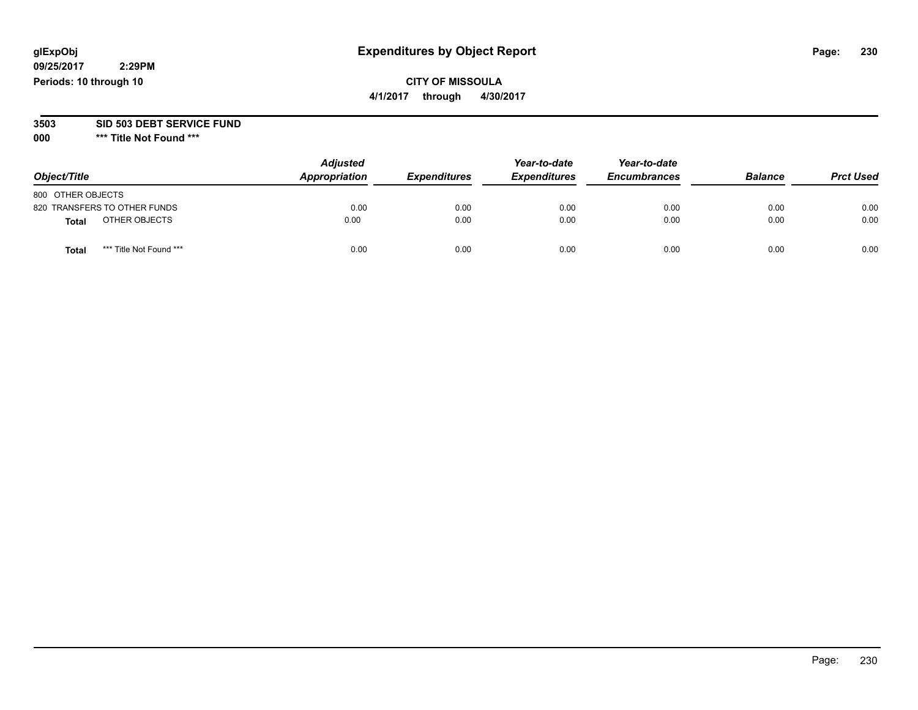**glExpObj** **Expenditures by Object Report**

**09/25/2017 2:29PM**

**Periods: 10 through 10**

**CITY OF MISSOULA**

**4/1/2017 through 4/30/2017**

**3503 SID 503 DEBT SERVICE FUND**

**000 \*\*\* Title Not Found \*\*\***

| Object/Title | Adjusted Appropriation | Expenditures | Year-to-date Expenditures | Year-to-date Encumbrances | Balance | Prct Used |
|---|---|---|---|---|---|---|
| 800 OTHER OBJECTS | | | | | | |
| 820 TRANSFERS TO OTHER FUNDS | 0.00 | 0.00 | 0.00 | 0.00 | 0.00 | 0.00 |
| **Total** OTHER OBJECTS | 0.00 | 0.00 | 0.00 | 0.00 | 0.00 | 0.00 |
| **Total** \*\*\* Title Not Found \*\*\* | 0.00 | 0.00 | 0.00 | 0.00 | 0.00 | 0.00 |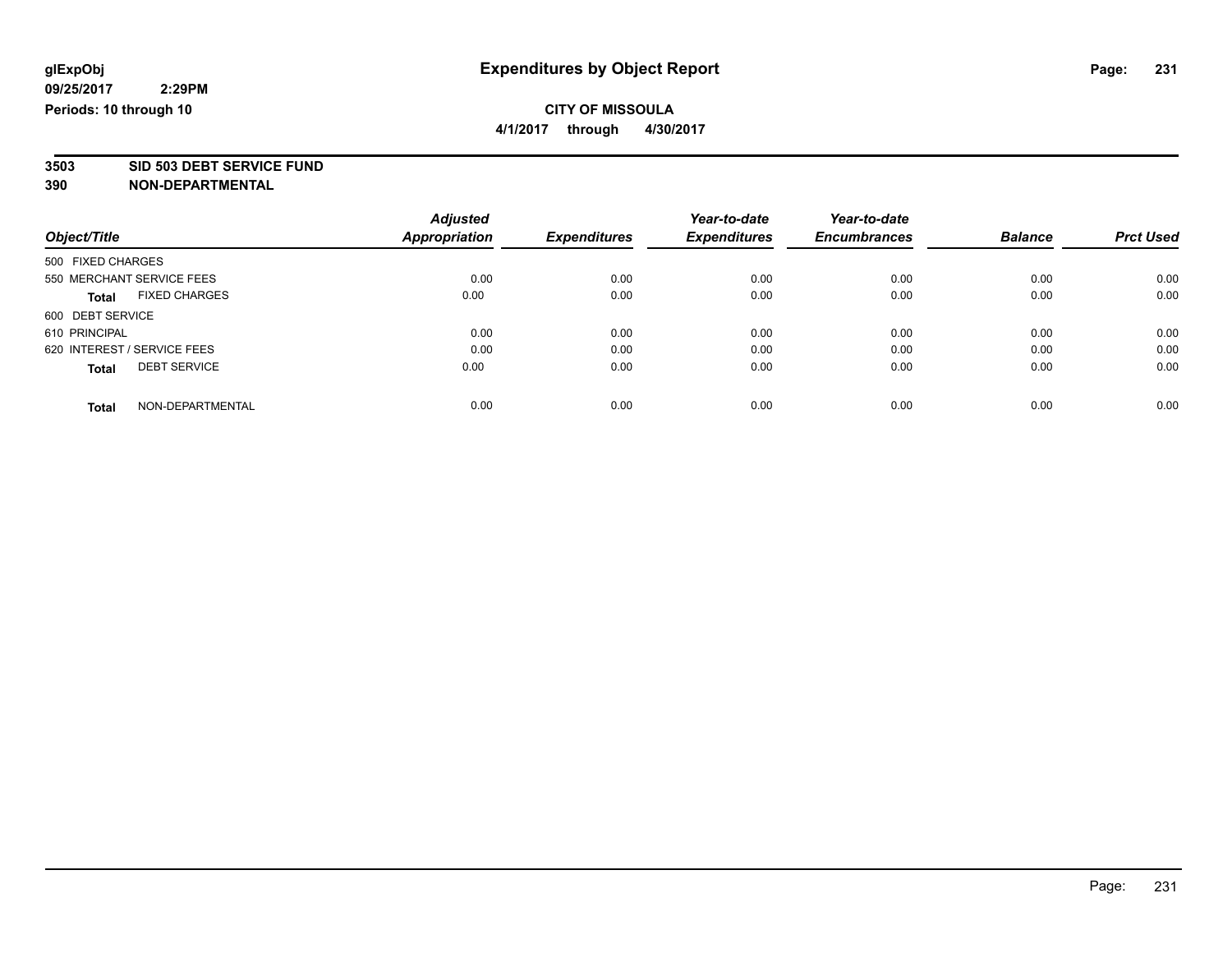glExpObj
09/25/2017 2:29PM
Periods: 10 through 10

# Expenditures by Object Report

**CITY OF MISSOULA**
**4/1/2017 through 4/30/2017**

**3503 SID 503 DEBT SERVICE FUND**
**390 NON-DEPARTMENTAL**

| Object/Title | Adjusted Appropriation | Expenditures | Year-to-date Expenditures | Year-to-date Encumbrances | Balance | Prct Used |
|---|---|---|---|---|---|---|
| 500 FIXED CHARGES | | | | | | |
| 550 MERCHANT SERVICE FEES | 0.00 | 0.00 | 0.00 | 0.00 | 0.00 | 0.00 |
| **Total** FIXED CHARGES | 0.00 | 0.00 | 0.00 | 0.00 | 0.00 | 0.00 |
| 600 DEBT SERVICE | | | | | | |
| 610 PRINCIPAL | 0.00 | 0.00 | 0.00 | 0.00 | 0.00 | 0.00 |
| 620 INTEREST / SERVICE FEES | 0.00 | 0.00 | 0.00 | 0.00 | 0.00 | 0.00 |
| **Total** DEBT SERVICE | 0.00 | 0.00 | 0.00 | 0.00 | 0.00 | 0.00 |
| **Total** NON-DEPARTMENTAL | 0.00 | 0.00 | 0.00 | 0.00 | 0.00 | 0.00 |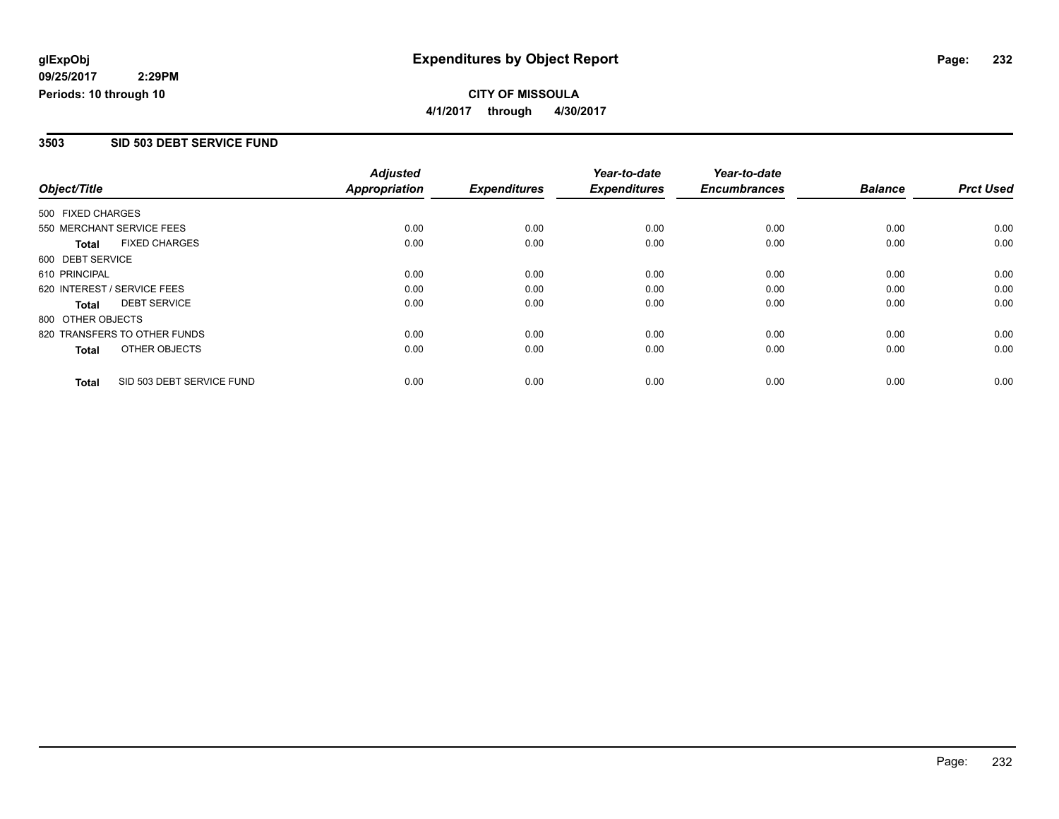**glExpObj** **Expenditures by Object Report**

**09/25/2017 2:29PM**

**Periods: 10 through 10**

**CITY OF MISSOULA**

**4/1/2017 through 4/30/2017**

## 3503 SID 503 DEBT SERVICE FUND

| Object/Title | Adjusted Appropriation | Expenditures | Year-to-date Expenditures | Year-to-date Encumbrances | Balance | Prct Used |
|---|---|---|---|---|---|---|
| 500 FIXED CHARGES | | | | | | |
| 550 MERCHANT SERVICE FEES | 0.00 | 0.00 | 0.00 | 0.00 | 0.00 | 0.00 |
| **Total** FIXED CHARGES | 0.00 | 0.00 | 0.00 | 0.00 | 0.00 | 0.00 |
| 600 DEBT SERVICE | | | | | | |
| 610 PRINCIPAL | 0.00 | 0.00 | 0.00 | 0.00 | 0.00 | 0.00 |
| 620 INTEREST / SERVICE FEES | 0.00 | 0.00 | 0.00 | 0.00 | 0.00 | 0.00 |
| **Total** DEBT SERVICE | 0.00 | 0.00 | 0.00 | 0.00 | 0.00 | 0.00 |
| 800 OTHER OBJECTS | | | | | | |
| 820 TRANSFERS TO OTHER FUNDS | 0.00 | 0.00 | 0.00 | 0.00 | 0.00 | 0.00 |
| **Total** OTHER OBJECTS | 0.00 | 0.00 | 0.00 | 0.00 | 0.00 | 0.00 |
| **Total** SID 503 DEBT SERVICE FUND | 0.00 | 0.00 | 0.00 | 0.00 | 0.00 | 0.00 |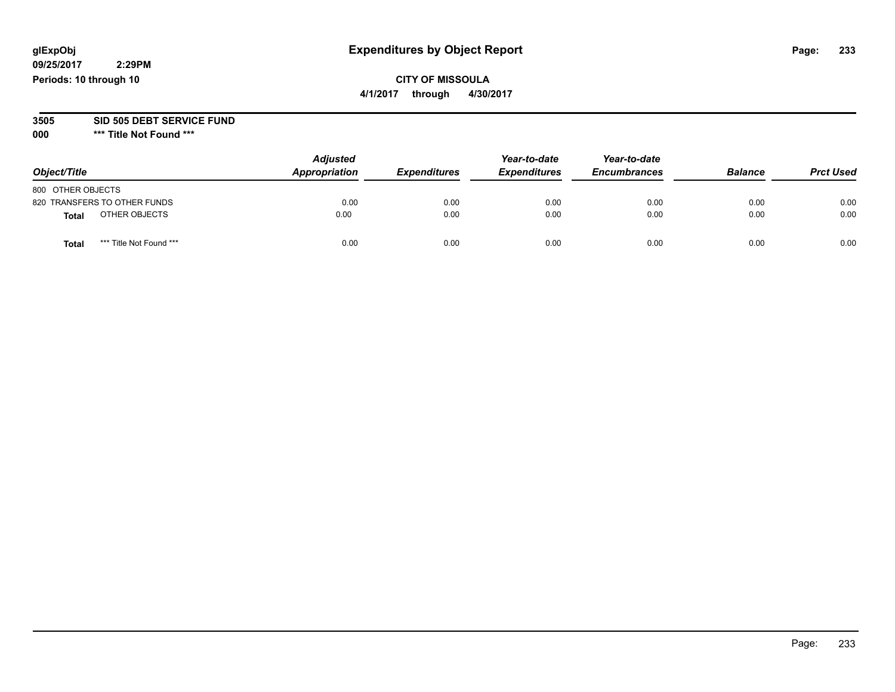# Expenditures by Object Report

glExpObj
09/25/2017 2:29PM
Periods: 10 through 10

**CITY OF MISSOULA**
**4/1/2017 through 4/30/2017**

**3505 SID 505 DEBT SERVICE FUND**
**000 *** Title Not Found *****

| Object/Title | Adjusted Appropriation | Expenditures | Year-to-date Expenditures | Year-to-date Encumbrances | Balance | Prct Used |
|---|---|---|---|---|---|---|
| 800 OTHER OBJECTS | | | | | | |
| 820 TRANSFERS TO OTHER FUNDS | 0.00 | 0.00 | 0.00 | 0.00 | 0.00 | 0.00 |
| **Total** OTHER OBJECTS | 0.00 | 0.00 | 0.00 | 0.00 | 0.00 | 0.00 |
| **Total** *** Title Not Found *** | 0.00 | 0.00 | 0.00 | 0.00 | 0.00 | 0.00 |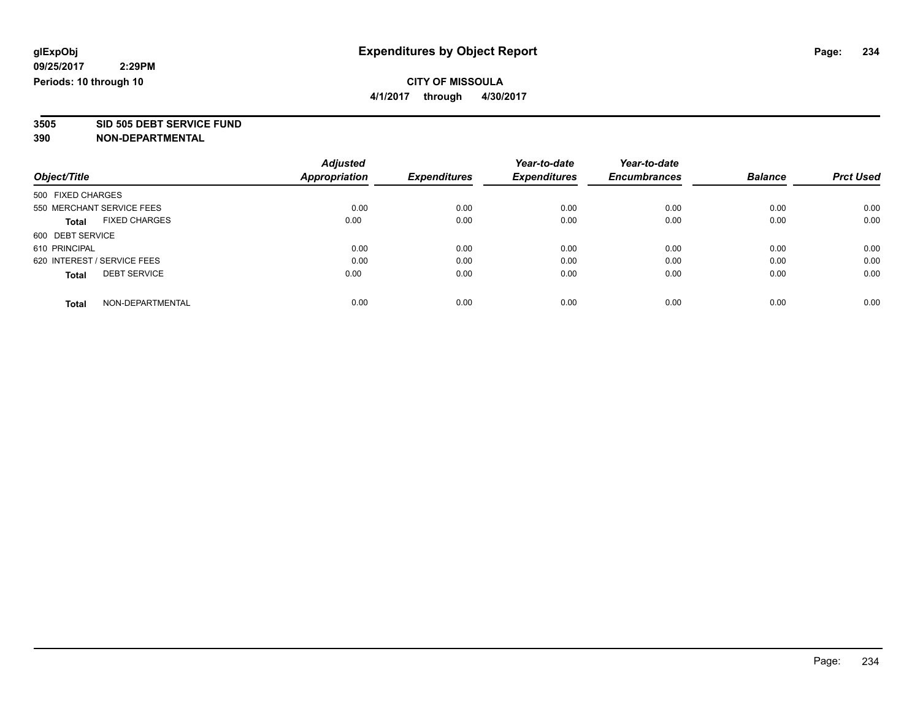glExpObj
09/25/2017 2:29PM
Periods: 10 through 10

# Expenditures by Object Report

**CITY OF MISSOULA**
**4/1/2017 through 4/30/2017**

**3505 SID 505 DEBT SERVICE FUND**
**390 NON-DEPARTMENTAL**

| Object/Title | Adjusted Appropriation | Expenditures | Year-to-date Expenditures | Year-to-date Encumbrances | Balance | Prct Used |
|---|---|---|---|---|---|---|
| 500 FIXED CHARGES | | | | | | |
| 550 MERCHANT SERVICE FEES | 0.00 | 0.00 | 0.00 | 0.00 | 0.00 | 0.00 |
| **Total** FIXED CHARGES | 0.00 | 0.00 | 0.00 | 0.00 | 0.00 | 0.00 |
| 600 DEBT SERVICE | | | | | | |
| 610 PRINCIPAL | 0.00 | 0.00 | 0.00 | 0.00 | 0.00 | 0.00 |
| 620 INTEREST / SERVICE FEES | 0.00 | 0.00 | 0.00 | 0.00 | 0.00 | 0.00 |
| **Total** DEBT SERVICE | 0.00 | 0.00 | 0.00 | 0.00 | 0.00 | 0.00 |
| **Total** NON-DEPARTMENTAL | 0.00 | 0.00 | 0.00 | 0.00 | 0.00 | 0.00 |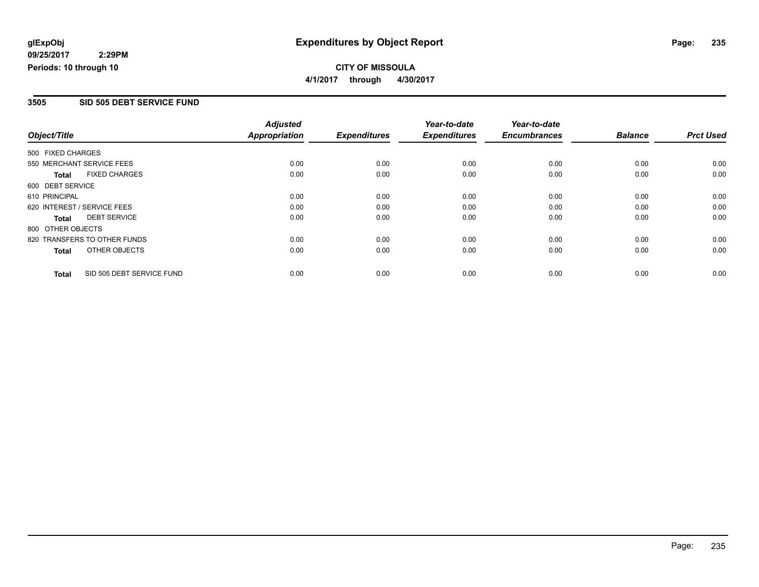**glExpObj**
**09/25/2017 2:29PM**
**Periods: 10 through 10**

# Expenditures by Object Report

**CITY OF MISSOULA**
**4/1/2017 through 4/30/2017**

## 3505 SID 505 DEBT SERVICE FUND

| Object/Title | Adjusted Appropriation | Expenditures | Year-to-date Expenditures | Year-to-date Encumbrances | Balance | Prct Used |
|---|---|---|---|---|---|---|
| 500 FIXED CHARGES | | | | | | |
| 550 MERCHANT SERVICE FEES | 0.00 | 0.00 | 0.00 | 0.00 | 0.00 | 0.00 |
| **Total** FIXED CHARGES | 0.00 | 0.00 | 0.00 | 0.00 | 0.00 | 0.00 |
| 600 DEBT SERVICE | | | | | | |
| 610 PRINCIPAL | 0.00 | 0.00 | 0.00 | 0.00 | 0.00 | 0.00 |
| 620 INTEREST / SERVICE FEES | 0.00 | 0.00 | 0.00 | 0.00 | 0.00 | 0.00 |
| **Total** DEBT SERVICE | 0.00 | 0.00 | 0.00 | 0.00 | 0.00 | 0.00 |
| 800 OTHER OBJECTS | | | | | | |
| 820 TRANSFERS TO OTHER FUNDS | 0.00 | 0.00 | 0.00 | 0.00 | 0.00 | 0.00 |
| **Total** OTHER OBJECTS | 0.00 | 0.00 | 0.00 | 0.00 | 0.00 | 0.00 |
| **Total** SID 505 DEBT SERVICE FUND | 0.00 | 0.00 | 0.00 | 0.00 | 0.00 | 0.00 |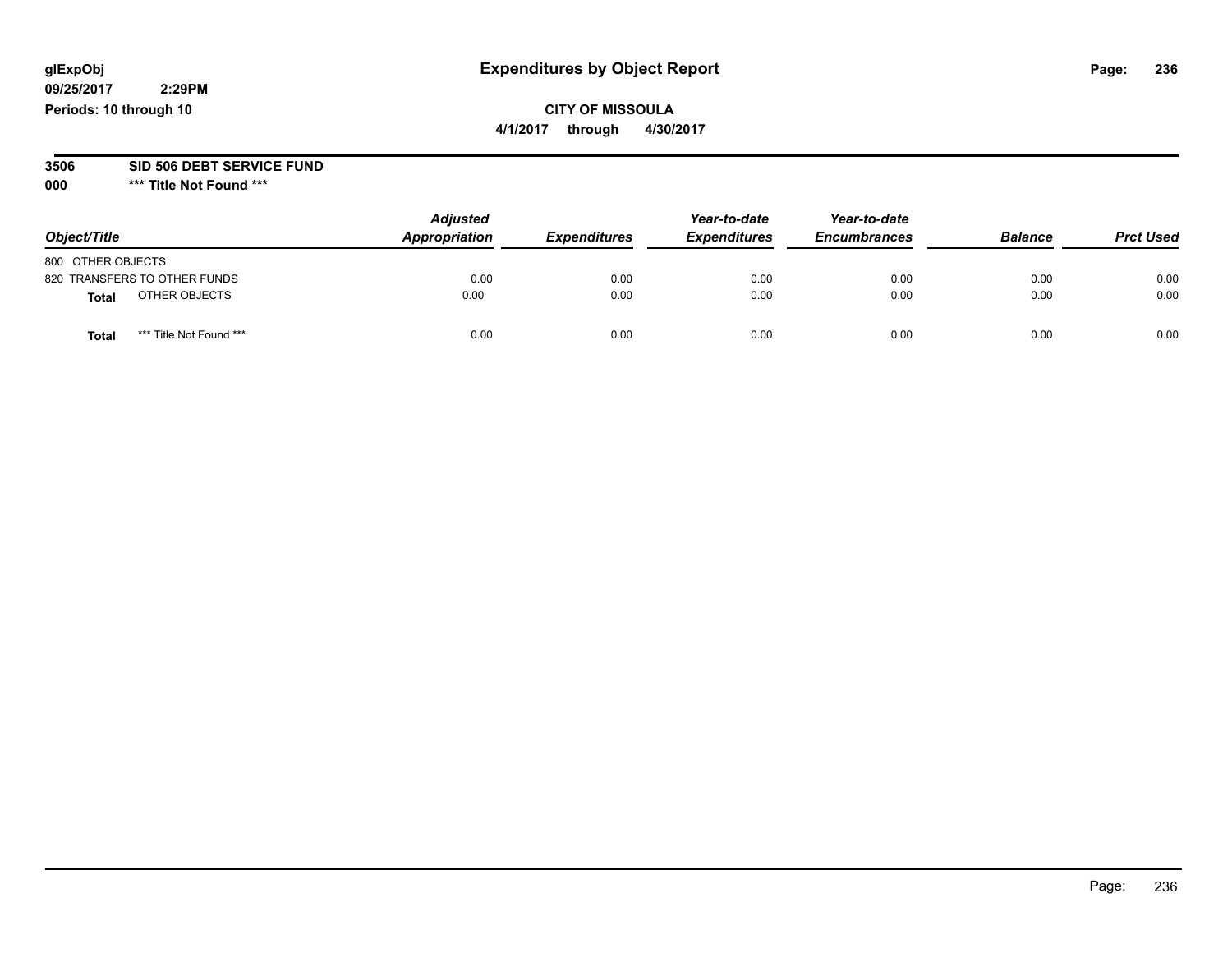# Expenditures by Object Report

glExpObj
09/25/2017 2:29PM
Periods: 10 through 10

**CITY OF MISSOULA**
**4/1/2017 through 4/30/2017**

**3506 SID 506 DEBT SERVICE FUND**
**000 \*\*\* Title Not Found \*\*\***

| Object/Title | Adjusted Appropriation | Expenditures | Year-to-date Expenditures | Year-to-date Encumbrances | Balance | Prct Used |
|---|---|---|---|---|---|---|
| 800 OTHER OBJECTS | | | | | | |
| 820 TRANSFERS TO OTHER FUNDS | 0.00 | 0.00 | 0.00 | 0.00 | 0.00 | 0.00 |
| **Total** OTHER OBJECTS | 0.00 | 0.00 | 0.00 | 0.00 | 0.00 | 0.00 |
| **Total** *** Title Not Found *** | 0.00 | 0.00 | 0.00 | 0.00 | 0.00 | 0.00 |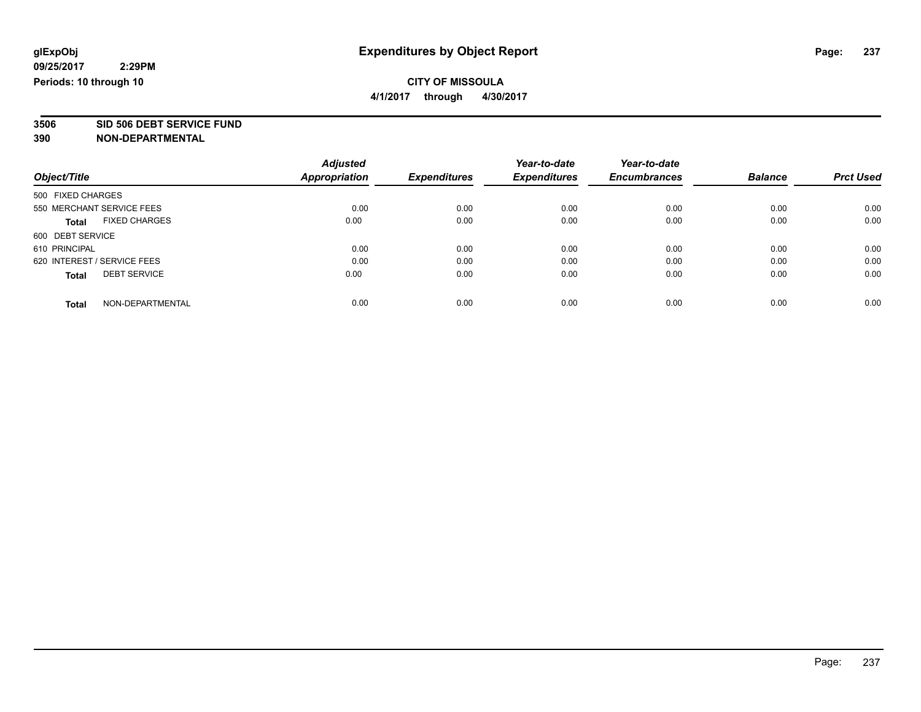# Expenditures by Object Report

glExpObj
09/25/2017 2:29PM
Periods: 10 through 10

**CITY OF MISSOULA**
**4/1/2017 through 4/30/2017**

**3506 SID 506 DEBT SERVICE FUND**
**390 NON-DEPARTMENTAL**

| Object/Title | Adjusted Appropriation | Expenditures | Year-to-date Expenditures | Year-to-date Encumbrances | Balance | Prct Used |
|---|---|---|---|---|---|---|
| 500 FIXED CHARGES | | | | | | |
| 550 MERCHANT SERVICE FEES | 0.00 | 0.00 | 0.00 | 0.00 | 0.00 | 0.00 |
| **Total** FIXED CHARGES | 0.00 | 0.00 | 0.00 | 0.00 | 0.00 | 0.00 |
| 600 DEBT SERVICE | | | | | | |
| 610 PRINCIPAL | 0.00 | 0.00 | 0.00 | 0.00 | 0.00 | 0.00 |
| 620 INTEREST / SERVICE FEES | 0.00 | 0.00 | 0.00 | 0.00 | 0.00 | 0.00 |
| **Total** DEBT SERVICE | 0.00 | 0.00 | 0.00 | 0.00 | 0.00 | 0.00 |
| **Total** NON-DEPARTMENTAL | 0.00 | 0.00 | 0.00 | 0.00 | 0.00 | 0.00 |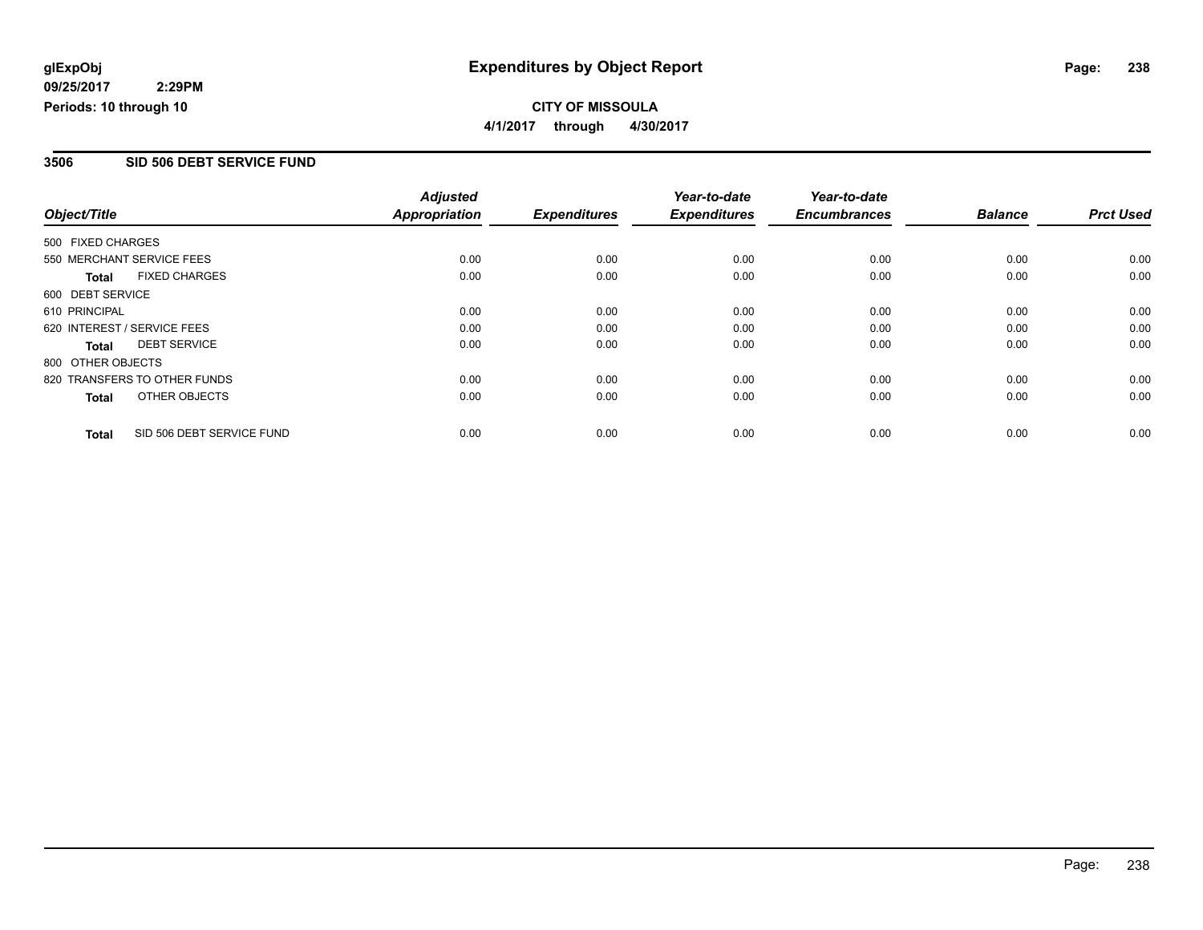glExpObj
09/25/2017 2:29PM
Periods: 10 through 10

# Expenditures by Object Report

**CITY OF MISSOULA**
**4/1/2017 through 4/30/2017**

## 3506 SID 506 DEBT SERVICE FUND

| Object/Title | | *Adjusted Appropriation* | *Expenditures* | *Year-to-date Expenditures* | *Year-to-date Encumbrances* | *Balance* | *Prct Used* |
|---|---|---|---|---|---|---|---|
| 500 FIXED CHARGES | | | | | | | |
| 550 MERCHANT SERVICE FEES | | 0.00 | 0.00 | 0.00 | 0.00 | 0.00 | 0.00 |
| **Total** | FIXED CHARGES | 0.00 | 0.00 | 0.00 | 0.00 | 0.00 | 0.00 |
| 600 DEBT SERVICE | | | | | | | |
| 610 PRINCIPAL | | 0.00 | 0.00 | 0.00 | 0.00 | 0.00 | 0.00 |
| 620 INTEREST / SERVICE FEES | | 0.00 | 0.00 | 0.00 | 0.00 | 0.00 | 0.00 |
| **Total** | DEBT SERVICE | 0.00 | 0.00 | 0.00 | 0.00 | 0.00 | 0.00 |
| 800 OTHER OBJECTS | | | | | | | |
| 820 TRANSFERS TO OTHER FUNDS | | 0.00 | 0.00 | 0.00 | 0.00 | 0.00 | 0.00 |
| **Total** | OTHER OBJECTS | 0.00 | 0.00 | 0.00 | 0.00 | 0.00 | 0.00 |
| **Total** | SID 506 DEBT SERVICE FUND | 0.00 | 0.00 | 0.00 | 0.00 | 0.00 | 0.00 |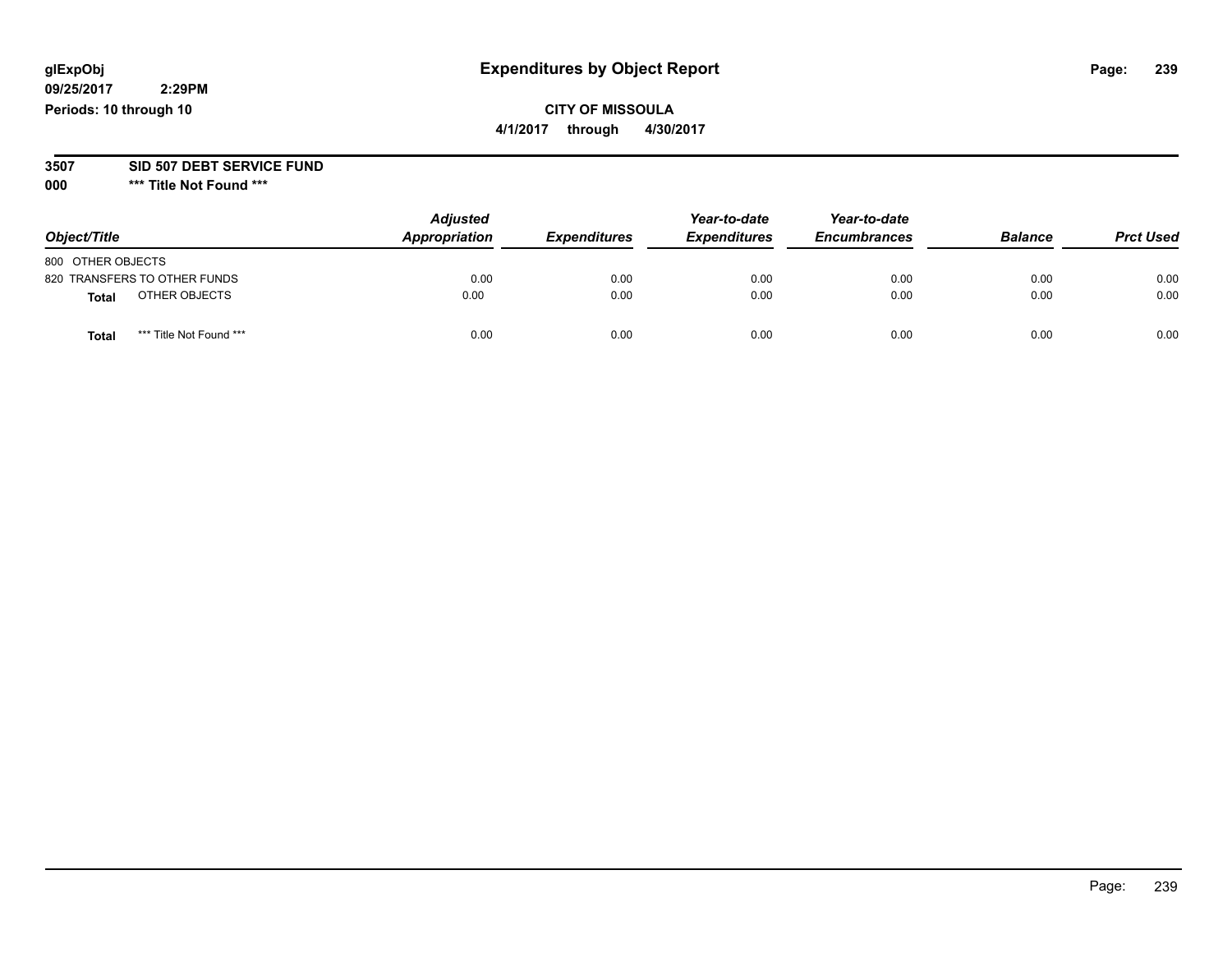glExpObj
09/25/2017 2:29PM
Periods: 10 through 10

# Expenditures by Object Report

**CITY OF MISSOULA**
**4/1/2017 through 4/30/2017**

**3507 SID 507 DEBT SERVICE FUND**
**000 \*\*\* Title Not Found \*\*\***

| Object/Title | Adjusted Appropriation | Expenditures | Year-to-date Expenditures | Year-to-date Encumbrances | Balance | Prct Used |
|---|---|---|---|---|---|---|
| 800 OTHER OBJECTS | | | | | | |
| 820 TRANSFERS TO OTHER FUNDS | 0.00 | 0.00 | 0.00 | 0.00 | 0.00 | 0.00 |
| **Total** OTHER OBJECTS | 0.00 | 0.00 | 0.00 | 0.00 | 0.00 | 0.00 |
| **Total** *** Title Not Found *** | 0.00 | 0.00 | 0.00 | 0.00 | 0.00 | 0.00 |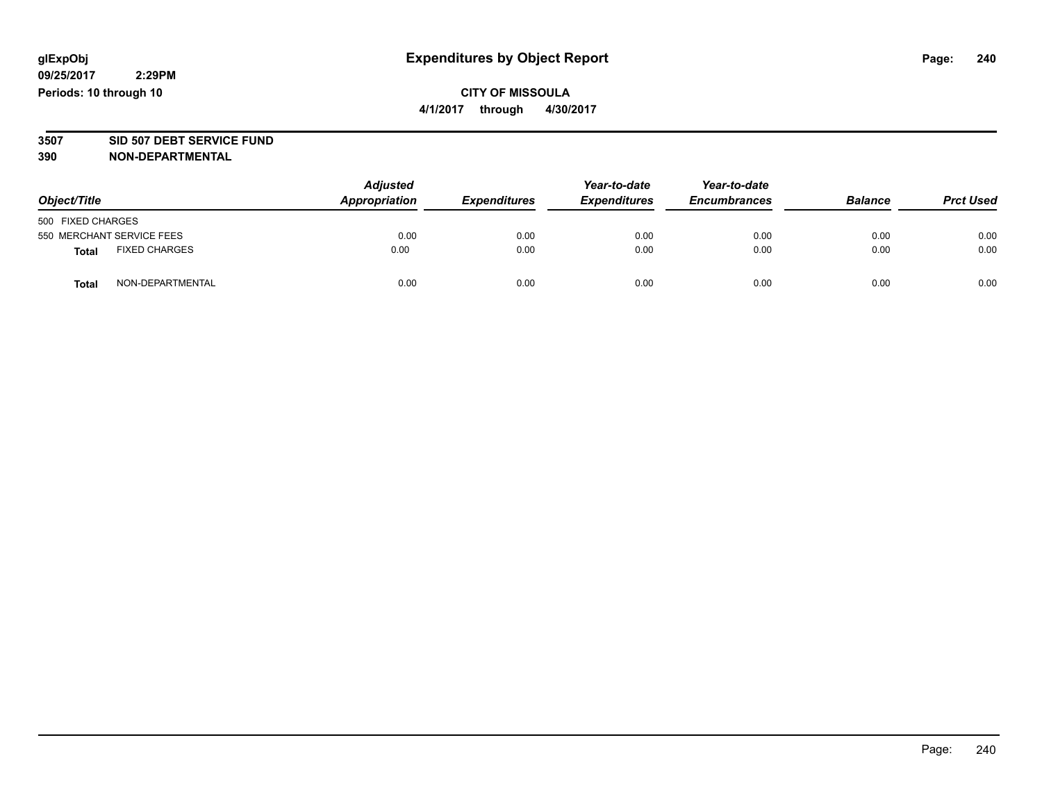glExpObj
09/25/2017 2:29PM
Periods: 10 through 10

# Expenditures by Object Report

**CITY OF MISSOULA**
**4/1/2017 through 4/30/2017**

**3507 SID 507 DEBT SERVICE FUND**
**390 NON-DEPARTMENTAL**

| Object/Title | Adjusted Appropriation | Expenditures | Year-to-date Expenditures | Year-to-date Encumbrances | Balance | Prct Used |
|---|---|---|---|---|---|---|
| 500 FIXED CHARGES | | | | | | |
| 550 MERCHANT SERVICE FEES | 0.00 | 0.00 | 0.00 | 0.00 | 0.00 | 0.00 |
| **Total** FIXED CHARGES | 0.00 | 0.00 | 0.00 | 0.00 | 0.00 | 0.00 |
| **Total** NON-DEPARTMENTAL | 0.00 | 0.00 | 0.00 | 0.00 | 0.00 | 0.00 |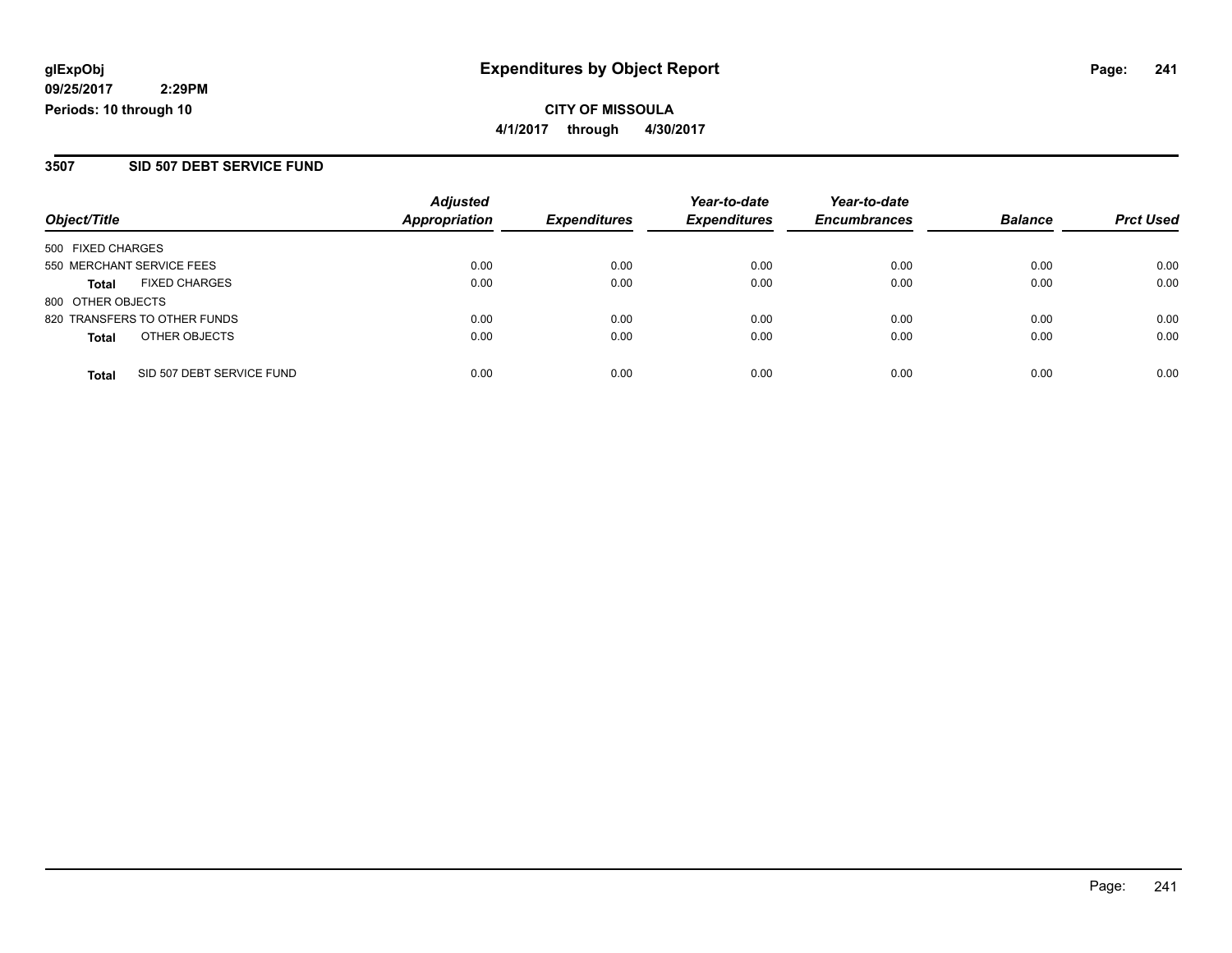**glExpObj**
**09/25/2017 2:29PM**
**Periods: 10 through 10**

# Expenditures by Object Report

**CITY OF MISSOULA**
**4/1/2017 through 4/30/2017**

## 3507 SID 507 DEBT SERVICE FUND

| Object/Title | Adjusted Appropriation | Expenditures | Year-to-date Expenditures | Year-to-date Encumbrances | Balance | Prct Used |
|---|---|---|---|---|---|---|
| 500 FIXED CHARGES | | | | | | |
| 550 MERCHANT SERVICE FEES | 0.00 | 0.00 | 0.00 | 0.00 | 0.00 | 0.00 |
| **Total** FIXED CHARGES | 0.00 | 0.00 | 0.00 | 0.00 | 0.00 | 0.00 |
| 800 OTHER OBJECTS | | | | | | |
| 820 TRANSFERS TO OTHER FUNDS | 0.00 | 0.00 | 0.00 | 0.00 | 0.00 | 0.00 |
| **Total** OTHER OBJECTS | 0.00 | 0.00 | 0.00 | 0.00 | 0.00 | 0.00 |
| **Total** SID 507 DEBT SERVICE FUND | 0.00 | 0.00 | 0.00 | 0.00 | 0.00 | 0.00 |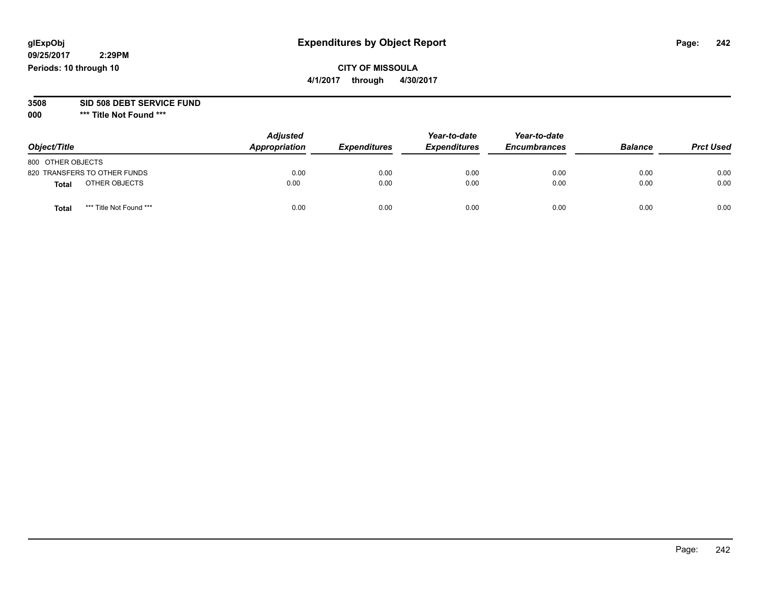glExpObj
09/25/2017 2:29PM
Periods: 10 through 10

# Expenditures by Object Report

**CITY OF MISSOULA**

**4/1/2017 through 4/30/2017**

**3508 SID 508 DEBT SERVICE FUND**

**000 *** Title Not Found *****

| Object/Title | Adjusted Appropriation | Expenditures | Year-to-date Expenditures | Year-to-date Encumbrances | Balance | Prct Used |
|---|---|---|---|---|---|---|
| 800 OTHER OBJECTS | | | | | | |
| 820 TRANSFERS TO OTHER FUNDS | 0.00 | 0.00 | 0.00 | 0.00 | 0.00 | 0.00 |
| **Total** OTHER OBJECTS | 0.00 | 0.00 | 0.00 | 0.00 | 0.00 | 0.00 |
| **Total** *** Title Not Found *** | 0.00 | 0.00 | 0.00 | 0.00 | 0.00 | 0.00 |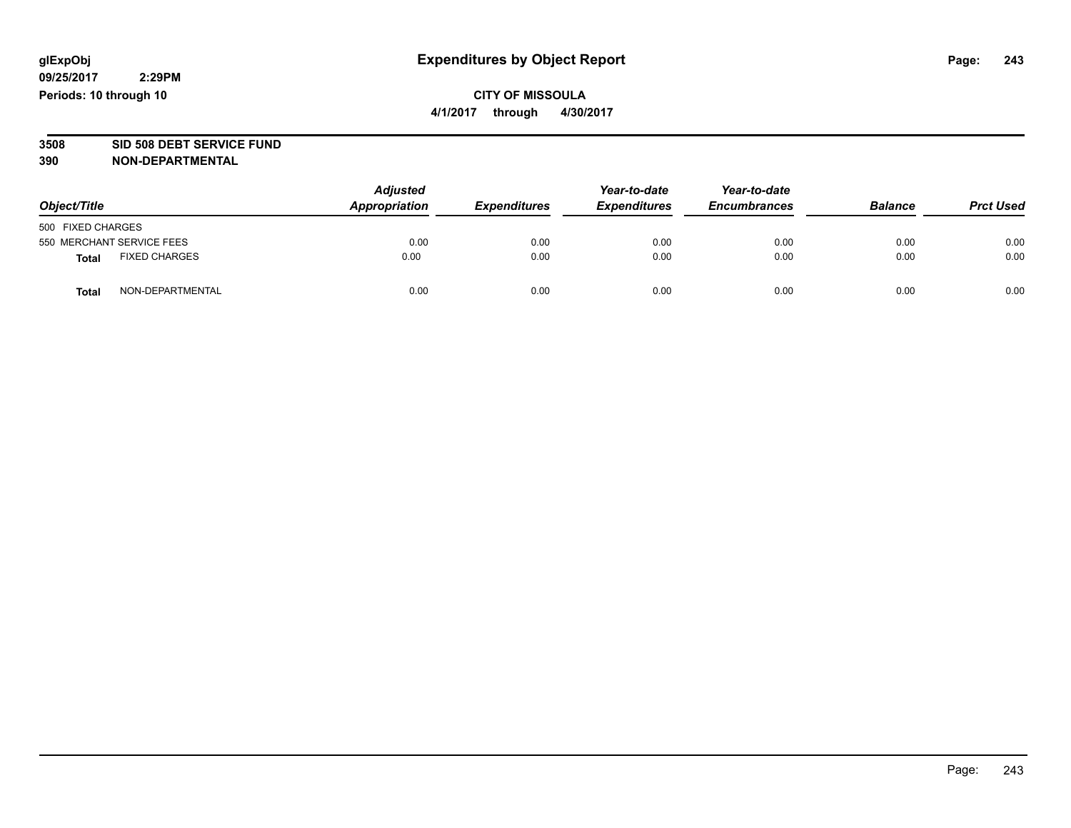**glExpObj**
**09/25/2017 2:29PM**
**Periods: 10 through 10**

# Expenditures by Object Report

**CITY OF MISSOULA**
**4/1/2017 through 4/30/2017**

**3508 SID 508 DEBT SERVICE FUND**
**390 NON-DEPARTMENTAL**

| Object/Title | | Adjusted Appropriation | Expenditures | Year-to-date Expenditures | Year-to-date Encumbrances | Balance | Prct Used |
|---|---|---|---|---|---|---|---|
| 500 FIXED CHARGES | | | | | | | |
| 550 MERCHANT SERVICE FEES | | 0.00 | 0.00 | 0.00 | 0.00 | 0.00 | 0.00 |
| **Total** | FIXED CHARGES | 0.00 | 0.00 | 0.00 | 0.00 | 0.00 | 0.00 |
| **Total** | NON-DEPARTMENTAL | 0.00 | 0.00 | 0.00 | 0.00 | 0.00 | 0.00 |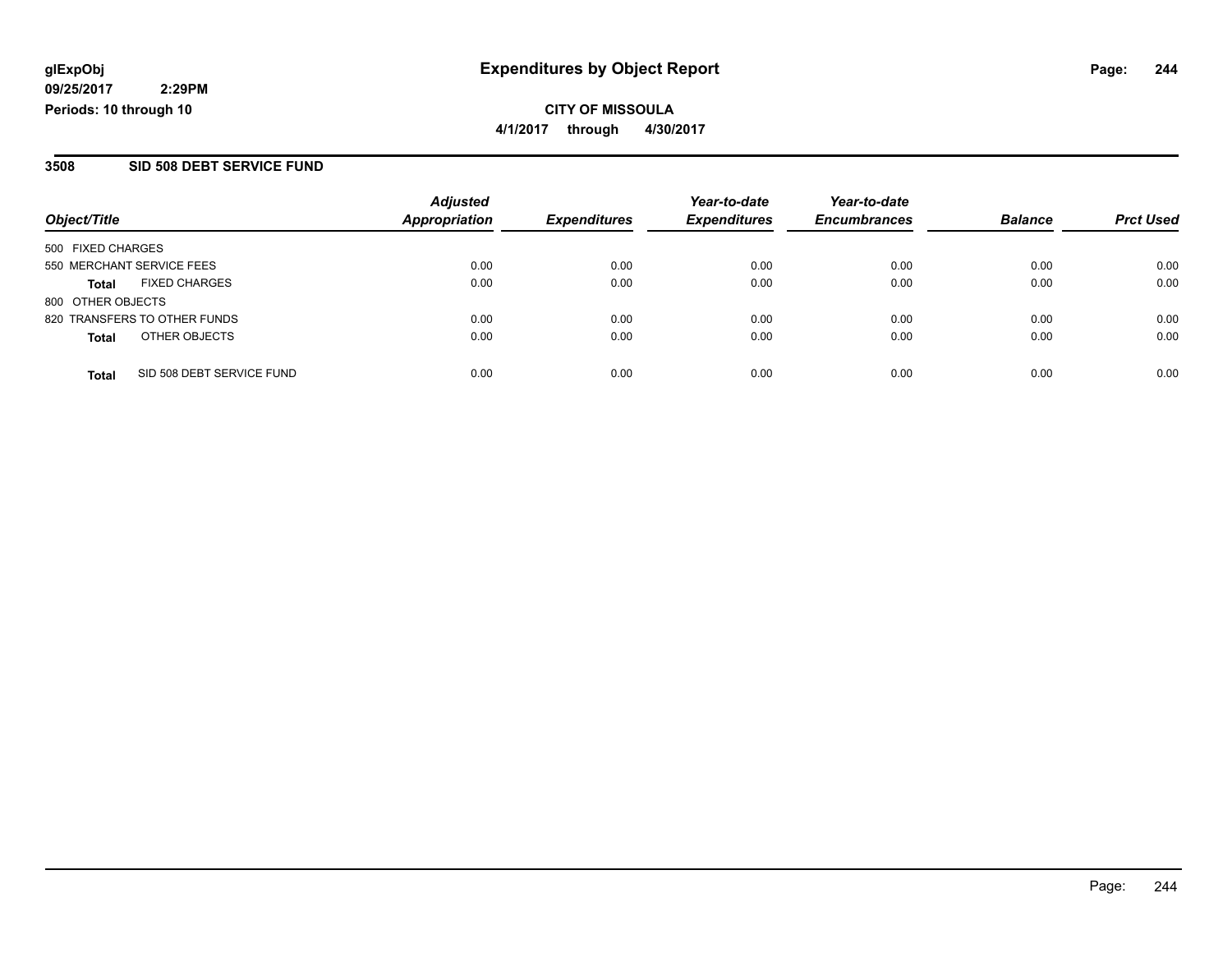# Expenditures by Object Report

glExpObj
09/25/2017 2:29PM
Periods: 10 through 10

**CITY OF MISSOULA**
**4/1/2017 through 4/30/2017**

## 3508 SID 508 DEBT SERVICE FUND

| Object/Title | Adjusted Appropriation | Expenditures | Year-to-date Expenditures | Year-to-date Encumbrances | Balance | Prct Used |
|---|---|---|---|---|---|---|
| 500 FIXED CHARGES | | | | | | |
| 550 MERCHANT SERVICE FEES | 0.00 | 0.00 | 0.00 | 0.00 | 0.00 | 0.00 |
| **Total** FIXED CHARGES | 0.00 | 0.00 | 0.00 | 0.00 | 0.00 | 0.00 |
| 800 OTHER OBJECTS | | | | | | |
| 820 TRANSFERS TO OTHER FUNDS | 0.00 | 0.00 | 0.00 | 0.00 | 0.00 | 0.00 |
| **Total** OTHER OBJECTS | 0.00 | 0.00 | 0.00 | 0.00 | 0.00 | 0.00 |
| **Total** SID 508 DEBT SERVICE FUND | 0.00 | 0.00 | 0.00 | 0.00 | 0.00 | 0.00 |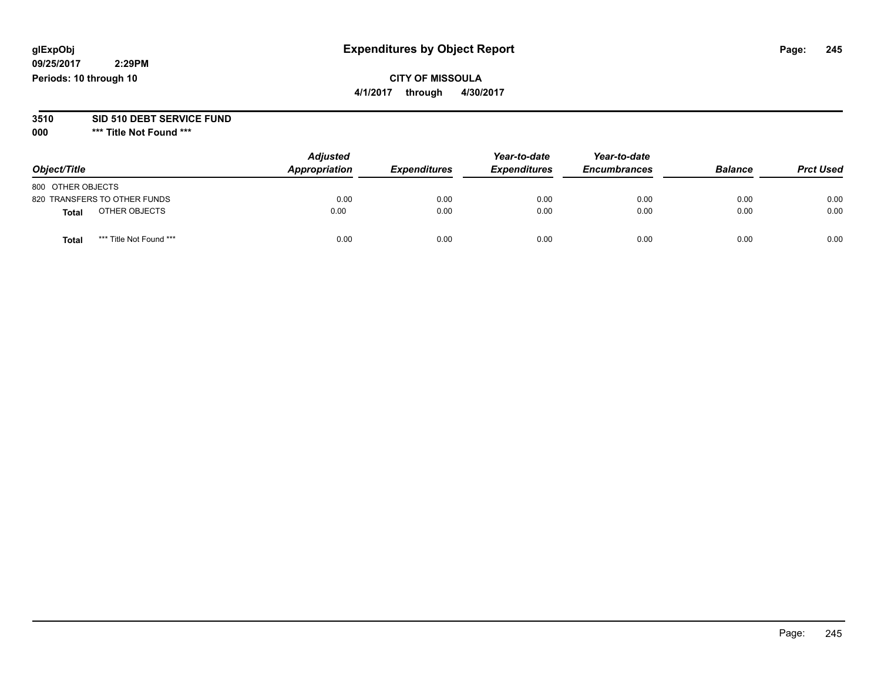**glExpObj**
**09/25/2017 2:29PM**
**Periods: 10 through 10**

# Expenditures by Object Report

**CITY OF MISSOULA**
**4/1/2017 through 4/30/2017**

**3510 SID 510 DEBT SERVICE FUND**
**000 *** Title Not Found *****

| Object/Title | Adjusted Appropriation | Expenditures | Year-to-date Expenditures | Year-to-date Encumbrances | Balance | Prct Used |
|---|---|---|---|---|---|---|
| 800 OTHER OBJECTS | | | | | | |
| 820 TRANSFERS TO OTHER FUNDS | 0.00 | 0.00 | 0.00 | 0.00 | 0.00 | 0.00 |
| **Total** OTHER OBJECTS | 0.00 | 0.00 | 0.00 | 0.00 | 0.00 | 0.00 |
| **Total** *** Title Not Found *** | 0.00 | 0.00 | 0.00 | 0.00 | 0.00 | 0.00 |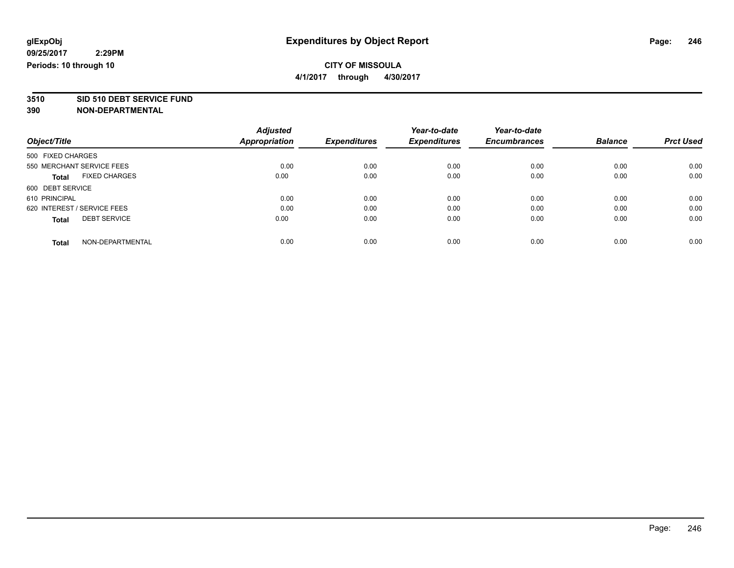glExpObj
09/25/2017 2:29PM
Periods: 10 through 10

# Expenditures by Object Report

**CITY OF MISSOULA**
**4/1/2017 through 4/30/2017**

**3510 SID 510 DEBT SERVICE FUND**
**390 NON-DEPARTMENTAL**

| Object/Title | Adjusted Appropriation | Expenditures | Year-to-date Expenditures | Year-to-date Encumbrances | Balance | Prct Used |
|---|---|---|---|---|---|---|
| 500 FIXED CHARGES | | | | | | |
| 550 MERCHANT SERVICE FEES | 0.00 | 0.00 | 0.00 | 0.00 | 0.00 | 0.00 |
| **Total** FIXED CHARGES | 0.00 | 0.00 | 0.00 | 0.00 | 0.00 | 0.00 |
| 600 DEBT SERVICE | | | | | | |
| 610 PRINCIPAL | 0.00 | 0.00 | 0.00 | 0.00 | 0.00 | 0.00 |
| 620 INTEREST / SERVICE FEES | 0.00 | 0.00 | 0.00 | 0.00 | 0.00 | 0.00 |
| **Total** DEBT SERVICE | 0.00 | 0.00 | 0.00 | 0.00 | 0.00 | 0.00 |
| **Total** NON-DEPARTMENTAL | 0.00 | 0.00 | 0.00 | 0.00 | 0.00 | 0.00 |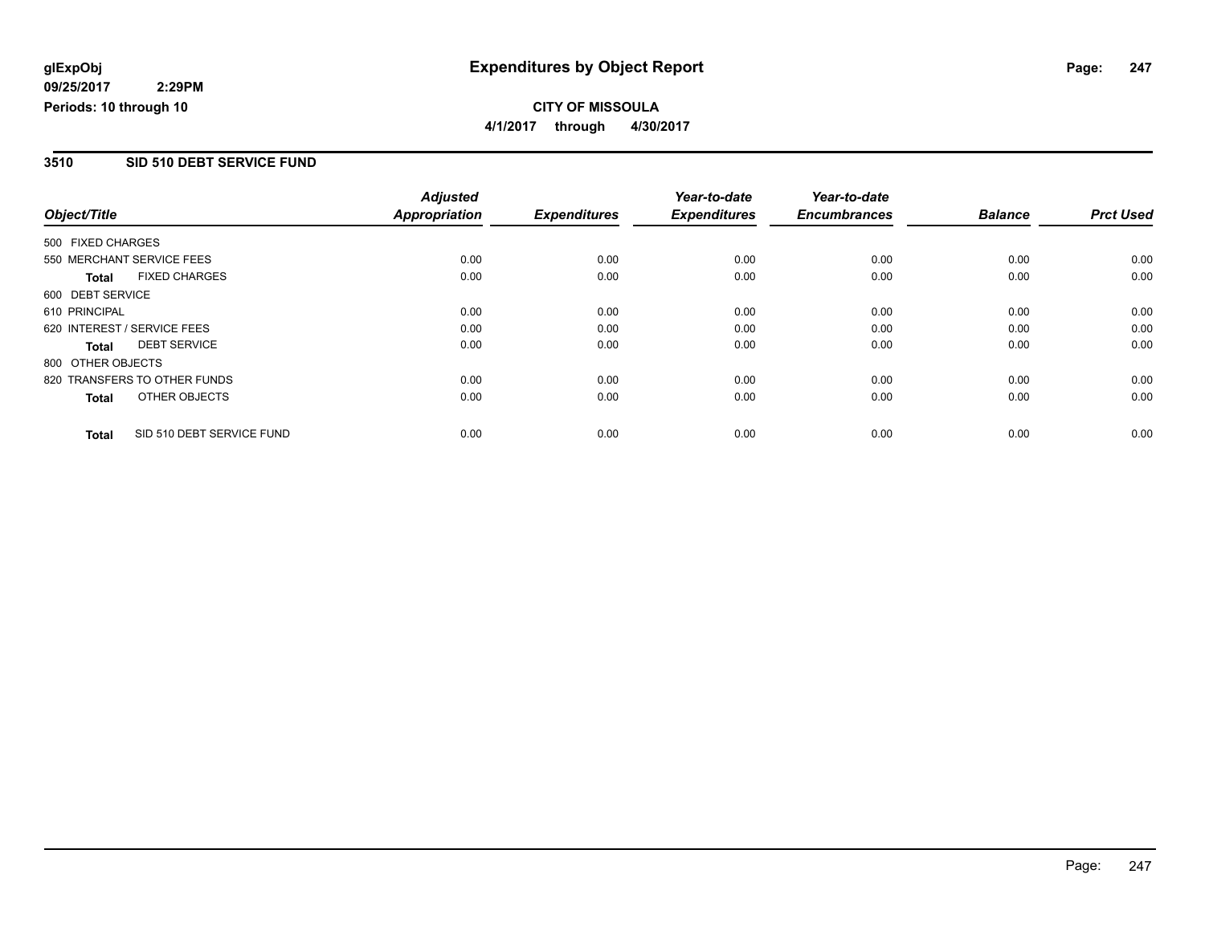**glExpObj** 09/25/2017 2:29PM
**Periods: 10 through 10**

# Expenditures by Object Report

**CITY OF MISSOULA**
**4/1/2017 through 4/30/2017**

## 3510 SID 510 DEBT SERVICE FUND

| Object/Title | | Adjusted Appropriation | Expenditures | Year-to-date Expenditures | Year-to-date Encumbrances | Balance | Prct Used |
|---|---|---|---|---|---|---|---|
| 500 FIXED CHARGES | | | | | | | |
| 550 MERCHANT SERVICE FEES | | 0.00 | 0.00 | 0.00 | 0.00 | 0.00 | 0.00 |
| **Total** | FIXED CHARGES | 0.00 | 0.00 | 0.00 | 0.00 | 0.00 | 0.00 |
| 600 DEBT SERVICE | | | | | | | |
| 610 PRINCIPAL | | 0.00 | 0.00 | 0.00 | 0.00 | 0.00 | 0.00 |
| 620 INTEREST / SERVICE FEES | | 0.00 | 0.00 | 0.00 | 0.00 | 0.00 | 0.00 |
| **Total** | DEBT SERVICE | 0.00 | 0.00 | 0.00 | 0.00 | 0.00 | 0.00 |
| 800 OTHER OBJECTS | | | | | | | |
| 820 TRANSFERS TO OTHER FUNDS | | 0.00 | 0.00 | 0.00 | 0.00 | 0.00 | 0.00 |
| **Total** | OTHER OBJECTS | 0.00 | 0.00 | 0.00 | 0.00 | 0.00 | 0.00 |
| **Total** | SID 510 DEBT SERVICE FUND | 0.00 | 0.00 | 0.00 | 0.00 | 0.00 | 0.00 |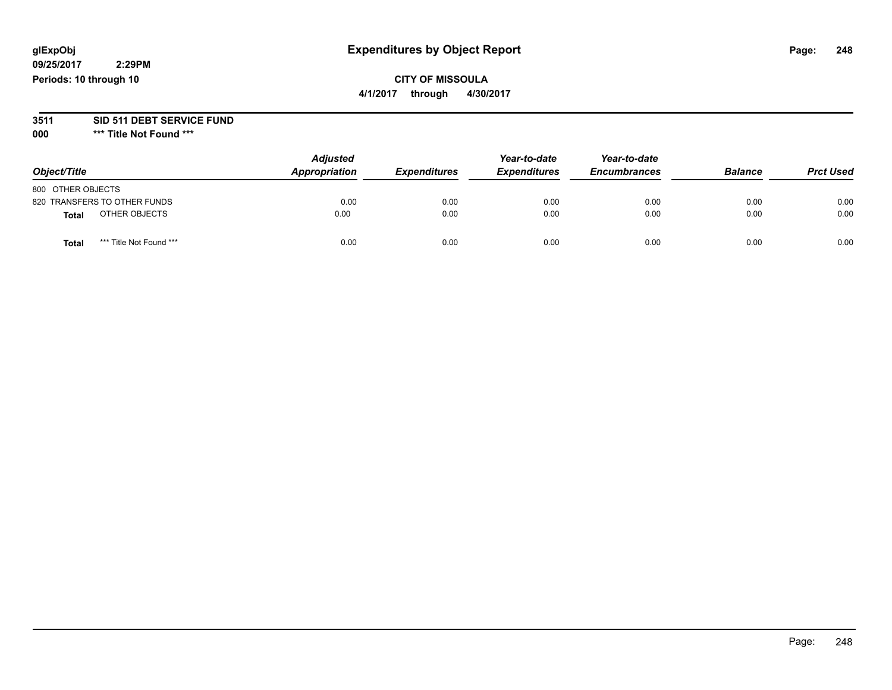# Expenditures by Object Report

glExpObj
09/25/2017 2:29PM
Periods: 10 through 10

**CITY OF MISSOULA**
**4/1/2017 through 4/30/2017**

**3511 SID 511 DEBT SERVICE FUND**
**000 *** Title Not Found *****

| Object/Title | Adjusted Appropriation | Expenditures | Year-to-date Expenditures | Year-to-date Encumbrances | Balance | Prct Used |
|---|---|---|---|---|---|---|
| 800 OTHER OBJECTS | | | | | | |
| 820 TRANSFERS TO OTHER FUNDS | 0.00 | 0.00 | 0.00 | 0.00 | 0.00 | 0.00 |
| **Total** OTHER OBJECTS | 0.00 | 0.00 | 0.00 | 0.00 | 0.00 | 0.00 |
| **Total** *** Title Not Found *** | 0.00 | 0.00 | 0.00 | 0.00 | 0.00 | 0.00 |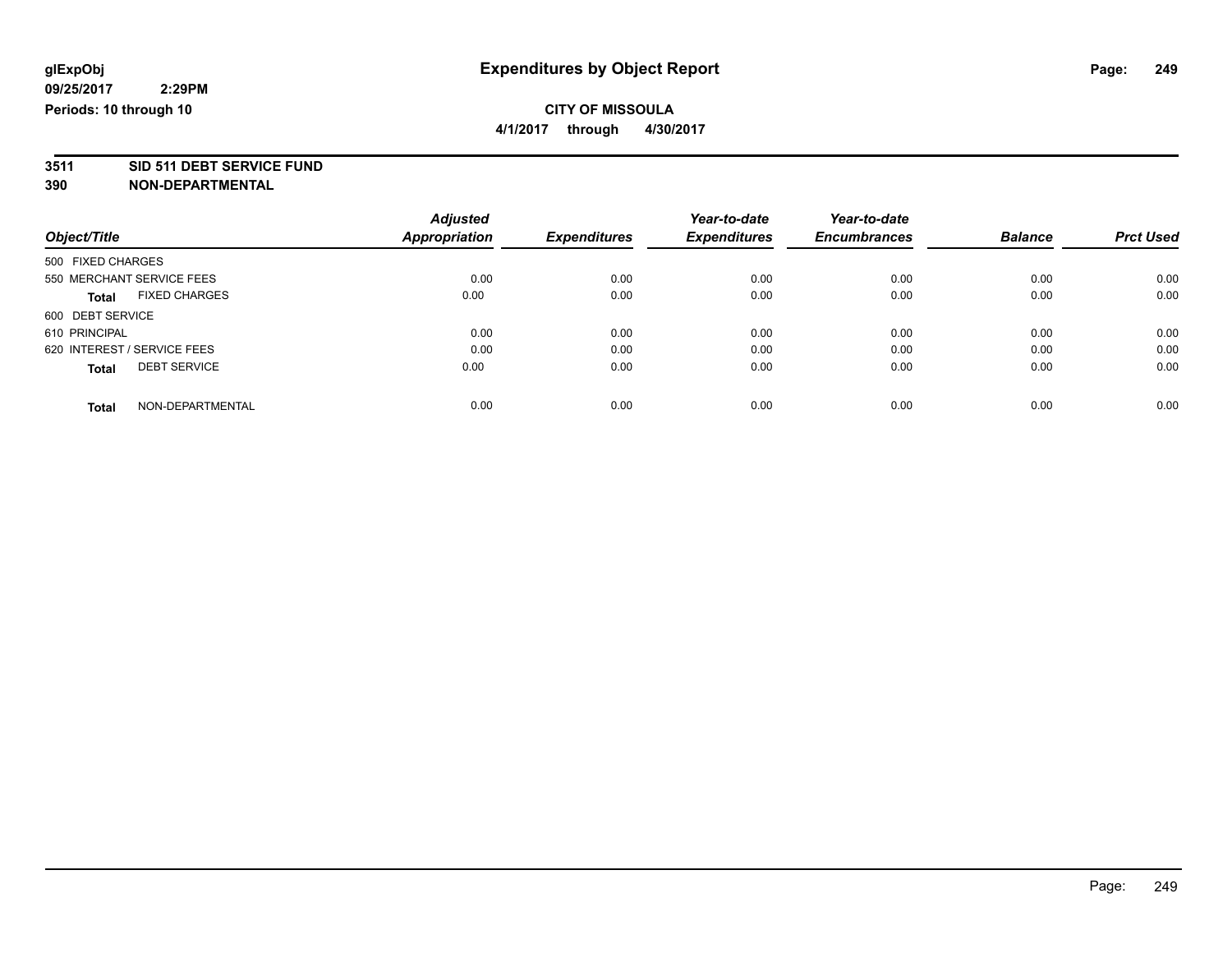glExpObj
09/25/2017 2:29PM
Periods: 10 through 10

# Expenditures by Object Report

**CITY OF MISSOULA**

**4/1/2017 through 4/30/2017**

**3511 SID 511 DEBT SERVICE FUND**

**390 NON-DEPARTMENTAL**

| Object/Title | Adjusted Appropriation | Expenditures | Year-to-date Expenditures | Year-to-date Encumbrances | Balance | Prct Used |
|---|---|---|---|---|---|---|
| 500 FIXED CHARGES | | | | | | |
| 550 MERCHANT SERVICE FEES | 0.00 | 0.00 | 0.00 | 0.00 | 0.00 | 0.00 |
| **Total** FIXED CHARGES | 0.00 | 0.00 | 0.00 | 0.00 | 0.00 | 0.00 |
| 600 DEBT SERVICE | | | | | | |
| 610 PRINCIPAL | 0.00 | 0.00 | 0.00 | 0.00 | 0.00 | 0.00 |
| 620 INTEREST / SERVICE FEES | 0.00 | 0.00 | 0.00 | 0.00 | 0.00 | 0.00 |
| **Total** DEBT SERVICE | 0.00 | 0.00 | 0.00 | 0.00 | 0.00 | 0.00 |
| **Total** NON-DEPARTMENTAL | 0.00 | 0.00 | 0.00 | 0.00 | 0.00 | 0.00 |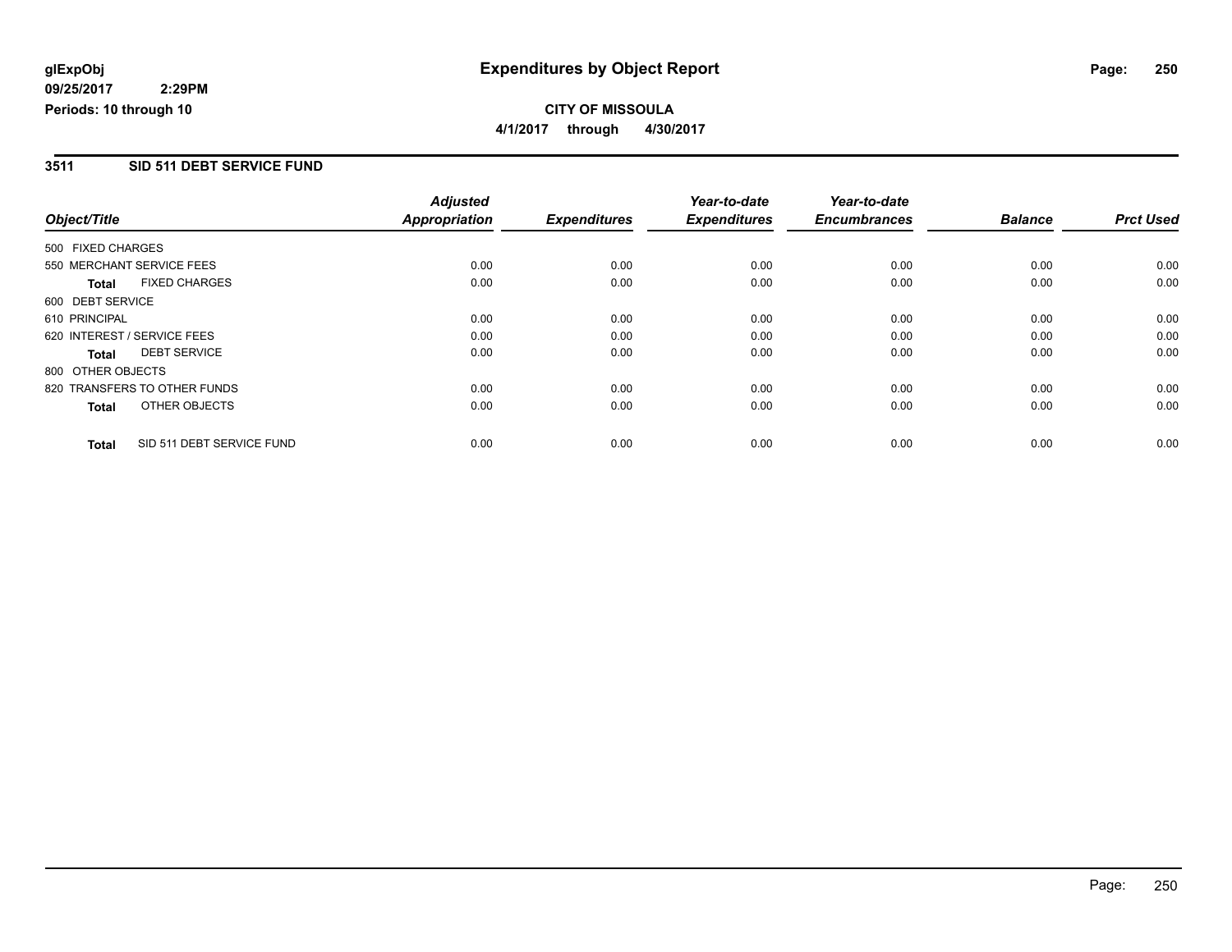**glExpObj**
**09/25/2017 2:29PM**
**Periods: 10 through 10**

# Expenditures by Object Report

**CITY OF MISSOULA**
**4/1/2017 through 4/30/2017**

## 3511 SID 511 DEBT SERVICE FUND

| Object/Title | Adjusted Appropriation | Expenditures | Year-to-date Expenditures | Year-to-date Encumbrances | Balance | Prct Used |
|---|---|---|---|---|---|---|
| 500 FIXED CHARGES | | | | | | |
| 550 MERCHANT SERVICE FEES | 0.00 | 0.00 | 0.00 | 0.00 | 0.00 | 0.00 |
| **Total** FIXED CHARGES | 0.00 | 0.00 | 0.00 | 0.00 | 0.00 | 0.00 |
| 600 DEBT SERVICE | | | | | | |
| 610 PRINCIPAL | 0.00 | 0.00 | 0.00 | 0.00 | 0.00 | 0.00 |
| 620 INTEREST / SERVICE FEES | 0.00 | 0.00 | 0.00 | 0.00 | 0.00 | 0.00 |
| **Total** DEBT SERVICE | 0.00 | 0.00 | 0.00 | 0.00 | 0.00 | 0.00 |
| 800 OTHER OBJECTS | | | | | | |
| 820 TRANSFERS TO OTHER FUNDS | 0.00 | 0.00 | 0.00 | 0.00 | 0.00 | 0.00 |
| **Total** OTHER OBJECTS | 0.00 | 0.00 | 0.00 | 0.00 | 0.00 | 0.00 |
| **Total** SID 511 DEBT SERVICE FUND | 0.00 | 0.00 | 0.00 | 0.00 | 0.00 | 0.00 |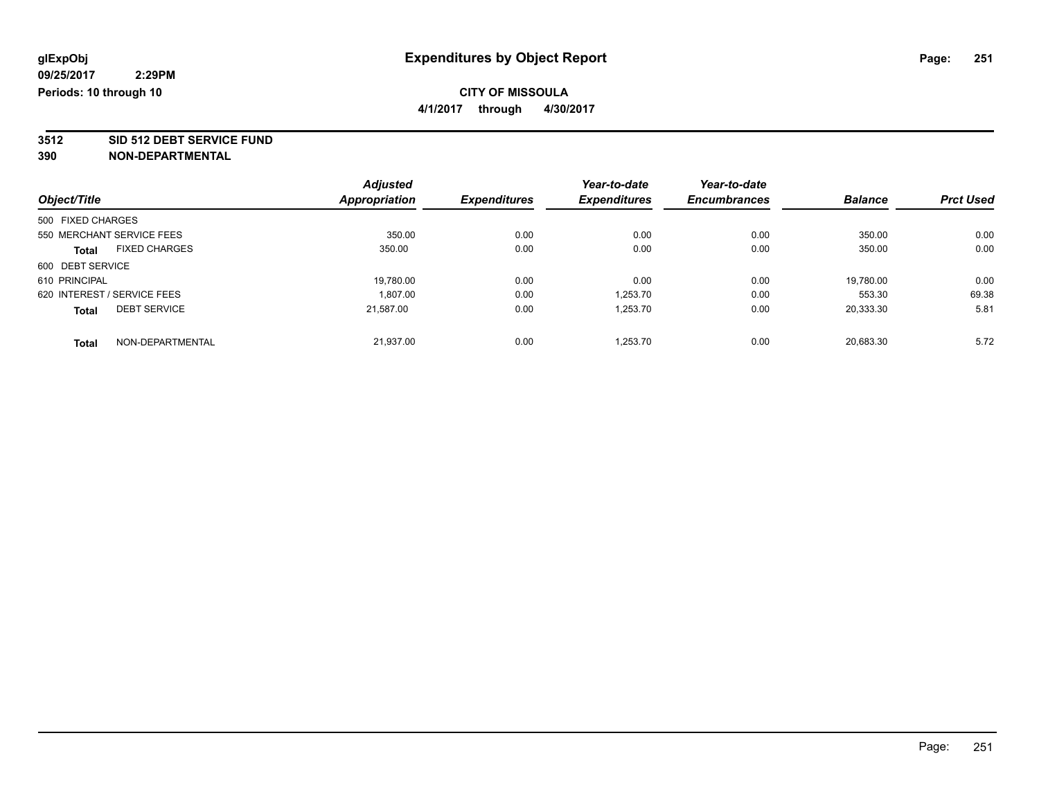glExpObj
09/25/2017 2:29PM
Periods: 10 through 10

# Expenditures by Object Report

**CITY OF MISSOULA**
**4/1/2017 through 4/30/2017**

**3512 SID 512 DEBT SERVICE FUND**
**390 NON-DEPARTMENTAL**

| Object/Title | | Adjusted Appropriation | Expenditures | Year-to-date Expenditures | Year-to-date Encumbrances | Balance | Prct Used |
|---|---|---|---|---|---|---|---|
| 500 FIXED CHARGES | | | | | | | |
| 550 MERCHANT SERVICE FEES | | 350.00 | 0.00 | 0.00 | 0.00 | 350.00 | 0.00 |
| **Total** | FIXED CHARGES | 350.00 | 0.00 | 0.00 | 0.00 | 350.00 | 0.00 |
| 600 DEBT SERVICE | | | | | | | |
| 610 PRINCIPAL | | 19,780.00 | 0.00 | 0.00 | 0.00 | 19,780.00 | 0.00 |
| 620 INTEREST / SERVICE FEES | | 1,807.00 | 0.00 | 1,253.70 | 0.00 | 553.30 | 69.38 |
| **Total** | DEBT SERVICE | 21,587.00 | 0.00 | 1,253.70 | 0.00 | 20,333.30 | 5.81 |
| **Total** | NON-DEPARTMENTAL | 21,937.00 | 0.00 | 1,253.70 | 0.00 | 20,683.30 | 5.72 |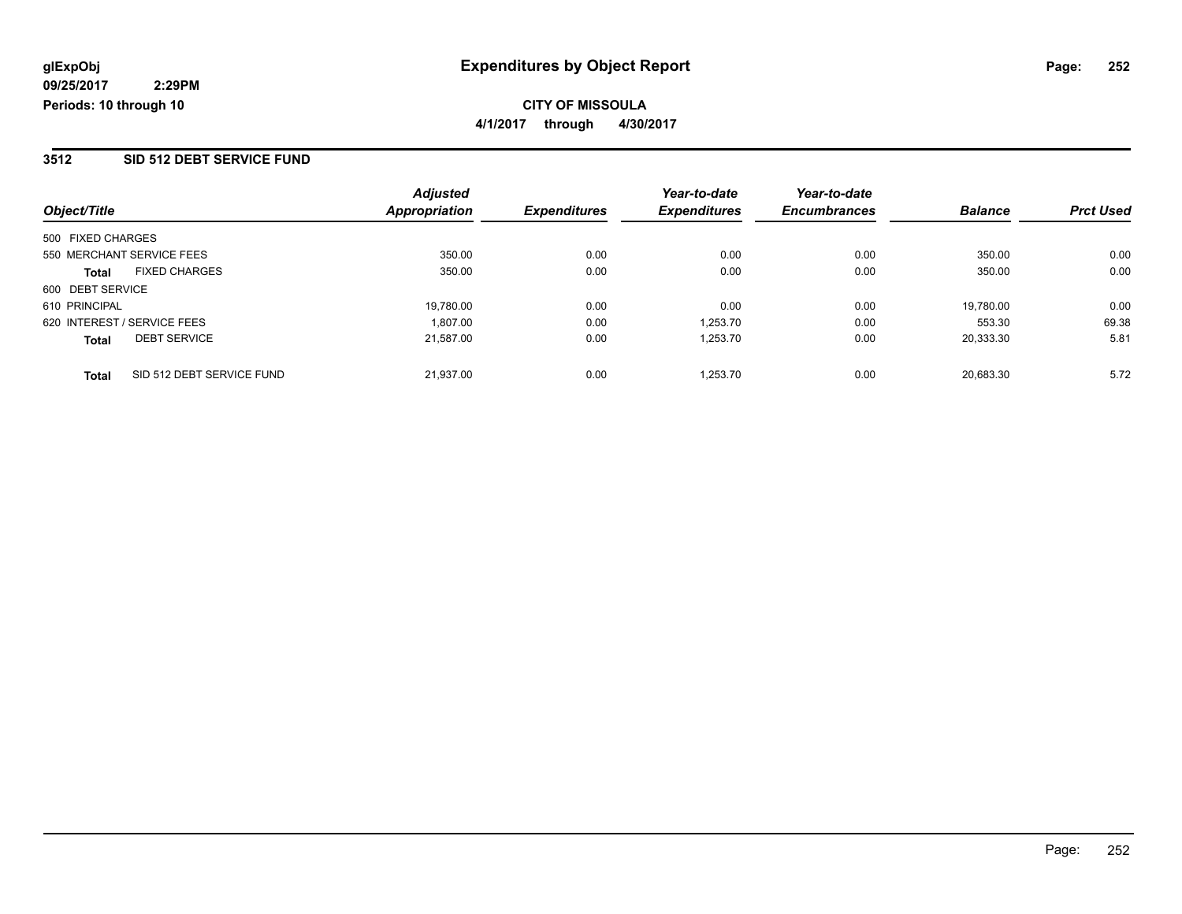**glExpObj**
**09/25/2017 2:29PM**
**Periods: 10 through 10**

# Expenditures by Object Report

**CITY OF MISSOULA**
**4/1/2017 through 4/30/2017**

## 3512 SID 512 DEBT SERVICE FUND

| Object/Title | | Adjusted Appropriation | Expenditures | Year-to-date Expenditures | Year-to-date Encumbrances | Balance | Prct Used |
|---|---|---|---|---|---|---|---|
| 500 FIXED CHARGES | | | | | | | |
| 550 MERCHANT SERVICE FEES | | 350.00 | 0.00 | 0.00 | 0.00 | 350.00 | 0.00 |
| **Total** | FIXED CHARGES | 350.00 | 0.00 | 0.00 | 0.00 | 350.00 | 0.00 |
| 600 DEBT SERVICE | | | | | | | |
| 610 PRINCIPAL | | 19,780.00 | 0.00 | 0.00 | 0.00 | 19,780.00 | 0.00 |
| 620 INTEREST / SERVICE FEES | | 1,807.00 | 0.00 | 1,253.70 | 0.00 | 553.30 | 69.38 |
| **Total** | DEBT SERVICE | 21,587.00 | 0.00 | 1,253.70 | 0.00 | 20,333.30 | 5.81 |
| **Total** | SID 512 DEBT SERVICE FUND | 21,937.00 | 0.00 | 1,253.70 | 0.00 | 20,683.30 | 5.72 |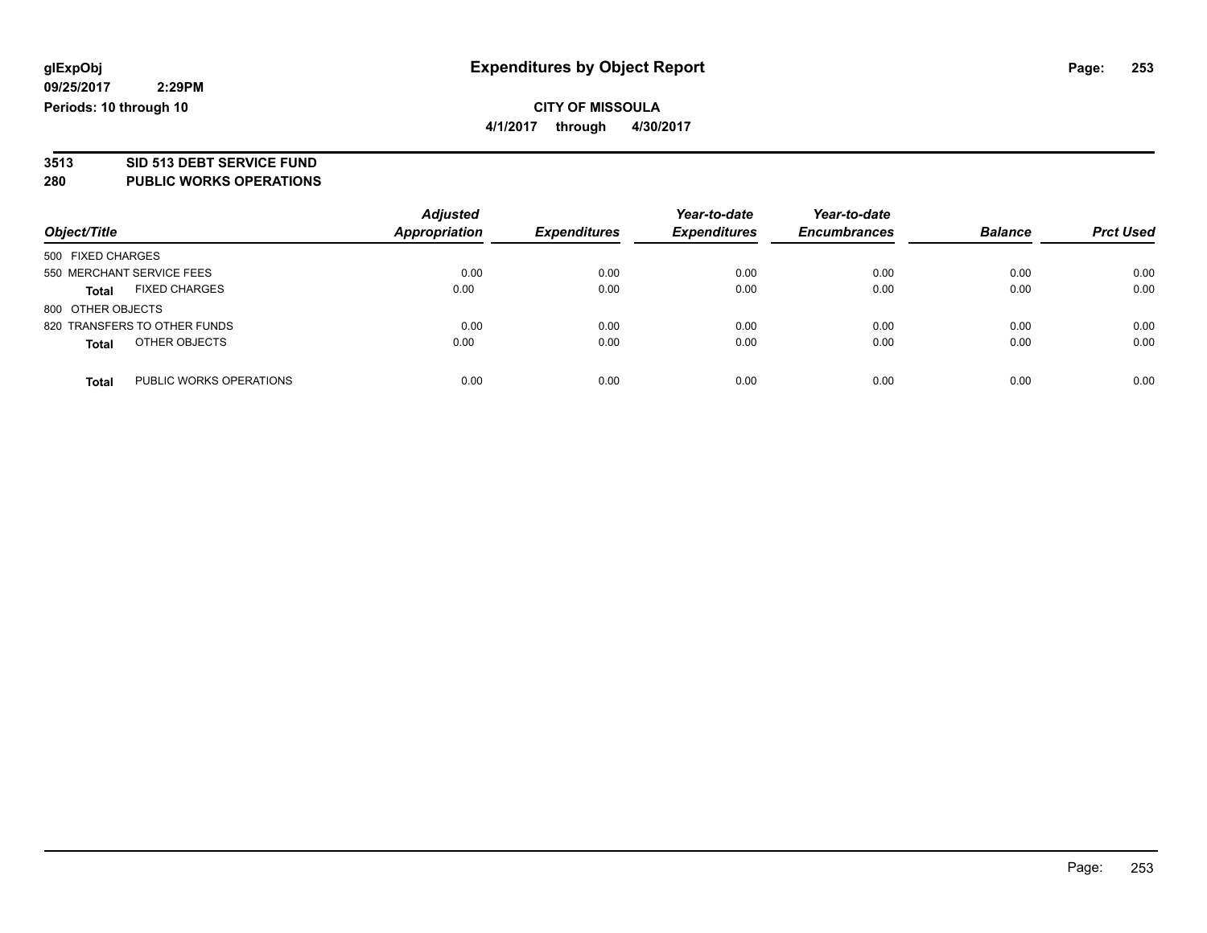glExpObj
09/25/2017 2:29PM
Periods: 10 through 10

# Expenditures by Object Report

**CITY OF MISSOULA**

**4/1/2017 through 4/30/2017**

**3513 SID 513 DEBT SERVICE FUND**

**280 PUBLIC WORKS OPERATIONS**

| Object/Title | Adjusted Appropriation | Expenditures | Year-to-date Expenditures | Year-to-date Encumbrances | Balance | Prct Used |
|---|---|---|---|---|---|---|
| 500 FIXED CHARGES | | | | | | |
| 550 MERCHANT SERVICE FEES | 0.00 | 0.00 | 0.00 | 0.00 | 0.00 | 0.00 |
| **Total** FIXED CHARGES | 0.00 | 0.00 | 0.00 | 0.00 | 0.00 | 0.00 |
| 800 OTHER OBJECTS | | | | | | |
| 820 TRANSFERS TO OTHER FUNDS | 0.00 | 0.00 | 0.00 | 0.00 | 0.00 | 0.00 |
| **Total** OTHER OBJECTS | 0.00 | 0.00 | 0.00 | 0.00 | 0.00 | 0.00 |
| **Total** PUBLIC WORKS OPERATIONS | 0.00 | 0.00 | 0.00 | 0.00 | 0.00 | 0.00 |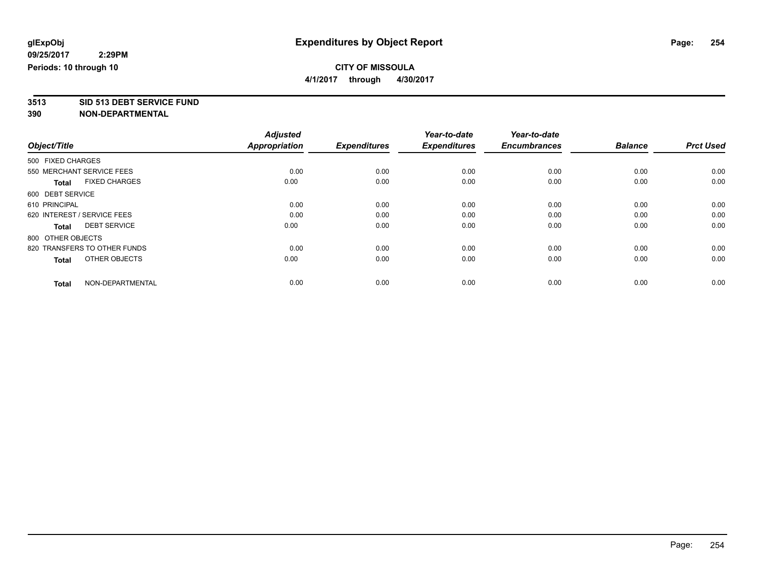**glExpObj**
**09/25/2017 2:29PM**
**Periods: 10 through 10**

# Expenditures by Object Report

**CITY OF MISSOULA**
**4/1/2017 through 4/30/2017**

**3513 SID 513 DEBT SERVICE FUND**
**390 NON-DEPARTMENTAL**

| Object/Title | Adjusted Appropriation | Expenditures | Year-to-date Expenditures | Year-to-date Encumbrances | Balance | Prct Used |
|---|---|---|---|---|---|---|
| 500 FIXED CHARGES | | | | | | |
| 550 MERCHANT SERVICE FEES | 0.00 | 0.00 | 0.00 | 0.00 | 0.00 | 0.00 |
| **Total** FIXED CHARGES | 0.00 | 0.00 | 0.00 | 0.00 | 0.00 | 0.00 |
| 600 DEBT SERVICE | | | | | | |
| 610 PRINCIPAL | 0.00 | 0.00 | 0.00 | 0.00 | 0.00 | 0.00 |
| 620 INTEREST / SERVICE FEES | 0.00 | 0.00 | 0.00 | 0.00 | 0.00 | 0.00 |
| **Total** DEBT SERVICE | 0.00 | 0.00 | 0.00 | 0.00 | 0.00 | 0.00 |
| 800 OTHER OBJECTS | | | | | | |
| 820 TRANSFERS TO OTHER FUNDS | 0.00 | 0.00 | 0.00 | 0.00 | 0.00 | 0.00 |
| **Total** OTHER OBJECTS | 0.00 | 0.00 | 0.00 | 0.00 | 0.00 | 0.00 |
| **Total** NON-DEPARTMENTAL | 0.00 | 0.00 | 0.00 | 0.00 | 0.00 | 0.00 |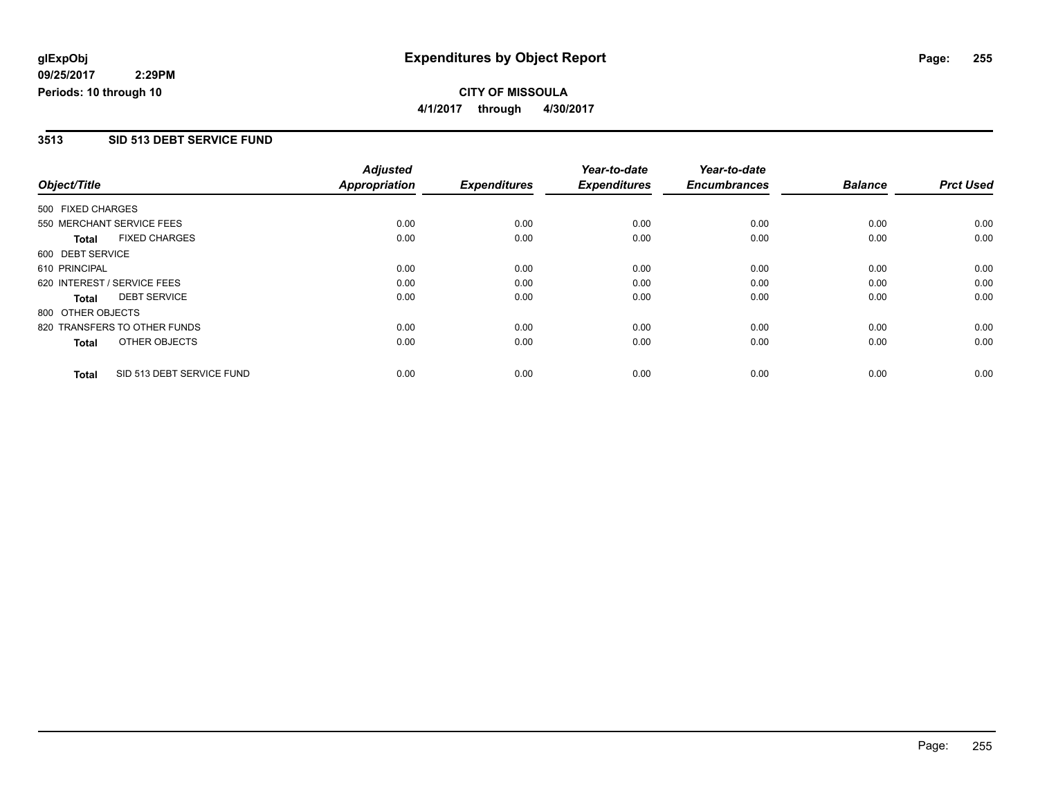**glExpObj**
**09/25/2017 2:29PM**
**Periods: 10 through 10**

# Expenditures by Object Report

**CITY OF MISSOULA**
**4/1/2017 through 4/30/2017**

## 3513 SID 513 DEBT SERVICE FUND

| Object/Title | Adjusted Appropriation | Expenditures | Year-to-date Expenditures | Year-to-date Encumbrances | Balance | Prct Used |
|---|---|---|---|---|---|---|
| 500 FIXED CHARGES | | | | | | |
| 550 MERCHANT SERVICE FEES | 0.00 | 0.00 | 0.00 | 0.00 | 0.00 | 0.00 |
| **Total** FIXED CHARGES | 0.00 | 0.00 | 0.00 | 0.00 | 0.00 | 0.00 |
| 600 DEBT SERVICE | | | | | | |
| 610 PRINCIPAL | 0.00 | 0.00 | 0.00 | 0.00 | 0.00 | 0.00 |
| 620 INTEREST / SERVICE FEES | 0.00 | 0.00 | 0.00 | 0.00 | 0.00 | 0.00 |
| **Total** DEBT SERVICE | 0.00 | 0.00 | 0.00 | 0.00 | 0.00 | 0.00 |
| 800 OTHER OBJECTS | | | | | | |
| 820 TRANSFERS TO OTHER FUNDS | 0.00 | 0.00 | 0.00 | 0.00 | 0.00 | 0.00 |
| **Total** OTHER OBJECTS | 0.00 | 0.00 | 0.00 | 0.00 | 0.00 | 0.00 |
| **Total** SID 513 DEBT SERVICE FUND | 0.00 | 0.00 | 0.00 | 0.00 | 0.00 | 0.00 |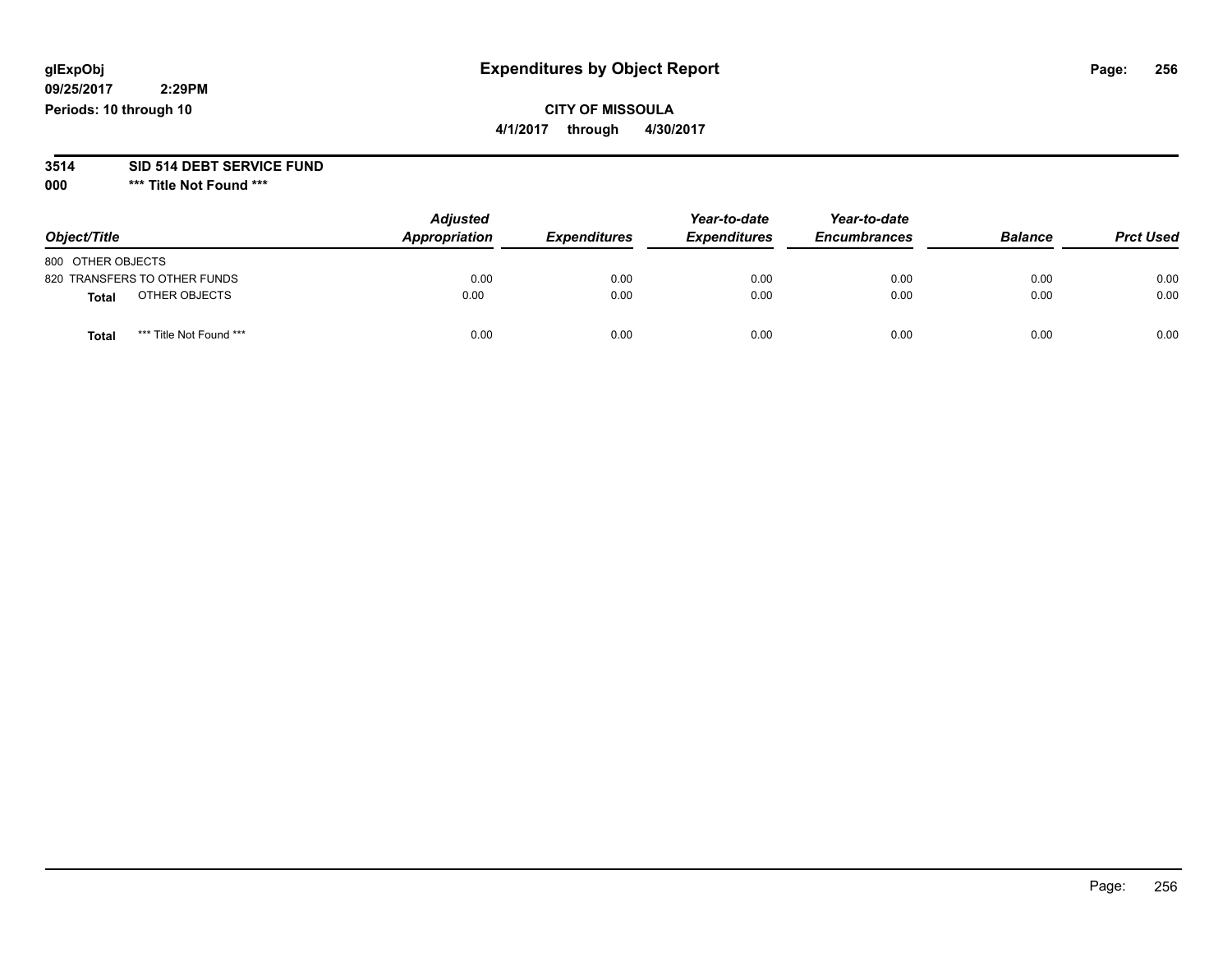# Expenditures by Object Report

glExpObj
09/25/2017 2:29PM
Periods: 10 through 10

**CITY OF MISSOULA**
**4/1/2017 through 4/30/2017**

**3514 SID 514 DEBT SERVICE FUND**
**000 *** Title Not Found *****

| Object/Title | Adjusted Appropriation | Expenditures | Year-to-date Expenditures | Year-to-date Encumbrances | Balance | Prct Used |
|---|---|---|---|---|---|---|
| 800 OTHER OBJECTS | | | | | | |
| 820 TRANSFERS TO OTHER FUNDS | 0.00 | 0.00 | 0.00 | 0.00 | 0.00 | 0.00 |
| **Total** OTHER OBJECTS | 0.00 | 0.00 | 0.00 | 0.00 | 0.00 | 0.00 |
| **Total** *** Title Not Found *** | 0.00 | 0.00 | 0.00 | 0.00 | 0.00 | 0.00 |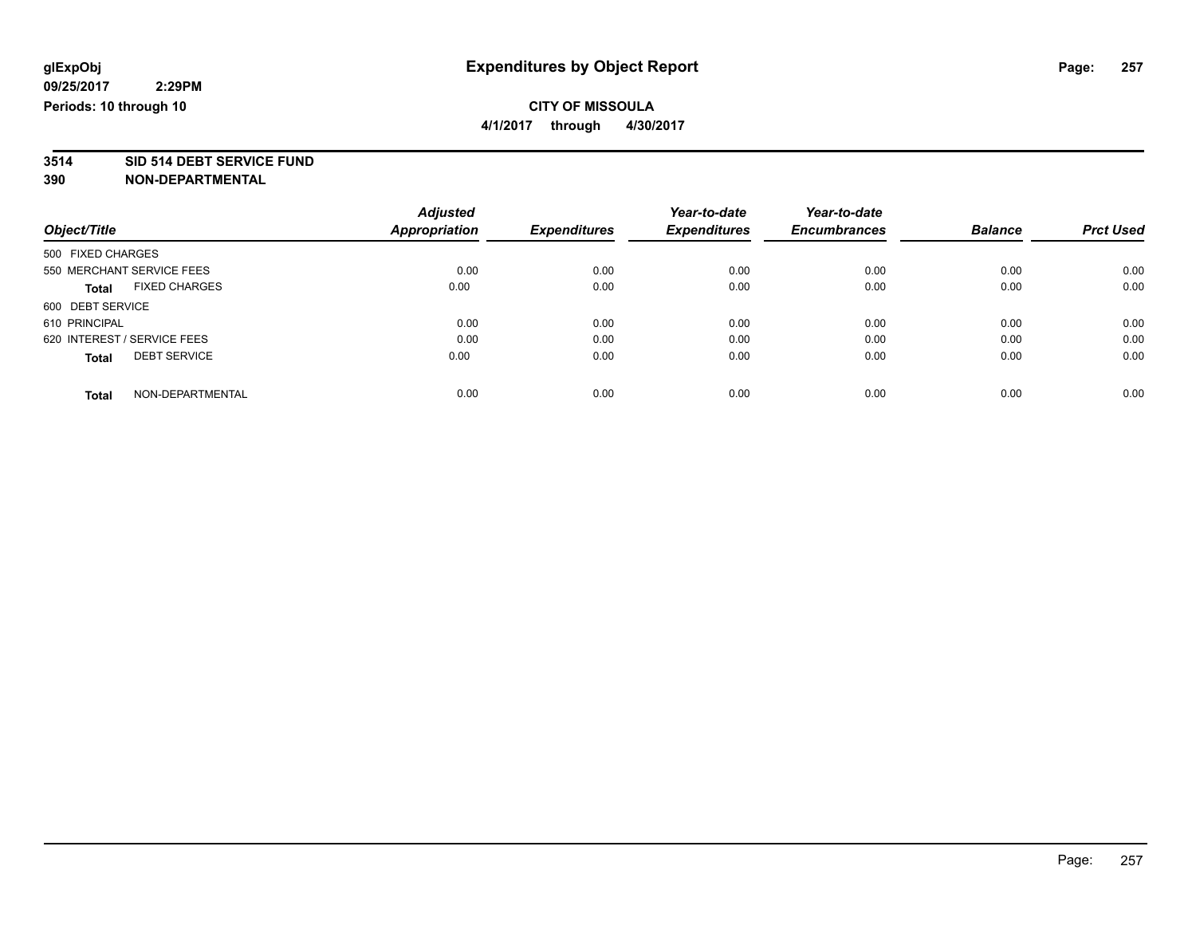glExpObj
09/25/2017 2:29PM
Periods: 10 through 10

# Expenditures by Object Report

**CITY OF MISSOULA**

**4/1/2017 through 4/30/2017**

**3514 SID 514 DEBT SERVICE FUND**

**390 NON-DEPARTMENTAL**

| Object/Title | Adjusted Appropriation | Expenditures | Year-to-date Expenditures | Year-to-date Encumbrances | Balance | Prct Used |
|---|---|---|---|---|---|---|
| 500 FIXED CHARGES | | | | | | |
| 550 MERCHANT SERVICE FEES | 0.00 | 0.00 | 0.00 | 0.00 | 0.00 | 0.00 |
| **Total** FIXED CHARGES | 0.00 | 0.00 | 0.00 | 0.00 | 0.00 | 0.00 |
| 600 DEBT SERVICE | | | | | | |
| 610 PRINCIPAL | 0.00 | 0.00 | 0.00 | 0.00 | 0.00 | 0.00 |
| 620 INTEREST / SERVICE FEES | 0.00 | 0.00 | 0.00 | 0.00 | 0.00 | 0.00 |
| **Total** DEBT SERVICE | 0.00 | 0.00 | 0.00 | 0.00 | 0.00 | 0.00 |
| **Total** NON-DEPARTMENTAL | 0.00 | 0.00 | 0.00 | 0.00 | 0.00 | 0.00 |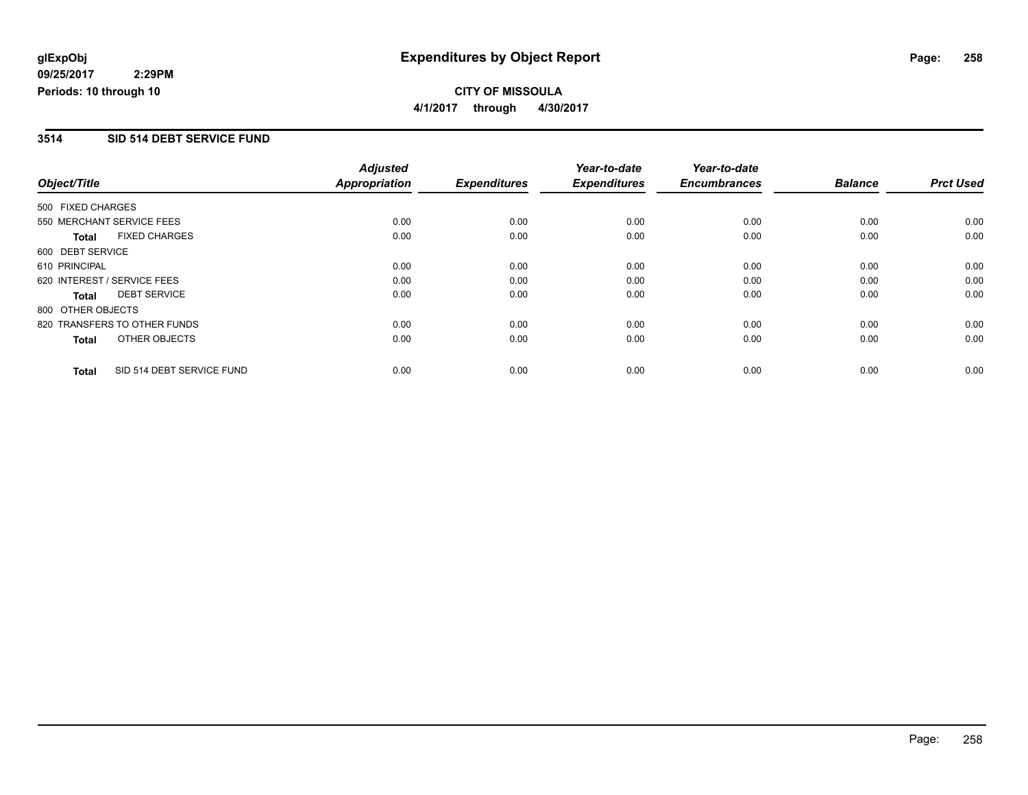**glExpObj**
**09/25/2017 2:29PM**
**Periods: 10 through 10**

# Expenditures by Object Report

**CITY OF MISSOULA**
**4/1/2017 through 4/30/2017**

## 3514 SID 514 DEBT SERVICE FUND

| Object/Title | Adjusted Appropriation | Expenditures | Year-to-date Expenditures | Year-to-date Encumbrances | Balance | Prct Used |
|---|---|---|---|---|---|---|
| 500 FIXED CHARGES | | | | | | |
| 550 MERCHANT SERVICE FEES | 0.00 | 0.00 | 0.00 | 0.00 | 0.00 | 0.00 |
| **Total** FIXED CHARGES | 0.00 | 0.00 | 0.00 | 0.00 | 0.00 | 0.00 |
| 600 DEBT SERVICE | | | | | | |
| 610 PRINCIPAL | 0.00 | 0.00 | 0.00 | 0.00 | 0.00 | 0.00 |
| 620 INTEREST / SERVICE FEES | 0.00 | 0.00 | 0.00 | 0.00 | 0.00 | 0.00 |
| **Total** DEBT SERVICE | 0.00 | 0.00 | 0.00 | 0.00 | 0.00 | 0.00 |
| 800 OTHER OBJECTS | | | | | | |
| 820 TRANSFERS TO OTHER FUNDS | 0.00 | 0.00 | 0.00 | 0.00 | 0.00 | 0.00 |
| **Total** OTHER OBJECTS | 0.00 | 0.00 | 0.00 | 0.00 | 0.00 | 0.00 |
| **Total** SID 514 DEBT SERVICE FUND | 0.00 | 0.00 | 0.00 | 0.00 | 0.00 | 0.00 |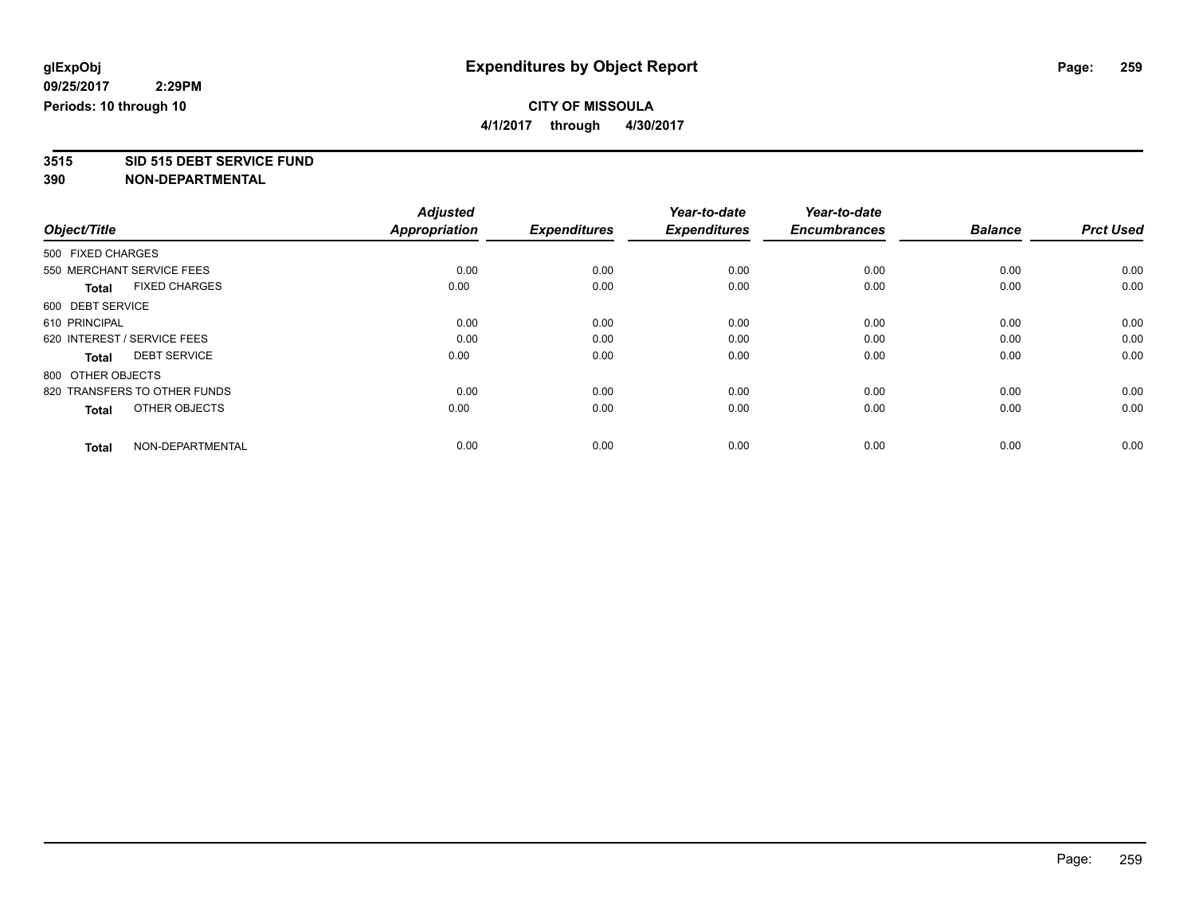glExpObj
09/25/2017 2:29PM
Periods: 10 through 10

# Expenditures by Object Report

**CITY OF MISSOULA**
**4/1/2017 through 4/30/2017**

**3515 SID 515 DEBT SERVICE FUND**
**390 NON-DEPARTMENTAL**

| Object/Title | | Adjusted Appropriation | Expenditures | Year-to-date Expenditures | Year-to-date Encumbrances | Balance | Prct Used |
|---|---|---|---|---|---|---|---|
| 500 FIXED CHARGES | | | | | | | |
| 550 MERCHANT SERVICE FEES | | 0.00 | 0.00 | 0.00 | 0.00 | 0.00 | 0.00 |
| **Total** | FIXED CHARGES | 0.00 | 0.00 | 0.00 | 0.00 | 0.00 | 0.00 |
| 600 DEBT SERVICE | | | | | | | |
| 610 PRINCIPAL | | 0.00 | 0.00 | 0.00 | 0.00 | 0.00 | 0.00 |
| 620 INTEREST / SERVICE FEES | | 0.00 | 0.00 | 0.00 | 0.00 | 0.00 | 0.00 |
| **Total** | DEBT SERVICE | 0.00 | 0.00 | 0.00 | 0.00 | 0.00 | 0.00 |
| 800 OTHER OBJECTS | | | | | | | |
| 820 TRANSFERS TO OTHER FUNDS | | 0.00 | 0.00 | 0.00 | 0.00 | 0.00 | 0.00 |
| **Total** | OTHER OBJECTS | 0.00 | 0.00 | 0.00 | 0.00 | 0.00 | 0.00 |
| **Total** | NON-DEPARTMENTAL | 0.00 | 0.00 | 0.00 | 0.00 | 0.00 | 0.00 |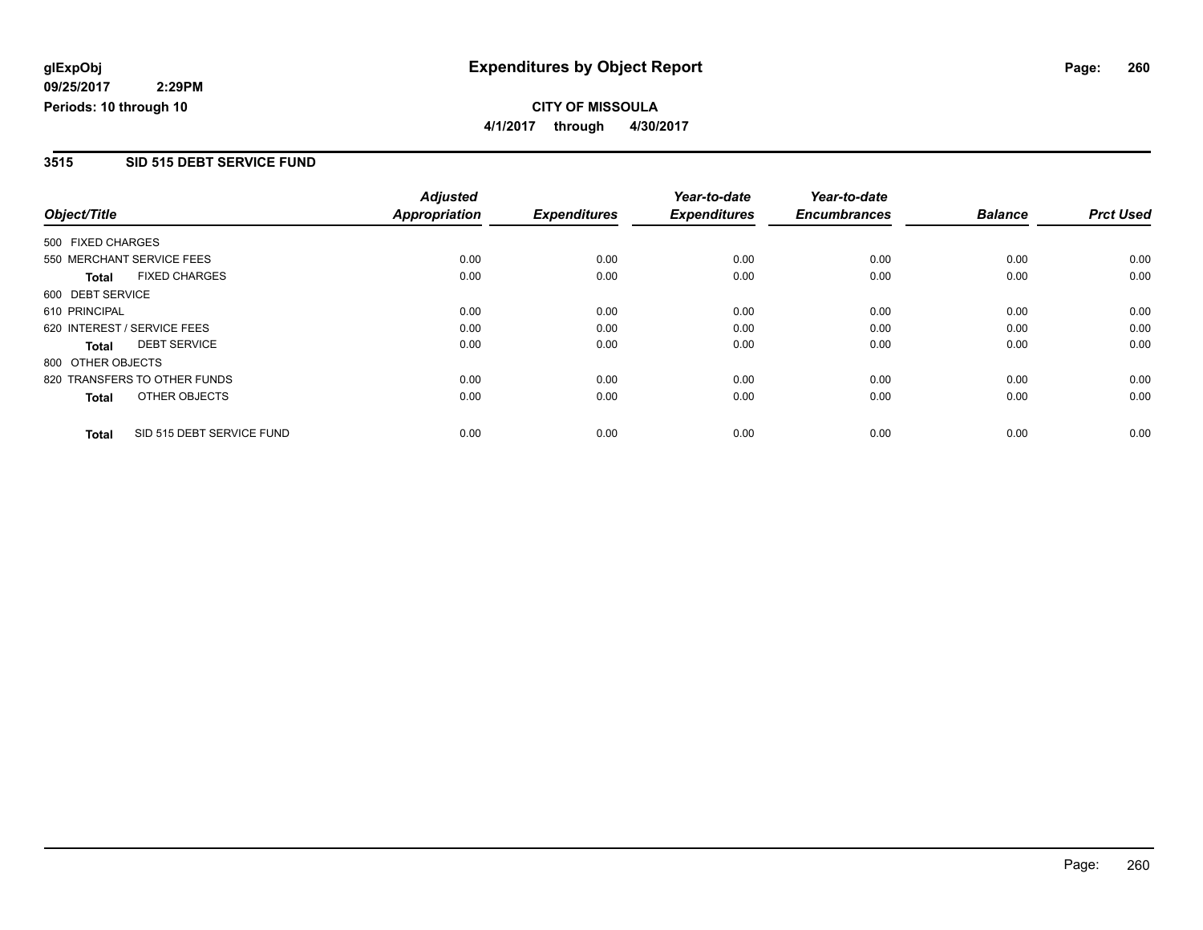**glExpObj**
**09/25/2017 2:29PM**
**Periods: 10 through 10**

# Expenditures by Object Report

**CITY OF MISSOULA**
**4/1/2017 through 4/30/2017**

## 3515 SID 515 DEBT SERVICE FUND

| Object/Title | Adjusted Appropriation | Expenditures | Year-to-date Expenditures | Year-to-date Encumbrances | Balance | Prct Used |
|---|---|---|---|---|---|---|
| 500 FIXED CHARGES | | | | | | |
| 550 MERCHANT SERVICE FEES | 0.00 | 0.00 | 0.00 | 0.00 | 0.00 | 0.00 |
| **Total** FIXED CHARGES | 0.00 | 0.00 | 0.00 | 0.00 | 0.00 | 0.00 |
| 600 DEBT SERVICE | | | | | | |
| 610 PRINCIPAL | 0.00 | 0.00 | 0.00 | 0.00 | 0.00 | 0.00 |
| 620 INTEREST / SERVICE FEES | 0.00 | 0.00 | 0.00 | 0.00 | 0.00 | 0.00 |
| **Total** DEBT SERVICE | 0.00 | 0.00 | 0.00 | 0.00 | 0.00 | 0.00 |
| 800 OTHER OBJECTS | | | | | | |
| 820 TRANSFERS TO OTHER FUNDS | 0.00 | 0.00 | 0.00 | 0.00 | 0.00 | 0.00 |
| **Total** OTHER OBJECTS | 0.00 | 0.00 | 0.00 | 0.00 | 0.00 | 0.00 |
| **Total** SID 515 DEBT SERVICE FUND | 0.00 | 0.00 | 0.00 | 0.00 | 0.00 | 0.00 |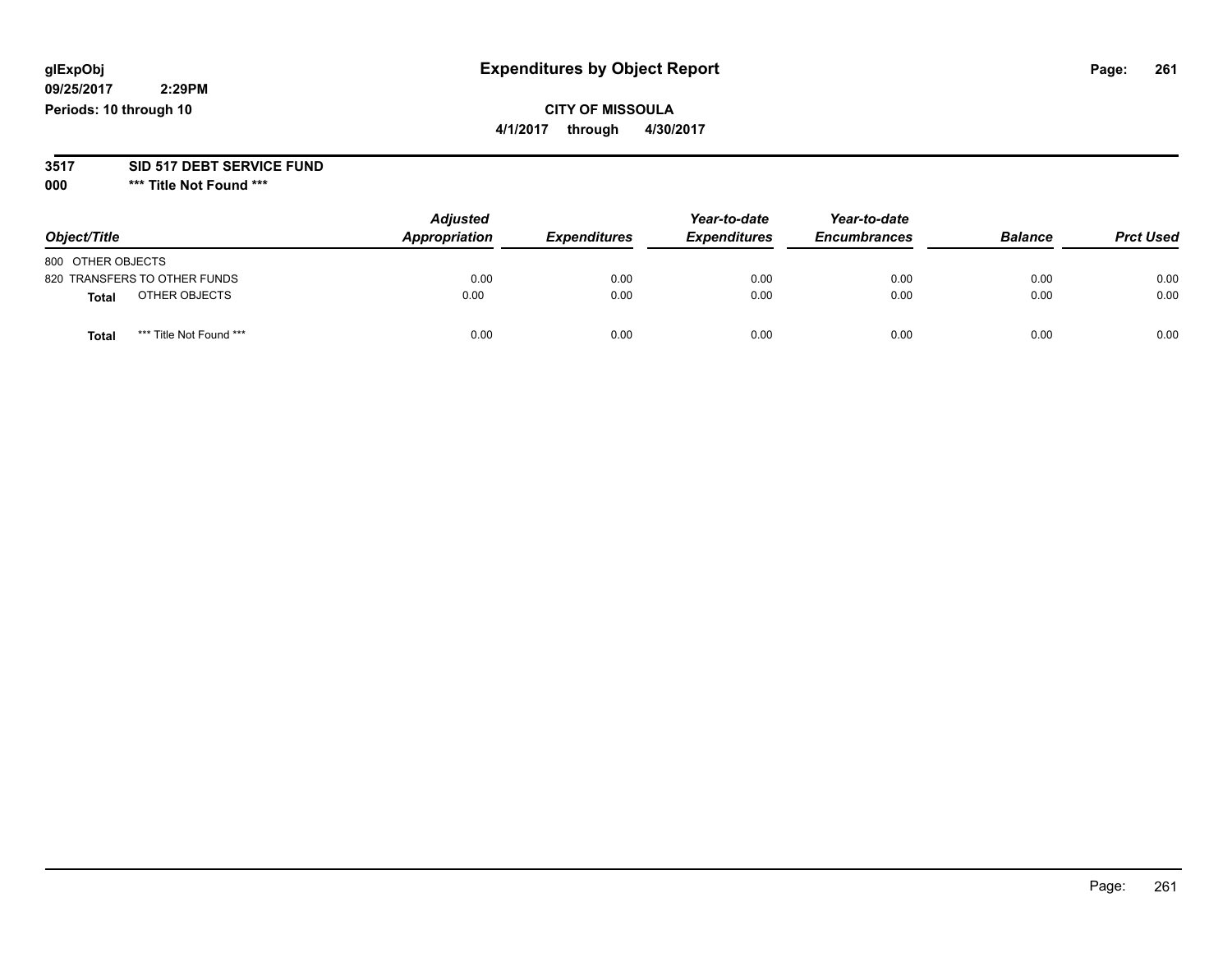# Expenditures by Object Report

glExpObj
09/25/2017 2:29PM
Periods: 10 through 10

**CITY OF MISSOULA**
**4/1/2017 through 4/30/2017**

**3517 SID 517 DEBT SERVICE FUND**
**000 \*\*\* Title Not Found \*\*\***

| Object/Title | Adjusted Appropriation | Expenditures | Year-to-date Expenditures | Year-to-date Encumbrances | Balance | Prct Used |
|---|---|---|---|---|---|---|
| 800 OTHER OBJECTS | | | | | | |
| 820 TRANSFERS TO OTHER FUNDS | 0.00 | 0.00 | 0.00 | 0.00 | 0.00 | 0.00 |
| **Total** OTHER OBJECTS | 0.00 | 0.00 | 0.00 | 0.00 | 0.00 | 0.00 |
| **Total** *** Title Not Found *** | 0.00 | 0.00 | 0.00 | 0.00 | 0.00 | 0.00 |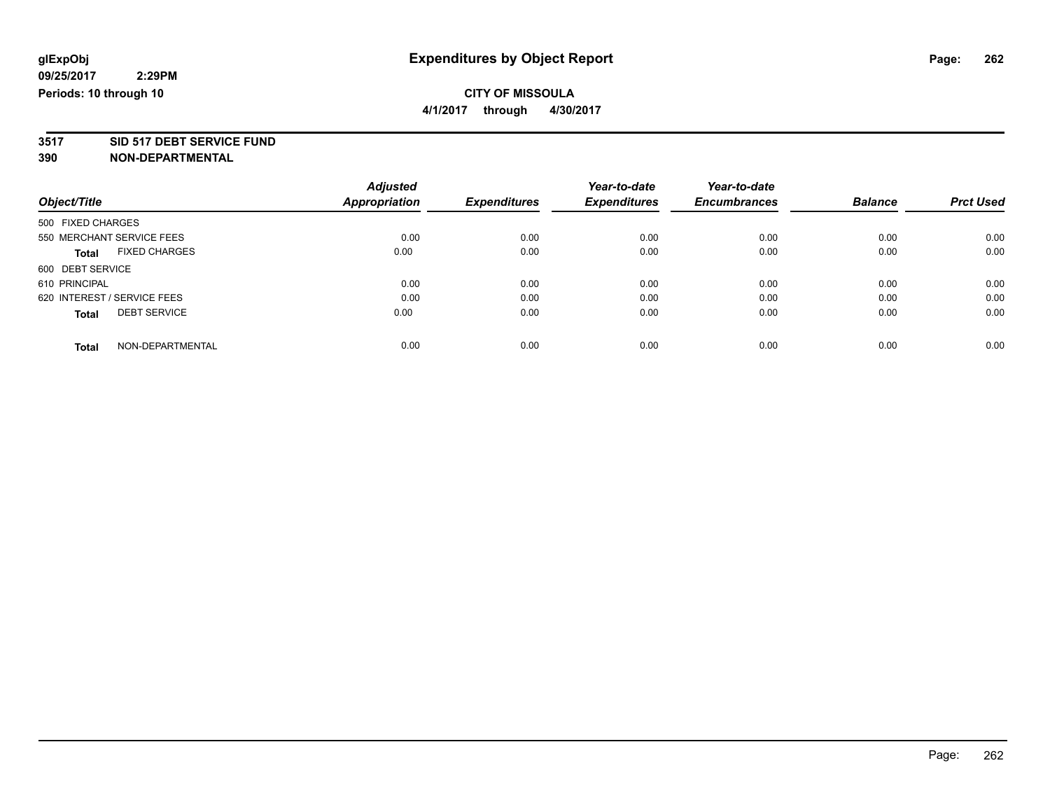**glExpObj** **Expenditures by Object Report**

**09/25/2017 2:29PM**

**Periods: 10 through 10**

**CITY OF MISSOULA**

**4/1/2017 through 4/30/2017**

## 3517 SID 517 DEBT SERVICE FUND

## 390 NON-DEPARTMENTAL

| Object/Title | Adjusted Appropriation | Expenditures | Year-to-date Expenditures | Year-to-date Encumbrances | Balance | Prct Used |
|---|---|---|---|---|---|---|
| 500 FIXED CHARGES | | | | | | |
| 550 MERCHANT SERVICE FEES | 0.00 | 0.00 | 0.00 | 0.00 | 0.00 | 0.00 |
| **Total** FIXED CHARGES | 0.00 | 0.00 | 0.00 | 0.00 | 0.00 | 0.00 |
| 600 DEBT SERVICE | | | | | | |
| 610 PRINCIPAL | 0.00 | 0.00 | 0.00 | 0.00 | 0.00 | 0.00 |
| 620 INTEREST / SERVICE FEES | 0.00 | 0.00 | 0.00 | 0.00 | 0.00 | 0.00 |
| **Total** DEBT SERVICE | 0.00 | 0.00 | 0.00 | 0.00 | 0.00 | 0.00 |
| **Total** NON-DEPARTMENTAL | 0.00 | 0.00 | 0.00 | 0.00 | 0.00 | 0.00 |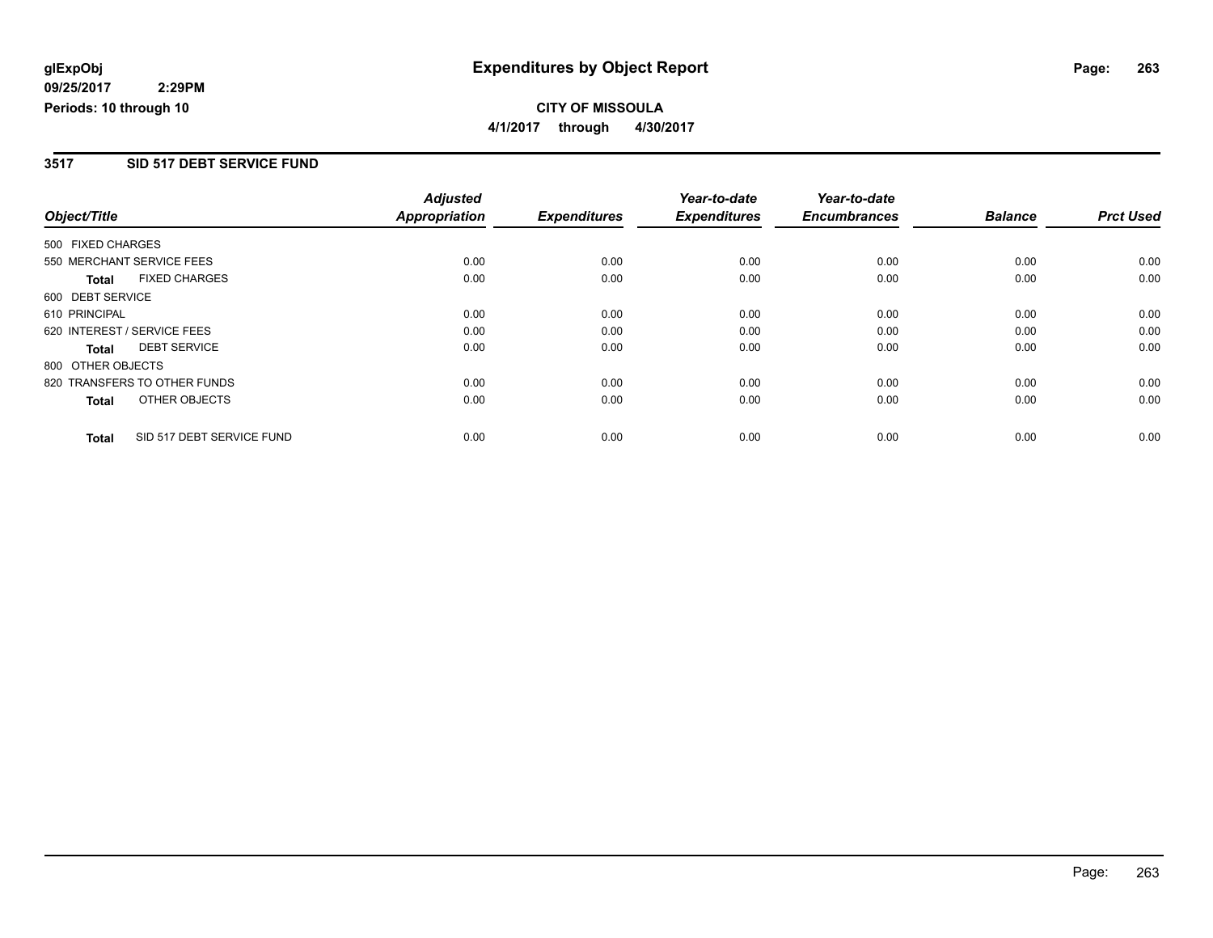**glExpObj**
**09/25/2017 2:29PM**
**Periods: 10 through 10**

# Expenditures by Object Report

**CITY OF MISSOULA**
**4/1/2017 through 4/30/2017**

## 3517 SID 517 DEBT SERVICE FUND

| Object/Title | Adjusted Appropriation | Expenditures | Year-to-date Expenditures | Year-to-date Encumbrances | Balance | Prct Used |
|---|---|---|---|---|---|---|
| 500 FIXED CHARGES | | | | | | |
| 550 MERCHANT SERVICE FEES | 0.00 | 0.00 | 0.00 | 0.00 | 0.00 | 0.00 |
| **Total** FIXED CHARGES | 0.00 | 0.00 | 0.00 | 0.00 | 0.00 | 0.00 |
| 600 DEBT SERVICE | | | | | | |
| 610 PRINCIPAL | 0.00 | 0.00 | 0.00 | 0.00 | 0.00 | 0.00 |
| 620 INTEREST / SERVICE FEES | 0.00 | 0.00 | 0.00 | 0.00 | 0.00 | 0.00 |
| **Total** DEBT SERVICE | 0.00 | 0.00 | 0.00 | 0.00 | 0.00 | 0.00 |
| 800 OTHER OBJECTS | | | | | | |
| 820 TRANSFERS TO OTHER FUNDS | 0.00 | 0.00 | 0.00 | 0.00 | 0.00 | 0.00 |
| **Total** OTHER OBJECTS | 0.00 | 0.00 | 0.00 | 0.00 | 0.00 | 0.00 |
| **Total** SID 517 DEBT SERVICE FUND | 0.00 | 0.00 | 0.00 | 0.00 | 0.00 | 0.00 |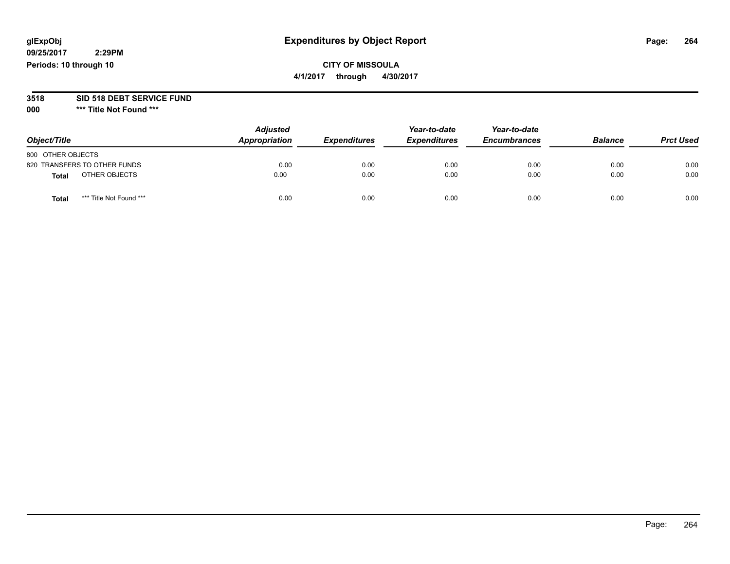**glExpObj**
**09/25/2017 2:29PM**
**Periods: 10 through 10**

# Expenditures by Object Report

**CITY OF MISSOULA**
**4/1/2017 through 4/30/2017**

**3518 SID 518 DEBT SERVICE FUND**
**000 \*\*\* Title Not Found \*\*\***

| Object/Title | Adjusted Appropriation | Expenditures | Year-to-date Expenditures | Year-to-date Encumbrances | Balance | Prct Used |
|---|---|---|---|---|---|---|
| 800 OTHER OBJECTS | | | | | | |
| 820 TRANSFERS TO OTHER FUNDS | 0.00 | 0.00 | 0.00 | 0.00 | 0.00 | 0.00 |
| **Total** OTHER OBJECTS | 0.00 | 0.00 | 0.00 | 0.00 | 0.00 | 0.00 |
| **Total** *** Title Not Found *** | 0.00 | 0.00 | 0.00 | 0.00 | 0.00 | 0.00 |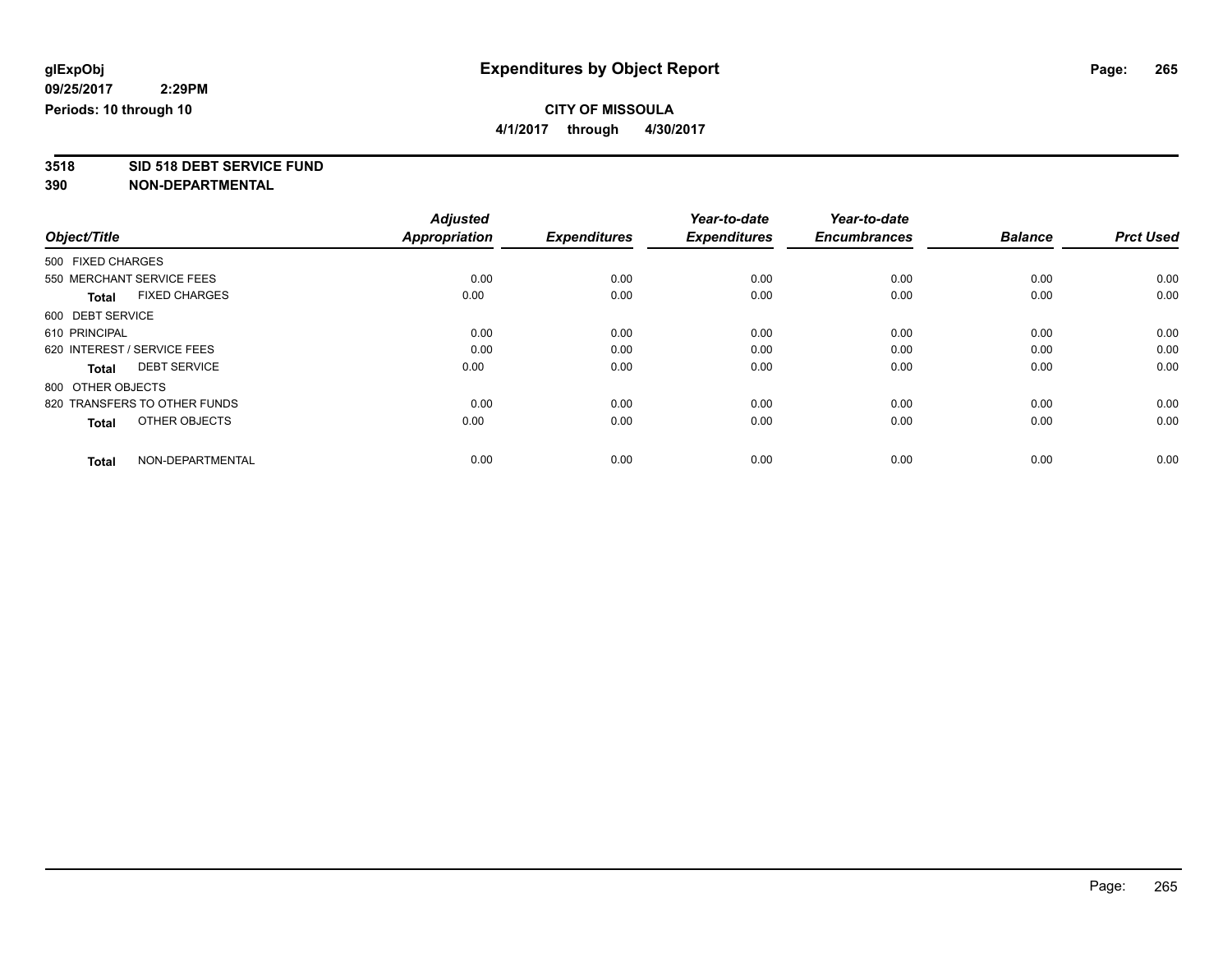# Expenditures by Object Report

glExpObj
09/25/2017 2:29PM
Periods: 10 through 10

**CITY OF MISSOULA**
**4/1/2017 through 4/30/2017**

**3518 SID 518 DEBT SERVICE FUND**
**390 NON-DEPARTMENTAL**

| Object/Title | Adjusted Appropriation | Expenditures | Year-to-date Expenditures | Year-to-date Encumbrances | Balance | Prct Used |
|---|---|---|---|---|---|---|
| 500 FIXED CHARGES | | | | | | |
| 550 MERCHANT SERVICE FEES | 0.00 | 0.00 | 0.00 | 0.00 | 0.00 | 0.00 |
| **Total** FIXED CHARGES | 0.00 | 0.00 | 0.00 | 0.00 | 0.00 | 0.00 |
| 600 DEBT SERVICE | | | | | | |
| 610 PRINCIPAL | 0.00 | 0.00 | 0.00 | 0.00 | 0.00 | 0.00 |
| 620 INTEREST / SERVICE FEES | 0.00 | 0.00 | 0.00 | 0.00 | 0.00 | 0.00 |
| **Total** DEBT SERVICE | 0.00 | 0.00 | 0.00 | 0.00 | 0.00 | 0.00 |
| 800 OTHER OBJECTS | | | | | | |
| 820 TRANSFERS TO OTHER FUNDS | 0.00 | 0.00 | 0.00 | 0.00 | 0.00 | 0.00 |
| **Total** OTHER OBJECTS | 0.00 | 0.00 | 0.00 | 0.00 | 0.00 | 0.00 |
| **Total** NON-DEPARTMENTAL | 0.00 | 0.00 | 0.00 | 0.00 | 0.00 | 0.00 |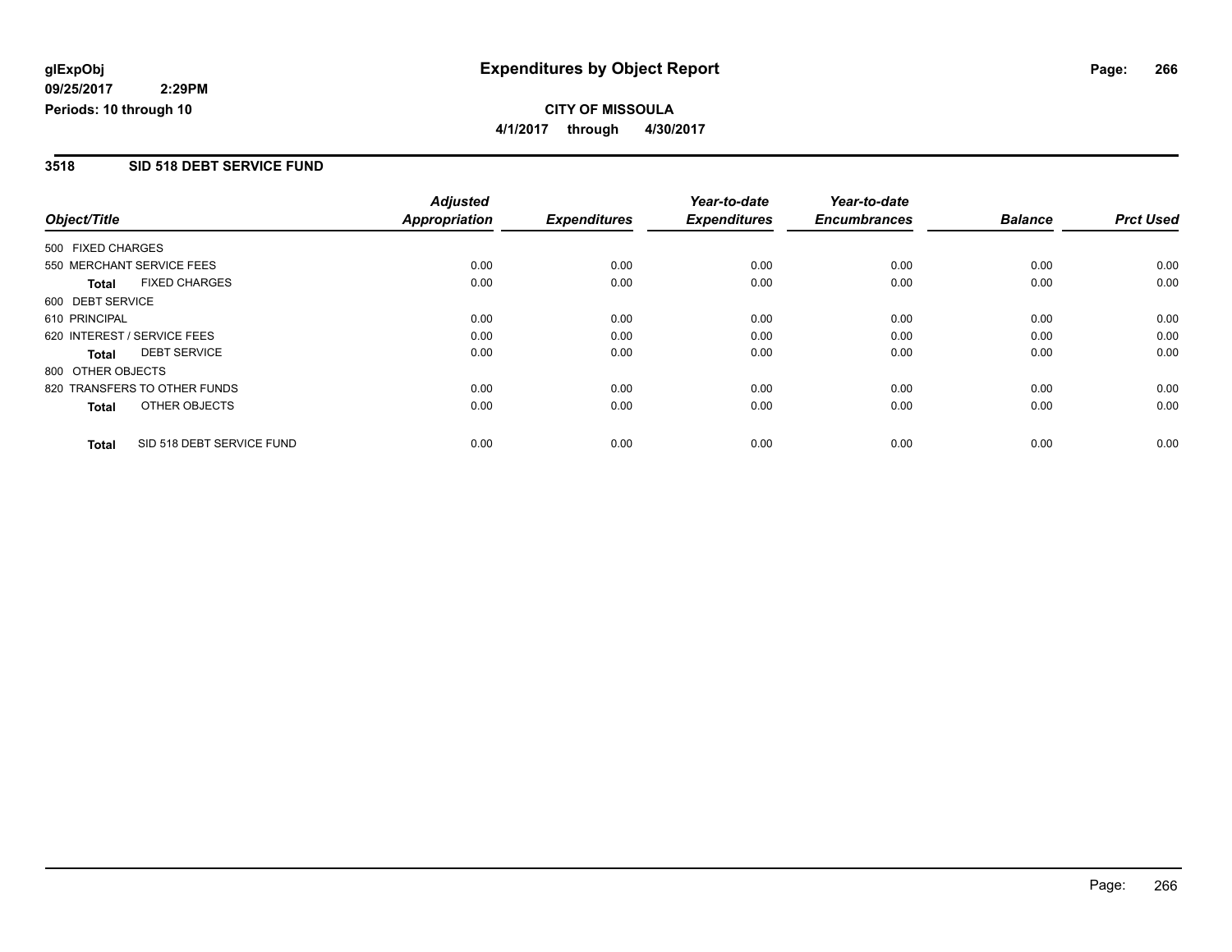# Expenditures by Object Report

glExpObj
09/25/2017 2:29PM
Periods: 10 through 10

**CITY OF MISSOULA**

**4/1/2017 through 4/30/2017**

## 3518 SID 518 DEBT SERVICE FUND

| Object/Title | Adjusted Appropriation | Expenditures | Year-to-date Expenditures | Year-to-date Encumbrances | Balance | Prct Used |
|---|---|---|---|---|---|---|
| 500 FIXED CHARGES | | | | | | |
| 550 MERCHANT SERVICE FEES | 0.00 | 0.00 | 0.00 | 0.00 | 0.00 | 0.00 |
| **Total** FIXED CHARGES | 0.00 | 0.00 | 0.00 | 0.00 | 0.00 | 0.00 |
| 600 DEBT SERVICE | | | | | | |
| 610 PRINCIPAL | 0.00 | 0.00 | 0.00 | 0.00 | 0.00 | 0.00 |
| 620 INTEREST / SERVICE FEES | 0.00 | 0.00 | 0.00 | 0.00 | 0.00 | 0.00 |
| **Total** DEBT SERVICE | 0.00 | 0.00 | 0.00 | 0.00 | 0.00 | 0.00 |
| 800 OTHER OBJECTS | | | | | | |
| 820 TRANSFERS TO OTHER FUNDS | 0.00 | 0.00 | 0.00 | 0.00 | 0.00 | 0.00 |
| **Total** OTHER OBJECTS | 0.00 | 0.00 | 0.00 | 0.00 | 0.00 | 0.00 |
| **Total** SID 518 DEBT SERVICE FUND | 0.00 | 0.00 | 0.00 | 0.00 | 0.00 | 0.00 |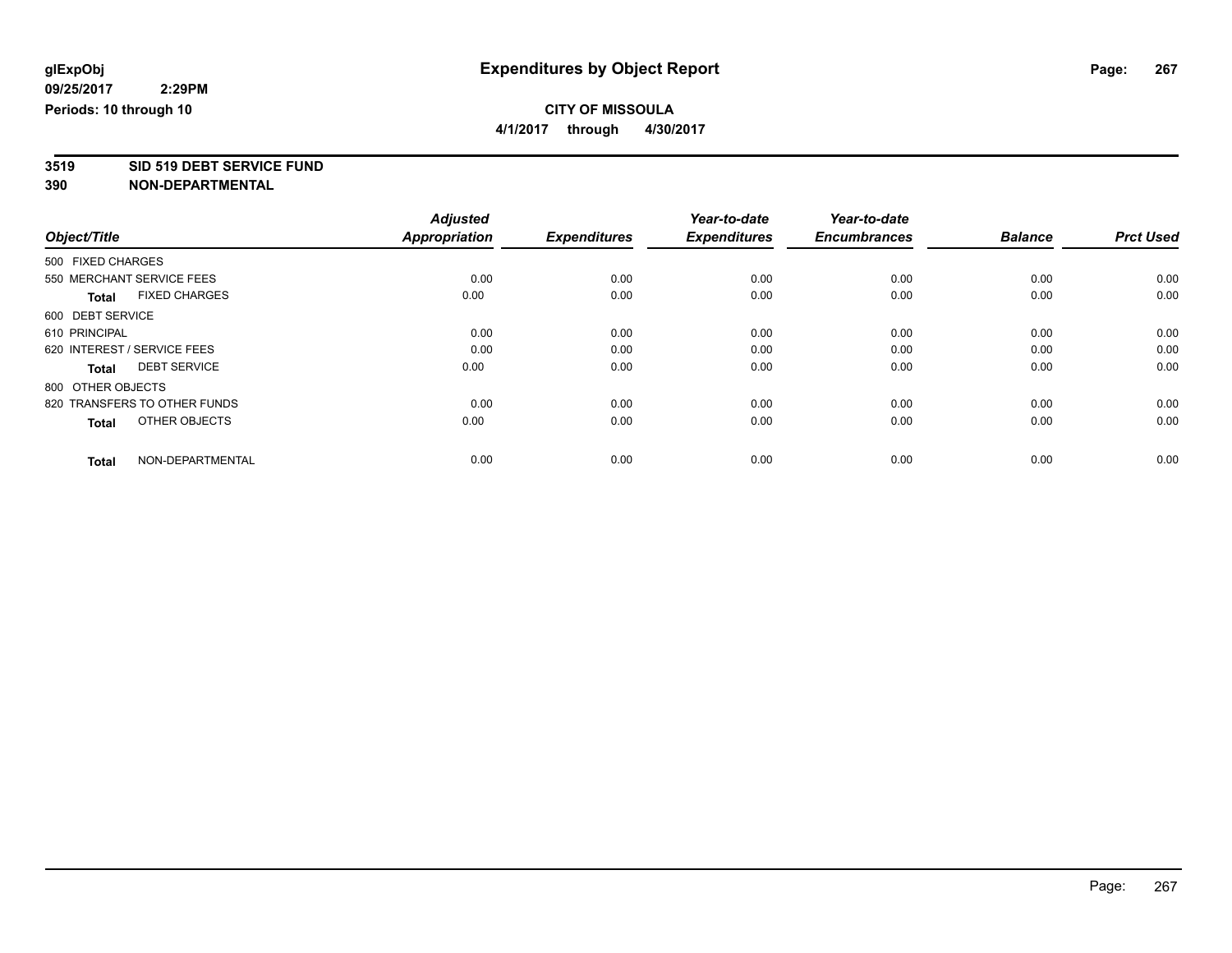glExpObj
09/25/2017 2:29PM
Periods: 10 through 10

# Expenditures by Object Report

**CITY OF MISSOULA**
**4/1/2017 through 4/30/2017**

**3519 SID 519 DEBT SERVICE FUND**
**390 NON-DEPARTMENTAL**

| Object/Title | Adjusted Appropriation | Expenditures | Year-to-date Expenditures | Year-to-date Encumbrances | Balance | Prct Used |
|---|---|---|---|---|---|---|
| 500 FIXED CHARGES | | | | | | |
| 550 MERCHANT SERVICE FEES | 0.00 | 0.00 | 0.00 | 0.00 | 0.00 | 0.00 |
| **Total** FIXED CHARGES | 0.00 | 0.00 | 0.00 | 0.00 | 0.00 | 0.00 |
| 600 DEBT SERVICE | | | | | | |
| 610 PRINCIPAL | 0.00 | 0.00 | 0.00 | 0.00 | 0.00 | 0.00 |
| 620 INTEREST / SERVICE FEES | 0.00 | 0.00 | 0.00 | 0.00 | 0.00 | 0.00 |
| **Total** DEBT SERVICE | 0.00 | 0.00 | 0.00 | 0.00 | 0.00 | 0.00 |
| 800 OTHER OBJECTS | | | | | | |
| 820 TRANSFERS TO OTHER FUNDS | 0.00 | 0.00 | 0.00 | 0.00 | 0.00 | 0.00 |
| **Total** OTHER OBJECTS | 0.00 | 0.00 | 0.00 | 0.00 | 0.00 | 0.00 |
| **Total** NON-DEPARTMENTAL | 0.00 | 0.00 | 0.00 | 0.00 | 0.00 | 0.00 |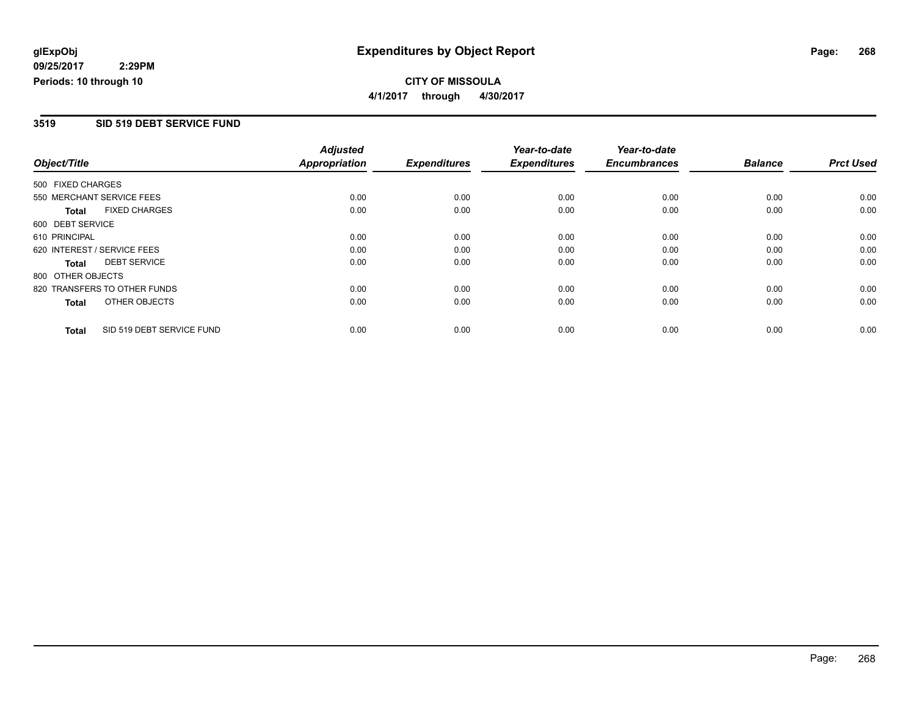**glExpObj**
**09/25/2017 2:29PM**
**Periods: 10 through 10**

# Expenditures by Object Report

**CITY OF MISSOULA**
**4/1/2017 through 4/30/2017**

## 3519 SID 519 DEBT SERVICE FUND

| Object/Title | Adjusted Appropriation | Expenditures | Year-to-date Expenditures | Year-to-date Encumbrances | Balance | Prct Used |
|---|---|---|---|---|---|---|
| 500 FIXED CHARGES | | | | | | |
| 550 MERCHANT SERVICE FEES | 0.00 | 0.00 | 0.00 | 0.00 | 0.00 | 0.00 |
| **Total** FIXED CHARGES | 0.00 | 0.00 | 0.00 | 0.00 | 0.00 | 0.00 |
| 600 DEBT SERVICE | | | | | | |
| 610 PRINCIPAL | 0.00 | 0.00 | 0.00 | 0.00 | 0.00 | 0.00 |
| 620 INTEREST / SERVICE FEES | 0.00 | 0.00 | 0.00 | 0.00 | 0.00 | 0.00 |
| **Total** DEBT SERVICE | 0.00 | 0.00 | 0.00 | 0.00 | 0.00 | 0.00 |
| 800 OTHER OBJECTS | | | | | | |
| 820 TRANSFERS TO OTHER FUNDS | 0.00 | 0.00 | 0.00 | 0.00 | 0.00 | 0.00 |
| **Total** OTHER OBJECTS | 0.00 | 0.00 | 0.00 | 0.00 | 0.00 | 0.00 |
| **Total** SID 519 DEBT SERVICE FUND | 0.00 | 0.00 | 0.00 | 0.00 | 0.00 | 0.00 |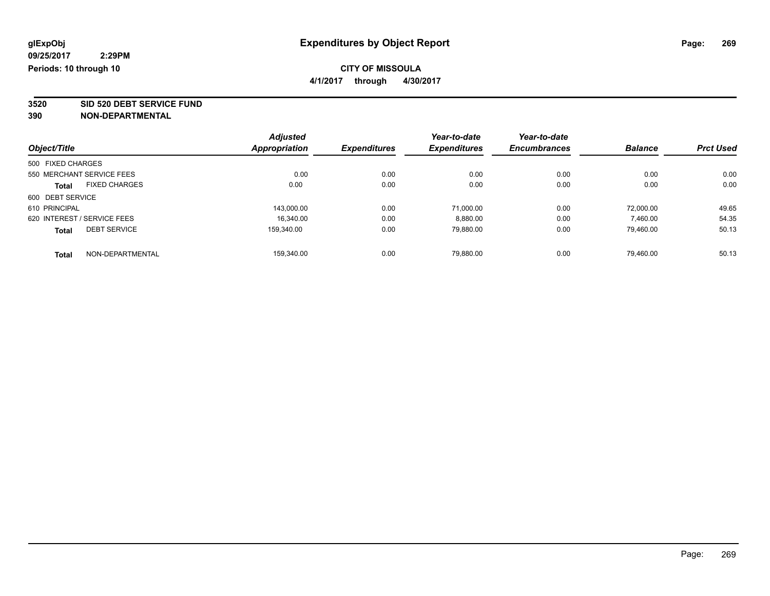glExpObj
09/25/2017 2:29PM
Periods: 10 through 10

# Expenditures by Object Report

**CITY OF MISSOULA**

**4/1/2017 through 4/30/2017**

**3520 SID 520 DEBT SERVICE FUND**
**390 NON-DEPARTMENTAL**

| Object/Title | | Adjusted Appropriation | Expenditures | Year-to-date Expenditures | Year-to-date Encumbrances | Balance | Prct Used |
|---|---|---|---|---|---|---|---|
| 500 FIXED CHARGES | | | | | | | |
| 550 MERCHANT SERVICE FEES | | 0.00 | 0.00 | 0.00 | 0.00 | 0.00 | 0.00 |
| **Total** | FIXED CHARGES | 0.00 | 0.00 | 0.00 | 0.00 | 0.00 | 0.00 |
| 600 DEBT SERVICE | | | | | | | |
| 610 PRINCIPAL | | 143,000.00 | 0.00 | 71,000.00 | 0.00 | 72,000.00 | 49.65 |
| 620 INTEREST / SERVICE FEES | | 16,340.00 | 0.00 | 8,880.00 | 0.00 | 7,460.00 | 54.35 |
| **Total** | DEBT SERVICE | 159,340.00 | 0.00 | 79,880.00 | 0.00 | 79,460.00 | 50.13 |
| **Total** | NON-DEPARTMENTAL | 159,340.00 | 0.00 | 79,880.00 | 0.00 | 79,460.00 | 50.13 |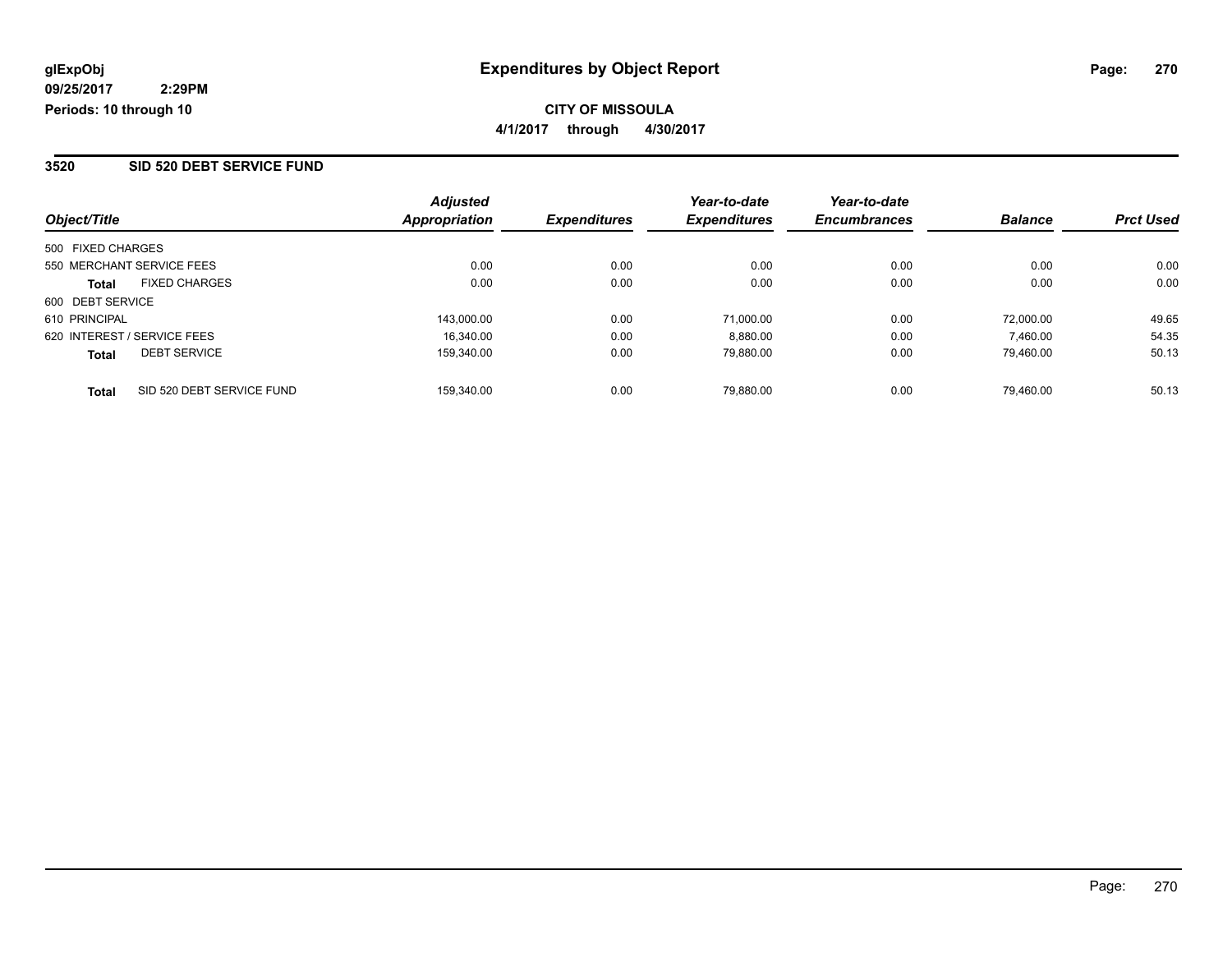glExpObj
09/25/2017 2:29PM
Periods: 10 through 10

# Expenditures by Object Report

**CITY OF MISSOULA**

**4/1/2017 through 4/30/2017**

## 3520 SID 520 DEBT SERVICE FUND

| Object/Title | | Adjusted Appropriation | Expenditures | Year-to-date Expenditures | Year-to-date Encumbrances | Balance | Prct Used |
|---|---|---|---|---|---|---|---|
| 500 FIXED CHARGES | | | | | | | |
| 550 MERCHANT SERVICE FEES | | 0.00 | 0.00 | 0.00 | 0.00 | 0.00 | 0.00 |
| **Total** | FIXED CHARGES | 0.00 | 0.00 | 0.00 | 0.00 | 0.00 | 0.00 |
| 600 DEBT SERVICE | | | | | | | |
| 610 PRINCIPAL | | 143,000.00 | 0.00 | 71,000.00 | 0.00 | 72,000.00 | 49.65 |
| 620 INTEREST / SERVICE FEES | | 16,340.00 | 0.00 | 8,880.00 | 0.00 | 7,460.00 | 54.35 |
| **Total** | DEBT SERVICE | 159,340.00 | 0.00 | 79,880.00 | 0.00 | 79,460.00 | 50.13 |
| **Total** | SID 520 DEBT SERVICE FUND | 159,340.00 | 0.00 | 79,880.00 | 0.00 | 79,460.00 | 50.13 |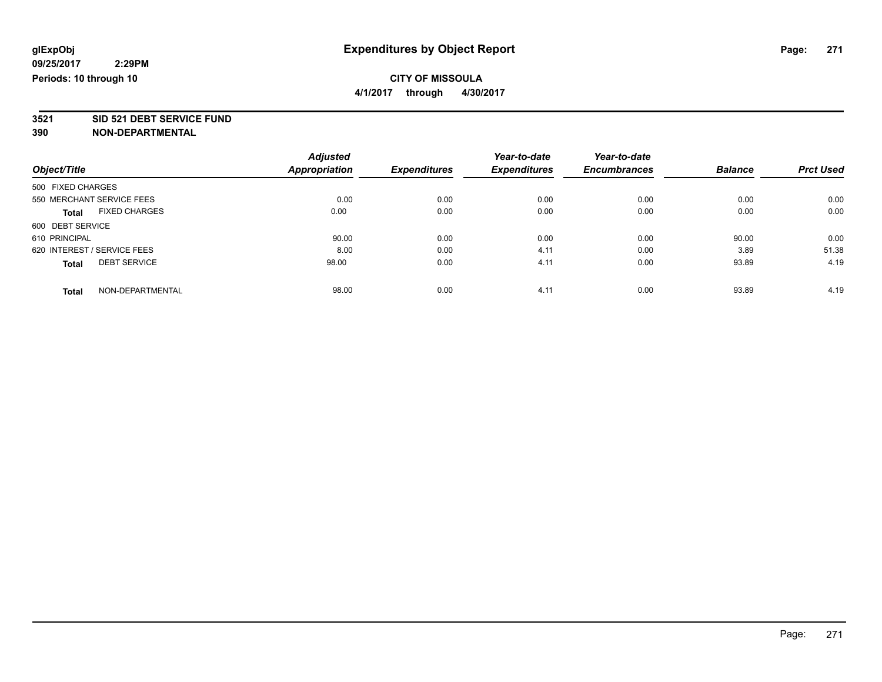**glExpObj**
**09/25/2017 2:29PM**
**Periods: 10 through 10**

# Expenditures by Object Report

**CITY OF MISSOULA**
**4/1/2017 through 4/30/2017**

**3521 SID 521 DEBT SERVICE FUND**
**390 NON-DEPARTMENTAL**

| Object/Title | Adjusted Appropriation | Expenditures | Year-to-date Expenditures | Year-to-date Encumbrances | Balance | Prct Used |
|---|---|---|---|---|---|---|
| 500 FIXED CHARGES | | | | | | |
| 550 MERCHANT SERVICE FEES | 0.00 | 0.00 | 0.00 | 0.00 | 0.00 | 0.00 |
| **Total** FIXED CHARGES | 0.00 | 0.00 | 0.00 | 0.00 | 0.00 | 0.00 |
| 600 DEBT SERVICE | | | | | | |
| 610 PRINCIPAL | 90.00 | 0.00 | 0.00 | 0.00 | 90.00 | 0.00 |
| 620 INTEREST / SERVICE FEES | 8.00 | 0.00 | 4.11 | 0.00 | 3.89 | 51.38 |
| **Total** DEBT SERVICE | 98.00 | 0.00 | 4.11 | 0.00 | 93.89 | 4.19 |
| **Total** NON-DEPARTMENTAL | 98.00 | 0.00 | 4.11 | 0.00 | 93.89 | 4.19 |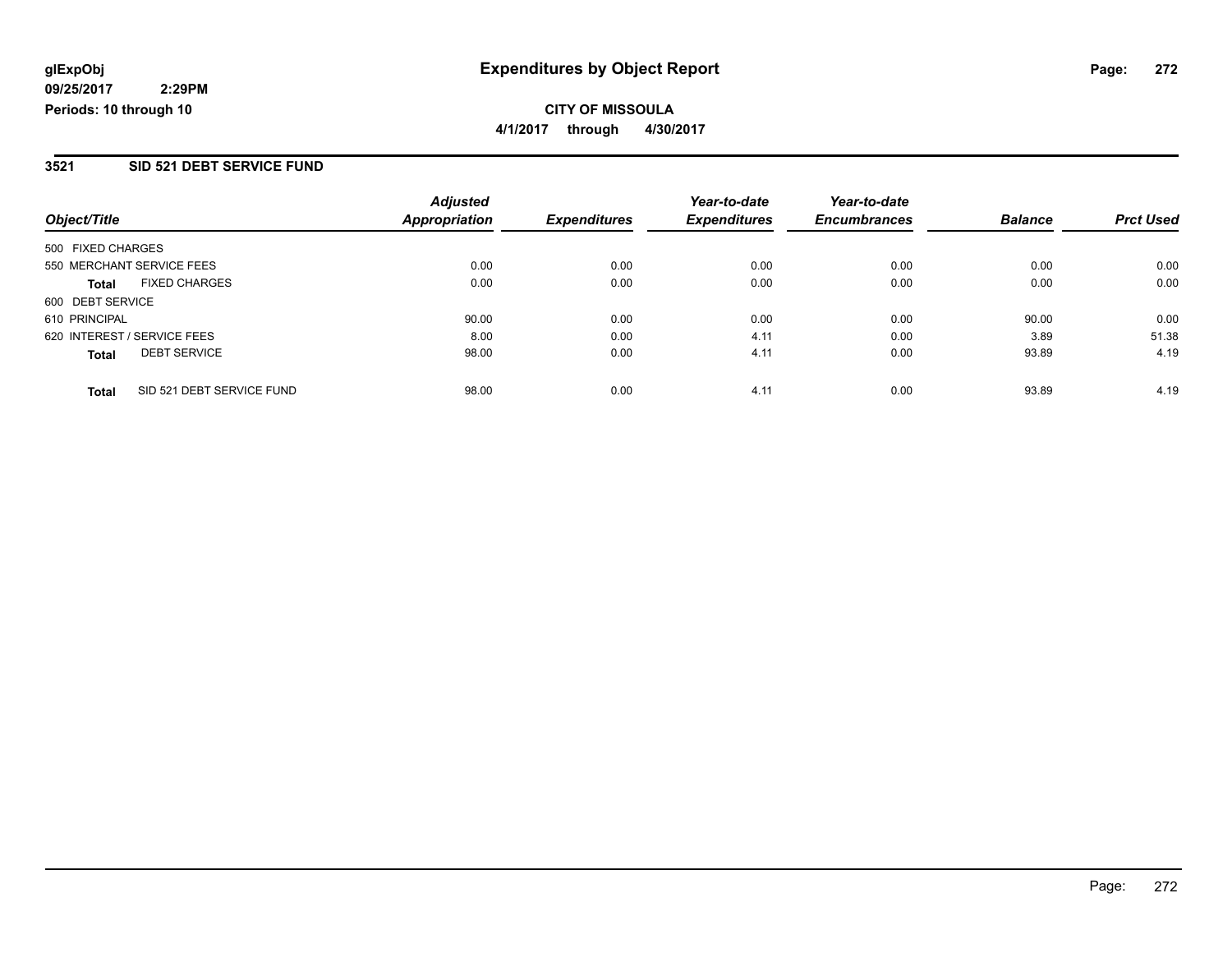**glExpObj**
**09/25/2017 2:29PM**
**Periods: 10 through 10**

# Expenditures by Object Report

**CITY OF MISSOULA**
**4/1/2017 through 4/30/2017**

## 3521 SID 521 DEBT SERVICE FUND

| Object/Title | | Adjusted Appropriation | Expenditures | Year-to-date Expenditures | Year-to-date Encumbrances | Balance | Prct Used |
|---|---|---|---|---|---|---|---|
| 500 FIXED CHARGES | | | | | | | |
| 550 MERCHANT SERVICE FEES | | 0.00 | 0.00 | 0.00 | 0.00 | 0.00 | 0.00 |
| **Total** | FIXED CHARGES | 0.00 | 0.00 | 0.00 | 0.00 | 0.00 | 0.00 |
| 600 DEBT SERVICE | | | | | | | |
| 610 PRINCIPAL | | 90.00 | 0.00 | 0.00 | 0.00 | 90.00 | 0.00 |
| 620 INTEREST / SERVICE FEES | | 8.00 | 0.00 | 4.11 | 0.00 | 3.89 | 51.38 |
| **Total** | DEBT SERVICE | 98.00 | 0.00 | 4.11 | 0.00 | 93.89 | 4.19 |
| **Total** | SID 521 DEBT SERVICE FUND | 98.00 | 0.00 | 4.11 | 0.00 | 93.89 | 4.19 |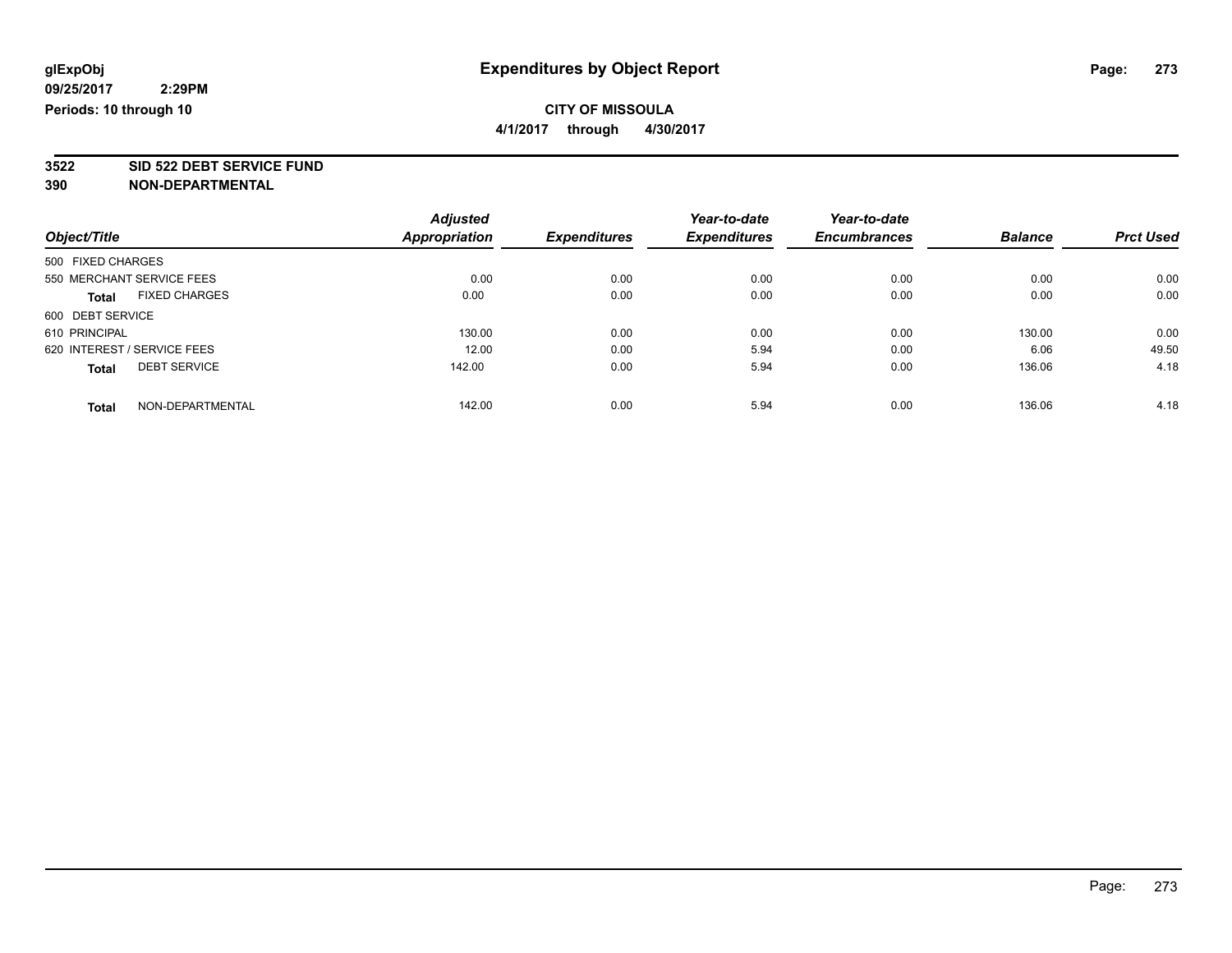# Expenditures by Object Report

glExpObj
09/25/2017 2:29PM
Periods: 10 through 10

**CITY OF MISSOULA**
**4/1/2017 through 4/30/2017**

## 3522 SID 522 DEBT SERVICE FUND
## 390 NON-DEPARTMENTAL

| Object/Title | Adjusted Appropriation | Expenditures | Year-to-date Expenditures | Year-to-date Encumbrances | Balance | Prct Used |
|---|---|---|---|---|---|---|
| 500 FIXED CHARGES | | | | | | |
| 550 MERCHANT SERVICE FEES | 0.00 | 0.00 | 0.00 | 0.00 | 0.00 | 0.00 |
| **Total** FIXED CHARGES | 0.00 | 0.00 | 0.00 | 0.00 | 0.00 | 0.00 |
| 600 DEBT SERVICE | | | | | | |
| 610 PRINCIPAL | 130.00 | 0.00 | 0.00 | 0.00 | 130.00 | 0.00 |
| 620 INTEREST / SERVICE FEES | 12.00 | 0.00 | 5.94 | 0.00 | 6.06 | 49.50 |
| **Total** DEBT SERVICE | 142.00 | 0.00 | 5.94 | 0.00 | 136.06 | 4.18 |
| **Total** NON-DEPARTMENTAL | 142.00 | 0.00 | 5.94 | 0.00 | 136.06 | 4.18 |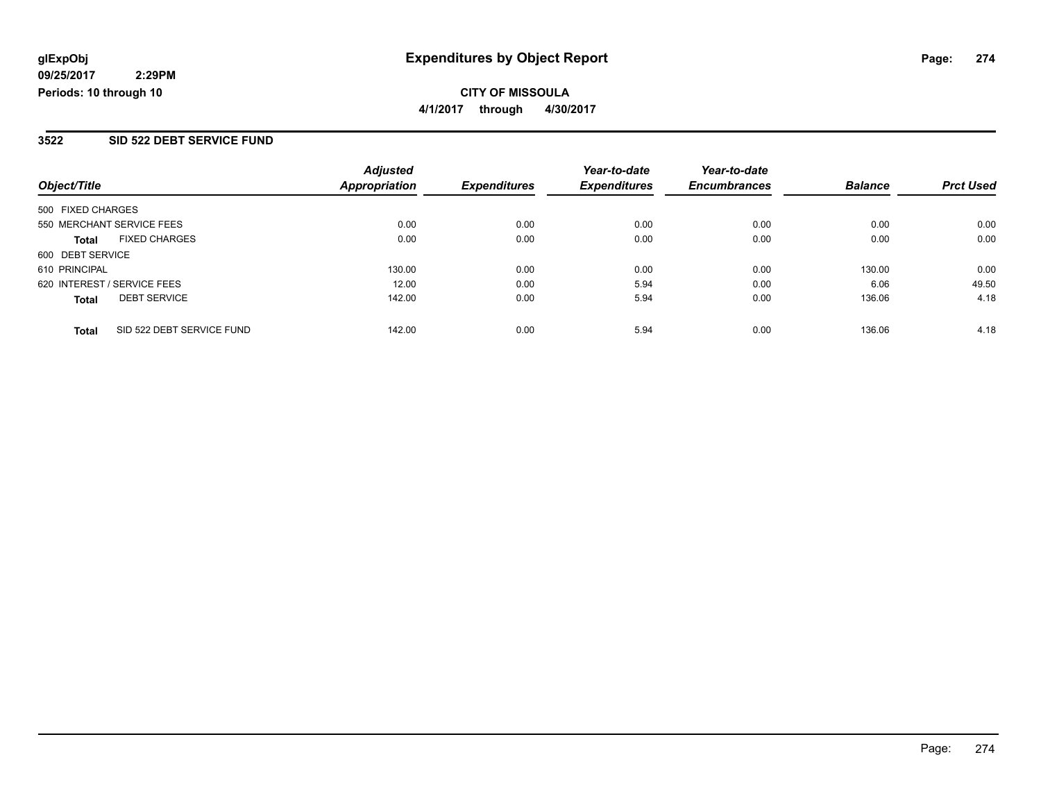# Expenditures by Object Report

glExpObj
09/25/2017 2:29PM
Periods: 10 through 10

**CITY OF MISSOULA**
**4/1/2017 through 4/30/2017**

## 3522 SID 522 DEBT SERVICE FUND

| Object/Title | Adjusted Appropriation | Expenditures | Year-to-date Expenditures | Year-to-date Encumbrances | Balance | Prct Used |
|---|---|---|---|---|---|---|
| 500 FIXED CHARGES | | | | | | |
| 550 MERCHANT SERVICE FEES | 0.00 | 0.00 | 0.00 | 0.00 | 0.00 | 0.00 |
| **Total** FIXED CHARGES | 0.00 | 0.00 | 0.00 | 0.00 | 0.00 | 0.00 |
| 600 DEBT SERVICE | | | | | | |
| 610 PRINCIPAL | 130.00 | 0.00 | 0.00 | 0.00 | 130.00 | 0.00 |
| 620 INTEREST / SERVICE FEES | 12.00 | 0.00 | 5.94 | 0.00 | 6.06 | 49.50 |
| **Total** DEBT SERVICE | 142.00 | 0.00 | 5.94 | 0.00 | 136.06 | 4.18 |
| **Total** SID 522 DEBT SERVICE FUND | 142.00 | 0.00 | 5.94 | 0.00 | 136.06 | 4.18 |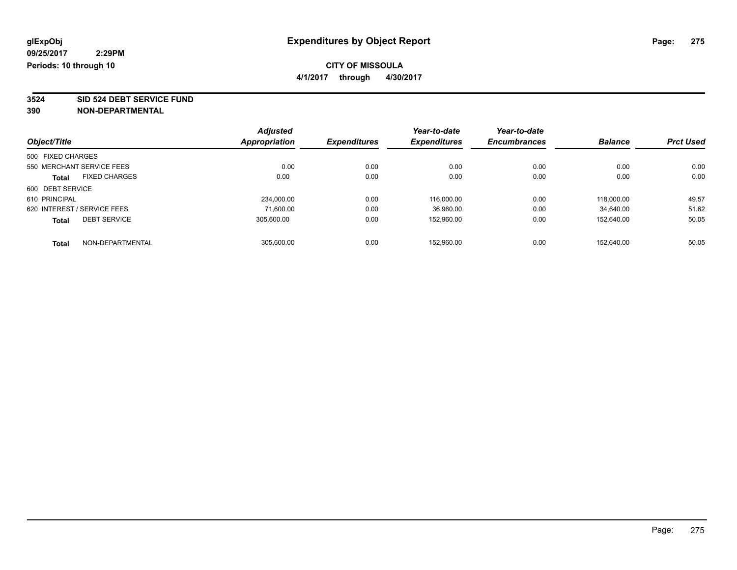**glExpObj**
**09/25/2017 2:29PM**
**Periods: 10 through 10**

# Expenditures by Object Report

**CITY OF MISSOULA**
**4/1/2017 through 4/30/2017**

**3524 SID 524 DEBT SERVICE FUND**
**390 NON-DEPARTMENTAL**

| Object/Title | Adjusted Appropriation | Expenditures | Year-to-date Expenditures | Year-to-date Encumbrances | Balance | Prct Used |
|---|---|---|---|---|---|---|
| 500 FIXED CHARGES | | | | | | |
| 550 MERCHANT SERVICE FEES | 0.00 | 0.00 | 0.00 | 0.00 | 0.00 | 0.00 |
| **Total** FIXED CHARGES | 0.00 | 0.00 | 0.00 | 0.00 | 0.00 | 0.00 |
| 600 DEBT SERVICE | | | | | | |
| 610 PRINCIPAL | 234,000.00 | 0.00 | 116,000.00 | 0.00 | 118,000.00 | 49.57 |
| 620 INTEREST / SERVICE FEES | 71,600.00 | 0.00 | 36,960.00 | 0.00 | 34,640.00 | 51.62 |
| **Total** DEBT SERVICE | 305,600.00 | 0.00 | 152,960.00 | 0.00 | 152,640.00 | 50.05 |
| **Total** NON-DEPARTMENTAL | 305,600.00 | 0.00 | 152,960.00 | 0.00 | 152,640.00 | 50.05 |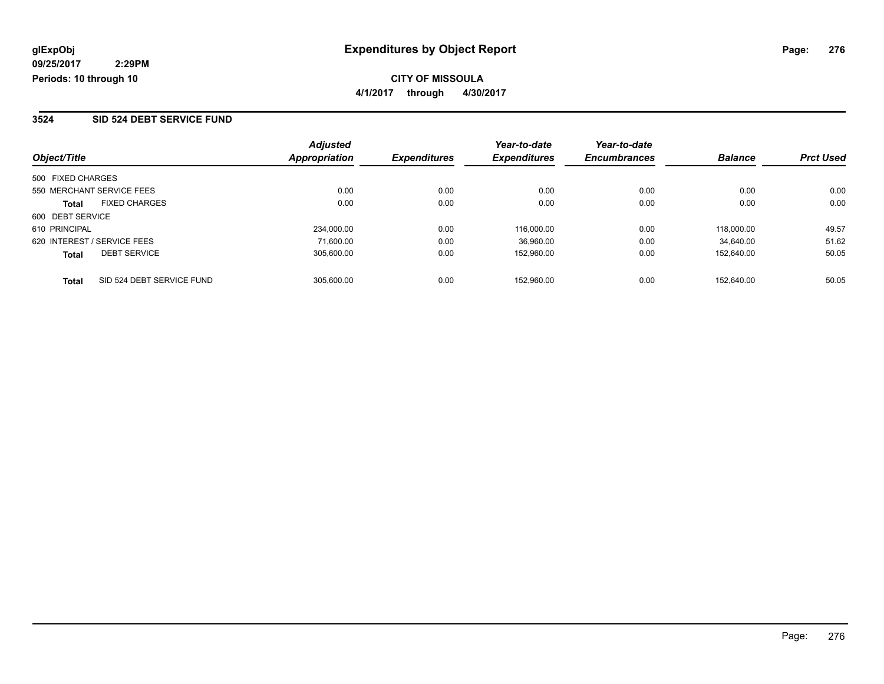**glExpObj**
**09/25/2017 2:29PM**
**Periods: 10 through 10**

# Expenditures by Object Report

**CITY OF MISSOULA**
**4/1/2017 through 4/30/2017**

## 3524 SID 524 DEBT SERVICE FUND

| Object/Title | Adjusted Appropriation | Expenditures | Year-to-date Expenditures | Year-to-date Encumbrances | Balance | Prct Used |
|---|---|---|---|---|---|---|
| 500 FIXED CHARGES | | | | | | |
| 550 MERCHANT SERVICE FEES | 0.00 | 0.00 | 0.00 | 0.00 | 0.00 | 0.00 |
| **Total** FIXED CHARGES | 0.00 | 0.00 | 0.00 | 0.00 | 0.00 | 0.00 |
| 600 DEBT SERVICE | | | | | | |
| 610 PRINCIPAL | 234,000.00 | 0.00 | 116,000.00 | 0.00 | 118,000.00 | 49.57 |
| 620 INTEREST / SERVICE FEES | 71,600.00 | 0.00 | 36,960.00 | 0.00 | 34,640.00 | 51.62 |
| **Total** DEBT SERVICE | 305,600.00 | 0.00 | 152,960.00 | 0.00 | 152,640.00 | 50.05 |
| **Total** SID 524 DEBT SERVICE FUND | 305,600.00 | 0.00 | 152,960.00 | 0.00 | 152,640.00 | 50.05 |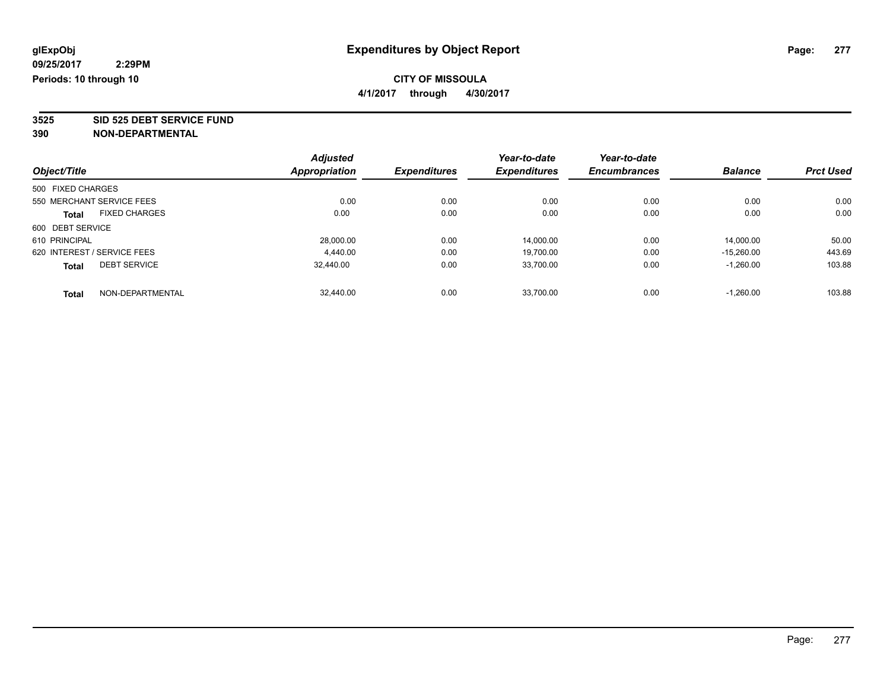glExpObj
09/25/2017 2:29PM
Periods: 10 through 10

# Expenditures by Object Report

**CITY OF MISSOULA**
**4/1/2017 through 4/30/2017**

**3525 SID 525 DEBT SERVICE FUND**
**390 NON-DEPARTMENTAL**

| Object/Title | | Adjusted Appropriation | Expenditures | Year-to-date Expenditures | Year-to-date Encumbrances | Balance | Prct Used |
|---|---|---|---|---|---|---|---|
| 500 FIXED CHARGES | | | | | | | |
| 550 MERCHANT SERVICE FEES | | 0.00 | 0.00 | 0.00 | 0.00 | 0.00 | 0.00 |
| **Total** | FIXED CHARGES | 0.00 | 0.00 | 0.00 | 0.00 | 0.00 | 0.00 |
| 600 DEBT SERVICE | | | | | | | |
| 610 PRINCIPAL | | 28,000.00 | 0.00 | 14,000.00 | 0.00 | 14,000.00 | 50.00 |
| 620 INTEREST / SERVICE FEES | | 4,440.00 | 0.00 | 19,700.00 | 0.00 | -15,260.00 | 443.69 |
| **Total** | DEBT SERVICE | 32,440.00 | 0.00 | 33,700.00 | 0.00 | -1,260.00 | 103.88 |
| **Total** | NON-DEPARTMENTAL | 32,440.00 | 0.00 | 33,700.00 | 0.00 | -1,260.00 | 103.88 |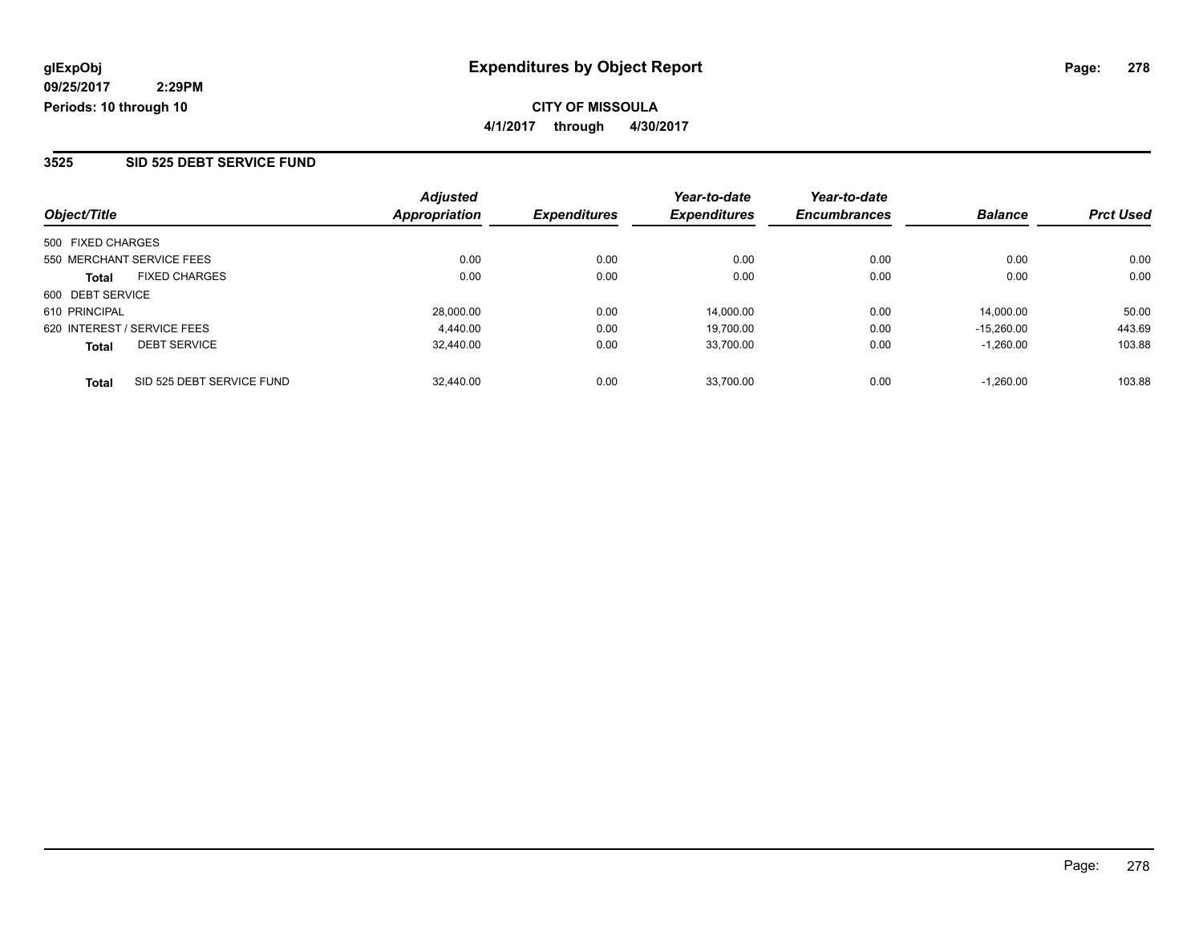# Expenditures by Object Report

glExpObj
09/25/2017 2:29PM
Periods: 10 through 10

**CITY OF MISSOULA**

**4/1/2017 through 4/30/2017**

## 3525 SID 525 DEBT SERVICE FUND

| Object/Title | | Adjusted Appropriation | Expenditures | Year-to-date Expenditures | Year-to-date Encumbrances | Balance | Prct Used |
|---|---|---|---|---|---|---|---|
| 500 FIXED CHARGES | | | | | | | |
| 550 MERCHANT SERVICE FEES | | 0.00 | 0.00 | 0.00 | 0.00 | 0.00 | 0.00 |
| **Total** | FIXED CHARGES | 0.00 | 0.00 | 0.00 | 0.00 | 0.00 | 0.00 |
| 600 DEBT SERVICE | | | | | | | |
| 610 PRINCIPAL | | 28,000.00 | 0.00 | 14,000.00 | 0.00 | 14,000.00 | 50.00 |
| 620 INTEREST / SERVICE FEES | | 4,440.00 | 0.00 | 19,700.00 | 0.00 | -15,260.00 | 443.69 |
| **Total** | DEBT SERVICE | 32,440.00 | 0.00 | 33,700.00 | 0.00 | -1,260.00 | 103.88 |
| **Total** | SID 525 DEBT SERVICE FUND | 32,440.00 | 0.00 | 33,700.00 | 0.00 | -1,260.00 | 103.88 |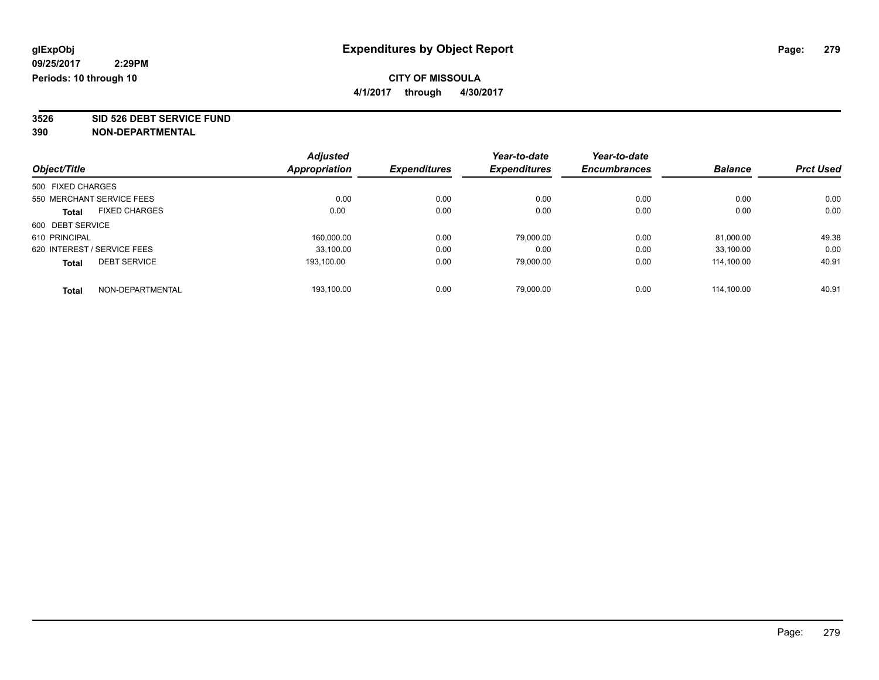# Expenditures by Object Report

glExpObj
09/25/2017 2:29PM
Periods: 10 through 10

**CITY OF MISSOULA**
**4/1/2017 through 4/30/2017**

**3526 SID 526 DEBT SERVICE FUND**
**390 NON-DEPARTMENTAL**

| Object/Title | Adjusted Appropriation | Expenditures | Year-to-date Expenditures | Year-to-date Encumbrances | Balance | Prct Used |
|---|---|---|---|---|---|---|
| 500 FIXED CHARGES | | | | | | |
| 550 MERCHANT SERVICE FEES | 0.00 | 0.00 | 0.00 | 0.00 | 0.00 | 0.00 |
| **Total** FIXED CHARGES | 0.00 | 0.00 | 0.00 | 0.00 | 0.00 | 0.00 |
| 600 DEBT SERVICE | | | | | | |
| 610 PRINCIPAL | 160,000.00 | 0.00 | 79,000.00 | 0.00 | 81,000.00 | 49.38 |
| 620 INTEREST / SERVICE FEES | 33,100.00 | 0.00 | 0.00 | 0.00 | 33,100.00 | 0.00 |
| **Total** DEBT SERVICE | 193,100.00 | 0.00 | 79,000.00 | 0.00 | 114,100.00 | 40.91 |
| **Total** NON-DEPARTMENTAL | 193,100.00 | 0.00 | 79,000.00 | 0.00 | 114,100.00 | 40.91 |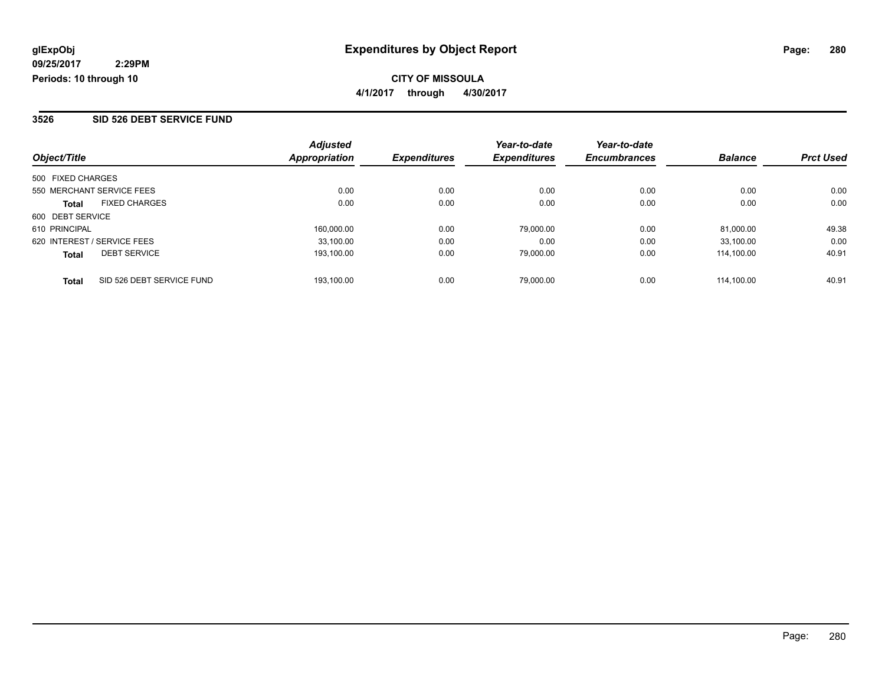**glExpObj** **Expenditures by Object Report**

**09/25/2017 2:29PM**

**Periods: 10 through 10**

**CITY OF MISSOULA**

**4/1/2017 through 4/30/2017**

## 3526 SID 526 DEBT SERVICE FUND

| Object/Title | | Adjusted Appropriation | Expenditures | Year-to-date Expenditures | Year-to-date Encumbrances | Balance | Prct Used |
|---|---|---|---|---|---|---|---|
| 500 FIXED CHARGES | | | | | | | |
| 550 MERCHANT SERVICE FEES | | 0.00 | 0.00 | 0.00 | 0.00 | 0.00 | 0.00 |
| **Total** | FIXED CHARGES | 0.00 | 0.00 | 0.00 | 0.00 | 0.00 | 0.00 |
| 600 DEBT SERVICE | | | | | | | |
| 610 PRINCIPAL | | 160,000.00 | 0.00 | 79,000.00 | 0.00 | 81,000.00 | 49.38 |
| 620 INTEREST / SERVICE FEES | | 33,100.00 | 0.00 | 0.00 | 0.00 | 33,100.00 | 0.00 |
| **Total** | DEBT SERVICE | 193,100.00 | 0.00 | 79,000.00 | 0.00 | 114,100.00 | 40.91 |
| **Total** | SID 526 DEBT SERVICE FUND | 193,100.00 | 0.00 | 79,000.00 | 0.00 | 114,100.00 | 40.91 |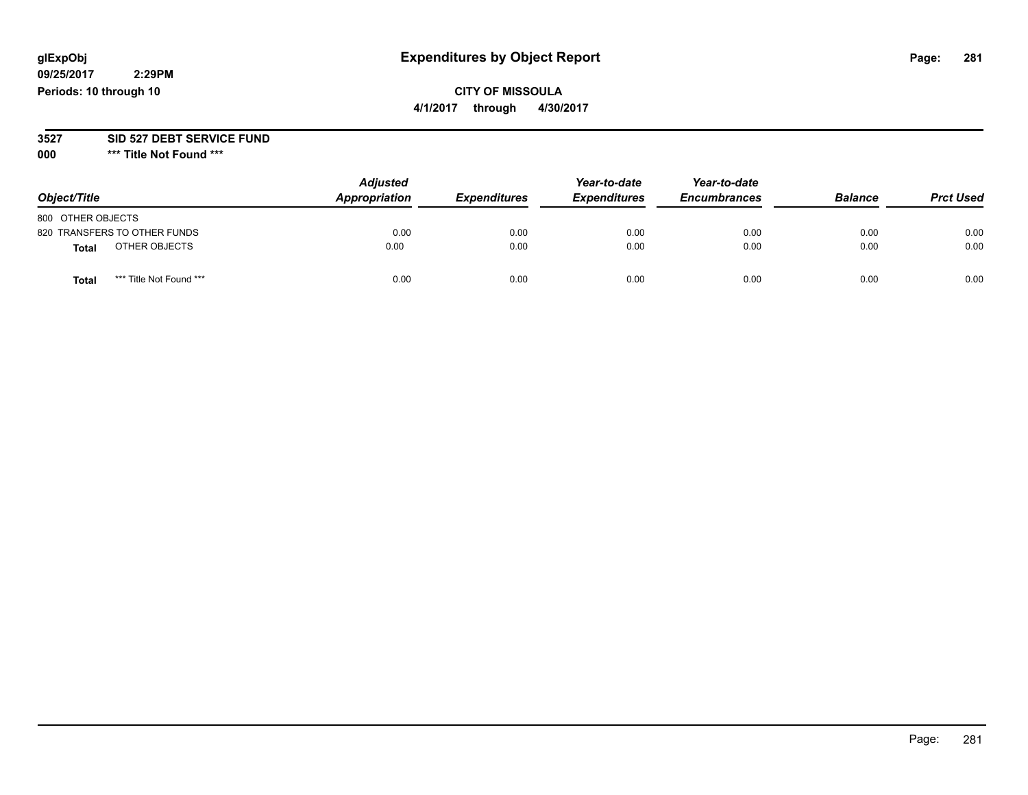**glExpObj**
**09/25/2017 2:29PM**
**Periods: 10 through 10**

# Expenditures by Object Report

**CITY OF MISSOULA**
**4/1/2017 through 4/30/2017**

**3527 SID 527 DEBT SERVICE FUND**
**000 \*\*\* Title Not Found \*\*\***

| Object/Title | Adjusted Appropriation | Expenditures | Year-to-date Expenditures | Year-to-date Encumbrances | Balance | Prct Used |
|---|---|---|---|---|---|---|
| 800 OTHER OBJECTS | | | | | | |
| 820 TRANSFERS TO OTHER FUNDS | 0.00 | 0.00 | 0.00 | 0.00 | 0.00 | 0.00 |
| **Total** OTHER OBJECTS | 0.00 | 0.00 | 0.00 | 0.00 | 0.00 | 0.00 |
| **Total** *** Title Not Found *** | 0.00 | 0.00 | 0.00 | 0.00 | 0.00 | 0.00 |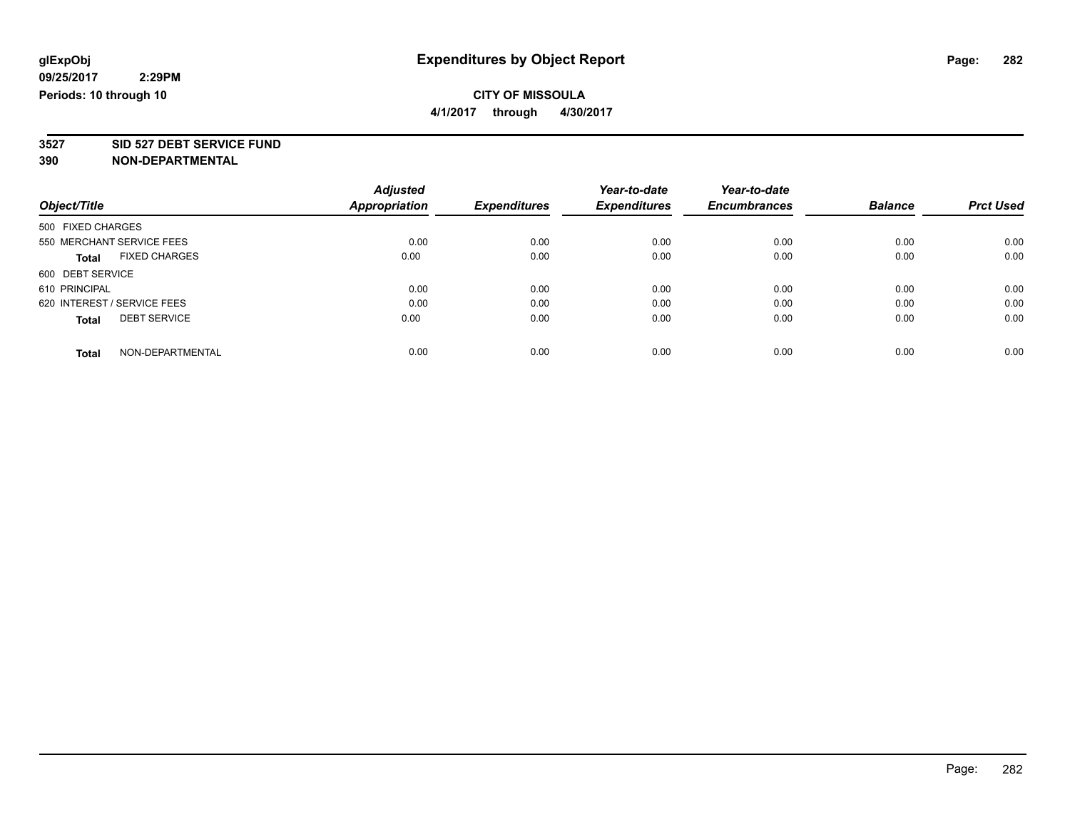# Expenditures by Object Report

glExpObj
09/25/2017 2:29PM
Periods: 10 through 10

**CITY OF MISSOULA**
**4/1/2017 through 4/30/2017**

**3527 SID 527 DEBT SERVICE FUND**
**390 NON-DEPARTMENTAL**

| Object/Title | Adjusted Appropriation | Expenditures | Year-to-date Expenditures | Year-to-date Encumbrances | Balance | Prct Used |
|---|---|---|---|---|---|---|
| 500 FIXED CHARGES | | | | | | |
| 550 MERCHANT SERVICE FEES | 0.00 | 0.00 | 0.00 | 0.00 | 0.00 | 0.00 |
| **Total** FIXED CHARGES | 0.00 | 0.00 | 0.00 | 0.00 | 0.00 | 0.00 |
| 600 DEBT SERVICE | | | | | | |
| 610 PRINCIPAL | 0.00 | 0.00 | 0.00 | 0.00 | 0.00 | 0.00 |
| 620 INTEREST / SERVICE FEES | 0.00 | 0.00 | 0.00 | 0.00 | 0.00 | 0.00 |
| **Total** DEBT SERVICE | 0.00 | 0.00 | 0.00 | 0.00 | 0.00 | 0.00 |
| **Total** NON-DEPARTMENTAL | 0.00 | 0.00 | 0.00 | 0.00 | 0.00 | 0.00 |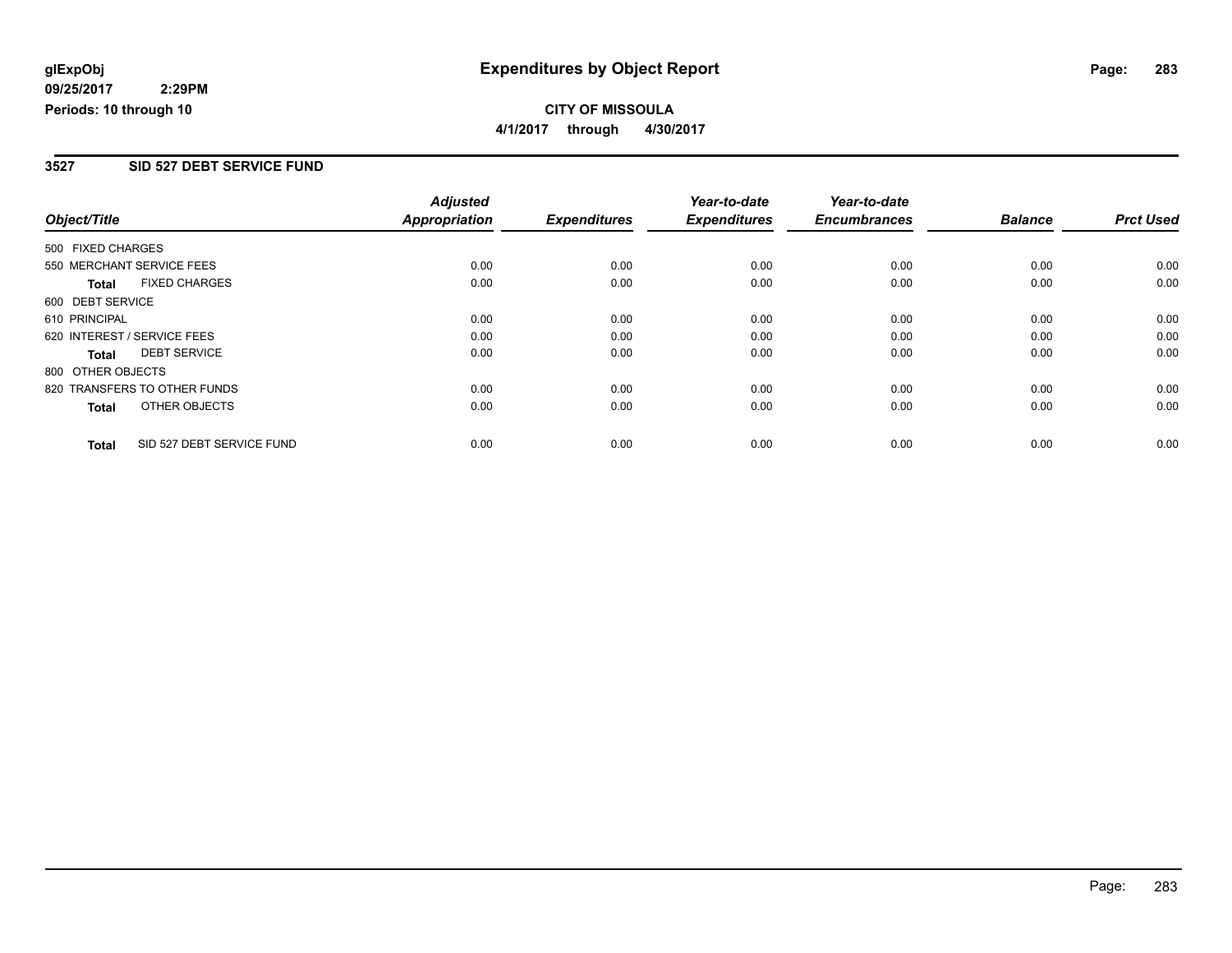glExpObj
09/25/2017 2:29PM
Periods: 10 through 10

# Expenditures by Object Report

**CITY OF MISSOULA**

**4/1/2017 through 4/30/2017**

## 3527 SID 527 DEBT SERVICE FUND

| Object/Title | Adjusted Appropriation | Expenditures | Year-to-date Expenditures | Year-to-date Encumbrances | Balance | Prct Used |
|---|---|---|---|---|---|---|
| 500 FIXED CHARGES | | | | | | |
| 550 MERCHANT SERVICE FEES | 0.00 | 0.00 | 0.00 | 0.00 | 0.00 | 0.00 |
| **Total** FIXED CHARGES | 0.00 | 0.00 | 0.00 | 0.00 | 0.00 | 0.00 |
| 600 DEBT SERVICE | | | | | | |
| 610 PRINCIPAL | 0.00 | 0.00 | 0.00 | 0.00 | 0.00 | 0.00 |
| 620 INTEREST / SERVICE FEES | 0.00 | 0.00 | 0.00 | 0.00 | 0.00 | 0.00 |
| **Total** DEBT SERVICE | 0.00 | 0.00 | 0.00 | 0.00 | 0.00 | 0.00 |
| 800 OTHER OBJECTS | | | | | | |
| 820 TRANSFERS TO OTHER FUNDS | 0.00 | 0.00 | 0.00 | 0.00 | 0.00 | 0.00 |
| **Total** OTHER OBJECTS | 0.00 | 0.00 | 0.00 | 0.00 | 0.00 | 0.00 |
| **Total** SID 527 DEBT SERVICE FUND | 0.00 | 0.00 | 0.00 | 0.00 | 0.00 | 0.00 |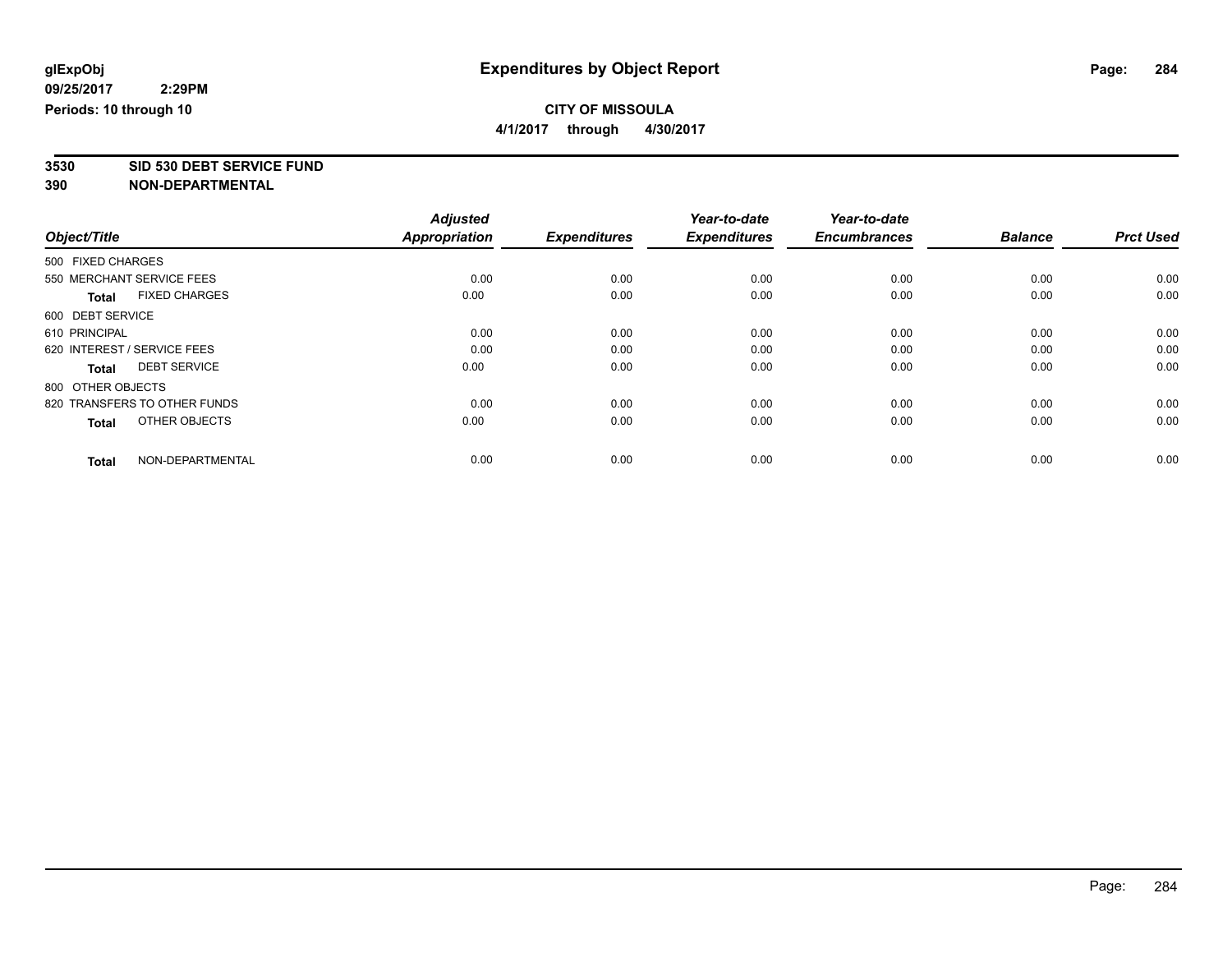**glExpObj** **Expenditures by Object Report**
**09/25/2017 2:29PM**
**Periods: 10 through 10**

**CITY OF MISSOULA**
**4/1/2017 through 4/30/2017**

**3530 SID 530 DEBT SERVICE FUND**
**390 NON-DEPARTMENTAL**

| Object/Title | Adjusted Appropriation | Expenditures | Year-to-date Expenditures | Year-to-date Encumbrances | Balance | Prct Used |
|---|---|---|---|---|---|---|
| 500 FIXED CHARGES | | | | | | |
| 550 MERCHANT SERVICE FEES | 0.00 | 0.00 | 0.00 | 0.00 | 0.00 | 0.00 |
| **Total** FIXED CHARGES | 0.00 | 0.00 | 0.00 | 0.00 | 0.00 | 0.00 |
| 600 DEBT SERVICE | | | | | | |
| 610 PRINCIPAL | 0.00 | 0.00 | 0.00 | 0.00 | 0.00 | 0.00 |
| 620 INTEREST / SERVICE FEES | 0.00 | 0.00 | 0.00 | 0.00 | 0.00 | 0.00 |
| **Total** DEBT SERVICE | 0.00 | 0.00 | 0.00 | 0.00 | 0.00 | 0.00 |
| 800 OTHER OBJECTS | | | | | | |
| 820 TRANSFERS TO OTHER FUNDS | 0.00 | 0.00 | 0.00 | 0.00 | 0.00 | 0.00 |
| **Total** OTHER OBJECTS | 0.00 | 0.00 | 0.00 | 0.00 | 0.00 | 0.00 |
| **Total** NON-DEPARTMENTAL | 0.00 | 0.00 | 0.00 | 0.00 | 0.00 | 0.00 |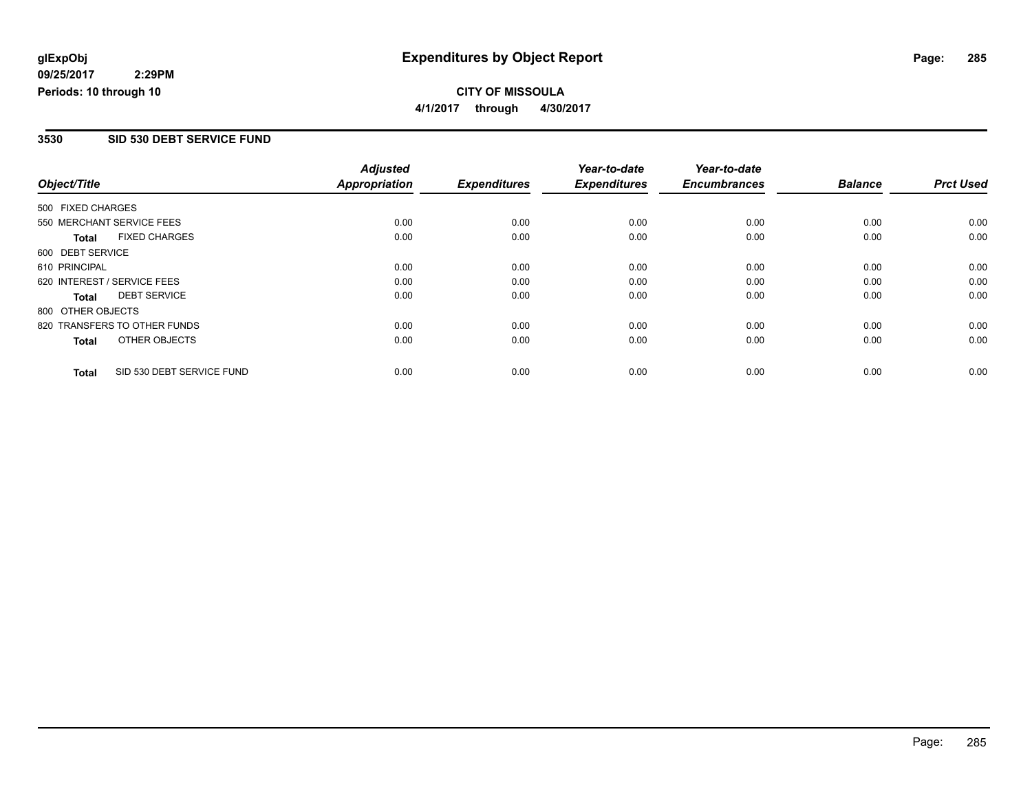**glExpObj**
**09/25/2017 2:29PM**
**Periods: 10 through 10**

# Expenditures by Object Report

**CITY OF MISSOULA**
**4/1/2017 through 4/30/2017**

## 3530 SID 530 DEBT SERVICE FUND

| Object/Title | Adjusted Appropriation | Expenditures | Year-to-date Expenditures | Year-to-date Encumbrances | Balance | Prct Used |
|---|---|---|---|---|---|---|
| 500 FIXED CHARGES | | | | | | |
| 550 MERCHANT SERVICE FEES | 0.00 | 0.00 | 0.00 | 0.00 | 0.00 | 0.00 |
| **Total** FIXED CHARGES | 0.00 | 0.00 | 0.00 | 0.00 | 0.00 | 0.00 |
| 600 DEBT SERVICE | | | | | | |
| 610 PRINCIPAL | 0.00 | 0.00 | 0.00 | 0.00 | 0.00 | 0.00 |
| 620 INTEREST / SERVICE FEES | 0.00 | 0.00 | 0.00 | 0.00 | 0.00 | 0.00 |
| **Total** DEBT SERVICE | 0.00 | 0.00 | 0.00 | 0.00 | 0.00 | 0.00 |
| 800 OTHER OBJECTS | | | | | | |
| 820 TRANSFERS TO OTHER FUNDS | 0.00 | 0.00 | 0.00 | 0.00 | 0.00 | 0.00 |
| **Total** OTHER OBJECTS | 0.00 | 0.00 | 0.00 | 0.00 | 0.00 | 0.00 |
| **Total** SID 530 DEBT SERVICE FUND | 0.00 | 0.00 | 0.00 | 0.00 | 0.00 | 0.00 |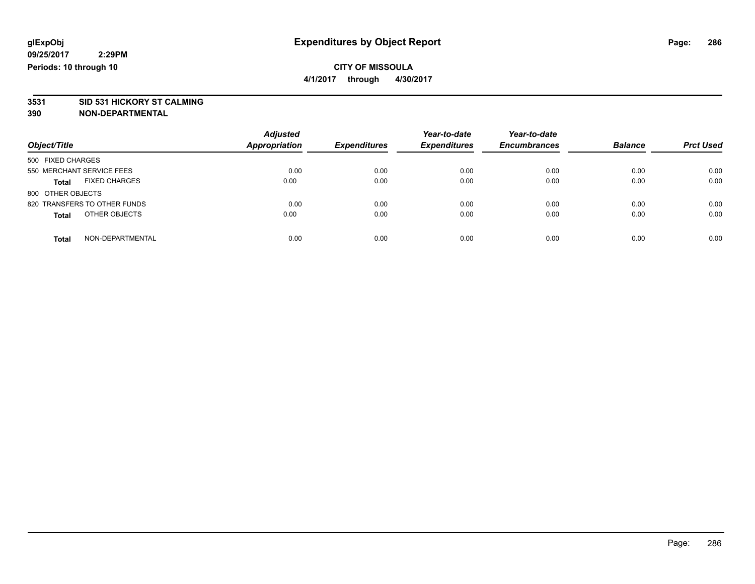**glExpObj** **Expenditures by Object Report**

**09/25/2017 2:29PM**

**Periods: 10 through 10**

**CITY OF MISSOULA**

**4/1/2017 through 4/30/2017**

**3531 SID 531 HICKORY ST CALMING**

**390 NON-DEPARTMENTAL**

| Object/Title | Adjusted Appropriation | Expenditures | Year-to-date Expenditures | Year-to-date Encumbrances | Balance | Prct Used |
|---|---|---|---|---|---|---|
| 500 FIXED CHARGES | | | | | | |
| 550 MERCHANT SERVICE FEES | 0.00 | 0.00 | 0.00 | 0.00 | 0.00 | 0.00 |
| **Total** FIXED CHARGES | 0.00 | 0.00 | 0.00 | 0.00 | 0.00 | 0.00 |
| 800 OTHER OBJECTS | | | | | | |
| 820 TRANSFERS TO OTHER FUNDS | 0.00 | 0.00 | 0.00 | 0.00 | 0.00 | 0.00 |
| **Total** OTHER OBJECTS | 0.00 | 0.00 | 0.00 | 0.00 | 0.00 | 0.00 |
| **Total** NON-DEPARTMENTAL | 0.00 | 0.00 | 0.00 | 0.00 | 0.00 | 0.00 |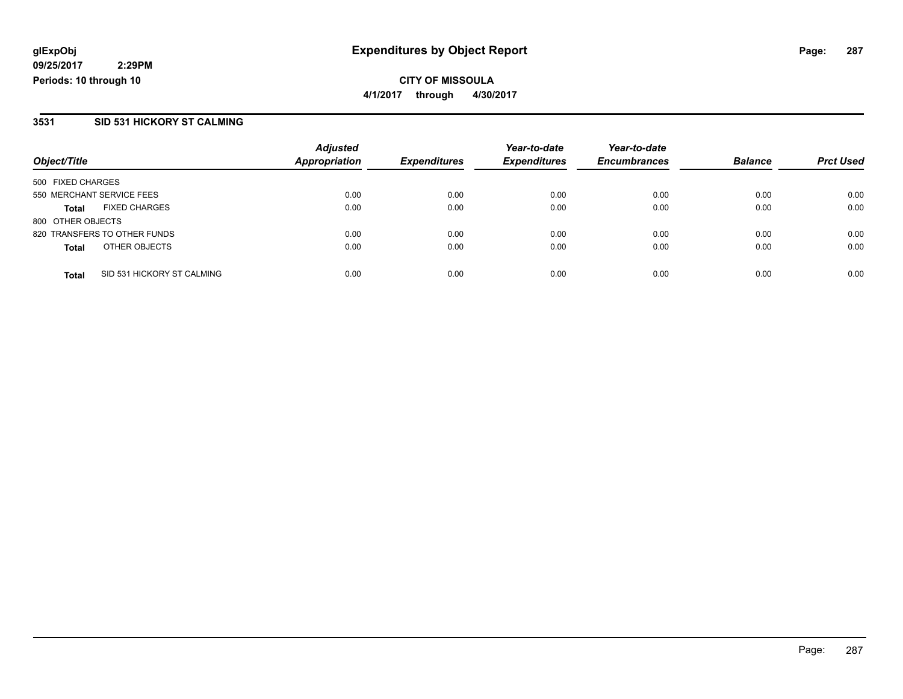**glExpObj**
**09/25/2017 2:29PM**
**Periods: 10 through 10**

# Expenditures by Object Report

**CITY OF MISSOULA**
**4/1/2017 through 4/30/2017**

## 3531 SID 531 HICKORY ST CALMING

| Object/Title | | Adjusted Appropriation | Expenditures | Year-to-date Expenditures | Year-to-date Encumbrances | Balance | Prct Used |
|---|---|---|---|---|---|---|---|
| 500 FIXED CHARGES | | | | | | | |
| 550 MERCHANT SERVICE FEES | | 0.00 | 0.00 | 0.00 | 0.00 | 0.00 | 0.00 |
| **Total** | FIXED CHARGES | 0.00 | 0.00 | 0.00 | 0.00 | 0.00 | 0.00 |
| 800 OTHER OBJECTS | | | | | | | |
| 820 TRANSFERS TO OTHER FUNDS | | 0.00 | 0.00 | 0.00 | 0.00 | 0.00 | 0.00 |
| **Total** | OTHER OBJECTS | 0.00 | 0.00 | 0.00 | 0.00 | 0.00 | 0.00 |
| **Total** | SID 531 HICKORY ST CALMING | 0.00 | 0.00 | 0.00 | 0.00 | 0.00 | 0.00 |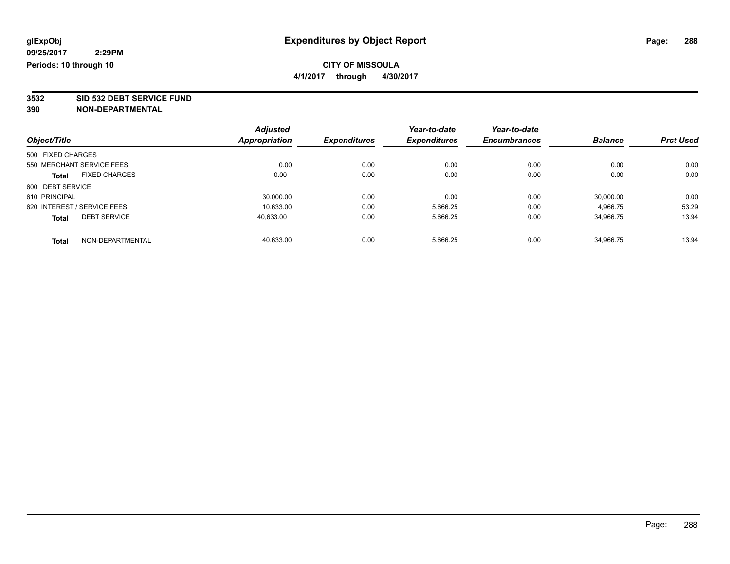**glExpObj**
**09/25/2017 2:29PM**
**Periods: 10 through 10**

# Expenditures by Object Report

**CITY OF MISSOULA**
**4/1/2017 through 4/30/2017**

**3532 SID 532 DEBT SERVICE FUND**
**390 NON-DEPARTMENTAL**

| Object/Title | Adjusted Appropriation | Expenditures | Year-to-date Expenditures | Year-to-date Encumbrances | Balance | Prct Used |
|---|---|---|---|---|---|---|
| 500 FIXED CHARGES | | | | | | |
| 550 MERCHANT SERVICE FEES | 0.00 | 0.00 | 0.00 | 0.00 | 0.00 | 0.00 |
| **Total** FIXED CHARGES | 0.00 | 0.00 | 0.00 | 0.00 | 0.00 | 0.00 |
| 600 DEBT SERVICE | | | | | | |
| 610 PRINCIPAL | 30,000.00 | 0.00 | 0.00 | 0.00 | 30,000.00 | 0.00 |
| 620 INTEREST / SERVICE FEES | 10,633.00 | 0.00 | 5,666.25 | 0.00 | 4,966.75 | 53.29 |
| **Total** DEBT SERVICE | 40,633.00 | 0.00 | 5,666.25 | 0.00 | 34,966.75 | 13.94 |
| **Total** NON-DEPARTMENTAL | 40,633.00 | 0.00 | 5,666.25 | 0.00 | 34,966.75 | 13.94 |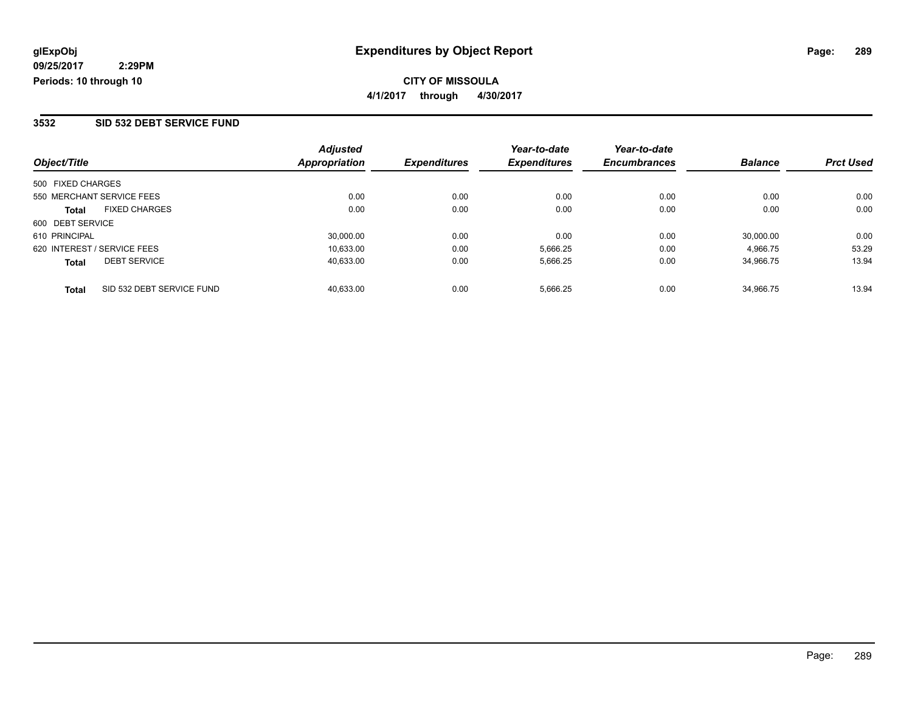glExpObj
09/25/2017 2:29PM
Periods: 10 through 10

# Expenditures by Object Report

**CITY OF MISSOULA**
**4/1/2017 through 4/30/2017**

## 3532 SID 532 DEBT SERVICE FUND

| Object/Title | | Adjusted Appropriation | Expenditures | Year-to-date Expenditures | Year-to-date Encumbrances | Balance | Prct Used |
|---|---|---|---|---|---|---|---|
| 500 FIXED CHARGES | | | | | | | |
| 550 MERCHANT SERVICE FEES | | 0.00 | 0.00 | 0.00 | 0.00 | 0.00 | 0.00 |
| **Total** | FIXED CHARGES | 0.00 | 0.00 | 0.00 | 0.00 | 0.00 | 0.00 |
| 600 DEBT SERVICE | | | | | | | |
| 610 PRINCIPAL | | 30,000.00 | 0.00 | 0.00 | 0.00 | 30,000.00 | 0.00 |
| 620 INTEREST / SERVICE FEES | | 10,633.00 | 0.00 | 5,666.25 | 0.00 | 4,966.75 | 53.29 |
| **Total** | DEBT SERVICE | 40,633.00 | 0.00 | 5,666.25 | 0.00 | 34,966.75 | 13.94 |
| **Total** | SID 532 DEBT SERVICE FUND | 40,633.00 | 0.00 | 5,666.25 | 0.00 | 34,966.75 | 13.94 |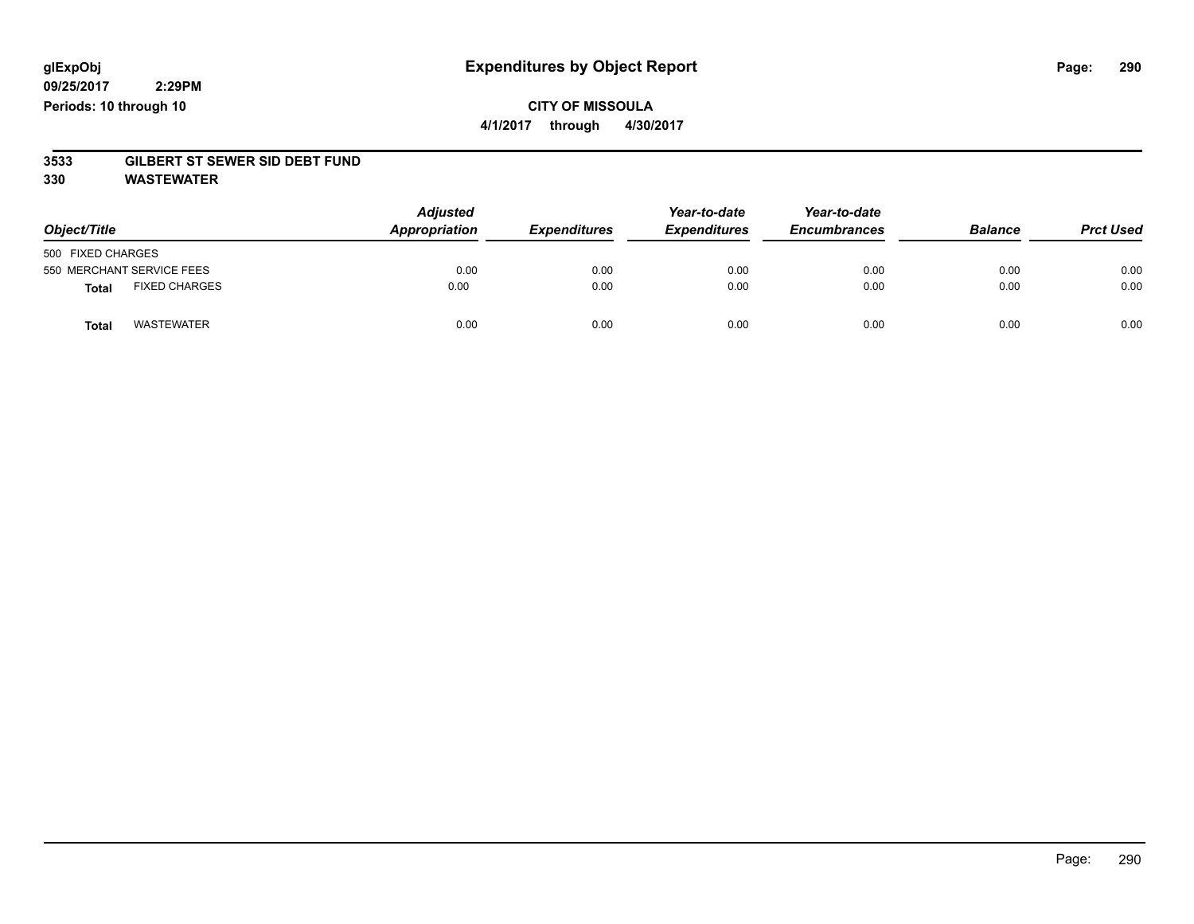glExpObj
09/25/2017 2:29PM
Periods: 10 through 10

# Expenditures by Object Report

**CITY OF MISSOULA**
**4/1/2017 through 4/30/2017**

**3533 GILBERT ST SEWER SID DEBT FUND**
**330 WASTEWATER**

| Object/Title | Adjusted Appropriation | Expenditures | Year-to-date Expenditures | Year-to-date Encumbrances | Balance | Prct Used |
|---|---|---|---|---|---|---|
| 500 FIXED CHARGES | | | | | | |
| 550 MERCHANT SERVICE FEES | 0.00 | 0.00 | 0.00 | 0.00 | 0.00 | 0.00 |
| **Total** FIXED CHARGES | 0.00 | 0.00 | 0.00 | 0.00 | 0.00 | 0.00 |
| **Total** WASTEWATER | 0.00 | 0.00 | 0.00 | 0.00 | 0.00 | 0.00 |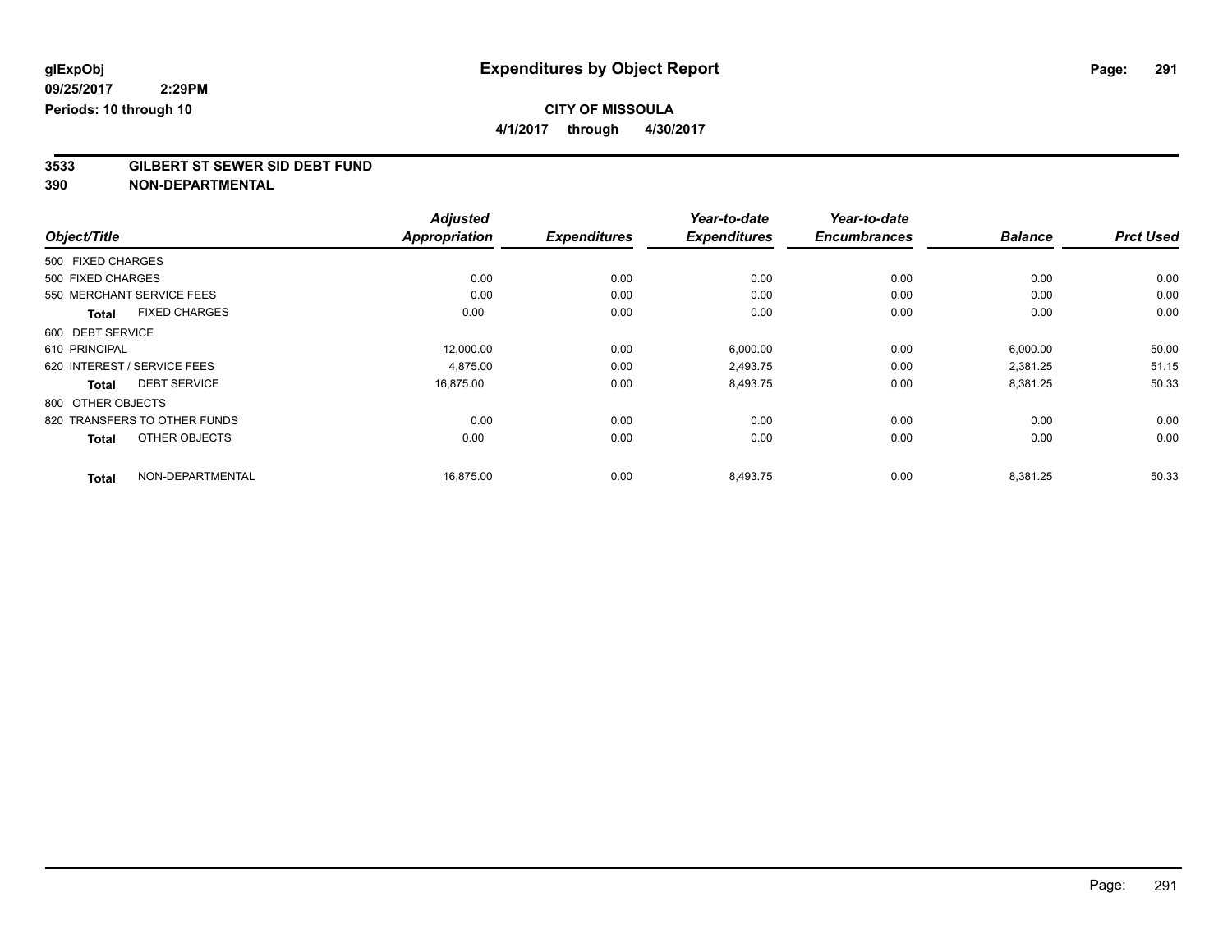**glExpObj**
**09/25/2017 2:29PM**
**Periods: 10 through 10**

# Expenditures by Object Report

**CITY OF MISSOULA**
**4/1/2017 through 4/30/2017**

## 3533 GILBERT ST SEWER SID DEBT FUND
## 390 NON-DEPARTMENTAL

| Object/Title | Adjusted Appropriation | Expenditures | Year-to-date Expenditures | Year-to-date Encumbrances | Balance | Prct Used |
|---|---|---|---|---|---|---|
| 500 FIXED CHARGES | | | | | | |
| 500 FIXED CHARGES | 0.00 | 0.00 | 0.00 | 0.00 | 0.00 | 0.00 |
| 550 MERCHANT SERVICE FEES | 0.00 | 0.00 | 0.00 | 0.00 | 0.00 | 0.00 |
| **Total** FIXED CHARGES | 0.00 | 0.00 | 0.00 | 0.00 | 0.00 | 0.00 |
| 600 DEBT SERVICE | | | | | | |
| 610 PRINCIPAL | 12,000.00 | 0.00 | 6,000.00 | 0.00 | 6,000.00 | 50.00 |
| 620 INTEREST / SERVICE FEES | 4,875.00 | 0.00 | 2,493.75 | 0.00 | 2,381.25 | 51.15 |
| **Total** DEBT SERVICE | 16,875.00 | 0.00 | 8,493.75 | 0.00 | 8,381.25 | 50.33 |
| 800 OTHER OBJECTS | | | | | | |
| 820 TRANSFERS TO OTHER FUNDS | 0.00 | 0.00 | 0.00 | 0.00 | 0.00 | 0.00 |
| **Total** OTHER OBJECTS | 0.00 | 0.00 | 0.00 | 0.00 | 0.00 | 0.00 |
| **Total** NON-DEPARTMENTAL | 16,875.00 | 0.00 | 8,493.75 | 0.00 | 8,381.25 | 50.33 |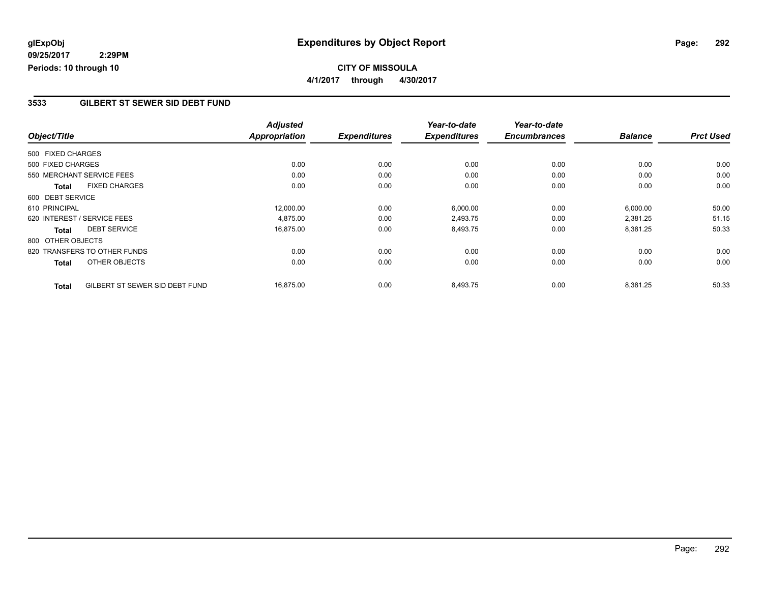**glExpObj**
**09/25/2017 2:29PM**
**Periods: 10 through 10**

# Expenditures by Object Report

**CITY OF MISSOULA**
**4/1/2017 through 4/30/2017**

## 3533 GILBERT ST SEWER SID DEBT FUND

| Object/Title | | *Adjusted Appropriation* | *Expenditures* | *Year-to-date Expenditures* | *Year-to-date Encumbrances* | *Balance* | *Prct Used* |
|---|---|---|---|---|---|---|---|
| 500 FIXED CHARGES | | | | | | | |
| 500 FIXED CHARGES | | 0.00 | 0.00 | 0.00 | 0.00 | 0.00 | 0.00 |
| 550 MERCHANT SERVICE FEES | | 0.00 | 0.00 | 0.00 | 0.00 | 0.00 | 0.00 |
| **Total** | FIXED CHARGES | 0.00 | 0.00 | 0.00 | 0.00 | 0.00 | 0.00 |
| 600 DEBT SERVICE | | | | | | | |
| 610 PRINCIPAL | | 12,000.00 | 0.00 | 6,000.00 | 0.00 | 6,000.00 | 50.00 |
| 620 INTEREST / SERVICE FEES | | 4,875.00 | 0.00 | 2,493.75 | 0.00 | 2,381.25 | 51.15 |
| **Total** | DEBT SERVICE | 16,875.00 | 0.00 | 8,493.75 | 0.00 | 8,381.25 | 50.33 |
| 800 OTHER OBJECTS | | | | | | | |
| 820 TRANSFERS TO OTHER FUNDS | | 0.00 | 0.00 | 0.00 | 0.00 | 0.00 | 0.00 |
| **Total** | OTHER OBJECTS | 0.00 | 0.00 | 0.00 | 0.00 | 0.00 | 0.00 |
| **Total** | GILBERT ST SEWER SID DEBT FUND | 16,875.00 | 0.00 | 8,493.75 | 0.00 | 8,381.25 | 50.33 |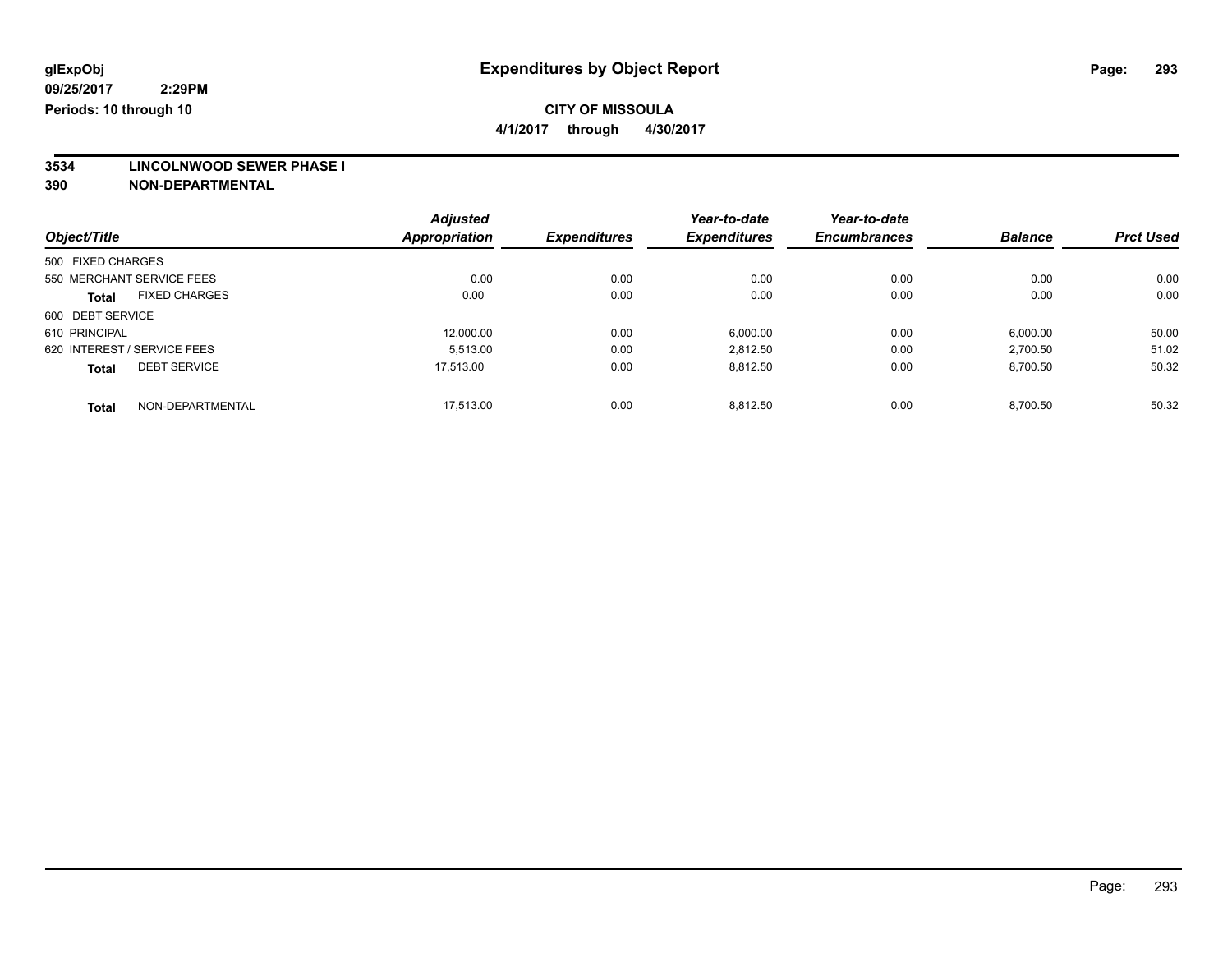# Expenditures by Object Report

glExpObj
09/25/2017 2:29PM
Periods: 10 through 10

**CITY OF MISSOULA**
**4/1/2017 through 4/30/2017**

**3534 LINCOLNWOOD SEWER PHASE I**
**390 NON-DEPARTMENTAL**

| Object/Title | Adjusted Appropriation | Expenditures | Year-to-date Expenditures | Year-to-date Encumbrances | Balance | Prct Used |
|---|---|---|---|---|---|---|
| 500 FIXED CHARGES | | | | | | |
| 550 MERCHANT SERVICE FEES | 0.00 | 0.00 | 0.00 | 0.00 | 0.00 | 0.00 |
| **Total** FIXED CHARGES | 0.00 | 0.00 | 0.00 | 0.00 | 0.00 | 0.00 |
| 600 DEBT SERVICE | | | | | | |
| 610 PRINCIPAL | 12,000.00 | 0.00 | 6,000.00 | 0.00 | 6,000.00 | 50.00 |
| 620 INTEREST / SERVICE FEES | 5,513.00 | 0.00 | 2,812.50 | 0.00 | 2,700.50 | 51.02 |
| **Total** DEBT SERVICE | 17,513.00 | 0.00 | 8,812.50 | 0.00 | 8,700.50 | 50.32 |
| **Total** NON-DEPARTMENTAL | 17,513.00 | 0.00 | 8,812.50 | 0.00 | 8,700.50 | 50.32 |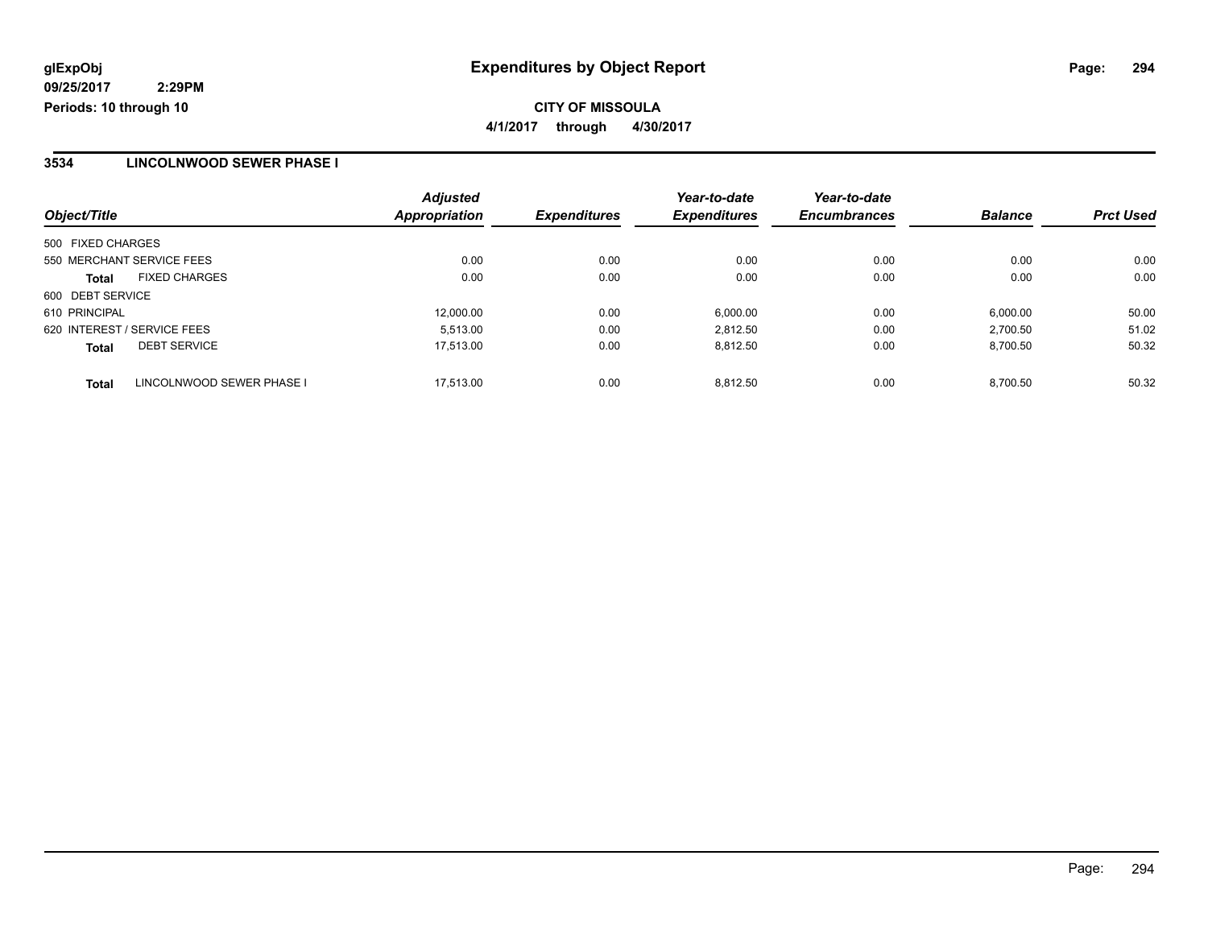**glExpObj** **Expenditures by Object Report**

**09/25/2017 2:29PM**

**Periods: 10 through 10**

**CITY OF MISSOULA**

**4/1/2017 through 4/30/2017**

## 3534 LINCOLNWOOD SEWER PHASE I

| Object/Title | Adjusted Appropriation | Expenditures | Year-to-date Expenditures | Year-to-date Encumbrances | Balance | Prct Used |
|---|---|---|---|---|---|---|
| 500 FIXED CHARGES | | | | | | |
| 550 MERCHANT SERVICE FEES | 0.00 | 0.00 | 0.00 | 0.00 | 0.00 | 0.00 |
| **Total** FIXED CHARGES | 0.00 | 0.00 | 0.00 | 0.00 | 0.00 | 0.00 |
| 600 DEBT SERVICE | | | | | | |
| 610 PRINCIPAL | 12,000.00 | 0.00 | 6,000.00 | 0.00 | 6,000.00 | 50.00 |
| 620 INTEREST / SERVICE FEES | 5,513.00 | 0.00 | 2,812.50 | 0.00 | 2,700.50 | 51.02 |
| **Total** DEBT SERVICE | 17,513.00 | 0.00 | 8,812.50 | 0.00 | 8,700.50 | 50.32 |
| **Total** LINCOLNWOOD SEWER PHASE I | 17,513.00 | 0.00 | 8,812.50 | 0.00 | 8,700.50 | 50.32 |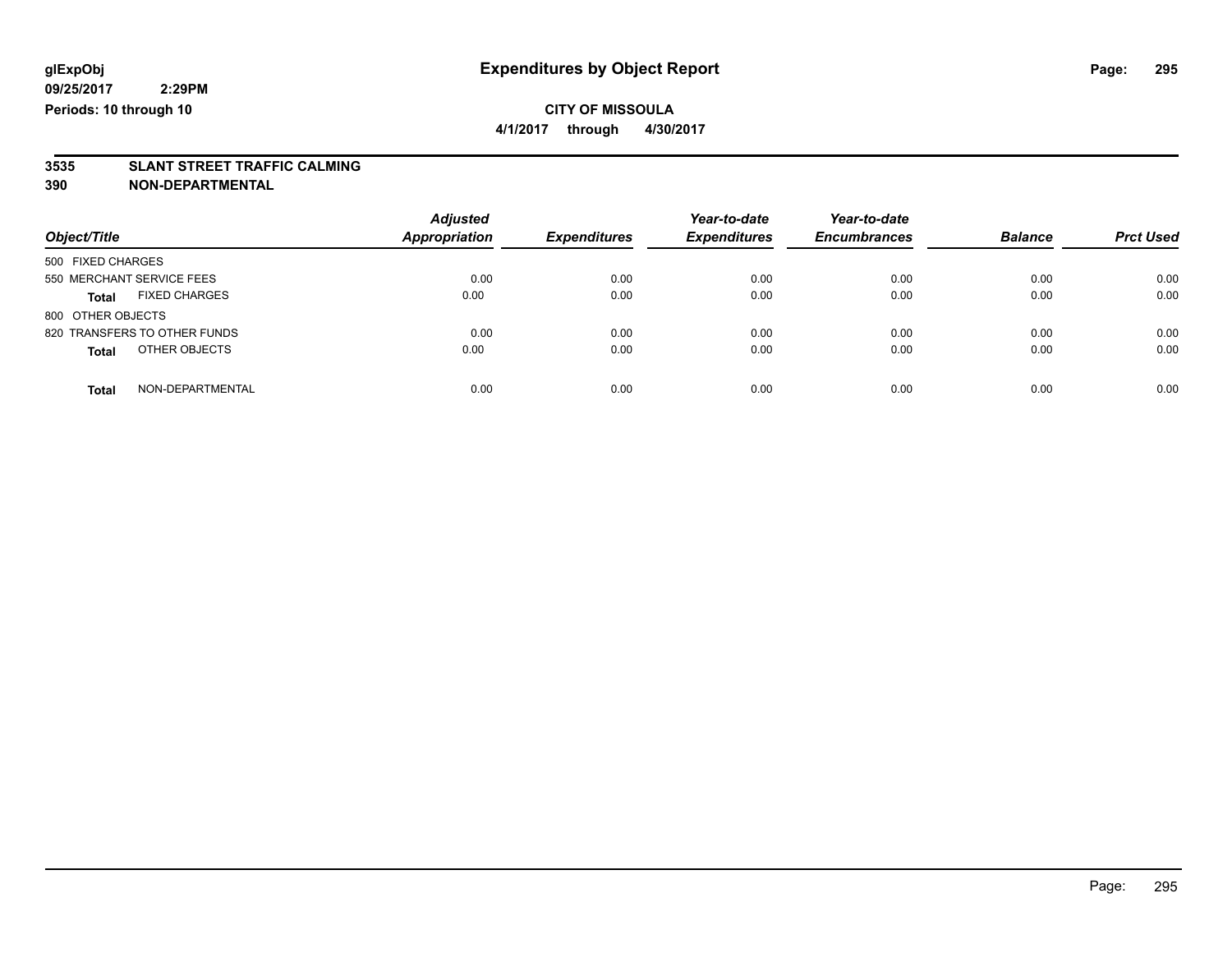**glExpObj**
**09/25/2017 2:29PM**
**Periods: 10 through 10**

# Expenditures by Object Report

**CITY OF MISSOULA**
**4/1/2017 through 4/30/2017**

**3535 SLANT STREET TRAFFIC CALMING**
**390 NON-DEPARTMENTAL**

| Object/Title | Adjusted Appropriation | Expenditures | Year-to-date Expenditures | Year-to-date Encumbrances | Balance | Prct Used |
|---|---|---|---|---|---|---|
| 500 FIXED CHARGES | | | | | | |
| 550 MERCHANT SERVICE FEES | 0.00 | 0.00 | 0.00 | 0.00 | 0.00 | 0.00 |
| **Total** FIXED CHARGES | 0.00 | 0.00 | 0.00 | 0.00 | 0.00 | 0.00 |
| 800 OTHER OBJECTS | | | | | | |
| 820 TRANSFERS TO OTHER FUNDS | 0.00 | 0.00 | 0.00 | 0.00 | 0.00 | 0.00 |
| **Total** OTHER OBJECTS | 0.00 | 0.00 | 0.00 | 0.00 | 0.00 | 0.00 |
| **Total** NON-DEPARTMENTAL | 0.00 | 0.00 | 0.00 | 0.00 | 0.00 | 0.00 |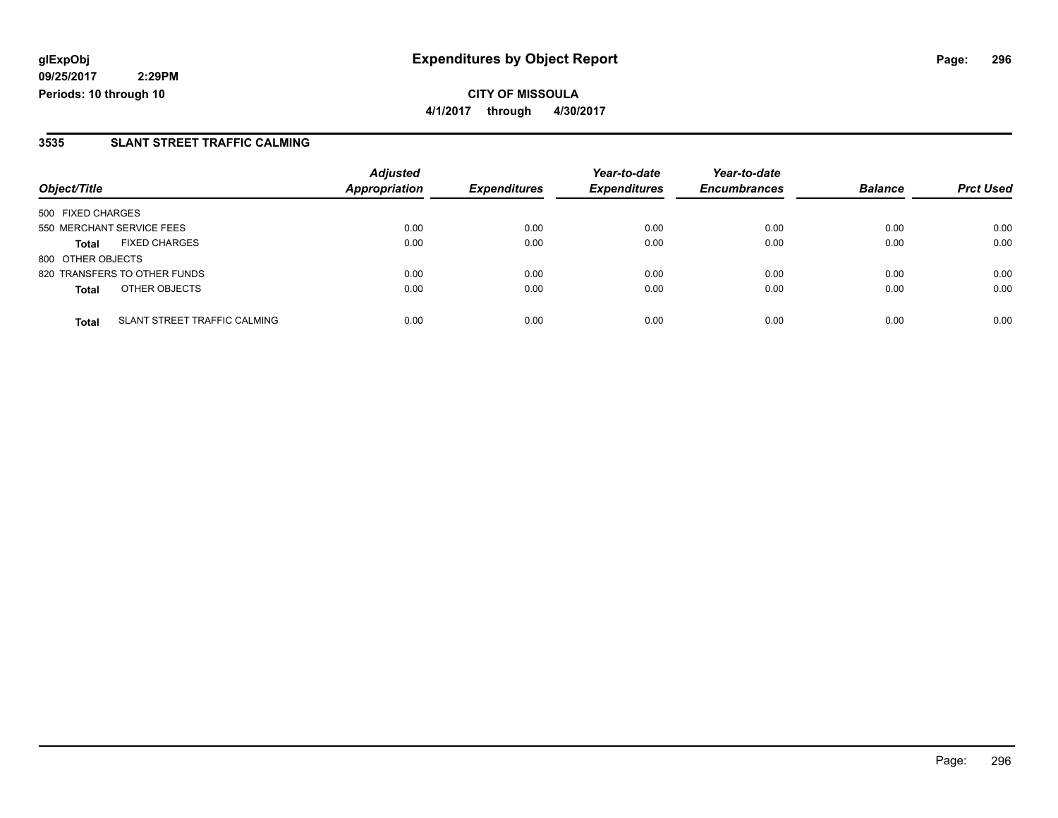**glExpObj** **Expenditures by Object Report**

**09/25/2017 2:29PM**

**Periods: 10 through 10**

**CITY OF MISSOULA**

**4/1/2017 through 4/30/2017**

## 3535 SLANT STREET TRAFFIC CALMING

| Object/Title | | Adjusted Appropriation | Expenditures | Year-to-date Expenditures | Year-to-date Encumbrances | Balance | Prct Used |
|---|---|---|---|---|---|---|---|
| 500 FIXED CHARGES | | | | | | | |
| 550 MERCHANT SERVICE FEES | | 0.00 | 0.00 | 0.00 | 0.00 | 0.00 | 0.00 |
| **Total** | FIXED CHARGES | 0.00 | 0.00 | 0.00 | 0.00 | 0.00 | 0.00 |
| 800 OTHER OBJECTS | | | | | | | |
| 820 TRANSFERS TO OTHER FUNDS | | 0.00 | 0.00 | 0.00 | 0.00 | 0.00 | 0.00 |
| **Total** | OTHER OBJECTS | 0.00 | 0.00 | 0.00 | 0.00 | 0.00 | 0.00 |
| **Total** | SLANT STREET TRAFFIC CALMING | 0.00 | 0.00 | 0.00 | 0.00 | 0.00 | 0.00 |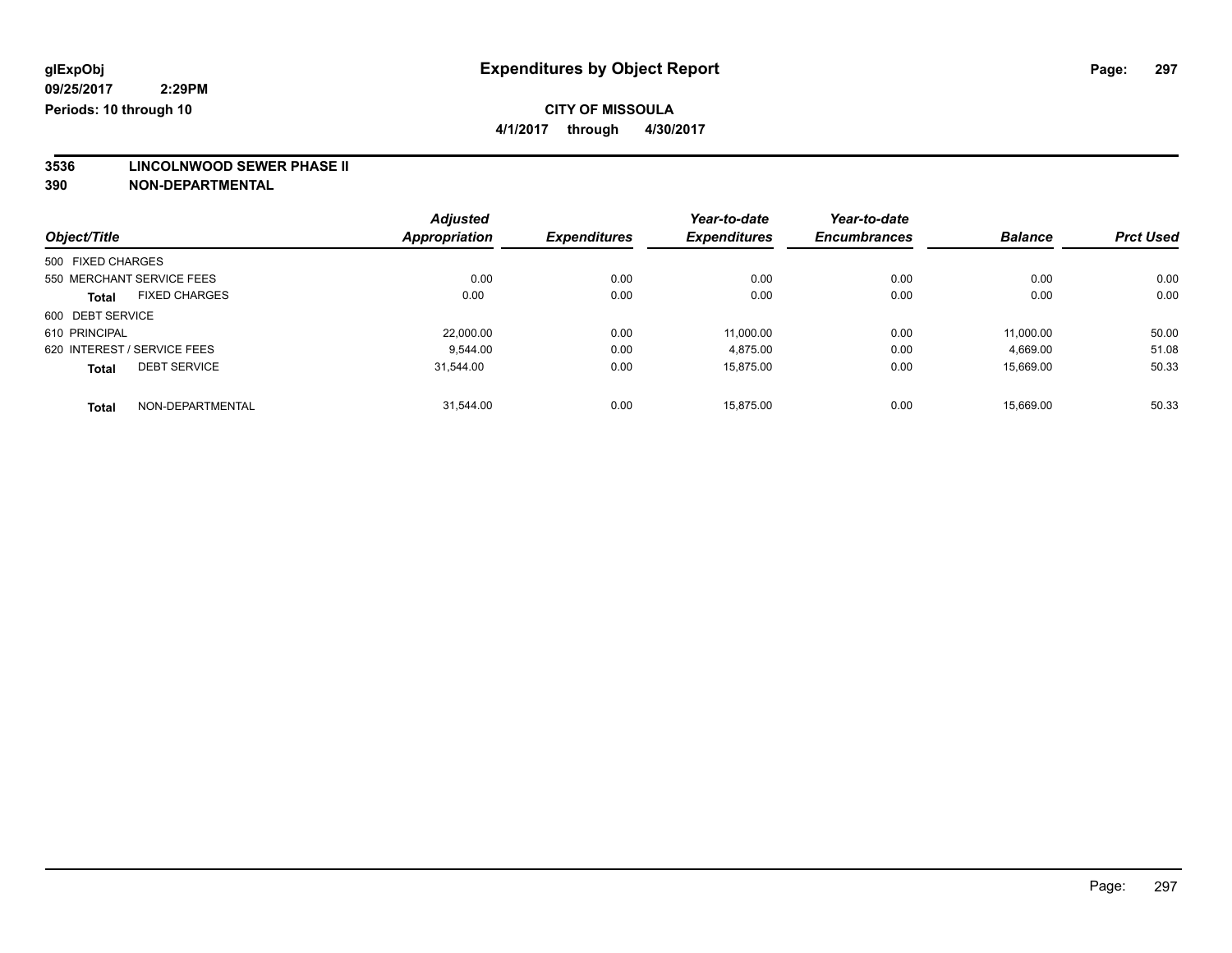glExpObj
09/25/2017 2:29PM
Periods: 10 through 10

# Expenditures by Object Report

**CITY OF MISSOULA**

**4/1/2017 through 4/30/2017**

**3536 LINCOLNWOOD SEWER PHASE II**

**390 NON-DEPARTMENTAL**

| Object/Title | Adjusted Appropriation | Expenditures | Year-to-date Expenditures | Year-to-date Encumbrances | Balance | Prct Used |
|---|---|---|---|---|---|---|
| 500 FIXED CHARGES | | | | | | |
| 550 MERCHANT SERVICE FEES | 0.00 | 0.00 | 0.00 | 0.00 | 0.00 | 0.00 |
| **Total** FIXED CHARGES | 0.00 | 0.00 | 0.00 | 0.00 | 0.00 | 0.00 |
| 600 DEBT SERVICE | | | | | | |
| 610 PRINCIPAL | 22,000.00 | 0.00 | 11,000.00 | 0.00 | 11,000.00 | 50.00 |
| 620 INTEREST / SERVICE FEES | 9,544.00 | 0.00 | 4,875.00 | 0.00 | 4,669.00 | 51.08 |
| **Total** DEBT SERVICE | 31,544.00 | 0.00 | 15,875.00 | 0.00 | 15,669.00 | 50.33 |
| **Total** NON-DEPARTMENTAL | 31,544.00 | 0.00 | 15,875.00 | 0.00 | 15,669.00 | 50.33 |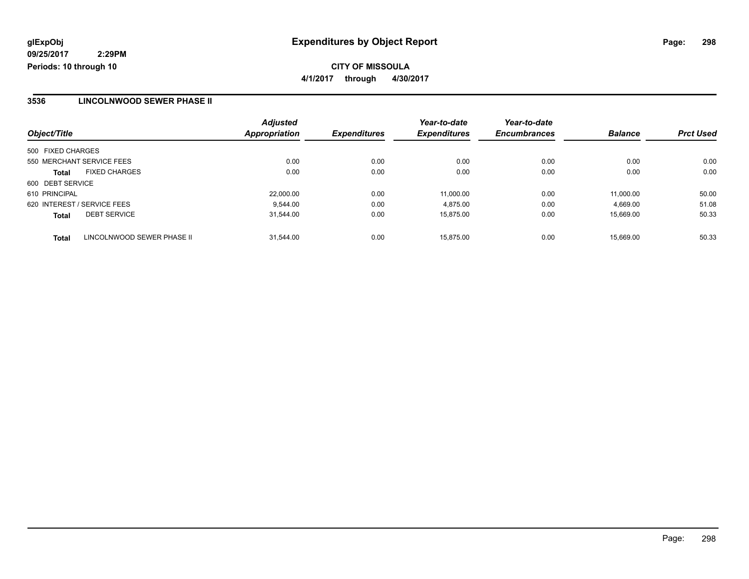glExpObj
09/25/2017 2:29PM
Periods: 10 through 10

# Expenditures by Object Report

**CITY OF MISSOULA**
**4/1/2017 through 4/30/2017**

## 3536 LINCOLNWOOD SEWER PHASE II

| Object/Title | Adjusted Appropriation | Expenditures | Year-to-date Expenditures | Year-to-date Encumbrances | Balance | Prct Used |
|---|---|---|---|---|---|---|
| 500 FIXED CHARGES | | | | | | |
| 550 MERCHANT SERVICE FEES | 0.00 | 0.00 | 0.00 | 0.00 | 0.00 | 0.00 |
| **Total** FIXED CHARGES | 0.00 | 0.00 | 0.00 | 0.00 | 0.00 | 0.00 |
| 600 DEBT SERVICE | | | | | | |
| 610 PRINCIPAL | 22,000.00 | 0.00 | 11,000.00 | 0.00 | 11,000.00 | 50.00 |
| 620 INTEREST / SERVICE FEES | 9,544.00 | 0.00 | 4,875.00 | 0.00 | 4,669.00 | 51.08 |
| **Total** DEBT SERVICE | 31,544.00 | 0.00 | 15,875.00 | 0.00 | 15,669.00 | 50.33 |
| **Total** LINCOLNWOOD SEWER PHASE II | 31,544.00 | 0.00 | 15,875.00 | 0.00 | 15,669.00 | 50.33 |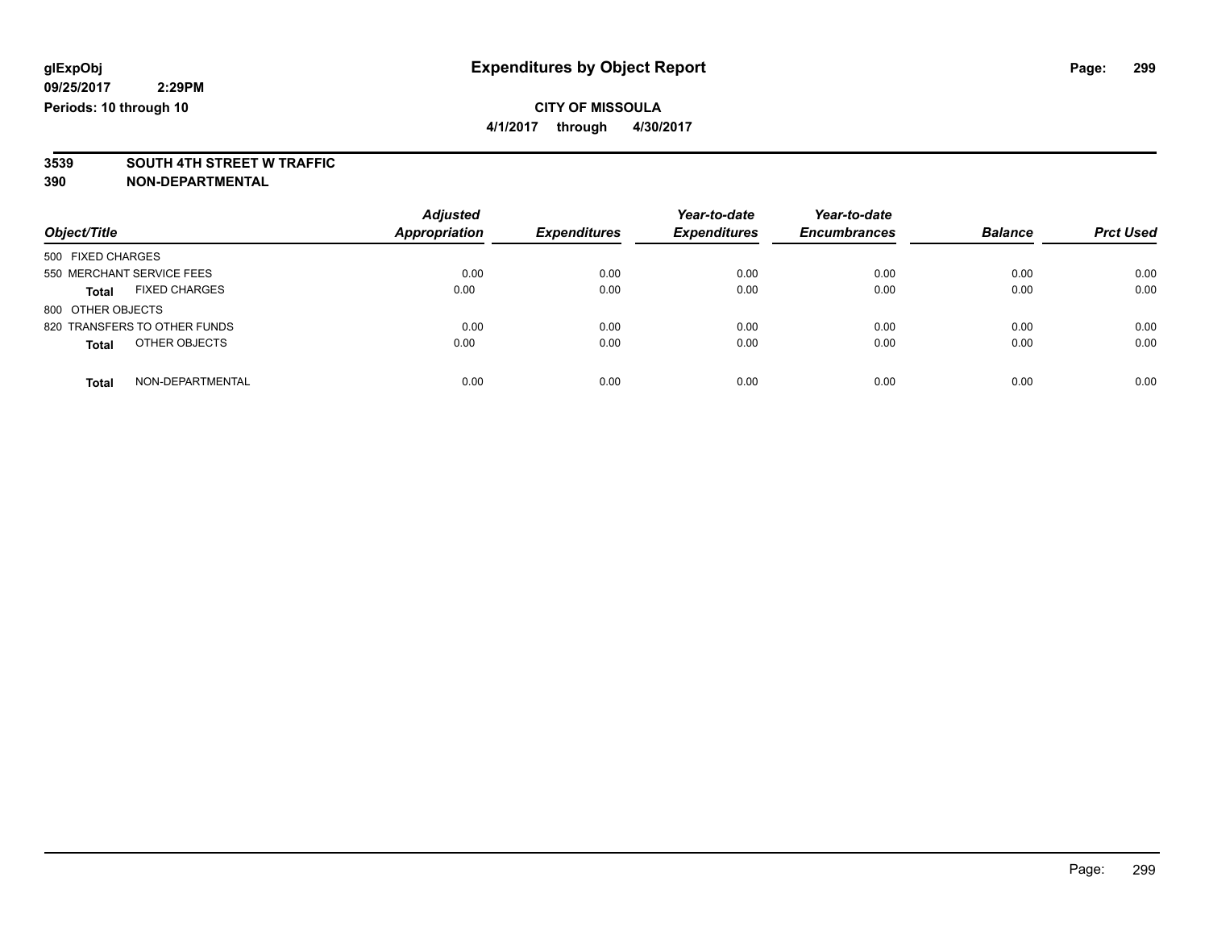glExpObj
09/25/2017 2:29PM
Periods: 10 through 10

# Expenditures by Object Report

**CITY OF MISSOULA**
**4/1/2017 through 4/30/2017**

**3539 SOUTH 4TH STREET W TRAFFIC**
**390 NON-DEPARTMENTAL**

| Object/Title | Adjusted Appropriation | Expenditures | Year-to-date Expenditures | Year-to-date Encumbrances | Balance | Prct Used |
|---|---|---|---|---|---|---|
| 500 FIXED CHARGES | | | | | | |
| 550 MERCHANT SERVICE FEES | 0.00 | 0.00 | 0.00 | 0.00 | 0.00 | 0.00 |
| **Total** FIXED CHARGES | 0.00 | 0.00 | 0.00 | 0.00 | 0.00 | 0.00 |
| 800 OTHER OBJECTS | | | | | | |
| 820 TRANSFERS TO OTHER FUNDS | 0.00 | 0.00 | 0.00 | 0.00 | 0.00 | 0.00 |
| **Total** OTHER OBJECTS | 0.00 | 0.00 | 0.00 | 0.00 | 0.00 | 0.00 |
| **Total** NON-DEPARTMENTAL | 0.00 | 0.00 | 0.00 | 0.00 | 0.00 | 0.00 |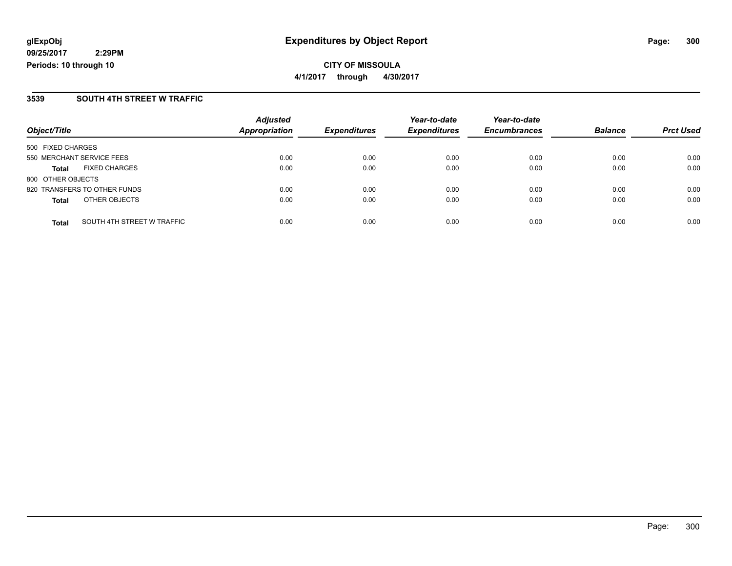**glExpObj**
**09/25/2017 2:29PM**
**Periods: 10 through 10**

# Expenditures by Object Report

**CITY OF MISSOULA**
**4/1/2017 through 4/30/2017**

## 3539 SOUTH 4TH STREET W TRAFFIC

| Object/Title | Adjusted Appropriation | Expenditures | Year-to-date Expenditures | Year-to-date Encumbrances | Balance | Prct Used |
|---|---|---|---|---|---|---|
| 500 FIXED CHARGES | | | | | | |
| 550 MERCHANT SERVICE FEES | 0.00 | 0.00 | 0.00 | 0.00 | 0.00 | 0.00 |
| **Total** FIXED CHARGES | 0.00 | 0.00 | 0.00 | 0.00 | 0.00 | 0.00 |
| 800 OTHER OBJECTS | | | | | | |
| 820 TRANSFERS TO OTHER FUNDS | 0.00 | 0.00 | 0.00 | 0.00 | 0.00 | 0.00 |
| **Total** OTHER OBJECTS | 0.00 | 0.00 | 0.00 | 0.00 | 0.00 | 0.00 |
| **Total** SOUTH 4TH STREET W TRAFFIC | 0.00 | 0.00 | 0.00 | 0.00 | 0.00 | 0.00 |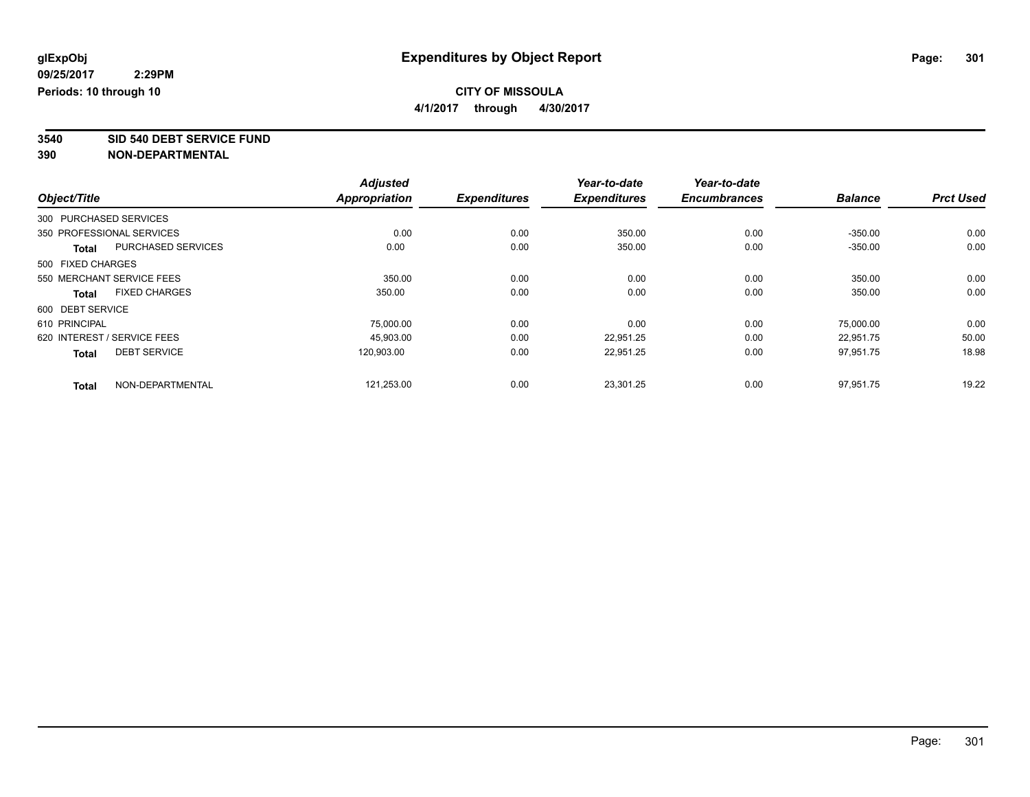glExpObj
09/25/2017 2:29PM
Periods: 10 through 10

# Expenditures by Object Report

**CITY OF MISSOULA**
**4/1/2017 through 4/30/2017**

**3540 SID 540 DEBT SERVICE FUND**
**390 NON-DEPARTMENTAL**

| Object/Title | | Adjusted Appropriation | Expenditures | Year-to-date Expenditures | Year-to-date Encumbrances | Balance | Prct Used |
|---|---|---|---|---|---|---|---|
| 300 PURCHASED SERVICES | | | | | | | |
| 350 PROFESSIONAL SERVICES | | 0.00 | 0.00 | 350.00 | 0.00 | -350.00 | 0.00 |
| **Total** | PURCHASED SERVICES | 0.00 | 0.00 | 350.00 | 0.00 | -350.00 | 0.00 |
| 500 FIXED CHARGES | | | | | | | |
| 550 MERCHANT SERVICE FEES | | 350.00 | 0.00 | 0.00 | 0.00 | 350.00 | 0.00 |
| **Total** | FIXED CHARGES | 350.00 | 0.00 | 0.00 | 0.00 | 350.00 | 0.00 |
| 600 DEBT SERVICE | | | | | | | |
| 610 PRINCIPAL | | 75,000.00 | 0.00 | 0.00 | 0.00 | 75,000.00 | 0.00 |
| 620 INTEREST / SERVICE FEES | | 45,903.00 | 0.00 | 22,951.25 | 0.00 | 22,951.75 | 50.00 |
| **Total** | DEBT SERVICE | 120,903.00 | 0.00 | 22,951.25 | 0.00 | 97,951.75 | 18.98 |
| **Total** | NON-DEPARTMENTAL | 121,253.00 | 0.00 | 23,301.25 | 0.00 | 97,951.75 | 19.22 |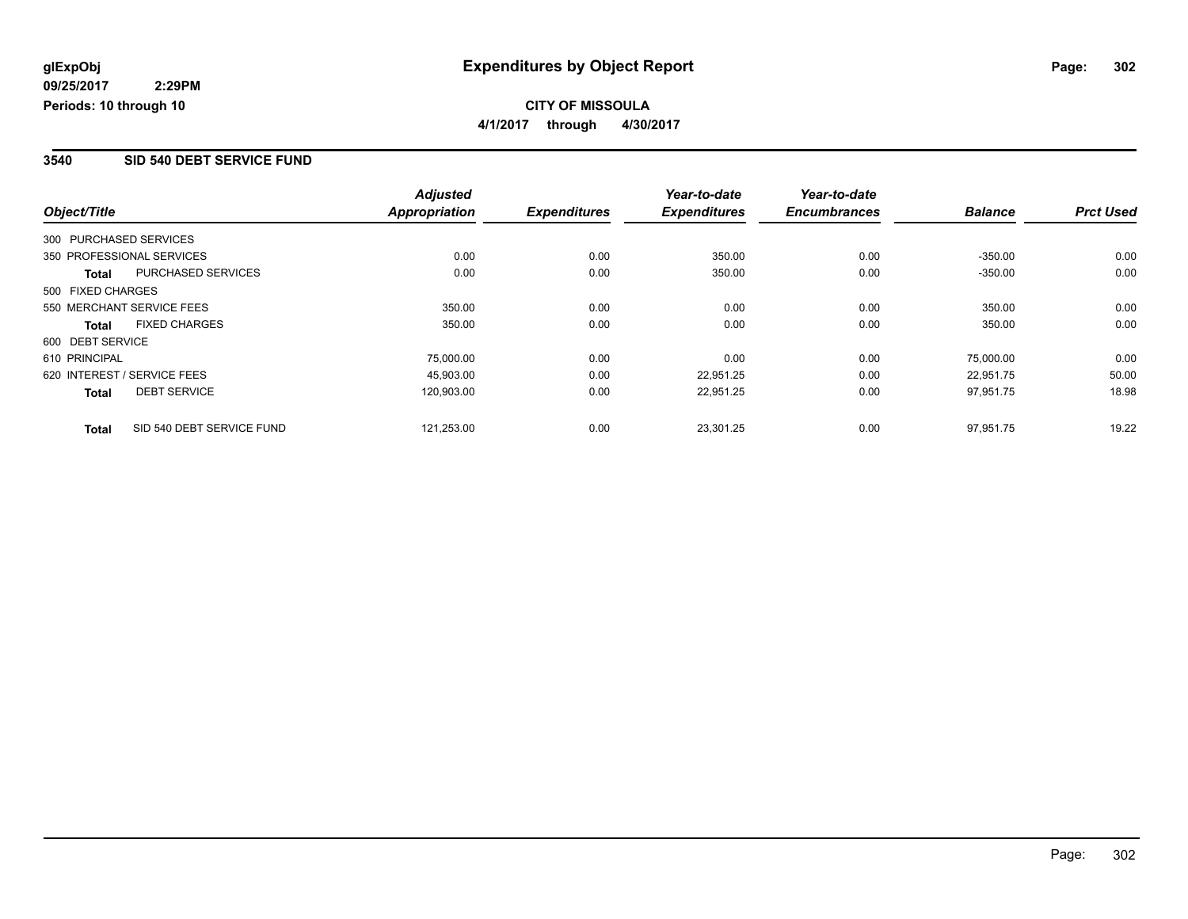**glExpObj**
**09/25/2017 2:29PM**
**Periods: 10 through 10**

# Expenditures by Object Report

**CITY OF MISSOULA**
**4/1/2017 through 4/30/2017**

## 3540 SID 540 DEBT SERVICE FUND

| Object/Title | | Adjusted Appropriation | Expenditures | Year-to-date Expenditures | Year-to-date Encumbrances | Balance | Prct Used |
|---|---|---|---|---|---|---|---|
| 300 PURCHASED SERVICES | | | | | | | |
| 350 PROFESSIONAL SERVICES | | 0.00 | 0.00 | 350.00 | 0.00 | -350.00 | 0.00 |
| **Total** | PURCHASED SERVICES | 0.00 | 0.00 | 350.00 | 0.00 | -350.00 | 0.00 |
| 500 FIXED CHARGES | | | | | | | |
| 550 MERCHANT SERVICE FEES | | 350.00 | 0.00 | 0.00 | 0.00 | 350.00 | 0.00 |
| **Total** | FIXED CHARGES | 350.00 | 0.00 | 0.00 | 0.00 | 350.00 | 0.00 |
| 600 DEBT SERVICE | | | | | | | |
| 610 PRINCIPAL | | 75,000.00 | 0.00 | 0.00 | 0.00 | 75,000.00 | 0.00 |
| 620 INTEREST / SERVICE FEES | | 45,903.00 | 0.00 | 22,951.25 | 0.00 | 22,951.75 | 50.00 |
| **Total** | DEBT SERVICE | 120,903.00 | 0.00 | 22,951.25 | 0.00 | 97,951.75 | 18.98 |
| **Total** | SID 540 DEBT SERVICE FUND | 121,253.00 | 0.00 | 23,301.25 | 0.00 | 97,951.75 | 19.22 |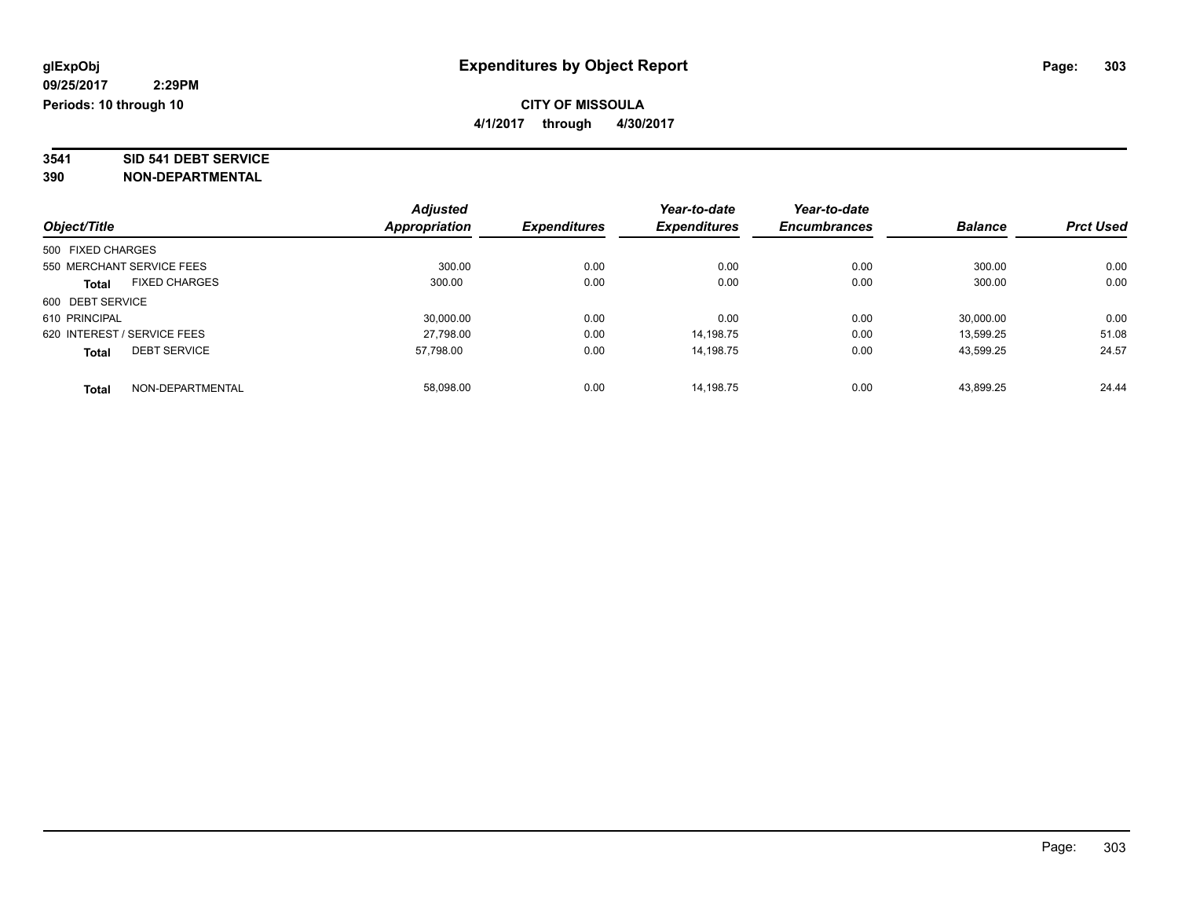# Expenditures by Object Report

glExpObj
09/25/2017 2:29PM
Periods: 10 through 10

**CITY OF MISSOULA**
**4/1/2017 through 4/30/2017**

**3541 SID 541 DEBT SERVICE**
**390 NON-DEPARTMENTAL**

| Object/Title | Adjusted Appropriation | Expenditures | Year-to-date Expenditures | Year-to-date Encumbrances | Balance | Prct Used |
|---|---|---|---|---|---|---|
| 500 FIXED CHARGES | | | | | | |
| 550 MERCHANT SERVICE FEES | 300.00 | 0.00 | 0.00 | 0.00 | 300.00 | 0.00 |
| **Total** FIXED CHARGES | 300.00 | 0.00 | 0.00 | 0.00 | 300.00 | 0.00 |
| 600 DEBT SERVICE | | | | | | |
| 610 PRINCIPAL | 30,000.00 | 0.00 | 0.00 | 0.00 | 30,000.00 | 0.00 |
| 620 INTEREST / SERVICE FEES | 27,798.00 | 0.00 | 14,198.75 | 0.00 | 13,599.25 | 51.08 |
| **Total** DEBT SERVICE | 57,798.00 | 0.00 | 14,198.75 | 0.00 | 43,599.25 | 24.57 |
| **Total** NON-DEPARTMENTAL | 58,098.00 | 0.00 | 14,198.75 | 0.00 | 43,899.25 | 24.44 |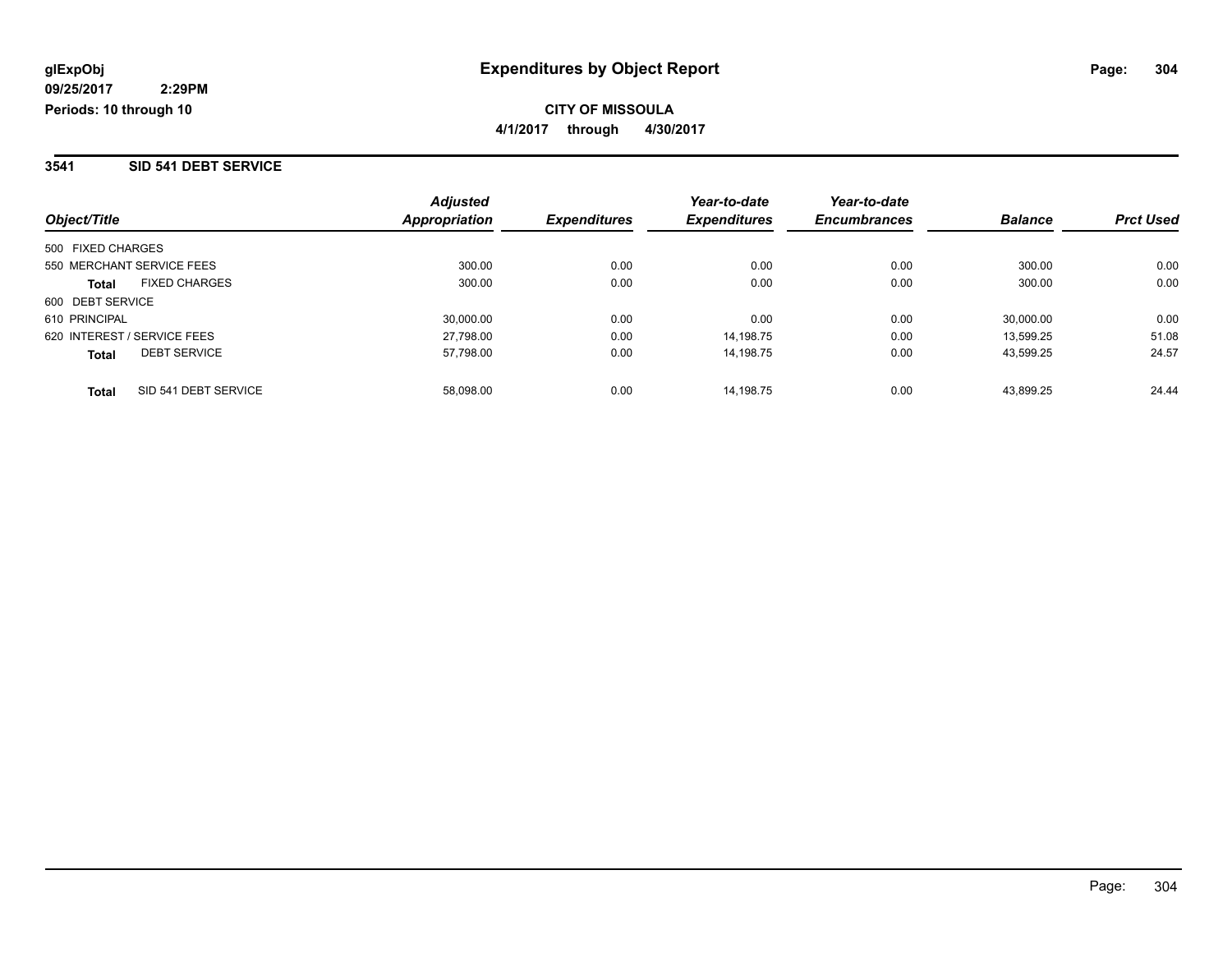**glExpObj**
**09/25/2017 2:29PM**
**Periods: 10 through 10**

# Expenditures by Object Report

**CITY OF MISSOULA**
**4/1/2017 through 4/30/2017**

## 3541 SID 541 DEBT SERVICE

| Object/Title | | Adjusted Appropriation | Expenditures | Year-to-date Expenditures | Year-to-date Encumbrances | Balance | Prct Used |
|---|---|---|---|---|---|---|---|
| 500 FIXED CHARGES | | | | | | | |
| 550 MERCHANT SERVICE FEES | | 300.00 | 0.00 | 0.00 | 0.00 | 300.00 | 0.00 |
| **Total** | FIXED CHARGES | 300.00 | 0.00 | 0.00 | 0.00 | 300.00 | 0.00 |
| 600 DEBT SERVICE | | | | | | | |
| 610 PRINCIPAL | | 30,000.00 | 0.00 | 0.00 | 0.00 | 30,000.00 | 0.00 |
| 620 INTEREST / SERVICE FEES | | 27,798.00 | 0.00 | 14,198.75 | 0.00 | 13,599.25 | 51.08 |
| **Total** | DEBT SERVICE | 57,798.00 | 0.00 | 14,198.75 | 0.00 | 43,599.25 | 24.57 |
| **Total** | SID 541 DEBT SERVICE | 58,098.00 | 0.00 | 14,198.75 | 0.00 | 43,899.25 | 24.44 |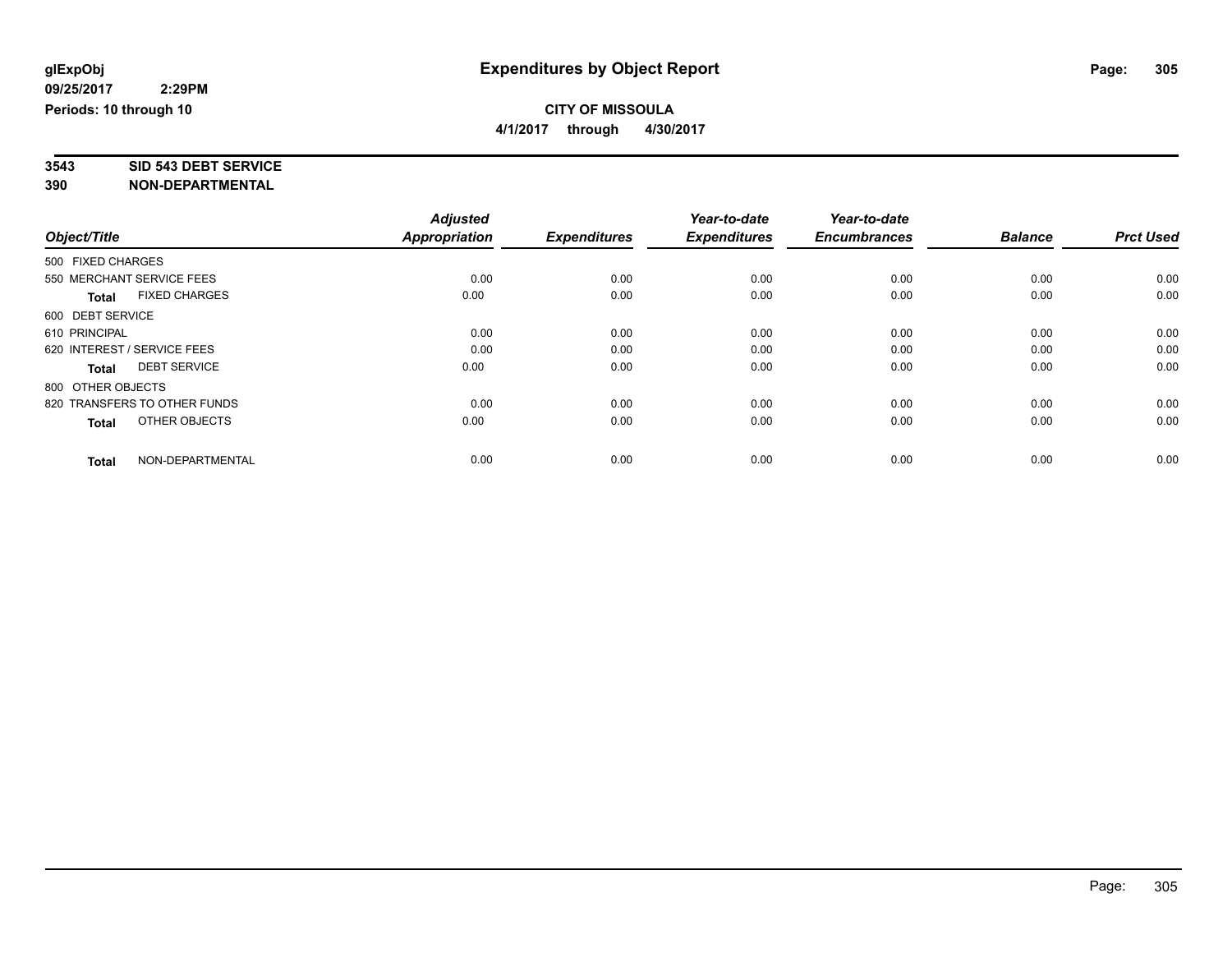**glExpObj**
**09/25/2017 2:29PM**
**Periods: 10 through 10**

# Expenditures by Object Report

**CITY OF MISSOULA**
**4/1/2017 through 4/30/2017**

**3543 SID 543 DEBT SERVICE**
**390 NON-DEPARTMENTAL**

| Object/Title | Adjusted Appropriation | Expenditures | Year-to-date Expenditures | Year-to-date Encumbrances | Balance | Prct Used |
|---|---|---|---|---|---|---|
| 500 FIXED CHARGES | | | | | | |
| 550 MERCHANT SERVICE FEES | 0.00 | 0.00 | 0.00 | 0.00 | 0.00 | 0.00 |
| **Total** FIXED CHARGES | 0.00 | 0.00 | 0.00 | 0.00 | 0.00 | 0.00 |
| 600 DEBT SERVICE | | | | | | |
| 610 PRINCIPAL | 0.00 | 0.00 | 0.00 | 0.00 | 0.00 | 0.00 |
| 620 INTEREST / SERVICE FEES | 0.00 | 0.00 | 0.00 | 0.00 | 0.00 | 0.00 |
| **Total** DEBT SERVICE | 0.00 | 0.00 | 0.00 | 0.00 | 0.00 | 0.00 |
| 800 OTHER OBJECTS | | | | | | |
| 820 TRANSFERS TO OTHER FUNDS | 0.00 | 0.00 | 0.00 | 0.00 | 0.00 | 0.00 |
| **Total** OTHER OBJECTS | 0.00 | 0.00 | 0.00 | 0.00 | 0.00 | 0.00 |
| **Total** NON-DEPARTMENTAL | 0.00 | 0.00 | 0.00 | 0.00 | 0.00 | 0.00 |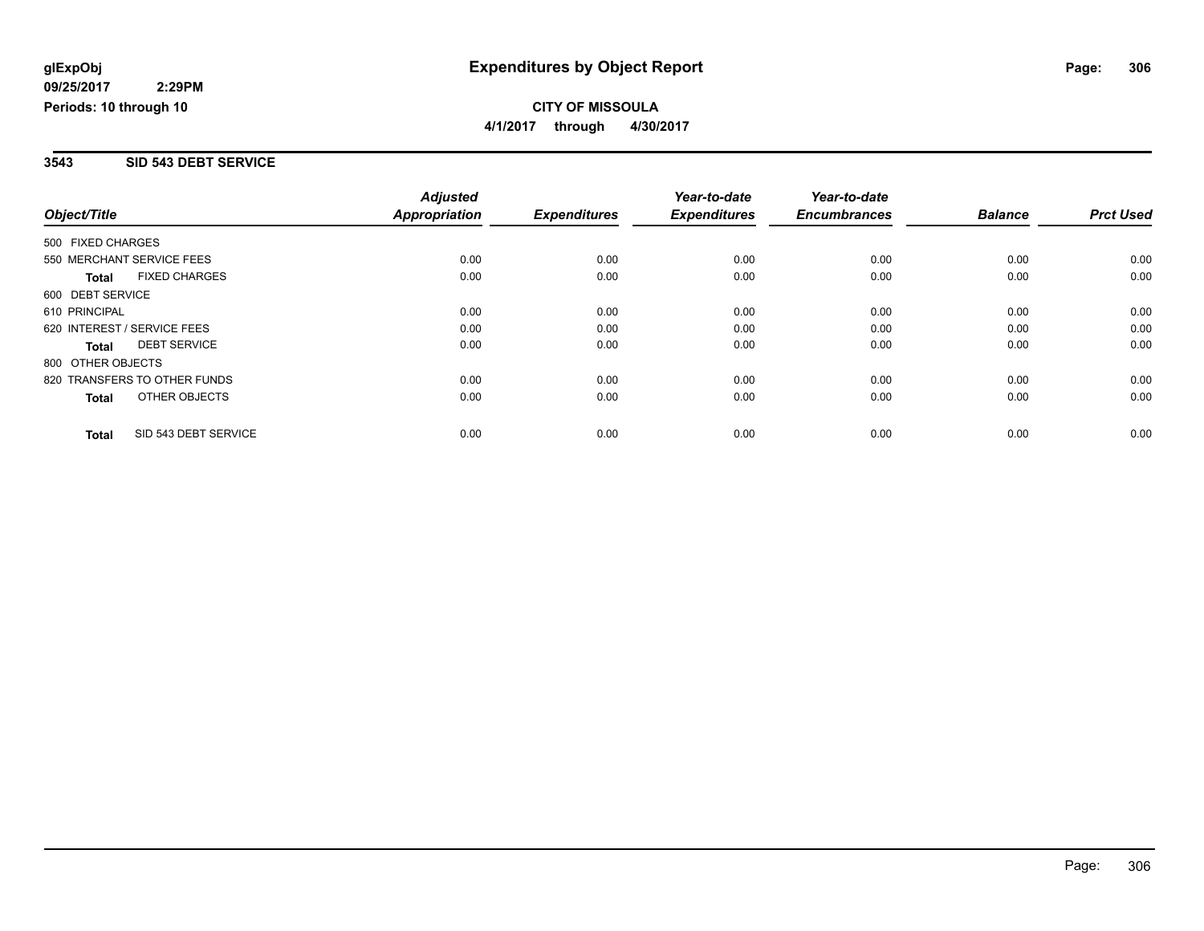**glExpObj**
**09/25/2017 2:29PM**
**Periods: 10 through 10**

# Expenditures by Object Report

**CITY OF MISSOULA**
**4/1/2017 through 4/30/2017**

## 3543 SID 543 DEBT SERVICE

| Object/Title | | Adjusted Appropriation | Expenditures | Year-to-date Expenditures | Year-to-date Encumbrances | Balance | Prct Used |
|---|---|---|---|---|---|---|---|
| 500 FIXED CHARGES | | | | | | | |
| 550 MERCHANT SERVICE FEES | | 0.00 | 0.00 | 0.00 | 0.00 | 0.00 | 0.00 |
| **Total** | FIXED CHARGES | 0.00 | 0.00 | 0.00 | 0.00 | 0.00 | 0.00 |
| 600 DEBT SERVICE | | | | | | | |
| 610 PRINCIPAL | | 0.00 | 0.00 | 0.00 | 0.00 | 0.00 | 0.00 |
| 620 INTEREST / SERVICE FEES | | 0.00 | 0.00 | 0.00 | 0.00 | 0.00 | 0.00 |
| **Total** | DEBT SERVICE | 0.00 | 0.00 | 0.00 | 0.00 | 0.00 | 0.00 |
| 800 OTHER OBJECTS | | | | | | | |
| 820 TRANSFERS TO OTHER FUNDS | | 0.00 | 0.00 | 0.00 | 0.00 | 0.00 | 0.00 |
| **Total** | OTHER OBJECTS | 0.00 | 0.00 | 0.00 | 0.00 | 0.00 | 0.00 |
| **Total** | SID 543 DEBT SERVICE | 0.00 | 0.00 | 0.00 | 0.00 | 0.00 | 0.00 |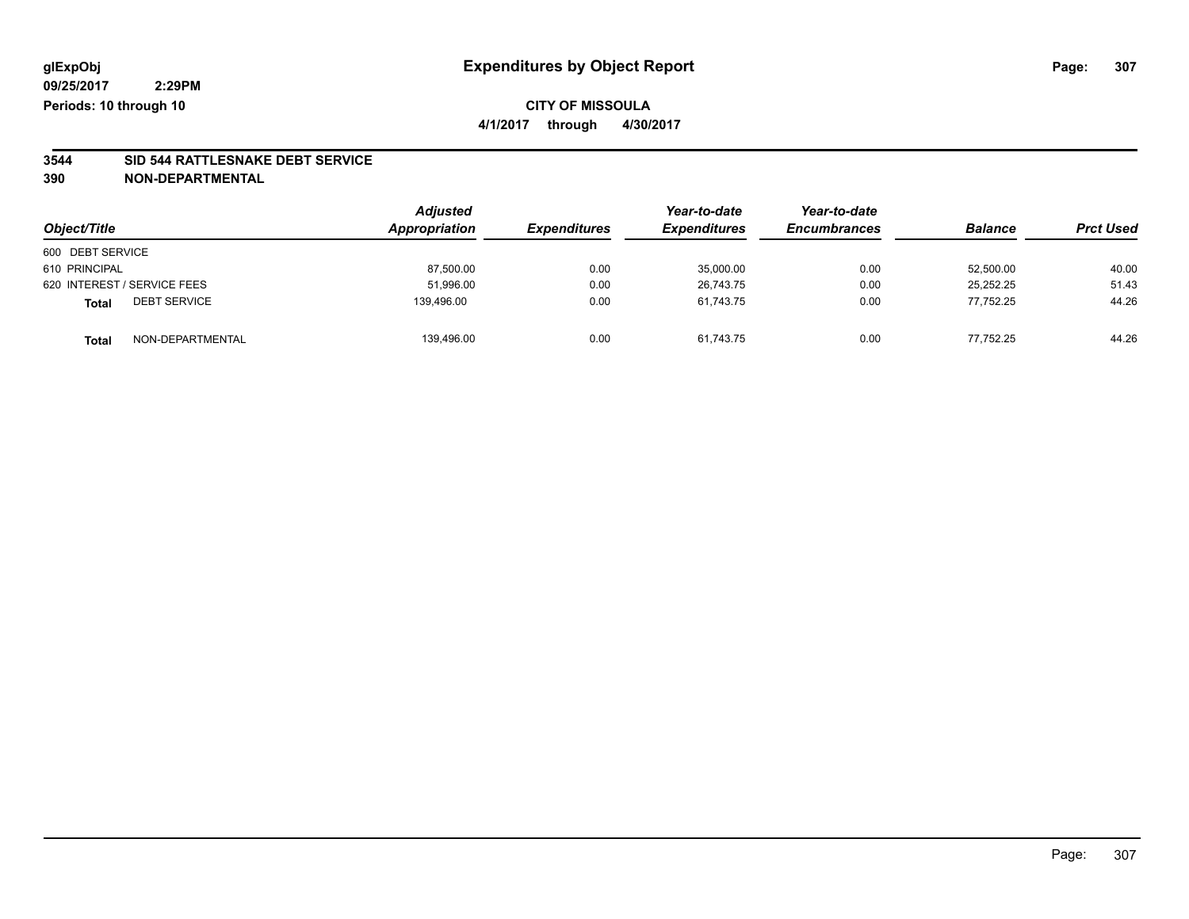**glExpObj**
**09/25/2017 2:29PM**
**Periods: 10 through 10**

# Expenditures by Object Report

**CITY OF MISSOULA**
**4/1/2017 through 4/30/2017**

**3544 SID 544 RATTLESNAKE DEBT SERVICE**
**390 NON-DEPARTMENTAL**

| Object/Title | Adjusted Appropriation | Expenditures | Year-to-date Expenditures | Year-to-date Encumbrances | Balance | Prct Used |
|---|---|---|---|---|---|---|
| 600 DEBT SERVICE | | | | | | |
| 610 PRINCIPAL | 87,500.00 | 0.00 | 35,000.00 | 0.00 | 52,500.00 | 40.00 |
| 620 INTEREST / SERVICE FEES | 51,996.00 | 0.00 | 26,743.75 | 0.00 | 25,252.25 | 51.43 |
| **Total** DEBT SERVICE | 139,496.00 | 0.00 | 61,743.75 | 0.00 | 77,752.25 | 44.26 |
| **Total** NON-DEPARTMENTAL | 139,496.00 | 0.00 | 61,743.75 | 0.00 | 77,752.25 | 44.26 |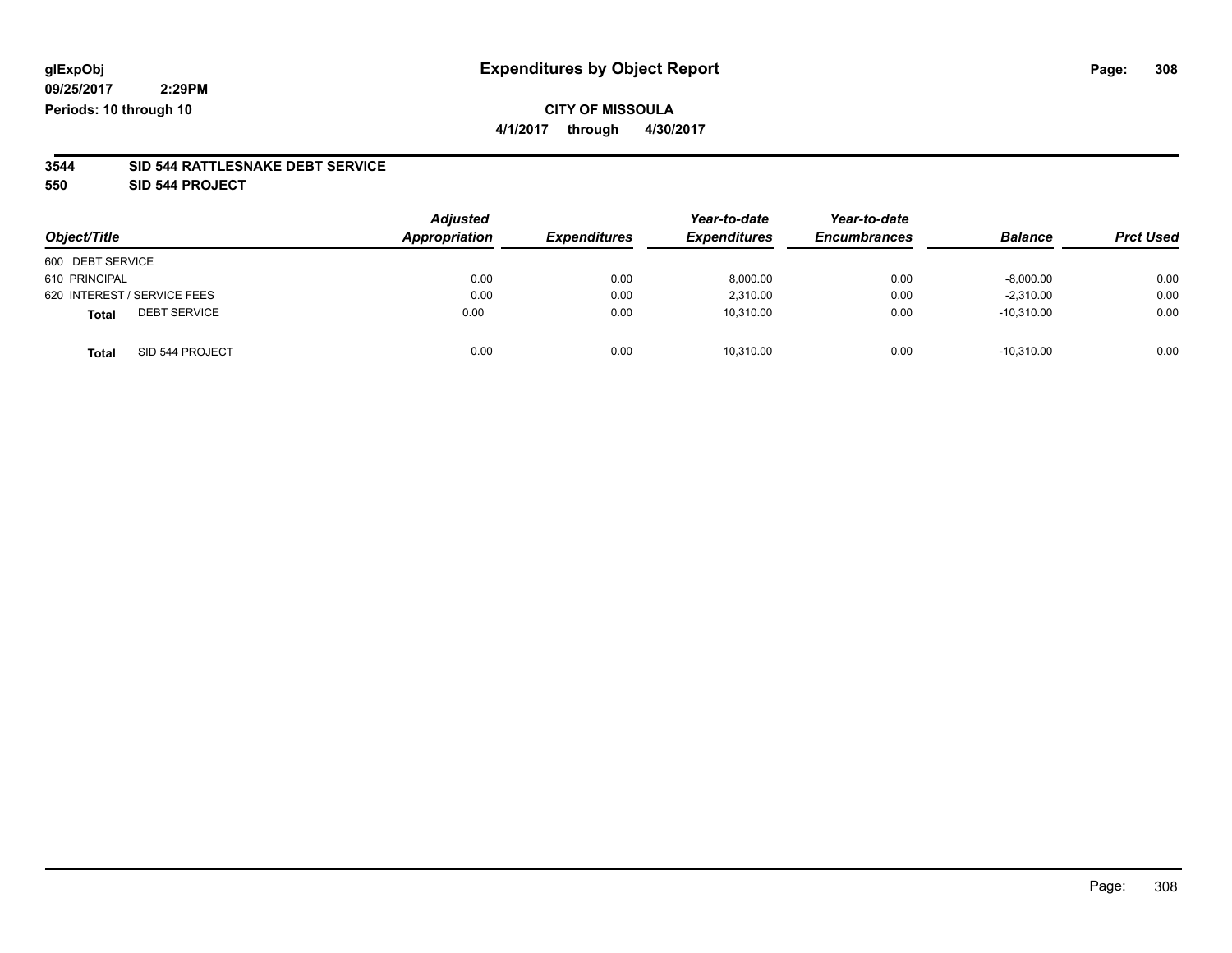glExpObj
09/25/2017 2:29PM
Periods: 10 through 10

# Expenditures by Object Report

**CITY OF MISSOULA**
**4/1/2017 through 4/30/2017**

**3544 SID 544 RATTLESNAKE DEBT SERVICE**
**550 SID 544 PROJECT**

| Object/Title | Adjusted Appropriation | Expenditures | Year-to-date Expenditures | Year-to-date Encumbrances | Balance | Prct Used |
|---|---|---|---|---|---|---|
| 600 DEBT SERVICE | | | | | | |
| 610 PRINCIPAL | 0.00 | 0.00 | 8,000.00 | 0.00 | -8,000.00 | 0.00 |
| 620 INTEREST / SERVICE FEES | 0.00 | 0.00 | 2,310.00 | 0.00 | -2,310.00 | 0.00 |
| **Total** DEBT SERVICE | 0.00 | 0.00 | 10,310.00 | 0.00 | -10,310.00 | 0.00 |
| **Total** SID 544 PROJECT | 0.00 | 0.00 | 10,310.00 | 0.00 | -10,310.00 | 0.00 |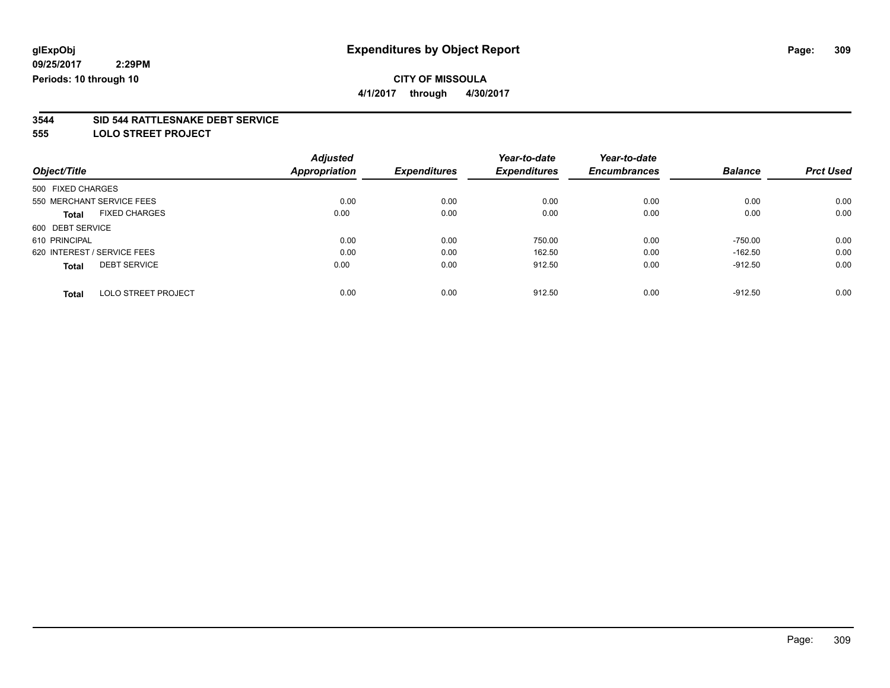# Expenditures by Object Report

glExpObj
09/25/2017 2:29PM
Periods: 10 through 10

**CITY OF MISSOULA**
**4/1/2017 through 4/30/2017**

## 3544 SID 544 RATTLESNAKE DEBT SERVICE
## 555 LOLO STREET PROJECT

| Object/Title | Adjusted Appropriation | Expenditures | Year-to-date Expenditures | Year-to-date Encumbrances | Balance | Prct Used |
|---|---|---|---|---|---|---|
| 500 FIXED CHARGES | | | | | | |
| 550 MERCHANT SERVICE FEES | 0.00 | 0.00 | 0.00 | 0.00 | 0.00 | 0.00 |
| **Total** FIXED CHARGES | 0.00 | 0.00 | 0.00 | 0.00 | 0.00 | 0.00 |
| 600 DEBT SERVICE | | | | | | |
| 610 PRINCIPAL | 0.00 | 0.00 | 750.00 | 0.00 | -750.00 | 0.00 |
| 620 INTEREST / SERVICE FEES | 0.00 | 0.00 | 162.50 | 0.00 | -162.50 | 0.00 |
| **Total** DEBT SERVICE | 0.00 | 0.00 | 912.50 | 0.00 | -912.50 | 0.00 |
| **Total** LOLO STREET PROJECT | 0.00 | 0.00 | 912.50 | 0.00 | -912.50 | 0.00 |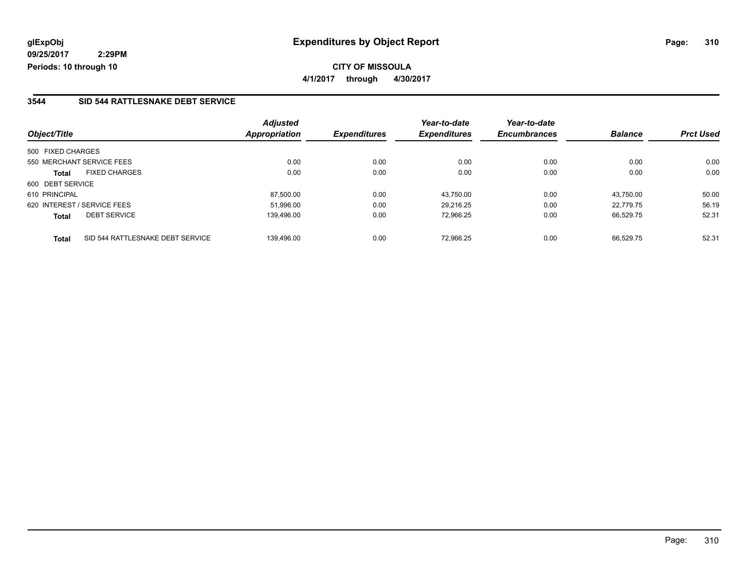glExpObj
09/25/2017 2:29PM
Periods: 10 through 10

# Expenditures by Object Report

**CITY OF MISSOULA**

**4/1/2017 through 4/30/2017**

## 3544 SID 544 RATTLESNAKE DEBT SERVICE

| Object/Title | | Adjusted Appropriation | Expenditures | Year-to-date Expenditures | Year-to-date Encumbrances | Balance | Prct Used |
|---|---|---|---|---|---|---|---|
| 500 FIXED CHARGES | | | | | | | |
| 550 MERCHANT SERVICE FEES | | 0.00 | 0.00 | 0.00 | 0.00 | 0.00 | 0.00 |
| **Total** | FIXED CHARGES | 0.00 | 0.00 | 0.00 | 0.00 | 0.00 | 0.00 |
| 600 DEBT SERVICE | | | | | | | |
| 610 PRINCIPAL | | 87,500.00 | 0.00 | 43,750.00 | 0.00 | 43,750.00 | 50.00 |
| 620 INTEREST / SERVICE FEES | | 51,996.00 | 0.00 | 29,216.25 | 0.00 | 22,779.75 | 56.19 |
| **Total** | DEBT SERVICE | 139,496.00 | 0.00 | 72,966.25 | 0.00 | 66,529.75 | 52.31 |
| **Total** | SID 544 RATTLESNAKE DEBT SERVICE | 139,496.00 | 0.00 | 72,966.25 | 0.00 | 66,529.75 | 52.31 |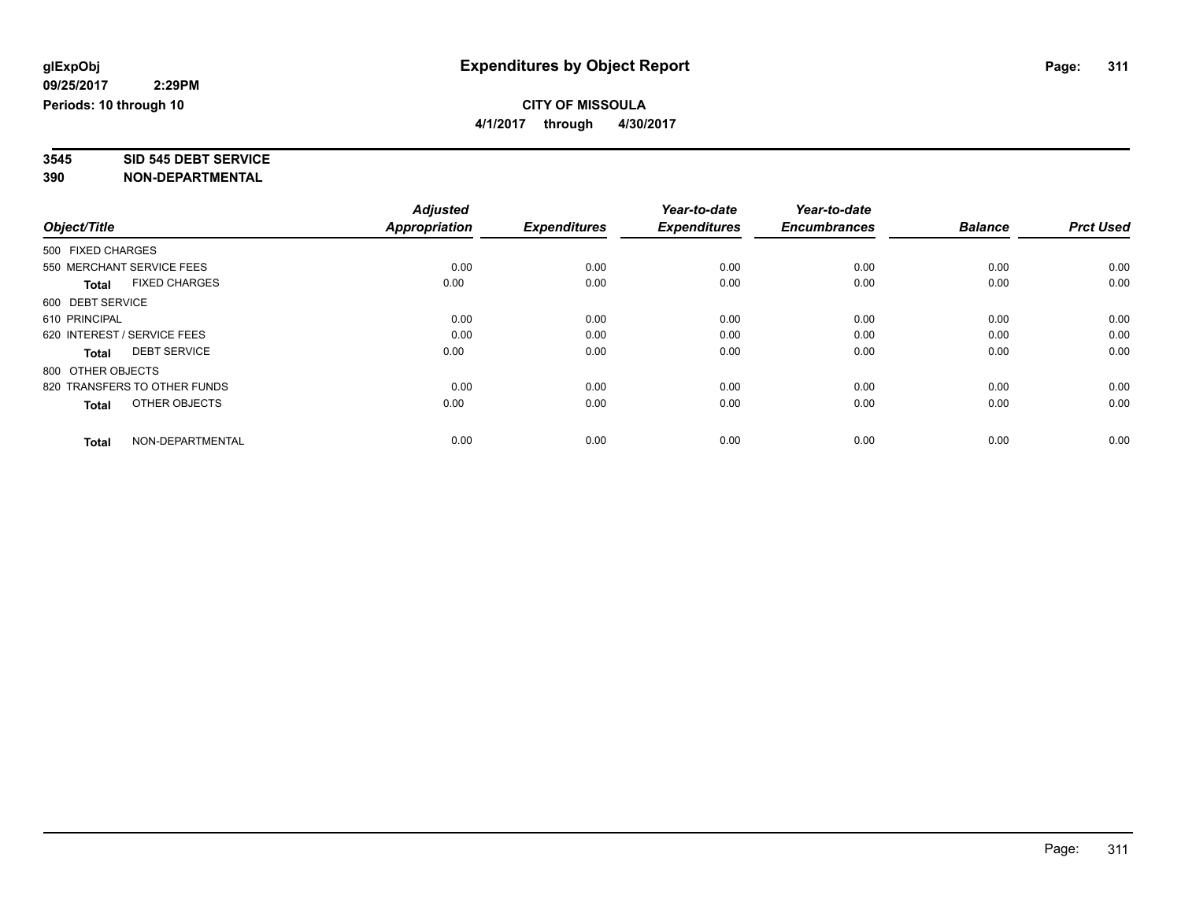**glExpObj**
**09/25/2017 2:29PM**
**Periods: 10 through 10**

# Expenditures by Object Report

**CITY OF MISSOULA**
**4/1/2017 through 4/30/2017**

## 3545 SID 545 DEBT SERVICE
## 390 NON-DEPARTMENTAL

| Object/Title | Adjusted Appropriation | Expenditures | Year-to-date Expenditures | Year-to-date Encumbrances | Balance | Prct Used |
|---|---|---|---|---|---|---|
| 500 FIXED CHARGES | | | | | | |
| 550 MERCHANT SERVICE FEES | 0.00 | 0.00 | 0.00 | 0.00 | 0.00 | 0.00 |
| **Total** FIXED CHARGES | 0.00 | 0.00 | 0.00 | 0.00 | 0.00 | 0.00 |
| 600 DEBT SERVICE | | | | | | |
| 610 PRINCIPAL | 0.00 | 0.00 | 0.00 | 0.00 | 0.00 | 0.00 |
| 620 INTEREST / SERVICE FEES | 0.00 | 0.00 | 0.00 | 0.00 | 0.00 | 0.00 |
| **Total** DEBT SERVICE | 0.00 | 0.00 | 0.00 | 0.00 | 0.00 | 0.00 |
| 800 OTHER OBJECTS | | | | | | |
| 820 TRANSFERS TO OTHER FUNDS | 0.00 | 0.00 | 0.00 | 0.00 | 0.00 | 0.00 |
| **Total** OTHER OBJECTS | 0.00 | 0.00 | 0.00 | 0.00 | 0.00 | 0.00 |
| **Total** NON-DEPARTMENTAL | 0.00 | 0.00 | 0.00 | 0.00 | 0.00 | 0.00 |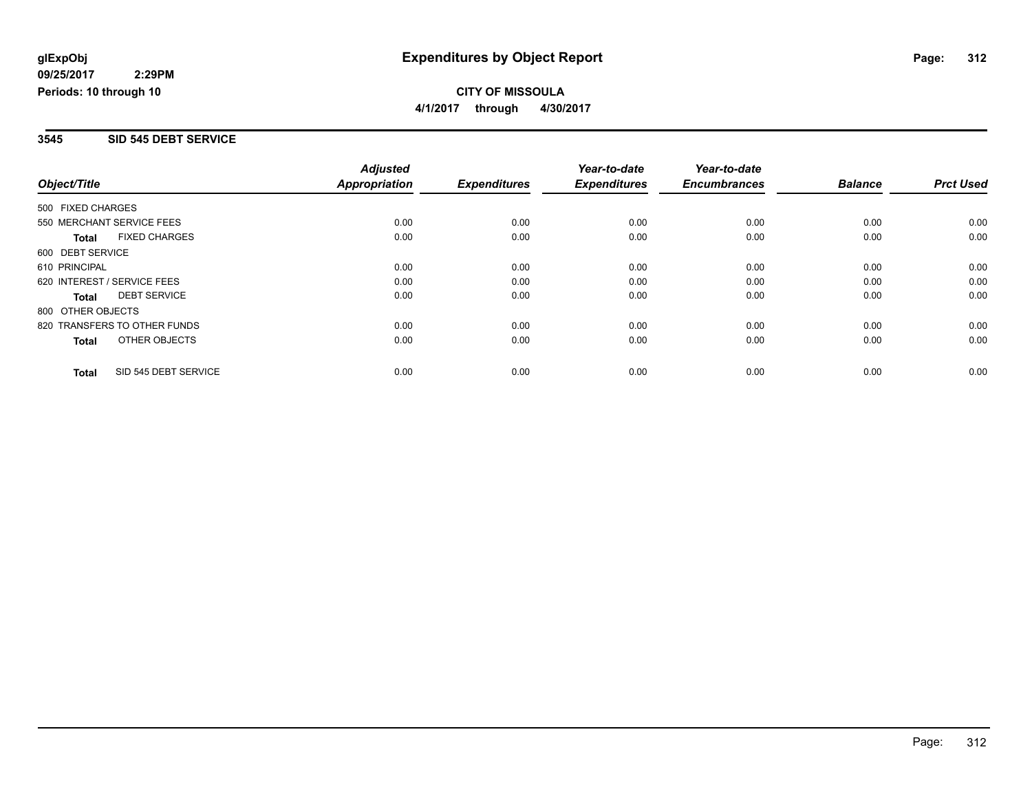**glExpObj**
**09/25/2017 2:29PM**
**Periods: 10 through 10**

# Expenditures by Object Report

**CITY OF MISSOULA**
**4/1/2017 through 4/30/2017**

## 3545 SID 545 DEBT SERVICE

| Object/Title | Adjusted Appropriation | Expenditures | Year-to-date Expenditures | Year-to-date Encumbrances | Balance | Prct Used |
|---|---|---|---|---|---|---|
| 500 FIXED CHARGES | | | | | | |
| 550 MERCHANT SERVICE FEES | 0.00 | 0.00 | 0.00 | 0.00 | 0.00 | 0.00 |
| **Total** FIXED CHARGES | 0.00 | 0.00 | 0.00 | 0.00 | 0.00 | 0.00 |
| 600 DEBT SERVICE | | | | | | |
| 610 PRINCIPAL | 0.00 | 0.00 | 0.00 | 0.00 | 0.00 | 0.00 |
| 620 INTEREST / SERVICE FEES | 0.00 | 0.00 | 0.00 | 0.00 | 0.00 | 0.00 |
| **Total** DEBT SERVICE | 0.00 | 0.00 | 0.00 | 0.00 | 0.00 | 0.00 |
| 800 OTHER OBJECTS | | | | | | |
| 820 TRANSFERS TO OTHER FUNDS | 0.00 | 0.00 | 0.00 | 0.00 | 0.00 | 0.00 |
| **Total** OTHER OBJECTS | 0.00 | 0.00 | 0.00 | 0.00 | 0.00 | 0.00 |
| **Total** SID 545 DEBT SERVICE | 0.00 | 0.00 | 0.00 | 0.00 | 0.00 | 0.00 |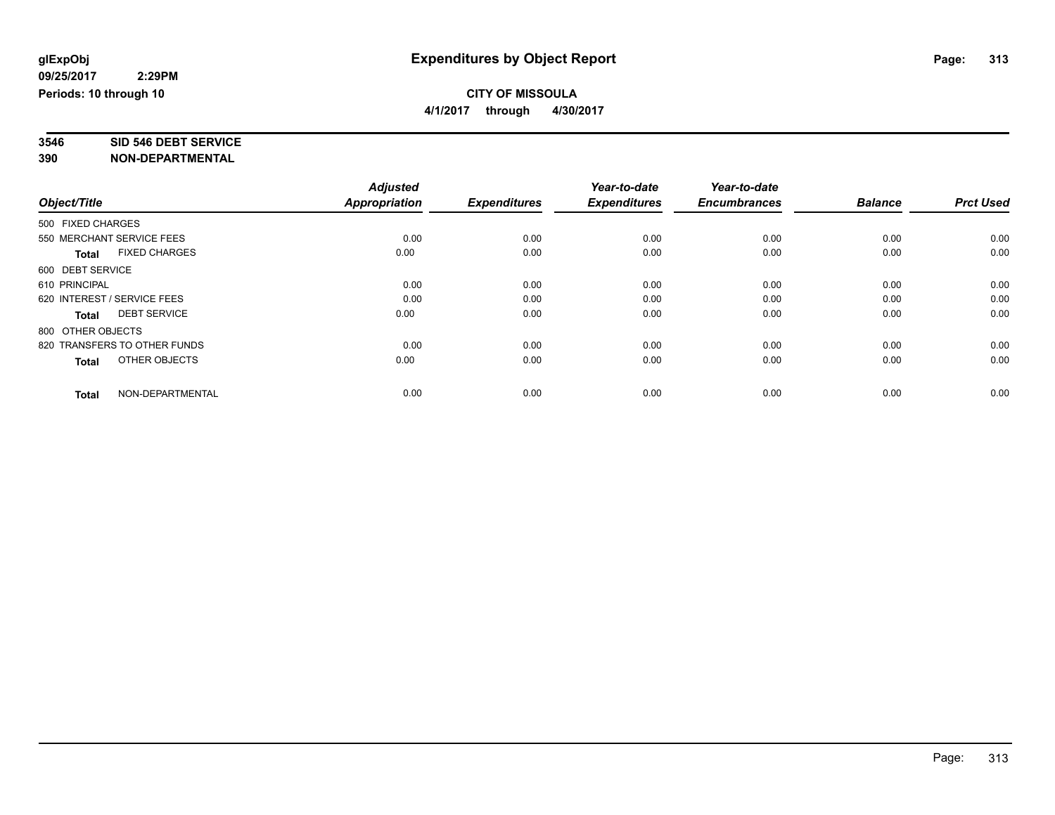**glExpObj**
**09/25/2017 2:29PM**
**Periods: 10 through 10**

# Expenditures by Object Report

**CITY OF MISSOULA**
**4/1/2017 through 4/30/2017**

## 3546 SID 546 DEBT SERVICE
## 390 NON-DEPARTMENTAL

| Object/Title | Adjusted Appropriation | Expenditures | Year-to-date Expenditures | Year-to-date Encumbrances | Balance | Prct Used |
|---|---|---|---|---|---|---|
| 500 FIXED CHARGES | | | | | | |
| 550 MERCHANT SERVICE FEES | 0.00 | 0.00 | 0.00 | 0.00 | 0.00 | 0.00 |
| **Total** FIXED CHARGES | 0.00 | 0.00 | 0.00 | 0.00 | 0.00 | 0.00 |
| 600 DEBT SERVICE | | | | | | |
| 610 PRINCIPAL | 0.00 | 0.00 | 0.00 | 0.00 | 0.00 | 0.00 |
| 620 INTEREST / SERVICE FEES | 0.00 | 0.00 | 0.00 | 0.00 | 0.00 | 0.00 |
| **Total** DEBT SERVICE | 0.00 | 0.00 | 0.00 | 0.00 | 0.00 | 0.00 |
| 800 OTHER OBJECTS | | | | | | |
| 820 TRANSFERS TO OTHER FUNDS | 0.00 | 0.00 | 0.00 | 0.00 | 0.00 | 0.00 |
| **Total** OTHER OBJECTS | 0.00 | 0.00 | 0.00 | 0.00 | 0.00 | 0.00 |
| **Total** NON-DEPARTMENTAL | 0.00 | 0.00 | 0.00 | 0.00 | 0.00 | 0.00 |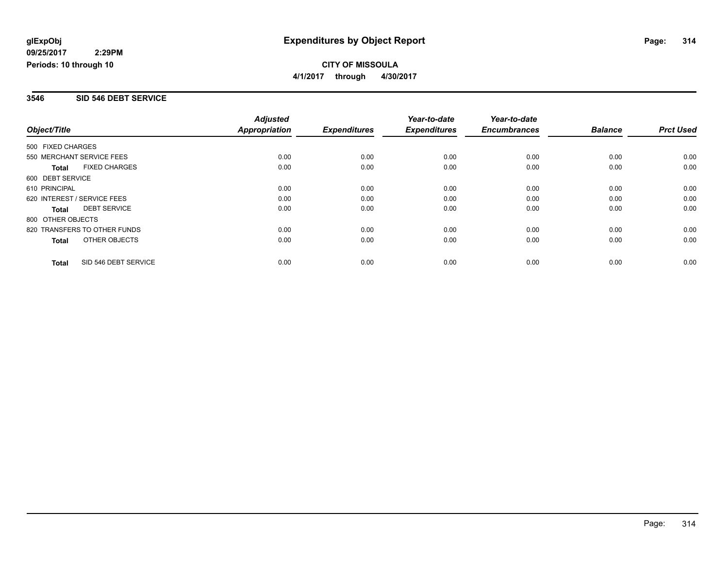**glExpObj**
**09/25/2017 2:29PM**
**Periods: 10 through 10**

# Expenditures by Object Report

**CITY OF MISSOULA**
**4/1/2017 through 4/30/2017**

## 3546 SID 546 DEBT SERVICE

| Object/Title | Adjusted Appropriation | Expenditures | Year-to-date Expenditures | Year-to-date Encumbrances | Balance | Prct Used |
|---|---|---|---|---|---|---|
| 500 FIXED CHARGES | | | | | | |
| 550 MERCHANT SERVICE FEES | 0.00 | 0.00 | 0.00 | 0.00 | 0.00 | 0.00 |
| **Total** FIXED CHARGES | 0.00 | 0.00 | 0.00 | 0.00 | 0.00 | 0.00 |
| 600 DEBT SERVICE | | | | | | |
| 610 PRINCIPAL | 0.00 | 0.00 | 0.00 | 0.00 | 0.00 | 0.00 |
| 620 INTEREST / SERVICE FEES | 0.00 | 0.00 | 0.00 | 0.00 | 0.00 | 0.00 |
| **Total** DEBT SERVICE | 0.00 | 0.00 | 0.00 | 0.00 | 0.00 | 0.00 |
| 800 OTHER OBJECTS | | | | | | |
| 820 TRANSFERS TO OTHER FUNDS | 0.00 | 0.00 | 0.00 | 0.00 | 0.00 | 0.00 |
| **Total** OTHER OBJECTS | 0.00 | 0.00 | 0.00 | 0.00 | 0.00 | 0.00 |
| **Total** SID 546 DEBT SERVICE | 0.00 | 0.00 | 0.00 | 0.00 | 0.00 | 0.00 |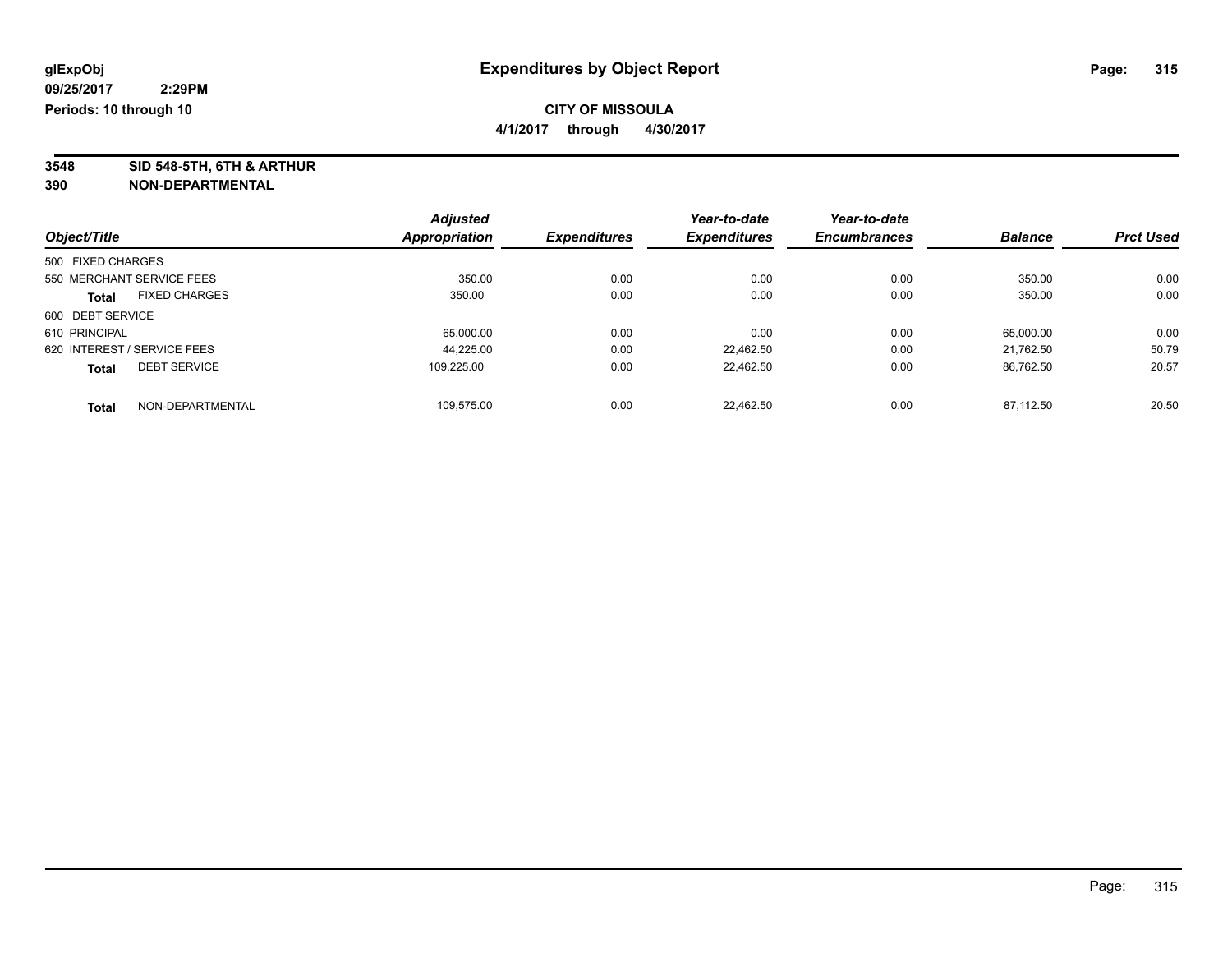**glExpObj**
**09/25/2017 2:29PM**
**Periods: 10 through 10**

# Expenditures by Object Report

**CITY OF MISSOULA**
**4/1/2017 through 4/30/2017**

**3548 SID 548-5TH, 6TH & ARTHUR**
**390 NON-DEPARTMENTAL**

| Object/Title | | Adjusted Appropriation | Expenditures | Year-to-date Expenditures | Year-to-date Encumbrances | Balance | Prct Used |
|---|---|---|---|---|---|---|---|
| 500 FIXED CHARGES | | | | | | | |
| 550 MERCHANT SERVICE FEES | | 350.00 | 0.00 | 0.00 | 0.00 | 350.00 | 0.00 |
| **Total** | FIXED CHARGES | 350.00 | 0.00 | 0.00 | 0.00 | 350.00 | 0.00 |
| 600 DEBT SERVICE | | | | | | | |
| 610 PRINCIPAL | | 65,000.00 | 0.00 | 0.00 | 0.00 | 65,000.00 | 0.00 |
| 620 INTEREST / SERVICE FEES | | 44,225.00 | 0.00 | 22,462.50 | 0.00 | 21,762.50 | 50.79 |
| **Total** | DEBT SERVICE | 109,225.00 | 0.00 | 22,462.50 | 0.00 | 86,762.50 | 20.57 |
| **Total** | NON-DEPARTMENTAL | 109,575.00 | 0.00 | 22,462.50 | 0.00 | 87,112.50 | 20.50 |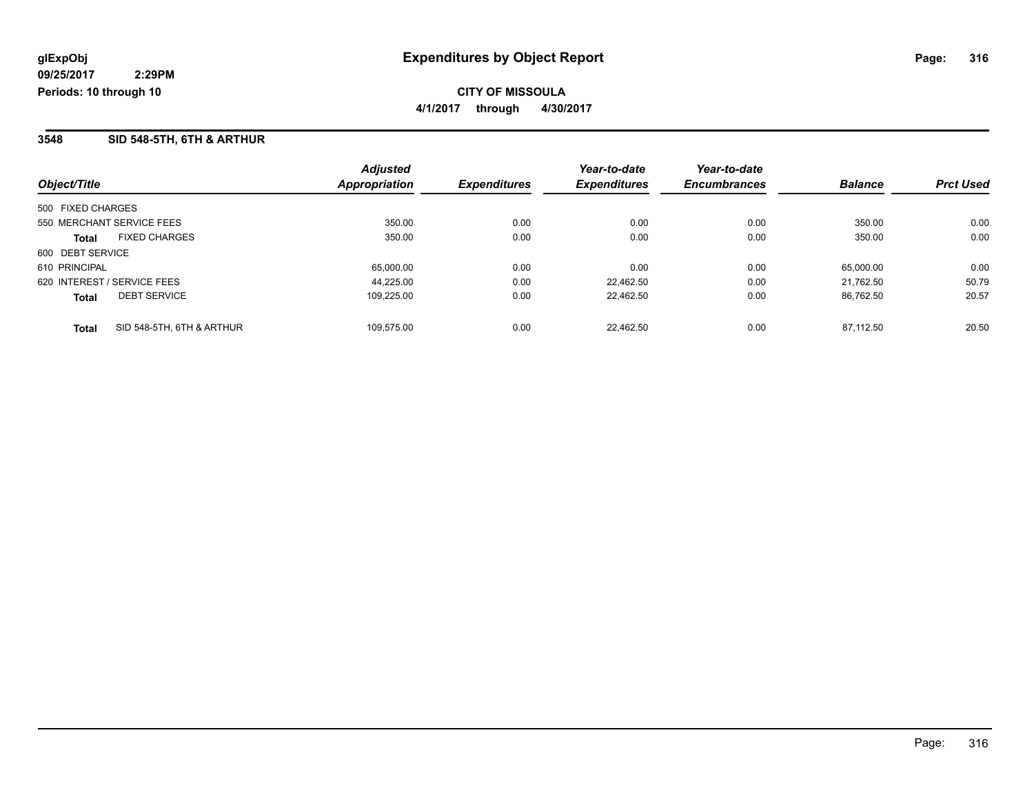**glExpObj** 
**09/25/2017 2:29PM** 
**Periods: 10 through 10**

# Expenditures by Object Report

**CITY OF MISSOULA** 
**4/1/2017 through 4/30/2017**

## 3548 SID 548-5TH, 6TH & ARTHUR

| Object/Title | | Adjusted Appropriation | Expenditures | Year-to-date Expenditures | Year-to-date Encumbrances | Balance | Prct Used |
|---|---|---|---|---|---|---|---|
| 500 FIXED CHARGES | | | | | | | |
| 550 MERCHANT SERVICE FEES | | 350.00 | 0.00 | 0.00 | 0.00 | 350.00 | 0.00 |
| **Total** | FIXED CHARGES | 350.00 | 0.00 | 0.00 | 0.00 | 350.00 | 0.00 |
| 600 DEBT SERVICE | | | | | | | |
| 610 PRINCIPAL | | 65,000.00 | 0.00 | 0.00 | 0.00 | 65,000.00 | 0.00 |
| 620 INTEREST / SERVICE FEES | | 44,225.00 | 0.00 | 22,462.50 | 0.00 | 21,762.50 | 50.79 |
| **Total** | DEBT SERVICE | 109,225.00 | 0.00 | 22,462.50 | 0.00 | 86,762.50 | 20.57 |
| **Total** | SID 548-5TH, 6TH & ARTHUR | 109,575.00 | 0.00 | 22,462.50 | 0.00 | 87,112.50 | 20.50 |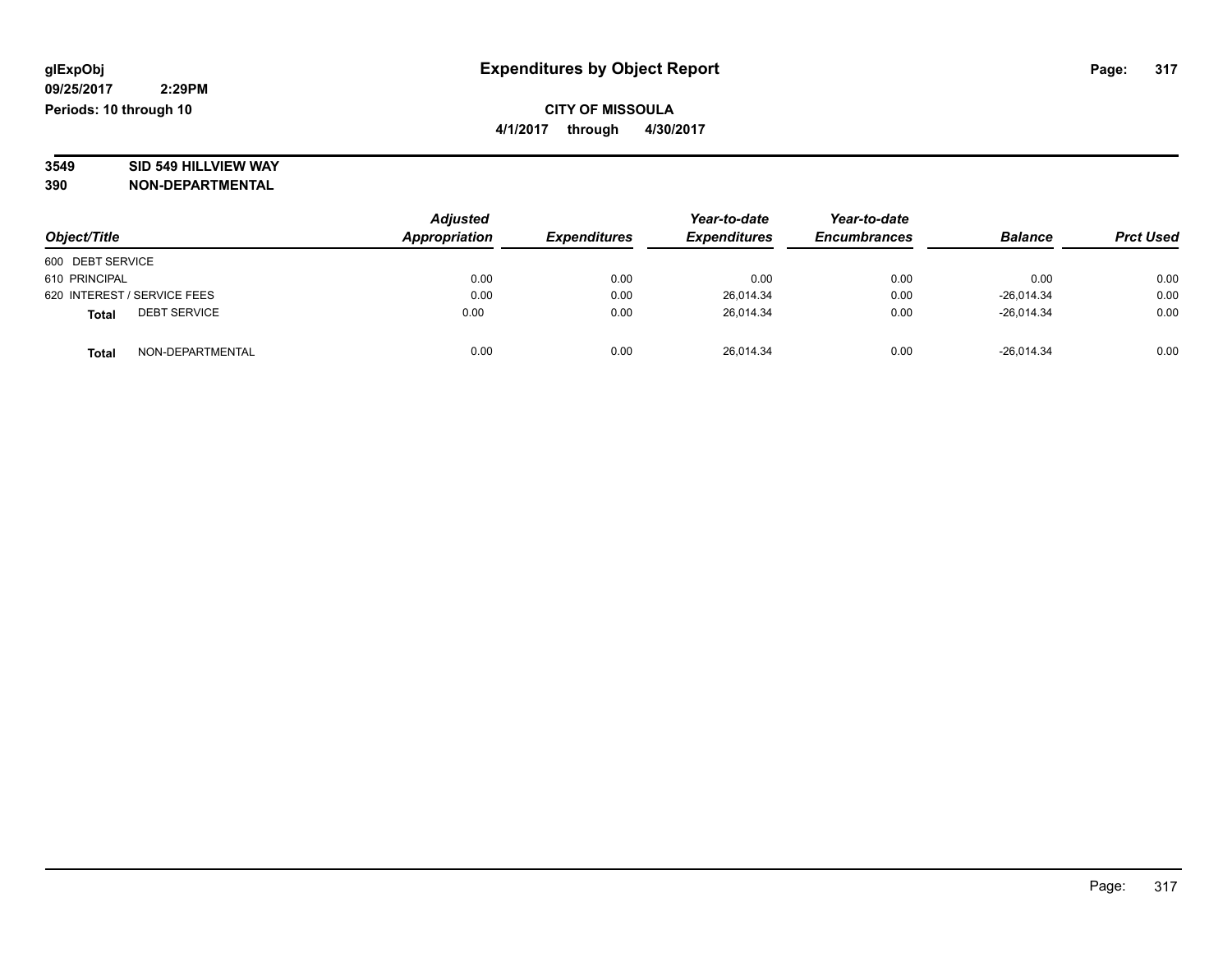glExpObj
09/25/2017 2:29PM
Periods: 10 through 10

# Expenditures by Object Report

**CITY OF MISSOULA**

**4/1/2017 through 4/30/2017**

**3549 SID 549 HILLVIEW WAY**
**390 NON-DEPARTMENTAL**

| Object/Title | Adjusted Appropriation | Expenditures | Year-to-date Expenditures | Year-to-date Encumbrances | Balance | Prct Used |
|---|---|---|---|---|---|---|
| 600 DEBT SERVICE | | | | | | |
| 610 PRINCIPAL | 0.00 | 0.00 | 0.00 | 0.00 | 0.00 | 0.00 |
| 620 INTEREST / SERVICE FEES | 0.00 | 0.00 | 26,014.34 | 0.00 | -26,014.34 | 0.00 |
| **Total** DEBT SERVICE | 0.00 | 0.00 | 26,014.34 | 0.00 | -26,014.34 | 0.00 |
| **Total** NON-DEPARTMENTAL | 0.00 | 0.00 | 26,014.34 | 0.00 | -26,014.34 | 0.00 |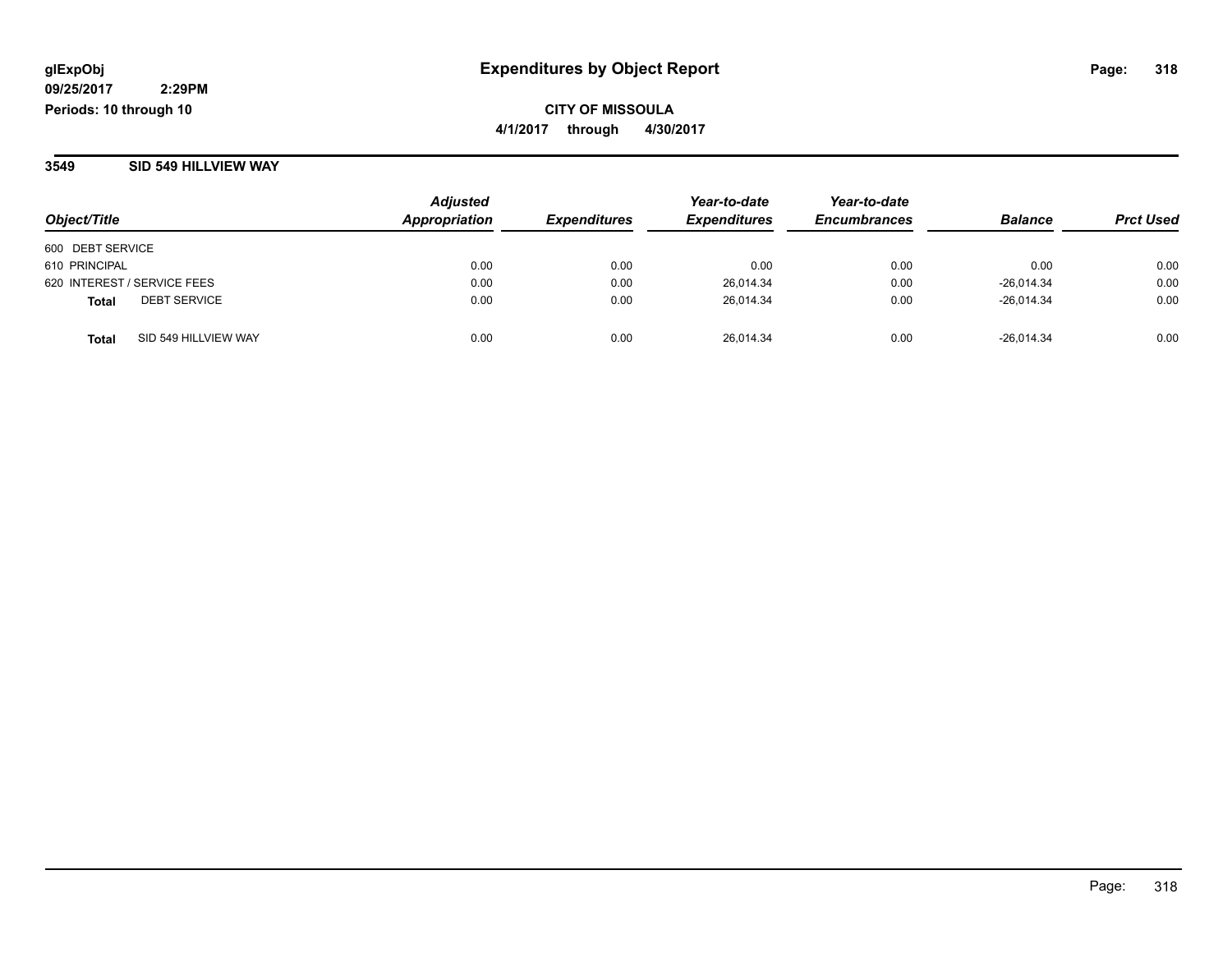# Expenditures by Object Report

glExpObj
09/25/2017 2:29PM
Periods: 10 through 10

**CITY OF MISSOULA**
**4/1/2017 through 4/30/2017**

## 3549 SID 549 HILLVIEW WAY

| *Object/Title* | *Adjusted Appropriation* | *Expenditures* | *Year-to-date Expenditures* | *Year-to-date Encumbrances* | *Balance* | *Prct Used* |
|---|---|---|---|---|---|---|
| 600 DEBT SERVICE | | | | | | |
| 610 PRINCIPAL | 0.00 | 0.00 | 0.00 | 0.00 | 0.00 | 0.00 |
| 620 INTEREST / SERVICE FEES | 0.00 | 0.00 | 26,014.34 | 0.00 | -26,014.34 | 0.00 |
| **Total** DEBT SERVICE | 0.00 | 0.00 | 26,014.34 | 0.00 | -26,014.34 | 0.00 |
| **Total** SID 549 HILLVIEW WAY | 0.00 | 0.00 | 26,014.34 | 0.00 | -26,014.34 | 0.00 |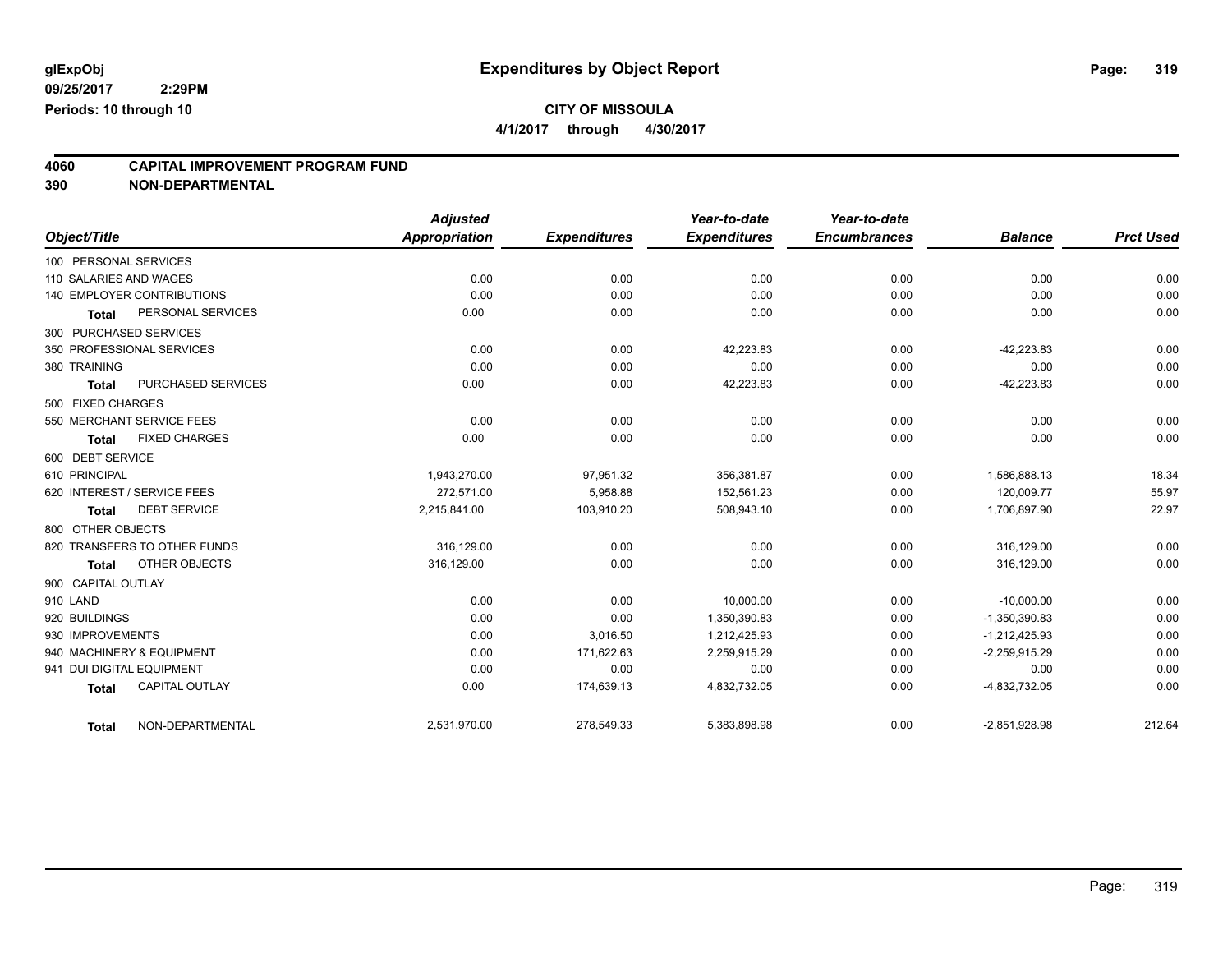glExpObj
09/25/2017 2:29PM
Periods: 10 through 10

# Expenditures by Object Report

## CITY OF MISSOULA

4/1/2017 through 4/30/2017

### 4060 CAPITAL IMPROVEMENT PROGRAM FUND
### 390 NON-DEPARTMENTAL

| Object/Title | | Adjusted Appropriation | Expenditures | Year-to-date Expenditures | Year-to-date Encumbrances | Balance | Prct Used |
|---|---|---|---|---|---|---|---|
| 100 PERSONAL SERVICES | | | | | | | |
| 110 SALARIES AND WAGES | | 0.00 | 0.00 | 0.00 | 0.00 | 0.00 | 0.00 |
| 140 EMPLOYER CONTRIBUTIONS | | 0.00 | 0.00 | 0.00 | 0.00 | 0.00 | 0.00 |
| Total | PERSONAL SERVICES | 0.00 | 0.00 | 0.00 | 0.00 | 0.00 | 0.00 |
| 300 PURCHASED SERVICES | | | | | | | |
| 350 PROFESSIONAL SERVICES | | 0.00 | 0.00 | 42,223.83 | 0.00 | -42,223.83 | 0.00 |
| 380 TRAINING | | 0.00 | 0.00 | 0.00 | 0.00 | 0.00 | 0.00 |
| Total | PURCHASED SERVICES | 0.00 | 0.00 | 42,223.83 | 0.00 | -42,223.83 | 0.00 |
| 500 FIXED CHARGES | | | | | | | |
| 550 MERCHANT SERVICE FEES | | 0.00 | 0.00 | 0.00 | 0.00 | 0.00 | 0.00 |
| Total | FIXED CHARGES | 0.00 | 0.00 | 0.00 | 0.00 | 0.00 | 0.00 |
| 600 DEBT SERVICE | | | | | | | |
| 610 PRINCIPAL | | 1,943,270.00 | 97,951.32 | 356,381.87 | 0.00 | 1,586,888.13 | 18.34 |
| 620 INTEREST / SERVICE FEES | | 272,571.00 | 5,958.88 | 152,561.23 | 0.00 | 120,009.77 | 55.97 |
| Total | DEBT SERVICE | 2,215,841.00 | 103,910.20 | 508,943.10 | 0.00 | 1,706,897.90 | 22.97 |
| 800 OTHER OBJECTS | | | | | | | |
| 820 TRANSFERS TO OTHER FUNDS | | 316,129.00 | 0.00 | 0.00 | 0.00 | 316,129.00 | 0.00 |
| Total | OTHER OBJECTS | 316,129.00 | 0.00 | 0.00 | 0.00 | 316,129.00 | 0.00 |
| 900 CAPITAL OUTLAY | | | | | | | |
| 910 LAND | | 0.00 | 0.00 | 10,000.00 | 0.00 | -10,000.00 | 0.00 |
| 920 BUILDINGS | | 0.00 | 0.00 | 1,350,390.83 | 0.00 | -1,350,390.83 | 0.00 |
| 930 IMPROVEMENTS | | 0.00 | 3,016.50 | 1,212,425.93 | 0.00 | -1,212,425.93 | 0.00 |
| 940 MACHINERY & EQUIPMENT | | 0.00 | 171,622.63 | 2,259,915.29 | 0.00 | -2,259,915.29 | 0.00 |
| 941 DUI DIGITAL EQUIPMENT | | 0.00 | 0.00 | 0.00 | 0.00 | 0.00 | 0.00 |
| Total | CAPITAL OUTLAY | 0.00 | 174,639.13 | 4,832,732.05 | 0.00 | -4,832,732.05 | 0.00 |
| Total | NON-DEPARTMENTAL | 2,531,970.00 | 278,549.33 | 5,383,898.98 | 0.00 | -2,851,928.98 | 212.64 |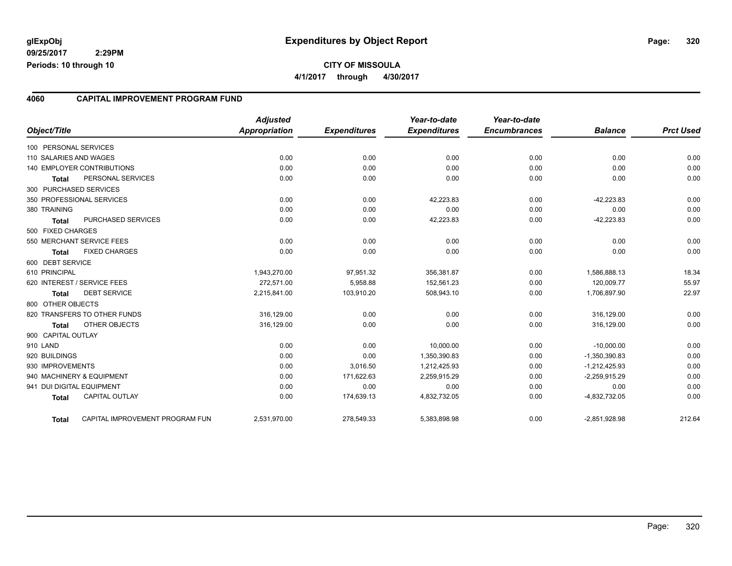**glExpObj**
**09/25/2017 2:29PM**
**Periods: 10 through 10**

# Expenditures by Object Report

**CITY OF MISSOULA**
**4/1/2017 through 4/30/2017**

## 4060 CAPITAL IMPROVEMENT PROGRAM FUND

| Object/Title | Adjusted Appropriation | Expenditures | Year-to-date Expenditures | Year-to-date Encumbrances | Balance | Prct Used |
|---|---|---|---|---|---|---|
| 100 PERSONAL SERVICES | | | | | | |
| 110 SALARIES AND WAGES | 0.00 | 0.00 | 0.00 | 0.00 | 0.00 | 0.00 |
| 140 EMPLOYER CONTRIBUTIONS | 0.00 | 0.00 | 0.00 | 0.00 | 0.00 | 0.00 |
| **Total** PERSONAL SERVICES | 0.00 | 0.00 | 0.00 | 0.00 | 0.00 | 0.00 |
| 300 PURCHASED SERVICES | | | | | | |
| 350 PROFESSIONAL SERVICES | 0.00 | 0.00 | 42,223.83 | 0.00 | -42,223.83 | 0.00 |
| 380 TRAINING | 0.00 | 0.00 | 0.00 | 0.00 | 0.00 | 0.00 |
| **Total** PURCHASED SERVICES | 0.00 | 0.00 | 42,223.83 | 0.00 | -42,223.83 | 0.00 |
| 500 FIXED CHARGES | | | | | | |
| 550 MERCHANT SERVICE FEES | 0.00 | 0.00 | 0.00 | 0.00 | 0.00 | 0.00 |
| **Total** FIXED CHARGES | 0.00 | 0.00 | 0.00 | 0.00 | 0.00 | 0.00 |
| 600 DEBT SERVICE | | | | | | |
| 610 PRINCIPAL | 1,943,270.00 | 97,951.32 | 356,381.87 | 0.00 | 1,586,888.13 | 18.34 |
| 620 INTEREST / SERVICE FEES | 272,571.00 | 5,958.88 | 152,561.23 | 0.00 | 120,009.77 | 55.97 |
| **Total** DEBT SERVICE | 2,215,841.00 | 103,910.20 | 508,943.10 | 0.00 | 1,706,897.90 | 22.97 |
| 800 OTHER OBJECTS | | | | | | |
| 820 TRANSFERS TO OTHER FUNDS | 316,129.00 | 0.00 | 0.00 | 0.00 | 316,129.00 | 0.00 |
| **Total** OTHER OBJECTS | 316,129.00 | 0.00 | 0.00 | 0.00 | 316,129.00 | 0.00 |
| 900 CAPITAL OUTLAY | | | | | | |
| 910 LAND | 0.00 | 0.00 | 10,000.00 | 0.00 | -10,000.00 | 0.00 |
| 920 BUILDINGS | 0.00 | 0.00 | 1,350,390.83 | 0.00 | -1,350,390.83 | 0.00 |
| 930 IMPROVEMENTS | 0.00 | 3,016.50 | 1,212,425.93 | 0.00 | -1,212,425.93 | 0.00 |
| 940 MACHINERY & EQUIPMENT | 0.00 | 171,622.63 | 2,259,915.29 | 0.00 | -2,259,915.29 | 0.00 |
| 941 DUI DIGITAL EQUIPMENT | 0.00 | 0.00 | 0.00 | 0.00 | 0.00 | 0.00 |
| **Total** CAPITAL OUTLAY | 0.00 | 174,639.13 | 4,832,732.05 | 0.00 | -4,832,732.05 | 0.00 |
| **Total** CAPITAL IMPROVEMENT PROGRAM FUN | 2,531,970.00 | 278,549.33 | 5,383,898.98 | 0.00 | -2,851,928.98 | 212.64 |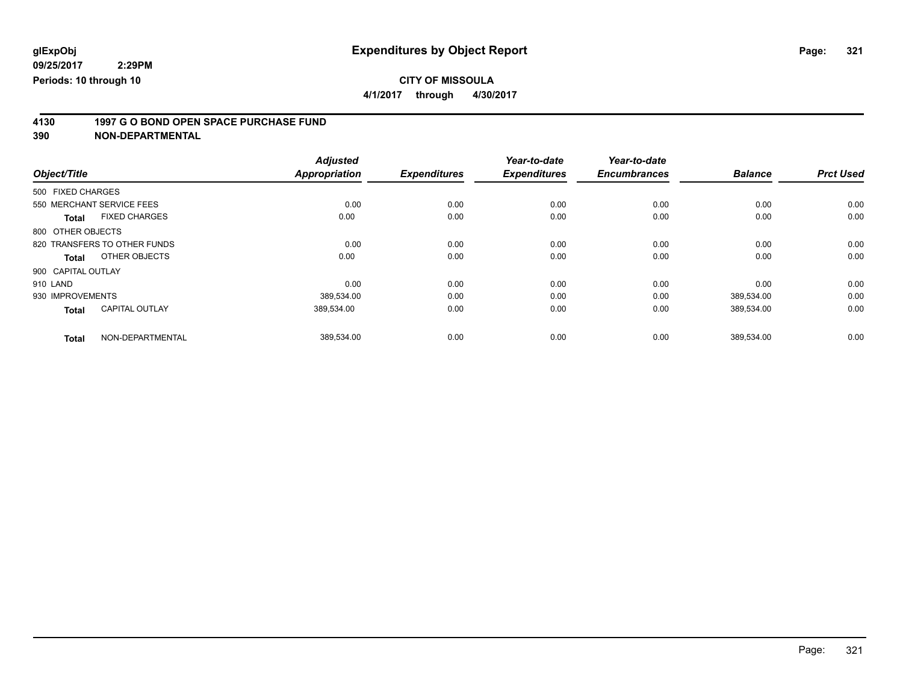**glExpObj**
**09/25/2017 2:29PM**
**Periods: 10 through 10**

# Expenditures by Object Report

**CITY OF MISSOULA**
**4/1/2017 through 4/30/2017**

## 4130 1997 G O BOND OPEN SPACE PURCHASE FUND
## 390 NON-DEPARTMENTAL

| Object/Title | | Adjusted Appropriation | Expenditures | Year-to-date Expenditures | Year-to-date Encumbrances | Balance | Prct Used |
|---|---|---|---|---|---|---|---|
| 500 FIXED CHARGES | | | | | | | |
| 550 MERCHANT SERVICE FEES | | 0.00 | 0.00 | 0.00 | 0.00 | 0.00 | 0.00 |
| **Total** | FIXED CHARGES | 0.00 | 0.00 | 0.00 | 0.00 | 0.00 | 0.00 |
| 800 OTHER OBJECTS | | | | | | | |
| 820 TRANSFERS TO OTHER FUNDS | | 0.00 | 0.00 | 0.00 | 0.00 | 0.00 | 0.00 |
| **Total** | OTHER OBJECTS | 0.00 | 0.00 | 0.00 | 0.00 | 0.00 | 0.00 |
| 900 CAPITAL OUTLAY | | | | | | | |
| 910 LAND | | 0.00 | 0.00 | 0.00 | 0.00 | 0.00 | 0.00 |
| 930 IMPROVEMENTS | | 389,534.00 | 0.00 | 0.00 | 0.00 | 389,534.00 | 0.00 |
| **Total** | CAPITAL OUTLAY | 389,534.00 | 0.00 | 0.00 | 0.00 | 389,534.00 | 0.00 |
| **Total** | NON-DEPARTMENTAL | 389,534.00 | 0.00 | 0.00 | 0.00 | 389,534.00 | 0.00 |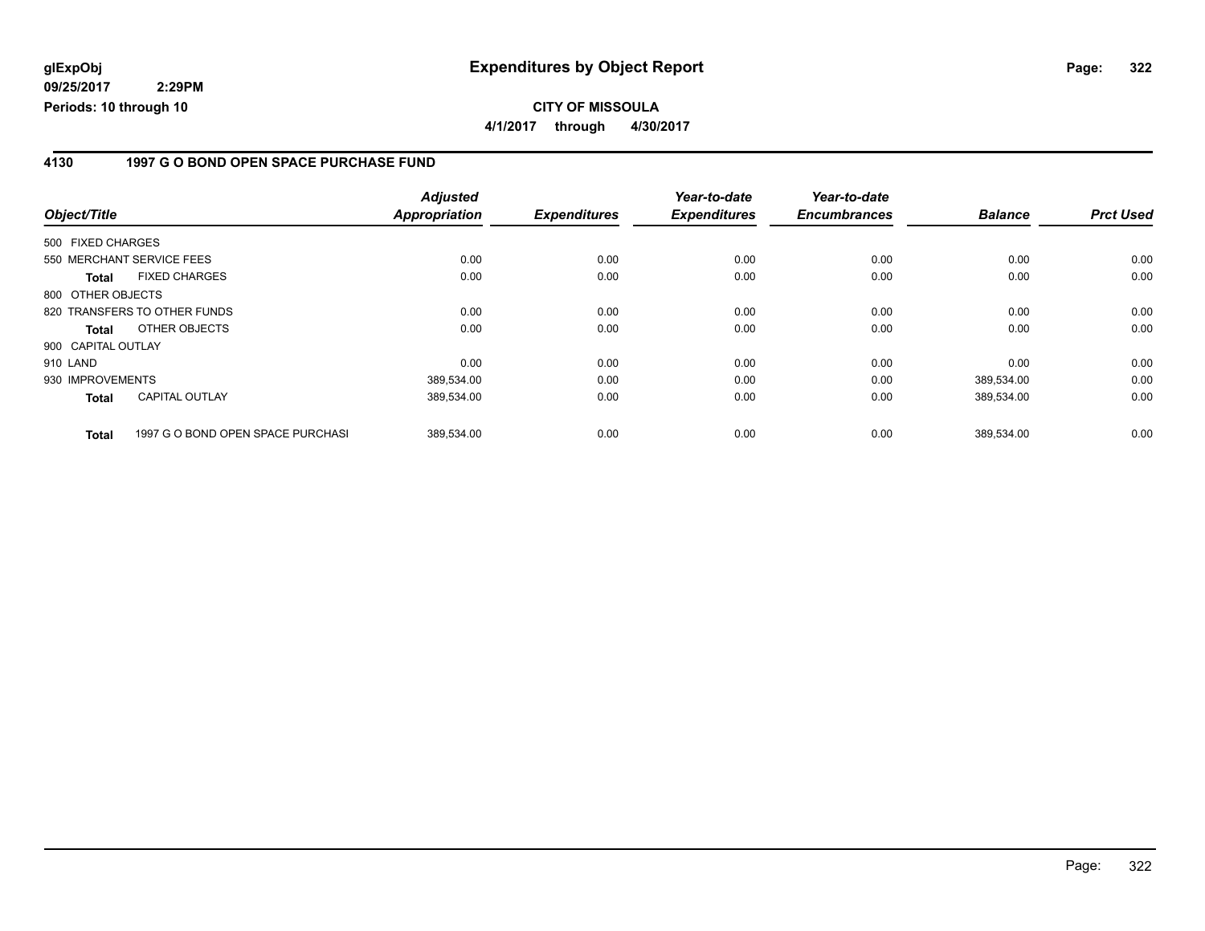**glExpObj** **Expenditures by Object Report**

**09/25/2017 2:29PM**

**Periods: 10 through 10**

**CITY OF MISSOULA**

**4/1/2017 through 4/30/2017**

## 4130 1997 G O BOND OPEN SPACE PURCHASE FUND

| Object/Title | | Adjusted Appropriation | Expenditures | Year-to-date Expenditures | Year-to-date Encumbrances | Balance | Prct Used |
|---|---|---|---|---|---|---|---|
| 500 FIXED CHARGES | | | | | | | |
| 550 MERCHANT SERVICE FEES | | 0.00 | 0.00 | 0.00 | 0.00 | 0.00 | 0.00 |
| **Total** | FIXED CHARGES | 0.00 | 0.00 | 0.00 | 0.00 | 0.00 | 0.00 |
| 800 OTHER OBJECTS | | | | | | | |
| 820 TRANSFERS TO OTHER FUNDS | | 0.00 | 0.00 | 0.00 | 0.00 | 0.00 | 0.00 |
| **Total** | OTHER OBJECTS | 0.00 | 0.00 | 0.00 | 0.00 | 0.00 | 0.00 |
| 900 CAPITAL OUTLAY | | | | | | | |
| 910 LAND | | 0.00 | 0.00 | 0.00 | 0.00 | 0.00 | 0.00 |
| 930 IMPROVEMENTS | | 389,534.00 | 0.00 | 0.00 | 0.00 | 389,534.00 | 0.00 |
| **Total** | CAPITAL OUTLAY | 389,534.00 | 0.00 | 0.00 | 0.00 | 389,534.00 | 0.00 |
| **Total** | 1997 G O BOND OPEN SPACE PURCHASI | 389,534.00 | 0.00 | 0.00 | 0.00 | 389,534.00 | 0.00 |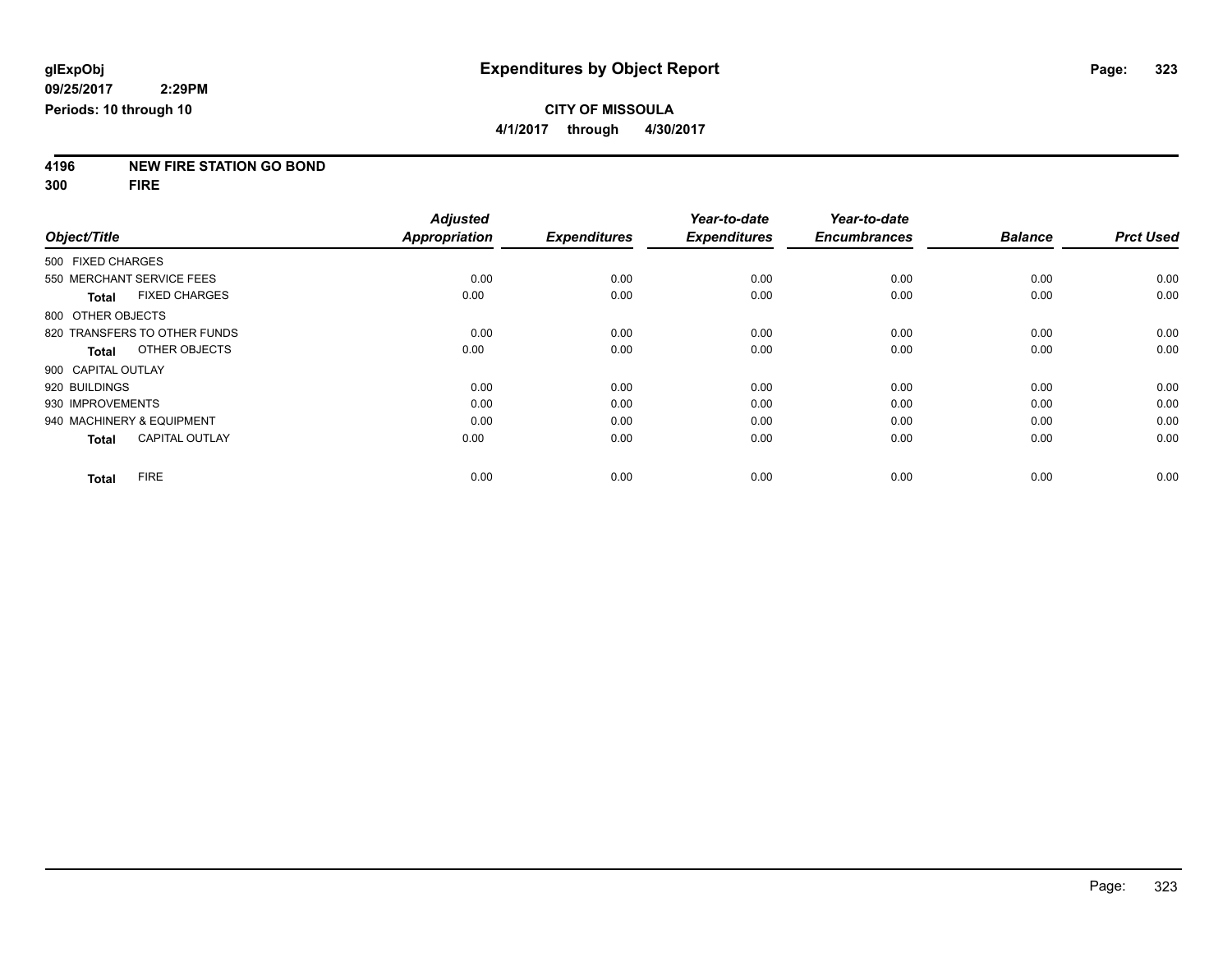glExpObj
09/25/2017 2:29PM
Periods: 10 through 10

# Expenditures by Object Report

**CITY OF MISSOULA**
**4/1/2017 through 4/30/2017**

**4196 NEW FIRE STATION GO BOND**
**300 FIRE**

| Object/Title | Adjusted Appropriation | Expenditures | Year-to-date Expenditures | Year-to-date Encumbrances | Balance | Prct Used |
|---|---|---|---|---|---|---|
| 500 FIXED CHARGES | | | | | | |
| 550 MERCHANT SERVICE FEES | 0.00 | 0.00 | 0.00 | 0.00 | 0.00 | 0.00 |
| **Total** FIXED CHARGES | 0.00 | 0.00 | 0.00 | 0.00 | 0.00 | 0.00 |
| 800 OTHER OBJECTS | | | | | | |
| 820 TRANSFERS TO OTHER FUNDS | 0.00 | 0.00 | 0.00 | 0.00 | 0.00 | 0.00 |
| **Total** OTHER OBJECTS | 0.00 | 0.00 | 0.00 | 0.00 | 0.00 | 0.00 |
| 900 CAPITAL OUTLAY | | | | | | |
| 920 BUILDINGS | 0.00 | 0.00 | 0.00 | 0.00 | 0.00 | 0.00 |
| 930 IMPROVEMENTS | 0.00 | 0.00 | 0.00 | 0.00 | 0.00 | 0.00 |
| 940 MACHINERY & EQUIPMENT | 0.00 | 0.00 | 0.00 | 0.00 | 0.00 | 0.00 |
| **Total** CAPITAL OUTLAY | 0.00 | 0.00 | 0.00 | 0.00 | 0.00 | 0.00 |
| **Total** FIRE | 0.00 | 0.00 | 0.00 | 0.00 | 0.00 | 0.00 |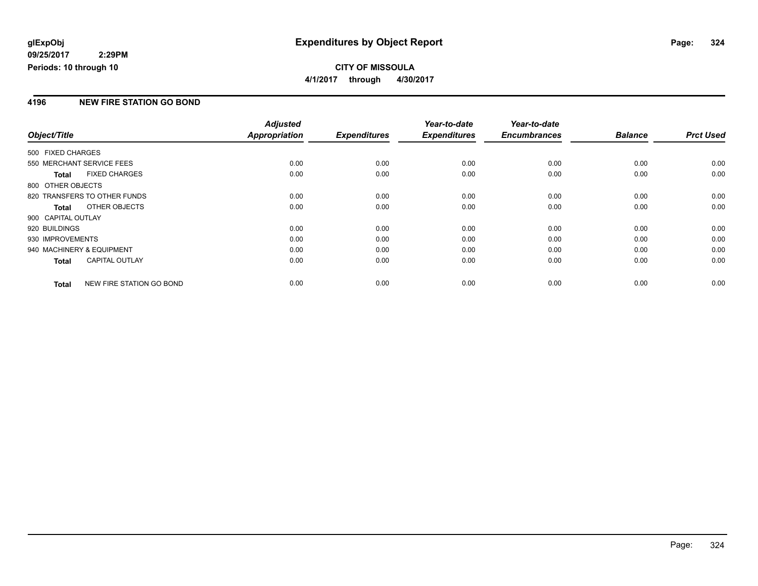# Expenditures by Object Report

glExpObj
09/25/2017 2:29PM
Periods: 10 through 10

**CITY OF MISSOULA**
**4/1/2017 through 4/30/2017**

## 4196 NEW FIRE STATION GO BOND

| Object/Title | Adjusted Appropriation | Expenditures | Year-to-date Expenditures | Year-to-date Encumbrances | Balance | Prct Used |
|---|---|---|---|---|---|---|
| 500 FIXED CHARGES | | | | | | |
| 550 MERCHANT SERVICE FEES | 0.00 | 0.00 | 0.00 | 0.00 | 0.00 | 0.00 |
| **Total** FIXED CHARGES | 0.00 | 0.00 | 0.00 | 0.00 | 0.00 | 0.00 |
| 800 OTHER OBJECTS | | | | | | |
| 820 TRANSFERS TO OTHER FUNDS | 0.00 | 0.00 | 0.00 | 0.00 | 0.00 | 0.00 |
| **Total** OTHER OBJECTS | 0.00 | 0.00 | 0.00 | 0.00 | 0.00 | 0.00 |
| 900 CAPITAL OUTLAY | | | | | | |
| 920 BUILDINGS | 0.00 | 0.00 | 0.00 | 0.00 | 0.00 | 0.00 |
| 930 IMPROVEMENTS | 0.00 | 0.00 | 0.00 | 0.00 | 0.00 | 0.00 |
| 940 MACHINERY & EQUIPMENT | 0.00 | 0.00 | 0.00 | 0.00 | 0.00 | 0.00 |
| **Total** CAPITAL OUTLAY | 0.00 | 0.00 | 0.00 | 0.00 | 0.00 | 0.00 |
| **Total** NEW FIRE STATION GO BOND | 0.00 | 0.00 | 0.00 | 0.00 | 0.00 | 0.00 |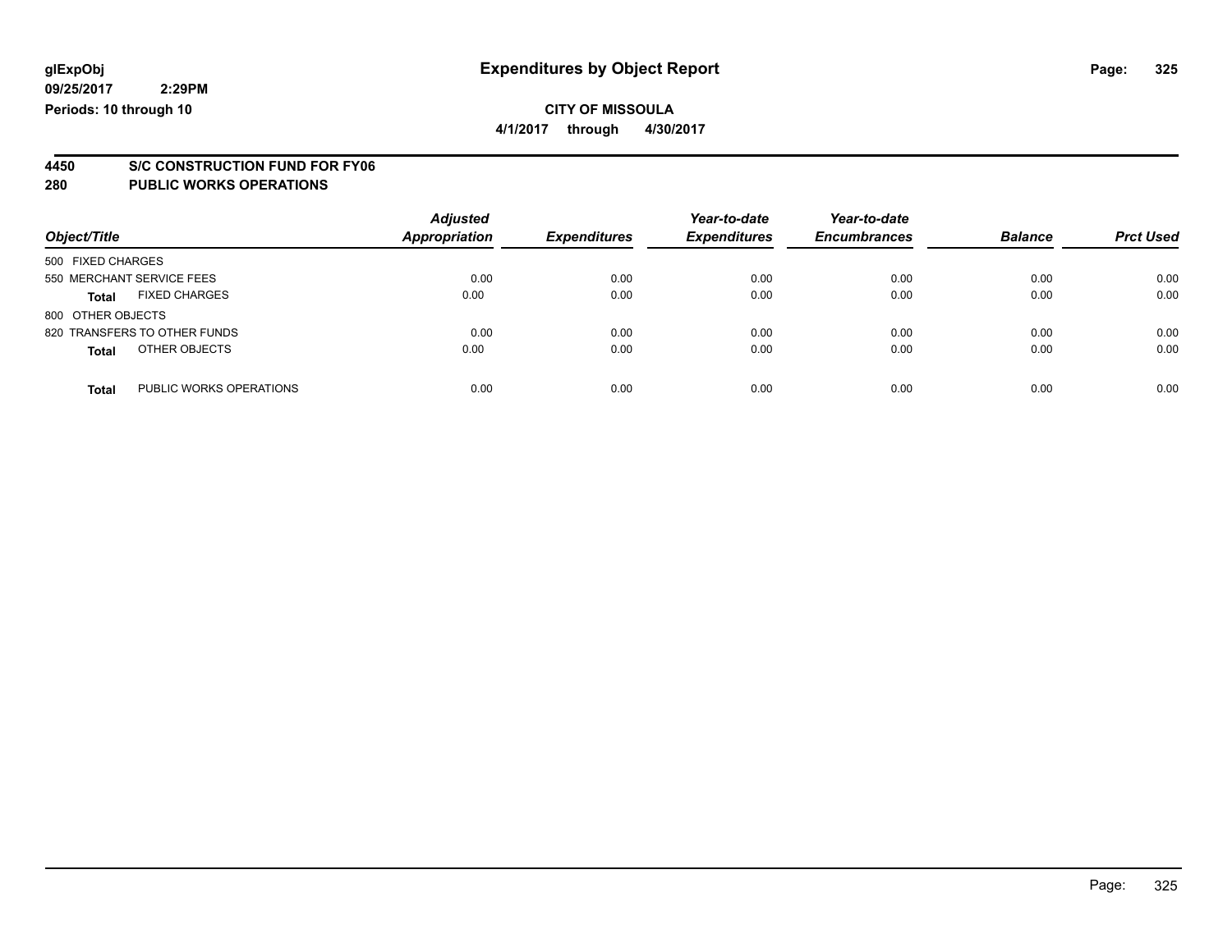**glExpObj**
**09/25/2017 2:29PM**
**Periods: 10 through 10**

# Expenditures by Object Report

**CITY OF MISSOULA**
**4/1/2017 through 4/30/2017**

## 4450 S/C CONSTRUCTION FUND FOR FY06
## 280 PUBLIC WORKS OPERATIONS

| Object/Title | Adjusted Appropriation | Expenditures | Year-to-date Expenditures | Year-to-date Encumbrances | Balance | Prct Used |
|---|---|---|---|---|---|---|
| 500 FIXED CHARGES | | | | | | |
| 550 MERCHANT SERVICE FEES | 0.00 | 0.00 | 0.00 | 0.00 | 0.00 | 0.00 |
| **Total** FIXED CHARGES | 0.00 | 0.00 | 0.00 | 0.00 | 0.00 | 0.00 |
| 800 OTHER OBJECTS | | | | | | |
| 820 TRANSFERS TO OTHER FUNDS | 0.00 | 0.00 | 0.00 | 0.00 | 0.00 | 0.00 |
| **Total** OTHER OBJECTS | 0.00 | 0.00 | 0.00 | 0.00 | 0.00 | 0.00 |
| **Total** PUBLIC WORKS OPERATIONS | 0.00 | 0.00 | 0.00 | 0.00 | 0.00 | 0.00 |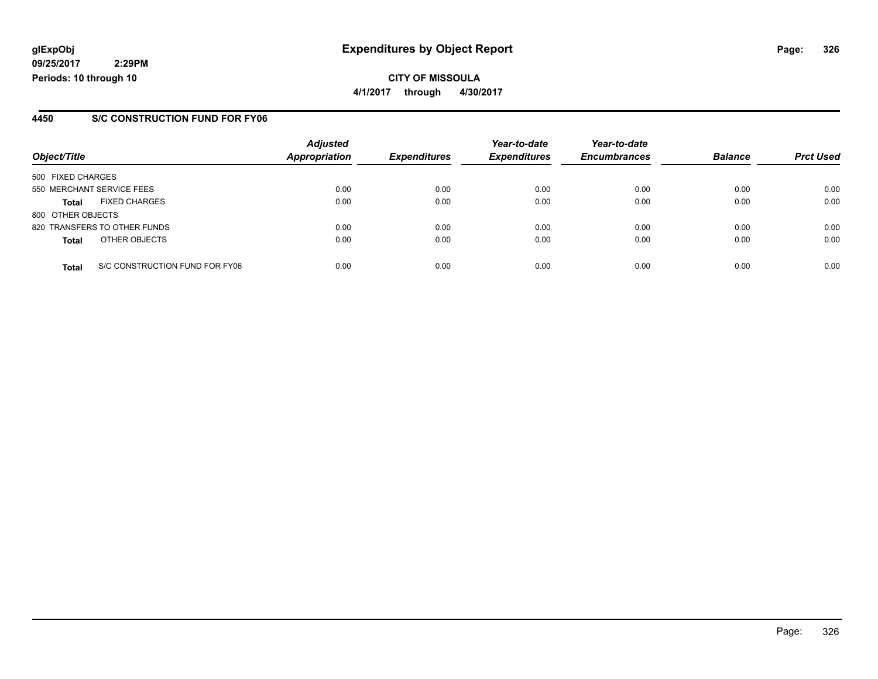glExpObj
09/25/2017 2:29PM
Periods: 10 through 10

# Expenditures by Object Report

**CITY OF MISSOULA**
**4/1/2017 through 4/30/2017**

## 4450 S/C CONSTRUCTION FUND FOR FY06

| Object/Title | Adjusted Appropriation | Expenditures | Year-to-date Expenditures | Year-to-date Encumbrances | Balance | Prct Used |
|---|---|---|---|---|---|---|
| 500 FIXED CHARGES | | | | | | |
| 550 MERCHANT SERVICE FEES | 0.00 | 0.00 | 0.00 | 0.00 | 0.00 | 0.00 |
| **Total** FIXED CHARGES | 0.00 | 0.00 | 0.00 | 0.00 | 0.00 | 0.00 |
| 800 OTHER OBJECTS | | | | | | |
| 820 TRANSFERS TO OTHER FUNDS | 0.00 | 0.00 | 0.00 | 0.00 | 0.00 | 0.00 |
| **Total** OTHER OBJECTS | 0.00 | 0.00 | 0.00 | 0.00 | 0.00 | 0.00 |
| **Total** S/C CONSTRUCTION FUND FOR FY06 | 0.00 | 0.00 | 0.00 | 0.00 | 0.00 | 0.00 |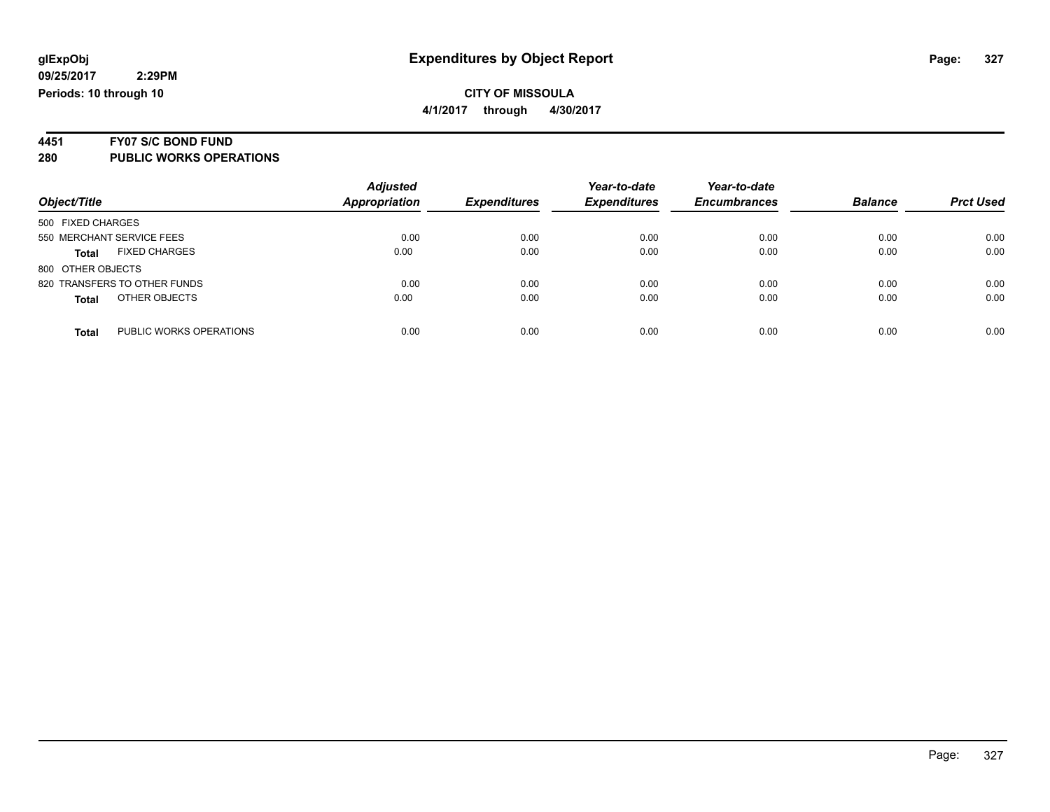**glExpObj**
**09/25/2017 2:29PM**
**Periods: 10 through 10**

# Expenditures by Object Report

**CITY OF MISSOULA**
**4/1/2017 through 4/30/2017**

## 4451 FY07 S/C BOND FUND
## 280 PUBLIC WORKS OPERATIONS

| Object/Title | Adjusted Appropriation | Expenditures | Year-to-date Expenditures | Year-to-date Encumbrances | Balance | Prct Used |
|---|---|---|---|---|---|---|
| 500 FIXED CHARGES | | | | | | |
| 550 MERCHANT SERVICE FEES | 0.00 | 0.00 | 0.00 | 0.00 | 0.00 | 0.00 |
| **Total** FIXED CHARGES | 0.00 | 0.00 | 0.00 | 0.00 | 0.00 | 0.00 |
| 800 OTHER OBJECTS | | | | | | |
| 820 TRANSFERS TO OTHER FUNDS | 0.00 | 0.00 | 0.00 | 0.00 | 0.00 | 0.00 |
| **Total** OTHER OBJECTS | 0.00 | 0.00 | 0.00 | 0.00 | 0.00 | 0.00 |
| **Total** PUBLIC WORKS OPERATIONS | 0.00 | 0.00 | 0.00 | 0.00 | 0.00 | 0.00 |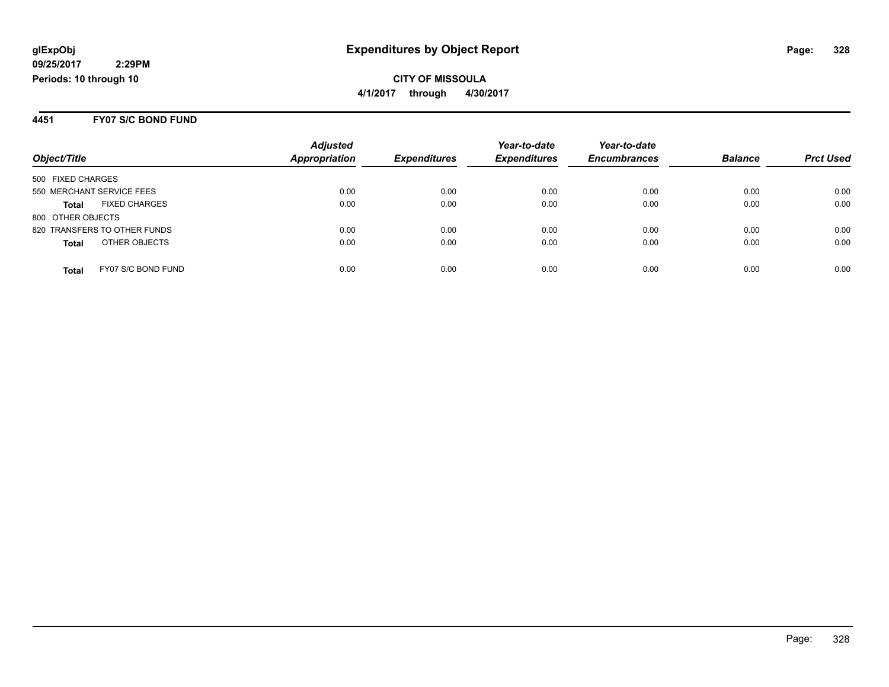**glExpObj**
**09/25/2017 2:29PM**
**Periods: 10 through 10**

# Expenditures by Object Report

**CITY OF MISSOULA**
**4/1/2017 through 4/30/2017**

## 4451 FY07 S/C BOND FUND

| Object/Title | Adjusted Appropriation | Expenditures | Year-to-date Expenditures | Year-to-date Encumbrances | Balance | Prct Used |
|---|---|---|---|---|---|---|
| 500 FIXED CHARGES | | | | | | |
| 550 MERCHANT SERVICE FEES | 0.00 | 0.00 | 0.00 | 0.00 | 0.00 | 0.00 |
| **Total** FIXED CHARGES | 0.00 | 0.00 | 0.00 | 0.00 | 0.00 | 0.00 |
| 800 OTHER OBJECTS | | | | | | |
| 820 TRANSFERS TO OTHER FUNDS | 0.00 | 0.00 | 0.00 | 0.00 | 0.00 | 0.00 |
| **Total** OTHER OBJECTS | 0.00 | 0.00 | 0.00 | 0.00 | 0.00 | 0.00 |
| **Total** FY07 S/C BOND FUND | 0.00 | 0.00 | 0.00 | 0.00 | 0.00 | 0.00 |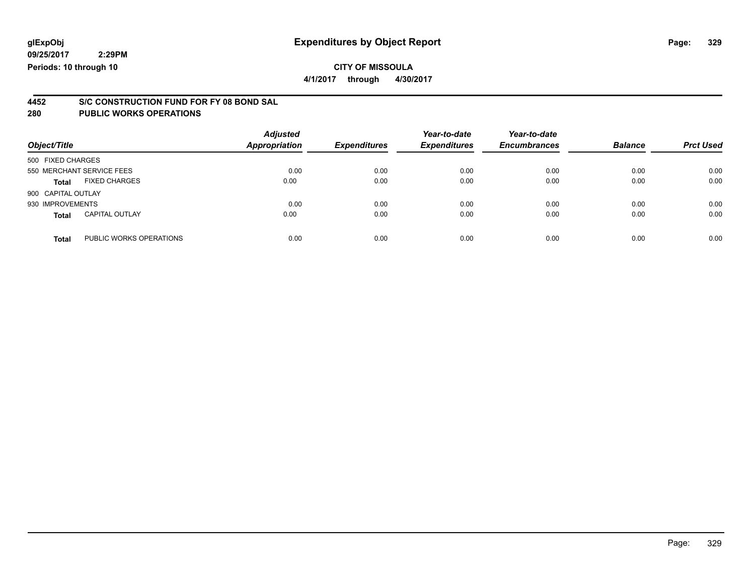**glExpObj**
**09/25/2017 2:29PM**
**Periods: 10 through 10**

# Expenditures by Object Report

**CITY OF MISSOULA**
**4/1/2017 through 4/30/2017**

## 4452 S/C CONSTRUCTION FUND FOR FY 08 BOND SAL
## 280 PUBLIC WORKS OPERATIONS

| Object/Title | Adjusted Appropriation | Expenditures | Year-to-date Expenditures | Year-to-date Encumbrances | Balance | Prct Used |
|---|---|---|---|---|---|---|
| 500 FIXED CHARGES | | | | | | |
| 550 MERCHANT SERVICE FEES | 0.00 | 0.00 | 0.00 | 0.00 | 0.00 | 0.00 |
| **Total** FIXED CHARGES | 0.00 | 0.00 | 0.00 | 0.00 | 0.00 | 0.00 |
| 900 CAPITAL OUTLAY | | | | | | |
| 930 IMPROVEMENTS | 0.00 | 0.00 | 0.00 | 0.00 | 0.00 | 0.00 |
| **Total** CAPITAL OUTLAY | 0.00 | 0.00 | 0.00 | 0.00 | 0.00 | 0.00 |
| **Total** PUBLIC WORKS OPERATIONS | 0.00 | 0.00 | 0.00 | 0.00 | 0.00 | 0.00 |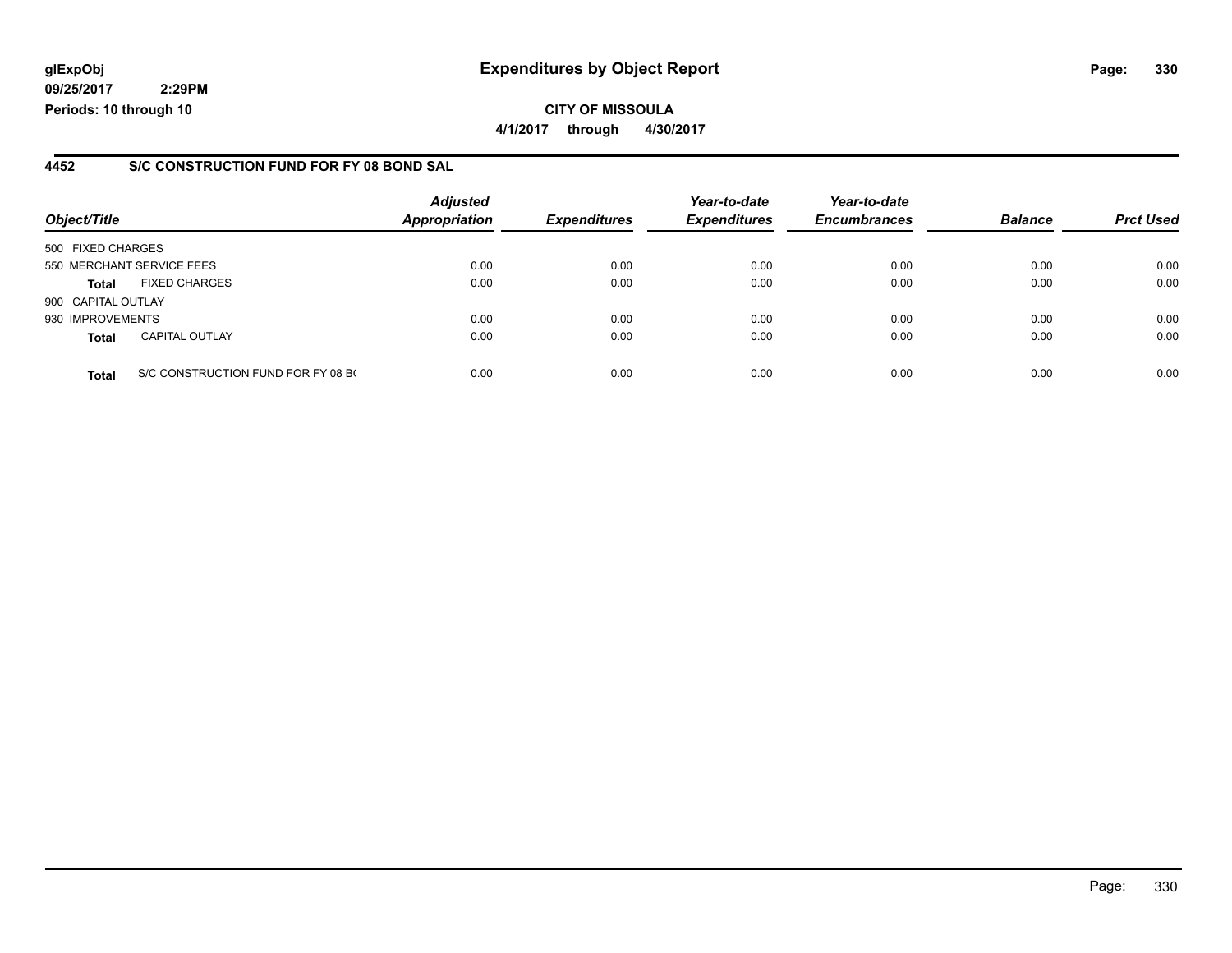**glExpObj**
**09/25/2017 2:29PM**
**Periods: 10 through 10**

# Expenditures by Object Report

**CITY OF MISSOULA**
**4/1/2017 through 4/30/2017**

## 4452 S/C CONSTRUCTION FUND FOR FY 08 BOND SAL

| Object/Title | | *Adjusted Appropriation* | *Expenditures* | *Year-to-date Expenditures* | *Year-to-date Encumbrances* | *Balance* | *Prct Used* |
|---|---|---|---|---|---|---|---|
| 500 FIXED CHARGES | | | | | | | |
| 550 MERCHANT SERVICE FEES | | 0.00 | 0.00 | 0.00 | 0.00 | 0.00 | 0.00 |
| **Total** | FIXED CHARGES | 0.00 | 0.00 | 0.00 | 0.00 | 0.00 | 0.00 |
| 900 CAPITAL OUTLAY | | | | | | | |
| 930 IMPROVEMENTS | | 0.00 | 0.00 | 0.00 | 0.00 | 0.00 | 0.00 |
| **Total** | CAPITAL OUTLAY | 0.00 | 0.00 | 0.00 | 0.00 | 0.00 | 0.00 |
| **Total** | S/C CONSTRUCTION FUND FOR FY 08 B( | 0.00 | 0.00 | 0.00 | 0.00 | 0.00 | 0.00 |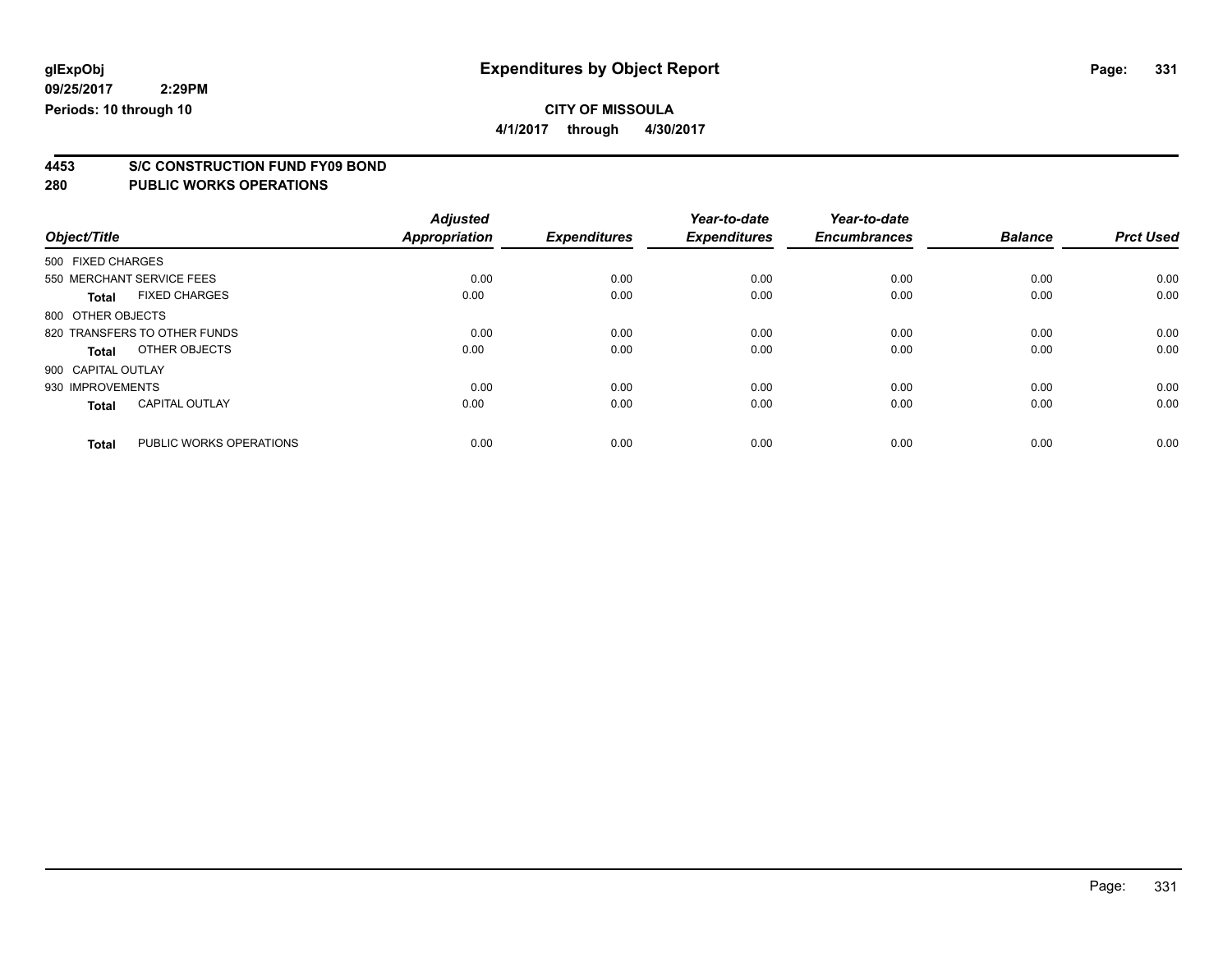# Expenditures by Object Report

glExpObj
09/25/2017 2:29PM
Periods: 10 through 10

**CITY OF MISSOULA**
**4/1/2017 through 4/30/2017**

## 4453 S/C CONSTRUCTION FUND FY09 BOND
## 280 PUBLIC WORKS OPERATIONS

| Object/Title | | Adjusted Appropriation | Expenditures | Year-to-date Expenditures | Year-to-date Encumbrances | Balance | Prct Used |
|---|---|---|---|---|---|---|---|
| 500 FIXED CHARGES | | | | | | | |
| 550 MERCHANT SERVICE FEES | | 0.00 | 0.00 | 0.00 | 0.00 | 0.00 | 0.00 |
| **Total** | FIXED CHARGES | 0.00 | 0.00 | 0.00 | 0.00 | 0.00 | 0.00 |
| 800 OTHER OBJECTS | | | | | | | |
| 820 TRANSFERS TO OTHER FUNDS | | 0.00 | 0.00 | 0.00 | 0.00 | 0.00 | 0.00 |
| **Total** | OTHER OBJECTS | 0.00 | 0.00 | 0.00 | 0.00 | 0.00 | 0.00 |
| 900 CAPITAL OUTLAY | | | | | | | |
| 930 IMPROVEMENTS | | 0.00 | 0.00 | 0.00 | 0.00 | 0.00 | 0.00 |
| **Total** | CAPITAL OUTLAY | 0.00 | 0.00 | 0.00 | 0.00 | 0.00 | 0.00 |
| **Total** | PUBLIC WORKS OPERATIONS | 0.00 | 0.00 | 0.00 | 0.00 | 0.00 | 0.00 |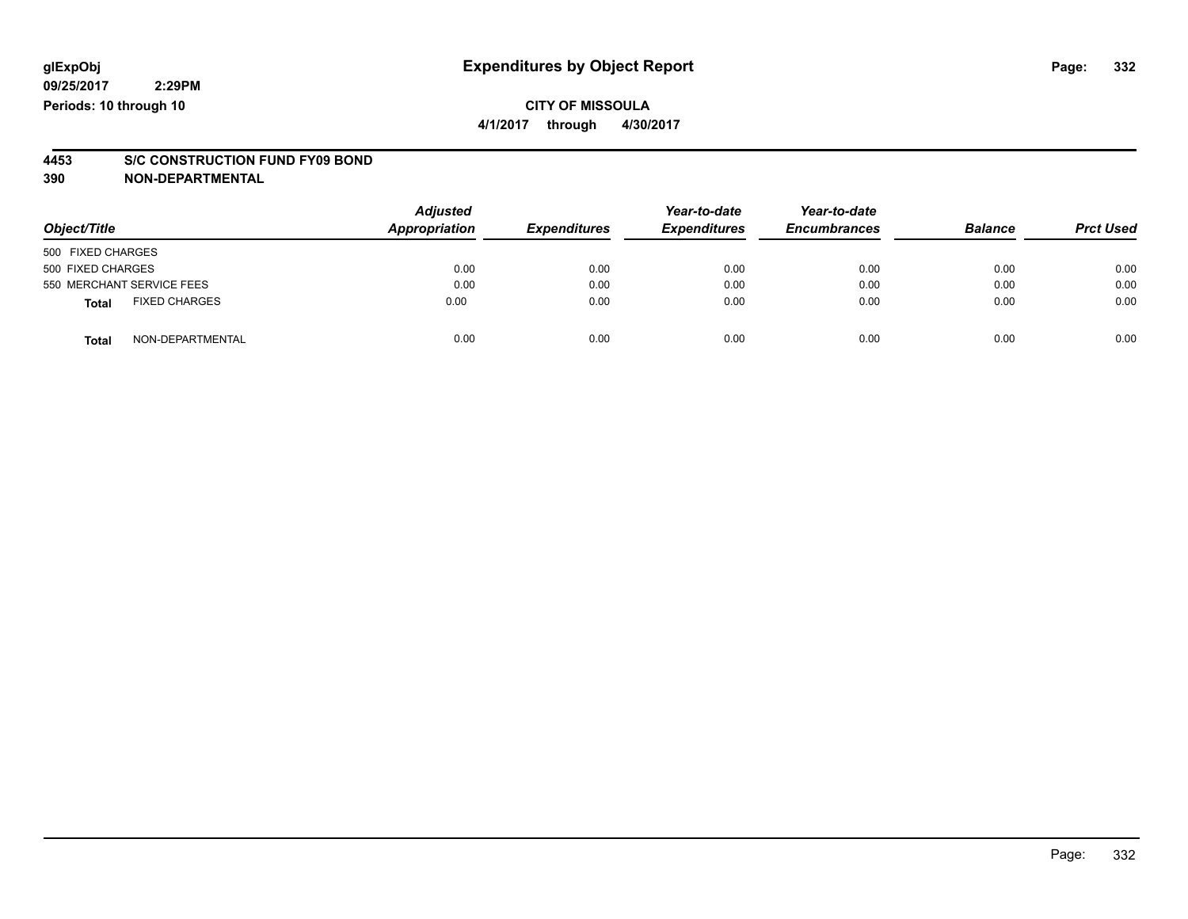glExpObj
09/25/2017 2:29PM
Periods: 10 through 10

# Expenditures by Object Report

**CITY OF MISSOULA**
**4/1/2017 through 4/30/2017**

**4453 S/C CONSTRUCTION FUND FY09 BOND**
**390 NON-DEPARTMENTAL**

| Object/Title | Adjusted Appropriation | Expenditures | Year-to-date Expenditures | Year-to-date Encumbrances | Balance | Prct Used |
|---|---|---|---|---|---|---|
| 500 FIXED CHARGES | | | | | | |
| 500 FIXED CHARGES | 0.00 | 0.00 | 0.00 | 0.00 | 0.00 | 0.00 |
| 550 MERCHANT SERVICE FEES | 0.00 | 0.00 | 0.00 | 0.00 | 0.00 | 0.00 |
| **Total** FIXED CHARGES | 0.00 | 0.00 | 0.00 | 0.00 | 0.00 | 0.00 |
| **Total** NON-DEPARTMENTAL | 0.00 | 0.00 | 0.00 | 0.00 | 0.00 | 0.00 |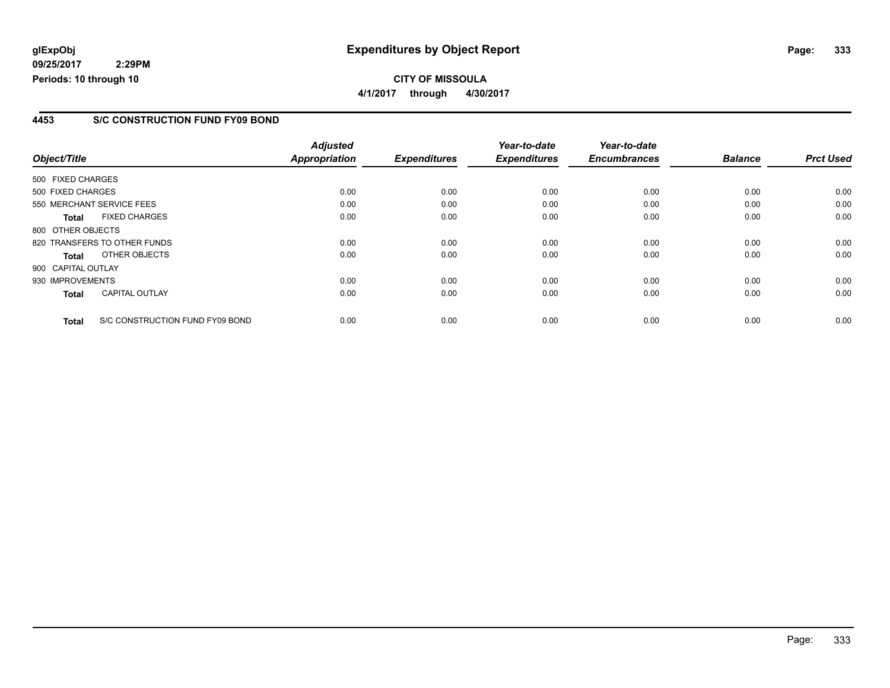**CITY OF MISSOULA**

**4/1/2017 through 4/30/2017**

## 4453 S/C CONSTRUCTION FUND FY09 BOND

| Object/Title | Adjusted Appropriation | Expenditures | Year-to-date Expenditures | Year-to-date Encumbrances | Balance | Prct Used |
|---|---|---|---|---|---|---|
| 500 FIXED CHARGES | | | | | | |
| 500 FIXED CHARGES | 0.00 | 0.00 | 0.00 | 0.00 | 0.00 | 0.00 |
| 550 MERCHANT SERVICE FEES | 0.00 | 0.00 | 0.00 | 0.00 | 0.00 | 0.00 |
| **Total** FIXED CHARGES | 0.00 | 0.00 | 0.00 | 0.00 | 0.00 | 0.00 |
| 800 OTHER OBJECTS | | | | | | |
| 820 TRANSFERS TO OTHER FUNDS | 0.00 | 0.00 | 0.00 | 0.00 | 0.00 | 0.00 |
| **Total** OTHER OBJECTS | 0.00 | 0.00 | 0.00 | 0.00 | 0.00 | 0.00 |
| 900 CAPITAL OUTLAY | | | | | | |
| 930 IMPROVEMENTS | 0.00 | 0.00 | 0.00 | 0.00 | 0.00 | 0.00 |
| **Total** CAPITAL OUTLAY | 0.00 | 0.00 | 0.00 | 0.00 | 0.00 | 0.00 |
| **Total** S/C CONSTRUCTION FUND FY09 BOND | 0.00 | 0.00 | 0.00 | 0.00 | 0.00 | 0.00 |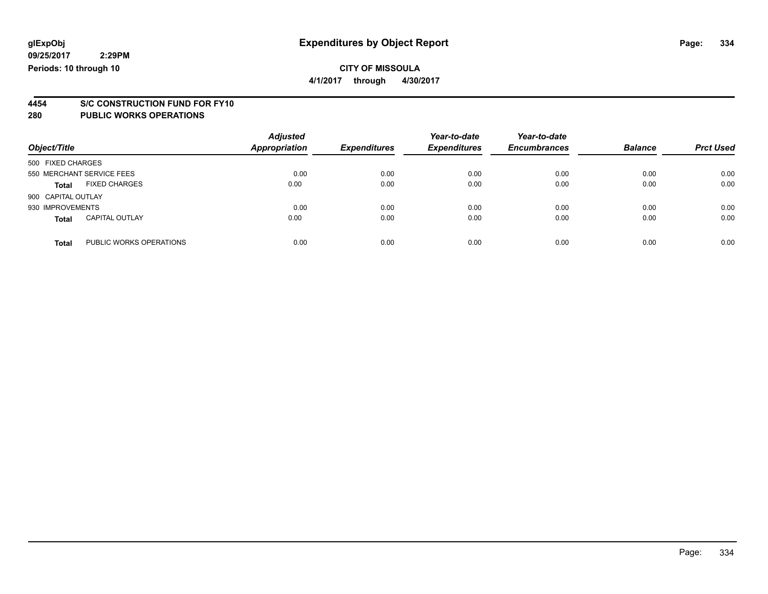glExpObj
09/25/2017 2:29PM
Periods: 10 through 10

# Expenditures by Object Report

**CITY OF MISSOULA**

**4/1/2017 through 4/30/2017**

## 4454 S/C CONSTRUCTION FUND FOR FY10
## 280 PUBLIC WORKS OPERATIONS

| Object/Title | | Adjusted Appropriation | Expenditures | Year-to-date Expenditures | Year-to-date Encumbrances | Balance | Prct Used |
|---|---|---|---|---|---|---|---|
| 500 FIXED CHARGES | | | | | | | |
| 550 MERCHANT SERVICE FEES | | 0.00 | 0.00 | 0.00 | 0.00 | 0.00 | 0.00 |
| **Total** | FIXED CHARGES | 0.00 | 0.00 | 0.00 | 0.00 | 0.00 | 0.00 |
| 900 CAPITAL OUTLAY | | | | | | | |
| 930 IMPROVEMENTS | | 0.00 | 0.00 | 0.00 | 0.00 | 0.00 | 0.00 |
| **Total** | CAPITAL OUTLAY | 0.00 | 0.00 | 0.00 | 0.00 | 0.00 | 0.00 |
| **Total** | PUBLIC WORKS OPERATIONS | 0.00 | 0.00 | 0.00 | 0.00 | 0.00 | 0.00 |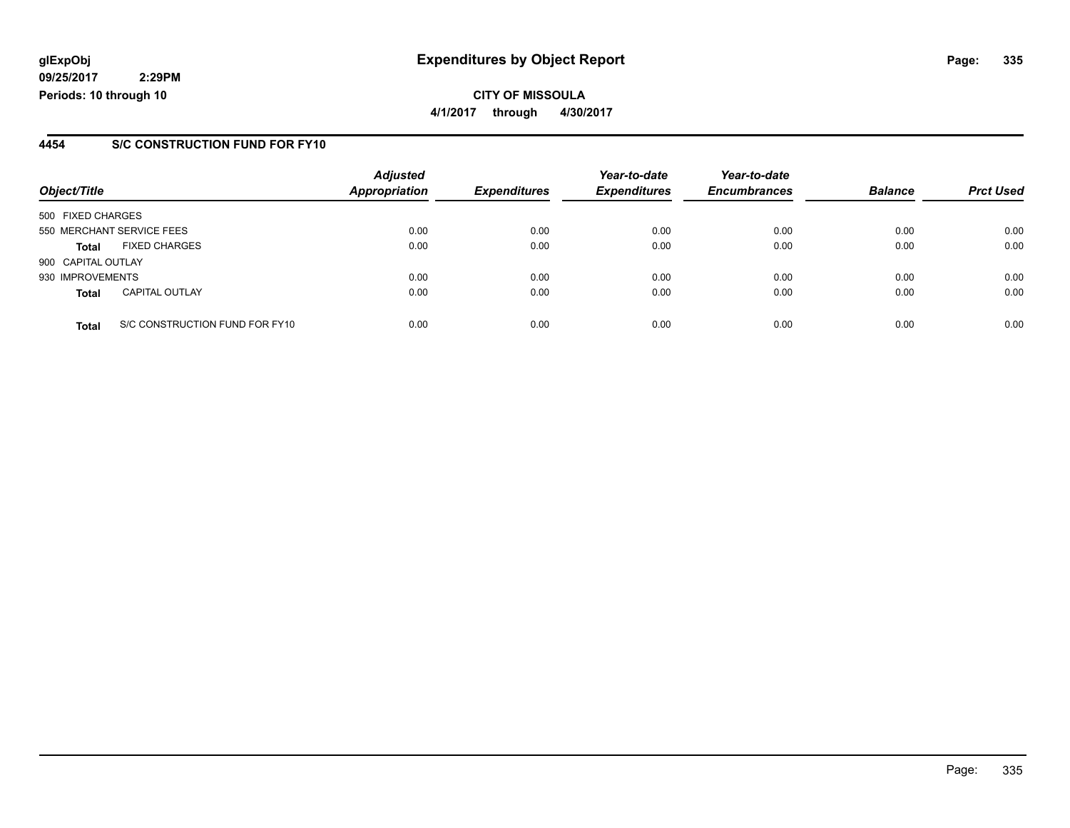glExpObj
09/25/2017 2:29PM
Periods: 10 through 10

# Expenditures by Object Report

**CITY OF MISSOULA**
**4/1/2017 through 4/30/2017**

## 4454 S/C CONSTRUCTION FUND FOR FY10

| Object/Title | | Adjusted Appropriation | Expenditures | Year-to-date Expenditures | Year-to-date Encumbrances | Balance | Prct Used |
|---|---|---|---|---|---|---|---|
| 500 FIXED CHARGES | | | | | | | |
| 550 MERCHANT SERVICE FEES | | 0.00 | 0.00 | 0.00 | 0.00 | 0.00 | 0.00 |
| **Total** | FIXED CHARGES | 0.00 | 0.00 | 0.00 | 0.00 | 0.00 | 0.00 |
| 900 CAPITAL OUTLAY | | | | | | | |
| 930 IMPROVEMENTS | | 0.00 | 0.00 | 0.00 | 0.00 | 0.00 | 0.00 |
| **Total** | CAPITAL OUTLAY | 0.00 | 0.00 | 0.00 | 0.00 | 0.00 | 0.00 |
| **Total** | S/C CONSTRUCTION FUND FOR FY10 | 0.00 | 0.00 | 0.00 | 0.00 | 0.00 | 0.00 |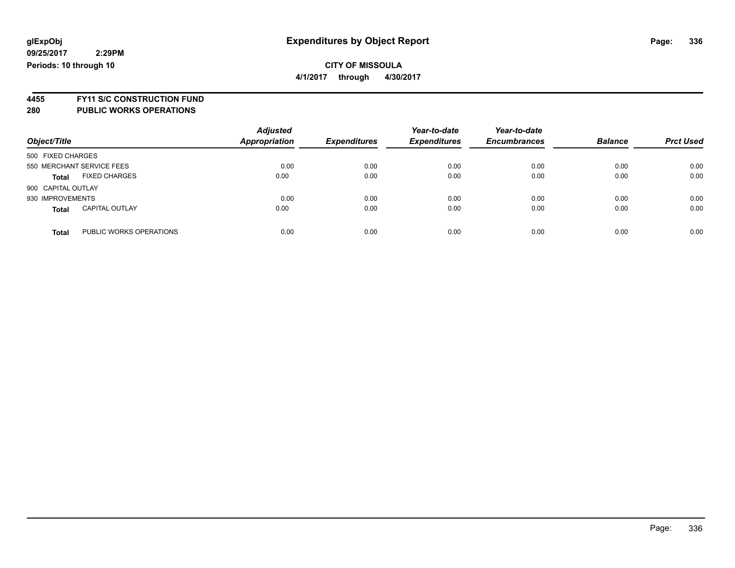glExpObj
09/25/2017 2:29PM
Periods: 10 through 10

# Expenditures by Object Report

**CITY OF MISSOULA**
**4/1/2017 through 4/30/2017**

**4455 FY11 S/C CONSTRUCTION FUND**
**280 PUBLIC WORKS OPERATIONS**

| Object/Title | Adjusted Appropriation | Expenditures | Year-to-date Expenditures | Year-to-date Encumbrances | Balance | Prct Used |
|---|---|---|---|---|---|---|
| 500 FIXED CHARGES | | | | | | |
| 550 MERCHANT SERVICE FEES | 0.00 | 0.00 | 0.00 | 0.00 | 0.00 | 0.00 |
| **Total** FIXED CHARGES | 0.00 | 0.00 | 0.00 | 0.00 | 0.00 | 0.00 |
| 900 CAPITAL OUTLAY | | | | | | |
| 930 IMPROVEMENTS | 0.00 | 0.00 | 0.00 | 0.00 | 0.00 | 0.00 |
| **Total** CAPITAL OUTLAY | 0.00 | 0.00 | 0.00 | 0.00 | 0.00 | 0.00 |
| **Total** PUBLIC WORKS OPERATIONS | 0.00 | 0.00 | 0.00 | 0.00 | 0.00 | 0.00 |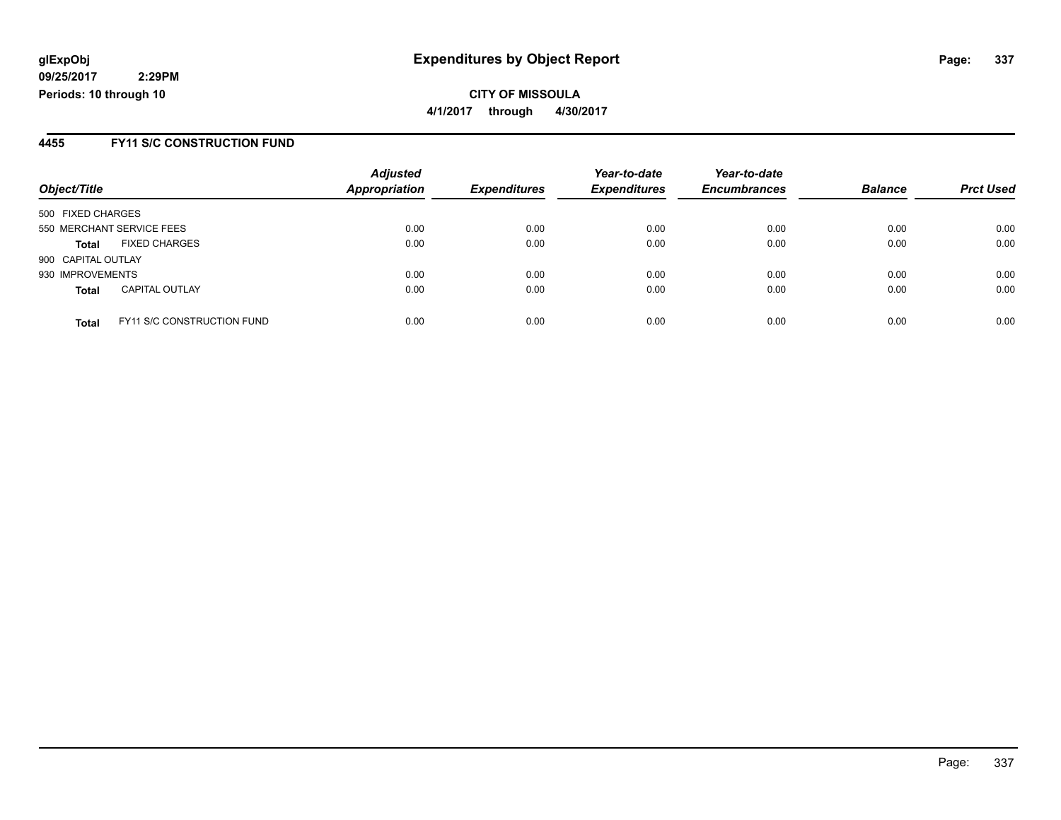glExpObj
09/25/2017 2:29PM
Periods: 10 through 10

# Expenditures by Object Report

**CITY OF MISSOULA**

**4/1/2017 through 4/30/2017**

## 4455 FY11 S/C CONSTRUCTION FUND

| Object/Title | | *Adjusted Appropriation* | *Expenditures* | *Year-to-date Expenditures* | *Year-to-date Encumbrances* | *Balance* | *Prct Used* |
|---|---|---|---|---|---|---|---|
| 500 FIXED CHARGES | | | | | | | |
| 550 MERCHANT SERVICE FEES | | 0.00 | 0.00 | 0.00 | 0.00 | 0.00 | 0.00 |
| **Total** | FIXED CHARGES | 0.00 | 0.00 | 0.00 | 0.00 | 0.00 | 0.00 |
| 900 CAPITAL OUTLAY | | | | | | | |
| 930 IMPROVEMENTS | | 0.00 | 0.00 | 0.00 | 0.00 | 0.00 | 0.00 |
| **Total** | CAPITAL OUTLAY | 0.00 | 0.00 | 0.00 | 0.00 | 0.00 | 0.00 |
| **Total** | FY11 S/C CONSTRUCTION FUND | 0.00 | 0.00 | 0.00 | 0.00 | 0.00 | 0.00 |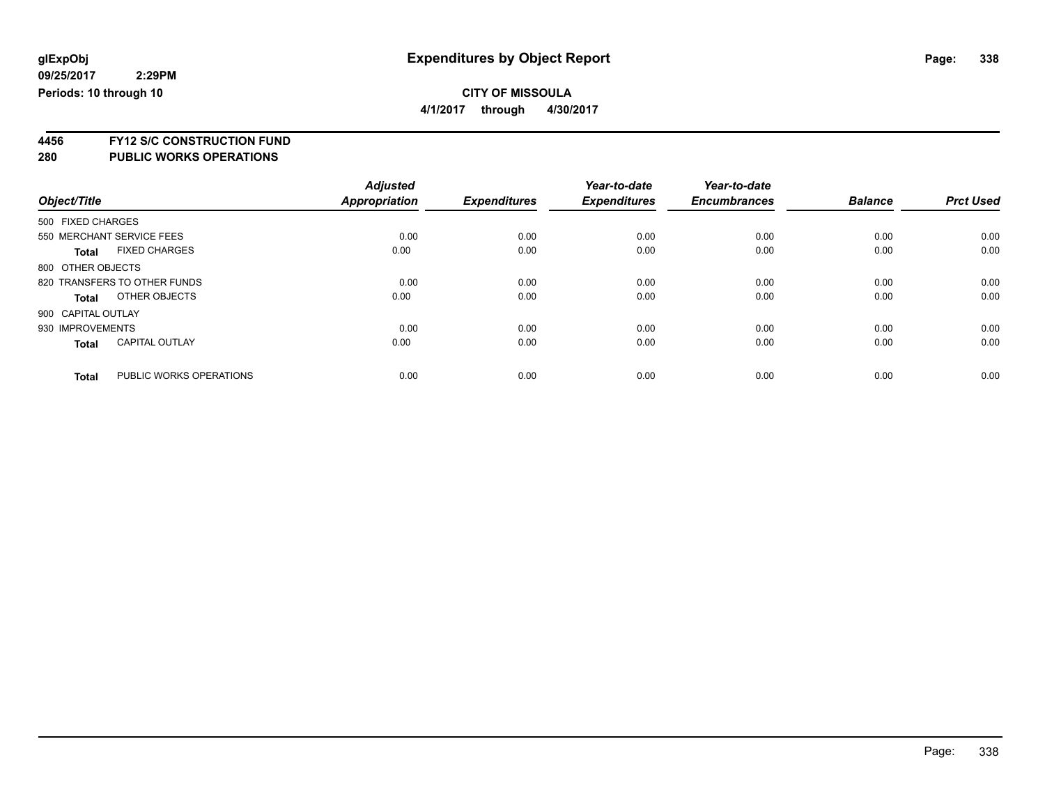**glExpObj** **Expenditures by Object Report**

**09/25/2017 2:29PM**

**Periods: 10 through 10**

**CITY OF MISSOULA**

**4/1/2017 through 4/30/2017**

## 4456 FY12 S/C CONSTRUCTION FUND

## 280 PUBLIC WORKS OPERATIONS

| Object/Title | | Adjusted Appropriation | Expenditures | Year-to-date Expenditures | Year-to-date Encumbrances | Balance | Prct Used |
|---|---|---|---|---|---|---|---|
| 500 FIXED CHARGES | | | | | | | |
| 550 MERCHANT SERVICE FEES | | 0.00 | 0.00 | 0.00 | 0.00 | 0.00 | 0.00 |
| **Total** | FIXED CHARGES | 0.00 | 0.00 | 0.00 | 0.00 | 0.00 | 0.00 |
| 800 OTHER OBJECTS | | | | | | | |
| 820 TRANSFERS TO OTHER FUNDS | | 0.00 | 0.00 | 0.00 | 0.00 | 0.00 | 0.00 |
| **Total** | OTHER OBJECTS | 0.00 | 0.00 | 0.00 | 0.00 | 0.00 | 0.00 |
| 900 CAPITAL OUTLAY | | | | | | | |
| 930 IMPROVEMENTS | | 0.00 | 0.00 | 0.00 | 0.00 | 0.00 | 0.00 |
| **Total** | CAPITAL OUTLAY | 0.00 | 0.00 | 0.00 | 0.00 | 0.00 | 0.00 |
| **Total** | PUBLIC WORKS OPERATIONS | 0.00 | 0.00 | 0.00 | 0.00 | 0.00 | 0.00 |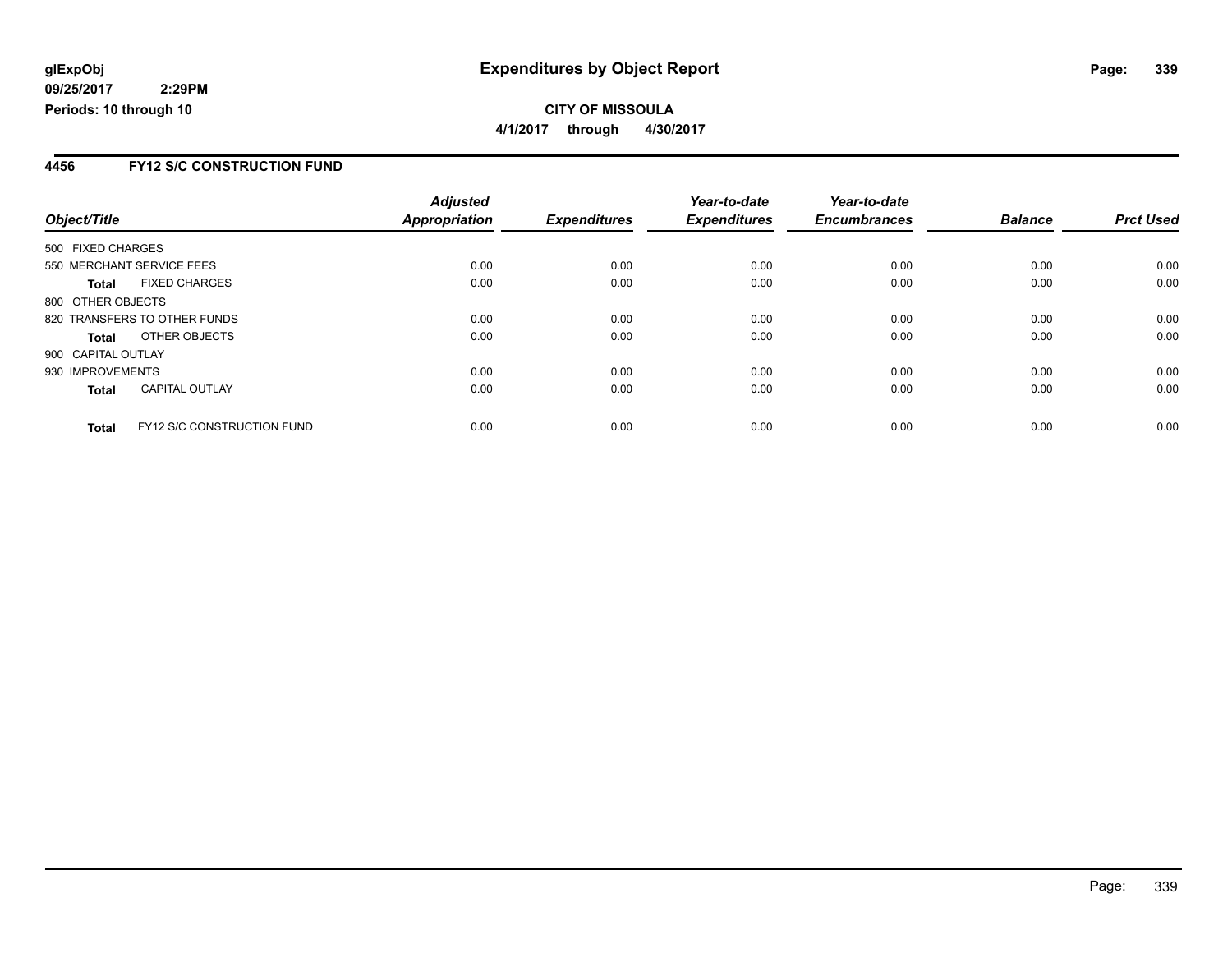**glExpObj**
**09/25/2017 2:29PM**
**Periods: 10 through 10**

# Expenditures by Object Report

**CITY OF MISSOULA**
**4/1/2017 through 4/30/2017**

## 4456 FY12 S/C CONSTRUCTION FUND

| Object/Title | Adjusted Appropriation | Expenditures | Year-to-date Expenditures | Year-to-date Encumbrances | Balance | Prct Used |
|---|---|---|---|---|---|---|
| 500 FIXED CHARGES | | | | | | |
| 550 MERCHANT SERVICE FEES | 0.00 | 0.00 | 0.00 | 0.00 | 0.00 | 0.00 |
| **Total** FIXED CHARGES | 0.00 | 0.00 | 0.00 | 0.00 | 0.00 | 0.00 |
| 800 OTHER OBJECTS | | | | | | |
| 820 TRANSFERS TO OTHER FUNDS | 0.00 | 0.00 | 0.00 | 0.00 | 0.00 | 0.00 |
| **Total** OTHER OBJECTS | 0.00 | 0.00 | 0.00 | 0.00 | 0.00 | 0.00 |
| 900 CAPITAL OUTLAY | | | | | | |
| 930 IMPROVEMENTS | 0.00 | 0.00 | 0.00 | 0.00 | 0.00 | 0.00 |
| **Total** CAPITAL OUTLAY | 0.00 | 0.00 | 0.00 | 0.00 | 0.00 | 0.00 |
| **Total** FY12 S/C CONSTRUCTION FUND | 0.00 | 0.00 | 0.00 | 0.00 | 0.00 | 0.00 |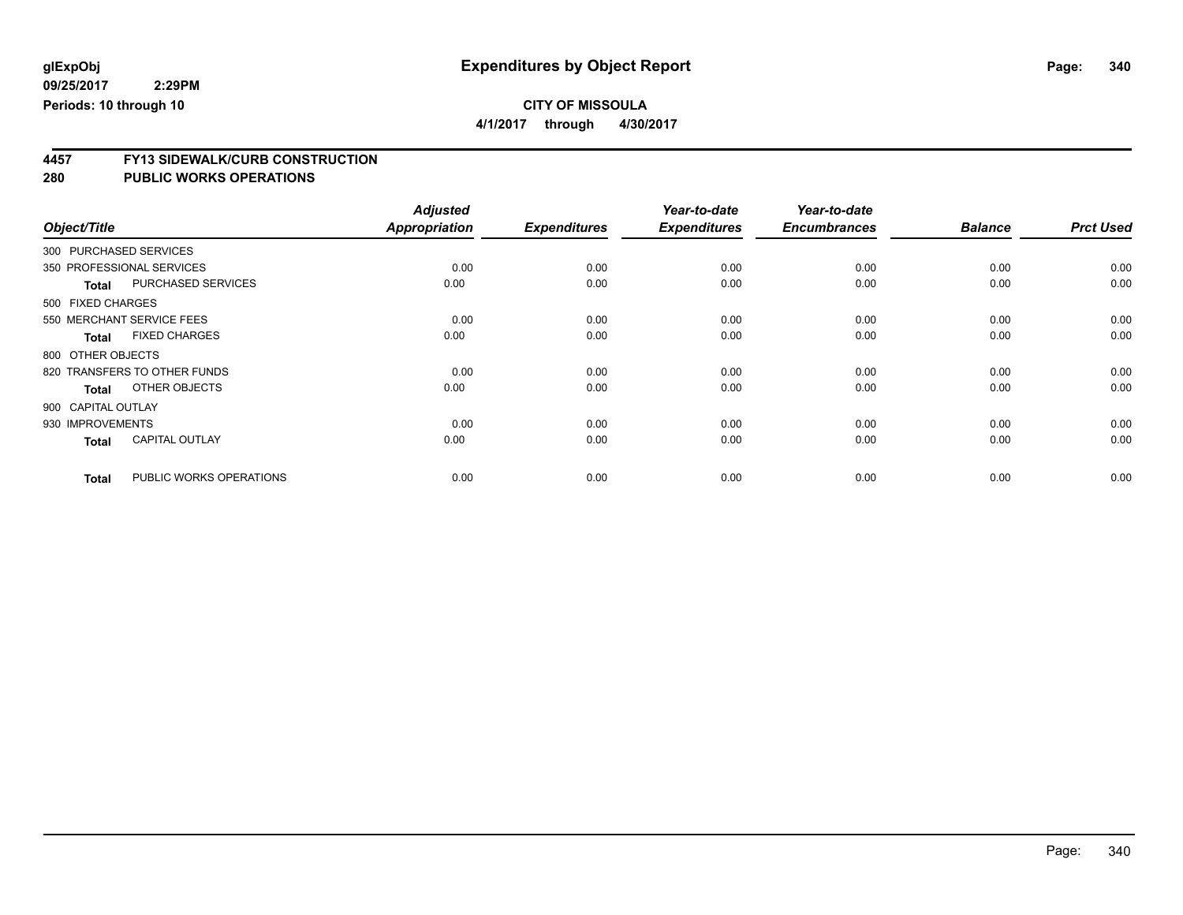**glExpObj**
**09/25/2017 2:29PM**
**Periods: 10 through 10**

# Expenditures by Object Report

**CITY OF MISSOULA**
**4/1/2017 through 4/30/2017**

## 4457 FY13 SIDEWALK/CURB CONSTRUCTION
## 280 PUBLIC WORKS OPERATIONS

| Object/Title | | Adjusted Appropriation | Expenditures | Year-to-date Expenditures | Year-to-date Encumbrances | Balance | Prct Used |
|---|---|---|---|---|---|---|---|
| 300 PURCHASED SERVICES | | | | | | | |
| 350 PROFESSIONAL SERVICES | | 0.00 | 0.00 | 0.00 | 0.00 | 0.00 | 0.00 |
| **Total** | PURCHASED SERVICES | 0.00 | 0.00 | 0.00 | 0.00 | 0.00 | 0.00 |
| 500 FIXED CHARGES | | | | | | | |
| 550 MERCHANT SERVICE FEES | | 0.00 | 0.00 | 0.00 | 0.00 | 0.00 | 0.00 |
| **Total** | FIXED CHARGES | 0.00 | 0.00 | 0.00 | 0.00 | 0.00 | 0.00 |
| 800 OTHER OBJECTS | | | | | | | |
| 820 TRANSFERS TO OTHER FUNDS | | 0.00 | 0.00 | 0.00 | 0.00 | 0.00 | 0.00 |
| **Total** | OTHER OBJECTS | 0.00 | 0.00 | 0.00 | 0.00 | 0.00 | 0.00 |
| 900 CAPITAL OUTLAY | | | | | | | |
| 930 IMPROVEMENTS | | 0.00 | 0.00 | 0.00 | 0.00 | 0.00 | 0.00 |
| **Total** | CAPITAL OUTLAY | 0.00 | 0.00 | 0.00 | 0.00 | 0.00 | 0.00 |
| **Total** | PUBLIC WORKS OPERATIONS | 0.00 | 0.00 | 0.00 | 0.00 | 0.00 | 0.00 |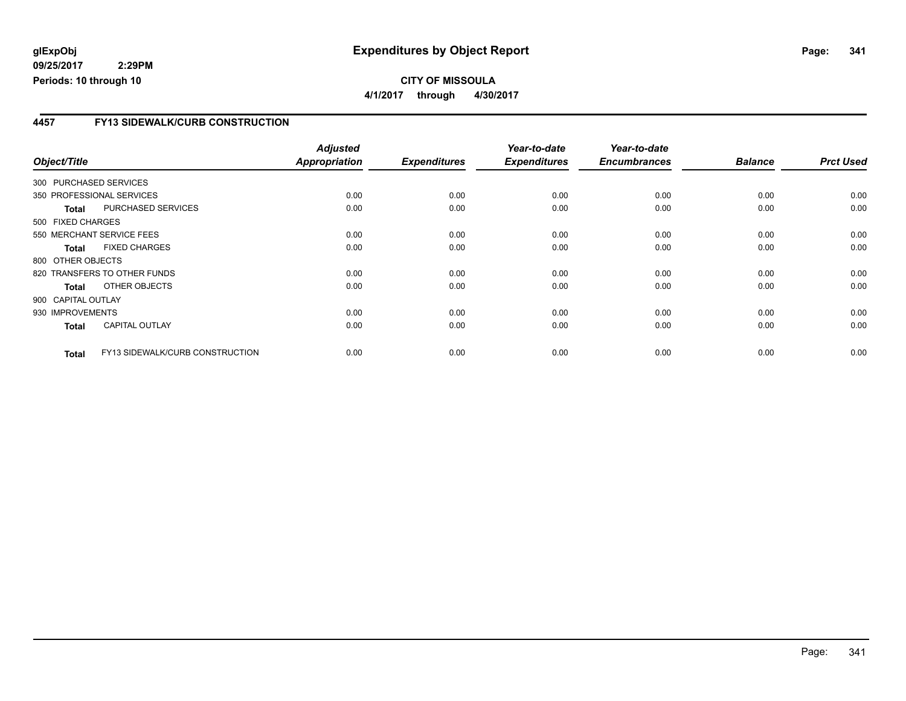glExpObj
09/25/2017 2:29PM
Periods: 10 through 10

# Expenditures by Object Report

**CITY OF MISSOULA**

**4/1/2017 through 4/30/2017**

## 4457 FY13 SIDEWALK/CURB CONSTRUCTION

| Object/Title | | Adjusted Appropriation | Expenditures | Year-to-date Expenditures | Year-to-date Encumbrances | Balance | Prct Used |
|---|---|---|---|---|---|---|---|
| 300 PURCHASED SERVICES | | | | | | | |
| 350 PROFESSIONAL SERVICES | | 0.00 | 0.00 | 0.00 | 0.00 | 0.00 | 0.00 |
| **Total** | PURCHASED SERVICES | 0.00 | 0.00 | 0.00 | 0.00 | 0.00 | 0.00 |
| 500 FIXED CHARGES | | | | | | | |
| 550 MERCHANT SERVICE FEES | | 0.00 | 0.00 | 0.00 | 0.00 | 0.00 | 0.00 |
| **Total** | FIXED CHARGES | 0.00 | 0.00 | 0.00 | 0.00 | 0.00 | 0.00 |
| 800 OTHER OBJECTS | | | | | | | |
| 820 TRANSFERS TO OTHER FUNDS | | 0.00 | 0.00 | 0.00 | 0.00 | 0.00 | 0.00 |
| **Total** | OTHER OBJECTS | 0.00 | 0.00 | 0.00 | 0.00 | 0.00 | 0.00 |
| 900 CAPITAL OUTLAY | | | | | | | |
| 930 IMPROVEMENTS | | 0.00 | 0.00 | 0.00 | 0.00 | 0.00 | 0.00 |
| **Total** | CAPITAL OUTLAY | 0.00 | 0.00 | 0.00 | 0.00 | 0.00 | 0.00 |
| **Total** | FY13 SIDEWALK/CURB CONSTRUCTION | 0.00 | 0.00 | 0.00 | 0.00 | 0.00 | 0.00 |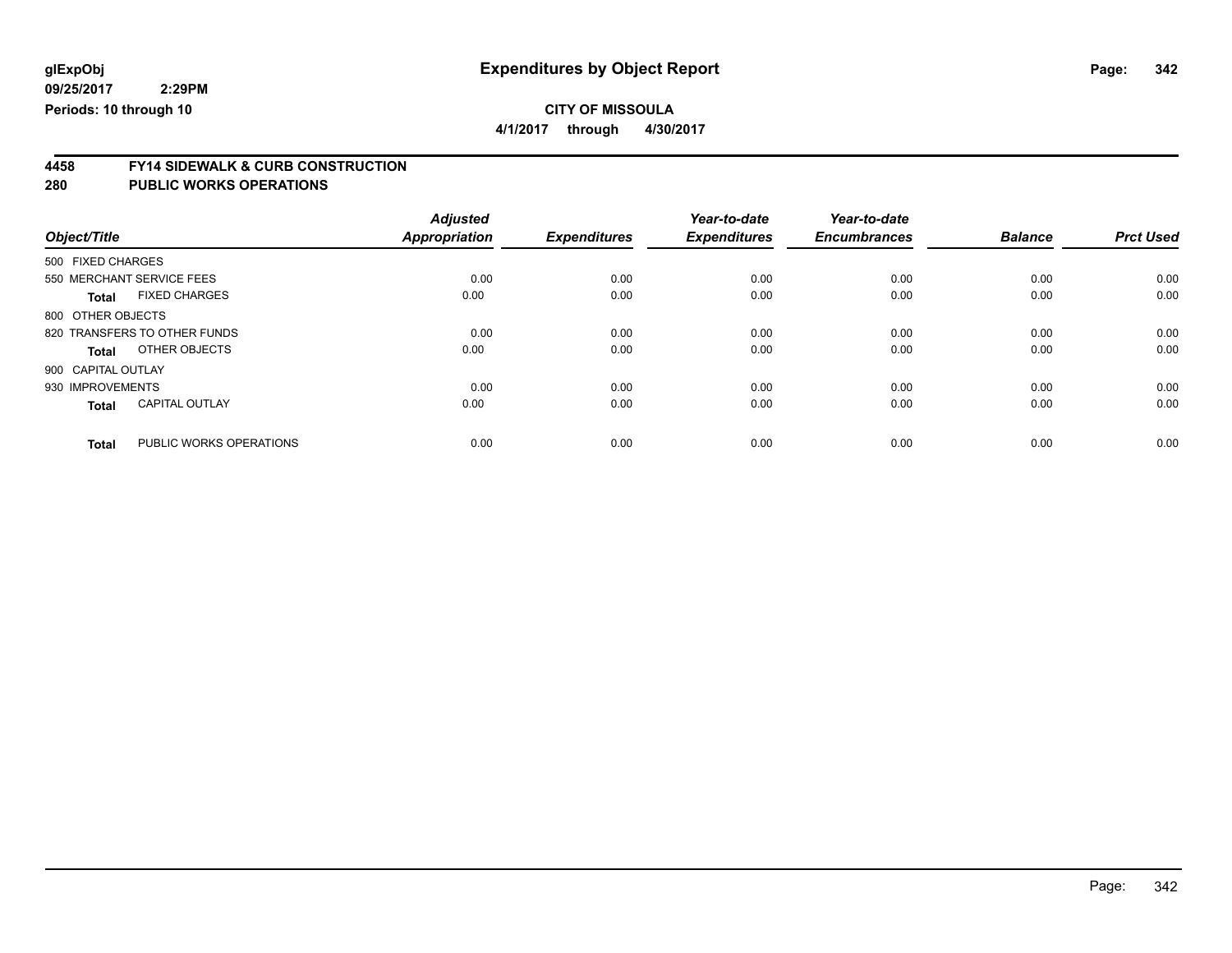# Expenditures by Object Report

glExpObj
09/25/2017 2:29PM
Periods: 10 through 10

**CITY OF MISSOULA**
**4/1/2017 through 4/30/2017**

## 4458 FY14 SIDEWALK & CURB CONSTRUCTION
## 280 PUBLIC WORKS OPERATIONS

| Object/Title | Adjusted Appropriation | Expenditures | Year-to-date Expenditures | Year-to-date Encumbrances | Balance | Prct Used |
|---|---|---|---|---|---|---|
| 500 FIXED CHARGES | | | | | | |
| 550 MERCHANT SERVICE FEES | 0.00 | 0.00 | 0.00 | 0.00 | 0.00 | 0.00 |
| **Total** FIXED CHARGES | 0.00 | 0.00 | 0.00 | 0.00 | 0.00 | 0.00 |
| 800 OTHER OBJECTS | | | | | | |
| 820 TRANSFERS TO OTHER FUNDS | 0.00 | 0.00 | 0.00 | 0.00 | 0.00 | 0.00 |
| **Total** OTHER OBJECTS | 0.00 | 0.00 | 0.00 | 0.00 | 0.00 | 0.00 |
| 900 CAPITAL OUTLAY | | | | | | |
| 930 IMPROVEMENTS | 0.00 | 0.00 | 0.00 | 0.00 | 0.00 | 0.00 |
| **Total** CAPITAL OUTLAY | 0.00 | 0.00 | 0.00 | 0.00 | 0.00 | 0.00 |
| **Total** PUBLIC WORKS OPERATIONS | 0.00 | 0.00 | 0.00 | 0.00 | 0.00 | 0.00 |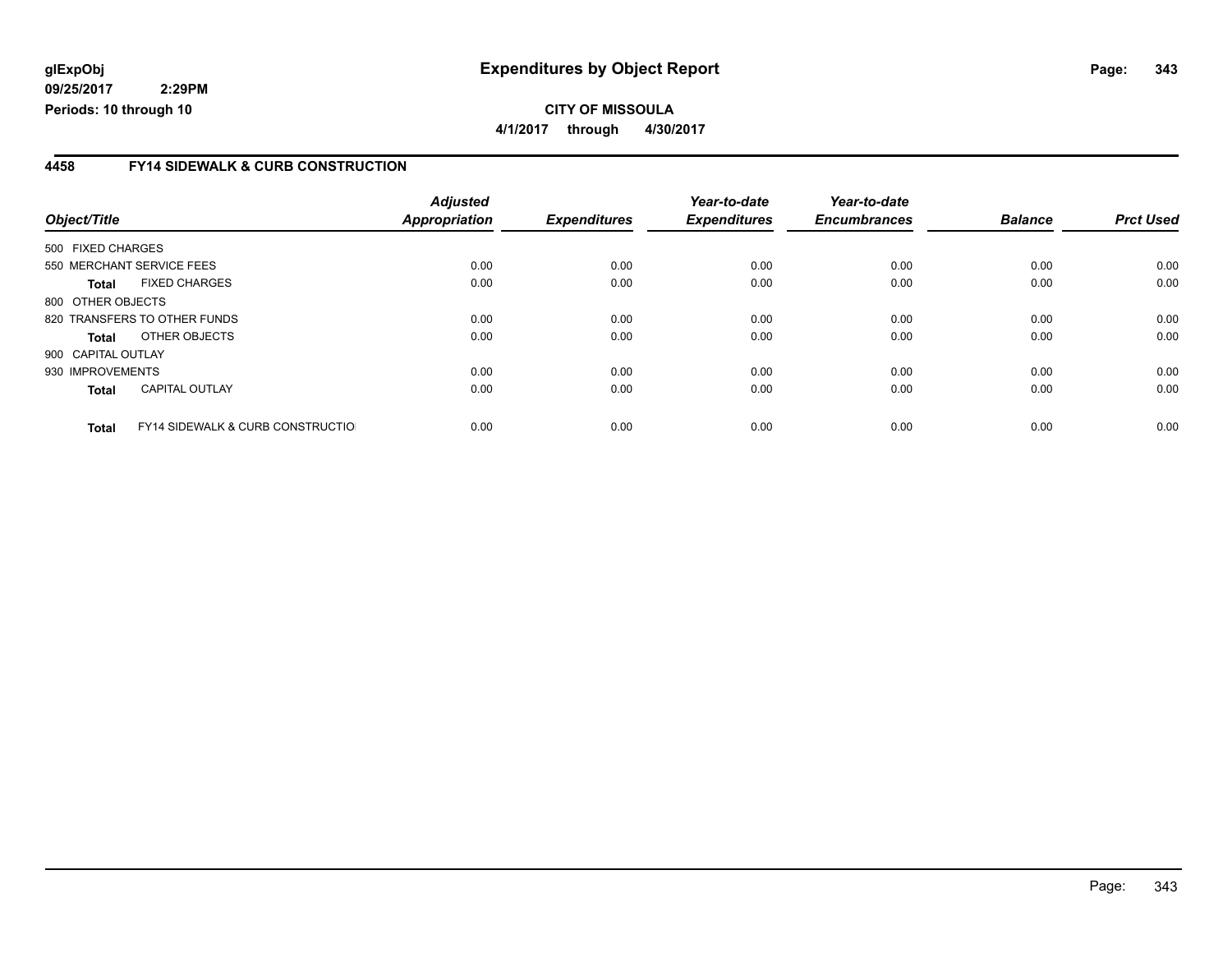**glExpObj**
**09/25/2017 2:29PM**
**Periods: 10 through 10**

# Expenditures by Object Report

**CITY OF MISSOULA**
**4/1/2017 through 4/30/2017**

## 4458 FY14 SIDEWALK & CURB CONSTRUCTION

| Object/Title | | Adjusted Appropriation | Expenditures | Year-to-date Expenditures | Year-to-date Encumbrances | Balance | Prct Used |
|---|---|---|---|---|---|---|---|
| 500 FIXED CHARGES | | | | | | | |
| 550 MERCHANT SERVICE FEES | | 0.00 | 0.00 | 0.00 | 0.00 | 0.00 | 0.00 |
| **Total** | FIXED CHARGES | 0.00 | 0.00 | 0.00 | 0.00 | 0.00 | 0.00 |
| 800 OTHER OBJECTS | | | | | | | |
| 820 TRANSFERS TO OTHER FUNDS | | 0.00 | 0.00 | 0.00 | 0.00 | 0.00 | 0.00 |
| **Total** | OTHER OBJECTS | 0.00 | 0.00 | 0.00 | 0.00 | 0.00 | 0.00 |
| 900 CAPITAL OUTLAY | | | | | | | |
| 930 IMPROVEMENTS | | 0.00 | 0.00 | 0.00 | 0.00 | 0.00 | 0.00 |
| **Total** | CAPITAL OUTLAY | 0.00 | 0.00 | 0.00 | 0.00 | 0.00 | 0.00 |
| **Total** | FY14 SIDEWALK & CURB CONSTRUCTIO | 0.00 | 0.00 | 0.00 | 0.00 | 0.00 | 0.00 |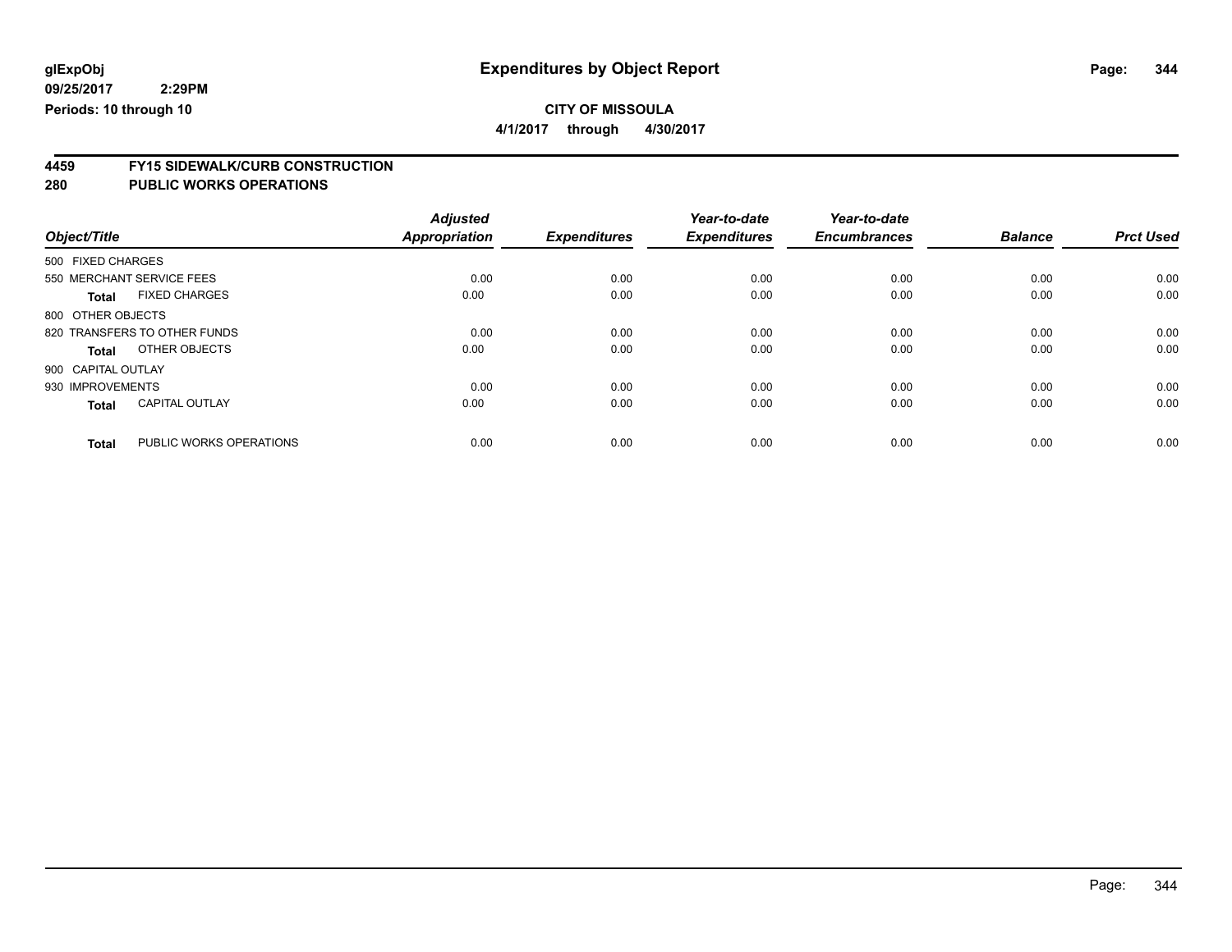**glExpObj**
**09/25/2017 2:29PM**
**Periods: 10 through 10**

# Expenditures by Object Report

**CITY OF MISSOULA**
**4/1/2017 through 4/30/2017**

## 4459 FY15 SIDEWALK/CURB CONSTRUCTION
## 280 PUBLIC WORKS OPERATIONS

| Object/Title | | Adjusted Appropriation | Expenditures | Year-to-date Expenditures | Year-to-date Encumbrances | Balance | Prct Used |
|---|---|---|---|---|---|---|---|
| 500 FIXED CHARGES | | | | | | | |
| 550 MERCHANT SERVICE FEES | | 0.00 | 0.00 | 0.00 | 0.00 | 0.00 | 0.00 |
| **Total** | FIXED CHARGES | 0.00 | 0.00 | 0.00 | 0.00 | 0.00 | 0.00 |
| 800 OTHER OBJECTS | | | | | | | |
| 820 TRANSFERS TO OTHER FUNDS | | 0.00 | 0.00 | 0.00 | 0.00 | 0.00 | 0.00 |
| **Total** | OTHER OBJECTS | 0.00 | 0.00 | 0.00 | 0.00 | 0.00 | 0.00 |
| 900 CAPITAL OUTLAY | | | | | | | |
| 930 IMPROVEMENTS | | 0.00 | 0.00 | 0.00 | 0.00 | 0.00 | 0.00 |
| **Total** | CAPITAL OUTLAY | 0.00 | 0.00 | 0.00 | 0.00 | 0.00 | 0.00 |
| **Total** | PUBLIC WORKS OPERATIONS | 0.00 | 0.00 | 0.00 | 0.00 | 0.00 | 0.00 |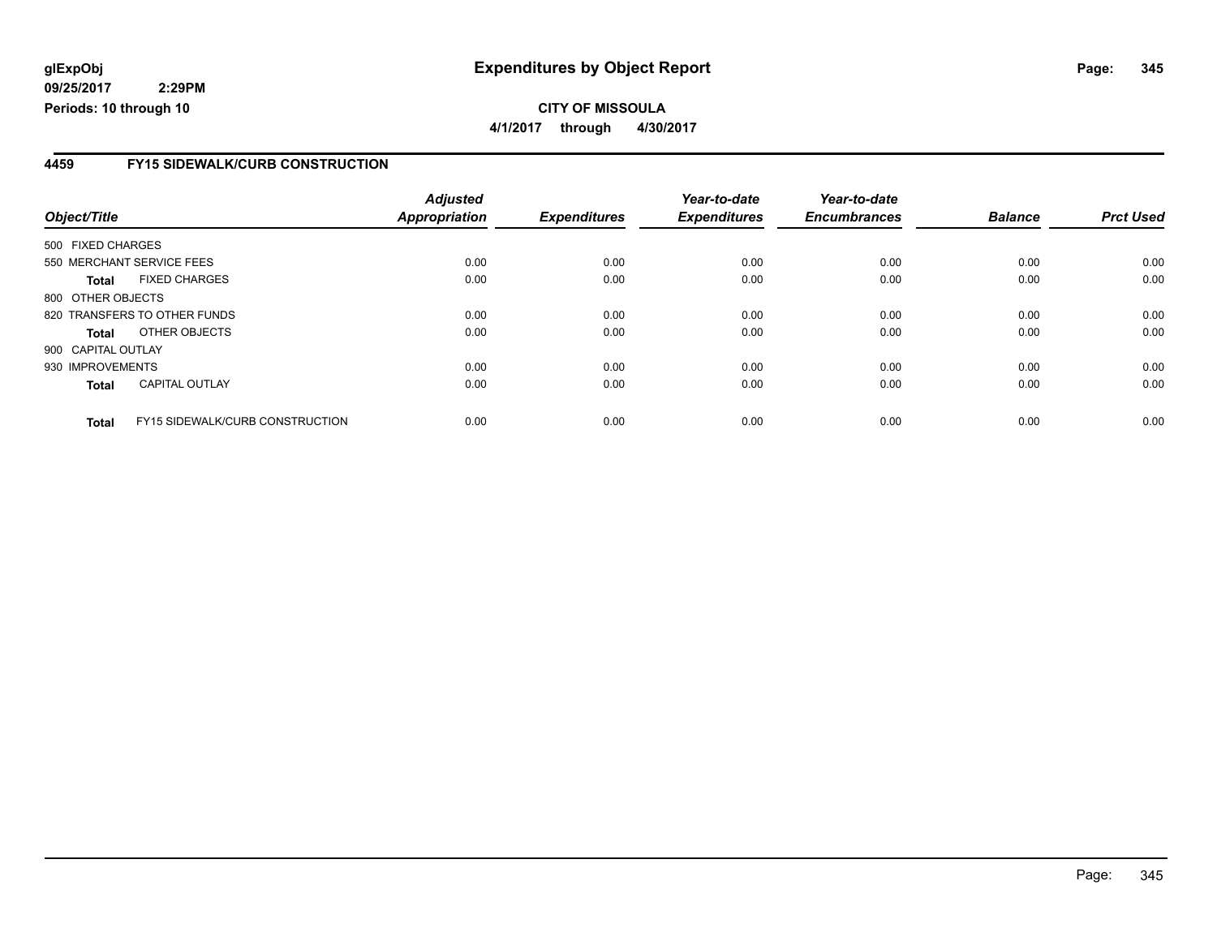**glExpObj**
**09/25/2017 2:29PM**
**Periods: 10 through 10**

# Expenditures by Object Report

**CITY OF MISSOULA**
**4/1/2017 through 4/30/2017**

## 4459 FY15 SIDEWALK/CURB CONSTRUCTION

| Object/Title | Adjusted Appropriation | Expenditures | Year-to-date Expenditures | Year-to-date Encumbrances | Balance | Prct Used |
|---|---|---|---|---|---|---|
| 500 FIXED CHARGES | | | | | | |
| 550 MERCHANT SERVICE FEES | 0.00 | 0.00 | 0.00 | 0.00 | 0.00 | 0.00 |
| **Total** FIXED CHARGES | 0.00 | 0.00 | 0.00 | 0.00 | 0.00 | 0.00 |
| 800 OTHER OBJECTS | | | | | | |
| 820 TRANSFERS TO OTHER FUNDS | 0.00 | 0.00 | 0.00 | 0.00 | 0.00 | 0.00 |
| **Total** OTHER OBJECTS | 0.00 | 0.00 | 0.00 | 0.00 | 0.00 | 0.00 |
| 900 CAPITAL OUTLAY | | | | | | |
| 930 IMPROVEMENTS | 0.00 | 0.00 | 0.00 | 0.00 | 0.00 | 0.00 |
| **Total** CAPITAL OUTLAY | 0.00 | 0.00 | 0.00 | 0.00 | 0.00 | 0.00 |
| **Total** FY15 SIDEWALK/CURB CONSTRUCTION | 0.00 | 0.00 | 0.00 | 0.00 | 0.00 | 0.00 |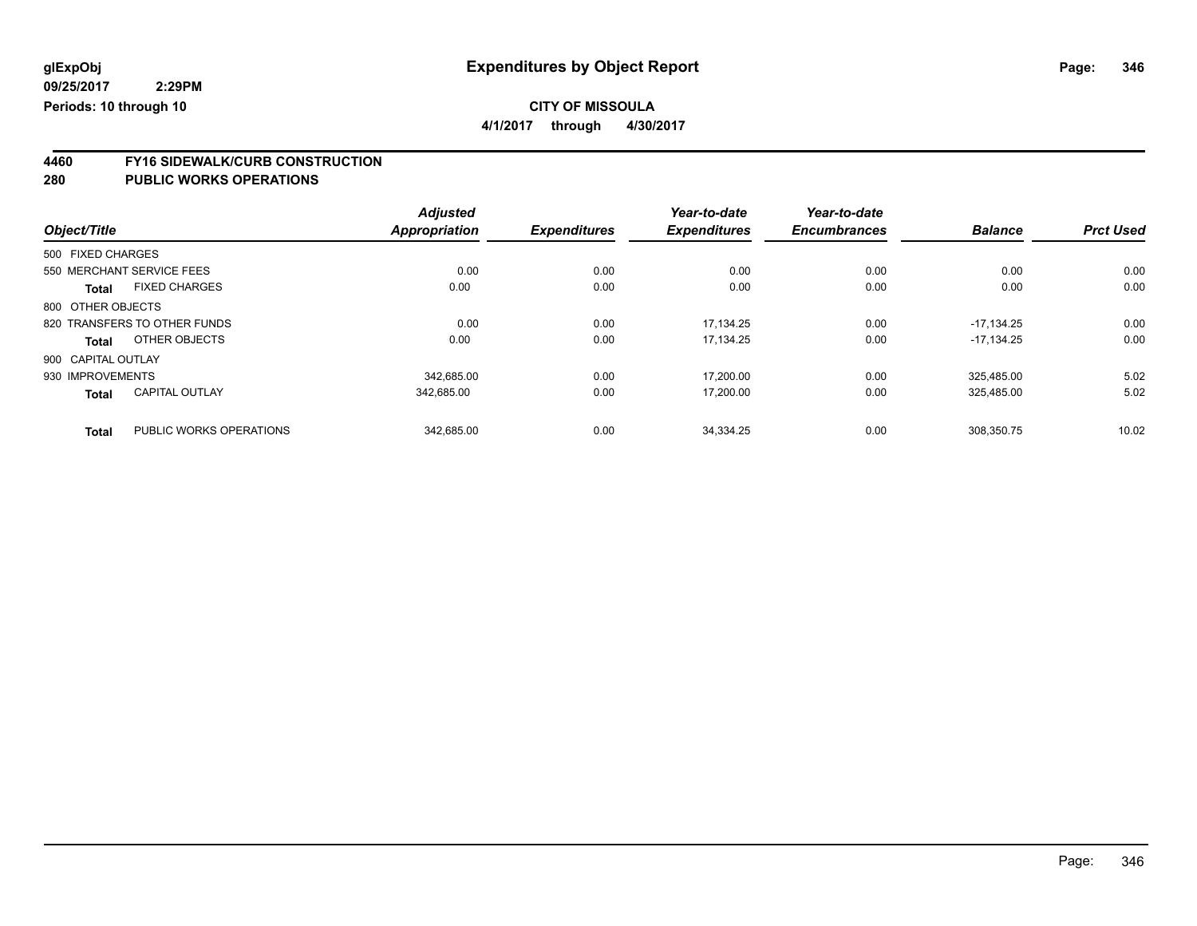**glExpObj** | **Expenditures by Object Report**

**09/25/2017 2:29PM**

**Periods: 10 through 10**

**CITY OF MISSOULA**

**4/1/2017 through 4/30/2017**

## 4460 FY16 SIDEWALK/CURB CONSTRUCTION

## 280 PUBLIC WORKS OPERATIONS

| Object/Title | | Adjusted Appropriation | Expenditures | Year-to-date Expenditures | Year-to-date Encumbrances | Balance | Prct Used |
|---|---|---|---|---|---|---|---|
| 500 FIXED CHARGES | | | | | | | |
| 550 MERCHANT SERVICE FEES | | 0.00 | 0.00 | 0.00 | 0.00 | 0.00 | 0.00 |
| **Total** | FIXED CHARGES | 0.00 | 0.00 | 0.00 | 0.00 | 0.00 | 0.00 |
| 800 OTHER OBJECTS | | | | | | | |
| 820 TRANSFERS TO OTHER FUNDS | | 0.00 | 0.00 | 17,134.25 | 0.00 | -17,134.25 | 0.00 |
| **Total** | OTHER OBJECTS | 0.00 | 0.00 | 17,134.25 | 0.00 | -17,134.25 | 0.00 |
| 900 CAPITAL OUTLAY | | | | | | | |
| 930 IMPROVEMENTS | | 342,685.00 | 0.00 | 17,200.00 | 0.00 | 325,485.00 | 5.02 |
| **Total** | CAPITAL OUTLAY | 342,685.00 | 0.00 | 17,200.00 | 0.00 | 325,485.00 | 5.02 |
| **Total** | PUBLIC WORKS OPERATIONS | 342,685.00 | 0.00 | 34,334.25 | 0.00 | 308,350.75 | 10.02 |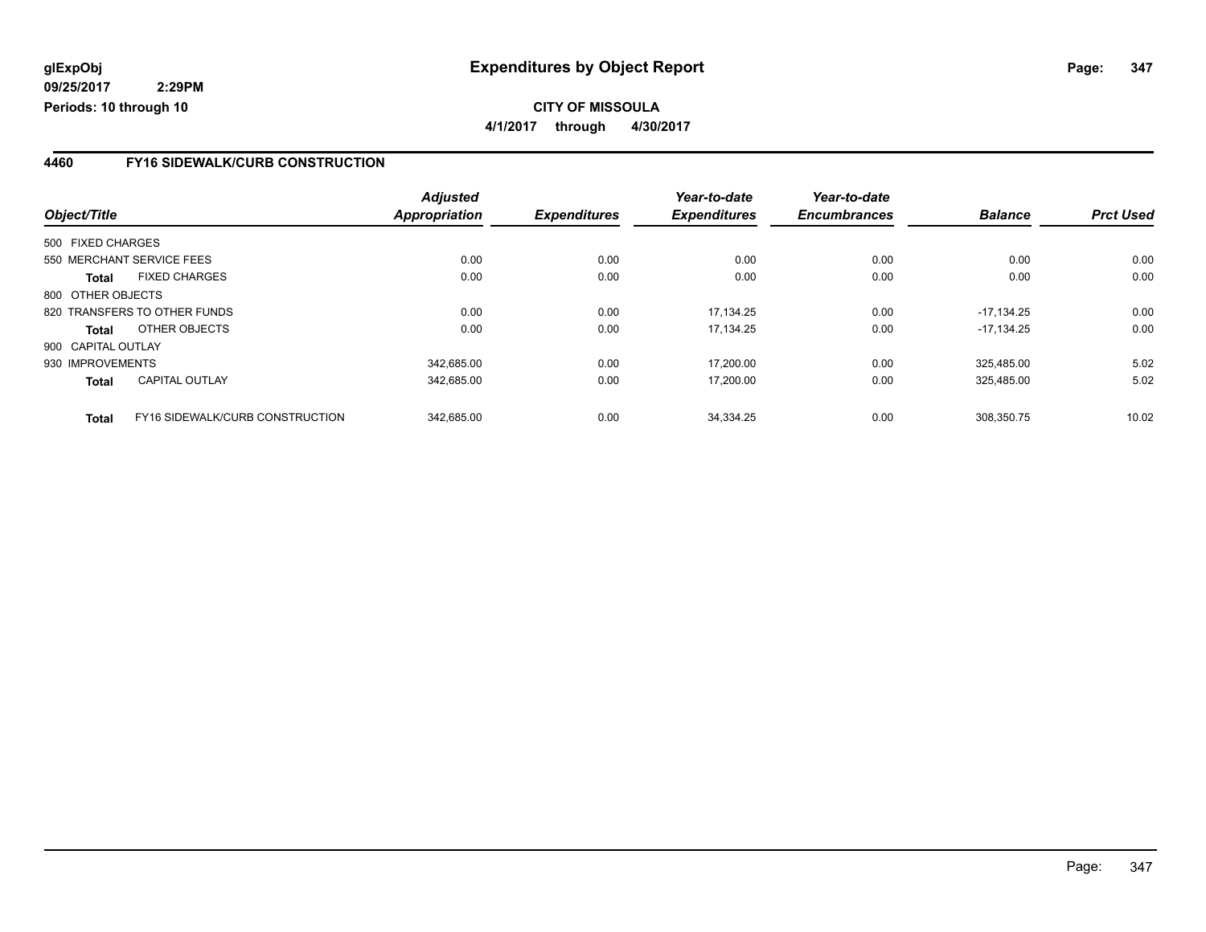**glExpObj** **Expenditures by Object Report**

**09/25/2017 2:29PM**

**Periods: 10 through 10**

**CITY OF MISSOULA**

**4/1/2017 through 4/30/2017**

## 4460 FY16 SIDEWALK/CURB CONSTRUCTION

| Object/Title | | Adjusted Appropriation | Expenditures | Year-to-date Expenditures | Year-to-date Encumbrances | Balance | Prct Used |
|---|---|---|---|---|---|---|---|
| 500 FIXED CHARGES | | | | | | | |
| 550 MERCHANT SERVICE FEES | | 0.00 | 0.00 | 0.00 | 0.00 | 0.00 | 0.00 |
| **Total** | FIXED CHARGES | 0.00 | 0.00 | 0.00 | 0.00 | 0.00 | 0.00 |
| 800 OTHER OBJECTS | | | | | | | |
| 820 TRANSFERS TO OTHER FUNDS | | 0.00 | 0.00 | 17,134.25 | 0.00 | -17,134.25 | 0.00 |
| **Total** | OTHER OBJECTS | 0.00 | 0.00 | 17,134.25 | 0.00 | -17,134.25 | 0.00 |
| 900 CAPITAL OUTLAY | | | | | | | |
| 930 IMPROVEMENTS | | 342,685.00 | 0.00 | 17,200.00 | 0.00 | 325,485.00 | 5.02 |
| **Total** | CAPITAL OUTLAY | 342,685.00 | 0.00 | 17,200.00 | 0.00 | 325,485.00 | 5.02 |
| **Total** | FY16 SIDEWALK/CURB CONSTRUCTION | 342,685.00 | 0.00 | 34,334.25 | 0.00 | 308,350.75 | 10.02 |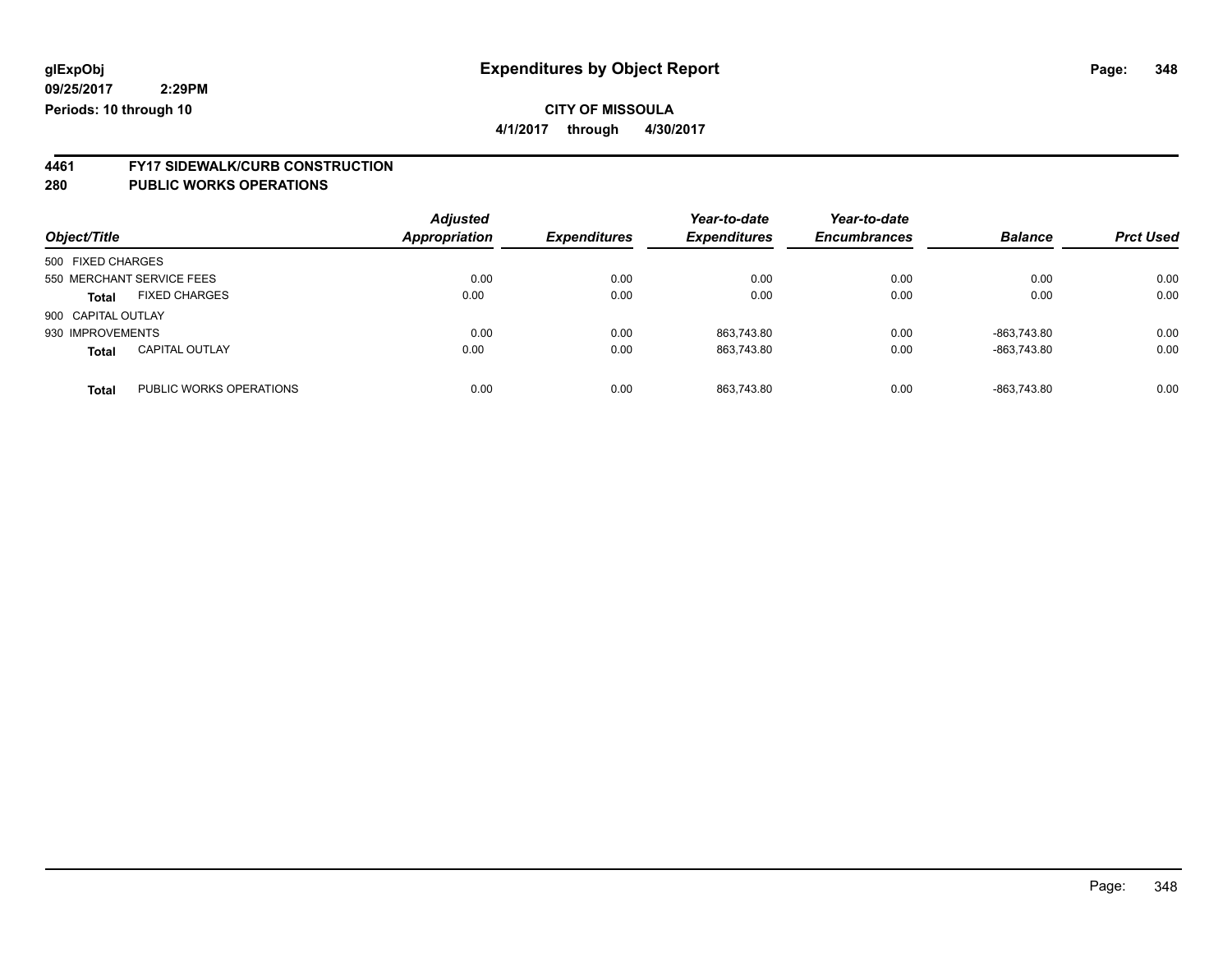glExpObj
09/25/2017 2:29PM
Periods: 10 through 10

# Expenditures by Object Report

**CITY OF MISSOULA**

**4/1/2017 through 4/30/2017**

## 4461 FY17 SIDEWALK/CURB CONSTRUCTION
## 280 PUBLIC WORKS OPERATIONS

| Object/Title | | Adjusted Appropriation | Expenditures | Year-to-date Expenditures | Year-to-date Encumbrances | Balance | Prct Used |
|---|---|---|---|---|---|---|---|
| 500 FIXED CHARGES | | | | | | | |
| 550 MERCHANT SERVICE FEES | | 0.00 | 0.00 | 0.00 | 0.00 | 0.00 | 0.00 |
| **Total** | FIXED CHARGES | 0.00 | 0.00 | 0.00 | 0.00 | 0.00 | 0.00 |
| 900 CAPITAL OUTLAY | | | | | | | |
| 930 IMPROVEMENTS | | 0.00 | 0.00 | 863,743.80 | 0.00 | -863,743.80 | 0.00 |
| **Total** | CAPITAL OUTLAY | 0.00 | 0.00 | 863,743.80 | 0.00 | -863,743.80 | 0.00 |
| **Total** | PUBLIC WORKS OPERATIONS | 0.00 | 0.00 | 863,743.80 | 0.00 | -863,743.80 | 0.00 |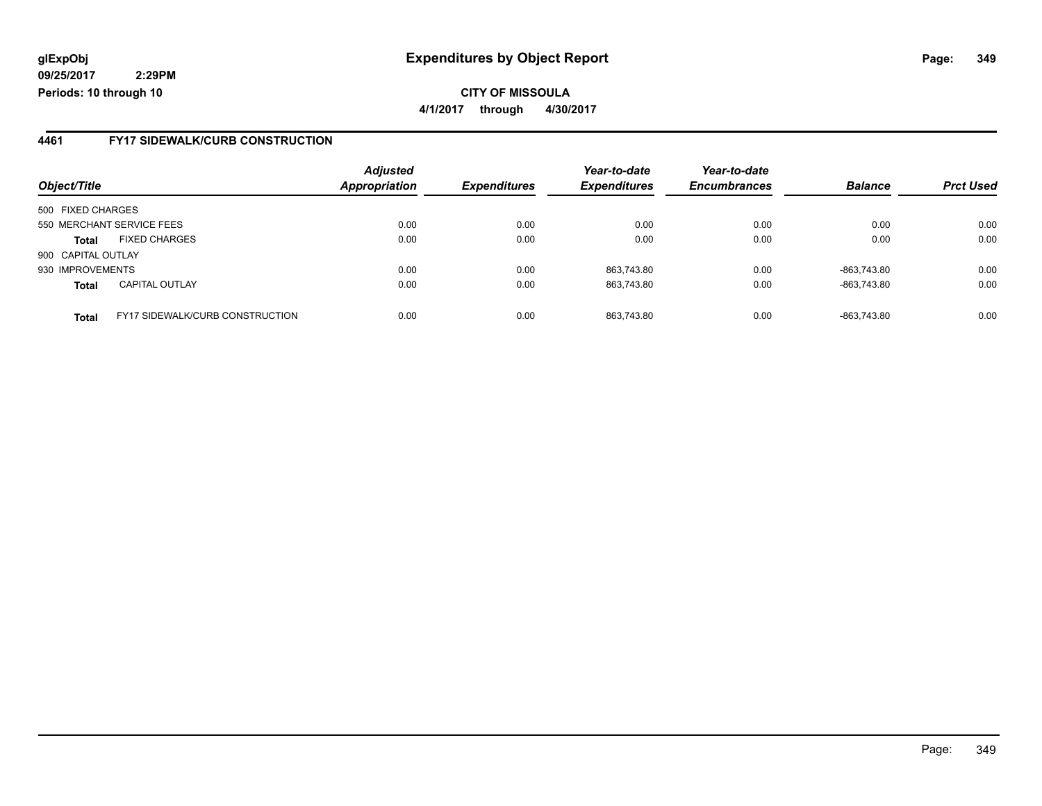**glExpObj**
**09/25/2017 2:29PM**
**Periods: 10 through 10**

# Expenditures by Object Report

**CITY OF MISSOULA**
**4/1/2017 through 4/30/2017**

## 4461 FY17 SIDEWALK/CURB CONSTRUCTION

| Object/Title | | Adjusted Appropriation | Expenditures | Year-to-date Expenditures | Year-to-date Encumbrances | Balance | Prct Used |
|---|---|---|---|---|---|---|---|
| 500 FIXED CHARGES | | | | | | | |
| 550 MERCHANT SERVICE FEES | | 0.00 | 0.00 | 0.00 | 0.00 | 0.00 | 0.00 |
| **Total** | FIXED CHARGES | 0.00 | 0.00 | 0.00 | 0.00 | 0.00 | 0.00 |
| 900 CAPITAL OUTLAY | | | | | | | |
| 930 IMPROVEMENTS | | 0.00 | 0.00 | 863,743.80 | 0.00 | -863,743.80 | 0.00 |
| **Total** | CAPITAL OUTLAY | 0.00 | 0.00 | 863,743.80 | 0.00 | -863,743.80 | 0.00 |
| **Total** | FY17 SIDEWALK/CURB CONSTRUCTION | 0.00 | 0.00 | 863,743.80 | 0.00 | -863,743.80 | 0.00 |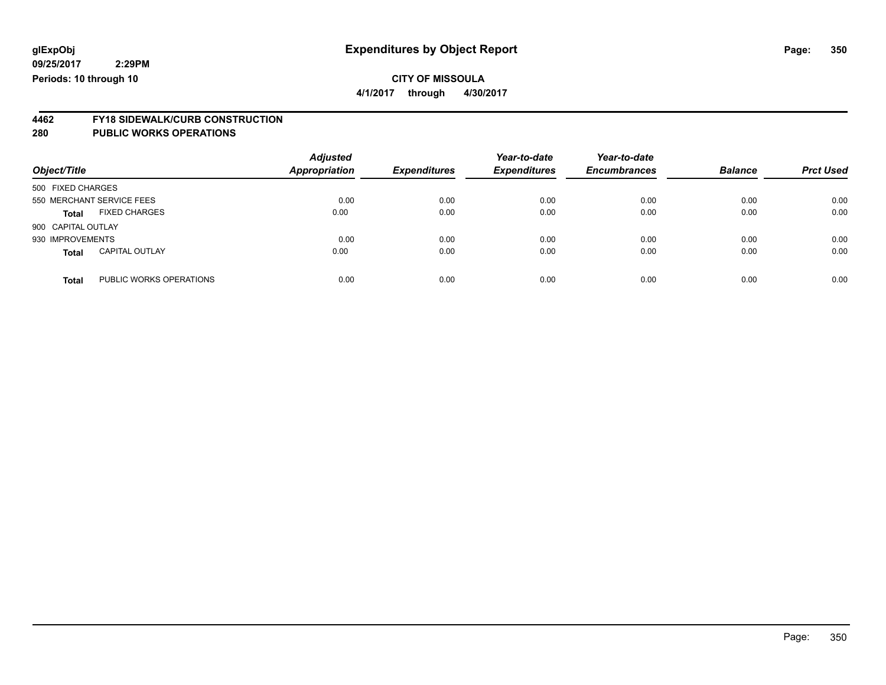**glExpObj**
**09/25/2017 2:29PM**
**Periods: 10 through 10**

# Expenditures by Object Report

**CITY OF MISSOULA**
**4/1/2017 through 4/30/2017**

## 4462 FY18 SIDEWALK/CURB CONSTRUCTION
## 280 PUBLIC WORKS OPERATIONS

| Object/Title | | Adjusted Appropriation | Expenditures | Year-to-date Expenditures | Year-to-date Encumbrances | Balance | Prct Used |
|---|---|---|---|---|---|---|---|
| 500 FIXED CHARGES | | | | | | | |
| 550 MERCHANT SERVICE FEES | | 0.00 | 0.00 | 0.00 | 0.00 | 0.00 | 0.00 |
| **Total** | FIXED CHARGES | 0.00 | 0.00 | 0.00 | 0.00 | 0.00 | 0.00 |
| 900 CAPITAL OUTLAY | | | | | | | |
| 930 IMPROVEMENTS | | 0.00 | 0.00 | 0.00 | 0.00 | 0.00 | 0.00 |
| **Total** | CAPITAL OUTLAY | 0.00 | 0.00 | 0.00 | 0.00 | 0.00 | 0.00 |
| **Total** | PUBLIC WORKS OPERATIONS | 0.00 | 0.00 | 0.00 | 0.00 | 0.00 | 0.00 |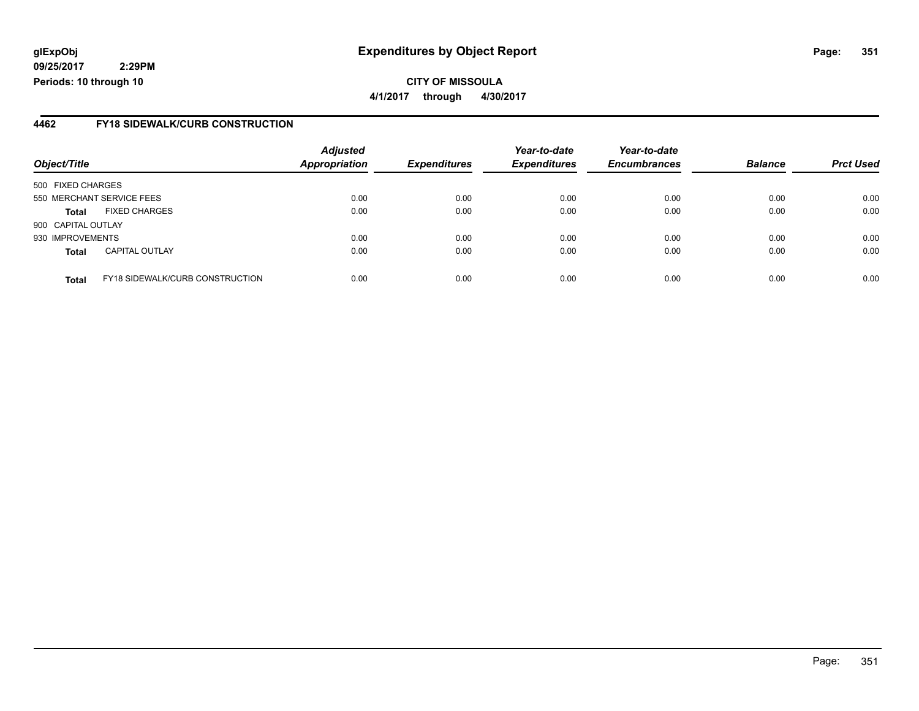**glExpObj**
**09/25/2017 2:29PM**
**Periods: 10 through 10**

# Expenditures by Object Report

**CITY OF MISSOULA**
**4/1/2017 through 4/30/2017**

## 4462 FY18 SIDEWALK/CURB CONSTRUCTION

| Object/Title | | Adjusted Appropriation | Expenditures | Year-to-date Expenditures | Year-to-date Encumbrances | Balance | Prct Used |
|---|---|---|---|---|---|---|---|
| 500 FIXED CHARGES | | | | | | | |
| 550 MERCHANT SERVICE FEES | | 0.00 | 0.00 | 0.00 | 0.00 | 0.00 | 0.00 |
| **Total** | FIXED CHARGES | 0.00 | 0.00 | 0.00 | 0.00 | 0.00 | 0.00 |
| 900 CAPITAL OUTLAY | | | | | | | |
| 930 IMPROVEMENTS | | 0.00 | 0.00 | 0.00 | 0.00 | 0.00 | 0.00 |
| **Total** | CAPITAL OUTLAY | 0.00 | 0.00 | 0.00 | 0.00 | 0.00 | 0.00 |
| **Total** | FY18 SIDEWALK/CURB CONSTRUCTION | 0.00 | 0.00 | 0.00 | 0.00 | 0.00 | 0.00 |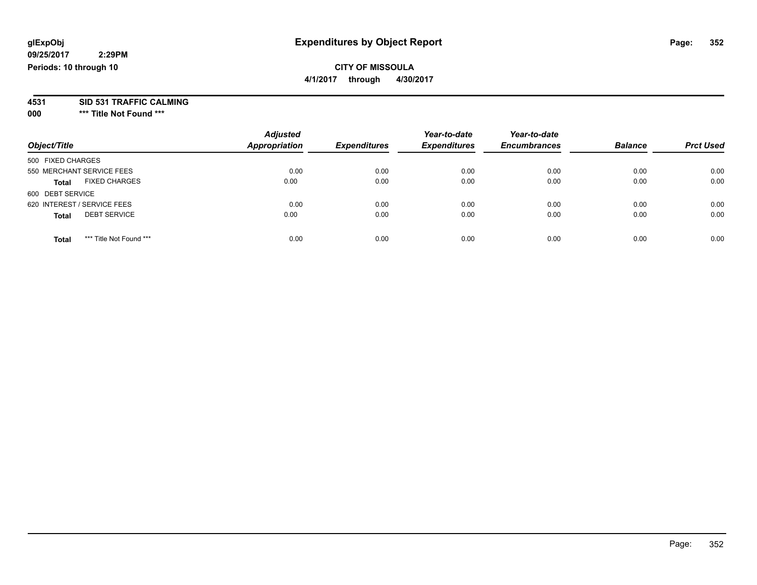# Expenditures by Object Report

glExpObj
09/25/2017 2:29PM
Periods: 10 through 10

**CITY OF MISSOULA**
**4/1/2017 through 4/30/2017**

**4531 SID 531 TRAFFIC CALMING**
**000 \*\*\* Title Not Found \*\*\***

| Object/Title | Adjusted Appropriation | Expenditures | Year-to-date Expenditures | Year-to-date Encumbrances | Balance | Prct Used |
|---|---|---|---|---|---|---|
| 500 FIXED CHARGES | | | | | | |
| 550 MERCHANT SERVICE FEES | 0.00 | 0.00 | 0.00 | 0.00 | 0.00 | 0.00 |
| **Total** FIXED CHARGES | 0.00 | 0.00 | 0.00 | 0.00 | 0.00 | 0.00 |
| 600 DEBT SERVICE | | | | | | |
| 620 INTEREST / SERVICE FEES | 0.00 | 0.00 | 0.00 | 0.00 | 0.00 | 0.00 |
| **Total** DEBT SERVICE | 0.00 | 0.00 | 0.00 | 0.00 | 0.00 | 0.00 |
| **Total** *** Title Not Found *** | 0.00 | 0.00 | 0.00 | 0.00 | 0.00 | 0.00 |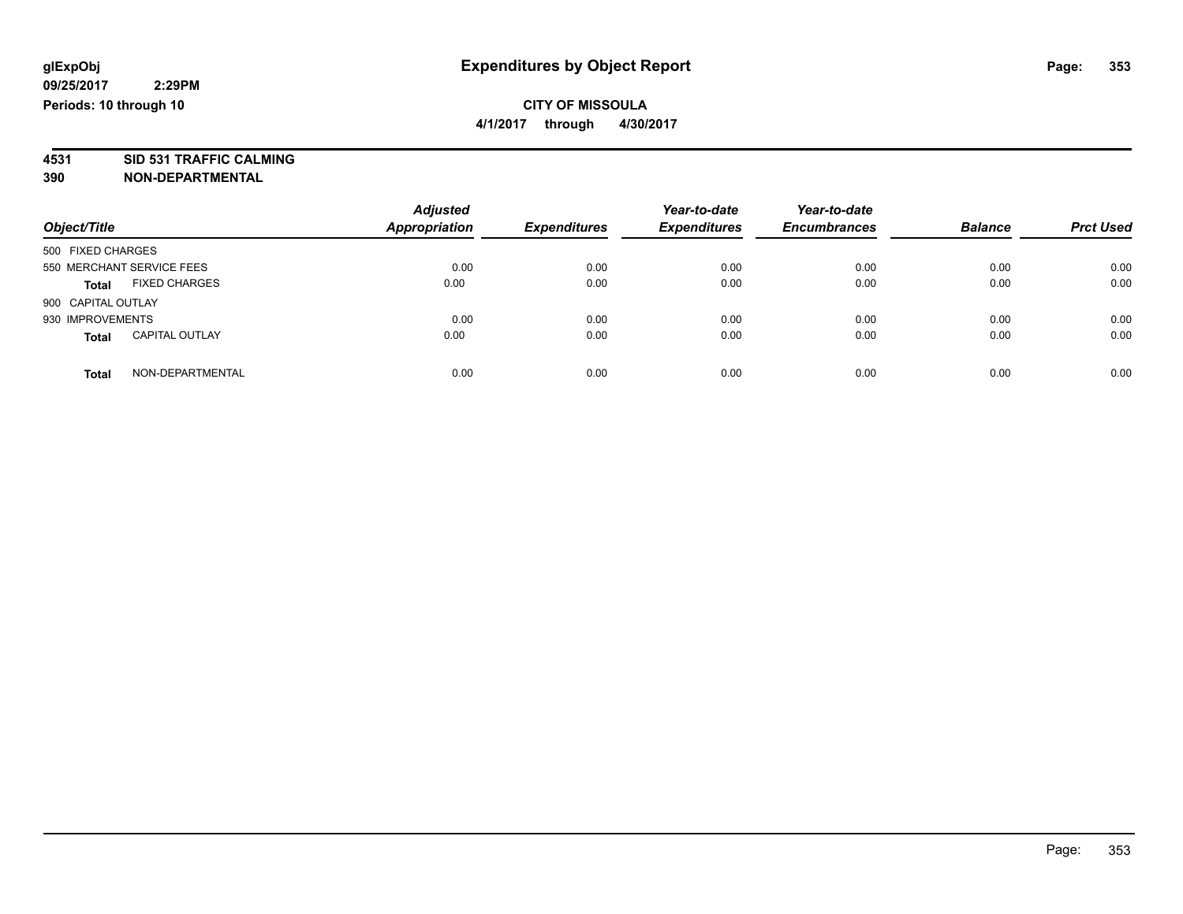**glExpObj**
**09/25/2017 2:29PM**
**Periods: 10 through 10**

# Expenditures by Object Report

**CITY OF MISSOULA**
**4/1/2017 through 4/30/2017**

## 4531 SID 531 TRAFFIC CALMING
## 390 NON-DEPARTMENTAL

| Object/Title | Adjusted Appropriation | Expenditures | Year-to-date Expenditures | Year-to-date Encumbrances | Balance | Prct Used |
|---|---|---|---|---|---|---|
| 500 FIXED CHARGES | | | | | | |
| 550 MERCHANT SERVICE FEES | 0.00 | 0.00 | 0.00 | 0.00 | 0.00 | 0.00 |
| **Total** FIXED CHARGES | 0.00 | 0.00 | 0.00 | 0.00 | 0.00 | 0.00 |
| 900 CAPITAL OUTLAY | | | | | | |
| 930 IMPROVEMENTS | 0.00 | 0.00 | 0.00 | 0.00 | 0.00 | 0.00 |
| **Total** CAPITAL OUTLAY | 0.00 | 0.00 | 0.00 | 0.00 | 0.00 | 0.00 |
| **Total** NON-DEPARTMENTAL | 0.00 | 0.00 | 0.00 | 0.00 | 0.00 | 0.00 |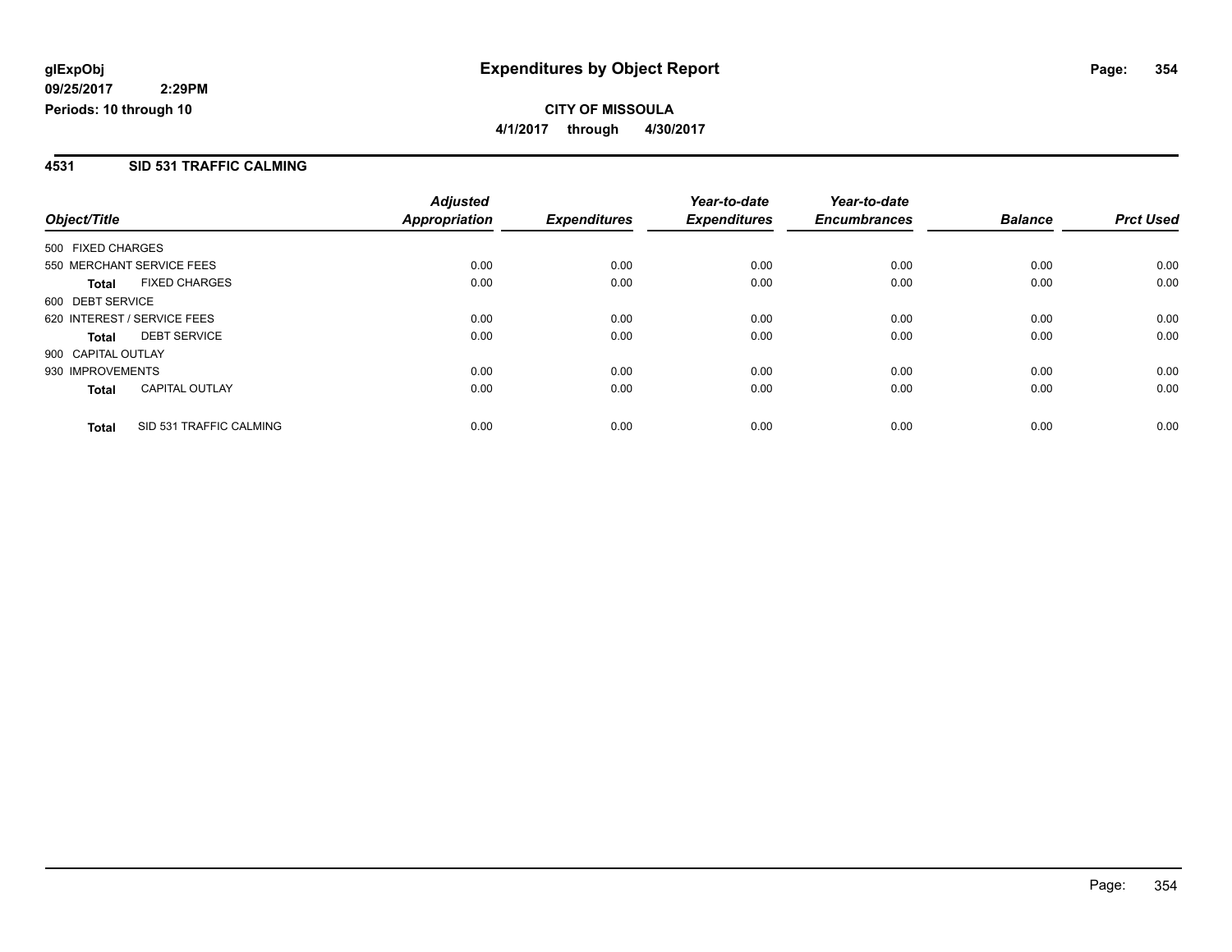# Expenditures by Object Report

**CITY OF MISSOULA**

**4/1/2017 through 4/30/2017**

glExpObj
09/25/2017 2:29PM
Periods: 10 through 10

## 4531 SID 531 TRAFFIC CALMING

| Object/Title | Adjusted Appropriation | Expenditures | Year-to-date Expenditures | Year-to-date Encumbrances | Balance | Prct Used |
|---|---|---|---|---|---|---|
| 500 FIXED CHARGES | | | | | | |
| 550 MERCHANT SERVICE FEES | 0.00 | 0.00 | 0.00 | 0.00 | 0.00 | 0.00 |
| **Total** FIXED CHARGES | 0.00 | 0.00 | 0.00 | 0.00 | 0.00 | 0.00 |
| 600 DEBT SERVICE | | | | | | |
| 620 INTEREST / SERVICE FEES | 0.00 | 0.00 | 0.00 | 0.00 | 0.00 | 0.00 |
| **Total** DEBT SERVICE | 0.00 | 0.00 | 0.00 | 0.00 | 0.00 | 0.00 |
| 900 CAPITAL OUTLAY | | | | | | |
| 930 IMPROVEMENTS | 0.00 | 0.00 | 0.00 | 0.00 | 0.00 | 0.00 |
| **Total** CAPITAL OUTLAY | 0.00 | 0.00 | 0.00 | 0.00 | 0.00 | 0.00 |
| **Total** SID 531 TRAFFIC CALMING | 0.00 | 0.00 | 0.00 | 0.00 | 0.00 | 0.00 |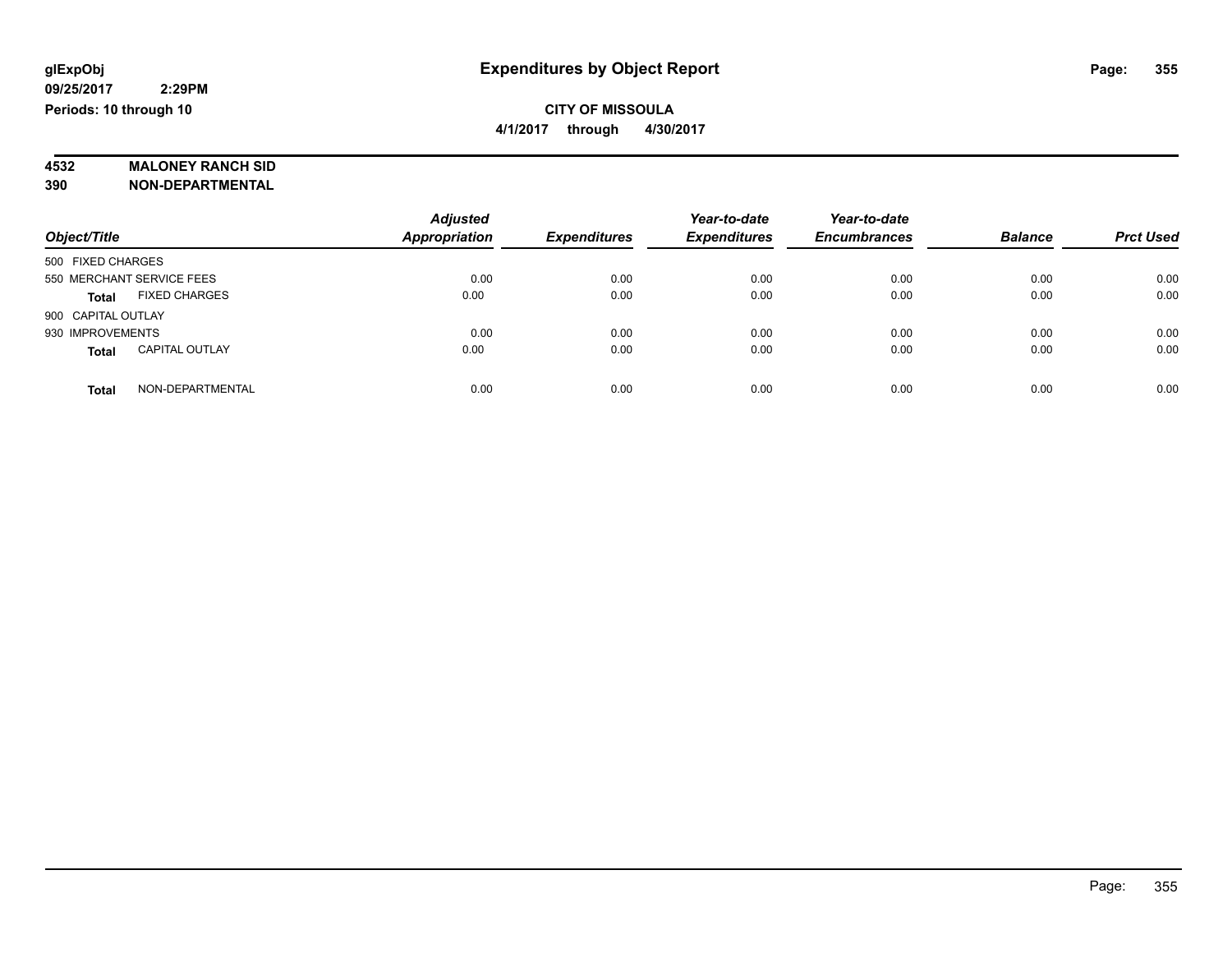**glExpObj**
**09/25/2017 2:29PM**
**Periods: 10 through 10**

# Expenditures by Object Report

**CITY OF MISSOULA**
**4/1/2017 through 4/30/2017**

**4532 MALONEY RANCH SID**
**390 NON-DEPARTMENTAL**

| Object/Title | Adjusted Appropriation | Expenditures | Year-to-date Expenditures | Year-to-date Encumbrances | Balance | Prct Used |
|---|---|---|---|---|---|---|
| 500 FIXED CHARGES | | | | | | |
| 550 MERCHANT SERVICE FEES | 0.00 | 0.00 | 0.00 | 0.00 | 0.00 | 0.00 |
| **Total** FIXED CHARGES | 0.00 | 0.00 | 0.00 | 0.00 | 0.00 | 0.00 |
| 900 CAPITAL OUTLAY | | | | | | |
| 930 IMPROVEMENTS | 0.00 | 0.00 | 0.00 | 0.00 | 0.00 | 0.00 |
| **Total** CAPITAL OUTLAY | 0.00 | 0.00 | 0.00 | 0.00 | 0.00 | 0.00 |
| **Total** NON-DEPARTMENTAL | 0.00 | 0.00 | 0.00 | 0.00 | 0.00 | 0.00 |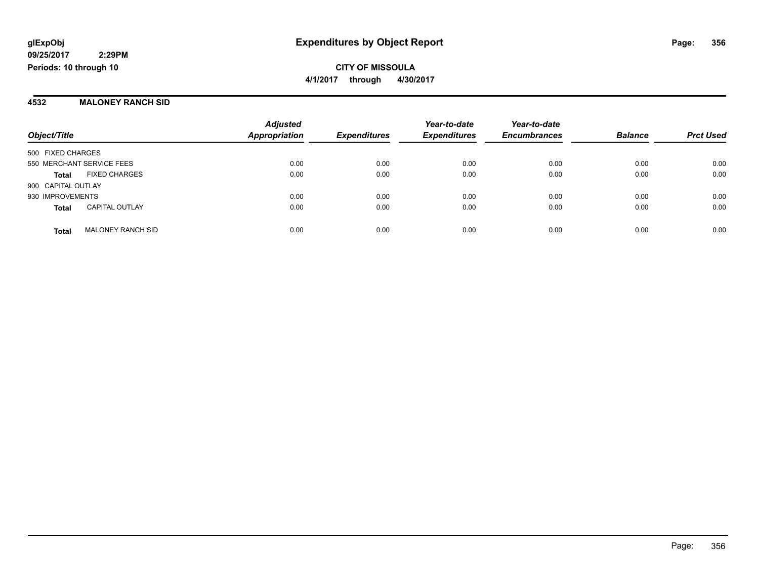**glExpObj** **Expenditures by Object Report**
**09/25/2017 2:29PM**
**Periods: 10 through 10**

**CITY OF MISSOULA**
**4/1/2017 through 4/30/2017**

## 4532 MALONEY RANCH SID

| Object/Title | | Adjusted Appropriation | Expenditures | Year-to-date Expenditures | Year-to-date Encumbrances | Balance | Prct Used |
|---|---|---|---|---|---|---|---|
| 500 FIXED CHARGES | | | | | | | |
| 550 MERCHANT SERVICE FEES | | 0.00 | 0.00 | 0.00 | 0.00 | 0.00 | 0.00 |
| **Total** | FIXED CHARGES | 0.00 | 0.00 | 0.00 | 0.00 | 0.00 | 0.00 |
| 900 CAPITAL OUTLAY | | | | | | | |
| 930 IMPROVEMENTS | | 0.00 | 0.00 | 0.00 | 0.00 | 0.00 | 0.00 |
| **Total** | CAPITAL OUTLAY | 0.00 | 0.00 | 0.00 | 0.00 | 0.00 | 0.00 |
| **Total** | MALONEY RANCH SID | 0.00 | 0.00 | 0.00 | 0.00 | 0.00 | 0.00 |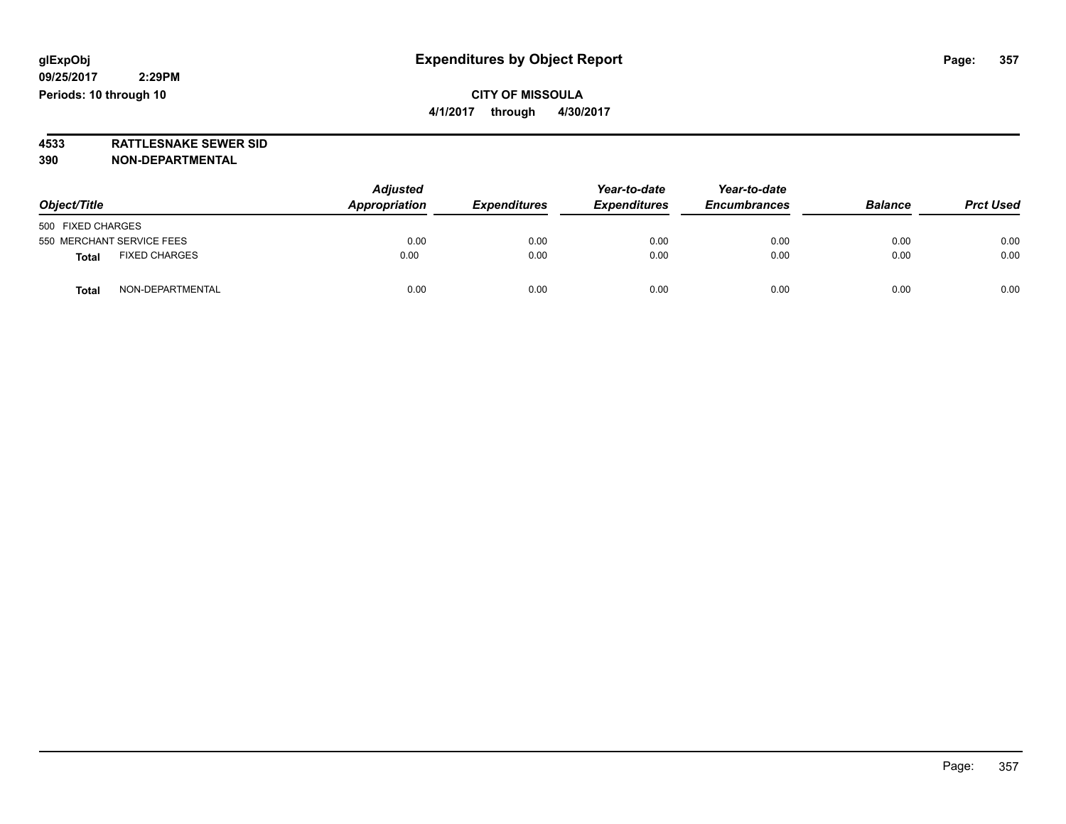glExpObj
09/25/2017 2:29PM
Periods: 10 through 10

# Expenditures by Object Report

**CITY OF MISSOULA**
**4/1/2017 through 4/30/2017**

**4533 RATTLESNAKE SEWER SID**
**390 NON-DEPARTMENTAL**

| Object/Title | | Adjusted Appropriation | Expenditures | Year-to-date Expenditures | Year-to-date Encumbrances | Balance | Prct Used |
|---|---|---|---|---|---|---|---|
| 500 FIXED CHARGES | | | | | | | |
| 550 MERCHANT SERVICE FEES | | 0.00 | 0.00 | 0.00 | 0.00 | 0.00 | 0.00 |
| **Total** | FIXED CHARGES | 0.00 | 0.00 | 0.00 | 0.00 | 0.00 | 0.00 |
| **Total** | NON-DEPARTMENTAL | 0.00 | 0.00 | 0.00 | 0.00 | 0.00 | 0.00 |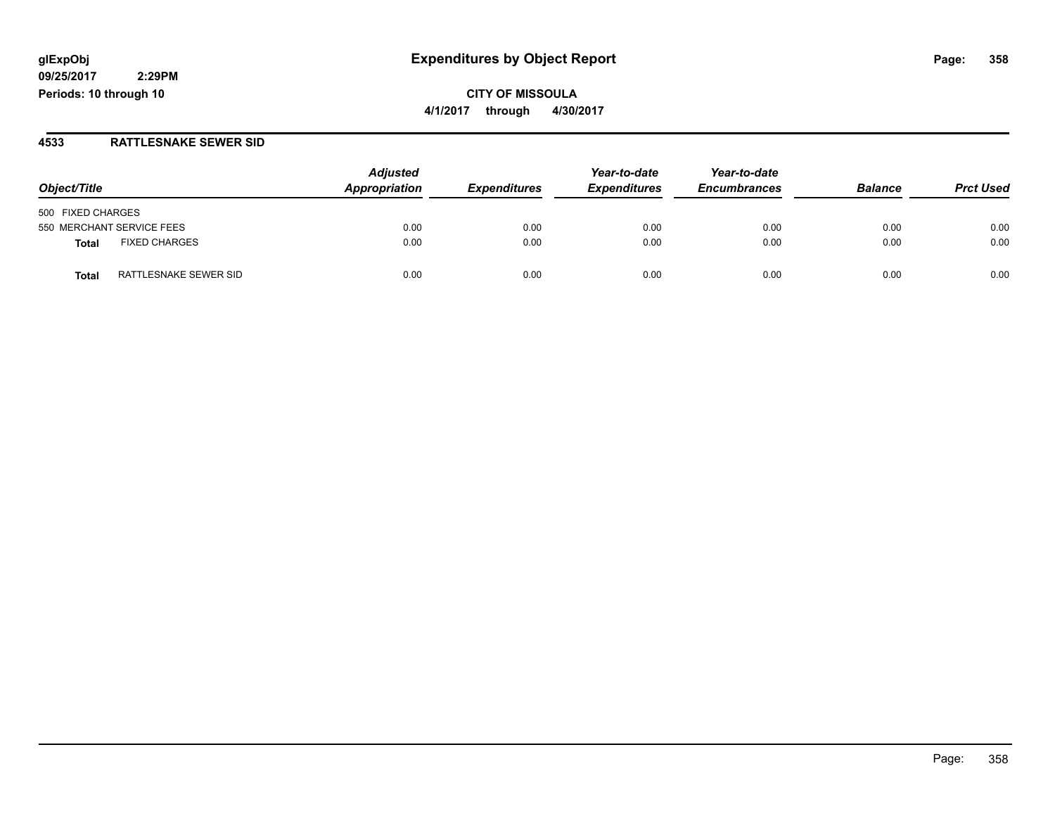**glExpObj**
**09/25/2017 2:29PM**
**Periods: 10 through 10**

# Expenditures by Object Report

**CITY OF MISSOULA**
**4/1/2017 through 4/30/2017**

## 4533 RATTLESNAKE SEWER SID

| Object/Title | | Adjusted Appropriation | Expenditures | Year-to-date Expenditures | Year-to-date Encumbrances | Balance | Prct Used |
|---|---|---|---|---|---|---|---|
| 500 FIXED CHARGES | | | | | | | |
| 550 MERCHANT SERVICE FEES | | 0.00 | 0.00 | 0.00 | 0.00 | 0.00 | 0.00 |
| **Total** | FIXED CHARGES | 0.00 | 0.00 | 0.00 | 0.00 | 0.00 | 0.00 |
| **Total** | RATTLESNAKE SEWER SID | 0.00 | 0.00 | 0.00 | 0.00 | 0.00 | 0.00 |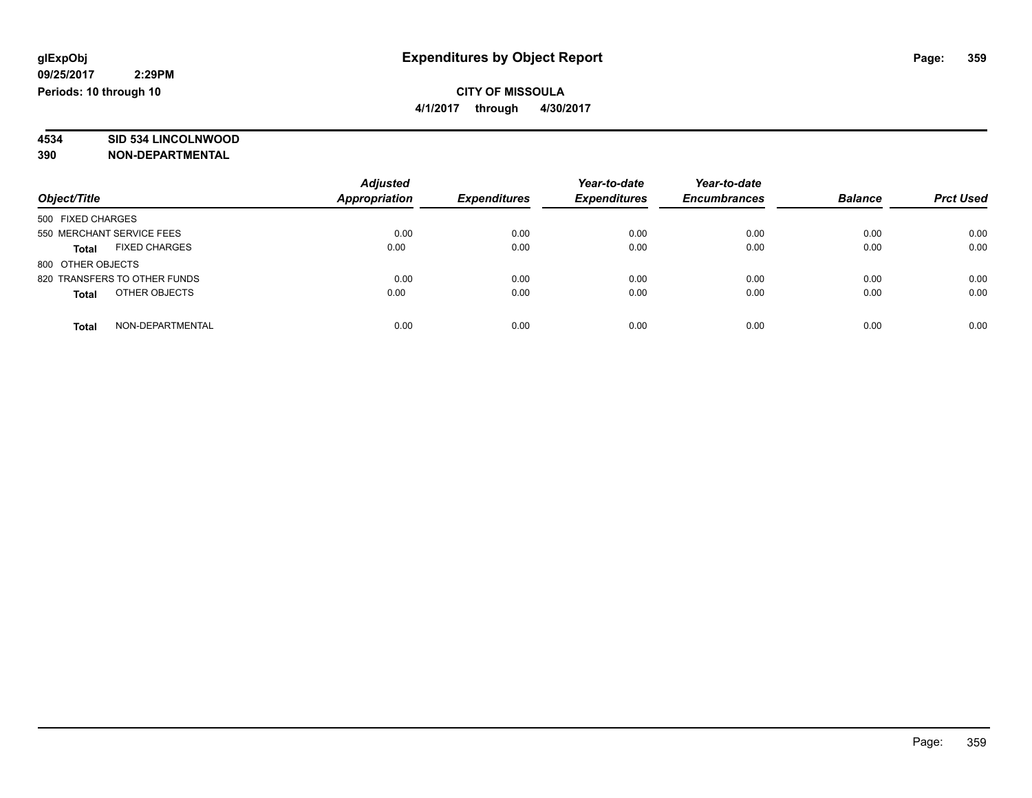**glExpObj**
**09/25/2017 2:29PM**
**Periods: 10 through 10**

# Expenditures by Object Report

**CITY OF MISSOULA**
**4/1/2017 through 4/30/2017**

**4534 SID 534 LINCOLNWOOD**
**390 NON-DEPARTMENTAL**

| Object/Title | Adjusted Appropriation | Expenditures | Year-to-date Expenditures | Year-to-date Encumbrances | Balance | Prct Used |
|---|---|---|---|---|---|---|
| 500 FIXED CHARGES | | | | | | |
| 550 MERCHANT SERVICE FEES | 0.00 | 0.00 | 0.00 | 0.00 | 0.00 | 0.00 |
| **Total** FIXED CHARGES | 0.00 | 0.00 | 0.00 | 0.00 | 0.00 | 0.00 |
| 800 OTHER OBJECTS | | | | | | |
| 820 TRANSFERS TO OTHER FUNDS | 0.00 | 0.00 | 0.00 | 0.00 | 0.00 | 0.00 |
| **Total** OTHER OBJECTS | 0.00 | 0.00 | 0.00 | 0.00 | 0.00 | 0.00 |
| **Total** NON-DEPARTMENTAL | 0.00 | 0.00 | 0.00 | 0.00 | 0.00 | 0.00 |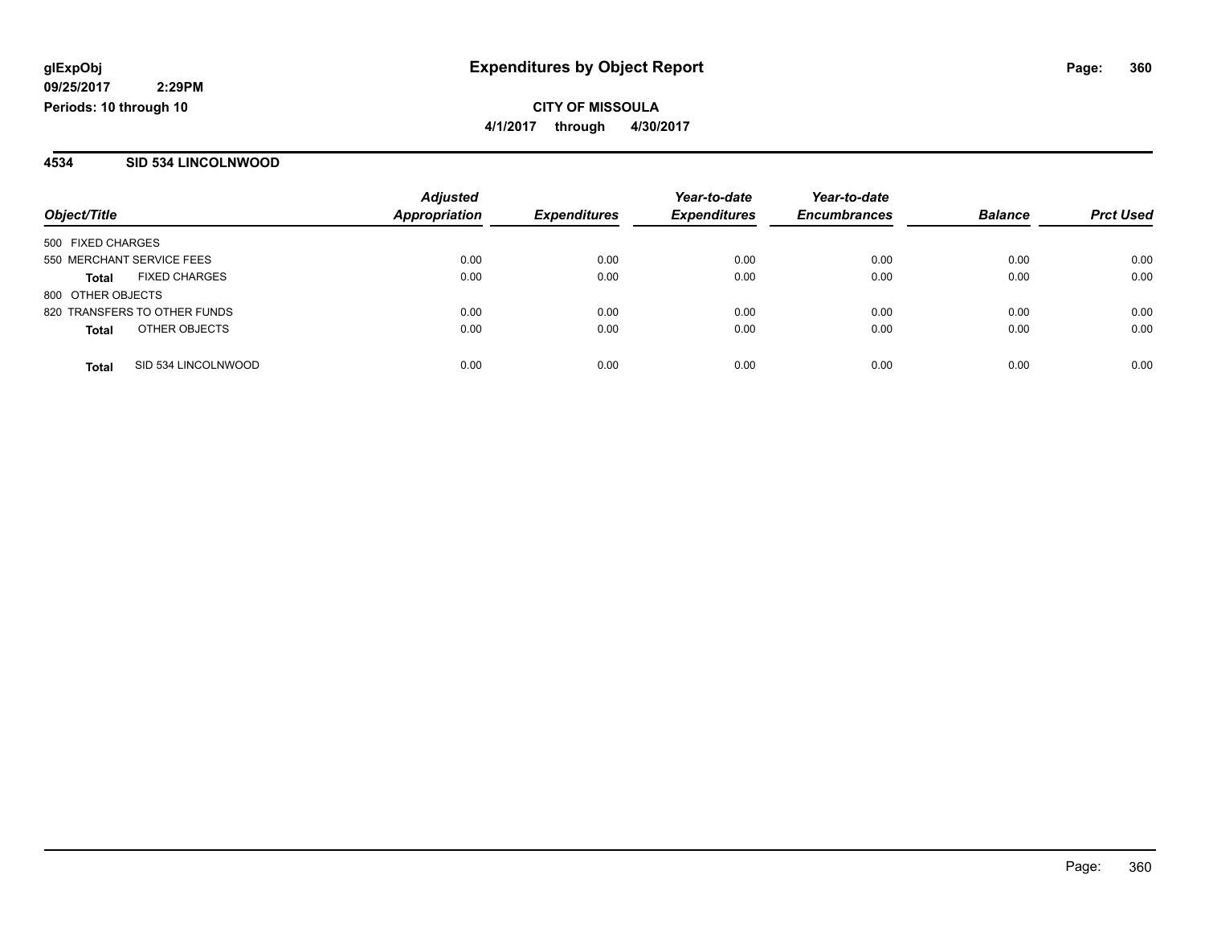**glExpObj** **Expenditures by Object Report**

**09/25/2017 2:29PM**

**Periods: 10 through 10**

**CITY OF MISSOULA**

**4/1/2017 through 4/30/2017**

## 4534 SID 534 LINCOLNWOOD

| Object/Title | | Adjusted Appropriation | Expenditures | Year-to-date Expenditures | Year-to-date Encumbrances | Balance | Prct Used |
|---|---|---|---|---|---|---|---|
| 500 FIXED CHARGES | | | | | | | |
| 550 MERCHANT SERVICE FEES | | 0.00 | 0.00 | 0.00 | 0.00 | 0.00 | 0.00 |
| **Total** | FIXED CHARGES | 0.00 | 0.00 | 0.00 | 0.00 | 0.00 | 0.00 |
| 800 OTHER OBJECTS | | | | | | | |
| 820 TRANSFERS TO OTHER FUNDS | | 0.00 | 0.00 | 0.00 | 0.00 | 0.00 | 0.00 |
| **Total** | OTHER OBJECTS | 0.00 | 0.00 | 0.00 | 0.00 | 0.00 | 0.00 |
| **Total** | SID 534 LINCOLNWOOD | 0.00 | 0.00 | 0.00 | 0.00 | 0.00 | 0.00 |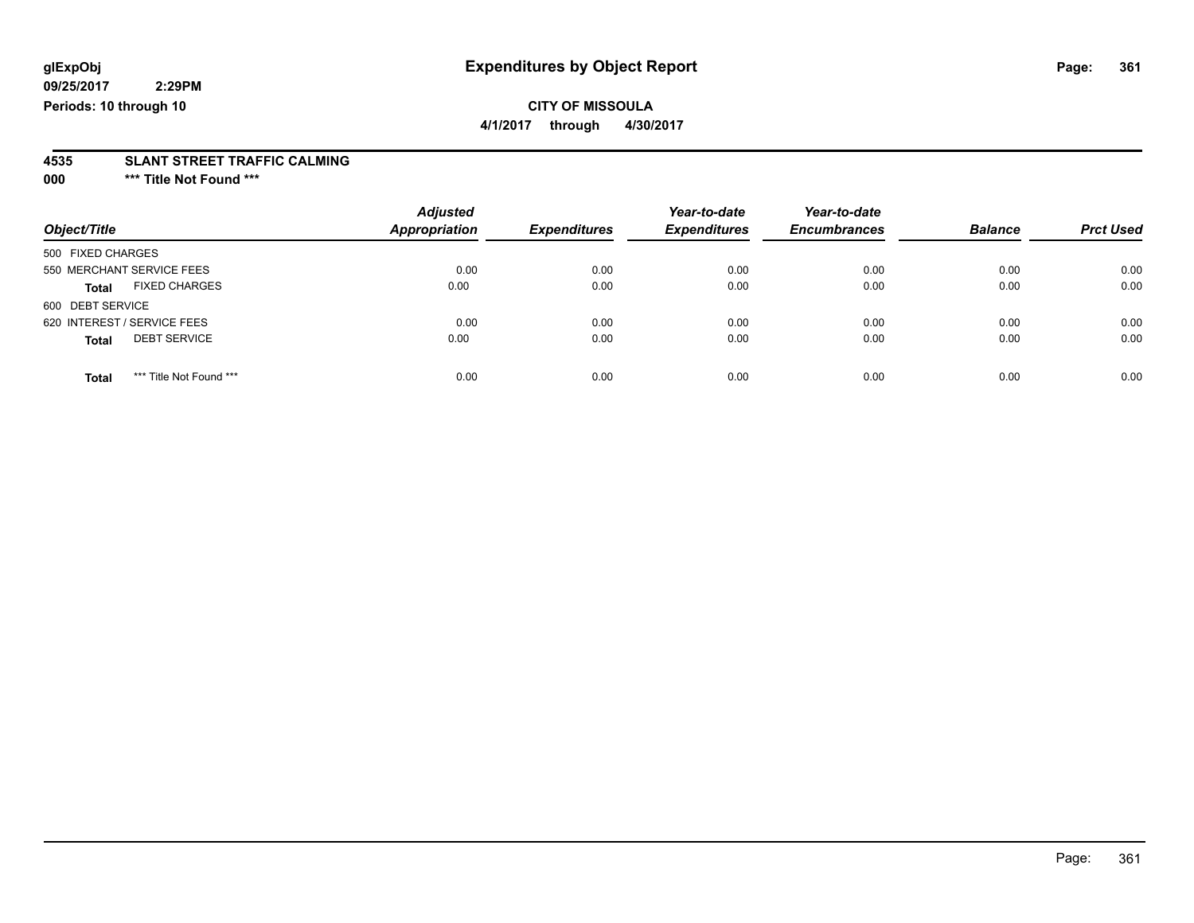**glExpObj**
**09/25/2017 2:29PM**
**Periods: 10 through 10**

# Expenditures by Object Report

**CITY OF MISSOULA**
**4/1/2017 through 4/30/2017**

**4535 SLANT STREET TRAFFIC CALMING**
**000 \*\*\* Title Not Found \*\*\***

| Object/Title | Adjusted Appropriation | Expenditures | Year-to-date Expenditures | Year-to-date Encumbrances | Balance | Prct Used |
|---|---|---|---|---|---|---|
| 500 FIXED CHARGES | | | | | | |
| 550 MERCHANT SERVICE FEES | 0.00 | 0.00 | 0.00 | 0.00 | 0.00 | 0.00 |
| **Total** FIXED CHARGES | 0.00 | 0.00 | 0.00 | 0.00 | 0.00 | 0.00 |
| 600 DEBT SERVICE | | | | | | |
| 620 INTEREST / SERVICE FEES | 0.00 | 0.00 | 0.00 | 0.00 | 0.00 | 0.00 |
| **Total** DEBT SERVICE | 0.00 | 0.00 | 0.00 | 0.00 | 0.00 | 0.00 |
| **Total** *** Title Not Found *** | 0.00 | 0.00 | 0.00 | 0.00 | 0.00 | 0.00 |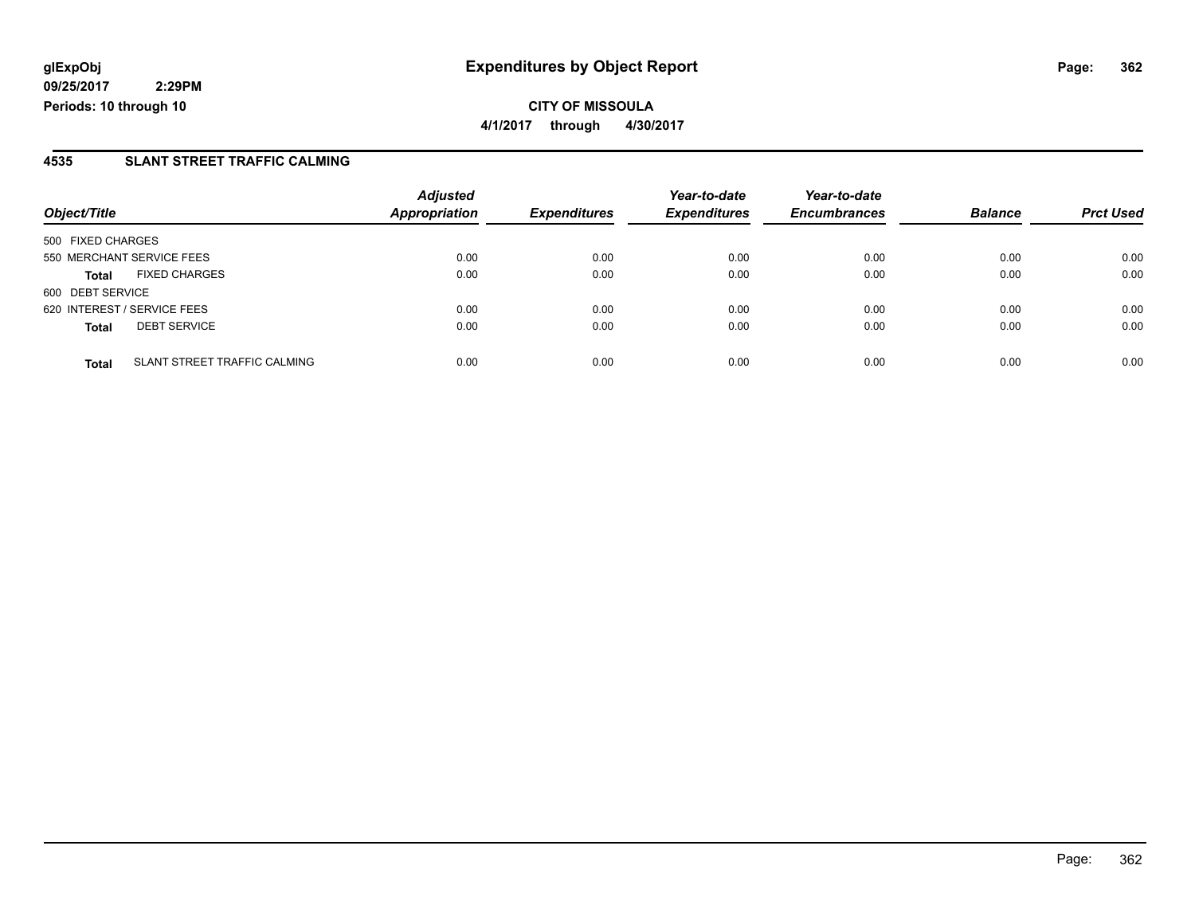glExpObj
09/25/2017 2:29PM
Periods: 10 through 10

# Expenditures by Object Report

**CITY OF MISSOULA**

**4/1/2017 through 4/30/2017**

## 4535 SLANT STREET TRAFFIC CALMING

| Object/Title | | Adjusted Appropriation | Expenditures | Year-to-date Expenditures | Year-to-date Encumbrances | Balance | Prct Used |
|---|---|---|---|---|---|---|---|
| 500 FIXED CHARGES | | | | | | | |
| 550 MERCHANT SERVICE FEES | | 0.00 | 0.00 | 0.00 | 0.00 | 0.00 | 0.00 |
| **Total** | FIXED CHARGES | 0.00 | 0.00 | 0.00 | 0.00 | 0.00 | 0.00 |
| 600 DEBT SERVICE | | | | | | | |
| 620 INTEREST / SERVICE FEES | | 0.00 | 0.00 | 0.00 | 0.00 | 0.00 | 0.00 |
| **Total** | DEBT SERVICE | 0.00 | 0.00 | 0.00 | 0.00 | 0.00 | 0.00 |
| **Total** | SLANT STREET TRAFFIC CALMING | 0.00 | 0.00 | 0.00 | 0.00 | 0.00 | 0.00 |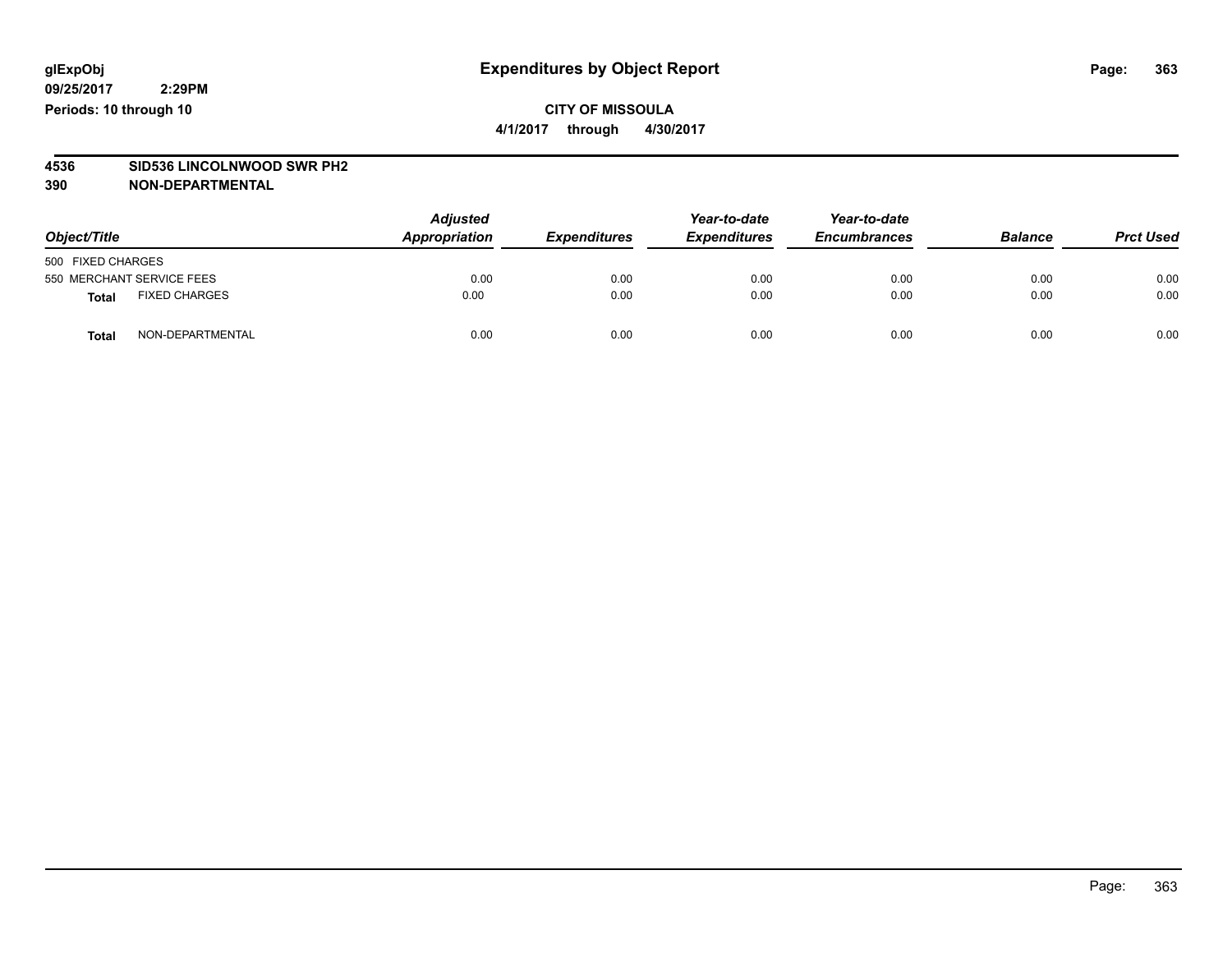**glExpObj** **Expenditures by Object Report**

**09/25/2017 2:29PM**

**Periods: 10 through 10**

**CITY OF MISSOULA**

**4/1/2017 through 4/30/2017**

**4536 SID536 LINCOLNWOOD SWR PH2**

**390 NON-DEPARTMENTAL**

| Object/Title | Adjusted Appropriation | Expenditures | Year-to-date Expenditures | Year-to-date Encumbrances | Balance | Prct Used |
|---|---|---|---|---|---|---|
| 500 FIXED CHARGES | | | | | | |
| 550 MERCHANT SERVICE FEES | 0.00 | 0.00 | 0.00 | 0.00 | 0.00 | 0.00 |
| **Total** FIXED CHARGES | 0.00 | 0.00 | 0.00 | 0.00 | 0.00 | 0.00 |
| **Total** NON-DEPARTMENTAL | 0.00 | 0.00 | 0.00 | 0.00 | 0.00 | 0.00 |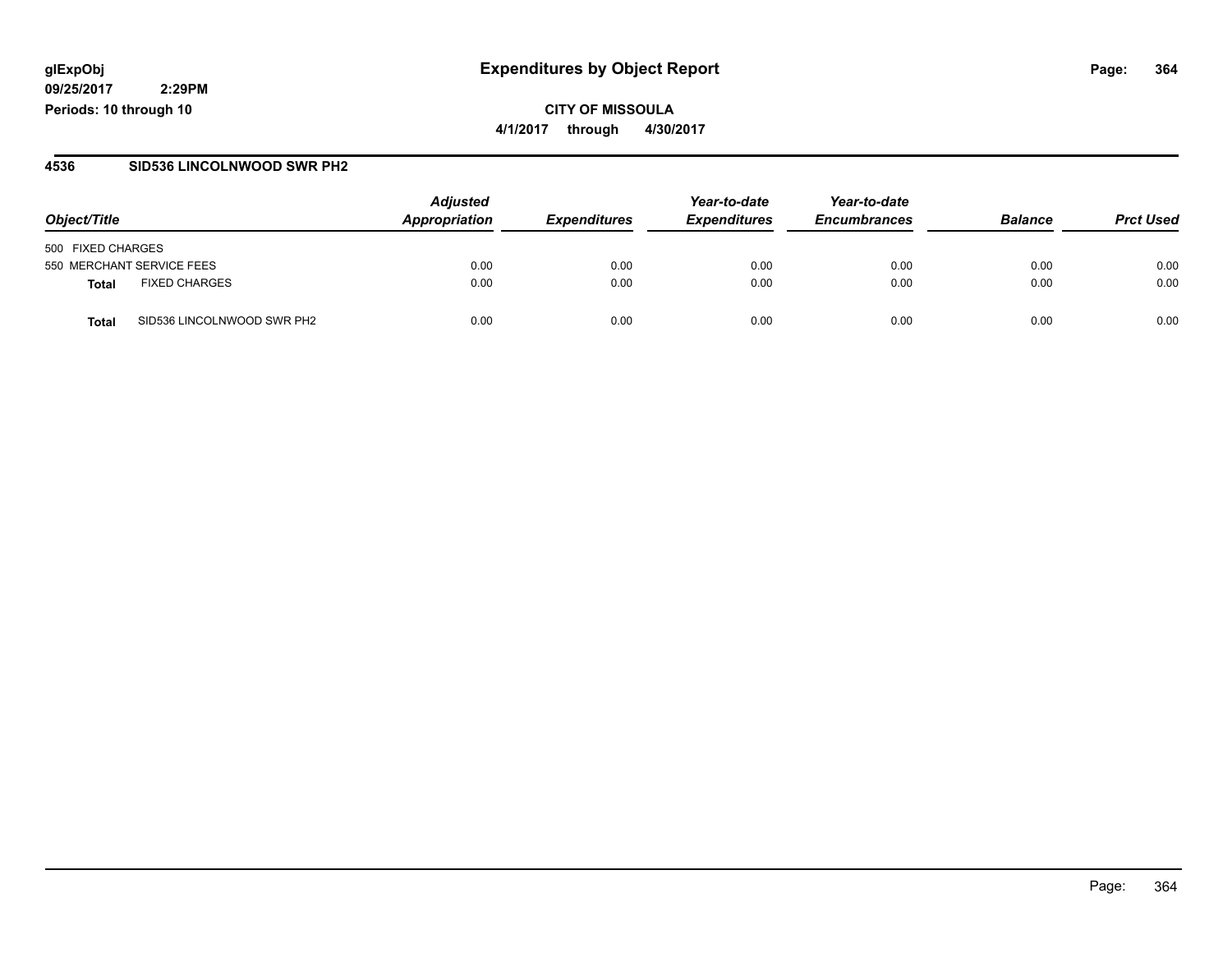glExpObj
09/25/2017 2:29PM
Periods: 10 through 10

# Expenditures by Object Report

CITY OF MISSOULA

4/1/2017 through 4/30/2017

## 4536 SID536 LINCOLNWOOD SWR PH2

| Object/Title | Adjusted Appropriation | Expenditures | Year-to-date Expenditures | Year-to-date Encumbrances | Balance | Prct Used |
|---|---|---|---|---|---|---|
| 500 FIXED CHARGES | | | | | | |
| 550 MERCHANT SERVICE FEES | 0.00 | 0.00 | 0.00 | 0.00 | 0.00 | 0.00 |
| **Total** FIXED CHARGES | 0.00 | 0.00 | 0.00 | 0.00 | 0.00 | 0.00 |
| **Total** SID536 LINCOLNWOOD SWR PH2 | 0.00 | 0.00 | 0.00 | 0.00 | 0.00 | 0.00 |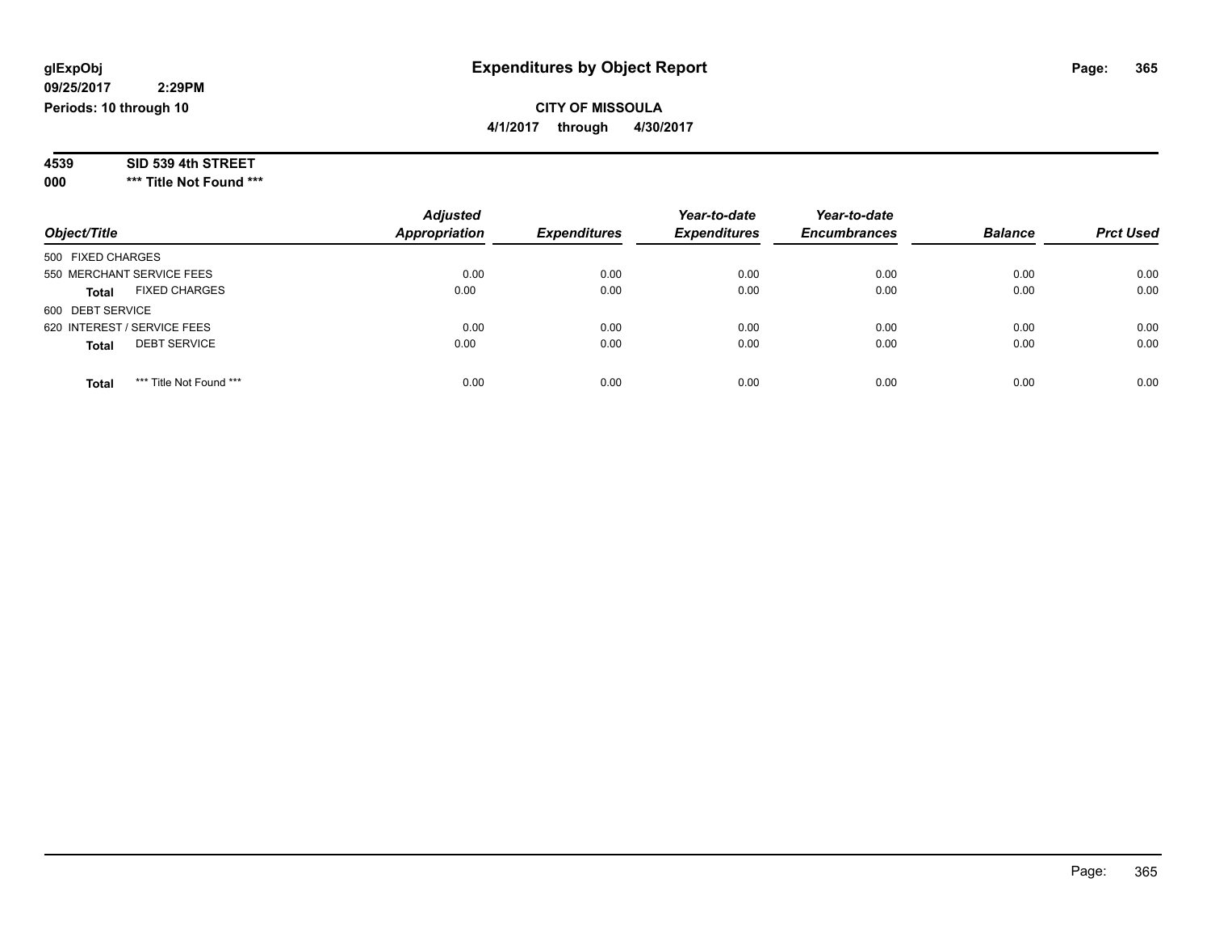# Expenditures by Object Report

glExpObj
09/25/2017 2:29PM
Periods: 10 through 10

**CITY OF MISSOULA**
**4/1/2017 through 4/30/2017**

**4539 SID 539 4th STREET**
**000 *** Title Not Found *****

| Object/Title | Adjusted Appropriation | Expenditures | Year-to-date Expenditures | Year-to-date Encumbrances | Balance | Prct Used |
|---|---|---|---|---|---|---|
| 500 FIXED CHARGES | | | | | | |
| 550 MERCHANT SERVICE FEES | 0.00 | 0.00 | 0.00 | 0.00 | 0.00 | 0.00 |
| **Total** FIXED CHARGES | 0.00 | 0.00 | 0.00 | 0.00 | 0.00 | 0.00 |
| 600 DEBT SERVICE | | | | | | |
| 620 INTEREST / SERVICE FEES | 0.00 | 0.00 | 0.00 | 0.00 | 0.00 | 0.00 |
| **Total** DEBT SERVICE | 0.00 | 0.00 | 0.00 | 0.00 | 0.00 | 0.00 |
| **Total** *** Title Not Found *** | 0.00 | 0.00 | 0.00 | 0.00 | 0.00 | 0.00 |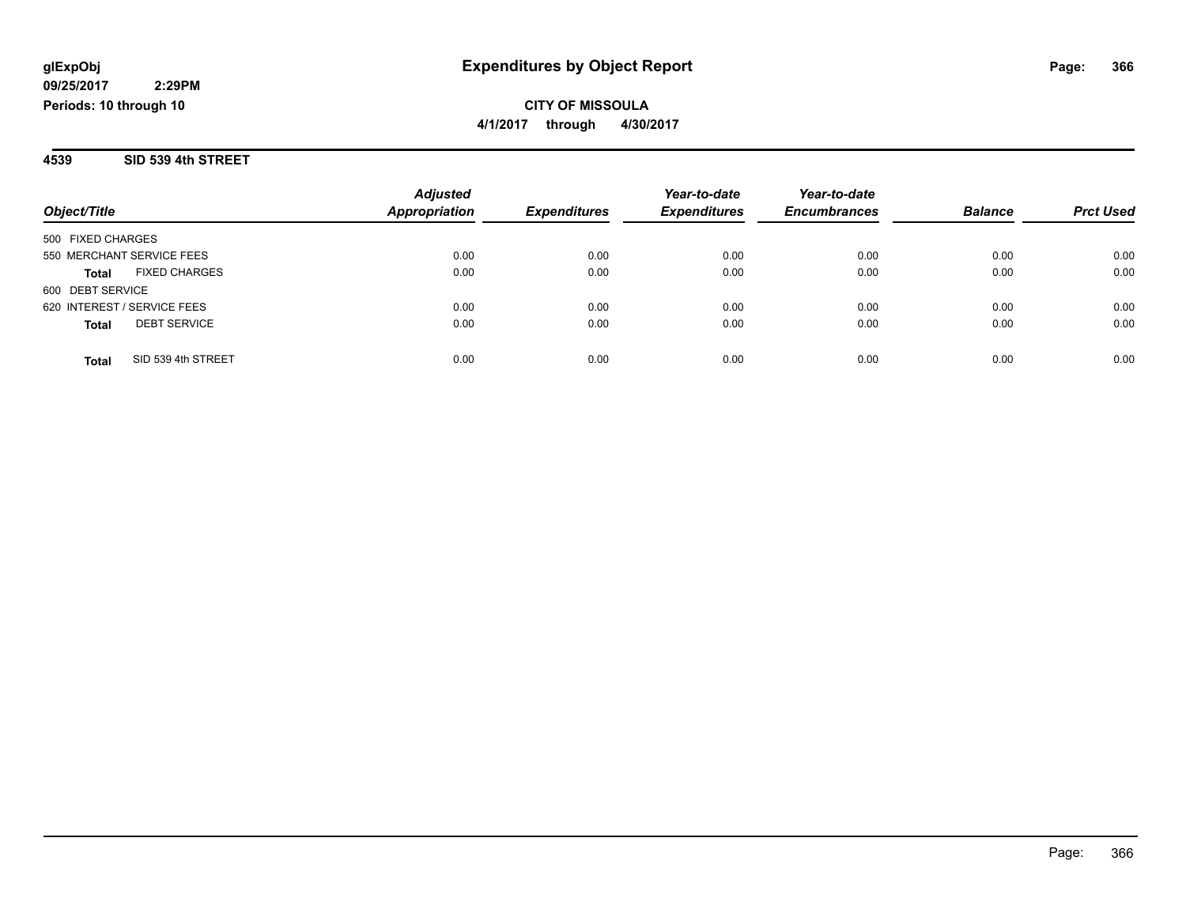**glExpObj**
**09/25/2017 2:29PM**
**Periods: 10 through 10**

# Expenditures by Object Report

**CITY OF MISSOULA**
**4/1/2017 through 4/30/2017**

## 4539 SID 539 4th STREET

| Object/Title | | Adjusted Appropriation | Expenditures | Year-to-date Expenditures | Year-to-date Encumbrances | Balance | Prct Used |
|---|---|---|---|---|---|---|---|
| 500 FIXED CHARGES | | | | | | | |
| 550 MERCHANT SERVICE FEES | | 0.00 | 0.00 | 0.00 | 0.00 | 0.00 | 0.00 |
| **Total** | FIXED CHARGES | 0.00 | 0.00 | 0.00 | 0.00 | 0.00 | 0.00 |
| 600 DEBT SERVICE | | | | | | | |
| 620 INTEREST / SERVICE FEES | | 0.00 | 0.00 | 0.00 | 0.00 | 0.00 | 0.00 |
| **Total** | DEBT SERVICE | 0.00 | 0.00 | 0.00 | 0.00 | 0.00 | 0.00 |
| **Total** | SID 539 4th STREET | 0.00 | 0.00 | 0.00 | 0.00 | 0.00 | 0.00 |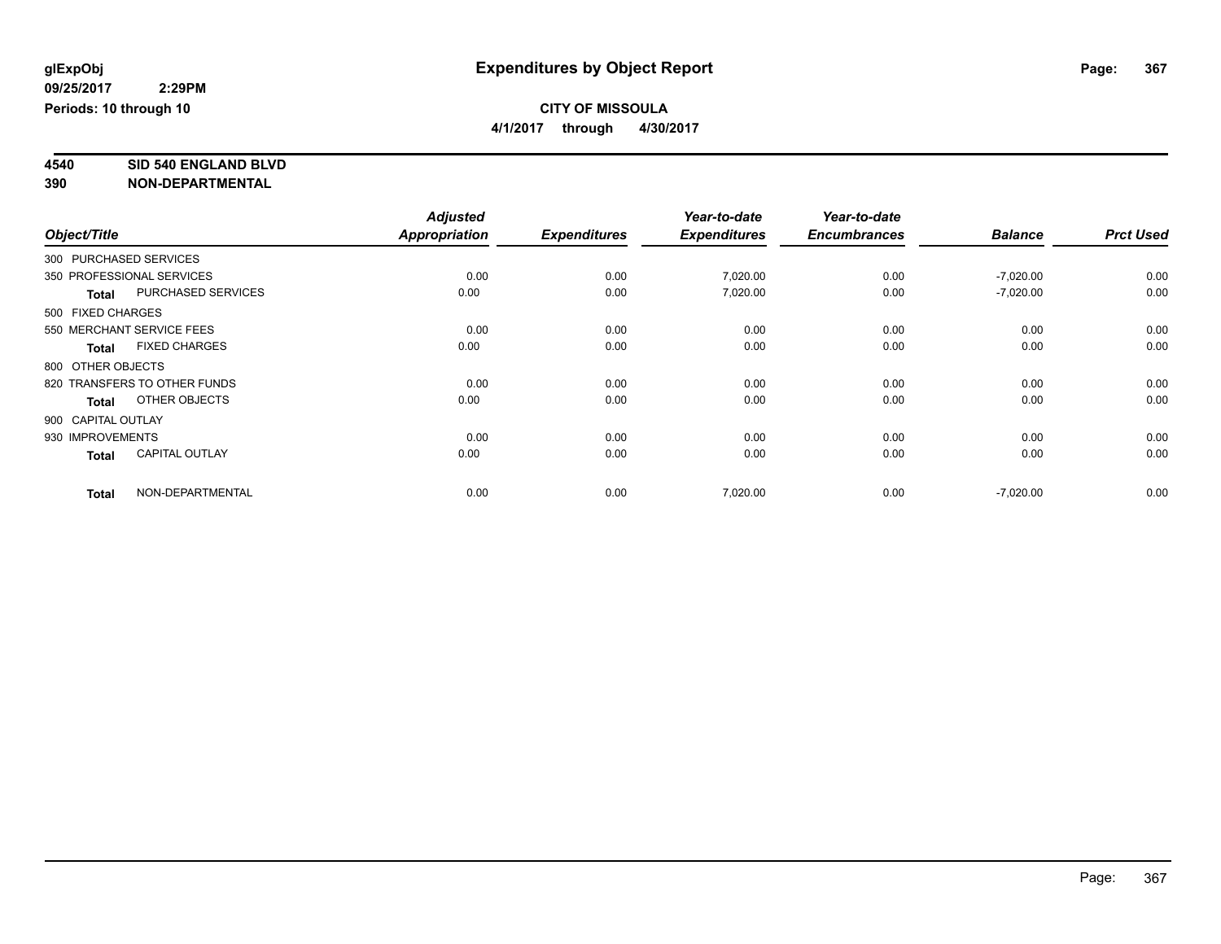**glExpObj** **Expenditures by Object Report**

**09/25/2017 2:29PM**

**Periods: 10 through 10**

**CITY OF MISSOULA**

**4/1/2017 through 4/30/2017**

**4540 SID 540 ENGLAND BLVD**

**390 NON-DEPARTMENTAL**

| Object/Title | Adjusted Appropriation | Expenditures | Year-to-date Expenditures | Year-to-date Encumbrances | Balance | Prct Used |
|---|---|---|---|---|---|---|
| 300 PURCHASED SERVICES | | | | | | |
| 350 PROFESSIONAL SERVICES | 0.00 | 0.00 | 7,020.00 | 0.00 | -7,020.00 | 0.00 |
| **Total** PURCHASED SERVICES | 0.00 | 0.00 | 7,020.00 | 0.00 | -7,020.00 | 0.00 |
| 500 FIXED CHARGES | | | | | | |
| 550 MERCHANT SERVICE FEES | 0.00 | 0.00 | 0.00 | 0.00 | 0.00 | 0.00 |
| **Total** FIXED CHARGES | 0.00 | 0.00 | 0.00 | 0.00 | 0.00 | 0.00 |
| 800 OTHER OBJECTS | | | | | | |
| 820 TRANSFERS TO OTHER FUNDS | 0.00 | 0.00 | 0.00 | 0.00 | 0.00 | 0.00 |
| **Total** OTHER OBJECTS | 0.00 | 0.00 | 0.00 | 0.00 | 0.00 | 0.00 |
| 900 CAPITAL OUTLAY | | | | | | |
| 930 IMPROVEMENTS | 0.00 | 0.00 | 0.00 | 0.00 | 0.00 | 0.00 |
| **Total** CAPITAL OUTLAY | 0.00 | 0.00 | 0.00 | 0.00 | 0.00 | 0.00 |
| **Total** NON-DEPARTMENTAL | 0.00 | 0.00 | 7,020.00 | 0.00 | -7,020.00 | 0.00 |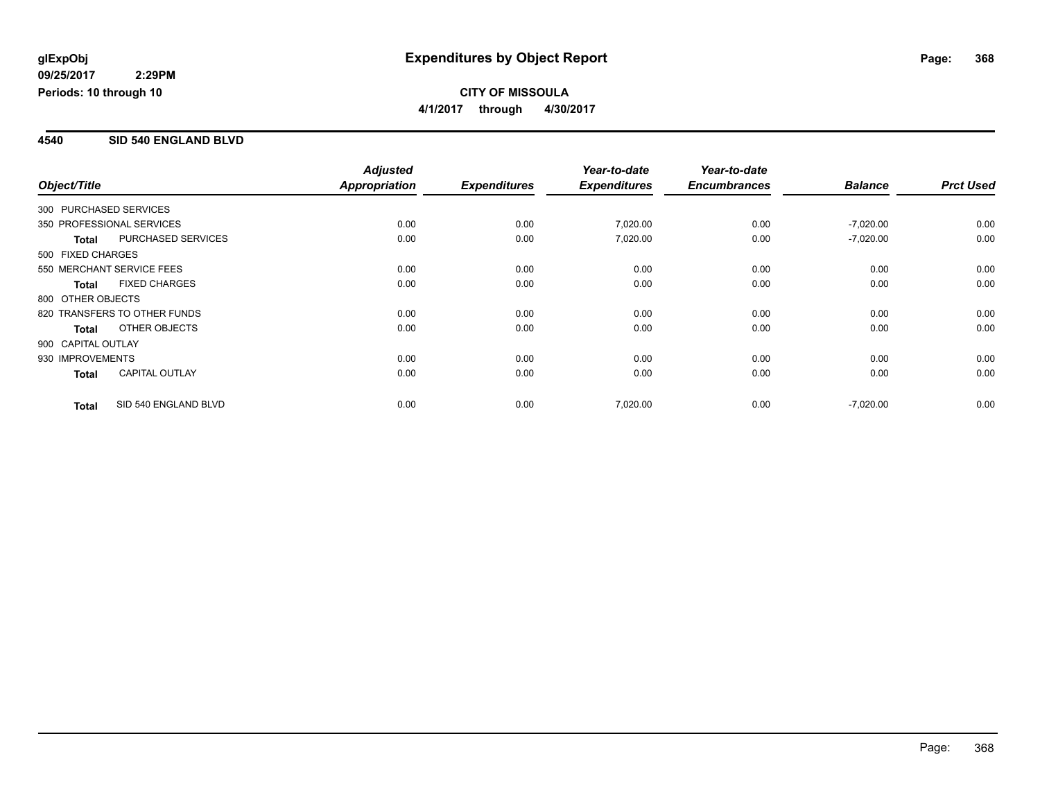**glExpObj**
**09/25/2017 2:29PM**
**Periods: 10 through 10**

# Expenditures by Object Report

**CITY OF MISSOULA**
**4/1/2017 through 4/30/2017**

## 4540 SID 540 ENGLAND BLVD

| Object/Title | | Adjusted Appropriation | Expenditures | Year-to-date Expenditures | Year-to-date Encumbrances | Balance | Prct Used |
|---|---|---|---|---|---|---|---|
| 300 PURCHASED SERVICES | | | | | | | |
| 350 PROFESSIONAL SERVICES | | 0.00 | 0.00 | 7,020.00 | 0.00 | -7,020.00 | 0.00 |
| **Total** | PURCHASED SERVICES | 0.00 | 0.00 | 7,020.00 | 0.00 | -7,020.00 | 0.00 |
| 500 FIXED CHARGES | | | | | | | |
| 550 MERCHANT SERVICE FEES | | 0.00 | 0.00 | 0.00 | 0.00 | 0.00 | 0.00 |
| **Total** | FIXED CHARGES | 0.00 | 0.00 | 0.00 | 0.00 | 0.00 | 0.00 |
| 800 OTHER OBJECTS | | | | | | | |
| 820 TRANSFERS TO OTHER FUNDS | | 0.00 | 0.00 | 0.00 | 0.00 | 0.00 | 0.00 |
| **Total** | OTHER OBJECTS | 0.00 | 0.00 | 0.00 | 0.00 | 0.00 | 0.00 |
| 900 CAPITAL OUTLAY | | | | | | | |
| 930 IMPROVEMENTS | | 0.00 | 0.00 | 0.00 | 0.00 | 0.00 | 0.00 |
| **Total** | CAPITAL OUTLAY | 0.00 | 0.00 | 0.00 | 0.00 | 0.00 | 0.00 |
| **Total** | SID 540 ENGLAND BLVD | 0.00 | 0.00 | 7,020.00 | 0.00 | -7,020.00 | 0.00 |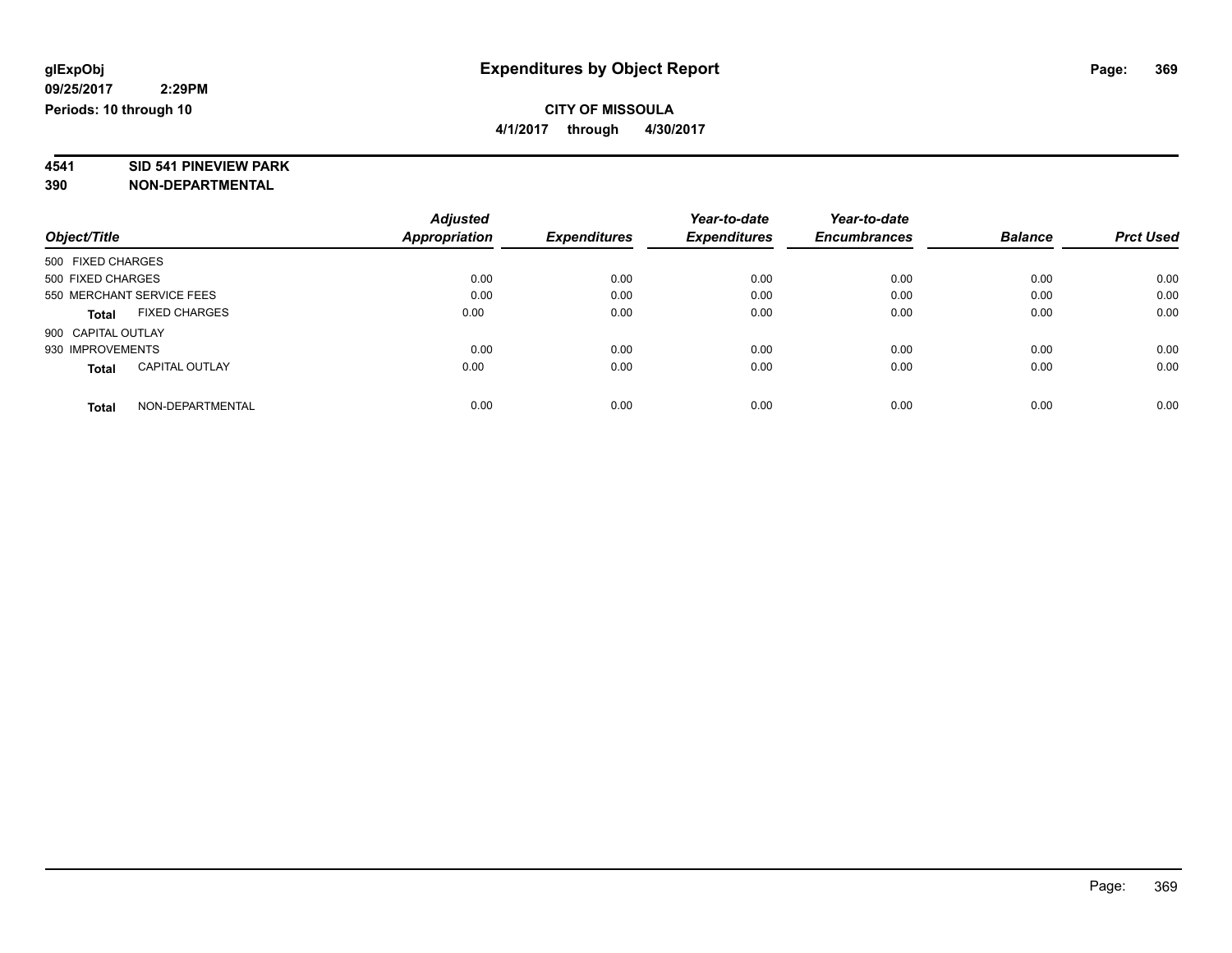glExpObj
09/25/2017 2:29PM
Periods: 10 through 10

# Expenditures by Object Report

**CITY OF MISSOULA**

**4/1/2017 through 4/30/2017**

**4541 SID 541 PINEVIEW PARK**
**390 NON-DEPARTMENTAL**

| Object/Title | Adjusted Appropriation | Expenditures | Year-to-date Expenditures | Year-to-date Encumbrances | Balance | Prct Used |
|---|---|---|---|---|---|---|
| 500 FIXED CHARGES | | | | | | |
| 500 FIXED CHARGES | 0.00 | 0.00 | 0.00 | 0.00 | 0.00 | 0.00 |
| 550 MERCHANT SERVICE FEES | 0.00 | 0.00 | 0.00 | 0.00 | 0.00 | 0.00 |
| **Total** FIXED CHARGES | 0.00 | 0.00 | 0.00 | 0.00 | 0.00 | 0.00 |
| 900 CAPITAL OUTLAY | | | | | | |
| 930 IMPROVEMENTS | 0.00 | 0.00 | 0.00 | 0.00 | 0.00 | 0.00 |
| **Total** CAPITAL OUTLAY | 0.00 | 0.00 | 0.00 | 0.00 | 0.00 | 0.00 |
| **Total** NON-DEPARTMENTAL | 0.00 | 0.00 | 0.00 | 0.00 | 0.00 | 0.00 |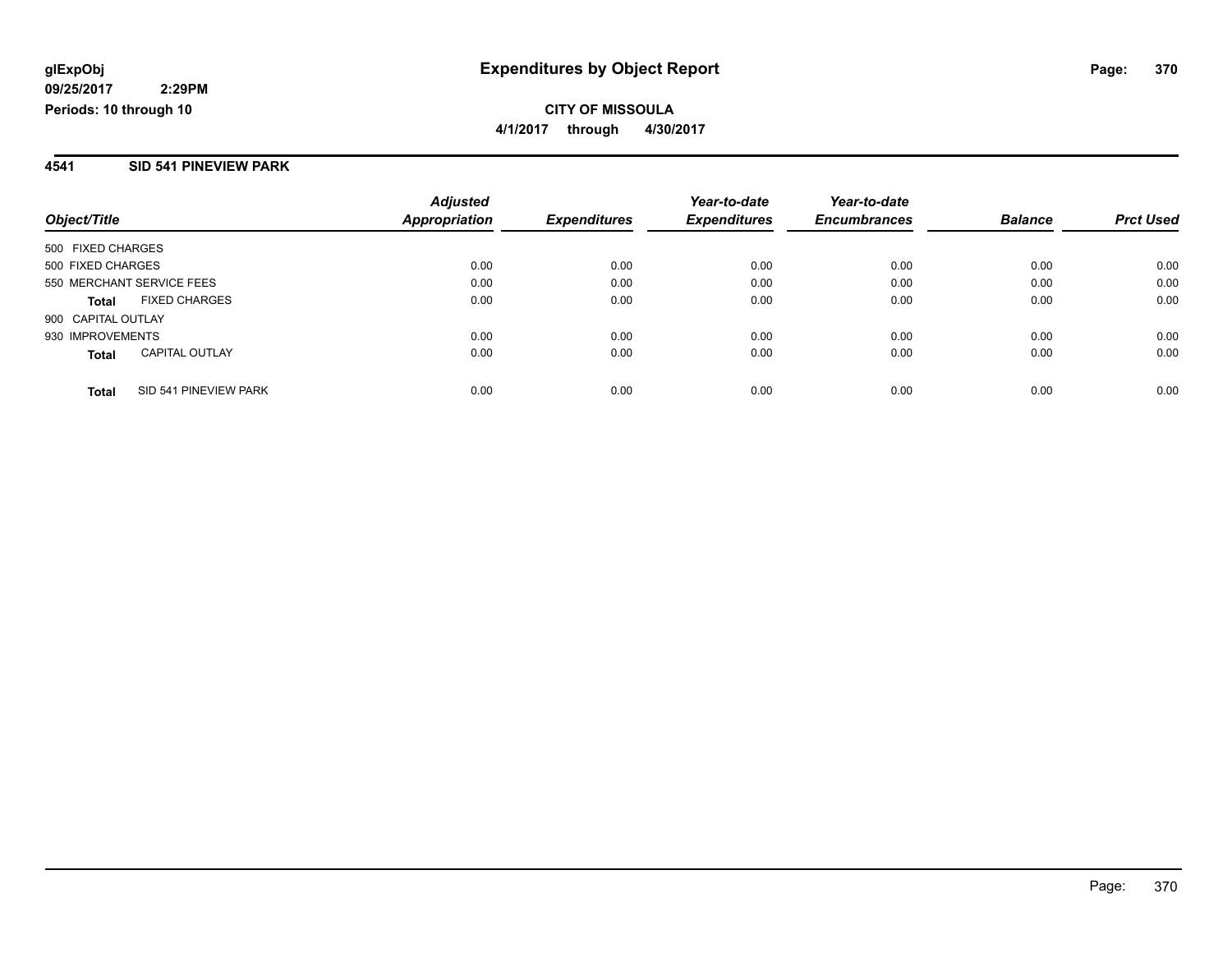glExpObj
09/25/2017 2:29PM
Periods: 10 through 10

# Expenditures by Object Report

**CITY OF MISSOULA**
**4/1/2017 through 4/30/2017**

## 4541 SID 541 PINEVIEW PARK

| Object/Title | | Adjusted Appropriation | Expenditures | Year-to-date Expenditures | Year-to-date Encumbrances | Balance | Prct Used |
|---|---|---|---|---|---|---|---|
| 500 FIXED CHARGES | | | | | | | |
| 500 FIXED CHARGES | | 0.00 | 0.00 | 0.00 | 0.00 | 0.00 | 0.00 |
| 550 MERCHANT SERVICE FEES | | 0.00 | 0.00 | 0.00 | 0.00 | 0.00 | 0.00 |
| **Total** | FIXED CHARGES | 0.00 | 0.00 | 0.00 | 0.00 | 0.00 | 0.00 |
| 900 CAPITAL OUTLAY | | | | | | | |
| 930 IMPROVEMENTS | | 0.00 | 0.00 | 0.00 | 0.00 | 0.00 | 0.00 |
| **Total** | CAPITAL OUTLAY | 0.00 | 0.00 | 0.00 | 0.00 | 0.00 | 0.00 |
| **Total** | SID 541 PINEVIEW PARK | 0.00 | 0.00 | 0.00 | 0.00 | 0.00 | 0.00 |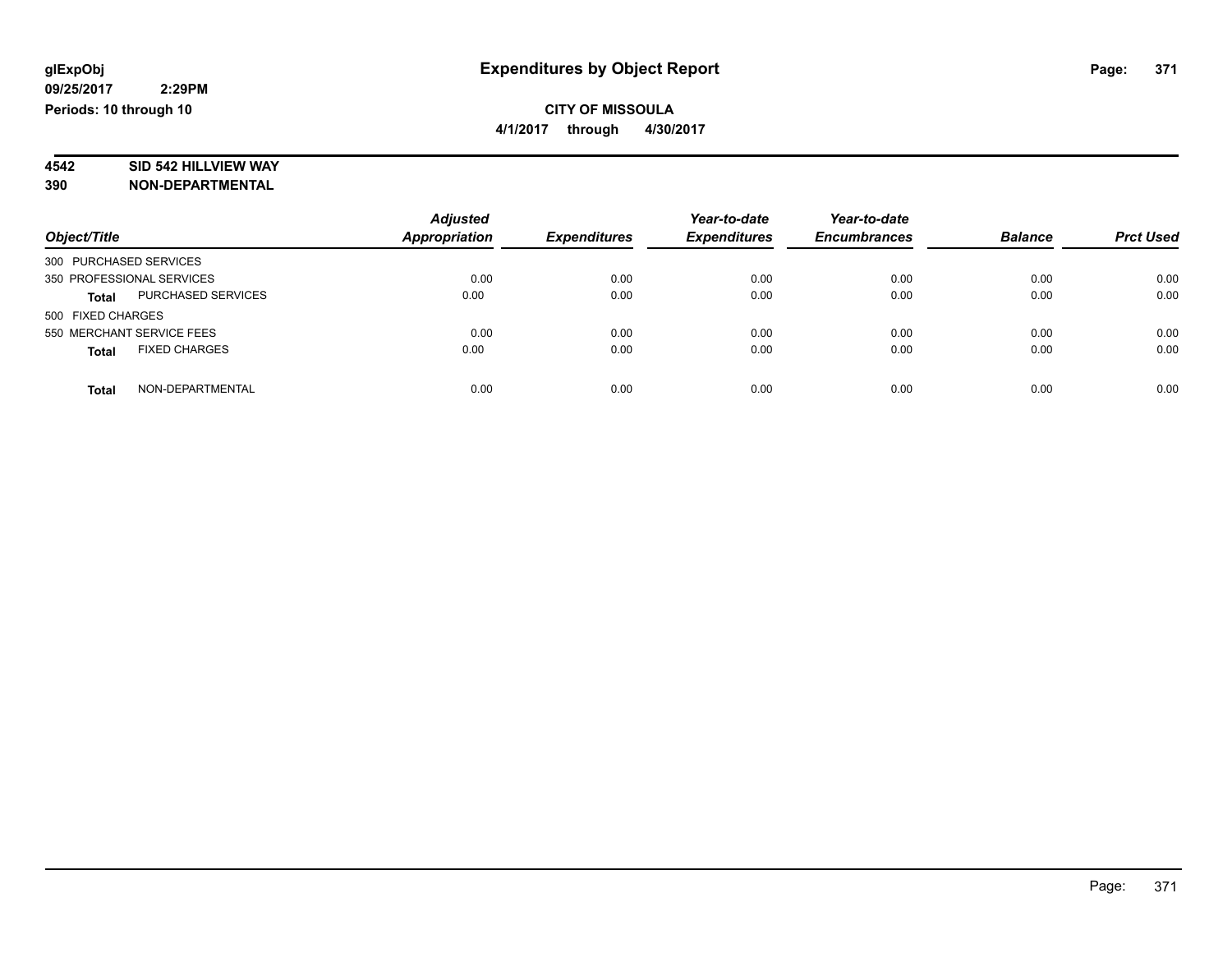**glExpObj**
**09/25/2017 2:29PM**
**Periods: 10 through 10**

# Expenditures by Object Report

**CITY OF MISSOULA**
**4/1/2017 through 4/30/2017**

**4542 SID 542 HILLVIEW WAY**
**390 NON-DEPARTMENTAL**

| Object/Title | | Adjusted Appropriation | Expenditures | Year-to-date Expenditures | Year-to-date Encumbrances | Balance | Prct Used |
|---|---|---|---|---|---|---|---|
| 300 PURCHASED SERVICES | | | | | | | |
| 350 PROFESSIONAL SERVICES | | 0.00 | 0.00 | 0.00 | 0.00 | 0.00 | 0.00 |
| **Total** | PURCHASED SERVICES | 0.00 | 0.00 | 0.00 | 0.00 | 0.00 | 0.00 |
| 500 FIXED CHARGES | | | | | | | |
| 550 MERCHANT SERVICE FEES | | 0.00 | 0.00 | 0.00 | 0.00 | 0.00 | 0.00 |
| **Total** | FIXED CHARGES | 0.00 | 0.00 | 0.00 | 0.00 | 0.00 | 0.00 |
| **Total** | NON-DEPARTMENTAL | 0.00 | 0.00 | 0.00 | 0.00 | 0.00 | 0.00 |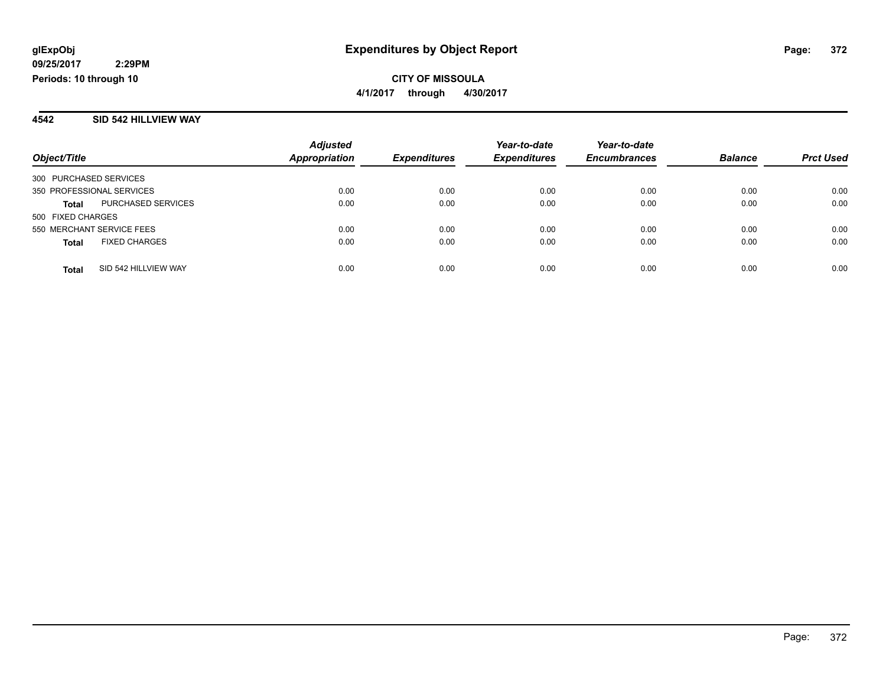**glExpObj**
**09/25/2017 2:29PM**
**Periods: 10 through 10**

# Expenditures by Object Report

**CITY OF MISSOULA**
**4/1/2017 through 4/30/2017**

## 4542 SID 542 HILLVIEW WAY

| Object/Title | | *Adjusted Appropriation* | *Expenditures* | *Year-to-date Expenditures* | *Year-to-date Encumbrances* | *Balance* | *Prct Used* |
|---|---|---|---|---|---|---|---|
| 300 PURCHASED SERVICES | | | | | | | |
| 350 PROFESSIONAL SERVICES | | 0.00 | 0.00 | 0.00 | 0.00 | 0.00 | 0.00 |
| **Total** | PURCHASED SERVICES | 0.00 | 0.00 | 0.00 | 0.00 | 0.00 | 0.00 |
| 500 FIXED CHARGES | | | | | | | |
| 550 MERCHANT SERVICE FEES | | 0.00 | 0.00 | 0.00 | 0.00 | 0.00 | 0.00 |
| **Total** | FIXED CHARGES | 0.00 | 0.00 | 0.00 | 0.00 | 0.00 | 0.00 |
| **Total** | SID 542 HILLVIEW WAY | 0.00 | 0.00 | 0.00 | 0.00 | 0.00 | 0.00 |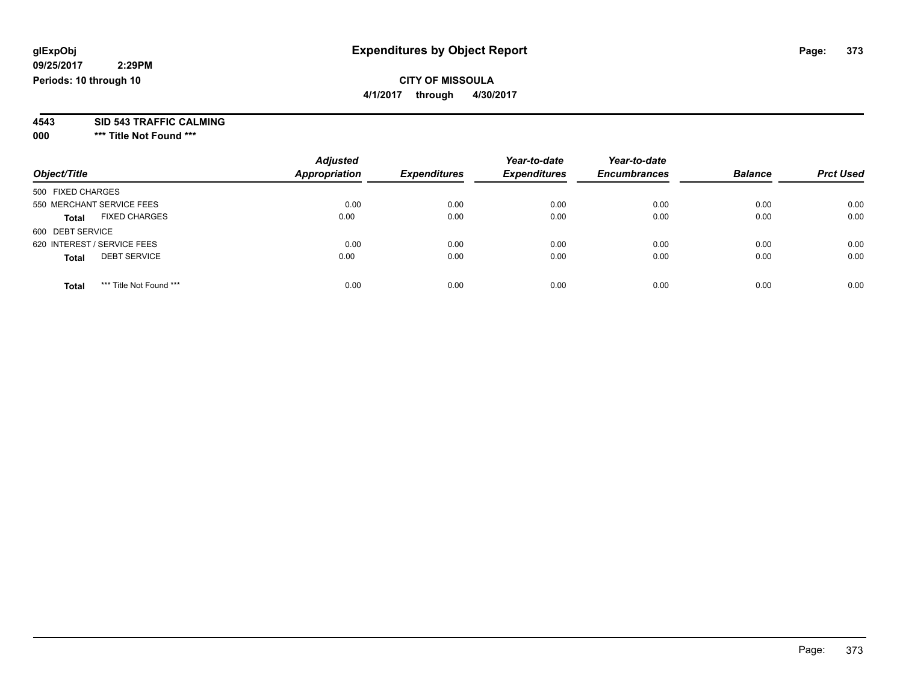glExpObj
09/25/2017 2:29PM
Periods: 10 through 10

# Expenditures by Object Report

**CITY OF MISSOULA**
**4/1/2017 through 4/30/2017**

**4543 SID 543 TRAFFIC CALMING**
**000 \*\*\* Title Not Found \*\*\***

| Object/Title | Adjusted Appropriation | Expenditures | Year-to-date Expenditures | Year-to-date Encumbrances | Balance | Prct Used |
|---|---|---|---|---|---|---|
| 500 FIXED CHARGES | | | | | | |
| 550 MERCHANT SERVICE FEES | 0.00 | 0.00 | 0.00 | 0.00 | 0.00 | 0.00 |
| **Total** FIXED CHARGES | 0.00 | 0.00 | 0.00 | 0.00 | 0.00 | 0.00 |
| 600 DEBT SERVICE | | | | | | |
| 620 INTEREST / SERVICE FEES | 0.00 | 0.00 | 0.00 | 0.00 | 0.00 | 0.00 |
| **Total** DEBT SERVICE | 0.00 | 0.00 | 0.00 | 0.00 | 0.00 | 0.00 |
| **Total** *** Title Not Found *** | 0.00 | 0.00 | 0.00 | 0.00 | 0.00 | 0.00 |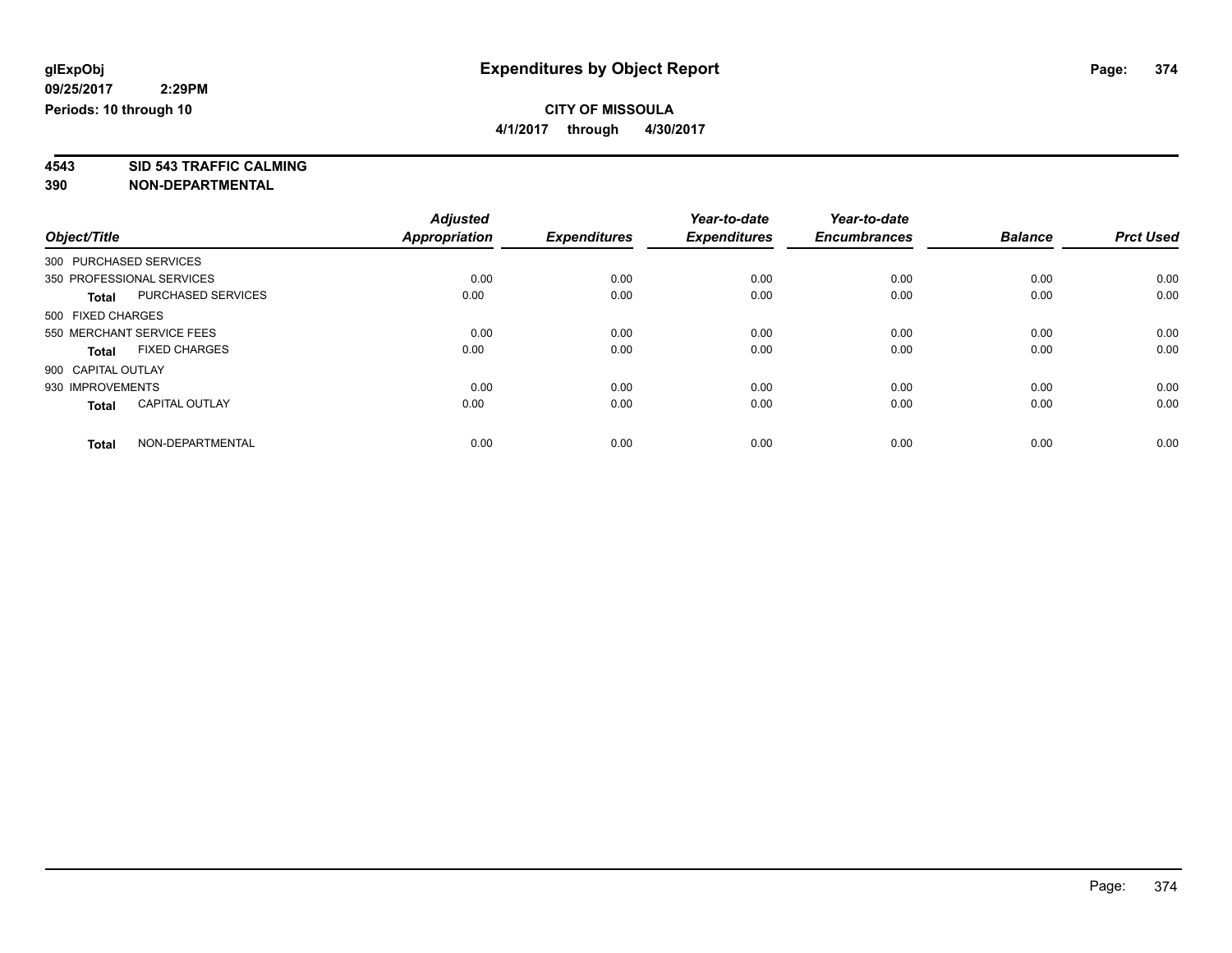# Expenditures by Object Report

glExpObj
09/25/2017 2:29PM
Periods: 10 through 10

**CITY OF MISSOULA**
**4/1/2017 through 4/30/2017**

**4543 SID 543 TRAFFIC CALMING**
**390 NON-DEPARTMENTAL**

| Object/Title | Adjusted Appropriation | Expenditures | Year-to-date Expenditures | Year-to-date Encumbrances | Balance | Prct Used |
|---|---|---|---|---|---|---|
| 300 PURCHASED SERVICES | | | | | | |
| 350 PROFESSIONAL SERVICES | 0.00 | 0.00 | 0.00 | 0.00 | 0.00 | 0.00 |
| **Total** PURCHASED SERVICES | 0.00 | 0.00 | 0.00 | 0.00 | 0.00 | 0.00 |
| 500 FIXED CHARGES | | | | | | |
| 550 MERCHANT SERVICE FEES | 0.00 | 0.00 | 0.00 | 0.00 | 0.00 | 0.00 |
| **Total** FIXED CHARGES | 0.00 | 0.00 | 0.00 | 0.00 | 0.00 | 0.00 |
| 900 CAPITAL OUTLAY | | | | | | |
| 930 IMPROVEMENTS | 0.00 | 0.00 | 0.00 | 0.00 | 0.00 | 0.00 |
| **Total** CAPITAL OUTLAY | 0.00 | 0.00 | 0.00 | 0.00 | 0.00 | 0.00 |
| **Total** NON-DEPARTMENTAL | 0.00 | 0.00 | 0.00 | 0.00 | 0.00 | 0.00 |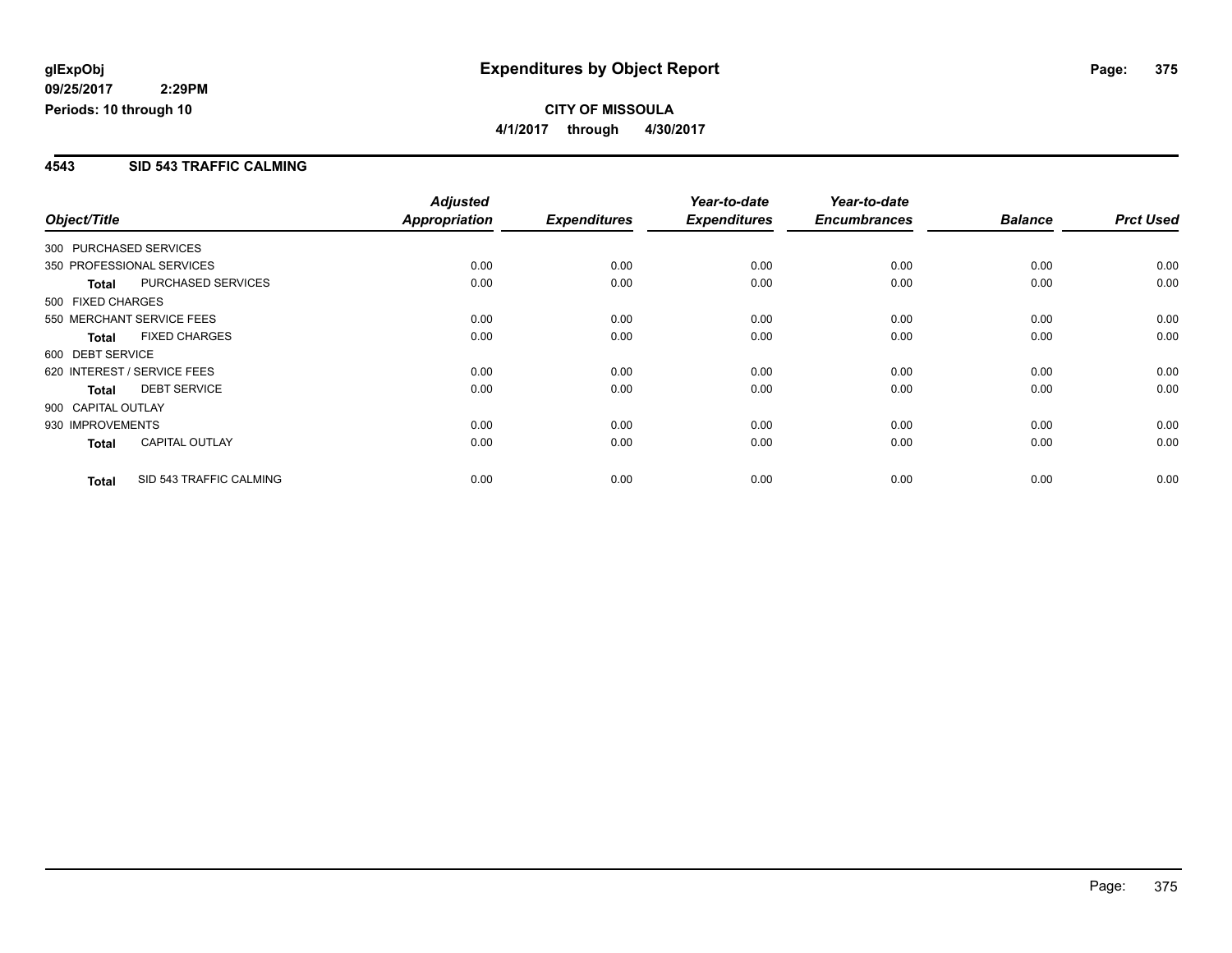**glExpObj**
**09/25/2017 2:29PM**
**Periods: 10 through 10**

# Expenditures by Object Report

**CITY OF MISSOULA**
**4/1/2017 through 4/30/2017**

## 4543 SID 543 TRAFFIC CALMING

| Object/Title | | Adjusted Appropriation | Expenditures | Year-to-date Expenditures | Year-to-date Encumbrances | Balance | Prct Used |
|---|---|---|---|---|---|---|---|
| 300 PURCHASED SERVICES | | | | | | | |
| 350 PROFESSIONAL SERVICES | | 0.00 | 0.00 | 0.00 | 0.00 | 0.00 | 0.00 |
| **Total** | PURCHASED SERVICES | 0.00 | 0.00 | 0.00 | 0.00 | 0.00 | 0.00 |
| 500 FIXED CHARGES | | | | | | | |
| 550 MERCHANT SERVICE FEES | | 0.00 | 0.00 | 0.00 | 0.00 | 0.00 | 0.00 |
| **Total** | FIXED CHARGES | 0.00 | 0.00 | 0.00 | 0.00 | 0.00 | 0.00 |
| 600 DEBT SERVICE | | | | | | | |
| 620 INTEREST / SERVICE FEES | | 0.00 | 0.00 | 0.00 | 0.00 | 0.00 | 0.00 |
| **Total** | DEBT SERVICE | 0.00 | 0.00 | 0.00 | 0.00 | 0.00 | 0.00 |
| 900 CAPITAL OUTLAY | | | | | | | |
| 930 IMPROVEMENTS | | 0.00 | 0.00 | 0.00 | 0.00 | 0.00 | 0.00 |
| **Total** | CAPITAL OUTLAY | 0.00 | 0.00 | 0.00 | 0.00 | 0.00 | 0.00 |
| **Total** | SID 543 TRAFFIC CALMING | 0.00 | 0.00 | 0.00 | 0.00 | 0.00 | 0.00 |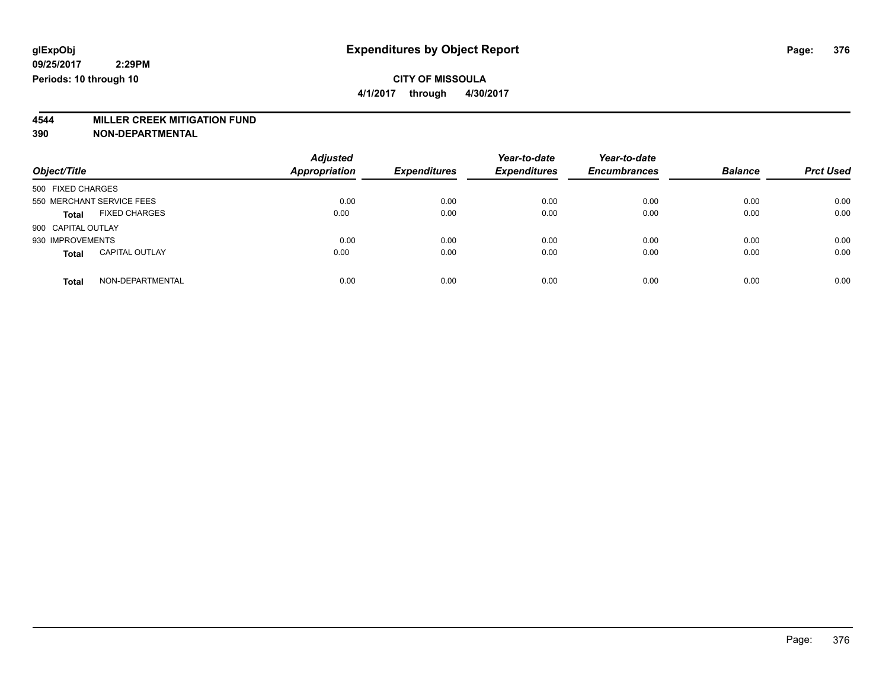# Expenditures by Object Report

glExpObj
09/25/2017 2:29PM
Periods: 10 through 10

**CITY OF MISSOULA**

**4/1/2017 through 4/30/2017**

**4544 MILLER CREEK MITIGATION FUND**

**390 NON-DEPARTMENTAL**

| Object/Title | | Adjusted Appropriation | Expenditures | Year-to-date Expenditures | Year-to-date Encumbrances | Balance | Prct Used |
|---|---|---|---|---|---|---|---|
| 500 FIXED CHARGES | | | | | | | |
| 550 MERCHANT SERVICE FEES | | 0.00 | 0.00 | 0.00 | 0.00 | 0.00 | 0.00 |
| **Total** | FIXED CHARGES | 0.00 | 0.00 | 0.00 | 0.00 | 0.00 | 0.00 |
| 900 CAPITAL OUTLAY | | | | | | | |
| 930 IMPROVEMENTS | | 0.00 | 0.00 | 0.00 | 0.00 | 0.00 | 0.00 |
| **Total** | CAPITAL OUTLAY | 0.00 | 0.00 | 0.00 | 0.00 | 0.00 | 0.00 |
| **Total** | NON-DEPARTMENTAL | 0.00 | 0.00 | 0.00 | 0.00 | 0.00 | 0.00 |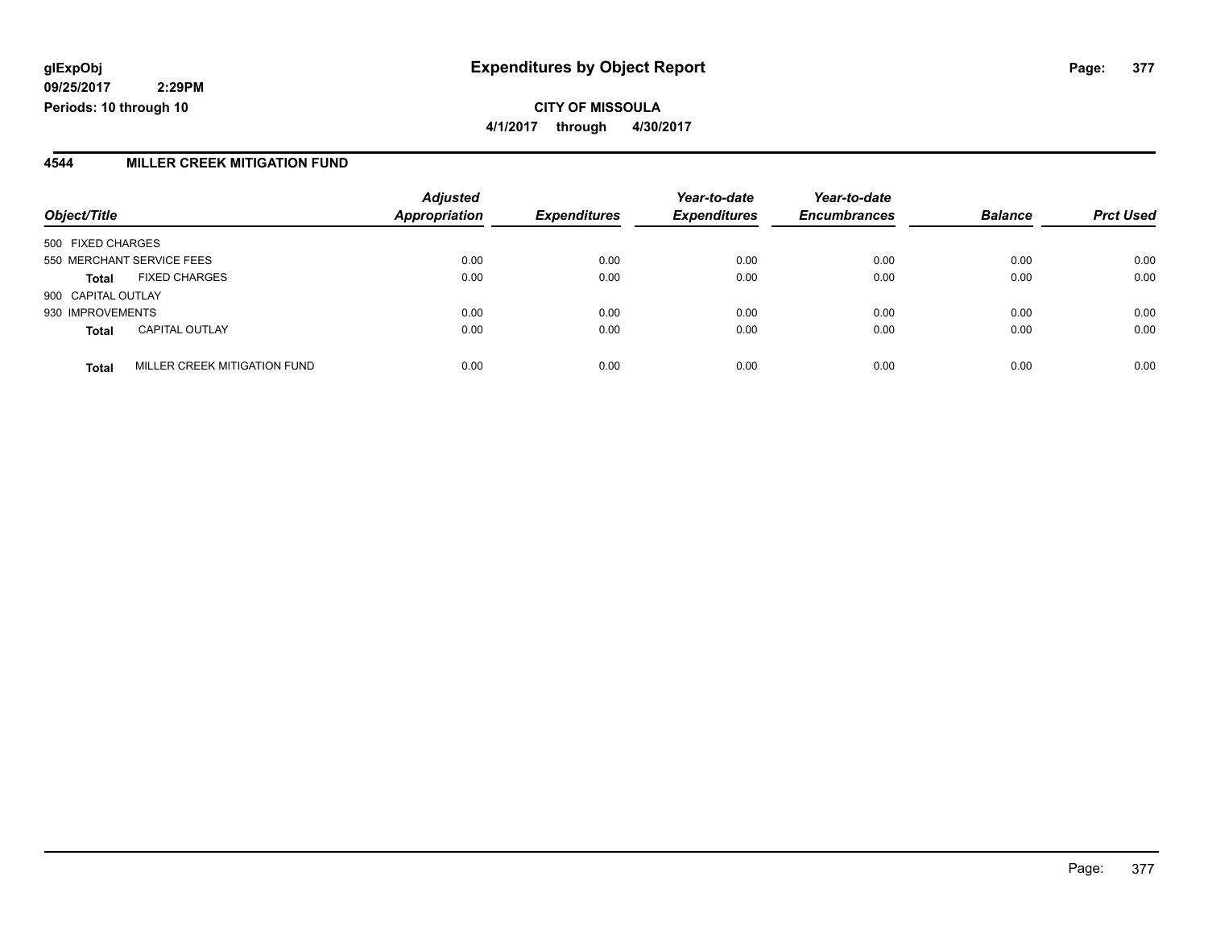# Expenditures by Object Report

glExpObj
09/25/2017 2:29PM
Periods: 10 through 10

**CITY OF MISSOULA**
**4/1/2017 through 4/30/2017**

## 4544 MILLER CREEK MITIGATION FUND

| Object/Title | | Adjusted Appropriation | Expenditures | Year-to-date Expenditures | Year-to-date Encumbrances | Balance | Prct Used |
|---|---|---|---|---|---|---|---|
| 500 FIXED CHARGES | | | | | | | |
| 550 MERCHANT SERVICE FEES | | 0.00 | 0.00 | 0.00 | 0.00 | 0.00 | 0.00 |
| **Total** | FIXED CHARGES | 0.00 | 0.00 | 0.00 | 0.00 | 0.00 | 0.00 |
| 900 CAPITAL OUTLAY | | | | | | | |
| 930 IMPROVEMENTS | | 0.00 | 0.00 | 0.00 | 0.00 | 0.00 | 0.00 |
| **Total** | CAPITAL OUTLAY | 0.00 | 0.00 | 0.00 | 0.00 | 0.00 | 0.00 |
| **Total** | MILLER CREEK MITIGATION FUND | 0.00 | 0.00 | 0.00 | 0.00 | 0.00 | 0.00 |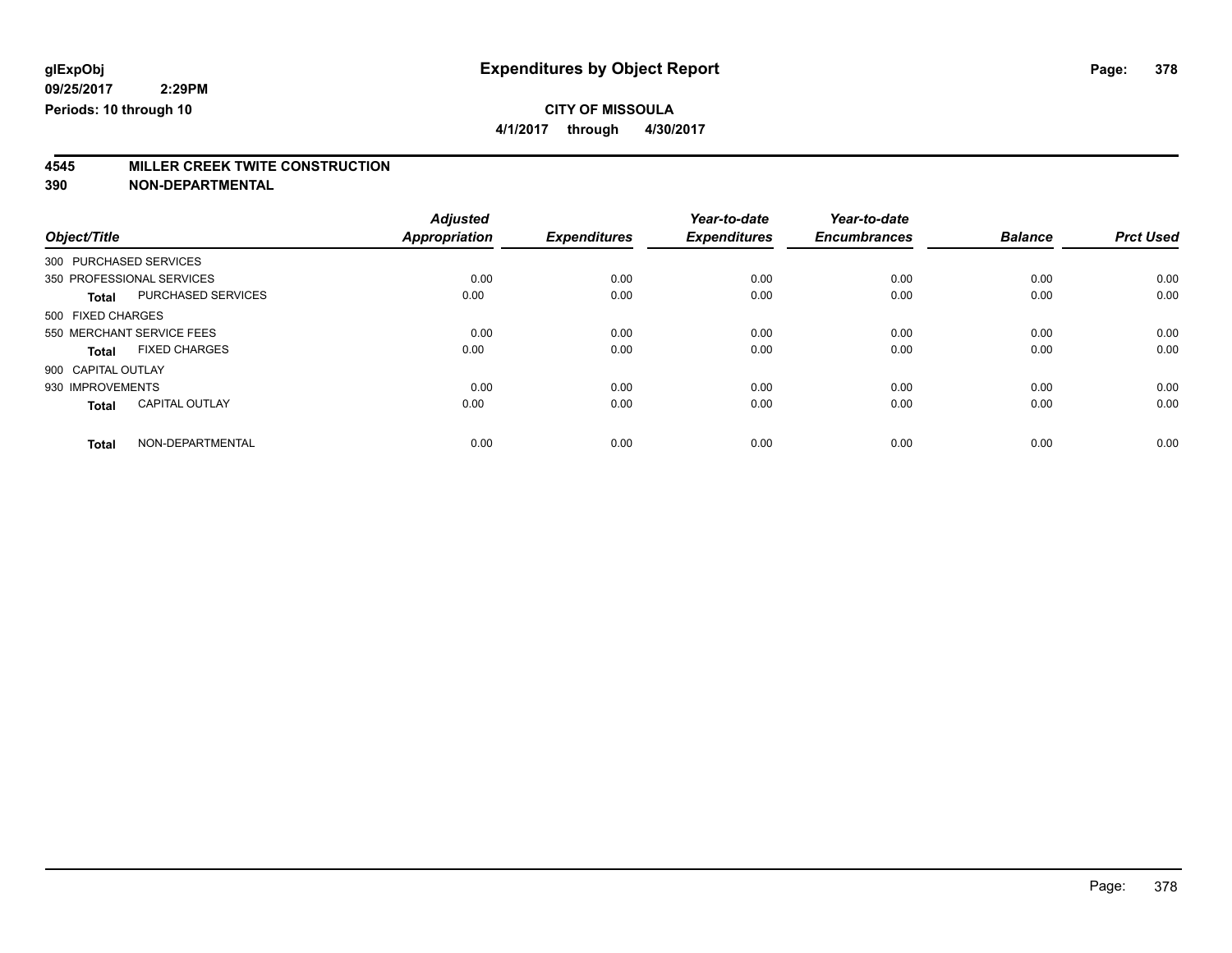**glExpObj**
**09/25/2017 2:29PM**
**Periods: 10 through 10**

# Expenditures by Object Report

**CITY OF MISSOULA**
**4/1/2017 through 4/30/2017**

## 4545 MILLER CREEK TWITE CONSTRUCTION
## 390 NON-DEPARTMENTAL

| Object/Title | | Adjusted Appropriation | Expenditures | Year-to-date Expenditures | Year-to-date Encumbrances | Balance | Prct Used |
|---|---|---|---|---|---|---|---|
| 300 PURCHASED SERVICES | | | | | | | |
| 350 PROFESSIONAL SERVICES | | 0.00 | 0.00 | 0.00 | 0.00 | 0.00 | 0.00 |
| **Total** | PURCHASED SERVICES | 0.00 | 0.00 | 0.00 | 0.00 | 0.00 | 0.00 |
| 500 FIXED CHARGES | | | | | | | |
| 550 MERCHANT SERVICE FEES | | 0.00 | 0.00 | 0.00 | 0.00 | 0.00 | 0.00 |
| **Total** | FIXED CHARGES | 0.00 | 0.00 | 0.00 | 0.00 | 0.00 | 0.00 |
| 900 CAPITAL OUTLAY | | | | | | | |
| 930 IMPROVEMENTS | | 0.00 | 0.00 | 0.00 | 0.00 | 0.00 | 0.00 |
| **Total** | CAPITAL OUTLAY | 0.00 | 0.00 | 0.00 | 0.00 | 0.00 | 0.00 |
| **Total** | NON-DEPARTMENTAL | 0.00 | 0.00 | 0.00 | 0.00 | 0.00 | 0.00 |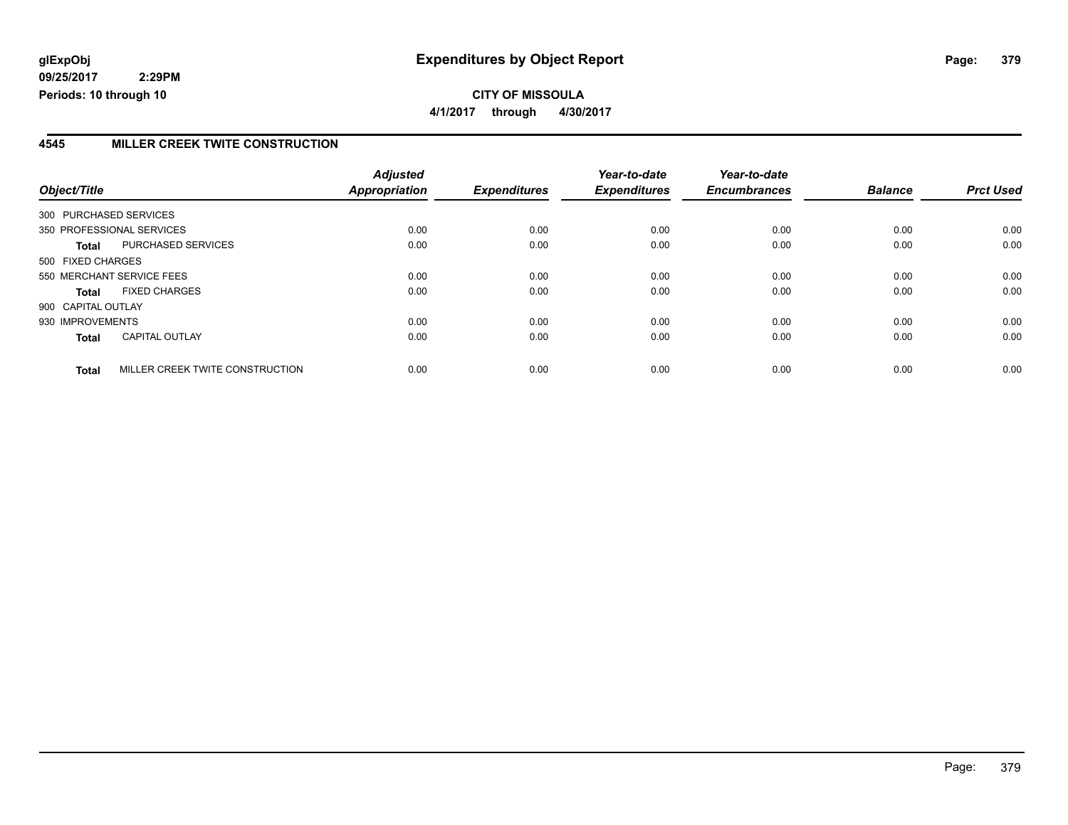**glExpObj** **Expenditures by Object Report**

**09/25/2017 2:29PM**

**Periods: 10 through 10**

**CITY OF MISSOULA**

**4/1/2017 through 4/30/2017**

## 4545 MILLER CREEK TWITE CONSTRUCTION

| Object/Title | | Adjusted Appropriation | Expenditures | Year-to-date Expenditures | Year-to-date Encumbrances | Balance | Prct Used |
|---|---|---|---|---|---|---|---|
| 300 PURCHASED SERVICES | | | | | | | |
| 350 PROFESSIONAL SERVICES | | 0.00 | 0.00 | 0.00 | 0.00 | 0.00 | 0.00 |
| **Total** | PURCHASED SERVICES | 0.00 | 0.00 | 0.00 | 0.00 | 0.00 | 0.00 |
| 500 FIXED CHARGES | | | | | | | |
| 550 MERCHANT SERVICE FEES | | 0.00 | 0.00 | 0.00 | 0.00 | 0.00 | 0.00 |
| **Total** | FIXED CHARGES | 0.00 | 0.00 | 0.00 | 0.00 | 0.00 | 0.00 |
| 900 CAPITAL OUTLAY | | | | | | | |
| 930 IMPROVEMENTS | | 0.00 | 0.00 | 0.00 | 0.00 | 0.00 | 0.00 |
| **Total** | CAPITAL OUTLAY | 0.00 | 0.00 | 0.00 | 0.00 | 0.00 | 0.00 |
| **Total** | MILLER CREEK TWITE CONSTRUCTION | 0.00 | 0.00 | 0.00 | 0.00 | 0.00 | 0.00 |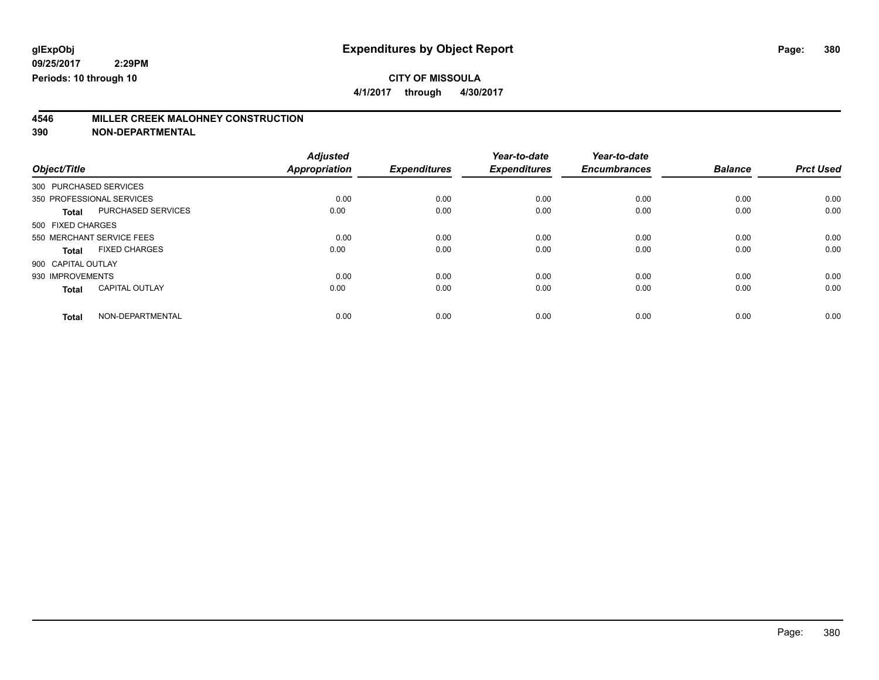**glExpObj**
**09/25/2017 2:29PM**
**Periods: 10 through 10**

# Expenditures by Object Report

**CITY OF MISSOULA**
**4/1/2017 through 4/30/2017**

## 4546 MILLER CREEK MALOHNEY CONSTRUCTION
## 390 NON-DEPARTMENTAL

| Object/Title | | Adjusted Appropriation | Expenditures | Year-to-date Expenditures | Year-to-date Encumbrances | Balance | Prct Used |
|---|---|---|---|---|---|---|---|
| 300 PURCHASED SERVICES | | | | | | | |
| 350 PROFESSIONAL SERVICES | | 0.00 | 0.00 | 0.00 | 0.00 | 0.00 | 0.00 |
| **Total** | PURCHASED SERVICES | 0.00 | 0.00 | 0.00 | 0.00 | 0.00 | 0.00 |
| 500 FIXED CHARGES | | | | | | | |
| 550 MERCHANT SERVICE FEES | | 0.00 | 0.00 | 0.00 | 0.00 | 0.00 | 0.00 |
| **Total** | FIXED CHARGES | 0.00 | 0.00 | 0.00 | 0.00 | 0.00 | 0.00 |
| 900 CAPITAL OUTLAY | | | | | | | |
| 930 IMPROVEMENTS | | 0.00 | 0.00 | 0.00 | 0.00 | 0.00 | 0.00 |
| **Total** | CAPITAL OUTLAY | 0.00 | 0.00 | 0.00 | 0.00 | 0.00 | 0.00 |
| **Total** | NON-DEPARTMENTAL | 0.00 | 0.00 | 0.00 | 0.00 | 0.00 | 0.00 |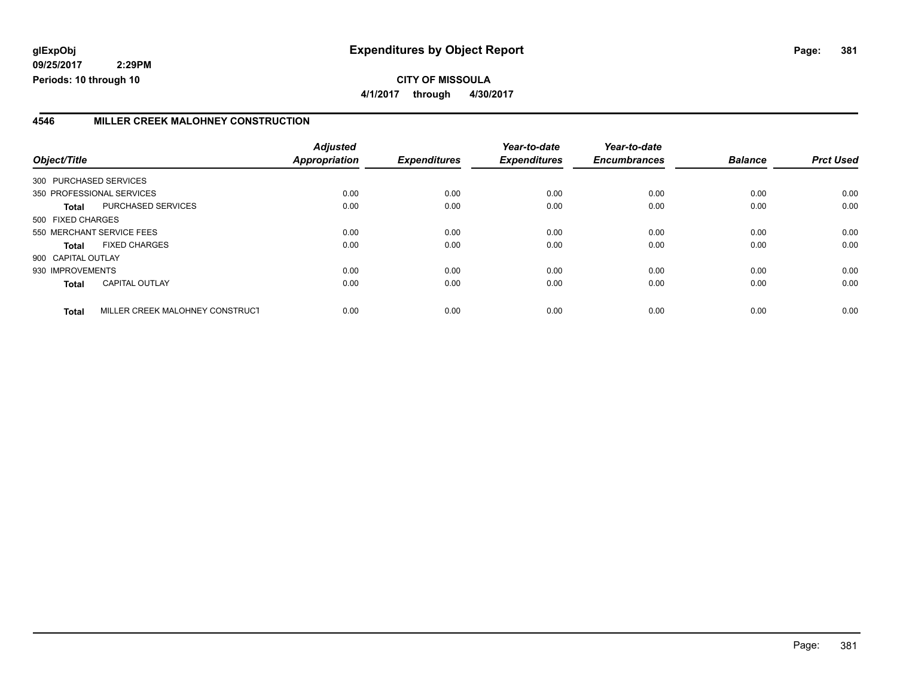**glExpObj**
**09/25/2017 2:29PM**
**Periods: 10 through 10**

# Expenditures by Object Report

**CITY OF MISSOULA**
**4/1/2017 through 4/30/2017**

## 4546 MILLER CREEK MALOHNEY CONSTRUCTION

| Object/Title | | Adjusted Appropriation | Expenditures | Year-to-date Expenditures | Year-to-date Encumbrances | Balance | Prct Used |
|---|---|---|---|---|---|---|---|
| 300 PURCHASED SERVICES | | | | | | | |
| 350 PROFESSIONAL SERVICES | | 0.00 | 0.00 | 0.00 | 0.00 | 0.00 | 0.00 |
| **Total** | PURCHASED SERVICES | 0.00 | 0.00 | 0.00 | 0.00 | 0.00 | 0.00 |
| 500 FIXED CHARGES | | | | | | | |
| 550 MERCHANT SERVICE FEES | | 0.00 | 0.00 | 0.00 | 0.00 | 0.00 | 0.00 |
| **Total** | FIXED CHARGES | 0.00 | 0.00 | 0.00 | 0.00 | 0.00 | 0.00 |
| 900 CAPITAL OUTLAY | | | | | | | |
| 930 IMPROVEMENTS | | 0.00 | 0.00 | 0.00 | 0.00 | 0.00 | 0.00 |
| **Total** | CAPITAL OUTLAY | 0.00 | 0.00 | 0.00 | 0.00 | 0.00 | 0.00 |
| **Total** | MILLER CREEK MALOHNEY CONSTRUCT | 0.00 | 0.00 | 0.00 | 0.00 | 0.00 | 0.00 |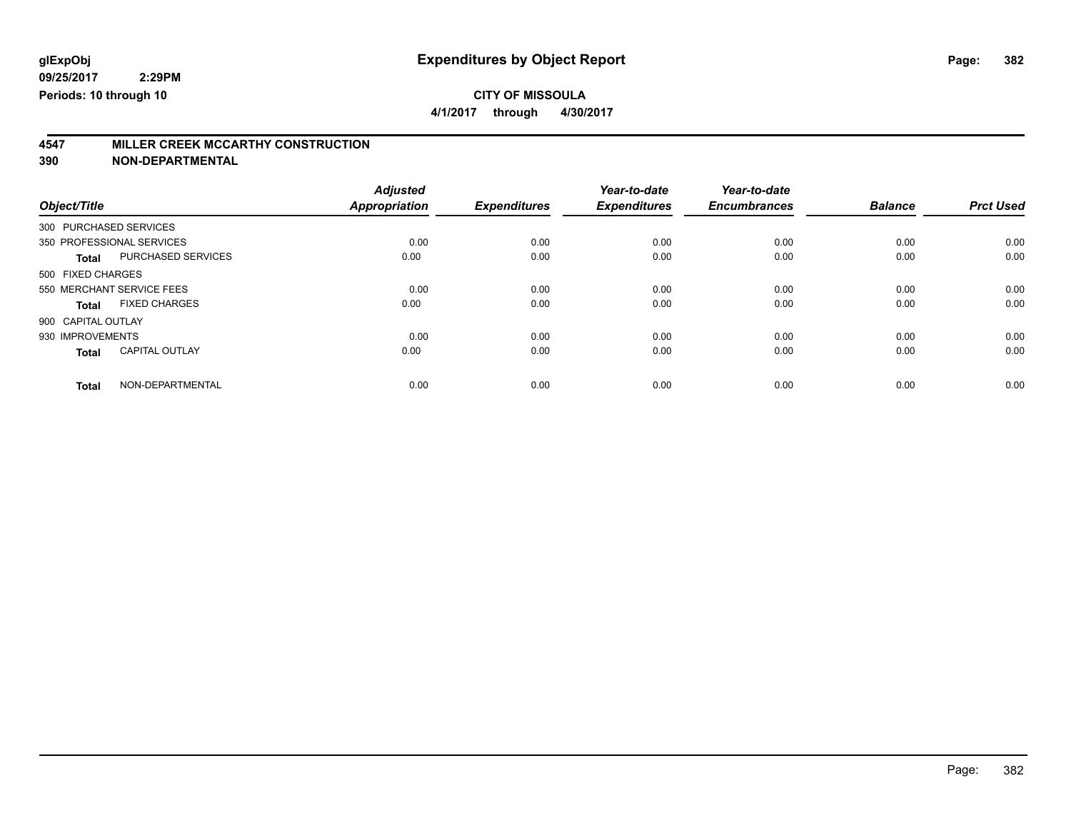**glExpObj** | **Expenditures by Object Report**

**09/25/2017 2:29PM**

**Periods: 10 through 10**

**CITY OF MISSOULA**

**4/1/2017 through 4/30/2017**

## 4547 MILLER CREEK MCCARTHY CONSTRUCTION
## 390 NON-DEPARTMENTAL

| Object/Title | | Adjusted Appropriation | Expenditures | Year-to-date Expenditures | Year-to-date Encumbrances | Balance | Prct Used |
|---|---|---|---|---|---|---|---|
| 300 PURCHASED SERVICES | | | | | | | |
| 350 PROFESSIONAL SERVICES | | 0.00 | 0.00 | 0.00 | 0.00 | 0.00 | 0.00 |
| **Total** | PURCHASED SERVICES | 0.00 | 0.00 | 0.00 | 0.00 | 0.00 | 0.00 |
| 500 FIXED CHARGES | | | | | | | |
| 550 MERCHANT SERVICE FEES | | 0.00 | 0.00 | 0.00 | 0.00 | 0.00 | 0.00 |
| **Total** | FIXED CHARGES | 0.00 | 0.00 | 0.00 | 0.00 | 0.00 | 0.00 |
| 900 CAPITAL OUTLAY | | | | | | | |
| 930 IMPROVEMENTS | | 0.00 | 0.00 | 0.00 | 0.00 | 0.00 | 0.00 |
| **Total** | CAPITAL OUTLAY | 0.00 | 0.00 | 0.00 | 0.00 | 0.00 | 0.00 |
| **Total** | NON-DEPARTMENTAL | 0.00 | 0.00 | 0.00 | 0.00 | 0.00 | 0.00 |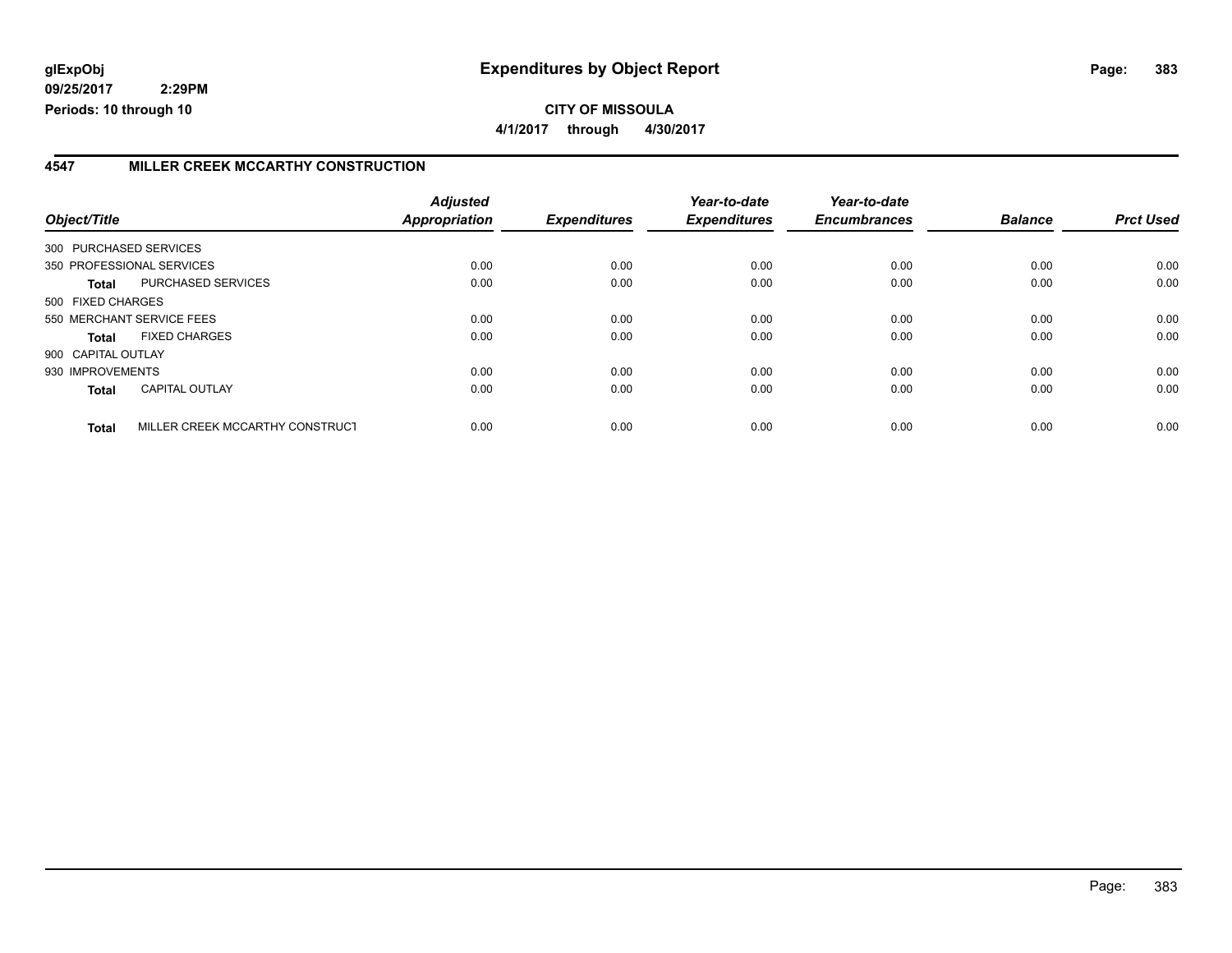**glExpObj**
**09/25/2017 2:29PM**
**Periods: 10 through 10**

# Expenditures by Object Report

**CITY OF MISSOULA**
**4/1/2017 through 4/30/2017**

## 4547 MILLER CREEK MCCARTHY CONSTRUCTION

| Object/Title | | Adjusted Appropriation | Expenditures | Year-to-date Expenditures | Year-to-date Encumbrances | Balance | Prct Used |
|---|---|---|---|---|---|---|---|
| 300 PURCHASED SERVICES | | | | | | | |
| 350 PROFESSIONAL SERVICES | | 0.00 | 0.00 | 0.00 | 0.00 | 0.00 | 0.00 |
| **Total** | PURCHASED SERVICES | 0.00 | 0.00 | 0.00 | 0.00 | 0.00 | 0.00 |
| 500 FIXED CHARGES | | | | | | | |
| 550 MERCHANT SERVICE FEES | | 0.00 | 0.00 | 0.00 | 0.00 | 0.00 | 0.00 |
| **Total** | FIXED CHARGES | 0.00 | 0.00 | 0.00 | 0.00 | 0.00 | 0.00 |
| 900 CAPITAL OUTLAY | | | | | | | |
| 930 IMPROVEMENTS | | 0.00 | 0.00 | 0.00 | 0.00 | 0.00 | 0.00 |
| **Total** | CAPITAL OUTLAY | 0.00 | 0.00 | 0.00 | 0.00 | 0.00 | 0.00 |
| **Total** | MILLER CREEK MCCARTHY CONSTRUCT | 0.00 | 0.00 | 0.00 | 0.00 | 0.00 | 0.00 |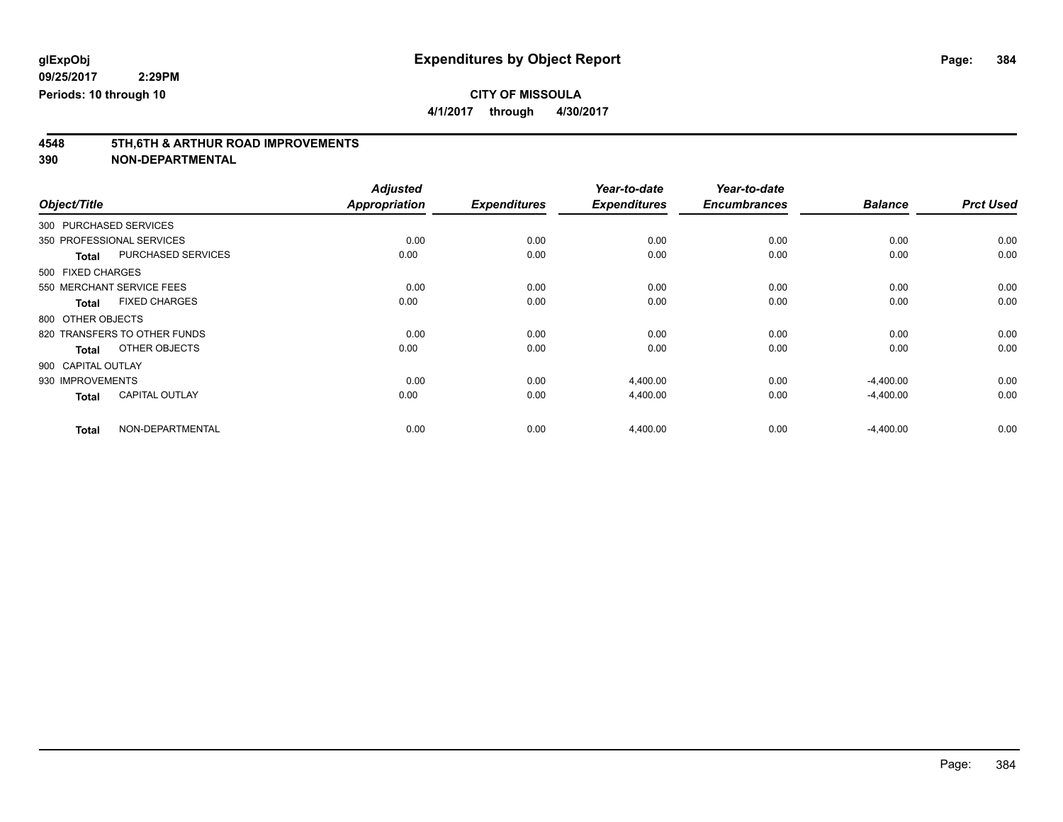**glExpObj**
**09/25/2017 2:29PM**
**Periods: 10 through 10**

# Expenditures by Object Report

**CITY OF MISSOULA**
**4/1/2017 through 4/30/2017**

## 4548 5TH,6TH & ARTHUR ROAD IMPROVEMENTS
## 390 NON-DEPARTMENTAL

| Object/Title | Adjusted Appropriation | Expenditures | Year-to-date Expenditures | Year-to-date Encumbrances | Balance | Prct Used |
|---|---|---|---|---|---|---|
| 300 PURCHASED SERVICES | | | | | | |
| 350 PROFESSIONAL SERVICES | 0.00 | 0.00 | 0.00 | 0.00 | 0.00 | 0.00 |
| **Total** PURCHASED SERVICES | 0.00 | 0.00 | 0.00 | 0.00 | 0.00 | 0.00 |
| 500 FIXED CHARGES | | | | | | |
| 550 MERCHANT SERVICE FEES | 0.00 | 0.00 | 0.00 | 0.00 | 0.00 | 0.00 |
| **Total** FIXED CHARGES | 0.00 | 0.00 | 0.00 | 0.00 | 0.00 | 0.00 |
| 800 OTHER OBJECTS | | | | | | |
| 820 TRANSFERS TO OTHER FUNDS | 0.00 | 0.00 | 0.00 | 0.00 | 0.00 | 0.00 |
| **Total** OTHER OBJECTS | 0.00 | 0.00 | 0.00 | 0.00 | 0.00 | 0.00 |
| 900 CAPITAL OUTLAY | | | | | | |
| 930 IMPROVEMENTS | 0.00 | 0.00 | 4,400.00 | 0.00 | -4,400.00 | 0.00 |
| **Total** CAPITAL OUTLAY | 0.00 | 0.00 | 4,400.00 | 0.00 | -4,400.00 | 0.00 |
| **Total** NON-DEPARTMENTAL | 0.00 | 0.00 | 4,400.00 | 0.00 | -4,400.00 | 0.00 |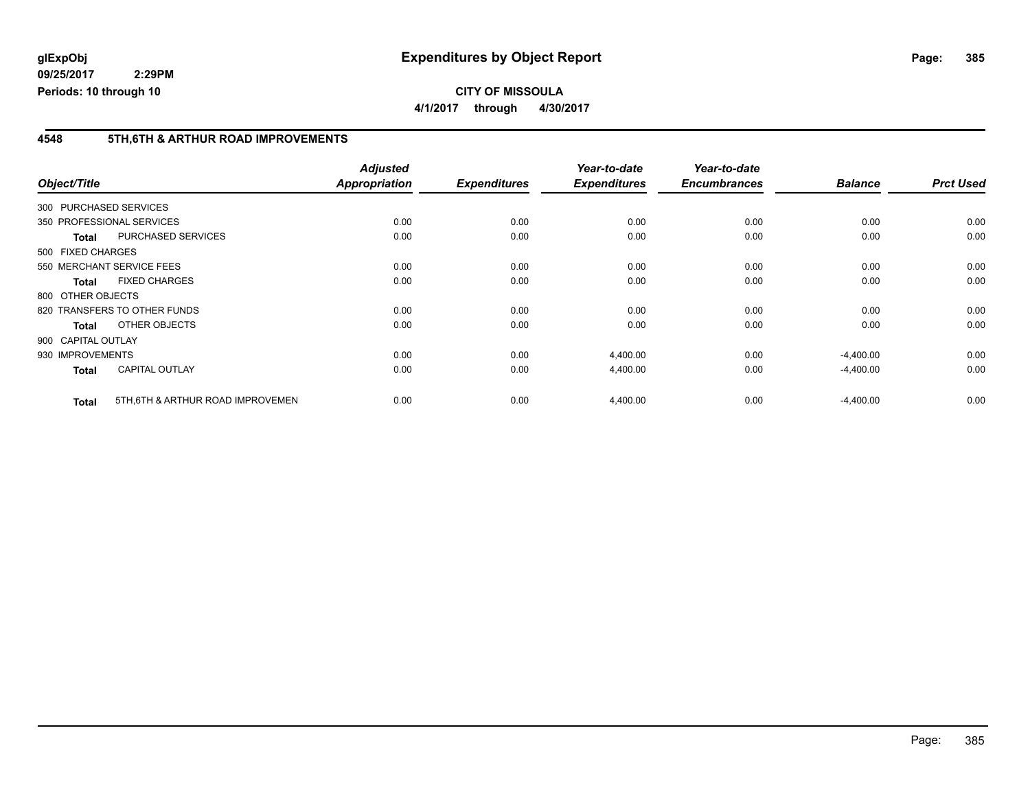glExpObj
09/25/2017 2:29PM
Periods: 10 through 10

# Expenditures by Object Report

**CITY OF MISSOULA**

**4/1/2017 through 4/30/2017**

## 4548 5TH,6TH & ARTHUR ROAD IMPROVEMENTS

| Object/Title | | Adjusted Appropriation | Expenditures | Year-to-date Expenditures | Year-to-date Encumbrances | Balance | Prct Used |
|---|---|---|---|---|---|---|---|
| 300 PURCHASED SERVICES | | | | | | | |
| 350 PROFESSIONAL SERVICES | | 0.00 | 0.00 | 0.00 | 0.00 | 0.00 | 0.00 |
| **Total** | PURCHASED SERVICES | 0.00 | 0.00 | 0.00 | 0.00 | 0.00 | 0.00 |
| 500 FIXED CHARGES | | | | | | | |
| 550 MERCHANT SERVICE FEES | | 0.00 | 0.00 | 0.00 | 0.00 | 0.00 | 0.00 |
| **Total** | FIXED CHARGES | 0.00 | 0.00 | 0.00 | 0.00 | 0.00 | 0.00 |
| 800 OTHER OBJECTS | | | | | | | |
| 820 TRANSFERS TO OTHER FUNDS | | 0.00 | 0.00 | 0.00 | 0.00 | 0.00 | 0.00 |
| **Total** | OTHER OBJECTS | 0.00 | 0.00 | 0.00 | 0.00 | 0.00 | 0.00 |
| 900 CAPITAL OUTLAY | | | | | | | |
| 930 IMPROVEMENTS | | 0.00 | 0.00 | 4,400.00 | 0.00 | -4,400.00 | 0.00 |
| **Total** | CAPITAL OUTLAY | 0.00 | 0.00 | 4,400.00 | 0.00 | -4,400.00 | 0.00 |
| **Total** | 5TH,6TH & ARTHUR ROAD IMPROVEMEN | 0.00 | 0.00 | 4,400.00 | 0.00 | -4,400.00 | 0.00 |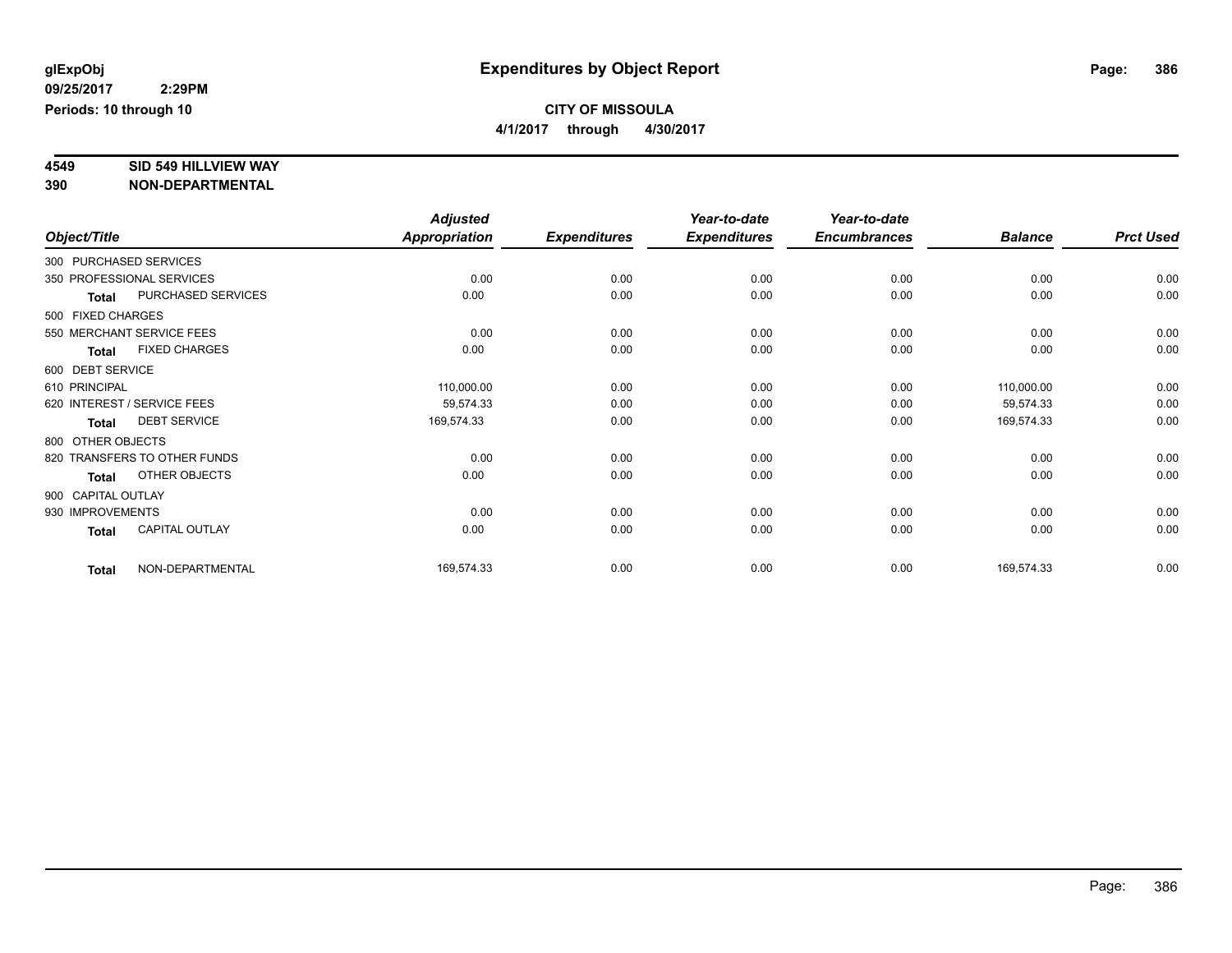**glExpObj**
**09/25/2017 2:29PM**
**Periods: 10 through 10**

# Expenditures by Object Report

**CITY OF MISSOULA**
**4/1/2017 through 4/30/2017**

**4549 SID 549 HILLVIEW WAY**
**390 NON-DEPARTMENTAL**

| Object/Title | Adjusted Appropriation | Expenditures | Year-to-date Expenditures | Year-to-date Encumbrances | Balance | Prct Used |
|---|---|---|---|---|---|---|
| 300 PURCHASED SERVICES | | | | | | |
| 350 PROFESSIONAL SERVICES | 0.00 | 0.00 | 0.00 | 0.00 | 0.00 | 0.00 |
| **Total** PURCHASED SERVICES | 0.00 | 0.00 | 0.00 | 0.00 | 0.00 | 0.00 |
| 500 FIXED CHARGES | | | | | | |
| 550 MERCHANT SERVICE FEES | 0.00 | 0.00 | 0.00 | 0.00 | 0.00 | 0.00 |
| **Total** FIXED CHARGES | 0.00 | 0.00 | 0.00 | 0.00 | 0.00 | 0.00 |
| 600 DEBT SERVICE | | | | | | |
| 610 PRINCIPAL | 110,000.00 | 0.00 | 0.00 | 0.00 | 110,000.00 | 0.00 |
| 620 INTEREST / SERVICE FEES | 59,574.33 | 0.00 | 0.00 | 0.00 | 59,574.33 | 0.00 |
| **Total** DEBT SERVICE | 169,574.33 | 0.00 | 0.00 | 0.00 | 169,574.33 | 0.00 |
| 800 OTHER OBJECTS | | | | | | |
| 820 TRANSFERS TO OTHER FUNDS | 0.00 | 0.00 | 0.00 | 0.00 | 0.00 | 0.00 |
| **Total** OTHER OBJECTS | 0.00 | 0.00 | 0.00 | 0.00 | 0.00 | 0.00 |
| 900 CAPITAL OUTLAY | | | | | | |
| 930 IMPROVEMENTS | 0.00 | 0.00 | 0.00 | 0.00 | 0.00 | 0.00 |
| **Total** CAPITAL OUTLAY | 0.00 | 0.00 | 0.00 | 0.00 | 0.00 | 0.00 |
| **Total** NON-DEPARTMENTAL | 169,574.33 | 0.00 | 0.00 | 0.00 | 169,574.33 | 0.00 |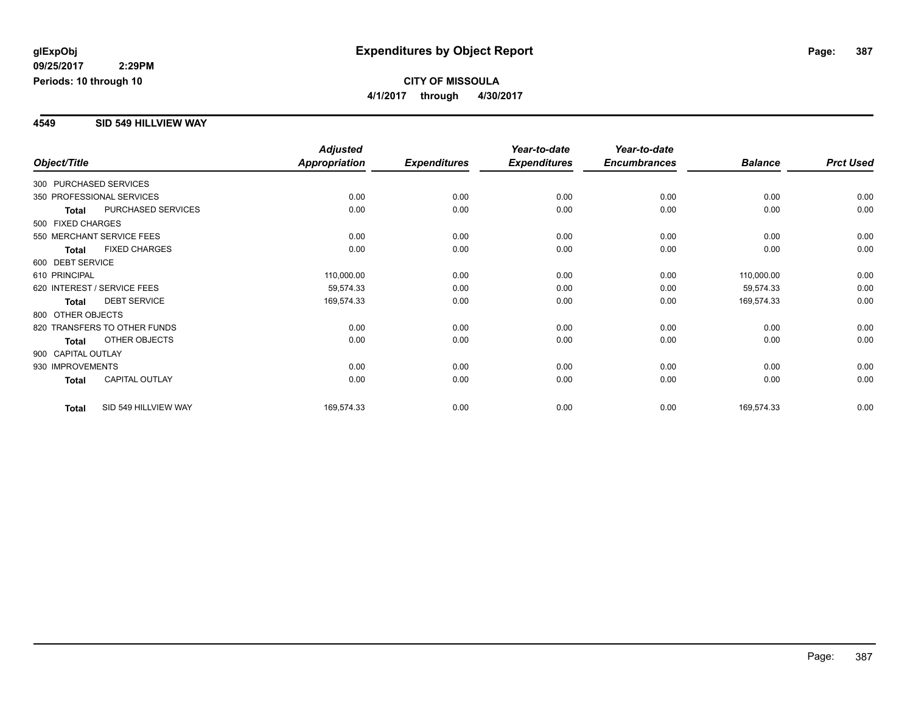glExpObj
09/25/2017 2:29PM
Periods: 10 through 10

# Expenditures by Object Report

**CITY OF MISSOULA**
**4/1/2017 through 4/30/2017**

## 4549 SID 549 HILLVIEW WAY

| Object/Title | | Adjusted Appropriation | Expenditures | Year-to-date Expenditures | Year-to-date Encumbrances | Balance | Prct Used |
|---|---|---|---|---|---|---|---|
| 300 PURCHASED SERVICES | | | | | | | |
| 350 PROFESSIONAL SERVICES | | 0.00 | 0.00 | 0.00 | 0.00 | 0.00 | 0.00 |
| **Total** | PURCHASED SERVICES | 0.00 | 0.00 | 0.00 | 0.00 | 0.00 | 0.00 |
| 500 FIXED CHARGES | | | | | | | |
| 550 MERCHANT SERVICE FEES | | 0.00 | 0.00 | 0.00 | 0.00 | 0.00 | 0.00 |
| **Total** | FIXED CHARGES | 0.00 | 0.00 | 0.00 | 0.00 | 0.00 | 0.00 |
| 600 DEBT SERVICE | | | | | | | |
| 610 PRINCIPAL | | 110,000.00 | 0.00 | 0.00 | 0.00 | 110,000.00 | 0.00 |
| 620 INTEREST / SERVICE FEES | | 59,574.33 | 0.00 | 0.00 | 0.00 | 59,574.33 | 0.00 |
| **Total** | DEBT SERVICE | 169,574.33 | 0.00 | 0.00 | 0.00 | 169,574.33 | 0.00 |
| 800 OTHER OBJECTS | | | | | | | |
| 820 TRANSFERS TO OTHER FUNDS | | 0.00 | 0.00 | 0.00 | 0.00 | 0.00 | 0.00 |
| **Total** | OTHER OBJECTS | 0.00 | 0.00 | 0.00 | 0.00 | 0.00 | 0.00 |
| 900 CAPITAL OUTLAY | | | | | | | |
| 930 IMPROVEMENTS | | 0.00 | 0.00 | 0.00 | 0.00 | 0.00 | 0.00 |
| **Total** | CAPITAL OUTLAY | 0.00 | 0.00 | 0.00 | 0.00 | 0.00 | 0.00 |
| **Total** | SID 549 HILLVIEW WAY | 169,574.33 | 0.00 | 0.00 | 0.00 | 169,574.33 | 0.00 |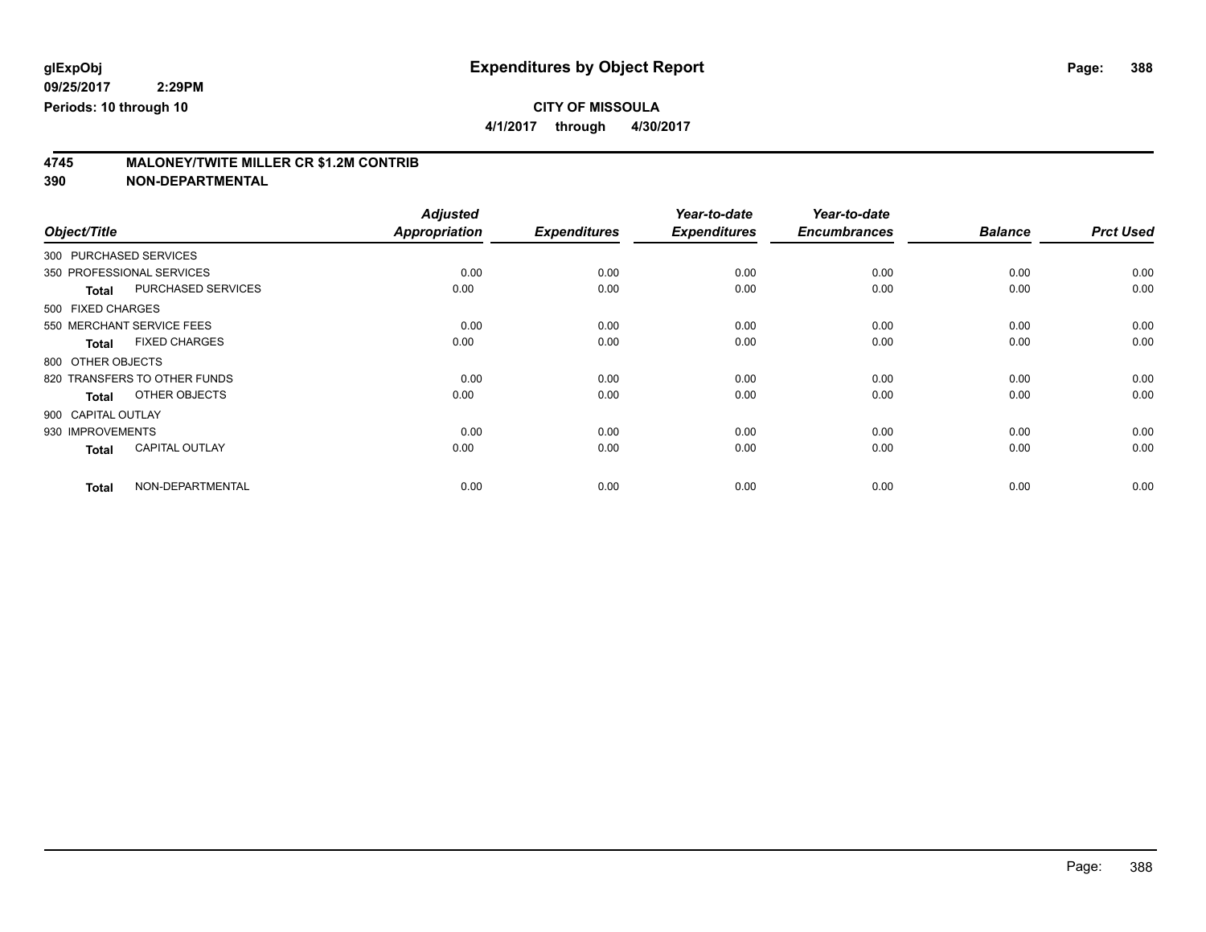**glExpObj**
**09/25/2017 2:29PM**
**Periods: 10 through 10**

# Expenditures by Object Report

**CITY OF MISSOULA**
**4/1/2017 through 4/30/2017**

## 4745 MALONEY/TWITE MILLER CR $1.2M CONTRIB
## 390 NON-DEPARTMENTAL

| Object/Title | | Adjusted Appropriation | Expenditures | Year-to-date Expenditures | Year-to-date Encumbrances | Balance | Prct Used |
|---|---|---|---|---|---|---|---|
| 300 PURCHASED SERVICES | | | | | | | |
| 350 PROFESSIONAL SERVICES | | 0.00 | 0.00 | 0.00 | 0.00 | 0.00 | 0.00 |
| **Total** | PURCHASED SERVICES | 0.00 | 0.00 | 0.00 | 0.00 | 0.00 | 0.00 |
| 500 FIXED CHARGES | | | | | | | |
| 550 MERCHANT SERVICE FEES | | 0.00 | 0.00 | 0.00 | 0.00 | 0.00 | 0.00 |
| **Total** | FIXED CHARGES | 0.00 | 0.00 | 0.00 | 0.00 | 0.00 | 0.00 |
| 800 OTHER OBJECTS | | | | | | | |
| 820 TRANSFERS TO OTHER FUNDS | | 0.00 | 0.00 | 0.00 | 0.00 | 0.00 | 0.00 |
| **Total** | OTHER OBJECTS | 0.00 | 0.00 | 0.00 | 0.00 | 0.00 | 0.00 |
| 900 CAPITAL OUTLAY | | | | | | | |
| 930 IMPROVEMENTS | | 0.00 | 0.00 | 0.00 | 0.00 | 0.00 | 0.00 |
| **Total** | CAPITAL OUTLAY | 0.00 | 0.00 | 0.00 | 0.00 | 0.00 | 0.00 |
| **Total** | NON-DEPARTMENTAL | 0.00 | 0.00 | 0.00 | 0.00 | 0.00 | 0.00 |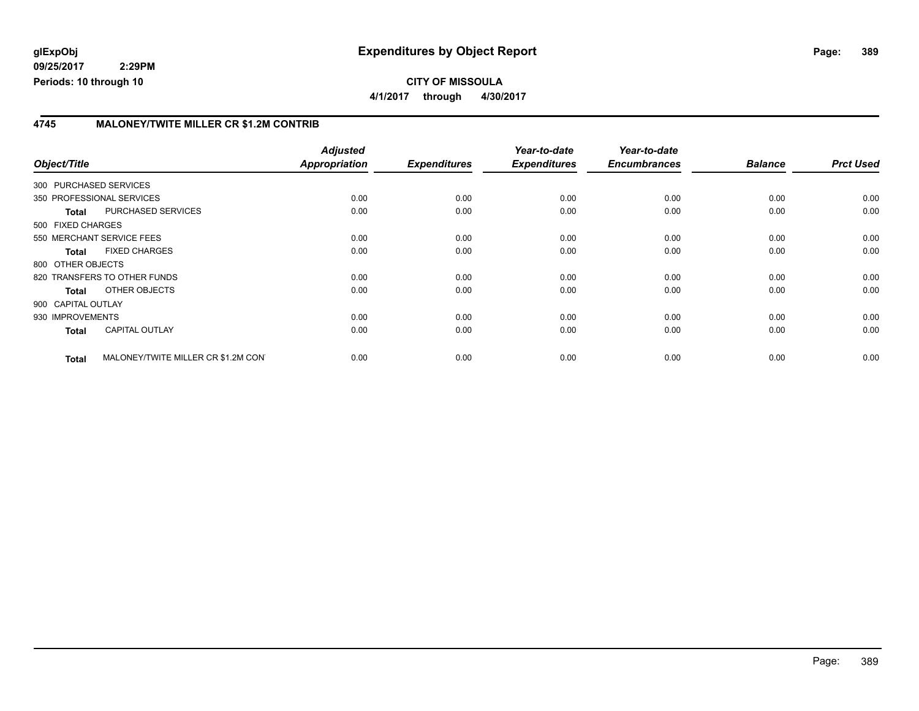**CITY OF MISSOULA**

**4/1/2017 through 4/30/2017**

## 4745 MALONEY/TWITE MILLER CR $1.2M CONTRIB

| Object/Title | | Adjusted Appropriation | Expenditures | Year-to-date Expenditures | Year-to-date Encumbrances | Balance | Prct Used |
|---|---|---|---|---|---|---|---|
| 300 PURCHASED SERVICES | | | | | | | |
| 350 PROFESSIONAL SERVICES | | 0.00 | 0.00 | 0.00 | 0.00 | 0.00 | 0.00 |
| **Total** | PURCHASED SERVICES | 0.00 | 0.00 | 0.00 | 0.00 | 0.00 | 0.00 |
| 500 FIXED CHARGES | | | | | | | |
| 550 MERCHANT SERVICE FEES | | 0.00 | 0.00 | 0.00 | 0.00 | 0.00 | 0.00 |
| **Total** | FIXED CHARGES | 0.00 | 0.00 | 0.00 | 0.00 | 0.00 | 0.00 |
| 800 OTHER OBJECTS | | | | | | | |
| 820 TRANSFERS TO OTHER FUNDS | | 0.00 | 0.00 | 0.00 | 0.00 | 0.00 | 0.00 |
| **Total** | OTHER OBJECTS | 0.00 | 0.00 | 0.00 | 0.00 | 0.00 | 0.00 |
| 900 CAPITAL OUTLAY | | | | | | | |
| 930 IMPROVEMENTS | | 0.00 | 0.00 | 0.00 | 0.00 | 0.00 | 0.00 |
| **Total** | CAPITAL OUTLAY | 0.00 | 0.00 | 0.00 | 0.00 | 0.00 | 0.00 |
| **Total** | MALONEY/TWITE MILLER CR $1.2M CON | 0.00 | 0.00 | 0.00 | 0.00 | 0.00 | 0.00 |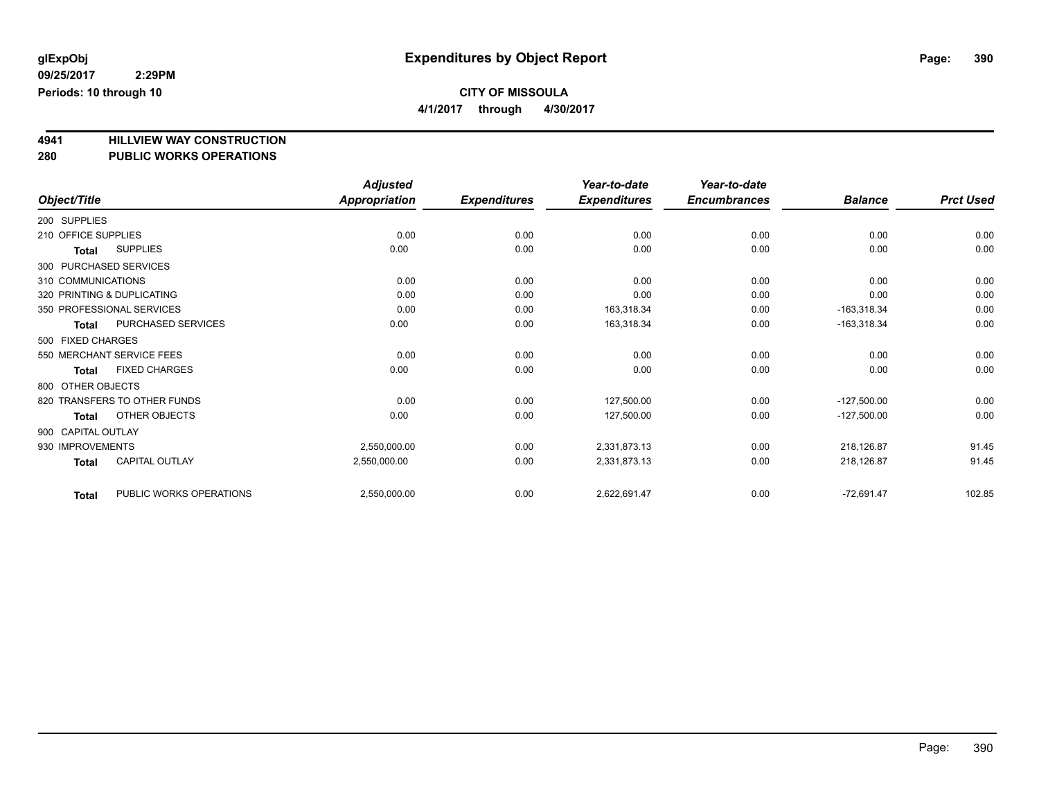glExpObj
09/25/2017 2:29PM
Periods: 10 through 10

# Expenditures by Object Report

**CITY OF MISSOULA**
**4/1/2017 through 4/30/2017**

## 4941 HILLVIEW WAY CONSTRUCTION
## 280 PUBLIC WORKS OPERATIONS

| Object/Title | | Adjusted Appropriation | Expenditures | Year-to-date Expenditures | Year-to-date Encumbrances | Balance | Prct Used |
|---|---|---|---|---|---|---|---|
| 200 SUPPLIES | | | | | | | |
| 210 OFFICE SUPPLIES | | 0.00 | 0.00 | 0.00 | 0.00 | 0.00 | 0.00 |
| Total | SUPPLIES | 0.00 | 0.00 | 0.00 | 0.00 | 0.00 | 0.00 |
| 300 PURCHASED SERVICES | | | | | | | |
| 310 COMMUNICATIONS | | 0.00 | 0.00 | 0.00 | 0.00 | 0.00 | 0.00 |
| 320 PRINTING & DUPLICATING | | 0.00 | 0.00 | 0.00 | 0.00 | 0.00 | 0.00 |
| 350 PROFESSIONAL SERVICES | | 0.00 | 0.00 | 163,318.34 | 0.00 | -163,318.34 | 0.00 |
| Total | PURCHASED SERVICES | 0.00 | 0.00 | 163,318.34 | 0.00 | -163,318.34 | 0.00 |
| 500 FIXED CHARGES | | | | | | | |
| 550 MERCHANT SERVICE FEES | | 0.00 | 0.00 | 0.00 | 0.00 | 0.00 | 0.00 |
| Total | FIXED CHARGES | 0.00 | 0.00 | 0.00 | 0.00 | 0.00 | 0.00 |
| 800 OTHER OBJECTS | | | | | | | |
| 820 TRANSFERS TO OTHER FUNDS | | 0.00 | 0.00 | 127,500.00 | 0.00 | -127,500.00 | 0.00 |
| Total | OTHER OBJECTS | 0.00 | 0.00 | 127,500.00 | 0.00 | -127,500.00 | 0.00 |
| 900 CAPITAL OUTLAY | | | | | | | |
| 930 IMPROVEMENTS | | 2,550,000.00 | 0.00 | 2,331,873.13 | 0.00 | 218,126.87 | 91.45 |
| Total | CAPITAL OUTLAY | 2,550,000.00 | 0.00 | 2,331,873.13 | 0.00 | 218,126.87 | 91.45 |
| Total | PUBLIC WORKS OPERATIONS | 2,550,000.00 | 0.00 | 2,622,691.47 | 0.00 | -72,691.47 | 102.85 |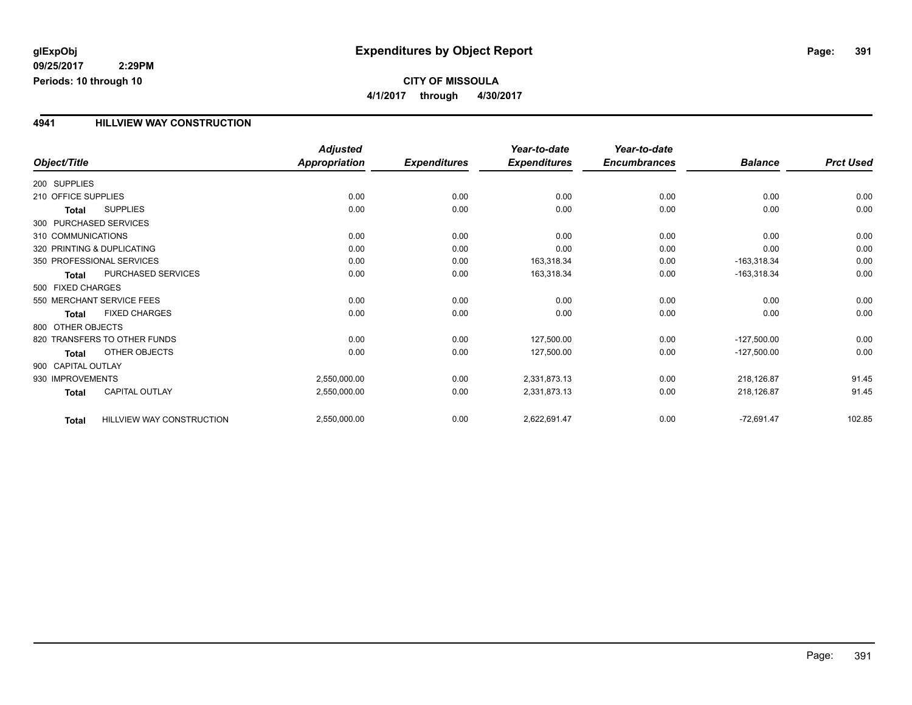**glExpObj**
**09/25/2017 2:29PM**
**Periods: 10 through 10**

# Expenditures by Object Report

**CITY OF MISSOULA**
**4/1/2017 through 4/30/2017**

## 4941 HILLVIEW WAY CONSTRUCTION

| Object/Title | | Adjusted Appropriation | Expenditures | Year-to-date Expenditures | Year-to-date Encumbrances | Balance | Prct Used |
|---|---|---|---|---|---|---|---|
| 200 SUPPLIES | | | | | | | |
| 210 OFFICE SUPPLIES | | 0.00 | 0.00 | 0.00 | 0.00 | 0.00 | 0.00 |
| **Total** | SUPPLIES | 0.00 | 0.00 | 0.00 | 0.00 | 0.00 | 0.00 |
| 300 PURCHASED SERVICES | | | | | | | |
| 310 COMMUNICATIONS | | 0.00 | 0.00 | 0.00 | 0.00 | 0.00 | 0.00 |
| 320 PRINTING & DUPLICATING | | 0.00 | 0.00 | 0.00 | 0.00 | 0.00 | 0.00 |
| 350 PROFESSIONAL SERVICES | | 0.00 | 0.00 | 163,318.34 | 0.00 | -163,318.34 | 0.00 |
| **Total** | PURCHASED SERVICES | 0.00 | 0.00 | 163,318.34 | 0.00 | -163,318.34 | 0.00 |
| 500 FIXED CHARGES | | | | | | | |
| 550 MERCHANT SERVICE FEES | | 0.00 | 0.00 | 0.00 | 0.00 | 0.00 | 0.00 |
| **Total** | FIXED CHARGES | 0.00 | 0.00 | 0.00 | 0.00 | 0.00 | 0.00 |
| 800 OTHER OBJECTS | | | | | | | |
| 820 TRANSFERS TO OTHER FUNDS | | 0.00 | 0.00 | 127,500.00 | 0.00 | -127,500.00 | 0.00 |
| **Total** | OTHER OBJECTS | 0.00 | 0.00 | 127,500.00 | 0.00 | -127,500.00 | 0.00 |
| 900 CAPITAL OUTLAY | | | | | | | |
| 930 IMPROVEMENTS | | 2,550,000.00 | 0.00 | 2,331,873.13 | 0.00 | 218,126.87 | 91.45 |
| **Total** | CAPITAL OUTLAY | 2,550,000.00 | 0.00 | 2,331,873.13 | 0.00 | 218,126.87 | 91.45 |
| **Total** | HILLVIEW WAY CONSTRUCTION | 2,550,000.00 | 0.00 | 2,622,691.47 | 0.00 | -72,691.47 | 102.85 |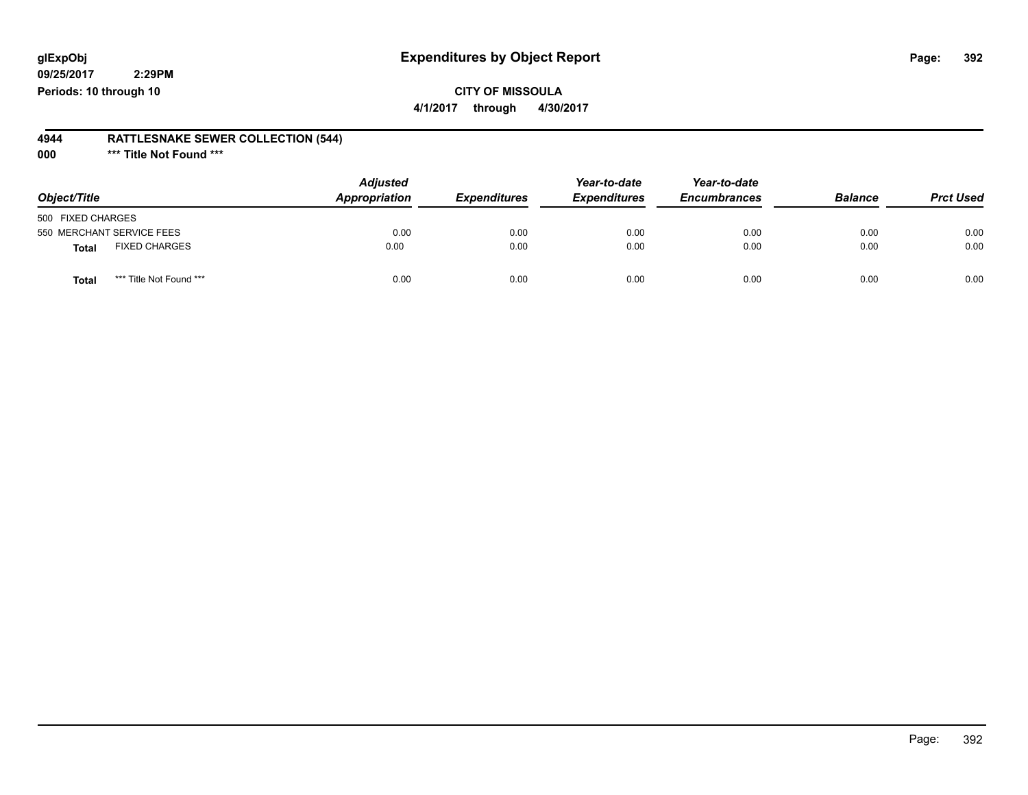**glExpObj**
**09/25/2017 2:29PM**
**Periods: 10 through 10**

# Expenditures by Object Report

**CITY OF MISSOULA**
**4/1/2017 through 4/30/2017**

**4944 RATTLESNAKE SEWER COLLECTION (544)**
**000 \*\*\* Title Not Found \*\*\***

| Object/Title | Adjusted Appropriation | Expenditures | Year-to-date Expenditures | Year-to-date Encumbrances | Balance | Prct Used |
|---|---|---|---|---|---|---|
| 500 FIXED CHARGES | | | | | | |
| 550 MERCHANT SERVICE FEES | 0.00 | 0.00 | 0.00 | 0.00 | 0.00 | 0.00 |
| **Total** FIXED CHARGES | 0.00 | 0.00 | 0.00 | 0.00 | 0.00 | 0.00 |
| **Total** *** Title Not Found *** | 0.00 | 0.00 | 0.00 | 0.00 | 0.00 | 0.00 |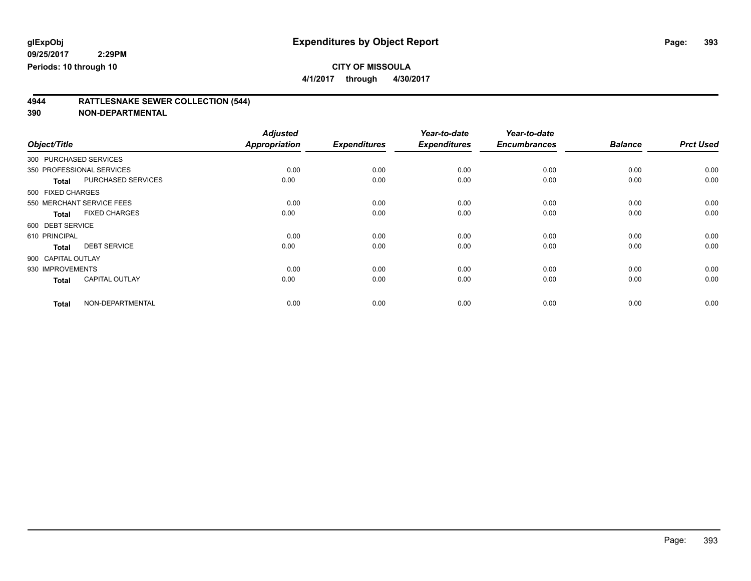**glExpObj**
**09/25/2017 2:29PM**
**Periods: 10 through 10**

# Expenditures by Object Report

**CITY OF MISSOULA**
**4/1/2017 through 4/30/2017**

## 4944 RATTLESNAKE SEWER COLLECTION (544)
## 390 NON-DEPARTMENTAL

| Object/Title | | Adjusted Appropriation | Expenditures | Year-to-date Expenditures | Year-to-date Encumbrances | Balance | Prct Used |
|---|---|---|---|---|---|---|---|
| 300 PURCHASED SERVICES | | | | | | | |
| 350 PROFESSIONAL SERVICES | | 0.00 | 0.00 | 0.00 | 0.00 | 0.00 | 0.00 |
| **Total** | PURCHASED SERVICES | 0.00 | 0.00 | 0.00 | 0.00 | 0.00 | 0.00 |
| 500 FIXED CHARGES | | | | | | | |
| 550 MERCHANT SERVICE FEES | | 0.00 | 0.00 | 0.00 | 0.00 | 0.00 | 0.00 |
| **Total** | FIXED CHARGES | 0.00 | 0.00 | 0.00 | 0.00 | 0.00 | 0.00 |
| 600 DEBT SERVICE | | | | | | | |
| 610 PRINCIPAL | | 0.00 | 0.00 | 0.00 | 0.00 | 0.00 | 0.00 |
| **Total** | DEBT SERVICE | 0.00 | 0.00 | 0.00 | 0.00 | 0.00 | 0.00 |
| 900 CAPITAL OUTLAY | | | | | | | |
| 930 IMPROVEMENTS | | 0.00 | 0.00 | 0.00 | 0.00 | 0.00 | 0.00 |
| **Total** | CAPITAL OUTLAY | 0.00 | 0.00 | 0.00 | 0.00 | 0.00 | 0.00 |
| **Total** | NON-DEPARTMENTAL | 0.00 | 0.00 | 0.00 | 0.00 | 0.00 | 0.00 |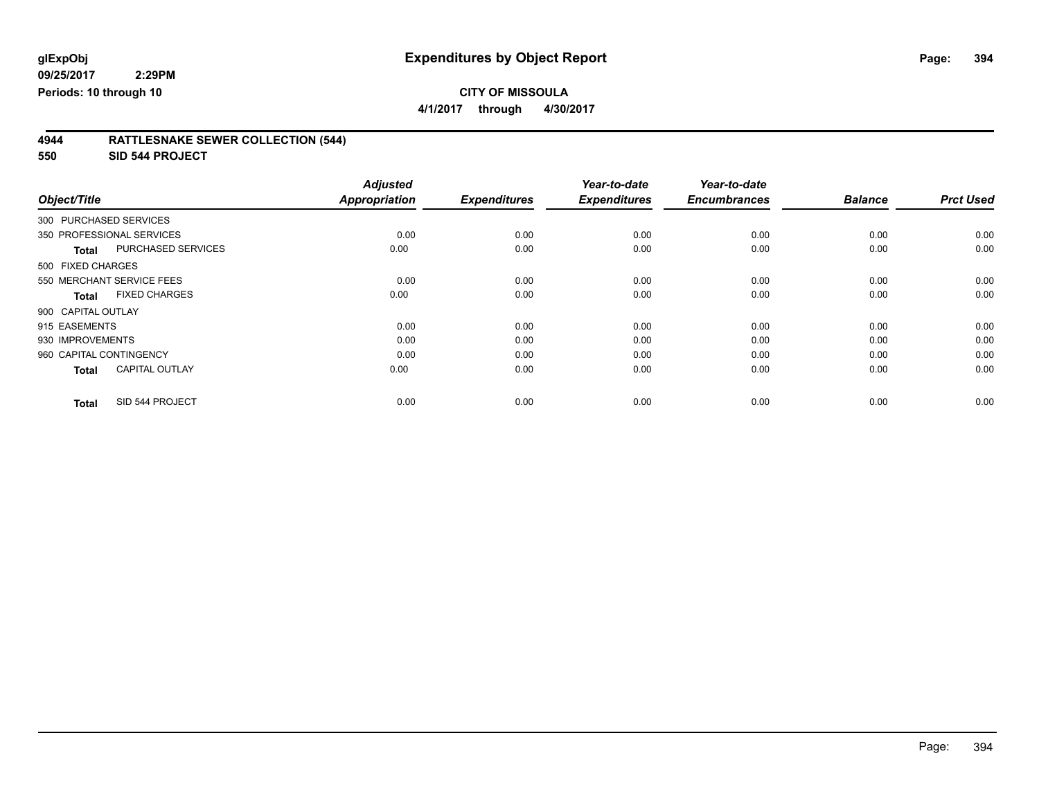**glExpObj**
**09/25/2017 2:29PM**
**Periods: 10 through 10**

# Expenditures by Object Report

**CITY OF MISSOULA**
**4/1/2017 through 4/30/2017**

## 4944 RATTLESNAKE SEWER COLLECTION (544)
## 550 SID 544 PROJECT

| Object/Title | | Adjusted Appropriation | Expenditures | Year-to-date Expenditures | Year-to-date Encumbrances | Balance | Prct Used |
|---|---|---|---|---|---|---|---|
| 300 PURCHASED SERVICES | | | | | | | |
| 350 PROFESSIONAL SERVICES | | 0.00 | 0.00 | 0.00 | 0.00 | 0.00 | 0.00 |
| **Total** | PURCHASED SERVICES | 0.00 | 0.00 | 0.00 | 0.00 | 0.00 | 0.00 |
| 500 FIXED CHARGES | | | | | | | |
| 550 MERCHANT SERVICE FEES | | 0.00 | 0.00 | 0.00 | 0.00 | 0.00 | 0.00 |
| **Total** | FIXED CHARGES | 0.00 | 0.00 | 0.00 | 0.00 | 0.00 | 0.00 |
| 900 CAPITAL OUTLAY | | | | | | | |
| 915 EASEMENTS | | 0.00 | 0.00 | 0.00 | 0.00 | 0.00 | 0.00 |
| 930 IMPROVEMENTS | | 0.00 | 0.00 | 0.00 | 0.00 | 0.00 | 0.00 |
| 960 CAPITAL CONTINGENCY | | 0.00 | 0.00 | 0.00 | 0.00 | 0.00 | 0.00 |
| **Total** | CAPITAL OUTLAY | 0.00 | 0.00 | 0.00 | 0.00 | 0.00 | 0.00 |
| **Total** | SID 544 PROJECT | 0.00 | 0.00 | 0.00 | 0.00 | 0.00 | 0.00 |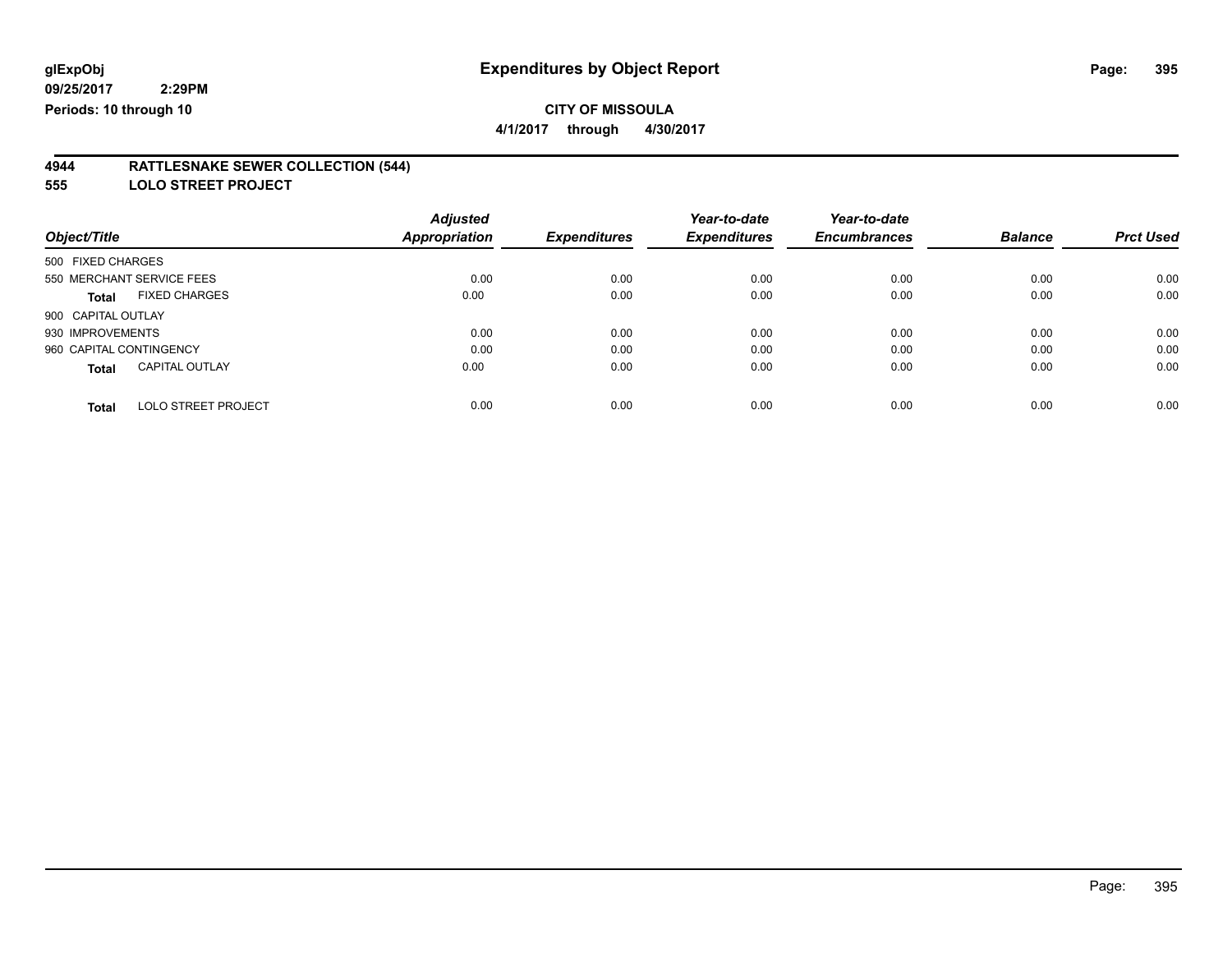**glExpObj**
**09/25/2017 2:29PM**
**Periods: 10 through 10**

# Expenditures by Object Report

**CITY OF MISSOULA**
**4/1/2017 through 4/30/2017**

**4944 RATTLESNAKE SEWER COLLECTION (544)**
**555 LOLO STREET PROJECT**

| Object/Title | Adjusted Appropriation | Expenditures | Year-to-date Expenditures | Year-to-date Encumbrances | Balance | Prct Used |
|---|---|---|---|---|---|---|
| 500 FIXED CHARGES | | | | | | |
| 550 MERCHANT SERVICE FEES | 0.00 | 0.00 | 0.00 | 0.00 | 0.00 | 0.00 |
| **Total** FIXED CHARGES | 0.00 | 0.00 | 0.00 | 0.00 | 0.00 | 0.00 |
| 900 CAPITAL OUTLAY | | | | | | |
| 930 IMPROVEMENTS | 0.00 | 0.00 | 0.00 | 0.00 | 0.00 | 0.00 |
| 960 CAPITAL CONTINGENCY | 0.00 | 0.00 | 0.00 | 0.00 | 0.00 | 0.00 |
| **Total** CAPITAL OUTLAY | 0.00 | 0.00 | 0.00 | 0.00 | 0.00 | 0.00 |
| **Total** LOLO STREET PROJECT | 0.00 | 0.00 | 0.00 | 0.00 | 0.00 | 0.00 |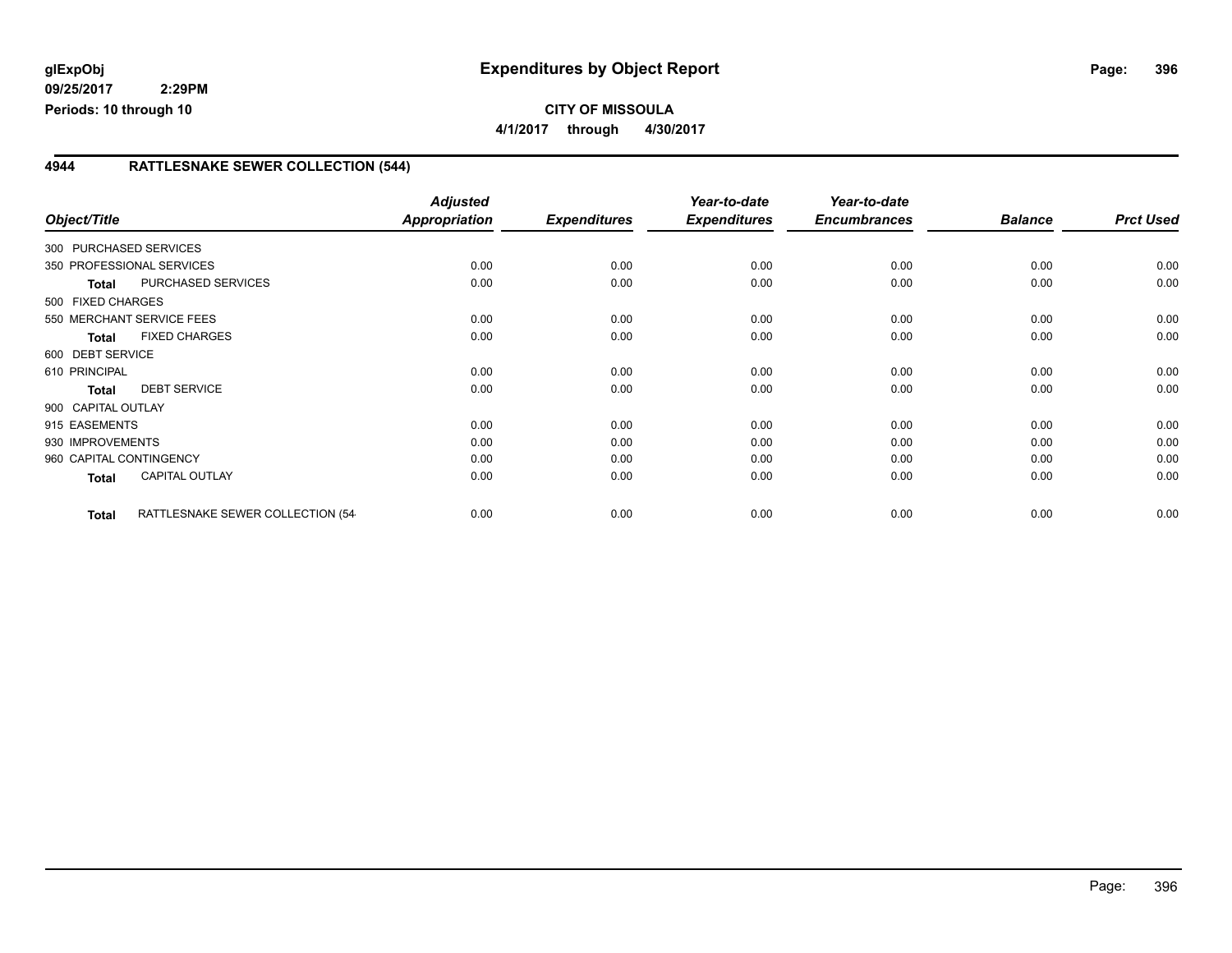**glExpObj**
**09/25/2017 2:29PM**
**Periods: 10 through 10**

# Expenditures by Object Report

**CITY OF MISSOULA**
**4/1/2017 through 4/30/2017**

## 4944 RATTLESNAKE SEWER COLLECTION (544)

| Object/Title | | Adjusted Appropriation | Expenditures | Year-to-date Expenditures | Year-to-date Encumbrances | Balance | Prct Used |
|---|---|---|---|---|---|---|---|
| 300 PURCHASED SERVICES | | | | | | | |
| 350 PROFESSIONAL SERVICES | | 0.00 | 0.00 | 0.00 | 0.00 | 0.00 | 0.00 |
| **Total** | PURCHASED SERVICES | 0.00 | 0.00 | 0.00 | 0.00 | 0.00 | 0.00 |
| 500 FIXED CHARGES | | | | | | | |
| 550 MERCHANT SERVICE FEES | | 0.00 | 0.00 | 0.00 | 0.00 | 0.00 | 0.00 |
| **Total** | FIXED CHARGES | 0.00 | 0.00 | 0.00 | 0.00 | 0.00 | 0.00 |
| 600 DEBT SERVICE | | | | | | | |
| 610 PRINCIPAL | | 0.00 | 0.00 | 0.00 | 0.00 | 0.00 | 0.00 |
| **Total** | DEBT SERVICE | 0.00 | 0.00 | 0.00 | 0.00 | 0.00 | 0.00 |
| 900 CAPITAL OUTLAY | | | | | | | |
| 915 EASEMENTS | | 0.00 | 0.00 | 0.00 | 0.00 | 0.00 | 0.00 |
| 930 IMPROVEMENTS | | 0.00 | 0.00 | 0.00 | 0.00 | 0.00 | 0.00 |
| 960 CAPITAL CONTINGENCY | | 0.00 | 0.00 | 0.00 | 0.00 | 0.00 | 0.00 |
| **Total** | CAPITAL OUTLAY | 0.00 | 0.00 | 0.00 | 0.00 | 0.00 | 0.00 |
| **Total** | RATTLESNAKE SEWER COLLECTION (54 | 0.00 | 0.00 | 0.00 | 0.00 | 0.00 | 0.00 |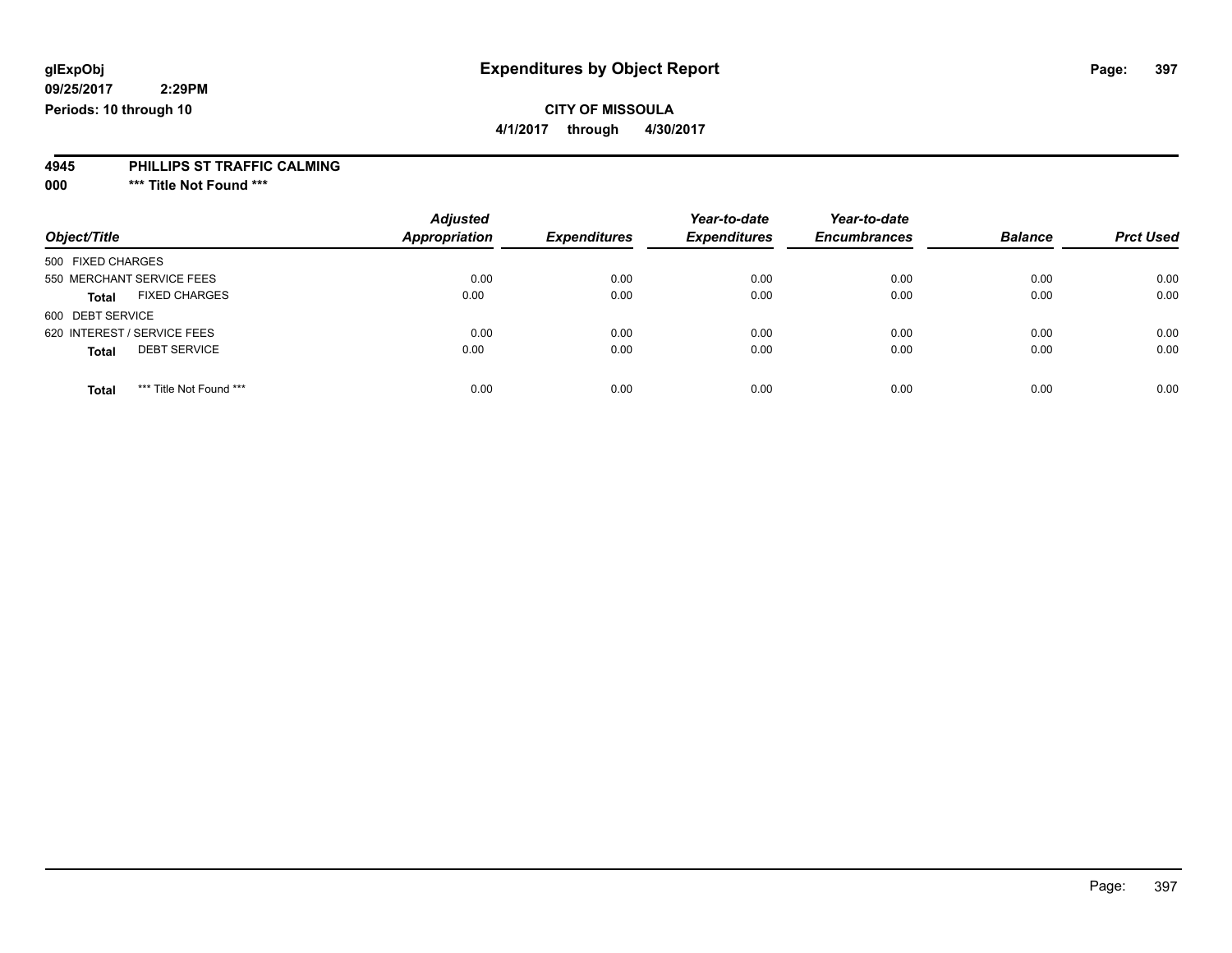**glExpObj** **Expenditures by Object Report**
**09/25/2017 2:29PM**
**Periods: 10 through 10**

**CITY OF MISSOULA**
**4/1/2017 through 4/30/2017**

**4945 PHILLIPS ST TRAFFIC CALMING**
**000 \*\*\* Title Not Found \*\*\***

| Object/Title | Adjusted Appropriation | Expenditures | Year-to-date Expenditures | Year-to-date Encumbrances | Balance | Prct Used |
|---|---|---|---|---|---|---|
| 500 FIXED CHARGES | | | | | | |
| 550 MERCHANT SERVICE FEES | 0.00 | 0.00 | 0.00 | 0.00 | 0.00 | 0.00 |
| **Total** FIXED CHARGES | 0.00 | 0.00 | 0.00 | 0.00 | 0.00 | 0.00 |
| 600 DEBT SERVICE | | | | | | |
| 620 INTEREST / SERVICE FEES | 0.00 | 0.00 | 0.00 | 0.00 | 0.00 | 0.00 |
| **Total** DEBT SERVICE | 0.00 | 0.00 | 0.00 | 0.00 | 0.00 | 0.00 |
| **Total** \*\*\* Title Not Found \*\*\* | 0.00 | 0.00 | 0.00 | 0.00 | 0.00 | 0.00 |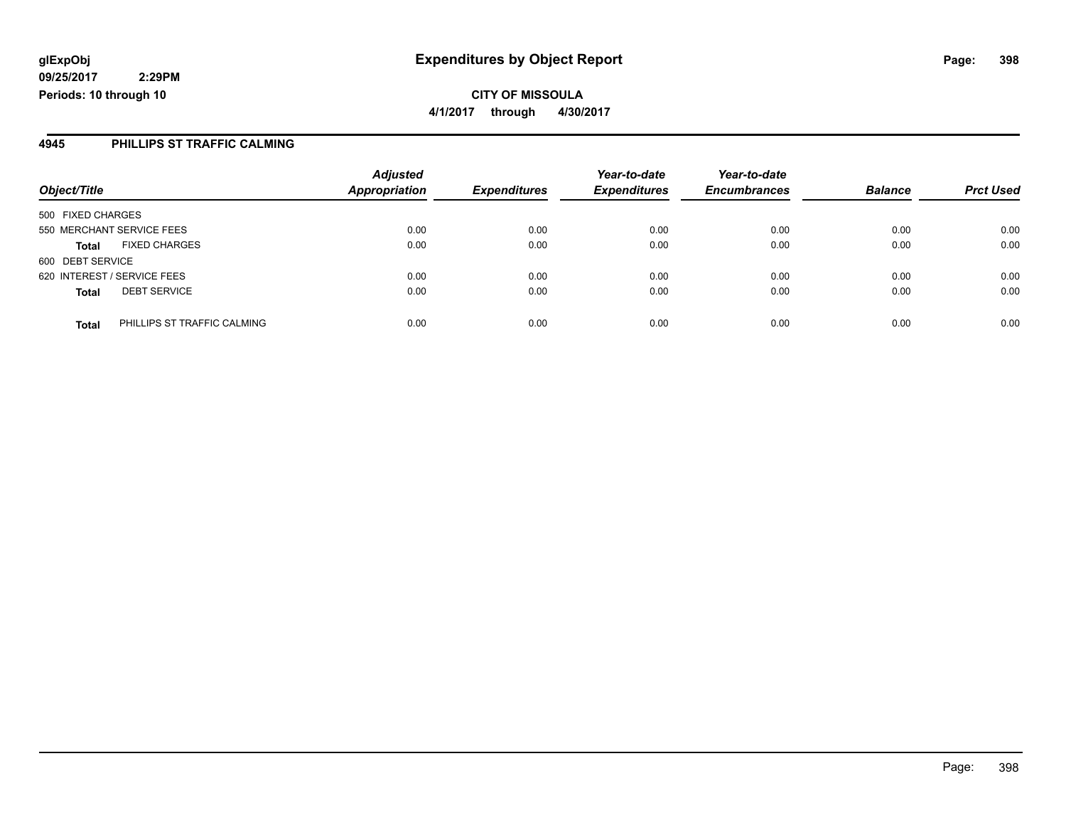**glExpObj**
**09/25/2017 2:29PM**
**Periods: 10 through 10**

# Expenditures by Object Report

**CITY OF MISSOULA**
**4/1/2017 through 4/30/2017**

## 4945 PHILLIPS ST TRAFFIC CALMING

| Object/Title | | Adjusted Appropriation | Expenditures | Year-to-date Expenditures | Year-to-date Encumbrances | Balance | Prct Used |
|---|---|---|---|---|---|---|---|
| 500 FIXED CHARGES | | | | | | | |
| 550 MERCHANT SERVICE FEES | | 0.00 | 0.00 | 0.00 | 0.00 | 0.00 | 0.00 |
| **Total** | FIXED CHARGES | 0.00 | 0.00 | 0.00 | 0.00 | 0.00 | 0.00 |
| 600 DEBT SERVICE | | | | | | | |
| 620 INTEREST / SERVICE FEES | | 0.00 | 0.00 | 0.00 | 0.00 | 0.00 | 0.00 |
| **Total** | DEBT SERVICE | 0.00 | 0.00 | 0.00 | 0.00 | 0.00 | 0.00 |
| **Total** | PHILLIPS ST TRAFFIC CALMING | 0.00 | 0.00 | 0.00 | 0.00 | 0.00 | 0.00 |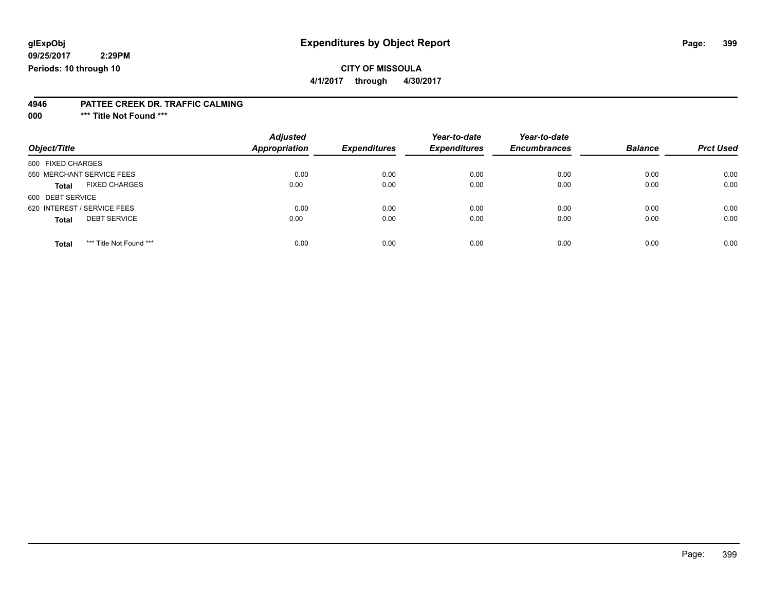**glExpObj** **Expenditures by Object Report**

**09/25/2017 2:29PM**

**Periods: 10 through 10**

**CITY OF MISSOULA**

**4/1/2017 through 4/30/2017**

**4946 PATTEE CREEK DR. TRAFFIC CALMING**

**000 \*\*\* Title Not Found \*\*\***

| Object/Title | Adjusted Appropriation | Expenditures | Year-to-date Expenditures | Year-to-date Encumbrances | Balance | Prct Used |
|---|---|---|---|---|---|---|
| 500 FIXED CHARGES | | | | | | |
| 550 MERCHANT SERVICE FEES | 0.00 | 0.00 | 0.00 | 0.00 | 0.00 | 0.00 |
| **Total** FIXED CHARGES | 0.00 | 0.00 | 0.00 | 0.00 | 0.00 | 0.00 |
| 600 DEBT SERVICE | | | | | | |
| 620 INTEREST / SERVICE FEES | 0.00 | 0.00 | 0.00 | 0.00 | 0.00 | 0.00 |
| **Total** DEBT SERVICE | 0.00 | 0.00 | 0.00 | 0.00 | 0.00 | 0.00 |
| **Total** \*\*\* Title Not Found \*\*\* | 0.00 | 0.00 | 0.00 | 0.00 | 0.00 | 0.00 |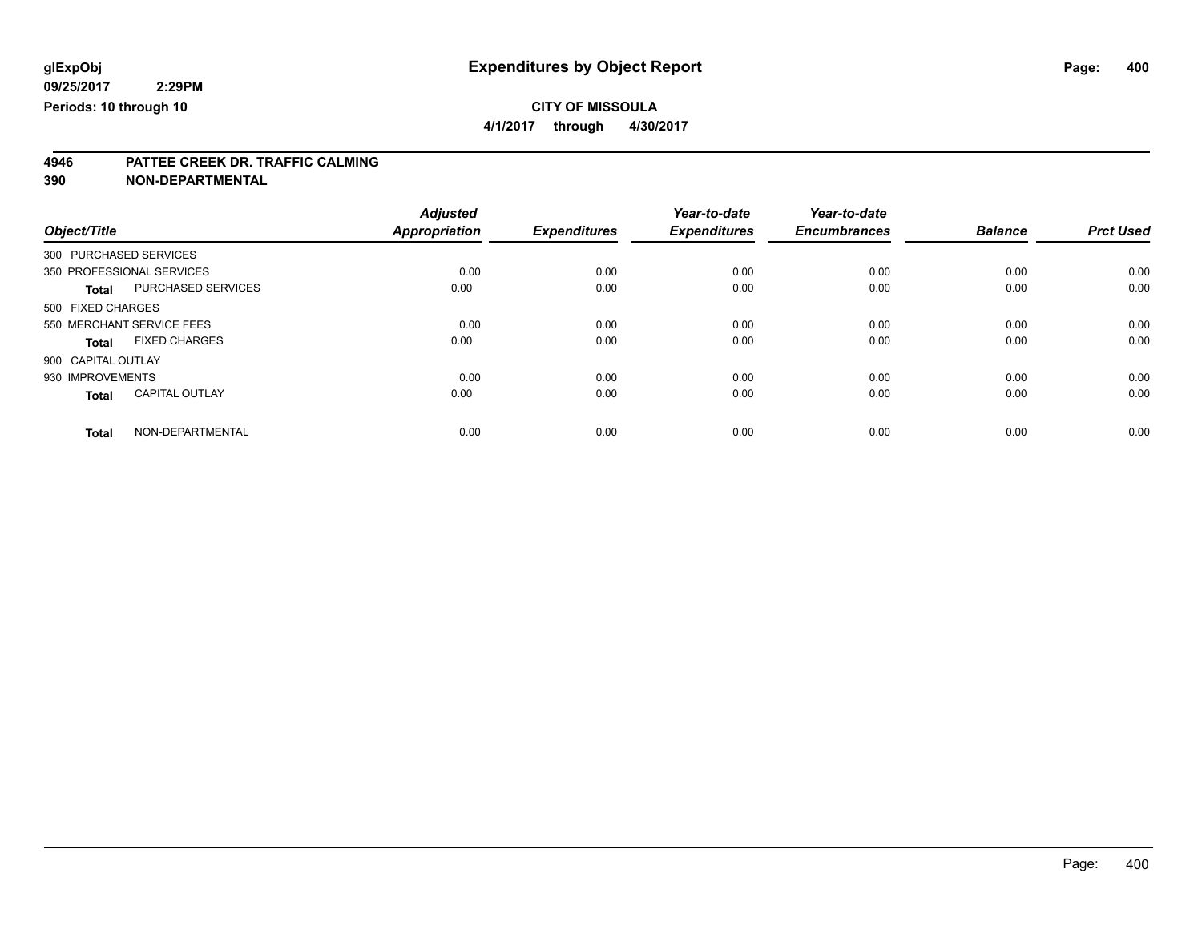**glExpObj**
**09/25/2017 2:29PM**
**Periods: 10 through 10**

# Expenditures by Object Report

**CITY OF MISSOULA**
**4/1/2017 through 4/30/2017**

## 4946 PATTEE CREEK DR. TRAFFIC CALMING
## 390 NON-DEPARTMENTAL

| Object/Title | | Adjusted Appropriation | Expenditures | Year-to-date Expenditures | Year-to-date Encumbrances | Balance | Prct Used |
|---|---|---|---|---|---|---|---|
| 300 PURCHASED SERVICES | | | | | | | |
| 350 PROFESSIONAL SERVICES | | 0.00 | 0.00 | 0.00 | 0.00 | 0.00 | 0.00 |
| **Total** | PURCHASED SERVICES | 0.00 | 0.00 | 0.00 | 0.00 | 0.00 | 0.00 |
| 500 FIXED CHARGES | | | | | | | |
| 550 MERCHANT SERVICE FEES | | 0.00 | 0.00 | 0.00 | 0.00 | 0.00 | 0.00 |
| **Total** | FIXED CHARGES | 0.00 | 0.00 | 0.00 | 0.00 | 0.00 | 0.00 |
| 900 CAPITAL OUTLAY | | | | | | | |
| 930 IMPROVEMENTS | | 0.00 | 0.00 | 0.00 | 0.00 | 0.00 | 0.00 |
| **Total** | CAPITAL OUTLAY | 0.00 | 0.00 | 0.00 | 0.00 | 0.00 | 0.00 |
| **Total** | NON-DEPARTMENTAL | 0.00 | 0.00 | 0.00 | 0.00 | 0.00 | 0.00 |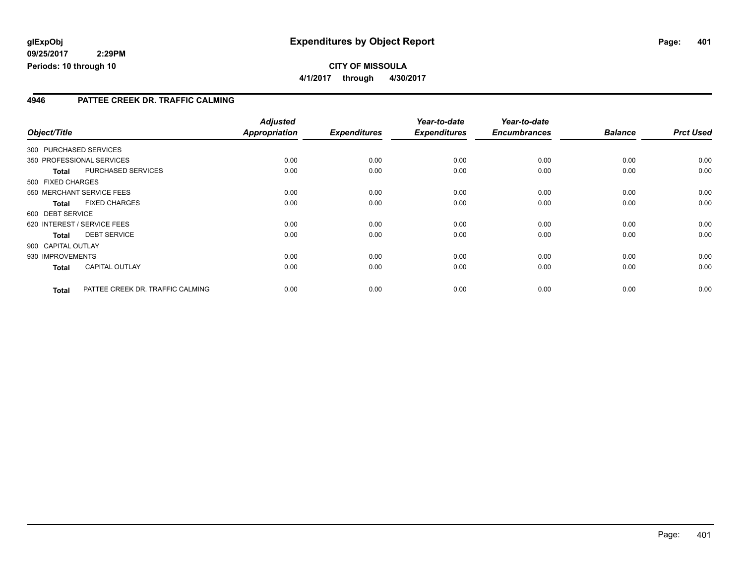# Expenditures by Object Report

**CITY OF MISSOULA**

**4/1/2017 through 4/30/2017**

glExpObj
09/25/2017 2:29PM
Periods: 10 through 10

## 4946 PATTEE CREEK DR. TRAFFIC CALMING

| Object/Title | | Adjusted Appropriation | Expenditures | Year-to-date Expenditures | Year-to-date Encumbrances | Balance | Prct Used |
|---|---|---|---|---|---|---|---|
| 300 PURCHASED SERVICES | | | | | | | |
| 350 PROFESSIONAL SERVICES | | 0.00 | 0.00 | 0.00 | 0.00 | 0.00 | 0.00 |
| **Total** | PURCHASED SERVICES | 0.00 | 0.00 | 0.00 | 0.00 | 0.00 | 0.00 |
| 500 FIXED CHARGES | | | | | | | |
| 550 MERCHANT SERVICE FEES | | 0.00 | 0.00 | 0.00 | 0.00 | 0.00 | 0.00 |
| **Total** | FIXED CHARGES | 0.00 | 0.00 | 0.00 | 0.00 | 0.00 | 0.00 |
| 600 DEBT SERVICE | | | | | | | |
| 620 INTEREST / SERVICE FEES | | 0.00 | 0.00 | 0.00 | 0.00 | 0.00 | 0.00 |
| **Total** | DEBT SERVICE | 0.00 | 0.00 | 0.00 | 0.00 | 0.00 | 0.00 |
| 900 CAPITAL OUTLAY | | | | | | | |
| 930 IMPROVEMENTS | | 0.00 | 0.00 | 0.00 | 0.00 | 0.00 | 0.00 |
| **Total** | CAPITAL OUTLAY | 0.00 | 0.00 | 0.00 | 0.00 | 0.00 | 0.00 |
| **Total** | PATTEE CREEK DR. TRAFFIC CALMING | 0.00 | 0.00 | 0.00 | 0.00 | 0.00 | 0.00 |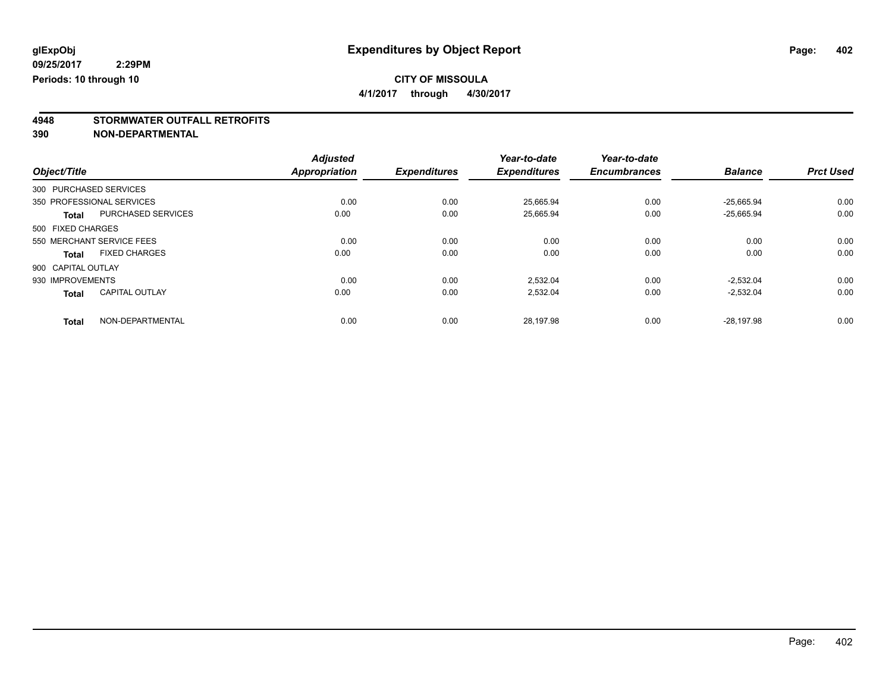glExpObj
09/25/2017 2:29PM
Periods: 10 through 10

# Expenditures by Object Report

**CITY OF MISSOULA**

**4/1/2017 through 4/30/2017**

## 4948 STORMWATER OUTFALL RETROFITS
## 390 NON-DEPARTMENTAL

| Object/Title | | Adjusted Appropriation | Expenditures | Year-to-date Expenditures | Year-to-date Encumbrances | Balance | Prct Used |
|---|---|---|---|---|---|---|---|
| 300 PURCHASED SERVICES | | | | | | | |
| 350 PROFESSIONAL SERVICES | | 0.00 | 0.00 | 25,665.94 | 0.00 | -25,665.94 | 0.00 |
| **Total** | PURCHASED SERVICES | 0.00 | 0.00 | 25,665.94 | 0.00 | -25,665.94 | 0.00 |
| 500 FIXED CHARGES | | | | | | | |
| 550 MERCHANT SERVICE FEES | | 0.00 | 0.00 | 0.00 | 0.00 | 0.00 | 0.00 |
| **Total** | FIXED CHARGES | 0.00 | 0.00 | 0.00 | 0.00 | 0.00 | 0.00 |
| 900 CAPITAL OUTLAY | | | | | | | |
| 930 IMPROVEMENTS | | 0.00 | 0.00 | 2,532.04 | 0.00 | -2,532.04 | 0.00 |
| **Total** | CAPITAL OUTLAY | 0.00 | 0.00 | 2,532.04 | 0.00 | -2,532.04 | 0.00 |
| **Total** | NON-DEPARTMENTAL | 0.00 | 0.00 | 28,197.98 | 0.00 | -28,197.98 | 0.00 |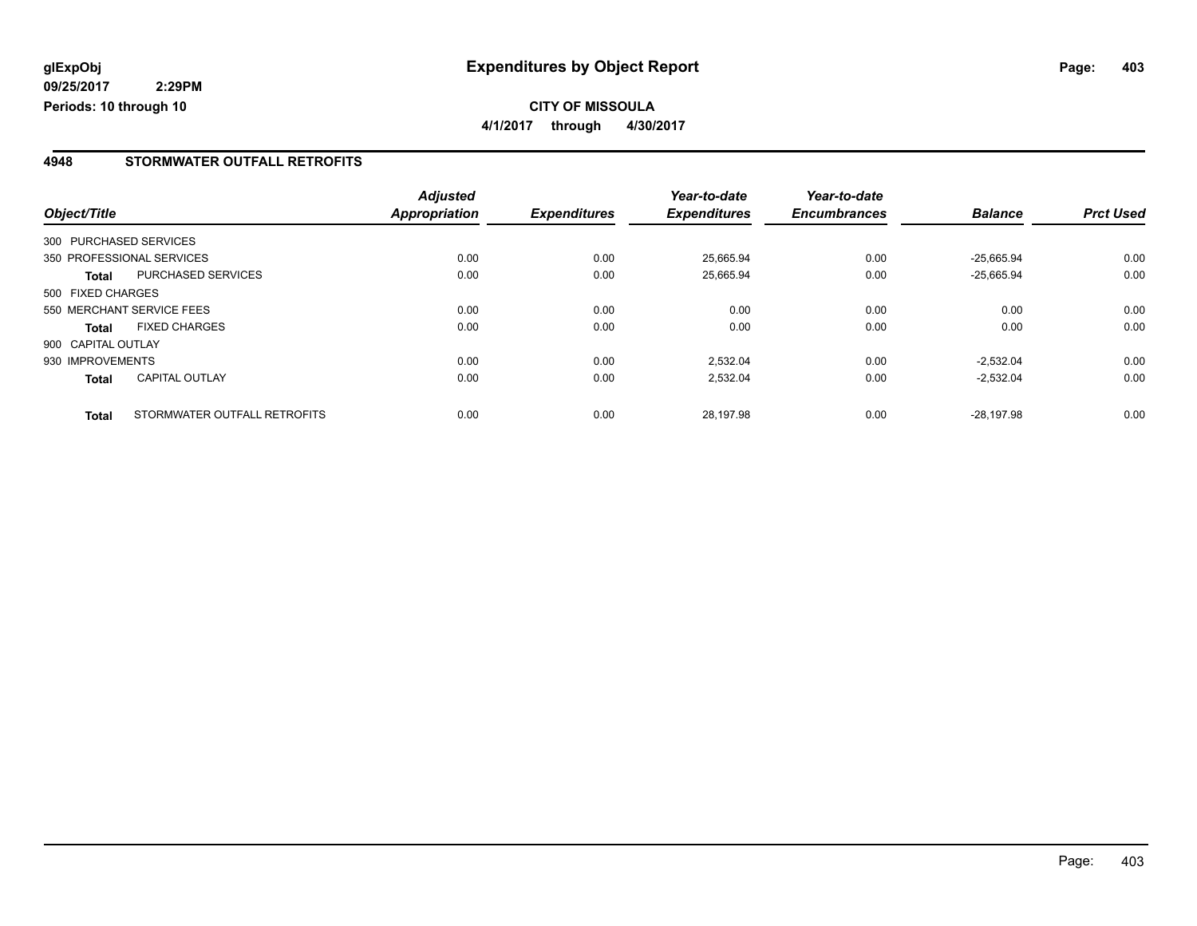**glExpObj**
**09/25/2017 2:29PM**
**Periods: 10 through 10**

# Expenditures by Object Report

**CITY OF MISSOULA**
**4/1/2017 through 4/30/2017**

## 4948 STORMWATER OUTFALL RETROFITS

| Object/Title | | Adjusted Appropriation | Expenditures | Year-to-date Expenditures | Year-to-date Encumbrances | Balance | Prct Used |
|---|---|---|---|---|---|---|---|
| 300 PURCHASED SERVICES | | | | | | | |
| 350 PROFESSIONAL SERVICES | | 0.00 | 0.00 | 25,665.94 | 0.00 | -25,665.94 | 0.00 |
| **Total** | PURCHASED SERVICES | 0.00 | 0.00 | 25,665.94 | 0.00 | -25,665.94 | 0.00 |
| 500 FIXED CHARGES | | | | | | | |
| 550 MERCHANT SERVICE FEES | | 0.00 | 0.00 | 0.00 | 0.00 | 0.00 | 0.00 |
| **Total** | FIXED CHARGES | 0.00 | 0.00 | 0.00 | 0.00 | 0.00 | 0.00 |
| 900 CAPITAL OUTLAY | | | | | | | |
| 930 IMPROVEMENTS | | 0.00 | 0.00 | 2,532.04 | 0.00 | -2,532.04 | 0.00 |
| **Total** | CAPITAL OUTLAY | 0.00 | 0.00 | 2,532.04 | 0.00 | -2,532.04 | 0.00 |
| **Total** | STORMWATER OUTFALL RETROFITS | 0.00 | 0.00 | 28,197.98 | 0.00 | -28,197.98 | 0.00 |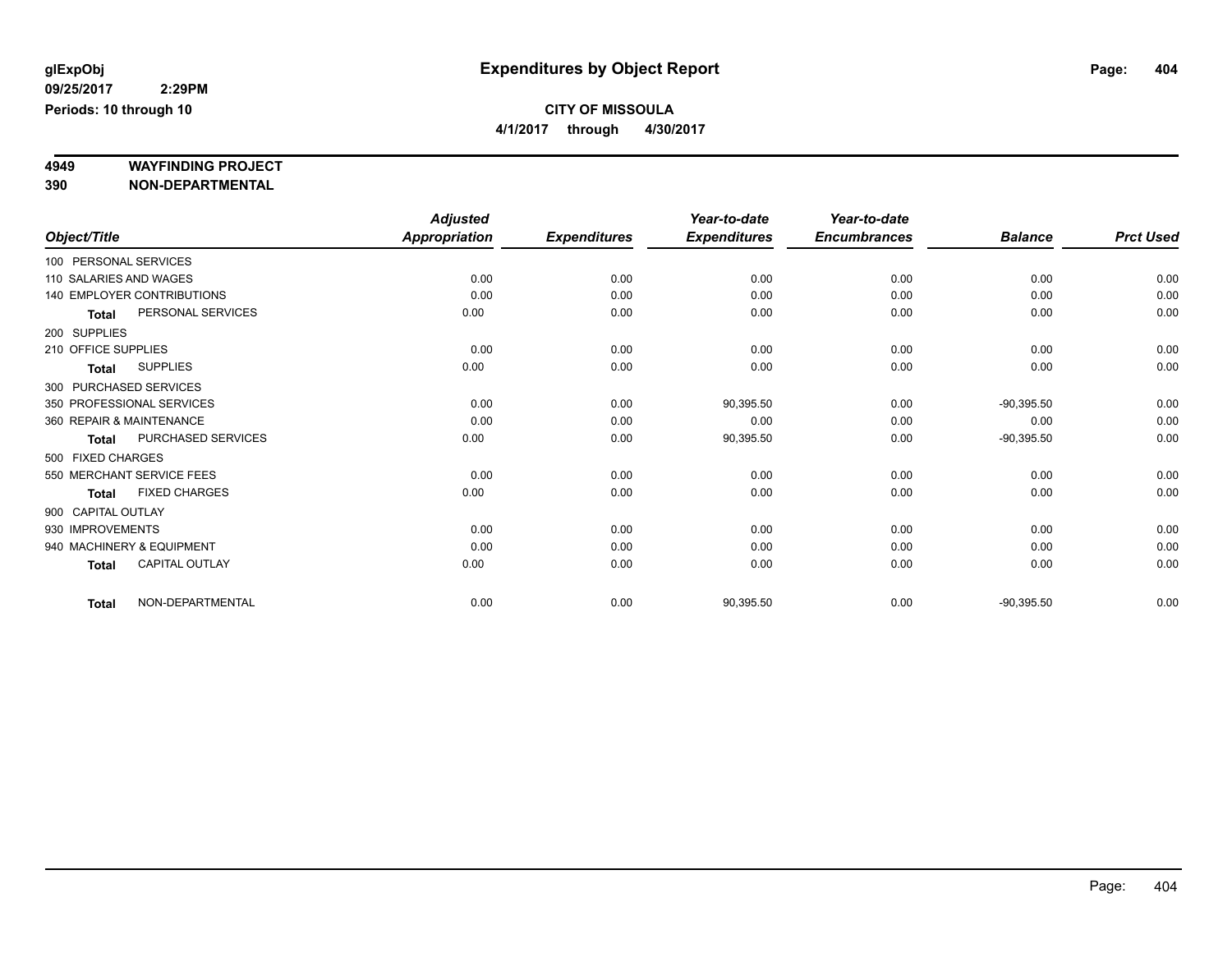# Expenditures by Object Report

glExpObj
09/25/2017 2:29PM
Periods: 10 through 10

**CITY OF MISSOULA**
**4/1/2017 through 4/30/2017**

**4949 WAYFINDING PROJECT**
**390 NON-DEPARTMENTAL**

| Object/Title | Adjusted Appropriation | Expenditures | Year-to-date Expenditures | Year-to-date Encumbrances | Balance | Prct Used |
|---|---|---|---|---|---|---|
| 100 PERSONAL SERVICES | | | | | | |
| 110 SALARIES AND WAGES | 0.00 | 0.00 | 0.00 | 0.00 | 0.00 | 0.00 |
| 140 EMPLOYER CONTRIBUTIONS | 0.00 | 0.00 | 0.00 | 0.00 | 0.00 | 0.00 |
| **Total** PERSONAL SERVICES | 0.00 | 0.00 | 0.00 | 0.00 | 0.00 | 0.00 |
| 200 SUPPLIES | | | | | | |
| 210 OFFICE SUPPLIES | 0.00 | 0.00 | 0.00 | 0.00 | 0.00 | 0.00 |
| **Total** SUPPLIES | 0.00 | 0.00 | 0.00 | 0.00 | 0.00 | 0.00 |
| 300 PURCHASED SERVICES | | | | | | |
| 350 PROFESSIONAL SERVICES | 0.00 | 0.00 | 90,395.50 | 0.00 | -90,395.50 | 0.00 |
| 360 REPAIR & MAINTENANCE | 0.00 | 0.00 | 0.00 | 0.00 | 0.00 | 0.00 |
| **Total** PURCHASED SERVICES | 0.00 | 0.00 | 90,395.50 | 0.00 | -90,395.50 | 0.00 |
| 500 FIXED CHARGES | | | | | | |
| 550 MERCHANT SERVICE FEES | 0.00 | 0.00 | 0.00 | 0.00 | 0.00 | 0.00 |
| **Total** FIXED CHARGES | 0.00 | 0.00 | 0.00 | 0.00 | 0.00 | 0.00 |
| 900 CAPITAL OUTLAY | | | | | | |
| 930 IMPROVEMENTS | 0.00 | 0.00 | 0.00 | 0.00 | 0.00 | 0.00 |
| 940 MACHINERY & EQUIPMENT | 0.00 | 0.00 | 0.00 | 0.00 | 0.00 | 0.00 |
| **Total** CAPITAL OUTLAY | 0.00 | 0.00 | 0.00 | 0.00 | 0.00 | 0.00 |
| **Total** NON-DEPARTMENTAL | 0.00 | 0.00 | 90,395.50 | 0.00 | -90,395.50 | 0.00 |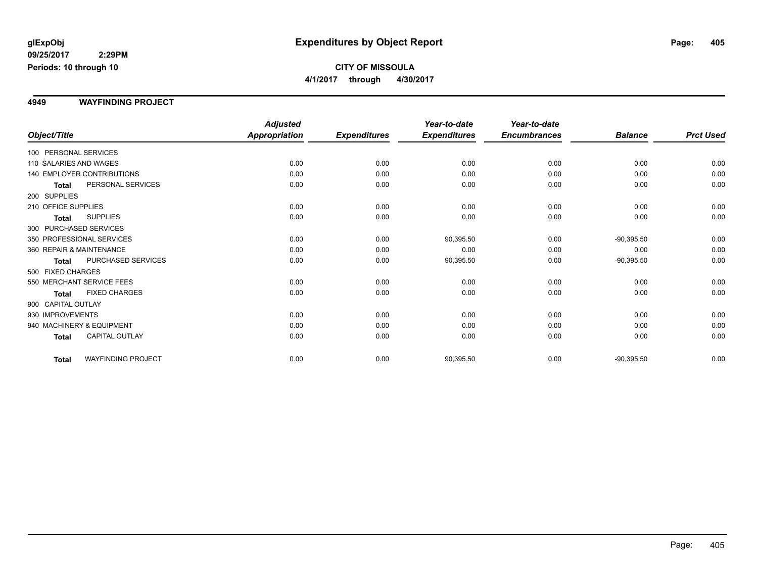**glExpObj**
**09/25/2017 2:29PM**
**Periods: 10 through 10**

# Expenditures by Object Report

**CITY OF MISSOULA**
**4/1/2017 through 4/30/2017**

## 4949 WAYFINDING PROJECT

| Object/Title | | Adjusted Appropriation | Expenditures | Year-to-date Expenditures | Year-to-date Encumbrances | Balance | Prct Used |
|---|---|---|---|---|---|---|---|
| 100 PERSONAL SERVICES | | | | | | | |
| 110 SALARIES AND WAGES | | 0.00 | 0.00 | 0.00 | 0.00 | 0.00 | 0.00 |
| 140 EMPLOYER CONTRIBUTIONS | | 0.00 | 0.00 | 0.00 | 0.00 | 0.00 | 0.00 |
| **Total** | PERSONAL SERVICES | 0.00 | 0.00 | 0.00 | 0.00 | 0.00 | 0.00 |
| 200 SUPPLIES | | | | | | | |
| 210 OFFICE SUPPLIES | | 0.00 | 0.00 | 0.00 | 0.00 | 0.00 | 0.00 |
| **Total** | SUPPLIES | 0.00 | 0.00 | 0.00 | 0.00 | 0.00 | 0.00 |
| 300 PURCHASED SERVICES | | | | | | | |
| 350 PROFESSIONAL SERVICES | | 0.00 | 0.00 | 90,395.50 | 0.00 | -90,395.50 | 0.00 |
| 360 REPAIR & MAINTENANCE | | 0.00 | 0.00 | 0.00 | 0.00 | 0.00 | 0.00 |
| **Total** | PURCHASED SERVICES | 0.00 | 0.00 | 90,395.50 | 0.00 | -90,395.50 | 0.00 |
| 500 FIXED CHARGES | | | | | | | |
| 550 MERCHANT SERVICE FEES | | 0.00 | 0.00 | 0.00 | 0.00 | 0.00 | 0.00 |
| **Total** | FIXED CHARGES | 0.00 | 0.00 | 0.00 | 0.00 | 0.00 | 0.00 |
| 900 CAPITAL OUTLAY | | | | | | | |
| 930 IMPROVEMENTS | | 0.00 | 0.00 | 0.00 | 0.00 | 0.00 | 0.00 |
| 940 MACHINERY & EQUIPMENT | | 0.00 | 0.00 | 0.00 | 0.00 | 0.00 | 0.00 |
| **Total** | CAPITAL OUTLAY | 0.00 | 0.00 | 0.00 | 0.00 | 0.00 | 0.00 |
| **Total** | WAYFINDING PROJECT | 0.00 | 0.00 | 90,395.50 | 0.00 | -90,395.50 | 0.00 |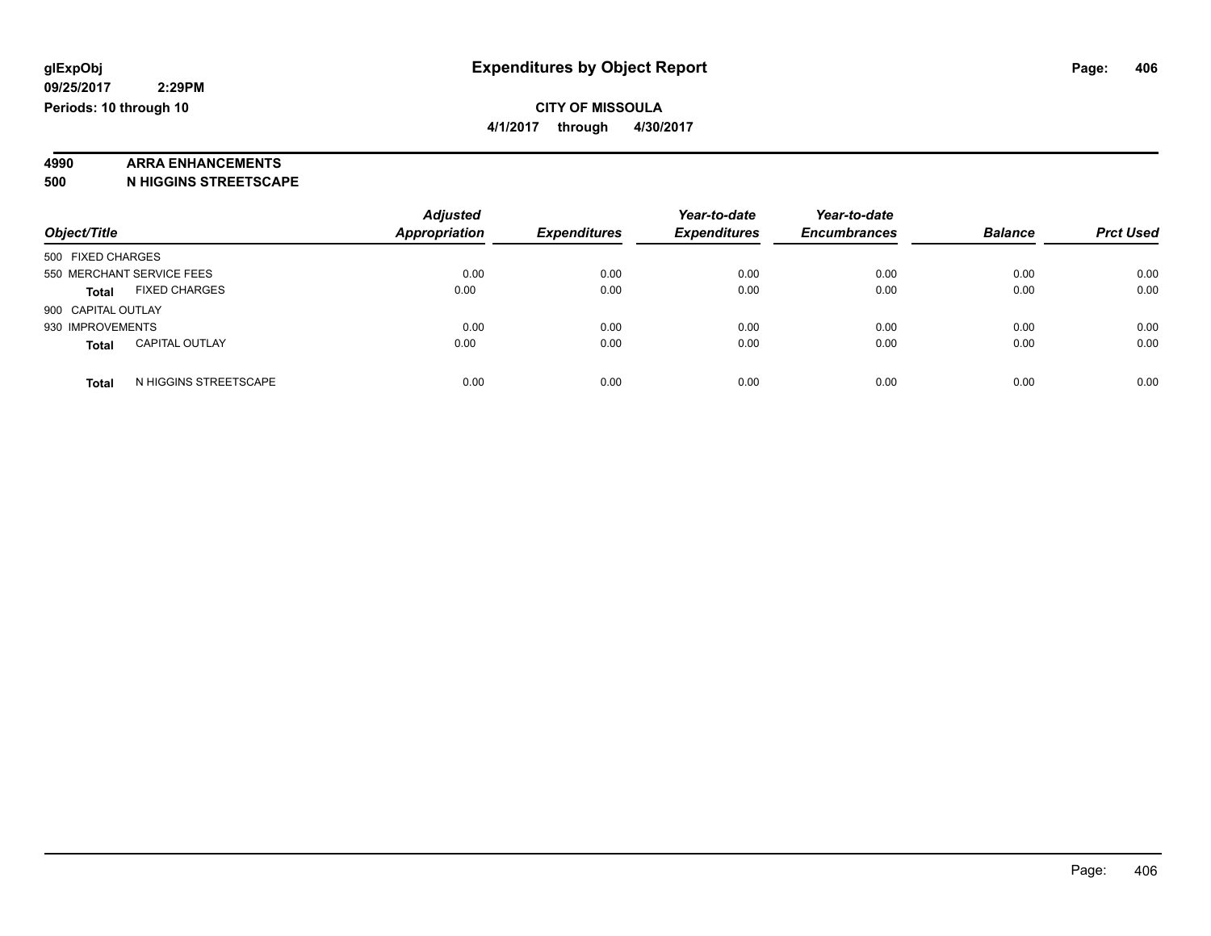**glExpObj** **Expenditures by Object Report**

**09/25/2017 2:29PM**

**Periods: 10 through 10**

**CITY OF MISSOULA**

**4/1/2017 through 4/30/2017**

**4990 ARRA ENHANCEMENTS**

**500 N HIGGINS STREETSCAPE**

| Object/Title | Adjusted Appropriation | Expenditures | Year-to-date Expenditures | Year-to-date Encumbrances | Balance | Prct Used |
|---|---|---|---|---|---|---|
| 500 FIXED CHARGES | | | | | | |
| 550 MERCHANT SERVICE FEES | 0.00 | 0.00 | 0.00 | 0.00 | 0.00 | 0.00 |
| **Total** FIXED CHARGES | 0.00 | 0.00 | 0.00 | 0.00 | 0.00 | 0.00 |
| 900 CAPITAL OUTLAY | | | | | | |
| 930 IMPROVEMENTS | 0.00 | 0.00 | 0.00 | 0.00 | 0.00 | 0.00 |
| **Total** CAPITAL OUTLAY | 0.00 | 0.00 | 0.00 | 0.00 | 0.00 | 0.00 |
| **Total** N HIGGINS STREETSCAPE | 0.00 | 0.00 | 0.00 | 0.00 | 0.00 | 0.00 |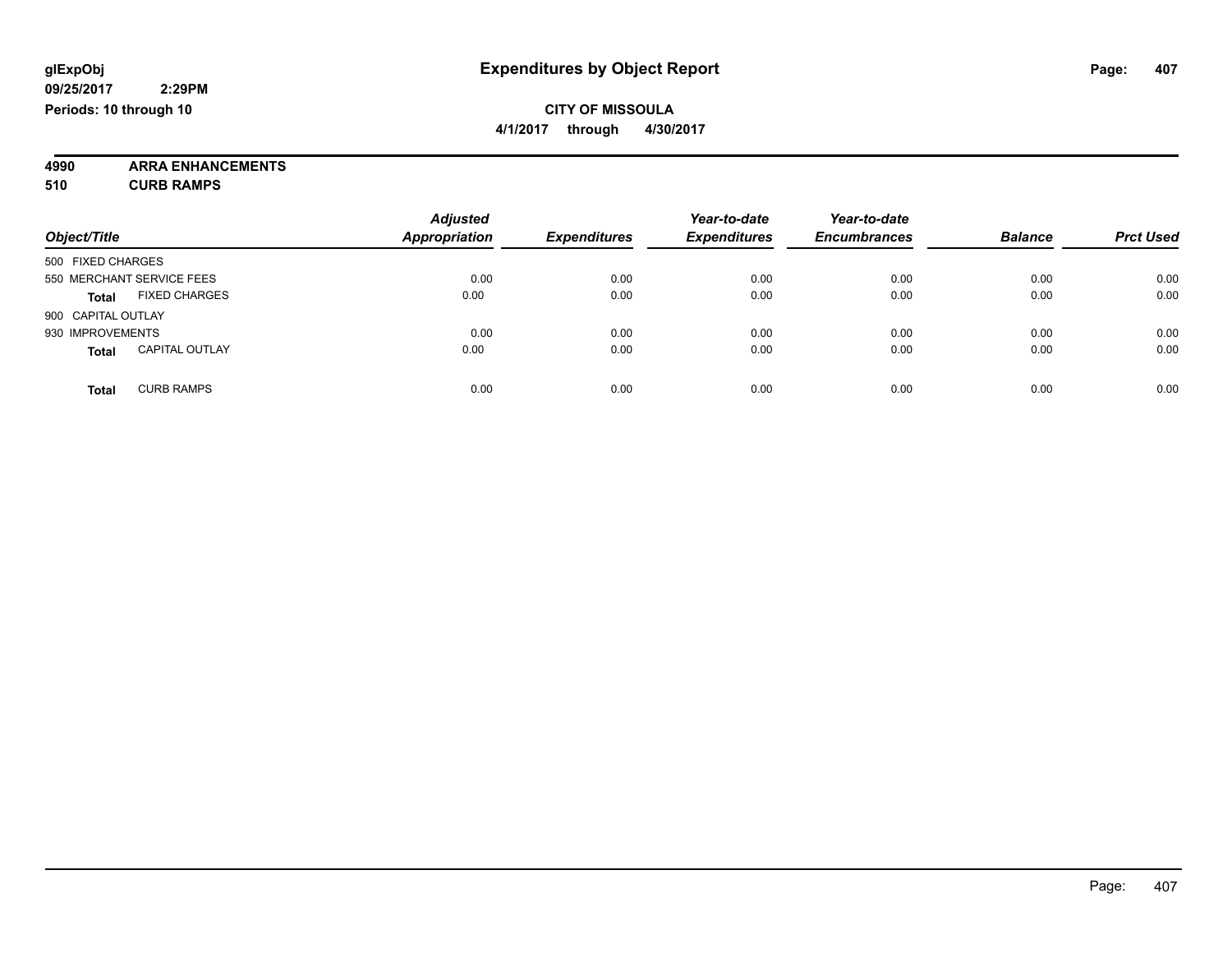# Expenditures by Object Report

glExpObj
09/25/2017 2:29PM
Periods: 10 through 10

**CITY OF MISSOULA**
**4/1/2017 through 4/30/2017**

**4990 ARRA ENHANCEMENTS**
**510 CURB RAMPS**

| Object/Title | Adjusted Appropriation | Expenditures | Year-to-date Expenditures | Year-to-date Encumbrances | Balance | Prct Used |
|---|---|---|---|---|---|---|
| 500 FIXED CHARGES | | | | | | |
| 550 MERCHANT SERVICE FEES | 0.00 | 0.00 | 0.00 | 0.00 | 0.00 | 0.00 |
| **Total** FIXED CHARGES | 0.00 | 0.00 | 0.00 | 0.00 | 0.00 | 0.00 |
| 900 CAPITAL OUTLAY | | | | | | |
| 930 IMPROVEMENTS | 0.00 | 0.00 | 0.00 | 0.00 | 0.00 | 0.00 |
| **Total** CAPITAL OUTLAY | 0.00 | 0.00 | 0.00 | 0.00 | 0.00 | 0.00 |
| **Total** CURB RAMPS | 0.00 | 0.00 | 0.00 | 0.00 | 0.00 | 0.00 |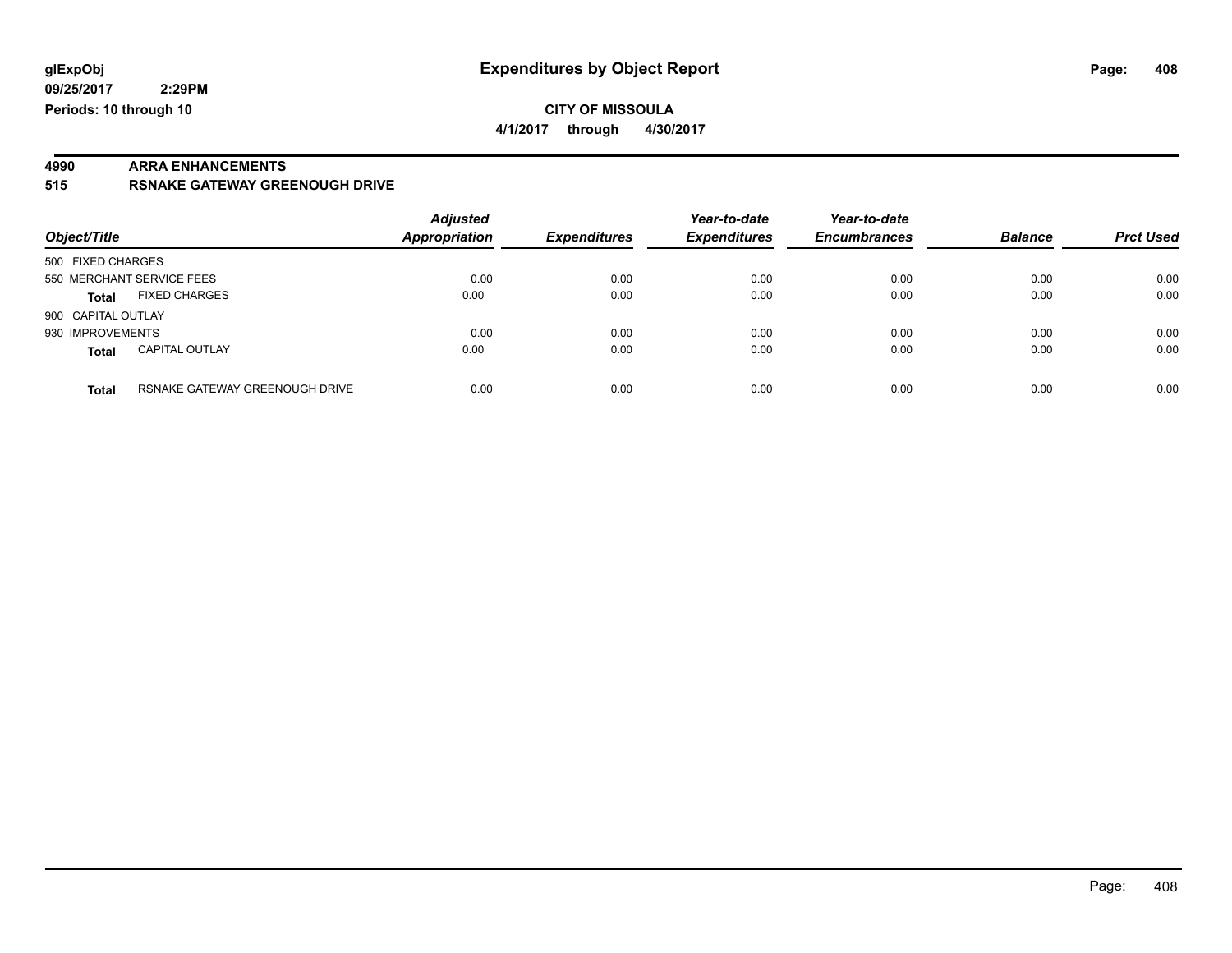**glExpObj**
**09/25/2017 2:29PM**
**Periods: 10 through 10**

# Expenditures by Object Report

**CITY OF MISSOULA**
**4/1/2017 through 4/30/2017**

## 4990 ARRA ENHANCEMENTS
## 515 RSNAKE GATEWAY GREENOUGH DRIVE

| Object/Title | | Adjusted Appropriation | Expenditures | Year-to-date Expenditures | Year-to-date Encumbrances | Balance | Prct Used |
|---|---|---|---|---|---|---|---|
| 500 FIXED CHARGES | | | | | | | |
| 550 MERCHANT SERVICE FEES | | 0.00 | 0.00 | 0.00 | 0.00 | 0.00 | 0.00 |
| **Total** | FIXED CHARGES | 0.00 | 0.00 | 0.00 | 0.00 | 0.00 | 0.00 |
| 900 CAPITAL OUTLAY | | | | | | | |
| 930 IMPROVEMENTS | | 0.00 | 0.00 | 0.00 | 0.00 | 0.00 | 0.00 |
| **Total** | CAPITAL OUTLAY | 0.00 | 0.00 | 0.00 | 0.00 | 0.00 | 0.00 |
| **Total** | RSNAKE GATEWAY GREENOUGH DRIVE | 0.00 | 0.00 | 0.00 | 0.00 | 0.00 | 0.00 |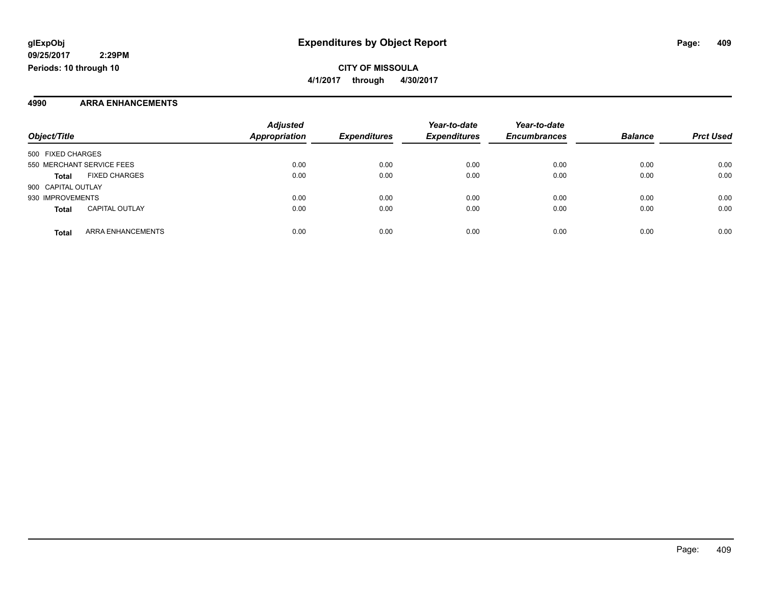**glExpObj** **Expenditures by Object Report**

**09/25/2017 2:29PM**

**Periods: 10 through 10**

**CITY OF MISSOULA**

**4/1/2017 through 4/30/2017**

## 4990 ARRA ENHANCEMENTS

| Object/Title | | Adjusted Appropriation | Expenditures | Year-to-date Expenditures | Year-to-date Encumbrances | Balance | Prct Used |
|---|---|---|---|---|---|---|---|
| 500 FIXED CHARGES | | | | | | | |
| 550 MERCHANT SERVICE FEES | | 0.00 | 0.00 | 0.00 | 0.00 | 0.00 | 0.00 |
| **Total** | FIXED CHARGES | 0.00 | 0.00 | 0.00 | 0.00 | 0.00 | 0.00 |
| 900 CAPITAL OUTLAY | | | | | | | |
| 930 IMPROVEMENTS | | 0.00 | 0.00 | 0.00 | 0.00 | 0.00 | 0.00 |
| **Total** | CAPITAL OUTLAY | 0.00 | 0.00 | 0.00 | 0.00 | 0.00 | 0.00 |
| **Total** | ARRA ENHANCEMENTS | 0.00 | 0.00 | 0.00 | 0.00 | 0.00 | 0.00 |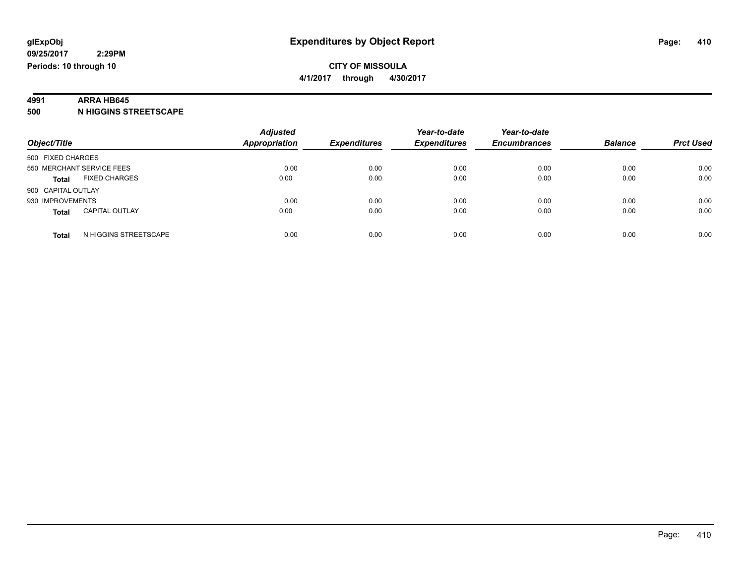glExpObj
09/25/2017 2:29PM
Periods: 10 through 10

# Expenditures by Object Report

**CITY OF MISSOULA**
**4/1/2017 through 4/30/2017**

**4991 ARRA HB645**
**500 N HIGGINS STREETSCAPE**

| Object/Title | Adjusted Appropriation | Expenditures | Year-to-date Expenditures | Year-to-date Encumbrances | Balance | Prct Used |
|---|---|---|---|---|---|---|
| 500 FIXED CHARGES | | | | | | |
| 550 MERCHANT SERVICE FEES | 0.00 | 0.00 | 0.00 | 0.00 | 0.00 | 0.00 |
| **Total** FIXED CHARGES | 0.00 | 0.00 | 0.00 | 0.00 | 0.00 | 0.00 |
| 900 CAPITAL OUTLAY | | | | | | |
| 930 IMPROVEMENTS | 0.00 | 0.00 | 0.00 | 0.00 | 0.00 | 0.00 |
| **Total** CAPITAL OUTLAY | 0.00 | 0.00 | 0.00 | 0.00 | 0.00 | 0.00 |
| **Total** N HIGGINS STREETSCAPE | 0.00 | 0.00 | 0.00 | 0.00 | 0.00 | 0.00 |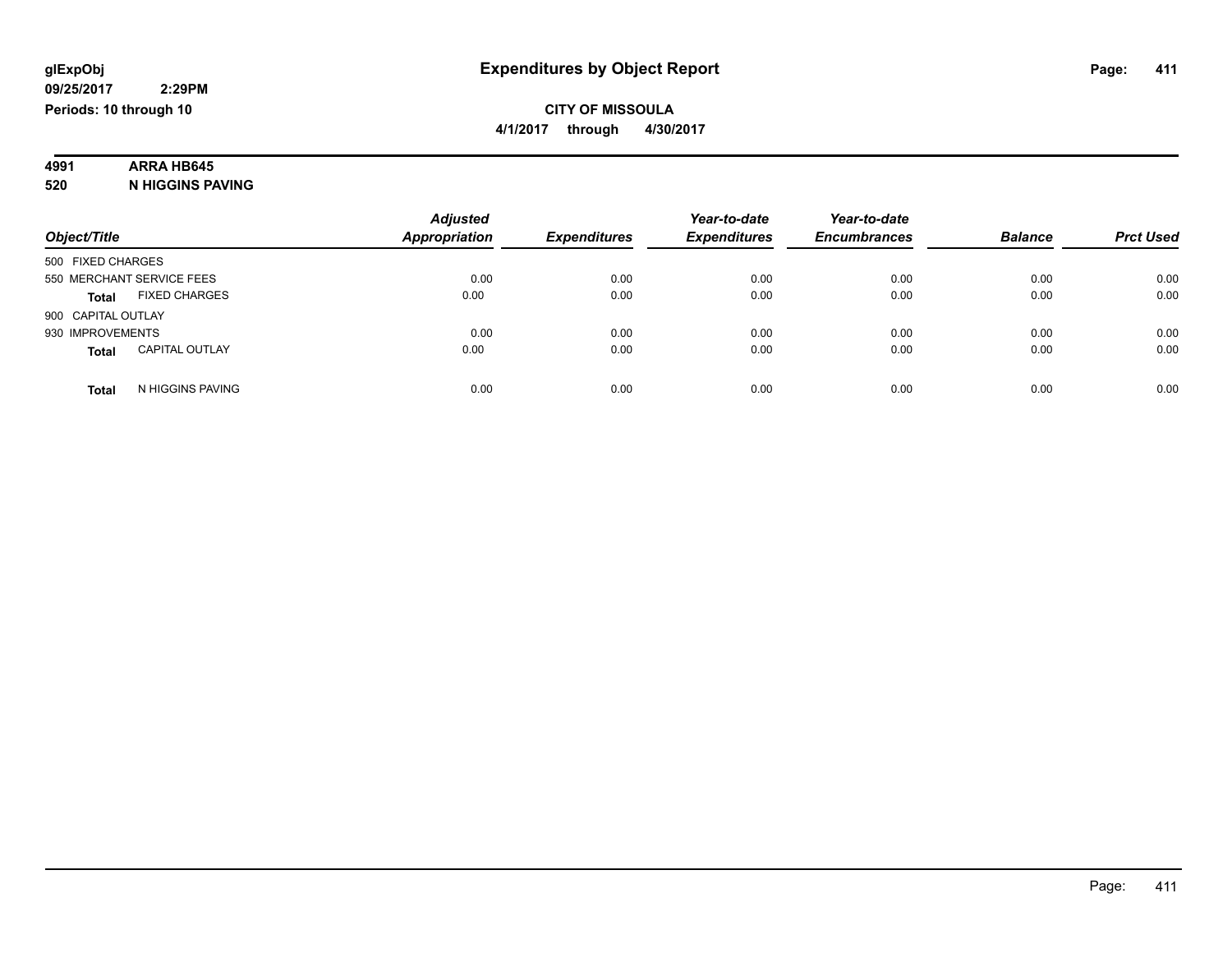glExpObj
09/25/2017 2:29PM
Periods: 10 through 10

# Expenditures by Object Report

**CITY OF MISSOULA**
**4/1/2017 through 4/30/2017**

**4991 ARRA HB645**
**520 N HIGGINS PAVING**

| Object/Title | Adjusted Appropriation | Expenditures | Year-to-date Expenditures | Year-to-date Encumbrances | Balance | Prct Used |
|---|---|---|---|---|---|---|
| 500 FIXED CHARGES | | | | | | |
| 550 MERCHANT SERVICE FEES | 0.00 | 0.00 | 0.00 | 0.00 | 0.00 | 0.00 |
| **Total** FIXED CHARGES | 0.00 | 0.00 | 0.00 | 0.00 | 0.00 | 0.00 |
| 900 CAPITAL OUTLAY | | | | | | |
| 930 IMPROVEMENTS | 0.00 | 0.00 | 0.00 | 0.00 | 0.00 | 0.00 |
| **Total** CAPITAL OUTLAY | 0.00 | 0.00 | 0.00 | 0.00 | 0.00 | 0.00 |
| **Total** N HIGGINS PAVING | 0.00 | 0.00 | 0.00 | 0.00 | 0.00 | 0.00 |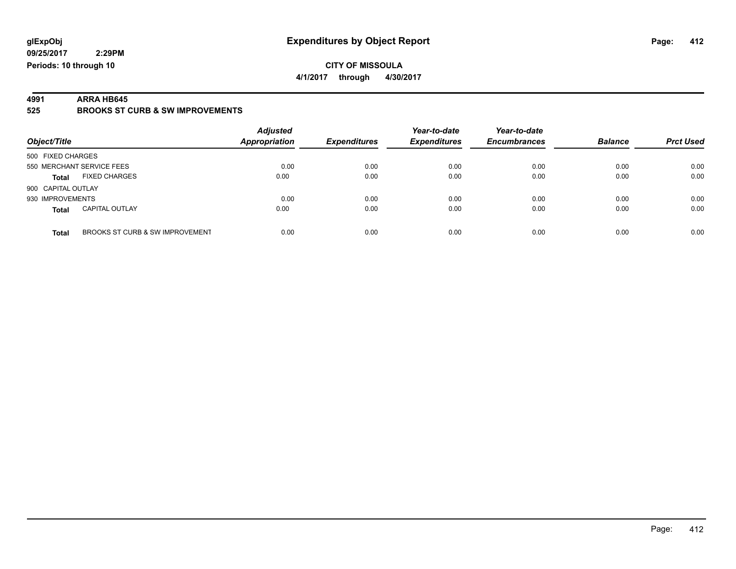glExpObj
09/25/2017 2:29PM
Periods: 10 through 10

# Expenditures by Object Report

**CITY OF MISSOULA**

**4/1/2017 through 4/30/2017**

**4991 ARRA HB645**

**525 BROOKS ST CURB & SW IMPROVEMENTS**

| Object/Title | | Adjusted Appropriation | Expenditures | Year-to-date Expenditures | Year-to-date Encumbrances | Balance | Prct Used |
|---|---|---|---|---|---|---|---|
| 500 FIXED CHARGES | | | | | | | |
| 550 MERCHANT SERVICE FEES | | 0.00 | 0.00 | 0.00 | 0.00 | 0.00 | 0.00 |
| **Total** | FIXED CHARGES | 0.00 | 0.00 | 0.00 | 0.00 | 0.00 | 0.00 |
| 900 CAPITAL OUTLAY | | | | | | | |
| 930 IMPROVEMENTS | | 0.00 | 0.00 | 0.00 | 0.00 | 0.00 | 0.00 |
| **Total** | CAPITAL OUTLAY | 0.00 | 0.00 | 0.00 | 0.00 | 0.00 | 0.00 |
| **Total** | BROOKS ST CURB & SW IMPROVEMENT | 0.00 | 0.00 | 0.00 | 0.00 | 0.00 | 0.00 |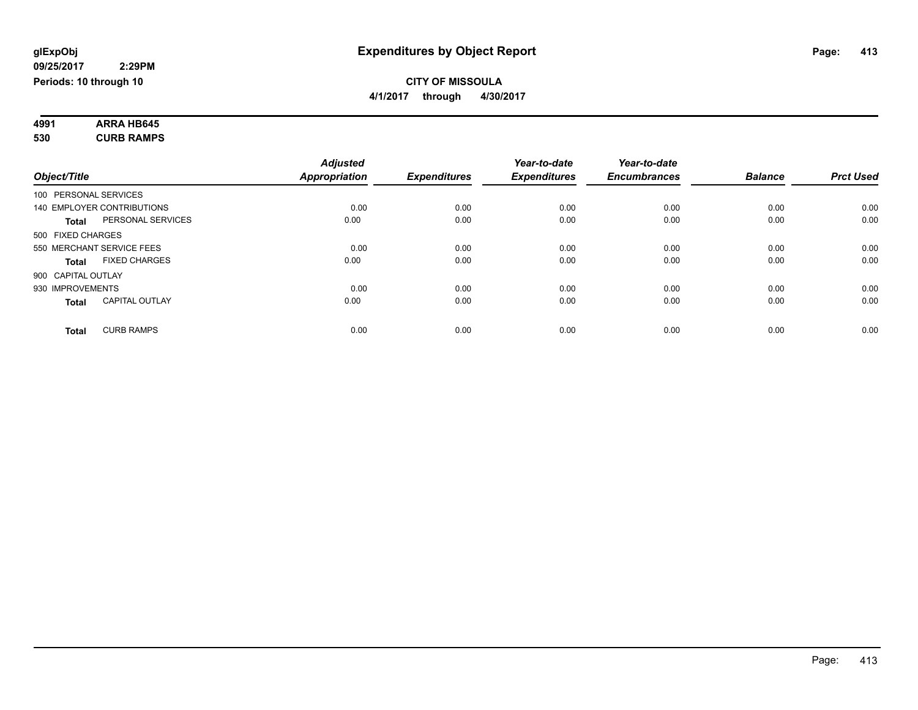glExpObj
09/25/2017 2:29PM
Periods: 10 through 10

# Expenditures by Object Report

**CITY OF MISSOULA**
**4/1/2017 through 4/30/2017**

**4991 ARRA HB645**
**530 CURB RAMPS**

| Object/Title | Adjusted Appropriation | Expenditures | Year-to-date Expenditures | Year-to-date Encumbrances | Balance | Prct Used |
|---|---|---|---|---|---|---|
| 100 PERSONAL SERVICES | | | | | | |
| 140 EMPLOYER CONTRIBUTIONS | 0.00 | 0.00 | 0.00 | 0.00 | 0.00 | 0.00 |
| **Total** PERSONAL SERVICES | 0.00 | 0.00 | 0.00 | 0.00 | 0.00 | 0.00 |
| 500 FIXED CHARGES | | | | | | |
| 550 MERCHANT SERVICE FEES | 0.00 | 0.00 | 0.00 | 0.00 | 0.00 | 0.00 |
| **Total** FIXED CHARGES | 0.00 | 0.00 | 0.00 | 0.00 | 0.00 | 0.00 |
| 900 CAPITAL OUTLAY | | | | | | |
| 930 IMPROVEMENTS | 0.00 | 0.00 | 0.00 | 0.00 | 0.00 | 0.00 |
| **Total** CAPITAL OUTLAY | 0.00 | 0.00 | 0.00 | 0.00 | 0.00 | 0.00 |
| **Total** CURB RAMPS | 0.00 | 0.00 | 0.00 | 0.00 | 0.00 | 0.00 |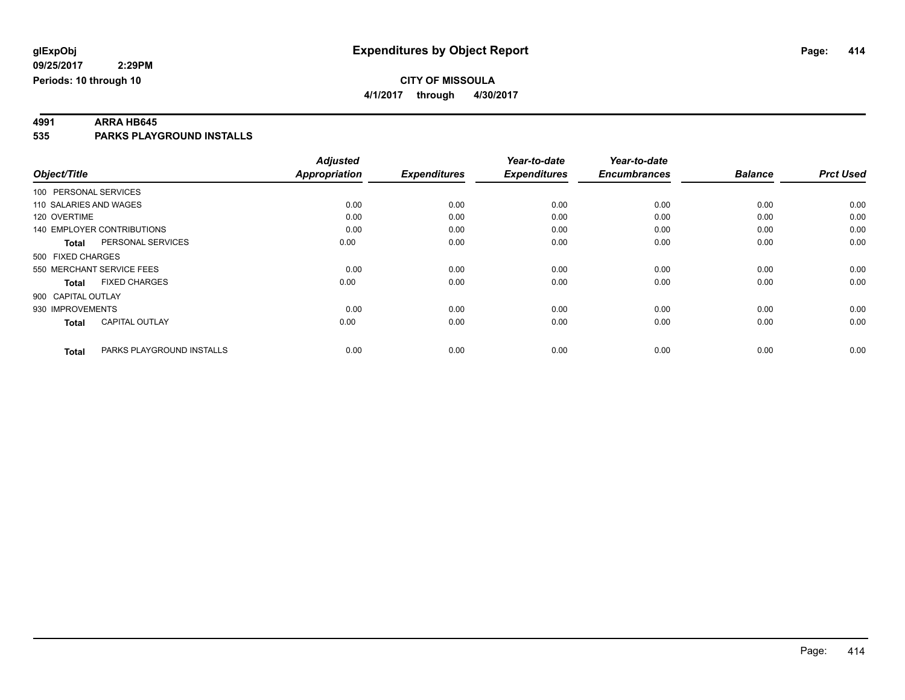# Expenditures by Object Report

**glExpObj**
**09/25/2017 2:29PM**
**Periods: 10 through 10**

**CITY OF MISSOULA**
**4/1/2017 through 4/30/2017**

## 4991 ARRA HB645
## 535 PARKS PLAYGROUND INSTALLS

| Object/Title | Adjusted Appropriation | Expenditures | Year-to-date Expenditures | Year-to-date Encumbrances | Balance | Prct Used |
|---|---|---|---|---|---|---|
| 100 PERSONAL SERVICES | | | | | | |
| 110 SALARIES AND WAGES | 0.00 | 0.00 | 0.00 | 0.00 | 0.00 | 0.00 |
| 120 OVERTIME | 0.00 | 0.00 | 0.00 | 0.00 | 0.00 | 0.00 |
| 140 EMPLOYER CONTRIBUTIONS | 0.00 | 0.00 | 0.00 | 0.00 | 0.00 | 0.00 |
| **Total** PERSONAL SERVICES | 0.00 | 0.00 | 0.00 | 0.00 | 0.00 | 0.00 |
| 500 FIXED CHARGES | | | | | | |
| 550 MERCHANT SERVICE FEES | 0.00 | 0.00 | 0.00 | 0.00 | 0.00 | 0.00 |
| **Total** FIXED CHARGES | 0.00 | 0.00 | 0.00 | 0.00 | 0.00 | 0.00 |
| 900 CAPITAL OUTLAY | | | | | | |
| 930 IMPROVEMENTS | 0.00 | 0.00 | 0.00 | 0.00 | 0.00 | 0.00 |
| **Total** CAPITAL OUTLAY | 0.00 | 0.00 | 0.00 | 0.00 | 0.00 | 0.00 |
| **Total** PARKS PLAYGROUND INSTALLS | 0.00 | 0.00 | 0.00 | 0.00 | 0.00 | 0.00 |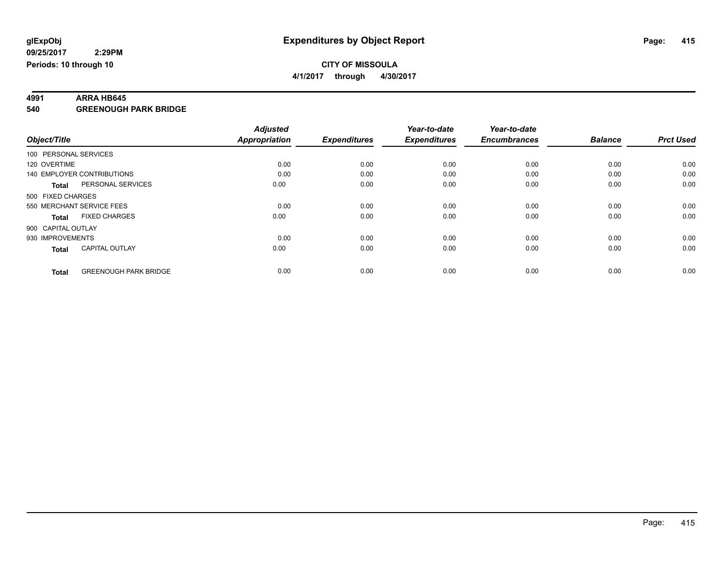**glExpObj**
**09/25/2017 2:29PM**
**Periods: 10 through 10**

# Expenditures by Object Report

**CITY OF MISSOULA**
**4/1/2017 through 4/30/2017**

## 4991 ARRA HB645
## 540 GREENOUGH PARK BRIDGE

| Object/Title | Adjusted Appropriation | Expenditures | Year-to-date Expenditures | Year-to-date Encumbrances | Balance | Prct Used |
|---|---|---|---|---|---|---|
| 100 PERSONAL SERVICES | | | | | | |
| 120 OVERTIME | 0.00 | 0.00 | 0.00 | 0.00 | 0.00 | 0.00 |
| 140 EMPLOYER CONTRIBUTIONS | 0.00 | 0.00 | 0.00 | 0.00 | 0.00 | 0.00 |
| **Total** PERSONAL SERVICES | 0.00 | 0.00 | 0.00 | 0.00 | 0.00 | 0.00 |
| 500 FIXED CHARGES | | | | | | |
| 550 MERCHANT SERVICE FEES | 0.00 | 0.00 | 0.00 | 0.00 | 0.00 | 0.00 |
| **Total** FIXED CHARGES | 0.00 | 0.00 | 0.00 | 0.00 | 0.00 | 0.00 |
| 900 CAPITAL OUTLAY | | | | | | |
| 930 IMPROVEMENTS | 0.00 | 0.00 | 0.00 | 0.00 | 0.00 | 0.00 |
| **Total** CAPITAL OUTLAY | 0.00 | 0.00 | 0.00 | 0.00 | 0.00 | 0.00 |
| **Total** GREENOUGH PARK BRIDGE | 0.00 | 0.00 | 0.00 | 0.00 | 0.00 | 0.00 |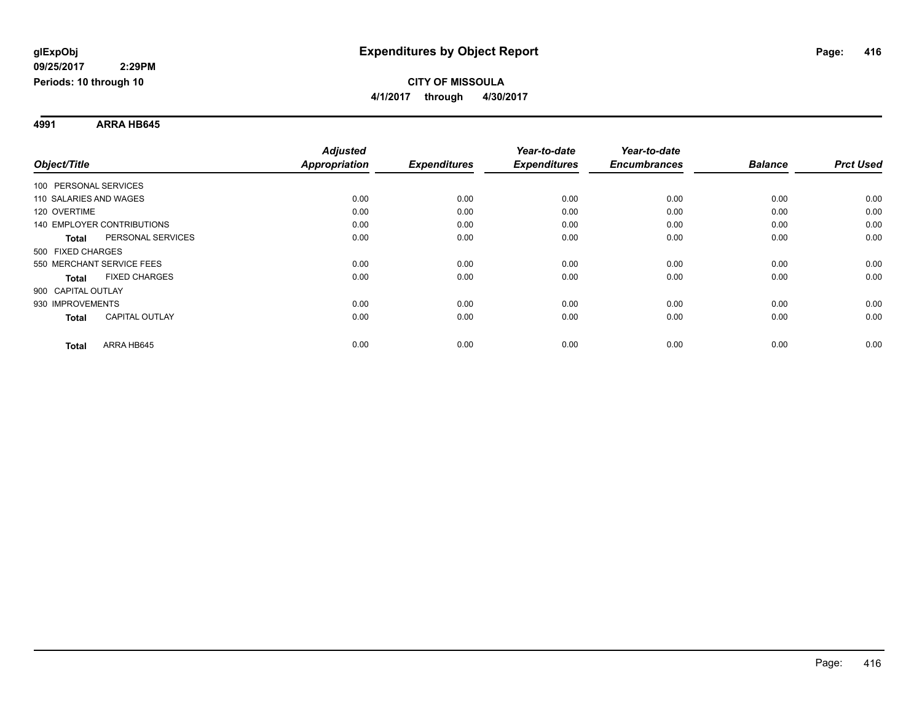# Expenditures by Object Report

glExpObj
09/25/2017 2:29PM
Periods: 10 through 10

**CITY OF MISSOULA**
**4/1/2017 through 4/30/2017**

## 4991 ARRA HB645

| Object/Title | Adjusted Appropriation | Expenditures | Year-to-date Expenditures | Year-to-date Encumbrances | Balance | Prct Used |
|---|---|---|---|---|---|---|
| 100 PERSONAL SERVICES | | | | | | |
| 110 SALARIES AND WAGES | 0.00 | 0.00 | 0.00 | 0.00 | 0.00 | 0.00 |
| 120 OVERTIME | 0.00 | 0.00 | 0.00 | 0.00 | 0.00 | 0.00 |
| 140 EMPLOYER CONTRIBUTIONS | 0.00 | 0.00 | 0.00 | 0.00 | 0.00 | 0.00 |
| **Total** PERSONAL SERVICES | 0.00 | 0.00 | 0.00 | 0.00 | 0.00 | 0.00 |
| 500 FIXED CHARGES | | | | | | |
| 550 MERCHANT SERVICE FEES | 0.00 | 0.00 | 0.00 | 0.00 | 0.00 | 0.00 |
| **Total** FIXED CHARGES | 0.00 | 0.00 | 0.00 | 0.00 | 0.00 | 0.00 |
| 900 CAPITAL OUTLAY | | | | | | |
| 930 IMPROVEMENTS | 0.00 | 0.00 | 0.00 | 0.00 | 0.00 | 0.00 |
| **Total** CAPITAL OUTLAY | 0.00 | 0.00 | 0.00 | 0.00 | 0.00 | 0.00 |
| **Total** ARRA HB645 | 0.00 | 0.00 | 0.00 | 0.00 | 0.00 | 0.00 |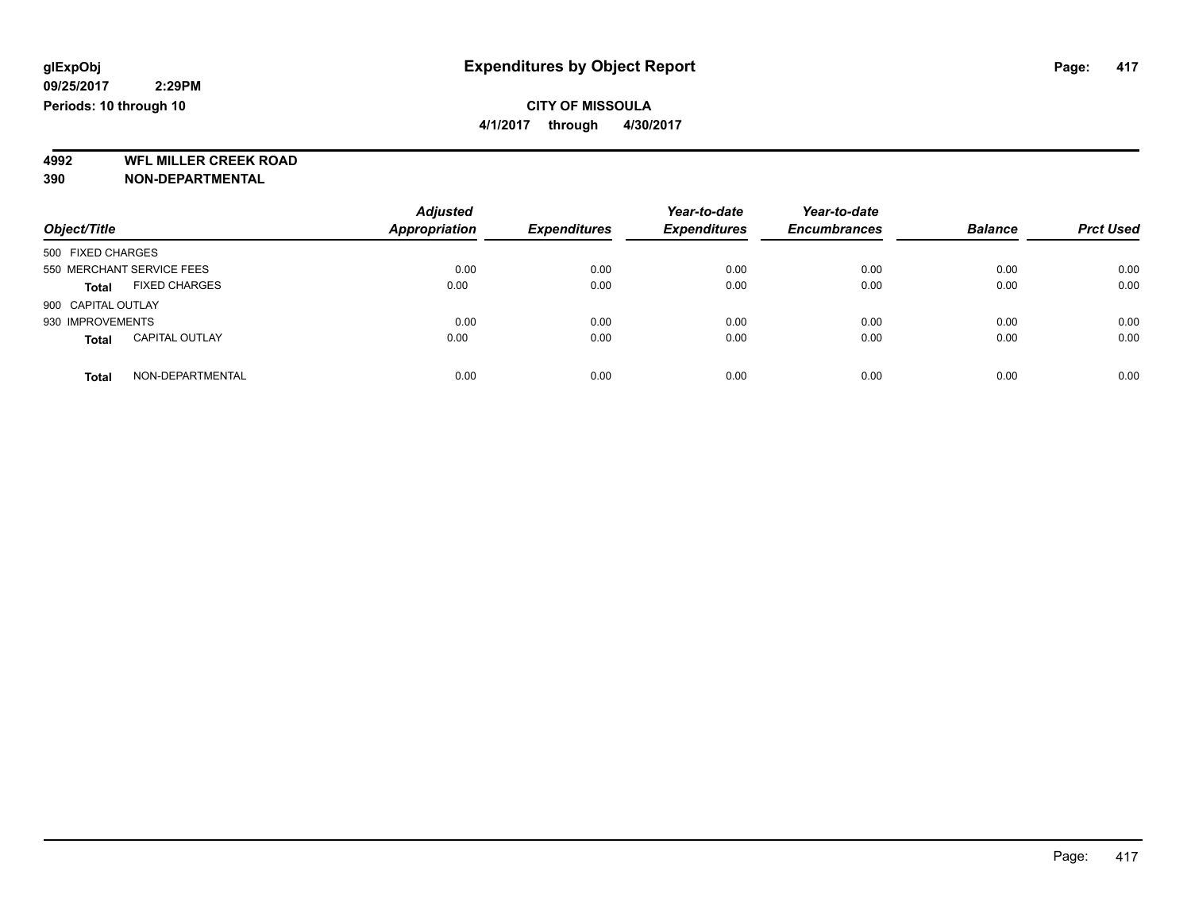# Expenditures by Object Report

glExpObj
09/25/2017 2:29PM
Periods: 10 through 10

**CITY OF MISSOULA**
**4/1/2017 through 4/30/2017**

**4992 WFL MILLER CREEK ROAD**
**390 NON-DEPARTMENTAL**

| Object/Title | Adjusted Appropriation | Expenditures | Year-to-date Expenditures | Year-to-date Encumbrances | Balance | Prct Used |
|---|---|---|---|---|---|---|
| 500 FIXED CHARGES | | | | | | |
| 550 MERCHANT SERVICE FEES | 0.00 | 0.00 | 0.00 | 0.00 | 0.00 | 0.00 |
| **Total** FIXED CHARGES | 0.00 | 0.00 | 0.00 | 0.00 | 0.00 | 0.00 |
| 900 CAPITAL OUTLAY | | | | | | |
| 930 IMPROVEMENTS | 0.00 | 0.00 | 0.00 | 0.00 | 0.00 | 0.00 |
| **Total** CAPITAL OUTLAY | 0.00 | 0.00 | 0.00 | 0.00 | 0.00 | 0.00 |
| **Total** NON-DEPARTMENTAL | 0.00 | 0.00 | 0.00 | 0.00 | 0.00 | 0.00 |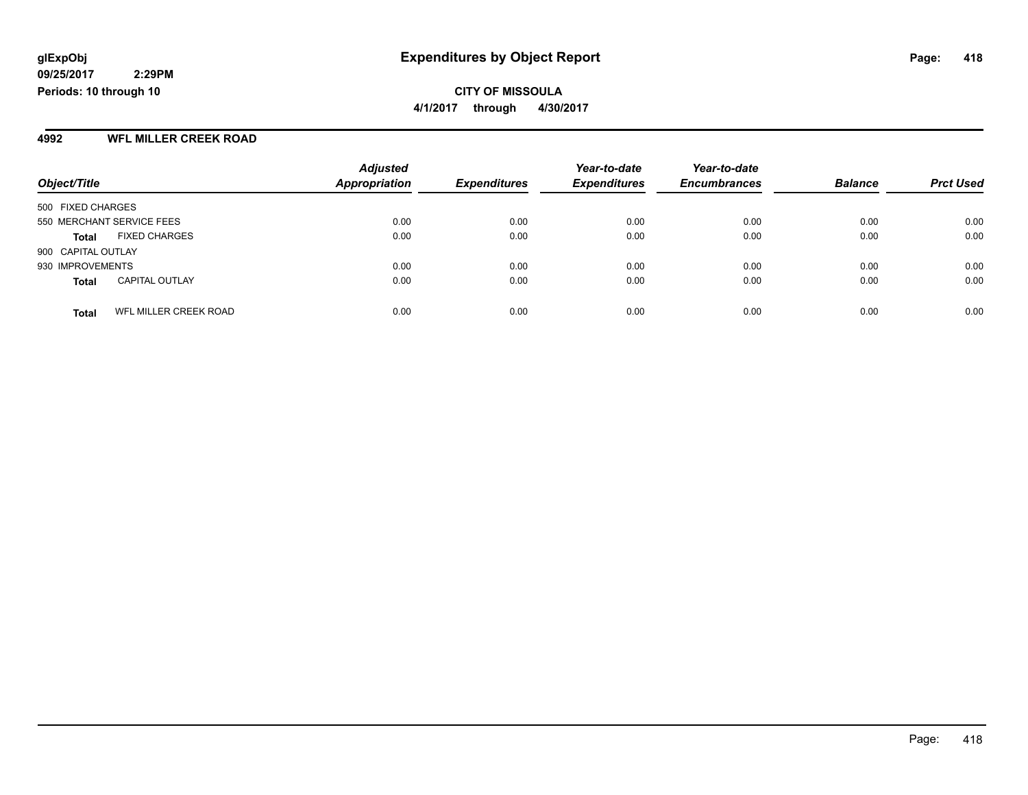# Expenditures by Object Report

glExpObj
09/25/2017 2:29PM
Periods: 10 through 10

**CITY OF MISSOULA**
**4/1/2017 through 4/30/2017**

## 4992 WFL MILLER CREEK ROAD

| Object/Title | Adjusted Appropriation | Expenditures | Year-to-date Expenditures | Year-to-date Encumbrances | Balance | Prct Used |
|---|---|---|---|---|---|---|
| 500 FIXED CHARGES | | | | | | |
| 550 MERCHANT SERVICE FEES | 0.00 | 0.00 | 0.00 | 0.00 | 0.00 | 0.00 |
| **Total** FIXED CHARGES | 0.00 | 0.00 | 0.00 | 0.00 | 0.00 | 0.00 |
| 900 CAPITAL OUTLAY | | | | | | |
| 930 IMPROVEMENTS | 0.00 | 0.00 | 0.00 | 0.00 | 0.00 | 0.00 |
| **Total** CAPITAL OUTLAY | 0.00 | 0.00 | 0.00 | 0.00 | 0.00 | 0.00 |
| **Total** WFL MILLER CREEK ROAD | 0.00 | 0.00 | 0.00 | 0.00 | 0.00 | 0.00 |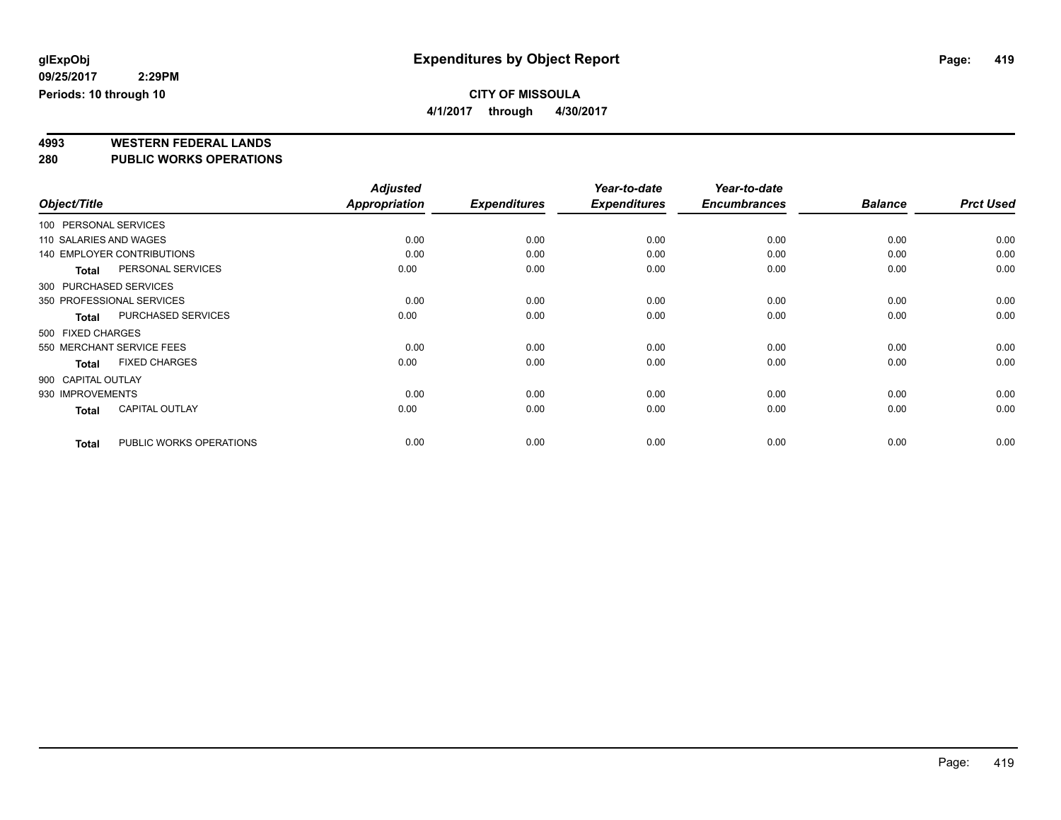**glExpObj**
**09/25/2017 2:29PM**
**Periods: 10 through 10**

# Expenditures by Object Report

**CITY OF MISSOULA**
**4/1/2017 through 4/30/2017**

**4993 WESTERN FEDERAL LANDS**
**280 PUBLIC WORKS OPERATIONS**

| Object/Title | Adjusted Appropriation | Expenditures | Year-to-date Expenditures | Year-to-date Encumbrances | Balance | Prct Used |
|---|---|---|---|---|---|---|
| 100 PERSONAL SERVICES | | | | | | |
| 110 SALARIES AND WAGES | 0.00 | 0.00 | 0.00 | 0.00 | 0.00 | 0.00 |
| 140 EMPLOYER CONTRIBUTIONS | 0.00 | 0.00 | 0.00 | 0.00 | 0.00 | 0.00 |
| **Total** PERSONAL SERVICES | 0.00 | 0.00 | 0.00 | 0.00 | 0.00 | 0.00 |
| 300 PURCHASED SERVICES | | | | | | |
| 350 PROFESSIONAL SERVICES | 0.00 | 0.00 | 0.00 | 0.00 | 0.00 | 0.00 |
| **Total** PURCHASED SERVICES | 0.00 | 0.00 | 0.00 | 0.00 | 0.00 | 0.00 |
| 500 FIXED CHARGES | | | | | | |
| 550 MERCHANT SERVICE FEES | 0.00 | 0.00 | 0.00 | 0.00 | 0.00 | 0.00 |
| **Total** FIXED CHARGES | 0.00 | 0.00 | 0.00 | 0.00 | 0.00 | 0.00 |
| 900 CAPITAL OUTLAY | | | | | | |
| 930 IMPROVEMENTS | 0.00 | 0.00 | 0.00 | 0.00 | 0.00 | 0.00 |
| **Total** CAPITAL OUTLAY | 0.00 | 0.00 | 0.00 | 0.00 | 0.00 | 0.00 |
| **Total** PUBLIC WORKS OPERATIONS | 0.00 | 0.00 | 0.00 | 0.00 | 0.00 | 0.00 |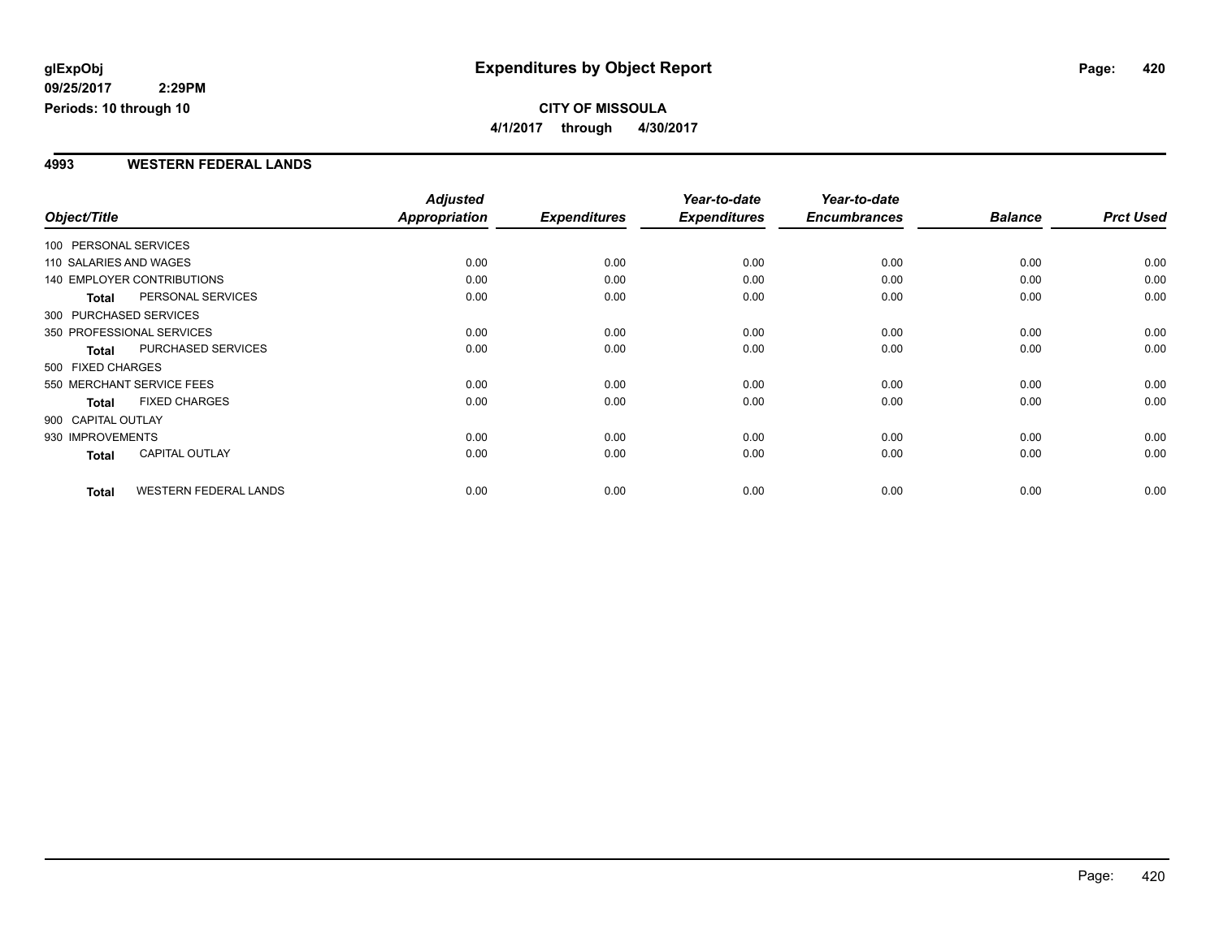glExpObj
09/25/2017 2:29PM
Periods: 10 through 10

# Expenditures by Object Report

**CITY OF MISSOULA**
**4/1/2017 through 4/30/2017**

## 4993 WESTERN FEDERAL LANDS

| Object/Title | Adjusted Appropriation | Expenditures | Year-to-date Expenditures | Year-to-date Encumbrances | Balance | Prct Used |
|---|---|---|---|---|---|---|
| 100 PERSONAL SERVICES | | | | | | |
| 110 SALARIES AND WAGES | 0.00 | 0.00 | 0.00 | 0.00 | 0.00 | 0.00 |
| 140 EMPLOYER CONTRIBUTIONS | 0.00 | 0.00 | 0.00 | 0.00 | 0.00 | 0.00 |
| **Total** PERSONAL SERVICES | 0.00 | 0.00 | 0.00 | 0.00 | 0.00 | 0.00 |
| 300 PURCHASED SERVICES | | | | | | |
| 350 PROFESSIONAL SERVICES | 0.00 | 0.00 | 0.00 | 0.00 | 0.00 | 0.00 |
| **Total** PURCHASED SERVICES | 0.00 | 0.00 | 0.00 | 0.00 | 0.00 | 0.00 |
| 500 FIXED CHARGES | | | | | | |
| 550 MERCHANT SERVICE FEES | 0.00 | 0.00 | 0.00 | 0.00 | 0.00 | 0.00 |
| **Total** FIXED CHARGES | 0.00 | 0.00 | 0.00 | 0.00 | 0.00 | 0.00 |
| 900 CAPITAL OUTLAY | | | | | | |
| 930 IMPROVEMENTS | 0.00 | 0.00 | 0.00 | 0.00 | 0.00 | 0.00 |
| **Total** CAPITAL OUTLAY | 0.00 | 0.00 | 0.00 | 0.00 | 0.00 | 0.00 |
| **Total** WESTERN FEDERAL LANDS | 0.00 | 0.00 | 0.00 | 0.00 | 0.00 | 0.00 |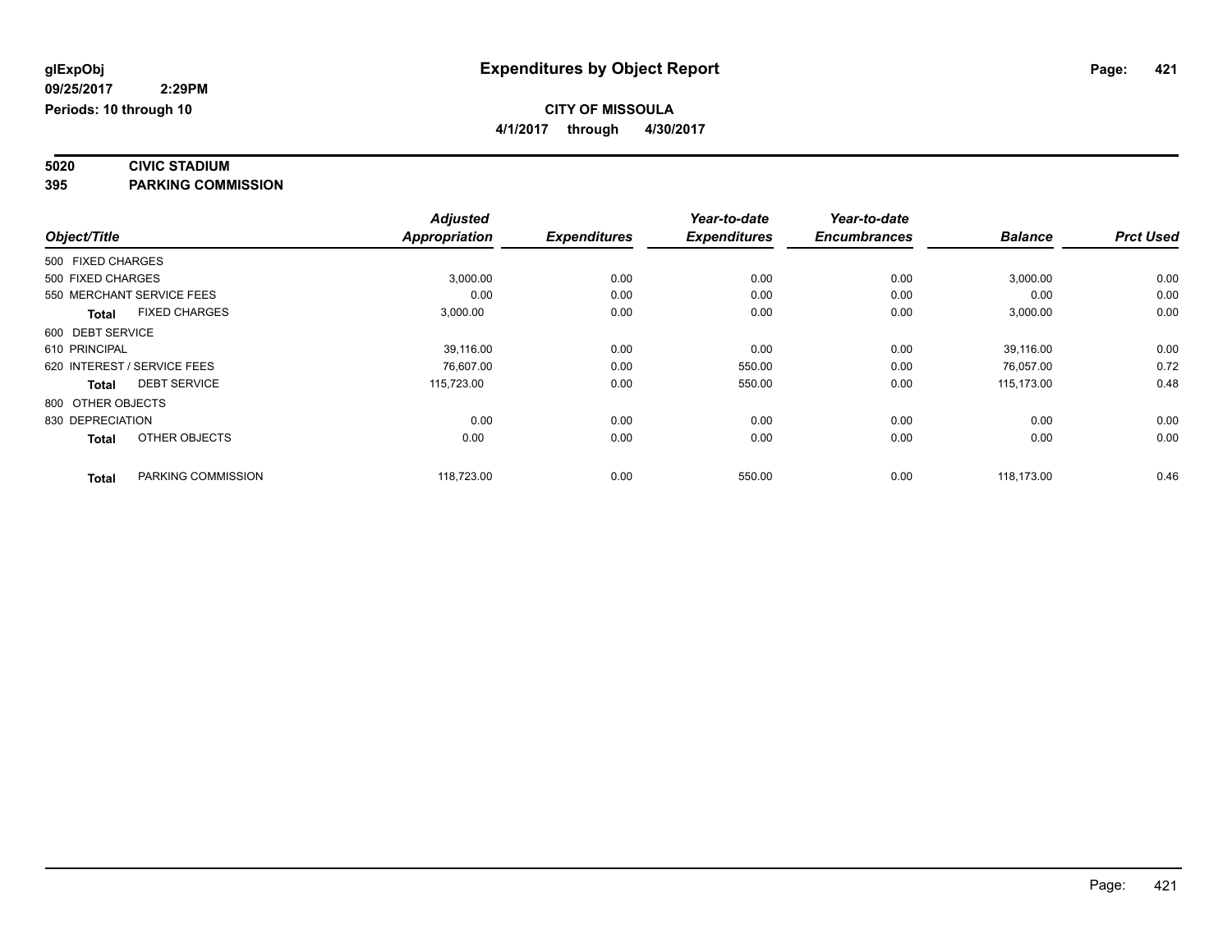# Expenditures by Object Report

glExpObj
09/25/2017 2:29PM
Periods: 10 through 10

**CITY OF MISSOULA**
**4/1/2017 through 4/30/2017**

**5020 CIVIC STADIUM**
**395 PARKING COMMISSION**

| Object/Title | | Adjusted Appropriation | Expenditures | Year-to-date Expenditures | Year-to-date Encumbrances | Balance | Prct Used |
|---|---|---|---|---|---|---|---|
| 500 FIXED CHARGES | | | | | | | |
| 500 FIXED CHARGES | | 3,000.00 | 0.00 | 0.00 | 0.00 | 3,000.00 | 0.00 |
| 550 MERCHANT SERVICE FEES | | 0.00 | 0.00 | 0.00 | 0.00 | 0.00 | 0.00 |
| **Total** | FIXED CHARGES | 3,000.00 | 0.00 | 0.00 | 0.00 | 3,000.00 | 0.00 |
| 600 DEBT SERVICE | | | | | | | |
| 610 PRINCIPAL | | 39,116.00 | 0.00 | 0.00 | 0.00 | 39,116.00 | 0.00 |
| 620 INTEREST / SERVICE FEES | | 76,607.00 | 0.00 | 550.00 | 0.00 | 76,057.00 | 0.72 |
| **Total** | DEBT SERVICE | 115,723.00 | 0.00 | 550.00 | 0.00 | 115,173.00 | 0.48 |
| 800 OTHER OBJECTS | | | | | | | |
| 830 DEPRECIATION | | 0.00 | 0.00 | 0.00 | 0.00 | 0.00 | 0.00 |
| **Total** | OTHER OBJECTS | 0.00 | 0.00 | 0.00 | 0.00 | 0.00 | 0.00 |
| **Total** | PARKING COMMISSION | 118,723.00 | 0.00 | 550.00 | 0.00 | 118,173.00 | 0.46 |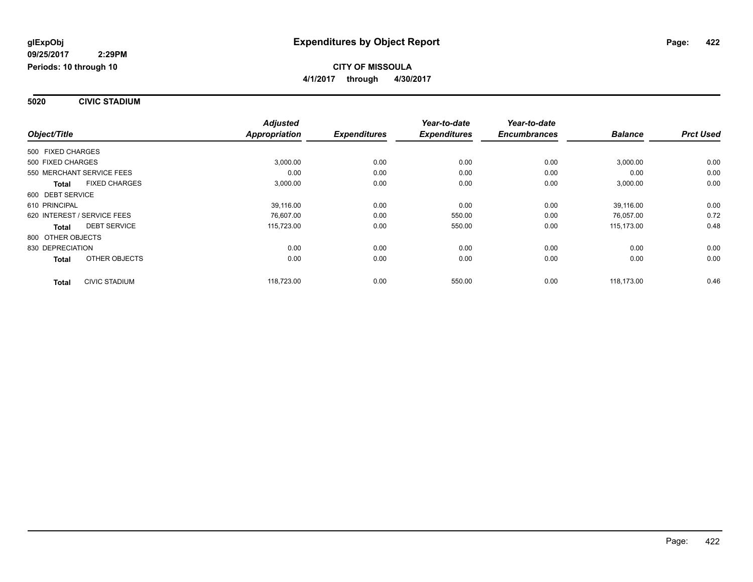glExpObj
09/25/2017 2:29PM
Periods: 10 through 10

# Expenditures by Object Report

**CITY OF MISSOULA**
**4/1/2017 through 4/30/2017**

## 5020 CIVIC STADIUM

| Object/Title | | Adjusted Appropriation | Expenditures | Year-to-date Expenditures | Year-to-date Encumbrances | Balance | Prct Used |
|---|---|---|---|---|---|---|---|
| 500 FIXED CHARGES | | | | | | | |
| 500 FIXED CHARGES | | 3,000.00 | 0.00 | 0.00 | 0.00 | 3,000.00 | 0.00 |
| 550 MERCHANT SERVICE FEES | | 0.00 | 0.00 | 0.00 | 0.00 | 0.00 | 0.00 |
| **Total** | FIXED CHARGES | 3,000.00 | 0.00 | 0.00 | 0.00 | 3,000.00 | 0.00 |
| 600 DEBT SERVICE | | | | | | | |
| 610 PRINCIPAL | | 39,116.00 | 0.00 | 0.00 | 0.00 | 39,116.00 | 0.00 |
| 620 INTEREST / SERVICE FEES | | 76,607.00 | 0.00 | 550.00 | 0.00 | 76,057.00 | 0.72 |
| **Total** | DEBT SERVICE | 115,723.00 | 0.00 | 550.00 | 0.00 | 115,173.00 | 0.48 |
| 800 OTHER OBJECTS | | | | | | | |
| 830 DEPRECIATION | | 0.00 | 0.00 | 0.00 | 0.00 | 0.00 | 0.00 |
| **Total** | OTHER OBJECTS | 0.00 | 0.00 | 0.00 | 0.00 | 0.00 | 0.00 |
| **Total** | CIVIC STADIUM | 118,723.00 | 0.00 | 550.00 | 0.00 | 118,173.00 | 0.46 |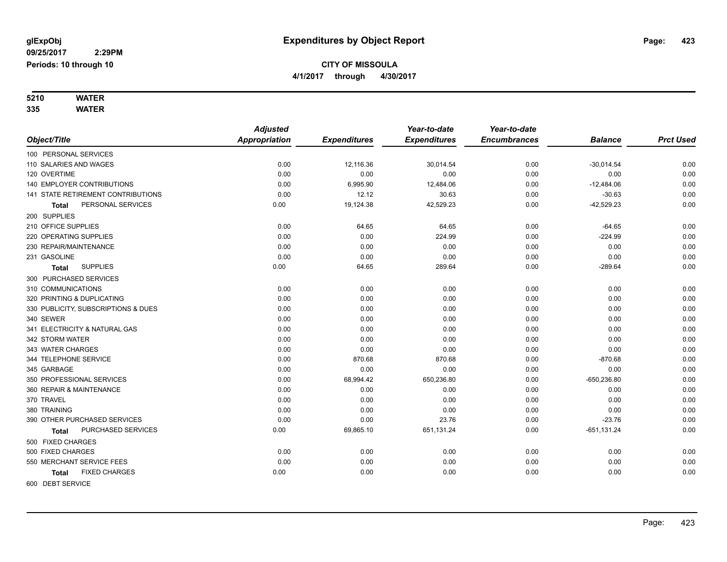# Expenditures by Object Report

glExpObj
09/25/2017 2:29PM
Periods: 10 through 10

**CITY OF MISSOULA**
**4/1/2017 through 4/30/2017**

**5210 WATER**
**335 WATER**

| Object/Title | Adjusted Appropriation | Expenditures | Year-to-date Expenditures | Year-to-date Encumbrances | Balance | Prct Used |
|---|---|---|---|---|---|---|
| 100 PERSONAL SERVICES | | | | | | |
| 110 SALARIES AND WAGES | 0.00 | 12,116.36 | 30,014.54 | 0.00 | -30,014.54 | 0.00 |
| 120 OVERTIME | 0.00 | 0.00 | 0.00 | 0.00 | 0.00 | 0.00 |
| 140 EMPLOYER CONTRIBUTIONS | 0.00 | 6,995.90 | 12,484.06 | 0.00 | -12,484.06 | 0.00 |
| 141 STATE RETIREMENT CONTRIBUTIONS | 0.00 | 12.12 | 30.63 | 0.00 | -30.63 | 0.00 |
| **Total** PERSONAL SERVICES | 0.00 | 19,124.38 | 42,529.23 | 0.00 | -42,529.23 | 0.00 |
| 200 SUPPLIES | | | | | | |
| 210 OFFICE SUPPLIES | 0.00 | 64.65 | 64.65 | 0.00 | -64.65 | 0.00 |
| 220 OPERATING SUPPLIES | 0.00 | 0.00 | 224.99 | 0.00 | -224.99 | 0.00 |
| 230 REPAIR/MAINTENANCE | 0.00 | 0.00 | 0.00 | 0.00 | 0.00 | 0.00 |
| 231 GASOLINE | 0.00 | 0.00 | 0.00 | 0.00 | 0.00 | 0.00 |
| **Total** SUPPLIES | 0.00 | 64.65 | 289.64 | 0.00 | -289.64 | 0.00 |
| 300 PURCHASED SERVICES | | | | | | |
| 310 COMMUNICATIONS | 0.00 | 0.00 | 0.00 | 0.00 | 0.00 | 0.00 |
| 320 PRINTING & DUPLICATING | 0.00 | 0.00 | 0.00 | 0.00 | 0.00 | 0.00 |
| 330 PUBLICITY, SUBSCRIPTIONS & DUES | 0.00 | 0.00 | 0.00 | 0.00 | 0.00 | 0.00 |
| 340 SEWER | 0.00 | 0.00 | 0.00 | 0.00 | 0.00 | 0.00 |
| 341 ELECTRICITY & NATURAL GAS | 0.00 | 0.00 | 0.00 | 0.00 | 0.00 | 0.00 |
| 342 STORM WATER | 0.00 | 0.00 | 0.00 | 0.00 | 0.00 | 0.00 |
| 343 WATER CHARGES | 0.00 | 0.00 | 0.00 | 0.00 | 0.00 | 0.00 |
| 344 TELEPHONE SERVICE | 0.00 | 870.68 | 870.68 | 0.00 | -870.68 | 0.00 |
| 345 GARBAGE | 0.00 | 0.00 | 0.00 | 0.00 | 0.00 | 0.00 |
| 350 PROFESSIONAL SERVICES | 0.00 | 68,994.42 | 650,236.80 | 0.00 | -650,236.80 | 0.00 |
| 360 REPAIR & MAINTENANCE | 0.00 | 0.00 | 0.00 | 0.00 | 0.00 | 0.00 |
| 370 TRAVEL | 0.00 | 0.00 | 0.00 | 0.00 | 0.00 | 0.00 |
| 380 TRAINING | 0.00 | 0.00 | 0.00 | 0.00 | 0.00 | 0.00 |
| 390 OTHER PURCHASED SERVICES | 0.00 | 0.00 | 23.76 | 0.00 | -23.76 | 0.00 |
| **Total** PURCHASED SERVICES | 0.00 | 69,865.10 | 651,131.24 | 0.00 | -651,131.24 | 0.00 |
| 500 FIXED CHARGES | | | | | | |
| 500 FIXED CHARGES | 0.00 | 0.00 | 0.00 | 0.00 | 0.00 | 0.00 |
| 550 MERCHANT SERVICE FEES | 0.00 | 0.00 | 0.00 | 0.00 | 0.00 | 0.00 |
| **Total** FIXED CHARGES | 0.00 | 0.00 | 0.00 | 0.00 | 0.00 | 0.00 |
| 600 DEBT SERVICE | | | | | | |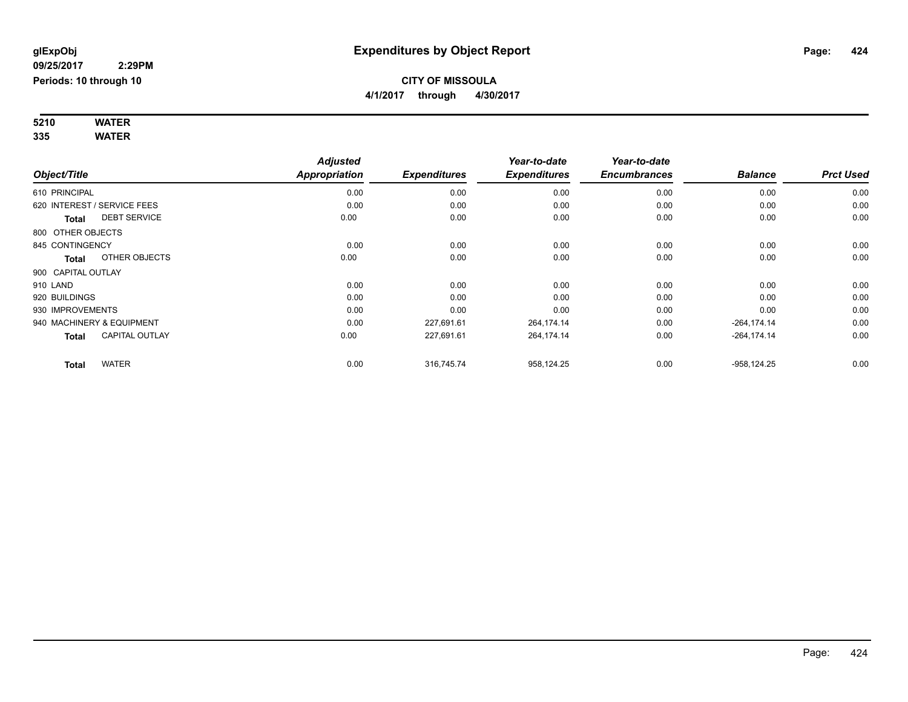**glExpObj**
**09/25/2017 2:29PM**
**Periods: 10 through 10**

# Expenditures by Object Report

**CITY OF MISSOULA**
**4/1/2017 through 4/30/2017**

**5210 WATER**
**335 WATER**

| Object/Title | Adjusted Appropriation | Expenditures | Year-to-date Expenditures | Year-to-date Encumbrances | Balance | Prct Used |
|---|---|---|---|---|---|---|
| 610 PRINCIPAL | 0.00 | 0.00 | 0.00 | 0.00 | 0.00 | 0.00 |
| 620 INTEREST / SERVICE FEES | 0.00 | 0.00 | 0.00 | 0.00 | 0.00 | 0.00 |
| **Total** DEBT SERVICE | 0.00 | 0.00 | 0.00 | 0.00 | 0.00 | 0.00 |
| 800 OTHER OBJECTS | | | | | | |
| 845 CONTINGENCY | 0.00 | 0.00 | 0.00 | 0.00 | 0.00 | 0.00 |
| **Total** OTHER OBJECTS | 0.00 | 0.00 | 0.00 | 0.00 | 0.00 | 0.00 |
| 900 CAPITAL OUTLAY | | | | | | |
| 910 LAND | 0.00 | 0.00 | 0.00 | 0.00 | 0.00 | 0.00 |
| 920 BUILDINGS | 0.00 | 0.00 | 0.00 | 0.00 | 0.00 | 0.00 |
| 930 IMPROVEMENTS | 0.00 | 0.00 | 0.00 | 0.00 | 0.00 | 0.00 |
| 940 MACHINERY & EQUIPMENT | 0.00 | 227,691.61 | 264,174.14 | 0.00 | -264,174.14 | 0.00 |
| **Total** CAPITAL OUTLAY | 0.00 | 227,691.61 | 264,174.14 | 0.00 | -264,174.14 | 0.00 |
| **Total** WATER | 0.00 | 316,745.74 | 958,124.25 | 0.00 | -958,124.25 | 0.00 |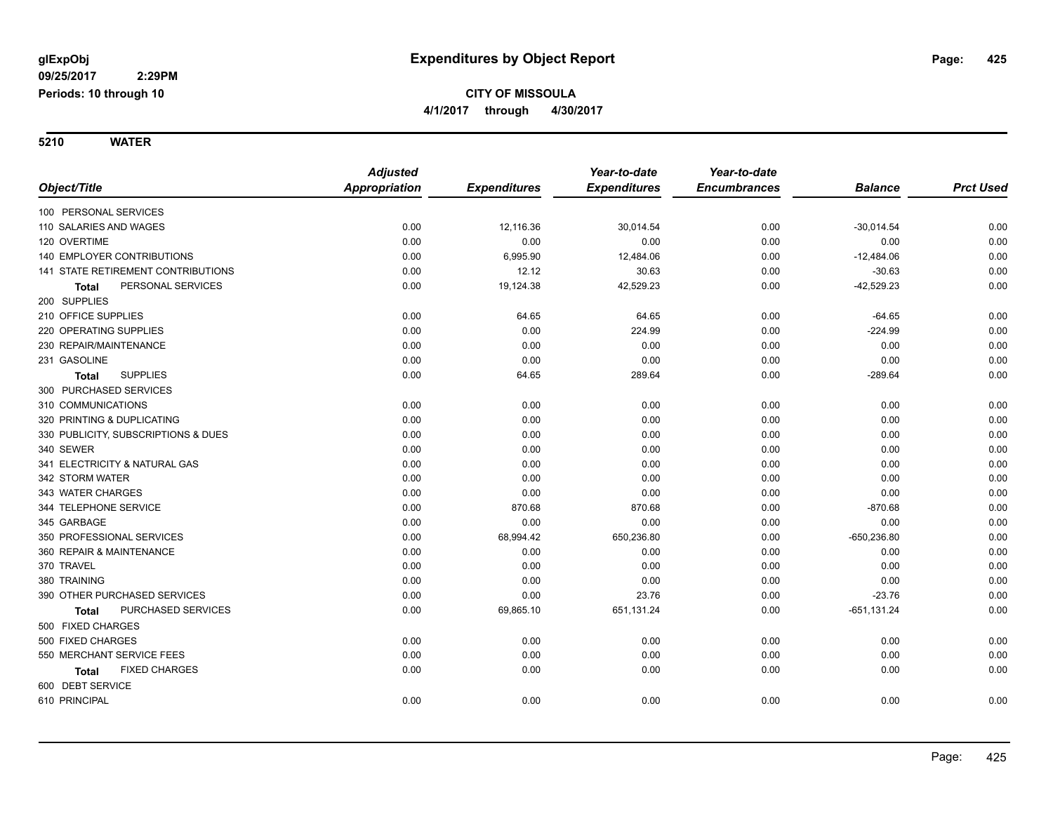**glExpObj**
**09/25/2017 2:29PM**
**Periods: 10 through 10**

# Expenditures by Object Report

**CITY OF MISSOULA**
**4/1/2017 through 4/30/2017**

**5210 WATER**

| Object/Title | Adjusted Appropriation | Expenditures | Year-to-date Expenditures | Year-to-date Encumbrances | Balance | Prct Used |
|---|---|---|---|---|---|---|
| 100 PERSONAL SERVICES | | | | | | |
| 110 SALARIES AND WAGES | 0.00 | 12,116.36 | 30,014.54 | 0.00 | -30,014.54 | 0.00 |
| 120 OVERTIME | 0.00 | 0.00 | 0.00 | 0.00 | 0.00 | 0.00 |
| 140 EMPLOYER CONTRIBUTIONS | 0.00 | 6,995.90 | 12,484.06 | 0.00 | -12,484.06 | 0.00 |
| 141 STATE RETIREMENT CONTRIBUTIONS | 0.00 | 12.12 | 30.63 | 0.00 | -30.63 | 0.00 |
| **Total** PERSONAL SERVICES | 0.00 | 19,124.38 | 42,529.23 | 0.00 | -42,529.23 | 0.00 |
| 200 SUPPLIES | | | | | | |
| 210 OFFICE SUPPLIES | 0.00 | 64.65 | 64.65 | 0.00 | -64.65 | 0.00 |
| 220 OPERATING SUPPLIES | 0.00 | 0.00 | 224.99 | 0.00 | -224.99 | 0.00 |
| 230 REPAIR/MAINTENANCE | 0.00 | 0.00 | 0.00 | 0.00 | 0.00 | 0.00 |
| 231 GASOLINE | 0.00 | 0.00 | 0.00 | 0.00 | 0.00 | 0.00 |
| **Total** SUPPLIES | 0.00 | 64.65 | 289.64 | 0.00 | -289.64 | 0.00 |
| 300 PURCHASED SERVICES | | | | | | |
| 310 COMMUNICATIONS | 0.00 | 0.00 | 0.00 | 0.00 | 0.00 | 0.00 |
| 320 PRINTING & DUPLICATING | 0.00 | 0.00 | 0.00 | 0.00 | 0.00 | 0.00 |
| 330 PUBLICITY, SUBSCRIPTIONS & DUES | 0.00 | 0.00 | 0.00 | 0.00 | 0.00 | 0.00 |
| 340 SEWER | 0.00 | 0.00 | 0.00 | 0.00 | 0.00 | 0.00 |
| 341 ELECTRICITY & NATURAL GAS | 0.00 | 0.00 | 0.00 | 0.00 | 0.00 | 0.00 |
| 342 STORM WATER | 0.00 | 0.00 | 0.00 | 0.00 | 0.00 | 0.00 |
| 343 WATER CHARGES | 0.00 | 0.00 | 0.00 | 0.00 | 0.00 | 0.00 |
| 344 TELEPHONE SERVICE | 0.00 | 870.68 | 870.68 | 0.00 | -870.68 | 0.00 |
| 345 GARBAGE | 0.00 | 0.00 | 0.00 | 0.00 | 0.00 | 0.00 |
| 350 PROFESSIONAL SERVICES | 0.00 | 68,994.42 | 650,236.80 | 0.00 | -650,236.80 | 0.00 |
| 360 REPAIR & MAINTENANCE | 0.00 | 0.00 | 0.00 | 0.00 | 0.00 | 0.00 |
| 370 TRAVEL | 0.00 | 0.00 | 0.00 | 0.00 | 0.00 | 0.00 |
| 380 TRAINING | 0.00 | 0.00 | 0.00 | 0.00 | 0.00 | 0.00 |
| 390 OTHER PURCHASED SERVICES | 0.00 | 0.00 | 23.76 | 0.00 | -23.76 | 0.00 |
| **Total** PURCHASED SERVICES | 0.00 | 69,865.10 | 651,131.24 | 0.00 | -651,131.24 | 0.00 |
| 500 FIXED CHARGES | | | | | | |
| 500 FIXED CHARGES | 0.00 | 0.00 | 0.00 | 0.00 | 0.00 | 0.00 |
| 550 MERCHANT SERVICE FEES | 0.00 | 0.00 | 0.00 | 0.00 | 0.00 | 0.00 |
| **Total** FIXED CHARGES | 0.00 | 0.00 | 0.00 | 0.00 | 0.00 | 0.00 |
| 600 DEBT SERVICE | | | | | | |
| 610 PRINCIPAL | 0.00 | 0.00 | 0.00 | 0.00 | 0.00 | 0.00 |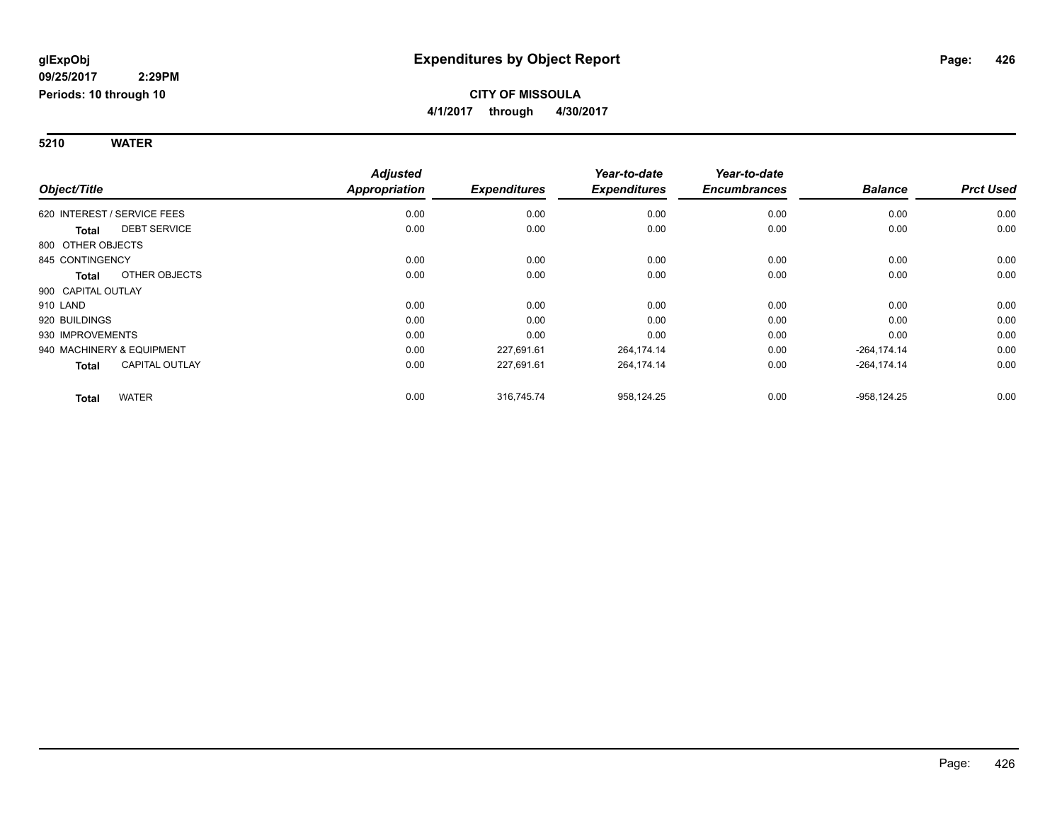**glExpObj**
**09/25/2017 2:29PM**
**Periods: 10 through 10**

# Expenditures by Object Report

**CITY OF MISSOULA**
**4/1/2017 through 4/30/2017**

## 5210 WATER

| Object/Title | Adjusted Appropriation | Expenditures | Year-to-date Expenditures | Year-to-date Encumbrances | Balance | Prct Used |
|---|---|---|---|---|---|---|
| 620 INTEREST / SERVICE FEES | 0.00 | 0.00 | 0.00 | 0.00 | 0.00 | 0.00 |
| **Total** DEBT SERVICE | 0.00 | 0.00 | 0.00 | 0.00 | 0.00 | 0.00 |
| 800 OTHER OBJECTS | | | | | | |
| 845 CONTINGENCY | 0.00 | 0.00 | 0.00 | 0.00 | 0.00 | 0.00 |
| **Total** OTHER OBJECTS | 0.00 | 0.00 | 0.00 | 0.00 | 0.00 | 0.00 |
| 900 CAPITAL OUTLAY | | | | | | |
| 910 LAND | 0.00 | 0.00 | 0.00 | 0.00 | 0.00 | 0.00 |
| 920 BUILDINGS | 0.00 | 0.00 | 0.00 | 0.00 | 0.00 | 0.00 |
| 930 IMPROVEMENTS | 0.00 | 0.00 | 0.00 | 0.00 | 0.00 | 0.00 |
| 940 MACHINERY & EQUIPMENT | 0.00 | 227,691.61 | 264,174.14 | 0.00 | -264,174.14 | 0.00 |
| **Total** CAPITAL OUTLAY | 0.00 | 227,691.61 | 264,174.14 | 0.00 | -264,174.14 | 0.00 |
| **Total** WATER | 0.00 | 316,745.74 | 958,124.25 | 0.00 | -958,124.25 | 0.00 |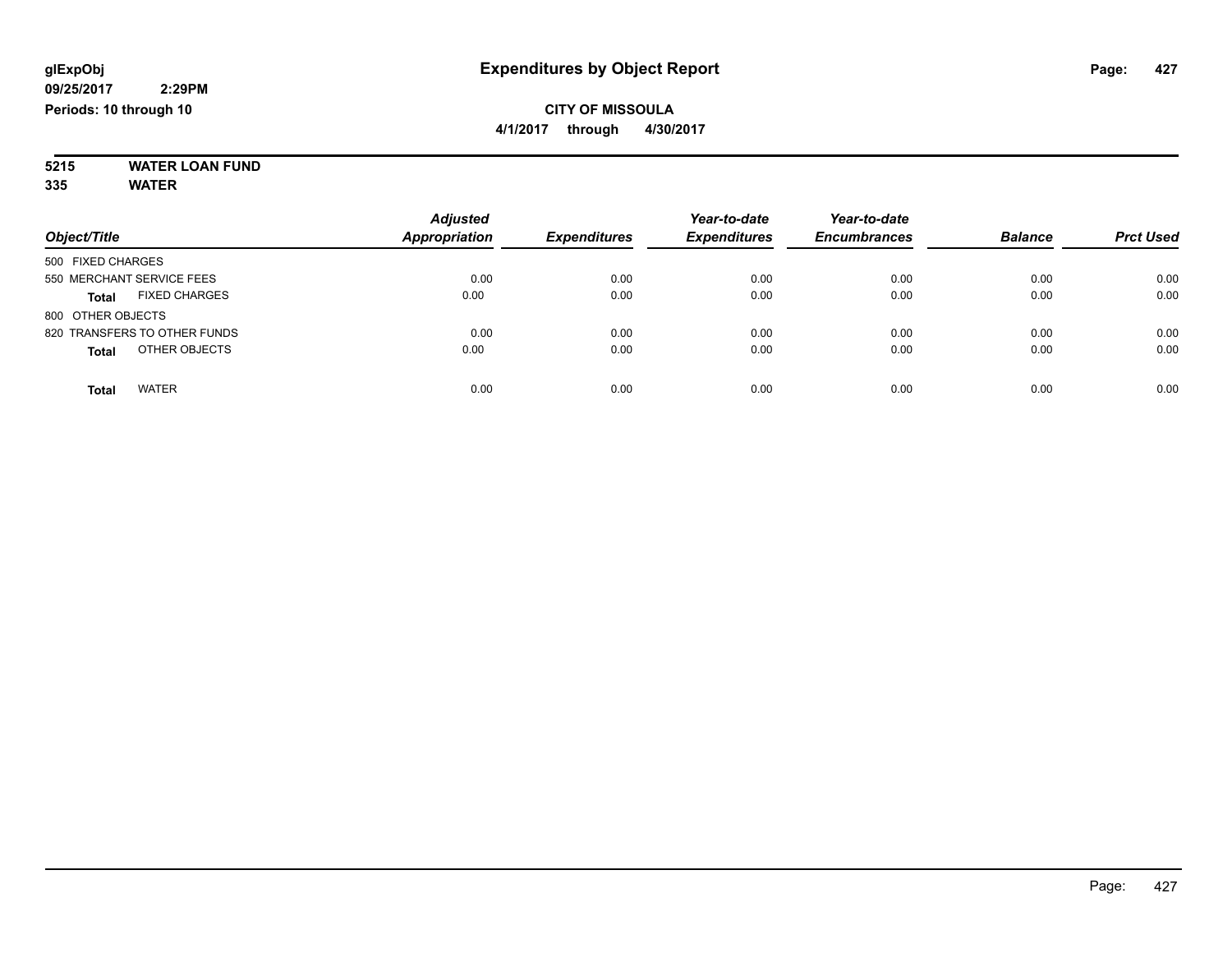**glExpObj**
**09/25/2017 2:29PM**
**Periods: 10 through 10**

# Expenditures by Object Report

**CITY OF MISSOULA**
**4/1/2017 through 4/30/2017**

**5215 WATER LOAN FUND**
**335 WATER**

| Object/Title | Adjusted Appropriation | Expenditures | Year-to-date Expenditures | Year-to-date Encumbrances | Balance | Prct Used |
|---|---|---|---|---|---|---|
| 500 FIXED CHARGES | | | | | | |
| 550 MERCHANT SERVICE FEES | 0.00 | 0.00 | 0.00 | 0.00 | 0.00 | 0.00 |
| **Total** FIXED CHARGES | 0.00 | 0.00 | 0.00 | 0.00 | 0.00 | 0.00 |
| 800 OTHER OBJECTS | | | | | | |
| 820 TRANSFERS TO OTHER FUNDS | 0.00 | 0.00 | 0.00 | 0.00 | 0.00 | 0.00 |
| **Total** OTHER OBJECTS | 0.00 | 0.00 | 0.00 | 0.00 | 0.00 | 0.00 |
| **Total** WATER | 0.00 | 0.00 | 0.00 | 0.00 | 0.00 | 0.00 |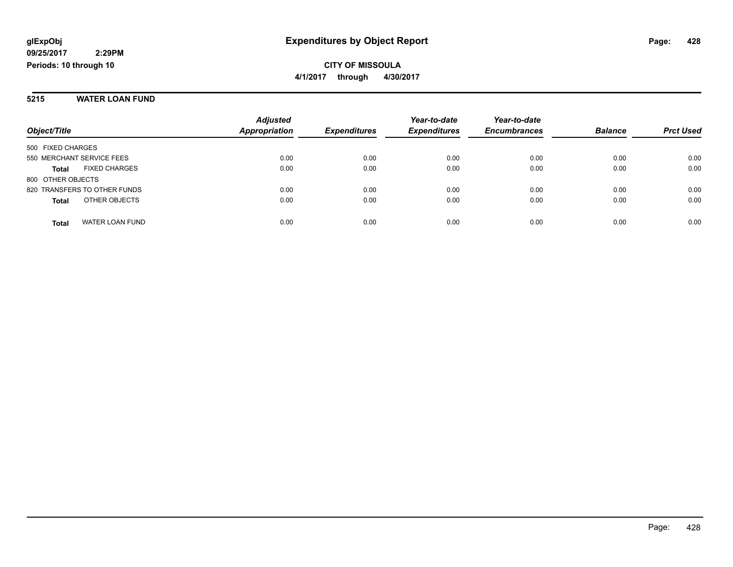**glExpObj**
**09/25/2017 2:29PM**
**Periods: 10 through 10**

# Expenditures by Object Report

**CITY OF MISSOULA**
**4/1/2017 through 4/30/2017**

## 5215 WATER LOAN FUND

| Object/Title | Adjusted Appropriation | Expenditures | Year-to-date Expenditures | Year-to-date Encumbrances | Balance | Prct Used |
|---|---|---|---|---|---|---|
| 500 FIXED CHARGES | | | | | | |
| 550 MERCHANT SERVICE FEES | 0.00 | 0.00 | 0.00 | 0.00 | 0.00 | 0.00 |
| **Total** FIXED CHARGES | 0.00 | 0.00 | 0.00 | 0.00 | 0.00 | 0.00 |
| 800 OTHER OBJECTS | | | | | | |
| 820 TRANSFERS TO OTHER FUNDS | 0.00 | 0.00 | 0.00 | 0.00 | 0.00 | 0.00 |
| **Total** OTHER OBJECTS | 0.00 | 0.00 | 0.00 | 0.00 | 0.00 | 0.00 |
| **Total** WATER LOAN FUND | 0.00 | 0.00 | 0.00 | 0.00 | 0.00 | 0.00 |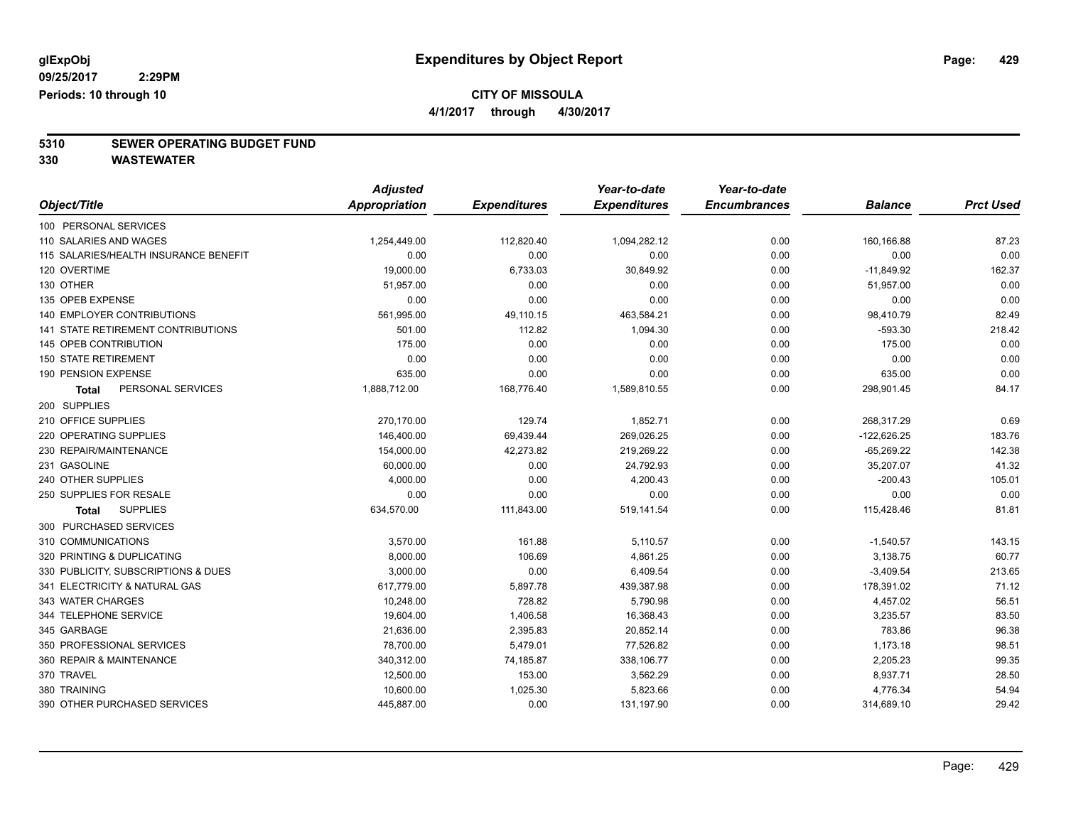# Expenditures by Object Report

glExpObj
09/25/2017 2:29PM
Periods: 10 through 10

**CITY OF MISSOULA**
**4/1/2017 through 4/30/2017**

## 5310 SEWER OPERATING BUDGET FUND
## 330 WASTEWATER

| Object/Title | Adjusted Appropriation | Expenditures | Year-to-date Expenditures | Year-to-date Encumbrances | Balance | Prct Used |
|---|---|---|---|---|---|---|
| 100 PERSONAL SERVICES | | | | | | |
| 110 SALARIES AND WAGES | 1,254,449.00 | 112,820.40 | 1,094,282.12 | 0.00 | 160,166.88 | 87.23 |
| 115 SALARIES/HEALTH INSURANCE BENEFIT | 0.00 | 0.00 | 0.00 | 0.00 | 0.00 | 0.00 |
| 120 OVERTIME | 19,000.00 | 6,733.03 | 30,849.92 | 0.00 | -11,849.92 | 162.37 |
| 130 OTHER | 51,957.00 | 0.00 | 0.00 | 0.00 | 51,957.00 | 0.00 |
| 135 OPEB EXPENSE | 0.00 | 0.00 | 0.00 | 0.00 | 0.00 | 0.00 |
| 140 EMPLOYER CONTRIBUTIONS | 561,995.00 | 49,110.15 | 463,584.21 | 0.00 | 98,410.79 | 82.49 |
| 141 STATE RETIREMENT CONTRIBUTIONS | 501.00 | 112.82 | 1,094.30 | 0.00 | -593.30 | 218.42 |
| 145 OPEB CONTRIBUTION | 175.00 | 0.00 | 0.00 | 0.00 | 175.00 | 0.00 |
| 150 STATE RETIREMENT | 0.00 | 0.00 | 0.00 | 0.00 | 0.00 | 0.00 |
| 190 PENSION EXPENSE | 635.00 | 0.00 | 0.00 | 0.00 | 635.00 | 0.00 |
| **Total** PERSONAL SERVICES | 1,888,712.00 | 168,776.40 | 1,589,810.55 | 0.00 | 298,901.45 | 84.17 |
| 200 SUPPLIES | | | | | | |
| 210 OFFICE SUPPLIES | 270,170.00 | 129.74 | 1,852.71 | 0.00 | 268,317.29 | 0.69 |
| 220 OPERATING SUPPLIES | 146,400.00 | 69,439.44 | 269,026.25 | 0.00 | -122,626.25 | 183.76 |
| 230 REPAIR/MAINTENANCE | 154,000.00 | 42,273.82 | 219,269.22 | 0.00 | -65,269.22 | 142.38 |
| 231 GASOLINE | 60,000.00 | 0.00 | 24,792.93 | 0.00 | 35,207.07 | 41.32 |
| 240 OTHER SUPPLIES | 4,000.00 | 0.00 | 4,200.43 | 0.00 | -200.43 | 105.01 |
| 250 SUPPLIES FOR RESALE | 0.00 | 0.00 | 0.00 | 0.00 | 0.00 | 0.00 |
| **Total** SUPPLIES | 634,570.00 | 111,843.00 | 519,141.54 | 0.00 | 115,428.46 | 81.81 |
| 300 PURCHASED SERVICES | | | | | | |
| 310 COMMUNICATIONS | 3,570.00 | 161.88 | 5,110.57 | 0.00 | -1,540.57 | 143.15 |
| 320 PRINTING & DUPLICATING | 8,000.00 | 106.69 | 4,861.25 | 0.00 | 3,138.75 | 60.77 |
| 330 PUBLICITY, SUBSCRIPTIONS & DUES | 3,000.00 | 0.00 | 6,409.54 | 0.00 | -3,409.54 | 213.65 |
| 341 ELECTRICITY & NATURAL GAS | 617,779.00 | 5,897.78 | 439,387.98 | 0.00 | 178,391.02 | 71.12 |
| 343 WATER CHARGES | 10,248.00 | 728.82 | 5,790.98 | 0.00 | 4,457.02 | 56.51 |
| 344 TELEPHONE SERVICE | 19,604.00 | 1,406.58 | 16,368.43 | 0.00 | 3,235.57 | 83.50 |
| 345 GARBAGE | 21,636.00 | 2,395.83 | 20,852.14 | 0.00 | 783.86 | 96.38 |
| 350 PROFESSIONAL SERVICES | 78,700.00 | 5,479.01 | 77,526.82 | 0.00 | 1,173.18 | 98.51 |
| 360 REPAIR & MAINTENANCE | 340,312.00 | 74,185.87 | 338,106.77 | 0.00 | 2,205.23 | 99.35 |
| 370 TRAVEL | 12,500.00 | 153.00 | 3,562.29 | 0.00 | 8,937.71 | 28.50 |
| 380 TRAINING | 10,600.00 | 1,025.30 | 5,823.66 | 0.00 | 4,776.34 | 54.94 |
| 390 OTHER PURCHASED SERVICES | 445,887.00 | 0.00 | 131,197.90 | 0.00 | 314,689.10 | 29.42 |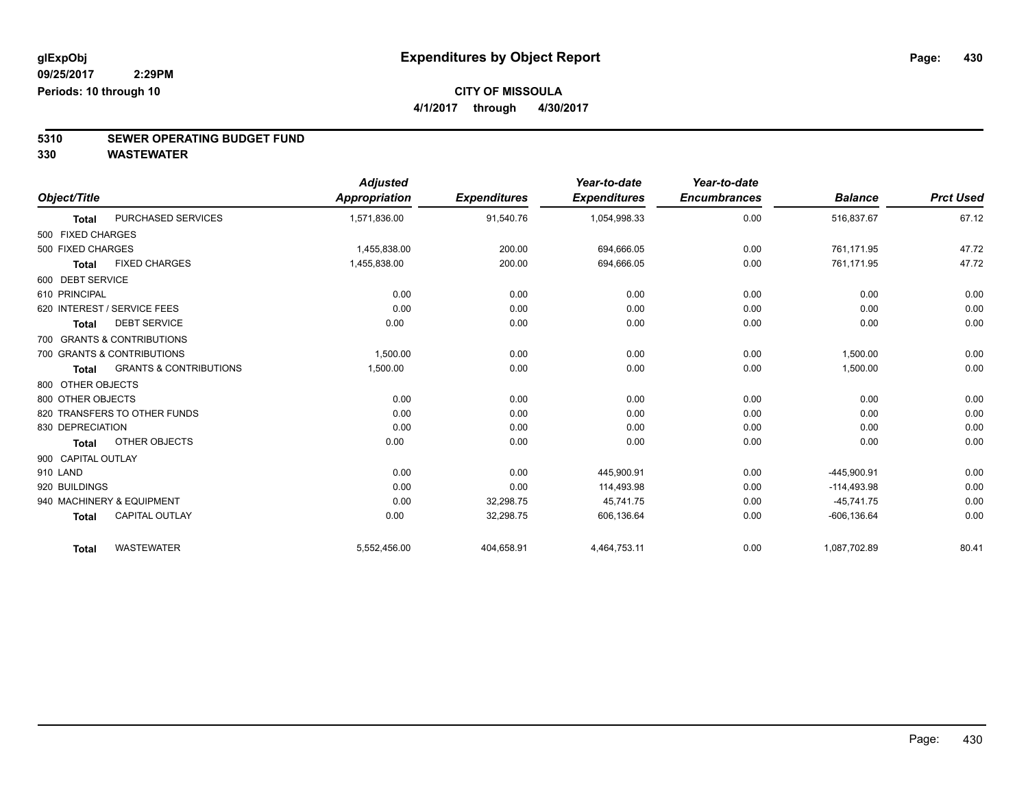# Expenditures by Object Report

glExpObj
09/25/2017 2:29PM
Periods: 10 through 10

**CITY OF MISSOULA**
**4/1/2017 through 4/30/2017**

## 5310 SEWER OPERATING BUDGET FUND
## 330 WASTEWATER

| Object/Title | Adjusted Appropriation | Expenditures | Year-to-date Expenditures | Year-to-date Encumbrances | Balance | Prct Used |
|---|---|---|---|---|---|---|
| **Total** PURCHASED SERVICES | 1,571,836.00 | 91,540.76 | 1,054,998.33 | 0.00 | 516,837.67 | 67.12 |
| 500 FIXED CHARGES | | | | | | |
| 500 FIXED CHARGES | 1,455,838.00 | 200.00 | 694,666.05 | 0.00 | 761,171.95 | 47.72 |
| **Total** FIXED CHARGES | 1,455,838.00 | 200.00 | 694,666.05 | 0.00 | 761,171.95 | 47.72 |
| 600 DEBT SERVICE | | | | | | |
| 610 PRINCIPAL | 0.00 | 0.00 | 0.00 | 0.00 | 0.00 | 0.00 |
| 620 INTEREST / SERVICE FEES | 0.00 | 0.00 | 0.00 | 0.00 | 0.00 | 0.00 |
| **Total** DEBT SERVICE | 0.00 | 0.00 | 0.00 | 0.00 | 0.00 | 0.00 |
| 700 GRANTS & CONTRIBUTIONS | | | | | | |
| 700 GRANTS & CONTRIBUTIONS | 1,500.00 | 0.00 | 0.00 | 0.00 | 1,500.00 | 0.00 |
| **Total** GRANTS & CONTRIBUTIONS | 1,500.00 | 0.00 | 0.00 | 0.00 | 1,500.00 | 0.00 |
| 800 OTHER OBJECTS | | | | | | |
| 800 OTHER OBJECTS | 0.00 | 0.00 | 0.00 | 0.00 | 0.00 | 0.00 |
| 820 TRANSFERS TO OTHER FUNDS | 0.00 | 0.00 | 0.00 | 0.00 | 0.00 | 0.00 |
| 830 DEPRECIATION | 0.00 | 0.00 | 0.00 | 0.00 | 0.00 | 0.00 |
| **Total** OTHER OBJECTS | 0.00 | 0.00 | 0.00 | 0.00 | 0.00 | 0.00 |
| 900 CAPITAL OUTLAY | | | | | | |
| 910 LAND | 0.00 | 0.00 | 445,900.91 | 0.00 | -445,900.91 | 0.00 |
| 920 BUILDINGS | 0.00 | 0.00 | 114,493.98 | 0.00 | -114,493.98 | 0.00 |
| 940 MACHINERY & EQUIPMENT | 0.00 | 32,298.75 | 45,741.75 | 0.00 | -45,741.75 | 0.00 |
| **Total** CAPITAL OUTLAY | 0.00 | 32,298.75 | 606,136.64 | 0.00 | -606,136.64 | 0.00 |
| **Total** WASTEWATER | 5,552,456.00 | 404,658.91 | 4,464,753.11 | 0.00 | 1,087,702.89 | 80.41 |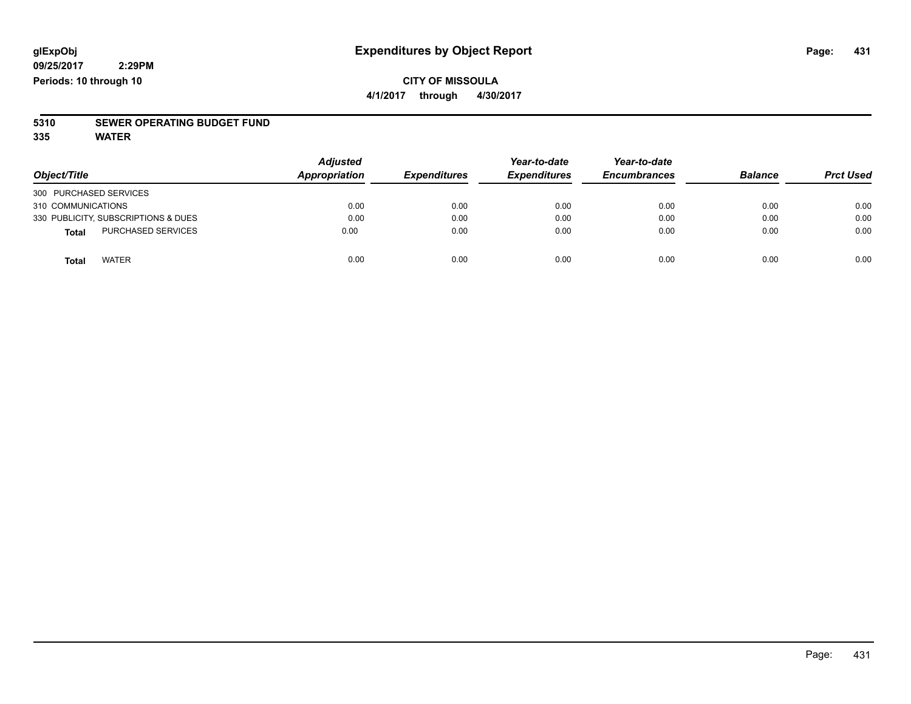glExpObj
09/25/2017 2:29PM
Periods: 10 through 10

# Expenditures by Object Report

**CITY OF MISSOULA**

**4/1/2017 through 4/30/2017**

**5310 SEWER OPERATING BUDGET FUND**

**335 WATER**

| Object/Title | Adjusted Appropriation | Expenditures | Year-to-date Expenditures | Year-to-date Encumbrances | Balance | Prct Used |
|---|---|---|---|---|---|---|
| 300 PURCHASED SERVICES | | | | | | |
| 310 COMMUNICATIONS | 0.00 | 0.00 | 0.00 | 0.00 | 0.00 | 0.00 |
| 330 PUBLICITY, SUBSCRIPTIONS & DUES | 0.00 | 0.00 | 0.00 | 0.00 | 0.00 | 0.00 |
| **Total** PURCHASED SERVICES | 0.00 | 0.00 | 0.00 | 0.00 | 0.00 | 0.00 |
| **Total** WATER | 0.00 | 0.00 | 0.00 | 0.00 | 0.00 | 0.00 |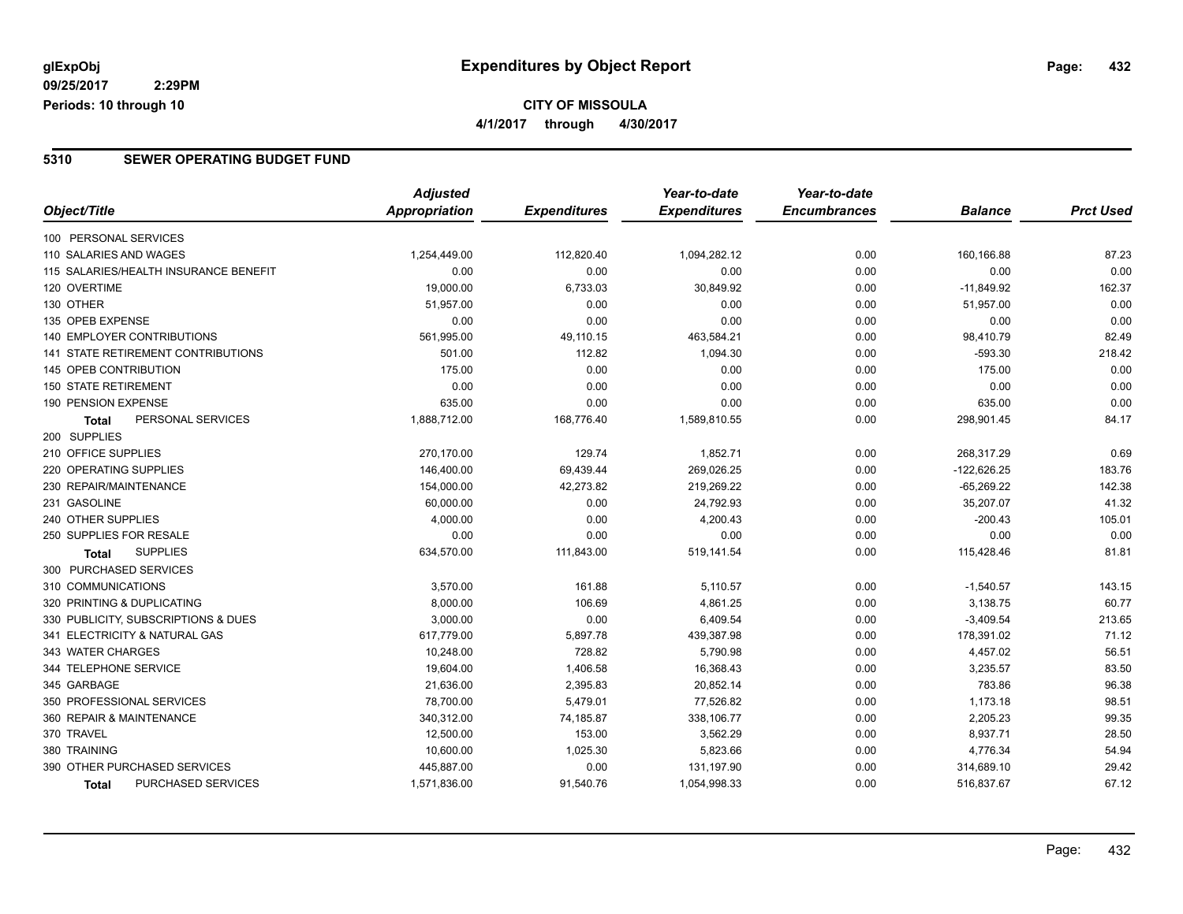glExpObj
09/25/2017 2:29PM
Periods: 10 through 10

# Expenditures by Object Report

**CITY OF MISSOULA**

**4/1/2017 through 4/30/2017**

## 5310 SEWER OPERATING BUDGET FUND

| Object/Title | Adjusted Appropriation | Expenditures | Year-to-date Expenditures | Year-to-date Encumbrances | Balance | Prct Used |
|---|---|---|---|---|---|---|
| 100 PERSONAL SERVICES | | | | | | |
| 110 SALARIES AND WAGES | 1,254,449.00 | 112,820.40 | 1,094,282.12 | 0.00 | 160,166.88 | 87.23 |
| 115 SALARIES/HEALTH INSURANCE BENEFIT | 0.00 | 0.00 | 0.00 | 0.00 | 0.00 | 0.00 |
| 120 OVERTIME | 19,000.00 | 6,733.03 | 30,849.92 | 0.00 | -11,849.92 | 162.37 |
| 130 OTHER | 51,957.00 | 0.00 | 0.00 | 0.00 | 51,957.00 | 0.00 |
| 135 OPEB EXPENSE | 0.00 | 0.00 | 0.00 | 0.00 | 0.00 | 0.00 |
| 140 EMPLOYER CONTRIBUTIONS | 561,995.00 | 49,110.15 | 463,584.21 | 0.00 | 98,410.79 | 82.49 |
| 141 STATE RETIREMENT CONTRIBUTIONS | 501.00 | 112.82 | 1,094.30 | 0.00 | -593.30 | 218.42 |
| 145 OPEB CONTRIBUTION | 175.00 | 0.00 | 0.00 | 0.00 | 175.00 | 0.00 |
| 150 STATE RETIREMENT | 0.00 | 0.00 | 0.00 | 0.00 | 0.00 | 0.00 |
| 190 PENSION EXPENSE | 635.00 | 0.00 | 0.00 | 0.00 | 635.00 | 0.00 |
| **Total** PERSONAL SERVICES | 1,888,712.00 | 168,776.40 | 1,589,810.55 | 0.00 | 298,901.45 | 84.17 |
| 200 SUPPLIES | | | | | | |
| 210 OFFICE SUPPLIES | 270,170.00 | 129.74 | 1,852.71 | 0.00 | 268,317.29 | 0.69 |
| 220 OPERATING SUPPLIES | 146,400.00 | 69,439.44 | 269,026.25 | 0.00 | -122,626.25 | 183.76 |
| 230 REPAIR/MAINTENANCE | 154,000.00 | 42,273.82 | 219,269.22 | 0.00 | -65,269.22 | 142.38 |
| 231 GASOLINE | 60,000.00 | 0.00 | 24,792.93 | 0.00 | 35,207.07 | 41.32 |
| 240 OTHER SUPPLIES | 4,000.00 | 0.00 | 4,200.43 | 0.00 | -200.43 | 105.01 |
| 250 SUPPLIES FOR RESALE | 0.00 | 0.00 | 0.00 | 0.00 | 0.00 | 0.00 |
| **Total** SUPPLIES | 634,570.00 | 111,843.00 | 519,141.54 | 0.00 | 115,428.46 | 81.81 |
| 300 PURCHASED SERVICES | | | | | | |
| 310 COMMUNICATIONS | 3,570.00 | 161.88 | 5,110.57 | 0.00 | -1,540.57 | 143.15 |
| 320 PRINTING & DUPLICATING | 8,000.00 | 106.69 | 4,861.25 | 0.00 | 3,138.75 | 60.77 |
| 330 PUBLICITY, SUBSCRIPTIONS & DUES | 3,000.00 | 0.00 | 6,409.54 | 0.00 | -3,409.54 | 213.65 |
| 341 ELECTRICITY & NATURAL GAS | 617,779.00 | 5,897.78 | 439,387.98 | 0.00 | 178,391.02 | 71.12 |
| 343 WATER CHARGES | 10,248.00 | 728.82 | 5,790.98 | 0.00 | 4,457.02 | 56.51 |
| 344 TELEPHONE SERVICE | 19,604.00 | 1,406.58 | 16,368.43 | 0.00 | 3,235.57 | 83.50 |
| 345 GARBAGE | 21,636.00 | 2,395.83 | 20,852.14 | 0.00 | 783.86 | 96.38 |
| 350 PROFESSIONAL SERVICES | 78,700.00 | 5,479.01 | 77,526.82 | 0.00 | 1,173.18 | 98.51 |
| 360 REPAIR & MAINTENANCE | 340,312.00 | 74,185.87 | 338,106.77 | 0.00 | 2,205.23 | 99.35 |
| 370 TRAVEL | 12,500.00 | 153.00 | 3,562.29 | 0.00 | 8,937.71 | 28.50 |
| 380 TRAINING | 10,600.00 | 1,025.30 | 5,823.66 | 0.00 | 4,776.34 | 54.94 |
| 390 OTHER PURCHASED SERVICES | 445,887.00 | 0.00 | 131,197.90 | 0.00 | 314,689.10 | 29.42 |
| **Total** PURCHASED SERVICES | 1,571,836.00 | 91,540.76 | 1,054,998.33 | 0.00 | 516,837.67 | 67.12 |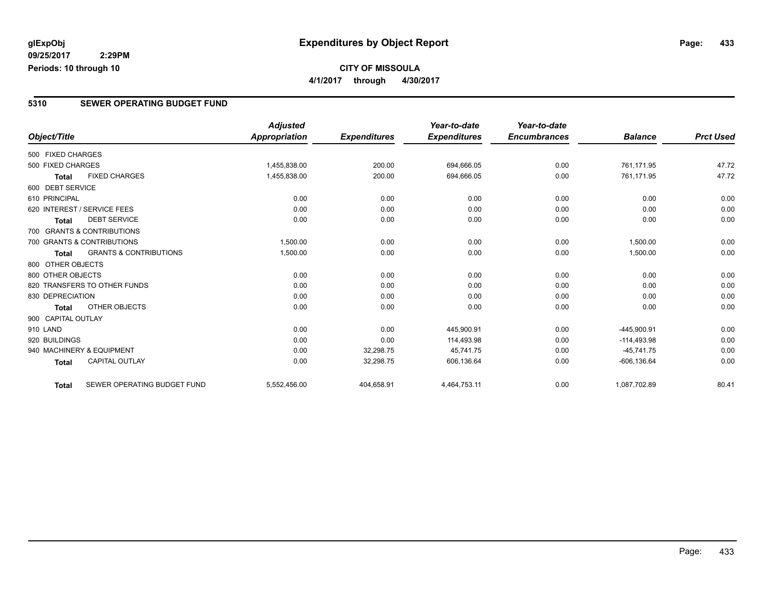**glExpObj**
**09/25/2017 2:29PM**
**Periods: 10 through 10**

# Expenditures by Object Report

**CITY OF MISSOULA**
**4/1/2017 through 4/30/2017**

## 5310 SEWER OPERATING BUDGET FUND

| Object/Title | | Adjusted Appropriation | Expenditures | Year-to-date Expenditures | Year-to-date Encumbrances | Balance | Prct Used |
|---|---|---|---|---|---|---|---|
| 500 FIXED CHARGES | | | | | | | |
| 500 FIXED CHARGES | | 1,455,838.00 | 200.00 | 694,666.05 | 0.00 | 761,171.95 | 47.72 |
| **Total** | FIXED CHARGES | 1,455,838.00 | 200.00 | 694,666.05 | 0.00 | 761,171.95 | 47.72 |
| 600 DEBT SERVICE | | | | | | | |
| 610 PRINCIPAL | | 0.00 | 0.00 | 0.00 | 0.00 | 0.00 | 0.00 |
| 620 INTEREST / SERVICE FEES | | 0.00 | 0.00 | 0.00 | 0.00 | 0.00 | 0.00 |
| **Total** | DEBT SERVICE | 0.00 | 0.00 | 0.00 | 0.00 | 0.00 | 0.00 |
| 700 GRANTS & CONTRIBUTIONS | | | | | | | |
| 700 GRANTS & CONTRIBUTIONS | | 1,500.00 | 0.00 | 0.00 | 0.00 | 1,500.00 | 0.00 |
| **Total** | GRANTS & CONTRIBUTIONS | 1,500.00 | 0.00 | 0.00 | 0.00 | 1,500.00 | 0.00 |
| 800 OTHER OBJECTS | | | | | | | |
| 800 OTHER OBJECTS | | 0.00 | 0.00 | 0.00 | 0.00 | 0.00 | 0.00 |
| 820 TRANSFERS TO OTHER FUNDS | | 0.00 | 0.00 | 0.00 | 0.00 | 0.00 | 0.00 |
| 830 DEPRECIATION | | 0.00 | 0.00 | 0.00 | 0.00 | 0.00 | 0.00 |
| **Total** | OTHER OBJECTS | 0.00 | 0.00 | 0.00 | 0.00 | 0.00 | 0.00 |
| 900 CAPITAL OUTLAY | | | | | | | |
| 910 LAND | | 0.00 | 0.00 | 445,900.91 | 0.00 | -445,900.91 | 0.00 |
| 920 BUILDINGS | | 0.00 | 0.00 | 114,493.98 | 0.00 | -114,493.98 | 0.00 |
| 940 MACHINERY & EQUIPMENT | | 0.00 | 32,298.75 | 45,741.75 | 0.00 | -45,741.75 | 0.00 |
| **Total** | CAPITAL OUTLAY | 0.00 | 32,298.75 | 606,136.64 | 0.00 | -606,136.64 | 0.00 |
| **Total** | SEWER OPERATING BUDGET FUND | 5,552,456.00 | 404,658.91 | 4,464,753.11 | 0.00 | 1,087,702.89 | 80.41 |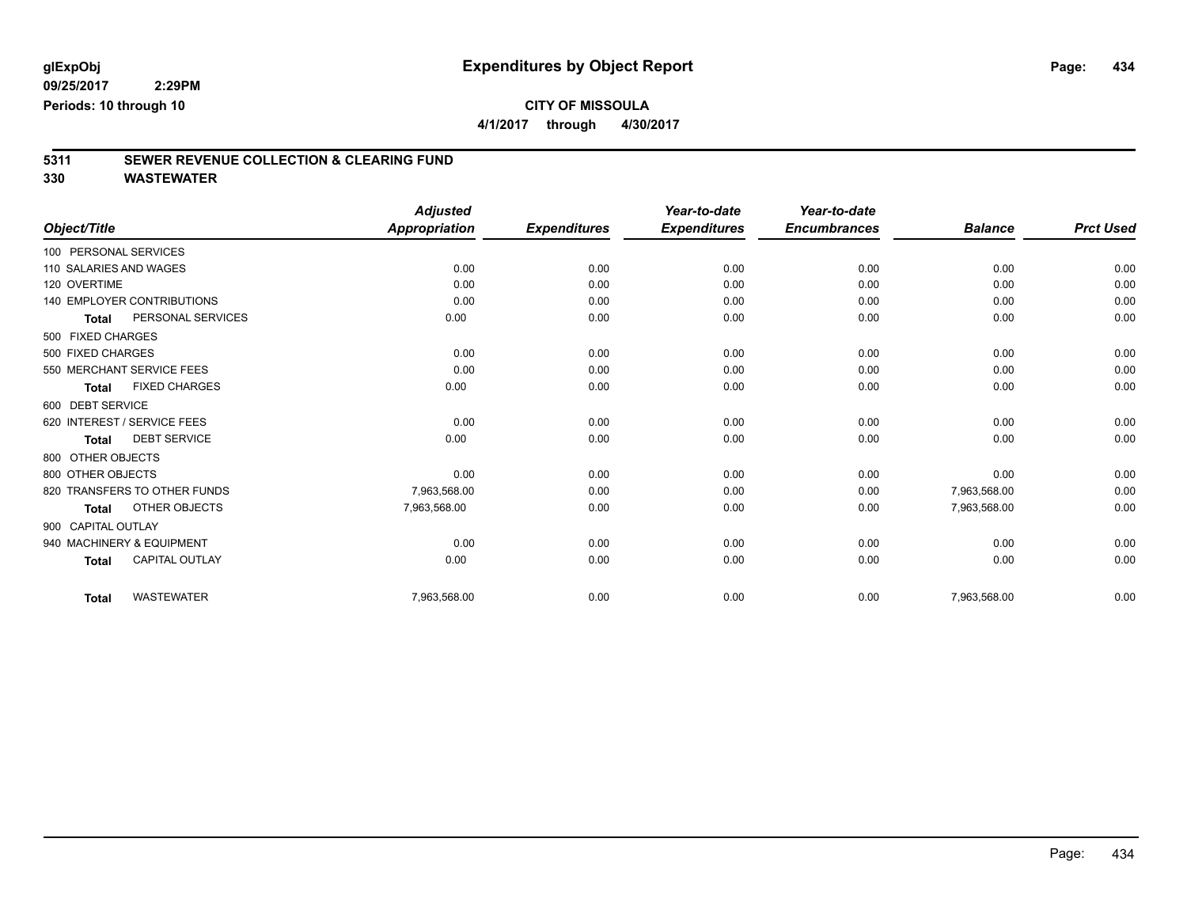glExpObj
09/25/2017 2:29PM
Periods: 10 through 10

# Expenditures by Object Report

**CITY OF MISSOULA**

**4/1/2017 through 4/30/2017**

## 5311 SEWER REVENUE COLLECTION & CLEARING FUND
## 330 WASTEWATER

| Object/Title | Adjusted Appropriation | Expenditures | Year-to-date Expenditures | Year-to-date Encumbrances | Balance | Prct Used |
|---|---|---|---|---|---|---|
| 100 PERSONAL SERVICES | | | | | | |
| 110 SALARIES AND WAGES | 0.00 | 0.00 | 0.00 | 0.00 | 0.00 | 0.00 |
| 120 OVERTIME | 0.00 | 0.00 | 0.00 | 0.00 | 0.00 | 0.00 |
| 140 EMPLOYER CONTRIBUTIONS | 0.00 | 0.00 | 0.00 | 0.00 | 0.00 | 0.00 |
| **Total** PERSONAL SERVICES | 0.00 | 0.00 | 0.00 | 0.00 | 0.00 | 0.00 |
| 500 FIXED CHARGES | | | | | | |
| 500 FIXED CHARGES | 0.00 | 0.00 | 0.00 | 0.00 | 0.00 | 0.00 |
| 550 MERCHANT SERVICE FEES | 0.00 | 0.00 | 0.00 | 0.00 | 0.00 | 0.00 |
| **Total** FIXED CHARGES | 0.00 | 0.00 | 0.00 | 0.00 | 0.00 | 0.00 |
| 600 DEBT SERVICE | | | | | | |
| 620 INTEREST / SERVICE FEES | 0.00 | 0.00 | 0.00 | 0.00 | 0.00 | 0.00 |
| **Total** DEBT SERVICE | 0.00 | 0.00 | 0.00 | 0.00 | 0.00 | 0.00 |
| 800 OTHER OBJECTS | | | | | | |
| 800 OTHER OBJECTS | 0.00 | 0.00 | 0.00 | 0.00 | 0.00 | 0.00 |
| 820 TRANSFERS TO OTHER FUNDS | 7,963,568.00 | 0.00 | 0.00 | 0.00 | 7,963,568.00 | 0.00 |
| **Total** OTHER OBJECTS | 7,963,568.00 | 0.00 | 0.00 | 0.00 | 7,963,568.00 | 0.00 |
| 900 CAPITAL OUTLAY | | | | | | |
| 940 MACHINERY & EQUIPMENT | 0.00 | 0.00 | 0.00 | 0.00 | 0.00 | 0.00 |
| **Total** CAPITAL OUTLAY | 0.00 | 0.00 | 0.00 | 0.00 | 0.00 | 0.00 |
| **Total** WASTEWATER | 7,963,568.00 | 0.00 | 0.00 | 0.00 | 7,963,568.00 | 0.00 |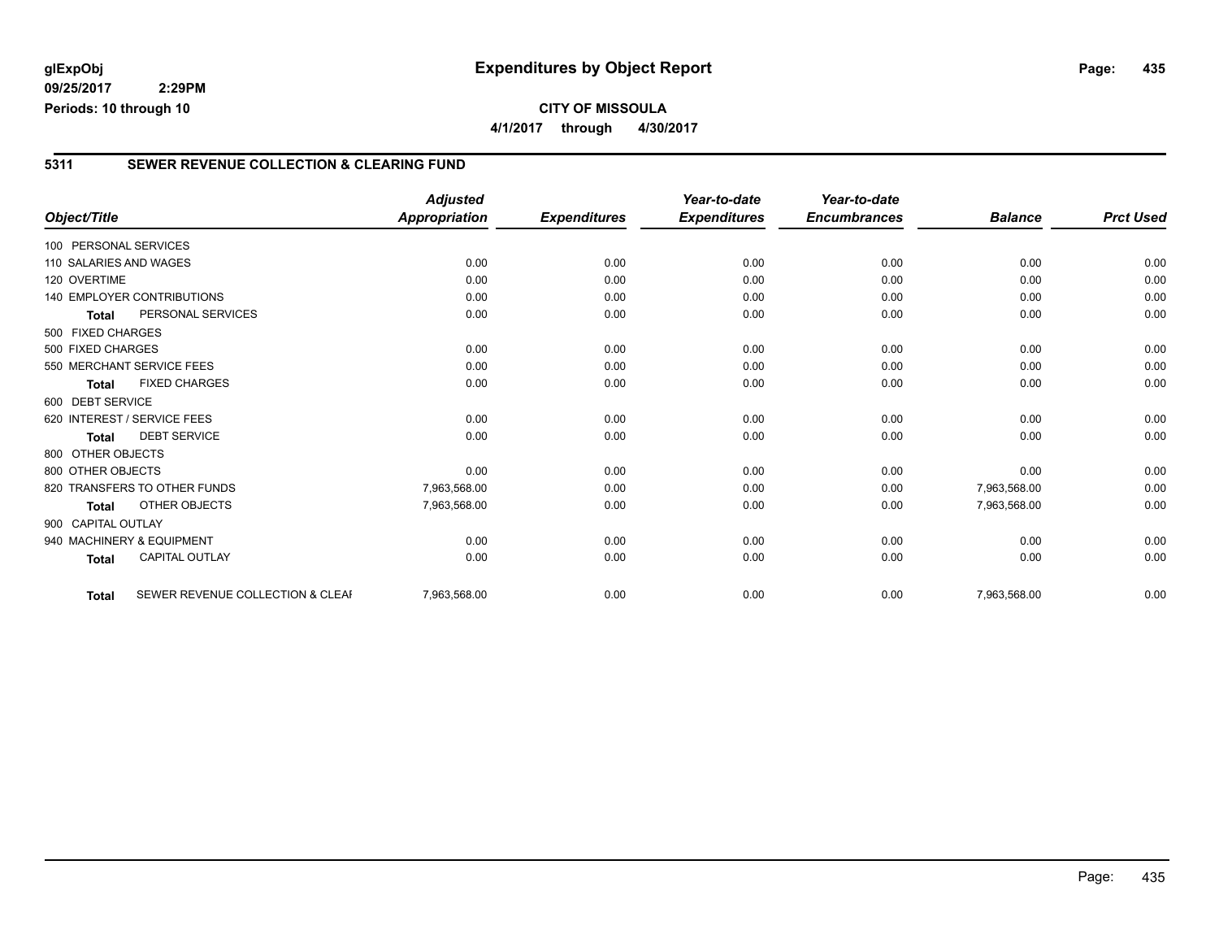**glExpObj** **Expenditures by Object Report**

**09/25/2017 2:29PM**

**Periods: 10 through 10**

**CITY OF MISSOULA**

**4/1/2017 through 4/30/2017**

## 5311 SEWER REVENUE COLLECTION & CLEARING FUND

| Object/Title | | Adjusted Appropriation | Expenditures | Year-to-date Expenditures | Year-to-date Encumbrances | Balance | Prct Used |
|---|---|---|---|---|---|---|---|
| 100 PERSONAL SERVICES | | | | | | | |
| 110 SALARIES AND WAGES | | 0.00 | 0.00 | 0.00 | 0.00 | 0.00 | 0.00 |
| 120 OVERTIME | | 0.00 | 0.00 | 0.00 | 0.00 | 0.00 | 0.00 |
| 140 EMPLOYER CONTRIBUTIONS | | 0.00 | 0.00 | 0.00 | 0.00 | 0.00 | 0.00 |
| **Total** | PERSONAL SERVICES | 0.00 | 0.00 | 0.00 | 0.00 | 0.00 | 0.00 |
| 500 FIXED CHARGES | | | | | | | |
| 500 FIXED CHARGES | | 0.00 | 0.00 | 0.00 | 0.00 | 0.00 | 0.00 |
| 550 MERCHANT SERVICE FEES | | 0.00 | 0.00 | 0.00 | 0.00 | 0.00 | 0.00 |
| **Total** | FIXED CHARGES | 0.00 | 0.00 | 0.00 | 0.00 | 0.00 | 0.00 |
| 600 DEBT SERVICE | | | | | | | |
| 620 INTEREST / SERVICE FEES | | 0.00 | 0.00 | 0.00 | 0.00 | 0.00 | 0.00 |
| **Total** | DEBT SERVICE | 0.00 | 0.00 | 0.00 | 0.00 | 0.00 | 0.00 |
| 800 OTHER OBJECTS | | | | | | | |
| 800 OTHER OBJECTS | | 0.00 | 0.00 | 0.00 | 0.00 | 0.00 | 0.00 |
| 820 TRANSFERS TO OTHER FUNDS | | 7,963,568.00 | 0.00 | 0.00 | 0.00 | 7,963,568.00 | 0.00 |
| **Total** | OTHER OBJECTS | 7,963,568.00 | 0.00 | 0.00 | 0.00 | 7,963,568.00 | 0.00 |
| 900 CAPITAL OUTLAY | | | | | | | |
| 940 MACHINERY & EQUIPMENT | | 0.00 | 0.00 | 0.00 | 0.00 | 0.00 | 0.00 |
| **Total** | CAPITAL OUTLAY | 0.00 | 0.00 | 0.00 | 0.00 | 0.00 | 0.00 |
| **Total** | SEWER REVENUE COLLECTION & CLEAI | 7,963,568.00 | 0.00 | 0.00 | 0.00 | 7,963,568.00 | 0.00 |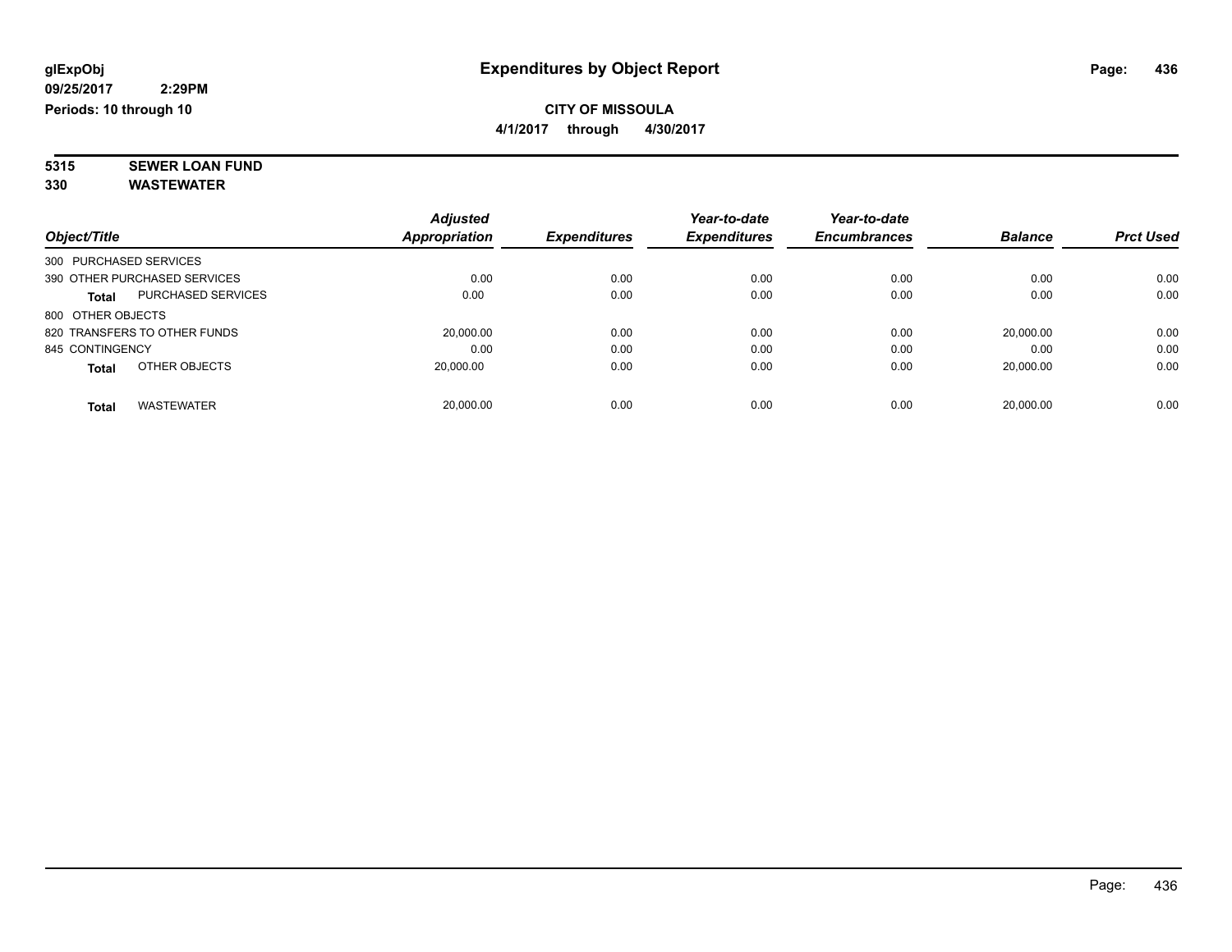**glExpObj**
**09/25/2017 2:29PM**
**Periods: 10 through 10**

# Expenditures by Object Report

**CITY OF MISSOULA**
**4/1/2017 through 4/30/2017**

**5315 SEWER LOAN FUND**
**330 WASTEWATER**

| Object/Title | Adjusted Appropriation | Expenditures | Year-to-date Expenditures | Year-to-date Encumbrances | Balance | Prct Used |
|---|---|---|---|---|---|---|
| 300 PURCHASED SERVICES | | | | | | |
| 390 OTHER PURCHASED SERVICES | 0.00 | 0.00 | 0.00 | 0.00 | 0.00 | 0.00 |
| **Total** PURCHASED SERVICES | 0.00 | 0.00 | 0.00 | 0.00 | 0.00 | 0.00 |
| 800 OTHER OBJECTS | | | | | | |
| 820 TRANSFERS TO OTHER FUNDS | 20,000.00 | 0.00 | 0.00 | 0.00 | 20,000.00 | 0.00 |
| 845 CONTINGENCY | 0.00 | 0.00 | 0.00 | 0.00 | 0.00 | 0.00 |
| **Total** OTHER OBJECTS | 20,000.00 | 0.00 | 0.00 | 0.00 | 20,000.00 | 0.00 |
| **Total** WASTEWATER | 20,000.00 | 0.00 | 0.00 | 0.00 | 20,000.00 | 0.00 |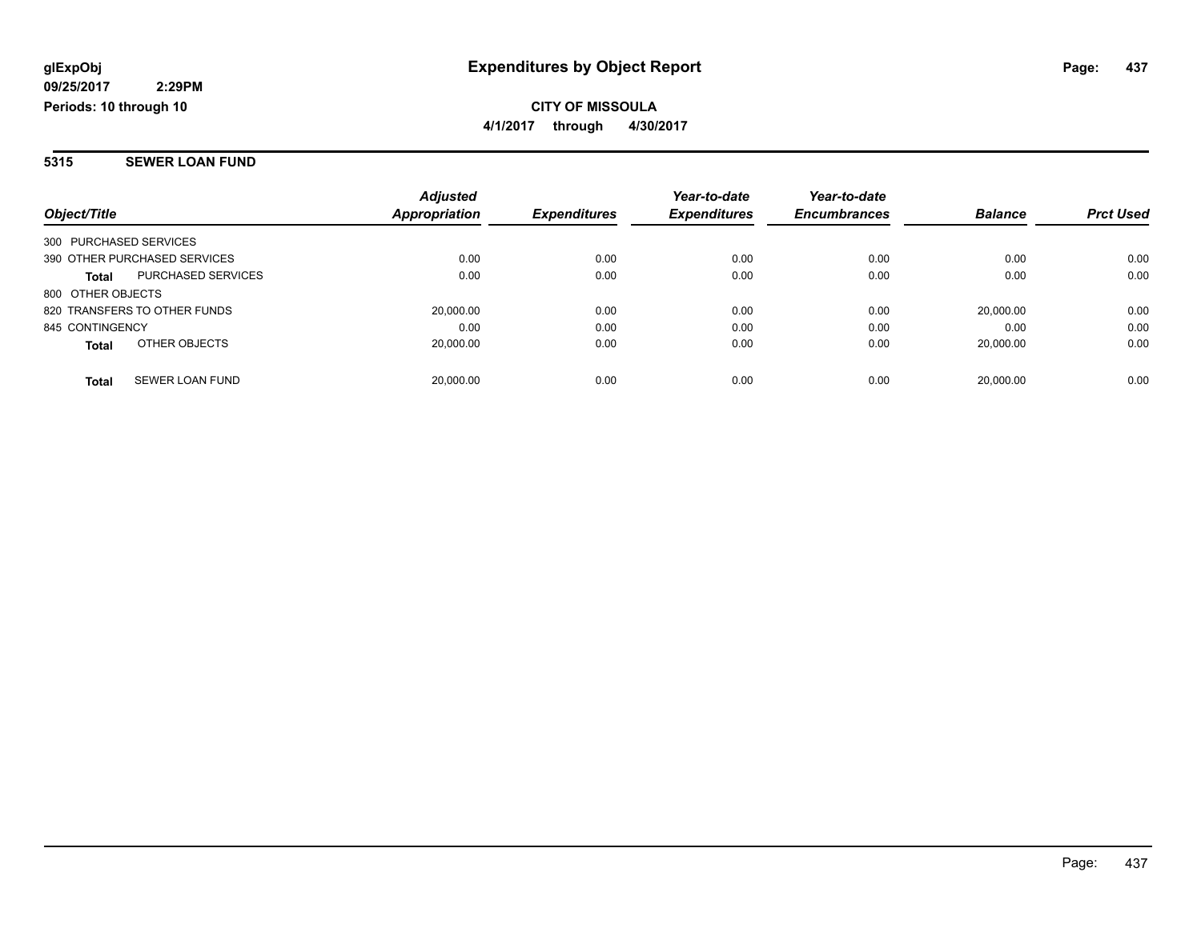**glExpObj**
**09/25/2017 2:29PM**
**Periods: 10 through 10**

# Expenditures by Object Report

**CITY OF MISSOULA**
**4/1/2017 through 4/30/2017**

## 5315 SEWER LOAN FUND

| Object/Title | Adjusted Appropriation | Expenditures | Year-to-date Expenditures | Year-to-date Encumbrances | Balance | Prct Used |
|---|---|---|---|---|---|---|
| 300 PURCHASED SERVICES | | | | | | |
| 390 OTHER PURCHASED SERVICES | 0.00 | 0.00 | 0.00 | 0.00 | 0.00 | 0.00 |
| **Total** PURCHASED SERVICES | 0.00 | 0.00 | 0.00 | 0.00 | 0.00 | 0.00 |
| 800 OTHER OBJECTS | | | | | | |
| 820 TRANSFERS TO OTHER FUNDS | 20,000.00 | 0.00 | 0.00 | 0.00 | 20,000.00 | 0.00 |
| 845 CONTINGENCY | 0.00 | 0.00 | 0.00 | 0.00 | 0.00 | 0.00 |
| **Total** OTHER OBJECTS | 20,000.00 | 0.00 | 0.00 | 0.00 | 20,000.00 | 0.00 |
| **Total** SEWER LOAN FUND | 20,000.00 | 0.00 | 0.00 | 0.00 | 20,000.00 | 0.00 |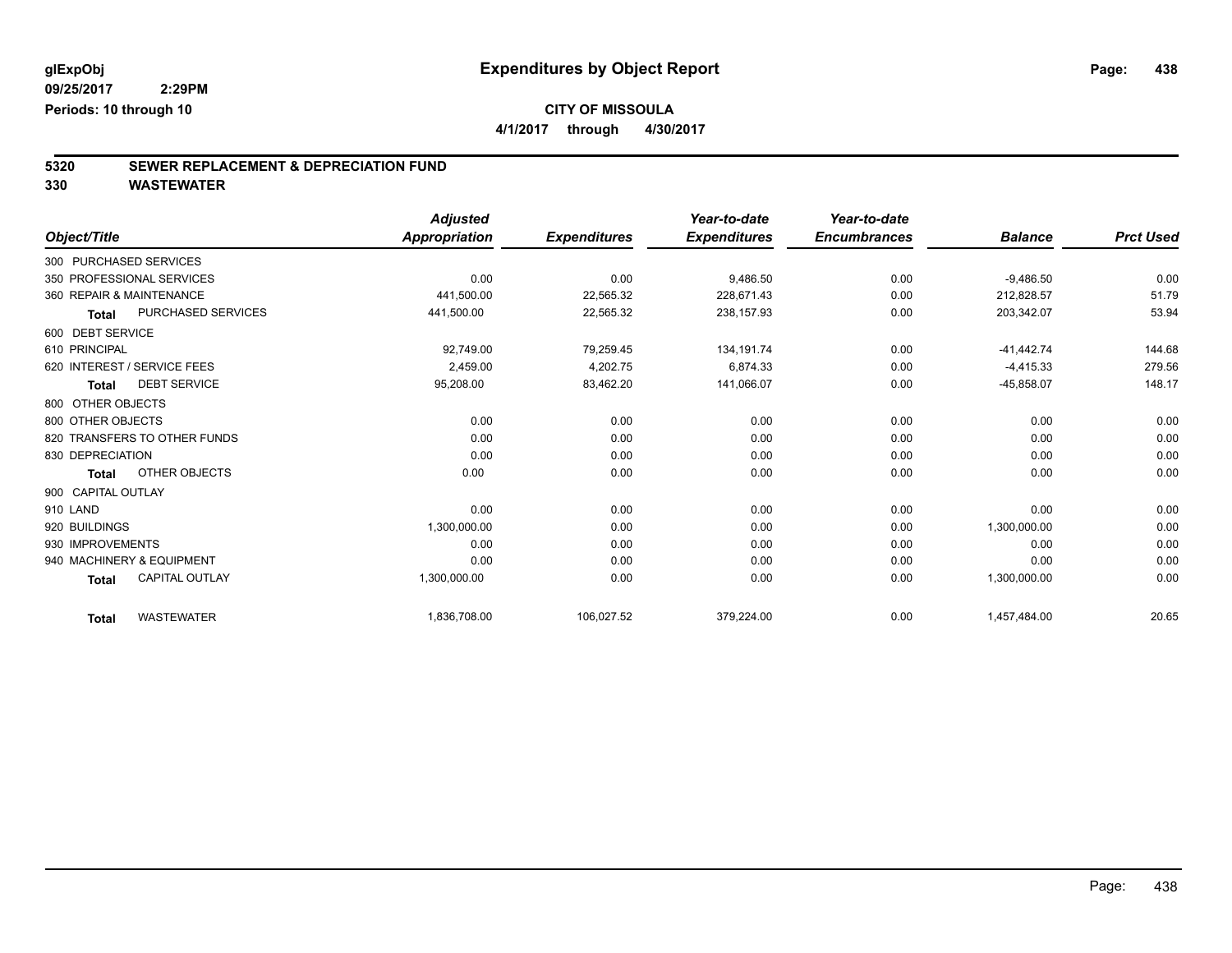# Expenditures by Object Report

glExpObj
09/25/2017 2:29PM
Periods: 10 through 10

**CITY OF MISSOULA**
**4/1/2017 through 4/30/2017**

## 5320 SEWER REPLACEMENT & DEPRECIATION FUND
## 330 WASTEWATER

| Object/Title | Adjusted Appropriation | Expenditures | Year-to-date Expenditures | Year-to-date Encumbrances | Balance | Prct Used |
|---|---|---|---|---|---|---|
| 300 PURCHASED SERVICES | | | | | | |
| 350 PROFESSIONAL SERVICES | 0.00 | 0.00 | 9,486.50 | 0.00 | -9,486.50 | 0.00 |
| 360 REPAIR & MAINTENANCE | 441,500.00 | 22,565.32 | 228,671.43 | 0.00 | 212,828.57 | 51.79 |
| **Total** PURCHASED SERVICES | 441,500.00 | 22,565.32 | 238,157.93 | 0.00 | 203,342.07 | 53.94 |
| 600 DEBT SERVICE | | | | | | |
| 610 PRINCIPAL | 92,749.00 | 79,259.45 | 134,191.74 | 0.00 | -41,442.74 | 144.68 |
| 620 INTEREST / SERVICE FEES | 2,459.00 | 4,202.75 | 6,874.33 | 0.00 | -4,415.33 | 279.56 |
| **Total** DEBT SERVICE | 95,208.00 | 83,462.20 | 141,066.07 | 0.00 | -45,858.07 | 148.17 |
| 800 OTHER OBJECTS | | | | | | |
| 800 OTHER OBJECTS | 0.00 | 0.00 | 0.00 | 0.00 | 0.00 | 0.00 |
| 820 TRANSFERS TO OTHER FUNDS | 0.00 | 0.00 | 0.00 | 0.00 | 0.00 | 0.00 |
| 830 DEPRECIATION | 0.00 | 0.00 | 0.00 | 0.00 | 0.00 | 0.00 |
| **Total** OTHER OBJECTS | 0.00 | 0.00 | 0.00 | 0.00 | 0.00 | 0.00 |
| 900 CAPITAL OUTLAY | | | | | | |
| 910 LAND | 0.00 | 0.00 | 0.00 | 0.00 | 0.00 | 0.00 |
| 920 BUILDINGS | 1,300,000.00 | 0.00 | 0.00 | 0.00 | 1,300,000.00 | 0.00 |
| 930 IMPROVEMENTS | 0.00 | 0.00 | 0.00 | 0.00 | 0.00 | 0.00 |
| 940 MACHINERY & EQUIPMENT | 0.00 | 0.00 | 0.00 | 0.00 | 0.00 | 0.00 |
| **Total** CAPITAL OUTLAY | 1,300,000.00 | 0.00 | 0.00 | 0.00 | 1,300,000.00 | 0.00 |
| **Total** WASTEWATER | 1,836,708.00 | 106,027.52 | 379,224.00 | 0.00 | 1,457,484.00 | 20.65 |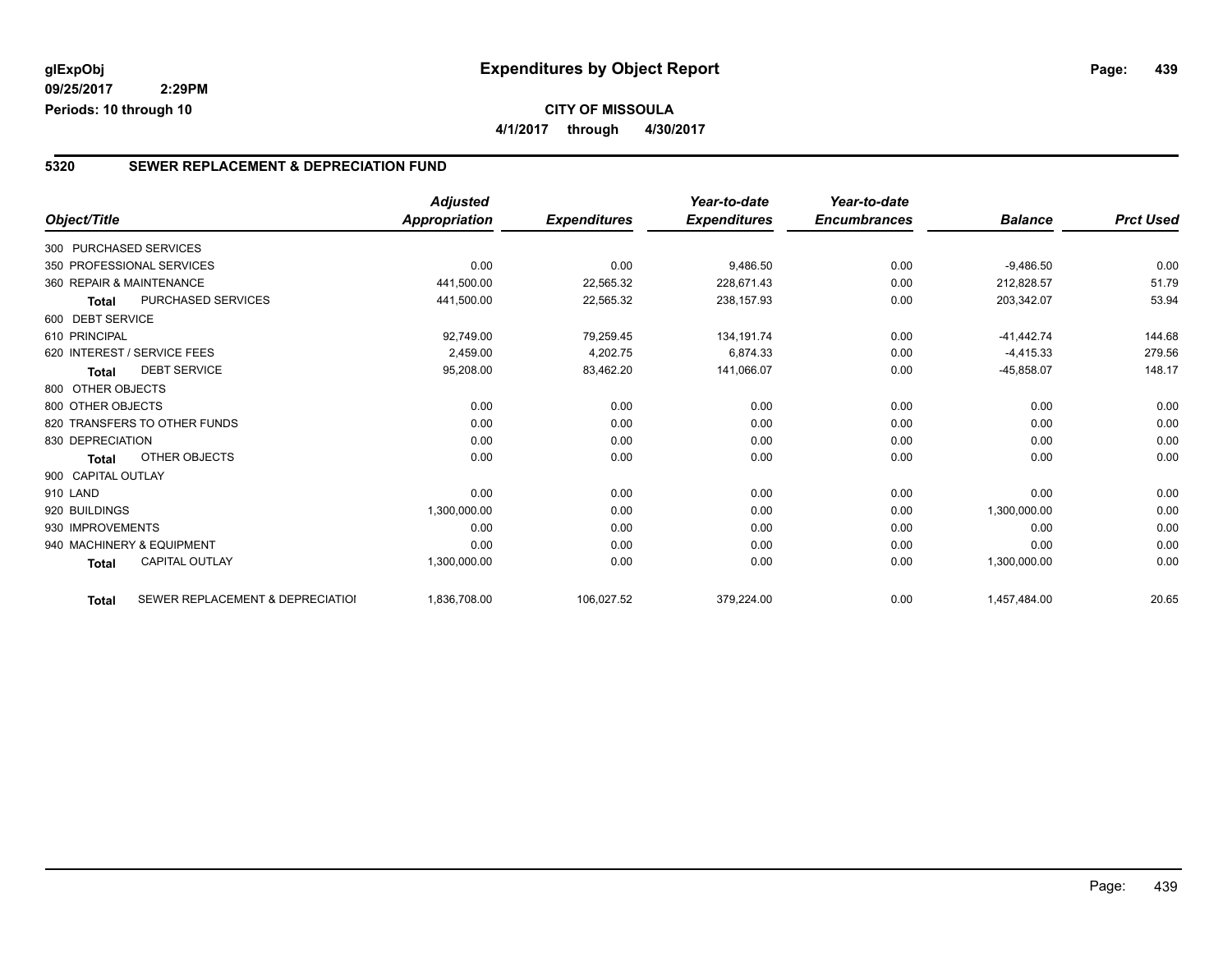# Expenditures by Object Report

glExpObj
09/25/2017 2:29PM
Periods: 10 through 10

**CITY OF MISSOULA**
**4/1/2017 through 4/30/2017**

## 5320 SEWER REPLACEMENT & DEPRECIATION FUND

| Object/Title | | Adjusted Appropriation | Expenditures | Year-to-date Expenditures | Year-to-date Encumbrances | Balance | Prct Used |
|---|---|---|---|---|---|---|---|
| 300 PURCHASED SERVICES | | | | | | | |
| 350 PROFESSIONAL SERVICES | | 0.00 | 0.00 | 9,486.50 | 0.00 | -9,486.50 | 0.00 |
| 360 REPAIR & MAINTENANCE | | 441,500.00 | 22,565.32 | 228,671.43 | 0.00 | 212,828.57 | 51.79 |
| Total | PURCHASED SERVICES | 441,500.00 | 22,565.32 | 238,157.93 | 0.00 | 203,342.07 | 53.94 |
| 600 DEBT SERVICE | | | | | | | |
| 610 PRINCIPAL | | 92,749.00 | 79,259.45 | 134,191.74 | 0.00 | -41,442.74 | 144.68 |
| 620 INTEREST / SERVICE FEES | | 2,459.00 | 4,202.75 | 6,874.33 | 0.00 | -4,415.33 | 279.56 |
| Total | DEBT SERVICE | 95,208.00 | 83,462.20 | 141,066.07 | 0.00 | -45,858.07 | 148.17 |
| 800 OTHER OBJECTS | | | | | | | |
| 800 OTHER OBJECTS | | 0.00 | 0.00 | 0.00 | 0.00 | 0.00 | 0.00 |
| 820 TRANSFERS TO OTHER FUNDS | | 0.00 | 0.00 | 0.00 | 0.00 | 0.00 | 0.00 |
| 830 DEPRECIATION | | 0.00 | 0.00 | 0.00 | 0.00 | 0.00 | 0.00 |
| Total | OTHER OBJECTS | 0.00 | 0.00 | 0.00 | 0.00 | 0.00 | 0.00 |
| 900 CAPITAL OUTLAY | | | | | | | |
| 910 LAND | | 0.00 | 0.00 | 0.00 | 0.00 | 0.00 | 0.00 |
| 920 BUILDINGS | | 1,300,000.00 | 0.00 | 0.00 | 0.00 | 1,300,000.00 | 0.00 |
| 930 IMPROVEMENTS | | 0.00 | 0.00 | 0.00 | 0.00 | 0.00 | 0.00 |
| 940 MACHINERY & EQUIPMENT | | 0.00 | 0.00 | 0.00 | 0.00 | 0.00 | 0.00 |
| Total | CAPITAL OUTLAY | 1,300,000.00 | 0.00 | 0.00 | 0.00 | 1,300,000.00 | 0.00 |
| Total | SEWER REPLACEMENT & DEPRECIATIOI | 1,836,708.00 | 106,027.52 | 379,224.00 | 0.00 | 1,457,484.00 | 20.65 |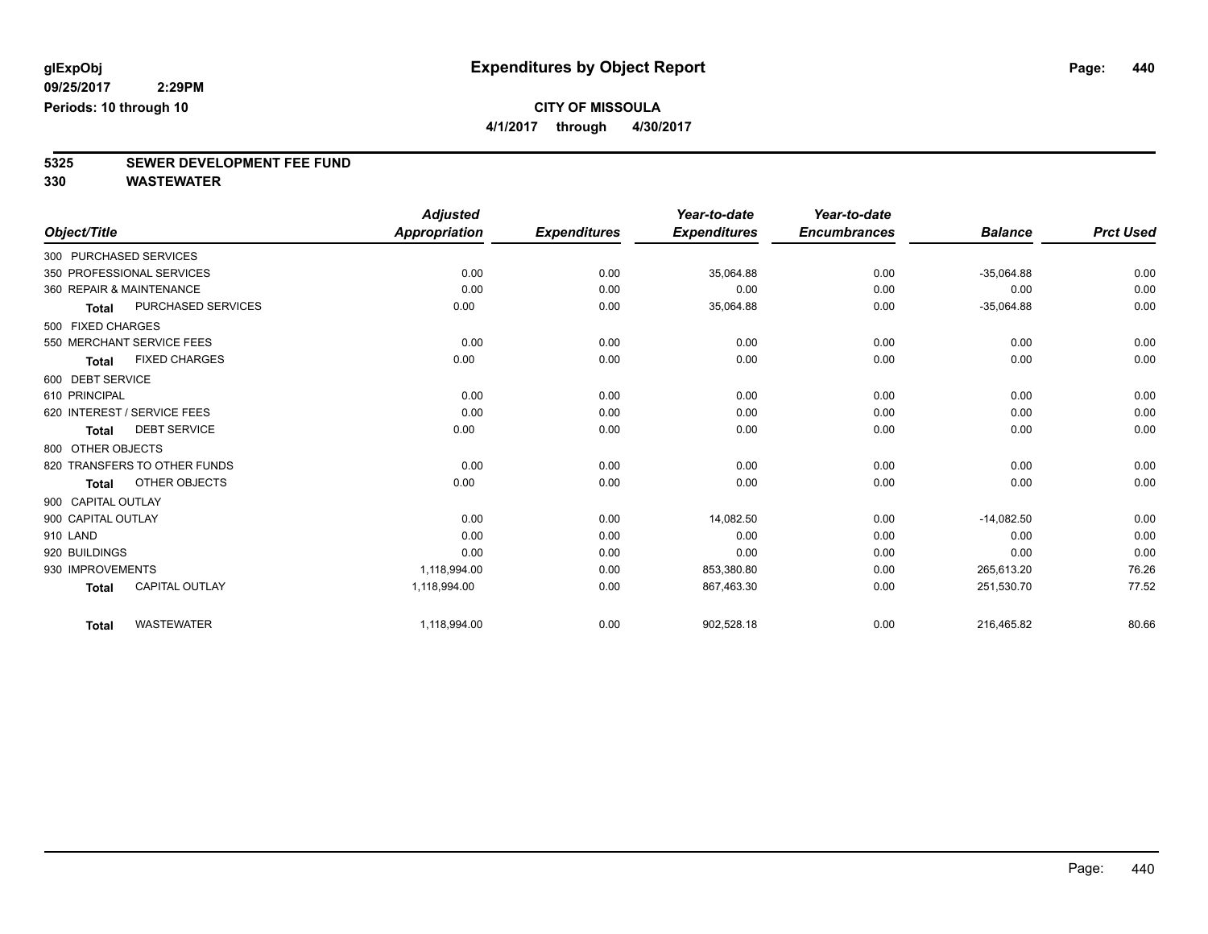# Expenditures by Object Report

glExpObj
09/25/2017 2:29PM
Periods: 10 through 10

**CITY OF MISSOULA**
4/1/2017 through 4/30/2017

**5325 SEWER DEVELOPMENT FEE FUND**
**330 WASTEWATER**

| Object/Title | | Adjusted Appropriation | Expenditures | Year-to-date Expenditures | Year-to-date Encumbrances | Balance | Prct Used |
|---|---|---|---|---|---|---|---|
| 300 PURCHASED SERVICES | | | | | | | |
| 350 PROFESSIONAL SERVICES | | 0.00 | 0.00 | 35,064.88 | 0.00 | -35,064.88 | 0.00 |
| 360 REPAIR & MAINTENANCE | | 0.00 | 0.00 | 0.00 | 0.00 | 0.00 | 0.00 |
| Total | PURCHASED SERVICES | 0.00 | 0.00 | 35,064.88 | 0.00 | -35,064.88 | 0.00 |
| 500 FIXED CHARGES | | | | | | | |
| 550 MERCHANT SERVICE FEES | | 0.00 | 0.00 | 0.00 | 0.00 | 0.00 | 0.00 |
| Total | FIXED CHARGES | 0.00 | 0.00 | 0.00 | 0.00 | 0.00 | 0.00 |
| 600 DEBT SERVICE | | | | | | | |
| 610 PRINCIPAL | | 0.00 | 0.00 | 0.00 | 0.00 | 0.00 | 0.00 |
| 620 INTEREST / SERVICE FEES | | 0.00 | 0.00 | 0.00 | 0.00 | 0.00 | 0.00 |
| Total | DEBT SERVICE | 0.00 | 0.00 | 0.00 | 0.00 | 0.00 | 0.00 |
| 800 OTHER OBJECTS | | | | | | | |
| 820 TRANSFERS TO OTHER FUNDS | | 0.00 | 0.00 | 0.00 | 0.00 | 0.00 | 0.00 |
| Total | OTHER OBJECTS | 0.00 | 0.00 | 0.00 | 0.00 | 0.00 | 0.00 |
| 900 CAPITAL OUTLAY | | | | | | | |
| 900 CAPITAL OUTLAY | | 0.00 | 0.00 | 14,082.50 | 0.00 | -14,082.50 | 0.00 |
| 910 LAND | | 0.00 | 0.00 | 0.00 | 0.00 | 0.00 | 0.00 |
| 920 BUILDINGS | | 0.00 | 0.00 | 0.00 | 0.00 | 0.00 | 0.00 |
| 930 IMPROVEMENTS | | 1,118,994.00 | 0.00 | 853,380.80 | 0.00 | 265,613.20 | 76.26 |
| Total | CAPITAL OUTLAY | 1,118,994.00 | 0.00 | 867,463.30 | 0.00 | 251,530.70 | 77.52 |
| Total | WASTEWATER | 1,118,994.00 | 0.00 | 902,528.18 | 0.00 | 216,465.82 | 80.66 |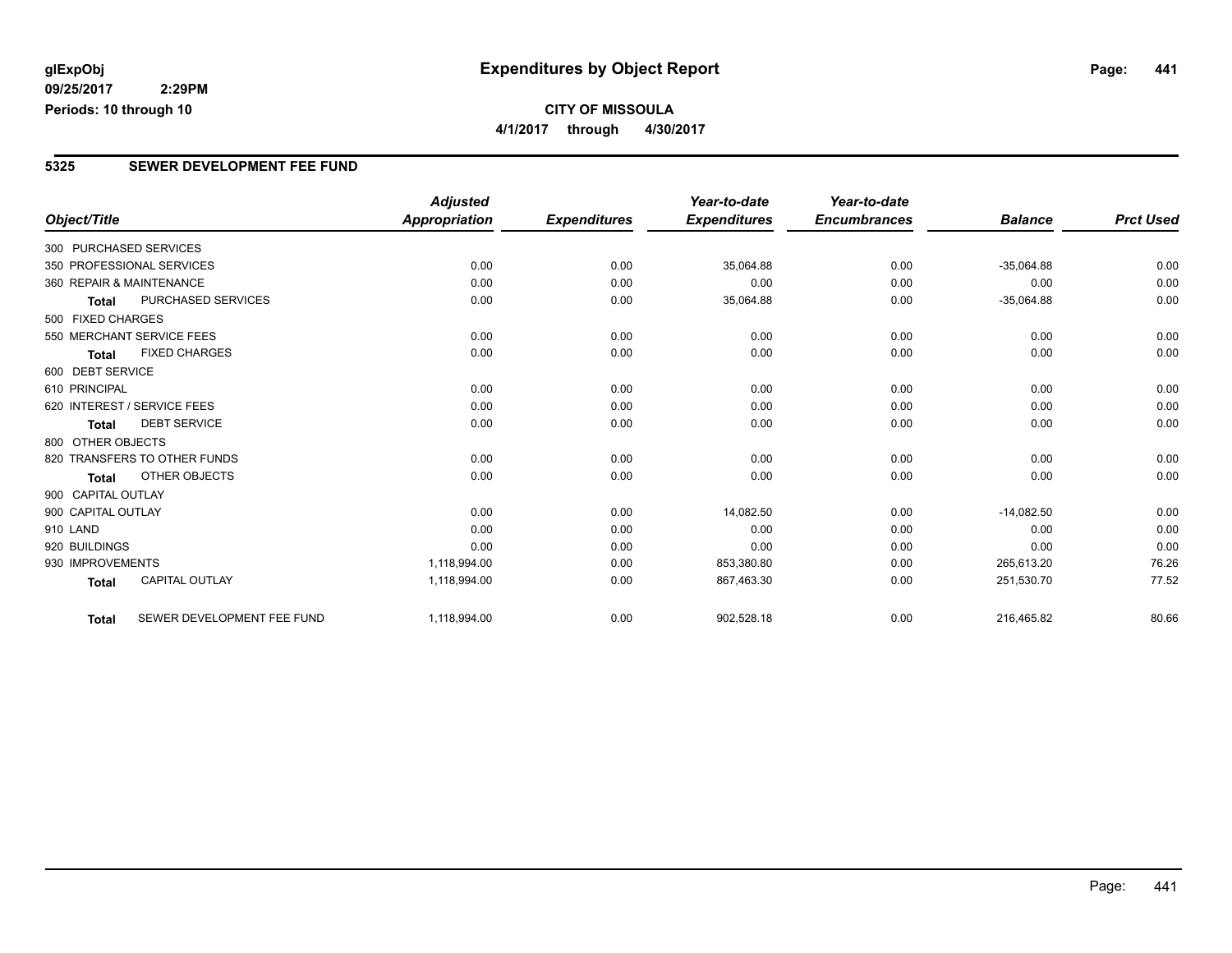glExpObj
09/25/2017 2:29PM
Periods: 10 through 10

# Expenditures by Object Report

**CITY OF MISSOULA**
**4/1/2017 through 4/30/2017**

## 5325 SEWER DEVELOPMENT FEE FUND

| Object/Title | Adjusted Appropriation | Expenditures | Year-to-date Expenditures | Year-to-date Encumbrances | Balance | Prct Used |
|---|---|---|---|---|---|---|
| 300 PURCHASED SERVICES | | | | | | |
| 350 PROFESSIONAL SERVICES | 0.00 | 0.00 | 35,064.88 | 0.00 | -35,064.88 | 0.00 |
| 360 REPAIR & MAINTENANCE | 0.00 | 0.00 | 0.00 | 0.00 | 0.00 | 0.00 |
| **Total** PURCHASED SERVICES | 0.00 | 0.00 | 35,064.88 | 0.00 | -35,064.88 | 0.00 |
| 500 FIXED CHARGES | | | | | | |
| 550 MERCHANT SERVICE FEES | 0.00 | 0.00 | 0.00 | 0.00 | 0.00 | 0.00 |
| **Total** FIXED CHARGES | 0.00 | 0.00 | 0.00 | 0.00 | 0.00 | 0.00 |
| 600 DEBT SERVICE | | | | | | |
| 610 PRINCIPAL | 0.00 | 0.00 | 0.00 | 0.00 | 0.00 | 0.00 |
| 620 INTEREST / SERVICE FEES | 0.00 | 0.00 | 0.00 | 0.00 | 0.00 | 0.00 |
| **Total** DEBT SERVICE | 0.00 | 0.00 | 0.00 | 0.00 | 0.00 | 0.00 |
| 800 OTHER OBJECTS | | | | | | |
| 820 TRANSFERS TO OTHER FUNDS | 0.00 | 0.00 | 0.00 | 0.00 | 0.00 | 0.00 |
| **Total** OTHER OBJECTS | 0.00 | 0.00 | 0.00 | 0.00 | 0.00 | 0.00 |
| 900 CAPITAL OUTLAY | | | | | | |
| 900 CAPITAL OUTLAY | 0.00 | 0.00 | 14,082.50 | 0.00 | -14,082.50 | 0.00 |
| 910 LAND | 0.00 | 0.00 | 0.00 | 0.00 | 0.00 | 0.00 |
| 920 BUILDINGS | 0.00 | 0.00 | 0.00 | 0.00 | 0.00 | 0.00 |
| 930 IMPROVEMENTS | 1,118,994.00 | 0.00 | 853,380.80 | 0.00 | 265,613.20 | 76.26 |
| **Total** CAPITAL OUTLAY | 1,118,994.00 | 0.00 | 867,463.30 | 0.00 | 251,530.70 | 77.52 |
| **Total** SEWER DEVELOPMENT FEE FUND | 1,118,994.00 | 0.00 | 902,528.18 | 0.00 | 216,465.82 | 80.66 |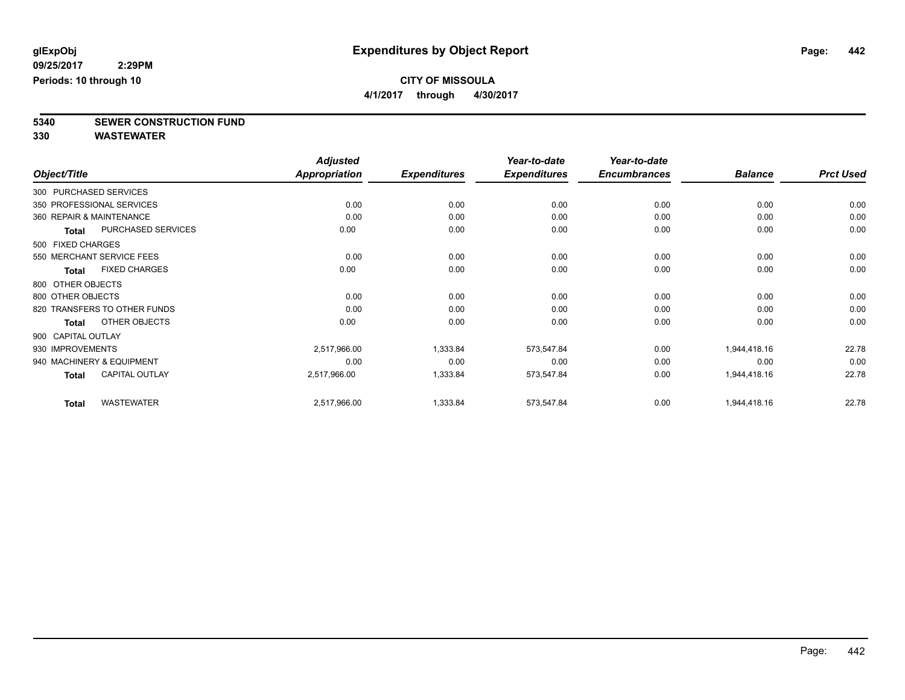# Expenditures by Object Report

glExpObj
09/25/2017 2:29PM
Periods: 10 through 10

**CITY OF MISSOULA**
**4/1/2017 through 4/30/2017**

**5340 SEWER CONSTRUCTION FUND**
**330 WASTEWATER**

| Object/Title | | Adjusted Appropriation | Expenditures | Year-to-date Expenditures | Year-to-date Encumbrances | Balance | Prct Used |
|---|---|---|---|---|---|---|---|
| 300 PURCHASED SERVICES | | | | | | | |
| 350 PROFESSIONAL SERVICES | | 0.00 | 0.00 | 0.00 | 0.00 | 0.00 | 0.00 |
| 360 REPAIR & MAINTENANCE | | 0.00 | 0.00 | 0.00 | 0.00 | 0.00 | 0.00 |
| Total | PURCHASED SERVICES | 0.00 | 0.00 | 0.00 | 0.00 | 0.00 | 0.00 |
| 500 FIXED CHARGES | | | | | | | |
| 550 MERCHANT SERVICE FEES | | 0.00 | 0.00 | 0.00 | 0.00 | 0.00 | 0.00 |
| Total | FIXED CHARGES | 0.00 | 0.00 | 0.00 | 0.00 | 0.00 | 0.00 |
| 800 OTHER OBJECTS | | | | | | | |
| 800 OTHER OBJECTS | | 0.00 | 0.00 | 0.00 | 0.00 | 0.00 | 0.00 |
| 820 TRANSFERS TO OTHER FUNDS | | 0.00 | 0.00 | 0.00 | 0.00 | 0.00 | 0.00 |
| Total | OTHER OBJECTS | 0.00 | 0.00 | 0.00 | 0.00 | 0.00 | 0.00 |
| 900 CAPITAL OUTLAY | | | | | | | |
| 930 IMPROVEMENTS | | 2,517,966.00 | 1,333.84 | 573,547.84 | 0.00 | 1,944,418.16 | 22.78 |
| 940 MACHINERY & EQUIPMENT | | 0.00 | 0.00 | 0.00 | 0.00 | 0.00 | 0.00 |
| Total | CAPITAL OUTLAY | 2,517,966.00 | 1,333.84 | 573,547.84 | 0.00 | 1,944,418.16 | 22.78 |
| Total | WASTEWATER | 2,517,966.00 | 1,333.84 | 573,547.84 | 0.00 | 1,944,418.16 | 22.78 |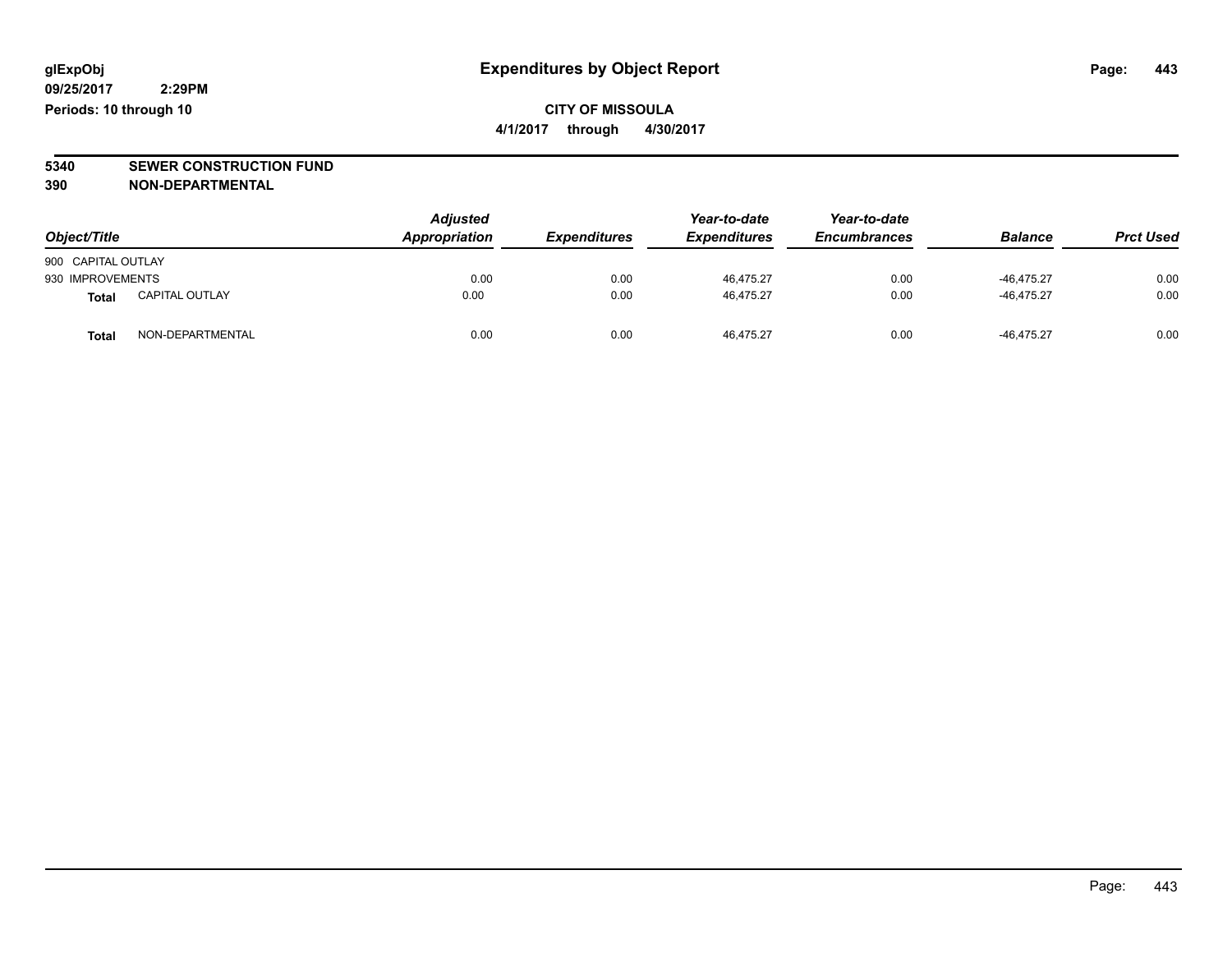**glExpObj** **Expenditures by Object Report**
**09/25/2017 2:29PM**
**Periods: 10 through 10**

**CITY OF MISSOULA**
**4/1/2017 through 4/30/2017**

**5340 SEWER CONSTRUCTION FUND**
**390 NON-DEPARTMENTAL**

| Object/Title | | Adjusted Appropriation | Expenditures | Year-to-date Expenditures | Year-to-date Encumbrances | Balance | Prct Used |
|---|---|---|---|---|---|---|---|
| 900 CAPITAL OUTLAY | | | | | | | |
| 930 IMPROVEMENTS | | 0.00 | 0.00 | 46,475.27 | 0.00 | -46,475.27 | 0.00 |
| **Total** | CAPITAL OUTLAY | 0.00 | 0.00 | 46,475.27 | 0.00 | -46,475.27 | 0.00 |
| **Total** | NON-DEPARTMENTAL | 0.00 | 0.00 | 46,475.27 | 0.00 | -46,475.27 | 0.00 |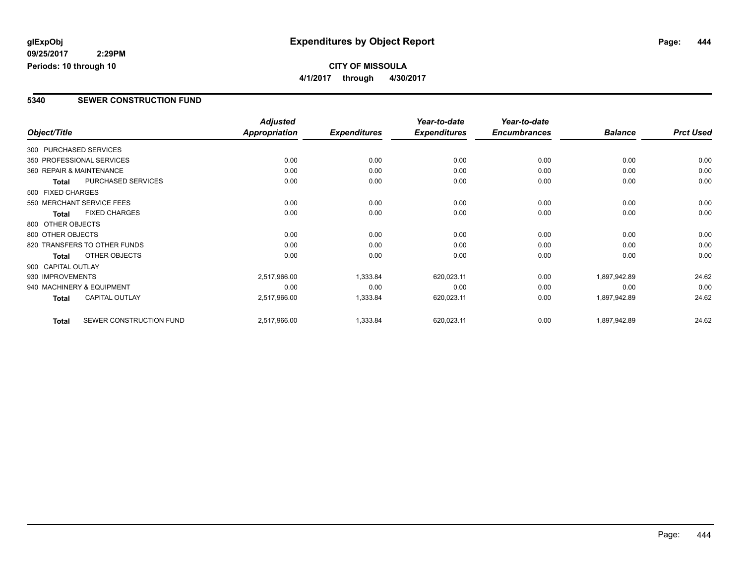# Expenditures by Object Report

glExpObj
09/25/2017 2:29PM
Periods: 10 through 10

**CITY OF MISSOULA**
**4/1/2017 through 4/30/2017**

## 5340 SEWER CONSTRUCTION FUND

| Object/Title | Adjusted Appropriation | Expenditures | Year-to-date Expenditures | Year-to-date Encumbrances | Balance | Prct Used |
|---|---|---|---|---|---|---|
| 300 PURCHASED SERVICES | | | | | | |
| 350 PROFESSIONAL SERVICES | 0.00 | 0.00 | 0.00 | 0.00 | 0.00 | 0.00 |
| 360 REPAIR & MAINTENANCE | 0.00 | 0.00 | 0.00 | 0.00 | 0.00 | 0.00 |
| **Total** PURCHASED SERVICES | 0.00 | 0.00 | 0.00 | 0.00 | 0.00 | 0.00 |
| 500 FIXED CHARGES | | | | | | |
| 550 MERCHANT SERVICE FEES | 0.00 | 0.00 | 0.00 | 0.00 | 0.00 | 0.00 |
| **Total** FIXED CHARGES | 0.00 | 0.00 | 0.00 | 0.00 | 0.00 | 0.00 |
| 800 OTHER OBJECTS | | | | | | |
| 800 OTHER OBJECTS | 0.00 | 0.00 | 0.00 | 0.00 | 0.00 | 0.00 |
| 820 TRANSFERS TO OTHER FUNDS | 0.00 | 0.00 | 0.00 | 0.00 | 0.00 | 0.00 |
| **Total** OTHER OBJECTS | 0.00 | 0.00 | 0.00 | 0.00 | 0.00 | 0.00 |
| 900 CAPITAL OUTLAY | | | | | | |
| 930 IMPROVEMENTS | 2,517,966.00 | 1,333.84 | 620,023.11 | 0.00 | 1,897,942.89 | 24.62 |
| 940 MACHINERY & EQUIPMENT | 0.00 | 0.00 | 0.00 | 0.00 | 0.00 | 0.00 |
| **Total** CAPITAL OUTLAY | 2,517,966.00 | 1,333.84 | 620,023.11 | 0.00 | 1,897,942.89 | 24.62 |
| **Total** SEWER CONSTRUCTION FUND | 2,517,966.00 | 1,333.84 | 620,023.11 | 0.00 | 1,897,942.89 | 24.62 |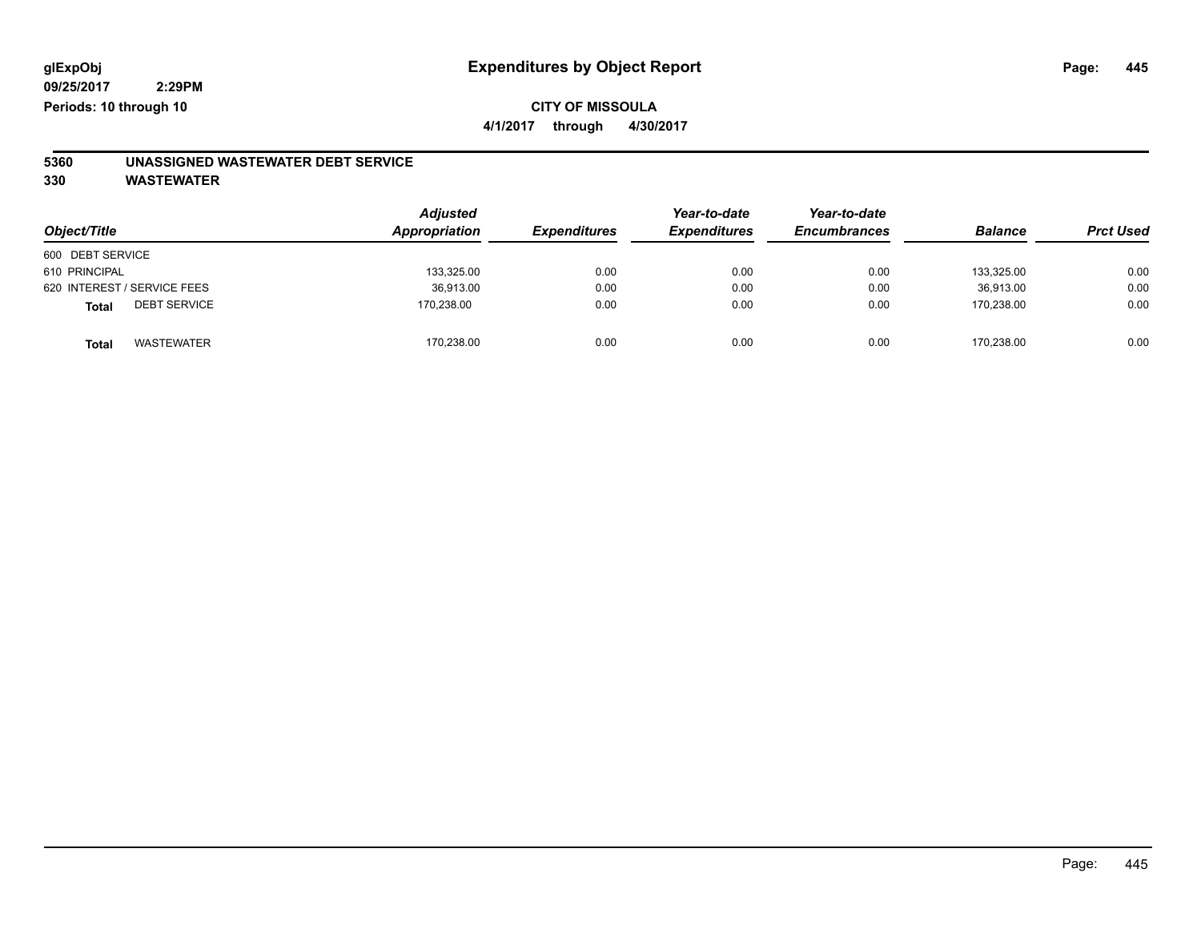glExpObj
09/25/2017 2:29PM
Periods: 10 through 10

# Expenditures by Object Report

**CITY OF MISSOULA**

**4/1/2017 through 4/30/2017**

**5360 UNASSIGNED WASTEWATER DEBT SERVICE**

**330 WASTEWATER**

| Object/Title | Adjusted Appropriation | Expenditures | Year-to-date Expenditures | Year-to-date Encumbrances | Balance | Prct Used |
|---|---|---|---|---|---|---|
| 600 DEBT SERVICE | | | | | | |
| 610 PRINCIPAL | 133,325.00 | 0.00 | 0.00 | 0.00 | 133,325.00 | 0.00 |
| 620 INTEREST / SERVICE FEES | 36,913.00 | 0.00 | 0.00 | 0.00 | 36,913.00 | 0.00 |
| **Total** DEBT SERVICE | 170,238.00 | 0.00 | 0.00 | 0.00 | 170,238.00 | 0.00 |
| **Total** WASTEWATER | 170,238.00 | 0.00 | 0.00 | 0.00 | 170,238.00 | 0.00 |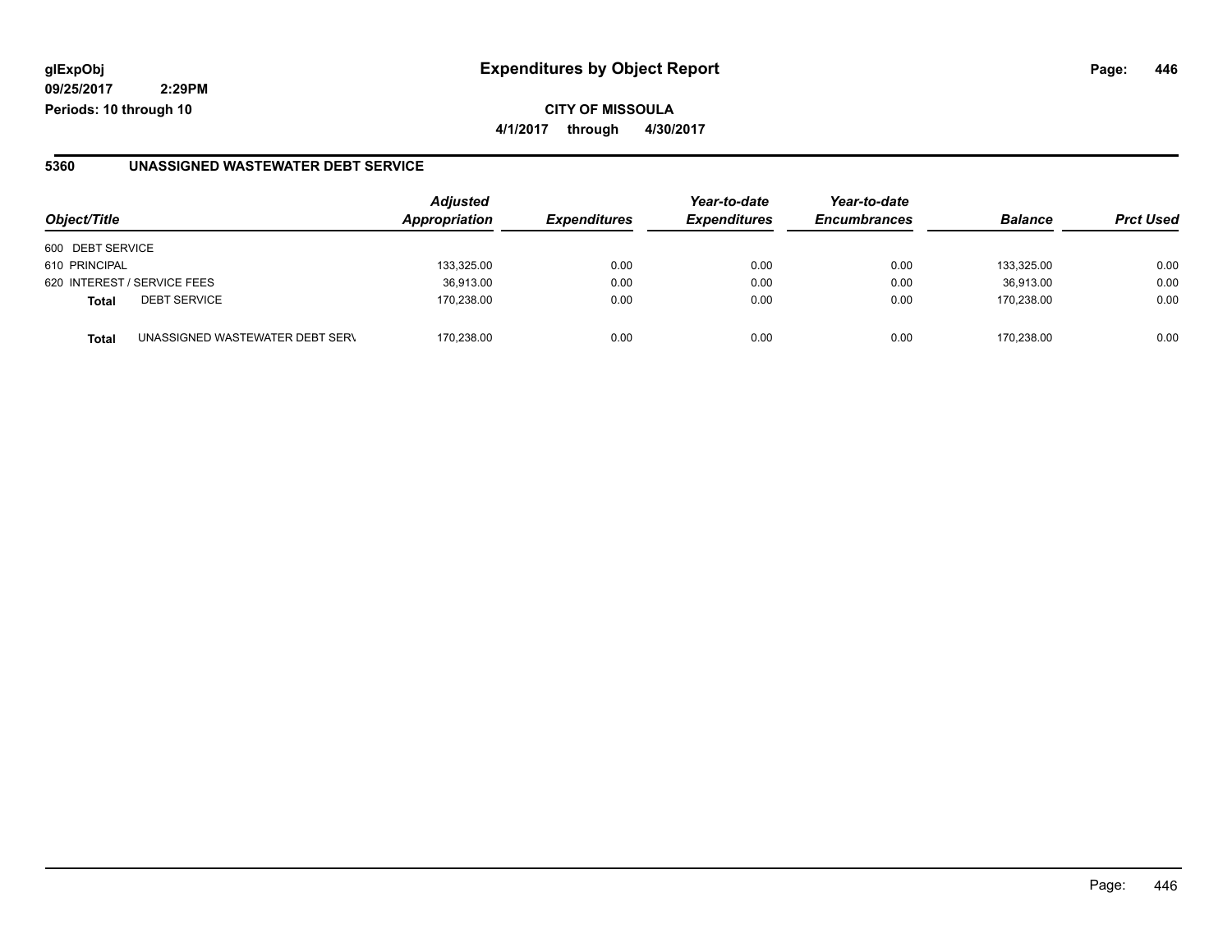**glExpObj** | **Expenditures by Object Report**

**09/25/2017 2:29PM**

**Periods: 10 through 10**

**CITY OF MISSOULA**

**4/1/2017 through 4/30/2017**

## 5360 UNASSIGNED WASTEWATER DEBT SERVICE

| Object/Title | | Adjusted Appropriation | Expenditures | Year-to-date Expenditures | Year-to-date Encumbrances | Balance | Prct Used |
|---|---|---|---|---|---|---|---|
| 600 DEBT SERVICE | | | | | | | |
| 610 PRINCIPAL | | 133,325.00 | 0.00 | 0.00 | 0.00 | 133,325.00 | 0.00 |
| 620 INTEREST / SERVICE FEES | | 36,913.00 | 0.00 | 0.00 | 0.00 | 36,913.00 | 0.00 |
| **Total** | DEBT SERVICE | 170,238.00 | 0.00 | 0.00 | 0.00 | 170,238.00 | 0.00 |
| **Total** | UNASSIGNED WASTEWATER DEBT SERV | 170,238.00 | 0.00 | 0.00 | 0.00 | 170,238.00 | 0.00 |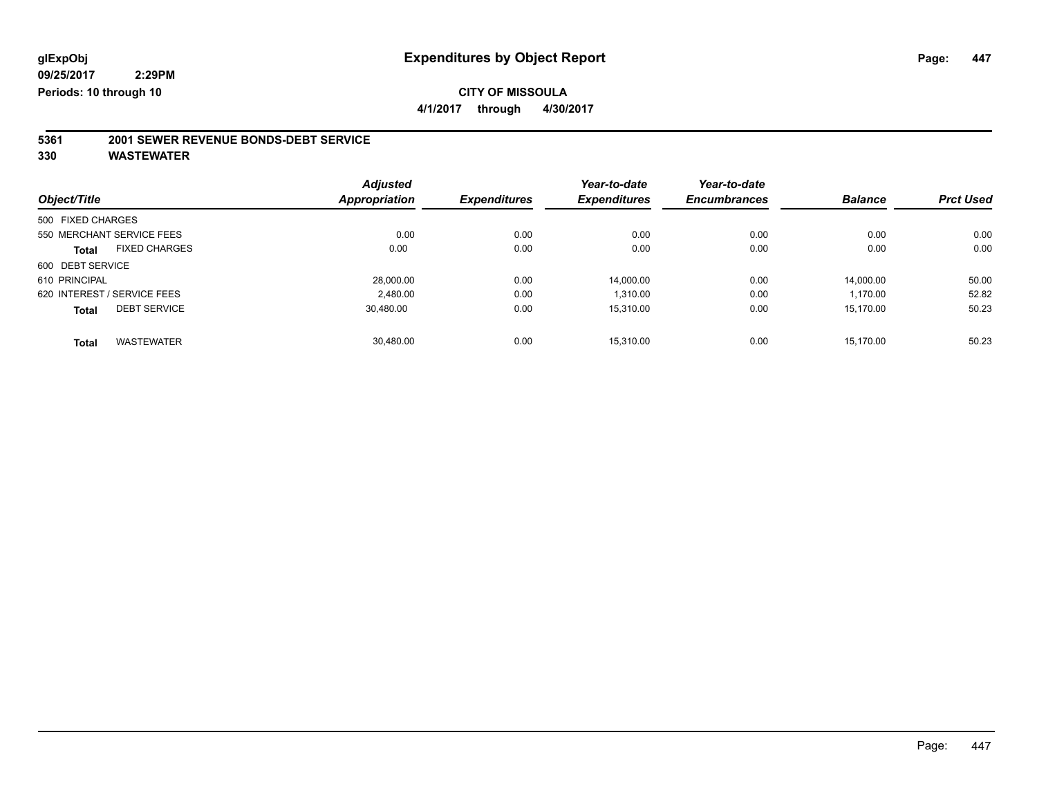**glExpObj**
**09/25/2017 2:29PM**
**Periods: 10 through 10**

# Expenditures by Object Report

**CITY OF MISSOULA**
**4/1/2017 through 4/30/2017**

## 5361 2001 SEWER REVENUE BONDS-DEBT SERVICE
## 330 WASTEWATER

| Object/Title | Adjusted Appropriation | Expenditures | Year-to-date Expenditures | Year-to-date Encumbrances | Balance | Prct Used |
|---|---|---|---|---|---|---|
| 500 FIXED CHARGES | | | | | | |
| 550 MERCHANT SERVICE FEES | 0.00 | 0.00 | 0.00 | 0.00 | 0.00 | 0.00 |
| **Total** FIXED CHARGES | 0.00 | 0.00 | 0.00 | 0.00 | 0.00 | 0.00 |
| 600 DEBT SERVICE | | | | | | |
| 610 PRINCIPAL | 28,000.00 | 0.00 | 14,000.00 | 0.00 | 14,000.00 | 50.00 |
| 620 INTEREST / SERVICE FEES | 2,480.00 | 0.00 | 1,310.00 | 0.00 | 1,170.00 | 52.82 |
| **Total** DEBT SERVICE | 30,480.00 | 0.00 | 15,310.00 | 0.00 | 15,170.00 | 50.23 |
| **Total** WASTEWATER | 30,480.00 | 0.00 | 15,310.00 | 0.00 | 15,170.00 | 50.23 |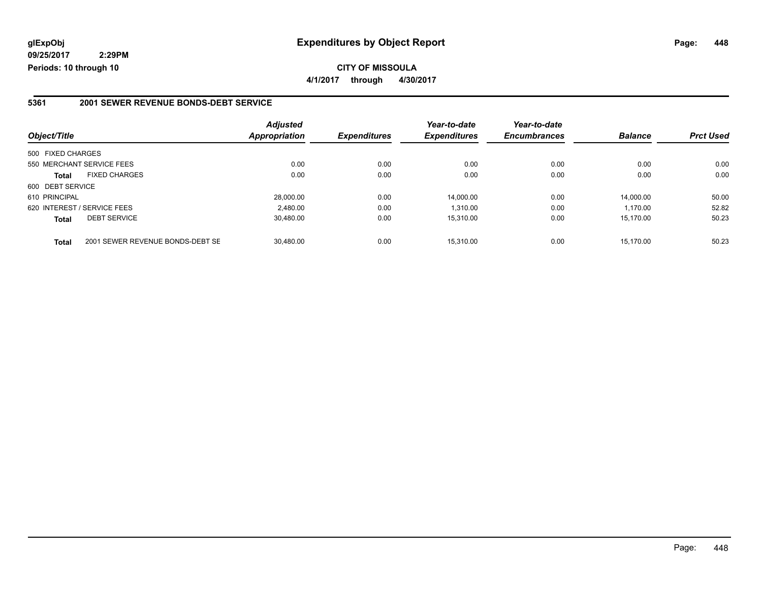# Expenditures by Object Report

glExpObj
09/25/2017 2:29PM
Periods: 10 through 10

**CITY OF MISSOULA**
**4/1/2017 through 4/30/2017**

## 5361 2001 SEWER REVENUE BONDS-DEBT SERVICE

| Object/Title | | Adjusted Appropriation | Expenditures | Year-to-date Expenditures | Year-to-date Encumbrances | Balance | Prct Used |
|---|---|---|---|---|---|---|---|
| 500 FIXED CHARGES | | | | | | | |
| 550 MERCHANT SERVICE FEES | | 0.00 | 0.00 | 0.00 | 0.00 | 0.00 | 0.00 |
| **Total** | FIXED CHARGES | 0.00 | 0.00 | 0.00 | 0.00 | 0.00 | 0.00 |
| 600 DEBT SERVICE | | | | | | | |
| 610 PRINCIPAL | | 28,000.00 | 0.00 | 14,000.00 | 0.00 | 14,000.00 | 50.00 |
| 620 INTEREST / SERVICE FEES | | 2,480.00 | 0.00 | 1,310.00 | 0.00 | 1,170.00 | 52.82 |
| **Total** | DEBT SERVICE | 30,480.00 | 0.00 | 15,310.00 | 0.00 | 15,170.00 | 50.23 |
| **Total** | 2001 SEWER REVENUE BONDS-DEBT SE | 30,480.00 | 0.00 | 15,310.00 | 0.00 | 15,170.00 | 50.23 |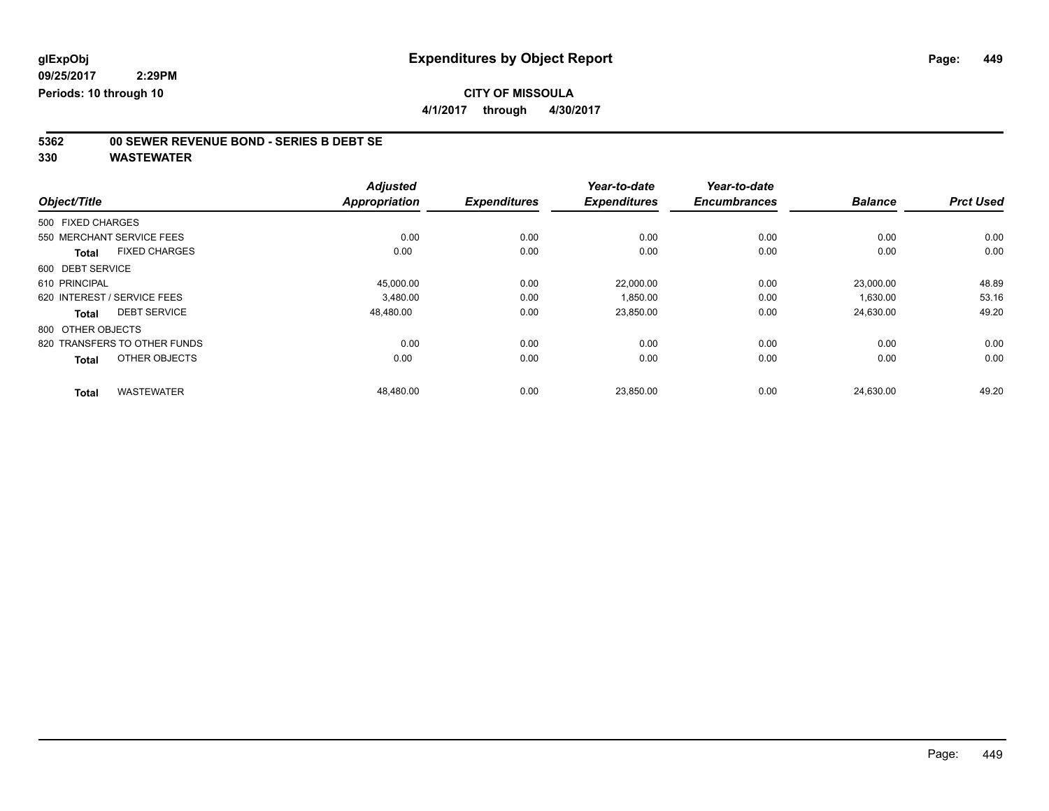glExpObj
09/25/2017 2:29PM
Periods: 10 through 10

# Expenditures by Object Report

**CITY OF MISSOULA**
**4/1/2017 through 4/30/2017**

## 5362 00 SEWER REVENUE BOND - SERIES B DEBT SE
## 330 WASTEWATER

| Object/Title | Adjusted Appropriation | Expenditures | Year-to-date Expenditures | Year-to-date Encumbrances | Balance | Prct Used |
|---|---|---|---|---|---|---|
| 500 FIXED CHARGES | | | | | | |
| 550 MERCHANT SERVICE FEES | 0.00 | 0.00 | 0.00 | 0.00 | 0.00 | 0.00 |
| **Total** FIXED CHARGES | 0.00 | 0.00 | 0.00 | 0.00 | 0.00 | 0.00 |
| 600 DEBT SERVICE | | | | | | |
| 610 PRINCIPAL | 45,000.00 | 0.00 | 22,000.00 | 0.00 | 23,000.00 | 48.89 |
| 620 INTEREST / SERVICE FEES | 3,480.00 | 0.00 | 1,850.00 | 0.00 | 1,630.00 | 53.16 |
| **Total** DEBT SERVICE | 48,480.00 | 0.00 | 23,850.00 | 0.00 | 24,630.00 | 49.20 |
| 800 OTHER OBJECTS | | | | | | |
| 820 TRANSFERS TO OTHER FUNDS | 0.00 | 0.00 | 0.00 | 0.00 | 0.00 | 0.00 |
| **Total** OTHER OBJECTS | 0.00 | 0.00 | 0.00 | 0.00 | 0.00 | 0.00 |
| **Total** WASTEWATER | 48,480.00 | 0.00 | 23,850.00 | 0.00 | 24,630.00 | 49.20 |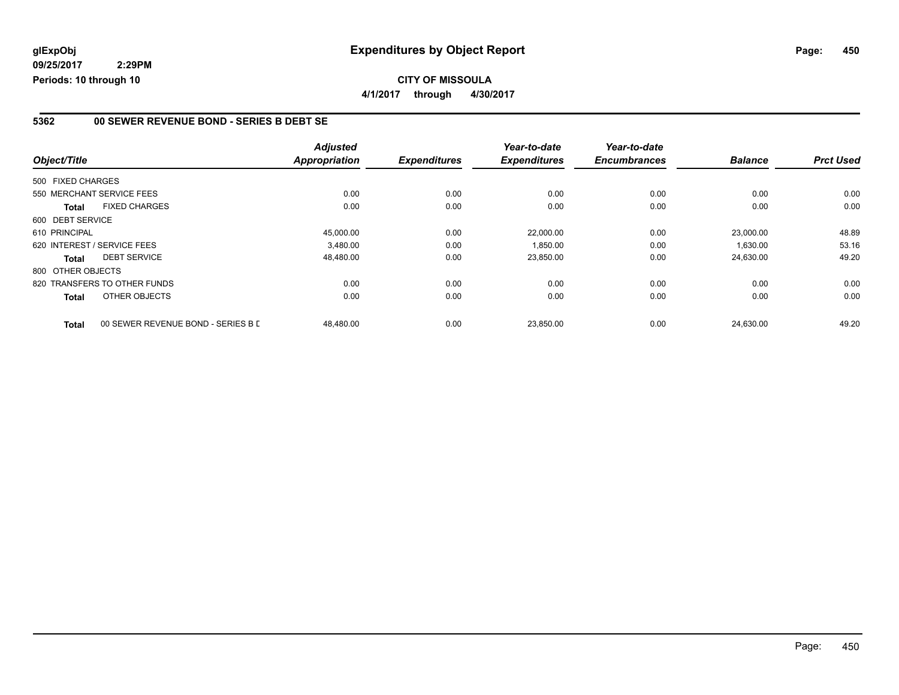**glExpObj**
**09/25/2017 2:29PM**
**Periods: 10 through 10**

# Expenditures by Object Report

**CITY OF MISSOULA**
**4/1/2017 through 4/30/2017**

## 5362 00 SEWER REVENUE BOND - SERIES B DEBT SE

| Object/Title | | Adjusted Appropriation | Expenditures | Year-to-date Expenditures | Year-to-date Encumbrances | Balance | Prct Used |
|---|---|---|---|---|---|---|---|
| 500 FIXED CHARGES | | | | | | | |
| 550 MERCHANT SERVICE FEES | | 0.00 | 0.00 | 0.00 | 0.00 | 0.00 | 0.00 |
| **Total** | FIXED CHARGES | 0.00 | 0.00 | 0.00 | 0.00 | 0.00 | 0.00 |
| 600 DEBT SERVICE | | | | | | | |
| 610 PRINCIPAL | | 45,000.00 | 0.00 | 22,000.00 | 0.00 | 23,000.00 | 48.89 |
| 620 INTEREST / SERVICE FEES | | 3,480.00 | 0.00 | 1,850.00 | 0.00 | 1,630.00 | 53.16 |
| **Total** | DEBT SERVICE | 48,480.00 | 0.00 | 23,850.00 | 0.00 | 24,630.00 | 49.20 |
| 800 OTHER OBJECTS | | | | | | | |
| 820 TRANSFERS TO OTHER FUNDS | | 0.00 | 0.00 | 0.00 | 0.00 | 0.00 | 0.00 |
| **Total** | OTHER OBJECTS | 0.00 | 0.00 | 0.00 | 0.00 | 0.00 | 0.00 |
| **Total** | 00 SEWER REVENUE BOND - SERIES B D | 48,480.00 | 0.00 | 23,850.00 | 0.00 | 24,630.00 | 49.20 |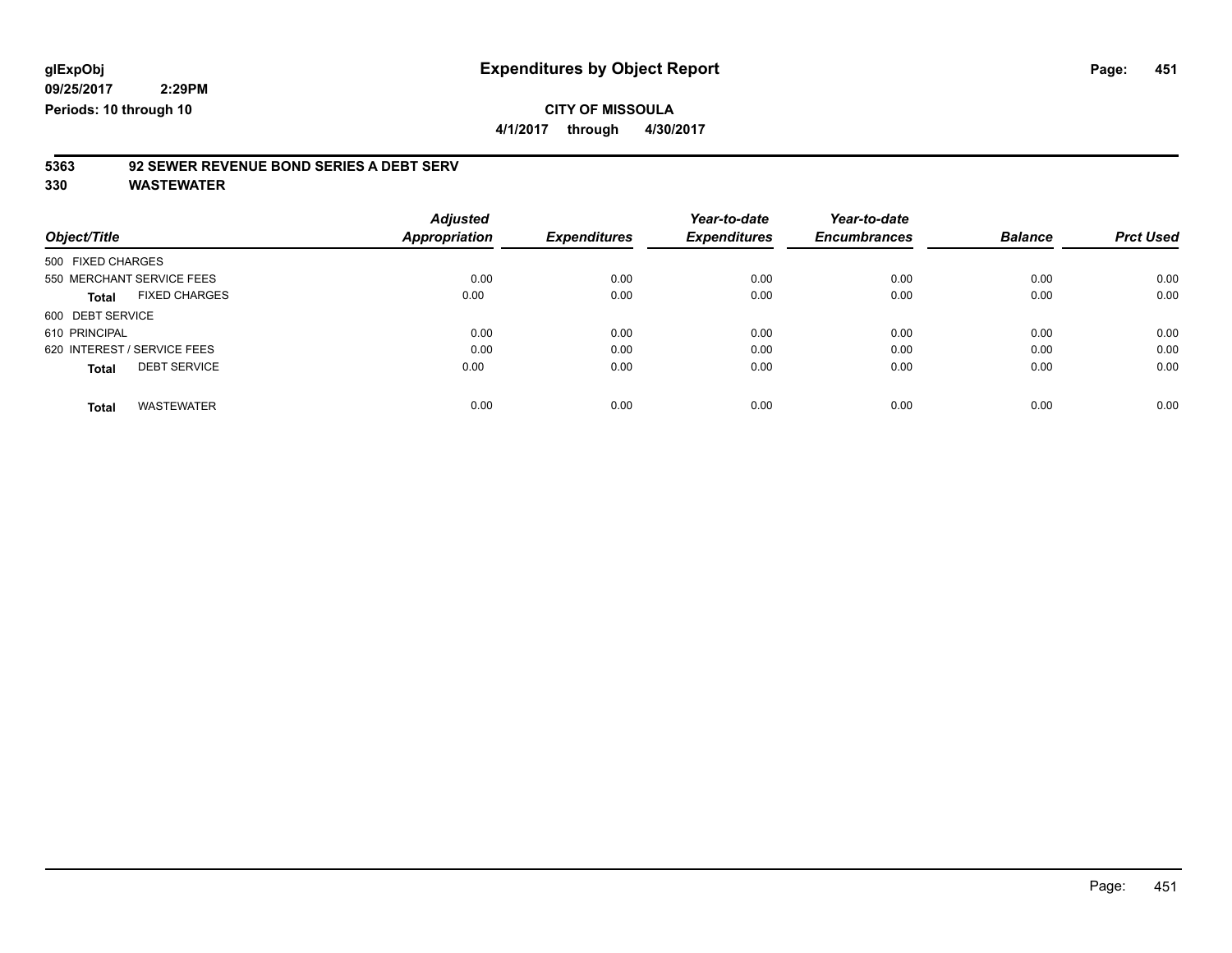**glExpObj**
**09/25/2017 2:29PM**
**Periods: 10 through 10**

# Expenditures by Object Report

**CITY OF MISSOULA**

**4/1/2017 through 4/30/2017**

## 5363 92 SEWER REVENUE BOND SERIES A DEBT SERV

## 330 WASTEWATER

| Object/Title | Adjusted Appropriation | Expenditures | Year-to-date Expenditures | Year-to-date Encumbrances | Balance | Prct Used |
|---|---|---|---|---|---|---|
| 500 FIXED CHARGES | | | | | | |
| 550 MERCHANT SERVICE FEES | 0.00 | 0.00 | 0.00 | 0.00 | 0.00 | 0.00 |
| **Total** FIXED CHARGES | 0.00 | 0.00 | 0.00 | 0.00 | 0.00 | 0.00 |
| 600 DEBT SERVICE | | | | | | |
| 610 PRINCIPAL | 0.00 | 0.00 | 0.00 | 0.00 | 0.00 | 0.00 |
| 620 INTEREST / SERVICE FEES | 0.00 | 0.00 | 0.00 | 0.00 | 0.00 | 0.00 |
| **Total** DEBT SERVICE | 0.00 | 0.00 | 0.00 | 0.00 | 0.00 | 0.00 |
| **Total** WASTEWATER | 0.00 | 0.00 | 0.00 | 0.00 | 0.00 | 0.00 |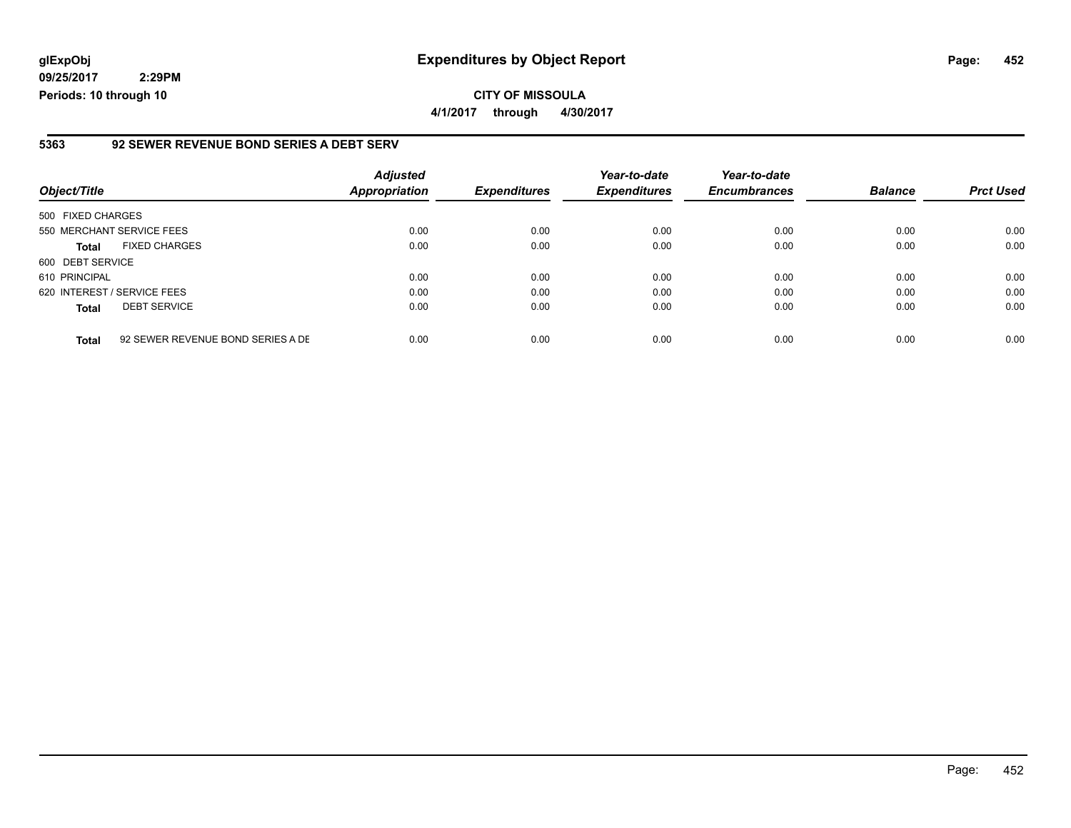glExpObj
09/25/2017 2:29PM
Periods: 10 through 10

# Expenditures by Object Report

**CITY OF MISSOULA**

**4/1/2017 through 4/30/2017**

## 5363 92 SEWER REVENUE BOND SERIES A DEBT SERV

| Object/Title | | Adjusted Appropriation | Expenditures | Year-to-date Expenditures | Year-to-date Encumbrances | Balance | Prct Used |
|---|---|---|---|---|---|---|---|
| 500 FIXED CHARGES | | | | | | | |
| 550 MERCHANT SERVICE FEES | | 0.00 | 0.00 | 0.00 | 0.00 | 0.00 | 0.00 |
| **Total** | FIXED CHARGES | 0.00 | 0.00 | 0.00 | 0.00 | 0.00 | 0.00 |
| 600 DEBT SERVICE | | | | | | | |
| 610 PRINCIPAL | | 0.00 | 0.00 | 0.00 | 0.00 | 0.00 | 0.00 |
| 620 INTEREST / SERVICE FEES | | 0.00 | 0.00 | 0.00 | 0.00 | 0.00 | 0.00 |
| **Total** | DEBT SERVICE | 0.00 | 0.00 | 0.00 | 0.00 | 0.00 | 0.00 |
| **Total** | 92 SEWER REVENUE BOND SERIES A DE | 0.00 | 0.00 | 0.00 | 0.00 | 0.00 | 0.00 |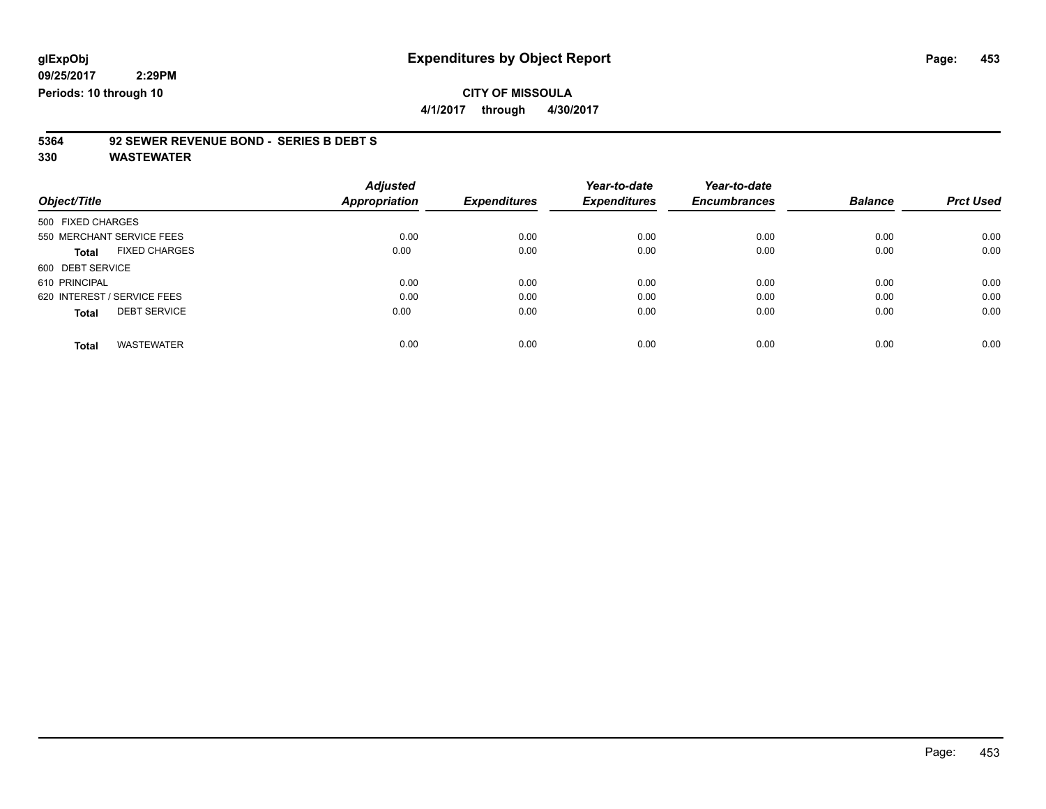**glExpObj**
**09/25/2017 2:29PM**
**Periods: 10 through 10**

# Expenditures by Object Report

**CITY OF MISSOULA**
**4/1/2017 through 4/30/2017**

**5364 92 SEWER REVENUE BOND - SERIES B DEBT S**
**330 WASTEWATER**

| Object/Title | Adjusted Appropriation | Expenditures | Year-to-date Expenditures | Year-to-date Encumbrances | Balance | Prct Used |
|---|---|---|---|---|---|---|
| 500 FIXED CHARGES | | | | | | |
| 550 MERCHANT SERVICE FEES | 0.00 | 0.00 | 0.00 | 0.00 | 0.00 | 0.00 |
| **Total** FIXED CHARGES | 0.00 | 0.00 | 0.00 | 0.00 | 0.00 | 0.00 |
| 600 DEBT SERVICE | | | | | | |
| 610 PRINCIPAL | 0.00 | 0.00 | 0.00 | 0.00 | 0.00 | 0.00 |
| 620 INTEREST / SERVICE FEES | 0.00 | 0.00 | 0.00 | 0.00 | 0.00 | 0.00 |
| **Total** DEBT SERVICE | 0.00 | 0.00 | 0.00 | 0.00 | 0.00 | 0.00 |
| **Total** WASTEWATER | 0.00 | 0.00 | 0.00 | 0.00 | 0.00 | 0.00 |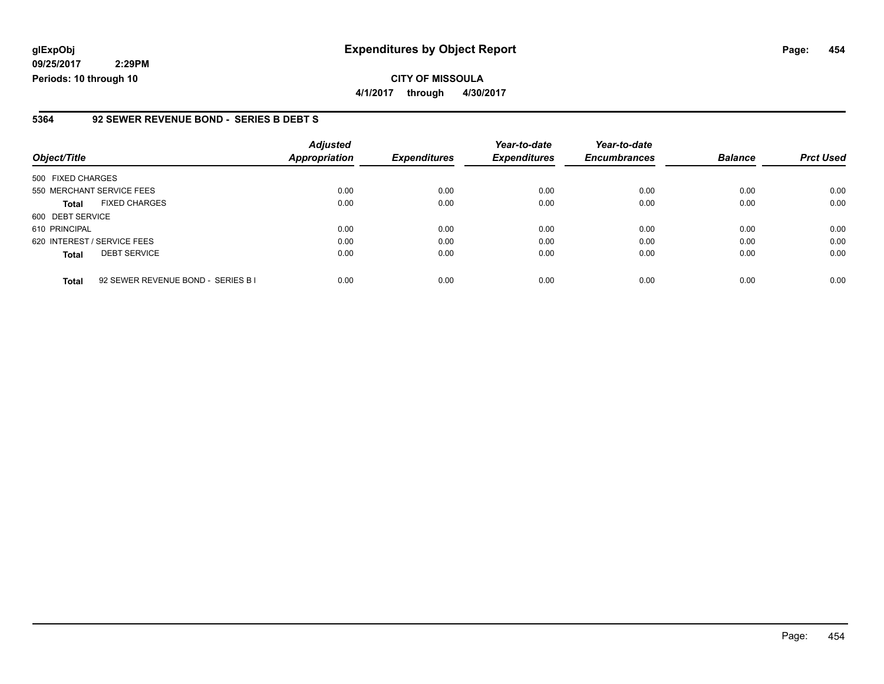**glExpObj**
**09/25/2017 2:29PM**
**Periods: 10 through 10**

# Expenditures by Object Report

**CITY OF MISSOULA**
**4/1/2017 through 4/30/2017**

## 5364 92 SEWER REVENUE BOND - SERIES B DEBT S

| Object/Title | Adjusted Appropriation | Expenditures | Year-to-date Expenditures | Year-to-date Encumbrances | Balance | Prct Used |
|---|---|---|---|---|---|---|
| 500 FIXED CHARGES | | | | | | |
| 550 MERCHANT SERVICE FEES | 0.00 | 0.00 | 0.00 | 0.00 | 0.00 | 0.00 |
| **Total** FIXED CHARGES | 0.00 | 0.00 | 0.00 | 0.00 | 0.00 | 0.00 |
| 600 DEBT SERVICE | | | | | | |
| 610 PRINCIPAL | 0.00 | 0.00 | 0.00 | 0.00 | 0.00 | 0.00 |
| 620 INTEREST / SERVICE FEES | 0.00 | 0.00 | 0.00 | 0.00 | 0.00 | 0.00 |
| **Total** DEBT SERVICE | 0.00 | 0.00 | 0.00 | 0.00 | 0.00 | 0.00 |
| **Total** 92 SEWER REVENUE BOND - SERIES B I | 0.00 | 0.00 | 0.00 | 0.00 | 0.00 | 0.00 |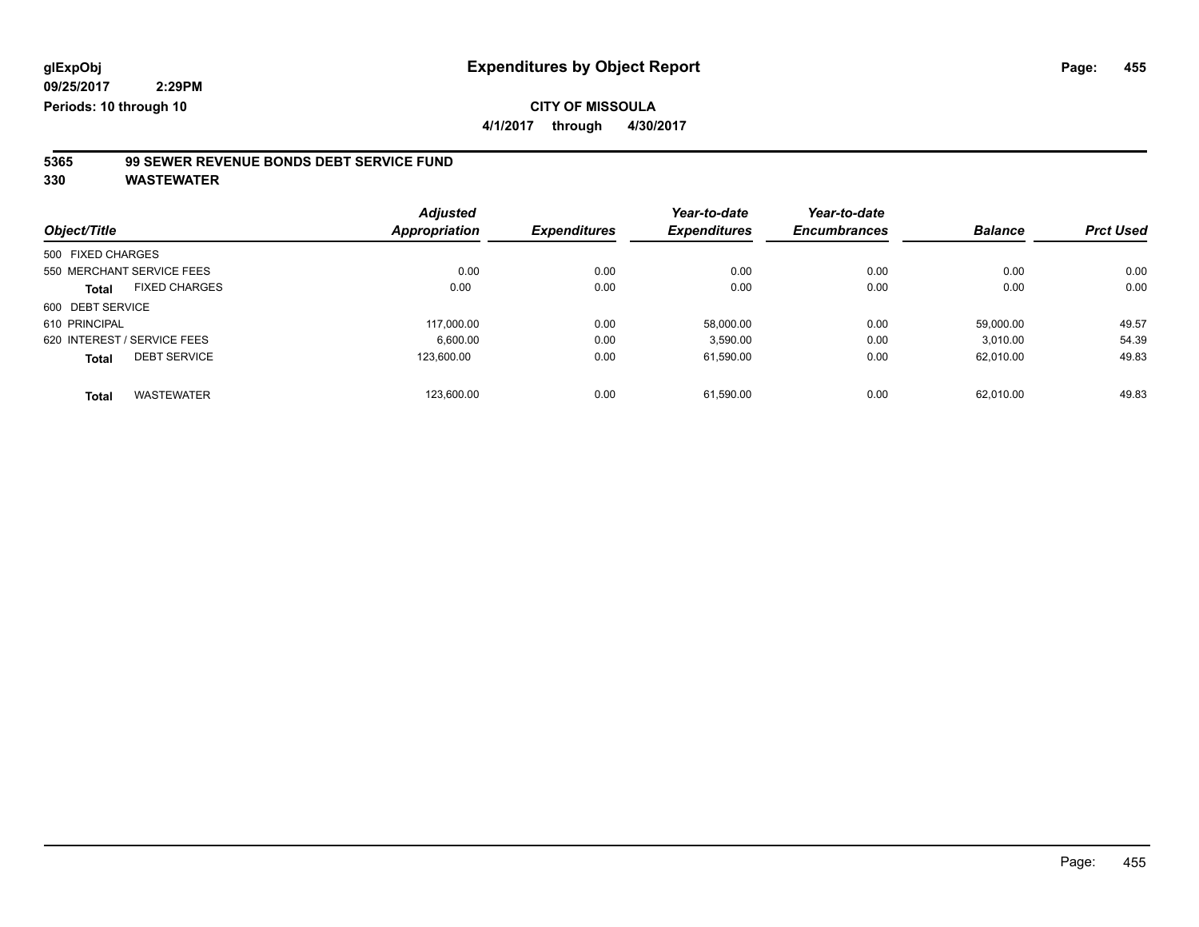glExpObj
09/25/2017 2:29PM
Periods: 10 through 10

# Expenditures by Object Report

**CITY OF MISSOULA**

**4/1/2017 through 4/30/2017**

## 5365 99 SEWER REVENUE BONDS DEBT SERVICE FUND
## 330 WASTEWATER

| Object/Title | | Adjusted Appropriation | Expenditures | Year-to-date Expenditures | Year-to-date Encumbrances | Balance | Prct Used |
|---|---|---|---|---|---|---|---|
| 500 FIXED CHARGES | | | | | | | |
| 550 MERCHANT SERVICE FEES | | 0.00 | 0.00 | 0.00 | 0.00 | 0.00 | 0.00 |
| **Total** | FIXED CHARGES | 0.00 | 0.00 | 0.00 | 0.00 | 0.00 | 0.00 |
| 600 DEBT SERVICE | | | | | | | |
| 610 PRINCIPAL | | 117,000.00 | 0.00 | 58,000.00 | 0.00 | 59,000.00 | 49.57 |
| 620 INTEREST / SERVICE FEES | | 6,600.00 | 0.00 | 3,590.00 | 0.00 | 3,010.00 | 54.39 |
| **Total** | DEBT SERVICE | 123,600.00 | 0.00 | 61,590.00 | 0.00 | 62,010.00 | 49.83 |
| **Total** | WASTEWATER | 123,600.00 | 0.00 | 61,590.00 | 0.00 | 62,010.00 | 49.83 |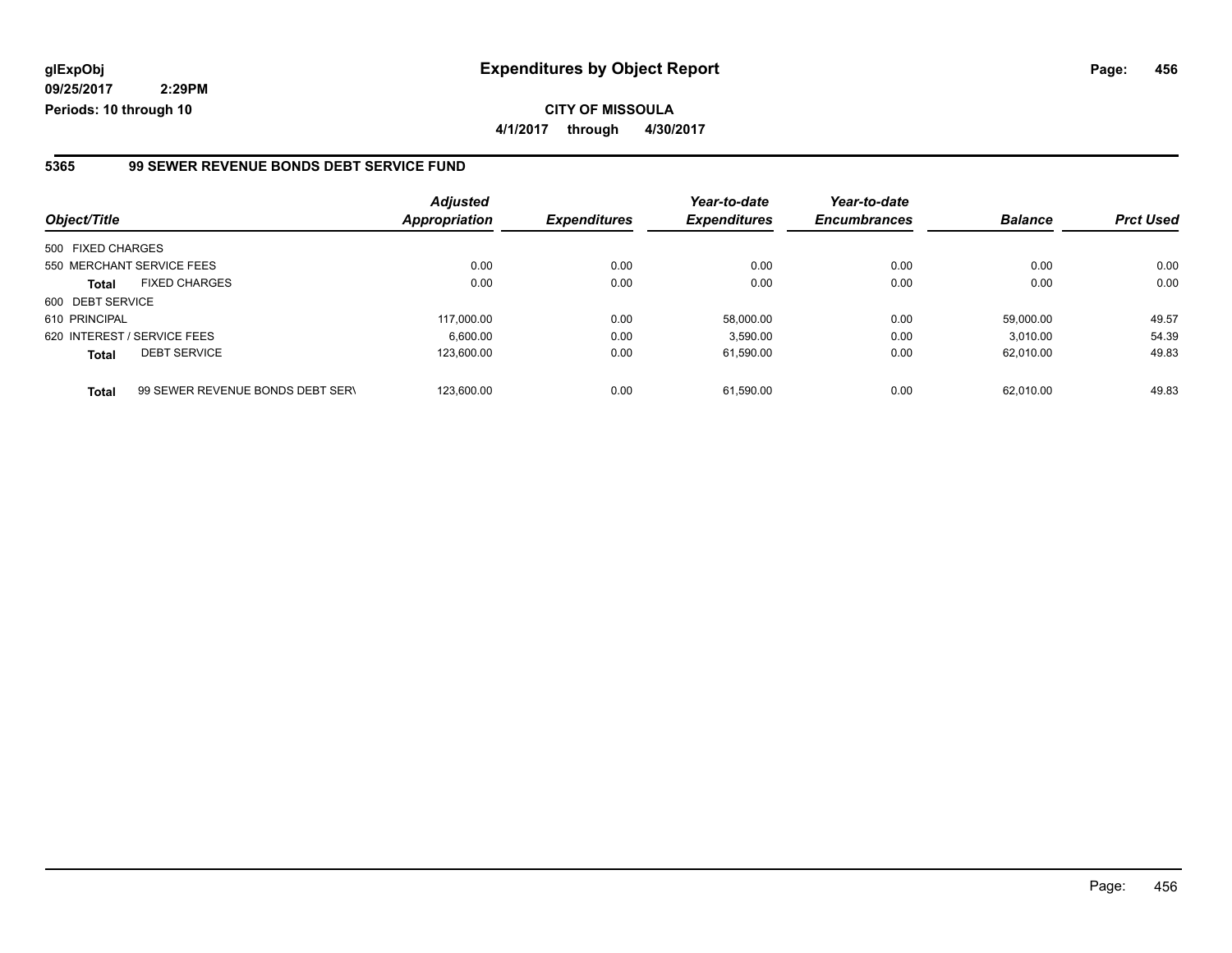**glExpObj**
**09/25/2017 2:29PM**
**Periods: 10 through 10**

# Expenditures by Object Report

**CITY OF MISSOULA**
**4/1/2017 through 4/30/2017**

## 5365 99 SEWER REVENUE BONDS DEBT SERVICE FUND

| Object/Title | | *Adjusted Appropriation* | *Expenditures* | *Year-to-date Expenditures* | *Year-to-date Encumbrances* | *Balance* | *Prct Used* |
|---|---|---|---|---|---|---|---|
| 500 FIXED CHARGES | | | | | | | |
| 550 MERCHANT SERVICE FEES | | 0.00 | 0.00 | 0.00 | 0.00 | 0.00 | 0.00 |
| **Total** | FIXED CHARGES | 0.00 | 0.00 | 0.00 | 0.00 | 0.00 | 0.00 |
| 600 DEBT SERVICE | | | | | | | |
| 610 PRINCIPAL | | 117,000.00 | 0.00 | 58,000.00 | 0.00 | 59,000.00 | 49.57 |
| 620 INTEREST / SERVICE FEES | | 6,600.00 | 0.00 | 3,590.00 | 0.00 | 3,010.00 | 54.39 |
| **Total** | DEBT SERVICE | 123,600.00 | 0.00 | 61,590.00 | 0.00 | 62,010.00 | 49.83 |
| **Total** | 99 SEWER REVENUE BONDS DEBT SERV | 123,600.00 | 0.00 | 61,590.00 | 0.00 | 62,010.00 | 49.83 |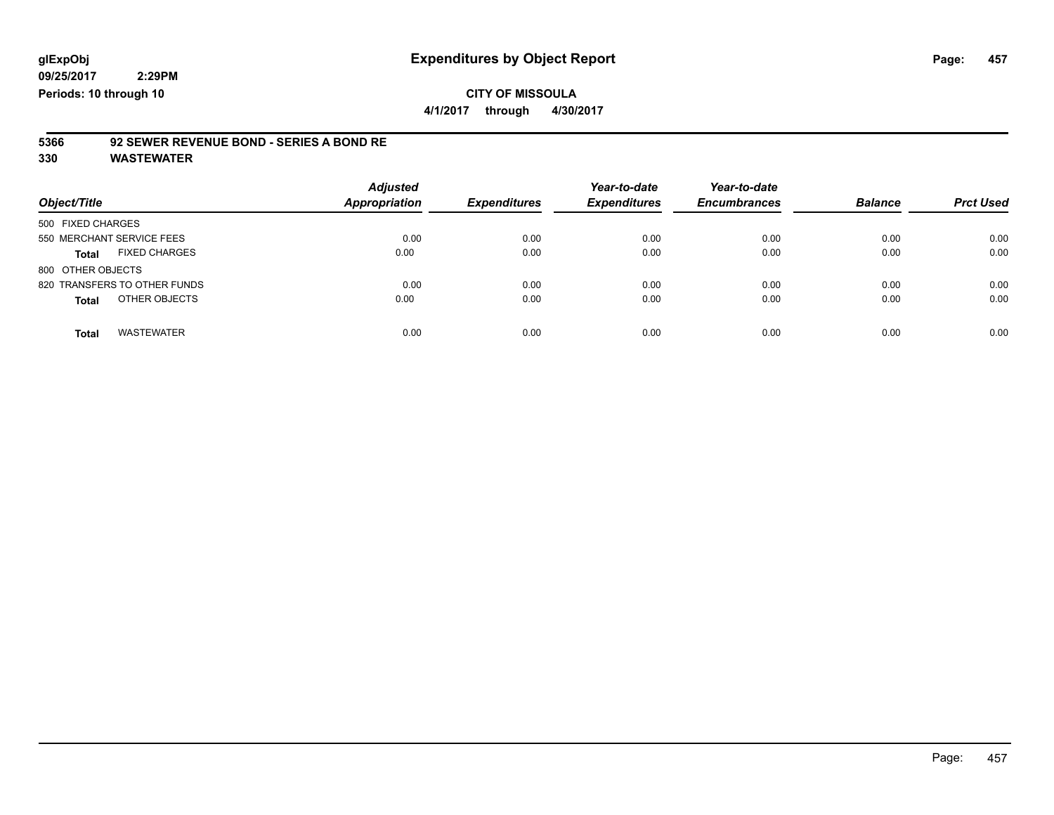**glExpObj**
**09/25/2017 2:29PM**
**Periods: 10 through 10**

# Expenditures by Object Report

**CITY OF MISSOULA**
**4/1/2017 through 4/30/2017**

## 5366 92 SEWER REVENUE BOND - SERIES A BOND RE
## 330 WASTEWATER

| Object/Title | Adjusted Appropriation | Expenditures | Year-to-date Expenditures | Year-to-date Encumbrances | Balance | Prct Used |
|---|---|---|---|---|---|---|
| 500 FIXED CHARGES | | | | | | |
| 550 MERCHANT SERVICE FEES | 0.00 | 0.00 | 0.00 | 0.00 | 0.00 | 0.00 |
| **Total** FIXED CHARGES | 0.00 | 0.00 | 0.00 | 0.00 | 0.00 | 0.00 |
| 800 OTHER OBJECTS | | | | | | |
| 820 TRANSFERS TO OTHER FUNDS | 0.00 | 0.00 | 0.00 | 0.00 | 0.00 | 0.00 |
| **Total** OTHER OBJECTS | 0.00 | 0.00 | 0.00 | 0.00 | 0.00 | 0.00 |
| **Total** WASTEWATER | 0.00 | 0.00 | 0.00 | 0.00 | 0.00 | 0.00 |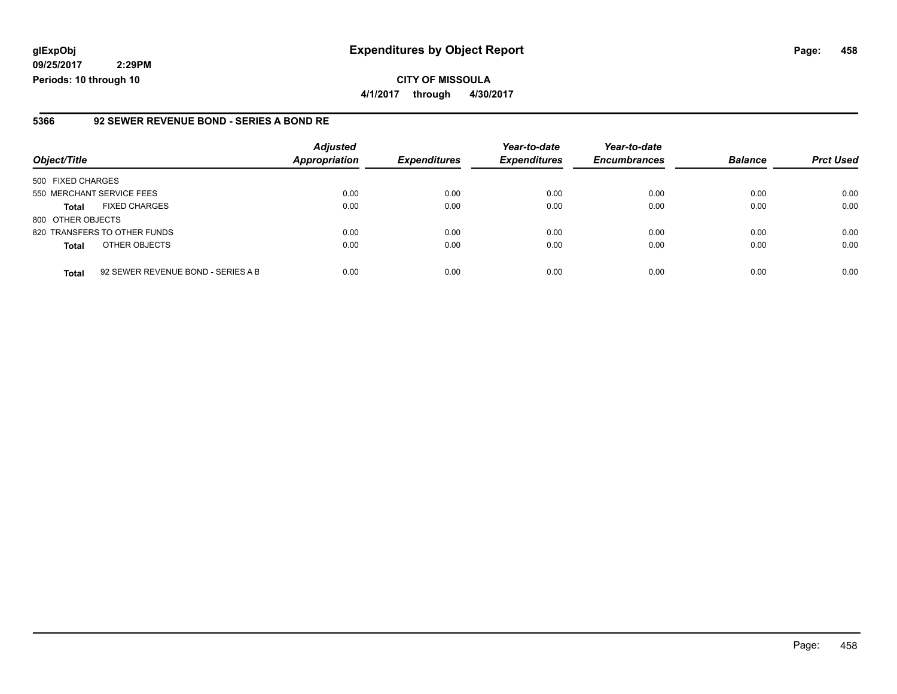**glExpObj**
**09/25/2017 2:29PM**
**Periods: 10 through 10**

# Expenditures by Object Report

**CITY OF MISSOULA**
**4/1/2017 through 4/30/2017**

### 5366 92 SEWER REVENUE BOND - SERIES A BOND RE

| Object/Title | | Adjusted Appropriation | Expenditures | Year-to-date Expenditures | Year-to-date Encumbrances | Balance | Prct Used |
|---|---|---|---|---|---|---|---|
| 500 FIXED CHARGES | | | | | | | |
| 550 MERCHANT SERVICE FEES | | 0.00 | 0.00 | 0.00 | 0.00 | 0.00 | 0.00 |
| **Total** | FIXED CHARGES | 0.00 | 0.00 | 0.00 | 0.00 | 0.00 | 0.00 |
| 800 OTHER OBJECTS | | | | | | | |
| 820 TRANSFERS TO OTHER FUNDS | | 0.00 | 0.00 | 0.00 | 0.00 | 0.00 | 0.00 |
| **Total** | OTHER OBJECTS | 0.00 | 0.00 | 0.00 | 0.00 | 0.00 | 0.00 |
| **Total** | 92 SEWER REVENUE BOND - SERIES A B | 0.00 | 0.00 | 0.00 | 0.00 | 0.00 | 0.00 |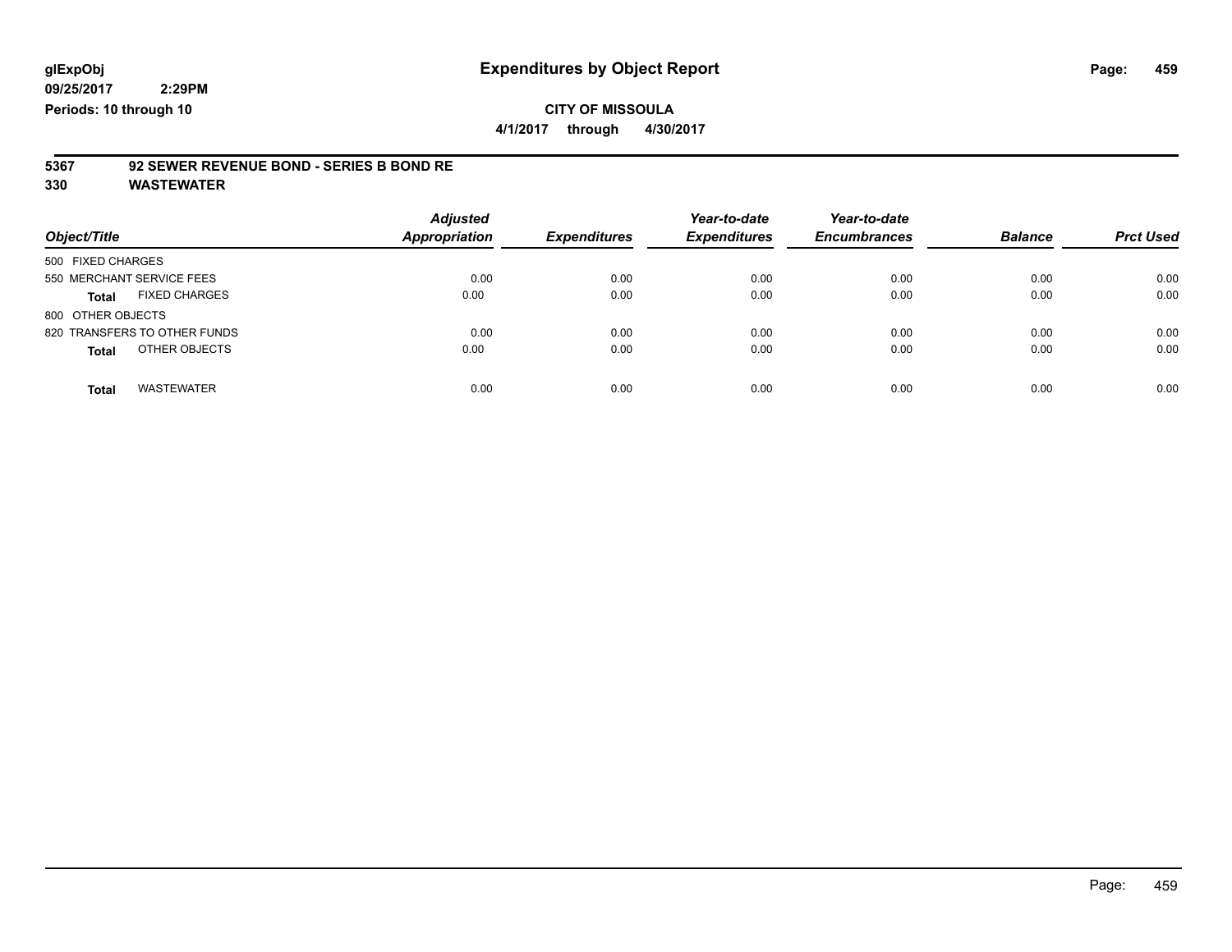**glExpObj**
**09/25/2017 2:29PM**
**Periods: 10 through 10**

# Expenditures by Object Report

**CITY OF MISSOULA**
**4/1/2017 through 4/30/2017**

## 5367 92 SEWER REVENUE BOND - SERIES B BOND RE
## 330 WASTEWATER

| Object/Title | Adjusted Appropriation | Expenditures | Year-to-date Expenditures | Year-to-date Encumbrances | Balance | Prct Used |
|---|---|---|---|---|---|---|
| 500 FIXED CHARGES | | | | | | |
| 550 MERCHANT SERVICE FEES | 0.00 | 0.00 | 0.00 | 0.00 | 0.00 | 0.00 |
| **Total** FIXED CHARGES | 0.00 | 0.00 | 0.00 | 0.00 | 0.00 | 0.00 |
| 800 OTHER OBJECTS | | | | | | |
| 820 TRANSFERS TO OTHER FUNDS | 0.00 | 0.00 | 0.00 | 0.00 | 0.00 | 0.00 |
| **Total** OTHER OBJECTS | 0.00 | 0.00 | 0.00 | 0.00 | 0.00 | 0.00 |
| **Total** WASTEWATER | 0.00 | 0.00 | 0.00 | 0.00 | 0.00 | 0.00 |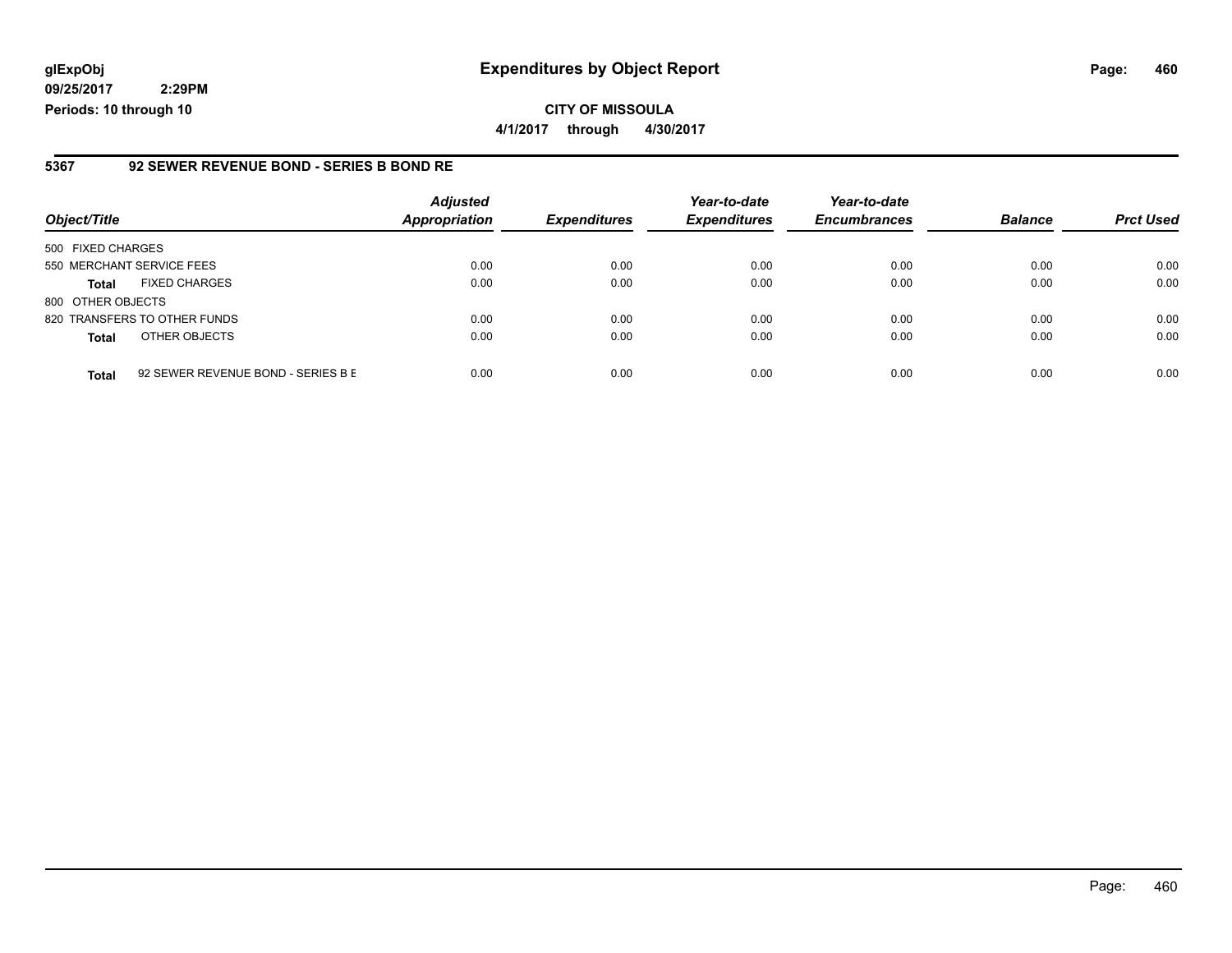**glExpObj** **Expenditures by Object Report**

**09/25/2017 2:29PM**

**Periods: 10 through 10**

**CITY OF MISSOULA**

**4/1/2017 through 4/30/2017**

## 5367 92 SEWER REVENUE BOND - SERIES B BOND RE

| Object/Title | | Adjusted Appropriation | Expenditures | Year-to-date Expenditures | Year-to-date Encumbrances | Balance | Prct Used |
|---|---|---|---|---|---|---|---|
| 500 FIXED CHARGES | | | | | | | |
| 550 MERCHANT SERVICE FEES | | 0.00 | 0.00 | 0.00 | 0.00 | 0.00 | 0.00 |
| **Total** | FIXED CHARGES | 0.00 | 0.00 | 0.00 | 0.00 | 0.00 | 0.00 |
| 800 OTHER OBJECTS | | | | | | | |
| 820 TRANSFERS TO OTHER FUNDS | | 0.00 | 0.00 | 0.00 | 0.00 | 0.00 | 0.00 |
| **Total** | OTHER OBJECTS | 0.00 | 0.00 | 0.00 | 0.00 | 0.00 | 0.00 |
| **Total** | 92 SEWER REVENUE BOND - SERIES B E | 0.00 | 0.00 | 0.00 | 0.00 | 0.00 | 0.00 |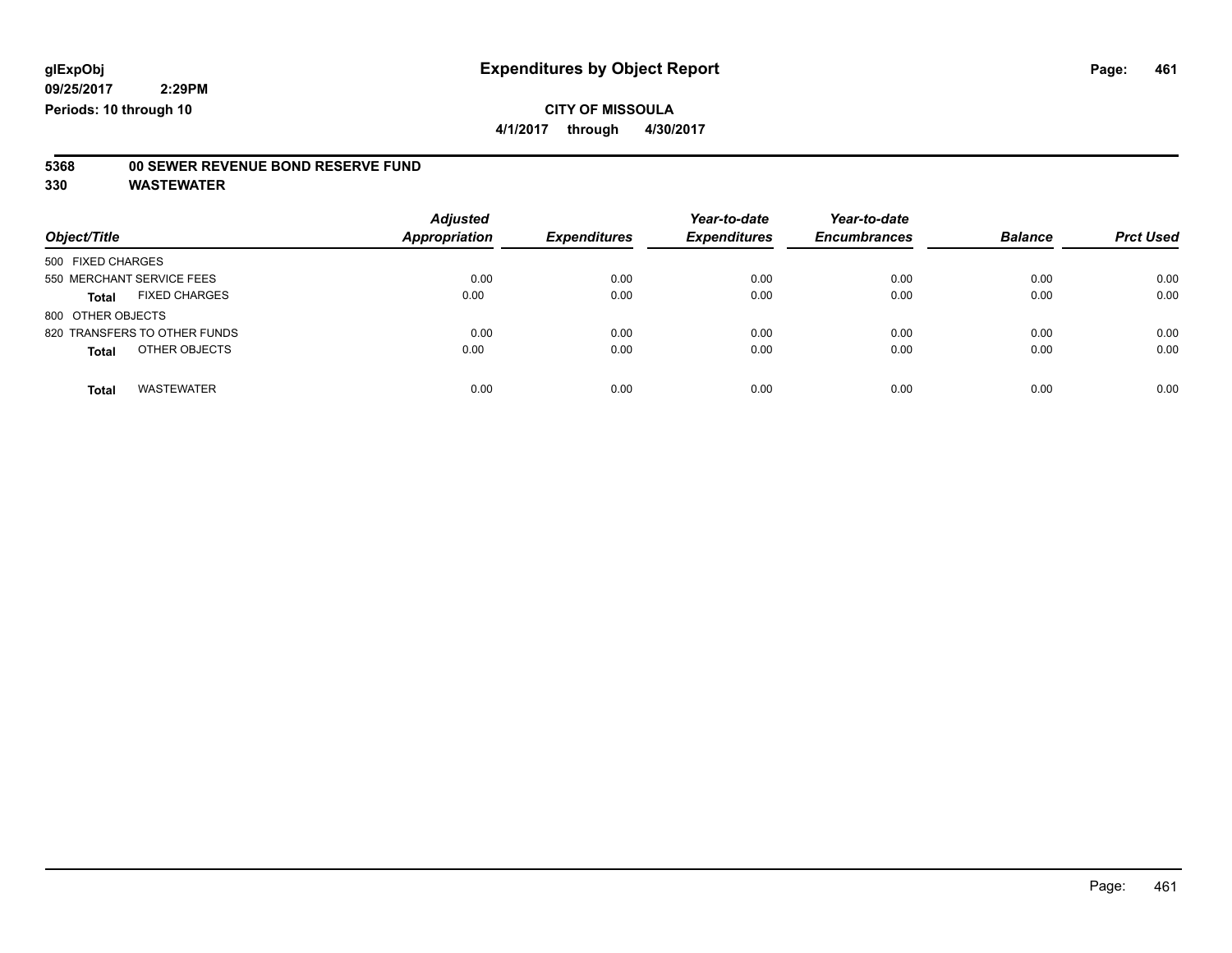glExpObj
09/25/2017 2:29PM
Periods: 10 through 10

# Expenditures by Object Report

**CITY OF MISSOULA**

**4/1/2017 through 4/30/2017**

**5368 00 SEWER REVENUE BOND RESERVE FUND**

**330 WASTEWATER**

| Object/Title | Adjusted Appropriation | Expenditures | Year-to-date Expenditures | Year-to-date Encumbrances | Balance | Prct Used |
|---|---|---|---|---|---|---|
| 500 FIXED CHARGES | | | | | | |
| 550 MERCHANT SERVICE FEES | 0.00 | 0.00 | 0.00 | 0.00 | 0.00 | 0.00 |
| **Total** FIXED CHARGES | 0.00 | 0.00 | 0.00 | 0.00 | 0.00 | 0.00 |
| 800 OTHER OBJECTS | | | | | | |
| 820 TRANSFERS TO OTHER FUNDS | 0.00 | 0.00 | 0.00 | 0.00 | 0.00 | 0.00 |
| **Total** OTHER OBJECTS | 0.00 | 0.00 | 0.00 | 0.00 | 0.00 | 0.00 |
| **Total** WASTEWATER | 0.00 | 0.00 | 0.00 | 0.00 | 0.00 | 0.00 |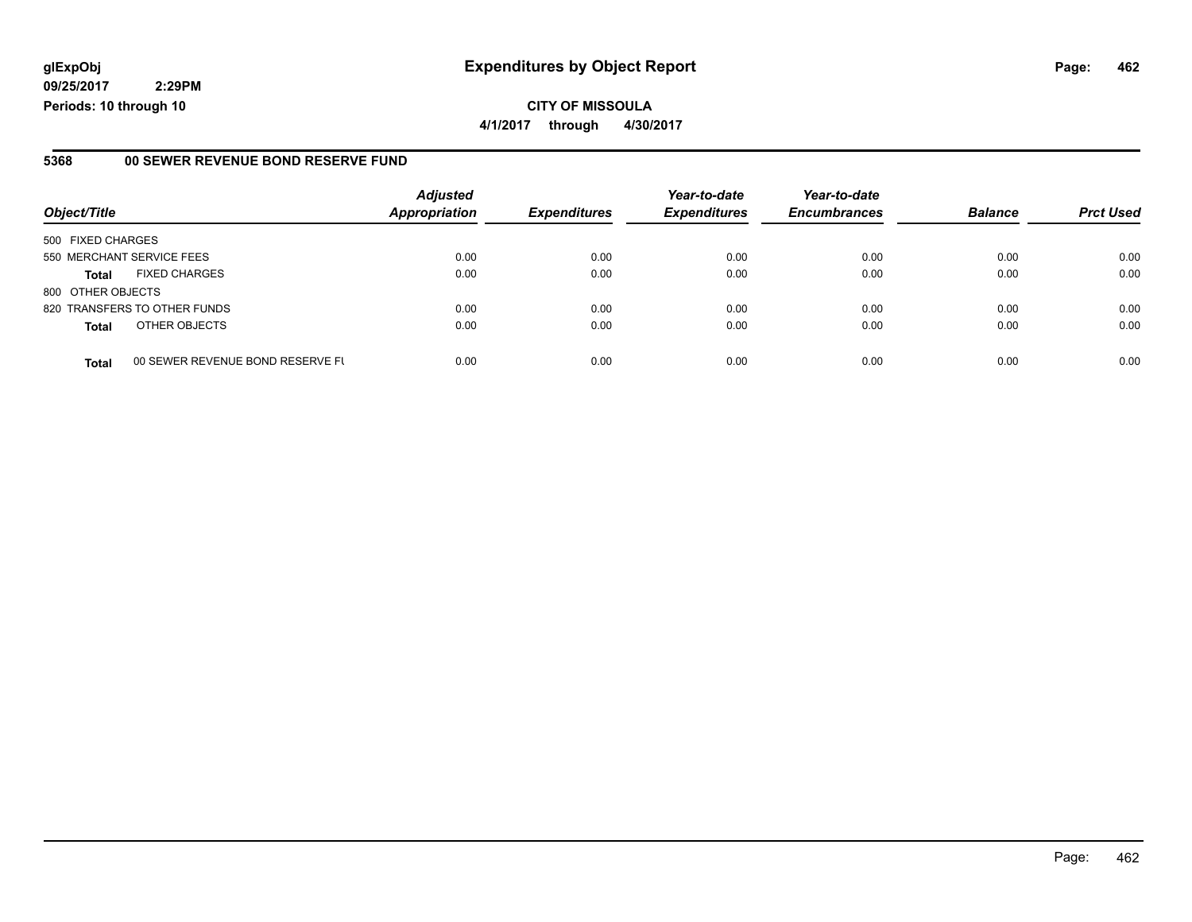**glExpObj** **Expenditures by Object Report**

**09/25/2017 2:29PM**

**Periods: 10 through 10**

**CITY OF MISSOULA**

**4/1/2017 through 4/30/2017**

### 5368 00 SEWER REVENUE BOND RESERVE FUND

| Object/Title | | Adjusted Appropriation | Expenditures | Year-to-date Expenditures | Year-to-date Encumbrances | Balance | Prct Used |
|---|---|---|---|---|---|---|---|
| 500 FIXED CHARGES | | | | | | | |
| 550 MERCHANT SERVICE FEES | | 0.00 | 0.00 | 0.00 | 0.00 | 0.00 | 0.00 |
| **Total** | FIXED CHARGES | 0.00 | 0.00 | 0.00 | 0.00 | 0.00 | 0.00 |
| 800 OTHER OBJECTS | | | | | | | |
| 820 TRANSFERS TO OTHER FUNDS | | 0.00 | 0.00 | 0.00 | 0.00 | 0.00 | 0.00 |
| **Total** | OTHER OBJECTS | 0.00 | 0.00 | 0.00 | 0.00 | 0.00 | 0.00 |
| **Total** | 00 SEWER REVENUE BOND RESERVE FU | 0.00 | 0.00 | 0.00 | 0.00 | 0.00 | 0.00 |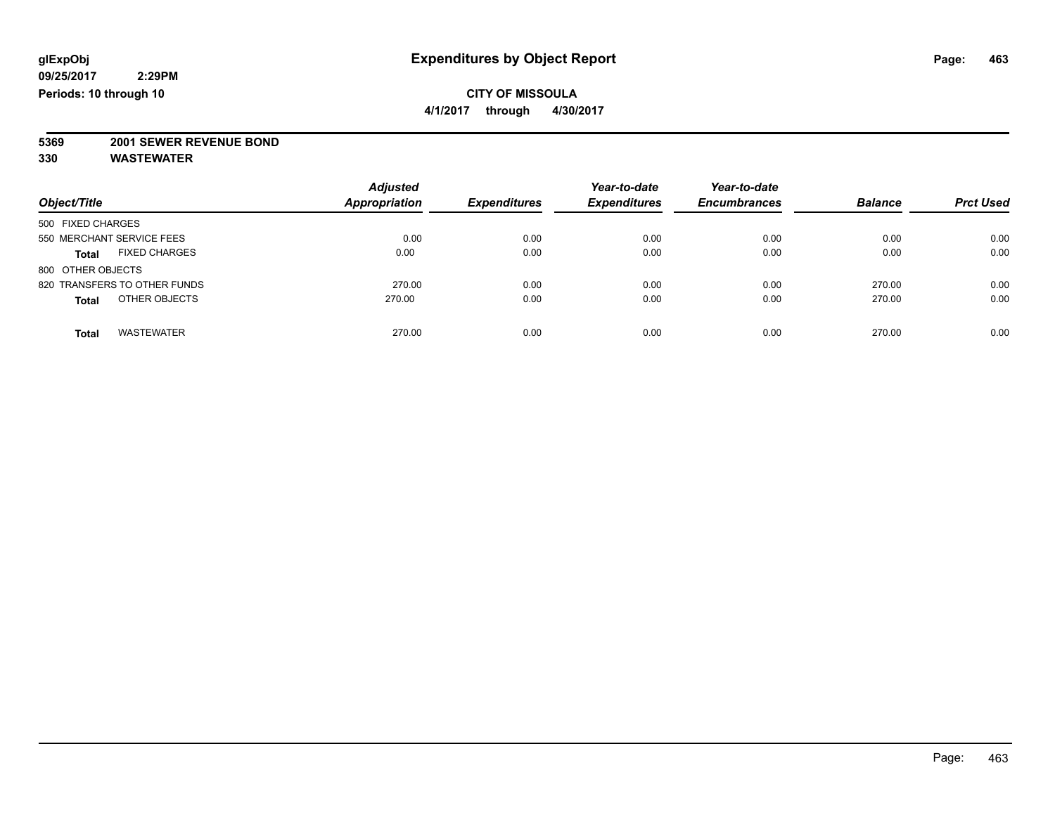**glExpObj**
**09/25/2017 2:29PM**
**Periods: 10 through 10**

# Expenditures by Object Report

**CITY OF MISSOULA**
**4/1/2017 through 4/30/2017**

**5369 2001 SEWER REVENUE BOND**
**330 WASTEWATER**

| Object/Title | Adjusted Appropriation | Expenditures | Year-to-date Expenditures | Year-to-date Encumbrances | Balance | Prct Used |
|---|---|---|---|---|---|---|
| 500 FIXED CHARGES | | | | | | |
| 550 MERCHANT SERVICE FEES | 0.00 | 0.00 | 0.00 | 0.00 | 0.00 | 0.00 |
| **Total** FIXED CHARGES | 0.00 | 0.00 | 0.00 | 0.00 | 0.00 | 0.00 |
| 800 OTHER OBJECTS | | | | | | |
| 820 TRANSFERS TO OTHER FUNDS | 270.00 | 0.00 | 0.00 | 0.00 | 270.00 | 0.00 |
| **Total** OTHER OBJECTS | 270.00 | 0.00 | 0.00 | 0.00 | 270.00 | 0.00 |
| **Total** WASTEWATER | 270.00 | 0.00 | 0.00 | 0.00 | 270.00 | 0.00 |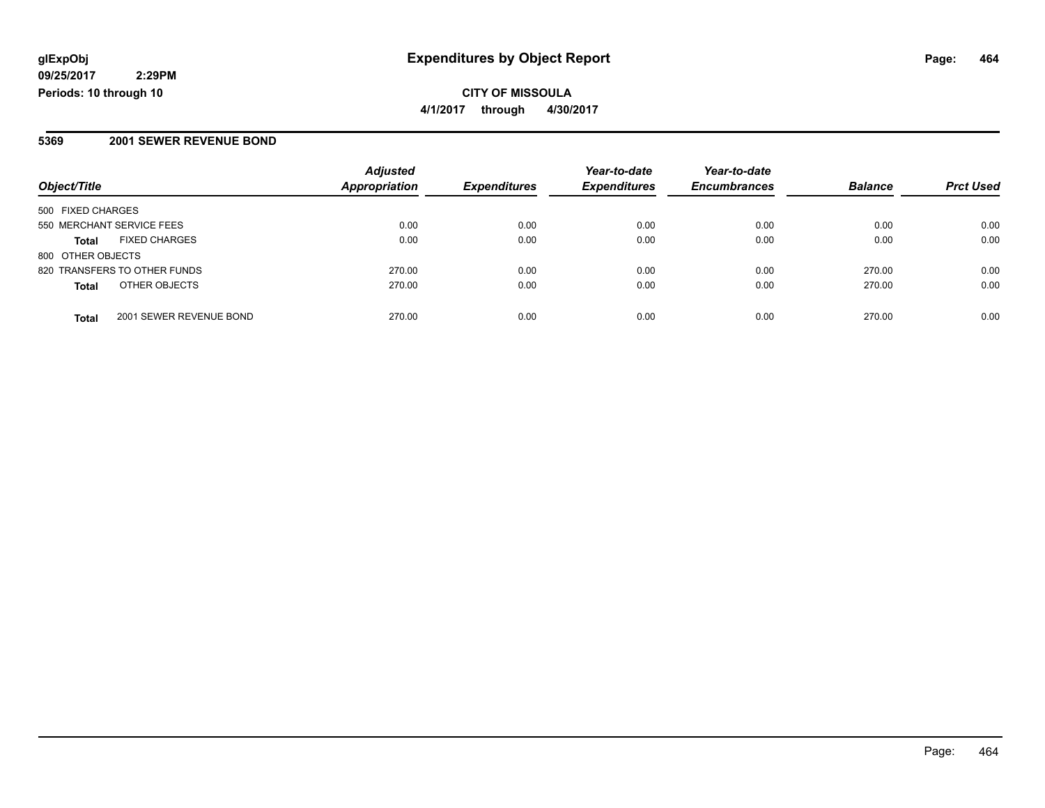**glExpObj**
**09/25/2017 2:29PM**
**Periods: 10 through 10**

# Expenditures by Object Report

**CITY OF MISSOULA**
**4/1/2017 through 4/30/2017**

## 5369 2001 SEWER REVENUE BOND

| Object/Title | | Adjusted Appropriation | Expenditures | Year-to-date Expenditures | Year-to-date Encumbrances | Balance | Prct Used |
|---|---|---|---|---|---|---|---|
| 500 FIXED CHARGES | | | | | | | |
| 550 MERCHANT SERVICE FEES | | 0.00 | 0.00 | 0.00 | 0.00 | 0.00 | 0.00 |
| **Total** | FIXED CHARGES | 0.00 | 0.00 | 0.00 | 0.00 | 0.00 | 0.00 |
| 800 OTHER OBJECTS | | | | | | | |
| 820 TRANSFERS TO OTHER FUNDS | | 270.00 | 0.00 | 0.00 | 0.00 | 270.00 | 0.00 |
| **Total** | OTHER OBJECTS | 270.00 | 0.00 | 0.00 | 0.00 | 270.00 | 0.00 |
| **Total** | 2001 SEWER REVENUE BOND | 270.00 | 0.00 | 0.00 | 0.00 | 270.00 | 0.00 |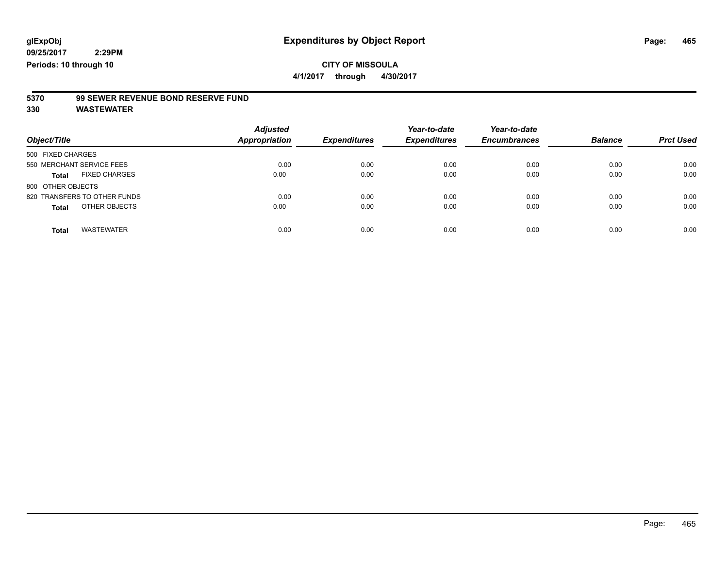# Expenditures by Object Report

glExpObj
09/25/2017 2:29PM
Periods: 10 through 10

**CITY OF MISSOULA**
**4/1/2017 through 4/30/2017**

**5370 99 SEWER REVENUE BOND RESERVE FUND**
**330 WASTEWATER**

| Object/Title | Adjusted Appropriation | Expenditures | Year-to-date Expenditures | Year-to-date Encumbrances | Balance | Prct Used |
|---|---|---|---|---|---|---|
| 500 FIXED CHARGES | | | | | | |
| 550 MERCHANT SERVICE FEES | 0.00 | 0.00 | 0.00 | 0.00 | 0.00 | 0.00 |
| **Total** FIXED CHARGES | 0.00 | 0.00 | 0.00 | 0.00 | 0.00 | 0.00 |
| 800 OTHER OBJECTS | | | | | | |
| 820 TRANSFERS TO OTHER FUNDS | 0.00 | 0.00 | 0.00 | 0.00 | 0.00 | 0.00 |
| **Total** OTHER OBJECTS | 0.00 | 0.00 | 0.00 | 0.00 | 0.00 | 0.00 |
| **Total** WASTEWATER | 0.00 | 0.00 | 0.00 | 0.00 | 0.00 | 0.00 |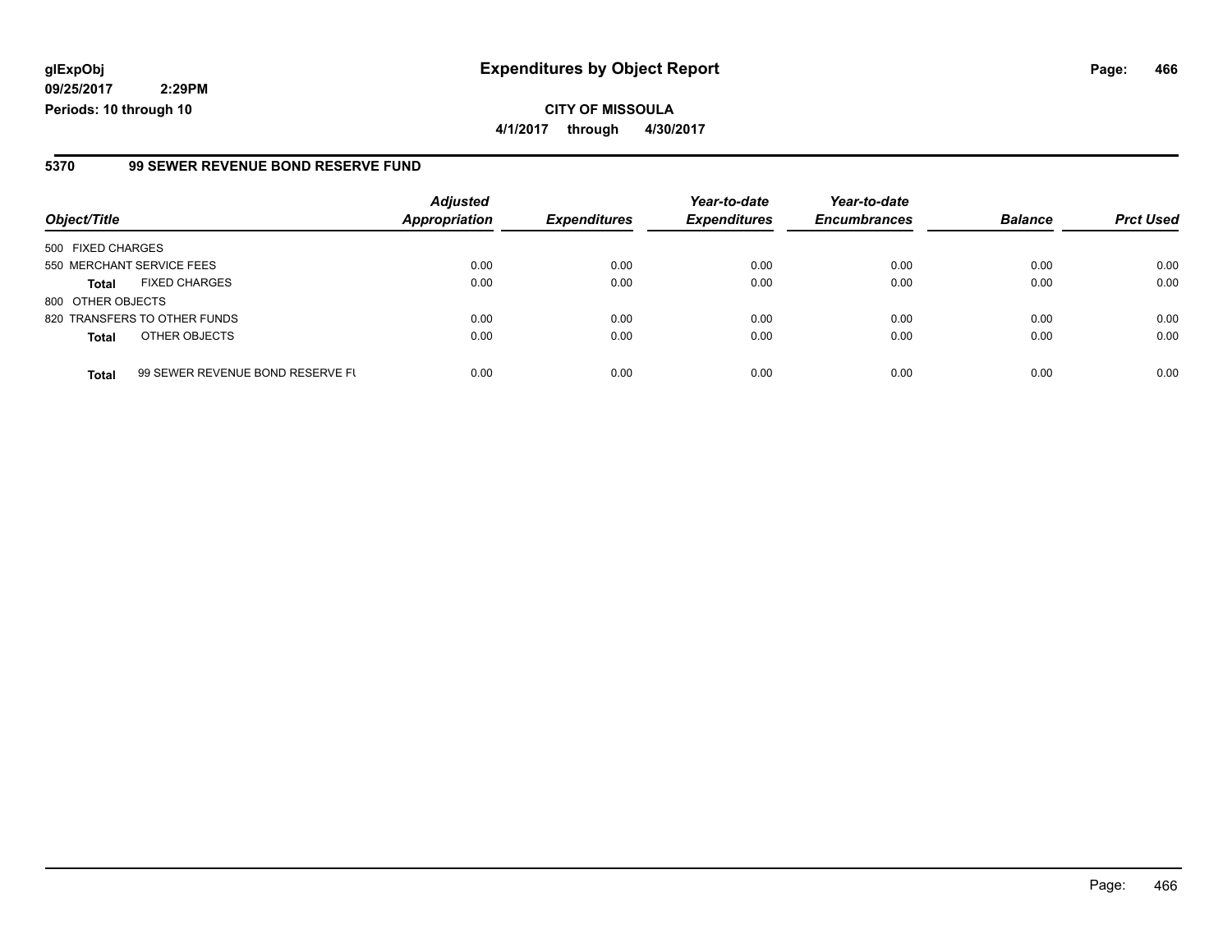**glExpObj**
**09/25/2017 2:29PM**
**Periods: 10 through 10**

# Expenditures by Object Report

**CITY OF MISSOULA**
**4/1/2017 through 4/30/2017**

## 5370 99 SEWER REVENUE BOND RESERVE FUND

| Object/Title | Adjusted Appropriation | Expenditures | Year-to-date Expenditures | Year-to-date Encumbrances | Balance | Prct Used |
|---|---|---|---|---|---|---|
| 500 FIXED CHARGES | | | | | | |
| 550 MERCHANT SERVICE FEES | 0.00 | 0.00 | 0.00 | 0.00 | 0.00 | 0.00 |
| **Total** FIXED CHARGES | 0.00 | 0.00 | 0.00 | 0.00 | 0.00 | 0.00 |
| 800 OTHER OBJECTS | | | | | | |
| 820 TRANSFERS TO OTHER FUNDS | 0.00 | 0.00 | 0.00 | 0.00 | 0.00 | 0.00 |
| **Total** OTHER OBJECTS | 0.00 | 0.00 | 0.00 | 0.00 | 0.00 | 0.00 |
| **Total** 99 SEWER REVENUE BOND RESERVE FU | 0.00 | 0.00 | 0.00 | 0.00 | 0.00 | 0.00 |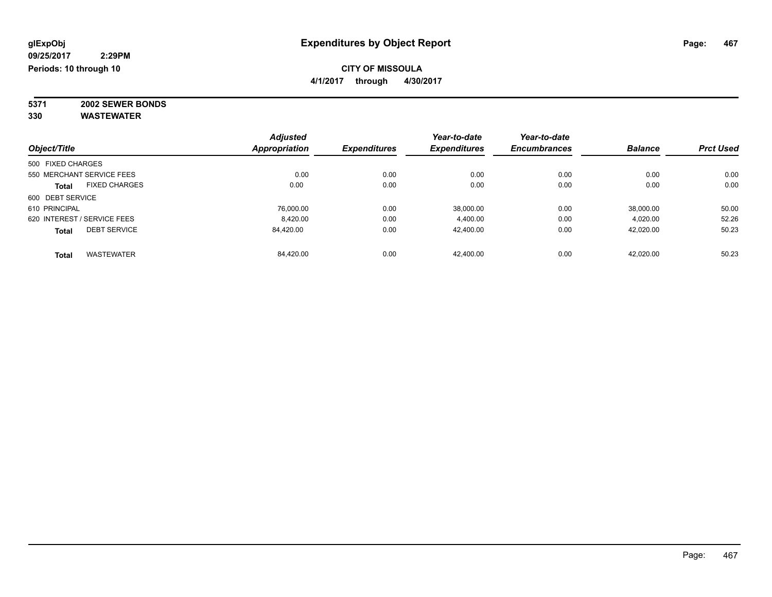glExpObj
09/25/2017 2:29PM
Periods: 10 through 10

# Expenditures by Object Report

**CITY OF MISSOULA**
**4/1/2017 through 4/30/2017**

**5371 2002 SEWER BONDS**
**330 WASTEWATER**

| Object/Title | Adjusted Appropriation | Expenditures | Year-to-date Expenditures | Year-to-date Encumbrances | Balance | Prct Used |
|---|---|---|---|---|---|---|
| 500 FIXED CHARGES | | | | | | |
| 550 MERCHANT SERVICE FEES | 0.00 | 0.00 | 0.00 | 0.00 | 0.00 | 0.00 |
| **Total** FIXED CHARGES | 0.00 | 0.00 | 0.00 | 0.00 | 0.00 | 0.00 |
| 600 DEBT SERVICE | | | | | | |
| 610 PRINCIPAL | 76,000.00 | 0.00 | 38,000.00 | 0.00 | 38,000.00 | 50.00 |
| 620 INTEREST / SERVICE FEES | 8,420.00 | 0.00 | 4,400.00 | 0.00 | 4,020.00 | 52.26 |
| **Total** DEBT SERVICE | 84,420.00 | 0.00 | 42,400.00 | 0.00 | 42,020.00 | 50.23 |
| **Total** WASTEWATER | 84,420.00 | 0.00 | 42,400.00 | 0.00 | 42,020.00 | 50.23 |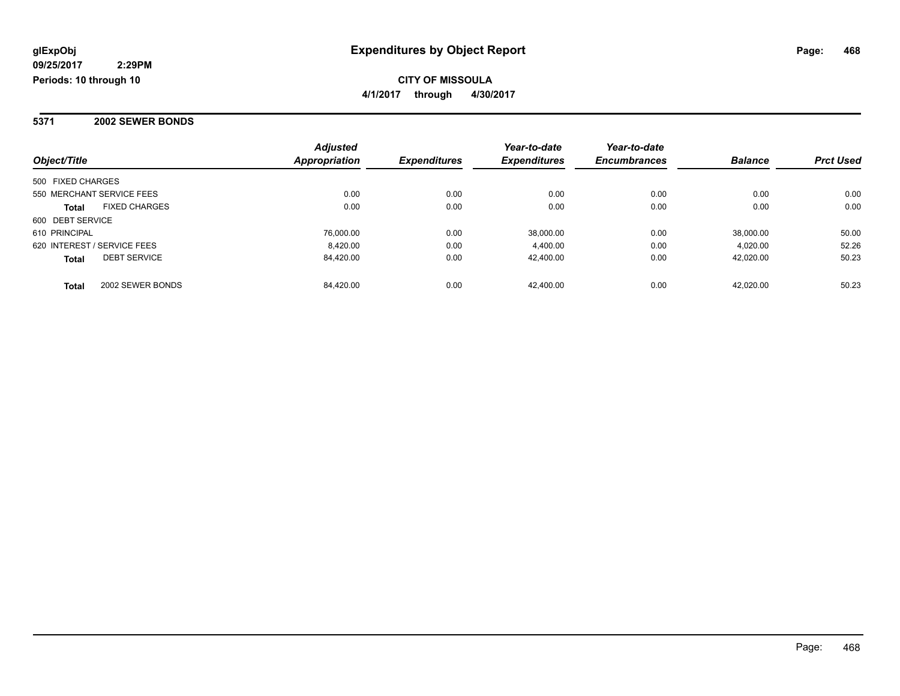**glExpObj**
**09/25/2017 2:29PM**
**Periods: 10 through 10**

# Expenditures by Object Report

**CITY OF MISSOULA**
**4/1/2017 through 4/30/2017**

## 5371 2002 SEWER BONDS

| Object/Title | | Adjusted Appropriation | Expenditures | Year-to-date Expenditures | Year-to-date Encumbrances | Balance | Prct Used |
|---|---|---|---|---|---|---|---|
| 500 FIXED CHARGES | | | | | | | |
| 550 MERCHANT SERVICE FEES | | 0.00 | 0.00 | 0.00 | 0.00 | 0.00 | 0.00 |
| **Total** | FIXED CHARGES | 0.00 | 0.00 | 0.00 | 0.00 | 0.00 | 0.00 |
| 600 DEBT SERVICE | | | | | | | |
| 610 PRINCIPAL | | 76,000.00 | 0.00 | 38,000.00 | 0.00 | 38,000.00 | 50.00 |
| 620 INTEREST / SERVICE FEES | | 8,420.00 | 0.00 | 4,400.00 | 0.00 | 4,020.00 | 52.26 |
| **Total** | DEBT SERVICE | 84,420.00 | 0.00 | 42,400.00 | 0.00 | 42,020.00 | 50.23 |
| **Total** | 2002 SEWER BONDS | 84,420.00 | 0.00 | 42,400.00 | 0.00 | 42,020.00 | 50.23 |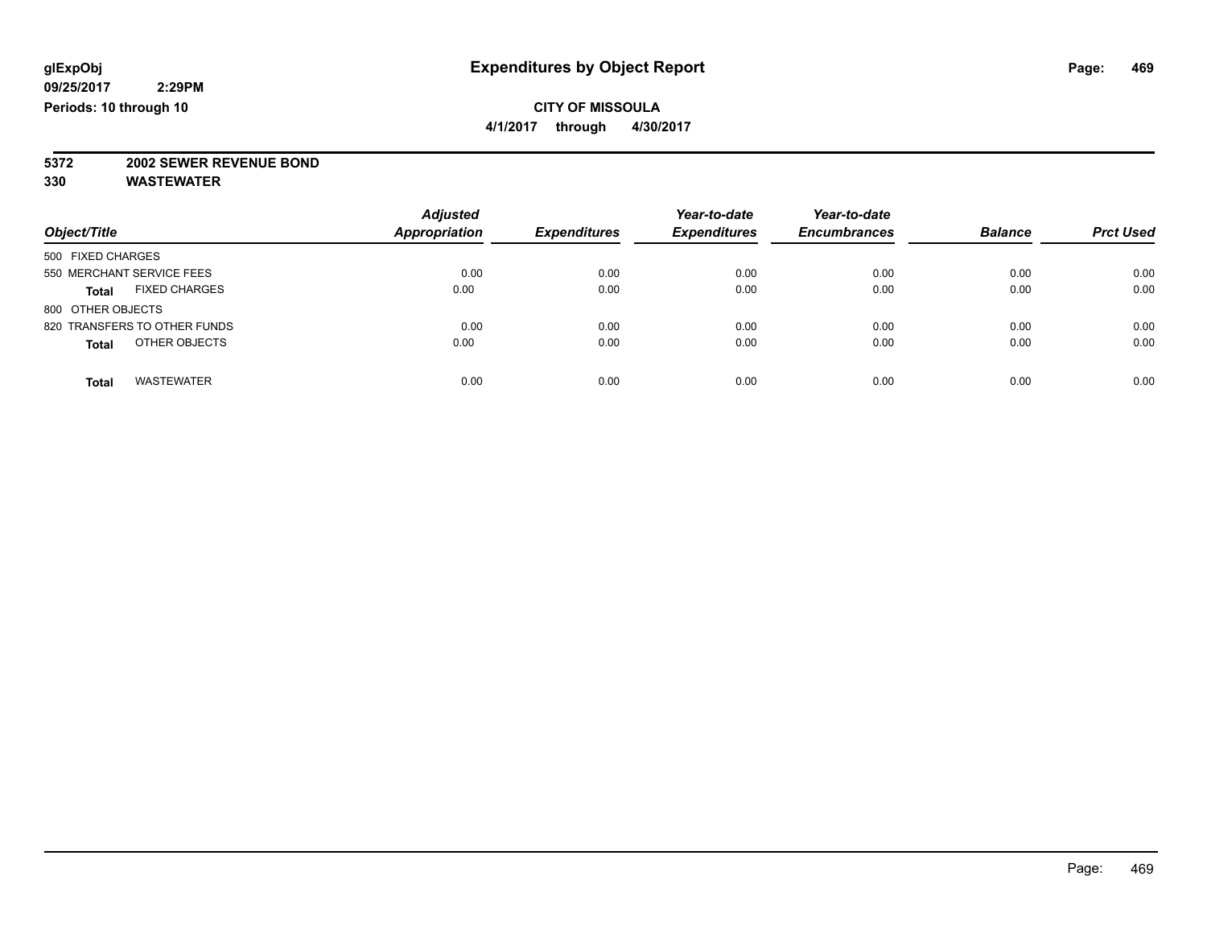**glExpObj**
**09/25/2017 2:29PM**
**Periods: 10 through 10**

# Expenditures by Object Report

**CITY OF MISSOULA**
**4/1/2017 through 4/30/2017**

**5372 2002 SEWER REVENUE BOND**
**330 WASTEWATER**

| Object/Title | Adjusted Appropriation | Expenditures | Year-to-date Expenditures | Year-to-date Encumbrances | Balance | Prct Used |
|---|---|---|---|---|---|---|
| 500 FIXED CHARGES | | | | | | |
| 550 MERCHANT SERVICE FEES | 0.00 | 0.00 | 0.00 | 0.00 | 0.00 | 0.00 |
| **Total** FIXED CHARGES | 0.00 | 0.00 | 0.00 | 0.00 | 0.00 | 0.00 |
| 800 OTHER OBJECTS | | | | | | |
| 820 TRANSFERS TO OTHER FUNDS | 0.00 | 0.00 | 0.00 | 0.00 | 0.00 | 0.00 |
| **Total** OTHER OBJECTS | 0.00 | 0.00 | 0.00 | 0.00 | 0.00 | 0.00 |
| **Total** WASTEWATER | 0.00 | 0.00 | 0.00 | 0.00 | 0.00 | 0.00 |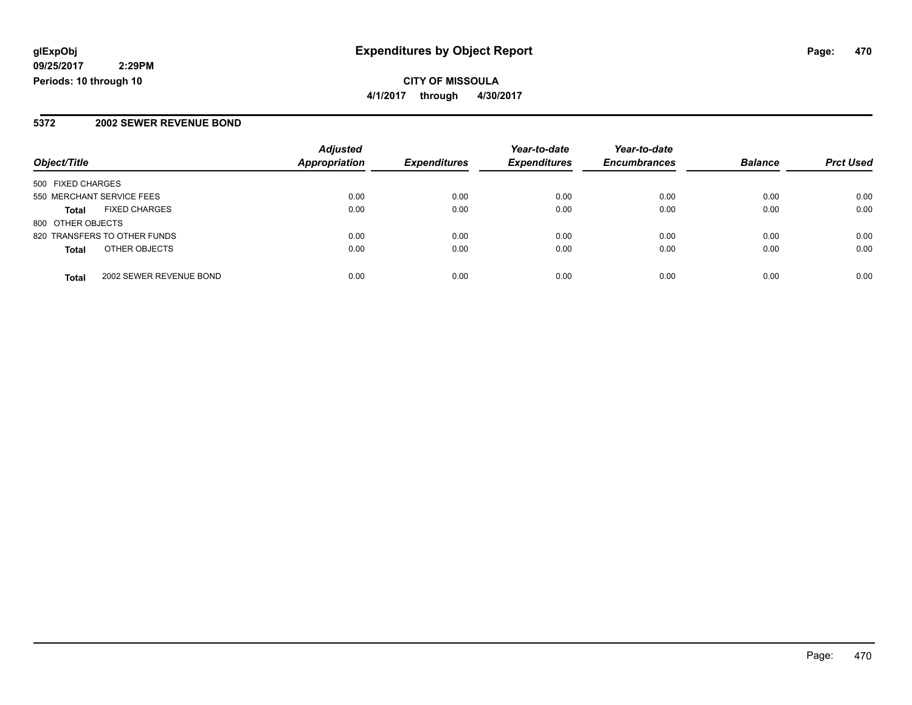**glExpObj**
**09/25/2017 2:29PM**
**Periods: 10 through 10**

# Expenditures by Object Report

**CITY OF MISSOULA**
**4/1/2017 through 4/30/2017**

## 5372 2002 SEWER REVENUE BOND

| Object/Title | Adjusted Appropriation | Expenditures | Year-to-date Expenditures | Year-to-date Encumbrances | Balance | Prct Used |
|---|---|---|---|---|---|---|
| 500 FIXED CHARGES | | | | | | |
| 550 MERCHANT SERVICE FEES | 0.00 | 0.00 | 0.00 | 0.00 | 0.00 | 0.00 |
| **Total** FIXED CHARGES | 0.00 | 0.00 | 0.00 | 0.00 | 0.00 | 0.00 |
| 800 OTHER OBJECTS | | | | | | |
| 820 TRANSFERS TO OTHER FUNDS | 0.00 | 0.00 | 0.00 | 0.00 | 0.00 | 0.00 |
| **Total** OTHER OBJECTS | 0.00 | 0.00 | 0.00 | 0.00 | 0.00 | 0.00 |
| **Total** 2002 SEWER REVENUE BOND | 0.00 | 0.00 | 0.00 | 0.00 | 0.00 | 0.00 |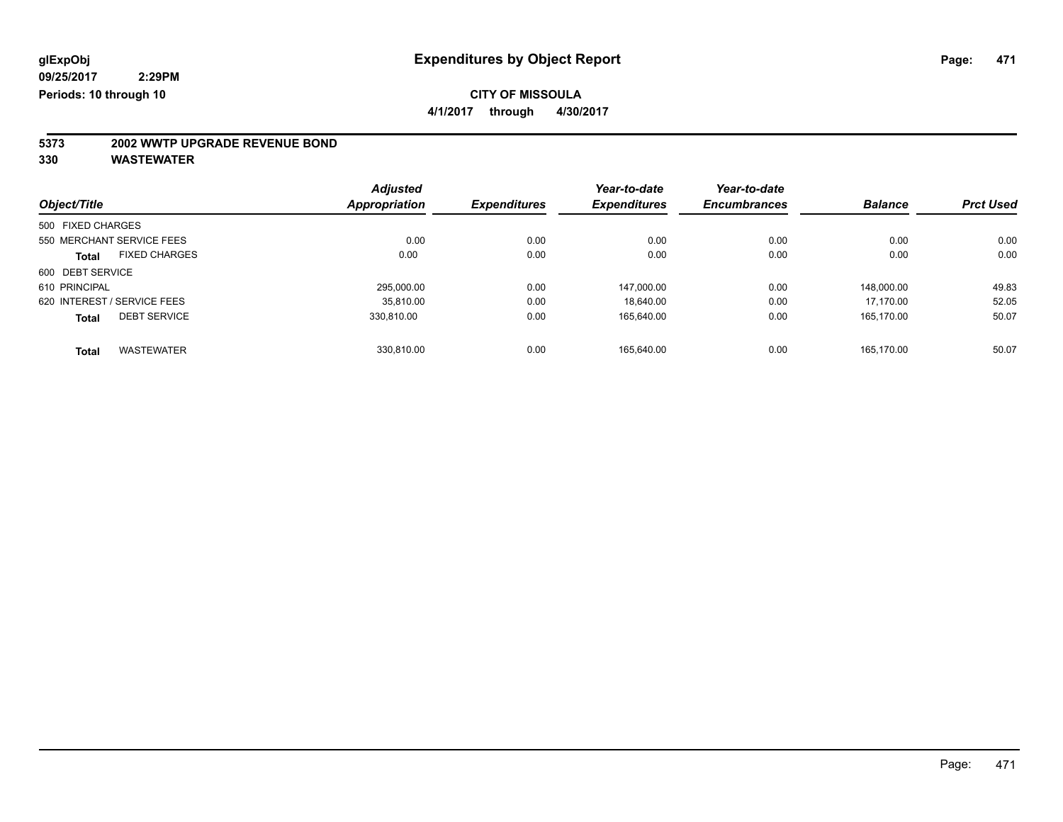**glExpObj**
**09/25/2017 2:29PM**
**Periods: 10 through 10**

# Expenditures by Object Report

**CITY OF MISSOULA**
**4/1/2017 through 4/30/2017**

## 5373 2002 WWTP UPGRADE REVENUE BOND
## 330 WASTEWATER

| Object/Title | Adjusted Appropriation | Expenditures | Year-to-date Expenditures | Year-to-date Encumbrances | Balance | Prct Used |
|---|---|---|---|---|---|---|
| 500 FIXED CHARGES | | | | | | |
| 550 MERCHANT SERVICE FEES | 0.00 | 0.00 | 0.00 | 0.00 | 0.00 | 0.00 |
| **Total** FIXED CHARGES | 0.00 | 0.00 | 0.00 | 0.00 | 0.00 | 0.00 |
| 600 DEBT SERVICE | | | | | | |
| 610 PRINCIPAL | 295,000.00 | 0.00 | 147,000.00 | 0.00 | 148,000.00 | 49.83 |
| 620 INTEREST / SERVICE FEES | 35,810.00 | 0.00 | 18,640.00 | 0.00 | 17,170.00 | 52.05 |
| **Total** DEBT SERVICE | 330,810.00 | 0.00 | 165,640.00 | 0.00 | 165,170.00 | 50.07 |
| **Total** WASTEWATER | 330,810.00 | 0.00 | 165,640.00 | 0.00 | 165,170.00 | 50.07 |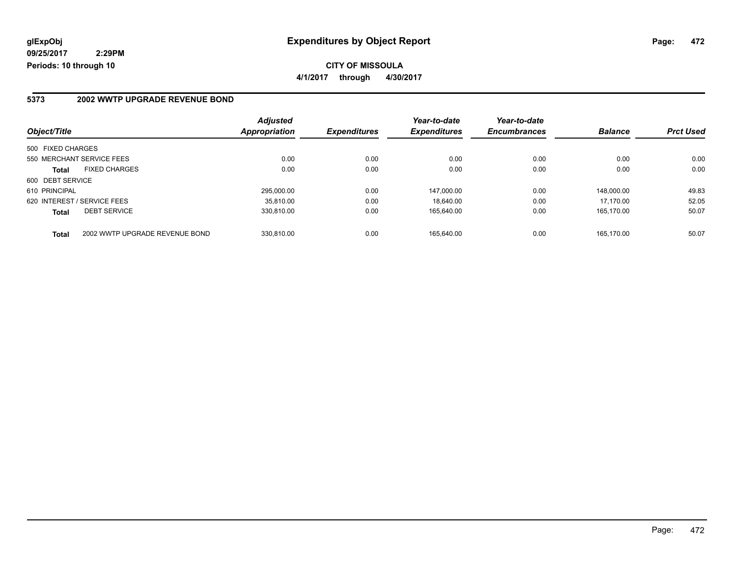**glExpObj** **Expenditures by Object Report**

**09/25/2017 2:29PM**

**Periods: 10 through 10**

**CITY OF MISSOULA**

**4/1/2017 through 4/30/2017**

## 5373 2002 WWTP UPGRADE REVENUE BOND

| Object/Title | | *Adjusted Appropriation* | *Expenditures* | *Year-to-date Expenditures* | *Year-to-date Encumbrances* | *Balance* | *Prct Used* |
|---|---|---|---|---|---|---|---|
| 500 FIXED CHARGES | | | | | | | |
| 550 MERCHANT SERVICE FEES | | 0.00 | 0.00 | 0.00 | 0.00 | 0.00 | 0.00 |
| **Total** | FIXED CHARGES | 0.00 | 0.00 | 0.00 | 0.00 | 0.00 | 0.00 |
| 600 DEBT SERVICE | | | | | | | |
| 610 PRINCIPAL | | 295,000.00 | 0.00 | 147,000.00 | 0.00 | 148,000.00 | 49.83 |
| 620 INTEREST / SERVICE FEES | | 35,810.00 | 0.00 | 18,640.00 | 0.00 | 17,170.00 | 52.05 |
| **Total** | DEBT SERVICE | 330,810.00 | 0.00 | 165,640.00 | 0.00 | 165,170.00 | 50.07 |
| **Total** | 2002 WWTP UPGRADE REVENUE BOND | 330,810.00 | 0.00 | 165,640.00 | 0.00 | 165,170.00 | 50.07 |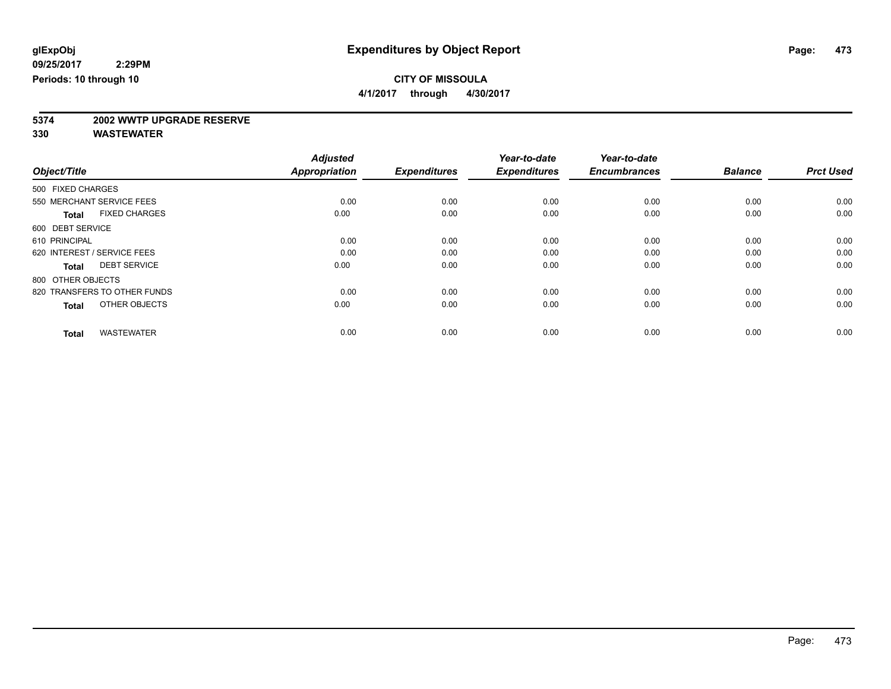glExpObj
09/25/2017 2:29PM
Periods: 10 through 10

# Expenditures by Object Report

**CITY OF MISSOULA**

**4/1/2017 through 4/30/2017**

**5374 2002 WWTP UPGRADE RESERVE**
**330 WASTEWATER**

| Object/Title | Adjusted Appropriation | Expenditures | Year-to-date Expenditures | Year-to-date Encumbrances | Balance | Prct Used |
|---|---|---|---|---|---|---|
| 500 FIXED CHARGES | | | | | | |
| 550 MERCHANT SERVICE FEES | 0.00 | 0.00 | 0.00 | 0.00 | 0.00 | 0.00 |
| **Total** FIXED CHARGES | 0.00 | 0.00 | 0.00 | 0.00 | 0.00 | 0.00 |
| 600 DEBT SERVICE | | | | | | |
| 610 PRINCIPAL | 0.00 | 0.00 | 0.00 | 0.00 | 0.00 | 0.00 |
| 620 INTEREST / SERVICE FEES | 0.00 | 0.00 | 0.00 | 0.00 | 0.00 | 0.00 |
| **Total** DEBT SERVICE | 0.00 | 0.00 | 0.00 | 0.00 | 0.00 | 0.00 |
| 800 OTHER OBJECTS | | | | | | |
| 820 TRANSFERS TO OTHER FUNDS | 0.00 | 0.00 | 0.00 | 0.00 | 0.00 | 0.00 |
| **Total** OTHER OBJECTS | 0.00 | 0.00 | 0.00 | 0.00 | 0.00 | 0.00 |
| **Total** WASTEWATER | 0.00 | 0.00 | 0.00 | 0.00 | 0.00 | 0.00 |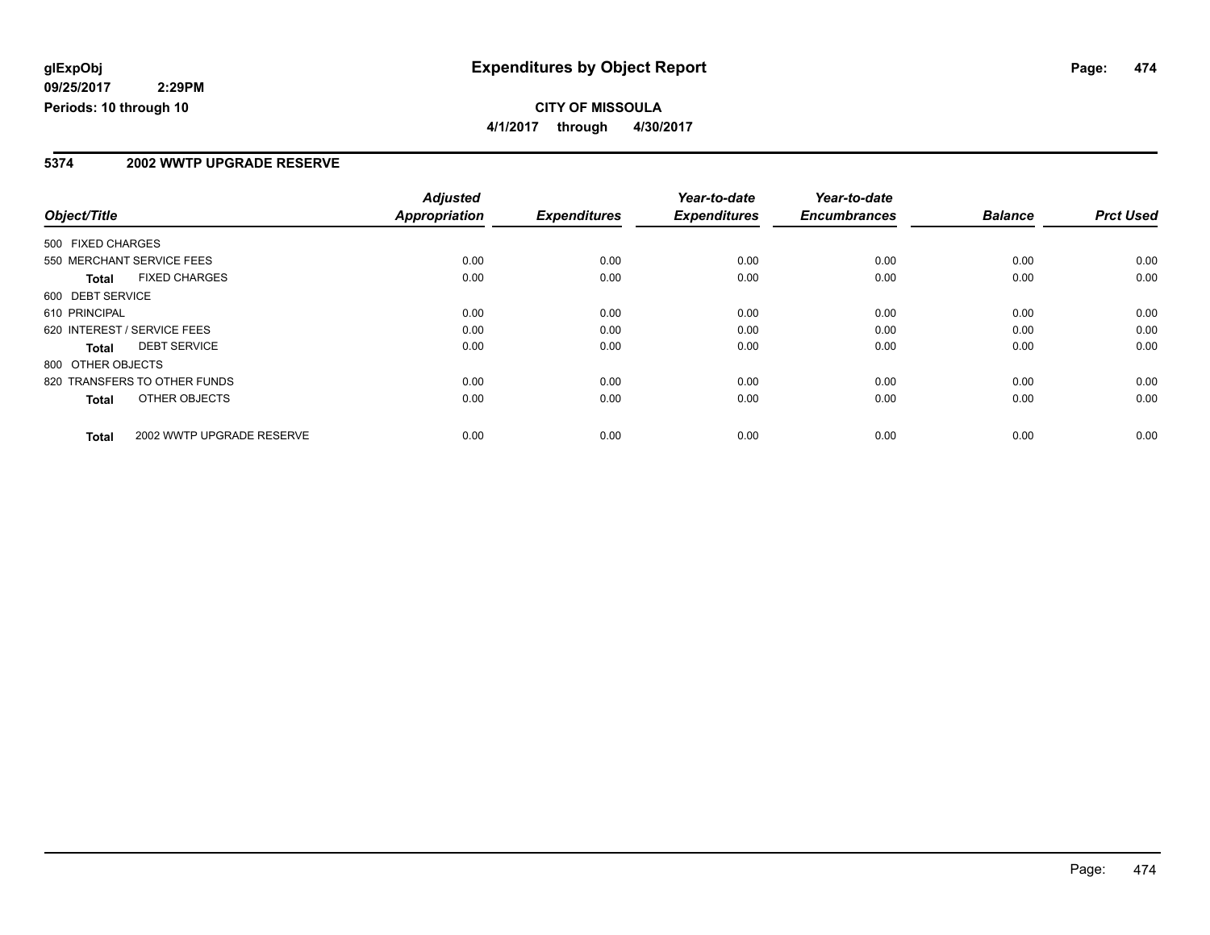# Expenditures by Object Report

glExpObj
09/25/2017 2:29PM
Periods: 10 through 10

**CITY OF MISSOULA**

**4/1/2017 through 4/30/2017**

## 5374 2002 WWTP UPGRADE RESERVE

| Object/Title | Adjusted Appropriation | Expenditures | Year-to-date Expenditures | Year-to-date Encumbrances | Balance | Prct Used |
|---|---|---|---|---|---|---|
| 500 FIXED CHARGES | | | | | | |
| 550 MERCHANT SERVICE FEES | 0.00 | 0.00 | 0.00 | 0.00 | 0.00 | 0.00 |
| **Total** FIXED CHARGES | 0.00 | 0.00 | 0.00 | 0.00 | 0.00 | 0.00 |
| 600 DEBT SERVICE | | | | | | |
| 610 PRINCIPAL | 0.00 | 0.00 | 0.00 | 0.00 | 0.00 | 0.00 |
| 620 INTEREST / SERVICE FEES | 0.00 | 0.00 | 0.00 | 0.00 | 0.00 | 0.00 |
| **Total** DEBT SERVICE | 0.00 | 0.00 | 0.00 | 0.00 | 0.00 | 0.00 |
| 800 OTHER OBJECTS | | | | | | |
| 820 TRANSFERS TO OTHER FUNDS | 0.00 | 0.00 | 0.00 | 0.00 | 0.00 | 0.00 |
| **Total** OTHER OBJECTS | 0.00 | 0.00 | 0.00 | 0.00 | 0.00 | 0.00 |
| **Total** 2002 WWTP UPGRADE RESERVE | 0.00 | 0.00 | 0.00 | 0.00 | 0.00 | 0.00 |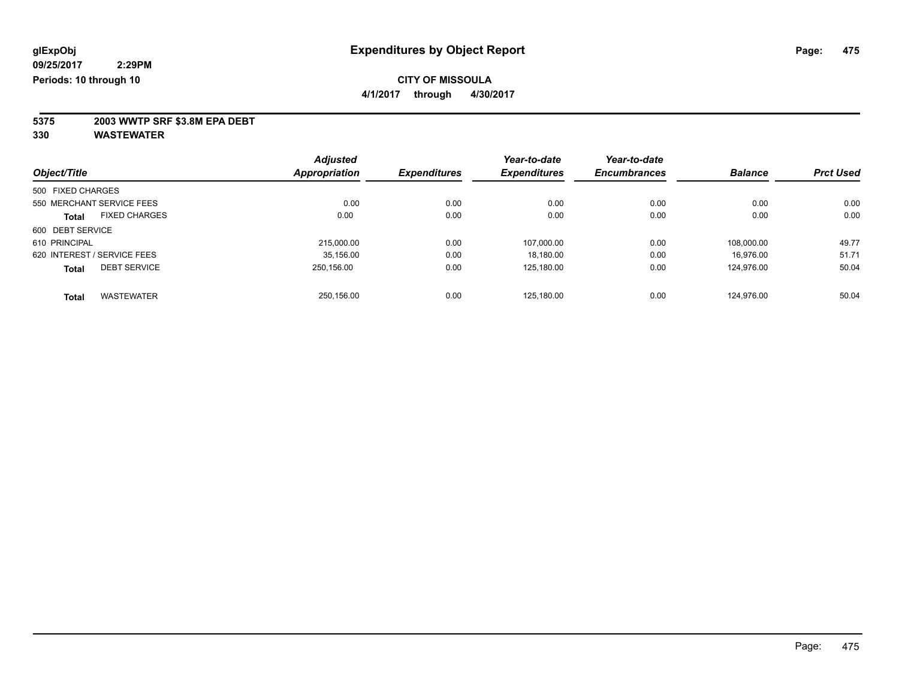**glExpObj**
**09/25/2017 2:29PM**
**Periods: 10 through 10**

# Expenditures by Object Report

**CITY OF MISSOULA**
**4/1/2017 through 4/30/2017**

**5375 2003 WWTP SRF $3.8M EPA DEBT**
**330 WASTEWATER**

| Object/Title | | Adjusted Appropriation | Expenditures | Year-to-date Expenditures | Year-to-date Encumbrances | Balance | Prct Used |
|---|---|---|---|---|---|---|---|
| 500 FIXED CHARGES | | | | | | | |
| 550 MERCHANT SERVICE FEES | | 0.00 | 0.00 | 0.00 | 0.00 | 0.00 | 0.00 |
| **Total** | FIXED CHARGES | 0.00 | 0.00 | 0.00 | 0.00 | 0.00 | 0.00 |
| 600 DEBT SERVICE | | | | | | | |
| 610 PRINCIPAL | | 215,000.00 | 0.00 | 107,000.00 | 0.00 | 108,000.00 | 49.77 |
| 620 INTEREST / SERVICE FEES | | 35,156.00 | 0.00 | 18,180.00 | 0.00 | 16,976.00 | 51.71 |
| **Total** | DEBT SERVICE | 250,156.00 | 0.00 | 125,180.00 | 0.00 | 124,976.00 | 50.04 |
| **Total** | WASTEWATER | 250,156.00 | 0.00 | 125,180.00 | 0.00 | 124,976.00 | 50.04 |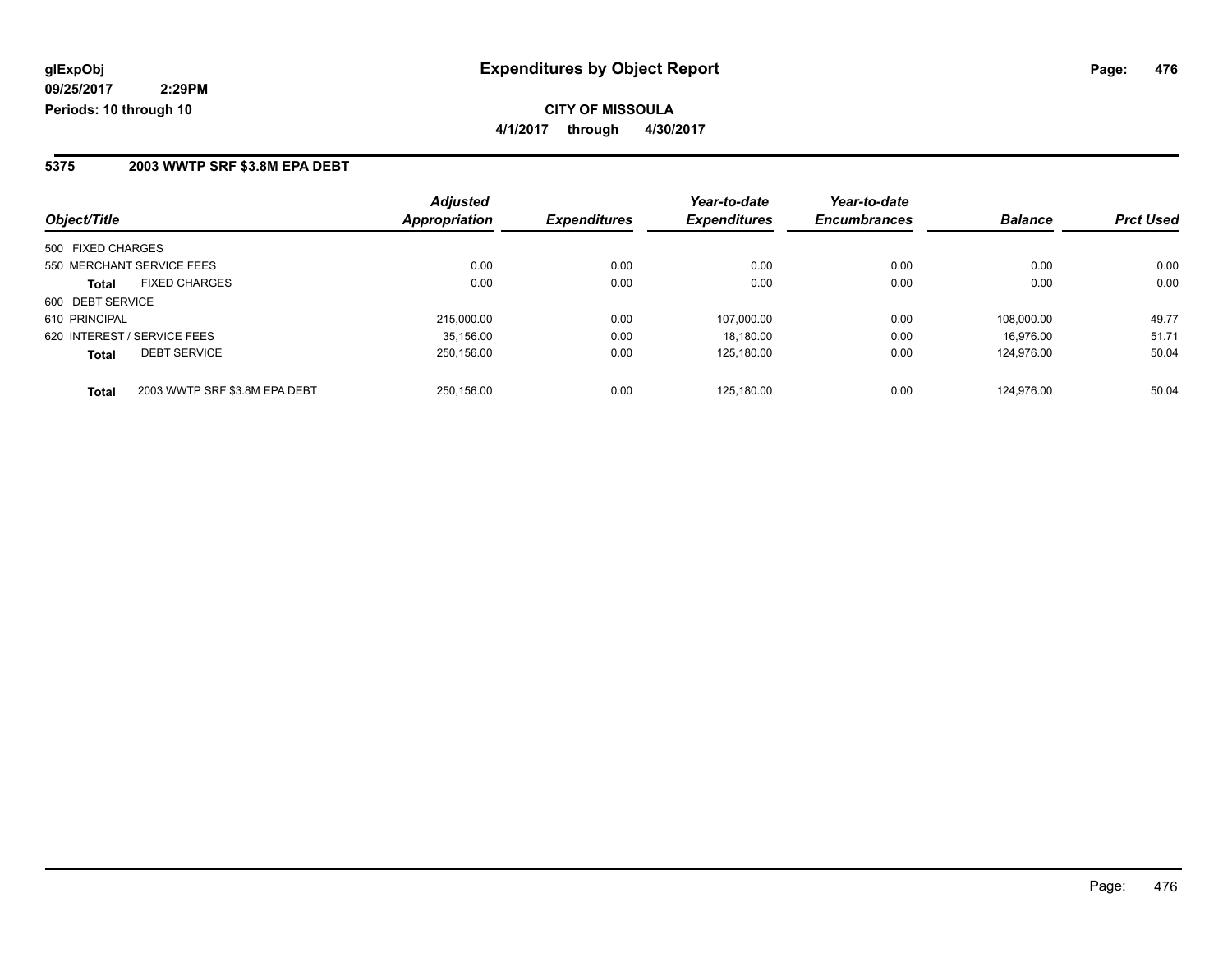**glExpObj**
**09/25/2017 2:29PM**
**Periods: 10 through 10**

# Expenditures by Object Report

**CITY OF MISSOULA**

**4/1/2017 through 4/30/2017**

## 5375 2003 WWTP SRF $3.8M EPA DEBT

| Object/Title | Adjusted Appropriation | Expenditures | Year-to-date Expenditures | Year-to-date Encumbrances | Balance | Prct Used |
|---|---|---|---|---|---|---|
| 500 FIXED CHARGES | | | | | | |
| 550 MERCHANT SERVICE FEES | 0.00 | 0.00 | 0.00 | 0.00 | 0.00 | 0.00 |
| **Total** FIXED CHARGES | 0.00 | 0.00 | 0.00 | 0.00 | 0.00 | 0.00 |
| 600 DEBT SERVICE | | | | | | |
| 610 PRINCIPAL | 215,000.00 | 0.00 | 107,000.00 | 0.00 | 108,000.00 | 49.77 |
| 620 INTEREST / SERVICE FEES | 35,156.00 | 0.00 | 18,180.00 | 0.00 | 16,976.00 | 51.71 |
| **Total** DEBT SERVICE | 250,156.00 | 0.00 | 125,180.00 | 0.00 | 124,976.00 | 50.04 |
| **Total** 2003 WWTP SRF $3.8M EPA DEBT | 250,156.00 | 0.00 | 125,180.00 | 0.00 | 124,976.00 | 50.04 |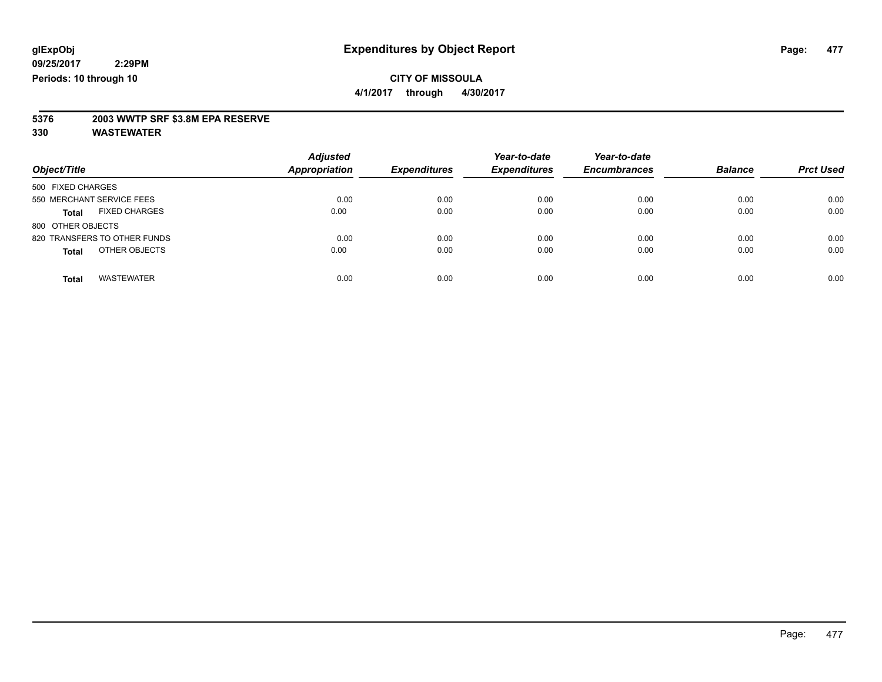glExpObj
09/25/2017 2:29PM
Periods: 10 through 10

# Expenditures by Object Report

**CITY OF MISSOULA**

**4/1/2017 through 4/30/2017**

**5376 2003 WWTP SRF $3.8M EPA RESERVE**

**330 WASTEWATER**

| Object/Title | Adjusted Appropriation | Expenditures | Year-to-date Expenditures | Year-to-date Encumbrances | Balance | Prct Used |
|---|---|---|---|---|---|---|
| 500 FIXED CHARGES | | | | | | |
| 550 MERCHANT SERVICE FEES | 0.00 | 0.00 | 0.00 | 0.00 | 0.00 | 0.00 |
| **Total** FIXED CHARGES | 0.00 | 0.00 | 0.00 | 0.00 | 0.00 | 0.00 |
| 800 OTHER OBJECTS | | | | | | |
| 820 TRANSFERS TO OTHER FUNDS | 0.00 | 0.00 | 0.00 | 0.00 | 0.00 | 0.00 |
| **Total** OTHER OBJECTS | 0.00 | 0.00 | 0.00 | 0.00 | 0.00 | 0.00 |
| **Total** WASTEWATER | 0.00 | 0.00 | 0.00 | 0.00 | 0.00 | 0.00 |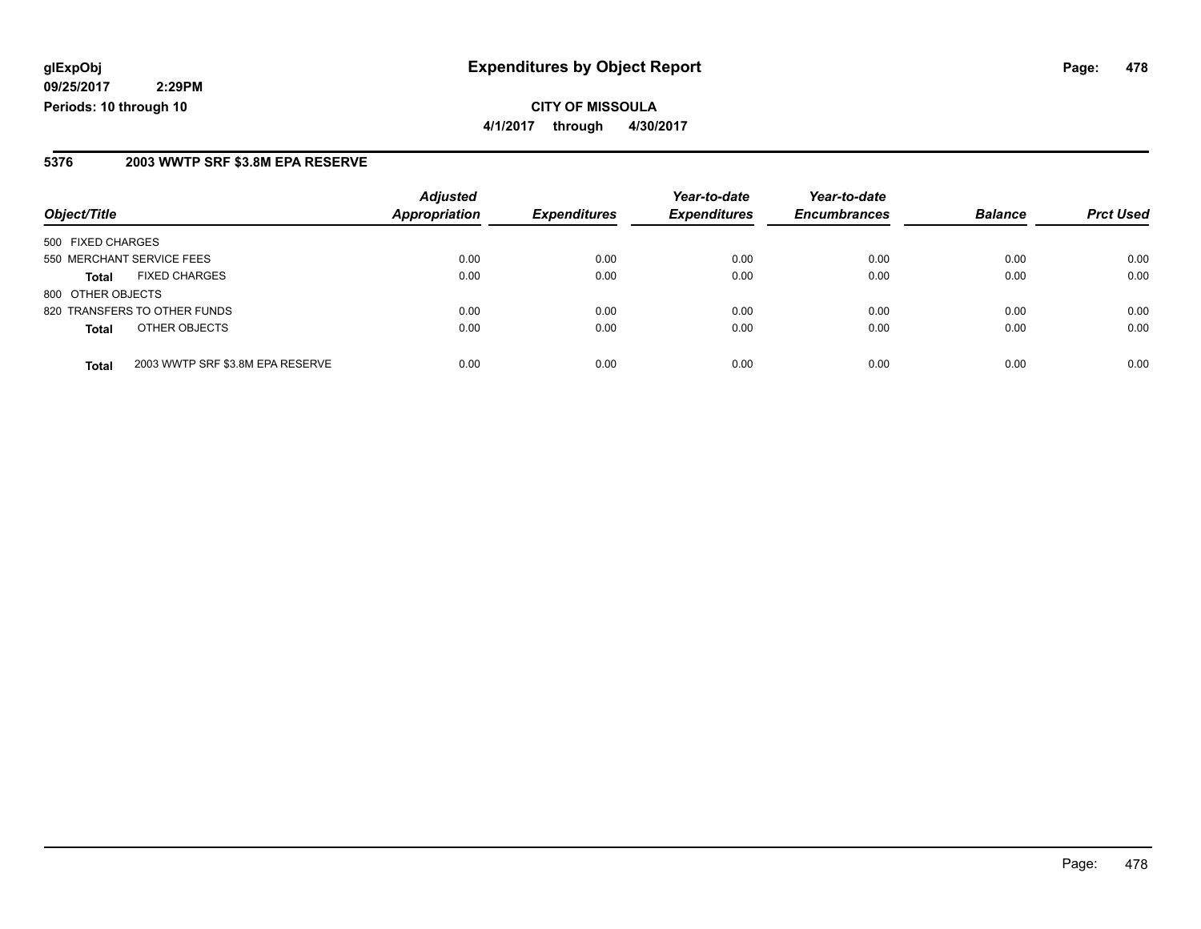**glExpObj**
**09/25/2017 2:29PM**
**Periods: 10 through 10**

# Expenditures by Object Report

**CITY OF MISSOULA**
**4/1/2017 through 4/30/2017**

## 5376 2003 WWTP SRF $3.8M EPA RESERVE

| Object/Title | | Adjusted Appropriation | Expenditures | Year-to-date Expenditures | Year-to-date Encumbrances | Balance | Prct Used |
|---|---|---|---|---|---|---|---|
| 500 FIXED CHARGES | | | | | | | |
| 550 MERCHANT SERVICE FEES | | 0.00 | 0.00 | 0.00 | 0.00 | 0.00 | 0.00 |
| **Total** | FIXED CHARGES | 0.00 | 0.00 | 0.00 | 0.00 | 0.00 | 0.00 |
| 800 OTHER OBJECTS | | | | | | | |
| 820 TRANSFERS TO OTHER FUNDS | | 0.00 | 0.00 | 0.00 | 0.00 | 0.00 | 0.00 |
| **Total** | OTHER OBJECTS | 0.00 | 0.00 | 0.00 | 0.00 | 0.00 | 0.00 |
| **Total** | 2003 WWTP SRF $3.8M EPA RESERVE | 0.00 | 0.00 | 0.00 | 0.00 | 0.00 | 0.00 |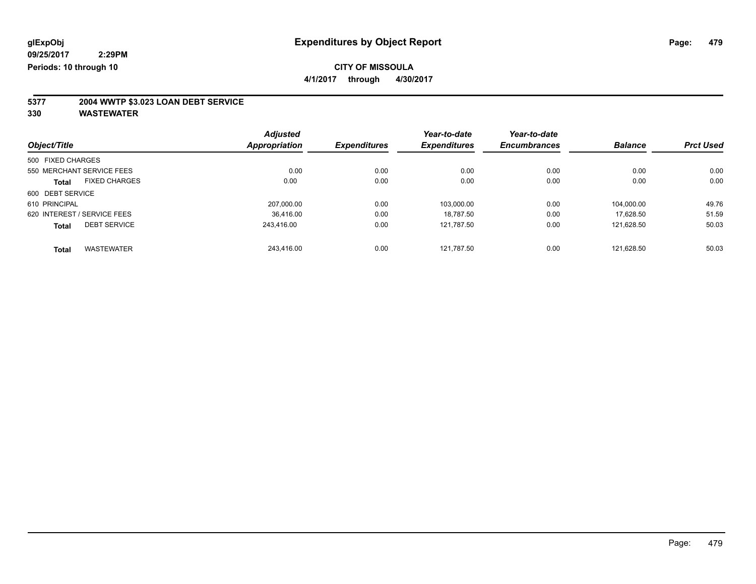glExpObj
09/25/2017 2:29PM
Periods: 10 through 10

# Expenditures by Object Report

**CITY OF MISSOULA**

**4/1/2017 through 4/30/2017**

**5377 2004 WWTP $3.023 LOAN DEBT SERVICE**

**330 WASTEWATER**

| Object/Title | Adjusted Appropriation | Expenditures | Year-to-date Expenditures | Year-to-date Encumbrances | Balance | Prct Used |
|---|---|---|---|---|---|---|
| 500 FIXED CHARGES | | | | | | |
| 550 MERCHANT SERVICE FEES | 0.00 | 0.00 | 0.00 | 0.00 | 0.00 | 0.00 |
| **Total** FIXED CHARGES | 0.00 | 0.00 | 0.00 | 0.00 | 0.00 | 0.00 |
| 600 DEBT SERVICE | | | | | | |
| 610 PRINCIPAL | 207,000.00 | 0.00 | 103,000.00 | 0.00 | 104,000.00 | 49.76 |
| 620 INTEREST / SERVICE FEES | 36,416.00 | 0.00 | 18,787.50 | 0.00 | 17,628.50 | 51.59 |
| **Total** DEBT SERVICE | 243,416.00 | 0.00 | 121,787.50 | 0.00 | 121,628.50 | 50.03 |
| **Total** WASTEWATER | 243,416.00 | 0.00 | 121,787.50 | 0.00 | 121,628.50 | 50.03 |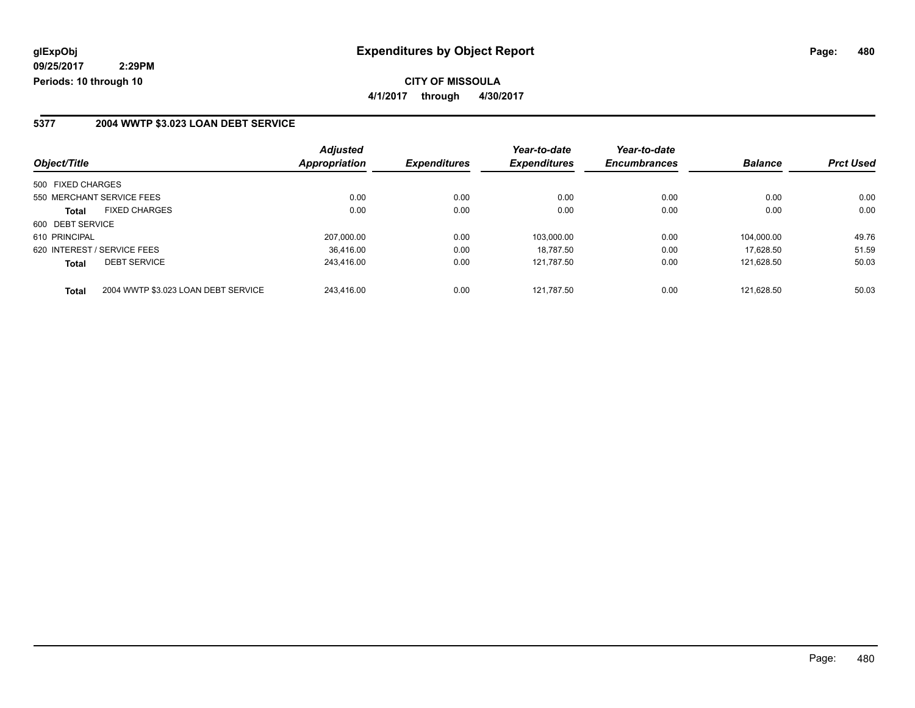**glExpObj**
**09/25/2017 2:29PM**
**Periods: 10 through 10**

# Expenditures by Object Report

**CITY OF MISSOULA**
**4/1/2017 through 4/30/2017**

## 5377 2004 WWTP $3.023 LOAN DEBT SERVICE

| Object/Title | | Adjusted Appropriation | Expenditures | Year-to-date Expenditures | Year-to-date Encumbrances | Balance | Prct Used |
|---|---|---|---|---|---|---|---|
| 500 FIXED CHARGES | | | | | | | |
| 550 MERCHANT SERVICE FEES | | 0.00 | 0.00 | 0.00 | 0.00 | 0.00 | 0.00 |
| **Total** | FIXED CHARGES | 0.00 | 0.00 | 0.00 | 0.00 | 0.00 | 0.00 |
| 600 DEBT SERVICE | | | | | | | |
| 610 PRINCIPAL | | 207,000.00 | 0.00 | 103,000.00 | 0.00 | 104,000.00 | 49.76 |
| 620 INTEREST / SERVICE FEES | | 36,416.00 | 0.00 | 18,787.50 | 0.00 | 17,628.50 | 51.59 |
| **Total** | DEBT SERVICE | 243,416.00 | 0.00 | 121,787.50 | 0.00 | 121,628.50 | 50.03 |
| **Total** | 2004 WWTP $3.023 LOAN DEBT SERVICE | 243,416.00 | 0.00 | 121,787.50 | 0.00 | 121,628.50 | 50.03 |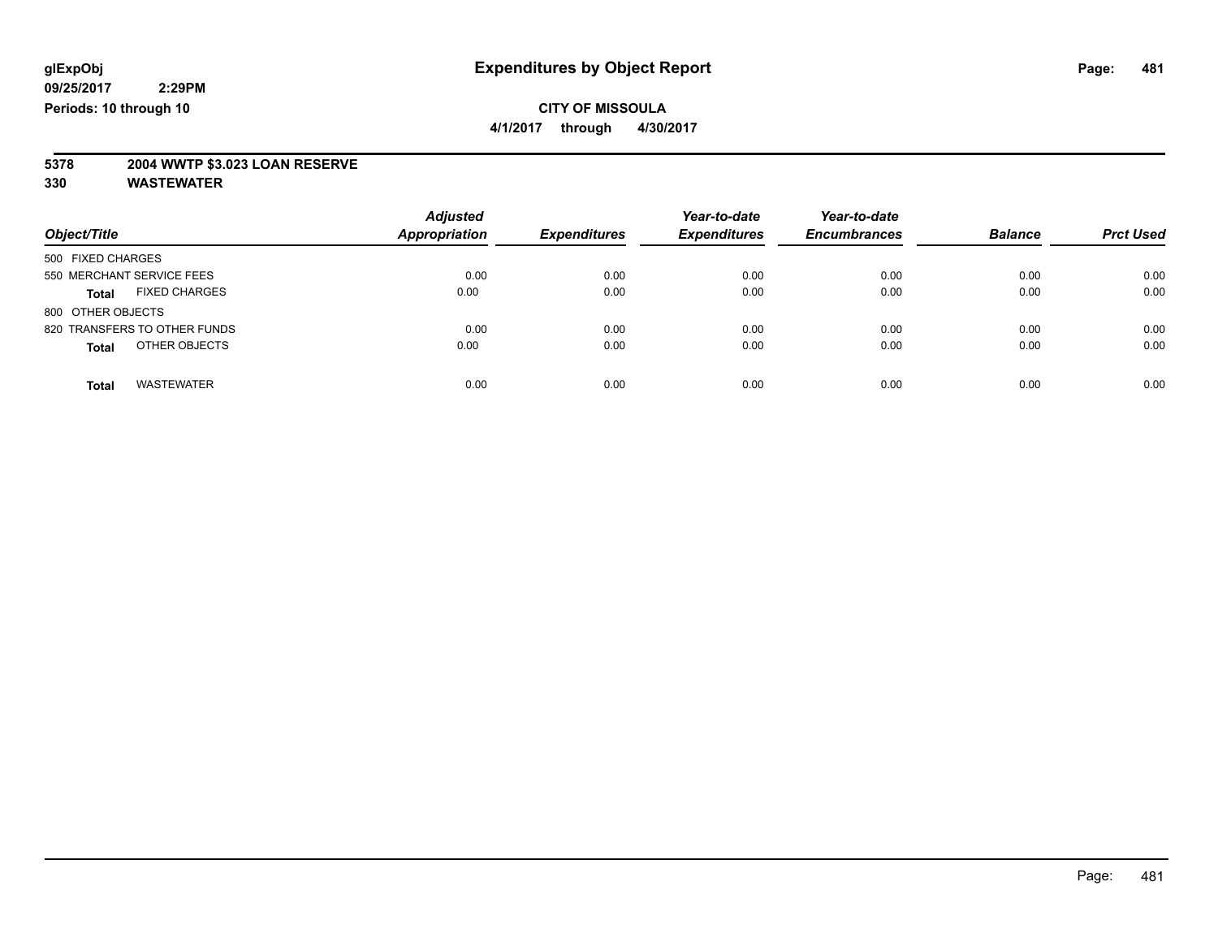glExpObj
09/25/2017 2:29PM
Periods: 10 through 10

# Expenditures by Object Report

**CITY OF MISSOULA**
**4/1/2017 through 4/30/2017**

**5378 2004 WWTP $3.023 LOAN RESERVE**
**330 WASTEWATER**

| Object/Title | Adjusted Appropriation | Expenditures | Year-to-date Expenditures | Year-to-date Encumbrances | Balance | Prct Used |
|---|---|---|---|---|---|---|
| 500 FIXED CHARGES | | | | | | |
| 550 MERCHANT SERVICE FEES | 0.00 | 0.00 | 0.00 | 0.00 | 0.00 | 0.00 |
| **Total** FIXED CHARGES | 0.00 | 0.00 | 0.00 | 0.00 | 0.00 | 0.00 |
| 800 OTHER OBJECTS | | | | | | |
| 820 TRANSFERS TO OTHER FUNDS | 0.00 | 0.00 | 0.00 | 0.00 | 0.00 | 0.00 |
| **Total** OTHER OBJECTS | 0.00 | 0.00 | 0.00 | 0.00 | 0.00 | 0.00 |
| **Total** WASTEWATER | 0.00 | 0.00 | 0.00 | 0.00 | 0.00 | 0.00 |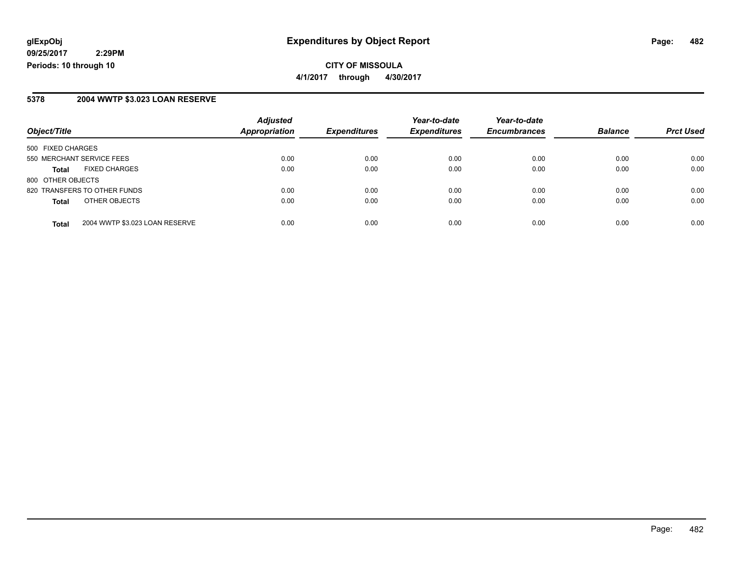glExpObj
09/25/2017 2:29PM
Periods: 10 through 10

# Expenditures by Object Report

**CITY OF MISSOULA**
**4/1/2017 through 4/30/2017**

## 5378 2004 WWTP $3.023 LOAN RESERVE

| Object/Title | | Adjusted Appropriation | Expenditures | Year-to-date Expenditures | Year-to-date Encumbrances | Balance | Prct Used |
|---|---|---|---|---|---|---|---|
| 500 FIXED CHARGES | | | | | | | |
| 550 MERCHANT SERVICE FEES | | 0.00 | 0.00 | 0.00 | 0.00 | 0.00 | 0.00 |
| **Total** | FIXED CHARGES | 0.00 | 0.00 | 0.00 | 0.00 | 0.00 | 0.00 |
| 800 OTHER OBJECTS | | | | | | | |
| 820 TRANSFERS TO OTHER FUNDS | | 0.00 | 0.00 | 0.00 | 0.00 | 0.00 | 0.00 |
| **Total** | OTHER OBJECTS | 0.00 | 0.00 | 0.00 | 0.00 | 0.00 | 0.00 |
| **Total** | 2004 WWTP $3.023 LOAN RESERVE | 0.00 | 0.00 | 0.00 | 0.00 | 0.00 | 0.00 |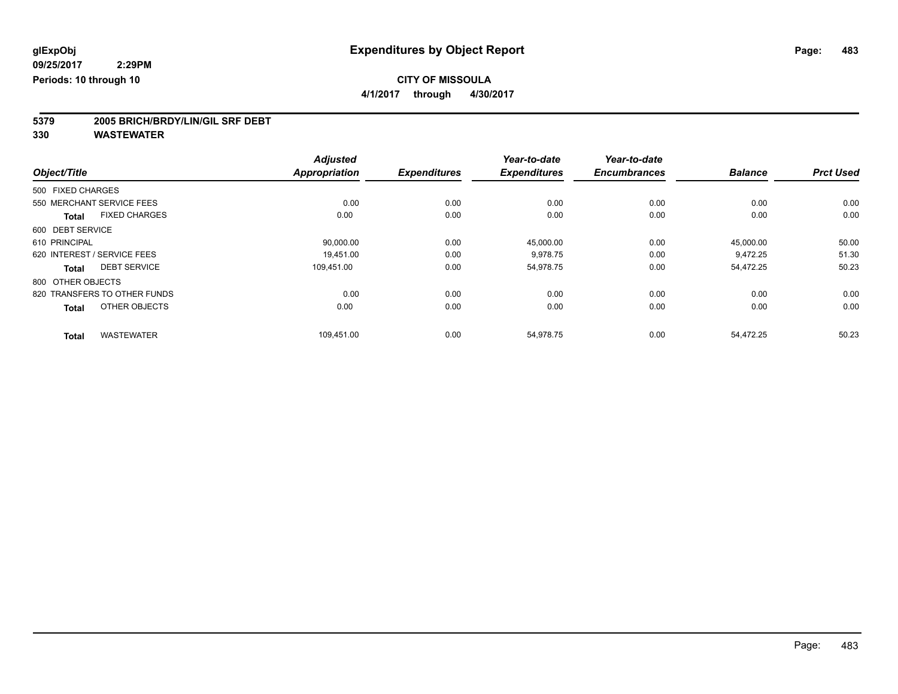glExpObj
09/25/2017 2:29PM
Periods: 10 through 10

# Expenditures by Object Report

**CITY OF MISSOULA**

**4/1/2017 through 4/30/2017**

**5379 2005 BRICH/BRDY/LIN/GIL SRF DEBT**

**330 WASTEWATER**

| Object/Title | Adjusted Appropriation | Expenditures | Year-to-date Expenditures | Year-to-date Encumbrances | Balance | Prct Used |
|---|---|---|---|---|---|---|
| 500 FIXED CHARGES | | | | | | |
| 550 MERCHANT SERVICE FEES | 0.00 | 0.00 | 0.00 | 0.00 | 0.00 | 0.00 |
| **Total** FIXED CHARGES | 0.00 | 0.00 | 0.00 | 0.00 | 0.00 | 0.00 |
| 600 DEBT SERVICE | | | | | | |
| 610 PRINCIPAL | 90,000.00 | 0.00 | 45,000.00 | 0.00 | 45,000.00 | 50.00 |
| 620 INTEREST / SERVICE FEES | 19,451.00 | 0.00 | 9,978.75 | 0.00 | 9,472.25 | 51.30 |
| **Total** DEBT SERVICE | 109,451.00 | 0.00 | 54,978.75 | 0.00 | 54,472.25 | 50.23 |
| 800 OTHER OBJECTS | | | | | | |
| 820 TRANSFERS TO OTHER FUNDS | 0.00 | 0.00 | 0.00 | 0.00 | 0.00 | 0.00 |
| **Total** OTHER OBJECTS | 0.00 | 0.00 | 0.00 | 0.00 | 0.00 | 0.00 |
| **Total** WASTEWATER | 109,451.00 | 0.00 | 54,978.75 | 0.00 | 54,472.25 | 50.23 |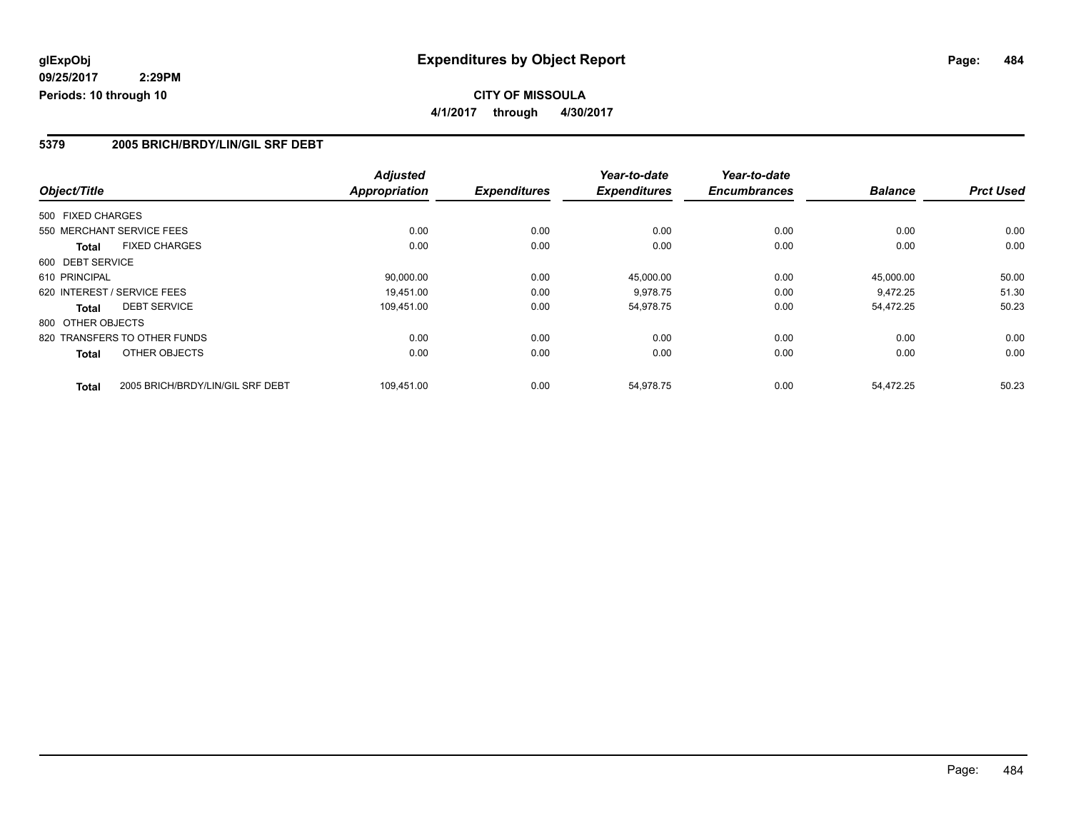**glExpObj**
**09/25/2017 2:29PM**
**Periods: 10 through 10**

# Expenditures by Object Report

**CITY OF MISSOULA**
**4/1/2017 through 4/30/2017**

## 5379 2005 BRICH/BRDY/LIN/GIL SRF DEBT

| Object/Title | Adjusted Appropriation | Expenditures | Year-to-date Expenditures | Year-to-date Encumbrances | Balance | Prct Used |
|---|---|---|---|---|---|---|
| 500 FIXED CHARGES | | | | | | |
| 550 MERCHANT SERVICE FEES | 0.00 | 0.00 | 0.00 | 0.00 | 0.00 | 0.00 |
| **Total** FIXED CHARGES | 0.00 | 0.00 | 0.00 | 0.00 | 0.00 | 0.00 |
| 600 DEBT SERVICE | | | | | | |
| 610 PRINCIPAL | 90,000.00 | 0.00 | 45,000.00 | 0.00 | 45,000.00 | 50.00 |
| 620 INTEREST / SERVICE FEES | 19,451.00 | 0.00 | 9,978.75 | 0.00 | 9,472.25 | 51.30 |
| **Total** DEBT SERVICE | 109,451.00 | 0.00 | 54,978.75 | 0.00 | 54,472.25 | 50.23 |
| 800 OTHER OBJECTS | | | | | | |
| 820 TRANSFERS TO OTHER FUNDS | 0.00 | 0.00 | 0.00 | 0.00 | 0.00 | 0.00 |
| **Total** OTHER OBJECTS | 0.00 | 0.00 | 0.00 | 0.00 | 0.00 | 0.00 |
| **Total** 2005 BRICH/BRDY/LIN/GIL SRF DEBT | 109,451.00 | 0.00 | 54,978.75 | 0.00 | 54,472.25 | 50.23 |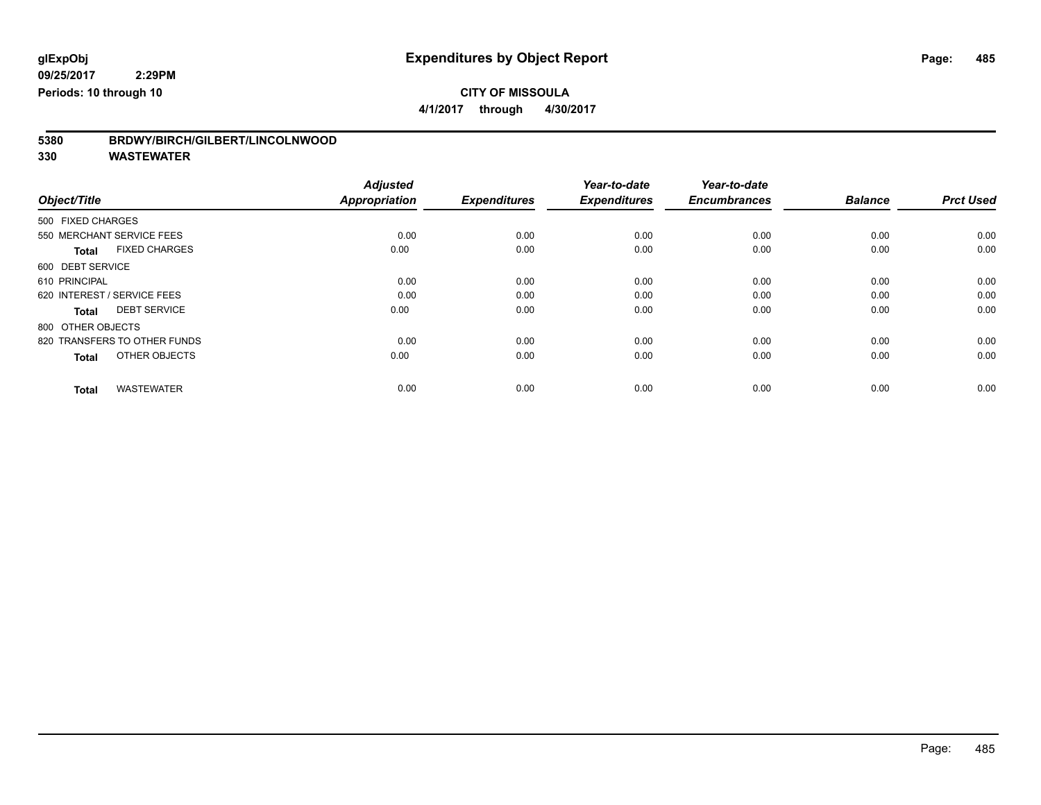**glExpObj**
**09/25/2017 2:29PM**
**Periods: 10 through 10**

# Expenditures by Object Report

**CITY OF MISSOULA**
**4/1/2017 through 4/30/2017**

## 5380 BRDWY/BIRCH/GILBERT/LINCOLNWOOD
## 330 WASTEWATER

| Object/Title | Adjusted Appropriation | Expenditures | Year-to-date Expenditures | Year-to-date Encumbrances | Balance | Prct Used |
|---|---|---|---|---|---|---|
| 500 FIXED CHARGES | | | | | | |
| 550 MERCHANT SERVICE FEES | 0.00 | 0.00 | 0.00 | 0.00 | 0.00 | 0.00 |
| **Total** FIXED CHARGES | 0.00 | 0.00 | 0.00 | 0.00 | 0.00 | 0.00 |
| 600 DEBT SERVICE | | | | | | |
| 610 PRINCIPAL | 0.00 | 0.00 | 0.00 | 0.00 | 0.00 | 0.00 |
| 620 INTEREST / SERVICE FEES | 0.00 | 0.00 | 0.00 | 0.00 | 0.00 | 0.00 |
| **Total** DEBT SERVICE | 0.00 | 0.00 | 0.00 | 0.00 | 0.00 | 0.00 |
| 800 OTHER OBJECTS | | | | | | |
| 820 TRANSFERS TO OTHER FUNDS | 0.00 | 0.00 | 0.00 | 0.00 | 0.00 | 0.00 |
| **Total** OTHER OBJECTS | 0.00 | 0.00 | 0.00 | 0.00 | 0.00 | 0.00 |
| **Total** WASTEWATER | 0.00 | 0.00 | 0.00 | 0.00 | 0.00 | 0.00 |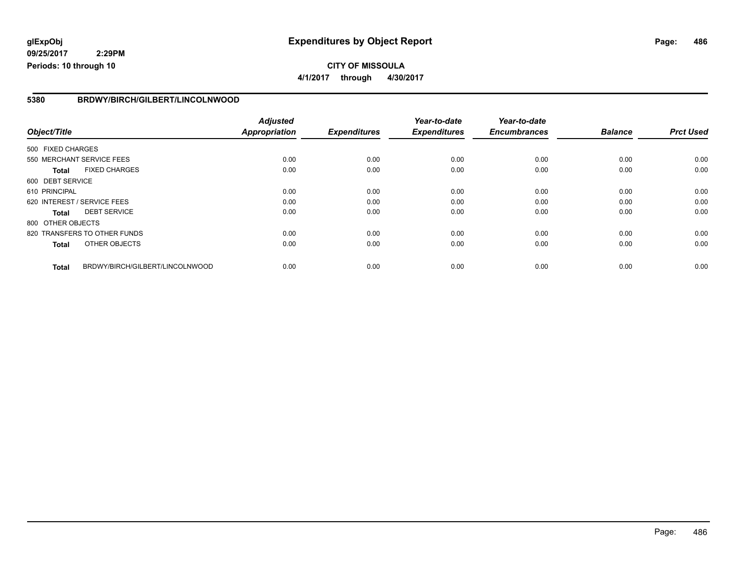**glExpObj**
**09/25/2017 2:29PM**
**Periods: 10 through 10**

# Expenditures by Object Report

**CITY OF MISSOULA**
**4/1/2017 through 4/30/2017**

## 5380 BRDWY/BIRCH/GILBERT/LINCOLNWOOD

| Object/Title | Adjusted Appropriation | Expenditures | Year-to-date Expenditures | Year-to-date Encumbrances | Balance | Prct Used |
|---|---|---|---|---|---|---|
| 500 FIXED CHARGES | | | | | | |
| 550 MERCHANT SERVICE FEES | 0.00 | 0.00 | 0.00 | 0.00 | 0.00 | 0.00 |
| **Total** FIXED CHARGES | 0.00 | 0.00 | 0.00 | 0.00 | 0.00 | 0.00 |
| 600 DEBT SERVICE | | | | | | |
| 610 PRINCIPAL | 0.00 | 0.00 | 0.00 | 0.00 | 0.00 | 0.00 |
| 620 INTEREST / SERVICE FEES | 0.00 | 0.00 | 0.00 | 0.00 | 0.00 | 0.00 |
| **Total** DEBT SERVICE | 0.00 | 0.00 | 0.00 | 0.00 | 0.00 | 0.00 |
| 800 OTHER OBJECTS | | | | | | |
| 820 TRANSFERS TO OTHER FUNDS | 0.00 | 0.00 | 0.00 | 0.00 | 0.00 | 0.00 |
| **Total** OTHER OBJECTS | 0.00 | 0.00 | 0.00 | 0.00 | 0.00 | 0.00 |
| **Total** BRDWY/BIRCH/GILBERT/LINCOLNWOOD | 0.00 | 0.00 | 0.00 | 0.00 | 0.00 | 0.00 |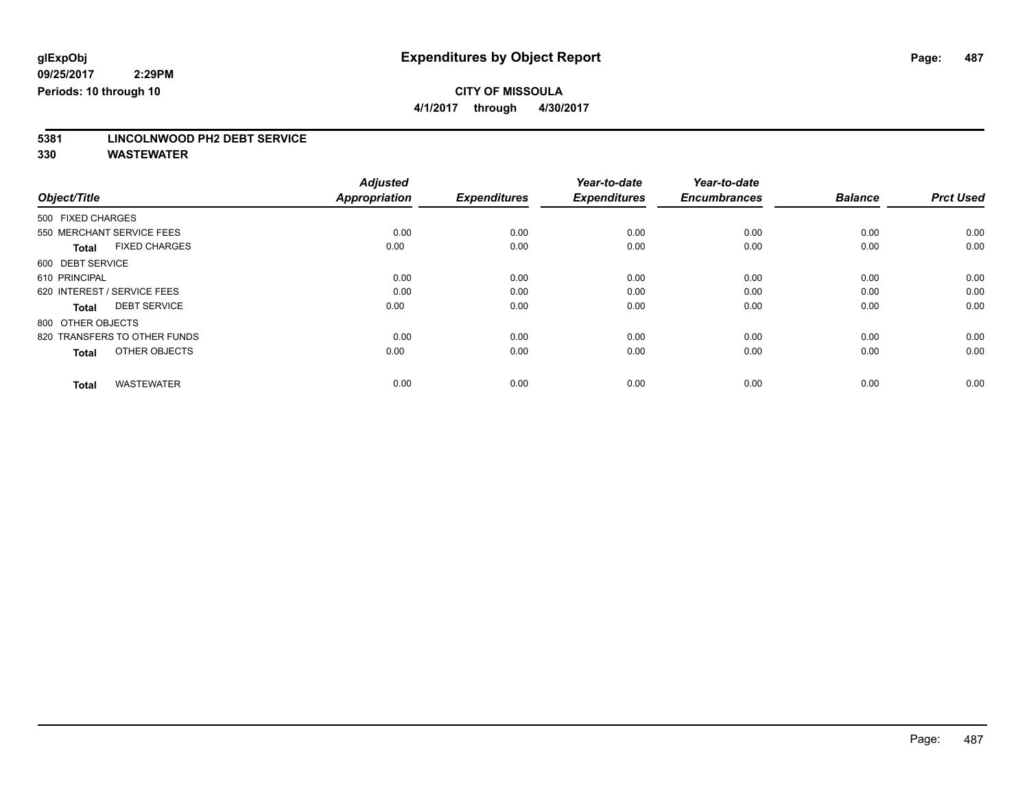# Expenditures by Object Report

glExpObj
09/25/2017 2:29PM
Periods: 10 through 10

**CITY OF MISSOULA**
**4/1/2017 through 4/30/2017**

**5381 LINCOLNWOOD PH2 DEBT SERVICE**
**330 WASTEWATER**

| Object/Title | Adjusted Appropriation | Expenditures | Year-to-date Expenditures | Year-to-date Encumbrances | Balance | Prct Used |
|---|---|---|---|---|---|---|
| 500 FIXED CHARGES | | | | | | |
| 550 MERCHANT SERVICE FEES | 0.00 | 0.00 | 0.00 | 0.00 | 0.00 | 0.00 |
| **Total** FIXED CHARGES | 0.00 | 0.00 | 0.00 | 0.00 | 0.00 | 0.00 |
| 600 DEBT SERVICE | | | | | | |
| 610 PRINCIPAL | 0.00 | 0.00 | 0.00 | 0.00 | 0.00 | 0.00 |
| 620 INTEREST / SERVICE FEES | 0.00 | 0.00 | 0.00 | 0.00 | 0.00 | 0.00 |
| **Total** DEBT SERVICE | 0.00 | 0.00 | 0.00 | 0.00 | 0.00 | 0.00 |
| 800 OTHER OBJECTS | | | | | | |
| 820 TRANSFERS TO OTHER FUNDS | 0.00 | 0.00 | 0.00 | 0.00 | 0.00 | 0.00 |
| **Total** OTHER OBJECTS | 0.00 | 0.00 | 0.00 | 0.00 | 0.00 | 0.00 |
| **Total** WASTEWATER | 0.00 | 0.00 | 0.00 | 0.00 | 0.00 | 0.00 |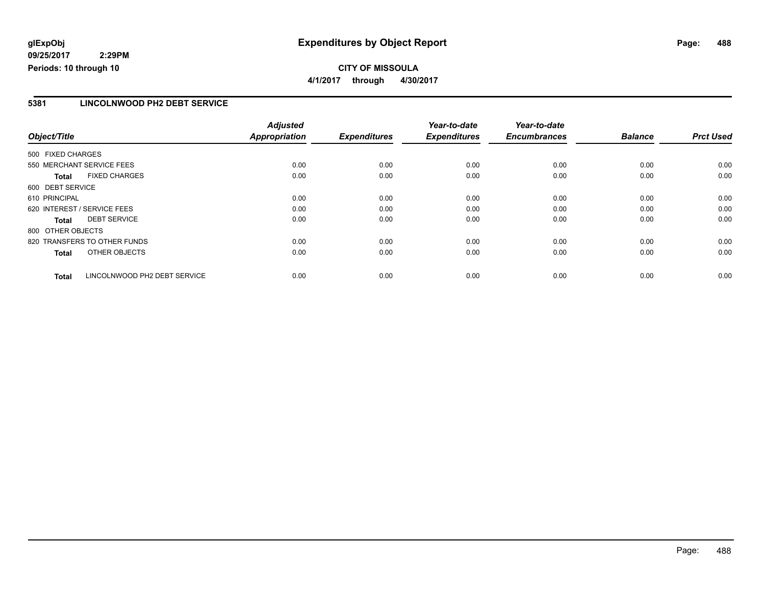## Expenditures by Object Report

glExpObj
09/25/2017 2:29PM
Periods: 10 through 10

**CITY OF MISSOULA**
**4/1/2017 through 4/30/2017**

### 5381 LINCOLNWOOD PH2 DEBT SERVICE

| Object/Title | Adjusted Appropriation | Expenditures | Year-to-date Expenditures | Year-to-date Encumbrances | Balance | Prct Used |
|---|---|---|---|---|---|---|
| 500 FIXED CHARGES | | | | | | |
| 550 MERCHANT SERVICE FEES | 0.00 | 0.00 | 0.00 | 0.00 | 0.00 | 0.00 |
| **Total** FIXED CHARGES | 0.00 | 0.00 | 0.00 | 0.00 | 0.00 | 0.00 |
| 600 DEBT SERVICE | | | | | | |
| 610 PRINCIPAL | 0.00 | 0.00 | 0.00 | 0.00 | 0.00 | 0.00 |
| 620 INTEREST / SERVICE FEES | 0.00 | 0.00 | 0.00 | 0.00 | 0.00 | 0.00 |
| **Total** DEBT SERVICE | 0.00 | 0.00 | 0.00 | 0.00 | 0.00 | 0.00 |
| 800 OTHER OBJECTS | | | | | | |
| 820 TRANSFERS TO OTHER FUNDS | 0.00 | 0.00 | 0.00 | 0.00 | 0.00 | 0.00 |
| **Total** OTHER OBJECTS | 0.00 | 0.00 | 0.00 | 0.00 | 0.00 | 0.00 |
| **Total** LINCOLNWOOD PH2 DEBT SERVICE | 0.00 | 0.00 | 0.00 | 0.00 | 0.00 | 0.00 |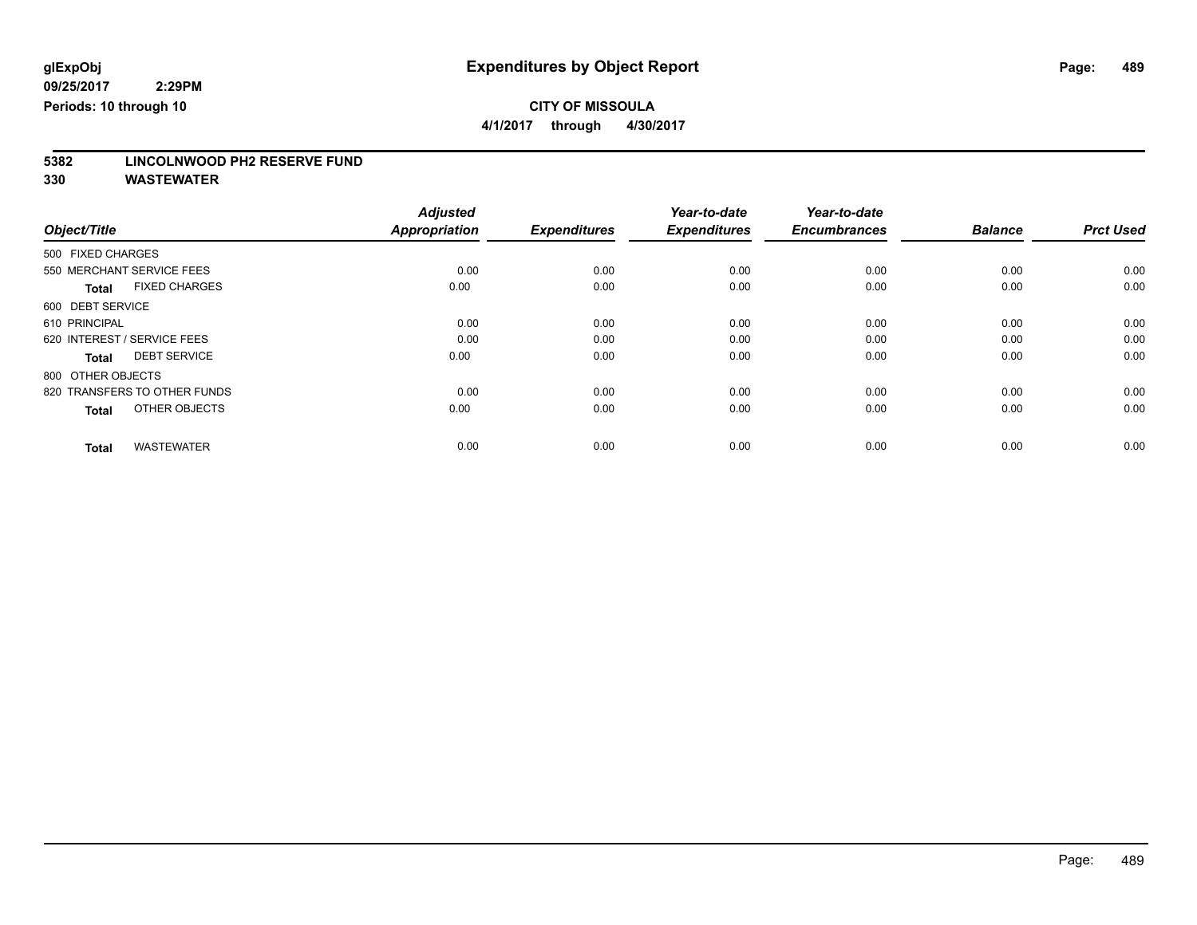**glExpObj** | **Expenditures by Object Report**

**09/25/2017 2:29PM**

**Periods: 10 through 10**

**CITY OF MISSOULA**

**4/1/2017 through 4/30/2017**

**5382 LINCOLNWOOD PH2 RESERVE FUND**

**330 WASTEWATER**

| Object/Title | Adjusted Appropriation | Expenditures | Year-to-date Expenditures | Year-to-date Encumbrances | Balance | Prct Used |
|---|---|---|---|---|---|---|
| 500 FIXED CHARGES | | | | | | |
| 550 MERCHANT SERVICE FEES | 0.00 | 0.00 | 0.00 | 0.00 | 0.00 | 0.00 |
| **Total** FIXED CHARGES | 0.00 | 0.00 | 0.00 | 0.00 | 0.00 | 0.00 |
| 600 DEBT SERVICE | | | | | | |
| 610 PRINCIPAL | 0.00 | 0.00 | 0.00 | 0.00 | 0.00 | 0.00 |
| 620 INTEREST / SERVICE FEES | 0.00 | 0.00 | 0.00 | 0.00 | 0.00 | 0.00 |
| **Total** DEBT SERVICE | 0.00 | 0.00 | 0.00 | 0.00 | 0.00 | 0.00 |
| 800 OTHER OBJECTS | | | | | | |
| 820 TRANSFERS TO OTHER FUNDS | 0.00 | 0.00 | 0.00 | 0.00 | 0.00 | 0.00 |
| **Total** OTHER OBJECTS | 0.00 | 0.00 | 0.00 | 0.00 | 0.00 | 0.00 |
| **Total** WASTEWATER | 0.00 | 0.00 | 0.00 | 0.00 | 0.00 | 0.00 |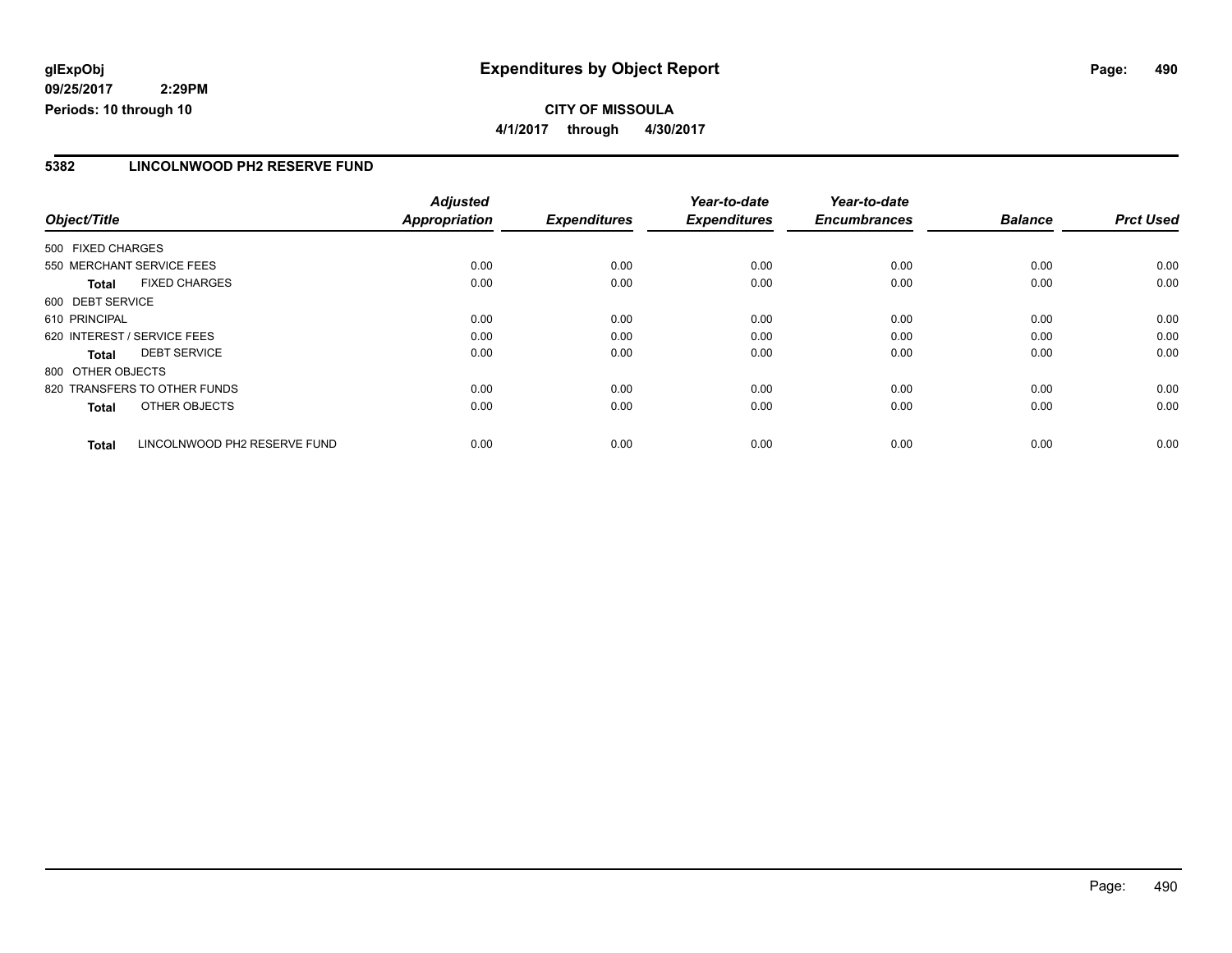**glExpObj** **Expenditures by Object Report**

**09/25/2017 2:29PM**

**Periods: 10 through 10**

**CITY OF MISSOULA**

**4/1/2017 through 4/30/2017**

## 5382 LINCOLNWOOD PH2 RESERVE FUND

| Object/Title | Adjusted Appropriation | Expenditures | Year-to-date Expenditures | Year-to-date Encumbrances | Balance | Prct Used |
|---|---|---|---|---|---|---|
| 500 FIXED CHARGES | | | | | | |
| 550 MERCHANT SERVICE FEES | 0.00 | 0.00 | 0.00 | 0.00 | 0.00 | 0.00 |
| **Total** FIXED CHARGES | 0.00 | 0.00 | 0.00 | 0.00 | 0.00 | 0.00 |
| 600 DEBT SERVICE | | | | | | |
| 610 PRINCIPAL | 0.00 | 0.00 | 0.00 | 0.00 | 0.00 | 0.00 |
| 620 INTEREST / SERVICE FEES | 0.00 | 0.00 | 0.00 | 0.00 | 0.00 | 0.00 |
| **Total** DEBT SERVICE | 0.00 | 0.00 | 0.00 | 0.00 | 0.00 | 0.00 |
| 800 OTHER OBJECTS | | | | | | |
| 820 TRANSFERS TO OTHER FUNDS | 0.00 | 0.00 | 0.00 | 0.00 | 0.00 | 0.00 |
| **Total** OTHER OBJECTS | 0.00 | 0.00 | 0.00 | 0.00 | 0.00 | 0.00 |
| **Total** LINCOLNWOOD PH2 RESERVE FUND | 0.00 | 0.00 | 0.00 | 0.00 | 0.00 | 0.00 |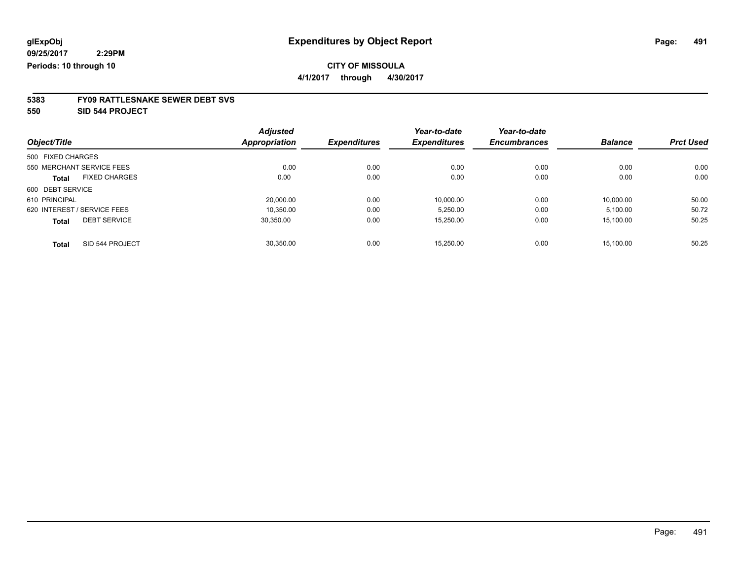glExpObj
09/25/2017 2:29PM
Periods: 10 through 10

# Expenditures by Object Report

**CITY OF MISSOULA**
**4/1/2017 through 4/30/2017**

**5383 FY09 RATTLESNAKE SEWER DEBT SVS**
**550 SID 544 PROJECT**

| Object/Title | Adjusted Appropriation | Expenditures | Year-to-date Expenditures | Year-to-date Encumbrances | Balance | Prct Used |
|---|---|---|---|---|---|---|
| 500 FIXED CHARGES | | | | | | |
| 550 MERCHANT SERVICE FEES | 0.00 | 0.00 | 0.00 | 0.00 | 0.00 | 0.00 |
| **Total** FIXED CHARGES | 0.00 | 0.00 | 0.00 | 0.00 | 0.00 | 0.00 |
| 600 DEBT SERVICE | | | | | | |
| 610 PRINCIPAL | 20,000.00 | 0.00 | 10,000.00 | 0.00 | 10,000.00 | 50.00 |
| 620 INTEREST / SERVICE FEES | 10,350.00 | 0.00 | 5,250.00 | 0.00 | 5,100.00 | 50.72 |
| **Total** DEBT SERVICE | 30,350.00 | 0.00 | 15,250.00 | 0.00 | 15,100.00 | 50.25 |
| **Total** SID 544 PROJECT | 30,350.00 | 0.00 | 15,250.00 | 0.00 | 15,100.00 | 50.25 |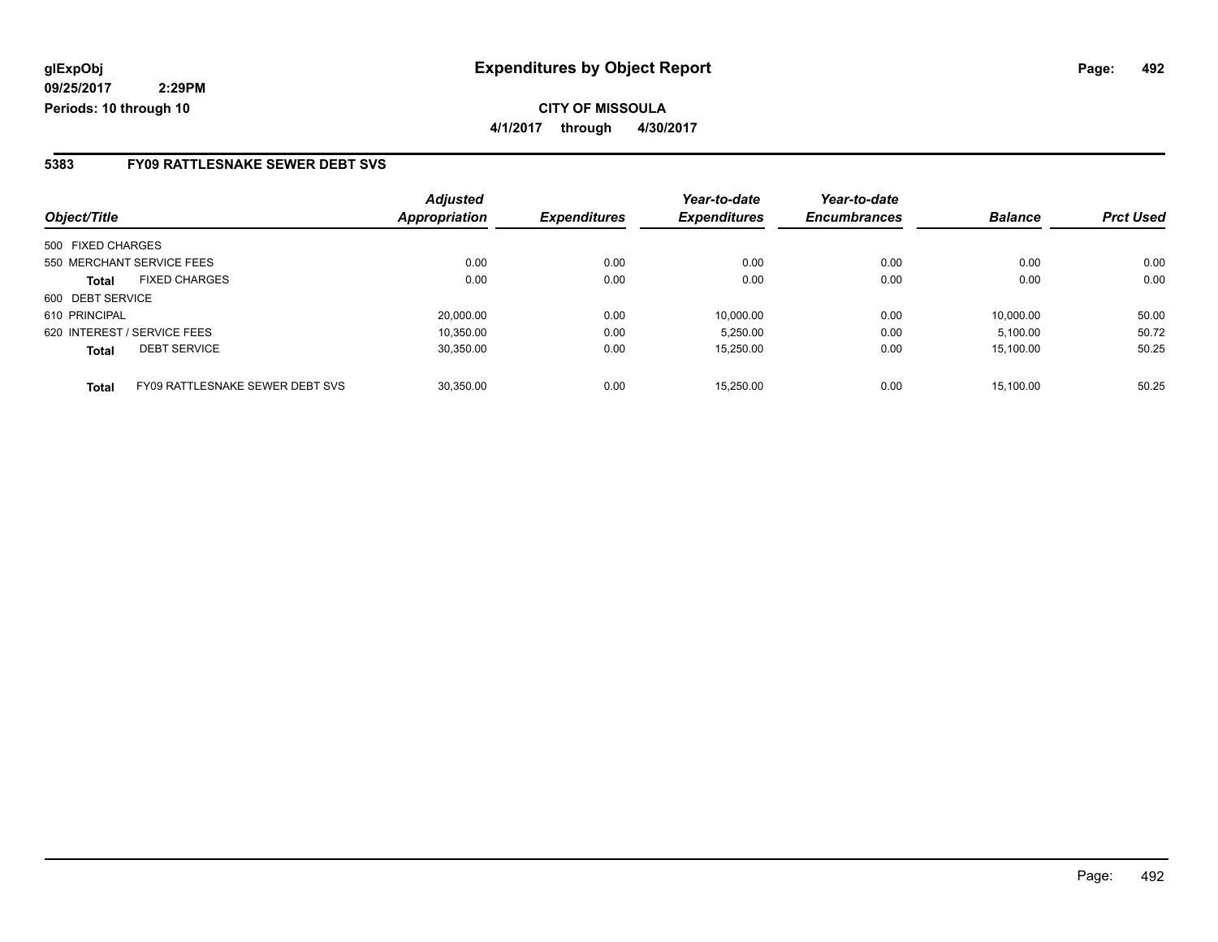**glExpObj**
**09/25/2017 2:29PM**
**Periods: 10 through 10**

# Expenditures by Object Report

**CITY OF MISSOULA**
**4/1/2017 through 4/30/2017**

## 5383 FY09 RATTLESNAKE SEWER DEBT SVS

| Object/Title | | Adjusted Appropriation | Expenditures | Year-to-date Expenditures | Year-to-date Encumbrances | Balance | Prct Used |
|---|---|---|---|---|---|---|---|
| 500 FIXED CHARGES | | | | | | | |
| 550 MERCHANT SERVICE FEES | | 0.00 | 0.00 | 0.00 | 0.00 | 0.00 | 0.00 |
| **Total** | FIXED CHARGES | 0.00 | 0.00 | 0.00 | 0.00 | 0.00 | 0.00 |
| 600 DEBT SERVICE | | | | | | | |
| 610 PRINCIPAL | | 20,000.00 | 0.00 | 10,000.00 | 0.00 | 10,000.00 | 50.00 |
| 620 INTEREST / SERVICE FEES | | 10,350.00 | 0.00 | 5,250.00 | 0.00 | 5,100.00 | 50.72 |
| **Total** | DEBT SERVICE | 30,350.00 | 0.00 | 15,250.00 | 0.00 | 15,100.00 | 50.25 |
| **Total** | FY09 RATTLESNAKE SEWER DEBT SVS | 30,350.00 | 0.00 | 15,250.00 | 0.00 | 15,100.00 | 50.25 |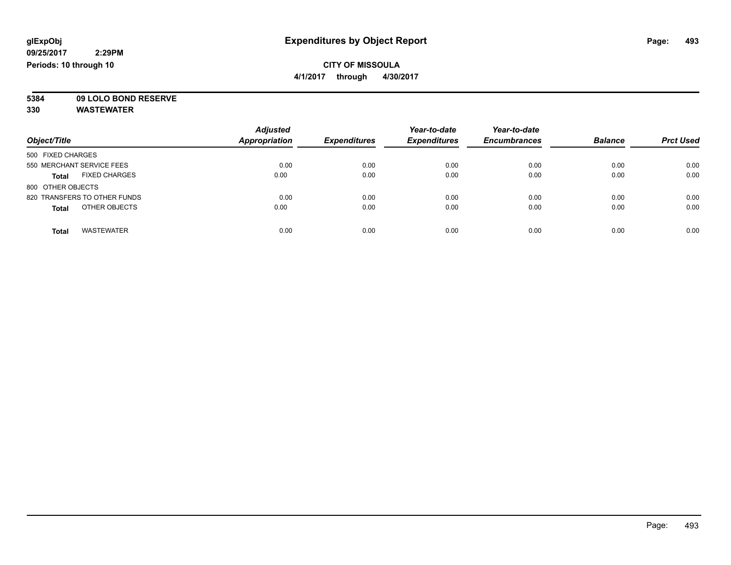**glExpObj**
**09/25/2017 2:29PM**
**Periods: 10 through 10**

# Expenditures by Object Report

**CITY OF MISSOULA**
**4/1/2017 through 4/30/2017**

**5384 09 LOLO BOND RESERVE**
**330 WASTEWATER**

| Object/Title | Adjusted Appropriation | Expenditures | Year-to-date Expenditures | Year-to-date Encumbrances | Balance | Prct Used |
|---|---|---|---|---|---|---|
| 500 FIXED CHARGES | | | | | | |
| 550 MERCHANT SERVICE FEES | 0.00 | 0.00 | 0.00 | 0.00 | 0.00 | 0.00 |
| **Total** FIXED CHARGES | 0.00 | 0.00 | 0.00 | 0.00 | 0.00 | 0.00 |
| 800 OTHER OBJECTS | | | | | | |
| 820 TRANSFERS TO OTHER FUNDS | 0.00 | 0.00 | 0.00 | 0.00 | 0.00 | 0.00 |
| **Total** OTHER OBJECTS | 0.00 | 0.00 | 0.00 | 0.00 | 0.00 | 0.00 |
| **Total** WASTEWATER | 0.00 | 0.00 | 0.00 | 0.00 | 0.00 | 0.00 |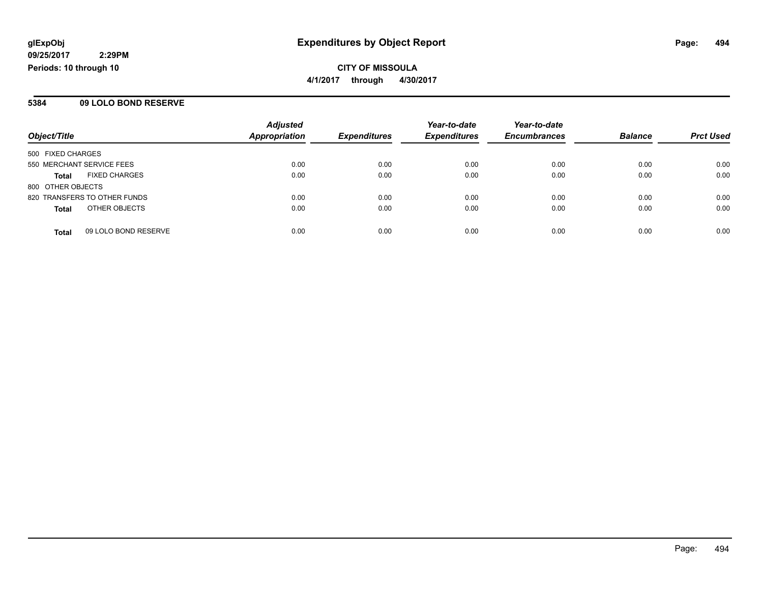**glExpObj** **Expenditures by Object Report**

**09/25/2017 2:29PM**

**Periods: 10 through 10**

**CITY OF MISSOULA**

**4/1/2017 through 4/30/2017**

## 5384 09 LOLO BOND RESERVE

| Object/Title | Adjusted Appropriation | Expenditures | Year-to-date Expenditures | Year-to-date Encumbrances | Balance | Prct Used |
|---|---|---|---|---|---|---|
| 500 FIXED CHARGES | | | | | | |
| 550 MERCHANT SERVICE FEES | 0.00 | 0.00 | 0.00 | 0.00 | 0.00 | 0.00 |
| **Total** FIXED CHARGES | 0.00 | 0.00 | 0.00 | 0.00 | 0.00 | 0.00 |
| 800 OTHER OBJECTS | | | | | | |
| 820 TRANSFERS TO OTHER FUNDS | 0.00 | 0.00 | 0.00 | 0.00 | 0.00 | 0.00 |
| **Total** OTHER OBJECTS | 0.00 | 0.00 | 0.00 | 0.00 | 0.00 | 0.00 |
| **Total** 09 LOLO BOND RESERVE | 0.00 | 0.00 | 0.00 | 0.00 | 0.00 | 0.00 |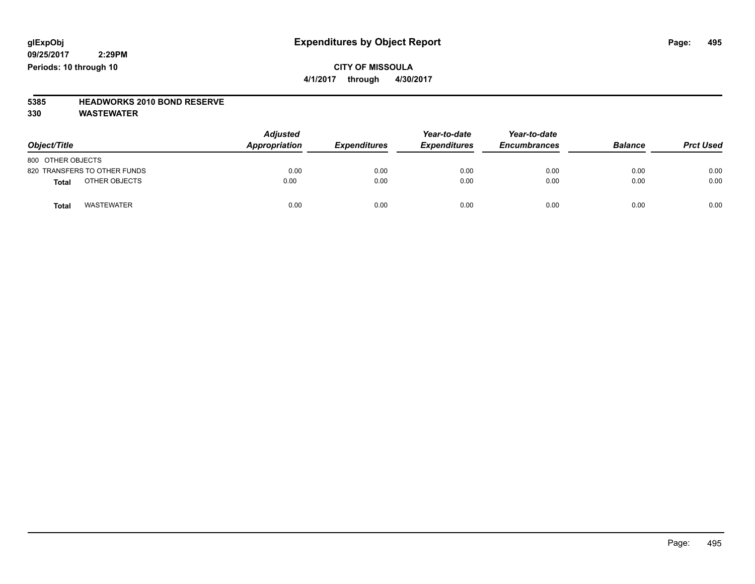# Expenditures by Object Report

glExpObj
09/25/2017 2:29PM
Periods: 10 through 10

**CITY OF MISSOULA**
**4/1/2017 through 4/30/2017**

**5385 HEADWORKS 2010 BOND RESERVE**
**330 WASTEWATER**

| Object/Title | Adjusted Appropriation | Expenditures | Year-to-date Expenditures | Year-to-date Encumbrances | Balance | Prct Used |
|---|---|---|---|---|---|---|
| 800 OTHER OBJECTS | | | | | | |
| 820 TRANSFERS TO OTHER FUNDS | 0.00 | 0.00 | 0.00 | 0.00 | 0.00 | 0.00 |
| **Total** OTHER OBJECTS | 0.00 | 0.00 | 0.00 | 0.00 | 0.00 | 0.00 |
| **Total** WASTEWATER | 0.00 | 0.00 | 0.00 | 0.00 | 0.00 | 0.00 |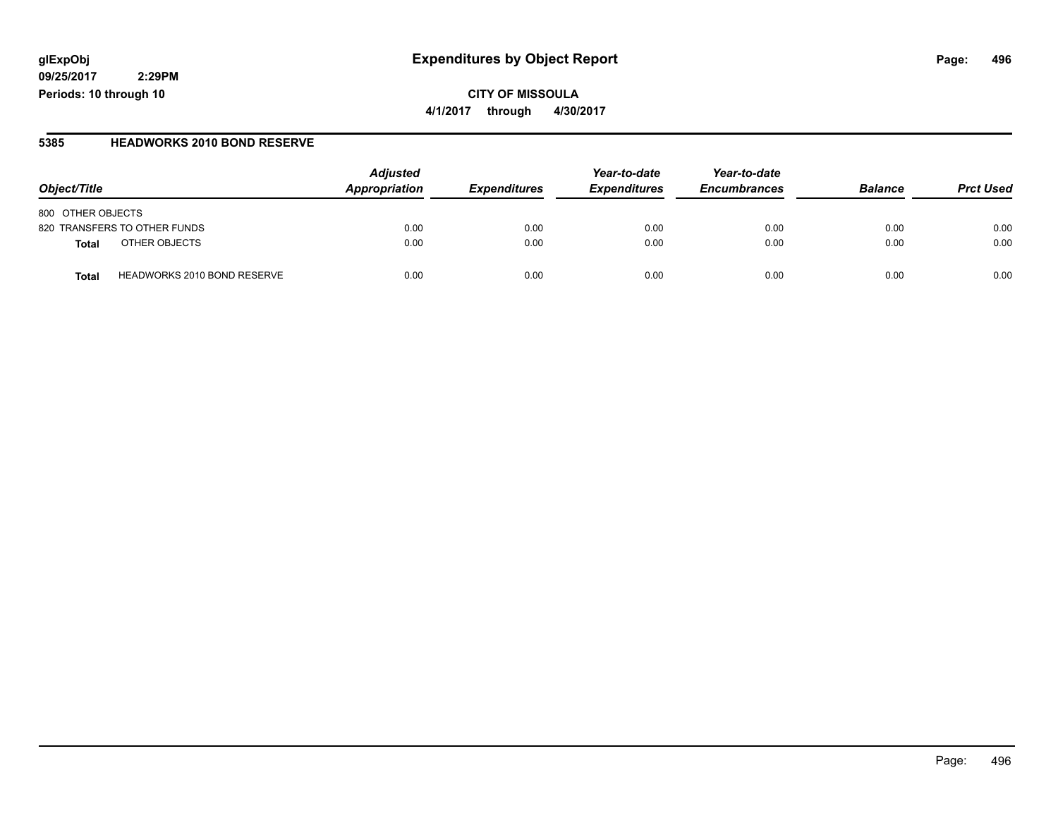**glExpObj**
**09/25/2017 2:29PM**
**Periods: 10 through 10**

# Expenditures by Object Report

**CITY OF MISSOULA**
**4/1/2017 through 4/30/2017**

## 5385 HEADWORKS 2010 BOND RESERVE

| Object/Title | Adjusted Appropriation | Expenditures | Year-to-date Expenditures | Year-to-date Encumbrances | Balance | Prct Used |
|---|---|---|---|---|---|---|
| 800 OTHER OBJECTS | | | | | | |
| 820 TRANSFERS TO OTHER FUNDS | 0.00 | 0.00 | 0.00 | 0.00 | 0.00 | 0.00 |
| **Total** OTHER OBJECTS | 0.00 | 0.00 | 0.00 | 0.00 | 0.00 | 0.00 |
| **Total** HEADWORKS 2010 BOND RESERVE | 0.00 | 0.00 | 0.00 | 0.00 | 0.00 | 0.00 |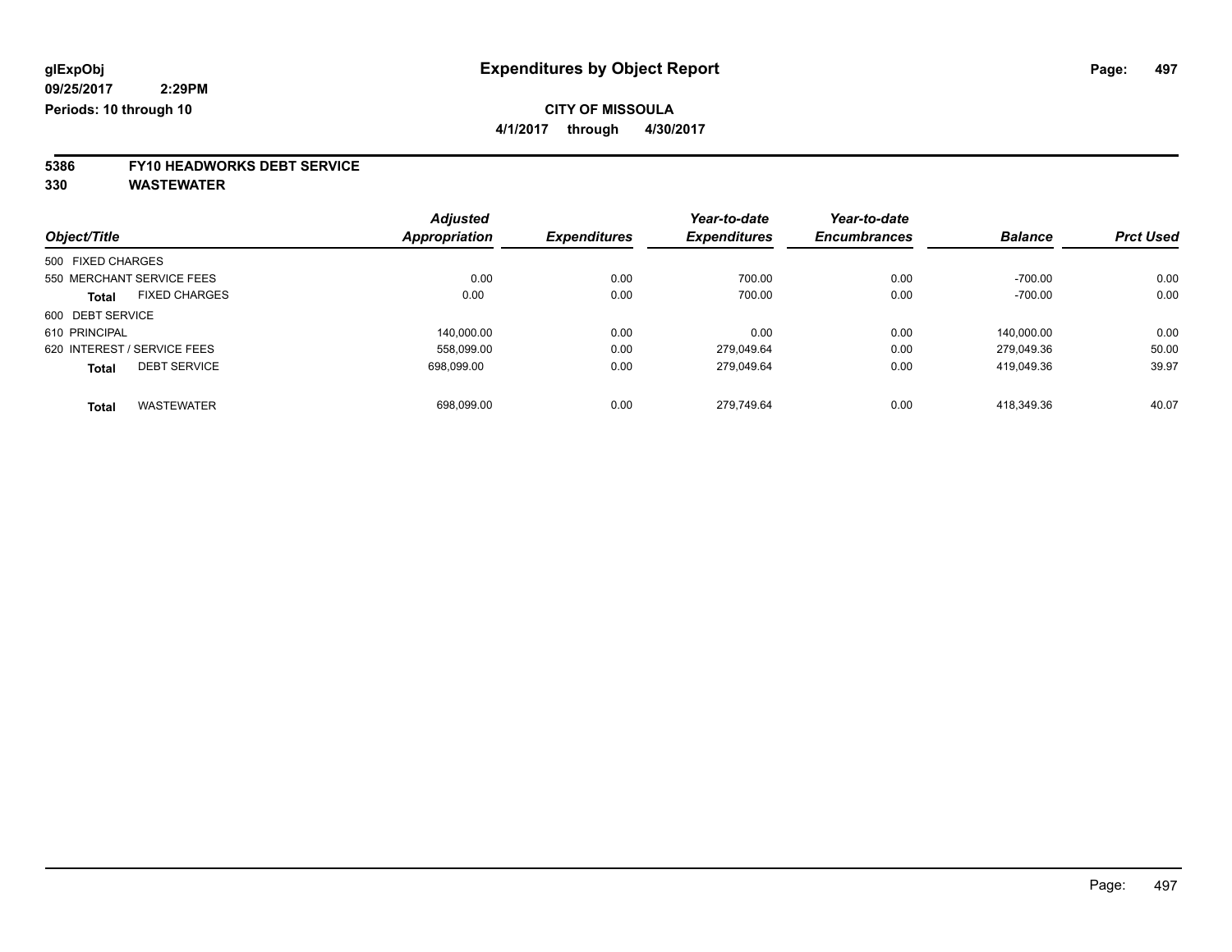glExpObj
09/25/2017 2:29PM
Periods: 10 through 10

# Expenditures by Object Report

**CITY OF MISSOULA**
**4/1/2017 through 4/30/2017**

**5386 FY10 HEADWORKS DEBT SERVICE**
**330 WASTEWATER**

| Object/Title | Adjusted Appropriation | Expenditures | Year-to-date Expenditures | Year-to-date Encumbrances | Balance | Prct Used |
|---|---|---|---|---|---|---|
| 500 FIXED CHARGES | | | | | | |
| 550 MERCHANT SERVICE FEES | 0.00 | 0.00 | 700.00 | 0.00 | -700.00 | 0.00 |
| **Total** FIXED CHARGES | 0.00 | 0.00 | 700.00 | 0.00 | -700.00 | 0.00 |
| 600 DEBT SERVICE | | | | | | |
| 610 PRINCIPAL | 140,000.00 | 0.00 | 0.00 | 0.00 | 140,000.00 | 0.00 |
| 620 INTEREST / SERVICE FEES | 558,099.00 | 0.00 | 279,049.64 | 0.00 | 279,049.36 | 50.00 |
| **Total** DEBT SERVICE | 698,099.00 | 0.00 | 279,049.64 | 0.00 | 419,049.36 | 39.97 |
| **Total** WASTEWATER | 698,099.00 | 0.00 | 279,749.64 | 0.00 | 418,349.36 | 40.07 |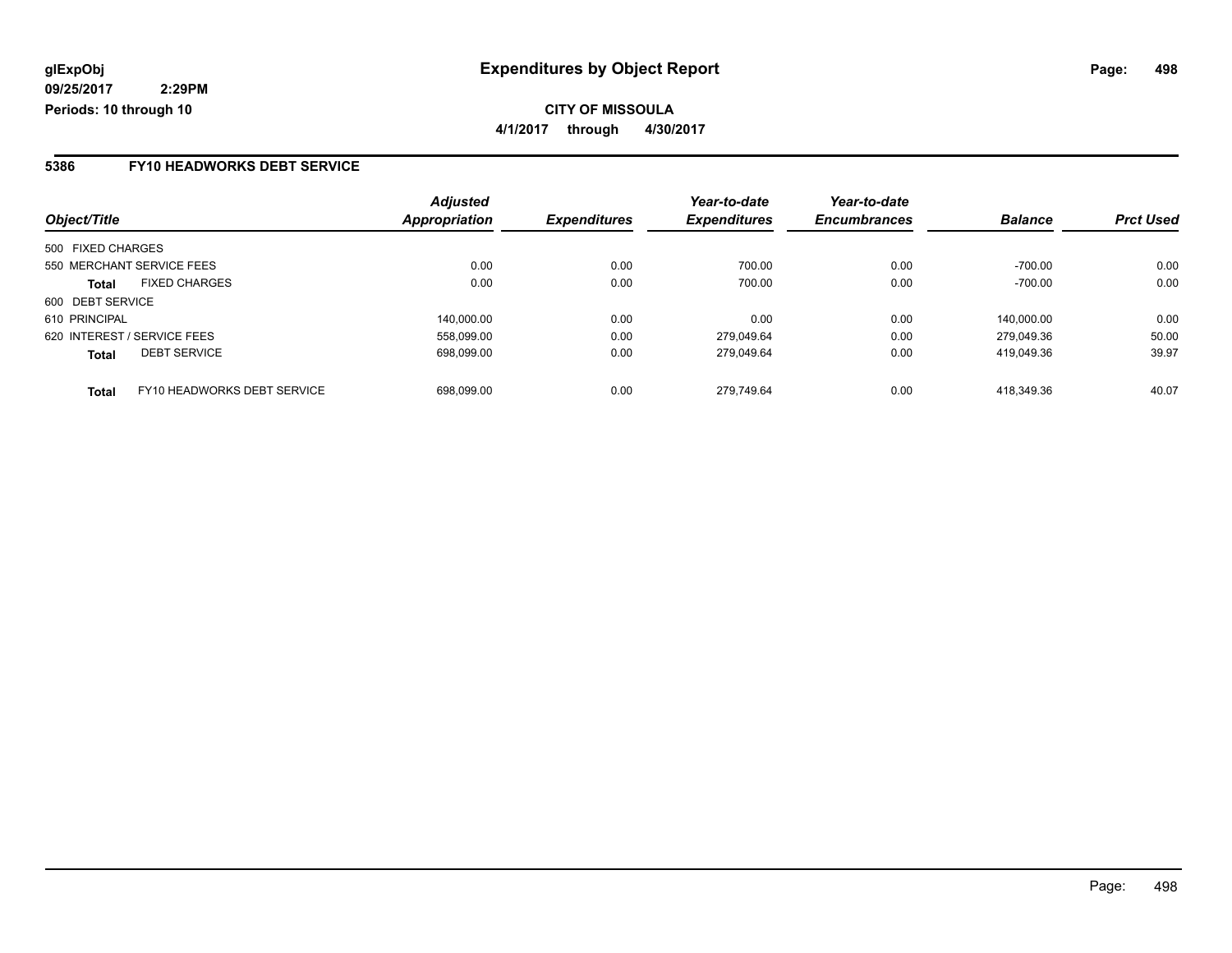**glExpObj** **Expenditures by Object Report**

**09/25/2017 2:29PM**

**Periods: 10 through 10**

**CITY OF MISSOULA**

**4/1/2017 through 4/30/2017**

## 5386 FY10 HEADWORKS DEBT SERVICE

| Object/Title | Adjusted Appropriation | Expenditures | Year-to-date Expenditures | Year-to-date Encumbrances | Balance | Prct Used |
|---|---|---|---|---|---|---|
| 500 FIXED CHARGES | | | | | | |
| 550 MERCHANT SERVICE FEES | 0.00 | 0.00 | 700.00 | 0.00 | -700.00 | 0.00 |
| **Total** FIXED CHARGES | 0.00 | 0.00 | 700.00 | 0.00 | -700.00 | 0.00 |
| 600 DEBT SERVICE | | | | | | |
| 610 PRINCIPAL | 140,000.00 | 0.00 | 0.00 | 0.00 | 140,000.00 | 0.00 |
| 620 INTEREST / SERVICE FEES | 558,099.00 | 0.00 | 279,049.64 | 0.00 | 279,049.36 | 50.00 |
| **Total** DEBT SERVICE | 698,099.00 | 0.00 | 279,049.64 | 0.00 | 419,049.36 | 39.97 |
| **Total** FY10 HEADWORKS DEBT SERVICE | 698,099.00 | 0.00 | 279,749.64 | 0.00 | 418,349.36 | 40.07 |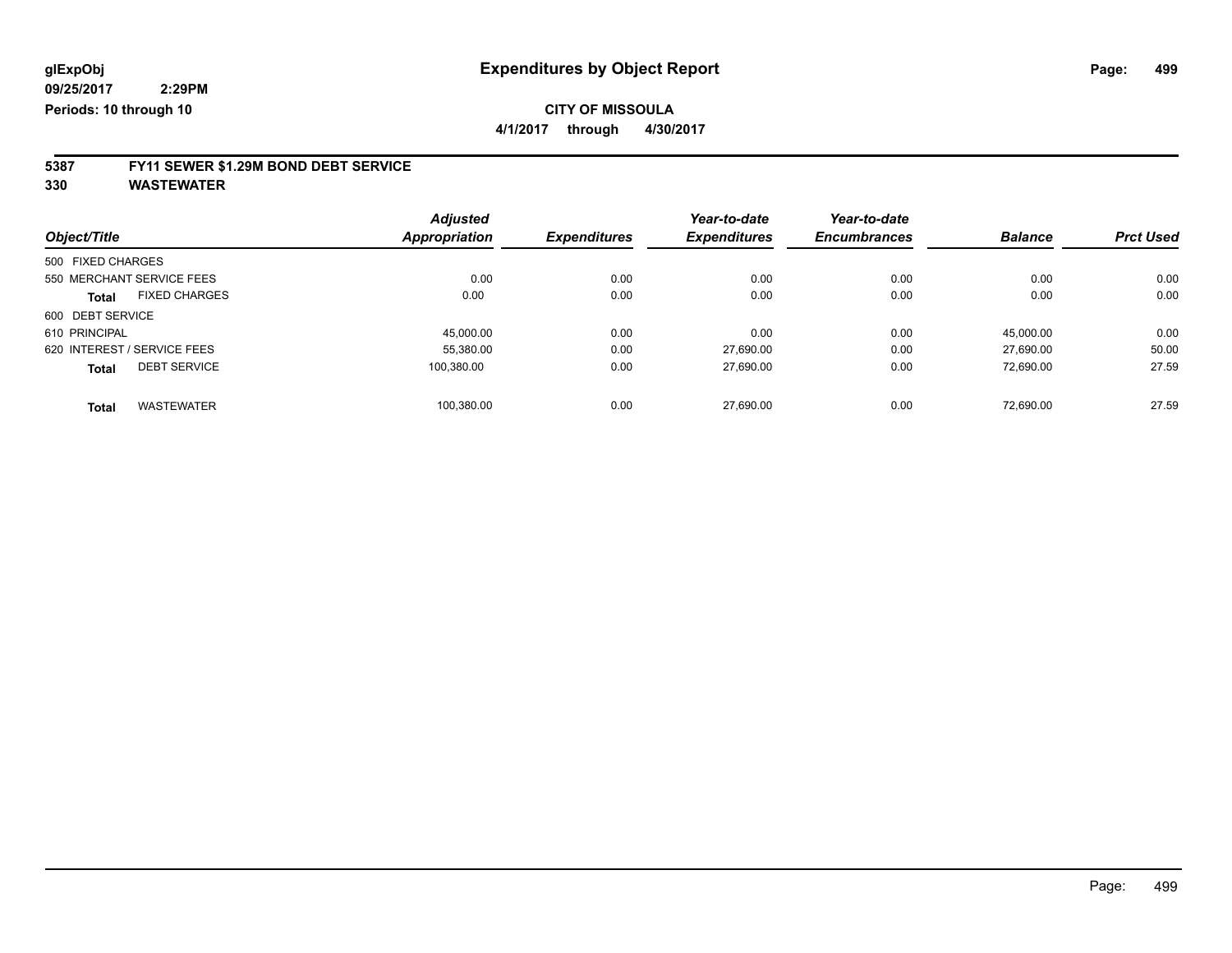glExpObj
09/25/2017 2:29PM
Periods: 10 through 10

# Expenditures by Object Report

**CITY OF MISSOULA**

**4/1/2017 through 4/30/2017**

## 5387 FY11 SEWER $1.29M BOND DEBT SERVICE
## 330 WASTEWATER

| Object/Title | | Adjusted Appropriation | Expenditures | Year-to-date Expenditures | Year-to-date Encumbrances | Balance | Prct Used |
|---|---|---|---|---|---|---|---|
| 500 FIXED CHARGES | | | | | | | |
| 550 MERCHANT SERVICE FEES | | 0.00 | 0.00 | 0.00 | 0.00 | 0.00 | 0.00 |
| Total | FIXED CHARGES | 0.00 | 0.00 | 0.00 | 0.00 | 0.00 | 0.00 |
| 600 DEBT SERVICE | | | | | | | |
| 610 PRINCIPAL | | 45,000.00 | 0.00 | 0.00 | 0.00 | 45,000.00 | 0.00 |
| 620 INTEREST / SERVICE FEES | | 55,380.00 | 0.00 | 27,690.00 | 0.00 | 27,690.00 | 50.00 |
| Total | DEBT SERVICE | 100,380.00 | 0.00 | 27,690.00 | 0.00 | 72,690.00 | 27.59 |
| Total | WASTEWATER | 100,380.00 | 0.00 | 27,690.00 | 0.00 | 72,690.00 | 27.59 |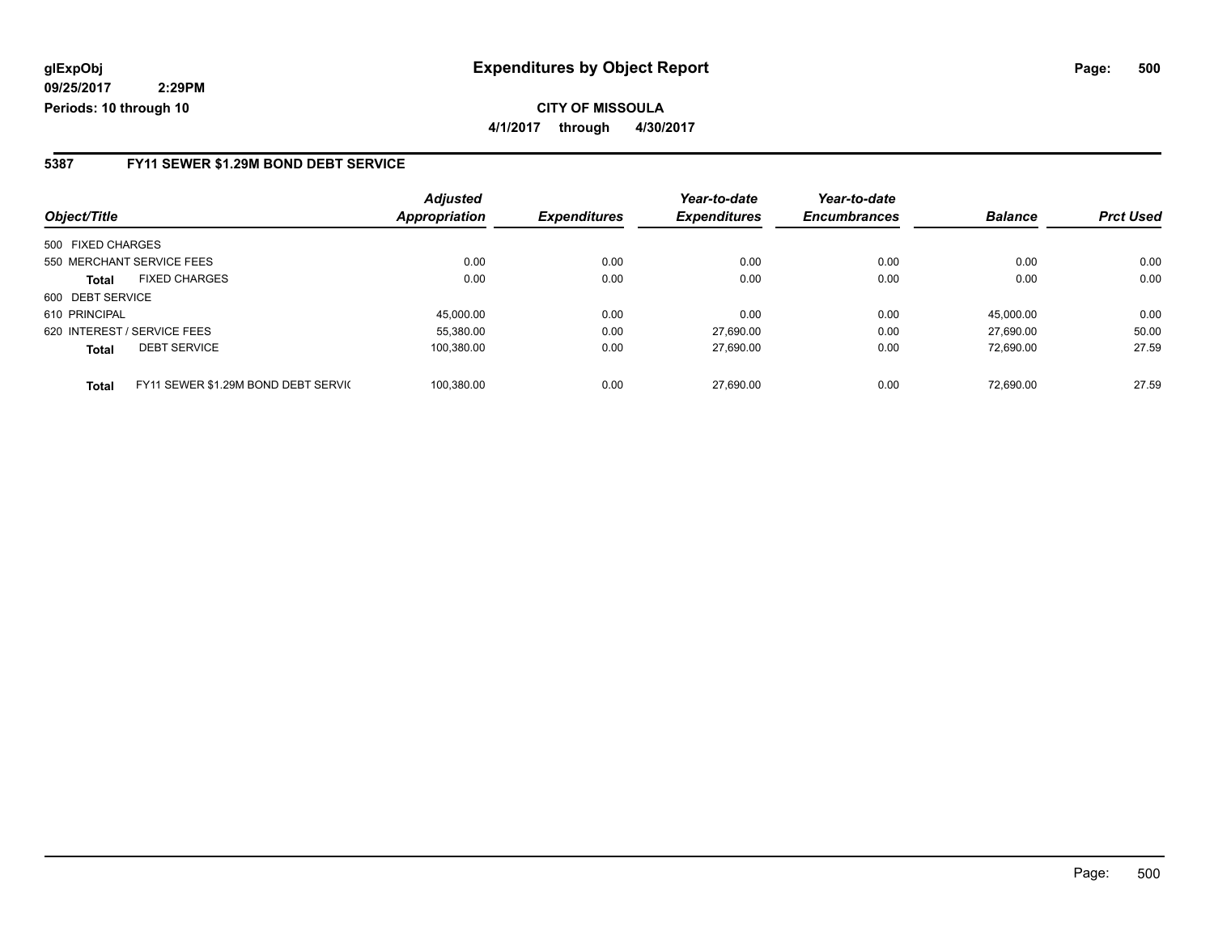glExpObj
09/25/2017 2:29PM
Periods: 10 through 10

# Expenditures by Object Report

**CITY OF MISSOULA**
**4/1/2017 through 4/30/2017**

## 5387 FY11 SEWER $1.29M BOND DEBT SERVICE

| Object/Title | | Adjusted Appropriation | Expenditures | Year-to-date Expenditures | Year-to-date Encumbrances | Balance | Prct Used |
|---|---|---|---|---|---|---|---|
| 500 FIXED CHARGES | | | | | | | |
| 550 MERCHANT SERVICE FEES | | 0.00 | 0.00 | 0.00 | 0.00 | 0.00 | 0.00 |
| **Total** | FIXED CHARGES | 0.00 | 0.00 | 0.00 | 0.00 | 0.00 | 0.00 |
| 600 DEBT SERVICE | | | | | | | |
| 610 PRINCIPAL | | 45,000.00 | 0.00 | 0.00 | 0.00 | 45,000.00 | 0.00 |
| 620 INTEREST / SERVICE FEES | | 55,380.00 | 0.00 | 27,690.00 | 0.00 | 27,690.00 | 50.00 |
| **Total** | DEBT SERVICE | 100,380.00 | 0.00 | 27,690.00 | 0.00 | 72,690.00 | 27.59 |
| **Total** | FY11 SEWER $1.29M BOND DEBT SERVIC | 100,380.00 | 0.00 | 27,690.00 | 0.00 | 72,690.00 | 27.59 |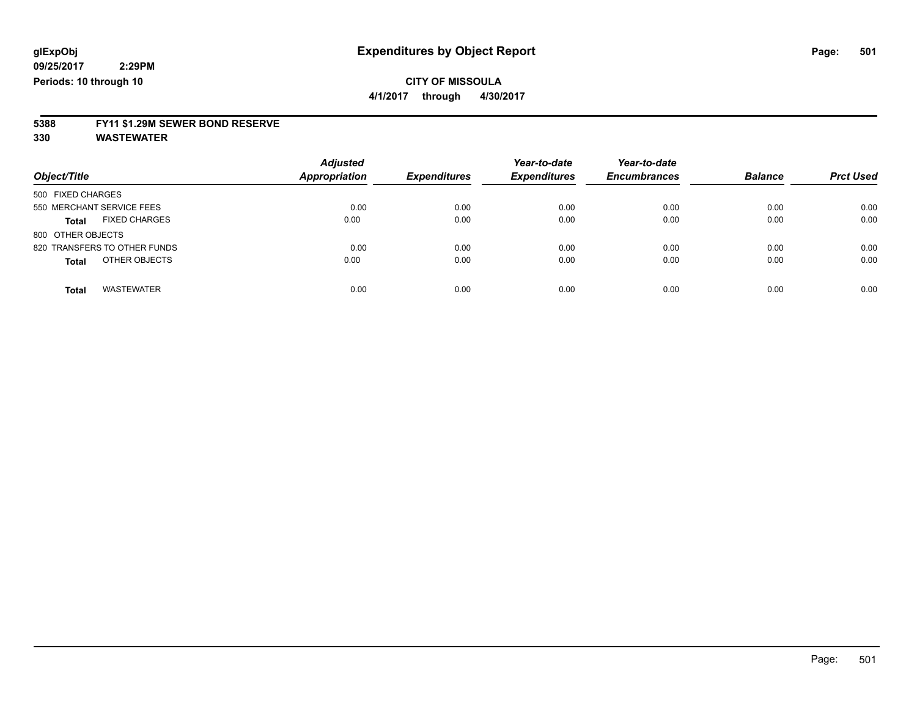glExpObj
09/25/2017 2:29PM
Periods: 10 through 10

# Expenditures by Object Report

**CITY OF MISSOULA**

**4/1/2017 through 4/30/2017**

**5388 FY11 $1.29M SEWER BOND RESERVE**

**330 WASTEWATER**

| Object/Title | Adjusted Appropriation | Expenditures | Year-to-date Expenditures | Year-to-date Encumbrances | Balance | Prct Used |
|---|---|---|---|---|---|---|
| 500 FIXED CHARGES | | | | | | |
| 550 MERCHANT SERVICE FEES | 0.00 | 0.00 | 0.00 | 0.00 | 0.00 | 0.00 |
| **Total** FIXED CHARGES | 0.00 | 0.00 | 0.00 | 0.00 | 0.00 | 0.00 |
| 800 OTHER OBJECTS | | | | | | |
| 820 TRANSFERS TO OTHER FUNDS | 0.00 | 0.00 | 0.00 | 0.00 | 0.00 | 0.00 |
| **Total** OTHER OBJECTS | 0.00 | 0.00 | 0.00 | 0.00 | 0.00 | 0.00 |
| **Total** WASTEWATER | 0.00 | 0.00 | 0.00 | 0.00 | 0.00 | 0.00 |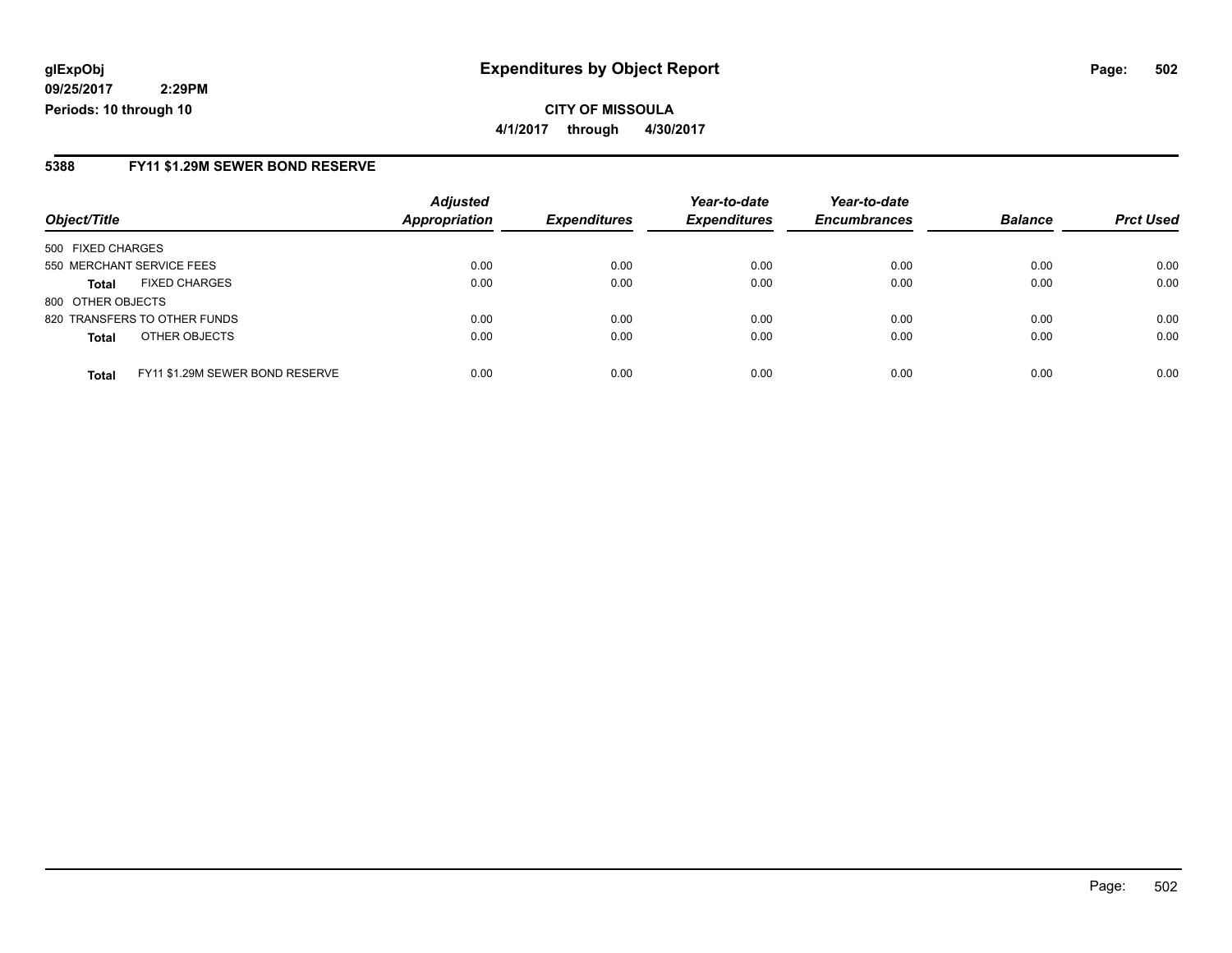**glExpObj**
**09/25/2017 2:29PM**
**Periods: 10 through 10**

# Expenditures by Object Report

**CITY OF MISSOULA**
**4/1/2017 through 4/30/2017**

## 5388 FY11 $1.29M SEWER BOND RESERVE

| Object/Title | Adjusted Appropriation | Expenditures | Year-to-date Expenditures | Year-to-date Encumbrances | Balance | Prct Used |
|---|---|---|---|---|---|---|
| 500 FIXED CHARGES | | | | | | |
| 550 MERCHANT SERVICE FEES | 0.00 | 0.00 | 0.00 | 0.00 | 0.00 | 0.00 |
| **Total** FIXED CHARGES | 0.00 | 0.00 | 0.00 | 0.00 | 0.00 | 0.00 |
| 800 OTHER OBJECTS | | | | | | |
| 820 TRANSFERS TO OTHER FUNDS | 0.00 | 0.00 | 0.00 | 0.00 | 0.00 | 0.00 |
| **Total** OTHER OBJECTS | 0.00 | 0.00 | 0.00 | 0.00 | 0.00 | 0.00 |
| **Total** FY11 $1.29M SEWER BOND RESERVE | 0.00 | 0.00 | 0.00 | 0.00 | 0.00 | 0.00 |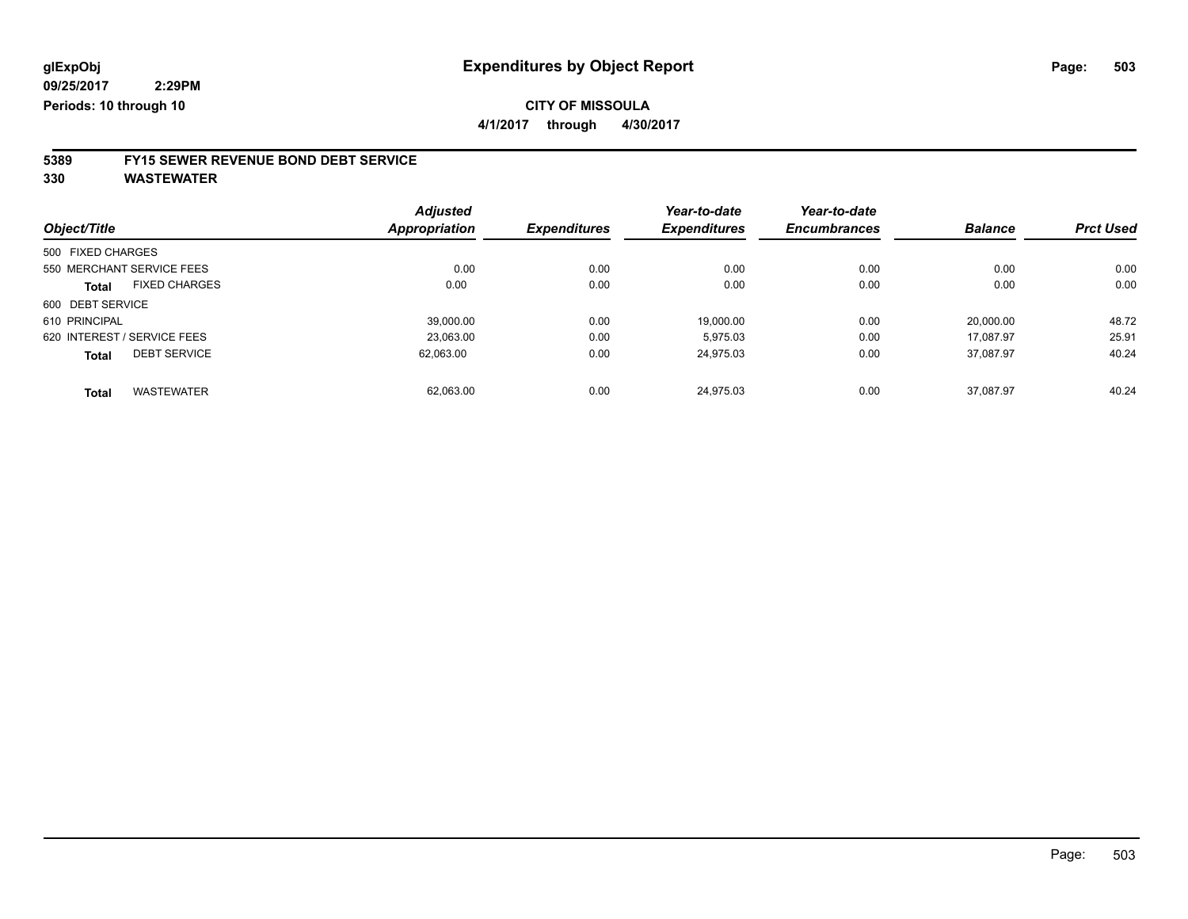glExpObj
09/25/2017 2:29PM
Periods: 10 through 10

# Expenditures by Object Report

**CITY OF MISSOULA**

**4/1/2017 through 4/30/2017**

## 5389 FY15 SEWER REVENUE BOND DEBT SERVICE
## 330 WASTEWATER

| Object/Title | Adjusted Appropriation | Expenditures | Year-to-date Expenditures | Year-to-date Encumbrances | Balance | Prct Used |
|---|---|---|---|---|---|---|
| 500 FIXED CHARGES | | | | | | |
| 550 MERCHANT SERVICE FEES | 0.00 | 0.00 | 0.00 | 0.00 | 0.00 | 0.00 |
| **Total** FIXED CHARGES | 0.00 | 0.00 | 0.00 | 0.00 | 0.00 | 0.00 |
| 600 DEBT SERVICE | | | | | | |
| 610 PRINCIPAL | 39,000.00 | 0.00 | 19,000.00 | 0.00 | 20,000.00 | 48.72 |
| 620 INTEREST / SERVICE FEES | 23,063.00 | 0.00 | 5,975.03 | 0.00 | 17,087.97 | 25.91 |
| **Total** DEBT SERVICE | 62,063.00 | 0.00 | 24,975.03 | 0.00 | 37,087.97 | 40.24 |
| **Total** WASTEWATER | 62,063.00 | 0.00 | 24,975.03 | 0.00 | 37,087.97 | 40.24 |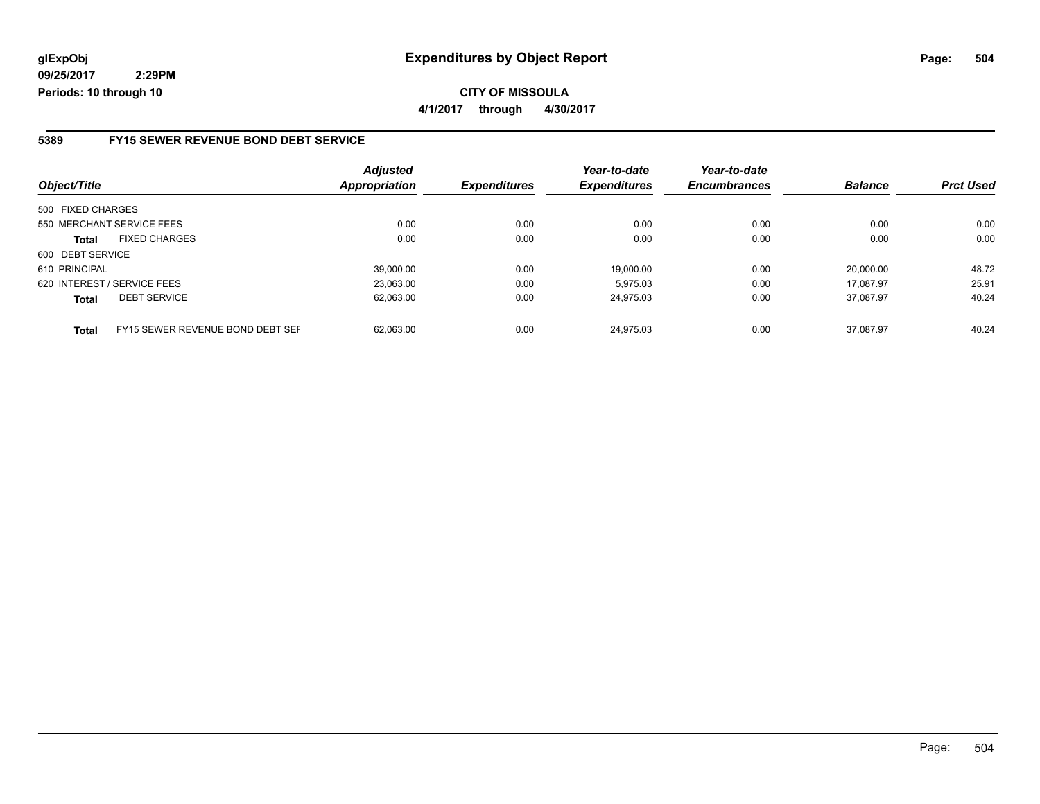**glExpObj**
**09/25/2017 2:29PM**
**Periods: 10 through 10**

# Expenditures by Object Report

**CITY OF MISSOULA**
**4/1/2017 through 4/30/2017**

## 5389 FY15 SEWER REVENUE BOND DEBT SERVICE

| Object/Title | | Adjusted Appropriation | Expenditures | Year-to-date Expenditures | Year-to-date Encumbrances | Balance | Prct Used |
|---|---|---|---|---|---|---|---|
| 500 FIXED CHARGES | | | | | | | |
| 550 MERCHANT SERVICE FEES | | 0.00 | 0.00 | 0.00 | 0.00 | 0.00 | 0.00 |
| **Total** | FIXED CHARGES | 0.00 | 0.00 | 0.00 | 0.00 | 0.00 | 0.00 |
| 600 DEBT SERVICE | | | | | | | |
| 610 PRINCIPAL | | 39,000.00 | 0.00 | 19,000.00 | 0.00 | 20,000.00 | 48.72 |
| 620 INTEREST / SERVICE FEES | | 23,063.00 | 0.00 | 5,975.03 | 0.00 | 17,087.97 | 25.91 |
| **Total** | DEBT SERVICE | 62,063.00 | 0.00 | 24,975.03 | 0.00 | 37,087.97 | 40.24 |
| **Total** | FY15 SEWER REVENUE BOND DEBT SEF | 62,063.00 | 0.00 | 24,975.03 | 0.00 | 37,087.97 | 40.24 |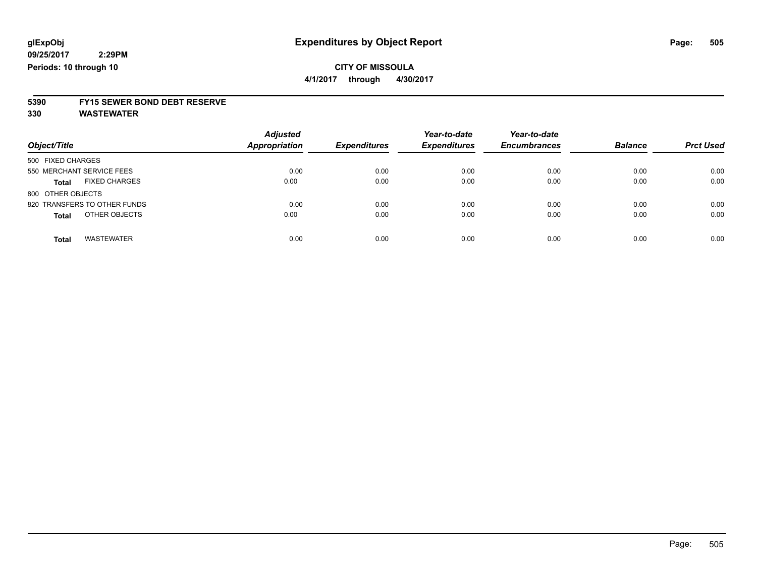glExpObj
09/25/2017 2:29PM
Periods: 10 through 10

# Expenditures by Object Report

**CITY OF MISSOULA**

**4/1/2017 through 4/30/2017**

**5390 FY15 SEWER BOND DEBT RESERVE**

**330 WASTEWATER**

| Object/Title | Adjusted Appropriation | Expenditures | Year-to-date Expenditures | Year-to-date Encumbrances | Balance | Prct Used |
|---|---|---|---|---|---|---|
| 500 FIXED CHARGES | | | | | | |
| 550 MERCHANT SERVICE FEES | 0.00 | 0.00 | 0.00 | 0.00 | 0.00 | 0.00 |
| **Total** FIXED CHARGES | 0.00 | 0.00 | 0.00 | 0.00 | 0.00 | 0.00 |
| 800 OTHER OBJECTS | | | | | | |
| 820 TRANSFERS TO OTHER FUNDS | 0.00 | 0.00 | 0.00 | 0.00 | 0.00 | 0.00 |
| **Total** OTHER OBJECTS | 0.00 | 0.00 | 0.00 | 0.00 | 0.00 | 0.00 |
| **Total** WASTEWATER | 0.00 | 0.00 | 0.00 | 0.00 | 0.00 | 0.00 |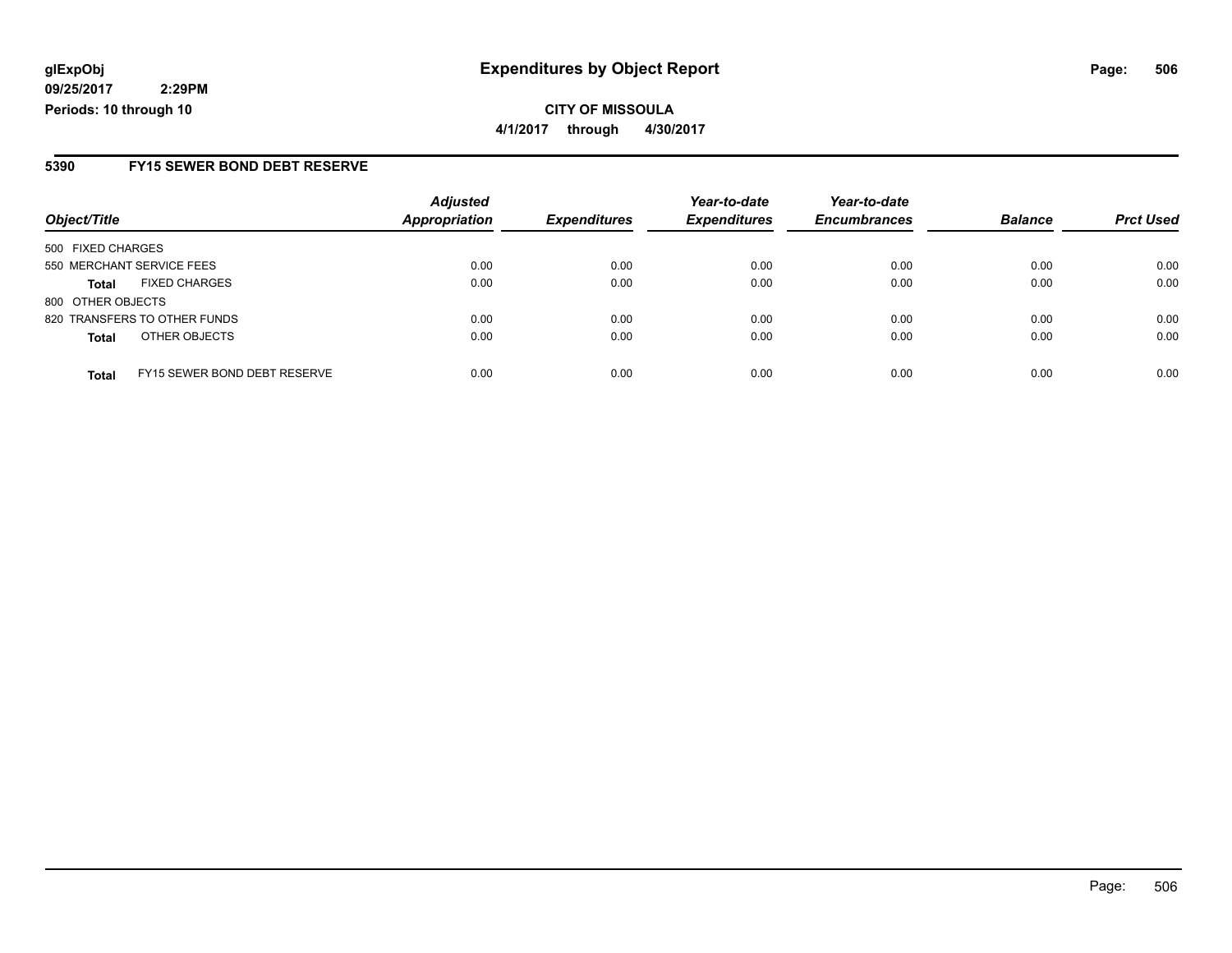# Expenditures by Object Report

**glExpObj**
**09/25/2017 2:29PM**
**Periods: 10 through 10**

**CITY OF MISSOULA**
**4/1/2017 through 4/30/2017**

## 5390 FY15 SEWER BOND DEBT RESERVE

| Object/Title | | Adjusted Appropriation | Expenditures | Year-to-date Expenditures | Year-to-date Encumbrances | Balance | Prct Used |
|---|---|---|---|---|---|---|---|
| 500 FIXED CHARGES | | | | | | | |
| 550 MERCHANT SERVICE FEES | | 0.00 | 0.00 | 0.00 | 0.00 | 0.00 | 0.00 |
| **Total** | FIXED CHARGES | 0.00 | 0.00 | 0.00 | 0.00 | 0.00 | 0.00 |
| 800 OTHER OBJECTS | | | | | | | |
| 820 TRANSFERS TO OTHER FUNDS | | 0.00 | 0.00 | 0.00 | 0.00 | 0.00 | 0.00 |
| **Total** | OTHER OBJECTS | 0.00 | 0.00 | 0.00 | 0.00 | 0.00 | 0.00 |
| **Total** | FY15 SEWER BOND DEBT RESERVE | 0.00 | 0.00 | 0.00 | 0.00 | 0.00 | 0.00 |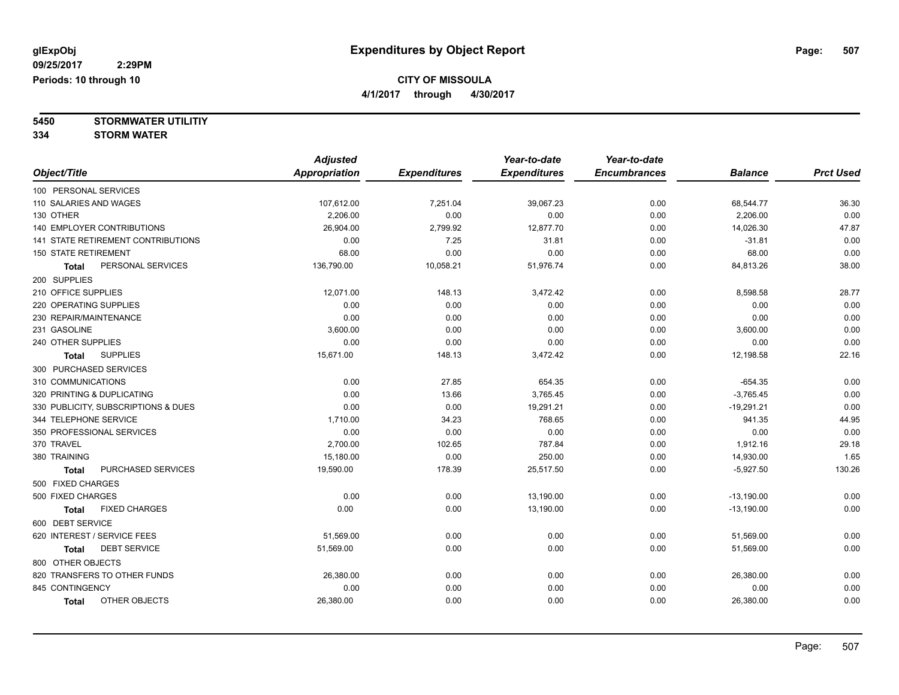glExpObj
09/25/2017 2:29PM
Periods: 10 through 10

# Expenditures by Object Report

## CITY OF MISSOULA

4/1/2017 through 4/30/2017

**5450 STORMWATER UTILITIY**
**334 STORM WATER**

| Object/Title | Adjusted Appropriation | Expenditures | Year-to-date Expenditures | Year-to-date Encumbrances | Balance | Prct Used |
|---|---|---|---|---|---|---|
| 100 PERSONAL SERVICES | | | | | | |
| 110 SALARIES AND WAGES | 107,612.00 | 7,251.04 | 39,067.23 | 0.00 | 68,544.77 | 36.30 |
| 130 OTHER | 2,206.00 | 0.00 | 0.00 | 0.00 | 2,206.00 | 0.00 |
| 140 EMPLOYER CONTRIBUTIONS | 26,904.00 | 2,799.92 | 12,877.70 | 0.00 | 14,026.30 | 47.87 |
| 141 STATE RETIREMENT CONTRIBUTIONS | 0.00 | 7.25 | 31.81 | 0.00 | -31.81 | 0.00 |
| 150 STATE RETIREMENT | 68.00 | 0.00 | 0.00 | 0.00 | 68.00 | 0.00 |
| **Total** PERSONAL SERVICES | 136,790.00 | 10,058.21 | 51,976.74 | 0.00 | 84,813.26 | 38.00 |
| 200 SUPPLIES | | | | | | |
| 210 OFFICE SUPPLIES | 12,071.00 | 148.13 | 3,472.42 | 0.00 | 8,598.58 | 28.77 |
| 220 OPERATING SUPPLIES | 0.00 | 0.00 | 0.00 | 0.00 | 0.00 | 0.00 |
| 230 REPAIR/MAINTENANCE | 0.00 | 0.00 | 0.00 | 0.00 | 0.00 | 0.00 |
| 231 GASOLINE | 3,600.00 | 0.00 | 0.00 | 0.00 | 3,600.00 | 0.00 |
| 240 OTHER SUPPLIES | 0.00 | 0.00 | 0.00 | 0.00 | 0.00 | 0.00 |
| **Total** SUPPLIES | 15,671.00 | 148.13 | 3,472.42 | 0.00 | 12,198.58 | 22.16 |
| 300 PURCHASED SERVICES | | | | | | |
| 310 COMMUNICATIONS | 0.00 | 27.85 | 654.35 | 0.00 | -654.35 | 0.00 |
| 320 PRINTING & DUPLICATING | 0.00 | 13.66 | 3,765.45 | 0.00 | -3,765.45 | 0.00 |
| 330 PUBLICITY, SUBSCRIPTIONS & DUES | 0.00 | 0.00 | 19,291.21 | 0.00 | -19,291.21 | 0.00 |
| 344 TELEPHONE SERVICE | 1,710.00 | 34.23 | 768.65 | 0.00 | 941.35 | 44.95 |
| 350 PROFESSIONAL SERVICES | 0.00 | 0.00 | 0.00 | 0.00 | 0.00 | 0.00 |
| 370 TRAVEL | 2,700.00 | 102.65 | 787.84 | 0.00 | 1,912.16 | 29.18 |
| 380 TRAINING | 15,180.00 | 0.00 | 250.00 | 0.00 | 14,930.00 | 1.65 |
| **Total** PURCHASED SERVICES | 19,590.00 | 178.39 | 25,517.50 | 0.00 | -5,927.50 | 130.26 |
| 500 FIXED CHARGES | | | | | | |
| 500 FIXED CHARGES | 0.00 | 0.00 | 13,190.00 | 0.00 | -13,190.00 | 0.00 |
| **Total** FIXED CHARGES | 0.00 | 0.00 | 13,190.00 | 0.00 | -13,190.00 | 0.00 |
| 600 DEBT SERVICE | | | | | | |
| 620 INTEREST / SERVICE FEES | 51,569.00 | 0.00 | 0.00 | 0.00 | 51,569.00 | 0.00 |
| **Total** DEBT SERVICE | 51,569.00 | 0.00 | 0.00 | 0.00 | 51,569.00 | 0.00 |
| 800 OTHER OBJECTS | | | | | | |
| 820 TRANSFERS TO OTHER FUNDS | 26,380.00 | 0.00 | 0.00 | 0.00 | 26,380.00 | 0.00 |
| 845 CONTINGENCY | 0.00 | 0.00 | 0.00 | 0.00 | 0.00 | 0.00 |
| **Total** OTHER OBJECTS | 26,380.00 | 0.00 | 0.00 | 0.00 | 26,380.00 | 0.00 |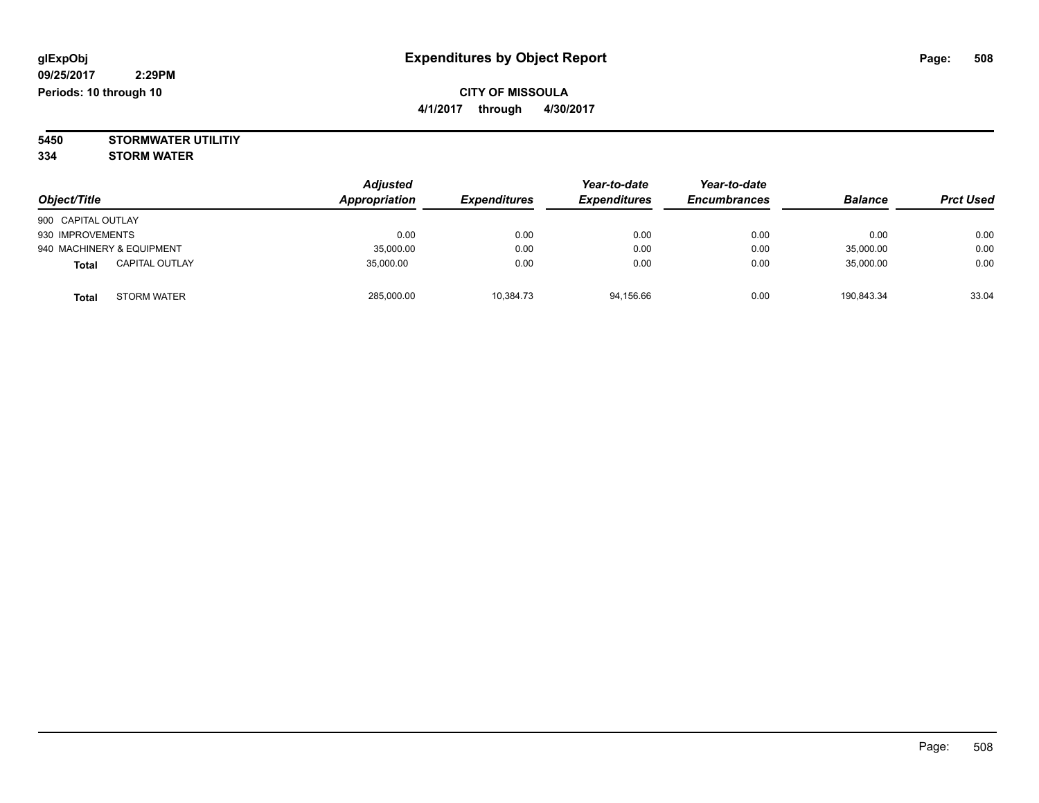**glExpObj**
**09/25/2017 2:29PM**
**Periods: 10 through 10**

# Expenditures by Object Report

**CITY OF MISSOULA**
**4/1/2017 through 4/30/2017**

**5450 STORMWATER UTILITIY**
**334 STORM WATER**

| Object/Title | Adjusted Appropriation | Expenditures | Year-to-date Expenditures | Year-to-date Encumbrances | Balance | Prct Used |
|---|---|---|---|---|---|---|
| 900 CAPITAL OUTLAY | | | | | | |
| 930 IMPROVEMENTS | 0.00 | 0.00 | 0.00 | 0.00 | 0.00 | 0.00 |
| 940 MACHINERY & EQUIPMENT | 35,000.00 | 0.00 | 0.00 | 0.00 | 35,000.00 | 0.00 |
| **Total** CAPITAL OUTLAY | 35,000.00 | 0.00 | 0.00 | 0.00 | 35,000.00 | 0.00 |
| **Total** STORM WATER | 285,000.00 | 10,384.73 | 94,156.66 | 0.00 | 190,843.34 | 33.04 |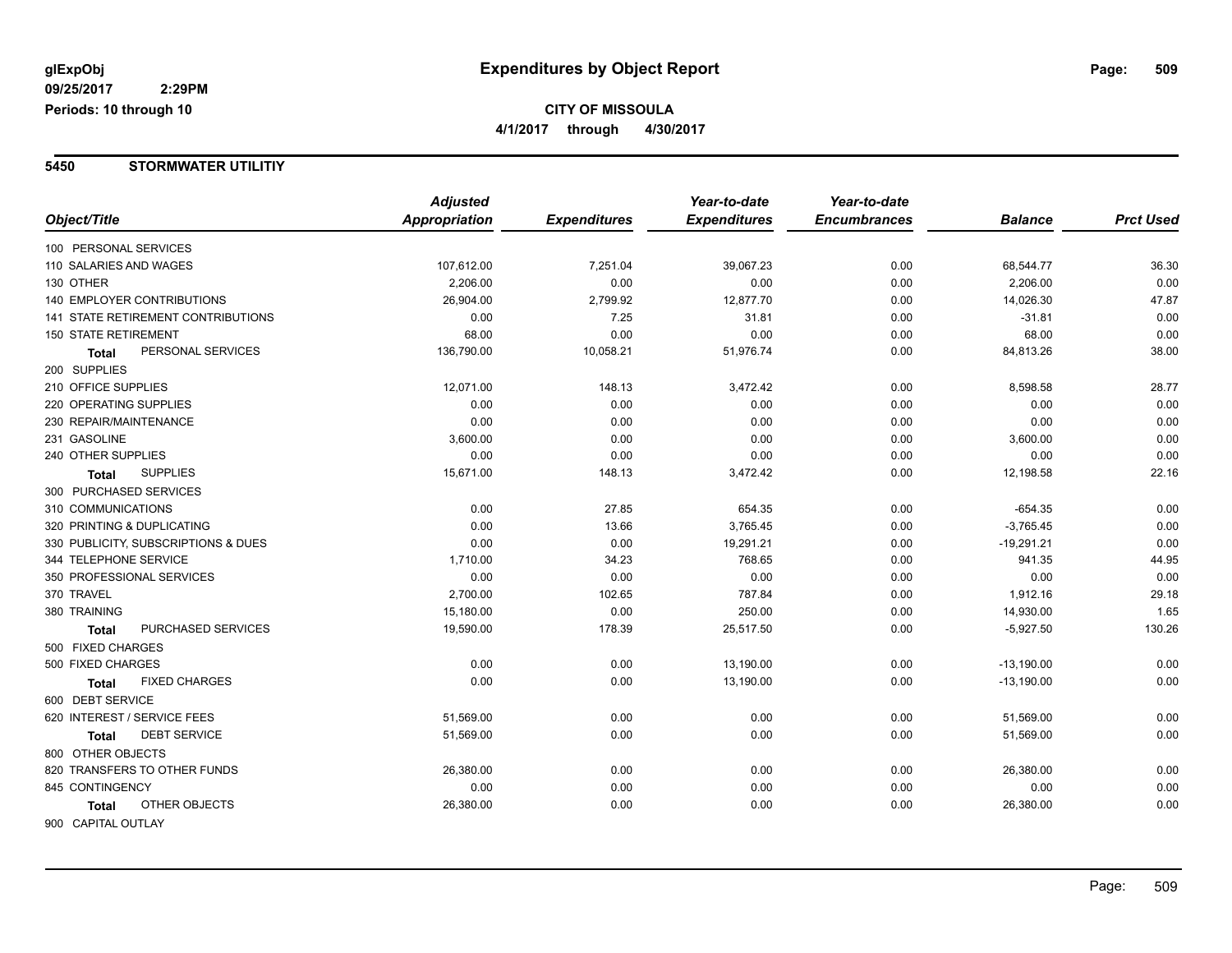**glExpObj** 

**09/25/2017 2:29PM**

**Periods: 10 through 10**

# Expenditures by Object Report

**CITY OF MISSOULA**

**4/1/2017 through 4/30/2017**

## 5450 STORMWATER UTILITIY

| Object/Title | Adjusted Appropriation | Expenditures | Year-to-date Expenditures | Year-to-date Encumbrances | Balance | Prct Used |
|---|---|---|---|---|---|---|
| 100 PERSONAL SERVICES | | | | | | |
| 110 SALARIES AND WAGES | 107,612.00 | 7,251.04 | 39,067.23 | 0.00 | 68,544.77 | 36.30 |
| 130 OTHER | 2,206.00 | 0.00 | 0.00 | 0.00 | 2,206.00 | 0.00 |
| 140 EMPLOYER CONTRIBUTIONS | 26,904.00 | 2,799.92 | 12,877.70 | 0.00 | 14,026.30 | 47.87 |
| 141 STATE RETIREMENT CONTRIBUTIONS | 0.00 | 7.25 | 31.81 | 0.00 | -31.81 | 0.00 |
| 150 STATE RETIREMENT | 68.00 | 0.00 | 0.00 | 0.00 | 68.00 | 0.00 |
| **Total** PERSONAL SERVICES | 136,790.00 | 10,058.21 | 51,976.74 | 0.00 | 84,813.26 | 38.00 |
| 200 SUPPLIES | | | | | | |
| 210 OFFICE SUPPLIES | 12,071.00 | 148.13 | 3,472.42 | 0.00 | 8,598.58 | 28.77 |
| 220 OPERATING SUPPLIES | 0.00 | 0.00 | 0.00 | 0.00 | 0.00 | 0.00 |
| 230 REPAIR/MAINTENANCE | 0.00 | 0.00 | 0.00 | 0.00 | 0.00 | 0.00 |
| 231 GASOLINE | 3,600.00 | 0.00 | 0.00 | 0.00 | 3,600.00 | 0.00 |
| 240 OTHER SUPPLIES | 0.00 | 0.00 | 0.00 | 0.00 | 0.00 | 0.00 |
| **Total** SUPPLIES | 15,671.00 | 148.13 | 3,472.42 | 0.00 | 12,198.58 | 22.16 |
| 300 PURCHASED SERVICES | | | | | | |
| 310 COMMUNICATIONS | 0.00 | 27.85 | 654.35 | 0.00 | -654.35 | 0.00 |
| 320 PRINTING & DUPLICATING | 0.00 | 13.66 | 3,765.45 | 0.00 | -3,765.45 | 0.00 |
| 330 PUBLICITY, SUBSCRIPTIONS & DUES | 0.00 | 0.00 | 19,291.21 | 0.00 | -19,291.21 | 0.00 |
| 344 TELEPHONE SERVICE | 1,710.00 | 34.23 | 768.65 | 0.00 | 941.35 | 44.95 |
| 350 PROFESSIONAL SERVICES | 0.00 | 0.00 | 0.00 | 0.00 | 0.00 | 0.00 |
| 370 TRAVEL | 2,700.00 | 102.65 | 787.84 | 0.00 | 1,912.16 | 29.18 |
| 380 TRAINING | 15,180.00 | 0.00 | 250.00 | 0.00 | 14,930.00 | 1.65 |
| **Total** PURCHASED SERVICES | 19,590.00 | 178.39 | 25,517.50 | 0.00 | -5,927.50 | 130.26 |
| 500 FIXED CHARGES | | | | | | |
| 500 FIXED CHARGES | 0.00 | 0.00 | 13,190.00 | 0.00 | -13,190.00 | 0.00 |
| **Total** FIXED CHARGES | 0.00 | 0.00 | 13,190.00 | 0.00 | -13,190.00 | 0.00 |
| 600 DEBT SERVICE | | | | | | |
| 620 INTEREST / SERVICE FEES | 51,569.00 | 0.00 | 0.00 | 0.00 | 51,569.00 | 0.00 |
| **Total** DEBT SERVICE | 51,569.00 | 0.00 | 0.00 | 0.00 | 51,569.00 | 0.00 |
| 800 OTHER OBJECTS | | | | | | |
| 820 TRANSFERS TO OTHER FUNDS | 26,380.00 | 0.00 | 0.00 | 0.00 | 26,380.00 | 0.00 |
| 845 CONTINGENCY | 0.00 | 0.00 | 0.00 | 0.00 | 0.00 | 0.00 |
| **Total** OTHER OBJECTS | 26,380.00 | 0.00 | 0.00 | 0.00 | 26,380.00 | 0.00 |
| 900 CAPITAL OUTLAY | | | | | | |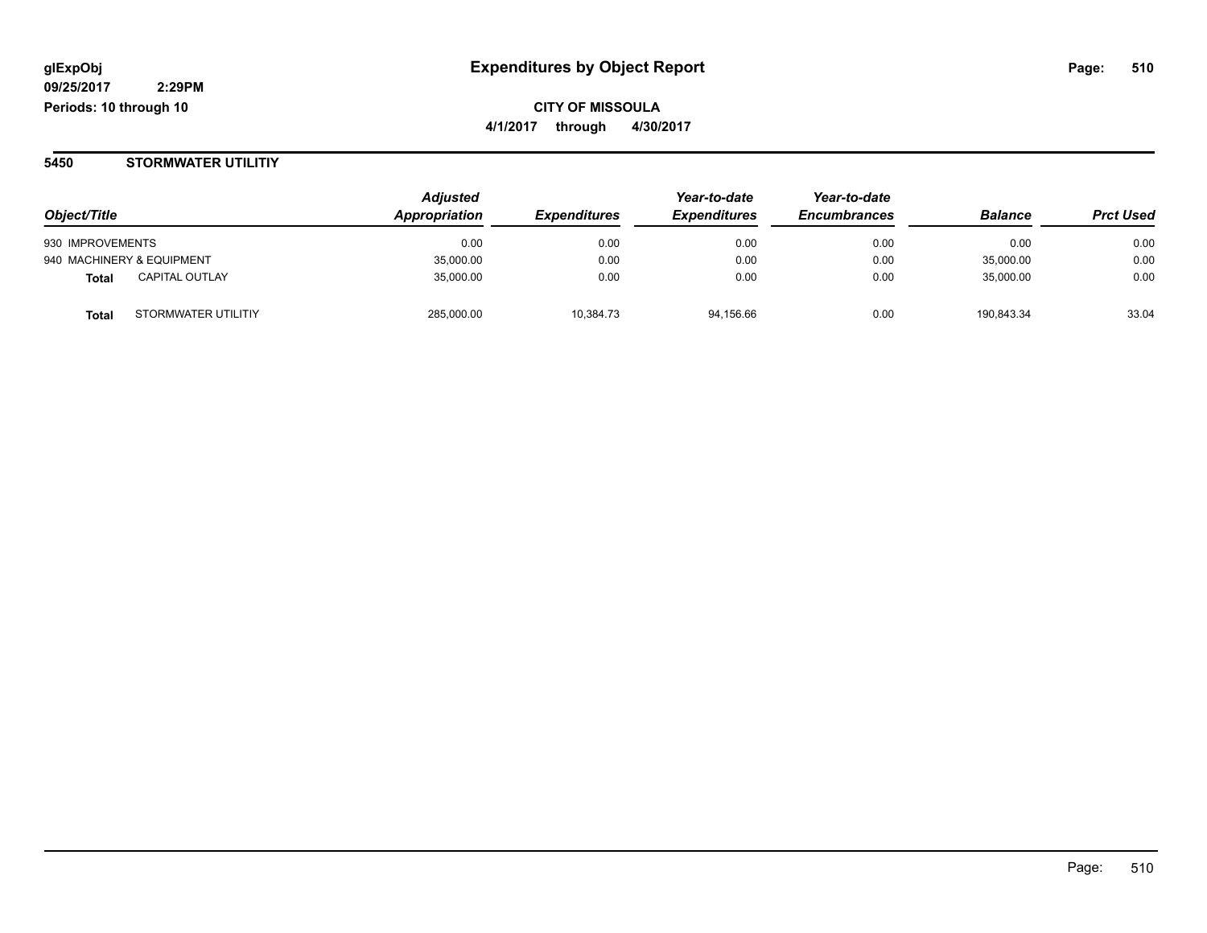**glExpObj**
**09/25/2017 2:29PM**
**Periods: 10 through 10**

# Expenditures by Object Report

**CITY OF MISSOULA**
**4/1/2017 through 4/30/2017**

## 5450 STORMWATER UTILITIY

| Object/Title | | Adjusted Appropriation | Expenditures | Year-to-date Expenditures | Year-to-date Encumbrances | Balance | Prct Used |
|---|---|---|---|---|---|---|---|
| 930 IMPROVEMENTS | | 0.00 | 0.00 | 0.00 | 0.00 | 0.00 | 0.00 |
| 940 MACHINERY & EQUIPMENT | | 35,000.00 | 0.00 | 0.00 | 0.00 | 35,000.00 | 0.00 |
| **Total** | CAPITAL OUTLAY | 35,000.00 | 0.00 | 0.00 | 0.00 | 35,000.00 | 0.00 |
| **Total** | STORMWATER UTILITIY | 285,000.00 | 10,384.73 | 94,156.66 | 0.00 | 190,843.34 | 33.04 |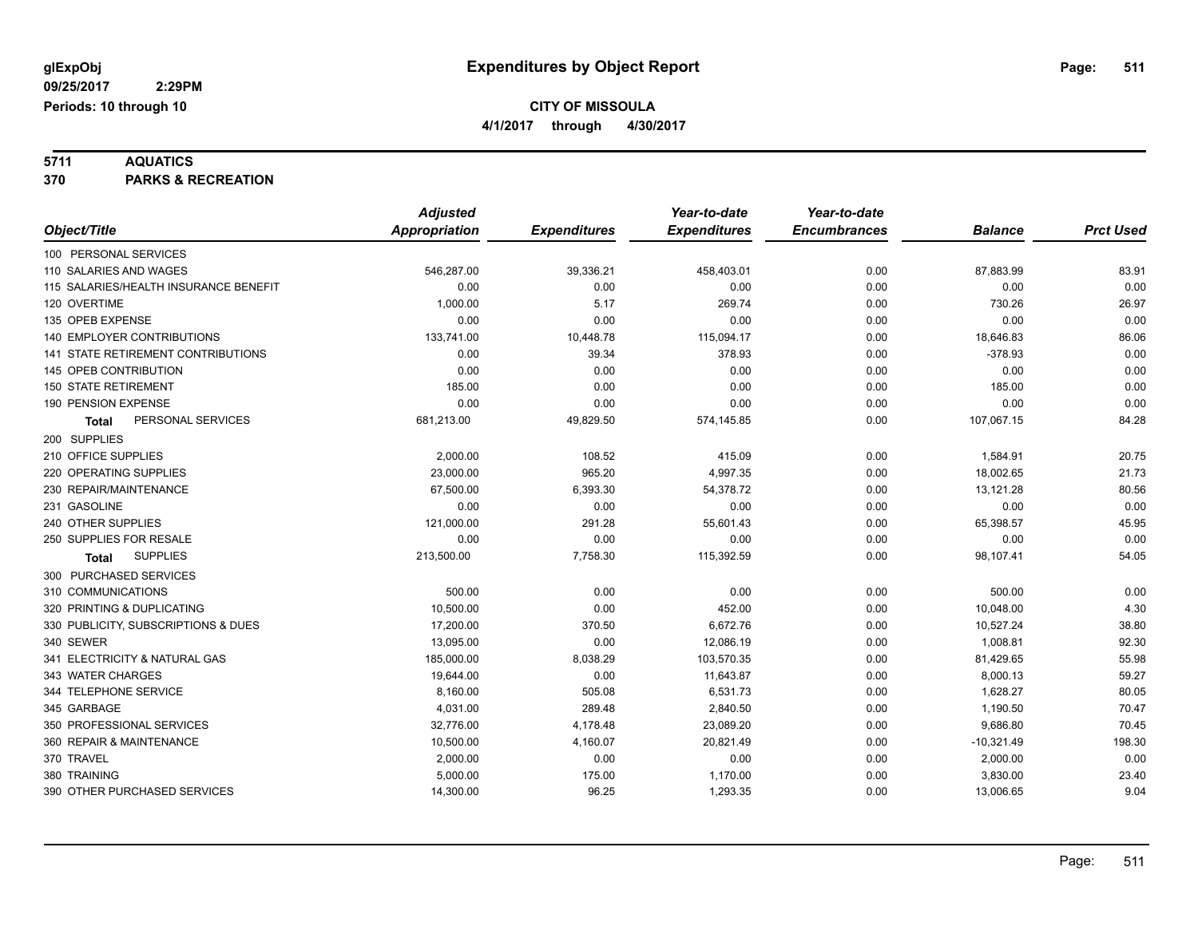# Expenditures by Object Report

glExpObj
09/25/2017 2:29PM
Periods: 10 through 10

**CITY OF MISSOULA**
4/1/2017 through 4/30/2017

**5711 AQUATICS**
**370 PARKS & RECREATION**

| Object/Title | Adjusted Appropriation | Expenditures | Year-to-date Expenditures | Year-to-date Encumbrances | Balance | Prct Used |
|---|---|---|---|---|---|---|
| 100 PERSONAL SERVICES | | | | | | |
| 110 SALARIES AND WAGES | 546,287.00 | 39,336.21 | 458,403.01 | 0.00 | 87,883.99 | 83.91 |
| 115 SALARIES/HEALTH INSURANCE BENEFIT | 0.00 | 0.00 | 0.00 | 0.00 | 0.00 | 0.00 |
| 120 OVERTIME | 1,000.00 | 5.17 | 269.74 | 0.00 | 730.26 | 26.97 |
| 135 OPEB EXPENSE | 0.00 | 0.00 | 0.00 | 0.00 | 0.00 | 0.00 |
| 140 EMPLOYER CONTRIBUTIONS | 133,741.00 | 10,448.78 | 115,094.17 | 0.00 | 18,646.83 | 86.06 |
| 141 STATE RETIREMENT CONTRIBUTIONS | 0.00 | 39.34 | 378.93 | 0.00 | -378.93 | 0.00 |
| 145 OPEB CONTRIBUTION | 0.00 | 0.00 | 0.00 | 0.00 | 0.00 | 0.00 |
| 150 STATE RETIREMENT | 185.00 | 0.00 | 0.00 | 0.00 | 185.00 | 0.00 |
| 190 PENSION EXPENSE | 0.00 | 0.00 | 0.00 | 0.00 | 0.00 | 0.00 |
| **Total** PERSONAL SERVICES | 681,213.00 | 49,829.50 | 574,145.85 | 0.00 | 107,067.15 | 84.28 |
| 200 SUPPLIES | | | | | | |
| 210 OFFICE SUPPLIES | 2,000.00 | 108.52 | 415.09 | 0.00 | 1,584.91 | 20.75 |
| 220 OPERATING SUPPLIES | 23,000.00 | 965.20 | 4,997.35 | 0.00 | 18,002.65 | 21.73 |
| 230 REPAIR/MAINTENANCE | 67,500.00 | 6,393.30 | 54,378.72 | 0.00 | 13,121.28 | 80.56 |
| 231 GASOLINE | 0.00 | 0.00 | 0.00 | 0.00 | 0.00 | 0.00 |
| 240 OTHER SUPPLIES | 121,000.00 | 291.28 | 55,601.43 | 0.00 | 65,398.57 | 45.95 |
| 250 SUPPLIES FOR RESALE | 0.00 | 0.00 | 0.00 | 0.00 | 0.00 | 0.00 |
| **Total** SUPPLIES | 213,500.00 | 7,758.30 | 115,392.59 | 0.00 | 98,107.41 | 54.05 |
| 300 PURCHASED SERVICES | | | | | | |
| 310 COMMUNICATIONS | 500.00 | 0.00 | 0.00 | 0.00 | 500.00 | 0.00 |
| 320 PRINTING & DUPLICATING | 10,500.00 | 0.00 | 452.00 | 0.00 | 10,048.00 | 4.30 |
| 330 PUBLICITY, SUBSCRIPTIONS & DUES | 17,200.00 | 370.50 | 6,672.76 | 0.00 | 10,527.24 | 38.80 |
| 340 SEWER | 13,095.00 | 0.00 | 12,086.19 | 0.00 | 1,008.81 | 92.30 |
| 341 ELECTRICITY & NATURAL GAS | 185,000.00 | 8,038.29 | 103,570.35 | 0.00 | 81,429.65 | 55.98 |
| 343 WATER CHARGES | 19,644.00 | 0.00 | 11,643.87 | 0.00 | 8,000.13 | 59.27 |
| 344 TELEPHONE SERVICE | 8,160.00 | 505.08 | 6,531.73 | 0.00 | 1,628.27 | 80.05 |
| 345 GARBAGE | 4,031.00 | 289.48 | 2,840.50 | 0.00 | 1,190.50 | 70.47 |
| 350 PROFESSIONAL SERVICES | 32,776.00 | 4,178.48 | 23,089.20 | 0.00 | 9,686.80 | 70.45 |
| 360 REPAIR & MAINTENANCE | 10,500.00 | 4,160.07 | 20,821.49 | 0.00 | -10,321.49 | 198.30 |
| 370 TRAVEL | 2,000.00 | 0.00 | 0.00 | 0.00 | 2,000.00 | 0.00 |
| 380 TRAINING | 5,000.00 | 175.00 | 1,170.00 | 0.00 | 3,830.00 | 23.40 |
| 390 OTHER PURCHASED SERVICES | 14,300.00 | 96.25 | 1,293.35 | 0.00 | 13,006.65 | 9.04 |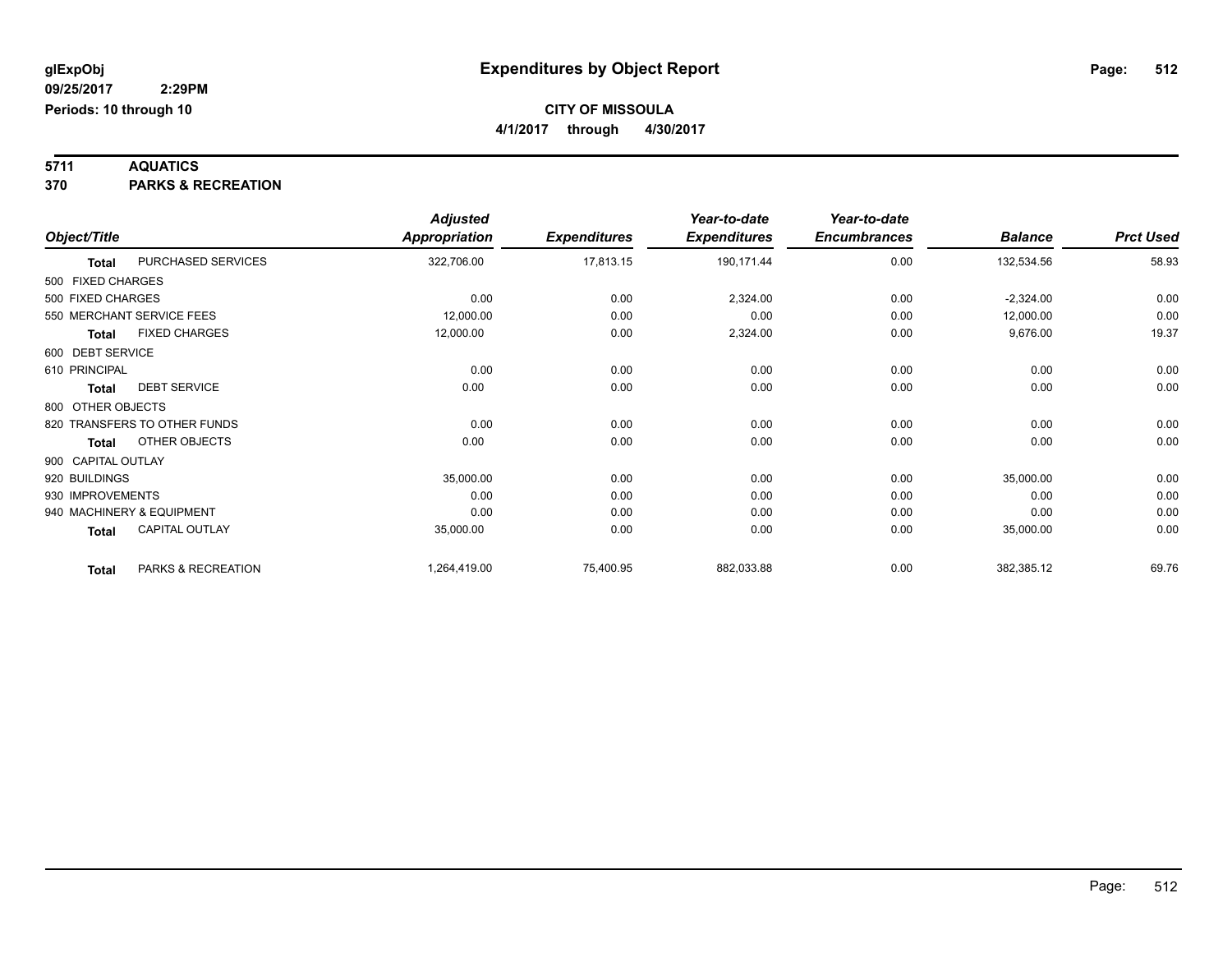# Expenditures by Object Report

glExpObj
09/25/2017 2:29PM
Periods: 10 through 10

**CITY OF MISSOULA**
**4/1/2017 through 4/30/2017**

**5711 AQUATICS**
**370 PARKS & RECREATION**

| Object/Title | | Adjusted Appropriation | Expenditures | Year-to-date Expenditures | Year-to-date Encumbrances | Balance | Prct Used |
|---|---|---|---|---|---|---|---|
| **Total** | PURCHASED SERVICES | 322,706.00 | 17,813.15 | 190,171.44 | 0.00 | 132,534.56 | 58.93 |
| 500 FIXED CHARGES | | | | | | | |
| 500 FIXED CHARGES | | 0.00 | 0.00 | 2,324.00 | 0.00 | -2,324.00 | 0.00 |
| 550 MERCHANT SERVICE FEES | | 12,000.00 | 0.00 | 0.00 | 0.00 | 12,000.00 | 0.00 |
| **Total** | FIXED CHARGES | 12,000.00 | 0.00 | 2,324.00 | 0.00 | 9,676.00 | 19.37 |
| 600 DEBT SERVICE | | | | | | | |
| 610 PRINCIPAL | | 0.00 | 0.00 | 0.00 | 0.00 | 0.00 | 0.00 |
| **Total** | DEBT SERVICE | 0.00 | 0.00 | 0.00 | 0.00 | 0.00 | 0.00 |
| 800 OTHER OBJECTS | | | | | | | |
| 820 TRANSFERS TO OTHER FUNDS | | 0.00 | 0.00 | 0.00 | 0.00 | 0.00 | 0.00 |
| **Total** | OTHER OBJECTS | 0.00 | 0.00 | 0.00 | 0.00 | 0.00 | 0.00 |
| 900 CAPITAL OUTLAY | | | | | | | |
| 920 BUILDINGS | | 35,000.00 | 0.00 | 0.00 | 0.00 | 35,000.00 | 0.00 |
| 930 IMPROVEMENTS | | 0.00 | 0.00 | 0.00 | 0.00 | 0.00 | 0.00 |
| 940 MACHINERY & EQUIPMENT | | 0.00 | 0.00 | 0.00 | 0.00 | 0.00 | 0.00 |
| **Total** | CAPITAL OUTLAY | 35,000.00 | 0.00 | 0.00 | 0.00 | 35,000.00 | 0.00 |
| **Total** | PARKS & RECREATION | 1,264,419.00 | 75,400.95 | 882,033.88 | 0.00 | 382,385.12 | 69.76 |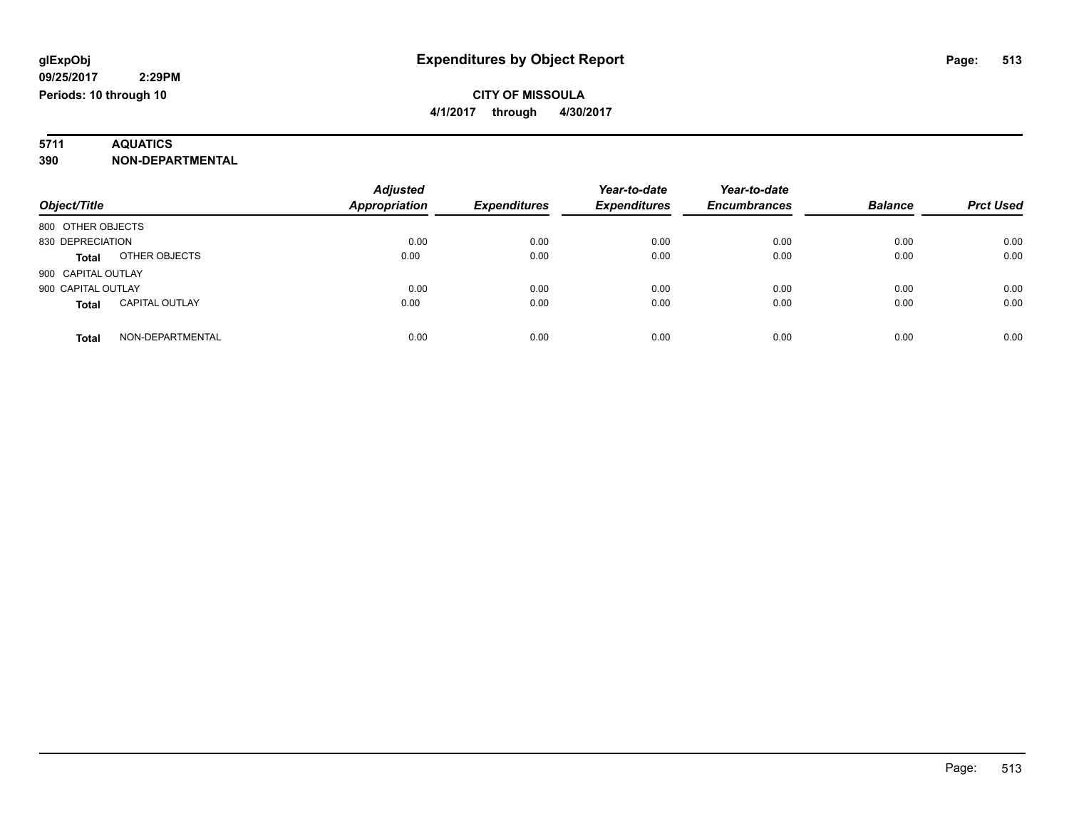glExpObj
09/25/2017 2:29PM
Periods: 10 through 10

# Expenditures by Object Report

**CITY OF MISSOULA**
**4/1/2017 through 4/30/2017**

**5711 AQUATICS**
**390 NON-DEPARTMENTAL**

| Object/Title | | Adjusted Appropriation | Expenditures | Year-to-date Expenditures | Year-to-date Encumbrances | Balance | Prct Used |
|---|---|---|---|---|---|---|---|
| 800 OTHER OBJECTS | | | | | | | |
| 830 DEPRECIATION | | 0.00 | 0.00 | 0.00 | 0.00 | 0.00 | 0.00 |
| **Total** | OTHER OBJECTS | 0.00 | 0.00 | 0.00 | 0.00 | 0.00 | 0.00 |
| 900 CAPITAL OUTLAY | | | | | | | |
| 900 CAPITAL OUTLAY | | 0.00 | 0.00 | 0.00 | 0.00 | 0.00 | 0.00 |
| **Total** | CAPITAL OUTLAY | 0.00 | 0.00 | 0.00 | 0.00 | 0.00 | 0.00 |
| **Total** | NON-DEPARTMENTAL | 0.00 | 0.00 | 0.00 | 0.00 | 0.00 | 0.00 |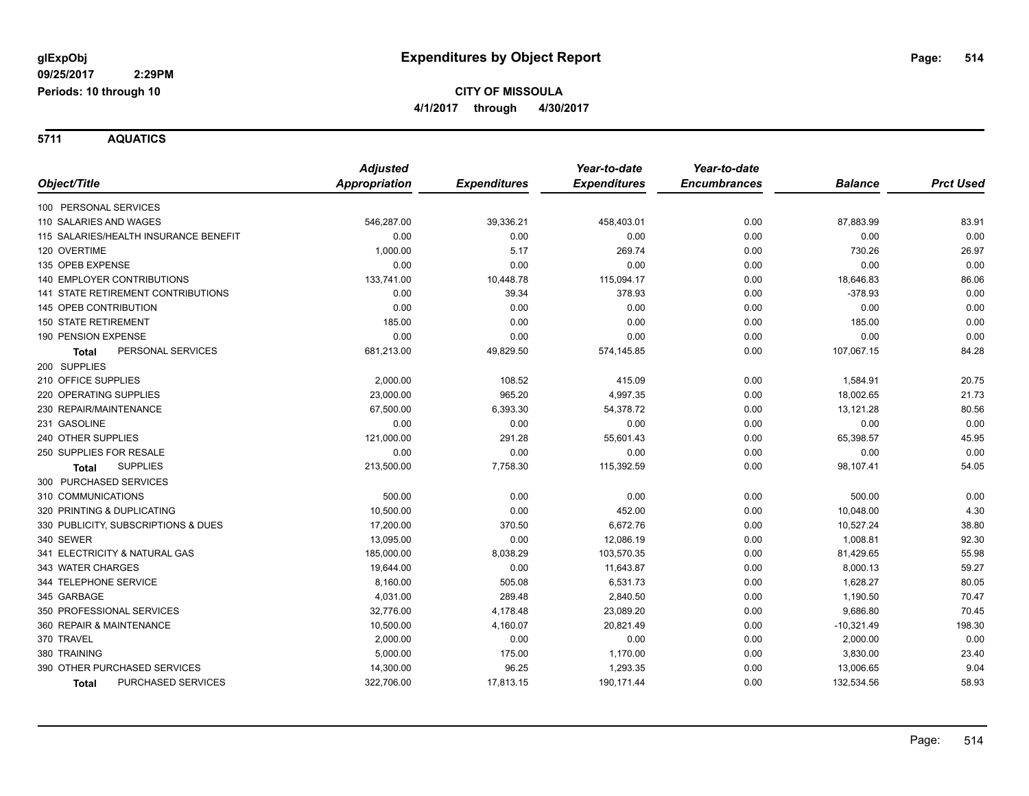# Expenditures by Object Report

**glExpObj**
**09/25/2017 2:29PM**
**Periods: 10 through 10**

**CITY OF MISSOULA**
**4/1/2017 through 4/30/2017**

## 5711 AQUATICS

| Object/Title | Adjusted Appropriation | Expenditures | Year-to-date Expenditures | Year-to-date Encumbrances | Balance | Prct Used |
|---|---|---|---|---|---|---|
| 100 PERSONAL SERVICES | | | | | | |
| 110 SALARIES AND WAGES | 546,287.00 | 39,336.21 | 458,403.01 | 0.00 | 87,883.99 | 83.91 |
| 115 SALARIES/HEALTH INSURANCE BENEFIT | 0.00 | 0.00 | 0.00 | 0.00 | 0.00 | 0.00 |
| 120 OVERTIME | 1,000.00 | 5.17 | 269.74 | 0.00 | 730.26 | 26.97 |
| 135 OPEB EXPENSE | 0.00 | 0.00 | 0.00 | 0.00 | 0.00 | 0.00 |
| 140 EMPLOYER CONTRIBUTIONS | 133,741.00 | 10,448.78 | 115,094.17 | 0.00 | 18,646.83 | 86.06 |
| 141 STATE RETIREMENT CONTRIBUTIONS | 0.00 | 39.34 | 378.93 | 0.00 | -378.93 | 0.00 |
| 145 OPEB CONTRIBUTION | 0.00 | 0.00 | 0.00 | 0.00 | 0.00 | 0.00 |
| 150 STATE RETIREMENT | 185.00 | 0.00 | 0.00 | 0.00 | 185.00 | 0.00 |
| 190 PENSION EXPENSE | 0.00 | 0.00 | 0.00 | 0.00 | 0.00 | 0.00 |
| **Total** PERSONAL SERVICES | 681,213.00 | 49,829.50 | 574,145.85 | 0.00 | 107,067.15 | 84.28 |
| 200 SUPPLIES | | | | | | |
| 210 OFFICE SUPPLIES | 2,000.00 | 108.52 | 415.09 | 0.00 | 1,584.91 | 20.75 |
| 220 OPERATING SUPPLIES | 23,000.00 | 965.20 | 4,997.35 | 0.00 | 18,002.65 | 21.73 |
| 230 REPAIR/MAINTENANCE | 67,500.00 | 6,393.30 | 54,378.72 | 0.00 | 13,121.28 | 80.56 |
| 231 GASOLINE | 0.00 | 0.00 | 0.00 | 0.00 | 0.00 | 0.00 |
| 240 OTHER SUPPLIES | 121,000.00 | 291.28 | 55,601.43 | 0.00 | 65,398.57 | 45.95 |
| 250 SUPPLIES FOR RESALE | 0.00 | 0.00 | 0.00 | 0.00 | 0.00 | 0.00 |
| **Total** SUPPLIES | 213,500.00 | 7,758.30 | 115,392.59 | 0.00 | 98,107.41 | 54.05 |
| 300 PURCHASED SERVICES | | | | | | |
| 310 COMMUNICATIONS | 500.00 | 0.00 | 0.00 | 0.00 | 500.00 | 0.00 |
| 320 PRINTING & DUPLICATING | 10,500.00 | 0.00 | 452.00 | 0.00 | 10,048.00 | 4.30 |
| 330 PUBLICITY, SUBSCRIPTIONS & DUES | 17,200.00 | 370.50 | 6,672.76 | 0.00 | 10,527.24 | 38.80 |
| 340 SEWER | 13,095.00 | 0.00 | 12,086.19 | 0.00 | 1,008.81 | 92.30 |
| 341 ELECTRICITY & NATURAL GAS | 185,000.00 | 8,038.29 | 103,570.35 | 0.00 | 81,429.65 | 55.98 |
| 343 WATER CHARGES | 19,644.00 | 0.00 | 11,643.87 | 0.00 | 8,000.13 | 59.27 |
| 344 TELEPHONE SERVICE | 8,160.00 | 505.08 | 6,531.73 | 0.00 | 1,628.27 | 80.05 |
| 345 GARBAGE | 4,031.00 | 289.48 | 2,840.50 | 0.00 | 1,190.50 | 70.47 |
| 350 PROFESSIONAL SERVICES | 32,776.00 | 4,178.48 | 23,089.20 | 0.00 | 9,686.80 | 70.45 |
| 360 REPAIR & MAINTENANCE | 10,500.00 | 4,160.07 | 20,821.49 | 0.00 | -10,321.49 | 198.30 |
| 370 TRAVEL | 2,000.00 | 0.00 | 0.00 | 0.00 | 2,000.00 | 0.00 |
| 380 TRAINING | 5,000.00 | 175.00 | 1,170.00 | 0.00 | 3,830.00 | 23.40 |
| 390 OTHER PURCHASED SERVICES | 14,300.00 | 96.25 | 1,293.35 | 0.00 | 13,006.65 | 9.04 |
| **Total** PURCHASED SERVICES | 322,706.00 | 17,813.15 | 190,171.44 | 0.00 | 132,534.56 | 58.93 |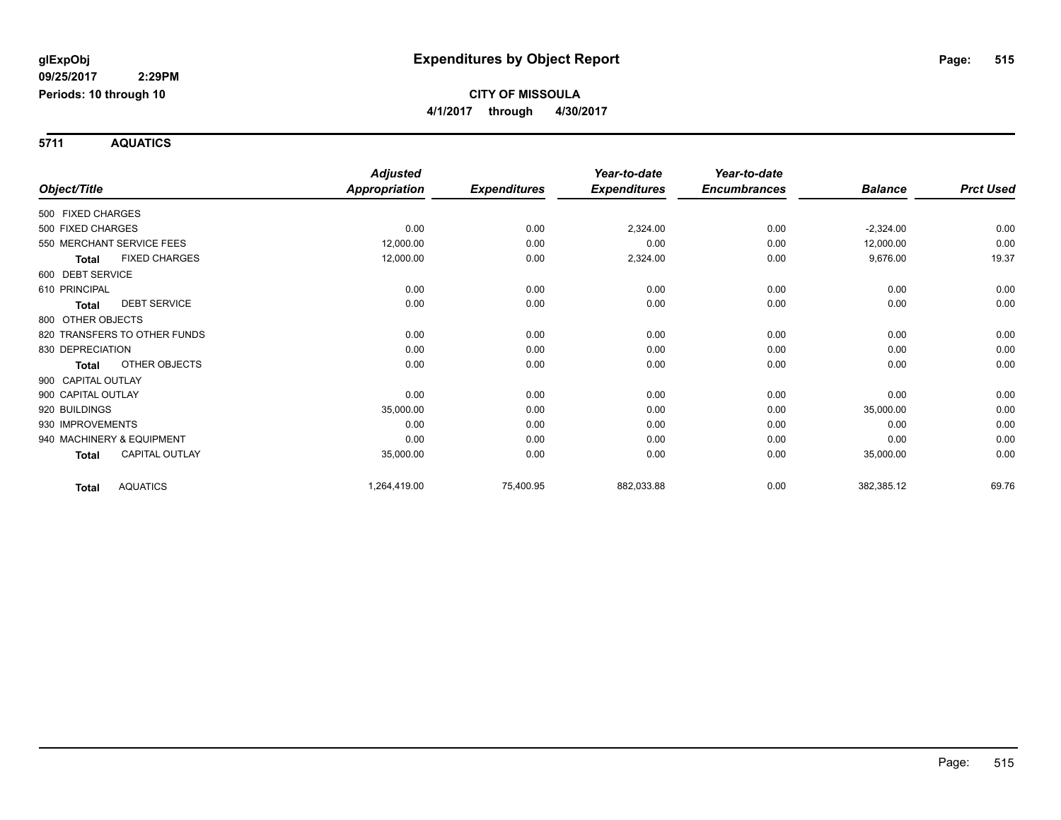glExpObj
09/25/2017 2:29PM
Periods: 10 through 10

# Expenditures by Object Report

**CITY OF MISSOULA**
**4/1/2017 through 4/30/2017**

## 5711 AQUATICS

| Object/Title | Adjusted Appropriation | Expenditures | Year-to-date Expenditures | Year-to-date Encumbrances | Balance | Prct Used |
|---|---|---|---|---|---|---|
| 500 FIXED CHARGES | | | | | | |
| 500 FIXED CHARGES | 0.00 | 0.00 | 2,324.00 | 0.00 | -2,324.00 | 0.00 |
| 550 MERCHANT SERVICE FEES | 12,000.00 | 0.00 | 0.00 | 0.00 | 12,000.00 | 0.00 |
| **Total** FIXED CHARGES | 12,000.00 | 0.00 | 2,324.00 | 0.00 | 9,676.00 | 19.37 |
| 600 DEBT SERVICE | | | | | | |
| 610 PRINCIPAL | 0.00 | 0.00 | 0.00 | 0.00 | 0.00 | 0.00 |
| **Total** DEBT SERVICE | 0.00 | 0.00 | 0.00 | 0.00 | 0.00 | 0.00 |
| 800 OTHER OBJECTS | | | | | | |
| 820 TRANSFERS TO OTHER FUNDS | 0.00 | 0.00 | 0.00 | 0.00 | 0.00 | 0.00 |
| 830 DEPRECIATION | 0.00 | 0.00 | 0.00 | 0.00 | 0.00 | 0.00 |
| **Total** OTHER OBJECTS | 0.00 | 0.00 | 0.00 | 0.00 | 0.00 | 0.00 |
| 900 CAPITAL OUTLAY | | | | | | |
| 900 CAPITAL OUTLAY | 0.00 | 0.00 | 0.00 | 0.00 | 0.00 | 0.00 |
| 920 BUILDINGS | 35,000.00 | 0.00 | 0.00 | 0.00 | 35,000.00 | 0.00 |
| 930 IMPROVEMENTS | 0.00 | 0.00 | 0.00 | 0.00 | 0.00 | 0.00 |
| 940 MACHINERY & EQUIPMENT | 0.00 | 0.00 | 0.00 | 0.00 | 0.00 | 0.00 |
| **Total** CAPITAL OUTLAY | 35,000.00 | 0.00 | 0.00 | 0.00 | 35,000.00 | 0.00 |
| **Total** AQUATICS | 1,264,419.00 | 75,400.95 | 882,033.88 | 0.00 | 382,385.12 | 69.76 |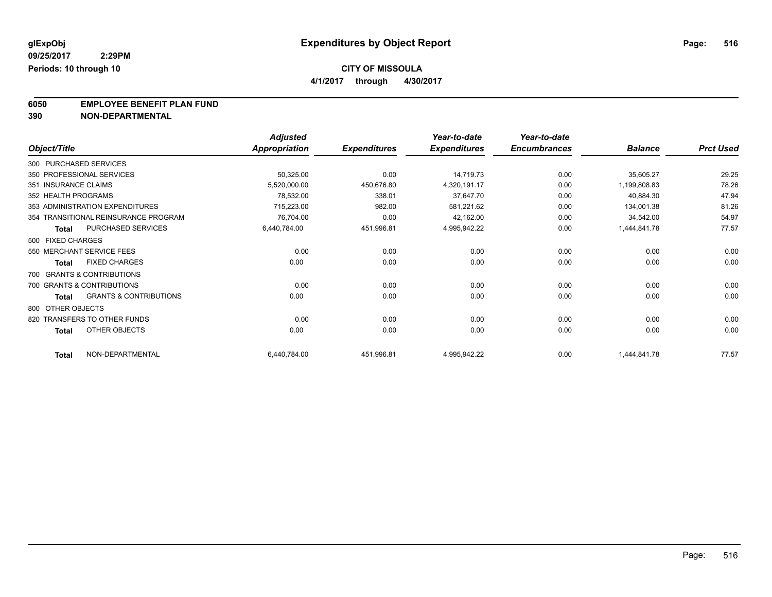# Expenditures by Object Report

glExpObj
09/25/2017 2:29PM
Periods: 10 through 10

**CITY OF MISSOULA**

**4/1/2017 through 4/30/2017**

**6050 EMPLOYEE BENEFIT PLAN FUND**
**390 NON-DEPARTMENTAL**

| Object/Title | Adjusted Appropriation | Expenditures | Year-to-date Expenditures | Year-to-date Encumbrances | Balance | Prct Used |
|---|---|---|---|---|---|---|
| 300 PURCHASED SERVICES | | | | | | |
| 350 PROFESSIONAL SERVICES | 50,325.00 | 0.00 | 14,719.73 | 0.00 | 35,605.27 | 29.25 |
| 351 INSURANCE CLAIMS | 5,520,000.00 | 450,676.80 | 4,320,191.17 | 0.00 | 1,199,808.83 | 78.26 |
| 352 HEALTH PROGRAMS | 78,532.00 | 338.01 | 37,647.70 | 0.00 | 40,884.30 | 47.94 |
| 353 ADMINISTRATION EXPENDITURES | 715,223.00 | 982.00 | 581,221.62 | 0.00 | 134,001.38 | 81.26 |
| 354 TRANSITIONAL REINSURANCE PROGRAM | 76,704.00 | 0.00 | 42,162.00 | 0.00 | 34,542.00 | 54.97 |
| **Total** PURCHASED SERVICES | 6,440,784.00 | 451,996.81 | 4,995,942.22 | 0.00 | 1,444,841.78 | 77.57 |
| 500 FIXED CHARGES | | | | | | |
| 550 MERCHANT SERVICE FEES | 0.00 | 0.00 | 0.00 | 0.00 | 0.00 | 0.00 |
| **Total** FIXED CHARGES | 0.00 | 0.00 | 0.00 | 0.00 | 0.00 | 0.00 |
| 700 GRANTS & CONTRIBUTIONS | | | | | | |
| 700 GRANTS & CONTRIBUTIONS | 0.00 | 0.00 | 0.00 | 0.00 | 0.00 | 0.00 |
| **Total** GRANTS & CONTRIBUTIONS | 0.00 | 0.00 | 0.00 | 0.00 | 0.00 | 0.00 |
| 800 OTHER OBJECTS | | | | | | |
| 820 TRANSFERS TO OTHER FUNDS | 0.00 | 0.00 | 0.00 | 0.00 | 0.00 | 0.00 |
| **Total** OTHER OBJECTS | 0.00 | 0.00 | 0.00 | 0.00 | 0.00 | 0.00 |
| **Total** NON-DEPARTMENTAL | 6,440,784.00 | 451,996.81 | 4,995,942.22 | 0.00 | 1,444,841.78 | 77.57 |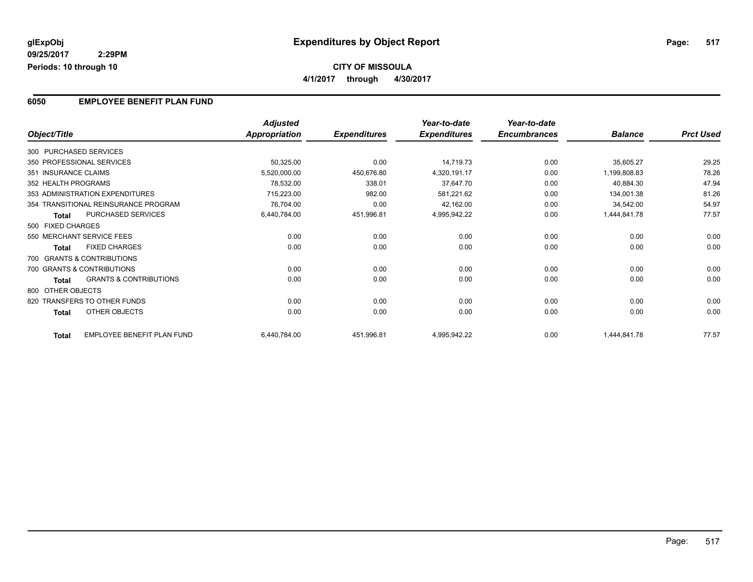**glExpObj** **Expenditures by Object Report**

**09/25/2017 2:29PM**

**Periods: 10 through 10**

**CITY OF MISSOULA**

**4/1/2017 through 4/30/2017**

## 6050 EMPLOYEE BENEFIT PLAN FUND

| Object/Title | Adjusted Appropriation | Expenditures | Year-to-date Expenditures | Year-to-date Encumbrances | Balance | Prct Used |
|---|---|---|---|---|---|---|
| 300 PURCHASED SERVICES | | | | | | |
| 350 PROFESSIONAL SERVICES | 50,325.00 | 0.00 | 14,719.73 | 0.00 | 35,605.27 | 29.25 |
| 351 INSURANCE CLAIMS | 5,520,000.00 | 450,676.80 | 4,320,191.17 | 0.00 | 1,199,808.83 | 78.26 |
| 352 HEALTH PROGRAMS | 78,532.00 | 338.01 | 37,647.70 | 0.00 | 40,884.30 | 47.94 |
| 353 ADMINISTRATION EXPENDITURES | 715,223.00 | 982.00 | 581,221.62 | 0.00 | 134,001.38 | 81.26 |
| 354 TRANSITIONAL REINSURANCE PROGRAM | 76,704.00 | 0.00 | 42,162.00 | 0.00 | 34,542.00 | 54.97 |
| **Total** PURCHASED SERVICES | 6,440,784.00 | 451,996.81 | 4,995,942.22 | 0.00 | 1,444,841.78 | 77.57 |
| 500 FIXED CHARGES | | | | | | |
| 550 MERCHANT SERVICE FEES | 0.00 | 0.00 | 0.00 | 0.00 | 0.00 | 0.00 |
| **Total** FIXED CHARGES | 0.00 | 0.00 | 0.00 | 0.00 | 0.00 | 0.00 |
| 700 GRANTS & CONTRIBUTIONS | | | | | | |
| 700 GRANTS & CONTRIBUTIONS | 0.00 | 0.00 | 0.00 | 0.00 | 0.00 | 0.00 |
| **Total** GRANTS & CONTRIBUTIONS | 0.00 | 0.00 | 0.00 | 0.00 | 0.00 | 0.00 |
| 800 OTHER OBJECTS | | | | | | |
| 820 TRANSFERS TO OTHER FUNDS | 0.00 | 0.00 | 0.00 | 0.00 | 0.00 | 0.00 |
| **Total** OTHER OBJECTS | 0.00 | 0.00 | 0.00 | 0.00 | 0.00 | 0.00 |
| **Total** EMPLOYEE BENEFIT PLAN FUND | 6,440,784.00 | 451,996.81 | 4,995,942.22 | 0.00 | 1,444,841.78 | 77.57 |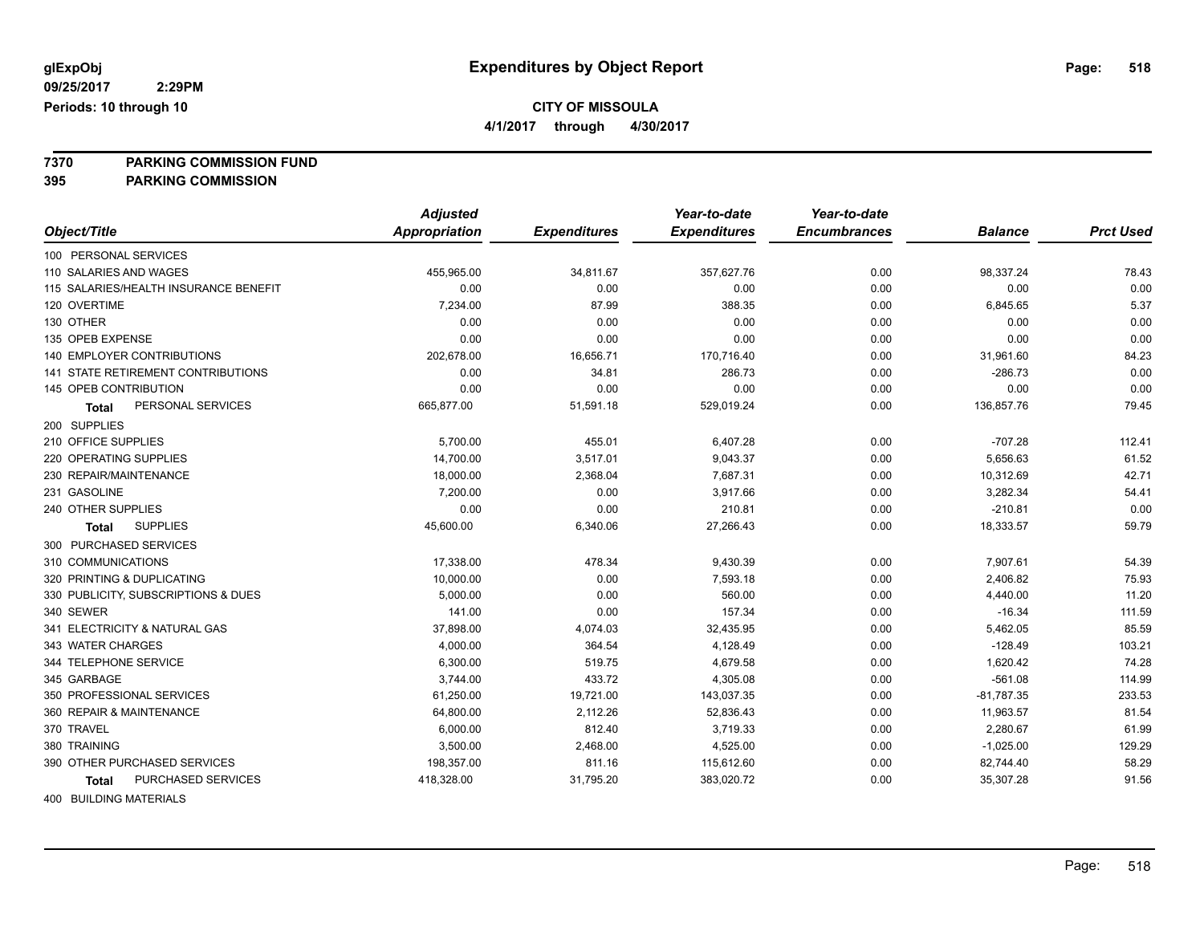**glExpObj**
**09/25/2017 2:29PM**
**Periods: 10 through 10**

# Expenditures by Object Report

**CITY OF MISSOULA**
**4/1/2017 through 4/30/2017**

**7370 PARKING COMMISSION FUND**
**395 PARKING COMMISSION**

| Object/Title | Adjusted Appropriation | Expenditures | Year-to-date Expenditures | Year-to-date Encumbrances | Balance | Prct Used |
|---|---|---|---|---|---|---|
| 100 PERSONAL SERVICES | | | | | | |
| 110 SALARIES AND WAGES | 455,965.00 | 34,811.67 | 357,627.76 | 0.00 | 98,337.24 | 78.43 |
| 115 SALARIES/HEALTH INSURANCE BENEFIT | 0.00 | 0.00 | 0.00 | 0.00 | 0.00 | 0.00 |
| 120 OVERTIME | 7,234.00 | 87.99 | 388.35 | 0.00 | 6,845.65 | 5.37 |
| 130 OTHER | 0.00 | 0.00 | 0.00 | 0.00 | 0.00 | 0.00 |
| 135 OPEB EXPENSE | 0.00 | 0.00 | 0.00 | 0.00 | 0.00 | 0.00 |
| 140 EMPLOYER CONTRIBUTIONS | 202,678.00 | 16,656.71 | 170,716.40 | 0.00 | 31,961.60 | 84.23 |
| 141 STATE RETIREMENT CONTRIBUTIONS | 0.00 | 34.81 | 286.73 | 0.00 | -286.73 | 0.00 |
| 145 OPEB CONTRIBUTION | 0.00 | 0.00 | 0.00 | 0.00 | 0.00 | 0.00 |
| **Total** PERSONAL SERVICES | 665,877.00 | 51,591.18 | 529,019.24 | 0.00 | 136,857.76 | 79.45 |
| 200 SUPPLIES | | | | | | |
| 210 OFFICE SUPPLIES | 5,700.00 | 455.01 | 6,407.28 | 0.00 | -707.28 | 112.41 |
| 220 OPERATING SUPPLIES | 14,700.00 | 3,517.01 | 9,043.37 | 0.00 | 5,656.63 | 61.52 |
| 230 REPAIR/MAINTENANCE | 18,000.00 | 2,368.04 | 7,687.31 | 0.00 | 10,312.69 | 42.71 |
| 231 GASOLINE | 7,200.00 | 0.00 | 3,917.66 | 0.00 | 3,282.34 | 54.41 |
| 240 OTHER SUPPLIES | 0.00 | 0.00 | 210.81 | 0.00 | -210.81 | 0.00 |
| **Total** SUPPLIES | 45,600.00 | 6,340.06 | 27,266.43 | 0.00 | 18,333.57 | 59.79 |
| 300 PURCHASED SERVICES | | | | | | |
| 310 COMMUNICATIONS | 17,338.00 | 478.34 | 9,430.39 | 0.00 | 7,907.61 | 54.39 |
| 320 PRINTING & DUPLICATING | 10,000.00 | 0.00 | 7,593.18 | 0.00 | 2,406.82 | 75.93 |
| 330 PUBLICITY, SUBSCRIPTIONS & DUES | 5,000.00 | 0.00 | 560.00 | 0.00 | 4,440.00 | 11.20 |
| 340 SEWER | 141.00 | 0.00 | 157.34 | 0.00 | -16.34 | 111.59 |
| 341 ELECTRICITY & NATURAL GAS | 37,898.00 | 4,074.03 | 32,435.95 | 0.00 | 5,462.05 | 85.59 |
| 343 WATER CHARGES | 4,000.00 | 364.54 | 4,128.49 | 0.00 | -128.49 | 103.21 |
| 344 TELEPHONE SERVICE | 6,300.00 | 519.75 | 4,679.58 | 0.00 | 1,620.42 | 74.28 |
| 345 GARBAGE | 3,744.00 | 433.72 | 4,305.08 | 0.00 | -561.08 | 114.99 |
| 350 PROFESSIONAL SERVICES | 61,250.00 | 19,721.00 | 143,037.35 | 0.00 | -81,787.35 | 233.53 |
| 360 REPAIR & MAINTENANCE | 64,800.00 | 2,112.26 | 52,836.43 | 0.00 | 11,963.57 | 81.54 |
| 370 TRAVEL | 6,000.00 | 812.40 | 3,719.33 | 0.00 | 2,280.67 | 61.99 |
| 380 TRAINING | 3,500.00 | 2,468.00 | 4,525.00 | 0.00 | -1,025.00 | 129.29 |
| 390 OTHER PURCHASED SERVICES | 198,357.00 | 811.16 | 115,612.60 | 0.00 | 82,744.40 | 58.29 |
| **Total** PURCHASED SERVICES | 418,328.00 | 31,795.20 | 383,020.72 | 0.00 | 35,307.28 | 91.56 |
| 400 BUILDING MATERIALS | | | | | | |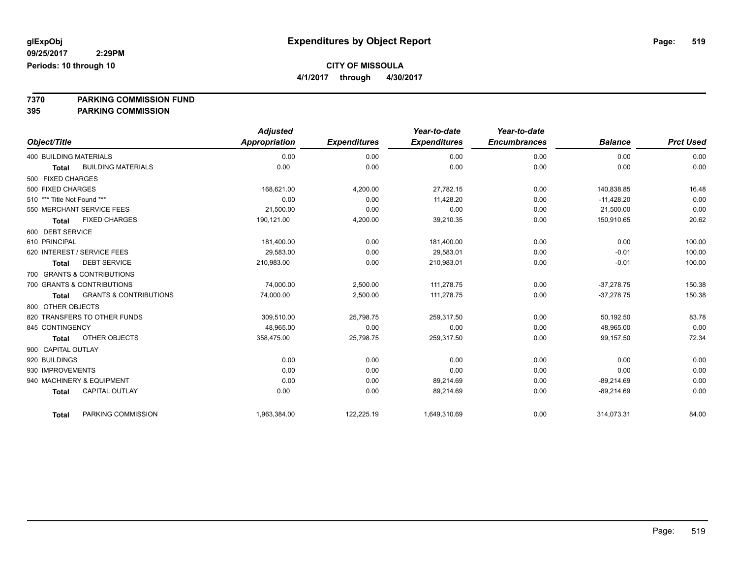**glExpObj**
**09/25/2017 2:29PM**
**Periods: 10 through 10**

# Expenditures by Object Report

**CITY OF MISSOULA**
**4/1/2017 through 4/30/2017**

**7370 PARKING COMMISSION FUND**
**395 PARKING COMMISSION**

| Object/Title | Adjusted Appropriation | Expenditures | Year-to-date Expenditures | Year-to-date Encumbrances | Balance | Prct Used |
|---|---|---|---|---|---|---|
| 400 BUILDING MATERIALS | 0.00 | 0.00 | 0.00 | 0.00 | 0.00 | 0.00 |
| **Total** BUILDING MATERIALS | 0.00 | 0.00 | 0.00 | 0.00 | 0.00 | 0.00 |
| 500 FIXED CHARGES | | | | | | |
| 500 FIXED CHARGES | 168,621.00 | 4,200.00 | 27,782.15 | 0.00 | 140,838.85 | 16.48 |
| 510 *** Title Not Found *** | 0.00 | 0.00 | 11,428.20 | 0.00 | -11,428.20 | 0.00 |
| 550 MERCHANT SERVICE FEES | 21,500.00 | 0.00 | 0.00 | 0.00 | 21,500.00 | 0.00 |
| **Total** FIXED CHARGES | 190,121.00 | 4,200.00 | 39,210.35 | 0.00 | 150,910.65 | 20.62 |
| 600 DEBT SERVICE | | | | | | |
| 610 PRINCIPAL | 181,400.00 | 0.00 | 181,400.00 | 0.00 | 0.00 | 100.00 |
| 620 INTEREST / SERVICE FEES | 29,583.00 | 0.00 | 29,583.01 | 0.00 | -0.01 | 100.00 |
| **Total** DEBT SERVICE | 210,983.00 | 0.00 | 210,983.01 | 0.00 | -0.01 | 100.00 |
| 700 GRANTS & CONTRIBUTIONS | | | | | | |
| 700 GRANTS & CONTRIBUTIONS | 74,000.00 | 2,500.00 | 111,278.75 | 0.00 | -37,278.75 | 150.38 |
| **Total** GRANTS & CONTRIBUTIONS | 74,000.00 | 2,500.00 | 111,278.75 | 0.00 | -37,278.75 | 150.38 |
| 800 OTHER OBJECTS | | | | | | |
| 820 TRANSFERS TO OTHER FUNDS | 309,510.00 | 25,798.75 | 259,317.50 | 0.00 | 50,192.50 | 83.78 |
| 845 CONTINGENCY | 48,965.00 | 0.00 | 0.00 | 0.00 | 48,965.00 | 0.00 |
| **Total** OTHER OBJECTS | 358,475.00 | 25,798.75 | 259,317.50 | 0.00 | 99,157.50 | 72.34 |
| 900 CAPITAL OUTLAY | | | | | | |
| 920 BUILDINGS | 0.00 | 0.00 | 0.00 | 0.00 | 0.00 | 0.00 |
| 930 IMPROVEMENTS | 0.00 | 0.00 | 0.00 | 0.00 | 0.00 | 0.00 |
| 940 MACHINERY & EQUIPMENT | 0.00 | 0.00 | 89,214.69 | 0.00 | -89,214.69 | 0.00 |
| **Total** CAPITAL OUTLAY | 0.00 | 0.00 | 89,214.69 | 0.00 | -89,214.69 | 0.00 |
| **Total** PARKING COMMISSION | 1,963,384.00 | 122,225.19 | 1,649,310.69 | 0.00 | 314,073.31 | 84.00 |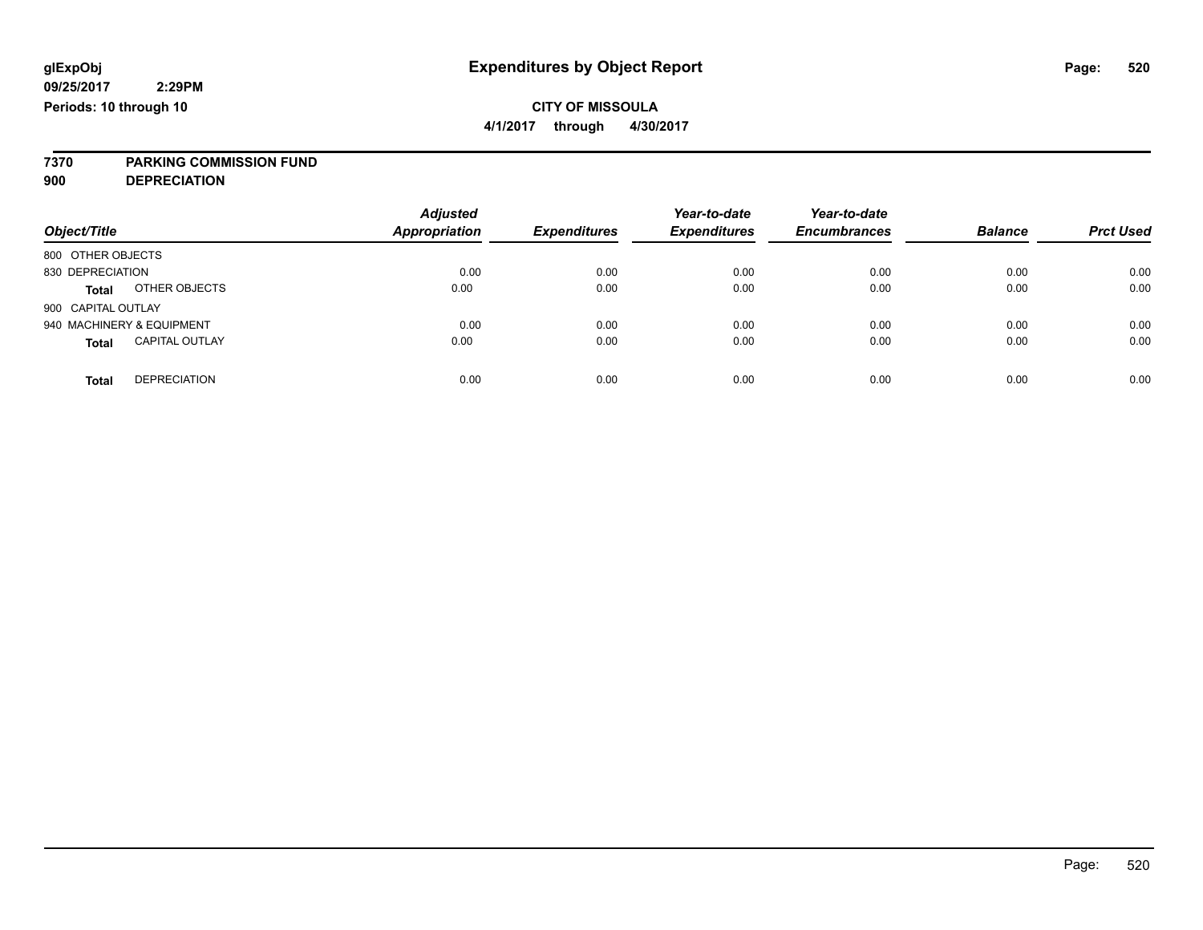glExpObj
09/25/2017 2:29PM
Periods: 10 through 10

# Expenditures by Object Report

**CITY OF MISSOULA**
**4/1/2017 through 4/30/2017**

**7370 PARKING COMMISSION FUND**
**900 DEPRECIATION**

| Object/Title | | Adjusted Appropriation | Expenditures | Year-to-date Expenditures | Year-to-date Encumbrances | Balance | Prct Used |
|---|---|---|---|---|---|---|---|
| 800 OTHER OBJECTS | | | | | | | |
| 830 DEPRECIATION | | 0.00 | 0.00 | 0.00 | 0.00 | 0.00 | 0.00 |
| **Total** | OTHER OBJECTS | 0.00 | 0.00 | 0.00 | 0.00 | 0.00 | 0.00 |
| 900 CAPITAL OUTLAY | | | | | | | |
| 940 MACHINERY & EQUIPMENT | | 0.00 | 0.00 | 0.00 | 0.00 | 0.00 | 0.00 |
| **Total** | CAPITAL OUTLAY | 0.00 | 0.00 | 0.00 | 0.00 | 0.00 | 0.00 |
| **Total** | DEPRECIATION | 0.00 | 0.00 | 0.00 | 0.00 | 0.00 | 0.00 |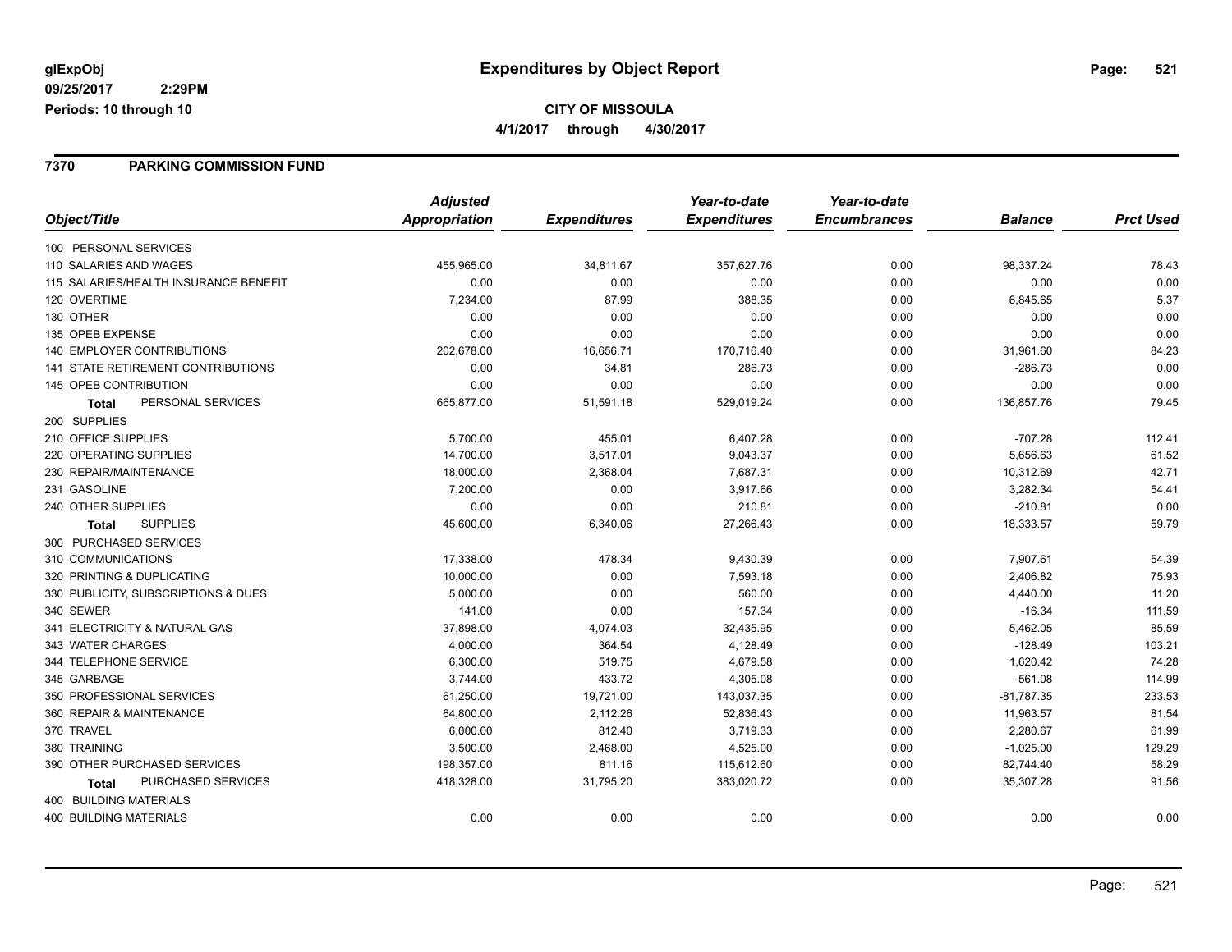# Expenditures by Object Report

glExpObj
09/25/2017 2:29PM
Periods: 10 through 10

**CITY OF MISSOULA**
**4/1/2017 through 4/30/2017**

## 7370 PARKING COMMISSION FUND

| Object/Title | Adjusted Appropriation | Expenditures | Year-to-date Expenditures | Year-to-date Encumbrances | Balance | Prct Used |
|---|---|---|---|---|---|---|
| 100 PERSONAL SERVICES | | | | | | |
| 110 SALARIES AND WAGES | 455,965.00 | 34,811.67 | 357,627.76 | 0.00 | 98,337.24 | 78.43 |
| 115 SALARIES/HEALTH INSURANCE BENEFIT | 0.00 | 0.00 | 0.00 | 0.00 | 0.00 | 0.00 |
| 120 OVERTIME | 7,234.00 | 87.99 | 388.35 | 0.00 | 6,845.65 | 5.37 |
| 130 OTHER | 0.00 | 0.00 | 0.00 | 0.00 | 0.00 | 0.00 |
| 135 OPEB EXPENSE | 0.00 | 0.00 | 0.00 | 0.00 | 0.00 | 0.00 |
| 140 EMPLOYER CONTRIBUTIONS | 202,678.00 | 16,656.71 | 170,716.40 | 0.00 | 31,961.60 | 84.23 |
| 141 STATE RETIREMENT CONTRIBUTIONS | 0.00 | 34.81 | 286.73 | 0.00 | -286.73 | 0.00 |
| 145 OPEB CONTRIBUTION | 0.00 | 0.00 | 0.00 | 0.00 | 0.00 | 0.00 |
| **Total** PERSONAL SERVICES | 665,877.00 | 51,591.18 | 529,019.24 | 0.00 | 136,857.76 | 79.45 |
| 200 SUPPLIES | | | | | | |
| 210 OFFICE SUPPLIES | 5,700.00 | 455.01 | 6,407.28 | 0.00 | -707.28 | 112.41 |
| 220 OPERATING SUPPLIES | 14,700.00 | 3,517.01 | 9,043.37 | 0.00 | 5,656.63 | 61.52 |
| 230 REPAIR/MAINTENANCE | 18,000.00 | 2,368.04 | 7,687.31 | 0.00 | 10,312.69 | 42.71 |
| 231 GASOLINE | 7,200.00 | 0.00 | 3,917.66 | 0.00 | 3,282.34 | 54.41 |
| 240 OTHER SUPPLIES | 0.00 | 0.00 | 210.81 | 0.00 | -210.81 | 0.00 |
| **Total** SUPPLIES | 45,600.00 | 6,340.06 | 27,266.43 | 0.00 | 18,333.57 | 59.79 |
| 300 PURCHASED SERVICES | | | | | | |
| 310 COMMUNICATIONS | 17,338.00 | 478.34 | 9,430.39 | 0.00 | 7,907.61 | 54.39 |
| 320 PRINTING & DUPLICATING | 10,000.00 | 0.00 | 7,593.18 | 0.00 | 2,406.82 | 75.93 |
| 330 PUBLICITY, SUBSCRIPTIONS & DUES | 5,000.00 | 0.00 | 560.00 | 0.00 | 4,440.00 | 11.20 |
| 340 SEWER | 141.00 | 0.00 | 157.34 | 0.00 | -16.34 | 111.59 |
| 341 ELECTRICITY & NATURAL GAS | 37,898.00 | 4,074.03 | 32,435.95 | 0.00 | 5,462.05 | 85.59 |
| 343 WATER CHARGES | 4,000.00 | 364.54 | 4,128.49 | 0.00 | -128.49 | 103.21 |
| 344 TELEPHONE SERVICE | 6,300.00 | 519.75 | 4,679.58 | 0.00 | 1,620.42 | 74.28 |
| 345 GARBAGE | 3,744.00 | 433.72 | 4,305.08 | 0.00 | -561.08 | 114.99 |
| 350 PROFESSIONAL SERVICES | 61,250.00 | 19,721.00 | 143,037.35 | 0.00 | -81,787.35 | 233.53 |
| 360 REPAIR & MAINTENANCE | 64,800.00 | 2,112.26 | 52,836.43 | 0.00 | 11,963.57 | 81.54 |
| 370 TRAVEL | 6,000.00 | 812.40 | 3,719.33 | 0.00 | 2,280.67 | 61.99 |
| 380 TRAINING | 3,500.00 | 2,468.00 | 4,525.00 | 0.00 | -1,025.00 | 129.29 |
| 390 OTHER PURCHASED SERVICES | 198,357.00 | 811.16 | 115,612.60 | 0.00 | 82,744.40 | 58.29 |
| **Total** PURCHASED SERVICES | 418,328.00 | 31,795.20 | 383,020.72 | 0.00 | 35,307.28 | 91.56 |
| 400 BUILDING MATERIALS | | | | | | |
| 400 BUILDING MATERIALS | 0.00 | 0.00 | 0.00 | 0.00 | 0.00 | 0.00 |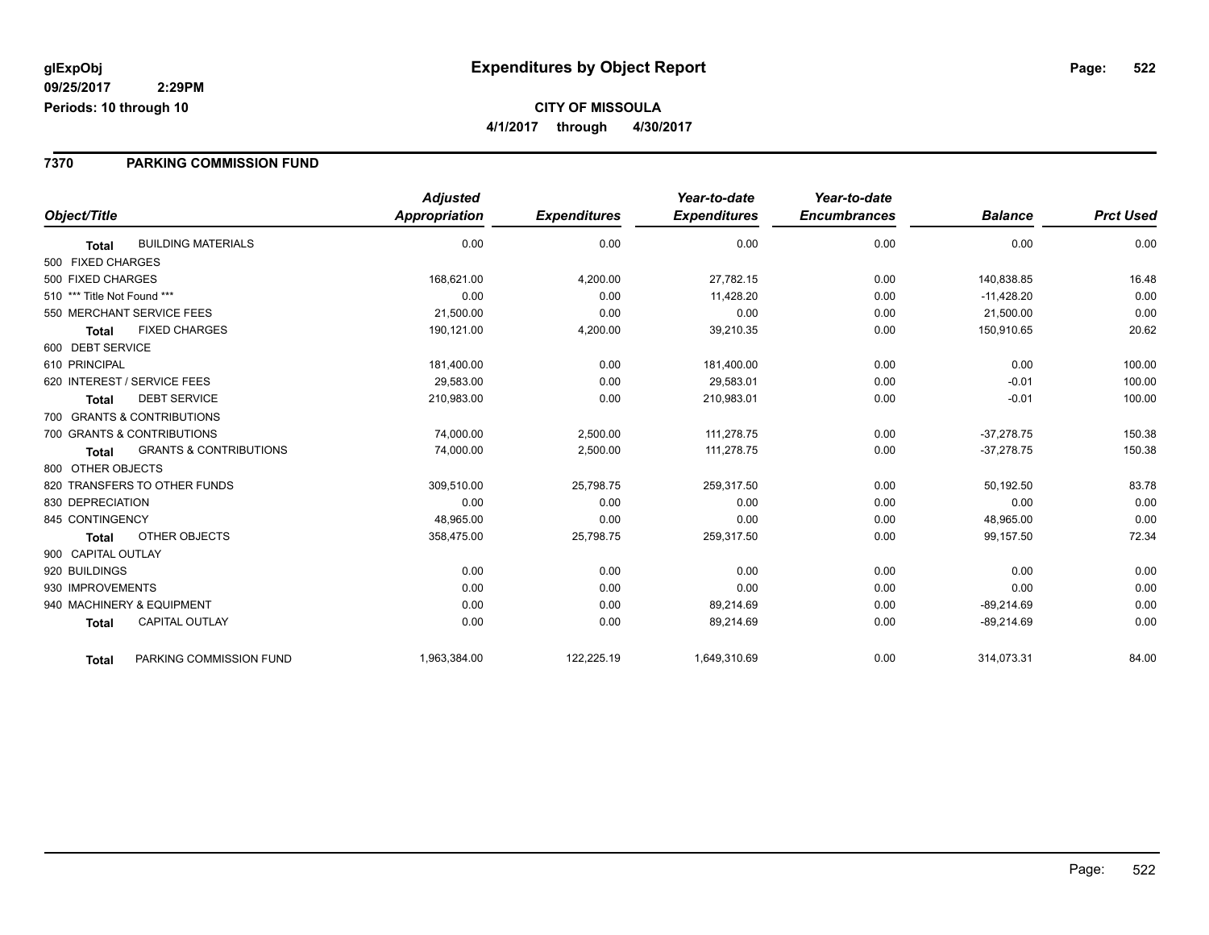# Expenditures by Object Report

glExpObj
09/25/2017 2:29PM
Periods: 10 through 10

**CITY OF MISSOULA**
**4/1/2017 through 4/30/2017**

## 7370 PARKING COMMISSION FUND

| Object/Title | | Adjusted Appropriation | Expenditures | Year-to-date Expenditures | Year-to-date Encumbrances | Balance | Prct Used |
|---|---|---|---|---|---|---|---|
| Total | BUILDING MATERIALS | 0.00 | 0.00 | 0.00 | 0.00 | 0.00 | 0.00 |
| 500 FIXED CHARGES | | | | | | | |
| 500 FIXED CHARGES | | 168,621.00 | 4,200.00 | 27,782.15 | 0.00 | 140,838.85 | 16.48 |
| 510 *** Title Not Found *** | | 0.00 | 0.00 | 11,428.20 | 0.00 | -11,428.20 | 0.00 |
| 550 MERCHANT SERVICE FEES | | 21,500.00 | 0.00 | 0.00 | 0.00 | 21,500.00 | 0.00 |
| Total | FIXED CHARGES | 190,121.00 | 4,200.00 | 39,210.35 | 0.00 | 150,910.65 | 20.62 |
| 600 DEBT SERVICE | | | | | | | |
| 610 PRINCIPAL | | 181,400.00 | 0.00 | 181,400.00 | 0.00 | 0.00 | 100.00 |
| 620 INTEREST / SERVICE FEES | | 29,583.00 | 0.00 | 29,583.01 | 0.00 | -0.01 | 100.00 |
| Total | DEBT SERVICE | 210,983.00 | 0.00 | 210,983.01 | 0.00 | -0.01 | 100.00 |
| 700 GRANTS & CONTRIBUTIONS | | | | | | | |
| 700 GRANTS & CONTRIBUTIONS | | 74,000.00 | 2,500.00 | 111,278.75 | 0.00 | -37,278.75 | 150.38 |
| Total | GRANTS & CONTRIBUTIONS | 74,000.00 | 2,500.00 | 111,278.75 | 0.00 | -37,278.75 | 150.38 |
| 800 OTHER OBJECTS | | | | | | | |
| 820 TRANSFERS TO OTHER FUNDS | | 309,510.00 | 25,798.75 | 259,317.50 | 0.00 | 50,192.50 | 83.78 |
| 830 DEPRECIATION | | 0.00 | 0.00 | 0.00 | 0.00 | 0.00 | 0.00 |
| 845 CONTINGENCY | | 48,965.00 | 0.00 | 0.00 | 0.00 | 48,965.00 | 0.00 |
| Total | OTHER OBJECTS | 358,475.00 | 25,798.75 | 259,317.50 | 0.00 | 99,157.50 | 72.34 |
| 900 CAPITAL OUTLAY | | | | | | | |
| 920 BUILDINGS | | 0.00 | 0.00 | 0.00 | 0.00 | 0.00 | 0.00 |
| 930 IMPROVEMENTS | | 0.00 | 0.00 | 0.00 | 0.00 | 0.00 | 0.00 |
| 940 MACHINERY & EQUIPMENT | | 0.00 | 0.00 | 89,214.69 | 0.00 | -89,214.69 | 0.00 |
| Total | CAPITAL OUTLAY | 0.00 | 0.00 | 89,214.69 | 0.00 | -89,214.69 | 0.00 |
| Total | PARKING COMMISSION FUND | 1,963,384.00 | 122,225.19 | 1,649,310.69 | 0.00 | 314,073.31 | 84.00 |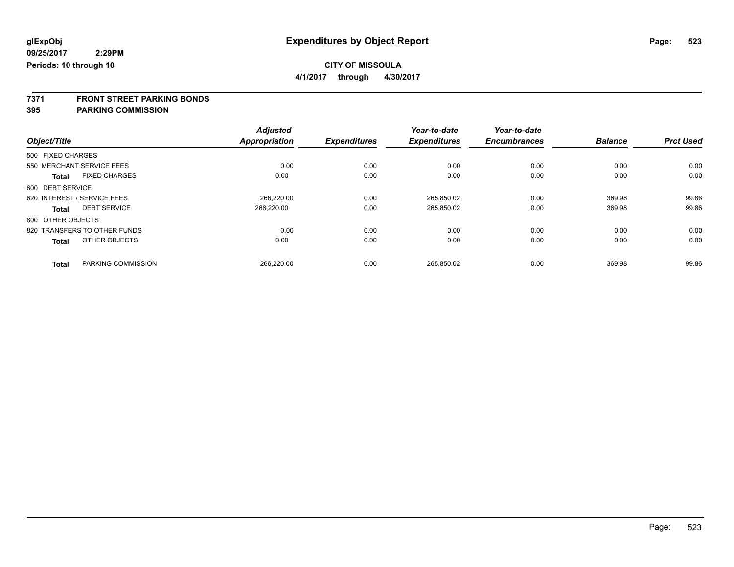glExpObj
09/25/2017 2:29PM
Periods: 10 through 10

# Expenditures by Object Report

**CITY OF MISSOULA**

**4/1/2017 through 4/30/2017**

**7371 FRONT STREET PARKING BONDS**
**395 PARKING COMMISSION**

| Object/Title | | Adjusted Appropriation | Expenditures | Year-to-date Expenditures | Year-to-date Encumbrances | Balance | Prct Used |
|---|---|---|---|---|---|---|---|
| 500 FIXED CHARGES | | | | | | | |
| 550 MERCHANT SERVICE FEES | | 0.00 | 0.00 | 0.00 | 0.00 | 0.00 | 0.00 |
| **Total** | FIXED CHARGES | 0.00 | 0.00 | 0.00 | 0.00 | 0.00 | 0.00 |
| 600 DEBT SERVICE | | | | | | | |
| 620 INTEREST / SERVICE FEES | | 266,220.00 | 0.00 | 265,850.02 | 0.00 | 369.98 | 99.86 |
| **Total** | DEBT SERVICE | 266,220.00 | 0.00 | 265,850.02 | 0.00 | 369.98 | 99.86 |
| 800 OTHER OBJECTS | | | | | | | |
| 820 TRANSFERS TO OTHER FUNDS | | 0.00 | 0.00 | 0.00 | 0.00 | 0.00 | 0.00 |
| **Total** | OTHER OBJECTS | 0.00 | 0.00 | 0.00 | 0.00 | 0.00 | 0.00 |
| **Total** | PARKING COMMISSION | 266,220.00 | 0.00 | 265,850.02 | 0.00 | 369.98 | 99.86 |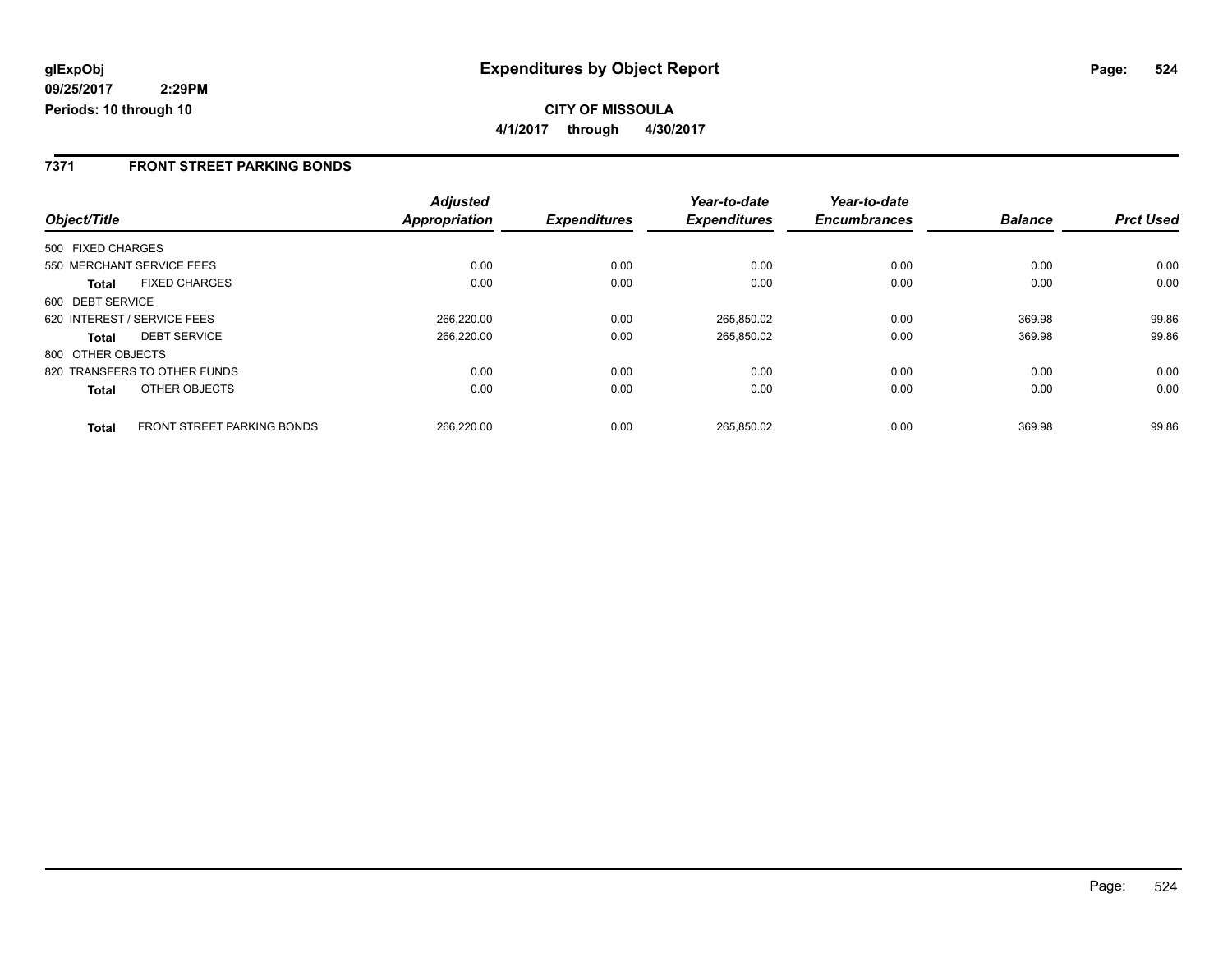**glExpObj** **Expenditures by Object Report**

**09/25/2017 2:29PM**

**Periods: 10 through 10**

**CITY OF MISSOULA**

**4/1/2017 through 4/30/2017**

## 7371 FRONT STREET PARKING BONDS

| Object/Title | | Adjusted Appropriation | Expenditures | Year-to-date Expenditures | Year-to-date Encumbrances | Balance | Prct Used |
|---|---|---|---|---|---|---|---|
| 500 FIXED CHARGES | | | | | | | |
| 550 MERCHANT SERVICE FEES | | 0.00 | 0.00 | 0.00 | 0.00 | 0.00 | 0.00 |
| **Total** | FIXED CHARGES | 0.00 | 0.00 | 0.00 | 0.00 | 0.00 | 0.00 |
| 600 DEBT SERVICE | | | | | | | |
| 620 INTEREST / SERVICE FEES | | 266,220.00 | 0.00 | 265,850.02 | 0.00 | 369.98 | 99.86 |
| **Total** | DEBT SERVICE | 266,220.00 | 0.00 | 265,850.02 | 0.00 | 369.98 | 99.86 |
| 800 OTHER OBJECTS | | | | | | | |
| 820 TRANSFERS TO OTHER FUNDS | | 0.00 | 0.00 | 0.00 | 0.00 | 0.00 | 0.00 |
| **Total** | OTHER OBJECTS | 0.00 | 0.00 | 0.00 | 0.00 | 0.00 | 0.00 |
| **Total** | FRONT STREET PARKING BONDS | 266,220.00 | 0.00 | 265,850.02 | 0.00 | 369.98 | 99.86 |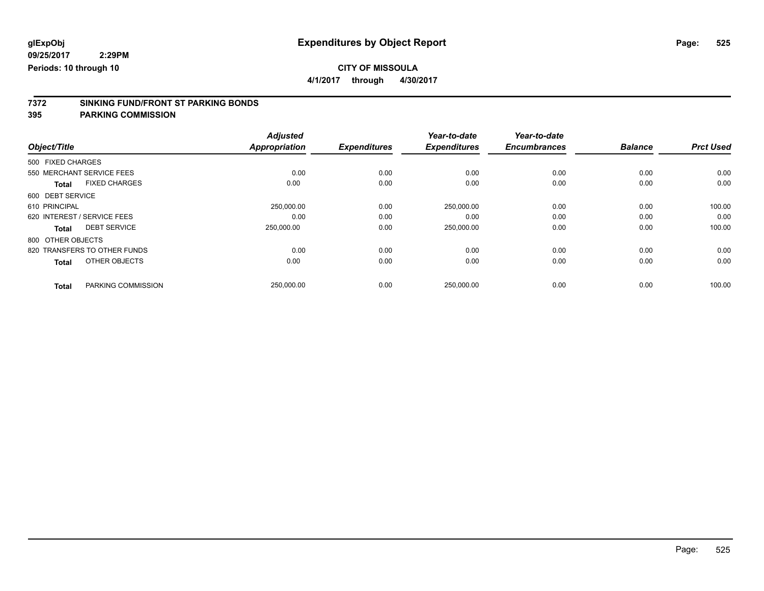glExpObj
09/25/2017 2:29PM
Periods: 10 through 10

# Expenditures by Object Report

**CITY OF MISSOULA**

**4/1/2017 through 4/30/2017**

## 7372 SINKING FUND/FRONT ST PARKING BONDS
## 395 PARKING COMMISSION

| Object/Title | Adjusted Appropriation | Expenditures | Year-to-date Expenditures | Year-to-date Encumbrances | Balance | Prct Used |
|---|---|---|---|---|---|---|
| 500 FIXED CHARGES | | | | | | |
| 550 MERCHANT SERVICE FEES | 0.00 | 0.00 | 0.00 | 0.00 | 0.00 | 0.00 |
| **Total** FIXED CHARGES | 0.00 | 0.00 | 0.00 | 0.00 | 0.00 | 0.00 |
| 600 DEBT SERVICE | | | | | | |
| 610 PRINCIPAL | 250,000.00 | 0.00 | 250,000.00 | 0.00 | 0.00 | 100.00 |
| 620 INTEREST / SERVICE FEES | 0.00 | 0.00 | 0.00 | 0.00 | 0.00 | 0.00 |
| **Total** DEBT SERVICE | 250,000.00 | 0.00 | 250,000.00 | 0.00 | 0.00 | 100.00 |
| 800 OTHER OBJECTS | | | | | | |
| 820 TRANSFERS TO OTHER FUNDS | 0.00 | 0.00 | 0.00 | 0.00 | 0.00 | 0.00 |
| **Total** OTHER OBJECTS | 0.00 | 0.00 | 0.00 | 0.00 | 0.00 | 0.00 |
| **Total** PARKING COMMISSION | 250,000.00 | 0.00 | 250,000.00 | 0.00 | 0.00 | 100.00 |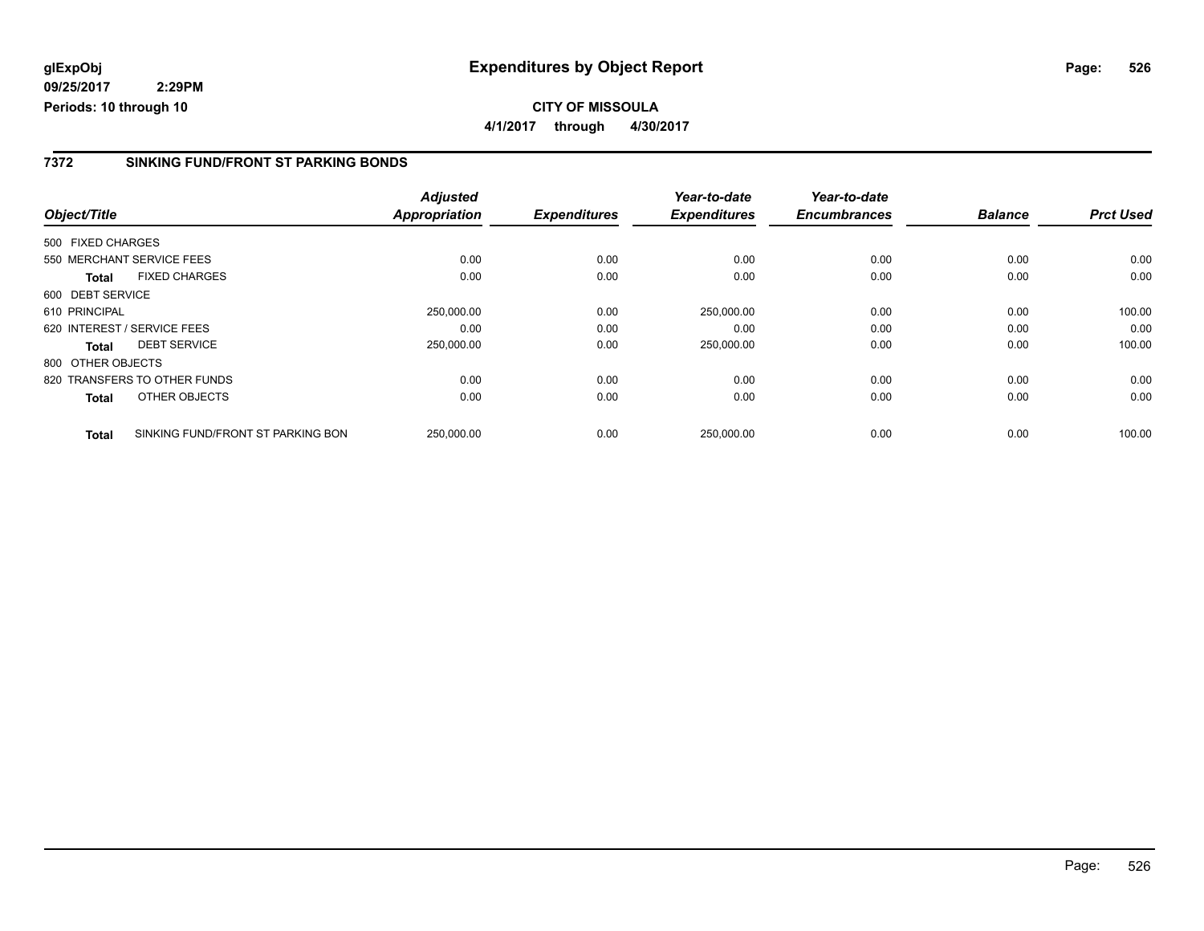# Expenditures by Object Report

glExpObj
09/25/2017 2:29PM
Periods: 10 through 10

**CITY OF MISSOULA**

**4/1/2017 through 4/30/2017**

## 7372 SINKING FUND/FRONT ST PARKING BONDS

| Object/Title | | Adjusted Appropriation | Expenditures | Year-to-date Expenditures | Year-to-date Encumbrances | Balance | Prct Used |
|---|---|---|---|---|---|---|---|
| 500 FIXED CHARGES | | | | | | | |
| 550 MERCHANT SERVICE FEES | | 0.00 | 0.00 | 0.00 | 0.00 | 0.00 | 0.00 |
| **Total** | FIXED CHARGES | 0.00 | 0.00 | 0.00 | 0.00 | 0.00 | 0.00 |
| 600 DEBT SERVICE | | | | | | | |
| 610 PRINCIPAL | | 250,000.00 | 0.00 | 250,000.00 | 0.00 | 0.00 | 100.00 |
| 620 INTEREST / SERVICE FEES | | 0.00 | 0.00 | 0.00 | 0.00 | 0.00 | 0.00 |
| **Total** | DEBT SERVICE | 250,000.00 | 0.00 | 250,000.00 | 0.00 | 0.00 | 100.00 |
| 800 OTHER OBJECTS | | | | | | | |
| 820 TRANSFERS TO OTHER FUNDS | | 0.00 | 0.00 | 0.00 | 0.00 | 0.00 | 0.00 |
| **Total** | OTHER OBJECTS | 0.00 | 0.00 | 0.00 | 0.00 | 0.00 | 0.00 |
| **Total** | SINKING FUND/FRONT ST PARKING BON | 250,000.00 | 0.00 | 250,000.00 | 0.00 | 0.00 | 100.00 |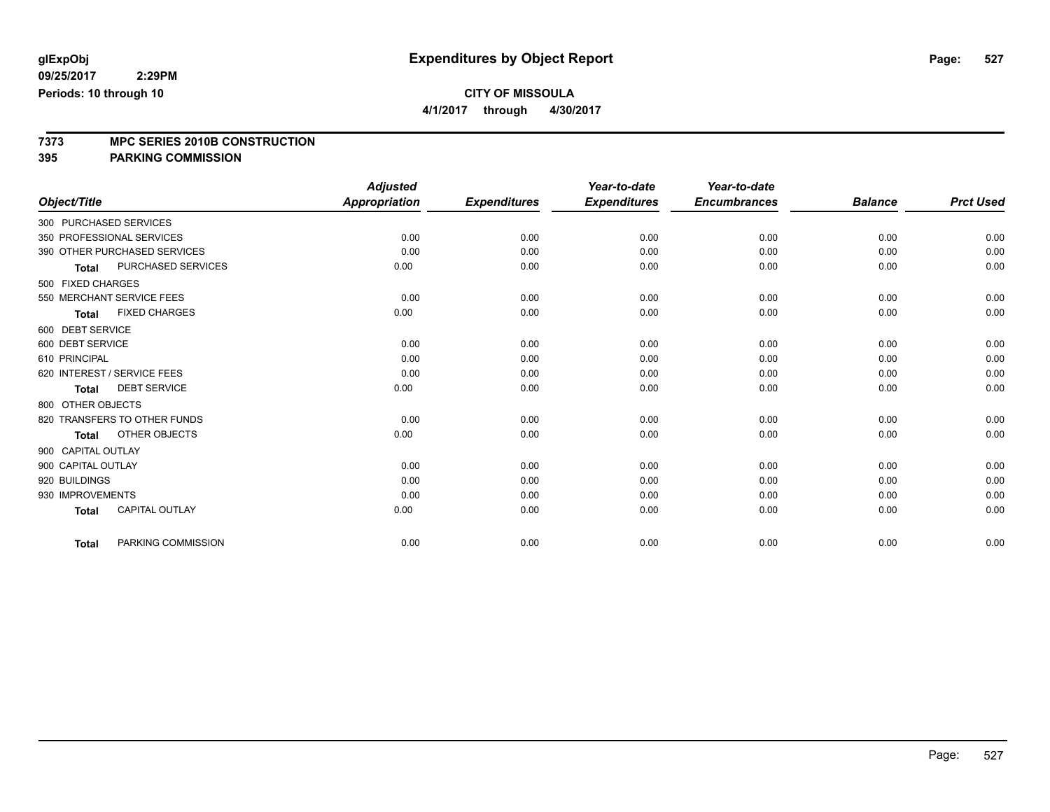glExpObj
09/25/2017 2:29PM
Periods: 10 through 10

# Expenditures by Object Report

**CITY OF MISSOULA**
**4/1/2017 through 4/30/2017**

**7373 MPC SERIES 2010B CONSTRUCTION**
**395 PARKING COMMISSION**

| Object/Title | Adjusted Appropriation | Expenditures | Year-to-date Expenditures | Year-to-date Encumbrances | Balance | Prct Used |
|---|---|---|---|---|---|---|
| 300 PURCHASED SERVICES | | | | | | |
| 350 PROFESSIONAL SERVICES | 0.00 | 0.00 | 0.00 | 0.00 | 0.00 | 0.00 |
| 390 OTHER PURCHASED SERVICES | 0.00 | 0.00 | 0.00 | 0.00 | 0.00 | 0.00 |
| **Total** PURCHASED SERVICES | 0.00 | 0.00 | 0.00 | 0.00 | 0.00 | 0.00 |
| 500 FIXED CHARGES | | | | | | |
| 550 MERCHANT SERVICE FEES | 0.00 | 0.00 | 0.00 | 0.00 | 0.00 | 0.00 |
| **Total** FIXED CHARGES | 0.00 | 0.00 | 0.00 | 0.00 | 0.00 | 0.00 |
| 600 DEBT SERVICE | | | | | | |
| 600 DEBT SERVICE | 0.00 | 0.00 | 0.00 | 0.00 | 0.00 | 0.00 |
| 610 PRINCIPAL | 0.00 | 0.00 | 0.00 | 0.00 | 0.00 | 0.00 |
| 620 INTEREST / SERVICE FEES | 0.00 | 0.00 | 0.00 | 0.00 | 0.00 | 0.00 |
| **Total** DEBT SERVICE | 0.00 | 0.00 | 0.00 | 0.00 | 0.00 | 0.00 |
| 800 OTHER OBJECTS | | | | | | |
| 820 TRANSFERS TO OTHER FUNDS | 0.00 | 0.00 | 0.00 | 0.00 | 0.00 | 0.00 |
| **Total** OTHER OBJECTS | 0.00 | 0.00 | 0.00 | 0.00 | 0.00 | 0.00 |
| 900 CAPITAL OUTLAY | | | | | | |
| 900 CAPITAL OUTLAY | 0.00 | 0.00 | 0.00 | 0.00 | 0.00 | 0.00 |
| 920 BUILDINGS | 0.00 | 0.00 | 0.00 | 0.00 | 0.00 | 0.00 |
| 930 IMPROVEMENTS | 0.00 | 0.00 | 0.00 | 0.00 | 0.00 | 0.00 |
| **Total** CAPITAL OUTLAY | 0.00 | 0.00 | 0.00 | 0.00 | 0.00 | 0.00 |
| **Total** PARKING COMMISSION | 0.00 | 0.00 | 0.00 | 0.00 | 0.00 | 0.00 |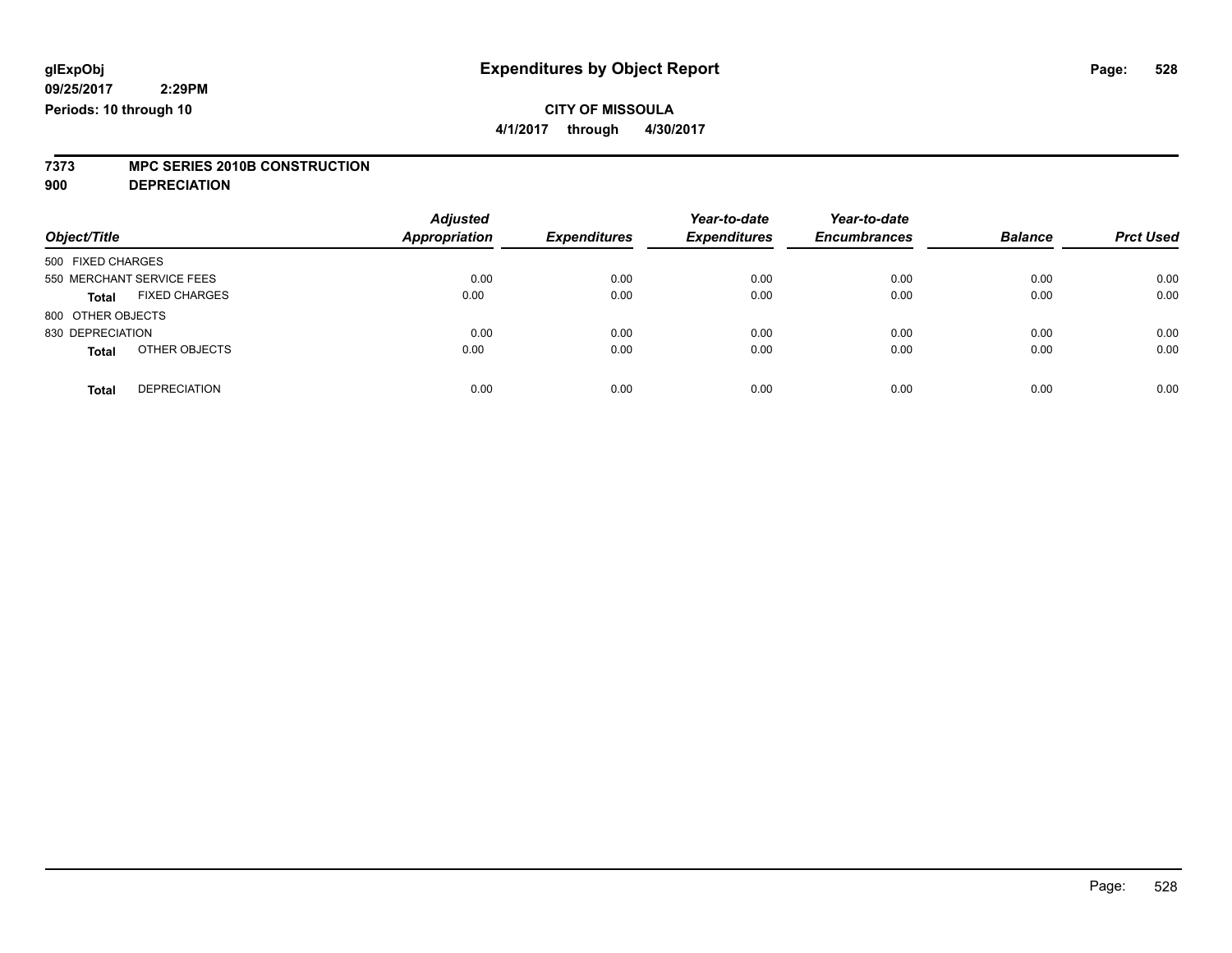**glExpObj**
**09/25/2017 2:29PM**
**Periods: 10 through 10**

# Expenditures by Object Report

**CITY OF MISSOULA**
**4/1/2017 through 4/30/2017**

**7373 MPC SERIES 2010B CONSTRUCTION**
**900 DEPRECIATION**

| Object/Title | Adjusted Appropriation | Expenditures | Year-to-date Expenditures | Year-to-date Encumbrances | Balance | Prct Used |
|---|---|---|---|---|---|---|
| 500 FIXED CHARGES | | | | | | |
| 550 MERCHANT SERVICE FEES | 0.00 | 0.00 | 0.00 | 0.00 | 0.00 | 0.00 |
| **Total** FIXED CHARGES | 0.00 | 0.00 | 0.00 | 0.00 | 0.00 | 0.00 |
| 800 OTHER OBJECTS | | | | | | |
| 830 DEPRECIATION | 0.00 | 0.00 | 0.00 | 0.00 | 0.00 | 0.00 |
| **Total** OTHER OBJECTS | 0.00 | 0.00 | 0.00 | 0.00 | 0.00 | 0.00 |
| **Total** DEPRECIATION | 0.00 | 0.00 | 0.00 | 0.00 | 0.00 | 0.00 |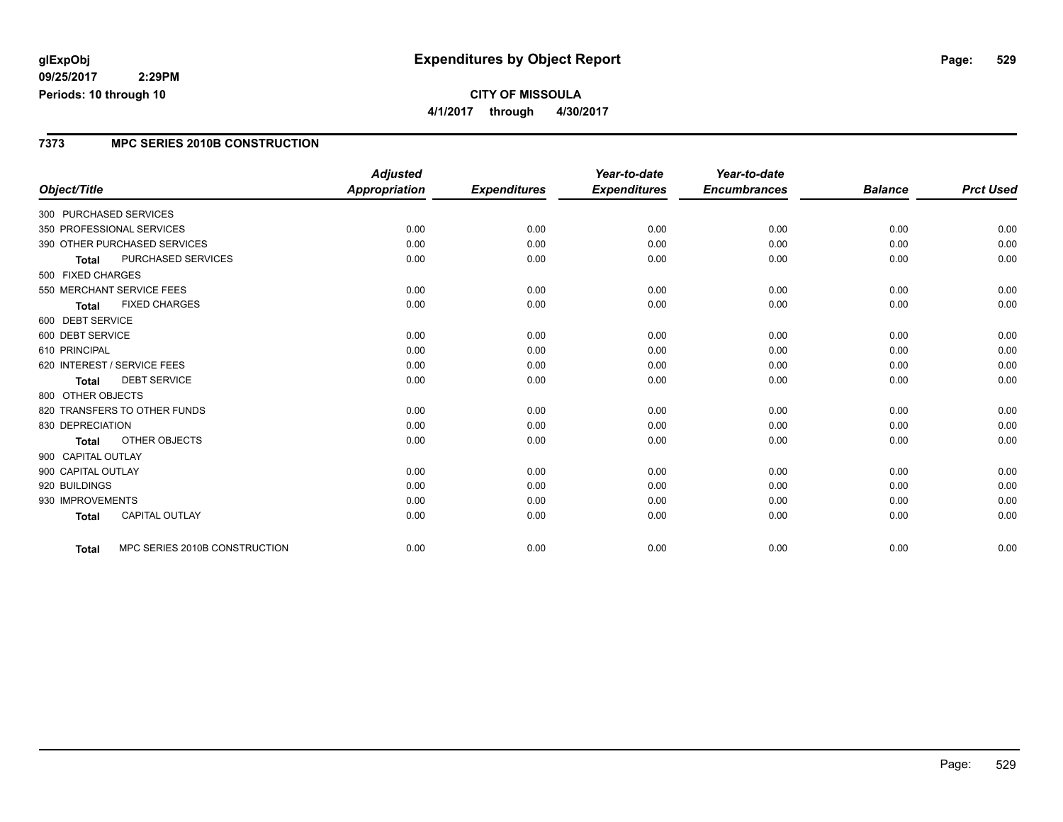**glExpObj** | **Expenditures by Object Report**

**09/25/2017 2:29PM**

**Periods: 10 through 10**

**CITY OF MISSOULA**

**4/1/2017 through 4/30/2017**

## 7373 MPC SERIES 2010B CONSTRUCTION

| Object/Title | Adjusted Appropriation | Expenditures | Year-to-date Expenditures | Year-to-date Encumbrances | Balance | Prct Used |
|---|---|---|---|---|---|---|
| 300 PURCHASED SERVICES | | | | | | |
| 350 PROFESSIONAL SERVICES | 0.00 | 0.00 | 0.00 | 0.00 | 0.00 | 0.00 |
| 390 OTHER PURCHASED SERVICES | 0.00 | 0.00 | 0.00 | 0.00 | 0.00 | 0.00 |
| **Total** PURCHASED SERVICES | 0.00 | 0.00 | 0.00 | 0.00 | 0.00 | 0.00 |
| 500 FIXED CHARGES | | | | | | |
| 550 MERCHANT SERVICE FEES | 0.00 | 0.00 | 0.00 | 0.00 | 0.00 | 0.00 |
| **Total** FIXED CHARGES | 0.00 | 0.00 | 0.00 | 0.00 | 0.00 | 0.00 |
| 600 DEBT SERVICE | | | | | | |
| 600 DEBT SERVICE | 0.00 | 0.00 | 0.00 | 0.00 | 0.00 | 0.00 |
| 610 PRINCIPAL | 0.00 | 0.00 | 0.00 | 0.00 | 0.00 | 0.00 |
| 620 INTEREST / SERVICE FEES | 0.00 | 0.00 | 0.00 | 0.00 | 0.00 | 0.00 |
| **Total** DEBT SERVICE | 0.00 | 0.00 | 0.00 | 0.00 | 0.00 | 0.00 |
| 800 OTHER OBJECTS | | | | | | |
| 820 TRANSFERS TO OTHER FUNDS | 0.00 | 0.00 | 0.00 | 0.00 | 0.00 | 0.00 |
| 830 DEPRECIATION | 0.00 | 0.00 | 0.00 | 0.00 | 0.00 | 0.00 |
| **Total** OTHER OBJECTS | 0.00 | 0.00 | 0.00 | 0.00 | 0.00 | 0.00 |
| 900 CAPITAL OUTLAY | | | | | | |
| 900 CAPITAL OUTLAY | 0.00 | 0.00 | 0.00 | 0.00 | 0.00 | 0.00 |
| 920 BUILDINGS | 0.00 | 0.00 | 0.00 | 0.00 | 0.00 | 0.00 |
| 930 IMPROVEMENTS | 0.00 | 0.00 | 0.00 | 0.00 | 0.00 | 0.00 |
| **Total** CAPITAL OUTLAY | 0.00 | 0.00 | 0.00 | 0.00 | 0.00 | 0.00 |
| **Total** MPC SERIES 2010B CONSTRUCTION | 0.00 | 0.00 | 0.00 | 0.00 | 0.00 | 0.00 |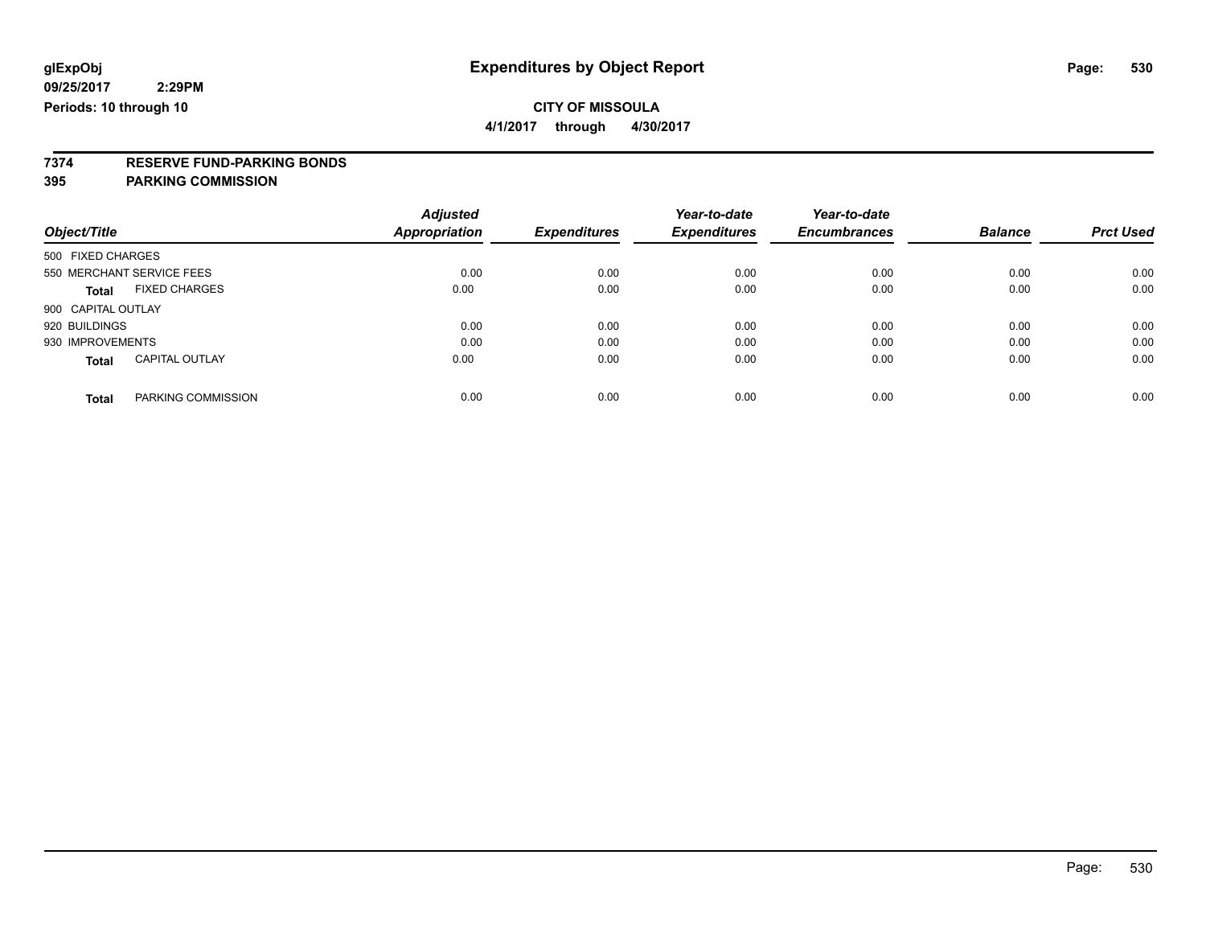glExpObj
09/25/2017 2:29PM
Periods: 10 through 10

# Expenditures by Object Report

**CITY OF MISSOULA**

**4/1/2017 through 4/30/2017**

**7374 RESERVE FUND-PARKING BONDS**
**395 PARKING COMMISSION**

| Object/Title | | Adjusted Appropriation | Expenditures | Year-to-date Expenditures | Year-to-date Encumbrances | Balance | Prct Used |
|---|---|---|---|---|---|---|---|
| 500 FIXED CHARGES | | | | | | | |
| 550 MERCHANT SERVICE FEES | | 0.00 | 0.00 | 0.00 | 0.00 | 0.00 | 0.00 |
| **Total** | FIXED CHARGES | 0.00 | 0.00 | 0.00 | 0.00 | 0.00 | 0.00 |
| 900 CAPITAL OUTLAY | | | | | | | |
| 920 BUILDINGS | | 0.00 | 0.00 | 0.00 | 0.00 | 0.00 | 0.00 |
| 930 IMPROVEMENTS | | 0.00 | 0.00 | 0.00 | 0.00 | 0.00 | 0.00 |
| **Total** | CAPITAL OUTLAY | 0.00 | 0.00 | 0.00 | 0.00 | 0.00 | 0.00 |
| **Total** | PARKING COMMISSION | 0.00 | 0.00 | 0.00 | 0.00 | 0.00 | 0.00 |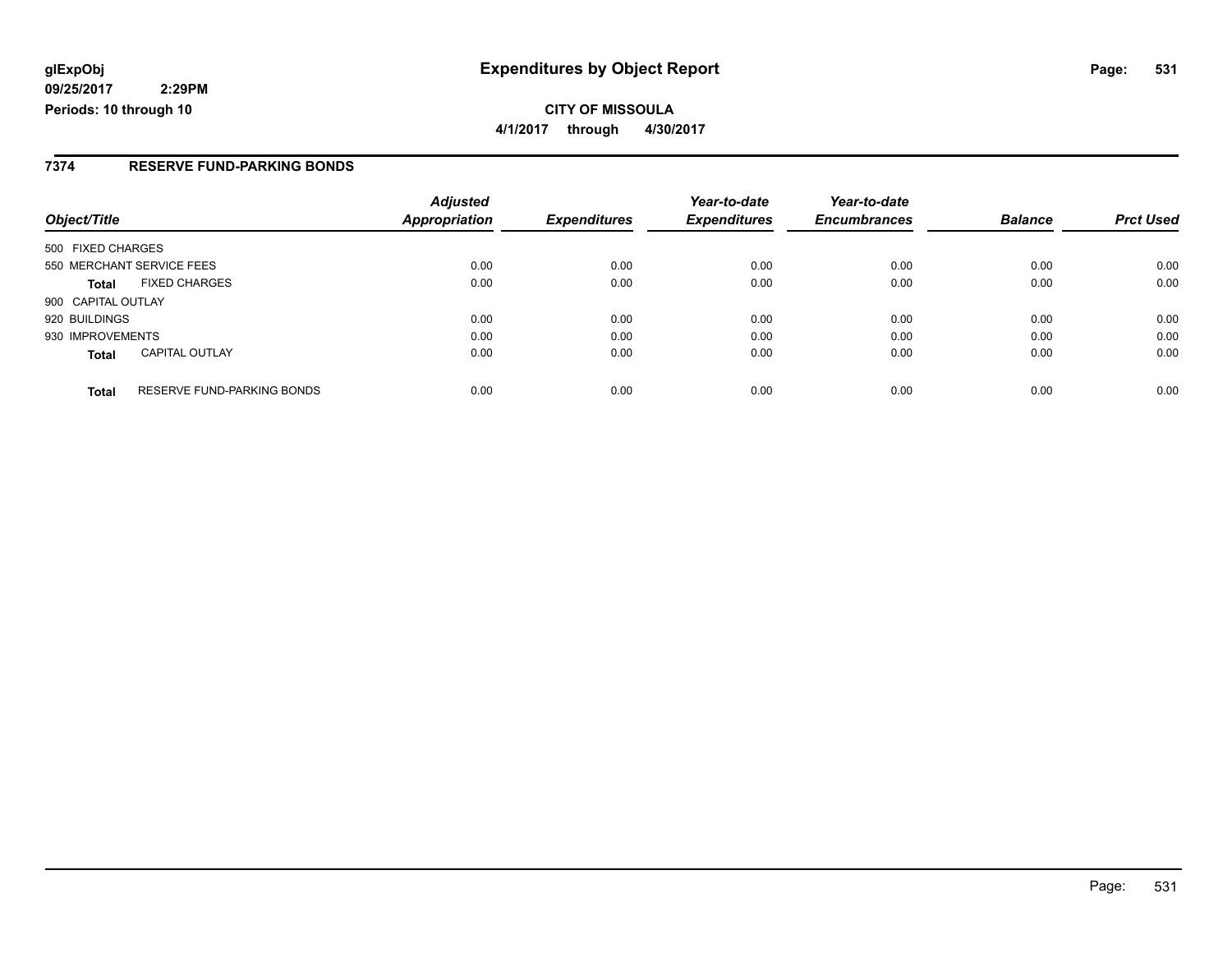**glExpObj** **Expenditures by Object Report**
**09/25/2017 2:29PM**
**Periods: 10 through 10**

**CITY OF MISSOULA**
**4/1/2017 through 4/30/2017**

## 7374 RESERVE FUND-PARKING BONDS

| Object/Title | | Adjusted Appropriation | Expenditures | Year-to-date Expenditures | Year-to-date Encumbrances | Balance | Prct Used |
|---|---|---|---|---|---|---|---|
| 500 FIXED CHARGES | | | | | | | |
| 550 MERCHANT SERVICE FEES | | 0.00 | 0.00 | 0.00 | 0.00 | 0.00 | 0.00 |
| **Total** | FIXED CHARGES | 0.00 | 0.00 | 0.00 | 0.00 | 0.00 | 0.00 |
| 900 CAPITAL OUTLAY | | | | | | | |
| 920 BUILDINGS | | 0.00 | 0.00 | 0.00 | 0.00 | 0.00 | 0.00 |
| 930 IMPROVEMENTS | | 0.00 | 0.00 | 0.00 | 0.00 | 0.00 | 0.00 |
| **Total** | CAPITAL OUTLAY | 0.00 | 0.00 | 0.00 | 0.00 | 0.00 | 0.00 |
| **Total** | RESERVE FUND-PARKING BONDS | 0.00 | 0.00 | 0.00 | 0.00 | 0.00 | 0.00 |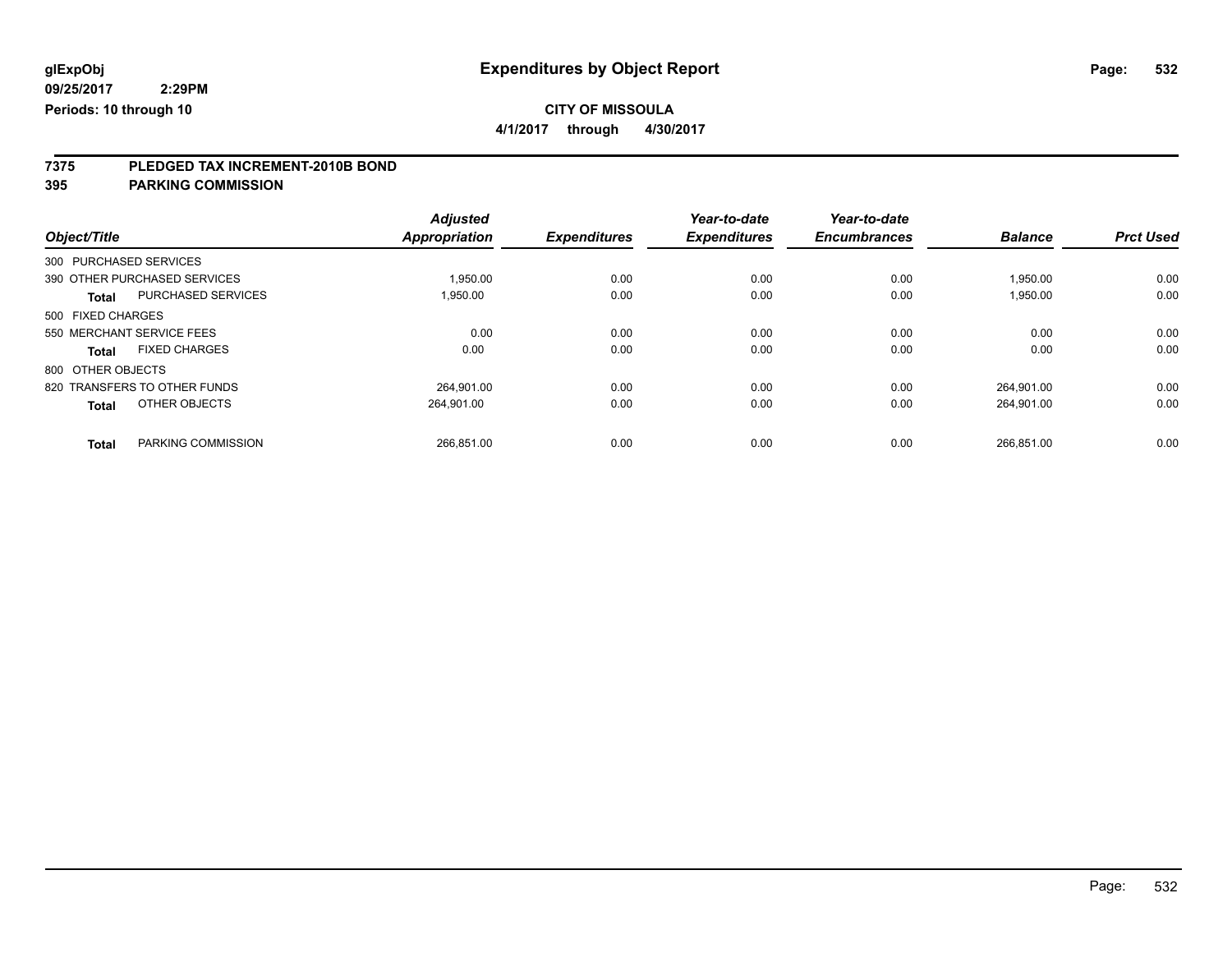**glExpObj**

**09/25/2017 2:29PM**

**Periods: 10 through 10**

# Expenditures by Object Report

**CITY OF MISSOULA**

**4/1/2017 through 4/30/2017**

## 7375 PLEDGED TAX INCREMENT-2010B BOND

## 395 PARKING COMMISSION

| Object/Title | | Adjusted Appropriation | Expenditures | Year-to-date Expenditures | Year-to-date Encumbrances | Balance | Prct Used |
|---|---|---|---|---|---|---|---|
| 300 PURCHASED SERVICES | | | | | | | |
| 390 OTHER PURCHASED SERVICES | | 1,950.00 | 0.00 | 0.00 | 0.00 | 1,950.00 | 0.00 |
| **Total** | PURCHASED SERVICES | 1,950.00 | 0.00 | 0.00 | 0.00 | 1,950.00 | 0.00 |
| 500 FIXED CHARGES | | | | | | | |
| 550 MERCHANT SERVICE FEES | | 0.00 | 0.00 | 0.00 | 0.00 | 0.00 | 0.00 |
| **Total** | FIXED CHARGES | 0.00 | 0.00 | 0.00 | 0.00 | 0.00 | 0.00 |
| 800 OTHER OBJECTS | | | | | | | |
| 820 TRANSFERS TO OTHER FUNDS | | 264,901.00 | 0.00 | 0.00 | 0.00 | 264,901.00 | 0.00 |
| **Total** | OTHER OBJECTS | 264,901.00 | 0.00 | 0.00 | 0.00 | 264,901.00 | 0.00 |
| **Total** | PARKING COMMISSION | 266,851.00 | 0.00 | 0.00 | 0.00 | 266,851.00 | 0.00 |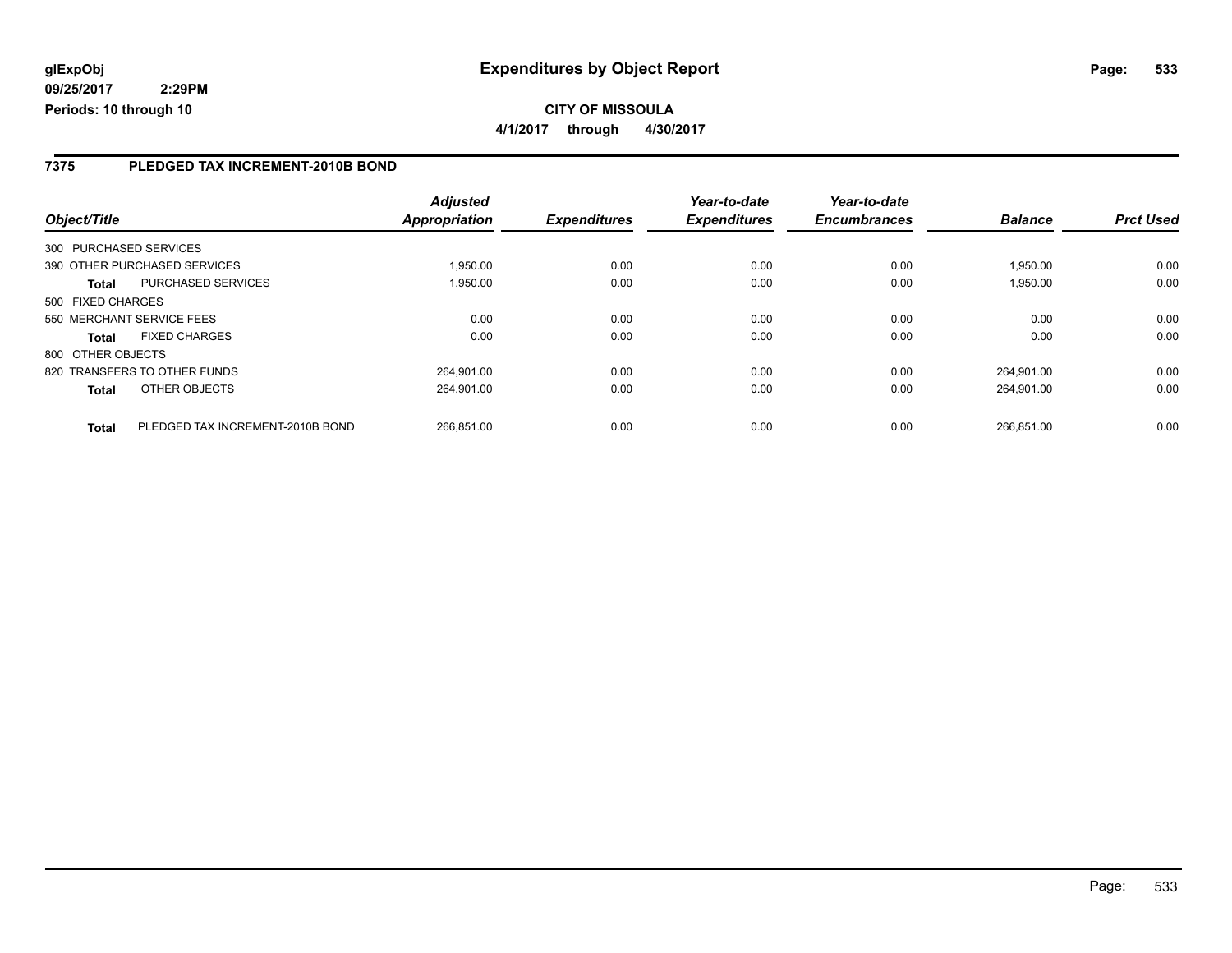**glExpObj**
**09/25/2017 2:29PM**
**Periods: 10 through 10**

# Expenditures by Object Report

**CITY OF MISSOULA**
**4/1/2017 through 4/30/2017**

## 7375 PLEDGED TAX INCREMENT-2010B BOND

| Object/Title | | Adjusted Appropriation | Expenditures | Year-to-date Expenditures | Year-to-date Encumbrances | Balance | Prct Used |
|---|---|---|---|---|---|---|---|
| 300 PURCHASED SERVICES | | | | | | | |
| 390 OTHER PURCHASED SERVICES | | 1,950.00 | 0.00 | 0.00 | 0.00 | 1,950.00 | 0.00 |
| **Total** | PURCHASED SERVICES | 1,950.00 | 0.00 | 0.00 | 0.00 | 1,950.00 | 0.00 |
| 500 FIXED CHARGES | | | | | | | |
| 550 MERCHANT SERVICE FEES | | 0.00 | 0.00 | 0.00 | 0.00 | 0.00 | 0.00 |
| **Total** | FIXED CHARGES | 0.00 | 0.00 | 0.00 | 0.00 | 0.00 | 0.00 |
| 800 OTHER OBJECTS | | | | | | | |
| 820 TRANSFERS TO OTHER FUNDS | | 264,901.00 | 0.00 | 0.00 | 0.00 | 264,901.00 | 0.00 |
| **Total** | OTHER OBJECTS | 264,901.00 | 0.00 | 0.00 | 0.00 | 264,901.00 | 0.00 |
| **Total** | PLEDGED TAX INCREMENT-2010B BOND | 266,851.00 | 0.00 | 0.00 | 0.00 | 266,851.00 | 0.00 |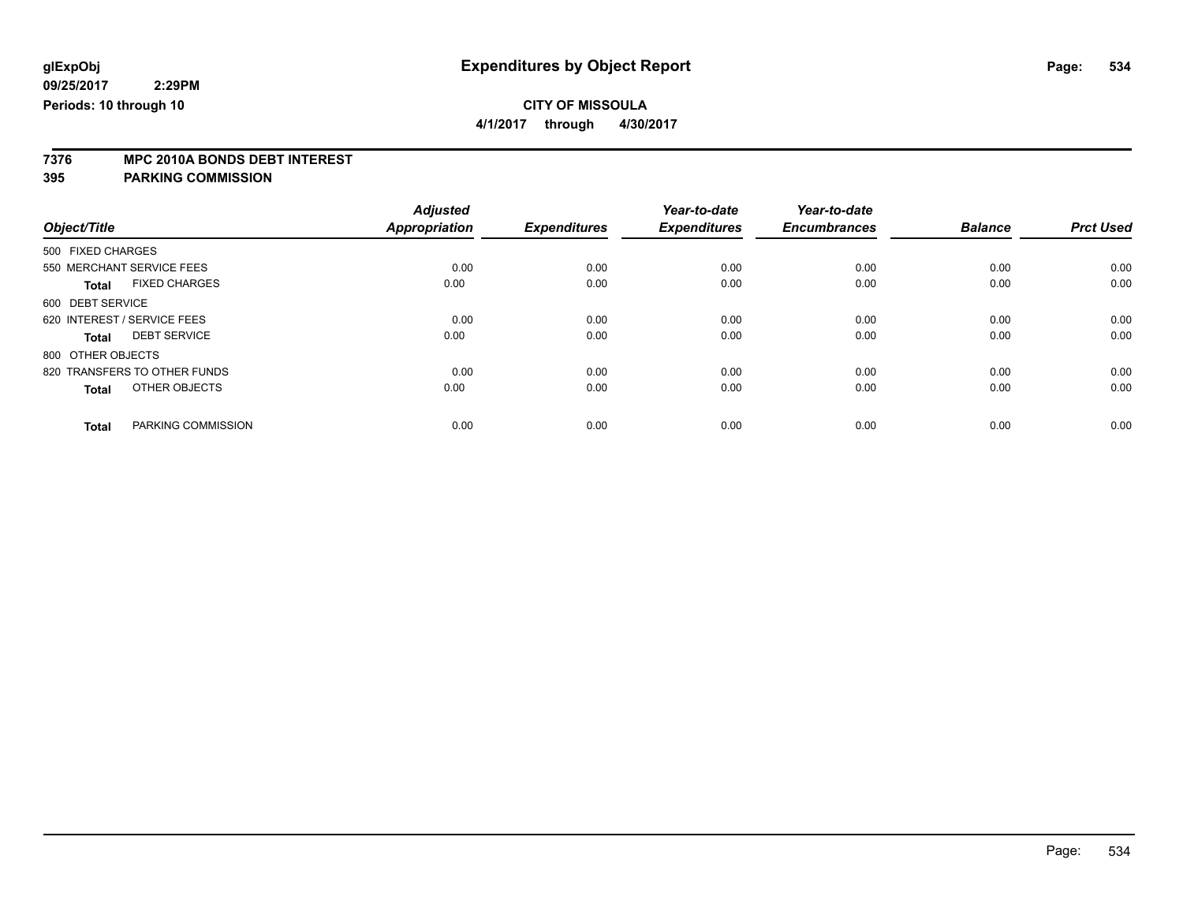glExpObj
09/25/2017 2:29PM
Periods: 10 through 10

# Expenditures by Object Report

**CITY OF MISSOULA**

**4/1/2017 through 4/30/2017**

**7376 MPC 2010A BONDS DEBT INTEREST**
**395 PARKING COMMISSION**

| Object/Title | Adjusted Appropriation | Expenditures | Year-to-date Expenditures | Year-to-date Encumbrances | Balance | Prct Used |
|---|---|---|---|---|---|---|
| 500 FIXED CHARGES | | | | | | |
| 550 MERCHANT SERVICE FEES | 0.00 | 0.00 | 0.00 | 0.00 | 0.00 | 0.00 |
| **Total** FIXED CHARGES | 0.00 | 0.00 | 0.00 | 0.00 | 0.00 | 0.00 |
| 600 DEBT SERVICE | | | | | | |
| 620 INTEREST / SERVICE FEES | 0.00 | 0.00 | 0.00 | 0.00 | 0.00 | 0.00 |
| **Total** DEBT SERVICE | 0.00 | 0.00 | 0.00 | 0.00 | 0.00 | 0.00 |
| 800 OTHER OBJECTS | | | | | | |
| 820 TRANSFERS TO OTHER FUNDS | 0.00 | 0.00 | 0.00 | 0.00 | 0.00 | 0.00 |
| **Total** OTHER OBJECTS | 0.00 | 0.00 | 0.00 | 0.00 | 0.00 | 0.00 |
| **Total** PARKING COMMISSION | 0.00 | 0.00 | 0.00 | 0.00 | 0.00 | 0.00 |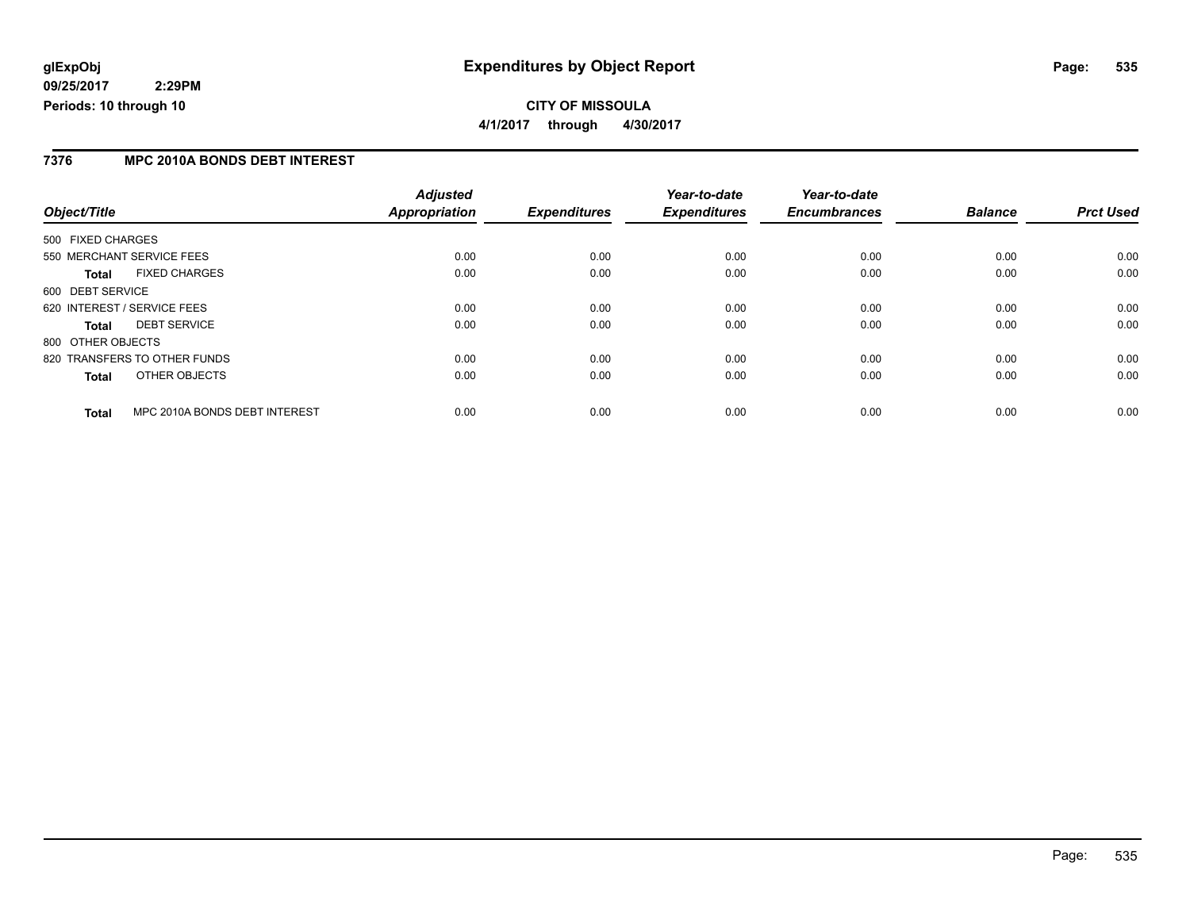# Expenditures by Object Report

glExpObj
09/25/2017 2:29PM
Periods: 10 through 10

**CITY OF MISSOULA**
**4/1/2017 through 4/30/2017**

## 7376 MPC 2010A BONDS DEBT INTEREST

| Object/Title | | Adjusted Appropriation | Expenditures | Year-to-date Expenditures | Year-to-date Encumbrances | Balance | Prct Used |
|---|---|---|---|---|---|---|---|
| 500 FIXED CHARGES | | | | | | | |
| 550 MERCHANT SERVICE FEES | | 0.00 | 0.00 | 0.00 | 0.00 | 0.00 | 0.00 |
| **Total** | FIXED CHARGES | 0.00 | 0.00 | 0.00 | 0.00 | 0.00 | 0.00 |
| 600 DEBT SERVICE | | | | | | | |
| 620 INTEREST / SERVICE FEES | | 0.00 | 0.00 | 0.00 | 0.00 | 0.00 | 0.00 |
| **Total** | DEBT SERVICE | 0.00 | 0.00 | 0.00 | 0.00 | 0.00 | 0.00 |
| 800 OTHER OBJECTS | | | | | | | |
| 820 TRANSFERS TO OTHER FUNDS | | 0.00 | 0.00 | 0.00 | 0.00 | 0.00 | 0.00 |
| **Total** | OTHER OBJECTS | 0.00 | 0.00 | 0.00 | 0.00 | 0.00 | 0.00 |
| **Total** | MPC 2010A BONDS DEBT INTEREST | 0.00 | 0.00 | 0.00 | 0.00 | 0.00 | 0.00 |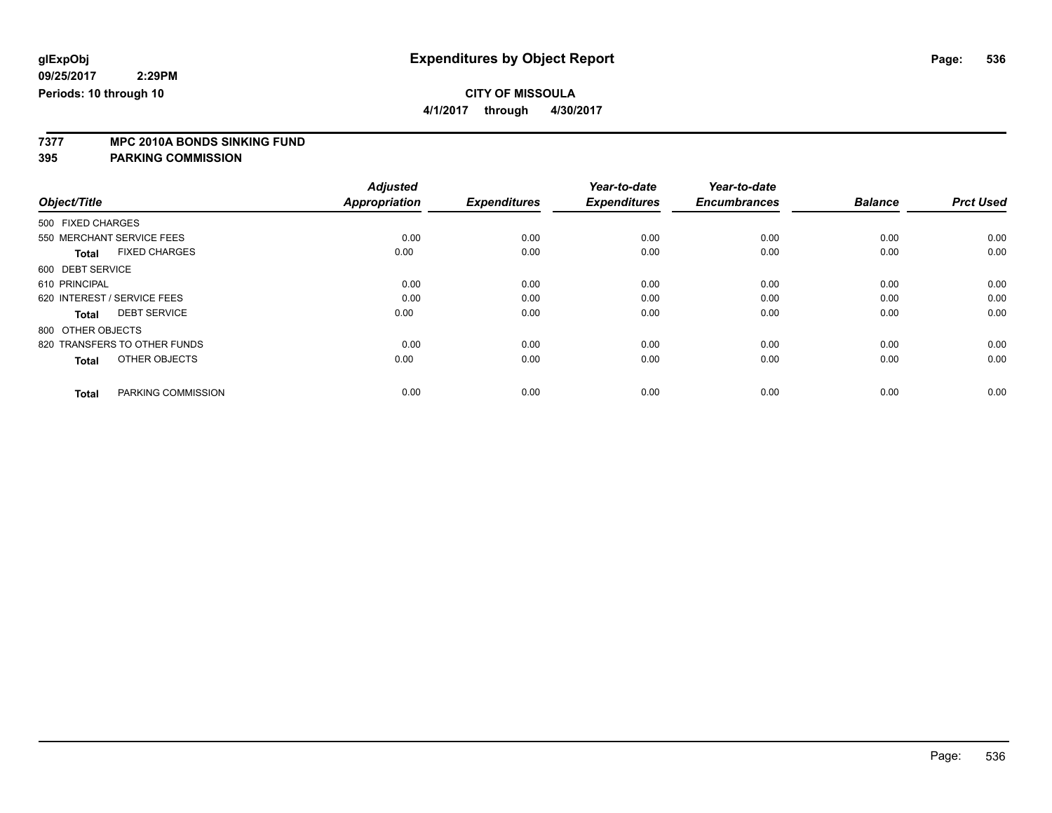# Expenditures by Object Report

glExpObj
09/25/2017 2:29PM
Periods: 10 through 10

**CITY OF MISSOULA**
**4/1/2017 through 4/30/2017**

**7377 MPC 2010A BONDS SINKING FUND**
**395 PARKING COMMISSION**

| Object/Title | Adjusted Appropriation | Expenditures | Year-to-date Expenditures | Year-to-date Encumbrances | Balance | Prct Used |
|---|---|---|---|---|---|---|
| 500 FIXED CHARGES | | | | | | |
| 550 MERCHANT SERVICE FEES | 0.00 | 0.00 | 0.00 | 0.00 | 0.00 | 0.00 |
| **Total** FIXED CHARGES | 0.00 | 0.00 | 0.00 | 0.00 | 0.00 | 0.00 |
| 600 DEBT SERVICE | | | | | | |
| 610 PRINCIPAL | 0.00 | 0.00 | 0.00 | 0.00 | 0.00 | 0.00 |
| 620 INTEREST / SERVICE FEES | 0.00 | 0.00 | 0.00 | 0.00 | 0.00 | 0.00 |
| **Total** DEBT SERVICE | 0.00 | 0.00 | 0.00 | 0.00 | 0.00 | 0.00 |
| 800 OTHER OBJECTS | | | | | | |
| 820 TRANSFERS TO OTHER FUNDS | 0.00 | 0.00 | 0.00 | 0.00 | 0.00 | 0.00 |
| **Total** OTHER OBJECTS | 0.00 | 0.00 | 0.00 | 0.00 | 0.00 | 0.00 |
| **Total** PARKING COMMISSION | 0.00 | 0.00 | 0.00 | 0.00 | 0.00 | 0.00 |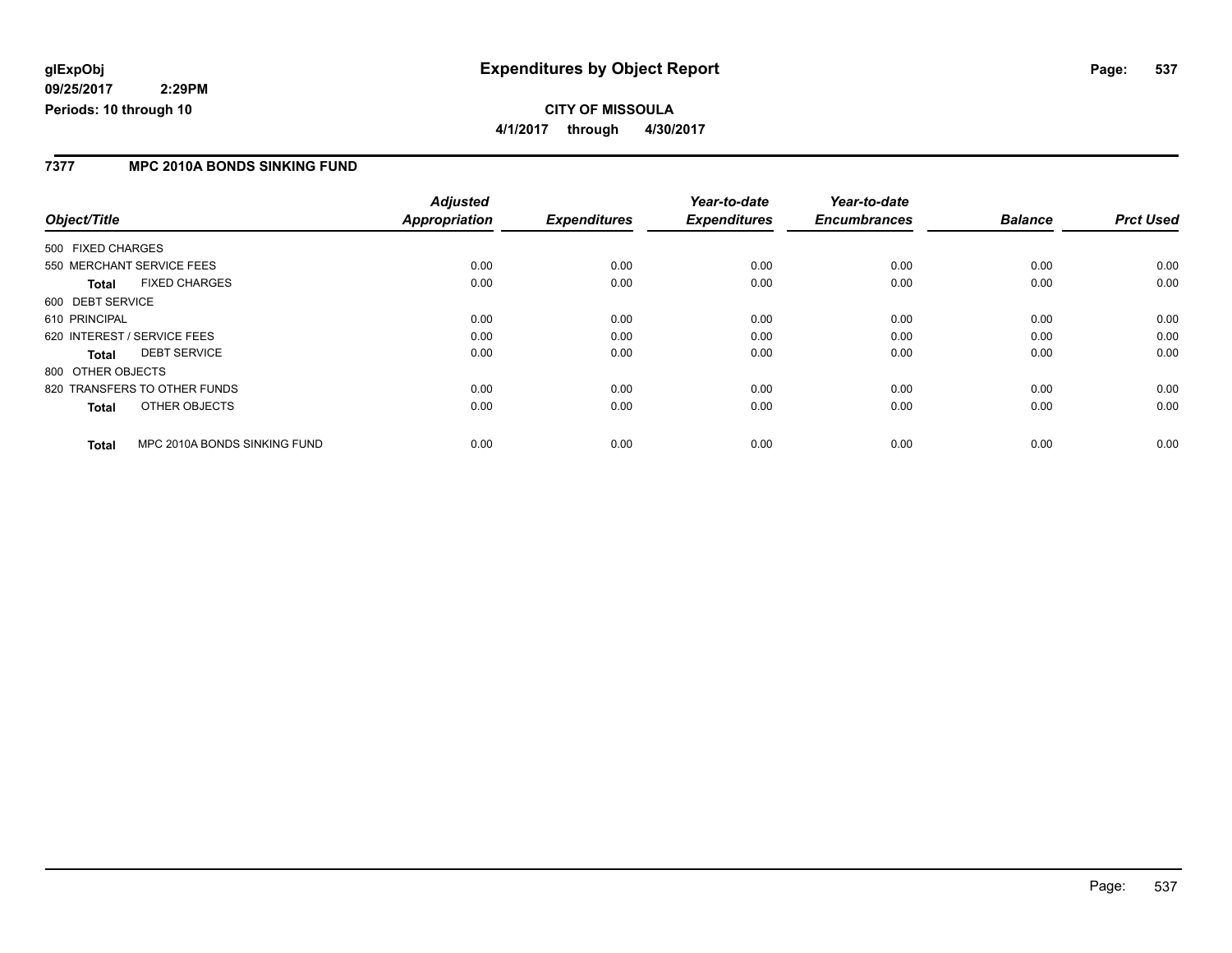**glExpObj**
**09/25/2017 2:29PM**
**Periods: 10 through 10**

# Expenditures by Object Report

**CITY OF MISSOULA**
**4/1/2017 through 4/30/2017**

## 7377 MPC 2010A BONDS SINKING FUND

| Object/Title | | Adjusted Appropriation | Expenditures | Year-to-date Expenditures | Year-to-date Encumbrances | Balance | Prct Used |
|---|---|---|---|---|---|---|---|
| 500 FIXED CHARGES | | | | | | | |
| 550 MERCHANT SERVICE FEES | | 0.00 | 0.00 | 0.00 | 0.00 | 0.00 | 0.00 |
| **Total** | FIXED CHARGES | 0.00 | 0.00 | 0.00 | 0.00 | 0.00 | 0.00 |
| 600 DEBT SERVICE | | | | | | | |
| 610 PRINCIPAL | | 0.00 | 0.00 | 0.00 | 0.00 | 0.00 | 0.00 |
| 620 INTEREST / SERVICE FEES | | 0.00 | 0.00 | 0.00 | 0.00 | 0.00 | 0.00 |
| **Total** | DEBT SERVICE | 0.00 | 0.00 | 0.00 | 0.00 | 0.00 | 0.00 |
| 800 OTHER OBJECTS | | | | | | | |
| 820 TRANSFERS TO OTHER FUNDS | | 0.00 | 0.00 | 0.00 | 0.00 | 0.00 | 0.00 |
| **Total** | OTHER OBJECTS | 0.00 | 0.00 | 0.00 | 0.00 | 0.00 | 0.00 |
| **Total** | MPC 2010A BONDS SINKING FUND | 0.00 | 0.00 | 0.00 | 0.00 | 0.00 | 0.00 |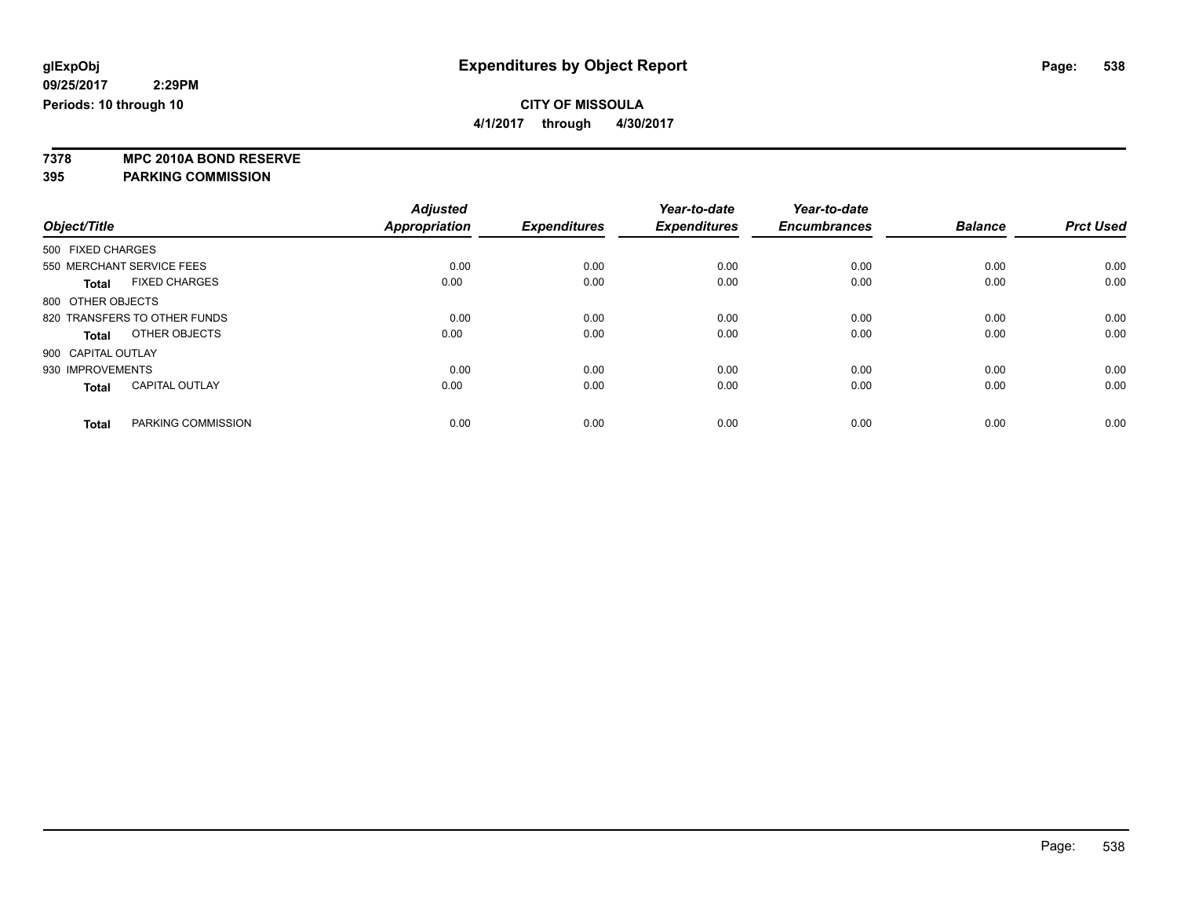**glExpObj** — **Expenditures by Object Report**

**09/25/2017 2:29PM**

**Periods: 10 through 10**

**CITY OF MISSOULA**

**4/1/2017 through 4/30/2017**

**7378 MPC 2010A BOND RESERVE**

**395 PARKING COMMISSION**

| Object/Title | | Adjusted Appropriation | Expenditures | Year-to-date Expenditures | Year-to-date Encumbrances | Balance | Prct Used |
|---|---|---|---|---|---|---|---|
| 500 FIXED CHARGES | | | | | | | |
| 550 MERCHANT SERVICE FEES | | 0.00 | 0.00 | 0.00 | 0.00 | 0.00 | 0.00 |
| **Total** | FIXED CHARGES | 0.00 | 0.00 | 0.00 | 0.00 | 0.00 | 0.00 |
| 800 OTHER OBJECTS | | | | | | | |
| 820 TRANSFERS TO OTHER FUNDS | | 0.00 | 0.00 | 0.00 | 0.00 | 0.00 | 0.00 |
| **Total** | OTHER OBJECTS | 0.00 | 0.00 | 0.00 | 0.00 | 0.00 | 0.00 |
| 900 CAPITAL OUTLAY | | | | | | | |
| 930 IMPROVEMENTS | | 0.00 | 0.00 | 0.00 | 0.00 | 0.00 | 0.00 |
| **Total** | CAPITAL OUTLAY | 0.00 | 0.00 | 0.00 | 0.00 | 0.00 | 0.00 |
| **Total** | PARKING COMMISSION | 0.00 | 0.00 | 0.00 | 0.00 | 0.00 | 0.00 |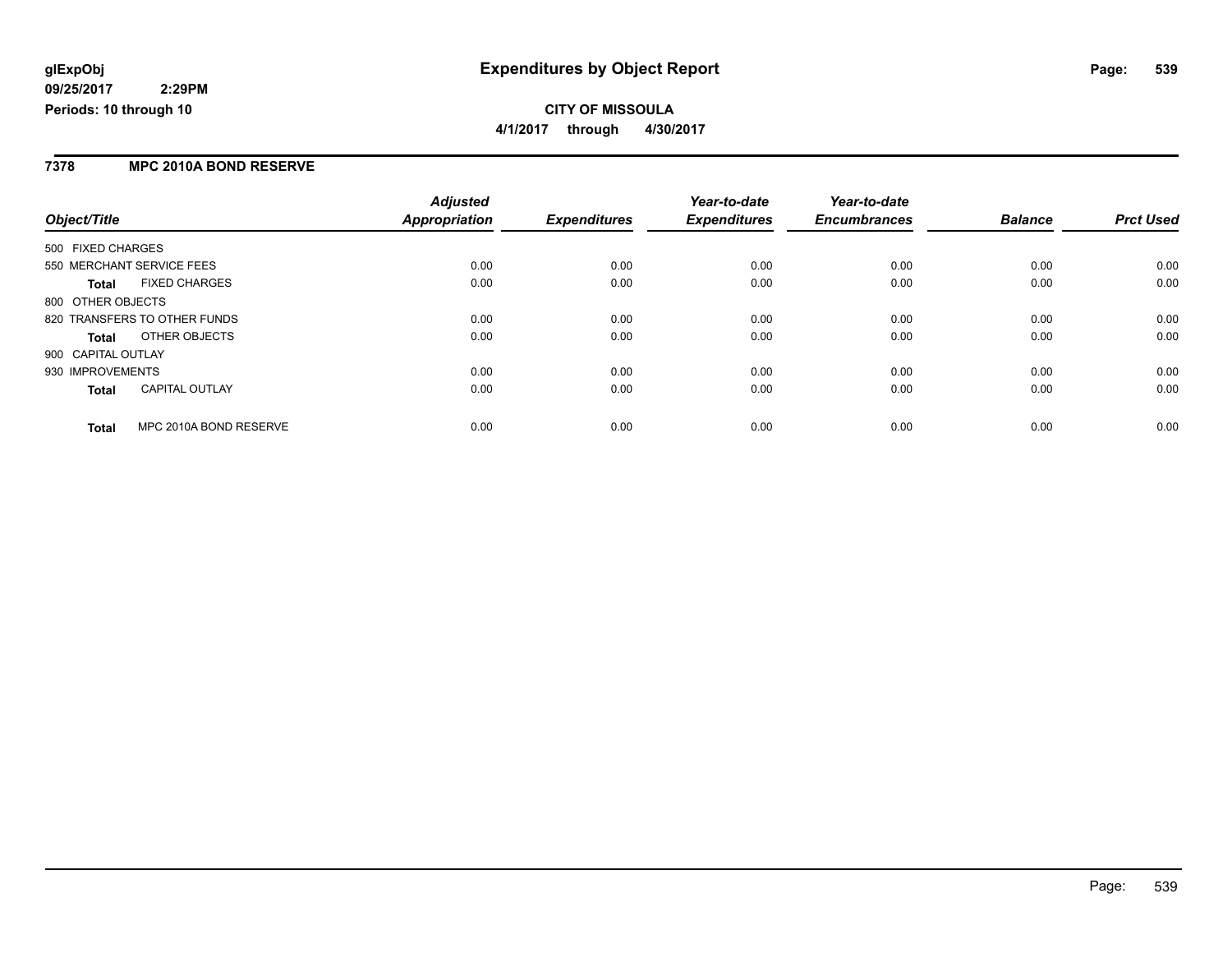# Expenditures by Object Report

glExpObj
09/25/2017 2:29PM
Periods: 10 through 10

**CITY OF MISSOULA**
**4/1/2017 through 4/30/2017**

## 7378 MPC 2010A BOND RESERVE

| Object/Title | | Adjusted Appropriation | Expenditures | Year-to-date Expenditures | Year-to-date Encumbrances | Balance | Prct Used |
|---|---|---|---|---|---|---|---|
| 500 FIXED CHARGES | | | | | | | |
| 550 MERCHANT SERVICE FEES | | 0.00 | 0.00 | 0.00 | 0.00 | 0.00 | 0.00 |
| **Total** | FIXED CHARGES | 0.00 | 0.00 | 0.00 | 0.00 | 0.00 | 0.00 |
| 800 OTHER OBJECTS | | | | | | | |
| 820 TRANSFERS TO OTHER FUNDS | | 0.00 | 0.00 | 0.00 | 0.00 | 0.00 | 0.00 |
| **Total** | OTHER OBJECTS | 0.00 | 0.00 | 0.00 | 0.00 | 0.00 | 0.00 |
| 900 CAPITAL OUTLAY | | | | | | | |
| 930 IMPROVEMENTS | | 0.00 | 0.00 | 0.00 | 0.00 | 0.00 | 0.00 |
| **Total** | CAPITAL OUTLAY | 0.00 | 0.00 | 0.00 | 0.00 | 0.00 | 0.00 |
| **Total** | MPC 2010A BOND RESERVE | 0.00 | 0.00 | 0.00 | 0.00 | 0.00 | 0.00 |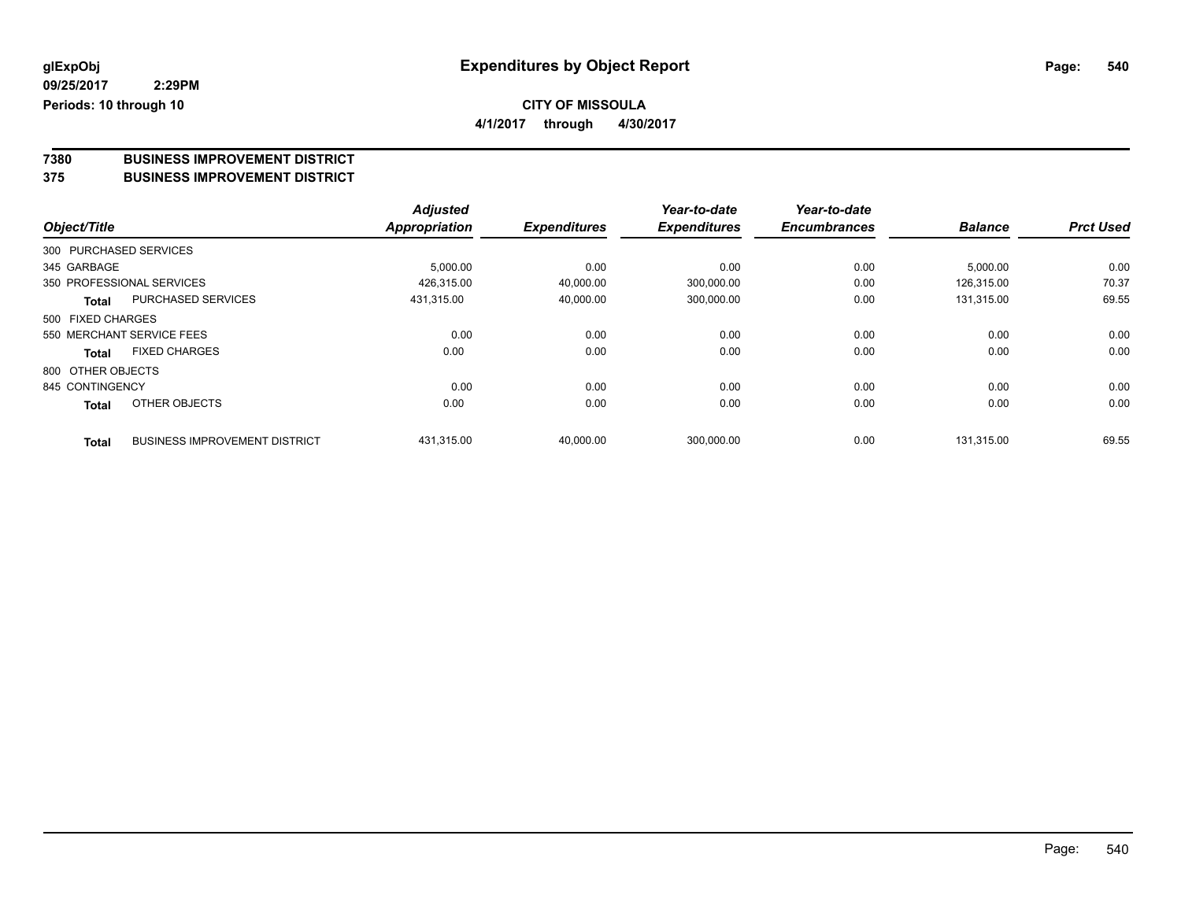**glExpObj**
**09/25/2017 2:29PM**
**Periods: 10 through 10**

# Expenditures by Object Report

**CITY OF MISSOULA**
**4/1/2017 through 4/30/2017**

## 7380 BUSINESS IMPROVEMENT DISTRICT
## 375 BUSINESS IMPROVEMENT DISTRICT

| Object/Title | | Adjusted Appropriation | Expenditures | Year-to-date Expenditures | Year-to-date Encumbrances | Balance | Prct Used |
|---|---|---|---|---|---|---|---|
| 300 PURCHASED SERVICES | | | | | | | |
| 345 GARBAGE | | 5,000.00 | 0.00 | 0.00 | 0.00 | 5,000.00 | 0.00 |
| 350 PROFESSIONAL SERVICES | | 426,315.00 | 40,000.00 | 300,000.00 | 0.00 | 126,315.00 | 70.37 |
| **Total** | PURCHASED SERVICES | 431,315.00 | 40,000.00 | 300,000.00 | 0.00 | 131,315.00 | 69.55 |
| 500 FIXED CHARGES | | | | | | | |
| 550 MERCHANT SERVICE FEES | | 0.00 | 0.00 | 0.00 | 0.00 | 0.00 | 0.00 |
| **Total** | FIXED CHARGES | 0.00 | 0.00 | 0.00 | 0.00 | 0.00 | 0.00 |
| 800 OTHER OBJECTS | | | | | | | |
| 845 CONTINGENCY | | 0.00 | 0.00 | 0.00 | 0.00 | 0.00 | 0.00 |
| **Total** | OTHER OBJECTS | 0.00 | 0.00 | 0.00 | 0.00 | 0.00 | 0.00 |
| **Total** | BUSINESS IMPROVEMENT DISTRICT | 431,315.00 | 40,000.00 | 300,000.00 | 0.00 | 131,315.00 | 69.55 |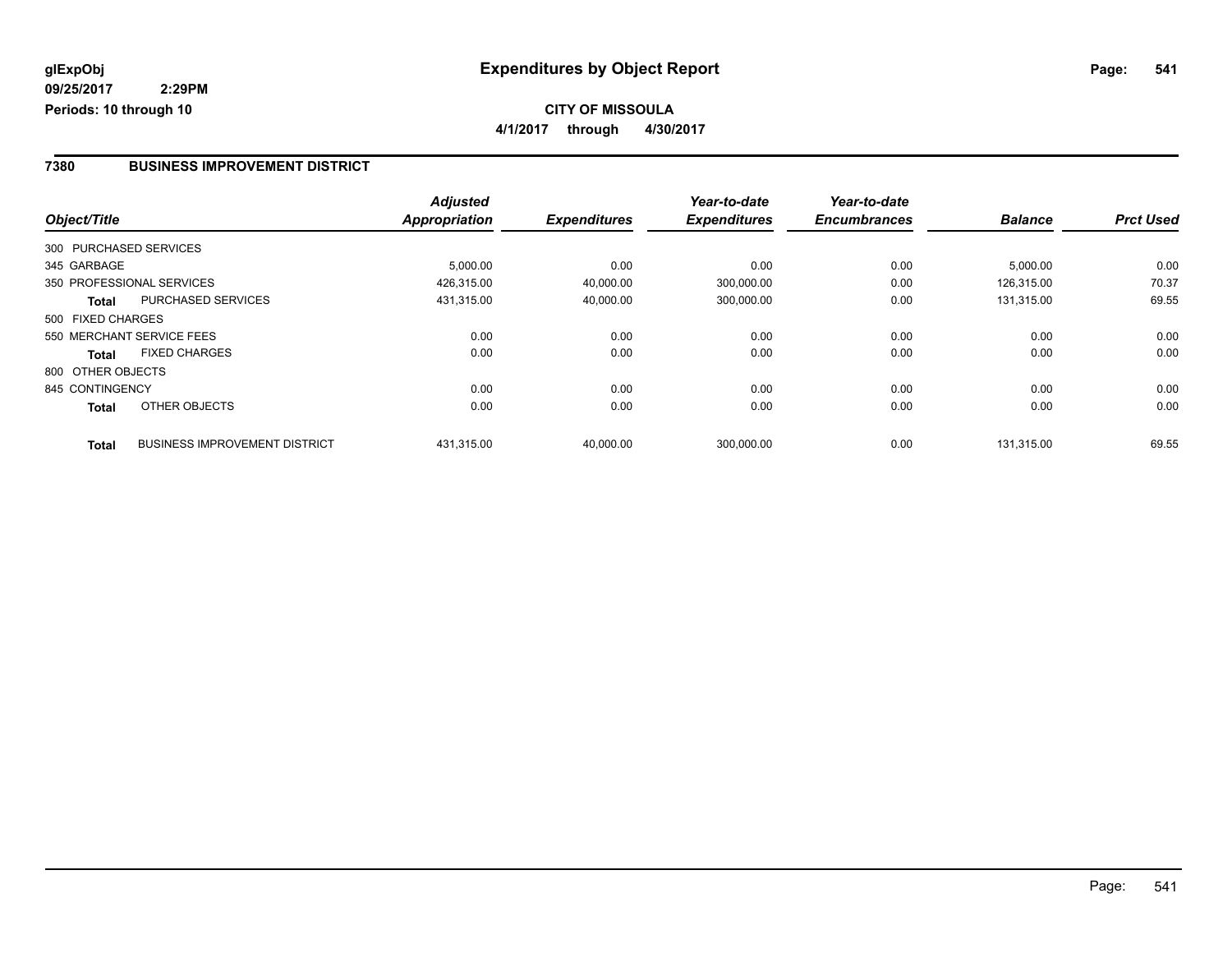# Expenditures by Object Report

glExpObj
09/25/2017 2:29PM
Periods: 10 through 10

**CITY OF MISSOULA**

4/1/2017 through 4/30/2017

## 7380 BUSINESS IMPROVEMENT DISTRICT

| Object/Title | | Adjusted Appropriation | Expenditures | Year-to-date Expenditures | Year-to-date Encumbrances | Balance | Prct Used |
|---|---|---|---|---|---|---|---|
| 300 PURCHASED SERVICES | | | | | | | |
| 345 GARBAGE | | 5,000.00 | 0.00 | 0.00 | 0.00 | 5,000.00 | 0.00 |
| 350 PROFESSIONAL SERVICES | | 426,315.00 | 40,000.00 | 300,000.00 | 0.00 | 126,315.00 | 70.37 |
| **Total** | PURCHASED SERVICES | 431,315.00 | 40,000.00 | 300,000.00 | 0.00 | 131,315.00 | 69.55 |
| 500 FIXED CHARGES | | | | | | | |
| 550 MERCHANT SERVICE FEES | | 0.00 | 0.00 | 0.00 | 0.00 | 0.00 | 0.00 |
| **Total** | FIXED CHARGES | 0.00 | 0.00 | 0.00 | 0.00 | 0.00 | 0.00 |
| 800 OTHER OBJECTS | | | | | | | |
| 845 CONTINGENCY | | 0.00 | 0.00 | 0.00 | 0.00 | 0.00 | 0.00 |
| **Total** | OTHER OBJECTS | 0.00 | 0.00 | 0.00 | 0.00 | 0.00 | 0.00 |
| **Total** | BUSINESS IMPROVEMENT DISTRICT | 431,315.00 | 40,000.00 | 300,000.00 | 0.00 | 131,315.00 | 69.55 |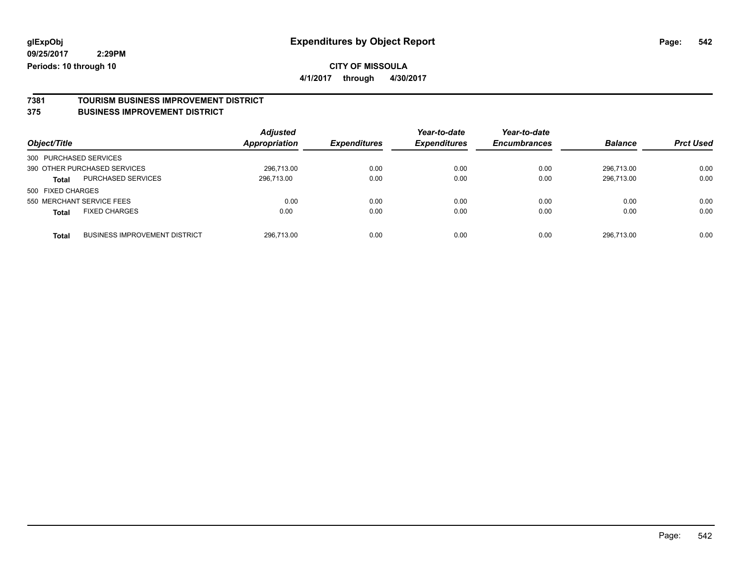**glExpObj** **Expenditures by Object Report**
**09/25/2017 2:29PM**
**Periods: 10 through 10**

**CITY OF MISSOULA**
**4/1/2017 through 4/30/2017**

## 7381 TOURISM BUSINESS IMPROVEMENT DISTRICT
## 375 BUSINESS IMPROVEMENT DISTRICT

| Object/Title | | Adjusted Appropriation | Expenditures | Year-to-date Expenditures | Year-to-date Encumbrances | Balance | Prct Used |
|---|---|---|---|---|---|---|---|
| 300 PURCHASED SERVICES | | | | | | | |
| 390 OTHER PURCHASED SERVICES | | 296,713.00 | 0.00 | 0.00 | 0.00 | 296,713.00 | 0.00 |
| **Total** | PURCHASED SERVICES | 296,713.00 | 0.00 | 0.00 | 0.00 | 296,713.00 | 0.00 |
| 500 FIXED CHARGES | | | | | | | |
| 550 MERCHANT SERVICE FEES | | 0.00 | 0.00 | 0.00 | 0.00 | 0.00 | 0.00 |
| **Total** | FIXED CHARGES | 0.00 | 0.00 | 0.00 | 0.00 | 0.00 | 0.00 |
| **Total** | BUSINESS IMPROVEMENT DISTRICT | 296,713.00 | 0.00 | 0.00 | 0.00 | 296,713.00 | 0.00 |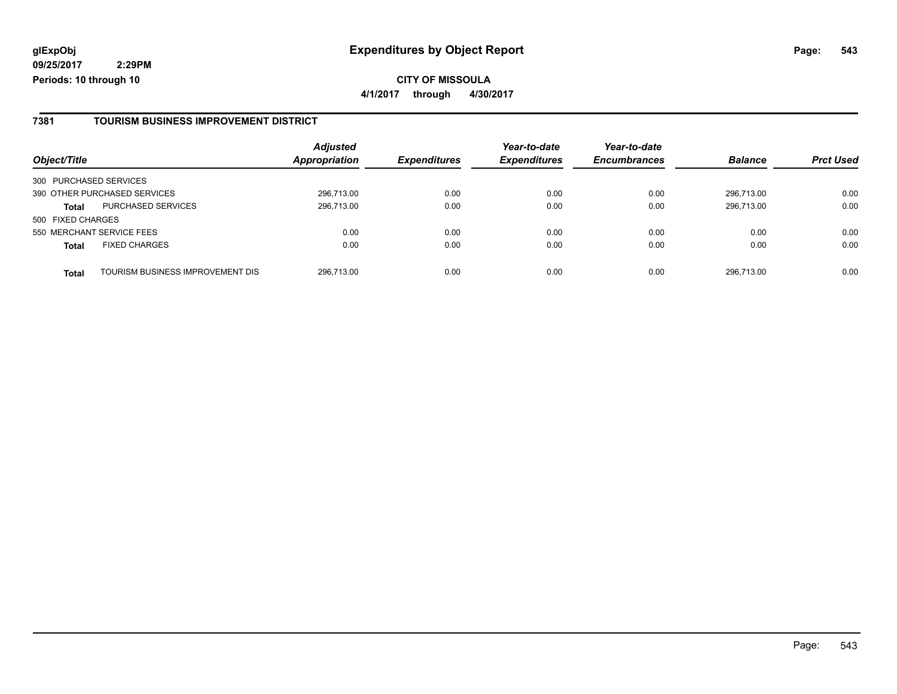**glExpObj** | **Expenditures by Object Report**

**09/25/2017 2:29PM**

**Periods: 10 through 10**

**CITY OF MISSOULA**

**4/1/2017 through 4/30/2017**

## 7381 TOURISM BUSINESS IMPROVEMENT DISTRICT

| Object/Title | | Adjusted Appropriation | Expenditures | Year-to-date Expenditures | Year-to-date Encumbrances | Balance | Prct Used |
|---|---|---|---|---|---|---|---|
| 300 PURCHASED SERVICES | | | | | | | |
| 390 OTHER PURCHASED SERVICES | | 296,713.00 | 0.00 | 0.00 | 0.00 | 296,713.00 | 0.00 |
| **Total** | PURCHASED SERVICES | 296,713.00 | 0.00 | 0.00 | 0.00 | 296,713.00 | 0.00 |
| 500 FIXED CHARGES | | | | | | | |
| 550 MERCHANT SERVICE FEES | | 0.00 | 0.00 | 0.00 | 0.00 | 0.00 | 0.00 |
| **Total** | FIXED CHARGES | 0.00 | 0.00 | 0.00 | 0.00 | 0.00 | 0.00 |
| **Total** | TOURISM BUSINESS IMPROVEMENT DIS | 296,713.00 | 0.00 | 0.00 | 0.00 | 296,713.00 | 0.00 |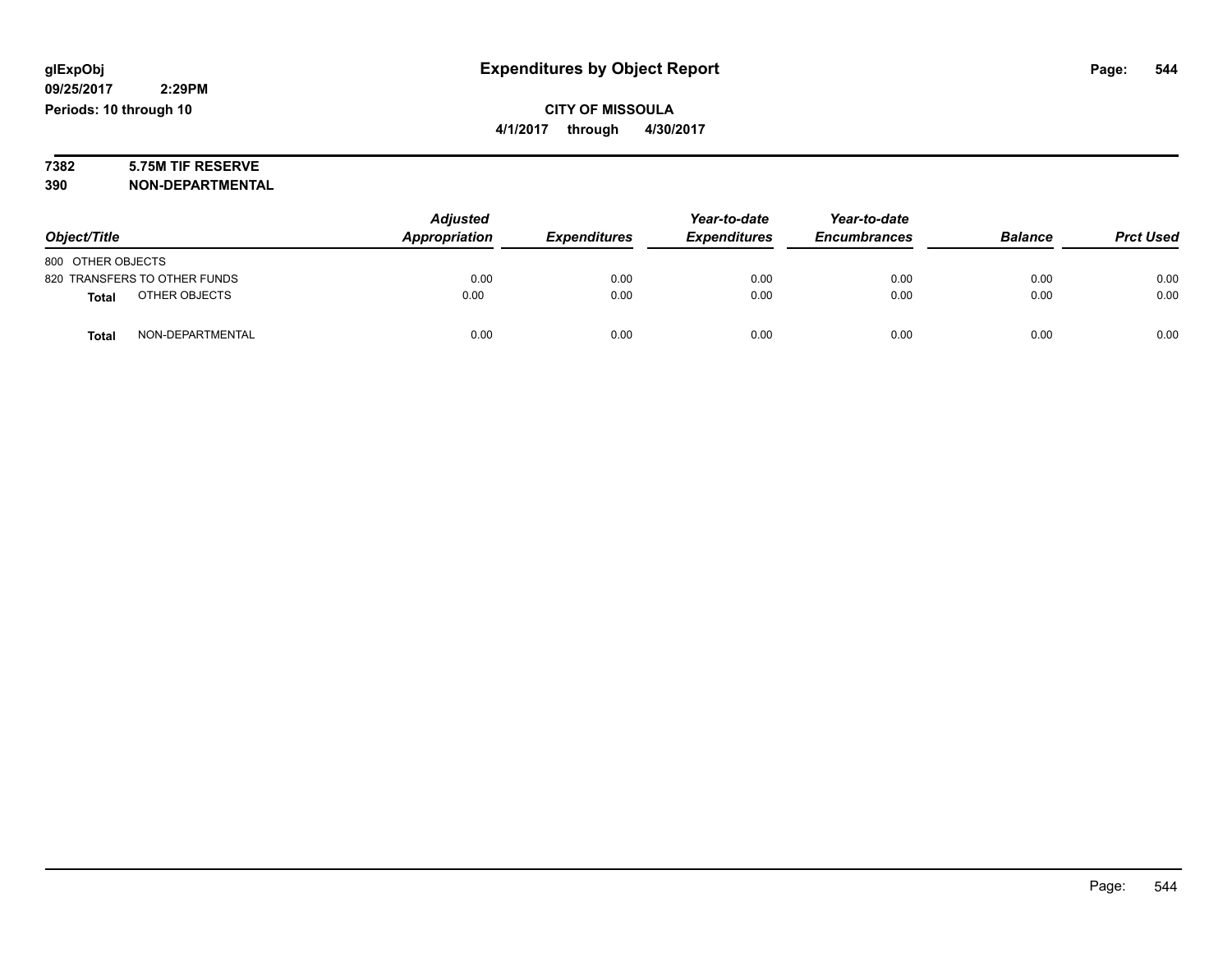# Expenditures by Object Report

glExpObj
09/25/2017 2:29PM
Periods: 10 through 10

**CITY OF MISSOULA**
**4/1/2017 through 4/30/2017**

**7382 5.75M TIF RESERVE**
**390 NON-DEPARTMENTAL**

| Object/Title | Adjusted Appropriation | Expenditures | Year-to-date Expenditures | Year-to-date Encumbrances | Balance | Prct Used |
|---|---|---|---|---|---|---|
| 800 OTHER OBJECTS | | | | | | |
| 820 TRANSFERS TO OTHER FUNDS | 0.00 | 0.00 | 0.00 | 0.00 | 0.00 | 0.00 |
| **Total** OTHER OBJECTS | 0.00 | 0.00 | 0.00 | 0.00 | 0.00 | 0.00 |
| **Total** NON-DEPARTMENTAL | 0.00 | 0.00 | 0.00 | 0.00 | 0.00 | 0.00 |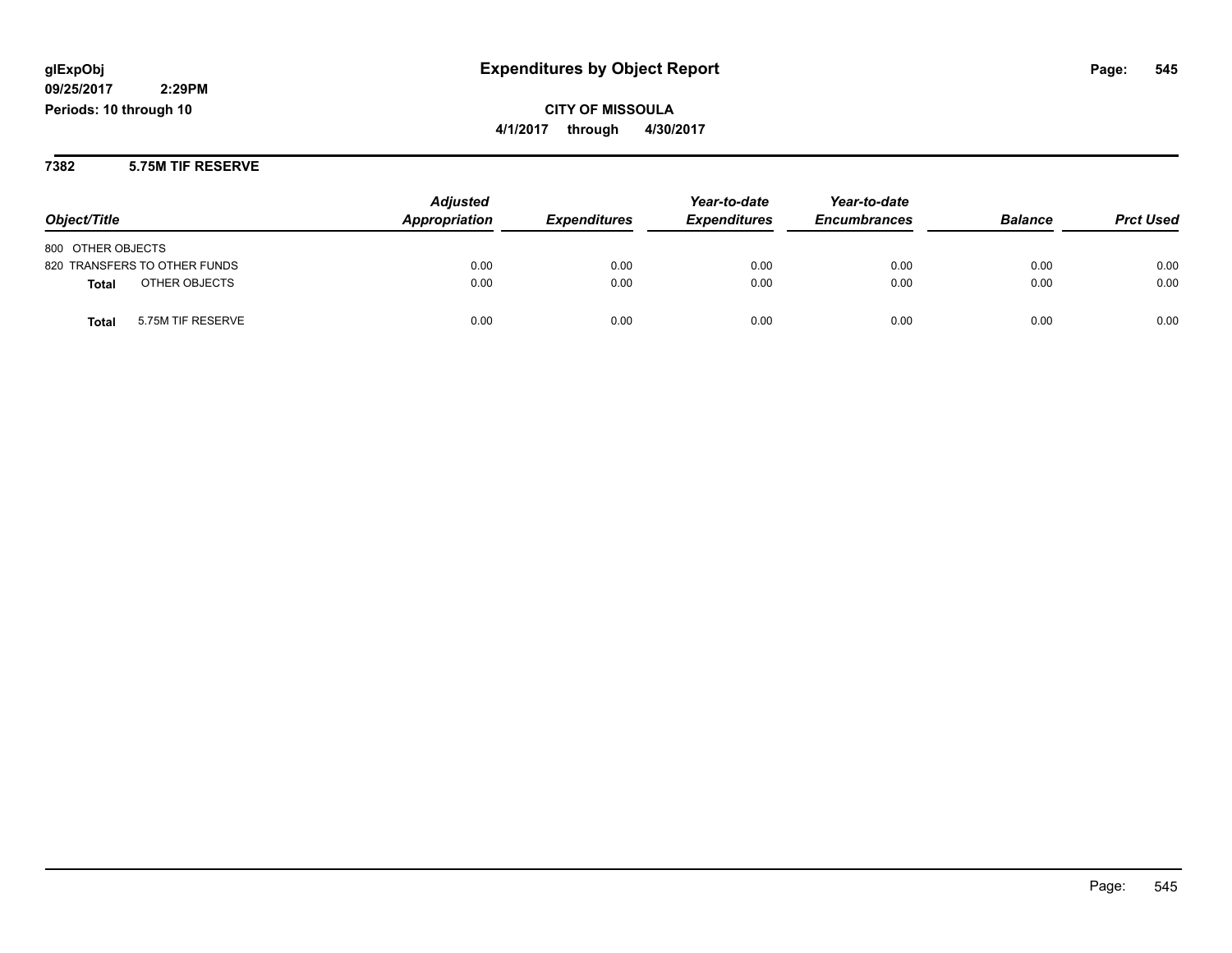**glExpObj**
**09/25/2017 2:29PM**
**Periods: 10 through 10**

# Expenditures by Object Report

**CITY OF MISSOULA**
**4/1/2017 through 4/30/2017**

## 7382 5.75M TIF RESERVE

| Object/Title | Adjusted Appropriation | Expenditures | Year-to-date Expenditures | Year-to-date Encumbrances | Balance | Prct Used |
|---|---|---|---|---|---|---|
| 800 OTHER OBJECTS | | | | | | |
| 820 TRANSFERS TO OTHER FUNDS | 0.00 | 0.00 | 0.00 | 0.00 | 0.00 | 0.00 |
| **Total** OTHER OBJECTS | 0.00 | 0.00 | 0.00 | 0.00 | 0.00 | 0.00 |
| **Total** 5.75M TIF RESERVE | 0.00 | 0.00 | 0.00 | 0.00 | 0.00 | 0.00 |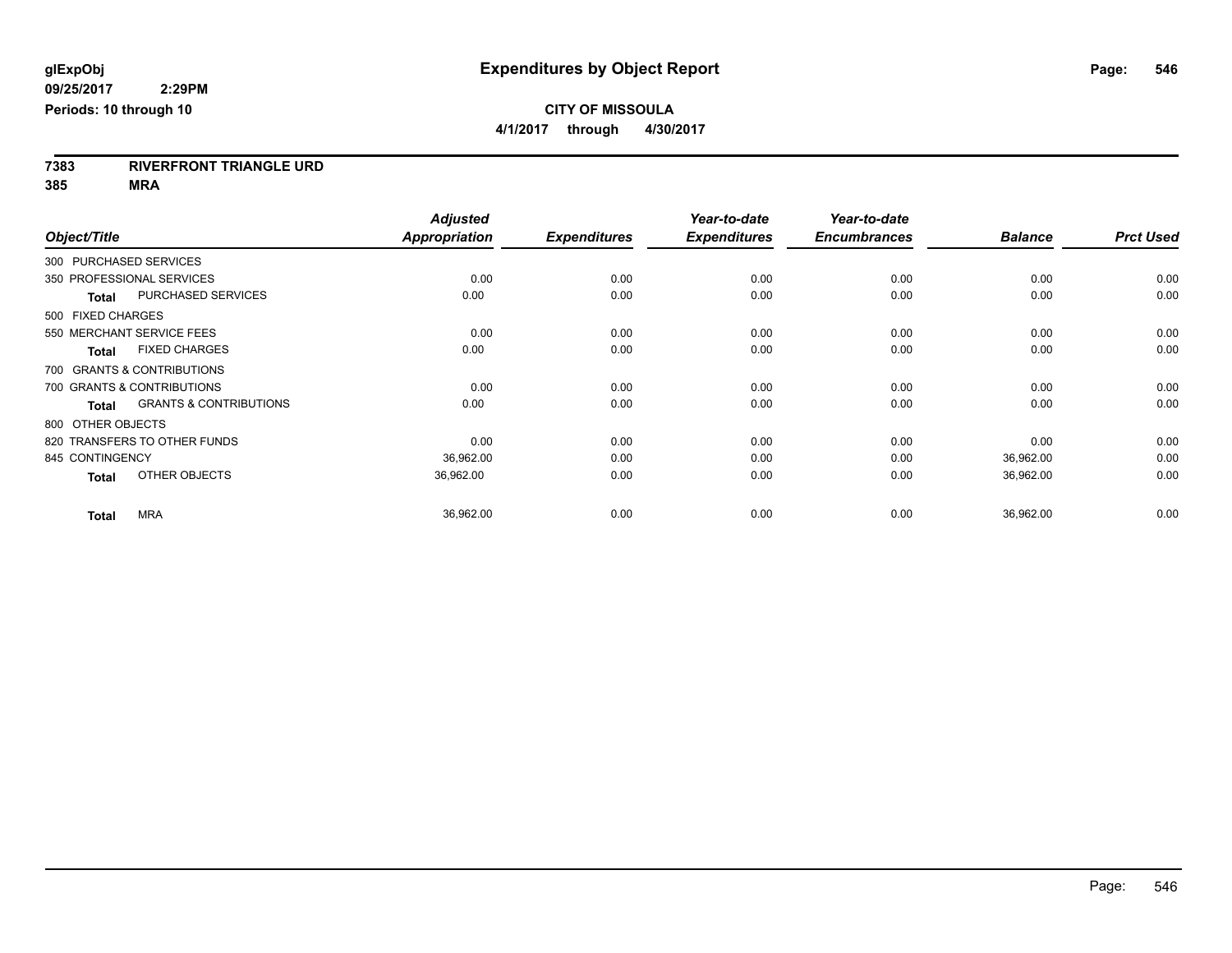# Expenditures by Object Report

glExpObj
09/25/2017 2:29PM
Periods: 10 through 10

**CITY OF MISSOULA**
**4/1/2017 through 4/30/2017**

**7383 RIVERFRONT TRIANGLE URD**
**385 MRA**

| Object/Title | Adjusted Appropriation | Expenditures | Year-to-date Expenditures | Year-to-date Encumbrances | Balance | Prct Used |
|---|---|---|---|---|---|---|
| 300 PURCHASED SERVICES | | | | | | |
| 350 PROFESSIONAL SERVICES | 0.00 | 0.00 | 0.00 | 0.00 | 0.00 | 0.00 |
| **Total** PURCHASED SERVICES | 0.00 | 0.00 | 0.00 | 0.00 | 0.00 | 0.00 |
| 500 FIXED CHARGES | | | | | | |
| 550 MERCHANT SERVICE FEES | 0.00 | 0.00 | 0.00 | 0.00 | 0.00 | 0.00 |
| **Total** FIXED CHARGES | 0.00 | 0.00 | 0.00 | 0.00 | 0.00 | 0.00 |
| 700 GRANTS & CONTRIBUTIONS | | | | | | |
| 700 GRANTS & CONTRIBUTIONS | 0.00 | 0.00 | 0.00 | 0.00 | 0.00 | 0.00 |
| **Total** GRANTS & CONTRIBUTIONS | 0.00 | 0.00 | 0.00 | 0.00 | 0.00 | 0.00 |
| 800 OTHER OBJECTS | | | | | | |
| 820 TRANSFERS TO OTHER FUNDS | 0.00 | 0.00 | 0.00 | 0.00 | 0.00 | 0.00 |
| 845 CONTINGENCY | 36,962.00 | 0.00 | 0.00 | 0.00 | 36,962.00 | 0.00 |
| **Total** OTHER OBJECTS | 36,962.00 | 0.00 | 0.00 | 0.00 | 36,962.00 | 0.00 |
| **Total** MRA | 36,962.00 | 0.00 | 0.00 | 0.00 | 36,962.00 | 0.00 |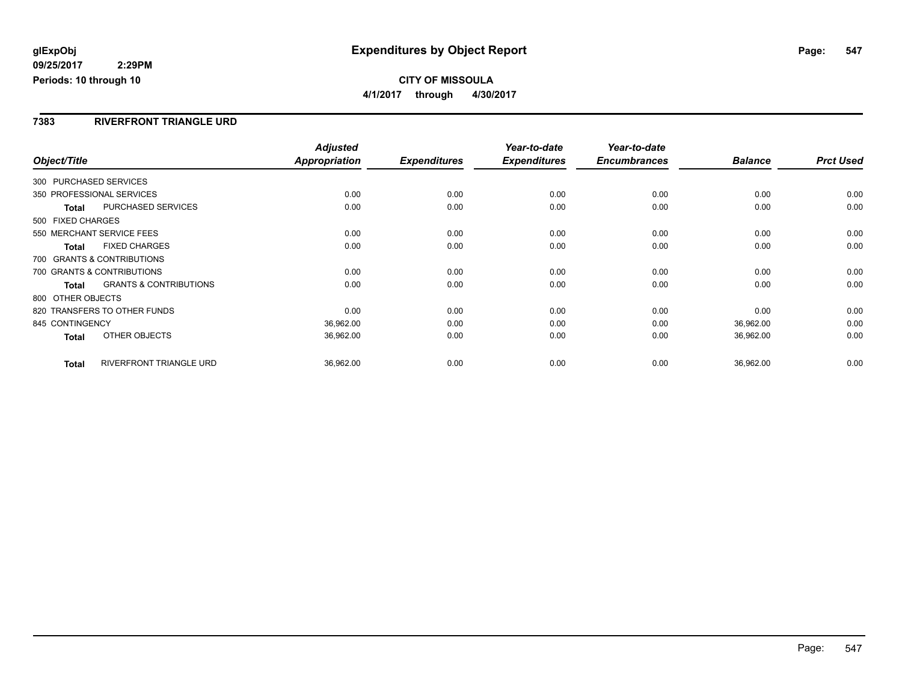# Expenditures by Object Report

glExpObj
09/25/2017 2:29PM
Periods: 10 through 10

**CITY OF MISSOULA**
**4/1/2017 through 4/30/2017**

## 7383 RIVERFRONT TRIANGLE URD

| Object/Title | Adjusted Appropriation | Expenditures | Year-to-date Expenditures | Year-to-date Encumbrances | Balance | Prct Used |
|---|---|---|---|---|---|---|
| 300 PURCHASED SERVICES | | | | | | |
| 350 PROFESSIONAL SERVICES | 0.00 | 0.00 | 0.00 | 0.00 | 0.00 | 0.00 |
| **Total** PURCHASED SERVICES | 0.00 | 0.00 | 0.00 | 0.00 | 0.00 | 0.00 |
| 500 FIXED CHARGES | | | | | | |
| 550 MERCHANT SERVICE FEES | 0.00 | 0.00 | 0.00 | 0.00 | 0.00 | 0.00 |
| **Total** FIXED CHARGES | 0.00 | 0.00 | 0.00 | 0.00 | 0.00 | 0.00 |
| 700 GRANTS & CONTRIBUTIONS | | | | | | |
| 700 GRANTS & CONTRIBUTIONS | 0.00 | 0.00 | 0.00 | 0.00 | 0.00 | 0.00 |
| **Total** GRANTS & CONTRIBUTIONS | 0.00 | 0.00 | 0.00 | 0.00 | 0.00 | 0.00 |
| 800 OTHER OBJECTS | | | | | | |
| 820 TRANSFERS TO OTHER FUNDS | 0.00 | 0.00 | 0.00 | 0.00 | 0.00 | 0.00 |
| 845 CONTINGENCY | 36,962.00 | 0.00 | 0.00 | 0.00 | 36,962.00 | 0.00 |
| **Total** OTHER OBJECTS | 36,962.00 | 0.00 | 0.00 | 0.00 | 36,962.00 | 0.00 |
| **Total** RIVERFRONT TRIANGLE URD | 36,962.00 | 0.00 | 0.00 | 0.00 | 36,962.00 | 0.00 |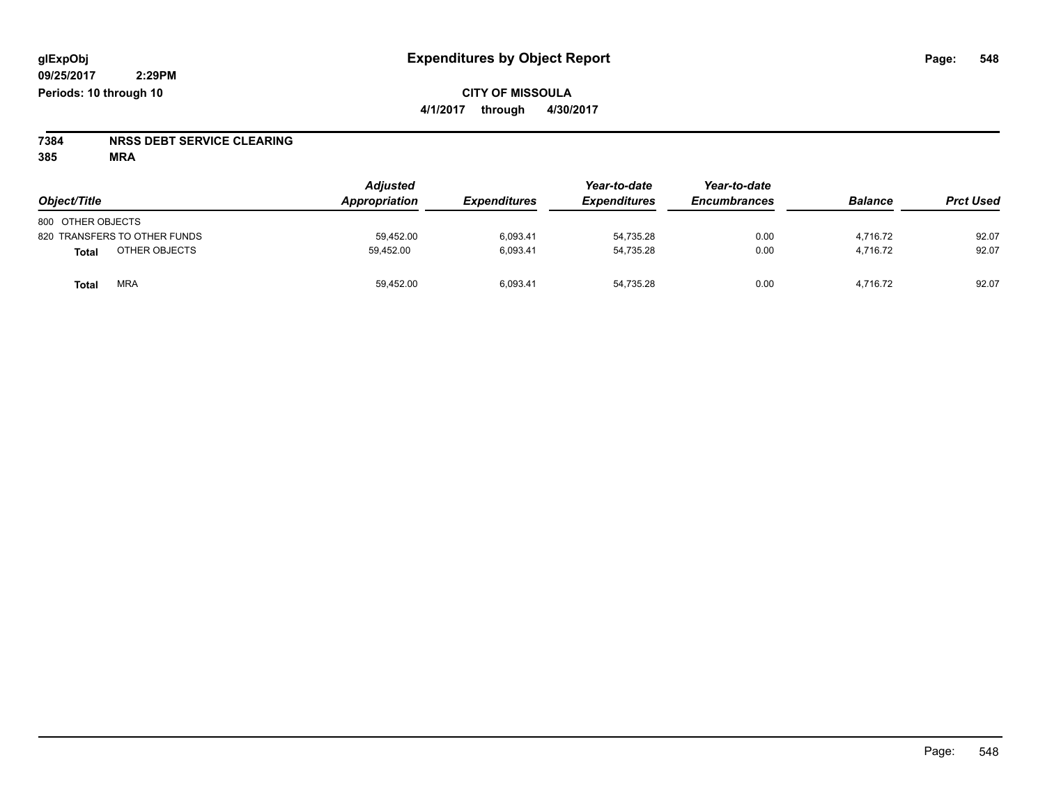# Expenditures by Object Report

glExpObj
09/25/2017 2:29PM
Periods: 10 through 10

**CITY OF MISSOULA**
**4/1/2017 through 4/30/2017**

**7384 NRSS DEBT SERVICE CLEARING**
**385 MRA**

| Object/Title | Adjusted Appropriation | Expenditures | Year-to-date Expenditures | Year-to-date Encumbrances | Balance | Prct Used |
|---|---|---|---|---|---|---|
| 800 OTHER OBJECTS | | | | | | |
| 820 TRANSFERS TO OTHER FUNDS | 59,452.00 | 6,093.41 | 54,735.28 | 0.00 | 4,716.72 | 92.07 |
| **Total** OTHER OBJECTS | 59,452.00 | 6,093.41 | 54,735.28 | 0.00 | 4,716.72 | 92.07 |
| **Total** MRA | 59,452.00 | 6,093.41 | 54,735.28 | 0.00 | 4,716.72 | 92.07 |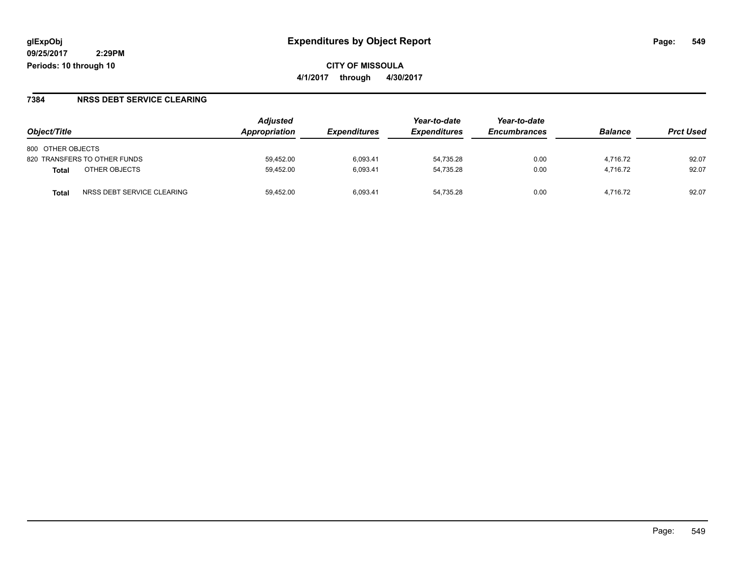glExpObj
09/25/2017 2:29PM
Periods: 10 through 10

# Expenditures by Object Report

CITY OF MISSOULA

4/1/2017 through 4/30/2017

## 7384 NRSS DEBT SERVICE CLEARING

| Object/Title | Adjusted Appropriation | Expenditures | Year-to-date Expenditures | Year-to-date Encumbrances | Balance | Prct Used |
|---|---|---|---|---|---|---|
| 800 OTHER OBJECTS | | | | | | |
| 820 TRANSFERS TO OTHER FUNDS | 59,452.00 | 6,093.41 | 54,735.28 | 0.00 | 4,716.72 | 92.07 |
| **Total** OTHER OBJECTS | 59,452.00 | 6,093.41 | 54,735.28 | 0.00 | 4,716.72 | 92.07 |
| **Total** NRSS DEBT SERVICE CLEARING | 59,452.00 | 6,093.41 | 54,735.28 | 0.00 | 4,716.72 | 92.07 |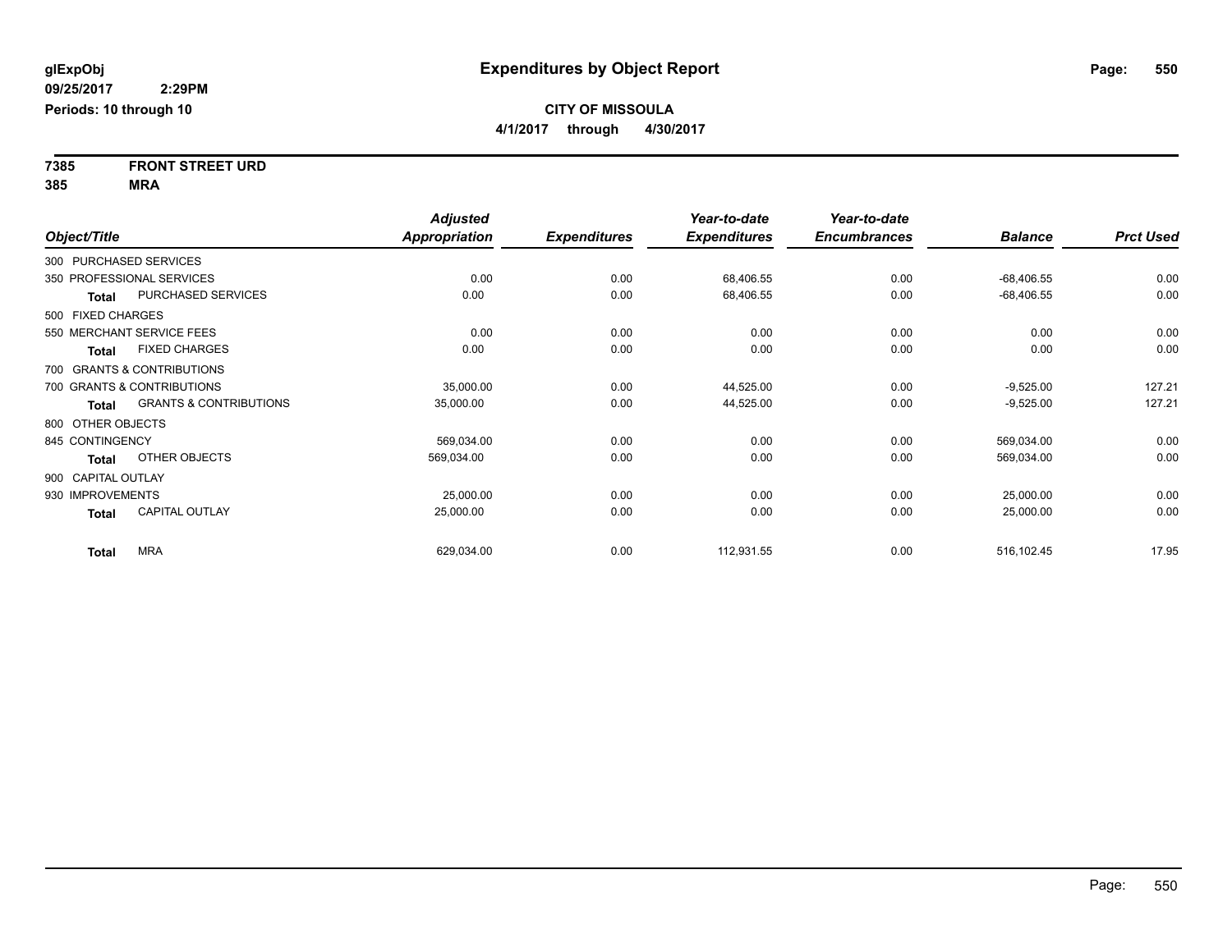**glExpObj**
**09/25/2017 2:29PM**
**Periods: 10 through 10**

# Expenditures by Object Report

**CITY OF MISSOULA**
**4/1/2017 through 4/30/2017**

**7385 FRONT STREET URD**
**385 MRA**

| Object/Title | | Adjusted Appropriation | Expenditures | Year-to-date Expenditures | Year-to-date Encumbrances | Balance | Prct Used |
|---|---|---|---|---|---|---|---|
| 300 PURCHASED SERVICES | | | | | | | |
| 350 PROFESSIONAL SERVICES | | 0.00 | 0.00 | 68,406.55 | 0.00 | -68,406.55 | 0.00 |
| **Total** | PURCHASED SERVICES | 0.00 | 0.00 | 68,406.55 | 0.00 | -68,406.55 | 0.00 |
| 500 FIXED CHARGES | | | | | | | |
| 550 MERCHANT SERVICE FEES | | 0.00 | 0.00 | 0.00 | 0.00 | 0.00 | 0.00 |
| **Total** | FIXED CHARGES | 0.00 | 0.00 | 0.00 | 0.00 | 0.00 | 0.00 |
| 700 GRANTS & CONTRIBUTIONS | | | | | | | |
| 700 GRANTS & CONTRIBUTIONS | | 35,000.00 | 0.00 | 44,525.00 | 0.00 | -9,525.00 | 127.21 |
| **Total** | GRANTS & CONTRIBUTIONS | 35,000.00 | 0.00 | 44,525.00 | 0.00 | -9,525.00 | 127.21 |
| 800 OTHER OBJECTS | | | | | | | |
| 845 CONTINGENCY | | 569,034.00 | 0.00 | 0.00 | 0.00 | 569,034.00 | 0.00 |
| **Total** | OTHER OBJECTS | 569,034.00 | 0.00 | 0.00 | 0.00 | 569,034.00 | 0.00 |
| 900 CAPITAL OUTLAY | | | | | | | |
| 930 IMPROVEMENTS | | 25,000.00 | 0.00 | 0.00 | 0.00 | 25,000.00 | 0.00 |
| **Total** | CAPITAL OUTLAY | 25,000.00 | 0.00 | 0.00 | 0.00 | 25,000.00 | 0.00 |
| **Total** | MRA | 629,034.00 | 0.00 | 112,931.55 | 0.00 | 516,102.45 | 17.95 |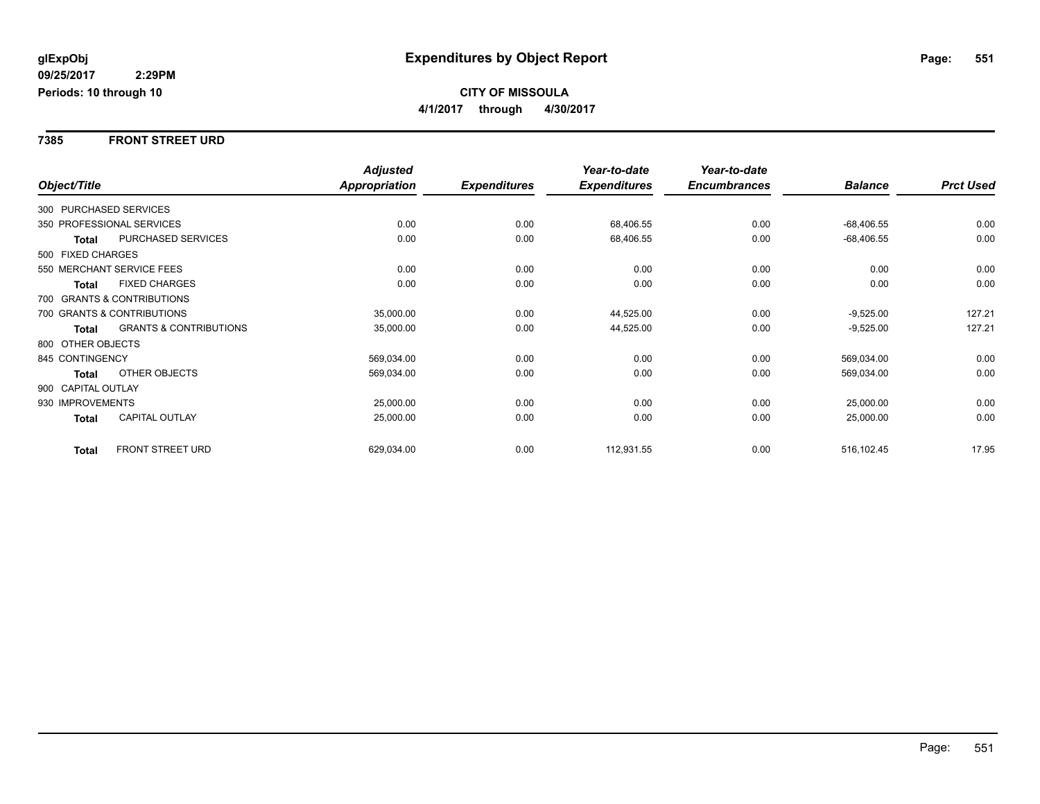# Expenditures by Object Report

glExpObj
09/25/2017 2:29PM
Periods: 10 through 10

**CITY OF MISSOULA**
**4/1/2017 through 4/30/2017**

## 7385 FRONT STREET URD

| Object/Title | | Adjusted Appropriation | Expenditures | Year-to-date Expenditures | Year-to-date Encumbrances | Balance | Prct Used |
|---|---|---|---|---|---|---|---|
| 300 PURCHASED SERVICES | | | | | | | |
| 350 PROFESSIONAL SERVICES | | 0.00 | 0.00 | 68,406.55 | 0.00 | -68,406.55 | 0.00 |
| **Total** | PURCHASED SERVICES | 0.00 | 0.00 | 68,406.55 | 0.00 | -68,406.55 | 0.00 |
| 500 FIXED CHARGES | | | | | | | |
| 550 MERCHANT SERVICE FEES | | 0.00 | 0.00 | 0.00 | 0.00 | 0.00 | 0.00 |
| **Total** | FIXED CHARGES | 0.00 | 0.00 | 0.00 | 0.00 | 0.00 | 0.00 |
| 700 GRANTS & CONTRIBUTIONS | | | | | | | |
| 700 GRANTS & CONTRIBUTIONS | | 35,000.00 | 0.00 | 44,525.00 | 0.00 | -9,525.00 | 127.21 |
| **Total** | GRANTS & CONTRIBUTIONS | 35,000.00 | 0.00 | 44,525.00 | 0.00 | -9,525.00 | 127.21 |
| 800 OTHER OBJECTS | | | | | | | |
| 845 CONTINGENCY | | 569,034.00 | 0.00 | 0.00 | 0.00 | 569,034.00 | 0.00 |
| **Total** | OTHER OBJECTS | 569,034.00 | 0.00 | 0.00 | 0.00 | 569,034.00 | 0.00 |
| 900 CAPITAL OUTLAY | | | | | | | |
| 930 IMPROVEMENTS | | 25,000.00 | 0.00 | 0.00 | 0.00 | 25,000.00 | 0.00 |
| **Total** | CAPITAL OUTLAY | 25,000.00 | 0.00 | 0.00 | 0.00 | 25,000.00 | 0.00 |
| **Total** | FRONT STREET URD | 629,034.00 | 0.00 | 112,931.55 | 0.00 | 516,102.45 | 17.95 |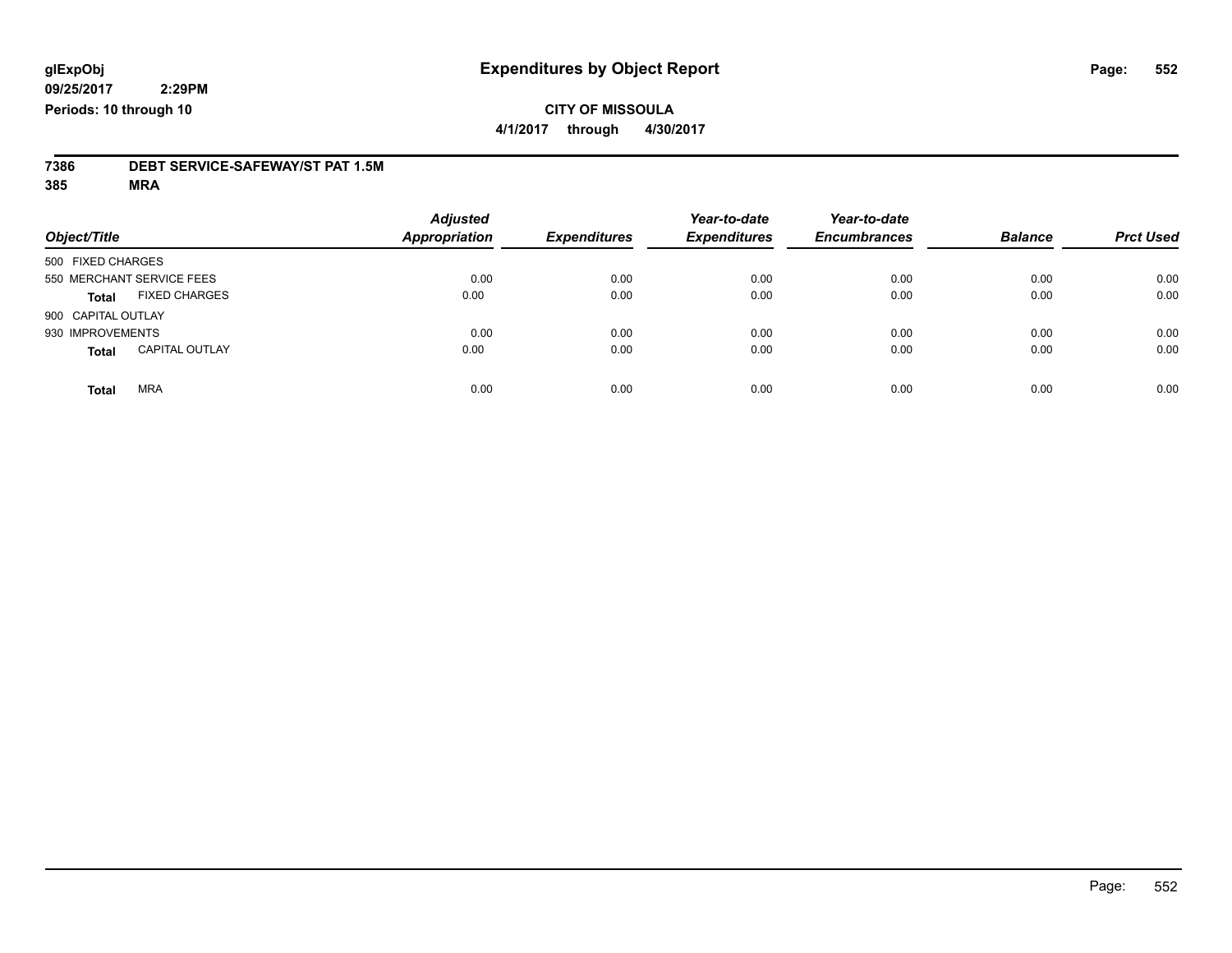# Expenditures by Object Report

glExpObj
09/25/2017 2:29PM
Periods: 10 through 10

**CITY OF MISSOULA**
4/1/2017 through 4/30/2017

**7386 DEBT SERVICE-SAFEWAY/ST PAT 1.5M**
**385 MRA**

| Object/Title | Adjusted Appropriation | Expenditures | Year-to-date Expenditures | Year-to-date Encumbrances | Balance | Prct Used |
|---|---|---|---|---|---|---|
| 500 FIXED CHARGES | | | | | | |
| 550 MERCHANT SERVICE FEES | 0.00 | 0.00 | 0.00 | 0.00 | 0.00 | 0.00 |
| **Total** FIXED CHARGES | 0.00 | 0.00 | 0.00 | 0.00 | 0.00 | 0.00 |
| 900 CAPITAL OUTLAY | | | | | | |
| 930 IMPROVEMENTS | 0.00 | 0.00 | 0.00 | 0.00 | 0.00 | 0.00 |
| **Total** CAPITAL OUTLAY | 0.00 | 0.00 | 0.00 | 0.00 | 0.00 | 0.00 |
| **Total** MRA | 0.00 | 0.00 | 0.00 | 0.00 | 0.00 | 0.00 |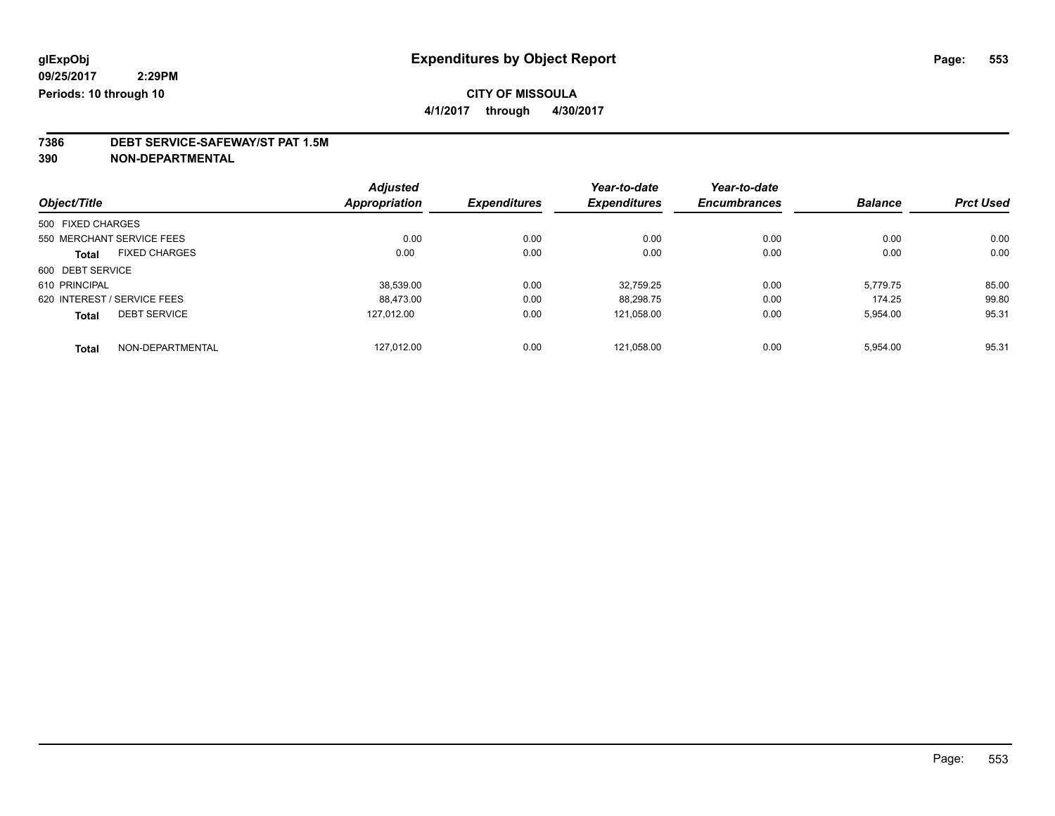glExpObj
09/25/2017 2:29PM
Periods: 10 through 10

# Expenditures by Object Report

**CITY OF MISSOULA**

**4/1/2017 through 4/30/2017**

**7386 DEBT SERVICE-SAFEWAY/ST PAT 1.5M**

**390 NON-DEPARTMENTAL**

| Object/Title | Adjusted Appropriation | Expenditures | Year-to-date Expenditures | Year-to-date Encumbrances | Balance | Prct Used |
|---|---|---|---|---|---|---|
| 500 FIXED CHARGES | | | | | | |
| 550 MERCHANT SERVICE FEES | 0.00 | 0.00 | 0.00 | 0.00 | 0.00 | 0.00 |
| **Total** FIXED CHARGES | 0.00 | 0.00 | 0.00 | 0.00 | 0.00 | 0.00 |
| 600 DEBT SERVICE | | | | | | |
| 610 PRINCIPAL | 38,539.00 | 0.00 | 32,759.25 | 0.00 | 5,779.75 | 85.00 |
| 620 INTEREST / SERVICE FEES | 88,473.00 | 0.00 | 88,298.75 | 0.00 | 174.25 | 99.80 |
| **Total** DEBT SERVICE | 127,012.00 | 0.00 | 121,058.00 | 0.00 | 5,954.00 | 95.31 |
| **Total** NON-DEPARTMENTAL | 127,012.00 | 0.00 | 121,058.00 | 0.00 | 5,954.00 | 95.31 |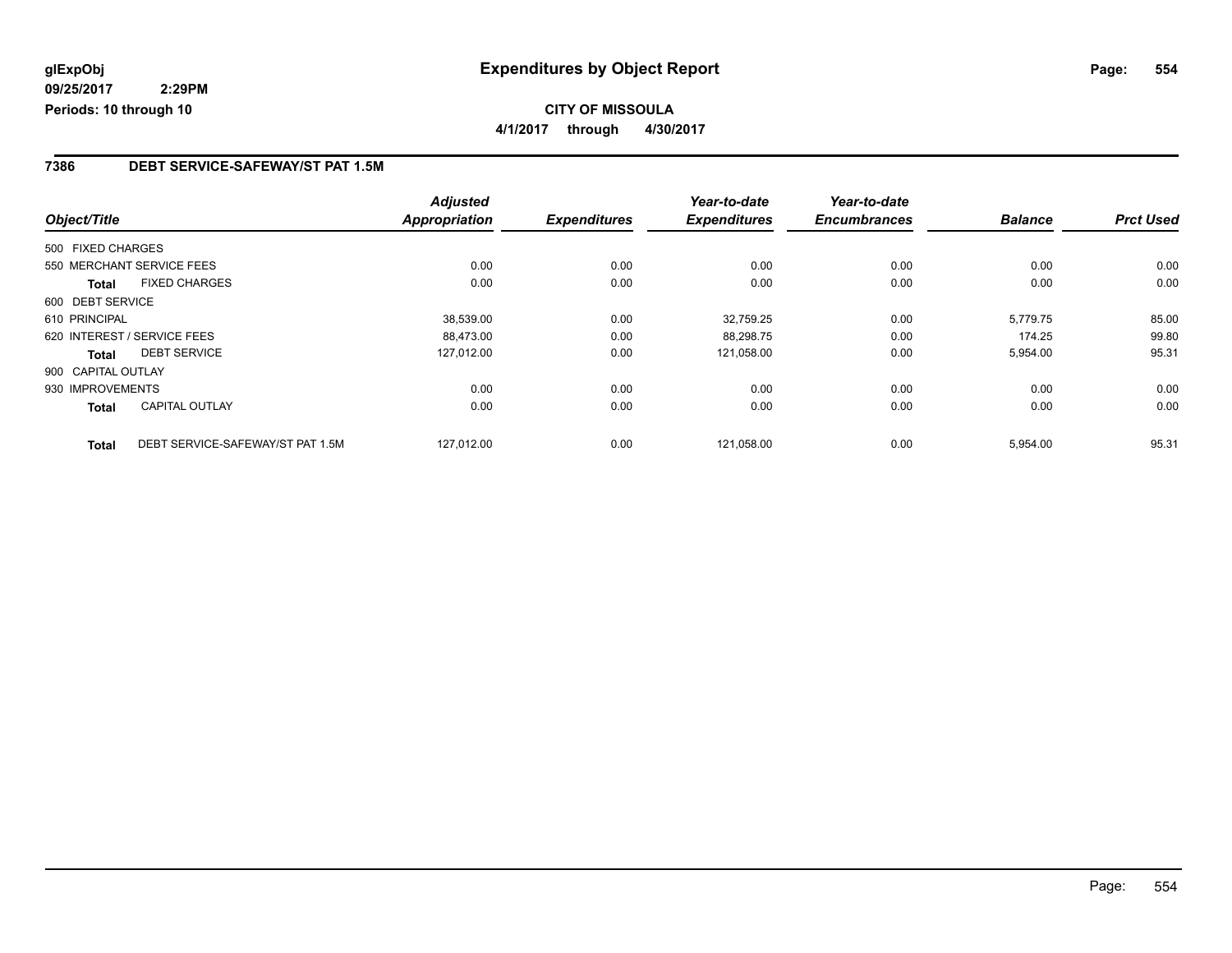# Expenditures by Object Report

glExpObj
09/25/2017 2:29PM
Periods: 10 through 10

**CITY OF MISSOULA**
**4/1/2017 through 4/30/2017**

## 7386 DEBT SERVICE-SAFEWAY/ST PAT 1.5M

| Object/Title | | Adjusted Appropriation | Expenditures | Year-to-date Expenditures | Year-to-date Encumbrances | Balance | Prct Used |
|---|---|---|---|---|---|---|---|
| 500 FIXED CHARGES | | | | | | | |
| 550 MERCHANT SERVICE FEES | | 0.00 | 0.00 | 0.00 | 0.00 | 0.00 | 0.00 |
| **Total** | FIXED CHARGES | 0.00 | 0.00 | 0.00 | 0.00 | 0.00 | 0.00 |
| 600 DEBT SERVICE | | | | | | | |
| 610 PRINCIPAL | | 38,539.00 | 0.00 | 32,759.25 | 0.00 | 5,779.75 | 85.00 |
| 620 INTEREST / SERVICE FEES | | 88,473.00 | 0.00 | 88,298.75 | 0.00 | 174.25 | 99.80 |
| **Total** | DEBT SERVICE | 127,012.00 | 0.00 | 121,058.00 | 0.00 | 5,954.00 | 95.31 |
| 900 CAPITAL OUTLAY | | | | | | | |
| 930 IMPROVEMENTS | | 0.00 | 0.00 | 0.00 | 0.00 | 0.00 | 0.00 |
| **Total** | CAPITAL OUTLAY | 0.00 | 0.00 | 0.00 | 0.00 | 0.00 | 0.00 |
| **Total** | DEBT SERVICE-SAFEWAY/ST PAT 1.5M | 127,012.00 | 0.00 | 121,058.00 | 0.00 | 5,954.00 | 95.31 |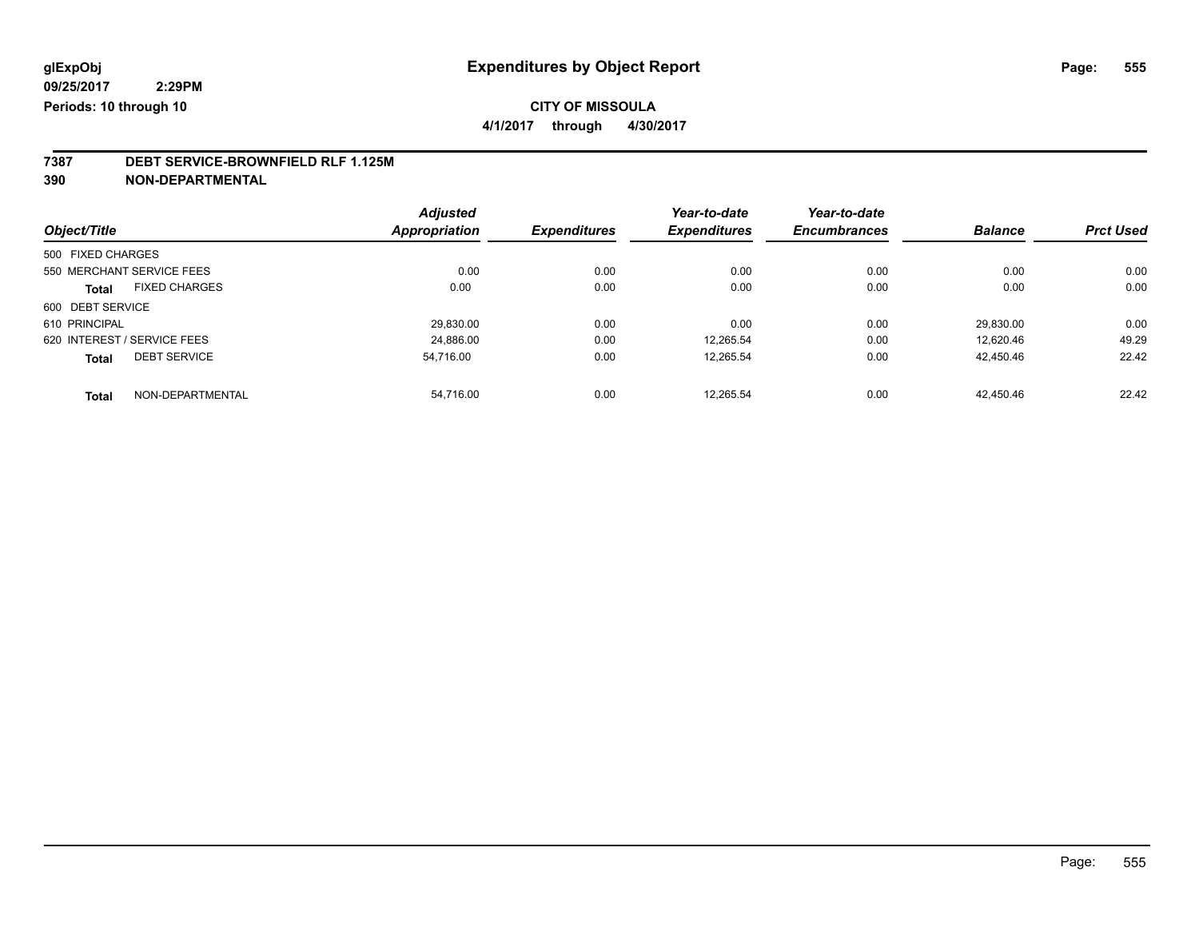**glExpObj**
**09/25/2017 2:29PM**
**Periods: 10 through 10**

# Expenditures by Object Report

**CITY OF MISSOULA**

**4/1/2017 through 4/30/2017**

## 7387 DEBT SERVICE-BROWNFIELD RLF 1.125M
## 390 NON-DEPARTMENTAL

| Object/Title | | Adjusted Appropriation | Expenditures | Year-to-date Expenditures | Year-to-date Encumbrances | Balance | Prct Used |
|---|---|---|---|---|---|---|---|
| 500 FIXED CHARGES | | | | | | | |
| 550 MERCHANT SERVICE FEES | | 0.00 | 0.00 | 0.00 | 0.00 | 0.00 | 0.00 |
| **Total** | FIXED CHARGES | 0.00 | 0.00 | 0.00 | 0.00 | 0.00 | 0.00 |
| 600 DEBT SERVICE | | | | | | | |
| 610 PRINCIPAL | | 29,830.00 | 0.00 | 0.00 | 0.00 | 29,830.00 | 0.00 |
| 620 INTEREST / SERVICE FEES | | 24,886.00 | 0.00 | 12,265.54 | 0.00 | 12,620.46 | 49.29 |
| **Total** | DEBT SERVICE | 54,716.00 | 0.00 | 12,265.54 | 0.00 | 42,450.46 | 22.42 |
| **Total** | NON-DEPARTMENTAL | 54,716.00 | 0.00 | 12,265.54 | 0.00 | 42,450.46 | 22.42 |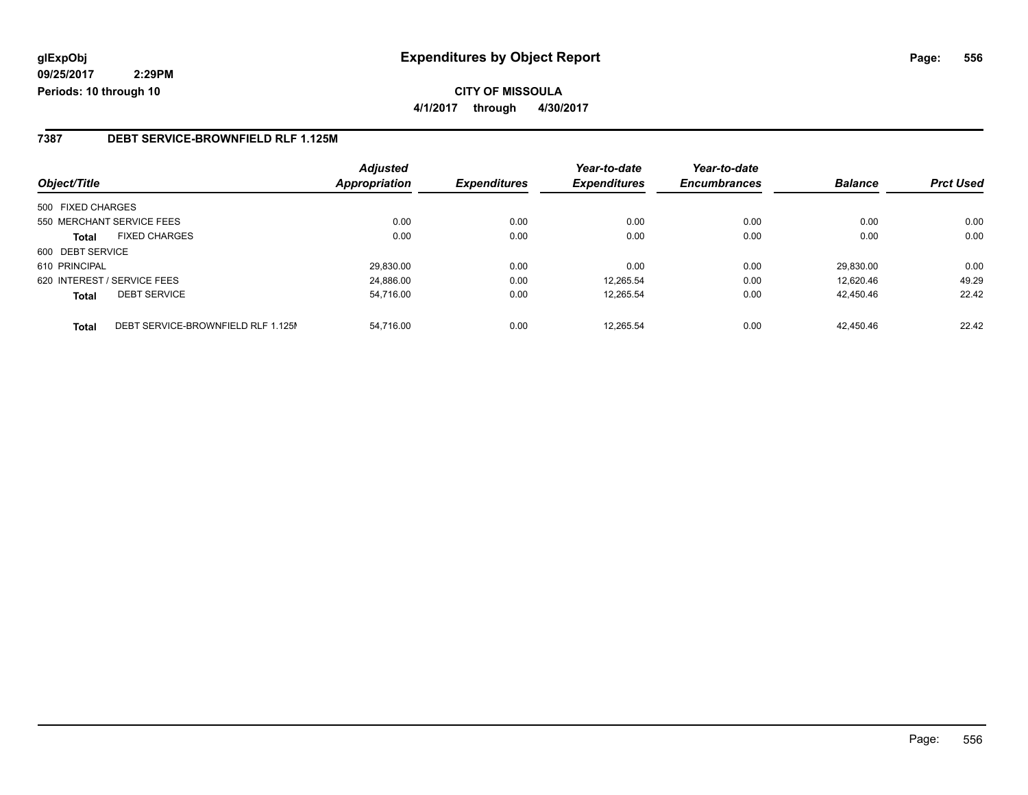**glExpObj**
**09/25/2017 2:29PM**
**Periods: 10 through 10**

# Expenditures by Object Report

**CITY OF MISSOULA**

**4/1/2017 through 4/30/2017**

## 7387 DEBT SERVICE-BROWNFIELD RLF 1.125M

| Object/Title | | Adjusted Appropriation | Expenditures | Year-to-date Expenditures | Year-to-date Encumbrances | Balance | Prct Used |
|---|---|---|---|---|---|---|---|
| 500 FIXED CHARGES | | | | | | | |
| 550 MERCHANT SERVICE FEES | | 0.00 | 0.00 | 0.00 | 0.00 | 0.00 | 0.00 |
| **Total** | FIXED CHARGES | 0.00 | 0.00 | 0.00 | 0.00 | 0.00 | 0.00 |
| 600 DEBT SERVICE | | | | | | | |
| 610 PRINCIPAL | | 29,830.00 | 0.00 | 0.00 | 0.00 | 29,830.00 | 0.00 |
| 620 INTEREST / SERVICE FEES | | 24,886.00 | 0.00 | 12,265.54 | 0.00 | 12,620.46 | 49.29 |
| **Total** | DEBT SERVICE | 54,716.00 | 0.00 | 12,265.54 | 0.00 | 42,450.46 | 22.42 |
| **Total** | DEBT SERVICE-BROWNFIELD RLF 1.125M | 54,716.00 | 0.00 | 12,265.54 | 0.00 | 42,450.46 | 22.42 |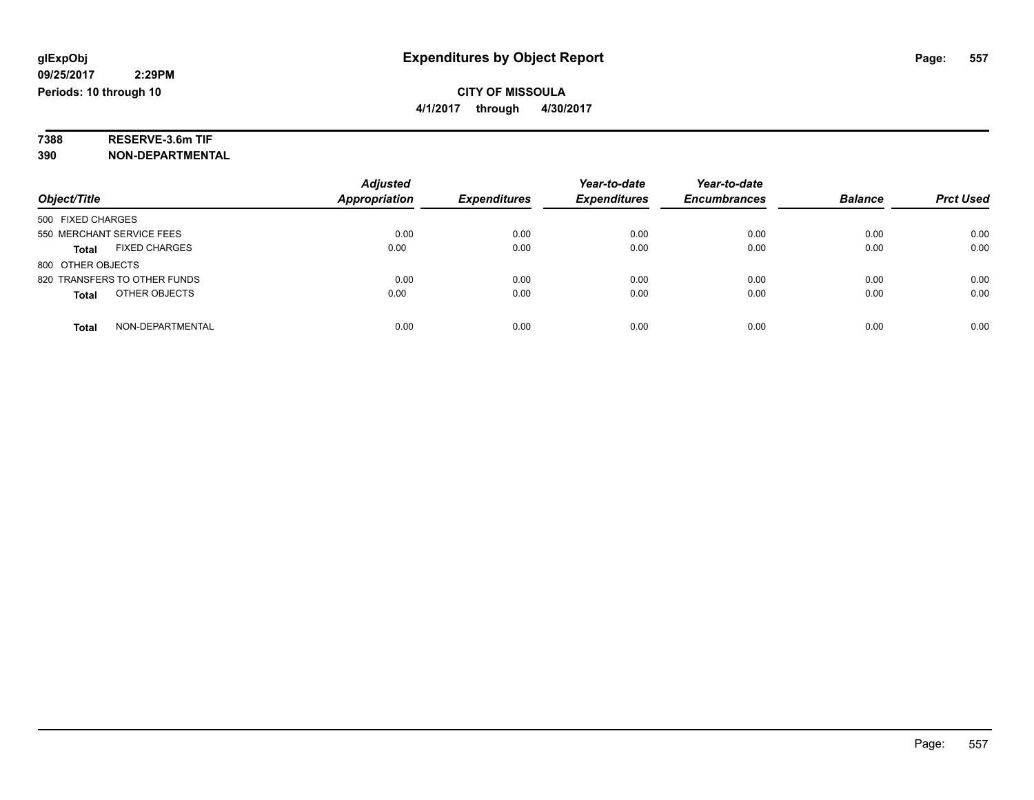**glExpObj**
**09/25/2017 2:29PM**
**Periods: 10 through 10**

# Expenditures by Object Report

**CITY OF MISSOULA**
**4/1/2017 through 4/30/2017**

**7388 RESERVE-3.6m TIF**
**390 NON-DEPARTMENTAL**

| Object/Title | Adjusted Appropriation | Expenditures | Year-to-date Expenditures | Year-to-date Encumbrances | Balance | Prct Used |
|---|---|---|---|---|---|---|
| 500 FIXED CHARGES | | | | | | |
| 550 MERCHANT SERVICE FEES | 0.00 | 0.00 | 0.00 | 0.00 | 0.00 | 0.00 |
| **Total** FIXED CHARGES | 0.00 | 0.00 | 0.00 | 0.00 | 0.00 | 0.00 |
| 800 OTHER OBJECTS | | | | | | |
| 820 TRANSFERS TO OTHER FUNDS | 0.00 | 0.00 | 0.00 | 0.00 | 0.00 | 0.00 |
| **Total** OTHER OBJECTS | 0.00 | 0.00 | 0.00 | 0.00 | 0.00 | 0.00 |
| **Total** NON-DEPARTMENTAL | 0.00 | 0.00 | 0.00 | 0.00 | 0.00 | 0.00 |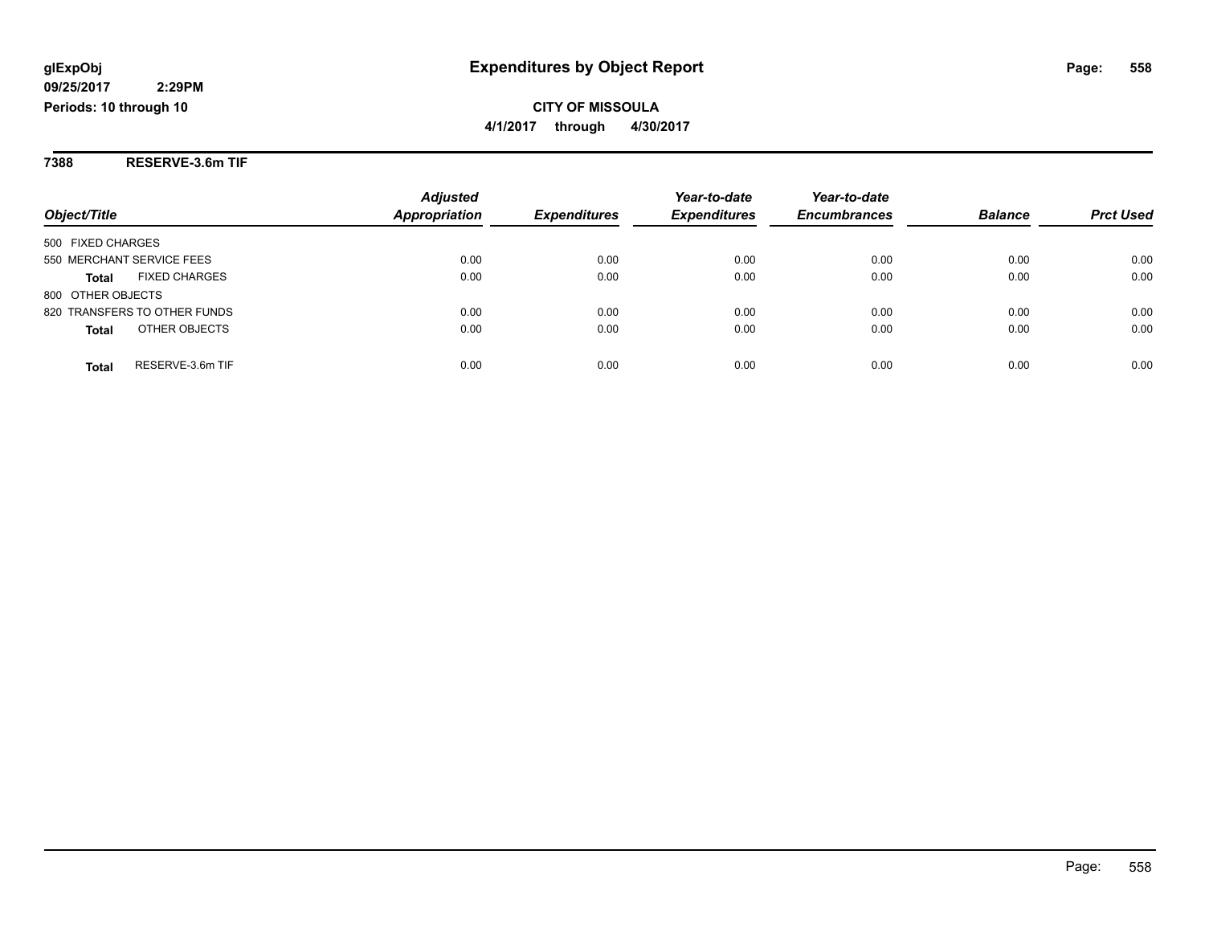glExpObj
09/25/2017 2:29PM
Periods: 10 through 10

# Expenditures by Object Report

**CITY OF MISSOULA**
**4/1/2017 through 4/30/2017**

## 7388 RESERVE-3.6m TIF

| Object/Title | Adjusted Appropriation | Expenditures | Year-to-date Expenditures | Year-to-date Encumbrances | Balance | Prct Used |
|---|---|---|---|---|---|---|
| 500 FIXED CHARGES | | | | | | |
| 550 MERCHANT SERVICE FEES | 0.00 | 0.00 | 0.00 | 0.00 | 0.00 | 0.00 |
| **Total** FIXED CHARGES | 0.00 | 0.00 | 0.00 | 0.00 | 0.00 | 0.00 |
| 800 OTHER OBJECTS | | | | | | |
| 820 TRANSFERS TO OTHER FUNDS | 0.00 | 0.00 | 0.00 | 0.00 | 0.00 | 0.00 |
| **Total** OTHER OBJECTS | 0.00 | 0.00 | 0.00 | 0.00 | 0.00 | 0.00 |
| **Total** RESERVE-3.6m TIF | 0.00 | 0.00 | 0.00 | 0.00 | 0.00 | 0.00 |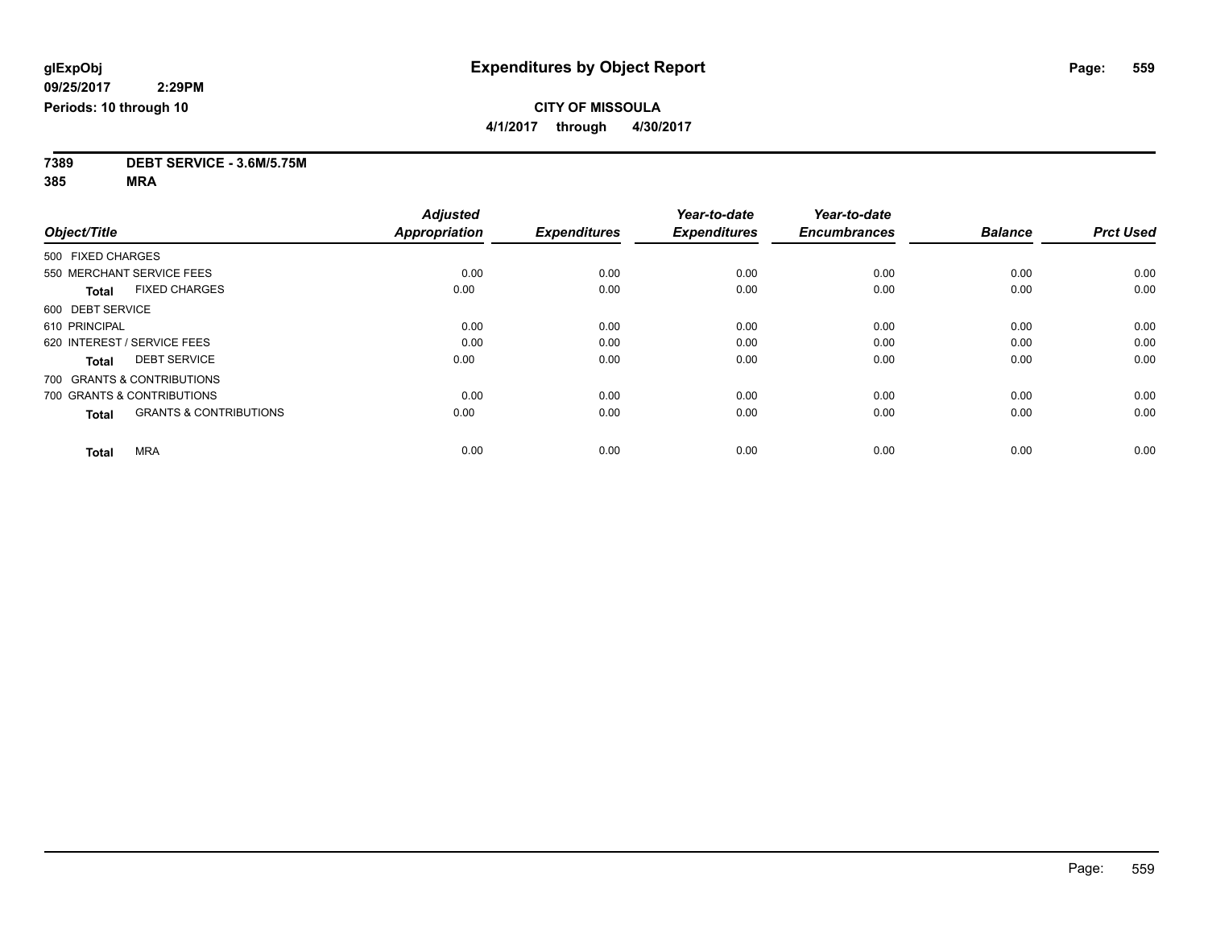glExpObj
09/25/2017 2:29PM
Periods: 10 through 10

# Expenditures by Object Report

**CITY OF MISSOULA**

**4/1/2017 through 4/30/2017**

**7389 DEBT SERVICE - 3.6M/5.75M**
**385 MRA**

| Object/Title | Adjusted Appropriation | Expenditures | Year-to-date Expenditures | Year-to-date Encumbrances | Balance | Prct Used |
|---|---|---|---|---|---|---|
| 500 FIXED CHARGES | | | | | | |
| 550 MERCHANT SERVICE FEES | 0.00 | 0.00 | 0.00 | 0.00 | 0.00 | 0.00 |
| **Total** FIXED CHARGES | 0.00 | 0.00 | 0.00 | 0.00 | 0.00 | 0.00 |
| 600 DEBT SERVICE | | | | | | |
| 610 PRINCIPAL | 0.00 | 0.00 | 0.00 | 0.00 | 0.00 | 0.00 |
| 620 INTEREST / SERVICE FEES | 0.00 | 0.00 | 0.00 | 0.00 | 0.00 | 0.00 |
| **Total** DEBT SERVICE | 0.00 | 0.00 | 0.00 | 0.00 | 0.00 | 0.00 |
| 700 GRANTS & CONTRIBUTIONS | | | | | | |
| 700 GRANTS & CONTRIBUTIONS | 0.00 | 0.00 | 0.00 | 0.00 | 0.00 | 0.00 |
| **Total** GRANTS & CONTRIBUTIONS | 0.00 | 0.00 | 0.00 | 0.00 | 0.00 | 0.00 |
| **Total** MRA | 0.00 | 0.00 | 0.00 | 0.00 | 0.00 | 0.00 |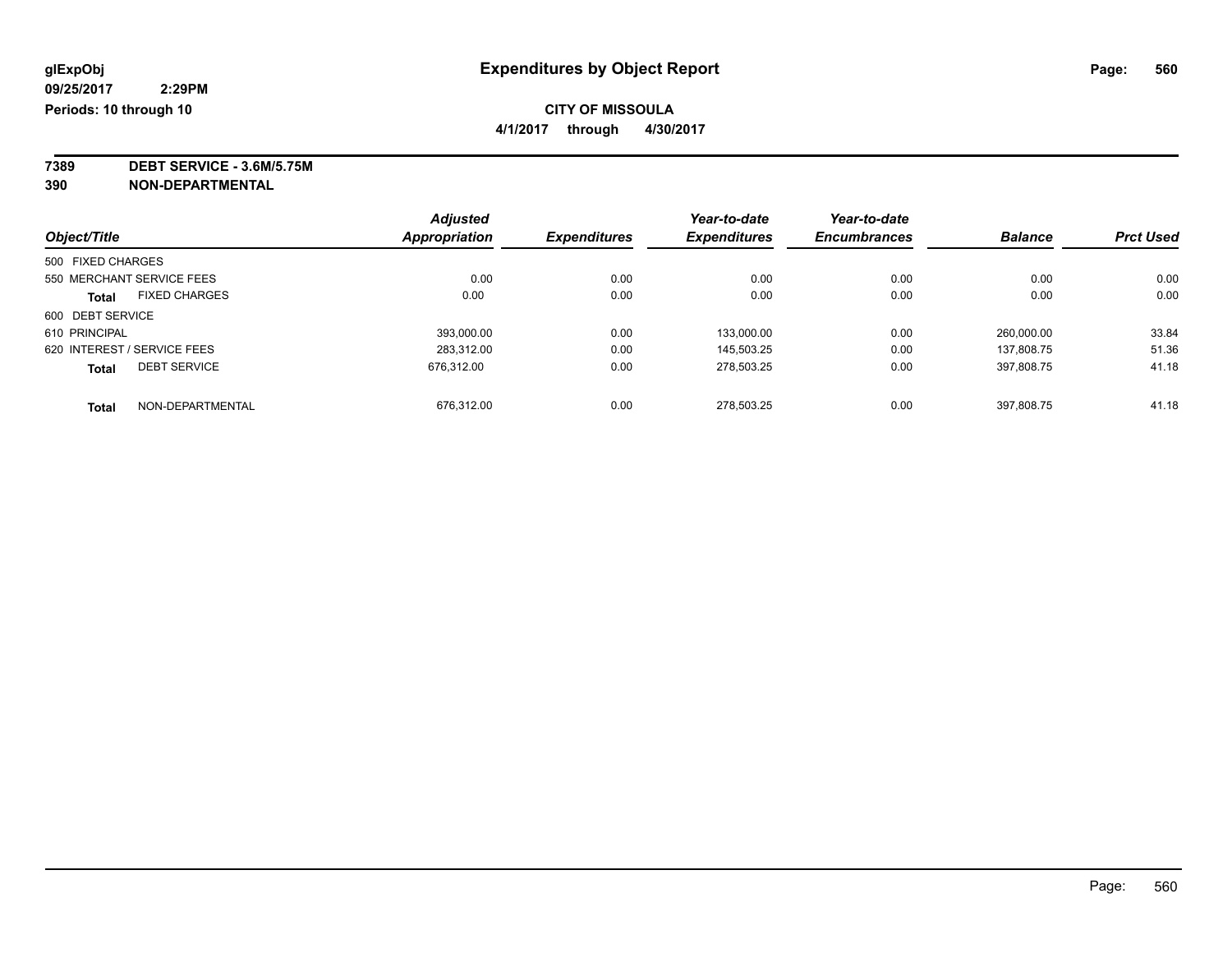glExpObj
09/25/2017 2:29PM
Periods: 10 through 10

# Expenditures by Object Report

**CITY OF MISSOULA**

**4/1/2017 through 4/30/2017**

**7389 DEBT SERVICE - 3.6M/5.75M**
**390 NON-DEPARTMENTAL**

| Object/Title | | Adjusted Appropriation | Expenditures | Year-to-date Expenditures | Year-to-date Encumbrances | Balance | Prct Used |
|---|---|---|---|---|---|---|---|
| 500 FIXED CHARGES | | | | | | | |
| 550 MERCHANT SERVICE FEES | | 0.00 | 0.00 | 0.00 | 0.00 | 0.00 | 0.00 |
| **Total** | FIXED CHARGES | 0.00 | 0.00 | 0.00 | 0.00 | 0.00 | 0.00 |
| 600 DEBT SERVICE | | | | | | | |
| 610 PRINCIPAL | | 393,000.00 | 0.00 | 133,000.00 | 0.00 | 260,000.00 | 33.84 |
| 620 INTEREST / SERVICE FEES | | 283,312.00 | 0.00 | 145,503.25 | 0.00 | 137,808.75 | 51.36 |
| **Total** | DEBT SERVICE | 676,312.00 | 0.00 | 278,503.25 | 0.00 | 397,808.75 | 41.18 |
| **Total** | NON-DEPARTMENTAL | 676,312.00 | 0.00 | 278,503.25 | 0.00 | 397,808.75 | 41.18 |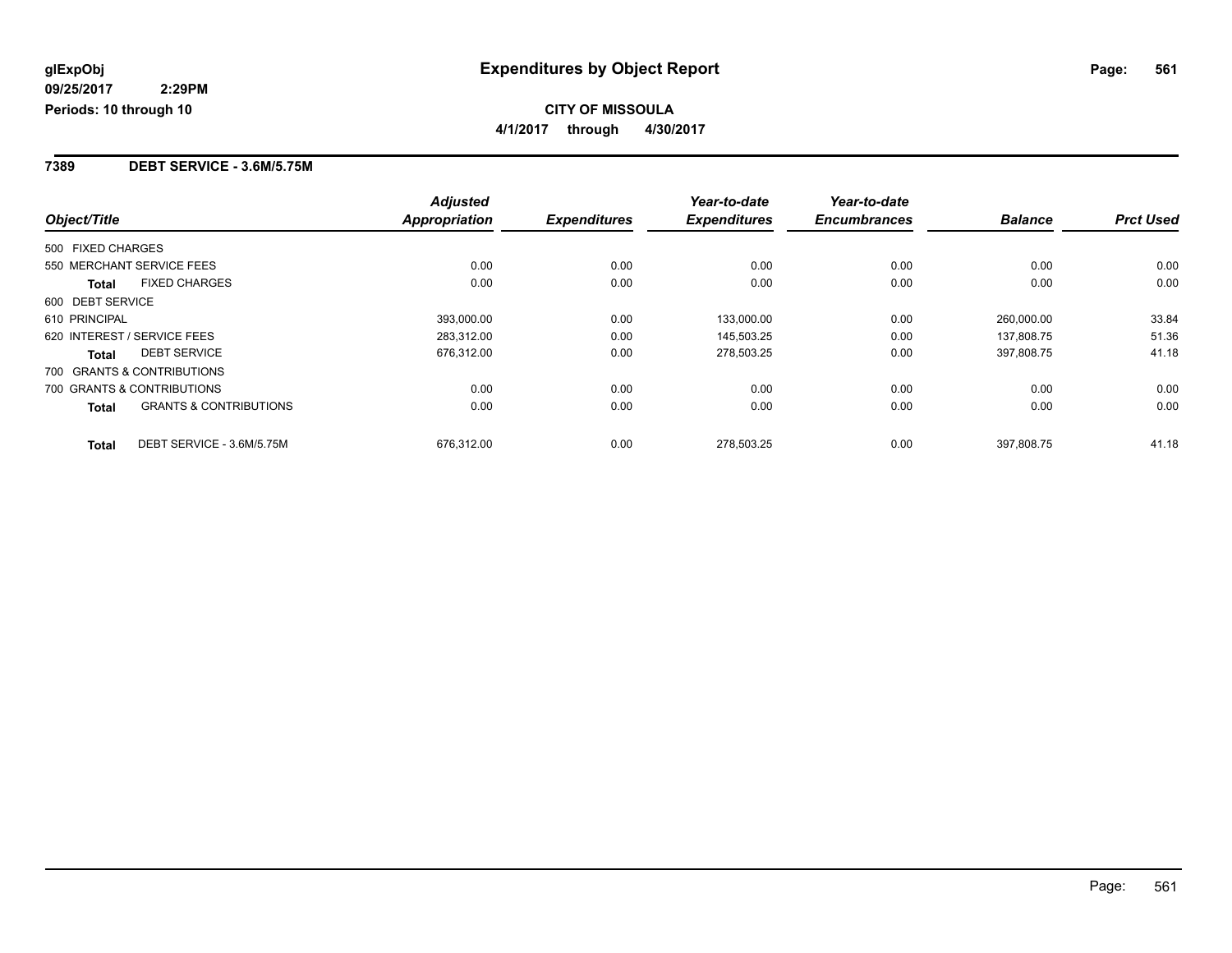glExpObj
09/25/2017 2:29PM
Periods: 10 through 10

# Expenditures by Object Report

**CITY OF MISSOULA**

**4/1/2017 through 4/30/2017**

## 7389 DEBT SERVICE - 3.6M/5.75M

| Object/Title | | Adjusted Appropriation | Expenditures | Year-to-date Expenditures | Year-to-date Encumbrances | Balance | Prct Used |
|---|---|---|---|---|---|---|---|
| 500 FIXED CHARGES | | | | | | | |
| 550 MERCHANT SERVICE FEES | | 0.00 | 0.00 | 0.00 | 0.00 | 0.00 | 0.00 |
| **Total** | FIXED CHARGES | 0.00 | 0.00 | 0.00 | 0.00 | 0.00 | 0.00 |
| 600 DEBT SERVICE | | | | | | | |
| 610 PRINCIPAL | | 393,000.00 | 0.00 | 133,000.00 | 0.00 | 260,000.00 | 33.84 |
| 620 INTEREST / SERVICE FEES | | 283,312.00 | 0.00 | 145,503.25 | 0.00 | 137,808.75 | 51.36 |
| **Total** | DEBT SERVICE | 676,312.00 | 0.00 | 278,503.25 | 0.00 | 397,808.75 | 41.18 |
| 700 GRANTS & CONTRIBUTIONS | | | | | | | |
| 700 GRANTS & CONTRIBUTIONS | | 0.00 | 0.00 | 0.00 | 0.00 | 0.00 | 0.00 |
| **Total** | GRANTS & CONTRIBUTIONS | 0.00 | 0.00 | 0.00 | 0.00 | 0.00 | 0.00 |
| **Total** | DEBT SERVICE - 3.6M/5.75M | 676,312.00 | 0.00 | 278,503.25 | 0.00 | 397,808.75 | 41.18 |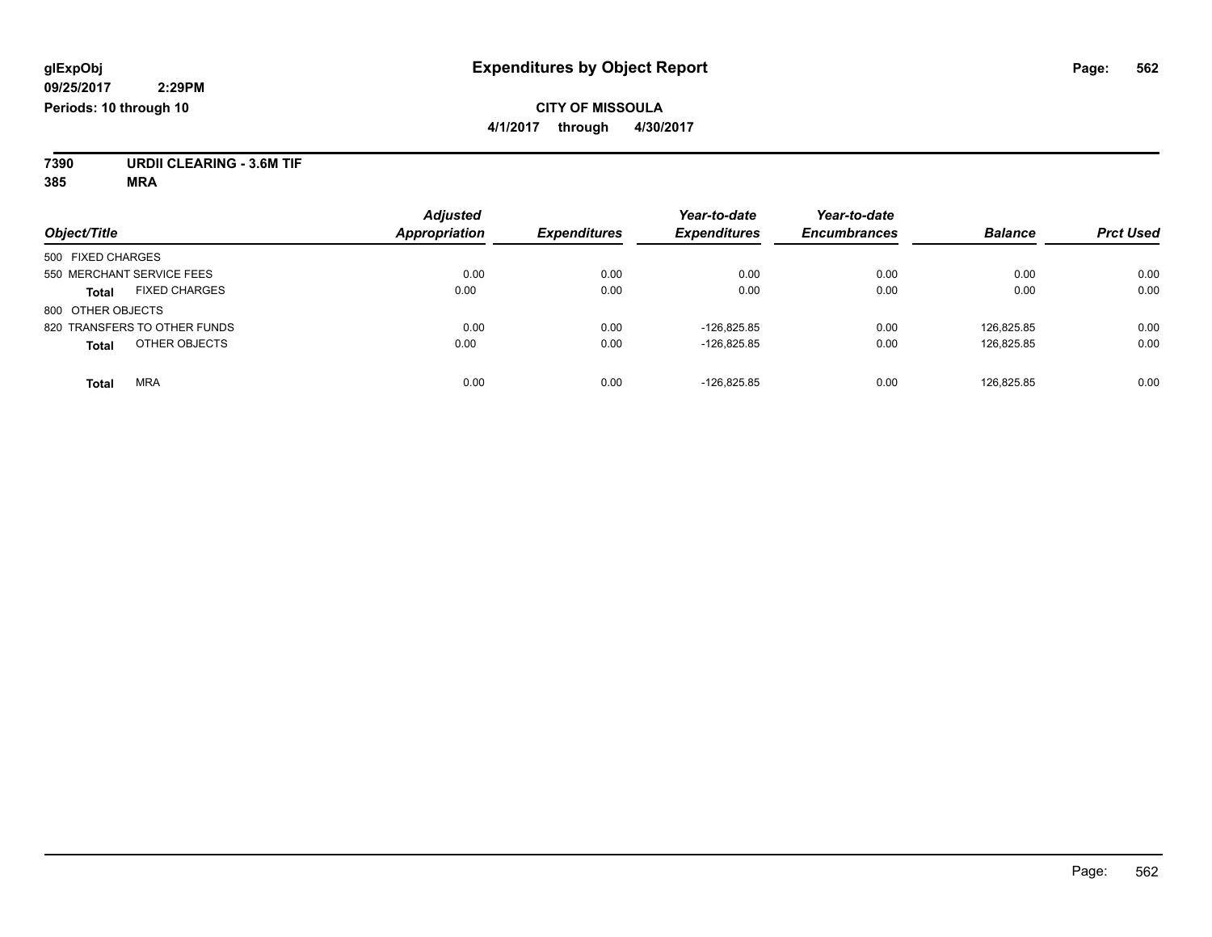**glExpObj** | **Expenditures by Object Report**

**09/25/2017 2:29PM**

**Periods: 10 through 10**

**CITY OF MISSOULA**

**4/1/2017 through 4/30/2017**

**7390 URDII CLEARING - 3.6M TIF**

**385 MRA**

| Object/Title | Adjusted Appropriation | Expenditures | Year-to-date Expenditures | Year-to-date Encumbrances | Balance | Prct Used |
|---|---|---|---|---|---|---|
| 500 FIXED CHARGES | | | | | | |
| 550 MERCHANT SERVICE FEES | 0.00 | 0.00 | 0.00 | 0.00 | 0.00 | 0.00 |
| **Total** FIXED CHARGES | 0.00 | 0.00 | 0.00 | 0.00 | 0.00 | 0.00 |
| 800 OTHER OBJECTS | | | | | | |
| 820 TRANSFERS TO OTHER FUNDS | 0.00 | 0.00 | -126,825.85 | 0.00 | 126,825.85 | 0.00 |
| **Total** OTHER OBJECTS | 0.00 | 0.00 | -126,825.85 | 0.00 | 126,825.85 | 0.00 |
| **Total** MRA | 0.00 | 0.00 | -126,825.85 | 0.00 | 126,825.85 | 0.00 |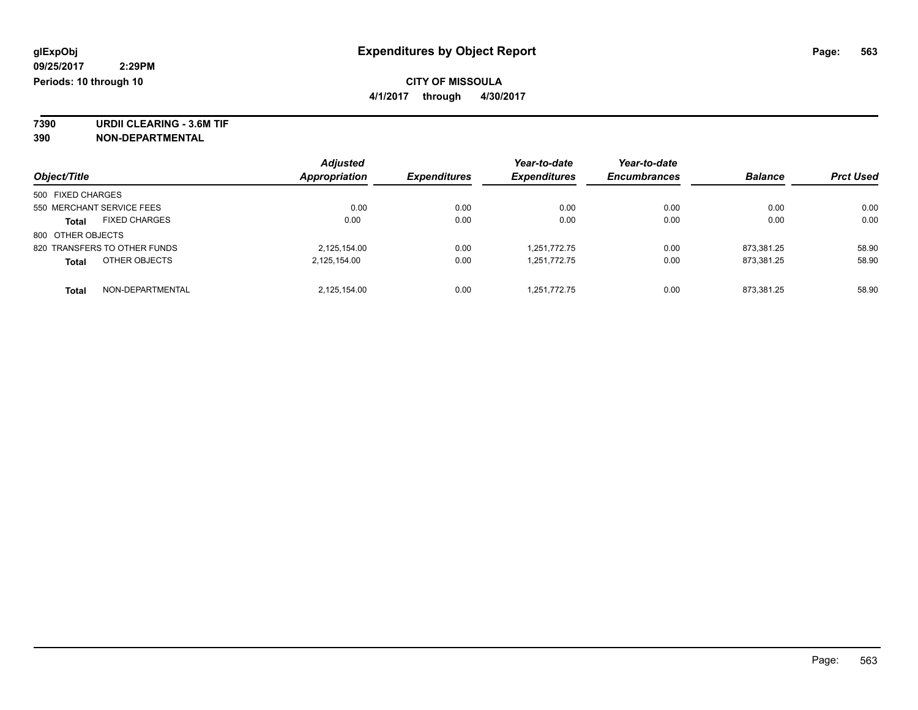glExpObj
09/25/2017 2:29PM
Periods: 10 through 10

# Expenditures by Object Report

**CITY OF MISSOULA**

**4/1/2017 through 4/30/2017**

**7390 URDII CLEARING - 3.6M TIF**
**390 NON-DEPARTMENTAL**

| Object/Title | Adjusted Appropriation | Expenditures | Year-to-date Expenditures | Year-to-date Encumbrances | Balance | Prct Used |
|---|---|---|---|---|---|---|
| 500 FIXED CHARGES | | | | | | |
| 550 MERCHANT SERVICE FEES | 0.00 | 0.00 | 0.00 | 0.00 | 0.00 | 0.00 |
| **Total** FIXED CHARGES | 0.00 | 0.00 | 0.00 | 0.00 | 0.00 | 0.00 |
| 800 OTHER OBJECTS | | | | | | |
| 820 TRANSFERS TO OTHER FUNDS | 2,125,154.00 | 0.00 | 1,251,772.75 | 0.00 | 873,381.25 | 58.90 |
| **Total** OTHER OBJECTS | 2,125,154.00 | 0.00 | 1,251,772.75 | 0.00 | 873,381.25 | 58.90 |
| **Total** NON-DEPARTMENTAL | 2,125,154.00 | 0.00 | 1,251,772.75 | 0.00 | 873,381.25 | 58.90 |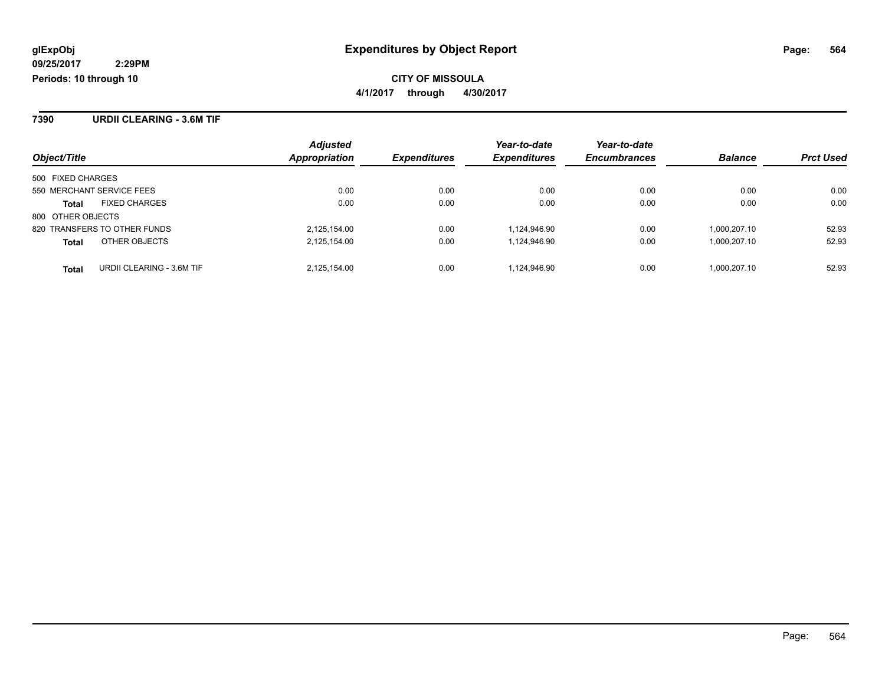glExpObj
09/25/2017 2:29PM
Periods: 10 through 10

# Expenditures by Object Report

**CITY OF MISSOULA**

**4/1/2017 through 4/30/2017**

## 7390 URDII CLEARING - 3.6M TIF

| Object/Title | | Adjusted Appropriation | Expenditures | Year-to-date Expenditures | Year-to-date Encumbrances | Balance | Prct Used |
|---|---|---|---|---|---|---|---|
| 500 FIXED CHARGES | | | | | | | |
| 550 MERCHANT SERVICE FEES | | 0.00 | 0.00 | 0.00 | 0.00 | 0.00 | 0.00 |
| **Total** | FIXED CHARGES | 0.00 | 0.00 | 0.00 | 0.00 | 0.00 | 0.00 |
| 800 OTHER OBJECTS | | | | | | | |
| 820 TRANSFERS TO OTHER FUNDS | | 2,125,154.00 | 0.00 | 1,124,946.90 | 0.00 | 1,000,207.10 | 52.93 |
| **Total** | OTHER OBJECTS | 2,125,154.00 | 0.00 | 1,124,946.90 | 0.00 | 1,000,207.10 | 52.93 |
| **Total** | URDII CLEARING - 3.6M TIF | 2,125,154.00 | 0.00 | 1,124,946.90 | 0.00 | 1,000,207.10 | 52.93 |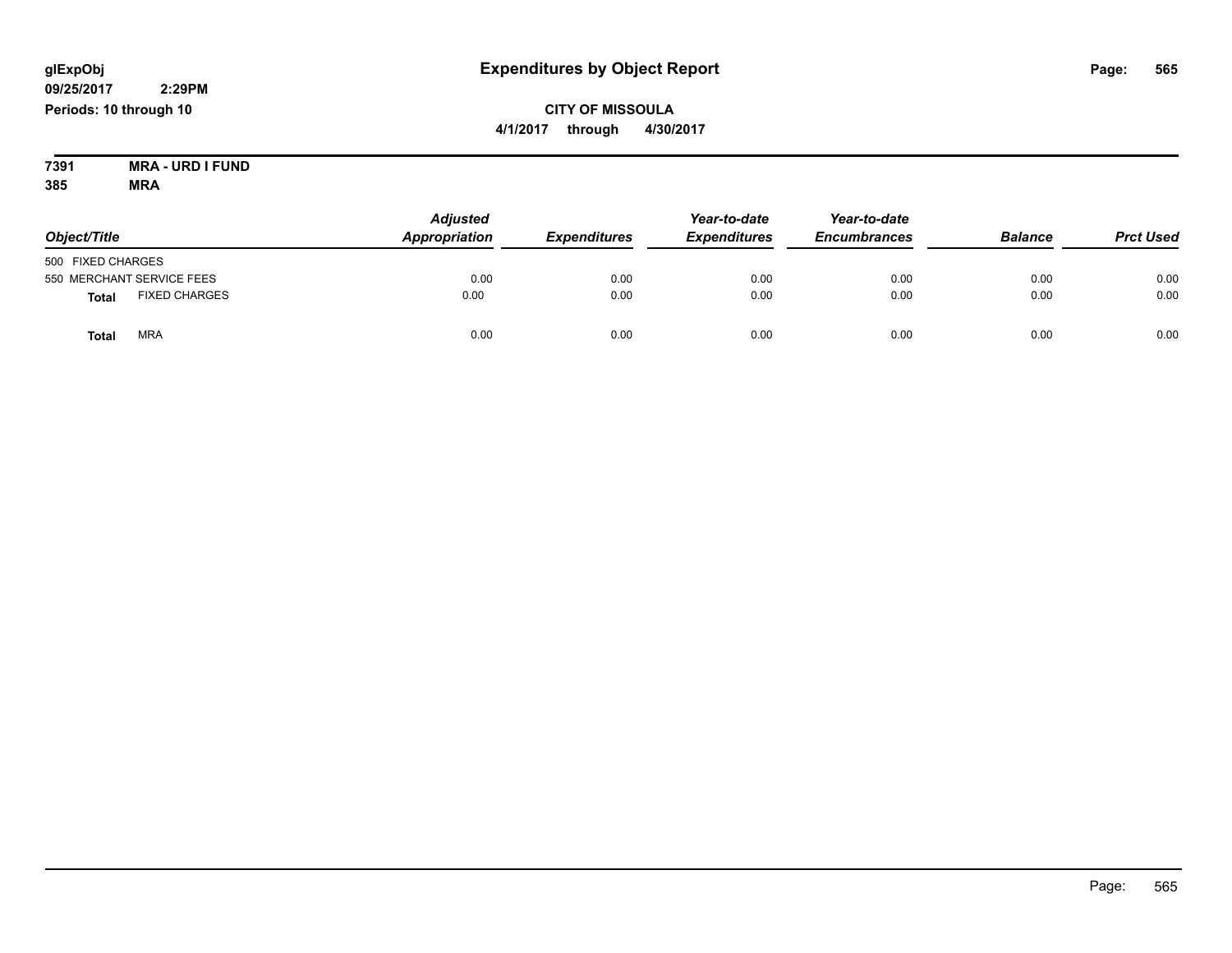# Expenditures by Object Report

glExpObj
09/25/2017 2:29PM
Periods: 10 through 10

**CITY OF MISSOULA**
**4/1/2017 through 4/30/2017**

**7391 MRA - URD I FUND**
**385 MRA**

| Object/Title | Adjusted Appropriation | Expenditures | Year-to-date Expenditures | Year-to-date Encumbrances | Balance | Prct Used |
|---|---|---|---|---|---|---|
| 500 FIXED CHARGES | | | | | | |
| 550 MERCHANT SERVICE FEES | 0.00 | 0.00 | 0.00 | 0.00 | 0.00 | 0.00 |
| **Total** FIXED CHARGES | 0.00 | 0.00 | 0.00 | 0.00 | 0.00 | 0.00 |
| **Total** MRA | 0.00 | 0.00 | 0.00 | 0.00 | 0.00 | 0.00 |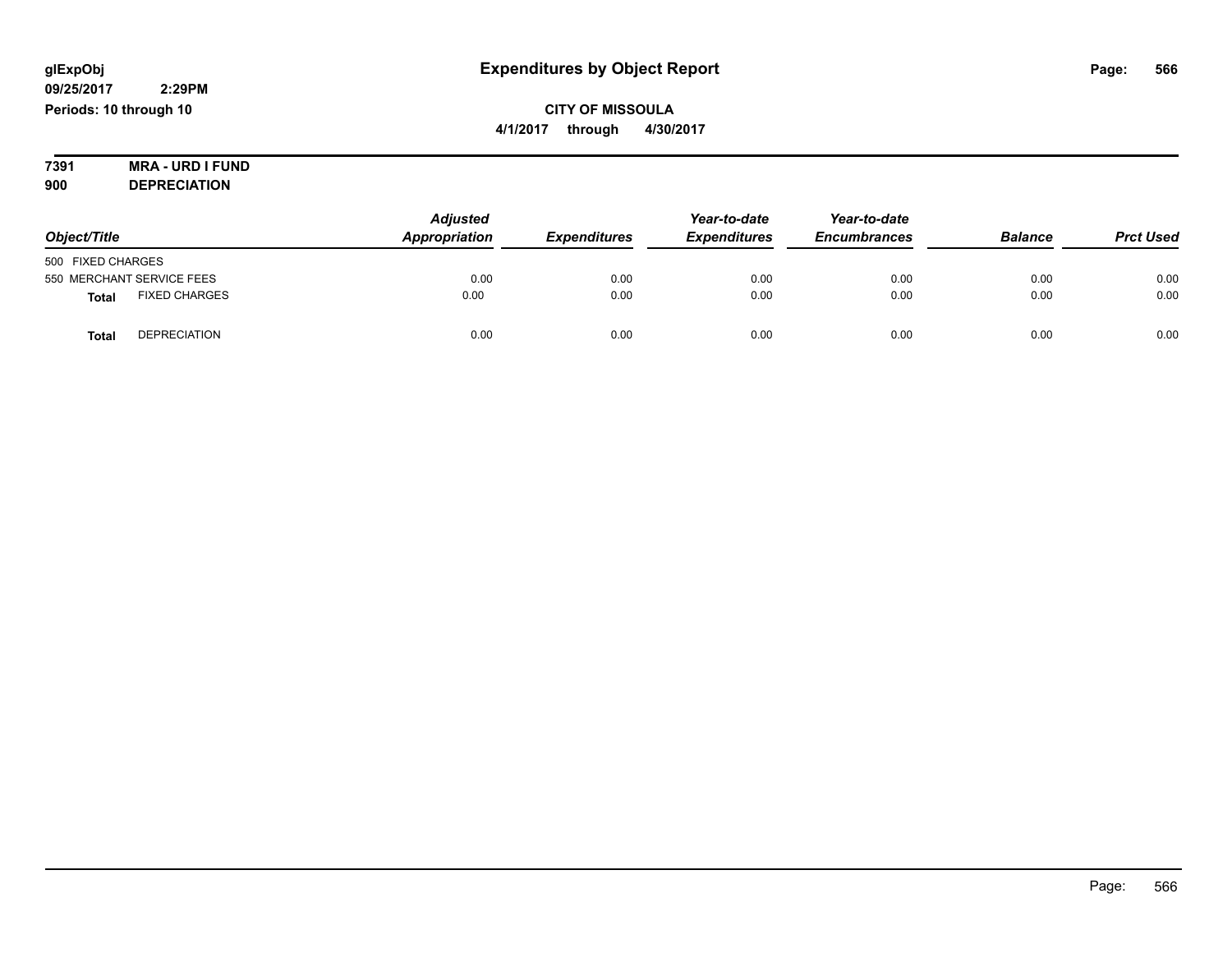glExpObj
09/25/2017 2:29PM
Periods: 10 through 10

# Expenditures by Object Report

**CITY OF MISSOULA**
**4/1/2017 through 4/30/2017**

**7391 MRA - URD I FUND**
**900 DEPRECIATION**

| Object/Title | Adjusted Appropriation | Expenditures | Year-to-date Expenditures | Year-to-date Encumbrances | Balance | Prct Used |
|---|---|---|---|---|---|---|
| 500 FIXED CHARGES | | | | | | |
| 550 MERCHANT SERVICE FEES | 0.00 | 0.00 | 0.00 | 0.00 | 0.00 | 0.00 |
| **Total** FIXED CHARGES | 0.00 | 0.00 | 0.00 | 0.00 | 0.00 | 0.00 |
| **Total** DEPRECIATION | 0.00 | 0.00 | 0.00 | 0.00 | 0.00 | 0.00 |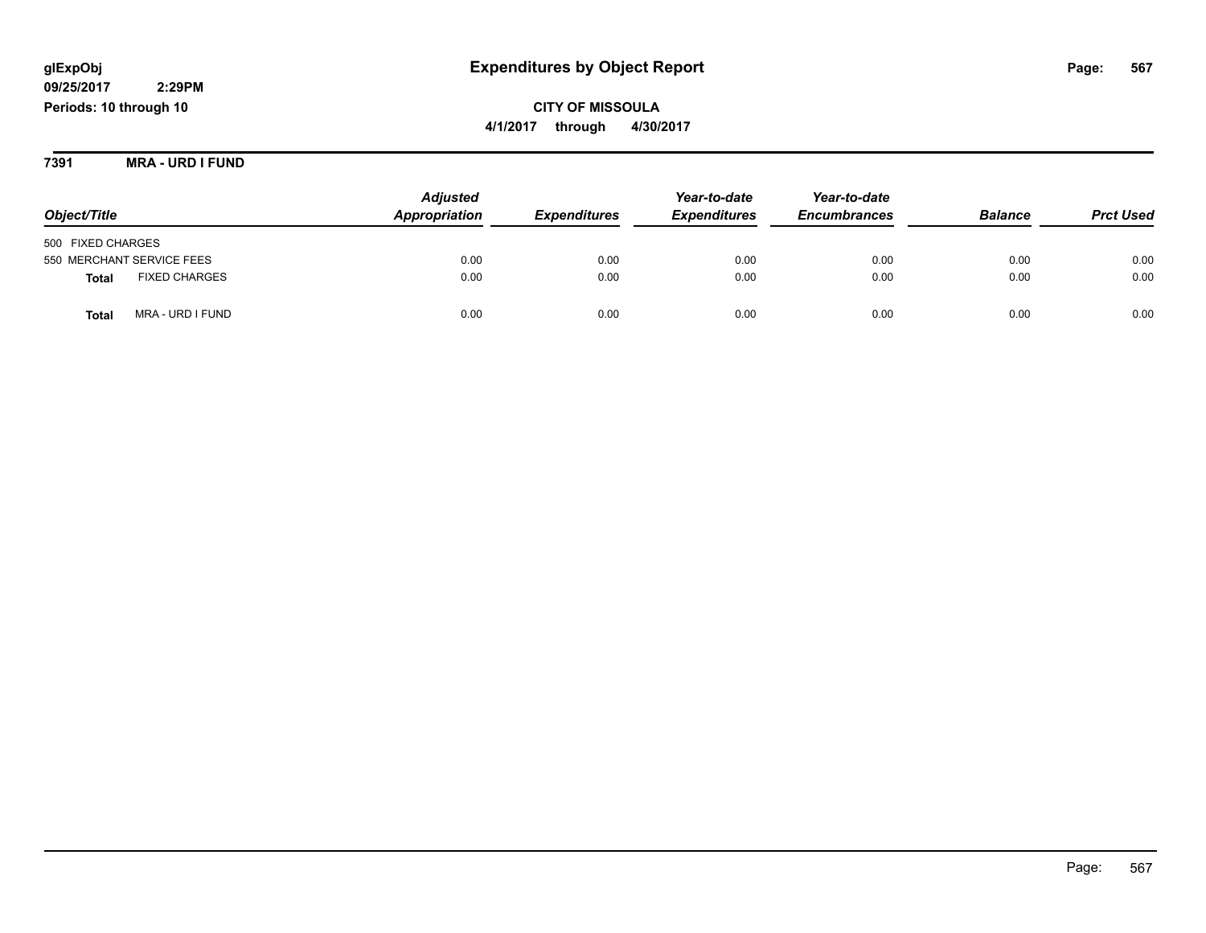**glExpObj**
**09/25/2017 2:29PM**
**Periods: 10 through 10**

# Expenditures by Object Report

**CITY OF MISSOULA**
**4/1/2017 through 4/30/2017**

**7391 MRA - URD I FUND**

| Object/Title | | Adjusted Appropriation | Expenditures | Year-to-date Expenditures | Year-to-date Encumbrances | Balance | Prct Used |
|---|---|---|---|---|---|---|---|
| 500 FIXED CHARGES | | | | | | | |
| 550 MERCHANT SERVICE FEES | | 0.00 | 0.00 | 0.00 | 0.00 | 0.00 | 0.00 |
| **Total** | FIXED CHARGES | 0.00 | 0.00 | 0.00 | 0.00 | 0.00 | 0.00 |
| **Total** | MRA - URD I FUND | 0.00 | 0.00 | 0.00 | 0.00 | 0.00 | 0.00 |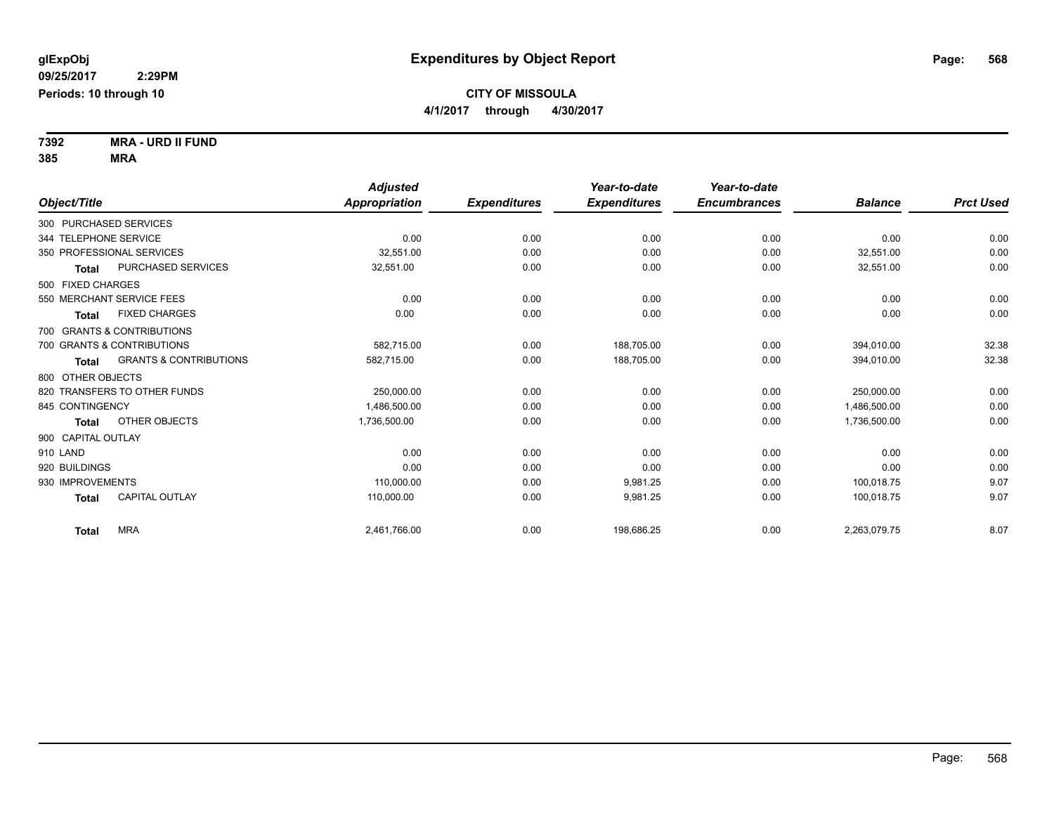# Expenditures by Object Report

glExpObj
09/25/2017 2:29PM
Periods: 10 through 10

**CITY OF MISSOULA**
**4/1/2017 through 4/30/2017**

**7392 MRA - URD II FUND**
**385 MRA**

| Object/Title | Adjusted Appropriation | Expenditures | Year-to-date Expenditures | Year-to-date Encumbrances | Balance | Prct Used |
|---|---|---|---|---|---|---|
| 300 PURCHASED SERVICES | | | | | | |
| 344 TELEPHONE SERVICE | 0.00 | 0.00 | 0.00 | 0.00 | 0.00 | 0.00 |
| 350 PROFESSIONAL SERVICES | 32,551.00 | 0.00 | 0.00 | 0.00 | 32,551.00 | 0.00 |
| **Total** PURCHASED SERVICES | 32,551.00 | 0.00 | 0.00 | 0.00 | 32,551.00 | 0.00 |
| 500 FIXED CHARGES | | | | | | |
| 550 MERCHANT SERVICE FEES | 0.00 | 0.00 | 0.00 | 0.00 | 0.00 | 0.00 |
| **Total** FIXED CHARGES | 0.00 | 0.00 | 0.00 | 0.00 | 0.00 | 0.00 |
| 700 GRANTS & CONTRIBUTIONS | | | | | | |
| 700 GRANTS & CONTRIBUTIONS | 582,715.00 | 0.00 | 188,705.00 | 0.00 | 394,010.00 | 32.38 |
| **Total** GRANTS & CONTRIBUTIONS | 582,715.00 | 0.00 | 188,705.00 | 0.00 | 394,010.00 | 32.38 |
| 800 OTHER OBJECTS | | | | | | |
| 820 TRANSFERS TO OTHER FUNDS | 250,000.00 | 0.00 | 0.00 | 0.00 | 250,000.00 | 0.00 |
| 845 CONTINGENCY | 1,486,500.00 | 0.00 | 0.00 | 0.00 | 1,486,500.00 | 0.00 |
| **Total** OTHER OBJECTS | 1,736,500.00 | 0.00 | 0.00 | 0.00 | 1,736,500.00 | 0.00 |
| 900 CAPITAL OUTLAY | | | | | | |
| 910 LAND | 0.00 | 0.00 | 0.00 | 0.00 | 0.00 | 0.00 |
| 920 BUILDINGS | 0.00 | 0.00 | 0.00 | 0.00 | 0.00 | 0.00 |
| 930 IMPROVEMENTS | 110,000.00 | 0.00 | 9,981.25 | 0.00 | 100,018.75 | 9.07 |
| **Total** CAPITAL OUTLAY | 110,000.00 | 0.00 | 9,981.25 | 0.00 | 100,018.75 | 9.07 |
| **Total** MRA | 2,461,766.00 | 0.00 | 198,686.25 | 0.00 | 2,263,079.75 | 8.07 |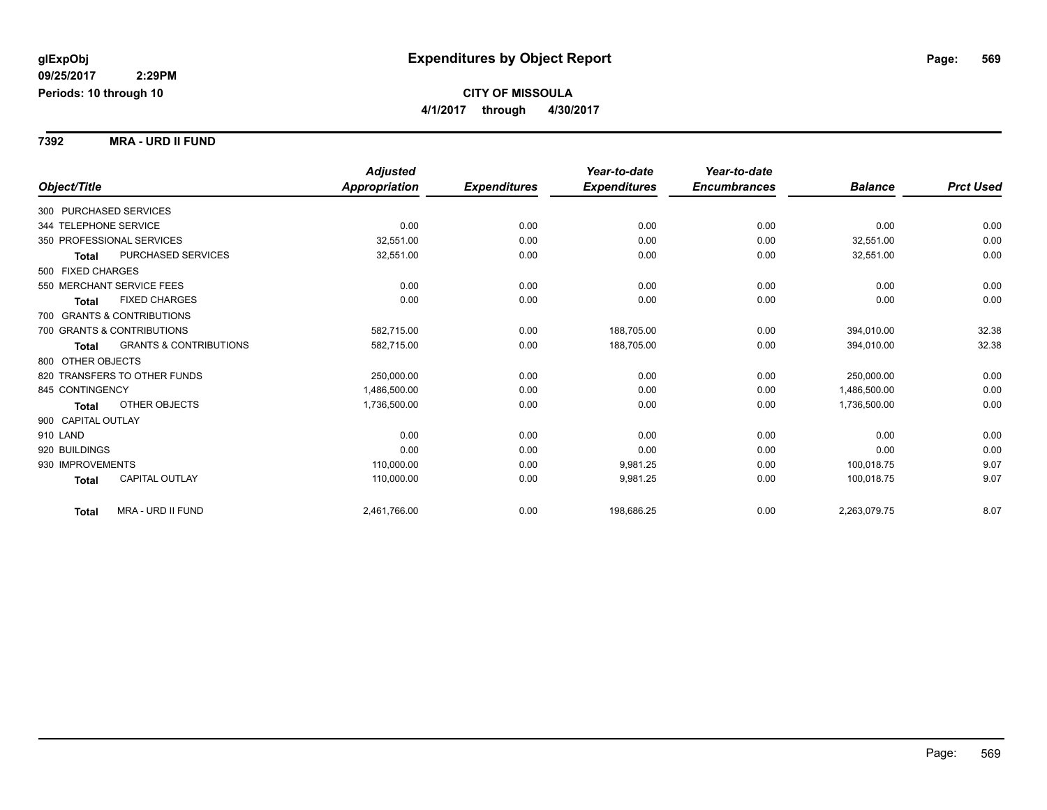**glExpObj**
**09/25/2017 2:29PM**
**Periods: 10 through 10**

# Expenditures by Object Report

**CITY OF MISSOULA**
**4/1/2017 through 4/30/2017**

**7392 MRA - URD II FUND**

| Object/Title | | Adjusted Appropriation | Expenditures | Year-to-date Expenditures | Year-to-date Encumbrances | Balance | Prct Used |
|---|---|---|---|---|---|---|---|
| 300 PURCHASED SERVICES | | | | | | | |
| 344 TELEPHONE SERVICE | | 0.00 | 0.00 | 0.00 | 0.00 | 0.00 | 0.00 |
| 350 PROFESSIONAL SERVICES | | 32,551.00 | 0.00 | 0.00 | 0.00 | 32,551.00 | 0.00 |
| **Total** | PURCHASED SERVICES | 32,551.00 | 0.00 | 0.00 | 0.00 | 32,551.00 | 0.00 |
| 500 FIXED CHARGES | | | | | | | |
| 550 MERCHANT SERVICE FEES | | 0.00 | 0.00 | 0.00 | 0.00 | 0.00 | 0.00 |
| **Total** | FIXED CHARGES | 0.00 | 0.00 | 0.00 | 0.00 | 0.00 | 0.00 |
| 700 GRANTS & CONTRIBUTIONS | | | | | | | |
| 700 GRANTS & CONTRIBUTIONS | | 582,715.00 | 0.00 | 188,705.00 | 0.00 | 394,010.00 | 32.38 |
| **Total** | GRANTS & CONTRIBUTIONS | 582,715.00 | 0.00 | 188,705.00 | 0.00 | 394,010.00 | 32.38 |
| 800 OTHER OBJECTS | | | | | | | |
| 820 TRANSFERS TO OTHER FUNDS | | 250,000.00 | 0.00 | 0.00 | 0.00 | 250,000.00 | 0.00 |
| 845 CONTINGENCY | | 1,486,500.00 | 0.00 | 0.00 | 0.00 | 1,486,500.00 | 0.00 |
| **Total** | OTHER OBJECTS | 1,736,500.00 | 0.00 | 0.00 | 0.00 | 1,736,500.00 | 0.00 |
| 900 CAPITAL OUTLAY | | | | | | | |
| 910 LAND | | 0.00 | 0.00 | 0.00 | 0.00 | 0.00 | 0.00 |
| 920 BUILDINGS | | 0.00 | 0.00 | 0.00 | 0.00 | 0.00 | 0.00 |
| 930 IMPROVEMENTS | | 110,000.00 | 0.00 | 9,981.25 | 0.00 | 100,018.75 | 9.07 |
| **Total** | CAPITAL OUTLAY | 110,000.00 | 0.00 | 9,981.25 | 0.00 | 100,018.75 | 9.07 |
| **Total** | MRA - URD II FUND | 2,461,766.00 | 0.00 | 198,686.25 | 0.00 | 2,263,079.75 | 8.07 |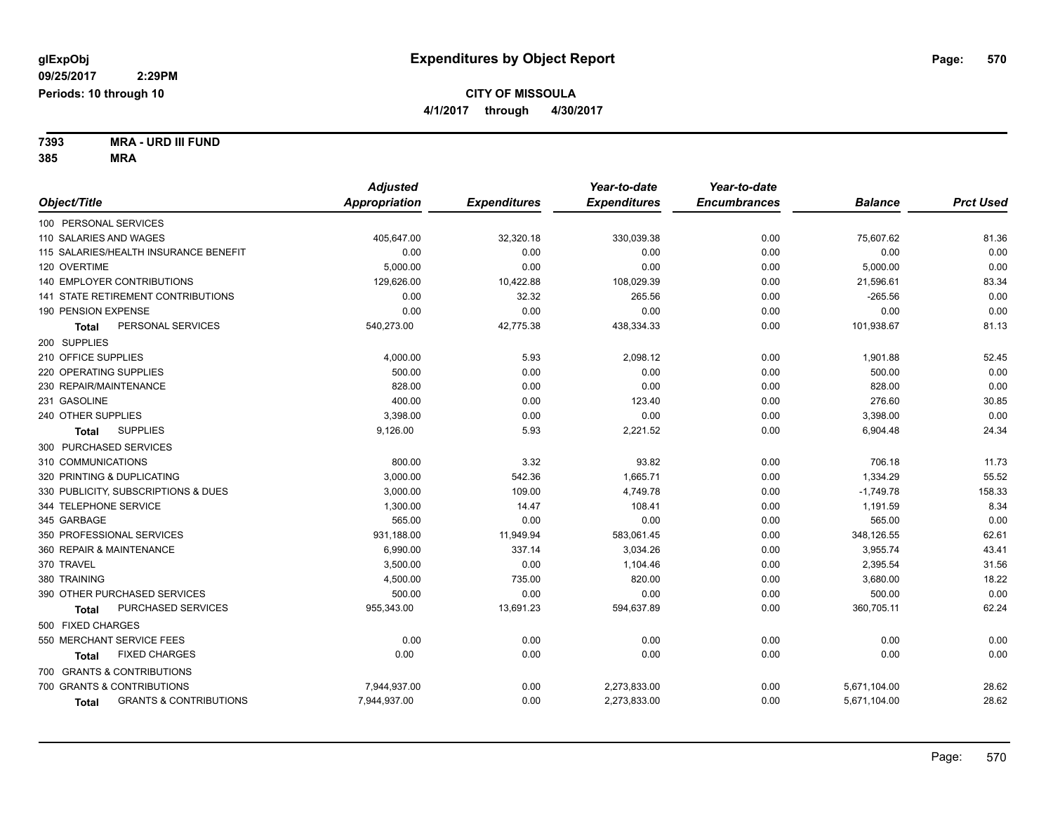**glExpObj** | **Expenditures by Object Report**

**09/25/2017 2:29PM**

**Periods: 10 through 10**

**CITY OF MISSOULA**

**4/1/2017 through 4/30/2017**

**7393 MRA - URD III FUND**

**385 MRA**

| Object/Title | Adjusted Appropriation | Expenditures | Year-to-date Expenditures | Year-to-date Encumbrances | Balance | Prct Used |
|---|---|---|---|---|---|---|
| 100 PERSONAL SERVICES | | | | | | |
| 110 SALARIES AND WAGES | 405,647.00 | 32,320.18 | 330,039.38 | 0.00 | 75,607.62 | 81.36 |
| 115 SALARIES/HEALTH INSURANCE BENEFIT | 0.00 | 0.00 | 0.00 | 0.00 | 0.00 | 0.00 |
| 120 OVERTIME | 5,000.00 | 0.00 | 0.00 | 0.00 | 5,000.00 | 0.00 |
| 140 EMPLOYER CONTRIBUTIONS | 129,626.00 | 10,422.88 | 108,029.39 | 0.00 | 21,596.61 | 83.34 |
| 141 STATE RETIREMENT CONTRIBUTIONS | 0.00 | 32.32 | 265.56 | 0.00 | -265.56 | 0.00 |
| 190 PENSION EXPENSE | 0.00 | 0.00 | 0.00 | 0.00 | 0.00 | 0.00 |
| **Total** PERSONAL SERVICES | 540,273.00 | 42,775.38 | 438,334.33 | 0.00 | 101,938.67 | 81.13 |
| 200 SUPPLIES | | | | | | |
| 210 OFFICE SUPPLIES | 4,000.00 | 5.93 | 2,098.12 | 0.00 | 1,901.88 | 52.45 |
| 220 OPERATING SUPPLIES | 500.00 | 0.00 | 0.00 | 0.00 | 500.00 | 0.00 |
| 230 REPAIR/MAINTENANCE | 828.00 | 0.00 | 0.00 | 0.00 | 828.00 | 0.00 |
| 231 GASOLINE | 400.00 | 0.00 | 123.40 | 0.00 | 276.60 | 30.85 |
| 240 OTHER SUPPLIES | 3,398.00 | 0.00 | 0.00 | 0.00 | 3,398.00 | 0.00 |
| **Total** SUPPLIES | 9,126.00 | 5.93 | 2,221.52 | 0.00 | 6,904.48 | 24.34 |
| 300 PURCHASED SERVICES | | | | | | |
| 310 COMMUNICATIONS | 800.00 | 3.32 | 93.82 | 0.00 | 706.18 | 11.73 |
| 320 PRINTING & DUPLICATING | 3,000.00 | 542.36 | 1,665.71 | 0.00 | 1,334.29 | 55.52 |
| 330 PUBLICITY, SUBSCRIPTIONS & DUES | 3,000.00 | 109.00 | 4,749.78 | 0.00 | -1,749.78 | 158.33 |
| 344 TELEPHONE SERVICE | 1,300.00 | 14.47 | 108.41 | 0.00 | 1,191.59 | 8.34 |
| 345 GARBAGE | 565.00 | 0.00 | 0.00 | 0.00 | 565.00 | 0.00 |
| 350 PROFESSIONAL SERVICES | 931,188.00 | 11,949.94 | 583,061.45 | 0.00 | 348,126.55 | 62.61 |
| 360 REPAIR & MAINTENANCE | 6,990.00 | 337.14 | 3,034.26 | 0.00 | 3,955.74 | 43.41 |
| 370 TRAVEL | 3,500.00 | 0.00 | 1,104.46 | 0.00 | 2,395.54 | 31.56 |
| 380 TRAINING | 4,500.00 | 735.00 | 820.00 | 0.00 | 3,680.00 | 18.22 |
| 390 OTHER PURCHASED SERVICES | 500.00 | 0.00 | 0.00 | 0.00 | 500.00 | 0.00 |
| **Total** PURCHASED SERVICES | 955,343.00 | 13,691.23 | 594,637.89 | 0.00 | 360,705.11 | 62.24 |
| 500 FIXED CHARGES | | | | | | |
| 550 MERCHANT SERVICE FEES | 0.00 | 0.00 | 0.00 | 0.00 | 0.00 | 0.00 |
| **Total** FIXED CHARGES | 0.00 | 0.00 | 0.00 | 0.00 | 0.00 | 0.00 |
| 700 GRANTS & CONTRIBUTIONS | | | | | | |
| 700 GRANTS & CONTRIBUTIONS | 7,944,937.00 | 0.00 | 2,273,833.00 | 0.00 | 5,671,104.00 | 28.62 |
| **Total** GRANTS & CONTRIBUTIONS | 7,944,937.00 | 0.00 | 2,273,833.00 | 0.00 | 5,671,104.00 | 28.62 |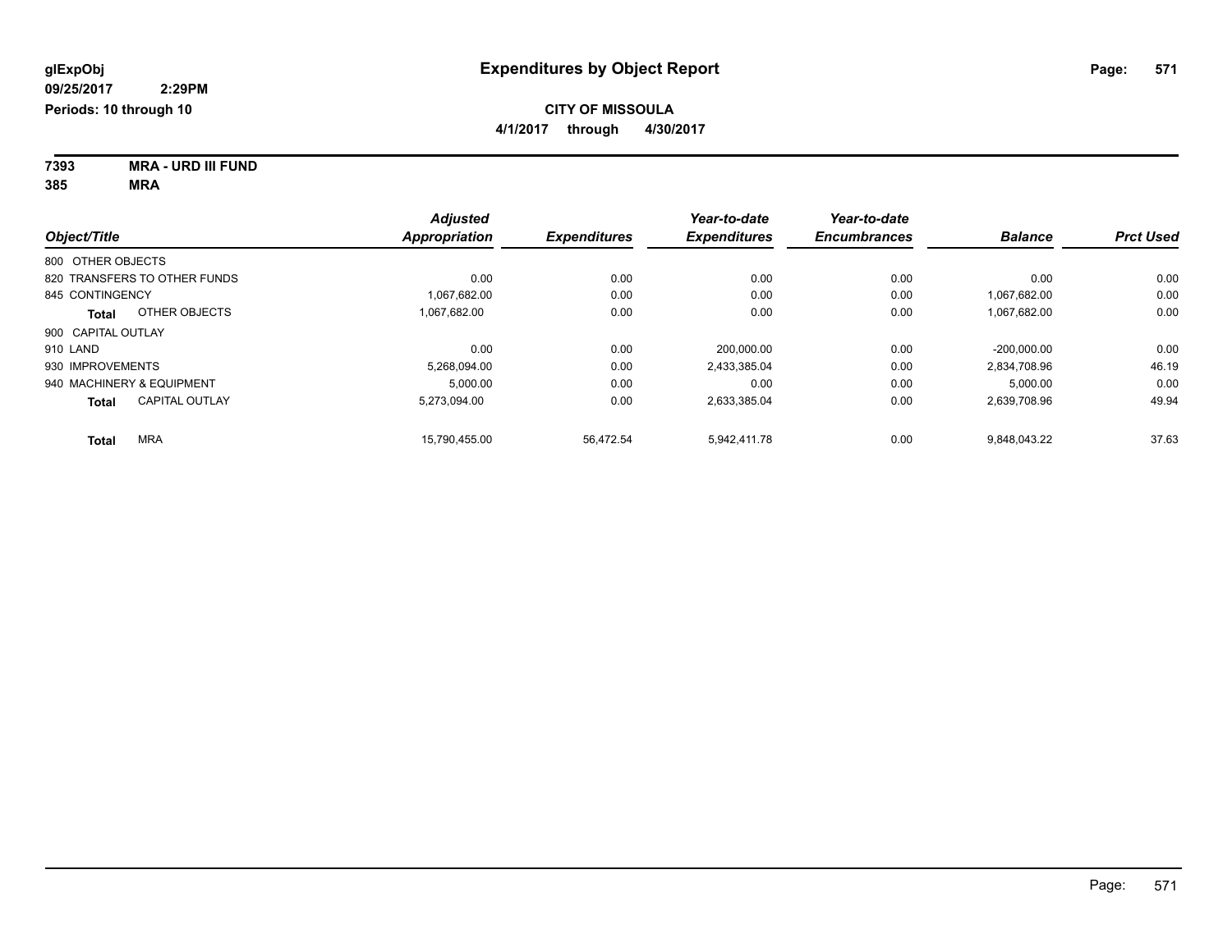**glExpObj**
**09/25/2017 2:29PM**
**Periods: 10 through 10**

# Expenditures by Object Report

**CITY OF MISSOULA**
**4/1/2017 through 4/30/2017**

**7393 MRA - URD III FUND**
**385 MRA**

| Object/Title | Adjusted Appropriation | Expenditures | Year-to-date Expenditures | Year-to-date Encumbrances | Balance | Prct Used |
|---|---|---|---|---|---|---|
| 800 OTHER OBJECTS | | | | | | |
| 820 TRANSFERS TO OTHER FUNDS | 0.00 | 0.00 | 0.00 | 0.00 | 0.00 | 0.00 |
| 845 CONTINGENCY | 1,067,682.00 | 0.00 | 0.00 | 0.00 | 1,067,682.00 | 0.00 |
| **Total** OTHER OBJECTS | 1,067,682.00 | 0.00 | 0.00 | 0.00 | 1,067,682.00 | 0.00 |
| 900 CAPITAL OUTLAY | | | | | | |
| 910 LAND | 0.00 | 0.00 | 200,000.00 | 0.00 | -200,000.00 | 0.00 |
| 930 IMPROVEMENTS | 5,268,094.00 | 0.00 | 2,433,385.04 | 0.00 | 2,834,708.96 | 46.19 |
| 940 MACHINERY & EQUIPMENT | 5,000.00 | 0.00 | 0.00 | 0.00 | 5,000.00 | 0.00 |
| **Total** CAPITAL OUTLAY | 5,273,094.00 | 0.00 | 2,633,385.04 | 0.00 | 2,639,708.96 | 49.94 |
| **Total** MRA | 15,790,455.00 | 56,472.54 | 5,942,411.78 | 0.00 | 9,848,043.22 | 37.63 |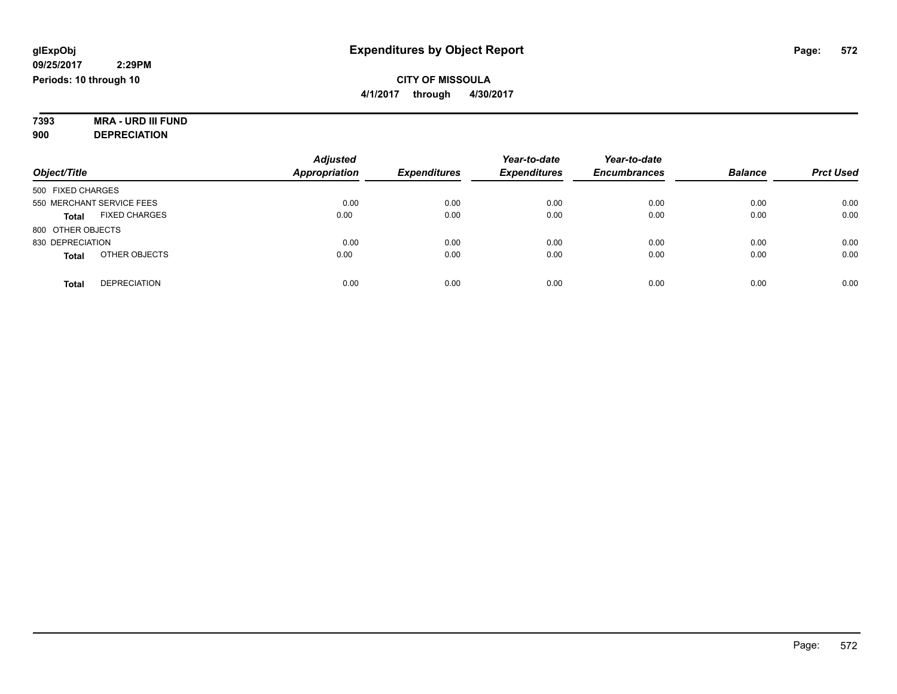**glExpObj**
**09/25/2017 2:29PM**
**Periods: 10 through 10**

# Expenditures by Object Report

**CITY OF MISSOULA**
**4/1/2017 through 4/30/2017**

**7393 MRA - URD III FUND**
**900 DEPRECIATION**

| Object/Title | Adjusted Appropriation | Expenditures | Year-to-date Expenditures | Year-to-date Encumbrances | Balance | Prct Used |
|---|---|---|---|---|---|---|
| 500 FIXED CHARGES | | | | | | |
| 550 MERCHANT SERVICE FEES | 0.00 | 0.00 | 0.00 | 0.00 | 0.00 | 0.00 |
| **Total** FIXED CHARGES | 0.00 | 0.00 | 0.00 | 0.00 | 0.00 | 0.00 |
| 800 OTHER OBJECTS | | | | | | |
| 830 DEPRECIATION | 0.00 | 0.00 | 0.00 | 0.00 | 0.00 | 0.00 |
| **Total** OTHER OBJECTS | 0.00 | 0.00 | 0.00 | 0.00 | 0.00 | 0.00 |
| **Total** DEPRECIATION | 0.00 | 0.00 | 0.00 | 0.00 | 0.00 | 0.00 |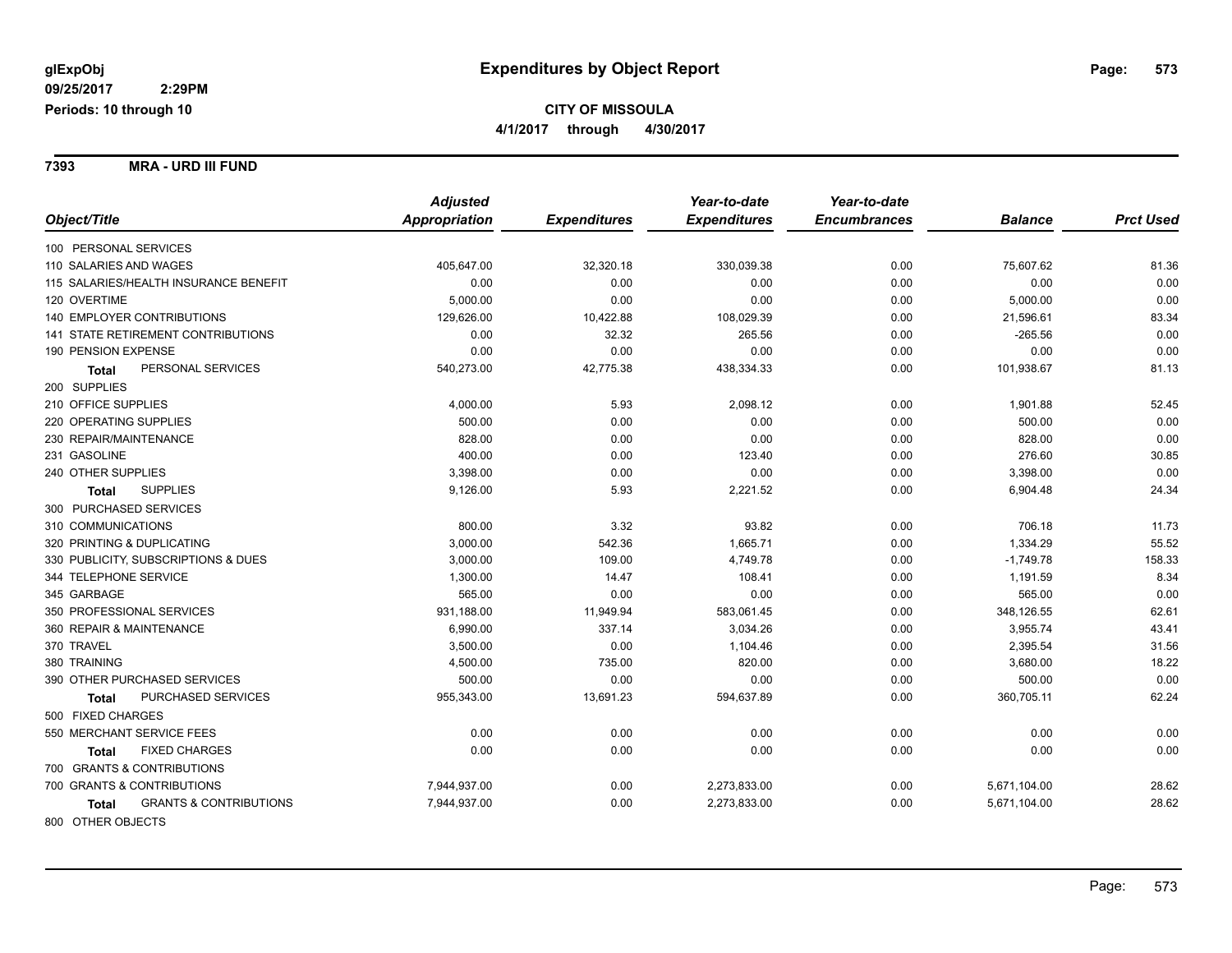# Expenditures by Object Report

glExpObj
09/25/2017 2:29PM
Periods: 10 through 10

**CITY OF MISSOULA**
**4/1/2017 through 4/30/2017**

## 7393 MRA - URD III FUND

| Object/Title | Adjusted Appropriation | Expenditures | Year-to-date Expenditures | Year-to-date Encumbrances | Balance | Prct Used |
|---|---|---|---|---|---|---|
| 100 PERSONAL SERVICES | | | | | | |
| 110 SALARIES AND WAGES | 405,647.00 | 32,320.18 | 330,039.38 | 0.00 | 75,607.62 | 81.36 |
| 115 SALARIES/HEALTH INSURANCE BENEFIT | 0.00 | 0.00 | 0.00 | 0.00 | 0.00 | 0.00 |
| 120 OVERTIME | 5,000.00 | 0.00 | 0.00 | 0.00 | 5,000.00 | 0.00 |
| 140 EMPLOYER CONTRIBUTIONS | 129,626.00 | 10,422.88 | 108,029.39 | 0.00 | 21,596.61 | 83.34 |
| 141 STATE RETIREMENT CONTRIBUTIONS | 0.00 | 32.32 | 265.56 | 0.00 | -265.56 | 0.00 |
| 190 PENSION EXPENSE | 0.00 | 0.00 | 0.00 | 0.00 | 0.00 | 0.00 |
| **Total** PERSONAL SERVICES | 540,273.00 | 42,775.38 | 438,334.33 | 0.00 | 101,938.67 | 81.13 |
| 200 SUPPLIES | | | | | | |
| 210 OFFICE SUPPLIES | 4,000.00 | 5.93 | 2,098.12 | 0.00 | 1,901.88 | 52.45 |
| 220 OPERATING SUPPLIES | 500.00 | 0.00 | 0.00 | 0.00 | 500.00 | 0.00 |
| 230 REPAIR/MAINTENANCE | 828.00 | 0.00 | 0.00 | 0.00 | 828.00 | 0.00 |
| 231 GASOLINE | 400.00 | 0.00 | 123.40 | 0.00 | 276.60 | 30.85 |
| 240 OTHER SUPPLIES | 3,398.00 | 0.00 | 0.00 | 0.00 | 3,398.00 | 0.00 |
| **Total** SUPPLIES | 9,126.00 | 5.93 | 2,221.52 | 0.00 | 6,904.48 | 24.34 |
| 300 PURCHASED SERVICES | | | | | | |
| 310 COMMUNICATIONS | 800.00 | 3.32 | 93.82 | 0.00 | 706.18 | 11.73 |
| 320 PRINTING & DUPLICATING | 3,000.00 | 542.36 | 1,665.71 | 0.00 | 1,334.29 | 55.52 |
| 330 PUBLICITY, SUBSCRIPTIONS & DUES | 3,000.00 | 109.00 | 4,749.78 | 0.00 | -1,749.78 | 158.33 |
| 344 TELEPHONE SERVICE | 1,300.00 | 14.47 | 108.41 | 0.00 | 1,191.59 | 8.34 |
| 345 GARBAGE | 565.00 | 0.00 | 0.00 | 0.00 | 565.00 | 0.00 |
| 350 PROFESSIONAL SERVICES | 931,188.00 | 11,949.94 | 583,061.45 | 0.00 | 348,126.55 | 62.61 |
| 360 REPAIR & MAINTENANCE | 6,990.00 | 337.14 | 3,034.26 | 0.00 | 3,955.74 | 43.41 |
| 370 TRAVEL | 3,500.00 | 0.00 | 1,104.46 | 0.00 | 2,395.54 | 31.56 |
| 380 TRAINING | 4,500.00 | 735.00 | 820.00 | 0.00 | 3,680.00 | 18.22 |
| 390 OTHER PURCHASED SERVICES | 500.00 | 0.00 | 0.00 | 0.00 | 500.00 | 0.00 |
| **Total** PURCHASED SERVICES | 955,343.00 | 13,691.23 | 594,637.89 | 0.00 | 360,705.11 | 62.24 |
| 500 FIXED CHARGES | | | | | | |
| 550 MERCHANT SERVICE FEES | 0.00 | 0.00 | 0.00 | 0.00 | 0.00 | 0.00 |
| **Total** FIXED CHARGES | 0.00 | 0.00 | 0.00 | 0.00 | 0.00 | 0.00 |
| 700 GRANTS & CONTRIBUTIONS | | | | | | |
| 700 GRANTS & CONTRIBUTIONS | 7,944,937.00 | 0.00 | 2,273,833.00 | 0.00 | 5,671,104.00 | 28.62 |
| **Total** GRANTS & CONTRIBUTIONS | 7,944,937.00 | 0.00 | 2,273,833.00 | 0.00 | 5,671,104.00 | 28.62 |
| 800 OTHER OBJECTS | | | | | | |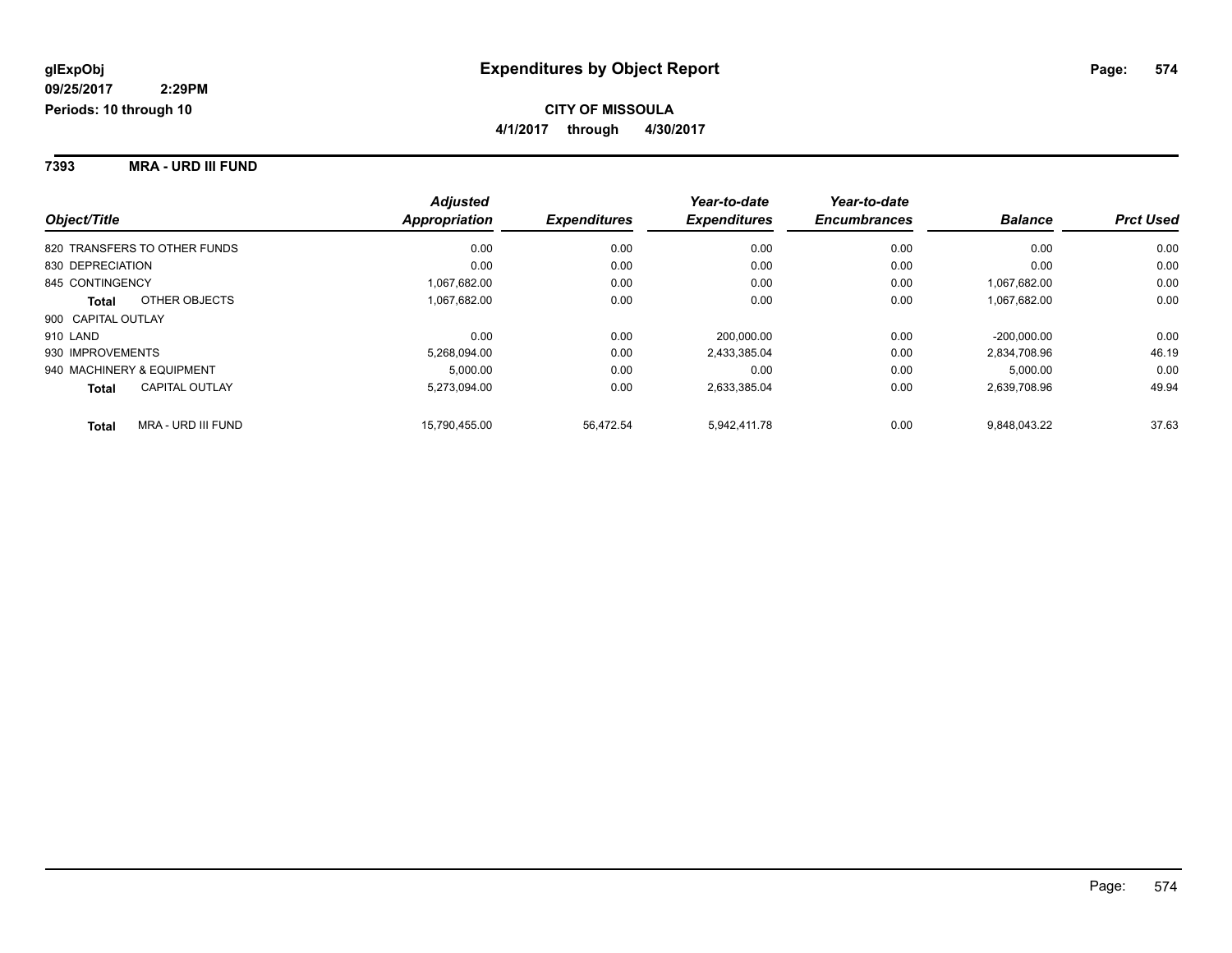**glExpObj**
**09/25/2017 2:29PM**
**Periods: 10 through 10**

# Expenditures by Object Report

**CITY OF MISSOULA**
**4/1/2017 through 4/30/2017**

**7393 MRA - URD III FUND**

| Object/Title | Adjusted Appropriation | Expenditures | Year-to-date Expenditures | Year-to-date Encumbrances | Balance | Prct Used |
|---|---|---|---|---|---|---|
| 820 TRANSFERS TO OTHER FUNDS | 0.00 | 0.00 | 0.00 | 0.00 | 0.00 | 0.00 |
| 830 DEPRECIATION | 0.00 | 0.00 | 0.00 | 0.00 | 0.00 | 0.00 |
| 845 CONTINGENCY | 1,067,682.00 | 0.00 | 0.00 | 0.00 | 1,067,682.00 | 0.00 |
| **Total** OTHER OBJECTS | 1,067,682.00 | 0.00 | 0.00 | 0.00 | 1,067,682.00 | 0.00 |
| 900 CAPITAL OUTLAY | | | | | | |
| 910 LAND | 0.00 | 0.00 | 200,000.00 | 0.00 | -200,000.00 | 0.00 |
| 930 IMPROVEMENTS | 5,268,094.00 | 0.00 | 2,433,385.04 | 0.00 | 2,834,708.96 | 46.19 |
| 940 MACHINERY & EQUIPMENT | 5,000.00 | 0.00 | 0.00 | 0.00 | 5,000.00 | 0.00 |
| **Total** CAPITAL OUTLAY | 5,273,094.00 | 0.00 | 2,633,385.04 | 0.00 | 2,639,708.96 | 49.94 |
| **Total** MRA - URD III FUND | 15,790,455.00 | 56,472.54 | 5,942,411.78 | 0.00 | 9,848,043.22 | 37.63 |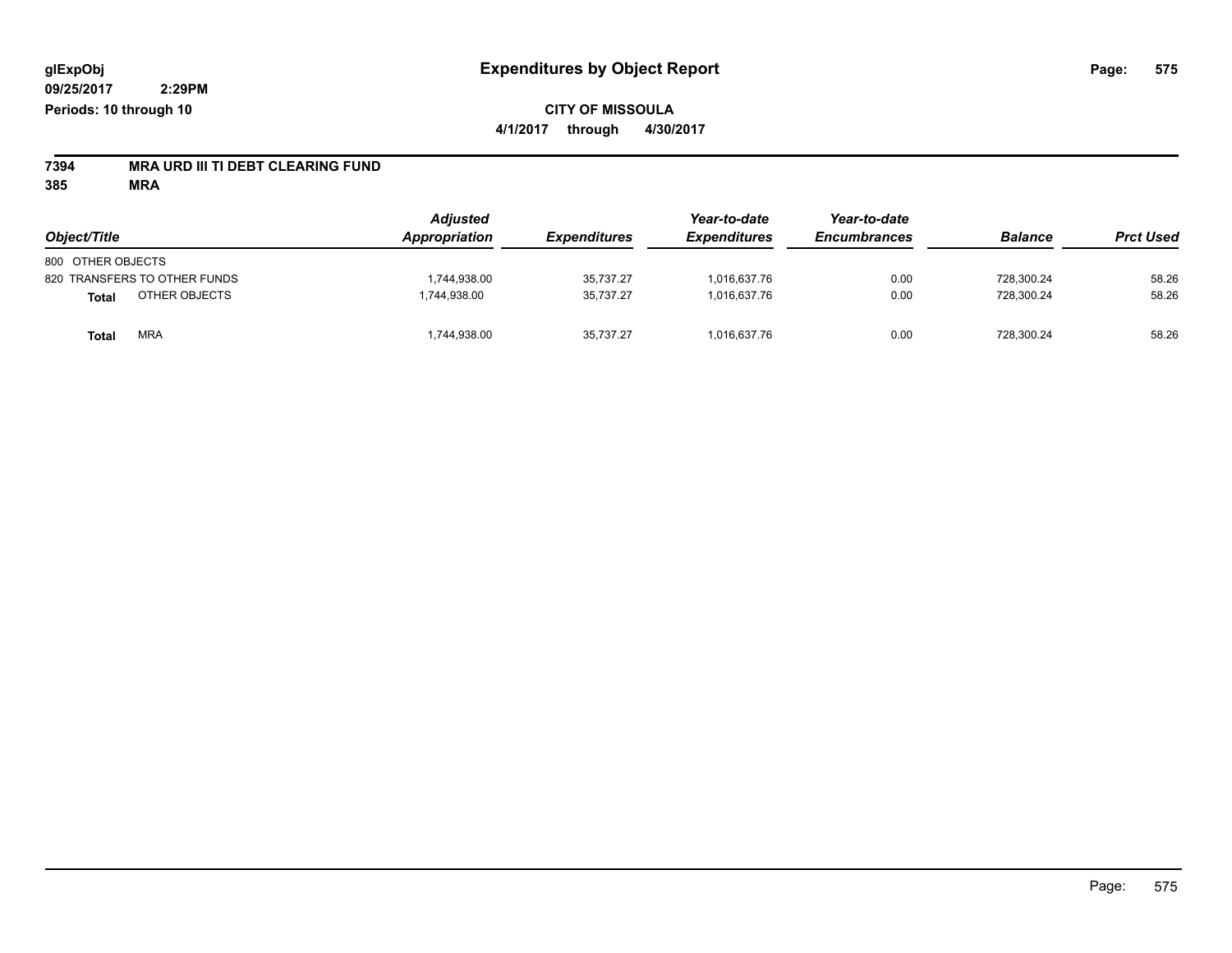# Expenditures by Object Report

glExpObj
09/25/2017 2:29PM
Periods: 10 through 10

**CITY OF MISSOULA**
**4/1/2017 through 4/30/2017**

**7394 MRA URD III TI DEBT CLEARING FUND**
**385 MRA**

| Object/Title | Adjusted Appropriation | Expenditures | Year-to-date Expenditures | Year-to-date Encumbrances | Balance | Prct Used |
|---|---|---|---|---|---|---|
| 800 OTHER OBJECTS | | | | | | |
| 820 TRANSFERS TO OTHER FUNDS | 1,744,938.00 | 35,737.27 | 1,016,637.76 | 0.00 | 728,300.24 | 58.26 |
| **Total** OTHER OBJECTS | 1,744,938.00 | 35,737.27 | 1,016,637.76 | 0.00 | 728,300.24 | 58.26 |
| **Total** MRA | 1,744,938.00 | 35,737.27 | 1,016,637.76 | 0.00 | 728,300.24 | 58.26 |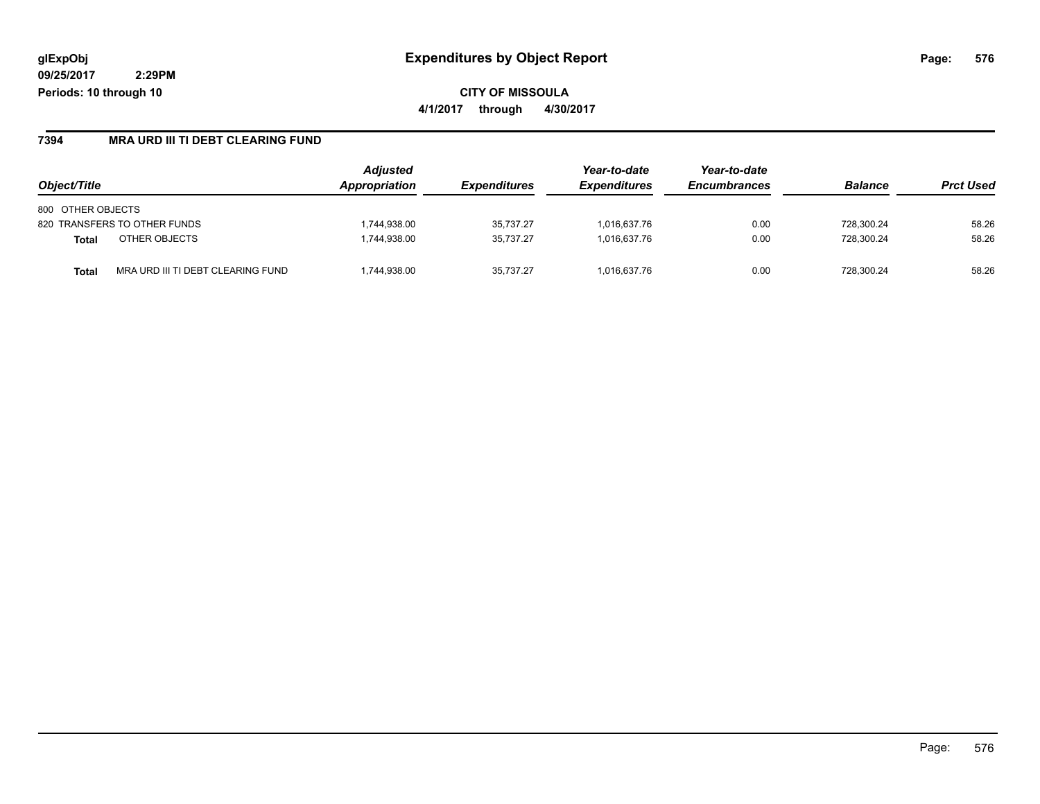# Expenditures by Object Report

glExpObj
09/25/2017 2:29PM
Periods: 10 through 10

**CITY OF MISSOULA**
**4/1/2017 through 4/30/2017**

## 7394 MRA URD III TI DEBT CLEARING FUND

| Object/Title | | Adjusted Appropriation | Expenditures | Year-to-date Expenditures | Year-to-date Encumbrances | Balance | Prct Used |
|---|---|---|---|---|---|---|---|
| 800 OTHER OBJECTS | | | | | | | |
| 820 TRANSFERS TO OTHER FUNDS | | 1,744,938.00 | 35,737.27 | 1,016,637.76 | 0.00 | 728,300.24 | 58.26 |
| **Total** | OTHER OBJECTS | 1,744,938.00 | 35,737.27 | 1,016,637.76 | 0.00 | 728,300.24 | 58.26 |
| **Total** | MRA URD III TI DEBT CLEARING FUND | 1,744,938.00 | 35,737.27 | 1,016,637.76 | 0.00 | 728,300.24 | 58.26 |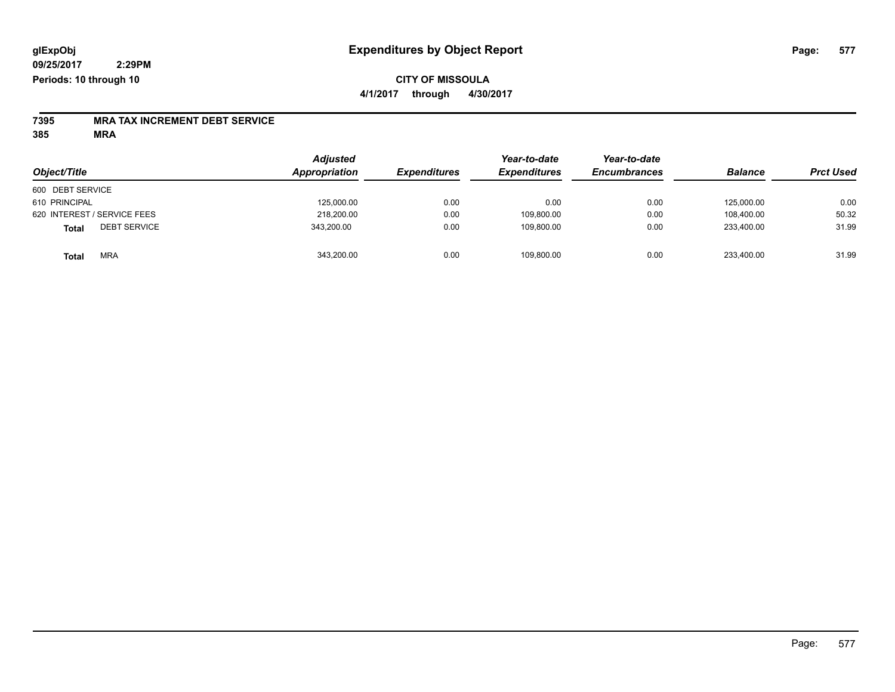glExpObj
09/25/2017 2:29PM
Periods: 10 through 10

# Expenditures by Object Report

**CITY OF MISSOULA**

**4/1/2017 through 4/30/2017**

**7395 MRA TAX INCREMENT DEBT SERVICE**

**385 MRA**

| Object/Title | | Adjusted Appropriation | Expenditures | Year-to-date Expenditures | Year-to-date Encumbrances | Balance | Prct Used |
|---|---|---|---|---|---|---|---|
| 600 DEBT SERVICE | | | | | | | |
| 610 PRINCIPAL | | 125,000.00 | 0.00 | 0.00 | 0.00 | 125,000.00 | 0.00 |
| 620 INTEREST / SERVICE FEES | | 218,200.00 | 0.00 | 109,800.00 | 0.00 | 108,400.00 | 50.32 |
| **Total** | DEBT SERVICE | 343,200.00 | 0.00 | 109,800.00 | 0.00 | 233,400.00 | 31.99 |
| **Total** | MRA | 343,200.00 | 0.00 | 109,800.00 | 0.00 | 233,400.00 | 31.99 |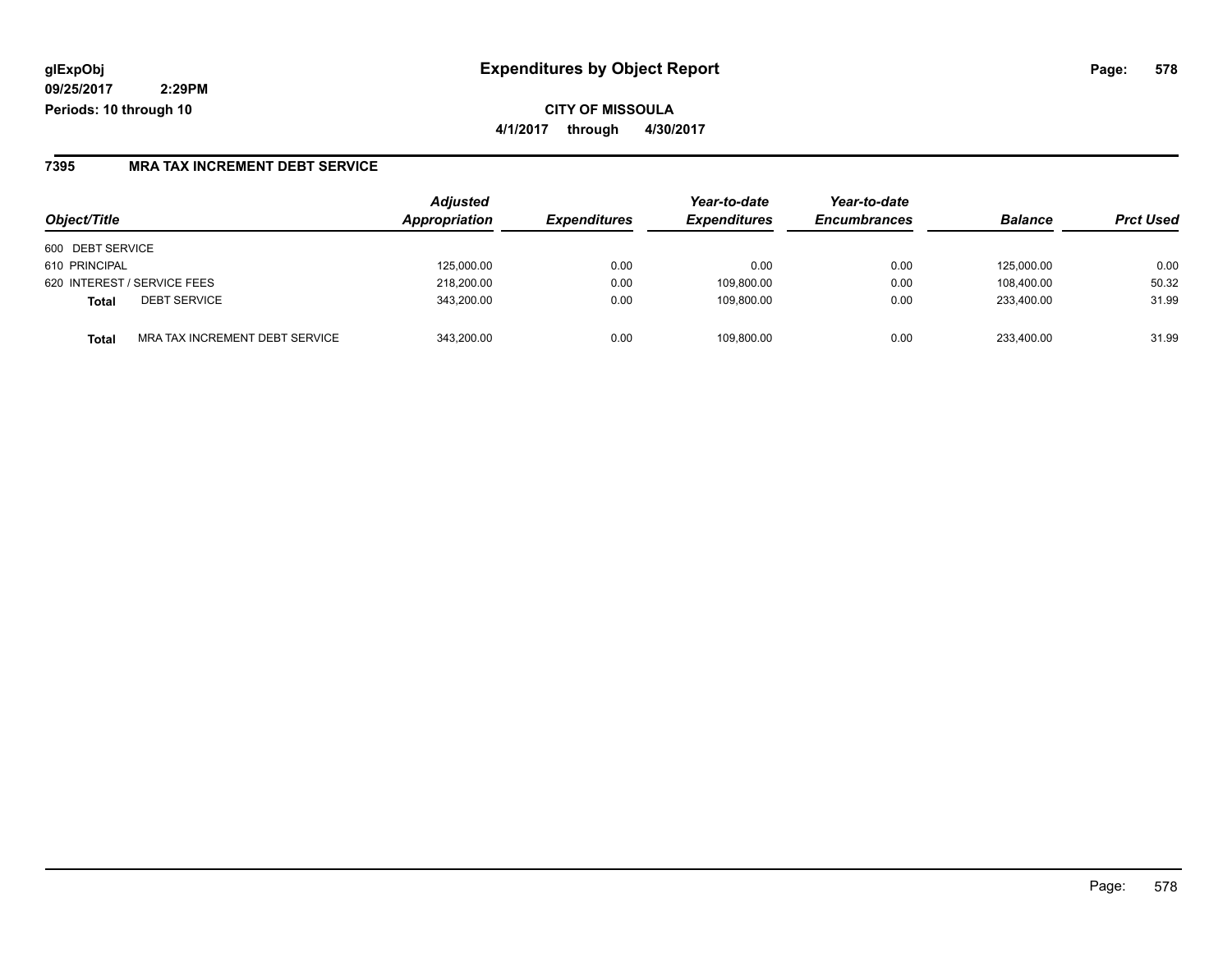**glExpObj**
**09/25/2017 2:29PM**
**Periods: 10 through 10**

# Expenditures by Object Report

**CITY OF MISSOULA**
**4/1/2017 through 4/30/2017**

## 7395 MRA TAX INCREMENT DEBT SERVICE

| Object/Title | | Adjusted Appropriation | Expenditures | Year-to-date Expenditures | Year-to-date Encumbrances | Balance | Prct Used |
|---|---|---|---|---|---|---|---|
| 600 DEBT SERVICE | | | | | | | |
| 610 PRINCIPAL | | 125,000.00 | 0.00 | 0.00 | 0.00 | 125,000.00 | 0.00 |
| 620 INTEREST / SERVICE FEES | | 218,200.00 | 0.00 | 109,800.00 | 0.00 | 108,400.00 | 50.32 |
| **Total** | DEBT SERVICE | 343,200.00 | 0.00 | 109,800.00 | 0.00 | 233,400.00 | 31.99 |
| **Total** | MRA TAX INCREMENT DEBT SERVICE | 343,200.00 | 0.00 | 109,800.00 | 0.00 | 233,400.00 | 31.99 |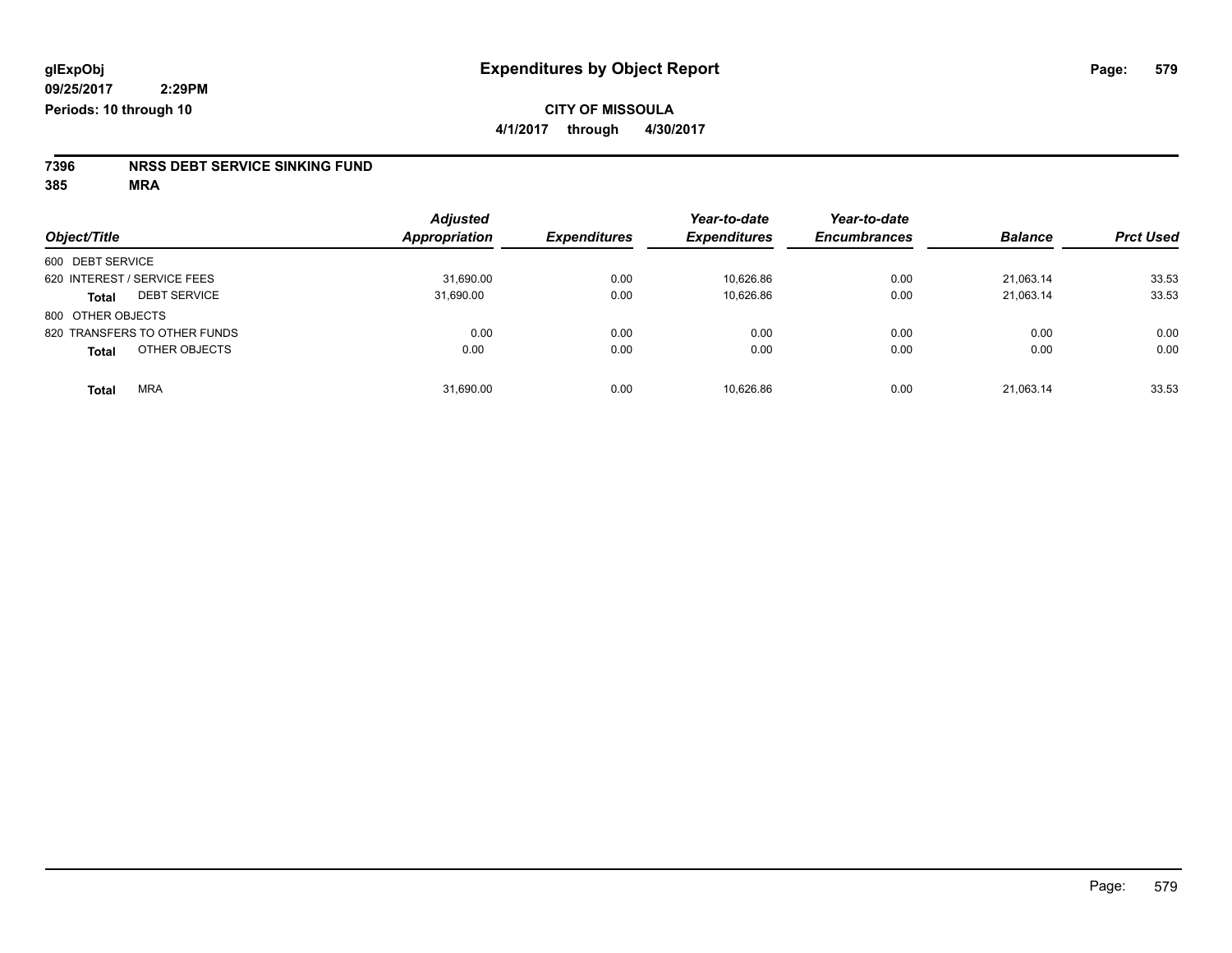**glExpObj**
**09/25/2017 2:29PM**
**Periods: 10 through 10**

# Expenditures by Object Report

**CITY OF MISSOULA**
**4/1/2017 through 4/30/2017**

**7396 NRSS DEBT SERVICE SINKING FUND**
**385 MRA**

| Object/Title | Adjusted Appropriation | Expenditures | Year-to-date Expenditures | Year-to-date Encumbrances | Balance | Prct Used |
|---|---|---|---|---|---|---|
| 600 DEBT SERVICE | | | | | | |
| 620 INTEREST / SERVICE FEES | 31,690.00 | 0.00 | 10,626.86 | 0.00 | 21,063.14 | 33.53 |
| **Total** DEBT SERVICE | 31,690.00 | 0.00 | 10,626.86 | 0.00 | 21,063.14 | 33.53 |
| 800 OTHER OBJECTS | | | | | | |
| 820 TRANSFERS TO OTHER FUNDS | 0.00 | 0.00 | 0.00 | 0.00 | 0.00 | 0.00 |
| **Total** OTHER OBJECTS | 0.00 | 0.00 | 0.00 | 0.00 | 0.00 | 0.00 |
| **Total** MRA | 31,690.00 | 0.00 | 10,626.86 | 0.00 | 21,063.14 | 33.53 |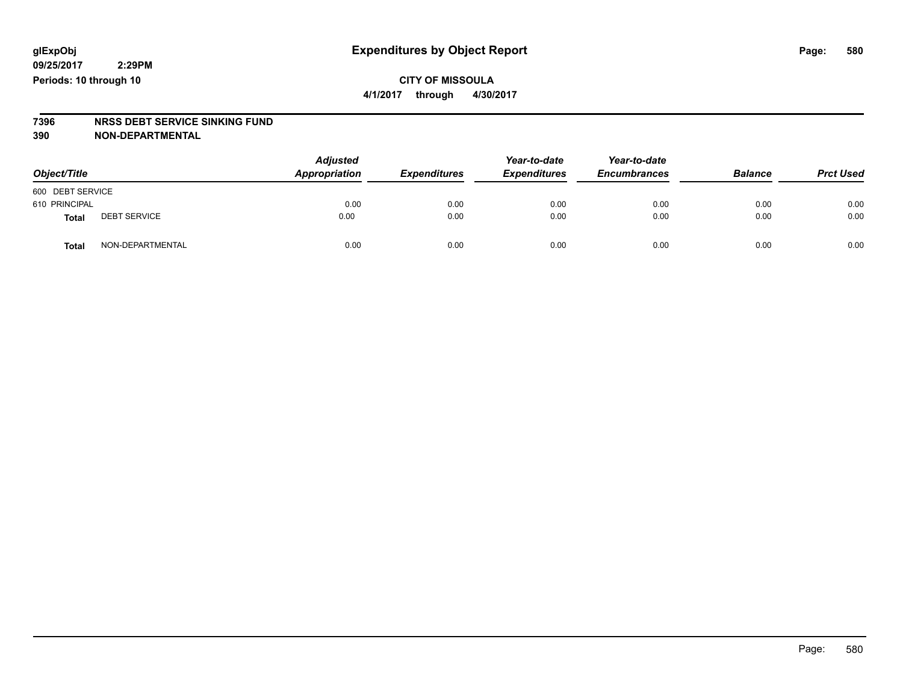glExpObj
09/25/2017 2:29PM
Periods: 10 through 10

# Expenditures by Object Report

**CITY OF MISSOULA**
**4/1/2017 through 4/30/2017**

**7396 NRSS DEBT SERVICE SINKING FUND**
**390 NON-DEPARTMENTAL**

| Object/Title | | Adjusted Appropriation | Expenditures | Year-to-date Expenditures | Year-to-date Encumbrances | Balance | Prct Used |
|---|---|---|---|---|---|---|---|
| 600 DEBT SERVICE | | | | | | | |
| 610 PRINCIPAL | | 0.00 | 0.00 | 0.00 | 0.00 | 0.00 | 0.00 |
| **Total** | DEBT SERVICE | 0.00 | 0.00 | 0.00 | 0.00 | 0.00 | 0.00 |
| **Total** | NON-DEPARTMENTAL | 0.00 | 0.00 | 0.00 | 0.00 | 0.00 | 0.00 |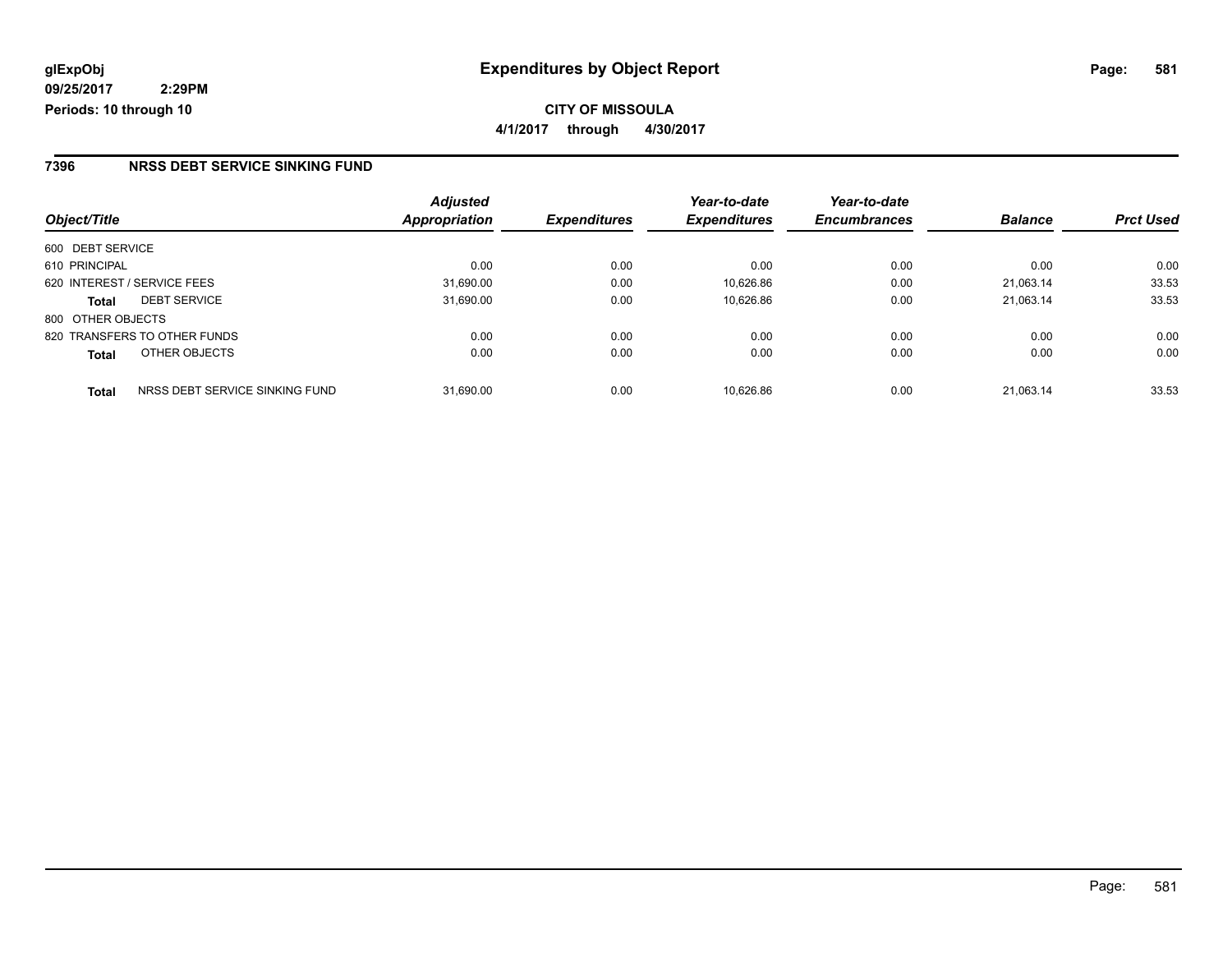**glExpObj**
**09/25/2017 2:29PM**
**Periods: 10 through 10**

# Expenditures by Object Report

**CITY OF MISSOULA**
**4/1/2017 through 4/30/2017**

## 7396 NRSS DEBT SERVICE SINKING FUND

| Object/Title | Adjusted Appropriation | Expenditures | Year-to-date Expenditures | Year-to-date Encumbrances | Balance | Prct Used |
|---|---|---|---|---|---|---|
| 600 DEBT SERVICE | | | | | | |
| 610 PRINCIPAL | 0.00 | 0.00 | 0.00 | 0.00 | 0.00 | 0.00 |
| 620 INTEREST / SERVICE FEES | 31,690.00 | 0.00 | 10,626.86 | 0.00 | 21,063.14 | 33.53 |
| **Total** DEBT SERVICE | 31,690.00 | 0.00 | 10,626.86 | 0.00 | 21,063.14 | 33.53 |
| 800 OTHER OBJECTS | | | | | | |
| 820 TRANSFERS TO OTHER FUNDS | 0.00 | 0.00 | 0.00 | 0.00 | 0.00 | 0.00 |
| **Total** OTHER OBJECTS | 0.00 | 0.00 | 0.00 | 0.00 | 0.00 | 0.00 |
| **Total** NRSS DEBT SERVICE SINKING FUND | 31,690.00 | 0.00 | 10,626.86 | 0.00 | 21,063.14 | 33.53 |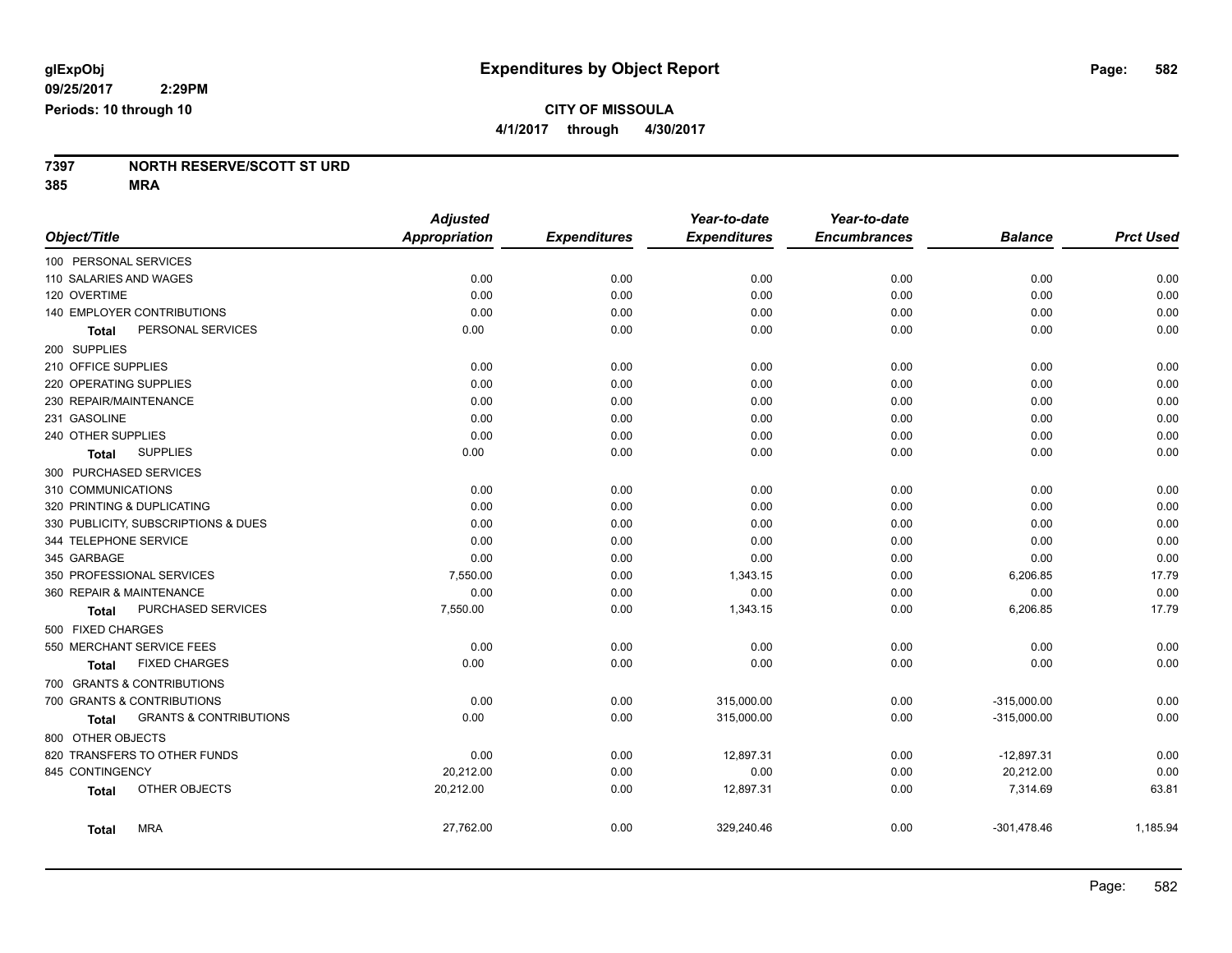# Expenditures by Object Report

glExpObj
09/25/2017 2:29PM
Periods: 10 through 10

**CITY OF MISSOULA**
**4/1/2017 through 4/30/2017**

**7397 NORTH RESERVE/SCOTT ST URD**
**385 MRA**

| Object/Title | Adjusted Appropriation | Expenditures | Year-to-date Expenditures | Year-to-date Encumbrances | Balance | Prct Used |
|---|---|---|---|---|---|---|
| 100 PERSONAL SERVICES | | | | | | |
| 110 SALARIES AND WAGES | 0.00 | 0.00 | 0.00 | 0.00 | 0.00 | 0.00 |
| 120 OVERTIME | 0.00 | 0.00 | 0.00 | 0.00 | 0.00 | 0.00 |
| 140 EMPLOYER CONTRIBUTIONS | 0.00 | 0.00 | 0.00 | 0.00 | 0.00 | 0.00 |
| **Total** PERSONAL SERVICES | 0.00 | 0.00 | 0.00 | 0.00 | 0.00 | 0.00 |
| 200 SUPPLIES | | | | | | |
| 210 OFFICE SUPPLIES | 0.00 | 0.00 | 0.00 | 0.00 | 0.00 | 0.00 |
| 220 OPERATING SUPPLIES | 0.00 | 0.00 | 0.00 | 0.00 | 0.00 | 0.00 |
| 230 REPAIR/MAINTENANCE | 0.00 | 0.00 | 0.00 | 0.00 | 0.00 | 0.00 |
| 231 GASOLINE | 0.00 | 0.00 | 0.00 | 0.00 | 0.00 | 0.00 |
| 240 OTHER SUPPLIES | 0.00 | 0.00 | 0.00 | 0.00 | 0.00 | 0.00 |
| **Total** SUPPLIES | 0.00 | 0.00 | 0.00 | 0.00 | 0.00 | 0.00 |
| 300 PURCHASED SERVICES | | | | | | |
| 310 COMMUNICATIONS | 0.00 | 0.00 | 0.00 | 0.00 | 0.00 | 0.00 |
| 320 PRINTING & DUPLICATING | 0.00 | 0.00 | 0.00 | 0.00 | 0.00 | 0.00 |
| 330 PUBLICITY, SUBSCRIPTIONS & DUES | 0.00 | 0.00 | 0.00 | 0.00 | 0.00 | 0.00 |
| 344 TELEPHONE SERVICE | 0.00 | 0.00 | 0.00 | 0.00 | 0.00 | 0.00 |
| 345 GARBAGE | 0.00 | 0.00 | 0.00 | 0.00 | 0.00 | 0.00 |
| 350 PROFESSIONAL SERVICES | 7,550.00 | 0.00 | 1,343.15 | 0.00 | 6,206.85 | 17.79 |
| 360 REPAIR & MAINTENANCE | 0.00 | 0.00 | 0.00 | 0.00 | 0.00 | 0.00 |
| **Total** PURCHASED SERVICES | 7,550.00 | 0.00 | 1,343.15 | 0.00 | 6,206.85 | 17.79 |
| 500 FIXED CHARGES | | | | | | |
| 550 MERCHANT SERVICE FEES | 0.00 | 0.00 | 0.00 | 0.00 | 0.00 | 0.00 |
| **Total** FIXED CHARGES | 0.00 | 0.00 | 0.00 | 0.00 | 0.00 | 0.00 |
| 700 GRANTS & CONTRIBUTIONS | | | | | | |
| 700 GRANTS & CONTRIBUTIONS | 0.00 | 0.00 | 315,000.00 | 0.00 | -315,000.00 | 0.00 |
| **Total** GRANTS & CONTRIBUTIONS | 0.00 | 0.00 | 315,000.00 | 0.00 | -315,000.00 | 0.00 |
| 800 OTHER OBJECTS | | | | | | |
| 820 TRANSFERS TO OTHER FUNDS | 0.00 | 0.00 | 12,897.31 | 0.00 | -12,897.31 | 0.00 |
| 845 CONTINGENCY | 20,212.00 | 0.00 | 0.00 | 0.00 | 20,212.00 | 0.00 |
| **Total** OTHER OBJECTS | 20,212.00 | 0.00 | 12,897.31 | 0.00 | 7,314.69 | 63.81 |
| **Total** MRA | 27,762.00 | 0.00 | 329,240.46 | 0.00 | -301,478.46 | 1,185.94 |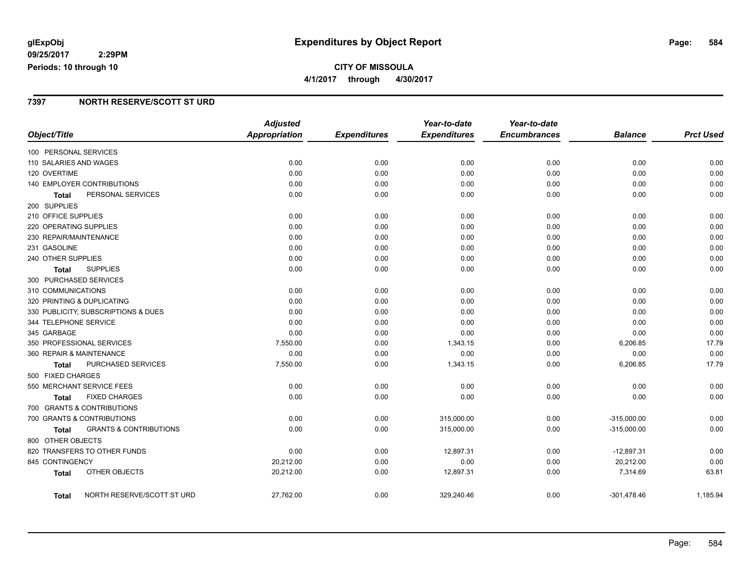**glExpObj**
**09/25/2017 2:29PM**
**Periods: 10 through 10**

# Expenditures by Object Report

**CITY OF MISSOULA**
**4/1/2017 through 4/30/2017**

## 7397 NORTH RESERVE/SCOTT ST URD

| Object/Title | Adjusted Appropriation | Expenditures | Year-to-date Expenditures | Year-to-date Encumbrances | Balance | Prct Used |
|---|---|---|---|---|---|---|
| 100 PERSONAL SERVICES | | | | | | |
| 110 SALARIES AND WAGES | 0.00 | 0.00 | 0.00 | 0.00 | 0.00 | 0.00 |
| 120 OVERTIME | 0.00 | 0.00 | 0.00 | 0.00 | 0.00 | 0.00 |
| 140 EMPLOYER CONTRIBUTIONS | 0.00 | 0.00 | 0.00 | 0.00 | 0.00 | 0.00 |
| **Total** PERSONAL SERVICES | 0.00 | 0.00 | 0.00 | 0.00 | 0.00 | 0.00 |
| 200 SUPPLIES | | | | | | |
| 210 OFFICE SUPPLIES | 0.00 | 0.00 | 0.00 | 0.00 | 0.00 | 0.00 |
| 220 OPERATING SUPPLIES | 0.00 | 0.00 | 0.00 | 0.00 | 0.00 | 0.00 |
| 230 REPAIR/MAINTENANCE | 0.00 | 0.00 | 0.00 | 0.00 | 0.00 | 0.00 |
| 231 GASOLINE | 0.00 | 0.00 | 0.00 | 0.00 | 0.00 | 0.00 |
| 240 OTHER SUPPLIES | 0.00 | 0.00 | 0.00 | 0.00 | 0.00 | 0.00 |
| **Total** SUPPLIES | 0.00 | 0.00 | 0.00 | 0.00 | 0.00 | 0.00 |
| 300 PURCHASED SERVICES | | | | | | |
| 310 COMMUNICATIONS | 0.00 | 0.00 | 0.00 | 0.00 | 0.00 | 0.00 |
| 320 PRINTING & DUPLICATING | 0.00 | 0.00 | 0.00 | 0.00 | 0.00 | 0.00 |
| 330 PUBLICITY, SUBSCRIPTIONS & DUES | 0.00 | 0.00 | 0.00 | 0.00 | 0.00 | 0.00 |
| 344 TELEPHONE SERVICE | 0.00 | 0.00 | 0.00 | 0.00 | 0.00 | 0.00 |
| 345 GARBAGE | 0.00 | 0.00 | 0.00 | 0.00 | 0.00 | 0.00 |
| 350 PROFESSIONAL SERVICES | 7,550.00 | 0.00 | 1,343.15 | 0.00 | 6,206.85 | 17.79 |
| 360 REPAIR & MAINTENANCE | 0.00 | 0.00 | 0.00 | 0.00 | 0.00 | 0.00 |
| **Total** PURCHASED SERVICES | 7,550.00 | 0.00 | 1,343.15 | 0.00 | 6,206.85 | 17.79 |
| 500 FIXED CHARGES | | | | | | |
| 550 MERCHANT SERVICE FEES | 0.00 | 0.00 | 0.00 | 0.00 | 0.00 | 0.00 |
| **Total** FIXED CHARGES | 0.00 | 0.00 | 0.00 | 0.00 | 0.00 | 0.00 |
| 700 GRANTS & CONTRIBUTIONS | | | | | | |
| 700 GRANTS & CONTRIBUTIONS | 0.00 | 0.00 | 315,000.00 | 0.00 | -315,000.00 | 0.00 |
| **Total** GRANTS & CONTRIBUTIONS | 0.00 | 0.00 | 315,000.00 | 0.00 | -315,000.00 | 0.00 |
| 800 OTHER OBJECTS | | | | | | |
| 820 TRANSFERS TO OTHER FUNDS | 0.00 | 0.00 | 12,897.31 | 0.00 | -12,897.31 | 0.00 |
| 845 CONTINGENCY | 20,212.00 | 0.00 | 0.00 | 0.00 | 20,212.00 | 0.00 |
| **Total** OTHER OBJECTS | 20,212.00 | 0.00 | 12,897.31 | 0.00 | 7,314.69 | 63.81 |
| **Total** NORTH RESERVE/SCOTT ST URD | 27,762.00 | 0.00 | 329,240.46 | 0.00 | -301,478.46 | 1,185.94 |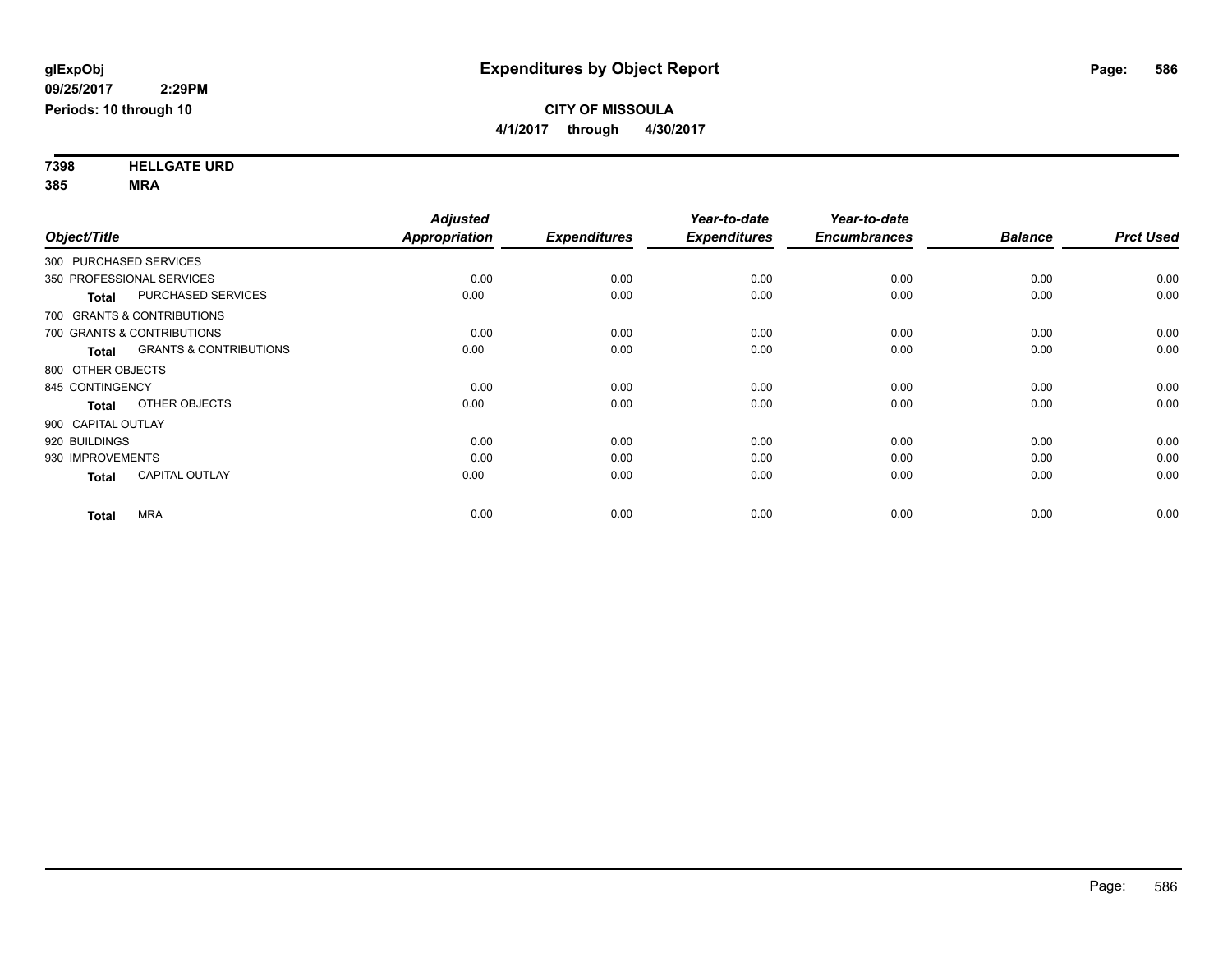# Expenditures by Object Report

glExpObj
09/25/2017 2:29PM
Periods: 10 through 10

**CITY OF MISSOULA**
**4/1/2017 through 4/30/2017**

**7398 HELLGATE URD**
**385 MRA**

| Object/Title | Adjusted Appropriation | Expenditures | Year-to-date Expenditures | Year-to-date Encumbrances | Balance | Prct Used |
|---|---|---|---|---|---|---|
| 300 PURCHASED SERVICES | | | | | | |
| 350 PROFESSIONAL SERVICES | 0.00 | 0.00 | 0.00 | 0.00 | 0.00 | 0.00 |
| **Total** PURCHASED SERVICES | 0.00 | 0.00 | 0.00 | 0.00 | 0.00 | 0.00 |
| 700 GRANTS & CONTRIBUTIONS | | | | | | |
| 700 GRANTS & CONTRIBUTIONS | 0.00 | 0.00 | 0.00 | 0.00 | 0.00 | 0.00 |
| **Total** GRANTS & CONTRIBUTIONS | 0.00 | 0.00 | 0.00 | 0.00 | 0.00 | 0.00 |
| 800 OTHER OBJECTS | | | | | | |
| 845 CONTINGENCY | 0.00 | 0.00 | 0.00 | 0.00 | 0.00 | 0.00 |
| **Total** OTHER OBJECTS | 0.00 | 0.00 | 0.00 | 0.00 | 0.00 | 0.00 |
| 900 CAPITAL OUTLAY | | | | | | |
| 920 BUILDINGS | 0.00 | 0.00 | 0.00 | 0.00 | 0.00 | 0.00 |
| 930 IMPROVEMENTS | 0.00 | 0.00 | 0.00 | 0.00 | 0.00 | 0.00 |
| **Total** CAPITAL OUTLAY | 0.00 | 0.00 | 0.00 | 0.00 | 0.00 | 0.00 |
| **Total** MRA | 0.00 | 0.00 | 0.00 | 0.00 | 0.00 | 0.00 |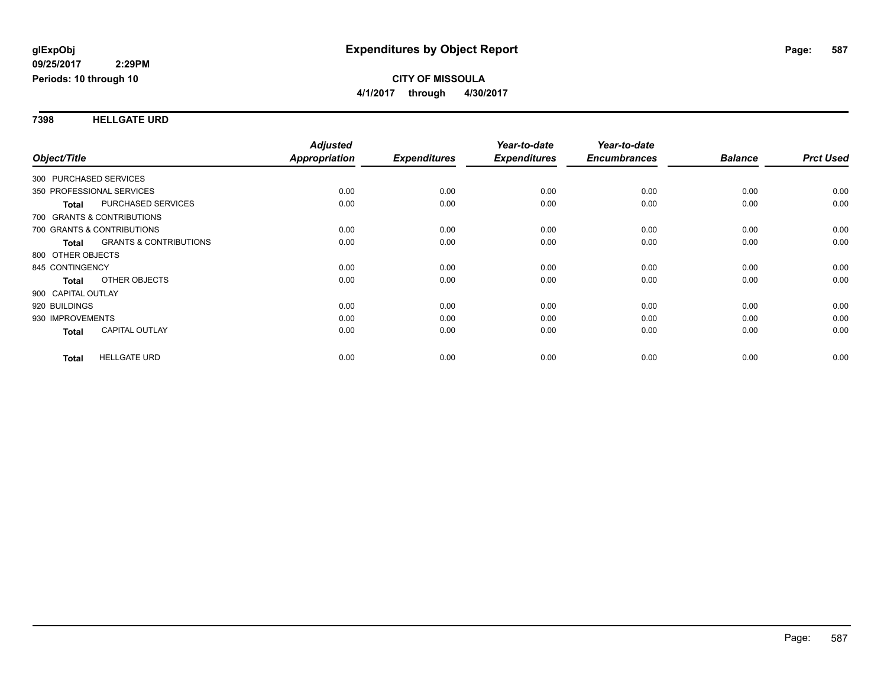**glExpObj**
**09/25/2017 2:29PM**
**Periods: 10 through 10**

# Expenditures by Object Report

**CITY OF MISSOULA**
**4/1/2017 through 4/30/2017**

## 7398 HELLGATE URD

| Object/Title | | Adjusted Appropriation | Expenditures | Year-to-date Expenditures | Year-to-date Encumbrances | Balance | Prct Used |
|---|---|---|---|---|---|---|---|
| 300 PURCHASED SERVICES | | | | | | | |
| 350 PROFESSIONAL SERVICES | | 0.00 | 0.00 | 0.00 | 0.00 | 0.00 | 0.00 |
| **Total** | PURCHASED SERVICES | 0.00 | 0.00 | 0.00 | 0.00 | 0.00 | 0.00 |
| 700 GRANTS & CONTRIBUTIONS | | | | | | | |
| 700 GRANTS & CONTRIBUTIONS | | 0.00 | 0.00 | 0.00 | 0.00 | 0.00 | 0.00 |
| **Total** | GRANTS & CONTRIBUTIONS | 0.00 | 0.00 | 0.00 | 0.00 | 0.00 | 0.00 |
| 800 OTHER OBJECTS | | | | | | | |
| 845 CONTINGENCY | | 0.00 | 0.00 | 0.00 | 0.00 | 0.00 | 0.00 |
| **Total** | OTHER OBJECTS | 0.00 | 0.00 | 0.00 | 0.00 | 0.00 | 0.00 |
| 900 CAPITAL OUTLAY | | | | | | | |
| 920 BUILDINGS | | 0.00 | 0.00 | 0.00 | 0.00 | 0.00 | 0.00 |
| 930 IMPROVEMENTS | | 0.00 | 0.00 | 0.00 | 0.00 | 0.00 | 0.00 |
| **Total** | CAPITAL OUTLAY | 0.00 | 0.00 | 0.00 | 0.00 | 0.00 | 0.00 |
| **Total** | HELLGATE URD | 0.00 | 0.00 | 0.00 | 0.00 | 0.00 | 0.00 |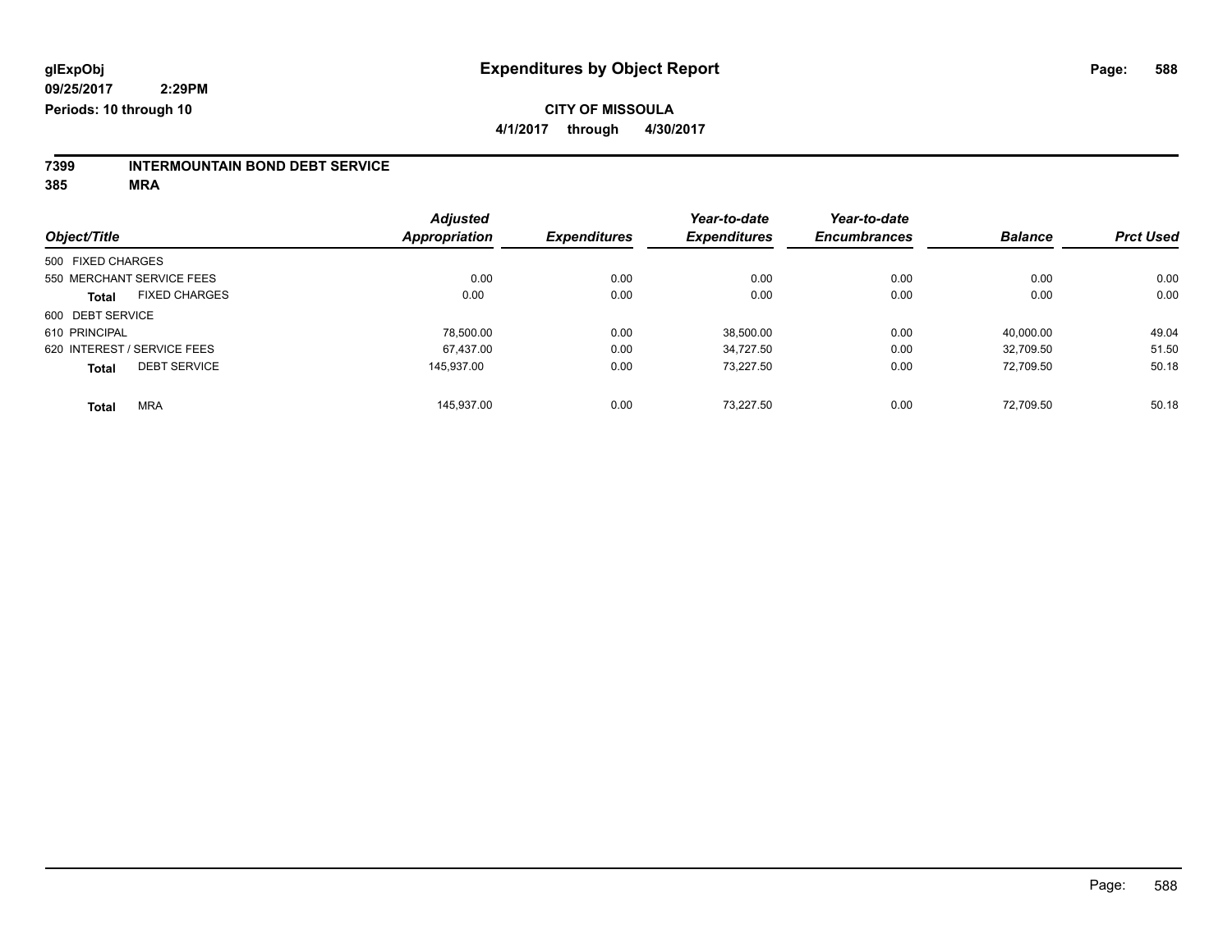**glExpObj**
**09/25/2017 2:29PM**
**Periods: 10 through 10**

# Expenditures by Object Report

**CITY OF MISSOULA**
**4/1/2017 through 4/30/2017**

**7399 INTERMOUNTAIN BOND DEBT SERVICE**
**385 MRA**

| Object/Title | Adjusted Appropriation | Expenditures | Year-to-date Expenditures | Year-to-date Encumbrances | Balance | Prct Used |
|---|---|---|---|---|---|---|
| 500 FIXED CHARGES | | | | | | |
| 550 MERCHANT SERVICE FEES | 0.00 | 0.00 | 0.00 | 0.00 | 0.00 | 0.00 |
| **Total** FIXED CHARGES | 0.00 | 0.00 | 0.00 | 0.00 | 0.00 | 0.00 |
| 600 DEBT SERVICE | | | | | | |
| 610 PRINCIPAL | 78,500.00 | 0.00 | 38,500.00 | 0.00 | 40,000.00 | 49.04 |
| 620 INTEREST / SERVICE FEES | 67,437.00 | 0.00 | 34,727.50 | 0.00 | 32,709.50 | 51.50 |
| **Total** DEBT SERVICE | 145,937.00 | 0.00 | 73,227.50 | 0.00 | 72,709.50 | 50.18 |
| **Total** MRA | 145,937.00 | 0.00 | 73,227.50 | 0.00 | 72,709.50 | 50.18 |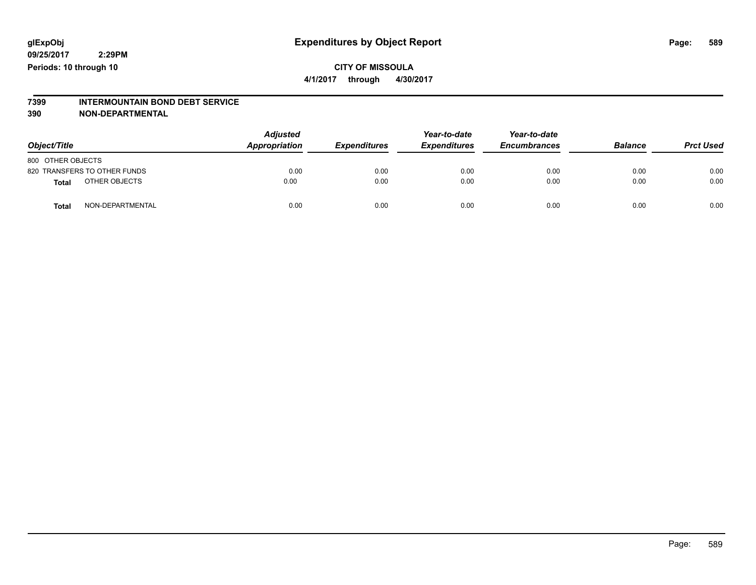# Expenditures by Object Report

glExpObj
09/25/2017 2:29PM
Periods: 10 through 10

**CITY OF MISSOULA**
**4/1/2017 through 4/30/2017**

**7399 INTERMOUNTAIN BOND DEBT SERVICE**
**390 NON-DEPARTMENTAL**

| Object/Title | Adjusted Appropriation | Expenditures | Year-to-date Expenditures | Year-to-date Encumbrances | Balance | Prct Used |
|---|---|---|---|---|---|---|
| 800 OTHER OBJECTS | | | | | | |
| 820 TRANSFERS TO OTHER FUNDS | 0.00 | 0.00 | 0.00 | 0.00 | 0.00 | 0.00 |
| **Total** OTHER OBJECTS | 0.00 | 0.00 | 0.00 | 0.00 | 0.00 | 0.00 |
| **Total** NON-DEPARTMENTAL | 0.00 | 0.00 | 0.00 | 0.00 | 0.00 | 0.00 |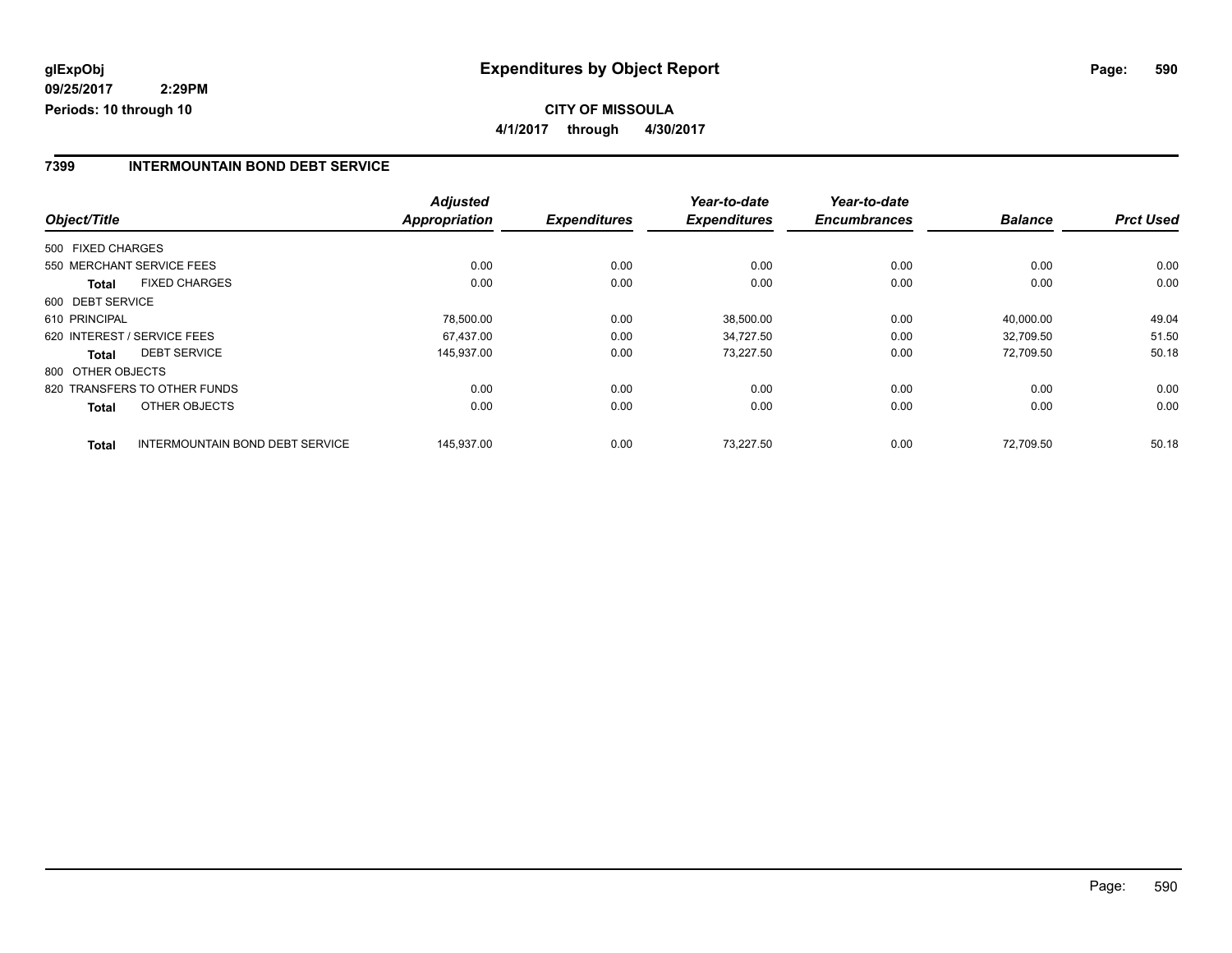**glExpObj** **Expenditures by Object Report**
**09/25/2017 2:29PM**
**Periods: 10 through 10**

**CITY OF MISSOULA**
**4/1/2017 through 4/30/2017**

## 7399 INTERMOUNTAIN BOND DEBT SERVICE

| Object/Title | | Adjusted Appropriation | Expenditures | Year-to-date Expenditures | Year-to-date Encumbrances | Balance | Prct Used |
|---|---|---|---|---|---|---|---|
| 500 FIXED CHARGES | | | | | | | |
| 550 MERCHANT SERVICE FEES | | 0.00 | 0.00 | 0.00 | 0.00 | 0.00 | 0.00 |
| **Total** | FIXED CHARGES | 0.00 | 0.00 | 0.00 | 0.00 | 0.00 | 0.00 |
| 600 DEBT SERVICE | | | | | | | |
| 610 PRINCIPAL | | 78,500.00 | 0.00 | 38,500.00 | 0.00 | 40,000.00 | 49.04 |
| 620 INTEREST / SERVICE FEES | | 67,437.00 | 0.00 | 34,727.50 | 0.00 | 32,709.50 | 51.50 |
| **Total** | DEBT SERVICE | 145,937.00 | 0.00 | 73,227.50 | 0.00 | 72,709.50 | 50.18 |
| 800 OTHER OBJECTS | | | | | | | |
| 820 TRANSFERS TO OTHER FUNDS | | 0.00 | 0.00 | 0.00 | 0.00 | 0.00 | 0.00 |
| **Total** | OTHER OBJECTS | 0.00 | 0.00 | 0.00 | 0.00 | 0.00 | 0.00 |
| **Total** | INTERMOUNTAIN BOND DEBT SERVICE | 145,937.00 | 0.00 | 73,227.50 | 0.00 | 72,709.50 | 50.18 |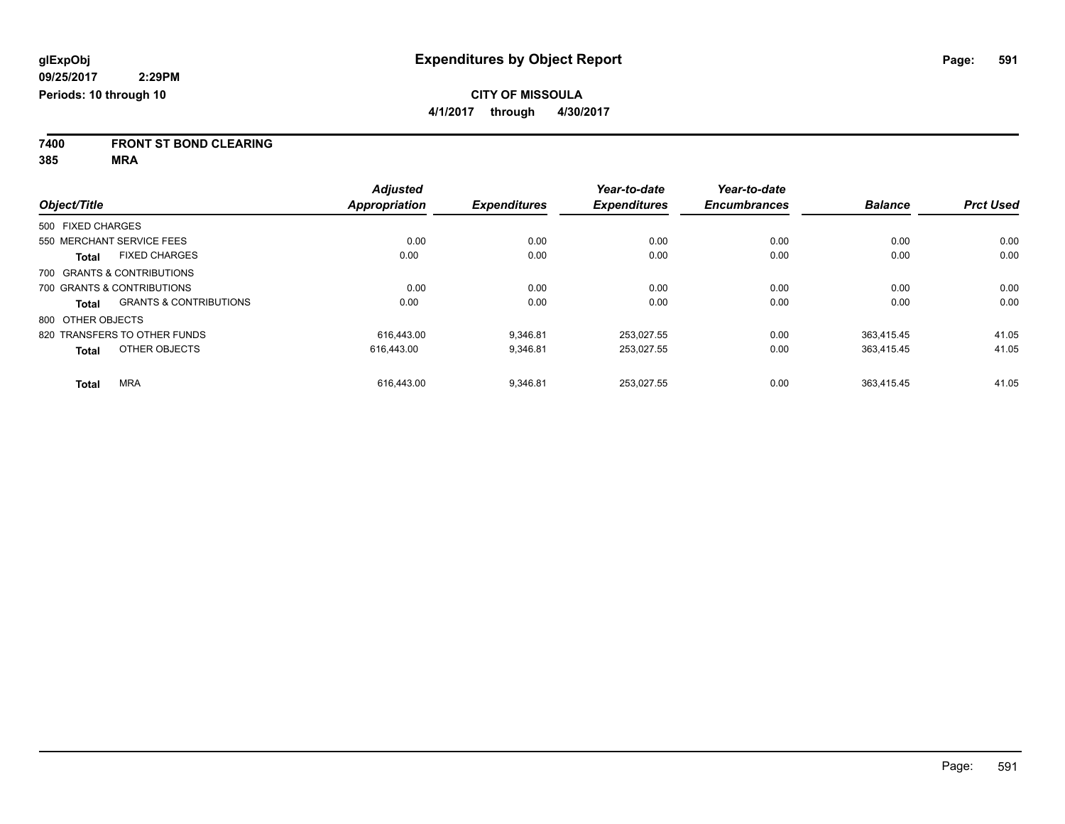glExpObj
09/25/2017 2:29PM
Periods: 10 through 10

# Expenditures by Object Report

**CITY OF MISSOULA**

**4/1/2017 through 4/30/2017**

**7400 FRONT ST BOND CLEARING**

**385 MRA**

| Object/Title | Adjusted Appropriation | Expenditures | Year-to-date Expenditures | Year-to-date Encumbrances | Balance | Prct Used |
|---|---|---|---|---|---|---|
| 500 FIXED CHARGES | | | | | | |
| 550 MERCHANT SERVICE FEES | 0.00 | 0.00 | 0.00 | 0.00 | 0.00 | 0.00 |
| **Total** FIXED CHARGES | 0.00 | 0.00 | 0.00 | 0.00 | 0.00 | 0.00 |
| 700 GRANTS & CONTRIBUTIONS | | | | | | |
| 700 GRANTS & CONTRIBUTIONS | 0.00 | 0.00 | 0.00 | 0.00 | 0.00 | 0.00 |
| **Total** GRANTS & CONTRIBUTIONS | 0.00 | 0.00 | 0.00 | 0.00 | 0.00 | 0.00 |
| 800 OTHER OBJECTS | | | | | | |
| 820 TRANSFERS TO OTHER FUNDS | 616,443.00 | 9,346.81 | 253,027.55 | 0.00 | 363,415.45 | 41.05 |
| **Total** OTHER OBJECTS | 616,443.00 | 9,346.81 | 253,027.55 | 0.00 | 363,415.45 | 41.05 |
| **Total** MRA | 616,443.00 | 9,346.81 | 253,027.55 | 0.00 | 363,415.45 | 41.05 |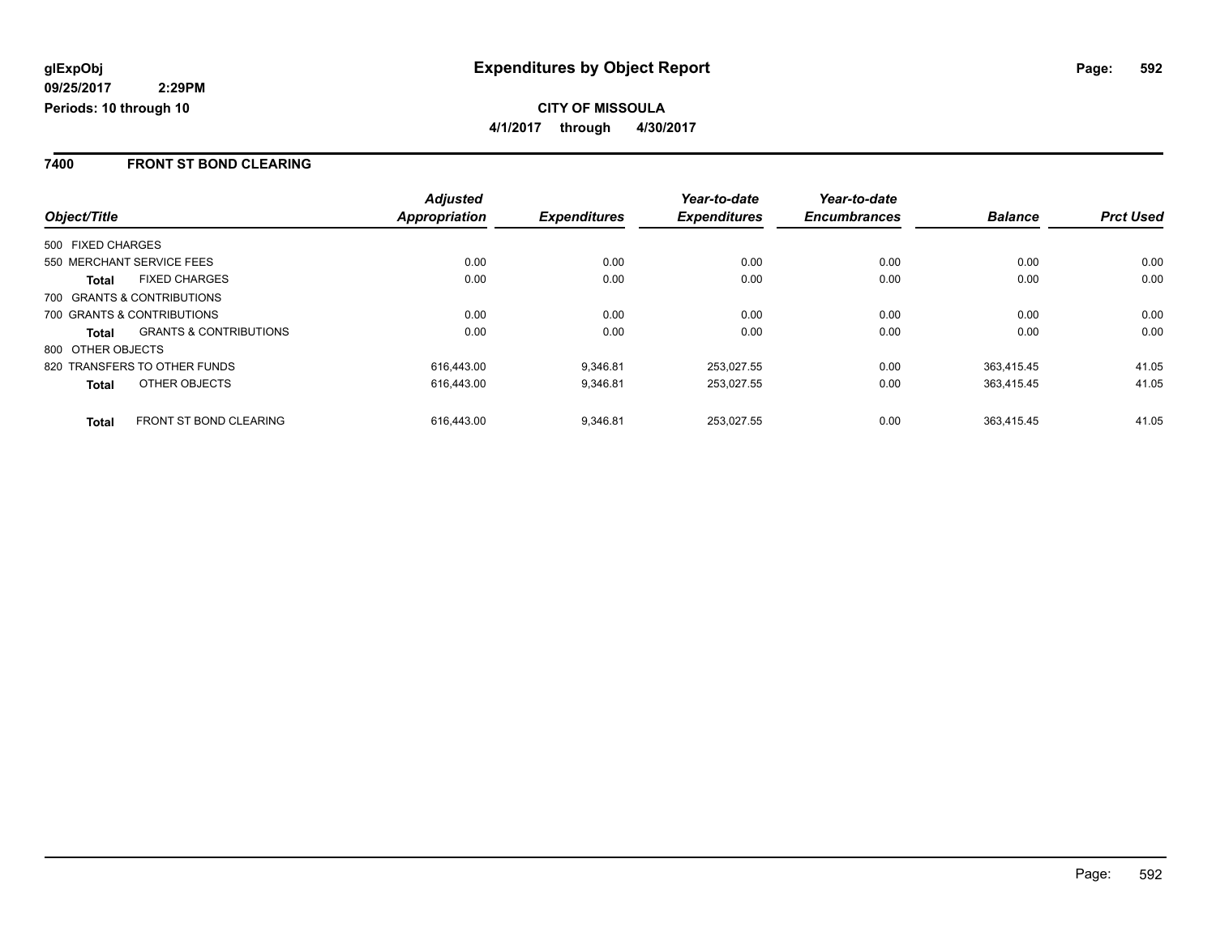# Expenditures by Object Report

glExpObj
09/25/2017 2:29PM
Periods: 10 through 10

**CITY OF MISSOULA**
**4/1/2017 through 4/30/2017**

## 7400 FRONT ST BOND CLEARING

| Object/Title | | Adjusted Appropriation | Expenditures | Year-to-date Expenditures | Year-to-date Encumbrances | Balance | Prct Used |
|---|---|---|---|---|---|---|---|
| 500 FIXED CHARGES | | | | | | | |
| 550 MERCHANT SERVICE FEES | | 0.00 | 0.00 | 0.00 | 0.00 | 0.00 | 0.00 |
| **Total** | FIXED CHARGES | 0.00 | 0.00 | 0.00 | 0.00 | 0.00 | 0.00 |
| 700 GRANTS & CONTRIBUTIONS | | | | | | | |
| 700 GRANTS & CONTRIBUTIONS | | 0.00 | 0.00 | 0.00 | 0.00 | 0.00 | 0.00 |
| **Total** | GRANTS & CONTRIBUTIONS | 0.00 | 0.00 | 0.00 | 0.00 | 0.00 | 0.00 |
| 800 OTHER OBJECTS | | | | | | | |
| 820 TRANSFERS TO OTHER FUNDS | | 616,443.00 | 9,346.81 | 253,027.55 | 0.00 | 363,415.45 | 41.05 |
| **Total** | OTHER OBJECTS | 616,443.00 | 9,346.81 | 253,027.55 | 0.00 | 363,415.45 | 41.05 |
| **Total** | FRONT ST BOND CLEARING | 616,443.00 | 9,346.81 | 253,027.55 | 0.00 | 363,415.45 | 41.05 |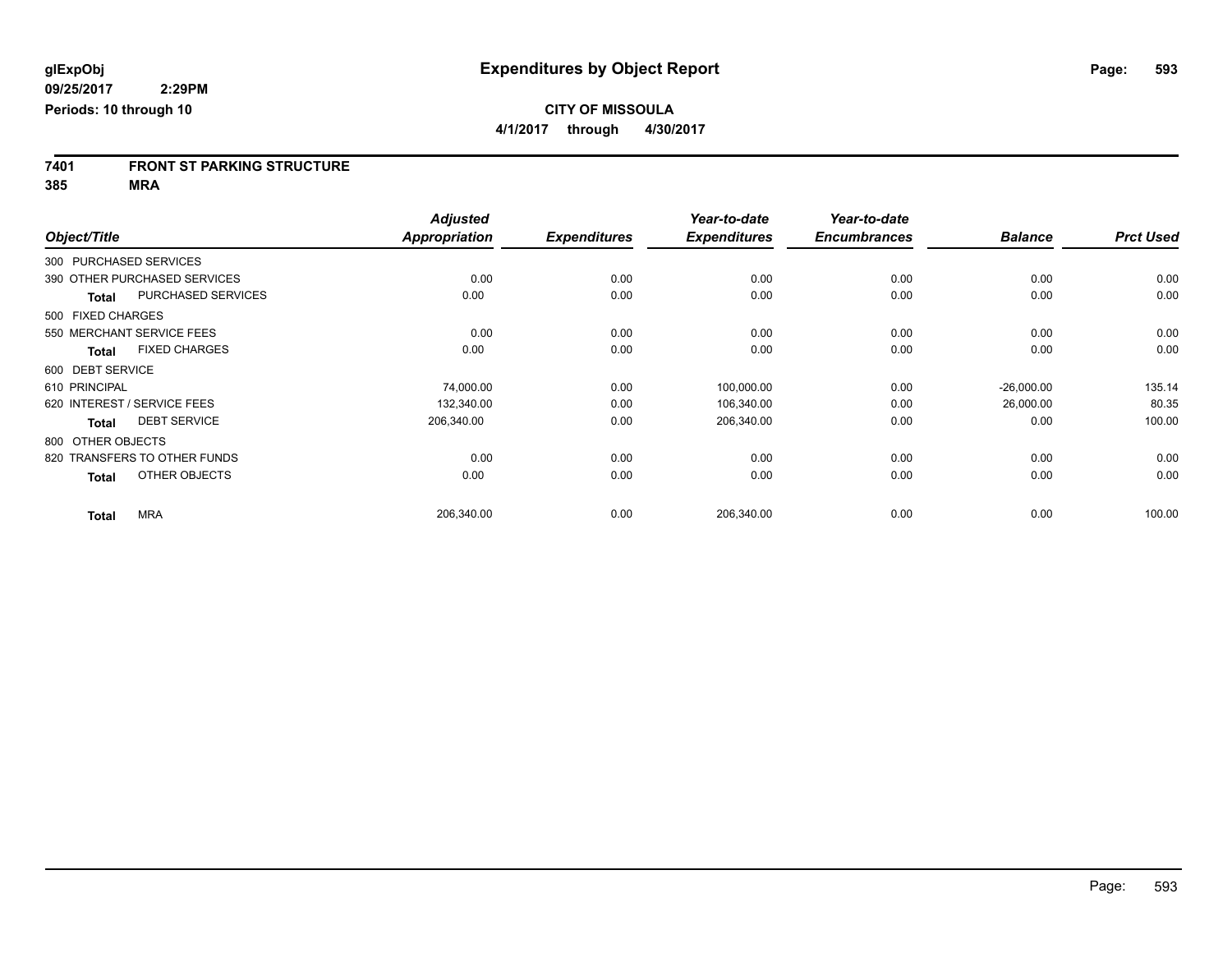# Expenditures by Object Report

glExpObj
09/25/2017 2:29PM
Periods: 10 through 10

**CITY OF MISSOULA**
**4/1/2017 through 4/30/2017**

**7401 FRONT ST PARKING STRUCTURE**
**385 MRA**

| Object/Title | Adjusted Appropriation | Expenditures | Year-to-date Expenditures | Year-to-date Encumbrances | Balance | Prct Used |
|---|---|---|---|---|---|---|
| 300 PURCHASED SERVICES | | | | | | |
| 390 OTHER PURCHASED SERVICES | 0.00 | 0.00 | 0.00 | 0.00 | 0.00 | 0.00 |
| **Total** PURCHASED SERVICES | 0.00 | 0.00 | 0.00 | 0.00 | 0.00 | 0.00 |
| 500 FIXED CHARGES | | | | | | |
| 550 MERCHANT SERVICE FEES | 0.00 | 0.00 | 0.00 | 0.00 | 0.00 | 0.00 |
| **Total** FIXED CHARGES | 0.00 | 0.00 | 0.00 | 0.00 | 0.00 | 0.00 |
| 600 DEBT SERVICE | | | | | | |
| 610 PRINCIPAL | 74,000.00 | 0.00 | 100,000.00 | 0.00 | -26,000.00 | 135.14 |
| 620 INTEREST / SERVICE FEES | 132,340.00 | 0.00 | 106,340.00 | 0.00 | 26,000.00 | 80.35 |
| **Total** DEBT SERVICE | 206,340.00 | 0.00 | 206,340.00 | 0.00 | 0.00 | 100.00 |
| 800 OTHER OBJECTS | | | | | | |
| 820 TRANSFERS TO OTHER FUNDS | 0.00 | 0.00 | 0.00 | 0.00 | 0.00 | 0.00 |
| **Total** OTHER OBJECTS | 0.00 | 0.00 | 0.00 | 0.00 | 0.00 | 0.00 |
| **Total** MRA | 206,340.00 | 0.00 | 206,340.00 | 0.00 | 0.00 | 100.00 |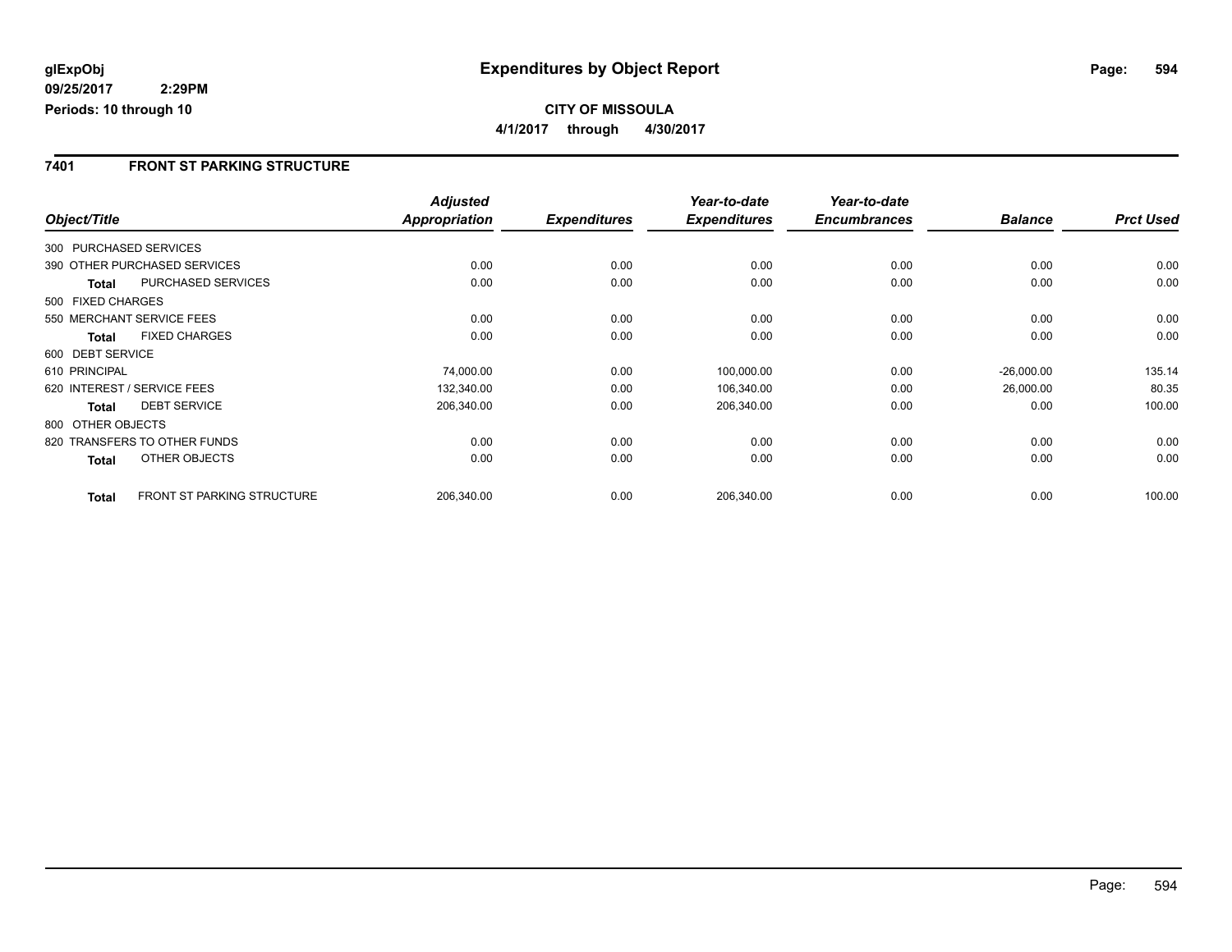glExpObj
09/25/2017 2:29PM
Periods: 10 through 10

# Expenditures by Object Report

**CITY OF MISSOULA**
**4/1/2017 through 4/30/2017**

## 7401 FRONT ST PARKING STRUCTURE

| Object/Title | | Adjusted Appropriation | Expenditures | Year-to-date Expenditures | Year-to-date Encumbrances | Balance | Prct Used |
|---|---|---|---|---|---|---|---|
| 300 PURCHASED SERVICES | | | | | | | |
| 390 OTHER PURCHASED SERVICES | | 0.00 | 0.00 | 0.00 | 0.00 | 0.00 | 0.00 |
| **Total** | PURCHASED SERVICES | 0.00 | 0.00 | 0.00 | 0.00 | 0.00 | 0.00 |
| 500 FIXED CHARGES | | | | | | | |
| 550 MERCHANT SERVICE FEES | | 0.00 | 0.00 | 0.00 | 0.00 | 0.00 | 0.00 |
| **Total** | FIXED CHARGES | 0.00 | 0.00 | 0.00 | 0.00 | 0.00 | 0.00 |
| 600 DEBT SERVICE | | | | | | | |
| 610 PRINCIPAL | | 74,000.00 | 0.00 | 100,000.00 | 0.00 | -26,000.00 | 135.14 |
| 620 INTEREST / SERVICE FEES | | 132,340.00 | 0.00 | 106,340.00 | 0.00 | 26,000.00 | 80.35 |
| **Total** | DEBT SERVICE | 206,340.00 | 0.00 | 206,340.00 | 0.00 | 0.00 | 100.00 |
| 800 OTHER OBJECTS | | | | | | | |
| 820 TRANSFERS TO OTHER FUNDS | | 0.00 | 0.00 | 0.00 | 0.00 | 0.00 | 0.00 |
| **Total** | OTHER OBJECTS | 0.00 | 0.00 | 0.00 | 0.00 | 0.00 | 0.00 |
| **Total** | FRONT ST PARKING STRUCTURE | 206,340.00 | 0.00 | 206,340.00 | 0.00 | 0.00 | 100.00 |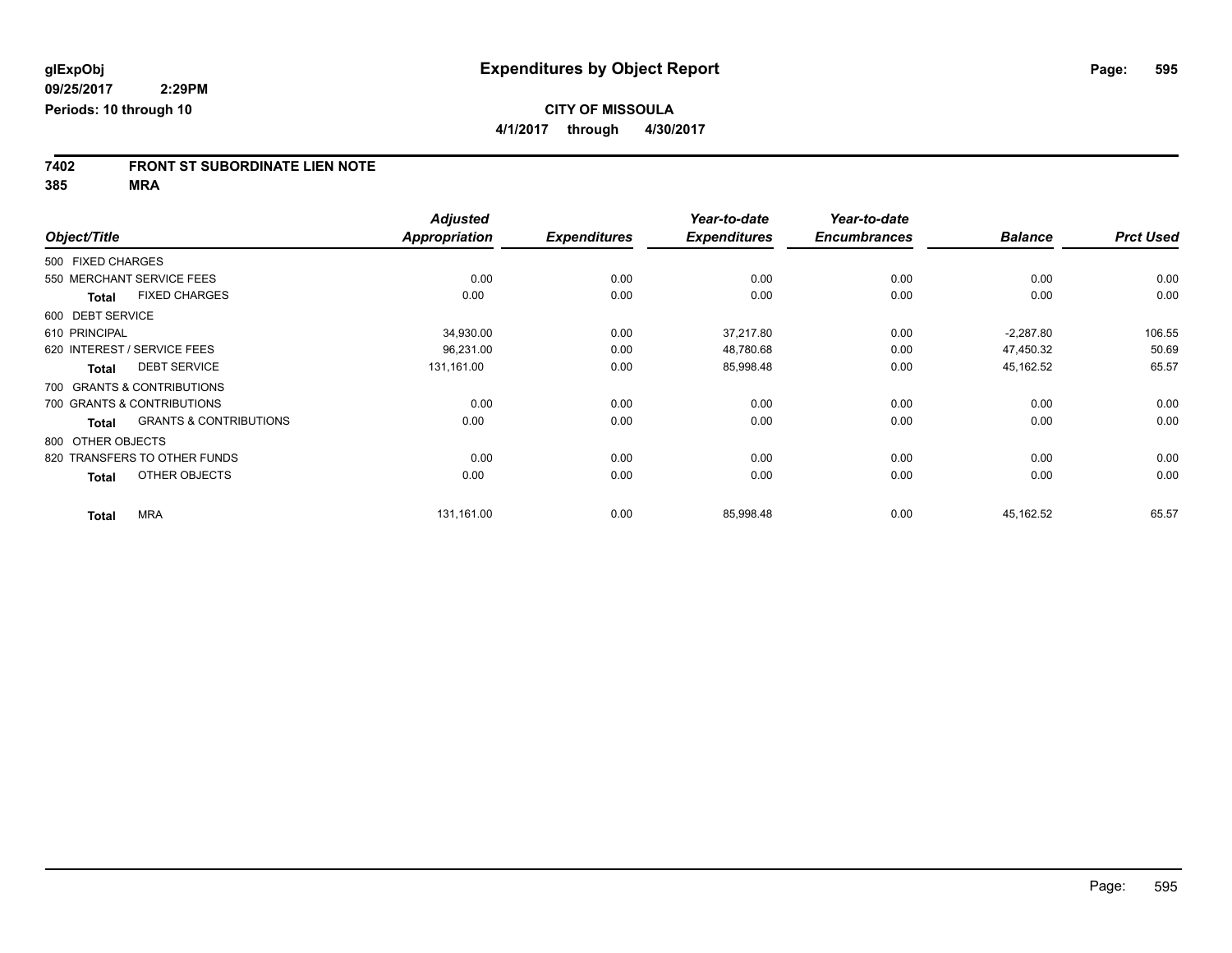**glExpObj**
**09/25/2017 2:29PM**
**Periods: 10 through 10**

# Expenditures by Object Report

**CITY OF MISSOULA**
**4/1/2017 through 4/30/2017**

## 7402 FRONT ST SUBORDINATE LIEN NOTE
## 385 MRA

| Object/Title | Adjusted Appropriation | Expenditures | Year-to-date Expenditures | Year-to-date Encumbrances | Balance | Prct Used |
|---|---|---|---|---|---|---|
| 500 FIXED CHARGES | | | | | | |
| 550 MERCHANT SERVICE FEES | 0.00 | 0.00 | 0.00 | 0.00 | 0.00 | 0.00 |
| **Total** FIXED CHARGES | 0.00 | 0.00 | 0.00 | 0.00 | 0.00 | 0.00 |
| 600 DEBT SERVICE | | | | | | |
| 610 PRINCIPAL | 34,930.00 | 0.00 | 37,217.80 | 0.00 | -2,287.80 | 106.55 |
| 620 INTEREST / SERVICE FEES | 96,231.00 | 0.00 | 48,780.68 | 0.00 | 47,450.32 | 50.69 |
| **Total** DEBT SERVICE | 131,161.00 | 0.00 | 85,998.48 | 0.00 | 45,162.52 | 65.57 |
| 700 GRANTS & CONTRIBUTIONS | | | | | | |
| 700 GRANTS & CONTRIBUTIONS | 0.00 | 0.00 | 0.00 | 0.00 | 0.00 | 0.00 |
| **Total** GRANTS & CONTRIBUTIONS | 0.00 | 0.00 | 0.00 | 0.00 | 0.00 | 0.00 |
| 800 OTHER OBJECTS | | | | | | |
| 820 TRANSFERS TO OTHER FUNDS | 0.00 | 0.00 | 0.00 | 0.00 | 0.00 | 0.00 |
| **Total** OTHER OBJECTS | 0.00 | 0.00 | 0.00 | 0.00 | 0.00 | 0.00 |
| **Total** MRA | 131,161.00 | 0.00 | 85,998.48 | 0.00 | 45,162.52 | 65.57 |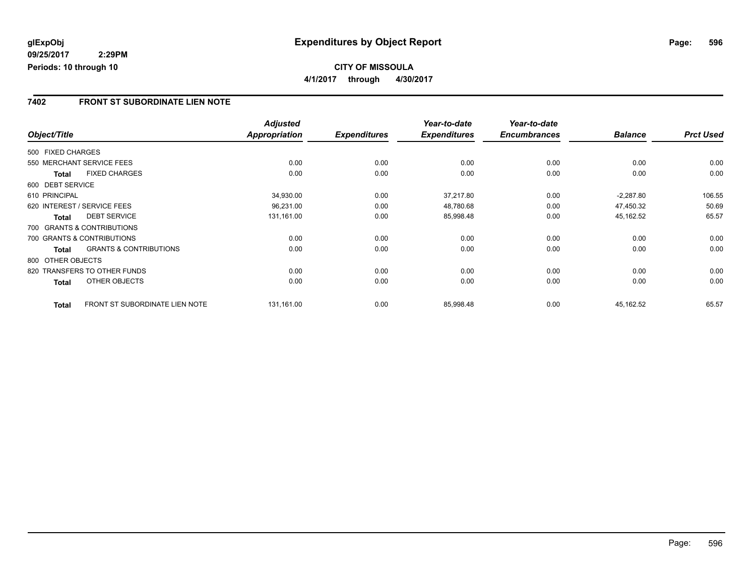# Expenditures by Object Report

glExpObj
09/25/2017 2:29PM
Periods: 10 through 10

**CITY OF MISSOULA**
**4/1/2017 through 4/30/2017**

## 7402 FRONT ST SUBORDINATE LIEN NOTE

| Object/Title | | Adjusted Appropriation | Expenditures | Year-to-date Expenditures | Year-to-date Encumbrances | Balance | Prct Used |
|---|---|---|---|---|---|---|---|
| 500 FIXED CHARGES | | | | | | | |
| 550 MERCHANT SERVICE FEES | | 0.00 | 0.00 | 0.00 | 0.00 | 0.00 | 0.00 |
| **Total** | FIXED CHARGES | 0.00 | 0.00 | 0.00 | 0.00 | 0.00 | 0.00 |
| 600 DEBT SERVICE | | | | | | | |
| 610 PRINCIPAL | | 34,930.00 | 0.00 | 37,217.80 | 0.00 | -2,287.80 | 106.55 |
| 620 INTEREST / SERVICE FEES | | 96,231.00 | 0.00 | 48,780.68 | 0.00 | 47,450.32 | 50.69 |
| **Total** | DEBT SERVICE | 131,161.00 | 0.00 | 85,998.48 | 0.00 | 45,162.52 | 65.57 |
| 700 GRANTS & CONTRIBUTIONS | | | | | | | |
| 700 GRANTS & CONTRIBUTIONS | | 0.00 | 0.00 | 0.00 | 0.00 | 0.00 | 0.00 |
| **Total** | GRANTS & CONTRIBUTIONS | 0.00 | 0.00 | 0.00 | 0.00 | 0.00 | 0.00 |
| 800 OTHER OBJECTS | | | | | | | |
| 820 TRANSFERS TO OTHER FUNDS | | 0.00 | 0.00 | 0.00 | 0.00 | 0.00 | 0.00 |
| **Total** | OTHER OBJECTS | 0.00 | 0.00 | 0.00 | 0.00 | 0.00 | 0.00 |
| **Total** | FRONT ST SUBORDINATE LIEN NOTE | 131,161.00 | 0.00 | 85,998.48 | 0.00 | 45,162.52 | 65.57 |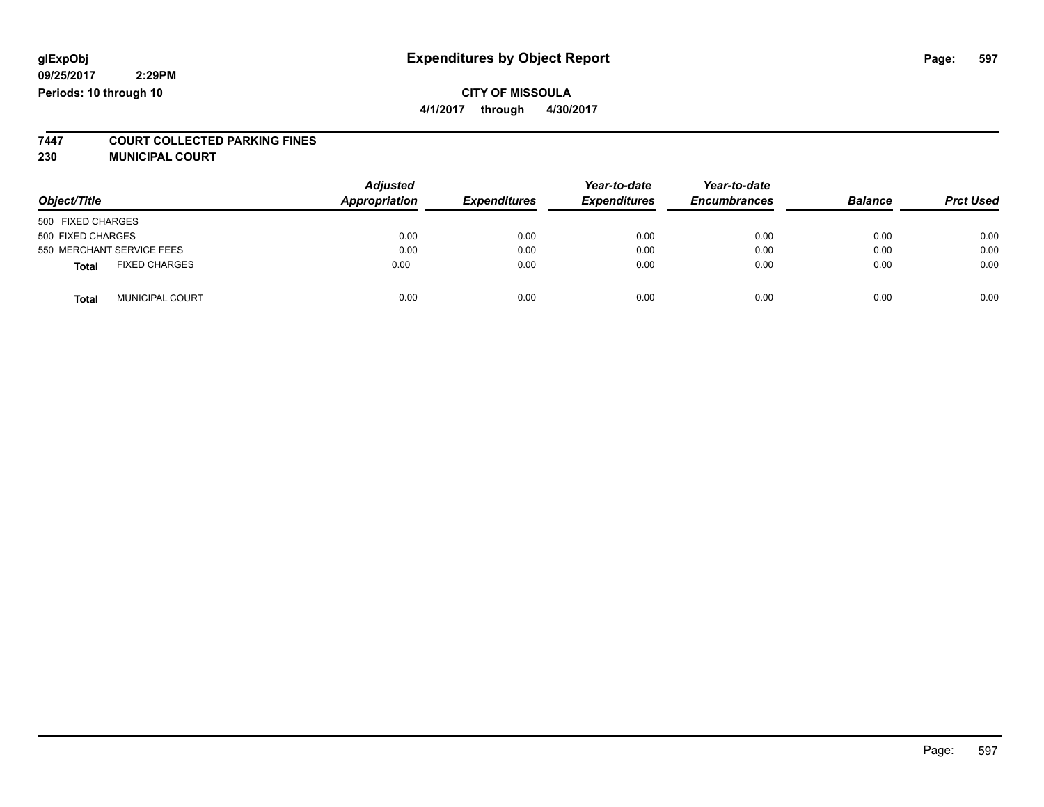**glExpObj**
**09/25/2017 2:29PM**
**Periods: 10 through 10**

# Expenditures by Object Report

**CITY OF MISSOULA**
**4/1/2017 through 4/30/2017**

**7447 COURT COLLECTED PARKING FINES**
**230 MUNICIPAL COURT**

| Object/Title | Adjusted Appropriation | Expenditures | Year-to-date Expenditures | Year-to-date Encumbrances | Balance | Prct Used |
|---|---|---|---|---|---|---|
| 500 FIXED CHARGES | | | | | | |
| 500 FIXED CHARGES | 0.00 | 0.00 | 0.00 | 0.00 | 0.00 | 0.00 |
| 550 MERCHANT SERVICE FEES | 0.00 | 0.00 | 0.00 | 0.00 | 0.00 | 0.00 |
| **Total** FIXED CHARGES | 0.00 | 0.00 | 0.00 | 0.00 | 0.00 | 0.00 |
| **Total** MUNICIPAL COURT | 0.00 | 0.00 | 0.00 | 0.00 | 0.00 | 0.00 |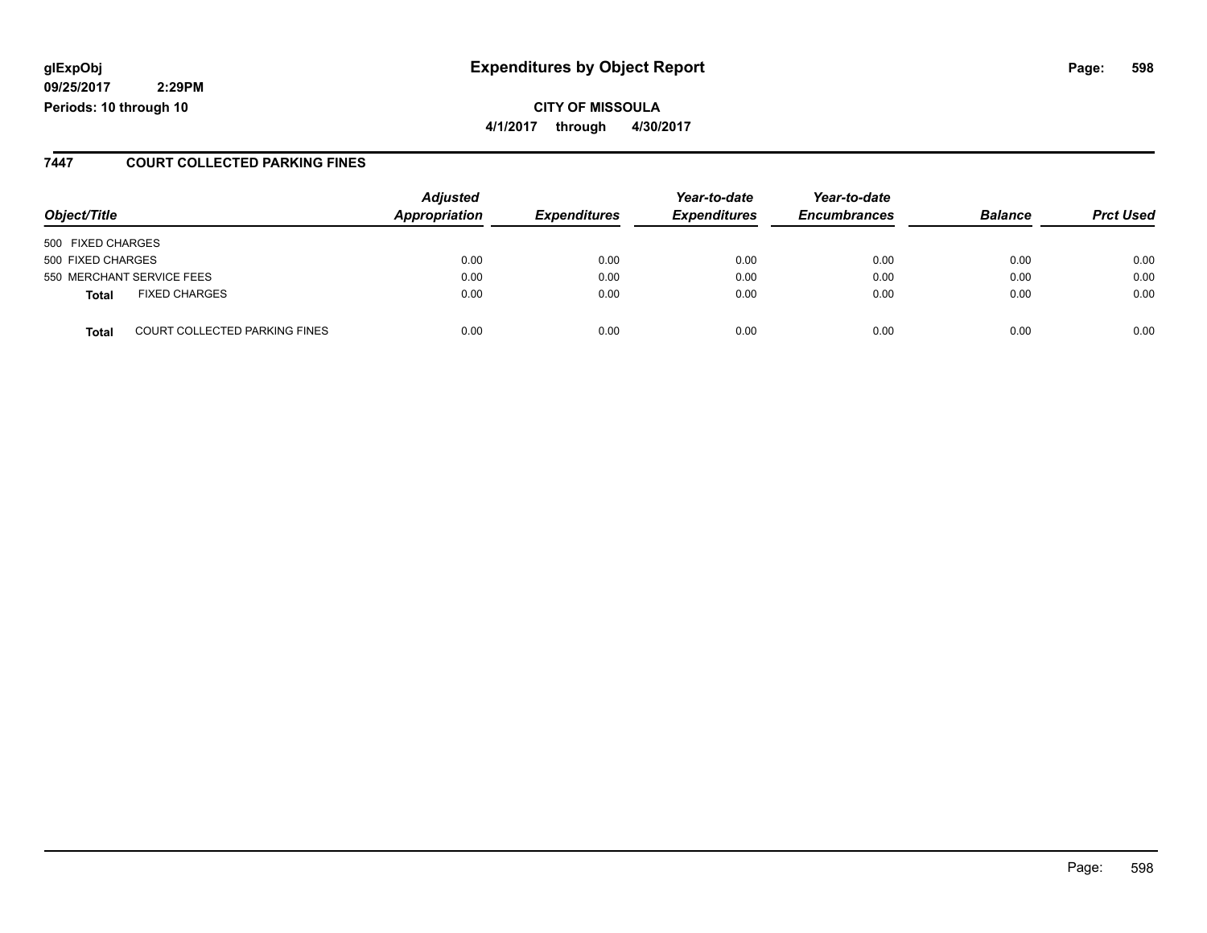glExpObj
09/25/2017 2:29PM
Periods: 10 through 10

# Expenditures by Object Report

**CITY OF MISSOULA**

**4/1/2017 through 4/30/2017**

## 7447 COURT COLLECTED PARKING FINES

| Object/Title | | Adjusted Appropriation | Expenditures | Year-to-date Expenditures | Year-to-date Encumbrances | Balance | Prct Used |
|---|---|---|---|---|---|---|---|
| 500 FIXED CHARGES | | | | | | | |
| 500 FIXED CHARGES | | 0.00 | 0.00 | 0.00 | 0.00 | 0.00 | 0.00 |
| 550 MERCHANT SERVICE FEES | | 0.00 | 0.00 | 0.00 | 0.00 | 0.00 | 0.00 |
| **Total** | FIXED CHARGES | 0.00 | 0.00 | 0.00 | 0.00 | 0.00 | 0.00 |
| **Total** | COURT COLLECTED PARKING FINES | 0.00 | 0.00 | 0.00 | 0.00 | 0.00 | 0.00 |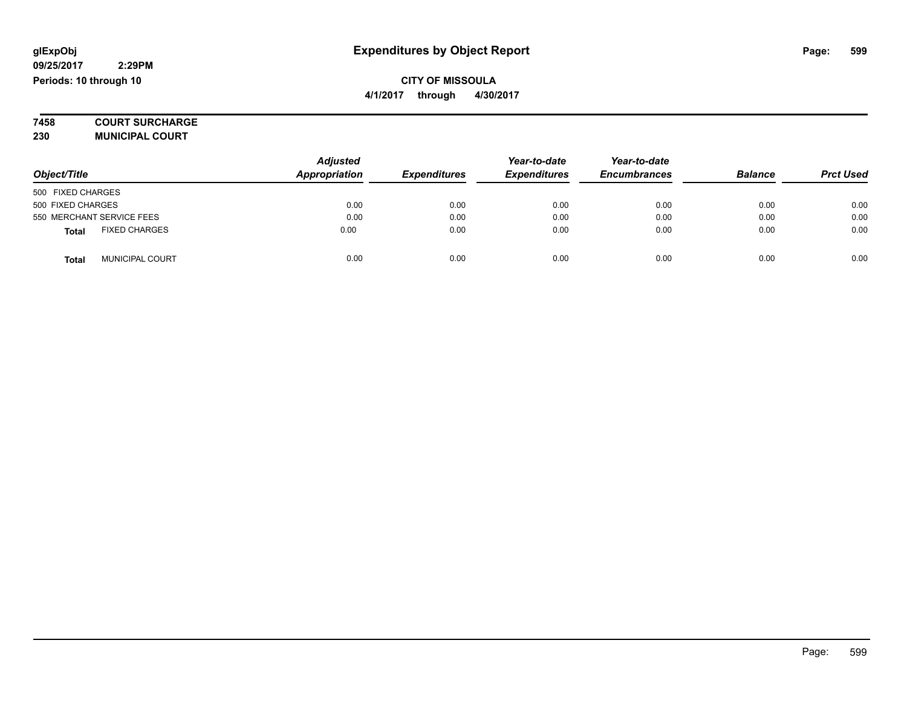**glExpObj**
**09/25/2017 2:29PM**
**Periods: 10 through 10**

# Expenditures by Object Report

**CITY OF MISSOULA**
**4/1/2017 through 4/30/2017**

**7458 COURT SURCHARGE**
**230 MUNICIPAL COURT**

| Object/Title | Adjusted Appropriation | Expenditures | Year-to-date Expenditures | Year-to-date Encumbrances | Balance | Prct Used |
|---|---|---|---|---|---|---|
| 500 FIXED CHARGES | | | | | | |
| 500 FIXED CHARGES | 0.00 | 0.00 | 0.00 | 0.00 | 0.00 | 0.00 |
| 550 MERCHANT SERVICE FEES | 0.00 | 0.00 | 0.00 | 0.00 | 0.00 | 0.00 |
| **Total** FIXED CHARGES | 0.00 | 0.00 | 0.00 | 0.00 | 0.00 | 0.00 |
| **Total** MUNICIPAL COURT | 0.00 | 0.00 | 0.00 | 0.00 | 0.00 | 0.00 |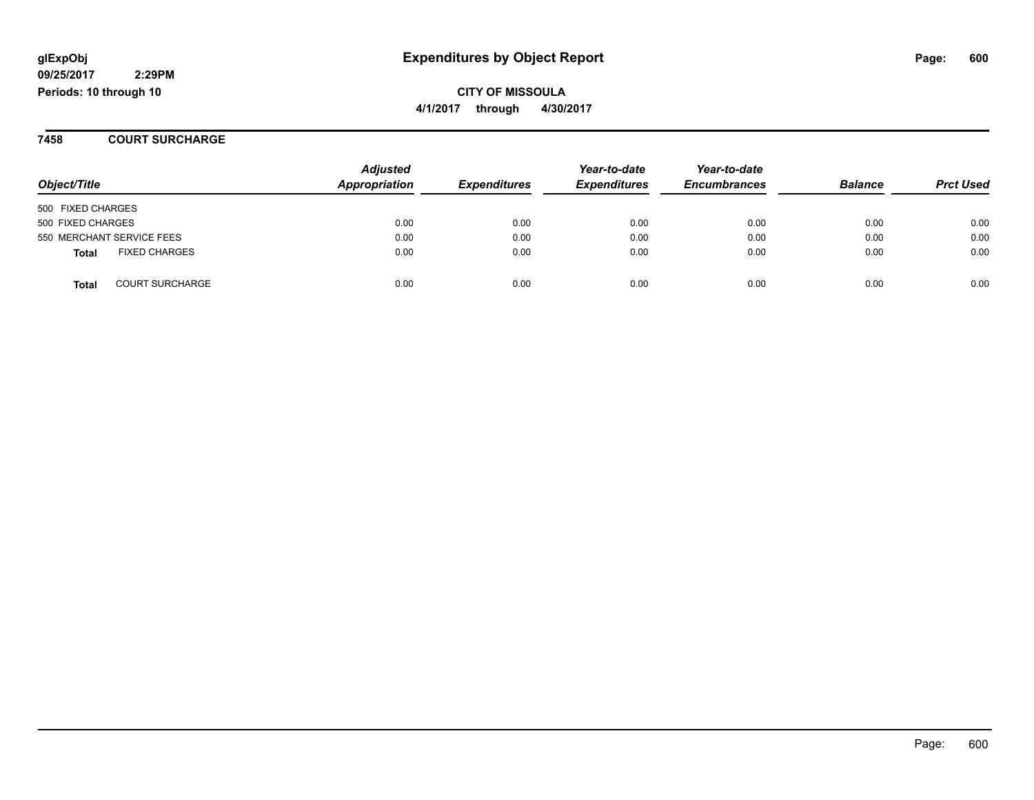# Expenditures by Object Report

glExpObj
09/25/2017 2:29PM
Periods: 10 through 10

**CITY OF MISSOULA**
**4/1/2017 through 4/30/2017**

## 7458 COURT SURCHARGE

| Object/Title | Adjusted Appropriation | Expenditures | Year-to-date Expenditures | Year-to-date Encumbrances | Balance | Prct Used |
|---|---|---|---|---|---|---|
| 500 FIXED CHARGES | | | | | | |
| 500 FIXED CHARGES | 0.00 | 0.00 | 0.00 | 0.00 | 0.00 | 0.00 |
| 550 MERCHANT SERVICE FEES | 0.00 | 0.00 | 0.00 | 0.00 | 0.00 | 0.00 |
| **Total** FIXED CHARGES | 0.00 | 0.00 | 0.00 | 0.00 | 0.00 | 0.00 |
| **Total** COURT SURCHARGE | 0.00 | 0.00 | 0.00 | 0.00 | 0.00 | 0.00 |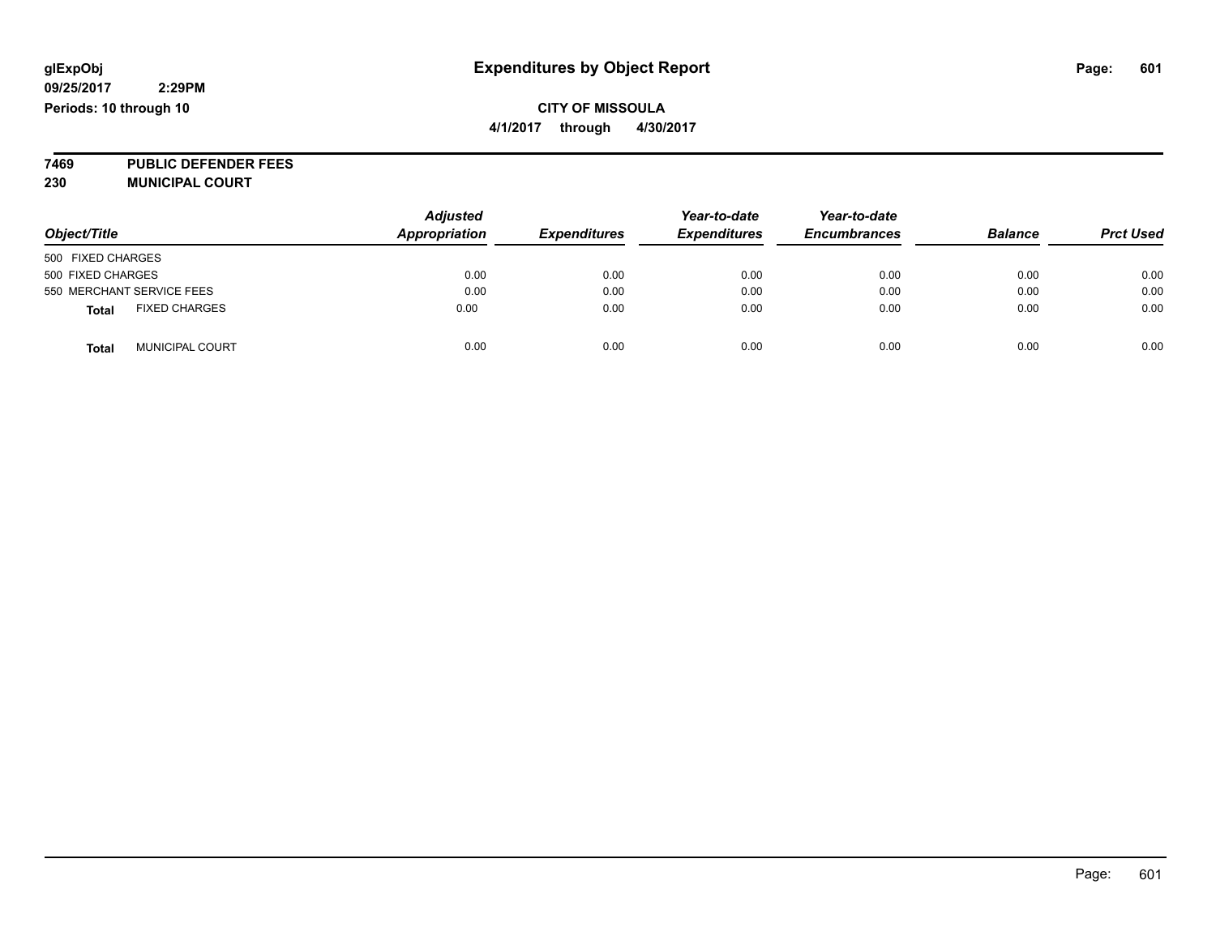glExpObj
09/25/2017 2:29PM
Periods: 10 through 10

# Expenditures by Object Report

**CITY OF MISSOULA**
**4/1/2017 through 4/30/2017**

**7469 PUBLIC DEFENDER FEES**
**230 MUNICIPAL COURT**

| Object/Title | Adjusted Appropriation | Expenditures | Year-to-date Expenditures | Year-to-date Encumbrances | Balance | Prct Used |
|---|---|---|---|---|---|---|
| 500 FIXED CHARGES | | | | | | |
| 500 FIXED CHARGES | 0.00 | 0.00 | 0.00 | 0.00 | 0.00 | 0.00 |
| 550 MERCHANT SERVICE FEES | 0.00 | 0.00 | 0.00 | 0.00 | 0.00 | 0.00 |
| **Total** FIXED CHARGES | 0.00 | 0.00 | 0.00 | 0.00 | 0.00 | 0.00 |
| **Total** MUNICIPAL COURT | 0.00 | 0.00 | 0.00 | 0.00 | 0.00 | 0.00 |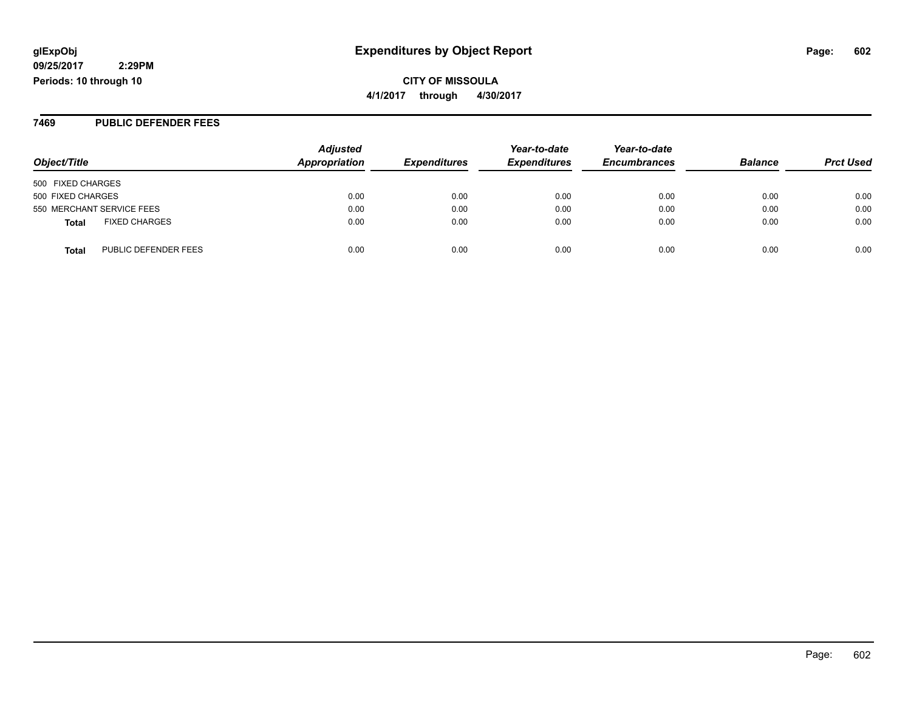**glExpObj**
**09/25/2017 2:29PM**
**Periods: 10 through 10**

# Expenditures by Object Report

**CITY OF MISSOULA**
**4/1/2017 through 4/30/2017**

## 7469 PUBLIC DEFENDER FEES

| Object/Title | Adjusted Appropriation | Expenditures | Year-to-date Expenditures | Year-to-date Encumbrances | Balance | Prct Used |
|---|---|---|---|---|---|---|
| 500 FIXED CHARGES | | | | | | |
| 500 FIXED CHARGES | 0.00 | 0.00 | 0.00 | 0.00 | 0.00 | 0.00 |
| 550 MERCHANT SERVICE FEES | 0.00 | 0.00 | 0.00 | 0.00 | 0.00 | 0.00 |
| **Total** FIXED CHARGES | 0.00 | 0.00 | 0.00 | 0.00 | 0.00 | 0.00 |
| **Total** PUBLIC DEFENDER FEES | 0.00 | 0.00 | 0.00 | 0.00 | 0.00 | 0.00 |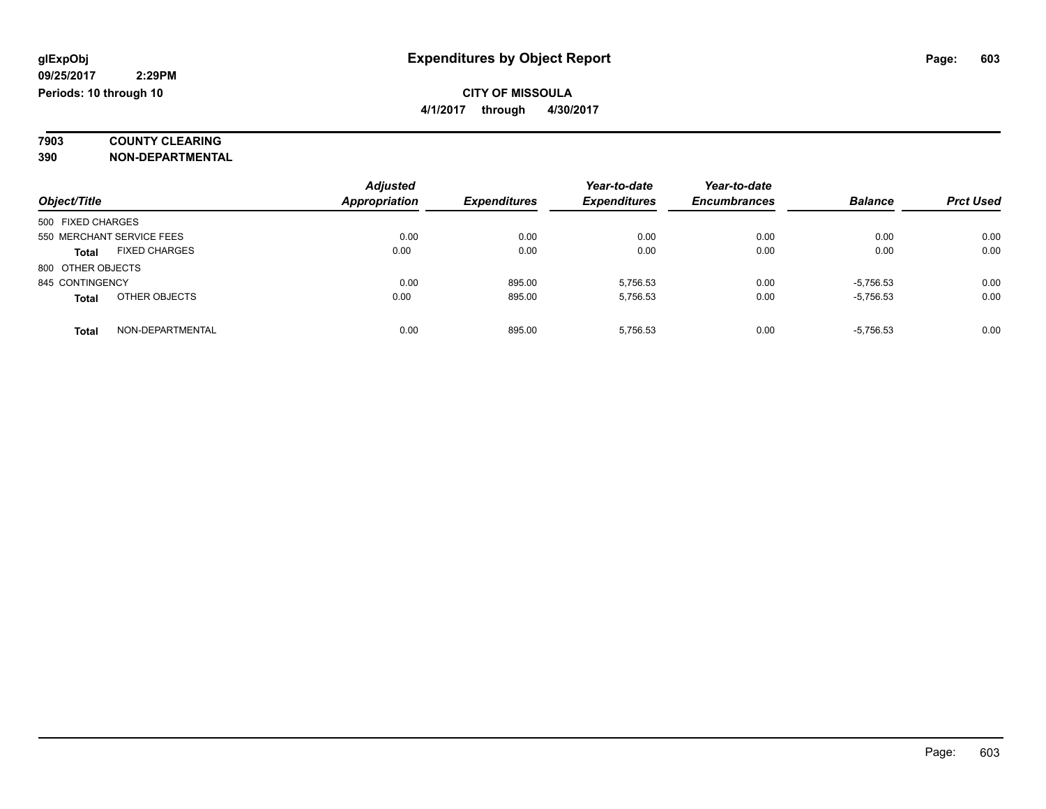**glExpObj** **Expenditures by Object Report**

**09/25/2017 2:29PM**

**Periods: 10 through 10**

**CITY OF MISSOULA**

**4/1/2017 through 4/30/2017**

**7903 COUNTY CLEARING**

**390 NON-DEPARTMENTAL**

| Object/Title | | Adjusted Appropriation | Expenditures | Year-to-date Expenditures | Year-to-date Encumbrances | Balance | Prct Used |
|---|---|---|---|---|---|---|---|
| 500 FIXED CHARGES | | | | | | | |
| 550 MERCHANT SERVICE FEES | | 0.00 | 0.00 | 0.00 | 0.00 | 0.00 | 0.00 |
| **Total** | FIXED CHARGES | 0.00 | 0.00 | 0.00 | 0.00 | 0.00 | 0.00 |
| 800 OTHER OBJECTS | | | | | | | |
| 845 CONTINGENCY | | 0.00 | 895.00 | 5,756.53 | 0.00 | -5,756.53 | 0.00 |
| **Total** | OTHER OBJECTS | 0.00 | 895.00 | 5,756.53 | 0.00 | -5,756.53 | 0.00 |
| **Total** | NON-DEPARTMENTAL | 0.00 | 895.00 | 5,756.53 | 0.00 | -5,756.53 | 0.00 |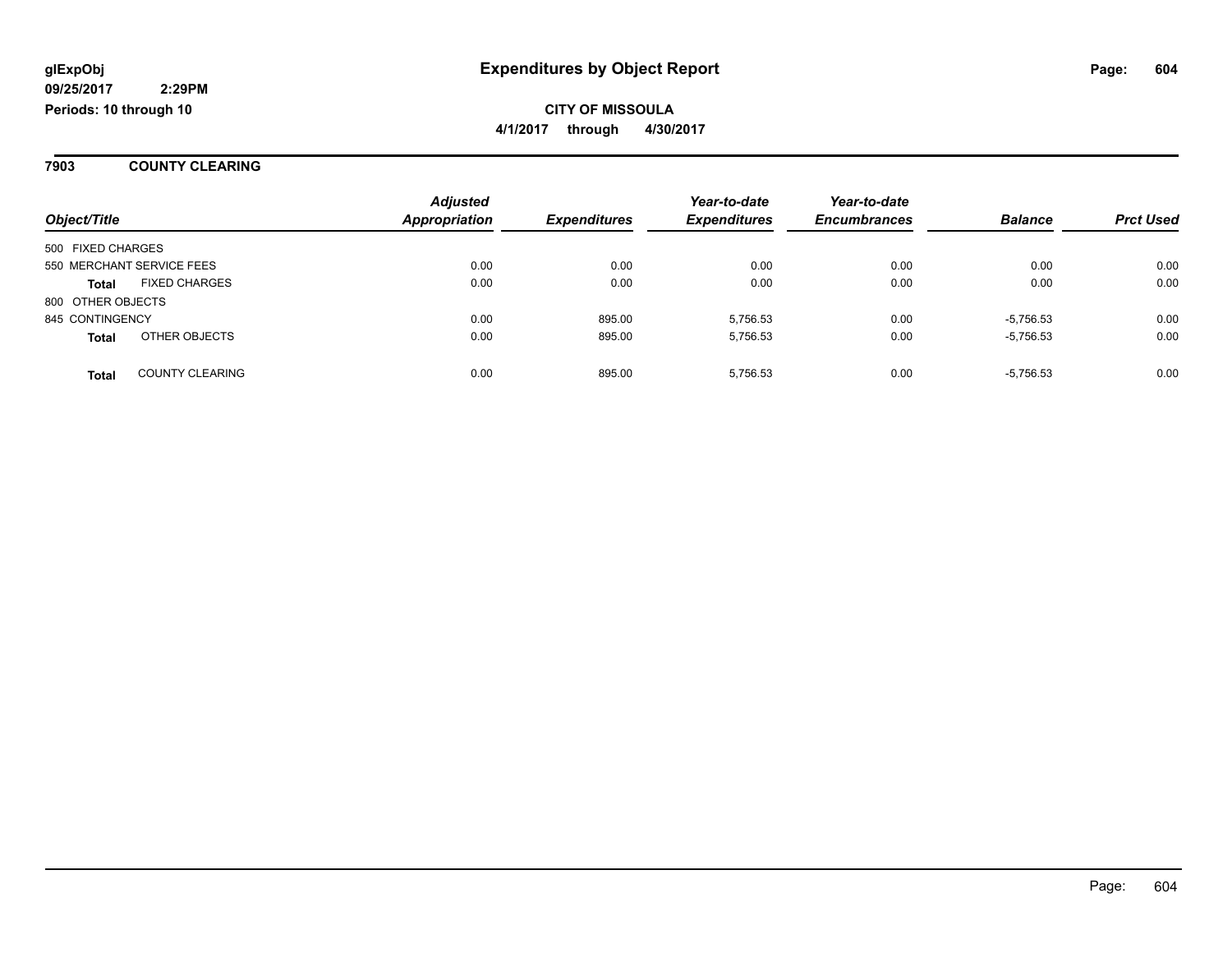# Expenditures by Object Report

glExpObj
09/25/2017 2:29PM
Periods: 10 through 10

**CITY OF MISSOULA**
**4/1/2017 through 4/30/2017**

## 7903 COUNTY CLEARING

| Object/Title | | Adjusted Appropriation | Expenditures | Year-to-date Expenditures | Year-to-date Encumbrances | Balance | Prct Used |
|---|---|---|---|---|---|---|---|
| 500 FIXED CHARGES | | | | | | | |
| 550 MERCHANT SERVICE FEES | | 0.00 | 0.00 | 0.00 | 0.00 | 0.00 | 0.00 |
| **Total** | FIXED CHARGES | 0.00 | 0.00 | 0.00 | 0.00 | 0.00 | 0.00 |
| 800 OTHER OBJECTS | | | | | | | |
| 845 CONTINGENCY | | 0.00 | 895.00 | 5,756.53 | 0.00 | -5,756.53 | 0.00 |
| **Total** | OTHER OBJECTS | 0.00 | 895.00 | 5,756.53 | 0.00 | -5,756.53 | 0.00 |
| **Total** | COUNTY CLEARING | 0.00 | 895.00 | 5,756.53 | 0.00 | -5,756.53 | 0.00 |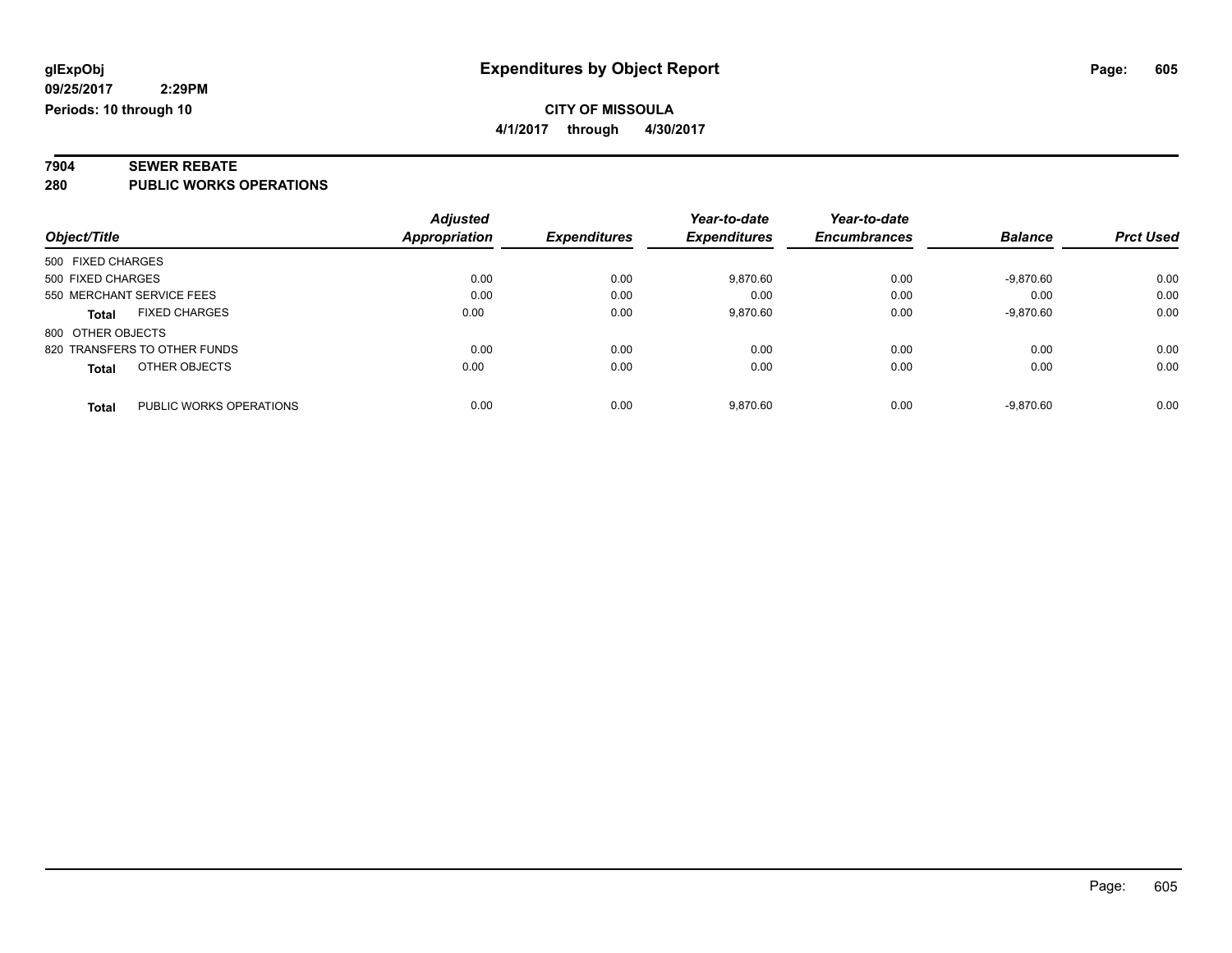glExpObj
09/25/2017 2:29PM
Periods: 10 through 10

# Expenditures by Object Report

**CITY OF MISSOULA**

**4/1/2017 through 4/30/2017**

**7904 SEWER REBATE**

**280 PUBLIC WORKS OPERATIONS**

| Object/Title | Adjusted Appropriation | Expenditures | Year-to-date Expenditures | Year-to-date Encumbrances | Balance | Prct Used |
|---|---|---|---|---|---|---|
| 500 FIXED CHARGES | | | | | | |
| 500 FIXED CHARGES | 0.00 | 0.00 | 9,870.60 | 0.00 | -9,870.60 | 0.00 |
| 550 MERCHANT SERVICE FEES | 0.00 | 0.00 | 0.00 | 0.00 | 0.00 | 0.00 |
| **Total** FIXED CHARGES | 0.00 | 0.00 | 9,870.60 | 0.00 | -9,870.60 | 0.00 |
| 800 OTHER OBJECTS | | | | | | |
| 820 TRANSFERS TO OTHER FUNDS | 0.00 | 0.00 | 0.00 | 0.00 | 0.00 | 0.00 |
| **Total** OTHER OBJECTS | 0.00 | 0.00 | 0.00 | 0.00 | 0.00 | 0.00 |
| **Total** PUBLIC WORKS OPERATIONS | 0.00 | 0.00 | 9,870.60 | 0.00 | -9,870.60 | 0.00 |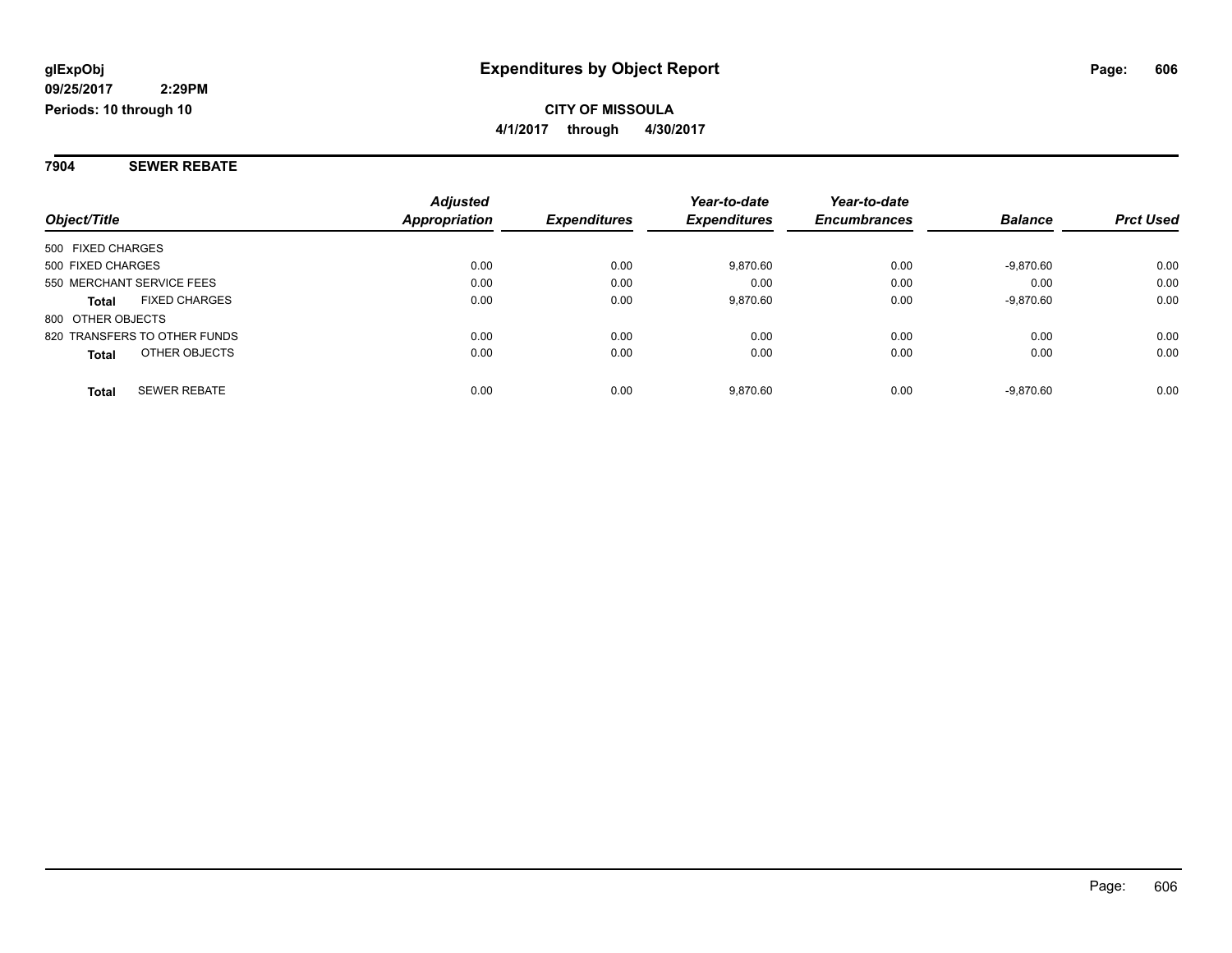# Expenditures by Object Report

glExpObj
09/25/2017 2:29PM
Periods: 10 through 10

**CITY OF MISSOULA**
**4/1/2017 through 4/30/2017**

## 7904 SEWER REBATE

| Object/Title | Adjusted Appropriation | Expenditures | Year-to-date Expenditures | Year-to-date Encumbrances | Balance | Prct Used |
|---|---|---|---|---|---|---|
| 500 FIXED CHARGES | | | | | | |
| 500 FIXED CHARGES | 0.00 | 0.00 | 9,870.60 | 0.00 | -9,870.60 | 0.00 |
| 550 MERCHANT SERVICE FEES | 0.00 | 0.00 | 0.00 | 0.00 | 0.00 | 0.00 |
| **Total** FIXED CHARGES | 0.00 | 0.00 | 9,870.60 | 0.00 | -9,870.60 | 0.00 |
| 800 OTHER OBJECTS | | | | | | |
| 820 TRANSFERS TO OTHER FUNDS | 0.00 | 0.00 | 0.00 | 0.00 | 0.00 | 0.00 |
| **Total** OTHER OBJECTS | 0.00 | 0.00 | 0.00 | 0.00 | 0.00 | 0.00 |
| **Total** SEWER REBATE | 0.00 | 0.00 | 9,870.60 | 0.00 | -9,870.60 | 0.00 |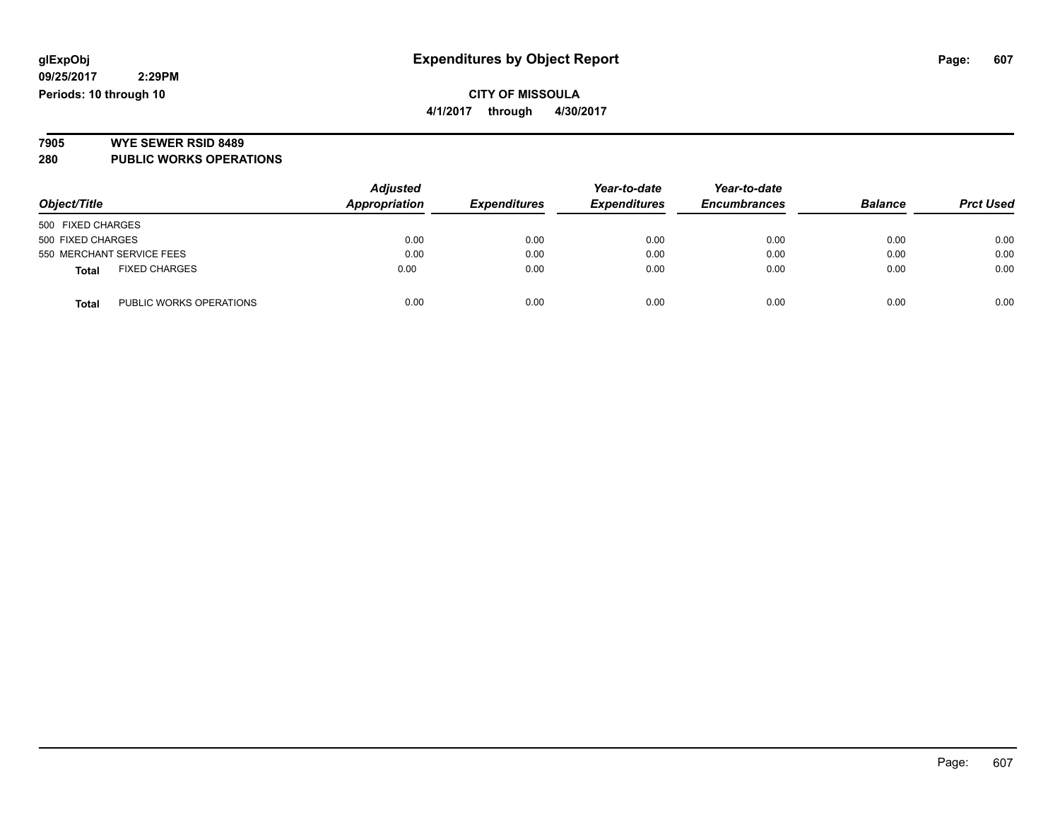glExpObj
09/25/2017 2:29PM
Periods: 10 through 10

# Expenditures by Object Report

**CITY OF MISSOULA**

**4/1/2017 through 4/30/2017**

**7905 WYE SEWER RSID 8489**
**280 PUBLIC WORKS OPERATIONS**

| Object/Title | Adjusted Appropriation | Expenditures | Year-to-date Expenditures | Year-to-date Encumbrances | Balance | Prct Used |
|---|---|---|---|---|---|---|
| 500 FIXED CHARGES | | | | | | |
| 500 FIXED CHARGES | 0.00 | 0.00 | 0.00 | 0.00 | 0.00 | 0.00 |
| 550 MERCHANT SERVICE FEES | 0.00 | 0.00 | 0.00 | 0.00 | 0.00 | 0.00 |
| **Total** FIXED CHARGES | 0.00 | 0.00 | 0.00 | 0.00 | 0.00 | 0.00 |
| **Total** PUBLIC WORKS OPERATIONS | 0.00 | 0.00 | 0.00 | 0.00 | 0.00 | 0.00 |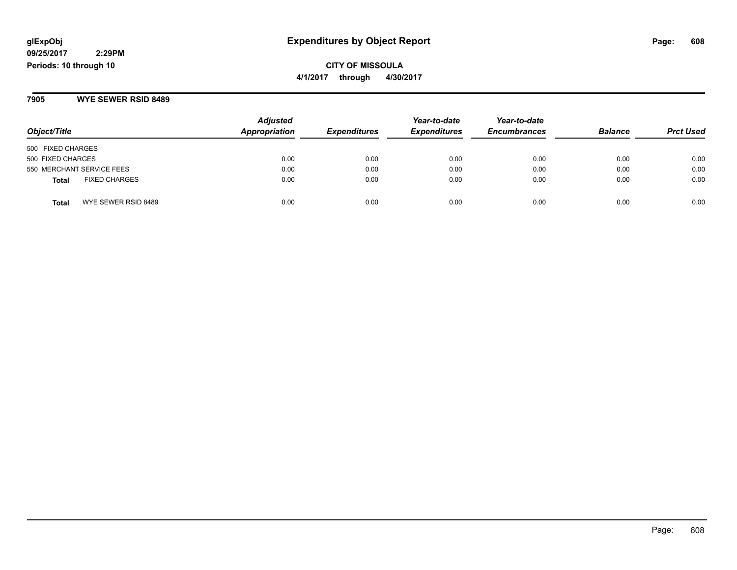# Expenditures by Object Report

**glExpObj**
**09/25/2017 2:29PM**
**Periods: 10 through 10**

**CITY OF MISSOULA**
**4/1/2017 through 4/30/2017**

## 7905 WYE SEWER RSID 8489

| Object/Title | Adjusted Appropriation | Expenditures | Year-to-date Expenditures | Year-to-date Encumbrances | Balance | Prct Used |
|---|---|---|---|---|---|---|
| 500 FIXED CHARGES | | | | | | |
| 500 FIXED CHARGES | 0.00 | 0.00 | 0.00 | 0.00 | 0.00 | 0.00 |
| 550 MERCHANT SERVICE FEES | 0.00 | 0.00 | 0.00 | 0.00 | 0.00 | 0.00 |
| **Total** FIXED CHARGES | 0.00 | 0.00 | 0.00 | 0.00 | 0.00 | 0.00 |
| **Total** WYE SEWER RSID 8489 | 0.00 | 0.00 | 0.00 | 0.00 | 0.00 | 0.00 |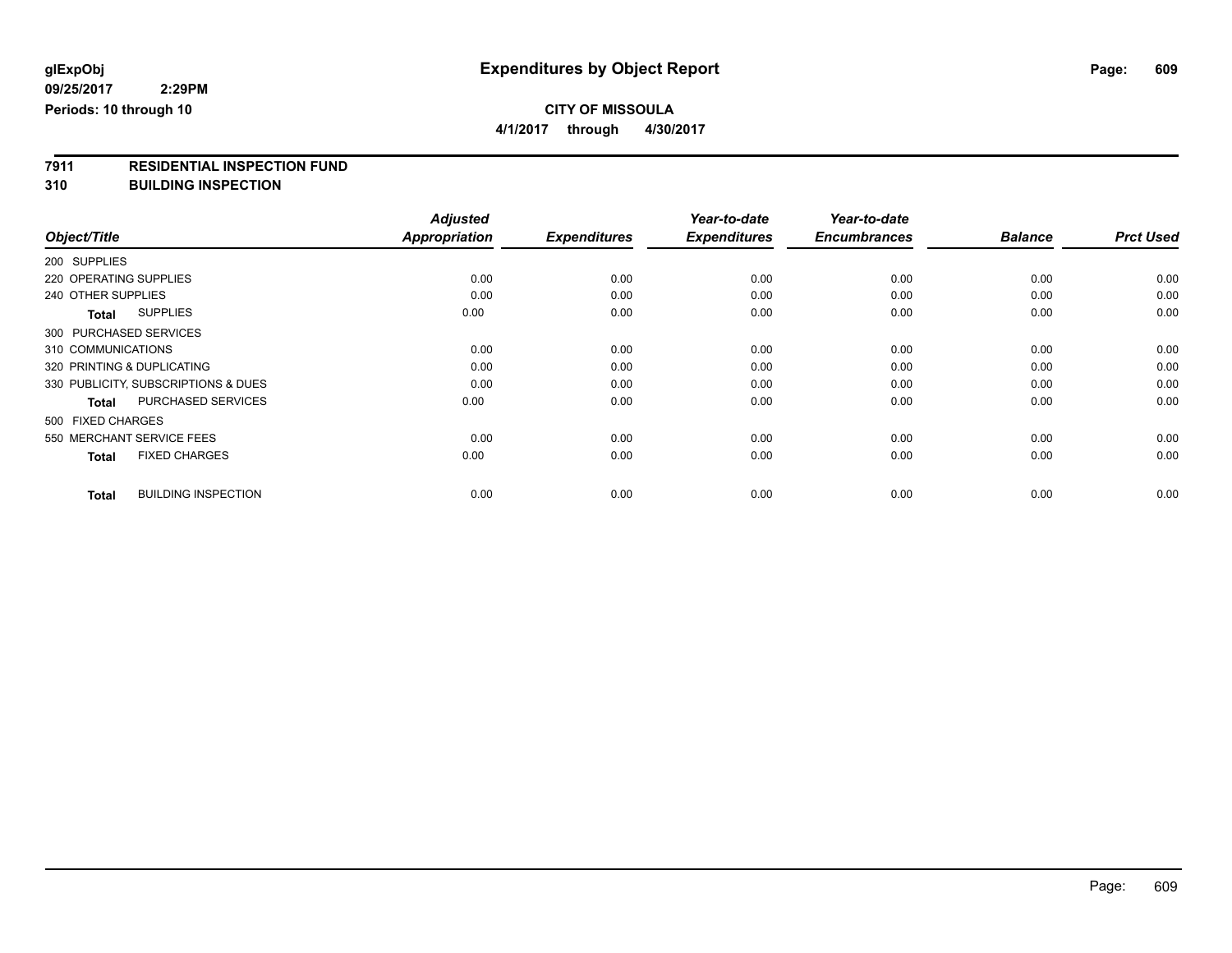glExpObj
09/25/2017 2:29PM
Periods: 10 through 10

# Expenditures by Object Report

**CITY OF MISSOULA**
**4/1/2017 through 4/30/2017**

**7911 RESIDENTIAL INSPECTION FUND**
**310 BUILDING INSPECTION**

| Object/Title | Adjusted Appropriation | Expenditures | Year-to-date Expenditures | Year-to-date Encumbrances | Balance | Prct Used |
|---|---|---|---|---|---|---|
| 200 SUPPLIES | | | | | | |
| 220 OPERATING SUPPLIES | 0.00 | 0.00 | 0.00 | 0.00 | 0.00 | 0.00 |
| 240 OTHER SUPPLIES | 0.00 | 0.00 | 0.00 | 0.00 | 0.00 | 0.00 |
| **Total** SUPPLIES | 0.00 | 0.00 | 0.00 | 0.00 | 0.00 | 0.00 |
| 300 PURCHASED SERVICES | | | | | | |
| 310 COMMUNICATIONS | 0.00 | 0.00 | 0.00 | 0.00 | 0.00 | 0.00 |
| 320 PRINTING & DUPLICATING | 0.00 | 0.00 | 0.00 | 0.00 | 0.00 | 0.00 |
| 330 PUBLICITY, SUBSCRIPTIONS & DUES | 0.00 | 0.00 | 0.00 | 0.00 | 0.00 | 0.00 |
| **Total** PURCHASED SERVICES | 0.00 | 0.00 | 0.00 | 0.00 | 0.00 | 0.00 |
| 500 FIXED CHARGES | | | | | | |
| 550 MERCHANT SERVICE FEES | 0.00 | 0.00 | 0.00 | 0.00 | 0.00 | 0.00 |
| **Total** FIXED CHARGES | 0.00 | 0.00 | 0.00 | 0.00 | 0.00 | 0.00 |
| **Total** BUILDING INSPECTION | 0.00 | 0.00 | 0.00 | 0.00 | 0.00 | 0.00 |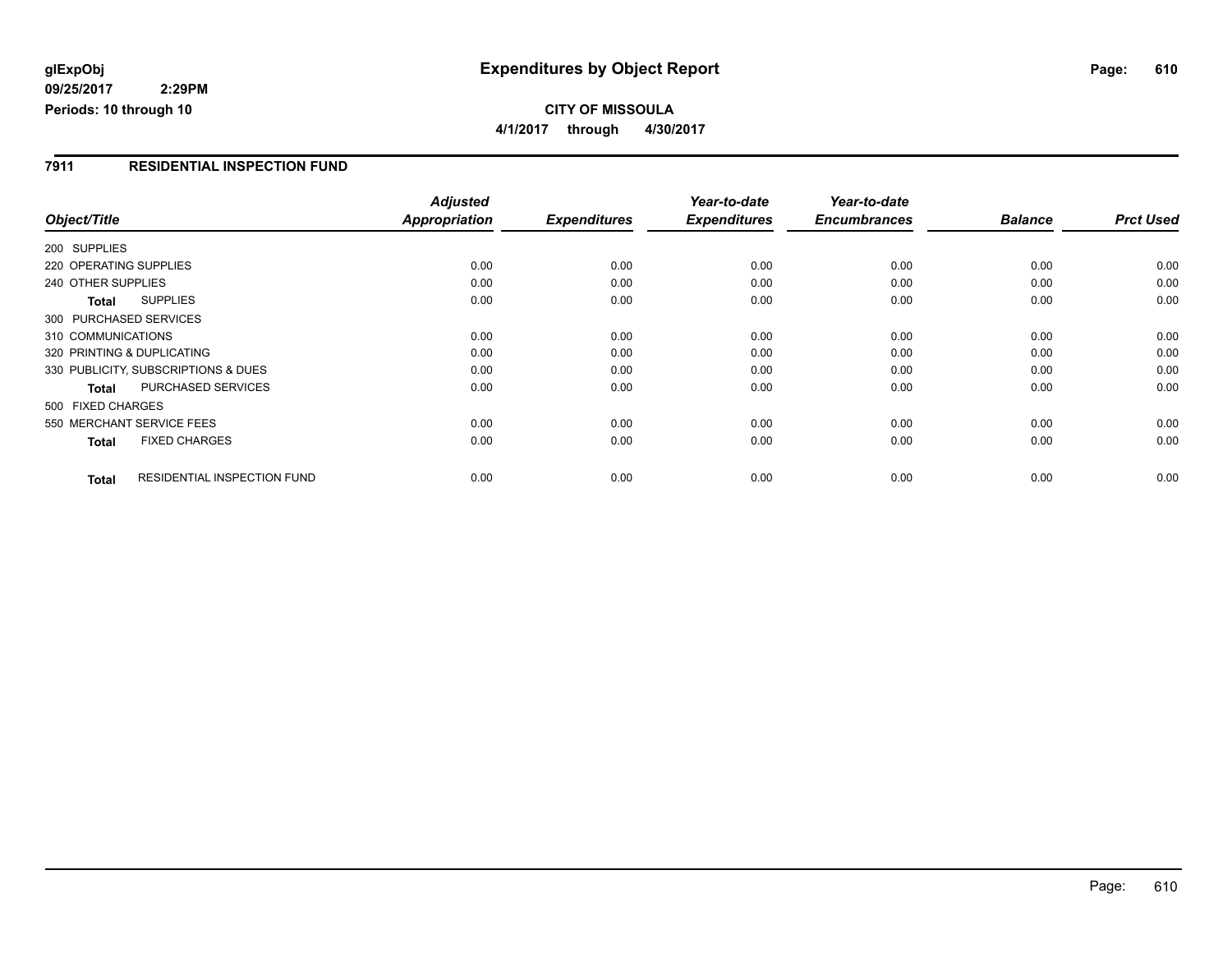**glExpObj** **Expenditures by Object Report**
**09/25/2017 2:29PM**
**Periods: 10 through 10**

**CITY OF MISSOULA**
**4/1/2017 through 4/30/2017**

## 7911 RESIDENTIAL INSPECTION FUND

| Object/Title | | *Adjusted Appropriation* | *Expenditures* | *Year-to-date Expenditures* | *Year-to-date Encumbrances* | *Balance* | *Prct Used* |
|---|---|---|---|---|---|---|---|
| 200 SUPPLIES | | | | | | | |
| 220 OPERATING SUPPLIES | | 0.00 | 0.00 | 0.00 | 0.00 | 0.00 | 0.00 |
| 240 OTHER SUPPLIES | | 0.00 | 0.00 | 0.00 | 0.00 | 0.00 | 0.00 |
| **Total** | SUPPLIES | 0.00 | 0.00 | 0.00 | 0.00 | 0.00 | 0.00 |
| 300 PURCHASED SERVICES | | | | | | | |
| 310 COMMUNICATIONS | | 0.00 | 0.00 | 0.00 | 0.00 | 0.00 | 0.00 |
| 320 PRINTING & DUPLICATING | | 0.00 | 0.00 | 0.00 | 0.00 | 0.00 | 0.00 |
| 330 PUBLICITY, SUBSCRIPTIONS & DUES | | 0.00 | 0.00 | 0.00 | 0.00 | 0.00 | 0.00 |
| **Total** | PURCHASED SERVICES | 0.00 | 0.00 | 0.00 | 0.00 | 0.00 | 0.00 |
| 500 FIXED CHARGES | | | | | | | |
| 550 MERCHANT SERVICE FEES | | 0.00 | 0.00 | 0.00 | 0.00 | 0.00 | 0.00 |
| **Total** | FIXED CHARGES | 0.00 | 0.00 | 0.00 | 0.00 | 0.00 | 0.00 |
| **Total** | RESIDENTIAL INSPECTION FUND | 0.00 | 0.00 | 0.00 | 0.00 | 0.00 | 0.00 |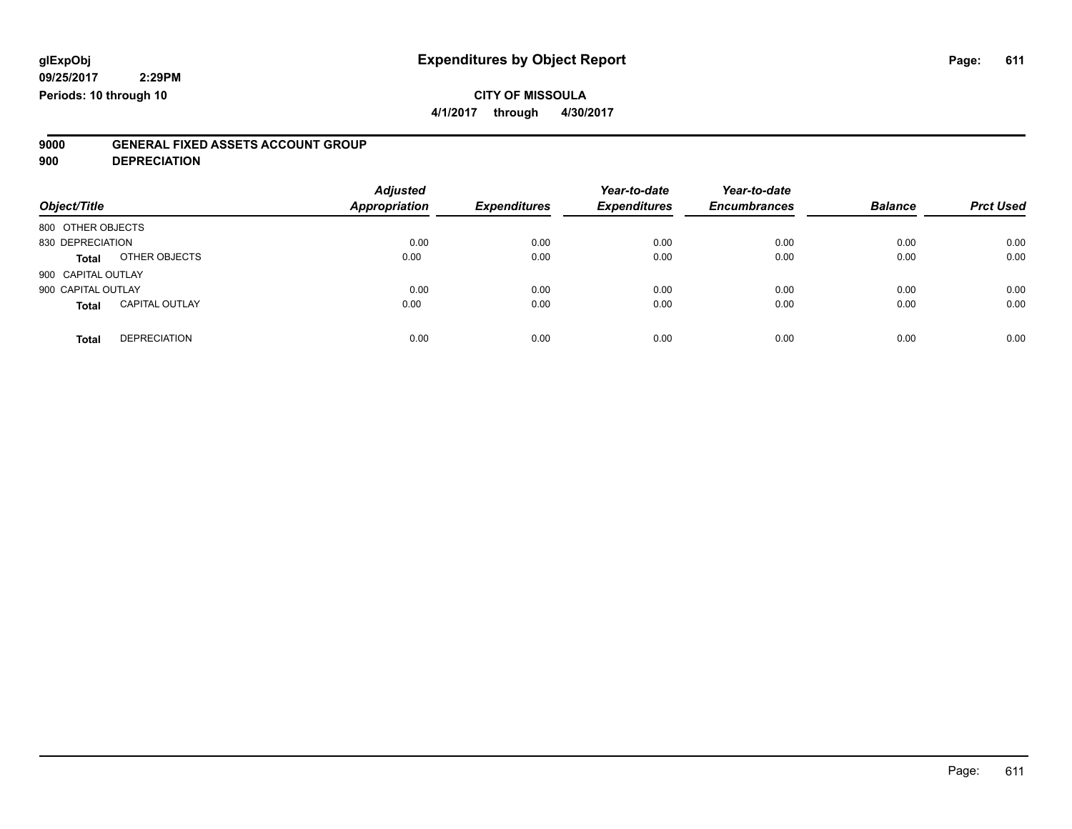**glExpObj**
**09/25/2017 2:29PM**
**Periods: 10 through 10**

# Expenditures by Object Report

**CITY OF MISSOULA**
**4/1/2017 through 4/30/2017**

**9000 GENERAL FIXED ASSETS ACCOUNT GROUP**
**900 DEPRECIATION**

| Object/Title | Adjusted Appropriation | Expenditures | Year-to-date Expenditures | Year-to-date Encumbrances | Balance | Prct Used |
|---|---|---|---|---|---|---|
| 800 OTHER OBJECTS | | | | | | |
| 830 DEPRECIATION | 0.00 | 0.00 | 0.00 | 0.00 | 0.00 | 0.00 |
| **Total** OTHER OBJECTS | 0.00 | 0.00 | 0.00 | 0.00 | 0.00 | 0.00 |
| 900 CAPITAL OUTLAY | | | | | | |
| 900 CAPITAL OUTLAY | 0.00 | 0.00 | 0.00 | 0.00 | 0.00 | 0.00 |
| **Total** CAPITAL OUTLAY | 0.00 | 0.00 | 0.00 | 0.00 | 0.00 | 0.00 |
| **Total** DEPRECIATION | 0.00 | 0.00 | 0.00 | 0.00 | 0.00 | 0.00 |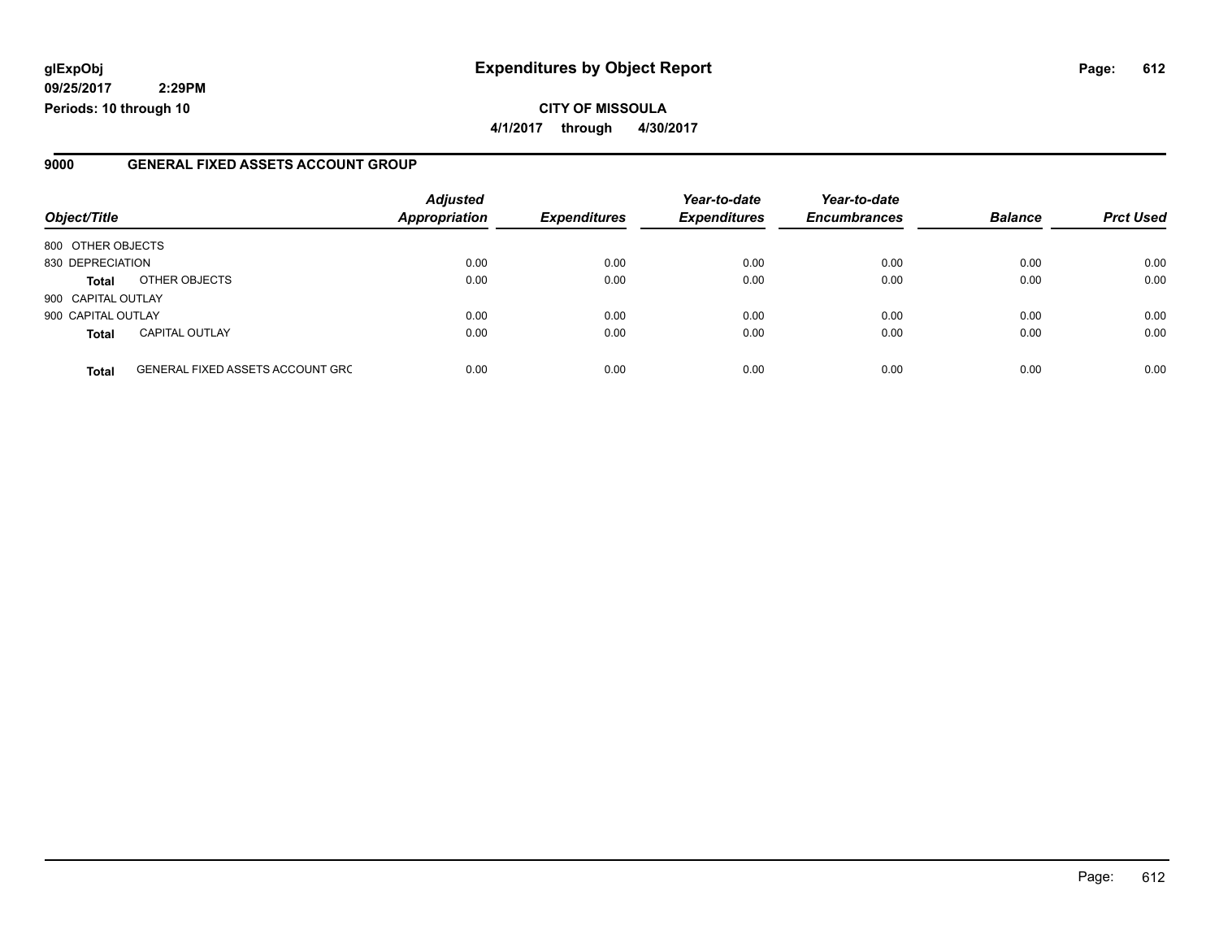**glExpObj**
**09/25/2017 2:29PM**
**Periods: 10 through 10**

# Expenditures by Object Report

**CITY OF MISSOULA**
**4/1/2017 through 4/30/2017**

## 9000 GENERAL FIXED ASSETS ACCOUNT GROUP

| Object/Title | | *Adjusted Appropriation* | *Expenditures* | *Year-to-date Expenditures* | *Year-to-date Encumbrances* | *Balance* | *Prct Used* |
|---|---|---|---|---|---|---|---|
| 800 OTHER OBJECTS | | | | | | | |
| 830 DEPRECIATION | | 0.00 | 0.00 | 0.00 | 0.00 | 0.00 | 0.00 |
| **Total** | OTHER OBJECTS | 0.00 | 0.00 | 0.00 | 0.00 | 0.00 | 0.00 |
| 900 CAPITAL OUTLAY | | | | | | | |
| 900 CAPITAL OUTLAY | | 0.00 | 0.00 | 0.00 | 0.00 | 0.00 | 0.00 |
| **Total** | CAPITAL OUTLAY | 0.00 | 0.00 | 0.00 | 0.00 | 0.00 | 0.00 |
| **Total** | GENERAL FIXED ASSETS ACCOUNT GRC | 0.00 | 0.00 | 0.00 | 0.00 | 0.00 | 0.00 |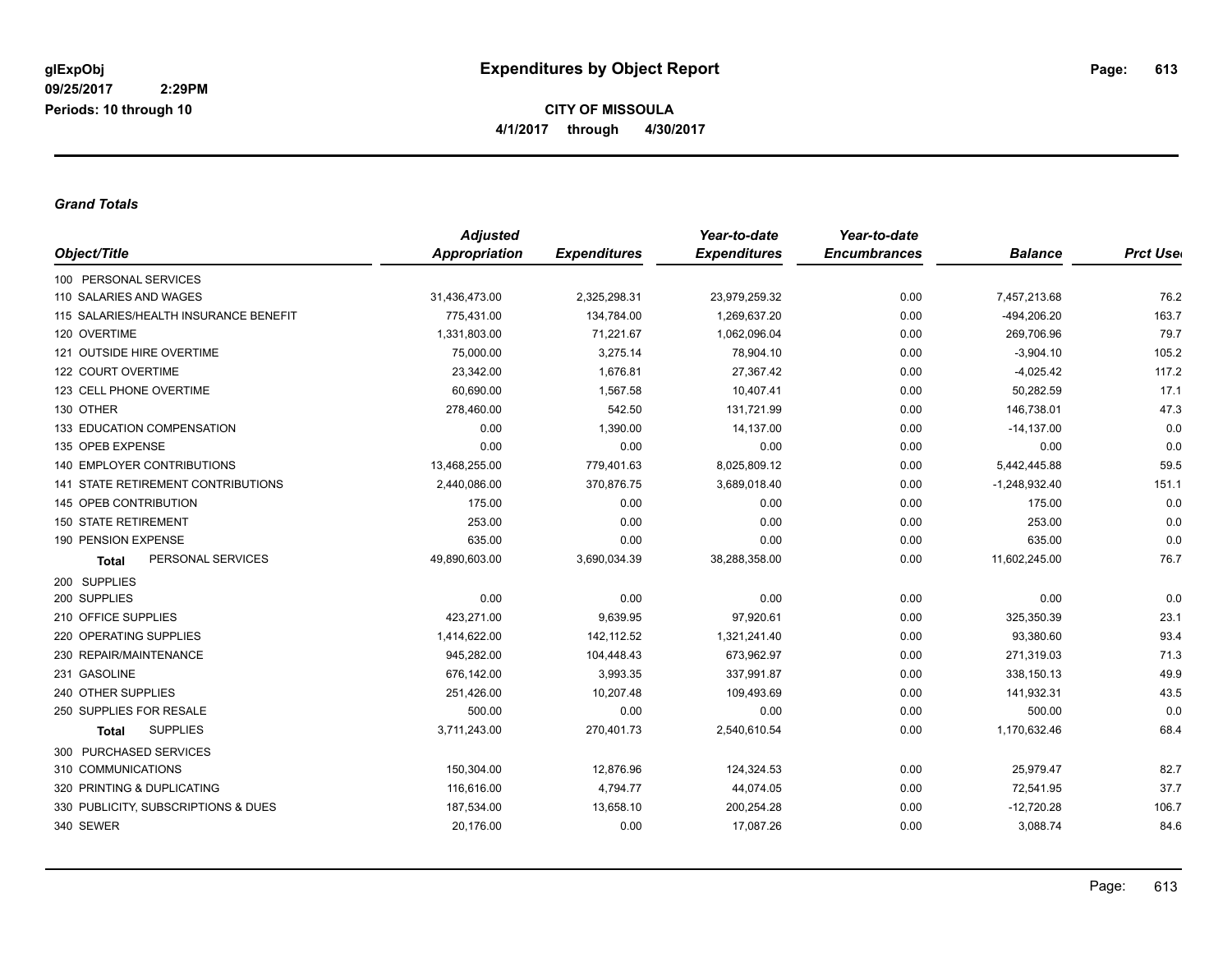# Expenditures by Object Report

glExpObj
09/25/2017 2:29PM
Periods: 10 through 10

**CITY OF MISSOULA**
**4/1/2017 through 4/30/2017**

### *Grand Totals*

| Object/Title | Adjusted Appropriation | Expenditures | Year-to-date Expenditures | Year-to-date Encumbrances | Balance | Prct Used |
|---|---|---|---|---|---|---|
| 100 PERSONAL SERVICES | | | | | | |
| 110 SALARIES AND WAGES | 31,436,473.00 | 2,325,298.31 | 23,979,259.32 | 0.00 | 7,457,213.68 | 76.2 |
| 115 SALARIES/HEALTH INSURANCE BENEFIT | 775,431.00 | 134,784.00 | 1,269,637.20 | 0.00 | -494,206.20 | 163.7 |
| 120 OVERTIME | 1,331,803.00 | 71,221.67 | 1,062,096.04 | 0.00 | 269,706.96 | 79.7 |
| 121 OUTSIDE HIRE OVERTIME | 75,000.00 | 3,275.14 | 78,904.10 | 0.00 | -3,904.10 | 105.2 |
| 122 COURT OVERTIME | 23,342.00 | 1,676.81 | 27,367.42 | 0.00 | -4,025.42 | 117.2 |
| 123 CELL PHONE OVERTIME | 60,690.00 | 1,567.58 | 10,407.41 | 0.00 | 50,282.59 | 17.1 |
| 130 OTHER | 278,460.00 | 542.50 | 131,721.99 | 0.00 | 146,738.01 | 47.3 |
| 133 EDUCATION COMPENSATION | 0.00 | 1,390.00 | 14,137.00 | 0.00 | -14,137.00 | 0.0 |
| 135 OPEB EXPENSE | 0.00 | 0.00 | 0.00 | 0.00 | 0.00 | 0.0 |
| 140 EMPLOYER CONTRIBUTIONS | 13,468,255.00 | 779,401.63 | 8,025,809.12 | 0.00 | 5,442,445.88 | 59.5 |
| 141 STATE RETIREMENT CONTRIBUTIONS | 2,440,086.00 | 370,876.75 | 3,689,018.40 | 0.00 | -1,248,932.40 | 151.1 |
| 145 OPEB CONTRIBUTION | 175.00 | 0.00 | 0.00 | 0.00 | 175.00 | 0.0 |
| 150 STATE RETIREMENT | 253.00 | 0.00 | 0.00 | 0.00 | 253.00 | 0.0 |
| 190 PENSION EXPENSE | 635.00 | 0.00 | 0.00 | 0.00 | 635.00 | 0.0 |
| **Total** PERSONAL SERVICES | 49,890,603.00 | 3,690,034.39 | 38,288,358.00 | 0.00 | 11,602,245.00 | 76.7 |
| 200 SUPPLIES | | | | | | |
| 200 SUPPLIES | 0.00 | 0.00 | 0.00 | 0.00 | 0.00 | 0.0 |
| 210 OFFICE SUPPLIES | 423,271.00 | 9,639.95 | 97,920.61 | 0.00 | 325,350.39 | 23.1 |
| 220 OPERATING SUPPLIES | 1,414,622.00 | 142,112.52 | 1,321,241.40 | 0.00 | 93,380.60 | 93.4 |
| 230 REPAIR/MAINTENANCE | 945,282.00 | 104,448.43 | 673,962.97 | 0.00 | 271,319.03 | 71.3 |
| 231 GASOLINE | 676,142.00 | 3,993.35 | 337,991.87 | 0.00 | 338,150.13 | 49.9 |
| 240 OTHER SUPPLIES | 251,426.00 | 10,207.48 | 109,493.69 | 0.00 | 141,932.31 | 43.5 |
| 250 SUPPLIES FOR RESALE | 500.00 | 0.00 | 0.00 | 0.00 | 500.00 | 0.0 |
| **Total** SUPPLIES | 3,711,243.00 | 270,401.73 | 2,540,610.54 | 0.00 | 1,170,632.46 | 68.4 |
| 300 PURCHASED SERVICES | | | | | | |
| 310 COMMUNICATIONS | 150,304.00 | 12,876.96 | 124,324.53 | 0.00 | 25,979.47 | 82.7 |
| 320 PRINTING & DUPLICATING | 116,616.00 | 4,794.77 | 44,074.05 | 0.00 | 72,541.95 | 37.7 |
| 330 PUBLICITY, SUBSCRIPTIONS & DUES | 187,534.00 | 13,658.10 | 200,254.28 | 0.00 | -12,720.28 | 106.7 |
| 340 SEWER | 20,176.00 | 0.00 | 17,087.26 | 0.00 | 3,088.74 | 84.6 |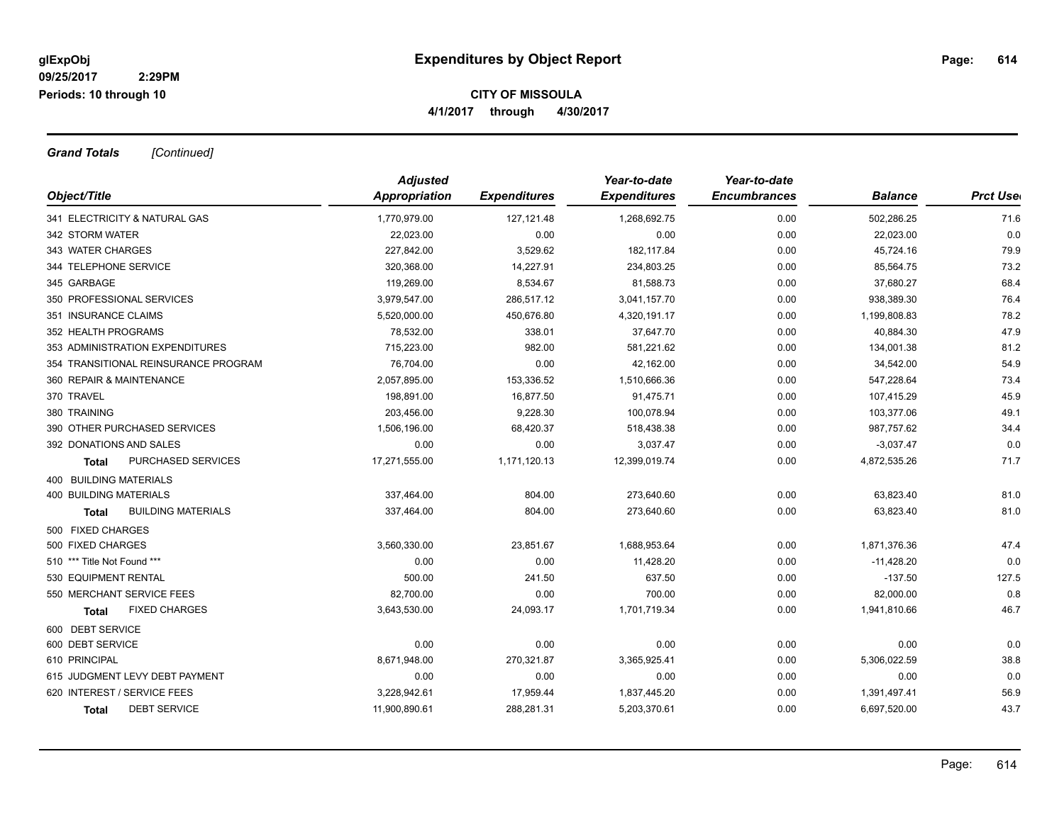**glExpObj**
**09/25/2017 2:29PM**
**Periods: 10 through 10**

# Expenditures by Object Report

**CITY OF MISSOULA**
**4/1/2017 through 4/30/2017**

***Grand Totals*** *[Continued]*

| Object/Title | Adjusted Appropriation | Expenditures | Year-to-date Expenditures | Year-to-date Encumbrances | Balance | Prct Used |
|---|---|---|---|---|---|---|
| 341 ELECTRICITY & NATURAL GAS | 1,770,979.00 | 127,121.48 | 1,268,692.75 | 0.00 | 502,286.25 | 71.6 |
| 342 STORM WATER | 22,023.00 | 0.00 | 0.00 | 0.00 | 22,023.00 | 0.0 |
| 343 WATER CHARGES | 227,842.00 | 3,529.62 | 182,117.84 | 0.00 | 45,724.16 | 79.9 |
| 344 TELEPHONE SERVICE | 320,368.00 | 14,227.91 | 234,803.25 | 0.00 | 85,564.75 | 73.2 |
| 345 GARBAGE | 119,269.00 | 8,534.67 | 81,588.73 | 0.00 | 37,680.27 | 68.4 |
| 350 PROFESSIONAL SERVICES | 3,979,547.00 | 286,517.12 | 3,041,157.70 | 0.00 | 938,389.30 | 76.4 |
| 351 INSURANCE CLAIMS | 5,520,000.00 | 450,676.80 | 4,320,191.17 | 0.00 | 1,199,808.83 | 78.2 |
| 352 HEALTH PROGRAMS | 78,532.00 | 338.01 | 37,647.70 | 0.00 | 40,884.30 | 47.9 |
| 353 ADMINISTRATION EXPENDITURES | 715,223.00 | 982.00 | 581,221.62 | 0.00 | 134,001.38 | 81.2 |
| 354 TRANSITIONAL REINSURANCE PROGRAM | 76,704.00 | 0.00 | 42,162.00 | 0.00 | 34,542.00 | 54.9 |
| 360 REPAIR & MAINTENANCE | 2,057,895.00 | 153,336.52 | 1,510,666.36 | 0.00 | 547,228.64 | 73.4 |
| 370 TRAVEL | 198,891.00 | 16,877.50 | 91,475.71 | 0.00 | 107,415.29 | 45.9 |
| 380 TRAINING | 203,456.00 | 9,228.30 | 100,078.94 | 0.00 | 103,377.06 | 49.1 |
| 390 OTHER PURCHASED SERVICES | 1,506,196.00 | 68,420.37 | 518,438.38 | 0.00 | 987,757.62 | 34.4 |
| 392 DONATIONS AND SALES | 0.00 | 0.00 | 3,037.47 | 0.00 | -3,037.47 | 0.0 |
| **Total** PURCHASED SERVICES | 17,271,555.00 | 1,171,120.13 | 12,399,019.74 | 0.00 | 4,872,535.26 | 71.7 |
| 400 BUILDING MATERIALS | | | | | | |
| 400 BUILDING MATERIALS | 337,464.00 | 804.00 | 273,640.60 | 0.00 | 63,823.40 | 81.0 |
| **Total** BUILDING MATERIALS | 337,464.00 | 804.00 | 273,640.60 | 0.00 | 63,823.40 | 81.0 |
| 500 FIXED CHARGES | | | | | | |
| 500 FIXED CHARGES | 3,560,330.00 | 23,851.67 | 1,688,953.64 | 0.00 | 1,871,376.36 | 47.4 |
| 510 *** Title Not Found *** | 0.00 | 0.00 | 11,428.20 | 0.00 | -11,428.20 | 0.0 |
| 530 EQUIPMENT RENTAL | 500.00 | 241.50 | 637.50 | 0.00 | -137.50 | 127.5 |
| 550 MERCHANT SERVICE FEES | 82,700.00 | 0.00 | 700.00 | 0.00 | 82,000.00 | 0.8 |
| **Total** FIXED CHARGES | 3,643,530.00 | 24,093.17 | 1,701,719.34 | 0.00 | 1,941,810.66 | 46.7 |
| 600 DEBT SERVICE | | | | | | |
| 600 DEBT SERVICE | 0.00 | 0.00 | 0.00 | 0.00 | 0.00 | 0.0 |
| 610 PRINCIPAL | 8,671,948.00 | 270,321.87 | 3,365,925.41 | 0.00 | 5,306,022.59 | 38.8 |
| 615 JUDGMENT LEVY DEBT PAYMENT | 0.00 | 0.00 | 0.00 | 0.00 | 0.00 | 0.0 |
| 620 INTEREST / SERVICE FEES | 3,228,942.61 | 17,959.44 | 1,837,445.20 | 0.00 | 1,391,497.41 | 56.9 |
| **Total** DEBT SERVICE | 11,900,890.61 | 288,281.31 | 5,203,370.61 | 0.00 | 6,697,520.00 | 43.7 |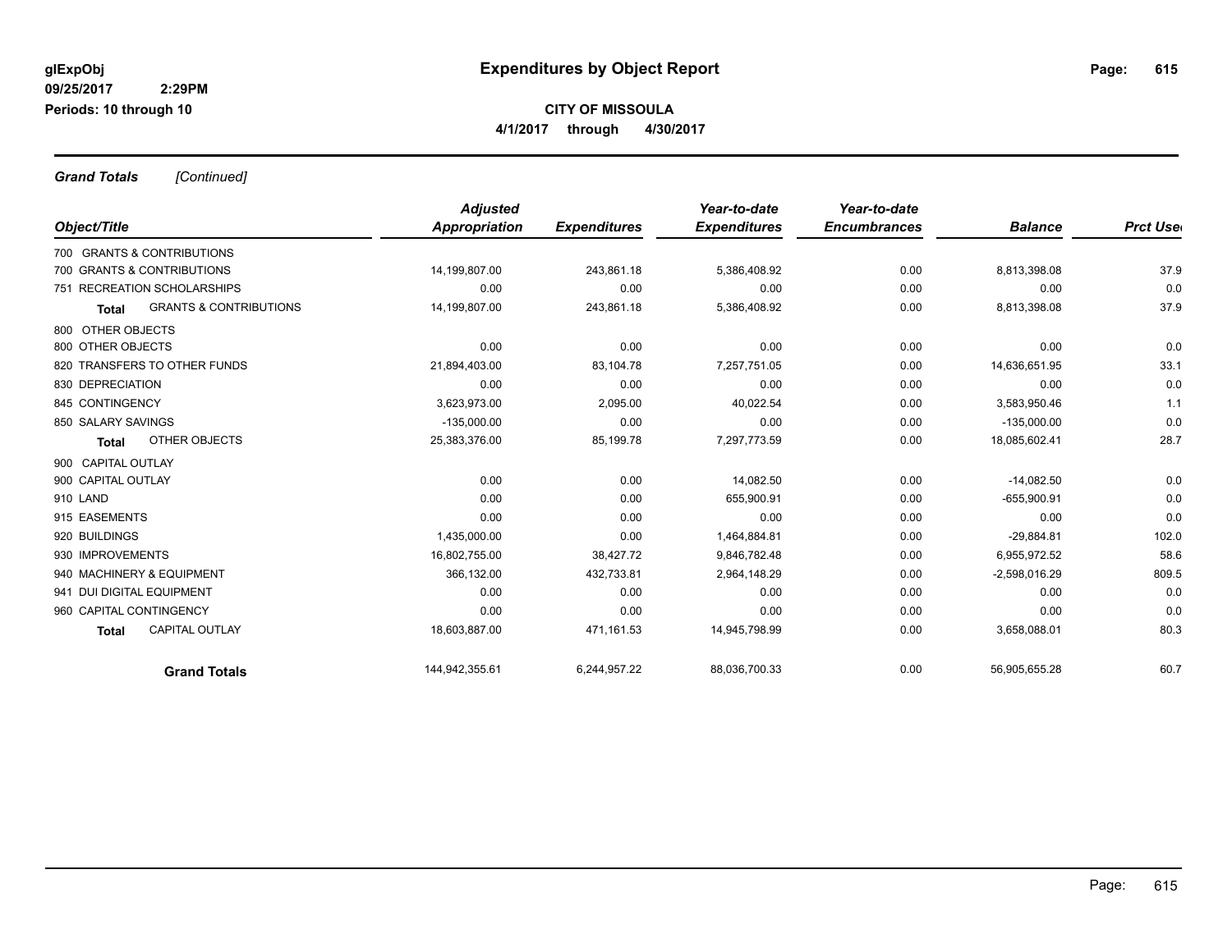**glExpObj**
**09/25/2017 2:29PM**
**Periods: 10 through 10**

# Expenditures by Object Report

**CITY OF MISSOULA**
**4/1/2017 through 4/30/2017**

***Grand Totals*** *[Continued]*

| *Object/Title* | *Adjusted Appropriation* | *Expenditures* | *Year-to-date Expenditures* | *Year-to-date Encumbrances* | *Balance* | *Prct Used* |
|---|---|---|---|---|---|---|
| 700 GRANTS & CONTRIBUTIONS | | | | | | |
| 700 GRANTS & CONTRIBUTIONS | 14,199,807.00 | 243,861.18 | 5,386,408.92 | 0.00 | 8,813,398.08 | 37.9 |
| 751 RECREATION SCHOLARSHIPS | 0.00 | 0.00 | 0.00 | 0.00 | 0.00 | 0.0 |
| **Total** GRANTS & CONTRIBUTIONS | 14,199,807.00 | 243,861.18 | 5,386,408.92 | 0.00 | 8,813,398.08 | 37.9 |
| 800 OTHER OBJECTS | | | | | | |
| 800 OTHER OBJECTS | 0.00 | 0.00 | 0.00 | 0.00 | 0.00 | 0.0 |
| 820 TRANSFERS TO OTHER FUNDS | 21,894,403.00 | 83,104.78 | 7,257,751.05 | 0.00 | 14,636,651.95 | 33.1 |
| 830 DEPRECIATION | 0.00 | 0.00 | 0.00 | 0.00 | 0.00 | 0.0 |
| 845 CONTINGENCY | 3,623,973.00 | 2,095.00 | 40,022.54 | 0.00 | 3,583,950.46 | 1.1 |
| 850 SALARY SAVINGS | -135,000.00 | 0.00 | 0.00 | 0.00 | -135,000.00 | 0.0 |
| **Total** OTHER OBJECTS | 25,383,376.00 | 85,199.78 | 7,297,773.59 | 0.00 | 18,085,602.41 | 28.7 |
| 900 CAPITAL OUTLAY | | | | | | |
| 900 CAPITAL OUTLAY | 0.00 | 0.00 | 14,082.50 | 0.00 | -14,082.50 | 0.0 |
| 910 LAND | 0.00 | 0.00 | 655,900.91 | 0.00 | -655,900.91 | 0.0 |
| 915 EASEMENTS | 0.00 | 0.00 | 0.00 | 0.00 | 0.00 | 0.0 |
| 920 BUILDINGS | 1,435,000.00 | 0.00 | 1,464,884.81 | 0.00 | -29,884.81 | 102.0 |
| 930 IMPROVEMENTS | 16,802,755.00 | 38,427.72 | 9,846,782.48 | 0.00 | 6,955,972.52 | 58.6 |
| 940 MACHINERY & EQUIPMENT | 366,132.00 | 432,733.81 | 2,964,148.29 | 0.00 | -2,598,016.29 | 809.5 |
| 941 DUI DIGITAL EQUIPMENT | 0.00 | 0.00 | 0.00 | 0.00 | 0.00 | 0.0 |
| 960 CAPITAL CONTINGENCY | 0.00 | 0.00 | 0.00 | 0.00 | 0.00 | 0.0 |
| **Total** CAPITAL OUTLAY | 18,603,887.00 | 471,161.53 | 14,945,798.99 | 0.00 | 3,658,088.01 | 80.3 |
| **Grand Totals** | 144,942,355.61 | 6,244,957.22 | 88,036,700.33 | 0.00 | 56,905,655.28 | 60.7 |